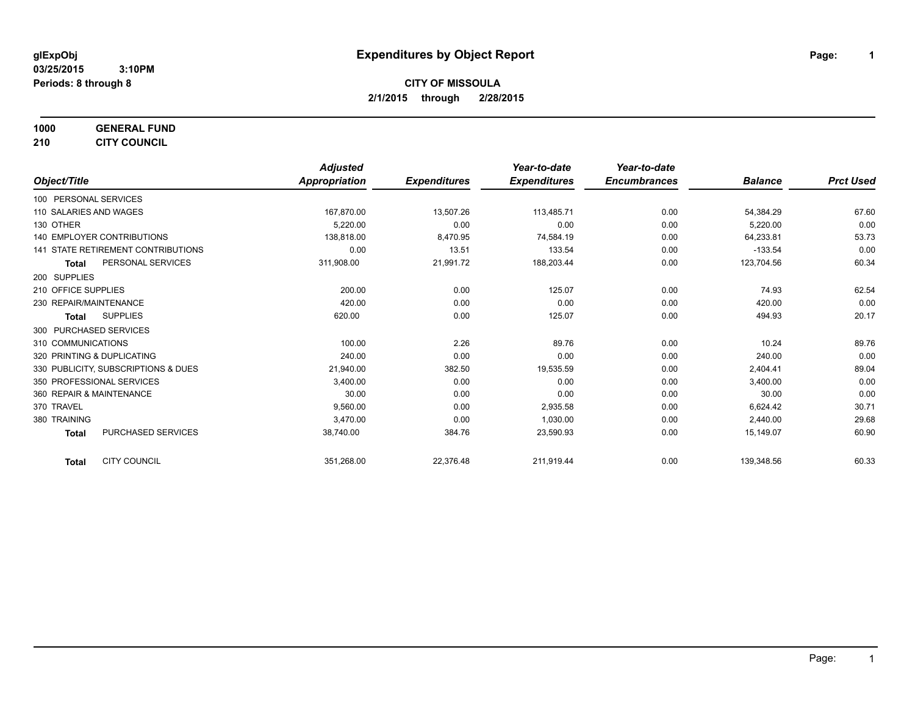glExpObj
03/25/2015 3:10PM
Periods: 8 through 8

# Expenditures by Object Report

## CITY OF MISSOULA

**2/1/2015 through 2/28/2015**

**1000 GENERAL FUND**
**210 CITY COUNCIL**

| Object/Title | Adjusted Appropriation | Expenditures | Year-to-date Expenditures | Year-to-date Encumbrances | Balance | Prct Used |
|---|---|---|---|---|---|---|
| 100 PERSONAL SERVICES | | | | | | |
| 110 SALARIES AND WAGES | 167,870.00 | 13,507.26 | 113,485.71 | 0.00 | 54,384.29 | 67.60 |
| 130 OTHER | 5,220.00 | 0.00 | 0.00 | 0.00 | 5,220.00 | 0.00 |
| 140 EMPLOYER CONTRIBUTIONS | 138,818.00 | 8,470.95 | 74,584.19 | 0.00 | 64,233.81 | 53.73 |
| 141 STATE RETIREMENT CONTRIBUTIONS | 0.00 | 13.51 | 133.54 | 0.00 | -133.54 | 0.00 |
| **Total** PERSONAL SERVICES | 311,908.00 | 21,991.72 | 188,203.44 | 0.00 | 123,704.56 | 60.34 |
| 200 SUPPLIES | | | | | | |
| 210 OFFICE SUPPLIES | 200.00 | 0.00 | 125.07 | 0.00 | 74.93 | 62.54 |
| 230 REPAIR/MAINTENANCE | 420.00 | 0.00 | 0.00 | 0.00 | 420.00 | 0.00 |
| **Total** SUPPLIES | 620.00 | 0.00 | 125.07 | 0.00 | 494.93 | 20.17 |
| 300 PURCHASED SERVICES | | | | | | |
| 310 COMMUNICATIONS | 100.00 | 2.26 | 89.76 | 0.00 | 10.24 | 89.76 |
| 320 PRINTING & DUPLICATING | 240.00 | 0.00 | 0.00 | 0.00 | 240.00 | 0.00 |
| 330 PUBLICITY, SUBSCRIPTIONS & DUES | 21,940.00 | 382.50 | 19,535.59 | 0.00 | 2,404.41 | 89.04 |
| 350 PROFESSIONAL SERVICES | 3,400.00 | 0.00 | 0.00 | 0.00 | 3,400.00 | 0.00 |
| 360 REPAIR & MAINTENANCE | 30.00 | 0.00 | 0.00 | 0.00 | 30.00 | 0.00 |
| 370 TRAVEL | 9,560.00 | 0.00 | 2,935.58 | 0.00 | 6,624.42 | 30.71 |
| 380 TRAINING | 3,470.00 | 0.00 | 1,030.00 | 0.00 | 2,440.00 | 29.68 |
| **Total** PURCHASED SERVICES | 38,740.00 | 384.76 | 23,590.93 | 0.00 | 15,149.07 | 60.90 |
| **Total** CITY COUNCIL | 351,268.00 | 22,376.48 | 211,919.44 | 0.00 | 139,348.56 | 60.33 |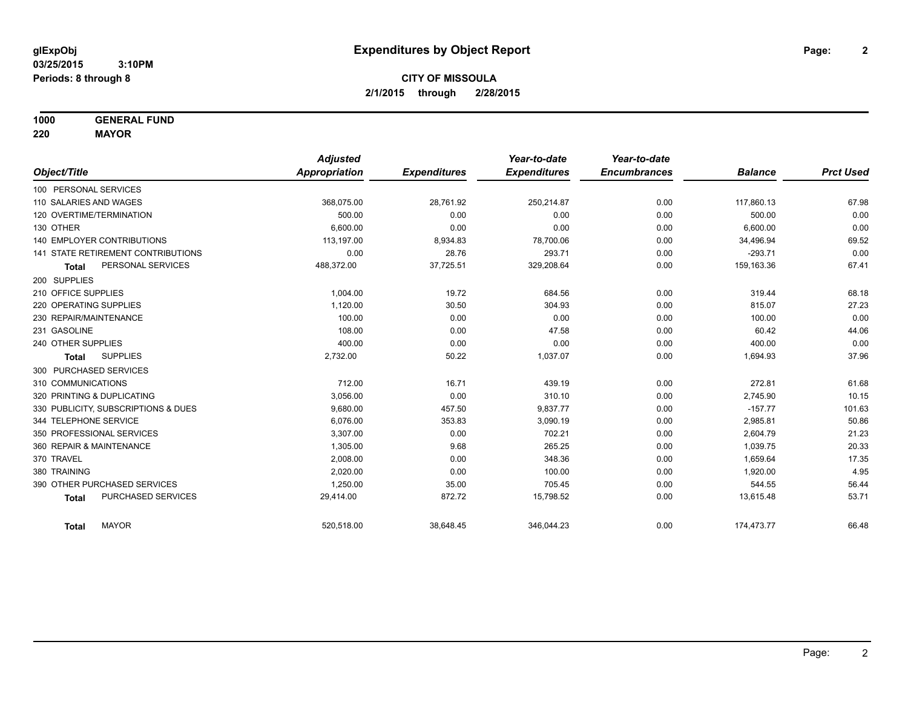**glExpObj**
**03/25/2015 3:10PM**
**Periods: 8 through 8**

# Expenditures by Object Report

**CITY OF MISSOULA**
**2/1/2015 through 2/28/2015**

**1000 GENERAL FUND**
**220 MAYOR**

| Object/Title | Adjusted Appropriation | Expenditures | Year-to-date Expenditures | Year-to-date Encumbrances | Balance | Prct Used |
|---|---|---|---|---|---|---|
| 100 PERSONAL SERVICES | | | | | | |
| 110 SALARIES AND WAGES | 368,075.00 | 28,761.92 | 250,214.87 | 0.00 | 117,860.13 | 67.98 |
| 120 OVERTIME/TERMINATION | 500.00 | 0.00 | 0.00 | 0.00 | 500.00 | 0.00 |
| 130 OTHER | 6,600.00 | 0.00 | 0.00 | 0.00 | 6,600.00 | 0.00 |
| 140 EMPLOYER CONTRIBUTIONS | 113,197.00 | 8,934.83 | 78,700.06 | 0.00 | 34,496.94 | 69.52 |
| 141 STATE RETIREMENT CONTRIBUTIONS | 0.00 | 28.76 | 293.71 | 0.00 | -293.71 | 0.00 |
| **Total** PERSONAL SERVICES | 488,372.00 | 37,725.51 | 329,208.64 | 0.00 | 159,163.36 | 67.41 |
| 200 SUPPLIES | | | | | | |
| 210 OFFICE SUPPLIES | 1,004.00 | 19.72 | 684.56 | 0.00 | 319.44 | 68.18 |
| 220 OPERATING SUPPLIES | 1,120.00 | 30.50 | 304.93 | 0.00 | 815.07 | 27.23 |
| 230 REPAIR/MAINTENANCE | 100.00 | 0.00 | 0.00 | 0.00 | 100.00 | 0.00 |
| 231 GASOLINE | 108.00 | 0.00 | 47.58 | 0.00 | 60.42 | 44.06 |
| 240 OTHER SUPPLIES | 400.00 | 0.00 | 0.00 | 0.00 | 400.00 | 0.00 |
| **Total** SUPPLIES | 2,732.00 | 50.22 | 1,037.07 | 0.00 | 1,694.93 | 37.96 |
| 300 PURCHASED SERVICES | | | | | | |
| 310 COMMUNICATIONS | 712.00 | 16.71 | 439.19 | 0.00 | 272.81 | 61.68 |
| 320 PRINTING & DUPLICATING | 3,056.00 | 0.00 | 310.10 | 0.00 | 2,745.90 | 10.15 |
| 330 PUBLICITY, SUBSCRIPTIONS & DUES | 9,680.00 | 457.50 | 9,837.77 | 0.00 | -157.77 | 101.63 |
| 344 TELEPHONE SERVICE | 6,076.00 | 353.83 | 3,090.19 | 0.00 | 2,985.81 | 50.86 |
| 350 PROFESSIONAL SERVICES | 3,307.00 | 0.00 | 702.21 | 0.00 | 2,604.79 | 21.23 |
| 360 REPAIR & MAINTENANCE | 1,305.00 | 9.68 | 265.25 | 0.00 | 1,039.75 | 20.33 |
| 370 TRAVEL | 2,008.00 | 0.00 | 348.36 | 0.00 | 1,659.64 | 17.35 |
| 380 TRAINING | 2,020.00 | 0.00 | 100.00 | 0.00 | 1,920.00 | 4.95 |
| 390 OTHER PURCHASED SERVICES | 1,250.00 | 35.00 | 705.45 | 0.00 | 544.55 | 56.44 |
| **Total** PURCHASED SERVICES | 29,414.00 | 872.72 | 15,798.52 | 0.00 | 13,615.48 | 53.71 |
| **Total** MAYOR | 520,518.00 | 38,648.45 | 346,044.23 | 0.00 | 174,473.77 | 66.48 |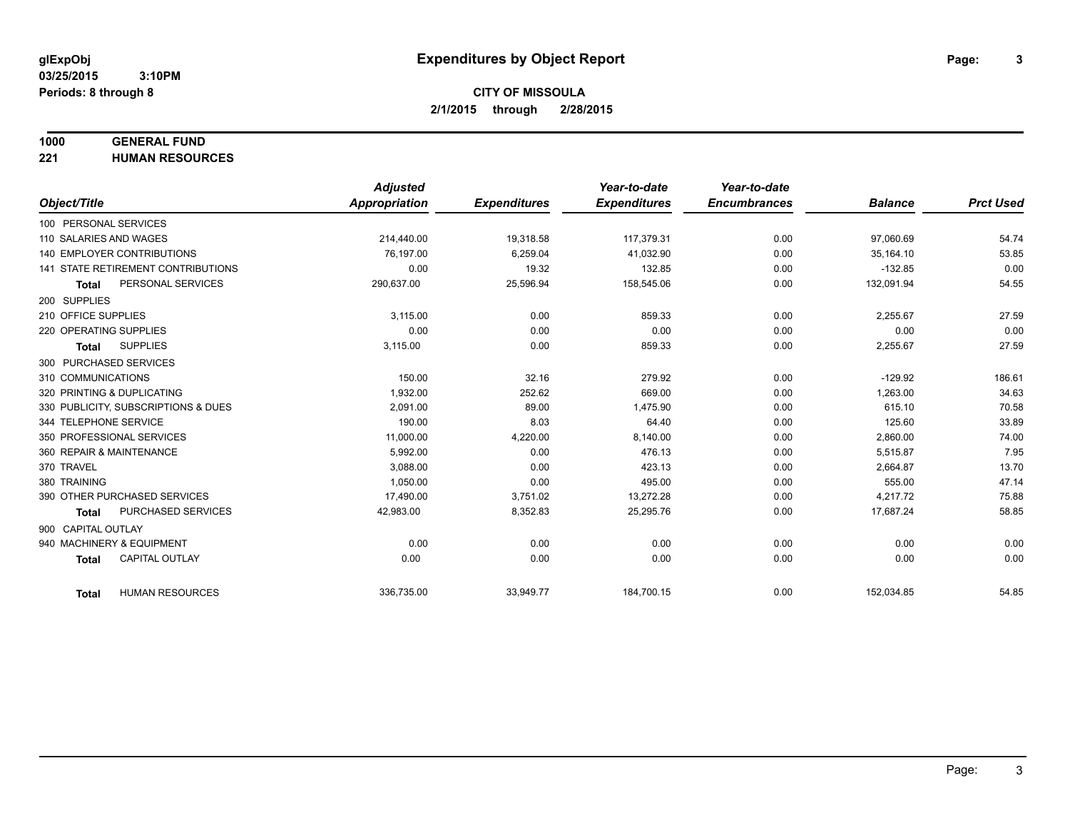**glExpObj** **Expenditures by Object Report**

**03/25/2015 3:10PM**

**Periods: 8 through 8**

**CITY OF MISSOULA**

**2/1/2015 through 2/28/2015**

**1000 GENERAL FUND**

**221 HUMAN RESOURCES**

| Object/Title | Adjusted Appropriation | Expenditures | Year-to-date Expenditures | Year-to-date Encumbrances | Balance | Prct Used |
|---|---|---|---|---|---|---|
| 100 PERSONAL SERVICES | | | | | | |
| 110 SALARIES AND WAGES | 214,440.00 | 19,318.58 | 117,379.31 | 0.00 | 97,060.69 | 54.74 |
| 140 EMPLOYER CONTRIBUTIONS | 76,197.00 | 6,259.04 | 41,032.90 | 0.00 | 35,164.10 | 53.85 |
| 141 STATE RETIREMENT CONTRIBUTIONS | 0.00 | 19.32 | 132.85 | 0.00 | -132.85 | 0.00 |
| **Total** PERSONAL SERVICES | 290,637.00 | 25,596.94 | 158,545.06 | 0.00 | 132,091.94 | 54.55 |
| 200 SUPPLIES | | | | | | |
| 210 OFFICE SUPPLIES | 3,115.00 | 0.00 | 859.33 | 0.00 | 2,255.67 | 27.59 |
| 220 OPERATING SUPPLIES | 0.00 | 0.00 | 0.00 | 0.00 | 0.00 | 0.00 |
| **Total** SUPPLIES | 3,115.00 | 0.00 | 859.33 | 0.00 | 2,255.67 | 27.59 |
| 300 PURCHASED SERVICES | | | | | | |
| 310 COMMUNICATIONS | 150.00 | 32.16 | 279.92 | 0.00 | -129.92 | 186.61 |
| 320 PRINTING & DUPLICATING | 1,932.00 | 252.62 | 669.00 | 0.00 | 1,263.00 | 34.63 |
| 330 PUBLICITY, SUBSCRIPTIONS & DUES | 2,091.00 | 89.00 | 1,475.90 | 0.00 | 615.10 | 70.58 |
| 344 TELEPHONE SERVICE | 190.00 | 8.03 | 64.40 | 0.00 | 125.60 | 33.89 |
| 350 PROFESSIONAL SERVICES | 11,000.00 | 4,220.00 | 8,140.00 | 0.00 | 2,860.00 | 74.00 |
| 360 REPAIR & MAINTENANCE | 5,992.00 | 0.00 | 476.13 | 0.00 | 5,515.87 | 7.95 |
| 370 TRAVEL | 3,088.00 | 0.00 | 423.13 | 0.00 | 2,664.87 | 13.70 |
| 380 TRAINING | 1,050.00 | 0.00 | 495.00 | 0.00 | 555.00 | 47.14 |
| 390 OTHER PURCHASED SERVICES | 17,490.00 | 3,751.02 | 13,272.28 | 0.00 | 4,217.72 | 75.88 |
| **Total** PURCHASED SERVICES | 42,983.00 | 8,352.83 | 25,295.76 | 0.00 | 17,687.24 | 58.85 |
| 900 CAPITAL OUTLAY | | | | | | |
| 940 MACHINERY & EQUIPMENT | 0.00 | 0.00 | 0.00 | 0.00 | 0.00 | 0.00 |
| **Total** CAPITAL OUTLAY | 0.00 | 0.00 | 0.00 | 0.00 | 0.00 | 0.00 |
| **Total** HUMAN RESOURCES | 336,735.00 | 33,949.77 | 184,700.15 | 0.00 | 152,034.85 | 54.85 |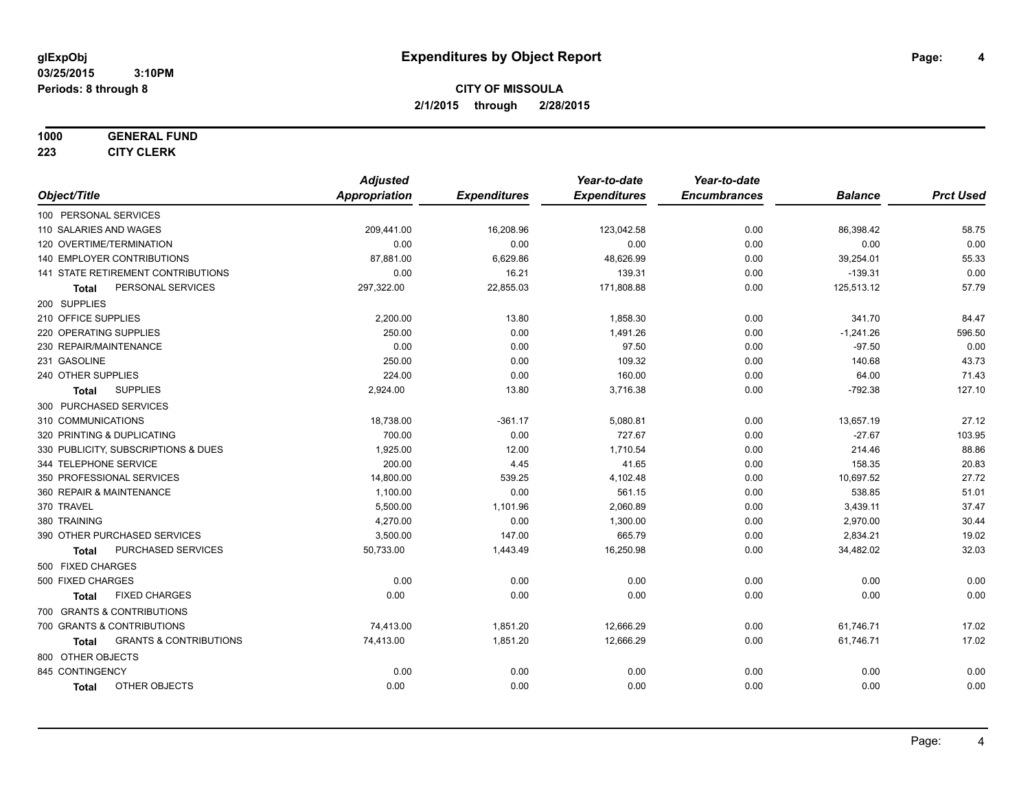glExpObj
03/25/2015 3:10PM
Periods: 8 through 8

# Expenditures by Object Report

**CITY OF MISSOULA**
**2/1/2015 through 2/28/2015**

**1000 GENERAL FUND**
**223 CITY CLERK**

| Object/Title | Adjusted Appropriation | Expenditures | Year-to-date Expenditures | Year-to-date Encumbrances | Balance | Prct Used |
|---|---|---|---|---|---|---|
| 100 PERSONAL SERVICES | | | | | | |
| 110 SALARIES AND WAGES | 209,441.00 | 16,208.96 | 123,042.58 | 0.00 | 86,398.42 | 58.75 |
| 120 OVERTIME/TERMINATION | 0.00 | 0.00 | 0.00 | 0.00 | 0.00 | 0.00 |
| 140 EMPLOYER CONTRIBUTIONS | 87,881.00 | 6,629.86 | 48,626.99 | 0.00 | 39,254.01 | 55.33 |
| 141 STATE RETIREMENT CONTRIBUTIONS | 0.00 | 16.21 | 139.31 | 0.00 | -139.31 | 0.00 |
| **Total** PERSONAL SERVICES | 297,322.00 | 22,855.03 | 171,808.88 | 0.00 | 125,513.12 | 57.79 |
| 200 SUPPLIES | | | | | | |
| 210 OFFICE SUPPLIES | 2,200.00 | 13.80 | 1,858.30 | 0.00 | 341.70 | 84.47 |
| 220 OPERATING SUPPLIES | 250.00 | 0.00 | 1,491.26 | 0.00 | -1,241.26 | 596.50 |
| 230 REPAIR/MAINTENANCE | 0.00 | 0.00 | 97.50 | 0.00 | -97.50 | 0.00 |
| 231 GASOLINE | 250.00 | 0.00 | 109.32 | 0.00 | 140.68 | 43.73 |
| 240 OTHER SUPPLIES | 224.00 | 0.00 | 160.00 | 0.00 | 64.00 | 71.43 |
| **Total** SUPPLIES | 2,924.00 | 13.80 | 3,716.38 | 0.00 | -792.38 | 127.10 |
| 300 PURCHASED SERVICES | | | | | | |
| 310 COMMUNICATIONS | 18,738.00 | -361.17 | 5,080.81 | 0.00 | 13,657.19 | 27.12 |
| 320 PRINTING & DUPLICATING | 700.00 | 0.00 | 727.67 | 0.00 | -27.67 | 103.95 |
| 330 PUBLICITY, SUBSCRIPTIONS & DUES | 1,925.00 | 12.00 | 1,710.54 | 0.00 | 214.46 | 88.86 |
| 344 TELEPHONE SERVICE | 200.00 | 4.45 | 41.65 | 0.00 | 158.35 | 20.83 |
| 350 PROFESSIONAL SERVICES | 14,800.00 | 539.25 | 4,102.48 | 0.00 | 10,697.52 | 27.72 |
| 360 REPAIR & MAINTENANCE | 1,100.00 | 0.00 | 561.15 | 0.00 | 538.85 | 51.01 |
| 370 TRAVEL | 5,500.00 | 1,101.96 | 2,060.89 | 0.00 | 3,439.11 | 37.47 |
| 380 TRAINING | 4,270.00 | 0.00 | 1,300.00 | 0.00 | 2,970.00 | 30.44 |
| 390 OTHER PURCHASED SERVICES | 3,500.00 | 147.00 | 665.79 | 0.00 | 2,834.21 | 19.02 |
| **Total** PURCHASED SERVICES | 50,733.00 | 1,443.49 | 16,250.98 | 0.00 | 34,482.02 | 32.03 |
| 500 FIXED CHARGES | | | | | | |
| 500 FIXED CHARGES | 0.00 | 0.00 | 0.00 | 0.00 | 0.00 | 0.00 |
| **Total** FIXED CHARGES | 0.00 | 0.00 | 0.00 | 0.00 | 0.00 | 0.00 |
| 700 GRANTS & CONTRIBUTIONS | | | | | | |
| 700 GRANTS & CONTRIBUTIONS | 74,413.00 | 1,851.20 | 12,666.29 | 0.00 | 61,746.71 | 17.02 |
| **Total** GRANTS & CONTRIBUTIONS | 74,413.00 | 1,851.20 | 12,666.29 | 0.00 | 61,746.71 | 17.02 |
| 800 OTHER OBJECTS | | | | | | |
| 845 CONTINGENCY | 0.00 | 0.00 | 0.00 | 0.00 | 0.00 | 0.00 |
| **Total** OTHER OBJECTS | 0.00 | 0.00 | 0.00 | 0.00 | 0.00 | 0.00 |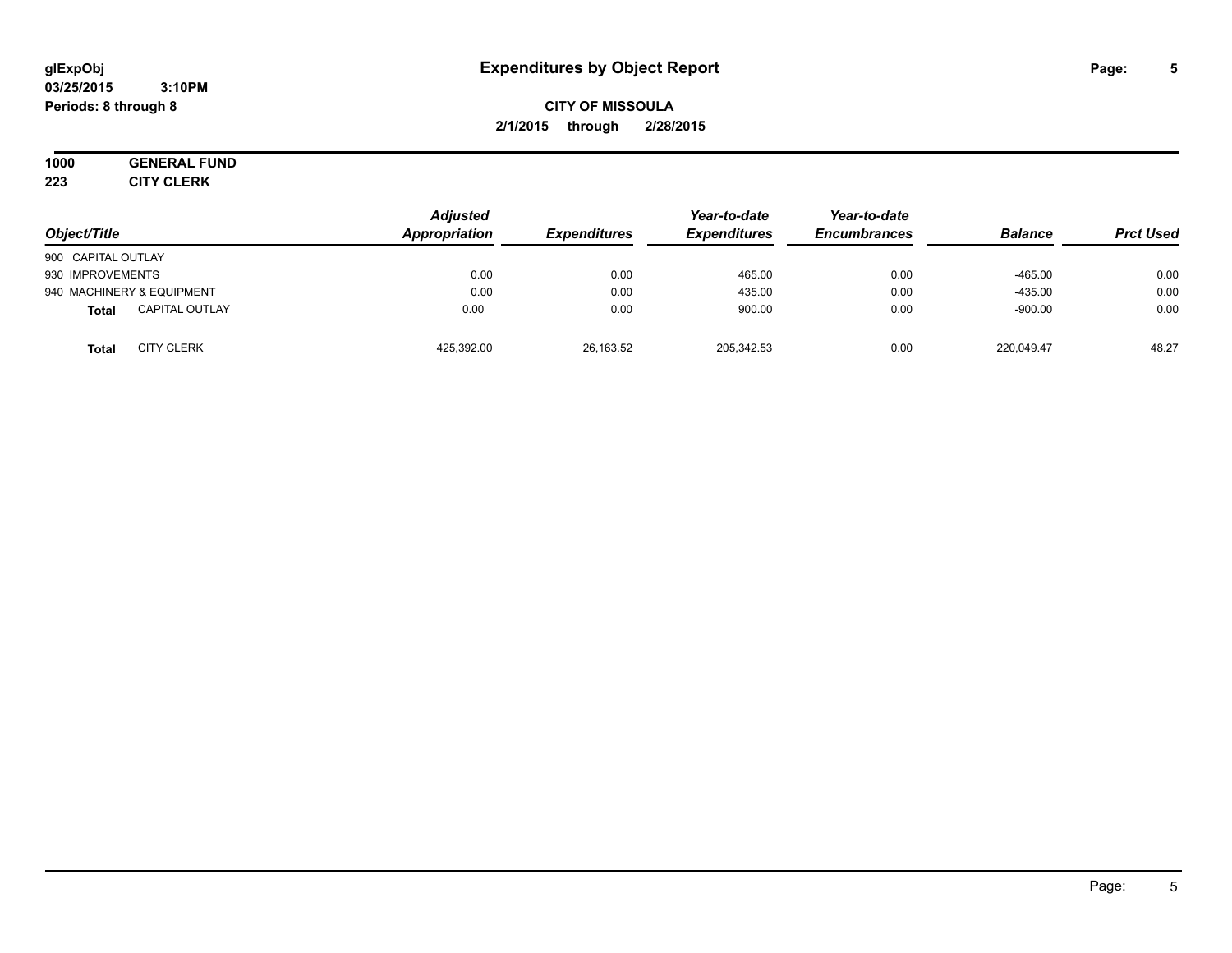# Expenditures by Object Report

glExpObj
03/25/2015 3:10PM
Periods: 8 through 8

**CITY OF MISSOULA**
**2/1/2015 through 2/28/2015**

**1000 GENERAL FUND**
**223 CITY CLERK**

| Object/Title | Adjusted Appropriation | Expenditures | Year-to-date Expenditures | Year-to-date Encumbrances | Balance | Prct Used |
|---|---|---|---|---|---|---|
| 900 CAPITAL OUTLAY | | | | | | |
| 930 IMPROVEMENTS | 0.00 | 0.00 | 465.00 | 0.00 | -465.00 | 0.00 |
| 940 MACHINERY & EQUIPMENT | 0.00 | 0.00 | 435.00 | 0.00 | -435.00 | 0.00 |
| **Total** CAPITAL OUTLAY | 0.00 | 0.00 | 900.00 | 0.00 | -900.00 | 0.00 |
| **Total** CITY CLERK | 425,392.00 | 26,163.52 | 205,342.53 | 0.00 | 220,049.47 | 48.27 |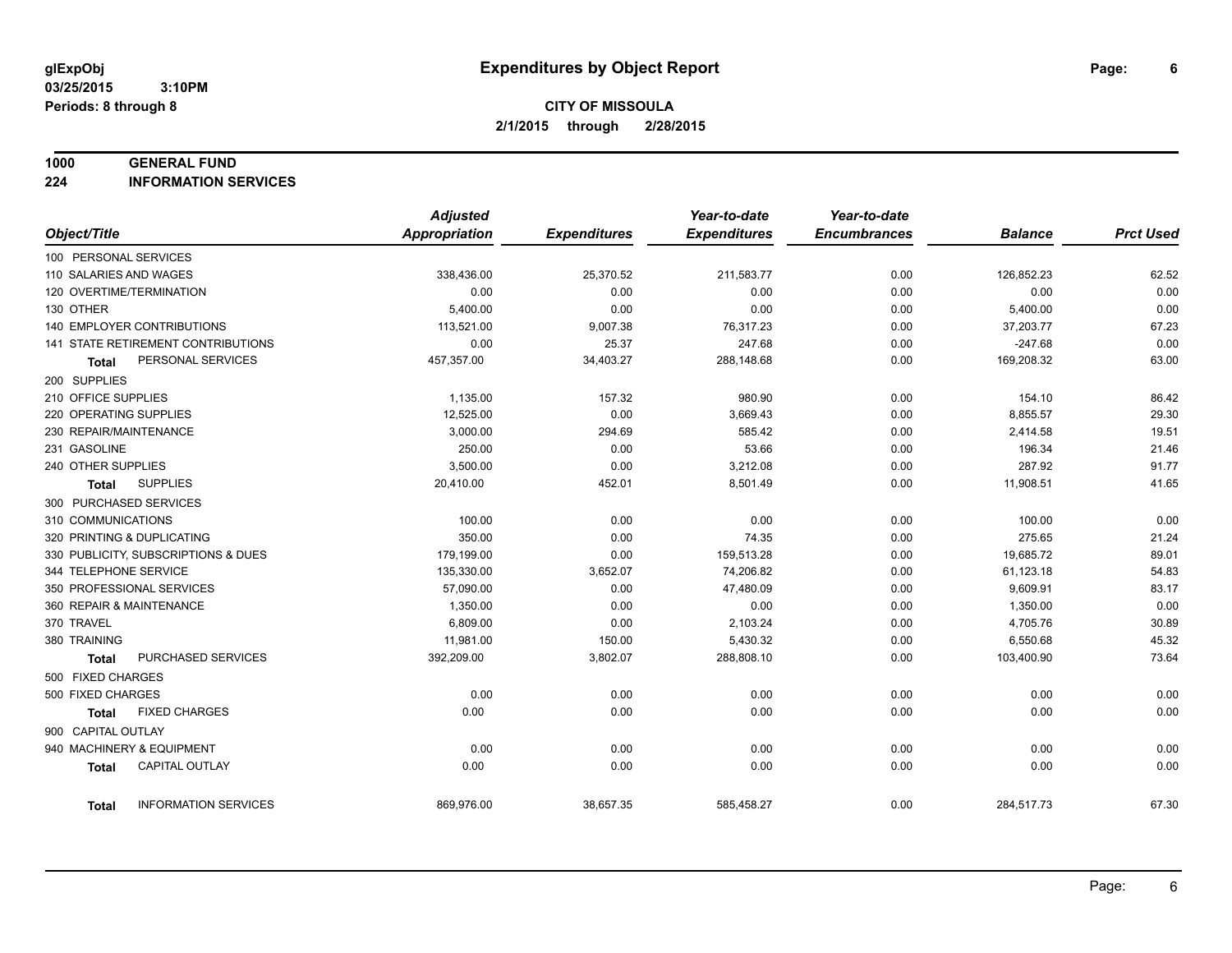# Expenditures by Object Report

glExpObj
03/25/2015 3:10PM
Periods: 8 through 8

**CITY OF MISSOULA**
**2/1/2015 through 2/28/2015**

**1000 GENERAL FUND**
**224 INFORMATION SERVICES**

| Object/Title | Adjusted Appropriation | Expenditures | Year-to-date Expenditures | Year-to-date Encumbrances | Balance | Prct Used |
|---|---|---|---|---|---|---|
| 100 PERSONAL SERVICES | | | | | | |
| 110 SALARIES AND WAGES | 338,436.00 | 25,370.52 | 211,583.77 | 0.00 | 126,852.23 | 62.52 |
| 120 OVERTIME/TERMINATION | 0.00 | 0.00 | 0.00 | 0.00 | 0.00 | 0.00 |
| 130 OTHER | 5,400.00 | 0.00 | 0.00 | 0.00 | 5,400.00 | 0.00 |
| 140 EMPLOYER CONTRIBUTIONS | 113,521.00 | 9,007.38 | 76,317.23 | 0.00 | 37,203.77 | 67.23 |
| 141 STATE RETIREMENT CONTRIBUTIONS | 0.00 | 25.37 | 247.68 | 0.00 | -247.68 | 0.00 |
| **Total** PERSONAL SERVICES | 457,357.00 | 34,403.27 | 288,148.68 | 0.00 | 169,208.32 | 63.00 |
| 200 SUPPLIES | | | | | | |
| 210 OFFICE SUPPLIES | 1,135.00 | 157.32 | 980.90 | 0.00 | 154.10 | 86.42 |
| 220 OPERATING SUPPLIES | 12,525.00 | 0.00 | 3,669.43 | 0.00 | 8,855.57 | 29.30 |
| 230 REPAIR/MAINTENANCE | 3,000.00 | 294.69 | 585.42 | 0.00 | 2,414.58 | 19.51 |
| 231 GASOLINE | 250.00 | 0.00 | 53.66 | 0.00 | 196.34 | 21.46 |
| 240 OTHER SUPPLIES | 3,500.00 | 0.00 | 3,212.08 | 0.00 | 287.92 | 91.77 |
| **Total** SUPPLIES | 20,410.00 | 452.01 | 8,501.49 | 0.00 | 11,908.51 | 41.65 |
| 300 PURCHASED SERVICES | | | | | | |
| 310 COMMUNICATIONS | 100.00 | 0.00 | 0.00 | 0.00 | 100.00 | 0.00 |
| 320 PRINTING & DUPLICATING | 350.00 | 0.00 | 74.35 | 0.00 | 275.65 | 21.24 |
| 330 PUBLICITY, SUBSCRIPTIONS & DUES | 179,199.00 | 0.00 | 159,513.28 | 0.00 | 19,685.72 | 89.01 |
| 344 TELEPHONE SERVICE | 135,330.00 | 3,652.07 | 74,206.82 | 0.00 | 61,123.18 | 54.83 |
| 350 PROFESSIONAL SERVICES | 57,090.00 | 0.00 | 47,480.09 | 0.00 | 9,609.91 | 83.17 |
| 360 REPAIR & MAINTENANCE | 1,350.00 | 0.00 | 0.00 | 0.00 | 1,350.00 | 0.00 |
| 370 TRAVEL | 6,809.00 | 0.00 | 2,103.24 | 0.00 | 4,705.76 | 30.89 |
| 380 TRAINING | 11,981.00 | 150.00 | 5,430.32 | 0.00 | 6,550.68 | 45.32 |
| **Total** PURCHASED SERVICES | 392,209.00 | 3,802.07 | 288,808.10 | 0.00 | 103,400.90 | 73.64 |
| 500 FIXED CHARGES | | | | | | |
| 500 FIXED CHARGES | 0.00 | 0.00 | 0.00 | 0.00 | 0.00 | 0.00 |
| **Total** FIXED CHARGES | 0.00 | 0.00 | 0.00 | 0.00 | 0.00 | 0.00 |
| 900 CAPITAL OUTLAY | | | | | | |
| 940 MACHINERY & EQUIPMENT | 0.00 | 0.00 | 0.00 | 0.00 | 0.00 | 0.00 |
| **Total** CAPITAL OUTLAY | 0.00 | 0.00 | 0.00 | 0.00 | 0.00 | 0.00 |
| **Total** INFORMATION SERVICES | 869,976.00 | 38,657.35 | 585,458.27 | 0.00 | 284,517.73 | 67.30 |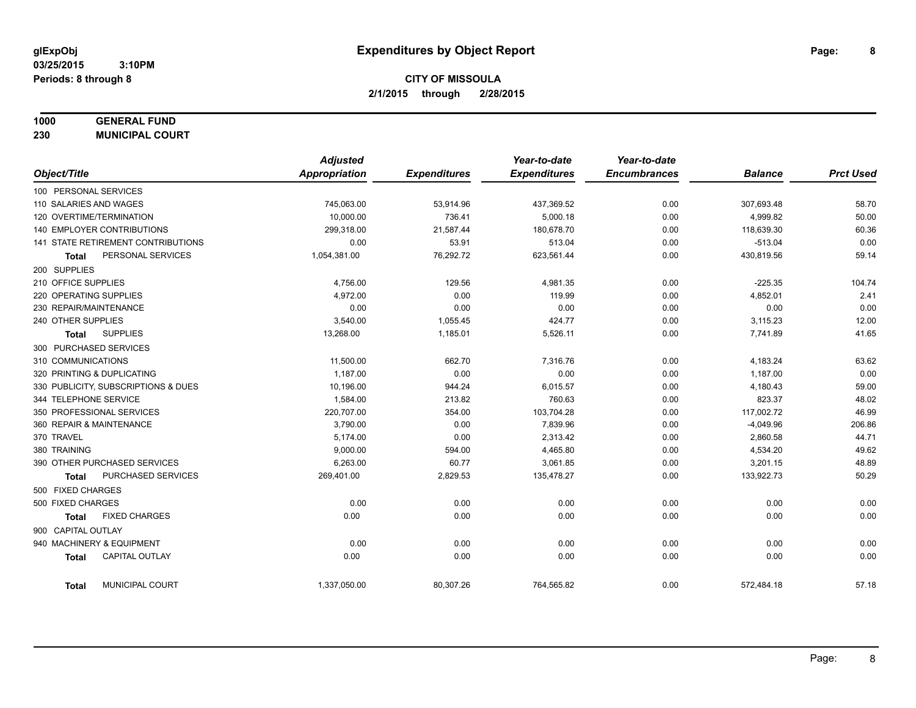# Expenditures by Object Report

glExpObj
03/25/2015 3:10PM
Periods: 8 through 8

**CITY OF MISSOULA**
**2/1/2015 through 2/28/2015**

**1000 GENERAL FUND**
**230 MUNICIPAL COURT**

| Object/Title | Adjusted Appropriation | Expenditures | Year-to-date Expenditures | Year-to-date Encumbrances | Balance | Prct Used |
|---|---|---|---|---|---|---|
| 100 PERSONAL SERVICES | | | | | | |
| 110 SALARIES AND WAGES | 745,063.00 | 53,914.96 | 437,369.52 | 0.00 | 307,693.48 | 58.70 |
| 120 OVERTIME/TERMINATION | 10,000.00 | 736.41 | 5,000.18 | 0.00 | 4,999.82 | 50.00 |
| 140 EMPLOYER CONTRIBUTIONS | 299,318.00 | 21,587.44 | 180,678.70 | 0.00 | 118,639.30 | 60.36 |
| 141 STATE RETIREMENT CONTRIBUTIONS | 0.00 | 53.91 | 513.04 | 0.00 | -513.04 | 0.00 |
| **Total** PERSONAL SERVICES | 1,054,381.00 | 76,292.72 | 623,561.44 | 0.00 | 430,819.56 | 59.14 |
| 200 SUPPLIES | | | | | | |
| 210 OFFICE SUPPLIES | 4,756.00 | 129.56 | 4,981.35 | 0.00 | -225.35 | 104.74 |
| 220 OPERATING SUPPLIES | 4,972.00 | 0.00 | 119.99 | 0.00 | 4,852.01 | 2.41 |
| 230 REPAIR/MAINTENANCE | 0.00 | 0.00 | 0.00 | 0.00 | 0.00 | 0.00 |
| 240 OTHER SUPPLIES | 3,540.00 | 1,055.45 | 424.77 | 0.00 | 3,115.23 | 12.00 |
| **Total** SUPPLIES | 13,268.00 | 1,185.01 | 5,526.11 | 0.00 | 7,741.89 | 41.65 |
| 300 PURCHASED SERVICES | | | | | | |
| 310 COMMUNICATIONS | 11,500.00 | 662.70 | 7,316.76 | 0.00 | 4,183.24 | 63.62 |
| 320 PRINTING & DUPLICATING | 1,187.00 | 0.00 | 0.00 | 0.00 | 1,187.00 | 0.00 |
| 330 PUBLICITY, SUBSCRIPTIONS & DUES | 10,196.00 | 944.24 | 6,015.57 | 0.00 | 4,180.43 | 59.00 |
| 344 TELEPHONE SERVICE | 1,584.00 | 213.82 | 760.63 | 0.00 | 823.37 | 48.02 |
| 350 PROFESSIONAL SERVICES | 220,707.00 | 354.00 | 103,704.28 | 0.00 | 117,002.72 | 46.99 |
| 360 REPAIR & MAINTENANCE | 3,790.00 | 0.00 | 7,839.96 | 0.00 | -4,049.96 | 206.86 |
| 370 TRAVEL | 5,174.00 | 0.00 | 2,313.42 | 0.00 | 2,860.58 | 44.71 |
| 380 TRAINING | 9,000.00 | 594.00 | 4,465.80 | 0.00 | 4,534.20 | 49.62 |
| 390 OTHER PURCHASED SERVICES | 6,263.00 | 60.77 | 3,061.85 | 0.00 | 3,201.15 | 48.89 |
| **Total** PURCHASED SERVICES | 269,401.00 | 2,829.53 | 135,478.27 | 0.00 | 133,922.73 | 50.29 |
| 500 FIXED CHARGES | | | | | | |
| 500 FIXED CHARGES | 0.00 | 0.00 | 0.00 | 0.00 | 0.00 | 0.00 |
| **Total** FIXED CHARGES | 0.00 | 0.00 | 0.00 | 0.00 | 0.00 | 0.00 |
| 900 CAPITAL OUTLAY | | | | | | |
| 940 MACHINERY & EQUIPMENT | 0.00 | 0.00 | 0.00 | 0.00 | 0.00 | 0.00 |
| **Total** CAPITAL OUTLAY | 0.00 | 0.00 | 0.00 | 0.00 | 0.00 | 0.00 |
| **Total** MUNICIPAL COURT | 1,337,050.00 | 80,307.26 | 764,565.82 | 0.00 | 572,484.18 | 57.18 |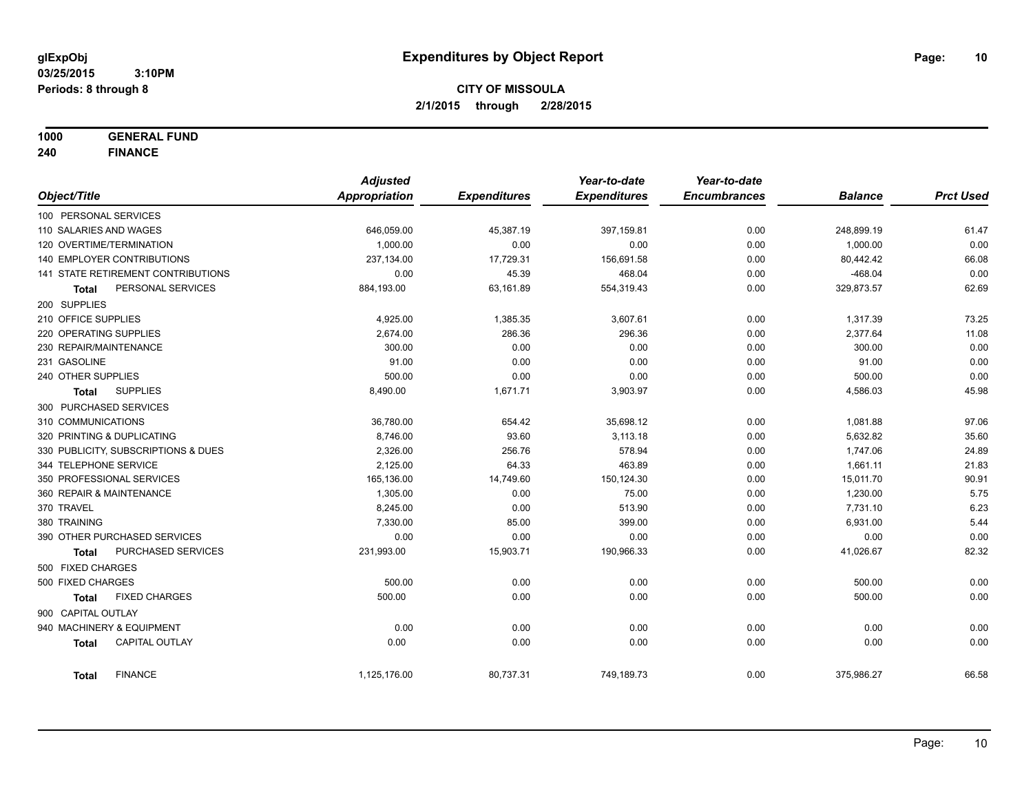glExpObj
03/25/2015 3:10PM
Periods: 8 through 8

# Expenditures by Object Report

**CITY OF MISSOULA**
**2/1/2015 through 2/28/2015**

**1000 GENERAL FUND**
**240 FINANCE**

| Object/Title | Adjusted Appropriation | Expenditures | Year-to-date Expenditures | Year-to-date Encumbrances | Balance | Prct Used |
|---|---|---|---|---|---|---|
| 100 PERSONAL SERVICES | | | | | | |
| 110 SALARIES AND WAGES | 646,059.00 | 45,387.19 | 397,159.81 | 0.00 | 248,899.19 | 61.47 |
| 120 OVERTIME/TERMINATION | 1,000.00 | 0.00 | 0.00 | 0.00 | 1,000.00 | 0.00 |
| 140 EMPLOYER CONTRIBUTIONS | 237,134.00 | 17,729.31 | 156,691.58 | 0.00 | 80,442.42 | 66.08 |
| 141 STATE RETIREMENT CONTRIBUTIONS | 0.00 | 45.39 | 468.04 | 0.00 | -468.04 | 0.00 |
| **Total** PERSONAL SERVICES | 884,193.00 | 63,161.89 | 554,319.43 | 0.00 | 329,873.57 | 62.69 |
| 200 SUPPLIES | | | | | | |
| 210 OFFICE SUPPLIES | 4,925.00 | 1,385.35 | 3,607.61 | 0.00 | 1,317.39 | 73.25 |
| 220 OPERATING SUPPLIES | 2,674.00 | 286.36 | 296.36 | 0.00 | 2,377.64 | 11.08 |
| 230 REPAIR/MAINTENANCE | 300.00 | 0.00 | 0.00 | 0.00 | 300.00 | 0.00 |
| 231 GASOLINE | 91.00 | 0.00 | 0.00 | 0.00 | 91.00 | 0.00 |
| 240 OTHER SUPPLIES | 500.00 | 0.00 | 0.00 | 0.00 | 500.00 | 0.00 |
| **Total** SUPPLIES | 8,490.00 | 1,671.71 | 3,903.97 | 0.00 | 4,586.03 | 45.98 |
| 300 PURCHASED SERVICES | | | | | | |
| 310 COMMUNICATIONS | 36,780.00 | 654.42 | 35,698.12 | 0.00 | 1,081.88 | 97.06 |
| 320 PRINTING & DUPLICATING | 8,746.00 | 93.60 | 3,113.18 | 0.00 | 5,632.82 | 35.60 |
| 330 PUBLICITY, SUBSCRIPTIONS & DUES | 2,326.00 | 256.76 | 578.94 | 0.00 | 1,747.06 | 24.89 |
| 344 TELEPHONE SERVICE | 2,125.00 | 64.33 | 463.89 | 0.00 | 1,661.11 | 21.83 |
| 350 PROFESSIONAL SERVICES | 165,136.00 | 14,749.60 | 150,124.30 | 0.00 | 15,011.70 | 90.91 |
| 360 REPAIR & MAINTENANCE | 1,305.00 | 0.00 | 75.00 | 0.00 | 1,230.00 | 5.75 |
| 370 TRAVEL | 8,245.00 | 0.00 | 513.90 | 0.00 | 7,731.10 | 6.23 |
| 380 TRAINING | 7,330.00 | 85.00 | 399.00 | 0.00 | 6,931.00 | 5.44 |
| 390 OTHER PURCHASED SERVICES | 0.00 | 0.00 | 0.00 | 0.00 | 0.00 | 0.00 |
| **Total** PURCHASED SERVICES | 231,993.00 | 15,903.71 | 190,966.33 | 0.00 | 41,026.67 | 82.32 |
| 500 FIXED CHARGES | | | | | | |
| 500 FIXED CHARGES | 500.00 | 0.00 | 0.00 | 0.00 | 500.00 | 0.00 |
| **Total** FIXED CHARGES | 500.00 | 0.00 | 0.00 | 0.00 | 500.00 | 0.00 |
| 900 CAPITAL OUTLAY | | | | | | |
| 940 MACHINERY & EQUIPMENT | 0.00 | 0.00 | 0.00 | 0.00 | 0.00 | 0.00 |
| **Total** CAPITAL OUTLAY | 0.00 | 0.00 | 0.00 | 0.00 | 0.00 | 0.00 |
| **Total** FINANCE | 1,125,176.00 | 80,737.31 | 749,189.73 | 0.00 | 375,986.27 | 66.58 |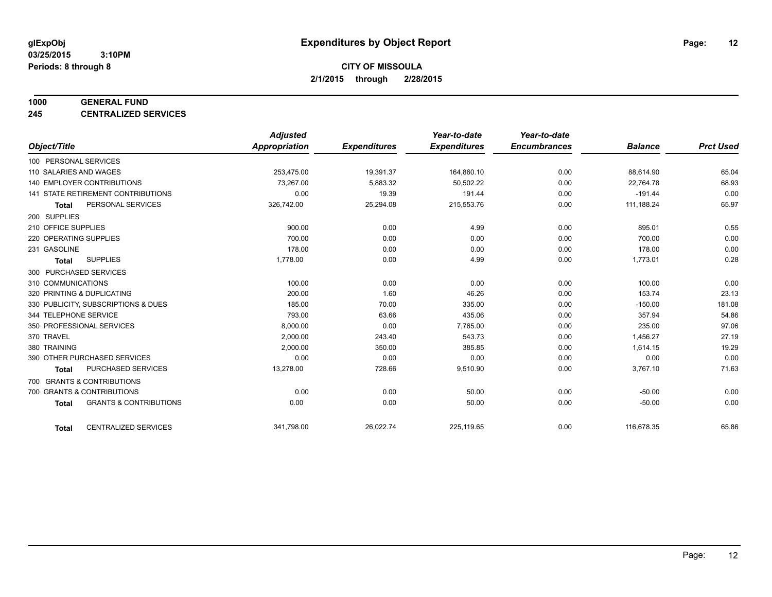**glExpObj**
**03/25/2015 3:10PM**
**Periods: 8 through 8**

# Expenditures by Object Report

**CITY OF MISSOULA**
**2/1/2015 through 2/28/2015**

**1000 GENERAL FUND**
**245 CENTRALIZED SERVICES**

| Object/Title | Adjusted Appropriation | Expenditures | Year-to-date Expenditures | Year-to-date Encumbrances | Balance | Prct Used |
|---|---|---|---|---|---|---|
| 100 PERSONAL SERVICES | | | | | | |
| 110 SALARIES AND WAGES | 253,475.00 | 19,391.37 | 164,860.10 | 0.00 | 88,614.90 | 65.04 |
| 140 EMPLOYER CONTRIBUTIONS | 73,267.00 | 5,883.32 | 50,502.22 | 0.00 | 22,764.78 | 68.93 |
| 141 STATE RETIREMENT CONTRIBUTIONS | 0.00 | 19.39 | 191.44 | 0.00 | -191.44 | 0.00 |
| **Total** PERSONAL SERVICES | 326,742.00 | 25,294.08 | 215,553.76 | 0.00 | 111,188.24 | 65.97 |
| 200 SUPPLIES | | | | | | |
| 210 OFFICE SUPPLIES | 900.00 | 0.00 | 4.99 | 0.00 | 895.01 | 0.55 |
| 220 OPERATING SUPPLIES | 700.00 | 0.00 | 0.00 | 0.00 | 700.00 | 0.00 |
| 231 GASOLINE | 178.00 | 0.00 | 0.00 | 0.00 | 178.00 | 0.00 |
| **Total** SUPPLIES | 1,778.00 | 0.00 | 4.99 | 0.00 | 1,773.01 | 0.28 |
| 300 PURCHASED SERVICES | | | | | | |
| 310 COMMUNICATIONS | 100.00 | 0.00 | 0.00 | 0.00 | 100.00 | 0.00 |
| 320 PRINTING & DUPLICATING | 200.00 | 1.60 | 46.26 | 0.00 | 153.74 | 23.13 |
| 330 PUBLICITY, SUBSCRIPTIONS & DUES | 185.00 | 70.00 | 335.00 | 0.00 | -150.00 | 181.08 |
| 344 TELEPHONE SERVICE | 793.00 | 63.66 | 435.06 | 0.00 | 357.94 | 54.86 |
| 350 PROFESSIONAL SERVICES | 8,000.00 | 0.00 | 7,765.00 | 0.00 | 235.00 | 97.06 |
| 370 TRAVEL | 2,000.00 | 243.40 | 543.73 | 0.00 | 1,456.27 | 27.19 |
| 380 TRAINING | 2,000.00 | 350.00 | 385.85 | 0.00 | 1,614.15 | 19.29 |
| 390 OTHER PURCHASED SERVICES | 0.00 | 0.00 | 0.00 | 0.00 | 0.00 | 0.00 |
| **Total** PURCHASED SERVICES | 13,278.00 | 728.66 | 9,510.90 | 0.00 | 3,767.10 | 71.63 |
| 700 GRANTS & CONTRIBUTIONS | | | | | | |
| 700 GRANTS & CONTRIBUTIONS | 0.00 | 0.00 | 50.00 | 0.00 | -50.00 | 0.00 |
| **Total** GRANTS & CONTRIBUTIONS | 0.00 | 0.00 | 50.00 | 0.00 | -50.00 | 0.00 |
| **Total** CENTRALIZED SERVICES | 341,798.00 | 26,022.74 | 225,119.65 | 0.00 | 116,678.35 | 65.86 |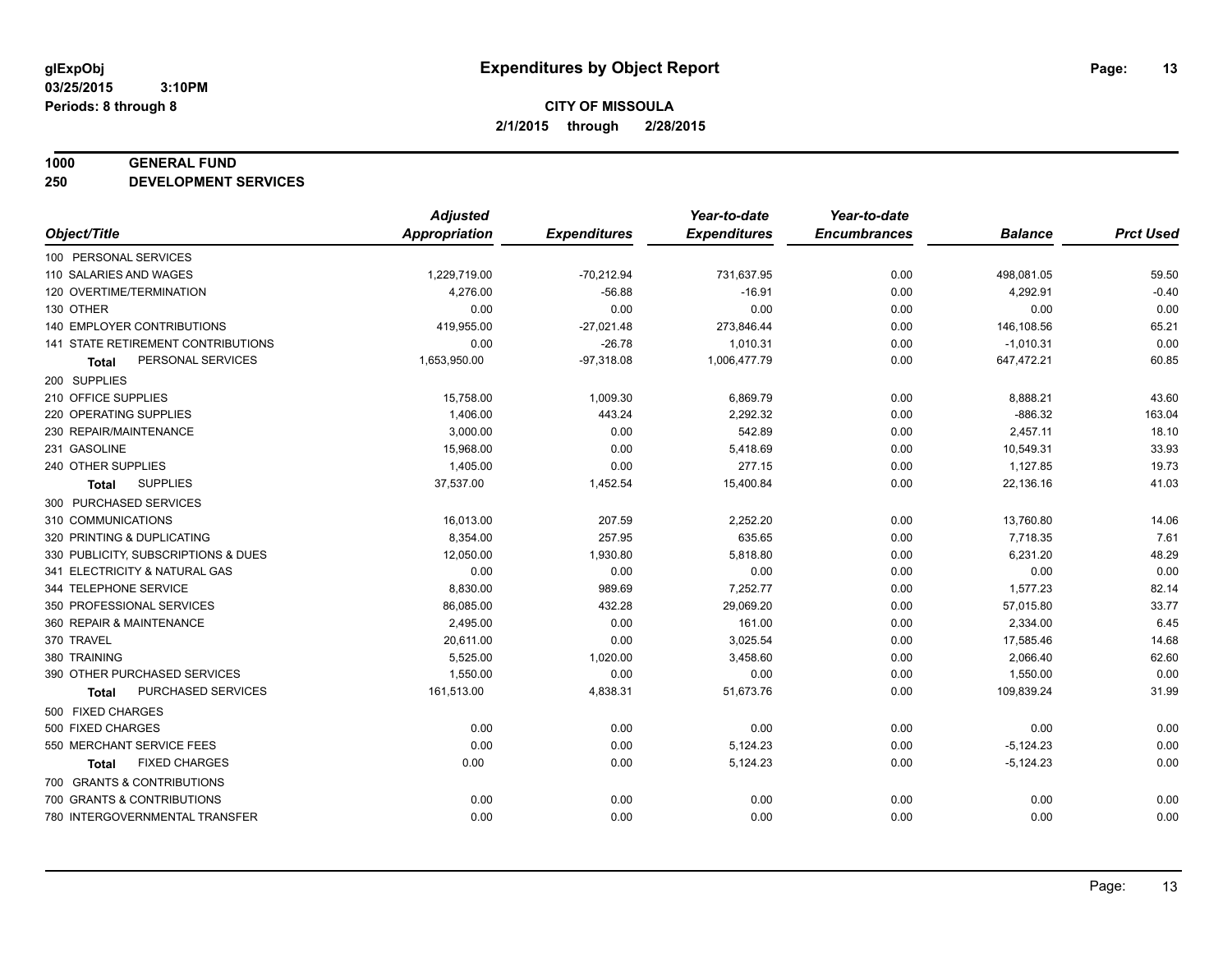**glExpObj**
**03/25/2015 3:10PM**
**Periods: 8 through 8**

# Expenditures by Object Report

**CITY OF MISSOULA**
**2/1/2015 through 2/28/2015**

**1000 GENERAL FUND**
**250 DEVELOPMENT SERVICES**

| Object/Title | Adjusted Appropriation | Expenditures | Year-to-date Expenditures | Year-to-date Encumbrances | Balance | Prct Used |
|---|---|---|---|---|---|---|
| 100 PERSONAL SERVICES | | | | | | |
| 110 SALARIES AND WAGES | 1,229,719.00 | -70,212.94 | 731,637.95 | 0.00 | 498,081.05 | 59.50 |
| 120 OVERTIME/TERMINATION | 4,276.00 | -56.88 | -16.91 | 0.00 | 4,292.91 | -0.40 |
| 130 OTHER | 0.00 | 0.00 | 0.00 | 0.00 | 0.00 | 0.00 |
| 140 EMPLOYER CONTRIBUTIONS | 419,955.00 | -27,021.48 | 273,846.44 | 0.00 | 146,108.56 | 65.21 |
| 141 STATE RETIREMENT CONTRIBUTIONS | 0.00 | -26.78 | 1,010.31 | 0.00 | -1,010.31 | 0.00 |
| **Total** PERSONAL SERVICES | 1,653,950.00 | -97,318.08 | 1,006,477.79 | 0.00 | 647,472.21 | 60.85 |
| 200 SUPPLIES | | | | | | |
| 210 OFFICE SUPPLIES | 15,758.00 | 1,009.30 | 6,869.79 | 0.00 | 8,888.21 | 43.60 |
| 220 OPERATING SUPPLIES | 1,406.00 | 443.24 | 2,292.32 | 0.00 | -886.32 | 163.04 |
| 230 REPAIR/MAINTENANCE | 3,000.00 | 0.00 | 542.89 | 0.00 | 2,457.11 | 18.10 |
| 231 GASOLINE | 15,968.00 | 0.00 | 5,418.69 | 0.00 | 10,549.31 | 33.93 |
| 240 OTHER SUPPLIES | 1,405.00 | 0.00 | 277.15 | 0.00 | 1,127.85 | 19.73 |
| **Total** SUPPLIES | 37,537.00 | 1,452.54 | 15,400.84 | 0.00 | 22,136.16 | 41.03 |
| 300 PURCHASED SERVICES | | | | | | |
| 310 COMMUNICATIONS | 16,013.00 | 207.59 | 2,252.20 | 0.00 | 13,760.80 | 14.06 |
| 320 PRINTING & DUPLICATING | 8,354.00 | 257.95 | 635.65 | 0.00 | 7,718.35 | 7.61 |
| 330 PUBLICITY, SUBSCRIPTIONS & DUES | 12,050.00 | 1,930.80 | 5,818.80 | 0.00 | 6,231.20 | 48.29 |
| 341 ELECTRICITY & NATURAL GAS | 0.00 | 0.00 | 0.00 | 0.00 | 0.00 | 0.00 |
| 344 TELEPHONE SERVICE | 8,830.00 | 989.69 | 7,252.77 | 0.00 | 1,577.23 | 82.14 |
| 350 PROFESSIONAL SERVICES | 86,085.00 | 432.28 | 29,069.20 | 0.00 | 57,015.80 | 33.77 |
| 360 REPAIR & MAINTENANCE | 2,495.00 | 0.00 | 161.00 | 0.00 | 2,334.00 | 6.45 |
| 370 TRAVEL | 20,611.00 | 0.00 | 3,025.54 | 0.00 | 17,585.46 | 14.68 |
| 380 TRAINING | 5,525.00 | 1,020.00 | 3,458.60 | 0.00 | 2,066.40 | 62.60 |
| 390 OTHER PURCHASED SERVICES | 1,550.00 | 0.00 | 0.00 | 0.00 | 1,550.00 | 0.00 |
| **Total** PURCHASED SERVICES | 161,513.00 | 4,838.31 | 51,673.76 | 0.00 | 109,839.24 | 31.99 |
| 500 FIXED CHARGES | | | | | | |
| 500 FIXED CHARGES | 0.00 | 0.00 | 0.00 | 0.00 | 0.00 | 0.00 |
| 550 MERCHANT SERVICE FEES | 0.00 | 0.00 | 5,124.23 | 0.00 | -5,124.23 | 0.00 |
| **Total** FIXED CHARGES | 0.00 | 0.00 | 5,124.23 | 0.00 | -5,124.23 | 0.00 |
| 700 GRANTS & CONTRIBUTIONS | | | | | | |
| 700 GRANTS & CONTRIBUTIONS | 0.00 | 0.00 | 0.00 | 0.00 | 0.00 | 0.00 |
| 780 INTERGOVERNMENTAL TRANSFER | 0.00 | 0.00 | 0.00 | 0.00 | 0.00 | 0.00 |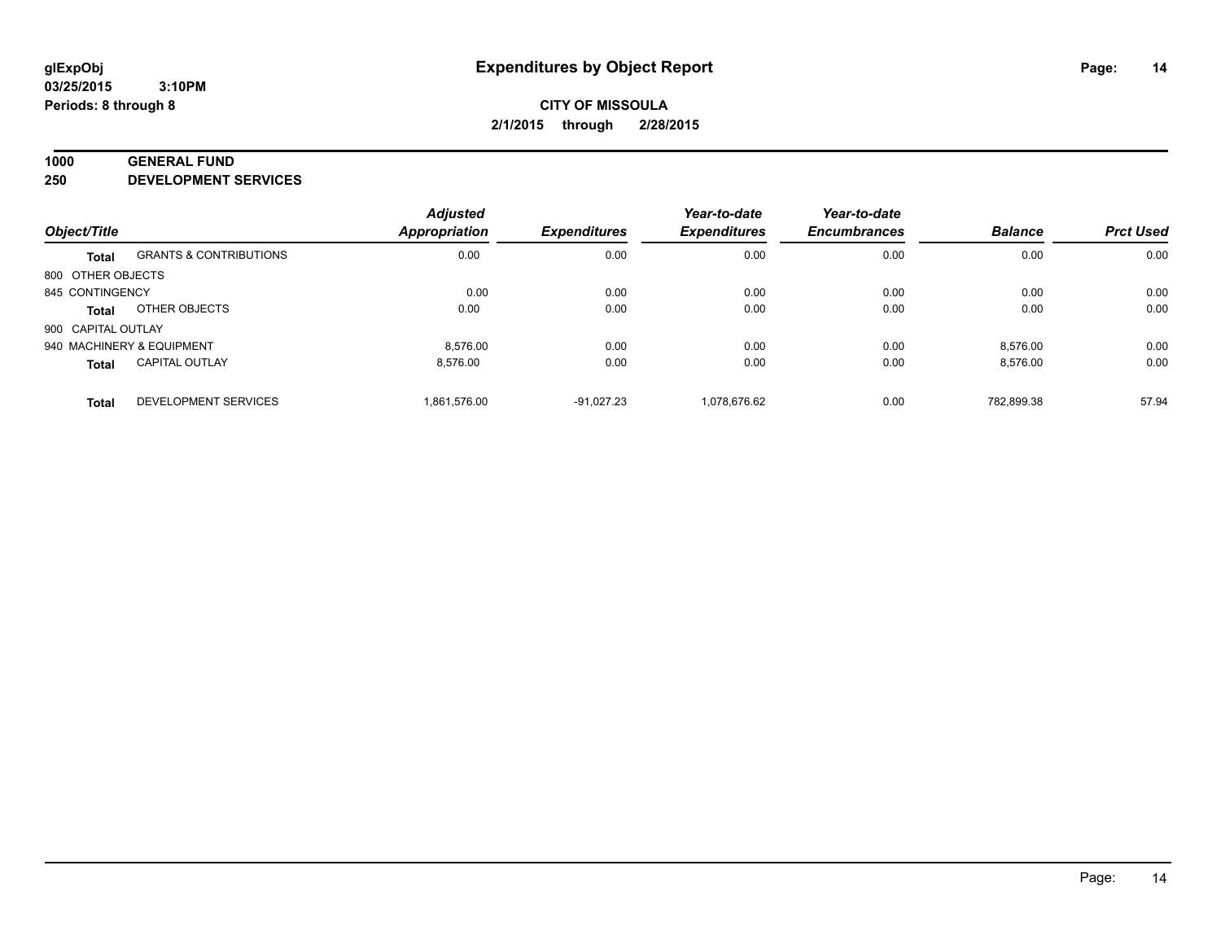**glExpObj**
**03/25/2015 3:10PM**
**Periods: 8 through 8**

# Expenditures by Object Report

**CITY OF MISSOULA**
**2/1/2015 through 2/28/2015**

## 1000 GENERAL FUND
## 250 DEVELOPMENT SERVICES

| Object/Title | | Adjusted Appropriation | Expenditures | Year-to-date Expenditures | Year-to-date Encumbrances | Balance | Prct Used |
|---|---|---|---|---|---|---|---|
| **Total** | GRANTS & CONTRIBUTIONS | 0.00 | 0.00 | 0.00 | 0.00 | 0.00 | 0.00 |
| 800 OTHER OBJECTS | | | | | | | |
| 845 CONTINGENCY | | 0.00 | 0.00 | 0.00 | 0.00 | 0.00 | 0.00 |
| **Total** | OTHER OBJECTS | 0.00 | 0.00 | 0.00 | 0.00 | 0.00 | 0.00 |
| 900 CAPITAL OUTLAY | | | | | | | |
| 940 MACHINERY & EQUIPMENT | | 8,576.00 | 0.00 | 0.00 | 0.00 | 8,576.00 | 0.00 |
| **Total** | CAPITAL OUTLAY | 8,576.00 | 0.00 | 0.00 | 0.00 | 8,576.00 | 0.00 |
| **Total** | DEVELOPMENT SERVICES | 1,861,576.00 | -91,027.23 | 1,078,676.62 | 0.00 | 782,899.38 | 57.94 |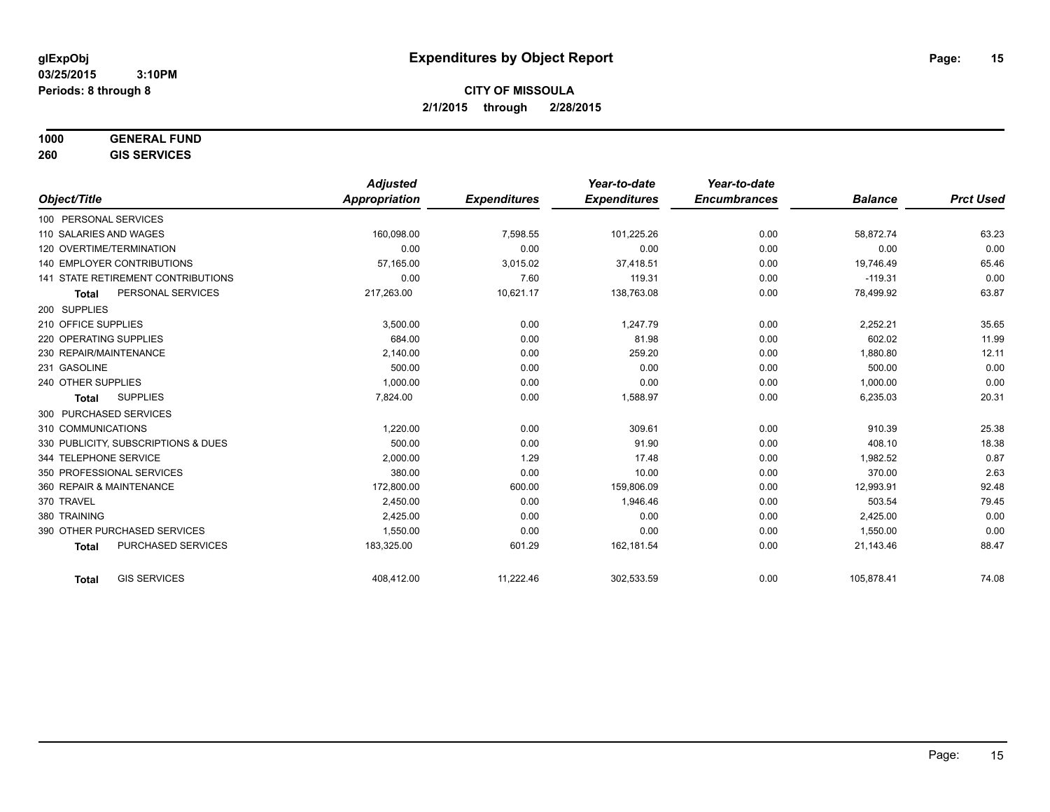**glExpObj**
**03/25/2015 3:10PM**
**Periods: 8 through 8**

# Expenditures by Object Report

**CITY OF MISSOULA**
**2/1/2015 through 2/28/2015**

**1000 GENERAL FUND**
**260 GIS SERVICES**

| Object/Title | Adjusted Appropriation | Expenditures | Year-to-date Expenditures | Year-to-date Encumbrances | Balance | Prct Used |
|---|---|---|---|---|---|---|
| 100 PERSONAL SERVICES | | | | | | |
| 110 SALARIES AND WAGES | 160,098.00 | 7,598.55 | 101,225.26 | 0.00 | 58,872.74 | 63.23 |
| 120 OVERTIME/TERMINATION | 0.00 | 0.00 | 0.00 | 0.00 | 0.00 | 0.00 |
| 140 EMPLOYER CONTRIBUTIONS | 57,165.00 | 3,015.02 | 37,418.51 | 0.00 | 19,746.49 | 65.46 |
| 141 STATE RETIREMENT CONTRIBUTIONS | 0.00 | 7.60 | 119.31 | 0.00 | -119.31 | 0.00 |
| **Total** PERSONAL SERVICES | 217,263.00 | 10,621.17 | 138,763.08 | 0.00 | 78,499.92 | 63.87 |
| 200 SUPPLIES | | | | | | |
| 210 OFFICE SUPPLIES | 3,500.00 | 0.00 | 1,247.79 | 0.00 | 2,252.21 | 35.65 |
| 220 OPERATING SUPPLIES | 684.00 | 0.00 | 81.98 | 0.00 | 602.02 | 11.99 |
| 230 REPAIR/MAINTENANCE | 2,140.00 | 0.00 | 259.20 | 0.00 | 1,880.80 | 12.11 |
| 231 GASOLINE | 500.00 | 0.00 | 0.00 | 0.00 | 500.00 | 0.00 |
| 240 OTHER SUPPLIES | 1,000.00 | 0.00 | 0.00 | 0.00 | 1,000.00 | 0.00 |
| **Total** SUPPLIES | 7,824.00 | 0.00 | 1,588.97 | 0.00 | 6,235.03 | 20.31 |
| 300 PURCHASED SERVICES | | | | | | |
| 310 COMMUNICATIONS | 1,220.00 | 0.00 | 309.61 | 0.00 | 910.39 | 25.38 |
| 330 PUBLICITY, SUBSCRIPTIONS & DUES | 500.00 | 0.00 | 91.90 | 0.00 | 408.10 | 18.38 |
| 344 TELEPHONE SERVICE | 2,000.00 | 1.29 | 17.48 | 0.00 | 1,982.52 | 0.87 |
| 350 PROFESSIONAL SERVICES | 380.00 | 0.00 | 10.00 | 0.00 | 370.00 | 2.63 |
| 360 REPAIR & MAINTENANCE | 172,800.00 | 600.00 | 159,806.09 | 0.00 | 12,993.91 | 92.48 |
| 370 TRAVEL | 2,450.00 | 0.00 | 1,946.46 | 0.00 | 503.54 | 79.45 |
| 380 TRAINING | 2,425.00 | 0.00 | 0.00 | 0.00 | 2,425.00 | 0.00 |
| 390 OTHER PURCHASED SERVICES | 1,550.00 | 0.00 | 0.00 | 0.00 | 1,550.00 | 0.00 |
| **Total** PURCHASED SERVICES | 183,325.00 | 601.29 | 162,181.54 | 0.00 | 21,143.46 | 88.47 |
| **Total** GIS SERVICES | 408,412.00 | 11,222.46 | 302,533.59 | 0.00 | 105,878.41 | 74.08 |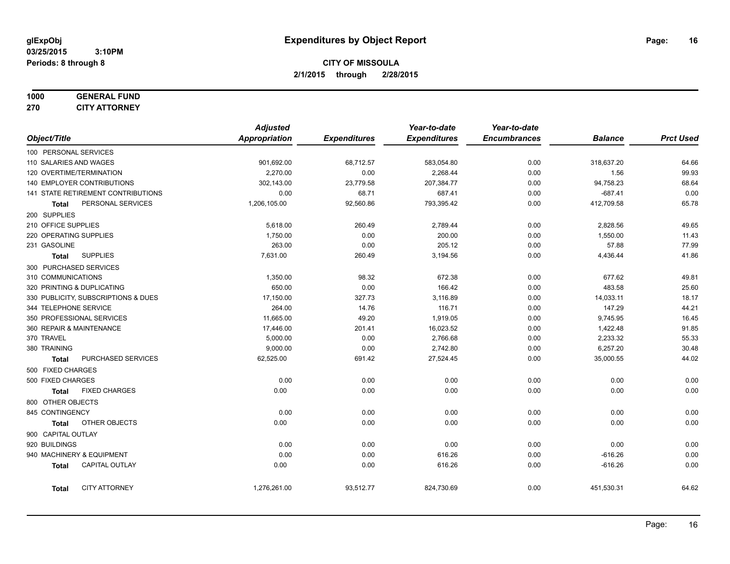**glExpObj** 
**03/25/2015 3:10PM** 
**Periods: 8 through 8**

# Expenditures by Object Report

**CITY OF MISSOULA**
**2/1/2015 through 2/28/2015**

**1000 GENERAL FUND**
**270 CITY ATTORNEY**

| Object/Title | Adjusted Appropriation | Expenditures | Year-to-date Expenditures | Year-to-date Encumbrances | Balance | Prct Used |
|---|---|---|---|---|---|---|
| 100 PERSONAL SERVICES | | | | | | |
| 110 SALARIES AND WAGES | 901,692.00 | 68,712.57 | 583,054.80 | 0.00 | 318,637.20 | 64.66 |
| 120 OVERTIME/TERMINATION | 2,270.00 | 0.00 | 2,268.44 | 0.00 | 1.56 | 99.93 |
| 140 EMPLOYER CONTRIBUTIONS | 302,143.00 | 23,779.58 | 207,384.77 | 0.00 | 94,758.23 | 68.64 |
| 141 STATE RETIREMENT CONTRIBUTIONS | 0.00 | 68.71 | 687.41 | 0.00 | -687.41 | 0.00 |
| **Total** PERSONAL SERVICES | 1,206,105.00 | 92,560.86 | 793,395.42 | 0.00 | 412,709.58 | 65.78 |
| 200 SUPPLIES | | | | | | |
| 210 OFFICE SUPPLIES | 5,618.00 | 260.49 | 2,789.44 | 0.00 | 2,828.56 | 49.65 |
| 220 OPERATING SUPPLIES | 1,750.00 | 0.00 | 200.00 | 0.00 | 1,550.00 | 11.43 |
| 231 GASOLINE | 263.00 | 0.00 | 205.12 | 0.00 | 57.88 | 77.99 |
| **Total** SUPPLIES | 7,631.00 | 260.49 | 3,194.56 | 0.00 | 4,436.44 | 41.86 |
| 300 PURCHASED SERVICES | | | | | | |
| 310 COMMUNICATIONS | 1,350.00 | 98.32 | 672.38 | 0.00 | 677.62 | 49.81 |
| 320 PRINTING & DUPLICATING | 650.00 | 0.00 | 166.42 | 0.00 | 483.58 | 25.60 |
| 330 PUBLICITY, SUBSCRIPTIONS & DUES | 17,150.00 | 327.73 | 3,116.89 | 0.00 | 14,033.11 | 18.17 |
| 344 TELEPHONE SERVICE | 264.00 | 14.76 | 116.71 | 0.00 | 147.29 | 44.21 |
| 350 PROFESSIONAL SERVICES | 11,665.00 | 49.20 | 1,919.05 | 0.00 | 9,745.95 | 16.45 |
| 360 REPAIR & MAINTENANCE | 17,446.00 | 201.41 | 16,023.52 | 0.00 | 1,422.48 | 91.85 |
| 370 TRAVEL | 5,000.00 | 0.00 | 2,766.68 | 0.00 | 2,233.32 | 55.33 |
| 380 TRAINING | 9,000.00 | 0.00 | 2,742.80 | 0.00 | 6,257.20 | 30.48 |
| **Total** PURCHASED SERVICES | 62,525.00 | 691.42 | 27,524.45 | 0.00 | 35,000.55 | 44.02 |
| 500 FIXED CHARGES | | | | | | |
| 500 FIXED CHARGES | 0.00 | 0.00 | 0.00 | 0.00 | 0.00 | 0.00 |
| **Total** FIXED CHARGES | 0.00 | 0.00 | 0.00 | 0.00 | 0.00 | 0.00 |
| 800 OTHER OBJECTS | | | | | | |
| 845 CONTINGENCY | 0.00 | 0.00 | 0.00 | 0.00 | 0.00 | 0.00 |
| **Total** OTHER OBJECTS | 0.00 | 0.00 | 0.00 | 0.00 | 0.00 | 0.00 |
| 900 CAPITAL OUTLAY | | | | | | |
| 920 BUILDINGS | 0.00 | 0.00 | 0.00 | 0.00 | 0.00 | 0.00 |
| 940 MACHINERY & EQUIPMENT | 0.00 | 0.00 | 616.26 | 0.00 | -616.26 | 0.00 |
| **Total** CAPITAL OUTLAY | 0.00 | 0.00 | 616.26 | 0.00 | -616.26 | 0.00 |
| **Total** CITY ATTORNEY | 1,276,261.00 | 93,512.77 | 824,730.69 | 0.00 | 451,530.31 | 64.62 |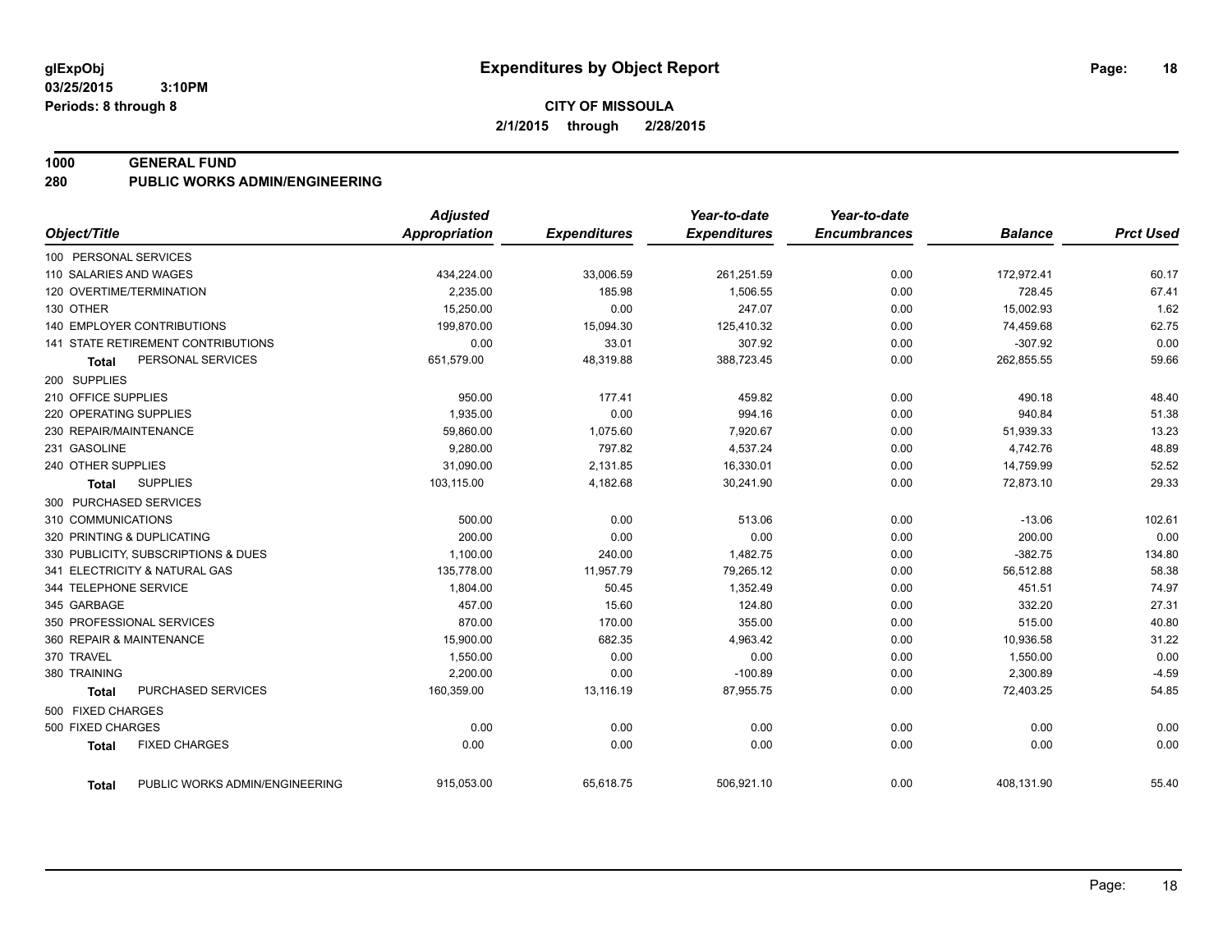glExpObj
03/25/2015 3:10PM
Periods: 8 through 8

# Expenditures by Object Report

**CITY OF MISSOULA**
**2/1/2015 through 2/28/2015**

## 1000 GENERAL FUND
## 280 PUBLIC WORKS ADMIN/ENGINEERING

| Object/Title | Adjusted Appropriation | Expenditures | Year-to-date Expenditures | Year-to-date Encumbrances | Balance | Prct Used |
|---|---|---|---|---|---|---|
| 100 PERSONAL SERVICES | | | | | | |
| 110 SALARIES AND WAGES | 434,224.00 | 33,006.59 | 261,251.59 | 0.00 | 172,972.41 | 60.17 |
| 120 OVERTIME/TERMINATION | 2,235.00 | 185.98 | 1,506.55 | 0.00 | 728.45 | 67.41 |
| 130 OTHER | 15,250.00 | 0.00 | 247.07 | 0.00 | 15,002.93 | 1.62 |
| 140 EMPLOYER CONTRIBUTIONS | 199,870.00 | 15,094.30 | 125,410.32 | 0.00 | 74,459.68 | 62.75 |
| 141 STATE RETIREMENT CONTRIBUTIONS | 0.00 | 33.01 | 307.92 | 0.00 | -307.92 | 0.00 |
| **Total** PERSONAL SERVICES | 651,579.00 | 48,319.88 | 388,723.45 | 0.00 | 262,855.55 | 59.66 |
| 200 SUPPLIES | | | | | | |
| 210 OFFICE SUPPLIES | 950.00 | 177.41 | 459.82 | 0.00 | 490.18 | 48.40 |
| 220 OPERATING SUPPLIES | 1,935.00 | 0.00 | 994.16 | 0.00 | 940.84 | 51.38 |
| 230 REPAIR/MAINTENANCE | 59,860.00 | 1,075.60 | 7,920.67 | 0.00 | 51,939.33 | 13.23 |
| 231 GASOLINE | 9,280.00 | 797.82 | 4,537.24 | 0.00 | 4,742.76 | 48.89 |
| 240 OTHER SUPPLIES | 31,090.00 | 2,131.85 | 16,330.01 | 0.00 | 14,759.99 | 52.52 |
| **Total** SUPPLIES | 103,115.00 | 4,182.68 | 30,241.90 | 0.00 | 72,873.10 | 29.33 |
| 300 PURCHASED SERVICES | | | | | | |
| 310 COMMUNICATIONS | 500.00 | 0.00 | 513.06 | 0.00 | -13.06 | 102.61 |
| 320 PRINTING & DUPLICATING | 200.00 | 0.00 | 0.00 | 0.00 | 200.00 | 0.00 |
| 330 PUBLICITY, SUBSCRIPTIONS & DUES | 1,100.00 | 240.00 | 1,482.75 | 0.00 | -382.75 | 134.80 |
| 341 ELECTRICITY & NATURAL GAS | 135,778.00 | 11,957.79 | 79,265.12 | 0.00 | 56,512.88 | 58.38 |
| 344 TELEPHONE SERVICE | 1,804.00 | 50.45 | 1,352.49 | 0.00 | 451.51 | 74.97 |
| 345 GARBAGE | 457.00 | 15.60 | 124.80 | 0.00 | 332.20 | 27.31 |
| 350 PROFESSIONAL SERVICES | 870.00 | 170.00 | 355.00 | 0.00 | 515.00 | 40.80 |
| 360 REPAIR & MAINTENANCE | 15,900.00 | 682.35 | 4,963.42 | 0.00 | 10,936.58 | 31.22 |
| 370 TRAVEL | 1,550.00 | 0.00 | 0.00 | 0.00 | 1,550.00 | 0.00 |
| 380 TRAINING | 2,200.00 | 0.00 | -100.89 | 0.00 | 2,300.89 | -4.59 |
| **Total** PURCHASED SERVICES | 160,359.00 | 13,116.19 | 87,955.75 | 0.00 | 72,403.25 | 54.85 |
| 500 FIXED CHARGES | | | | | | |
| 500 FIXED CHARGES | 0.00 | 0.00 | 0.00 | 0.00 | 0.00 | 0.00 |
| **Total** FIXED CHARGES | 0.00 | 0.00 | 0.00 | 0.00 | 0.00 | 0.00 |
| **Total** PUBLIC WORKS ADMIN/ENGINEERING | 915,053.00 | 65,618.75 | 506,921.10 | 0.00 | 408,131.90 | 55.40 |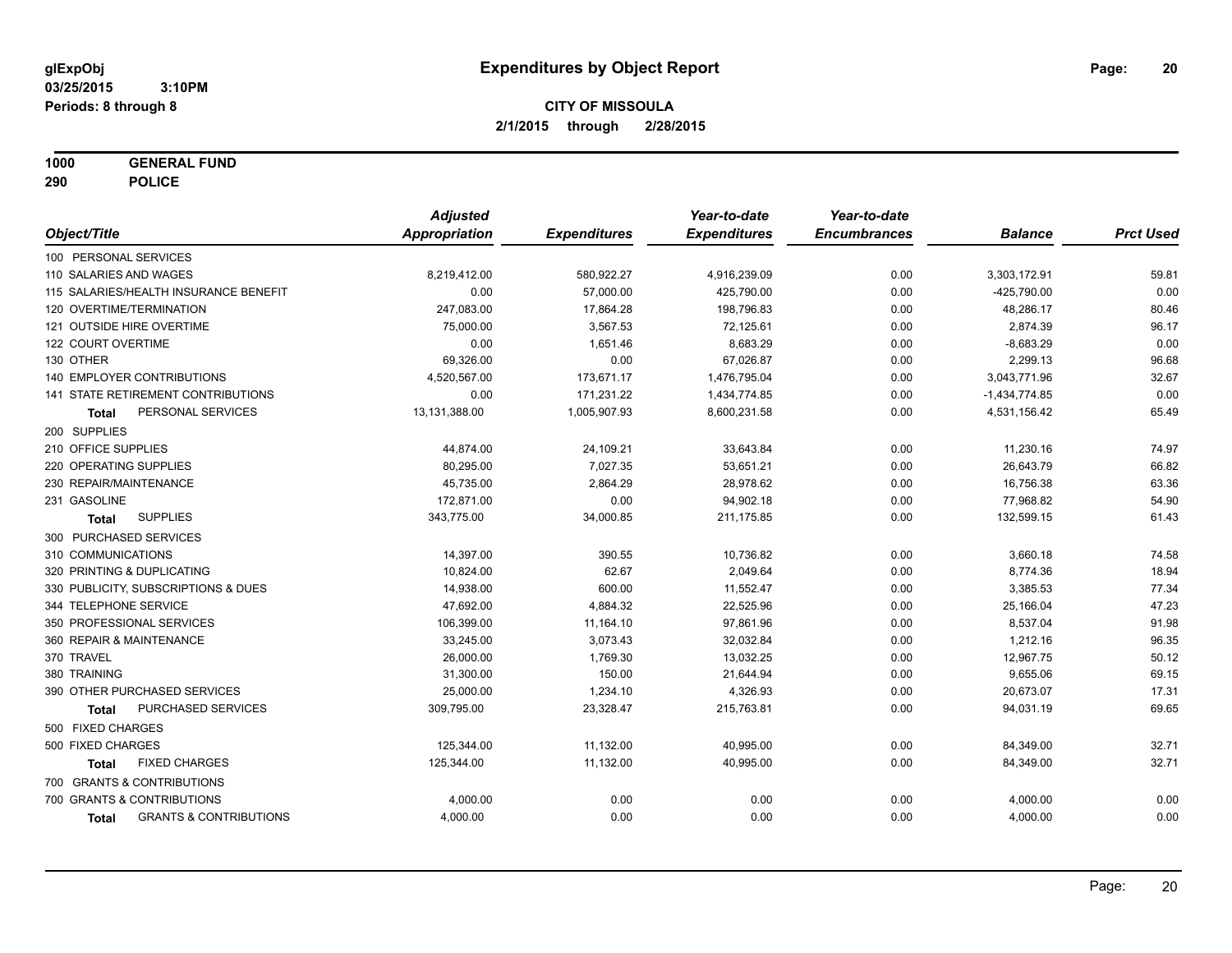# Expenditures by Object Report

glExpObj
03/25/2015 3:10PM
Periods: 8 through 8

**CITY OF MISSOULA**
**2/1/2015 through 2/28/2015**

**1000 GENERAL FUND**
**290 POLICE**

| Object/Title | Adjusted Appropriation | Expenditures | Year-to-date Expenditures | Year-to-date Encumbrances | Balance | Prct Used |
|---|---|---|---|---|---|---|
| 100 PERSONAL SERVICES | | | | | | |
| 110 SALARIES AND WAGES | 8,219,412.00 | 580,922.27 | 4,916,239.09 | 0.00 | 3,303,172.91 | 59.81 |
| 115 SALARIES/HEALTH INSURANCE BENEFIT | 0.00 | 57,000.00 | 425,790.00 | 0.00 | -425,790.00 | 0.00 |
| 120 OVERTIME/TERMINATION | 247,083.00 | 17,864.28 | 198,796.83 | 0.00 | 48,286.17 | 80.46 |
| 121 OUTSIDE HIRE OVERTIME | 75,000.00 | 3,567.53 | 72,125.61 | 0.00 | 2,874.39 | 96.17 |
| 122 COURT OVERTIME | 0.00 | 1,651.46 | 8,683.29 | 0.00 | -8,683.29 | 0.00 |
| 130 OTHER | 69,326.00 | 0.00 | 67,026.87 | 0.00 | 2,299.13 | 96.68 |
| 140 EMPLOYER CONTRIBUTIONS | 4,520,567.00 | 173,671.17 | 1,476,795.04 | 0.00 | 3,043,771.96 | 32.67 |
| 141 STATE RETIREMENT CONTRIBUTIONS | 0.00 | 171,231.22 | 1,434,774.85 | 0.00 | -1,434,774.85 | 0.00 |
| **Total** PERSONAL SERVICES | 13,131,388.00 | 1,005,907.93 | 8,600,231.58 | 0.00 | 4,531,156.42 | 65.49 |
| 200 SUPPLIES | | | | | | |
| 210 OFFICE SUPPLIES | 44,874.00 | 24,109.21 | 33,643.84 | 0.00 | 11,230.16 | 74.97 |
| 220 OPERATING SUPPLIES | 80,295.00 | 7,027.35 | 53,651.21 | 0.00 | 26,643.79 | 66.82 |
| 230 REPAIR/MAINTENANCE | 45,735.00 | 2,864.29 | 28,978.62 | 0.00 | 16,756.38 | 63.36 |
| 231 GASOLINE | 172,871.00 | 0.00 | 94,902.18 | 0.00 | 77,968.82 | 54.90 |
| **Total** SUPPLIES | 343,775.00 | 34,000.85 | 211,175.85 | 0.00 | 132,599.15 | 61.43 |
| 300 PURCHASED SERVICES | | | | | | |
| 310 COMMUNICATIONS | 14,397.00 | 390.55 | 10,736.82 | 0.00 | 3,660.18 | 74.58 |
| 320 PRINTING & DUPLICATING | 10,824.00 | 62.67 | 2,049.64 | 0.00 | 8,774.36 | 18.94 |
| 330 PUBLICITY, SUBSCRIPTIONS & DUES | 14,938.00 | 600.00 | 11,552.47 | 0.00 | 3,385.53 | 77.34 |
| 344 TELEPHONE SERVICE | 47,692.00 | 4,884.32 | 22,525.96 | 0.00 | 25,166.04 | 47.23 |
| 350 PROFESSIONAL SERVICES | 106,399.00 | 11,164.10 | 97,861.96 | 0.00 | 8,537.04 | 91.98 |
| 360 REPAIR & MAINTENANCE | 33,245.00 | 3,073.43 | 32,032.84 | 0.00 | 1,212.16 | 96.35 |
| 370 TRAVEL | 26,000.00 | 1,769.30 | 13,032.25 | 0.00 | 12,967.75 | 50.12 |
| 380 TRAINING | 31,300.00 | 150.00 | 21,644.94 | 0.00 | 9,655.06 | 69.15 |
| 390 OTHER PURCHASED SERVICES | 25,000.00 | 1,234.10 | 4,326.93 | 0.00 | 20,673.07 | 17.31 |
| **Total** PURCHASED SERVICES | 309,795.00 | 23,328.47 | 215,763.81 | 0.00 | 94,031.19 | 69.65 |
| 500 FIXED CHARGES | | | | | | |
| 500 FIXED CHARGES | 125,344.00 | 11,132.00 | 40,995.00 | 0.00 | 84,349.00 | 32.71 |
| **Total** FIXED CHARGES | 125,344.00 | 11,132.00 | 40,995.00 | 0.00 | 84,349.00 | 32.71 |
| 700 GRANTS & CONTRIBUTIONS | | | | | | |
| 700 GRANTS & CONTRIBUTIONS | 4,000.00 | 0.00 | 0.00 | 0.00 | 4,000.00 | 0.00 |
| **Total** GRANTS & CONTRIBUTIONS | 4,000.00 | 0.00 | 0.00 | 0.00 | 4,000.00 | 0.00 |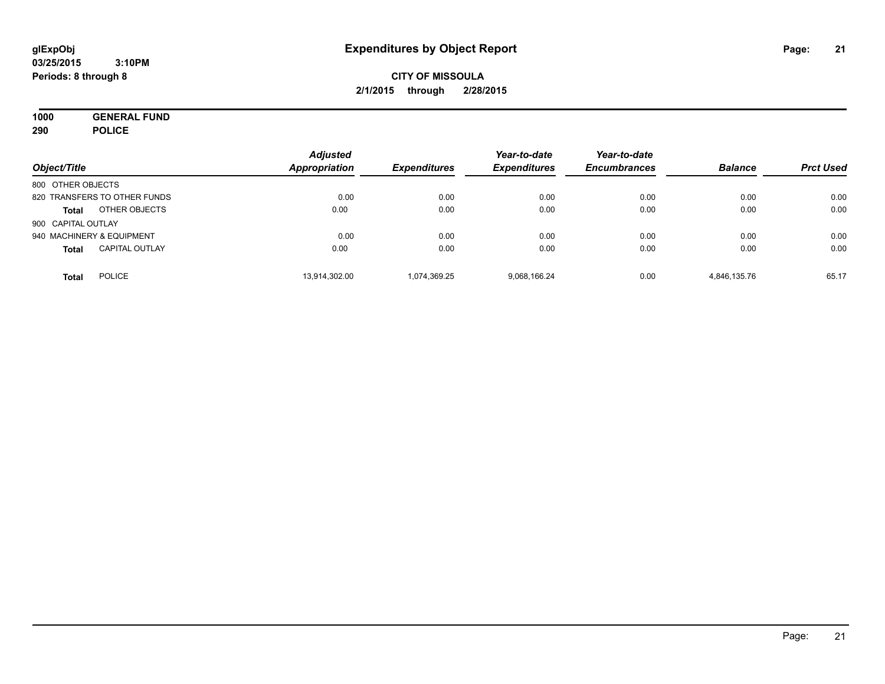# Expenditures by Object Report

glExpObj
03/25/2015 3:10PM
Periods: 8 through 8

**CITY OF MISSOULA**
**2/1/2015 through 2/28/2015**

**1000 GENERAL FUND**
**290 POLICE**

| Object/Title | | Adjusted Appropriation | Expenditures | Year-to-date Expenditures | Year-to-date Encumbrances | Balance | Prct Used |
|---|---|---|---|---|---|---|---|
| 800 OTHER OBJECTS | | | | | | | |
| 820 TRANSFERS TO OTHER FUNDS | | 0.00 | 0.00 | 0.00 | 0.00 | 0.00 | 0.00 |
| **Total** | OTHER OBJECTS | 0.00 | 0.00 | 0.00 | 0.00 | 0.00 | 0.00 |
| 900 CAPITAL OUTLAY | | | | | | | |
| 940 MACHINERY & EQUIPMENT | | 0.00 | 0.00 | 0.00 | 0.00 | 0.00 | 0.00 |
| **Total** | CAPITAL OUTLAY | 0.00 | 0.00 | 0.00 | 0.00 | 0.00 | 0.00 |
| **Total** | POLICE | 13,914,302.00 | 1,074,369.25 | 9,068,166.24 | 0.00 | 4,846,135.76 | 65.17 |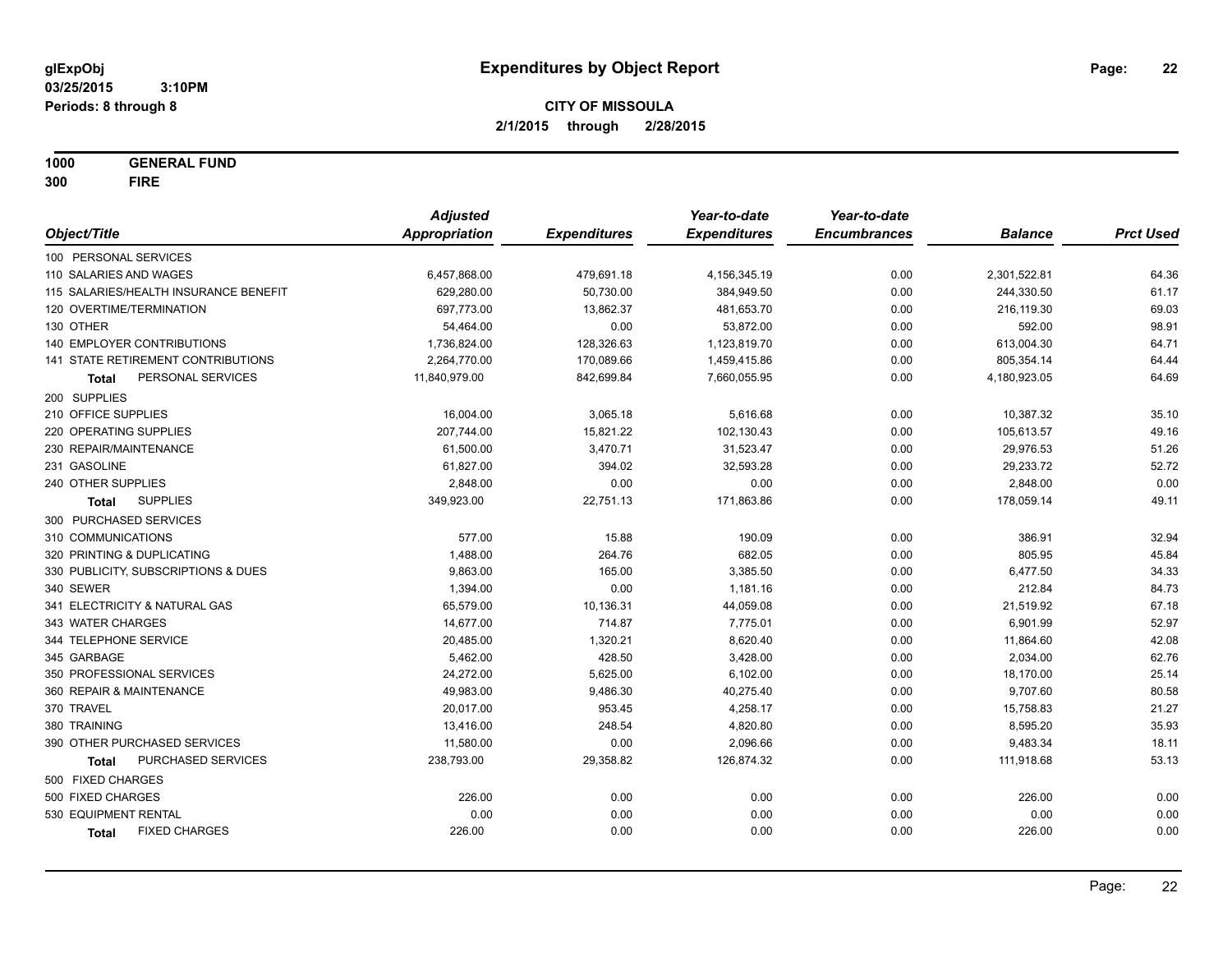**glExpObj** **Expenditures by Object Report**
**03/25/2015 3:10PM**
**Periods: 8 through 8**

**CITY OF MISSOULA**
**2/1/2015 through 2/28/2015**

**1000 GENERAL FUND**
**300 FIRE**

| Object/Title | Adjusted Appropriation | Expenditures | Year-to-date Expenditures | Year-to-date Encumbrances | Balance | Prct Used |
|---|---|---|---|---|---|---|
| 100 PERSONAL SERVICES | | | | | | |
| 110 SALARIES AND WAGES | 6,457,868.00 | 479,691.18 | 4,156,345.19 | 0.00 | 2,301,522.81 | 64.36 |
| 115 SALARIES/HEALTH INSURANCE BENEFIT | 629,280.00 | 50,730.00 | 384,949.50 | 0.00 | 244,330.50 | 61.17 |
| 120 OVERTIME/TERMINATION | 697,773.00 | 13,862.37 | 481,653.70 | 0.00 | 216,119.30 | 69.03 |
| 130 OTHER | 54,464.00 | 0.00 | 53,872.00 | 0.00 | 592.00 | 98.91 |
| 140 EMPLOYER CONTRIBUTIONS | 1,736,824.00 | 128,326.63 | 1,123,819.70 | 0.00 | 613,004.30 | 64.71 |
| 141 STATE RETIREMENT CONTRIBUTIONS | 2,264,770.00 | 170,089.66 | 1,459,415.86 | 0.00 | 805,354.14 | 64.44 |
| **Total** PERSONAL SERVICES | 11,840,979.00 | 842,699.84 | 7,660,055.95 | 0.00 | 4,180,923.05 | 64.69 |
| 200 SUPPLIES | | | | | | |
| 210 OFFICE SUPPLIES | 16,004.00 | 3,065.18 | 5,616.68 | 0.00 | 10,387.32 | 35.10 |
| 220 OPERATING SUPPLIES | 207,744.00 | 15,821.22 | 102,130.43 | 0.00 | 105,613.57 | 49.16 |
| 230 REPAIR/MAINTENANCE | 61,500.00 | 3,470.71 | 31,523.47 | 0.00 | 29,976.53 | 51.26 |
| 231 GASOLINE | 61,827.00 | 394.02 | 32,593.28 | 0.00 | 29,233.72 | 52.72 |
| 240 OTHER SUPPLIES | 2,848.00 | 0.00 | 0.00 | 0.00 | 2,848.00 | 0.00 |
| **Total** SUPPLIES | 349,923.00 | 22,751.13 | 171,863.86 | 0.00 | 178,059.14 | 49.11 |
| 300 PURCHASED SERVICES | | | | | | |
| 310 COMMUNICATIONS | 577.00 | 15.88 | 190.09 | 0.00 | 386.91 | 32.94 |
| 320 PRINTING & DUPLICATING | 1,488.00 | 264.76 | 682.05 | 0.00 | 805.95 | 45.84 |
| 330 PUBLICITY, SUBSCRIPTIONS & DUES | 9,863.00 | 165.00 | 3,385.50 | 0.00 | 6,477.50 | 34.33 |
| 340 SEWER | 1,394.00 | 0.00 | 1,181.16 | 0.00 | 212.84 | 84.73 |
| 341 ELECTRICITY & NATURAL GAS | 65,579.00 | 10,136.31 | 44,059.08 | 0.00 | 21,519.92 | 67.18 |
| 343 WATER CHARGES | 14,677.00 | 714.87 | 7,775.01 | 0.00 | 6,901.99 | 52.97 |
| 344 TELEPHONE SERVICE | 20,485.00 | 1,320.21 | 8,620.40 | 0.00 | 11,864.60 | 42.08 |
| 345 GARBAGE | 5,462.00 | 428.50 | 3,428.00 | 0.00 | 2,034.00 | 62.76 |
| 350 PROFESSIONAL SERVICES | 24,272.00 | 5,625.00 | 6,102.00 | 0.00 | 18,170.00 | 25.14 |
| 360 REPAIR & MAINTENANCE | 49,983.00 | 9,486.30 | 40,275.40 | 0.00 | 9,707.60 | 80.58 |
| 370 TRAVEL | 20,017.00 | 953.45 | 4,258.17 | 0.00 | 15,758.83 | 21.27 |
| 380 TRAINING | 13,416.00 | 248.54 | 4,820.80 | 0.00 | 8,595.20 | 35.93 |
| 390 OTHER PURCHASED SERVICES | 11,580.00 | 0.00 | 2,096.66 | 0.00 | 9,483.34 | 18.11 |
| **Total** PURCHASED SERVICES | 238,793.00 | 29,358.82 | 126,874.32 | 0.00 | 111,918.68 | 53.13 |
| 500 FIXED CHARGES | | | | | | |
| 500 FIXED CHARGES | 226.00 | 0.00 | 0.00 | 0.00 | 226.00 | 0.00 |
| 530 EQUIPMENT RENTAL | 0.00 | 0.00 | 0.00 | 0.00 | 0.00 | 0.00 |
| **Total** FIXED CHARGES | 226.00 | 0.00 | 0.00 | 0.00 | 226.00 | 0.00 |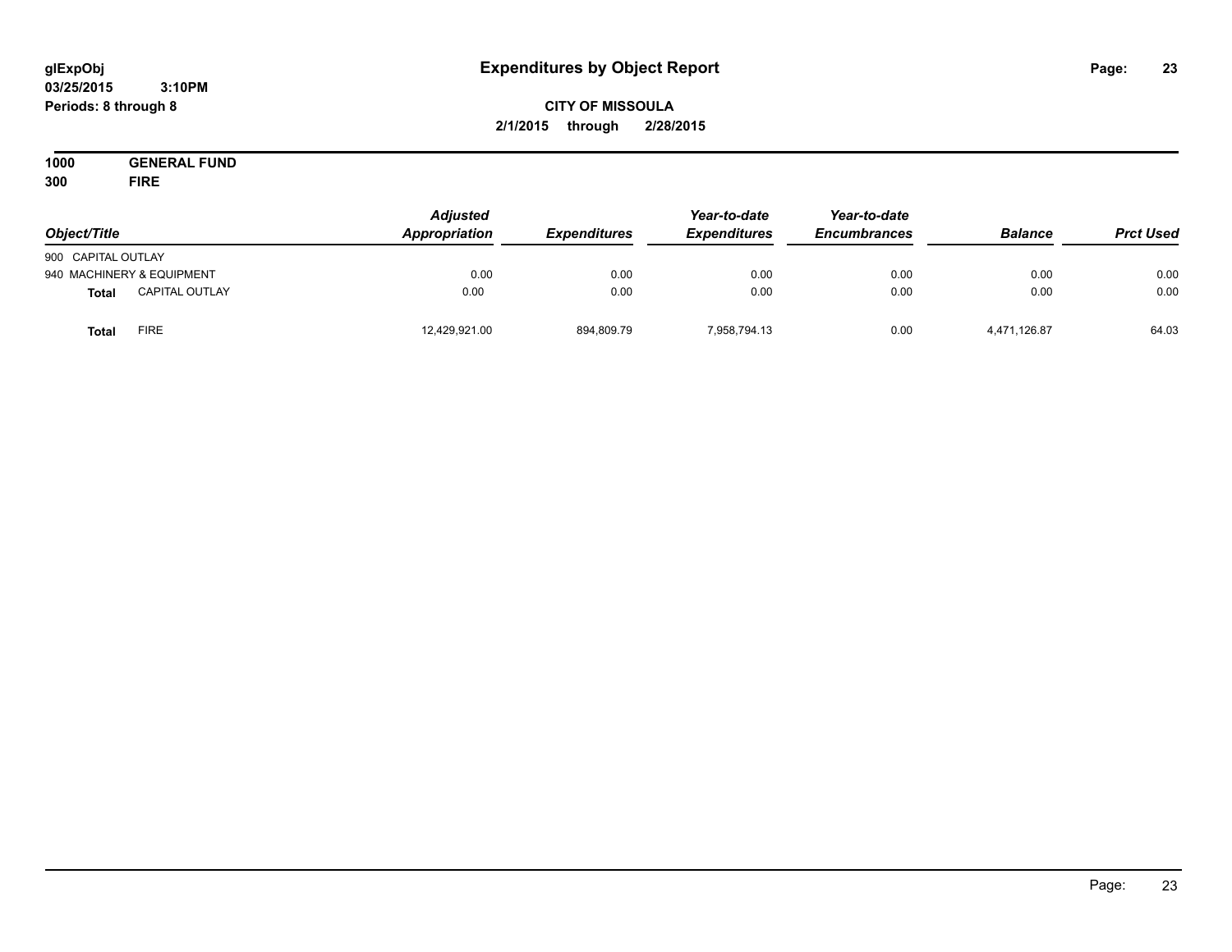**glExpObj**
**03/25/2015 3:10PM**
**Periods: 8 through 8**

# Expenditures by Object Report

**CITY OF MISSOULA**
**2/1/2015 through 2/28/2015**

**1000 GENERAL FUND**
**300 FIRE**

| *Object/Title* | | *Adjusted Appropriation* | *Expenditures* | *Year-to-date Expenditures* | *Year-to-date Encumbrances* | *Balance* | *Prct Used* |
|---|---|---|---|---|---|---|---|
| 900 CAPITAL OUTLAY | | | | | | | |
| 940 MACHINERY & EQUIPMENT | | 0.00 | 0.00 | 0.00 | 0.00 | 0.00 | 0.00 |
| **Total** | CAPITAL OUTLAY | 0.00 | 0.00 | 0.00 | 0.00 | 0.00 | 0.00 |
| **Total** | FIRE | 12,429,921.00 | 894,809.79 | 7,958,794.13 | 0.00 | 4,471,126.87 | 64.03 |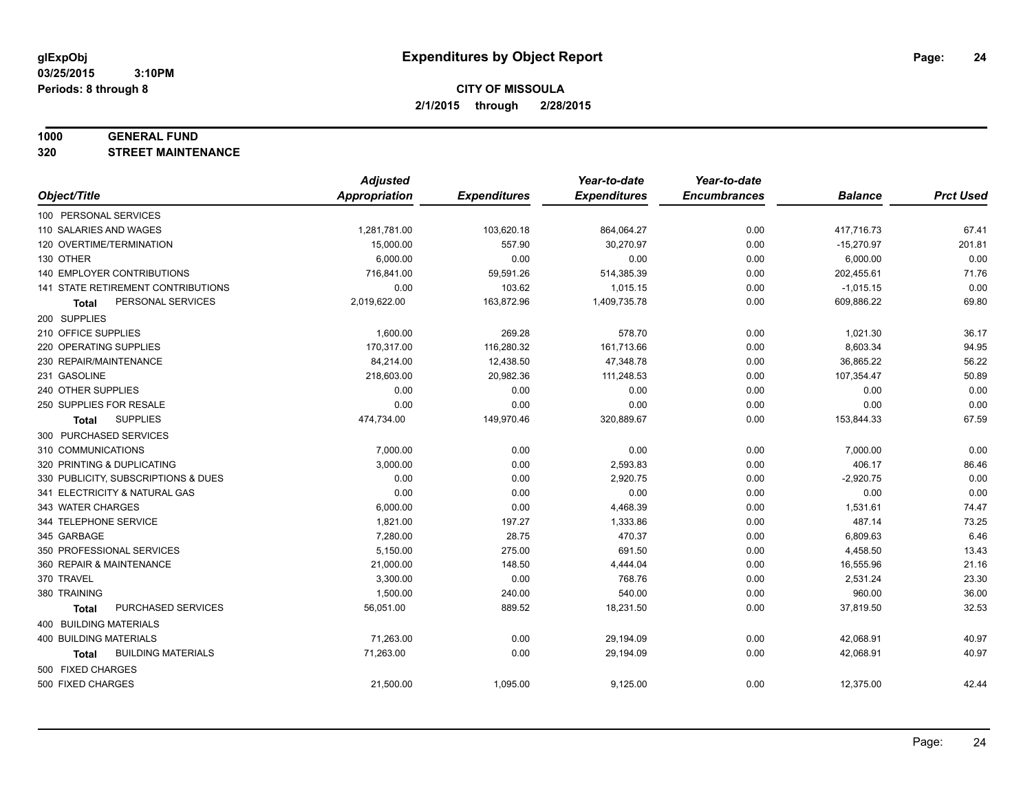**glExpObj**
**03/25/2015 3:10PM**
**Periods: 8 through 8**

# Expenditures by Object Report

**CITY OF MISSOULA**
**2/1/2015 through 2/28/2015**

**1000 GENERAL FUND**
**320 STREET MAINTENANCE**

| Object/Title | Adjusted Appropriation | Expenditures | Year-to-date Expenditures | Year-to-date Encumbrances | Balance | Prct Used |
|---|---|---|---|---|---|---|
| 100 PERSONAL SERVICES | | | | | | |
| 110 SALARIES AND WAGES | 1,281,781.00 | 103,620.18 | 864,064.27 | 0.00 | 417,716.73 | 67.41 |
| 120 OVERTIME/TERMINATION | 15,000.00 | 557.90 | 30,270.97 | 0.00 | -15,270.97 | 201.81 |
| 130 OTHER | 6,000.00 | 0.00 | 0.00 | 0.00 | 6,000.00 | 0.00 |
| 140 EMPLOYER CONTRIBUTIONS | 716,841.00 | 59,591.26 | 514,385.39 | 0.00 | 202,455.61 | 71.76 |
| 141 STATE RETIREMENT CONTRIBUTIONS | 0.00 | 103.62 | 1,015.15 | 0.00 | -1,015.15 | 0.00 |
| **Total** PERSONAL SERVICES | 2,019,622.00 | 163,872.96 | 1,409,735.78 | 0.00 | 609,886.22 | 69.80 |
| 200 SUPPLIES | | | | | | |
| 210 OFFICE SUPPLIES | 1,600.00 | 269.28 | 578.70 | 0.00 | 1,021.30 | 36.17 |
| 220 OPERATING SUPPLIES | 170,317.00 | 116,280.32 | 161,713.66 | 0.00 | 8,603.34 | 94.95 |
| 230 REPAIR/MAINTENANCE | 84,214.00 | 12,438.50 | 47,348.78 | 0.00 | 36,865.22 | 56.22 |
| 231 GASOLINE | 218,603.00 | 20,982.36 | 111,248.53 | 0.00 | 107,354.47 | 50.89 |
| 240 OTHER SUPPLIES | 0.00 | 0.00 | 0.00 | 0.00 | 0.00 | 0.00 |
| 250 SUPPLIES FOR RESALE | 0.00 | 0.00 | 0.00 | 0.00 | 0.00 | 0.00 |
| **Total** SUPPLIES | 474,734.00 | 149,970.46 | 320,889.67 | 0.00 | 153,844.33 | 67.59 |
| 300 PURCHASED SERVICES | | | | | | |
| 310 COMMUNICATIONS | 7,000.00 | 0.00 | 0.00 | 0.00 | 7,000.00 | 0.00 |
| 320 PRINTING & DUPLICATING | 3,000.00 | 0.00 | 2,593.83 | 0.00 | 406.17 | 86.46 |
| 330 PUBLICITY, SUBSCRIPTIONS & DUES | 0.00 | 0.00 | 2,920.75 | 0.00 | -2,920.75 | 0.00 |
| 341 ELECTRICITY & NATURAL GAS | 0.00 | 0.00 | 0.00 | 0.00 | 0.00 | 0.00 |
| 343 WATER CHARGES | 6,000.00 | 0.00 | 4,468.39 | 0.00 | 1,531.61 | 74.47 |
| 344 TELEPHONE SERVICE | 1,821.00 | 197.27 | 1,333.86 | 0.00 | 487.14 | 73.25 |
| 345 GARBAGE | 7,280.00 | 28.75 | 470.37 | 0.00 | 6,809.63 | 6.46 |
| 350 PROFESSIONAL SERVICES | 5,150.00 | 275.00 | 691.50 | 0.00 | 4,458.50 | 13.43 |
| 360 REPAIR & MAINTENANCE | 21,000.00 | 148.50 | 4,444.04 | 0.00 | 16,555.96 | 21.16 |
| 370 TRAVEL | 3,300.00 | 0.00 | 768.76 | 0.00 | 2,531.24 | 23.30 |
| 380 TRAINING | 1,500.00 | 240.00 | 540.00 | 0.00 | 960.00 | 36.00 |
| **Total** PURCHASED SERVICES | 56,051.00 | 889.52 | 18,231.50 | 0.00 | 37,819.50 | 32.53 |
| 400 BUILDING MATERIALS | | | | | | |
| 400 BUILDING MATERIALS | 71,263.00 | 0.00 | 29,194.09 | 0.00 | 42,068.91 | 40.97 |
| **Total** BUILDING MATERIALS | 71,263.00 | 0.00 | 29,194.09 | 0.00 | 42,068.91 | 40.97 |
| 500 FIXED CHARGES | | | | | | |
| 500 FIXED CHARGES | 21,500.00 | 1,095.00 | 9,125.00 | 0.00 | 12,375.00 | 42.44 |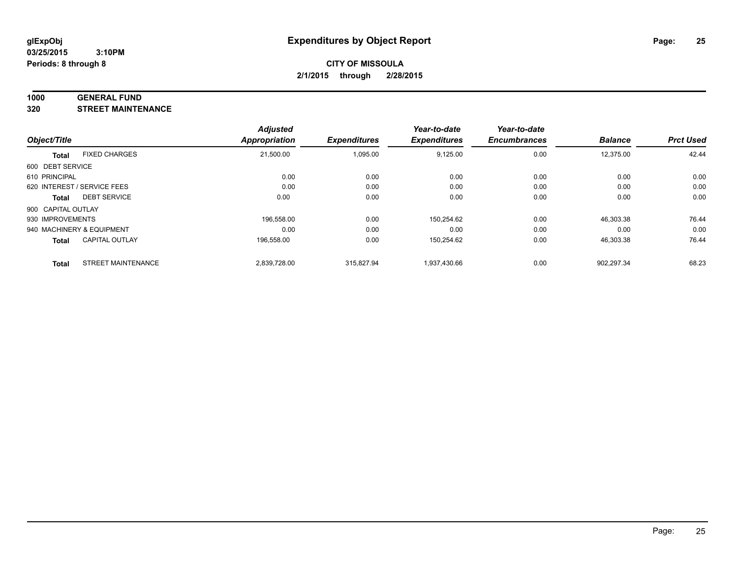# Expenditures by Object Report

glExpObj
03/25/2015 3:10PM
Periods: 8 through 8

**CITY OF MISSOULA**
**2/1/2015 through 2/28/2015**

**1000 GENERAL FUND**
**320 STREET MAINTENANCE**

| Object/Title | | Adjusted Appropriation | Expenditures | Year-to-date Expenditures | Year-to-date Encumbrances | Balance | Prct Used |
|---|---|---|---|---|---|---|---|
| **Total** | FIXED CHARGES | 21,500.00 | 1,095.00 | 9,125.00 | 0.00 | 12,375.00 | 42.44 |
| 600 DEBT SERVICE | | | | | | | |
| 610 PRINCIPAL | | 0.00 | 0.00 | 0.00 | 0.00 | 0.00 | 0.00 |
| 620 INTEREST / SERVICE FEES | | 0.00 | 0.00 | 0.00 | 0.00 | 0.00 | 0.00 |
| **Total** | DEBT SERVICE | 0.00 | 0.00 | 0.00 | 0.00 | 0.00 | 0.00 |
| 900 CAPITAL OUTLAY | | | | | | | |
| 930 IMPROVEMENTS | | 196,558.00 | 0.00 | 150,254.62 | 0.00 | 46,303.38 | 76.44 |
| 940 MACHINERY & EQUIPMENT | | 0.00 | 0.00 | 0.00 | 0.00 | 0.00 | 0.00 |
| **Total** | CAPITAL OUTLAY | 196,558.00 | 0.00 | 150,254.62 | 0.00 | 46,303.38 | 76.44 |
| **Total** | STREET MAINTENANCE | 2,839,728.00 | 315,827.94 | 1,937,430.66 | 0.00 | 902,297.34 | 68.23 |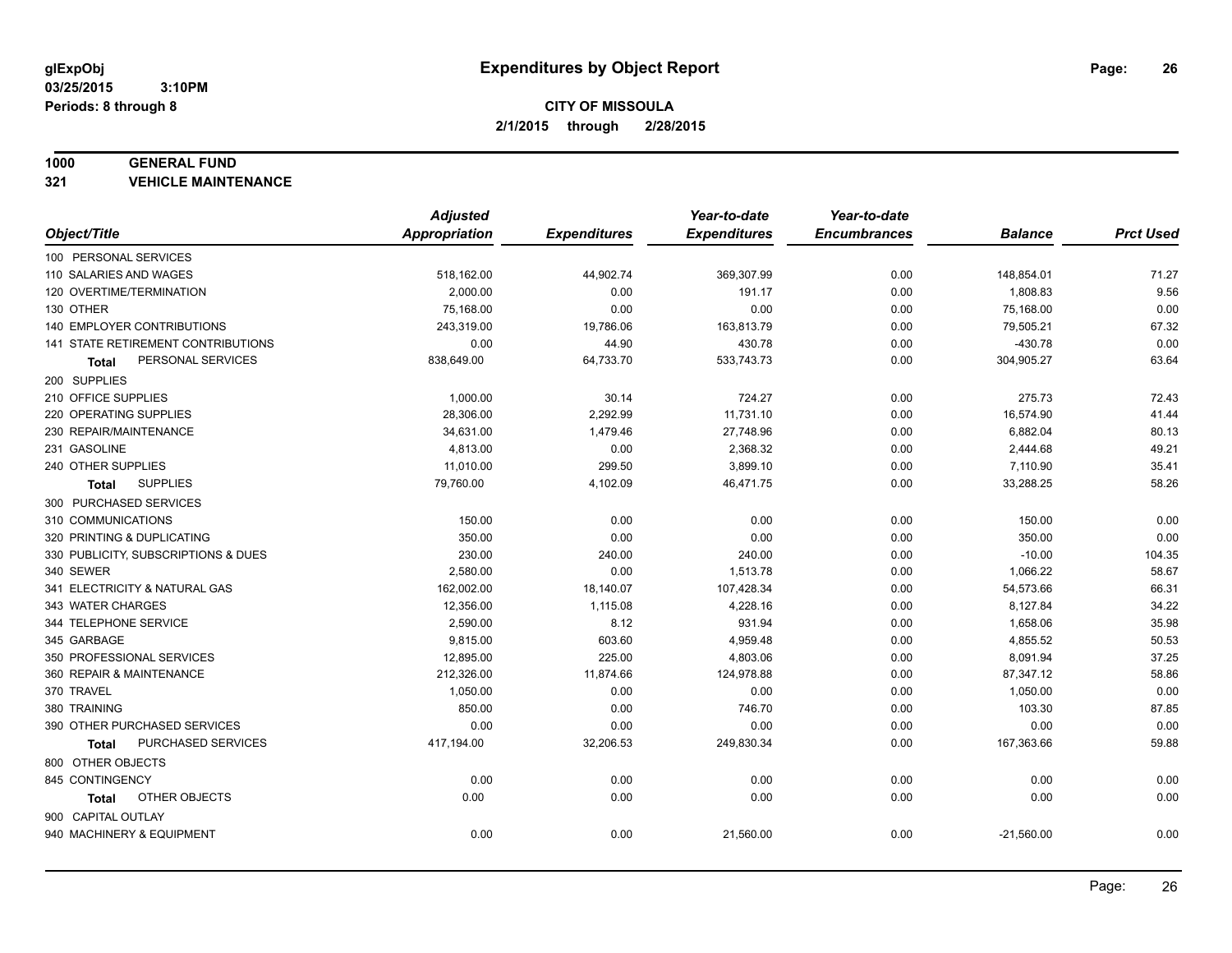# Expenditures by Object Report

glExpObj
03/25/2015 3:10PM
Periods: 8 through 8

**CITY OF MISSOULA**
**2/1/2015 through 2/28/2015**

**1000 GENERAL FUND**
**321 VEHICLE MAINTENANCE**

| Object/Title | Adjusted Appropriation | Expenditures | Year-to-date Expenditures | Year-to-date Encumbrances | Balance | Prct Used |
|---|---|---|---|---|---|---|
| 100 PERSONAL SERVICES | | | | | | |
| 110 SALARIES AND WAGES | 518,162.00 | 44,902.74 | 369,307.99 | 0.00 | 148,854.01 | 71.27 |
| 120 OVERTIME/TERMINATION | 2,000.00 | 0.00 | 191.17 | 0.00 | 1,808.83 | 9.56 |
| 130 OTHER | 75,168.00 | 0.00 | 0.00 | 0.00 | 75,168.00 | 0.00 |
| 140 EMPLOYER CONTRIBUTIONS | 243,319.00 | 19,786.06 | 163,813.79 | 0.00 | 79,505.21 | 67.32 |
| 141 STATE RETIREMENT CONTRIBUTIONS | 0.00 | 44.90 | 430.78 | 0.00 | -430.78 | 0.00 |
| **Total** PERSONAL SERVICES | 838,649.00 | 64,733.70 | 533,743.73 | 0.00 | 304,905.27 | 63.64 |
| 200 SUPPLIES | | | | | | |
| 210 OFFICE SUPPLIES | 1,000.00 | 30.14 | 724.27 | 0.00 | 275.73 | 72.43 |
| 220 OPERATING SUPPLIES | 28,306.00 | 2,292.99 | 11,731.10 | 0.00 | 16,574.90 | 41.44 |
| 230 REPAIR/MAINTENANCE | 34,631.00 | 1,479.46 | 27,748.96 | 0.00 | 6,882.04 | 80.13 |
| 231 GASOLINE | 4,813.00 | 0.00 | 2,368.32 | 0.00 | 2,444.68 | 49.21 |
| 240 OTHER SUPPLIES | 11,010.00 | 299.50 | 3,899.10 | 0.00 | 7,110.90 | 35.41 |
| **Total** SUPPLIES | 79,760.00 | 4,102.09 | 46,471.75 | 0.00 | 33,288.25 | 58.26 |
| 300 PURCHASED SERVICES | | | | | | |
| 310 COMMUNICATIONS | 150.00 | 0.00 | 0.00 | 0.00 | 150.00 | 0.00 |
| 320 PRINTING & DUPLICATING | 350.00 | 0.00 | 0.00 | 0.00 | 350.00 | 0.00 |
| 330 PUBLICITY, SUBSCRIPTIONS & DUES | 230.00 | 240.00 | 240.00 | 0.00 | -10.00 | 104.35 |
| 340 SEWER | 2,580.00 | 0.00 | 1,513.78 | 0.00 | 1,066.22 | 58.67 |
| 341 ELECTRICITY & NATURAL GAS | 162,002.00 | 18,140.07 | 107,428.34 | 0.00 | 54,573.66 | 66.31 |
| 343 WATER CHARGES | 12,356.00 | 1,115.08 | 4,228.16 | 0.00 | 8,127.84 | 34.22 |
| 344 TELEPHONE SERVICE | 2,590.00 | 8.12 | 931.94 | 0.00 | 1,658.06 | 35.98 |
| 345 GARBAGE | 9,815.00 | 603.60 | 4,959.48 | 0.00 | 4,855.52 | 50.53 |
| 350 PROFESSIONAL SERVICES | 12,895.00 | 225.00 | 4,803.06 | 0.00 | 8,091.94 | 37.25 |
| 360 REPAIR & MAINTENANCE | 212,326.00 | 11,874.66 | 124,978.88 | 0.00 | 87,347.12 | 58.86 |
| 370 TRAVEL | 1,050.00 | 0.00 | 0.00 | 0.00 | 1,050.00 | 0.00 |
| 380 TRAINING | 850.00 | 0.00 | 746.70 | 0.00 | 103.30 | 87.85 |
| 390 OTHER PURCHASED SERVICES | 0.00 | 0.00 | 0.00 | 0.00 | 0.00 | 0.00 |
| **Total** PURCHASED SERVICES | 417,194.00 | 32,206.53 | 249,830.34 | 0.00 | 167,363.66 | 59.88 |
| 800 OTHER OBJECTS | | | | | | |
| 845 CONTINGENCY | 0.00 | 0.00 | 0.00 | 0.00 | 0.00 | 0.00 |
| **Total** OTHER OBJECTS | 0.00 | 0.00 | 0.00 | 0.00 | 0.00 | 0.00 |
| 900 CAPITAL OUTLAY | | | | | | |
| 940 MACHINERY & EQUIPMENT | 0.00 | 0.00 | 21,560.00 | 0.00 | -21,560.00 | 0.00 |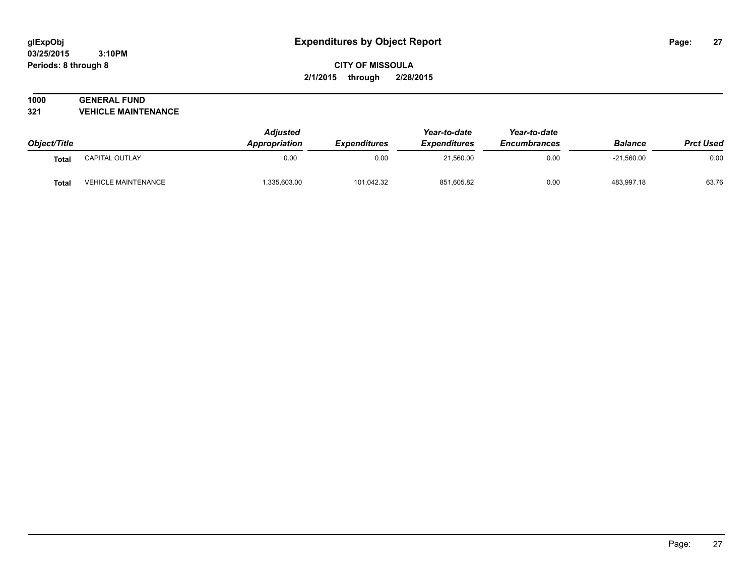# Expenditures by Object Report

glExpObj
03/25/2015 3:10PM
Periods: 8 through 8

**CITY OF MISSOULA**
**2/1/2015 through 2/28/2015**

**1000 GENERAL FUND**
**321 VEHICLE MAINTENANCE**

| Object/Title | | Adjusted Appropriation | Expenditures | Year-to-date Expenditures | Year-to-date Encumbrances | Balance | Prct Used |
|---|---|---|---|---|---|---|---|
| **Total** | CAPITAL OUTLAY | 0.00 | 0.00 | 21,560.00 | 0.00 | -21,560.00 | 0.00 |
| **Total** | VEHICLE MAINTENANCE | 1,335,603.00 | 101,042.32 | 851,605.82 | 0.00 | 483,997.18 | 63.76 |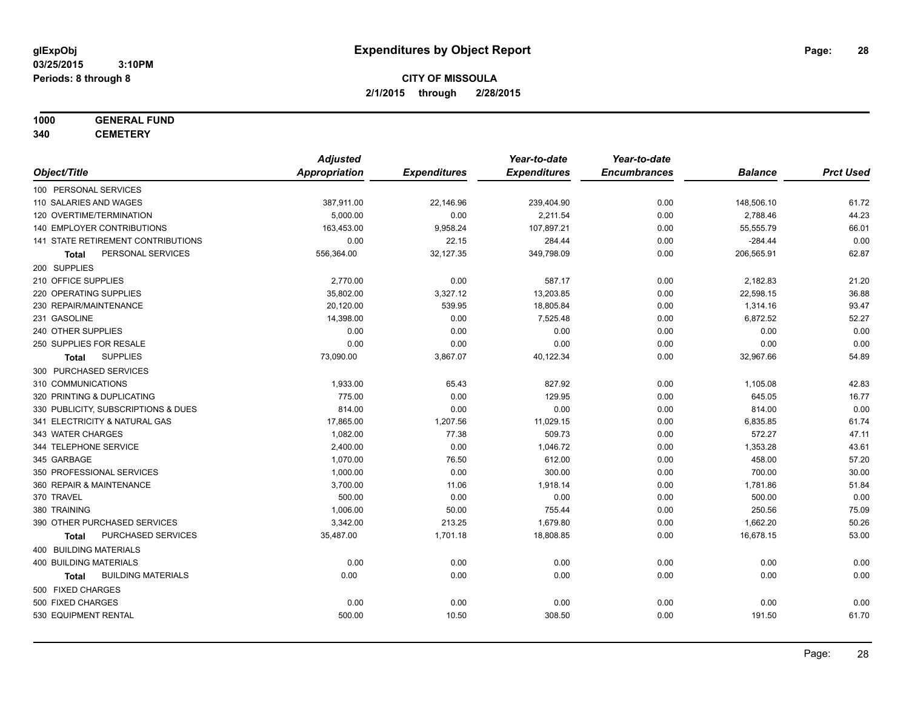# Expenditures by Object Report

glExpObj
03/25/2015 3:10PM
Periods: 8 through 8

**CITY OF MISSOULA**
**2/1/2015 through 2/28/2015**

**1000 GENERAL FUND**
**340 CEMETERY**

| Object/Title | Adjusted Appropriation | Expenditures | Year-to-date Expenditures | Year-to-date Encumbrances | Balance | Prct Used |
|---|---|---|---|---|---|---|
| 100 PERSONAL SERVICES | | | | | | |
| 110 SALARIES AND WAGES | 387,911.00 | 22,146.96 | 239,404.90 | 0.00 | 148,506.10 | 61.72 |
| 120 OVERTIME/TERMINATION | 5,000.00 | 0.00 | 2,211.54 | 0.00 | 2,788.46 | 44.23 |
| 140 EMPLOYER CONTRIBUTIONS | 163,453.00 | 9,958.24 | 107,897.21 | 0.00 | 55,555.79 | 66.01 |
| 141 STATE RETIREMENT CONTRIBUTIONS | 0.00 | 22.15 | 284.44 | 0.00 | -284.44 | 0.00 |
| **Total** PERSONAL SERVICES | 556,364.00 | 32,127.35 | 349,798.09 | 0.00 | 206,565.91 | 62.87 |
| 200 SUPPLIES | | | | | | |
| 210 OFFICE SUPPLIES | 2,770.00 | 0.00 | 587.17 | 0.00 | 2,182.83 | 21.20 |
| 220 OPERATING SUPPLIES | 35,802.00 | 3,327.12 | 13,203.85 | 0.00 | 22,598.15 | 36.88 |
| 230 REPAIR/MAINTENANCE | 20,120.00 | 539.95 | 18,805.84 | 0.00 | 1,314.16 | 93.47 |
| 231 GASOLINE | 14,398.00 | 0.00 | 7,525.48 | 0.00 | 6,872.52 | 52.27 |
| 240 OTHER SUPPLIES | 0.00 | 0.00 | 0.00 | 0.00 | 0.00 | 0.00 |
| 250 SUPPLIES FOR RESALE | 0.00 | 0.00 | 0.00 | 0.00 | 0.00 | 0.00 |
| **Total** SUPPLIES | 73,090.00 | 3,867.07 | 40,122.34 | 0.00 | 32,967.66 | 54.89 |
| 300 PURCHASED SERVICES | | | | | | |
| 310 COMMUNICATIONS | 1,933.00 | 65.43 | 827.92 | 0.00 | 1,105.08 | 42.83 |
| 320 PRINTING & DUPLICATING | 775.00 | 0.00 | 129.95 | 0.00 | 645.05 | 16.77 |
| 330 PUBLICITY, SUBSCRIPTIONS & DUES | 814.00 | 0.00 | 0.00 | 0.00 | 814.00 | 0.00 |
| 341 ELECTRICITY & NATURAL GAS | 17,865.00 | 1,207.56 | 11,029.15 | 0.00 | 6,835.85 | 61.74 |
| 343 WATER CHARGES | 1,082.00 | 77.38 | 509.73 | 0.00 | 572.27 | 47.11 |
| 344 TELEPHONE SERVICE | 2,400.00 | 0.00 | 1,046.72 | 0.00 | 1,353.28 | 43.61 |
| 345 GARBAGE | 1,070.00 | 76.50 | 612.00 | 0.00 | 458.00 | 57.20 |
| 350 PROFESSIONAL SERVICES | 1,000.00 | 0.00 | 300.00 | 0.00 | 700.00 | 30.00 |
| 360 REPAIR & MAINTENANCE | 3,700.00 | 11.06 | 1,918.14 | 0.00 | 1,781.86 | 51.84 |
| 370 TRAVEL | 500.00 | 0.00 | 0.00 | 0.00 | 500.00 | 0.00 |
| 380 TRAINING | 1,006.00 | 50.00 | 755.44 | 0.00 | 250.56 | 75.09 |
| 390 OTHER PURCHASED SERVICES | 3,342.00 | 213.25 | 1,679.80 | 0.00 | 1,662.20 | 50.26 |
| **Total** PURCHASED SERVICES | 35,487.00 | 1,701.18 | 18,808.85 | 0.00 | 16,678.15 | 53.00 |
| 400 BUILDING MATERIALS | | | | | | |
| 400 BUILDING MATERIALS | 0.00 | 0.00 | 0.00 | 0.00 | 0.00 | 0.00 |
| **Total** BUILDING MATERIALS | 0.00 | 0.00 | 0.00 | 0.00 | 0.00 | 0.00 |
| 500 FIXED CHARGES | | | | | | |
| 500 FIXED CHARGES | 0.00 | 0.00 | 0.00 | 0.00 | 0.00 | 0.00 |
| 530 EQUIPMENT RENTAL | 500.00 | 10.50 | 308.50 | 0.00 | 191.50 | 61.70 |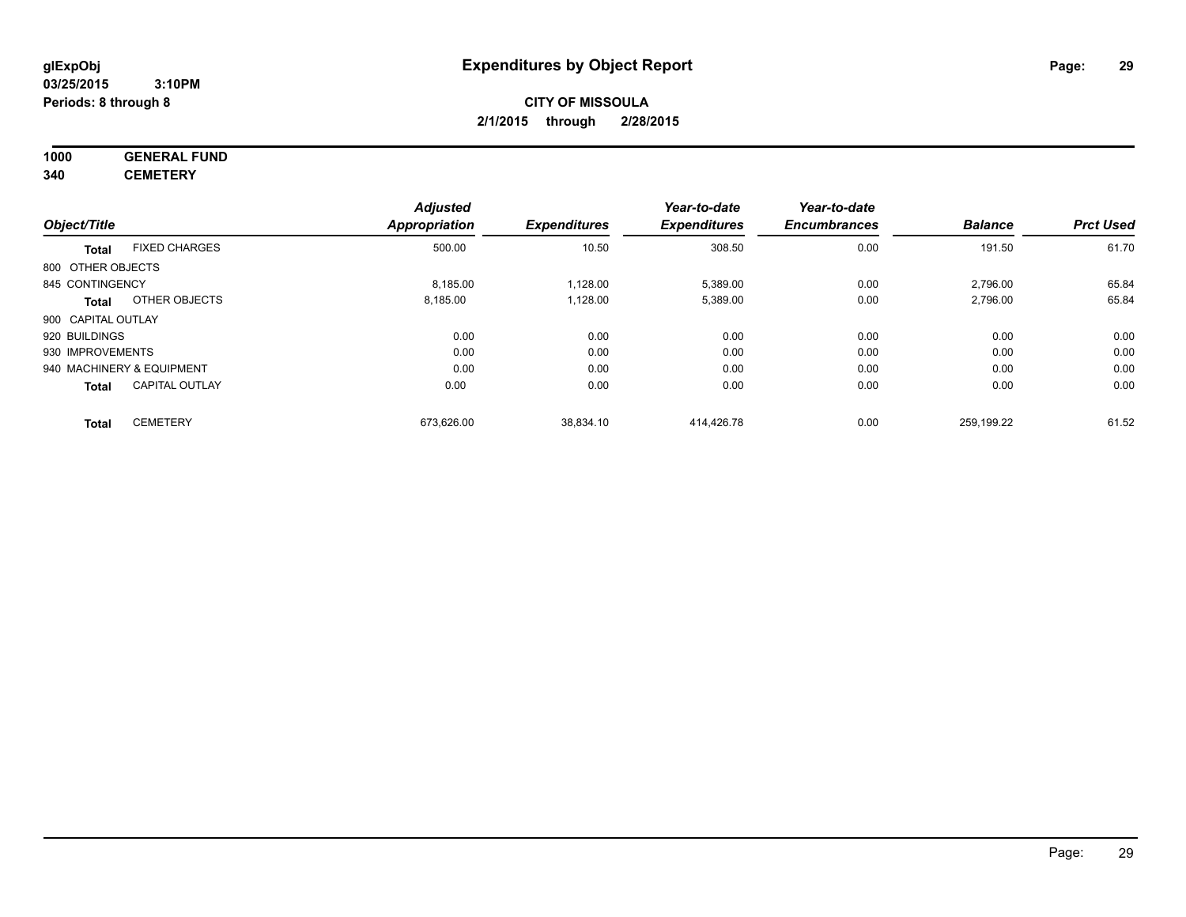# Expenditures by Object Report

glExpObj
03/25/2015 3:10PM
Periods: 8 through 8

**CITY OF MISSOULA**
**2/1/2015 through 2/28/2015**

**1000 GENERAL FUND**
**340 CEMETERY**

| Object/Title | Adjusted Appropriation | Expenditures | Year-to-date Expenditures | Year-to-date Encumbrances | Balance | Prct Used |
|---|---|---|---|---|---|---|
| **Total** FIXED CHARGES | 500.00 | 10.50 | 308.50 | 0.00 | 191.50 | 61.70 |
| 800 OTHER OBJECTS | | | | | | |
| 845 CONTINGENCY | 8,185.00 | 1,128.00 | 5,389.00 | 0.00 | 2,796.00 | 65.84 |
| **Total** OTHER OBJECTS | 8,185.00 | 1,128.00 | 5,389.00 | 0.00 | 2,796.00 | 65.84 |
| 900 CAPITAL OUTLAY | | | | | | |
| 920 BUILDINGS | 0.00 | 0.00 | 0.00 | 0.00 | 0.00 | 0.00 |
| 930 IMPROVEMENTS | 0.00 | 0.00 | 0.00 | 0.00 | 0.00 | 0.00 |
| 940 MACHINERY & EQUIPMENT | 0.00 | 0.00 | 0.00 | 0.00 | 0.00 | 0.00 |
| **Total** CAPITAL OUTLAY | 0.00 | 0.00 | 0.00 | 0.00 | 0.00 | 0.00 |
| **Total** CEMETERY | 673,626.00 | 38,834.10 | 414,426.78 | 0.00 | 259,199.22 | 61.52 |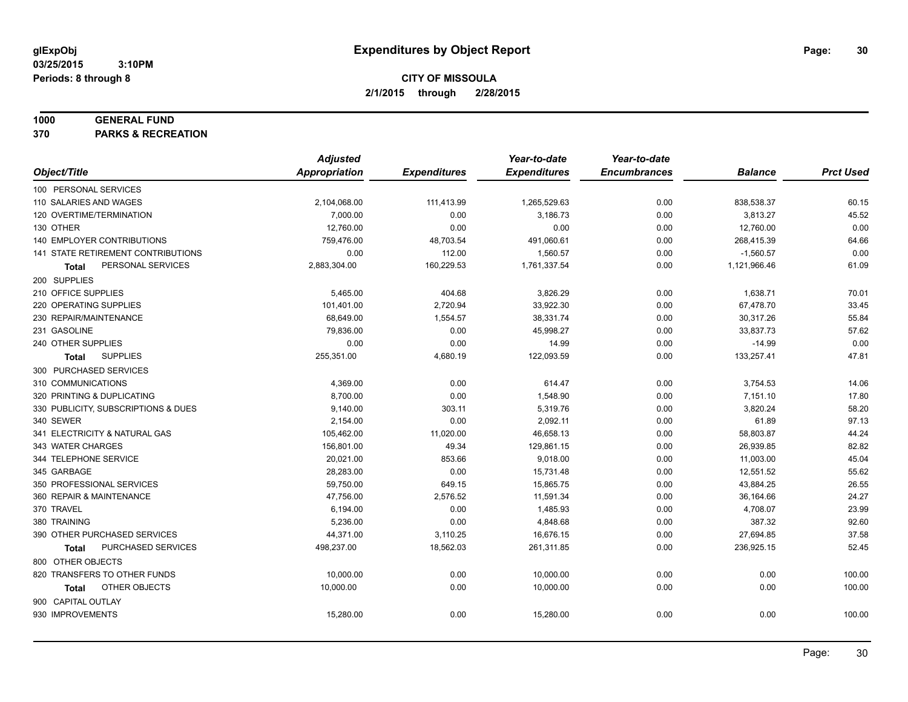**glExpObj**
**03/25/2015 3:10PM**
**Periods: 8 through 8**

# Expenditures by Object Report

**CITY OF MISSOULA**
**2/1/2015 through 2/28/2015**

**1000 GENERAL FUND**
**370 PARKS & RECREATION**

| Object/Title | Adjusted Appropriation | Expenditures | Year-to-date Expenditures | Year-to-date Encumbrances | Balance | Prct Used |
|---|---|---|---|---|---|---|
| 100 PERSONAL SERVICES | | | | | | |
| 110 SALARIES AND WAGES | 2,104,068.00 | 111,413.99 | 1,265,529.63 | 0.00 | 838,538.37 | 60.15 |
| 120 OVERTIME/TERMINATION | 7,000.00 | 0.00 | 3,186.73 | 0.00 | 3,813.27 | 45.52 |
| 130 OTHER | 12,760.00 | 0.00 | 0.00 | 0.00 | 12,760.00 | 0.00 |
| 140 EMPLOYER CONTRIBUTIONS | 759,476.00 | 48,703.54 | 491,060.61 | 0.00 | 268,415.39 | 64.66 |
| 141 STATE RETIREMENT CONTRIBUTIONS | 0.00 | 112.00 | 1,560.57 | 0.00 | -1,560.57 | 0.00 |
| **Total** PERSONAL SERVICES | 2,883,304.00 | 160,229.53 | 1,761,337.54 | 0.00 | 1,121,966.46 | 61.09 |
| 200 SUPPLIES | | | | | | |
| 210 OFFICE SUPPLIES | 5,465.00 | 404.68 | 3,826.29 | 0.00 | 1,638.71 | 70.01 |
| 220 OPERATING SUPPLIES | 101,401.00 | 2,720.94 | 33,922.30 | 0.00 | 67,478.70 | 33.45 |
| 230 REPAIR/MAINTENANCE | 68,649.00 | 1,554.57 | 38,331.74 | 0.00 | 30,317.26 | 55.84 |
| 231 GASOLINE | 79,836.00 | 0.00 | 45,998.27 | 0.00 | 33,837.73 | 57.62 |
| 240 OTHER SUPPLIES | 0.00 | 0.00 | 14.99 | 0.00 | -14.99 | 0.00 |
| **Total** SUPPLIES | 255,351.00 | 4,680.19 | 122,093.59 | 0.00 | 133,257.41 | 47.81 |
| 300 PURCHASED SERVICES | | | | | | |
| 310 COMMUNICATIONS | 4,369.00 | 0.00 | 614.47 | 0.00 | 3,754.53 | 14.06 |
| 320 PRINTING & DUPLICATING | 8,700.00 | 0.00 | 1,548.90 | 0.00 | 7,151.10 | 17.80 |
| 330 PUBLICITY, SUBSCRIPTIONS & DUES | 9,140.00 | 303.11 | 5,319.76 | 0.00 | 3,820.24 | 58.20 |
| 340 SEWER | 2,154.00 | 0.00 | 2,092.11 | 0.00 | 61.89 | 97.13 |
| 341 ELECTRICITY & NATURAL GAS | 105,462.00 | 11,020.00 | 46,658.13 | 0.00 | 58,803.87 | 44.24 |
| 343 WATER CHARGES | 156,801.00 | 49.34 | 129,861.15 | 0.00 | 26,939.85 | 82.82 |
| 344 TELEPHONE SERVICE | 20,021.00 | 853.66 | 9,018.00 | 0.00 | 11,003.00 | 45.04 |
| 345 GARBAGE | 28,283.00 | 0.00 | 15,731.48 | 0.00 | 12,551.52 | 55.62 |
| 350 PROFESSIONAL SERVICES | 59,750.00 | 649.15 | 15,865.75 | 0.00 | 43,884.25 | 26.55 |
| 360 REPAIR & MAINTENANCE | 47,756.00 | 2,576.52 | 11,591.34 | 0.00 | 36,164.66 | 24.27 |
| 370 TRAVEL | 6,194.00 | 0.00 | 1,485.93 | 0.00 | 4,708.07 | 23.99 |
| 380 TRAINING | 5,236.00 | 0.00 | 4,848.68 | 0.00 | 387.32 | 92.60 |
| 390 OTHER PURCHASED SERVICES | 44,371.00 | 3,110.25 | 16,676.15 | 0.00 | 27,694.85 | 37.58 |
| **Total** PURCHASED SERVICES | 498,237.00 | 18,562.03 | 261,311.85 | 0.00 | 236,925.15 | 52.45 |
| 800 OTHER OBJECTS | | | | | | |
| 820 TRANSFERS TO OTHER FUNDS | 10,000.00 | 0.00 | 10,000.00 | 0.00 | 0.00 | 100.00 |
| **Total** OTHER OBJECTS | 10,000.00 | 0.00 | 10,000.00 | 0.00 | 0.00 | 100.00 |
| 900 CAPITAL OUTLAY | | | | | | |
| 930 IMPROVEMENTS | 15,280.00 | 0.00 | 15,280.00 | 0.00 | 0.00 | 100.00 |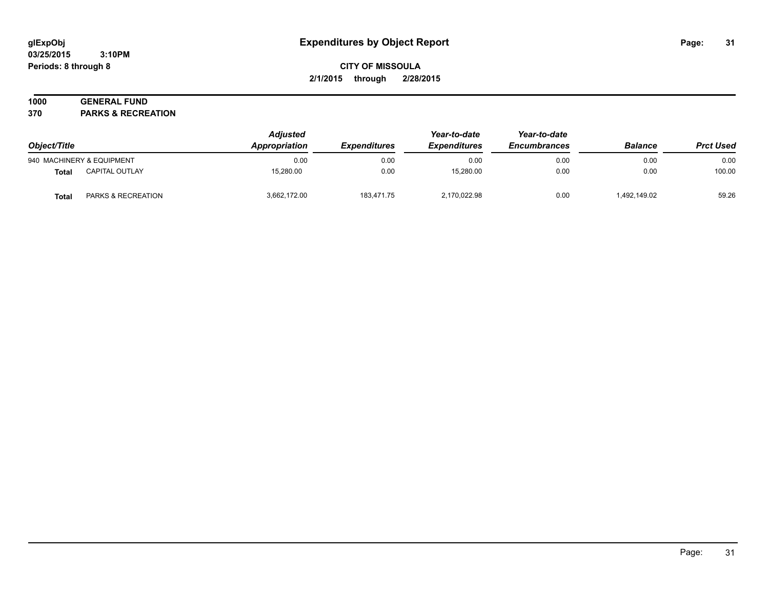**Expenditures by Object Report**

**CITY OF MISSOULA**

**2/1/2015 through 2/28/2015**

glExpObj
03/25/2015 3:10PM
Periods: 8 through 8

**1000 GENERAL FUND**
**370 PARKS & RECREATION**

| Object/Title | | Adjusted Appropriation | Expenditures | Year-to-date Expenditures | Year-to-date Encumbrances | Balance | Prct Used |
|---|---|---|---|---|---|---|---|
| 940 MACHINERY & EQUIPMENT | | 0.00 | 0.00 | 0.00 | 0.00 | 0.00 | 0.00 |
| **Total** | CAPITAL OUTLAY | 15,280.00 | 0.00 | 15,280.00 | 0.00 | 0.00 | 100.00 |
| **Total** | PARKS & RECREATION | 3,662,172.00 | 183,471.75 | 2,170,022.98 | 0.00 | 1,492,149.02 | 59.26 |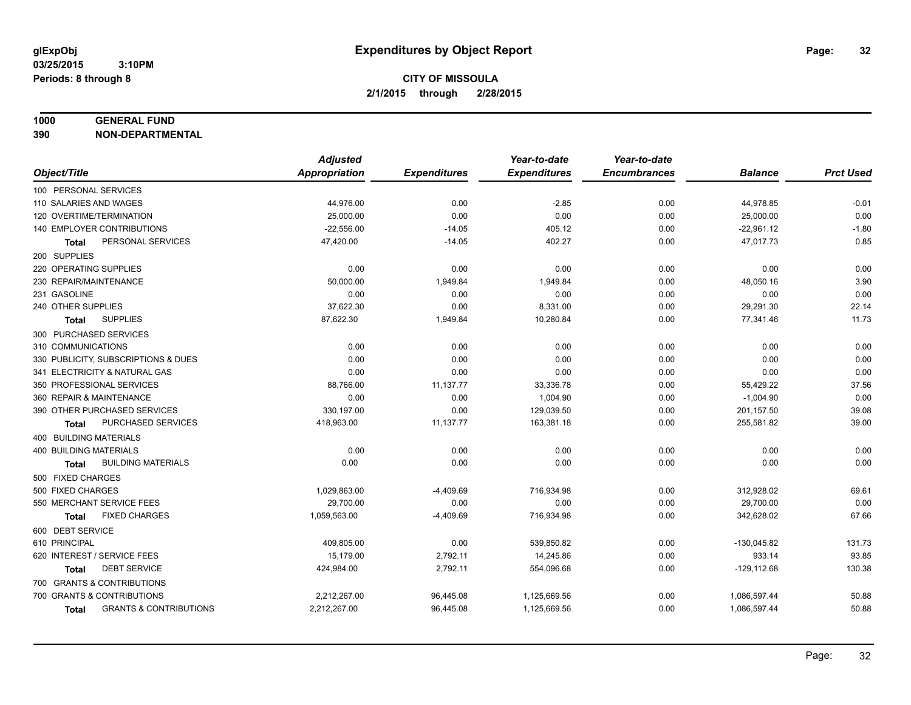glExpObj
03/25/2015 3:10PM
Periods: 8 through 8

# Expenditures by Object Report

**CITY OF MISSOULA**
**2/1/2015 through 2/28/2015**

**1000 GENERAL FUND**
**390 NON-DEPARTMENTAL**

| Object/Title | Adjusted Appropriation | Expenditures | Year-to-date Expenditures | Year-to-date Encumbrances | Balance | Prct Used |
|---|---|---|---|---|---|---|
| 100 PERSONAL SERVICES | | | | | | |
| 110 SALARIES AND WAGES | 44,976.00 | 0.00 | -2.85 | 0.00 | 44,978.85 | -0.01 |
| 120 OVERTIME/TERMINATION | 25,000.00 | 0.00 | 0.00 | 0.00 | 25,000.00 | 0.00 |
| 140 EMPLOYER CONTRIBUTIONS | -22,556.00 | -14.05 | 405.12 | 0.00 | -22,961.12 | -1.80 |
| **Total** PERSONAL SERVICES | 47,420.00 | -14.05 | 402.27 | 0.00 | 47,017.73 | 0.85 |
| 200 SUPPLIES | | | | | | |
| 220 OPERATING SUPPLIES | 0.00 | 0.00 | 0.00 | 0.00 | 0.00 | 0.00 |
| 230 REPAIR/MAINTENANCE | 50,000.00 | 1,949.84 | 1,949.84 | 0.00 | 48,050.16 | 3.90 |
| 231 GASOLINE | 0.00 | 0.00 | 0.00 | 0.00 | 0.00 | 0.00 |
| 240 OTHER SUPPLIES | 37,622.30 | 0.00 | 8,331.00 | 0.00 | 29,291.30 | 22.14 |
| **Total** SUPPLIES | 87,622.30 | 1,949.84 | 10,280.84 | 0.00 | 77,341.46 | 11.73 |
| 300 PURCHASED SERVICES | | | | | | |
| 310 COMMUNICATIONS | 0.00 | 0.00 | 0.00 | 0.00 | 0.00 | 0.00 |
| 330 PUBLICITY, SUBSCRIPTIONS & DUES | 0.00 | 0.00 | 0.00 | 0.00 | 0.00 | 0.00 |
| 341 ELECTRICITY & NATURAL GAS | 0.00 | 0.00 | 0.00 | 0.00 | 0.00 | 0.00 |
| 350 PROFESSIONAL SERVICES | 88,766.00 | 11,137.77 | 33,336.78 | 0.00 | 55,429.22 | 37.56 |
| 360 REPAIR & MAINTENANCE | 0.00 | 0.00 | 1,004.90 | 0.00 | -1,004.90 | 0.00 |
| 390 OTHER PURCHASED SERVICES | 330,197.00 | 0.00 | 129,039.50 | 0.00 | 201,157.50 | 39.08 |
| **Total** PURCHASED SERVICES | 418,963.00 | 11,137.77 | 163,381.18 | 0.00 | 255,581.82 | 39.00 |
| 400 BUILDING MATERIALS | | | | | | |
| 400 BUILDING MATERIALS | 0.00 | 0.00 | 0.00 | 0.00 | 0.00 | 0.00 |
| **Total** BUILDING MATERIALS | 0.00 | 0.00 | 0.00 | 0.00 | 0.00 | 0.00 |
| 500 FIXED CHARGES | | | | | | |
| 500 FIXED CHARGES | 1,029,863.00 | -4,409.69 | 716,934.98 | 0.00 | 312,928.02 | 69.61 |
| 550 MERCHANT SERVICE FEES | 29,700.00 | 0.00 | 0.00 | 0.00 | 29,700.00 | 0.00 |
| **Total** FIXED CHARGES | 1,059,563.00 | -4,409.69 | 716,934.98 | 0.00 | 342,628.02 | 67.66 |
| 600 DEBT SERVICE | | | | | | |
| 610 PRINCIPAL | 409,805.00 | 0.00 | 539,850.82 | 0.00 | -130,045.82 | 131.73 |
| 620 INTEREST / SERVICE FEES | 15,179.00 | 2,792.11 | 14,245.86 | 0.00 | 933.14 | 93.85 |
| **Total** DEBT SERVICE | 424,984.00 | 2,792.11 | 554,096.68 | 0.00 | -129,112.68 | 130.38 |
| 700 GRANTS & CONTRIBUTIONS | | | | | | |
| 700 GRANTS & CONTRIBUTIONS | 2,212,267.00 | 96,445.08 | 1,125,669.56 | 0.00 | 1,086,597.44 | 50.88 |
| **Total** GRANTS & CONTRIBUTIONS | 2,212,267.00 | 96,445.08 | 1,125,669.56 | 0.00 | 1,086,597.44 | 50.88 |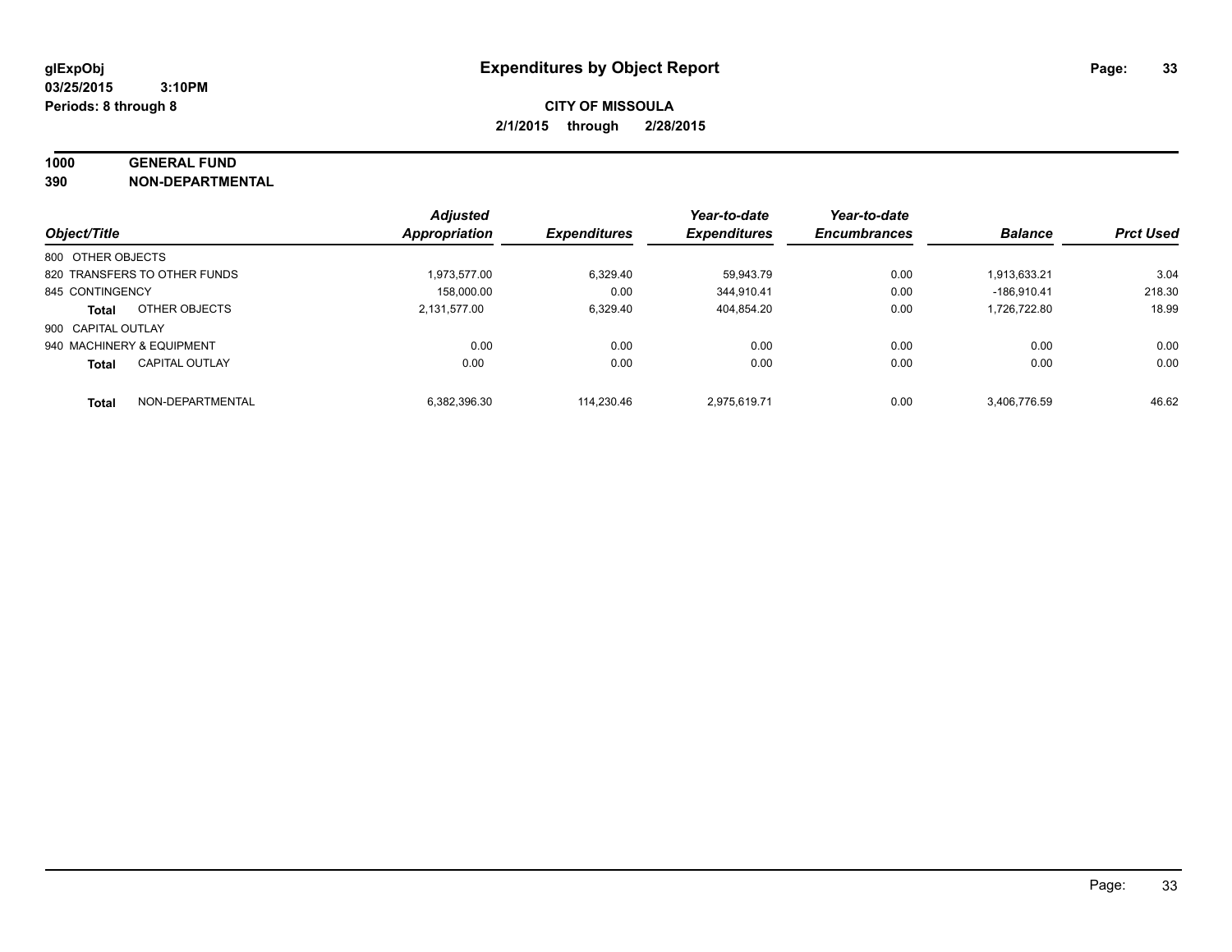**glExpObj** **Expenditures by Object Report**

**03/25/2015 3:10PM**

**Periods: 8 through 8**

**CITY OF MISSOULA**

**2/1/2015 through 2/28/2015**

**1000 GENERAL FUND**

**390 NON-DEPARTMENTAL**

| Object/Title | | Adjusted Appropriation | Expenditures | Year-to-date Expenditures | Year-to-date Encumbrances | Balance | Prct Used |
|---|---|---|---|---|---|---|---|
| 800 OTHER OBJECTS | | | | | | | |
| 820 TRANSFERS TO OTHER FUNDS | | 1,973,577.00 | 6,329.40 | 59,943.79 | 0.00 | 1,913,633.21 | 3.04 |
| 845 CONTINGENCY | | 158,000.00 | 0.00 | 344,910.41 | 0.00 | -186,910.41 | 218.30 |
| **Total** | OTHER OBJECTS | 2,131,577.00 | 6,329.40 | 404,854.20 | 0.00 | 1,726,722.80 | 18.99 |
| 900 CAPITAL OUTLAY | | | | | | | |
| 940 MACHINERY & EQUIPMENT | | 0.00 | 0.00 | 0.00 | 0.00 | 0.00 | 0.00 |
| **Total** | CAPITAL OUTLAY | 0.00 | 0.00 | 0.00 | 0.00 | 0.00 | 0.00 |
| **Total** | NON-DEPARTMENTAL | 6,382,396.30 | 114,230.46 | 2,975,619.71 | 0.00 | 3,406,776.59 | 46.62 |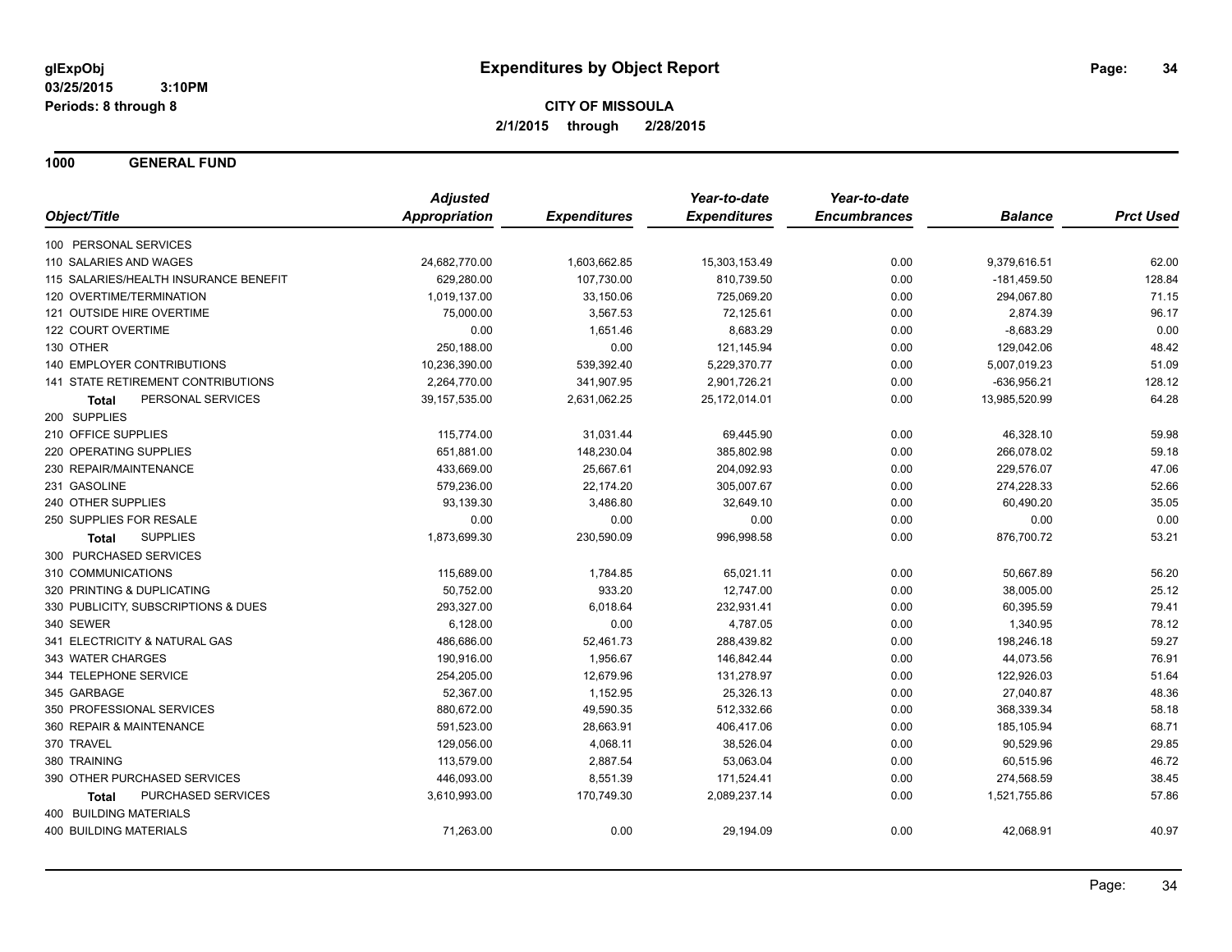**glExpObj** 03/25/2015 3:10PM
Periods: 8 through 8

# Expenditures by Object Report

**CITY OF MISSOULA**
**2/1/2015 through 2/28/2015**

## 1000 GENERAL FUND

| Object/Title | Adjusted Appropriation | Expenditures | Year-to-date Expenditures | Year-to-date Encumbrances | Balance | Prct Used |
|---|---|---|---|---|---|---|
| 100 PERSONAL SERVICES | | | | | | |
| 110 SALARIES AND WAGES | 24,682,770.00 | 1,603,662.85 | 15,303,153.49 | 0.00 | 9,379,616.51 | 62.00 |
| 115 SALARIES/HEALTH INSURANCE BENEFIT | 629,280.00 | 107,730.00 | 810,739.50 | 0.00 | -181,459.50 | 128.84 |
| 120 OVERTIME/TERMINATION | 1,019,137.00 | 33,150.06 | 725,069.20 | 0.00 | 294,067.80 | 71.15 |
| 121 OUTSIDE HIRE OVERTIME | 75,000.00 | 3,567.53 | 72,125.61 | 0.00 | 2,874.39 | 96.17 |
| 122 COURT OVERTIME | 0.00 | 1,651.46 | 8,683.29 | 0.00 | -8,683.29 | 0.00 |
| 130 OTHER | 250,188.00 | 0.00 | 121,145.94 | 0.00 | 129,042.06 | 48.42 |
| 140 EMPLOYER CONTRIBUTIONS | 10,236,390.00 | 539,392.40 | 5,229,370.77 | 0.00 | 5,007,019.23 | 51.09 |
| 141 STATE RETIREMENT CONTRIBUTIONS | 2,264,770.00 | 341,907.95 | 2,901,726.21 | 0.00 | -636,956.21 | 128.12 |
| **Total** PERSONAL SERVICES | 39,157,535.00 | 2,631,062.25 | 25,172,014.01 | 0.00 | 13,985,520.99 | 64.28 |
| 200 SUPPLIES | | | | | | |
| 210 OFFICE SUPPLIES | 115,774.00 | 31,031.44 | 69,445.90 | 0.00 | 46,328.10 | 59.98 |
| 220 OPERATING SUPPLIES | 651,881.00 | 148,230.04 | 385,802.98 | 0.00 | 266,078.02 | 59.18 |
| 230 REPAIR/MAINTENANCE | 433,669.00 | 25,667.61 | 204,092.93 | 0.00 | 229,576.07 | 47.06 |
| 231 GASOLINE | 579,236.00 | 22,174.20 | 305,007.67 | 0.00 | 274,228.33 | 52.66 |
| 240 OTHER SUPPLIES | 93,139.30 | 3,486.80 | 32,649.10 | 0.00 | 60,490.20 | 35.05 |
| 250 SUPPLIES FOR RESALE | 0.00 | 0.00 | 0.00 | 0.00 | 0.00 | 0.00 |
| **Total** SUPPLIES | 1,873,699.30 | 230,590.09 | 996,998.58 | 0.00 | 876,700.72 | 53.21 |
| 300 PURCHASED SERVICES | | | | | | |
| 310 COMMUNICATIONS | 115,689.00 | 1,784.85 | 65,021.11 | 0.00 | 50,667.89 | 56.20 |
| 320 PRINTING & DUPLICATING | 50,752.00 | 933.20 | 12,747.00 | 0.00 | 38,005.00 | 25.12 |
| 330 PUBLICITY, SUBSCRIPTIONS & DUES | 293,327.00 | 6,018.64 | 232,931.41 | 0.00 | 60,395.59 | 79.41 |
| 340 SEWER | 6,128.00 | 0.00 | 4,787.05 | 0.00 | 1,340.95 | 78.12 |
| 341 ELECTRICITY & NATURAL GAS | 486,686.00 | 52,461.73 | 288,439.82 | 0.00 | 198,246.18 | 59.27 |
| 343 WATER CHARGES | 190,916.00 | 1,956.67 | 146,842.44 | 0.00 | 44,073.56 | 76.91 |
| 344 TELEPHONE SERVICE | 254,205.00 | 12,679.96 | 131,278.97 | 0.00 | 122,926.03 | 51.64 |
| 345 GARBAGE | 52,367.00 | 1,152.95 | 25,326.13 | 0.00 | 27,040.87 | 48.36 |
| 350 PROFESSIONAL SERVICES | 880,672.00 | 49,590.35 | 512,332.66 | 0.00 | 368,339.34 | 58.18 |
| 360 REPAIR & MAINTENANCE | 591,523.00 | 28,663.91 | 406,417.06 | 0.00 | 185,105.94 | 68.71 |
| 370 TRAVEL | 129,056.00 | 4,068.11 | 38,526.04 | 0.00 | 90,529.96 | 29.85 |
| 380 TRAINING | 113,579.00 | 2,887.54 | 53,063.04 | 0.00 | 60,515.96 | 46.72 |
| 390 OTHER PURCHASED SERVICES | 446,093.00 | 8,551.39 | 171,524.41 | 0.00 | 274,568.59 | 38.45 |
| **Total** PURCHASED SERVICES | 3,610,993.00 | 170,749.30 | 2,089,237.14 | 0.00 | 1,521,755.86 | 57.86 |
| 400 BUILDING MATERIALS | | | | | | |
| 400 BUILDING MATERIALS | 71,263.00 | 0.00 | 29,194.09 | 0.00 | 42,068.91 | 40.97 |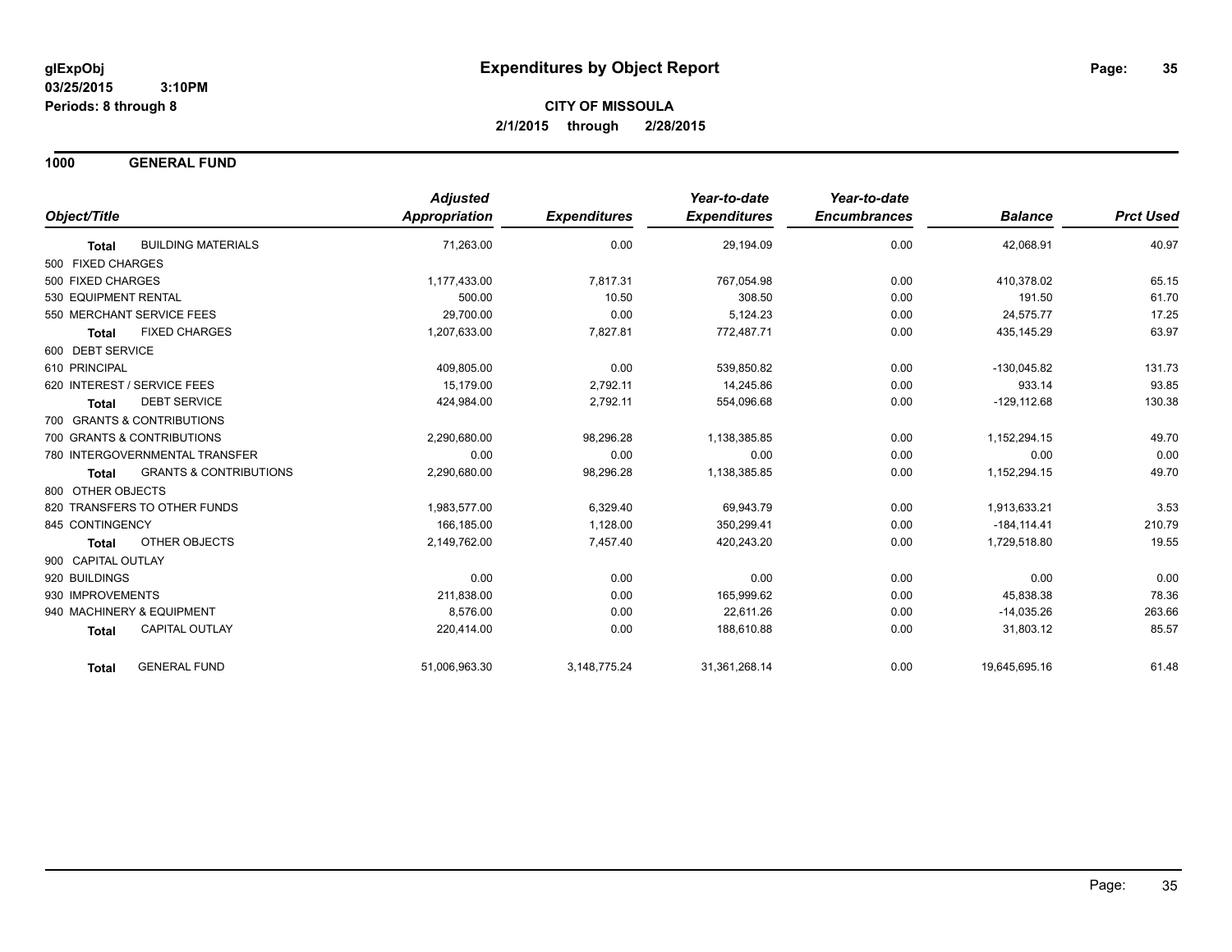**glExpObj** **Expenditures by Object Report**

**03/25/2015 3:10PM**

**Periods: 8 through 8**

**CITY OF MISSOULA**

**2/1/2015 through 2/28/2015**

## 1000 GENERAL FUND

| Object/Title | | Adjusted Appropriation | Expenditures | Year-to-date Expenditures | Year-to-date Encumbrances | Balance | Prct Used |
|---|---|---|---|---|---|---|---|
| **Total** | BUILDING MATERIALS | 71,263.00 | 0.00 | 29,194.09 | 0.00 | 42,068.91 | 40.97 |
| 500 FIXED CHARGES | | | | | | | |
| 500 FIXED CHARGES | | 1,177,433.00 | 7,817.31 | 767,054.98 | 0.00 | 410,378.02 | 65.15 |
| 530 EQUIPMENT RENTAL | | 500.00 | 10.50 | 308.50 | 0.00 | 191.50 | 61.70 |
| 550 MERCHANT SERVICE FEES | | 29,700.00 | 0.00 | 5,124.23 | 0.00 | 24,575.77 | 17.25 |
| **Total** | FIXED CHARGES | 1,207,633.00 | 7,827.81 | 772,487.71 | 0.00 | 435,145.29 | 63.97 |
| 600 DEBT SERVICE | | | | | | | |
| 610 PRINCIPAL | | 409,805.00 | 0.00 | 539,850.82 | 0.00 | -130,045.82 | 131.73 |
| 620 INTEREST / SERVICE FEES | | 15,179.00 | 2,792.11 | 14,245.86 | 0.00 | 933.14 | 93.85 |
| **Total** | DEBT SERVICE | 424,984.00 | 2,792.11 | 554,096.68 | 0.00 | -129,112.68 | 130.38 |
| 700 GRANTS & CONTRIBUTIONS | | | | | | | |
| 700 GRANTS & CONTRIBUTIONS | | 2,290,680.00 | 98,296.28 | 1,138,385.85 | 0.00 | 1,152,294.15 | 49.70 |
| 780 INTERGOVERNMENTAL TRANSFER | | 0.00 | 0.00 | 0.00 | 0.00 | 0.00 | 0.00 |
| **Total** | GRANTS & CONTRIBUTIONS | 2,290,680.00 | 98,296.28 | 1,138,385.85 | 0.00 | 1,152,294.15 | 49.70 |
| 800 OTHER OBJECTS | | | | | | | |
| 820 TRANSFERS TO OTHER FUNDS | | 1,983,577.00 | 6,329.40 | 69,943.79 | 0.00 | 1,913,633.21 | 3.53 |
| 845 CONTINGENCY | | 166,185.00 | 1,128.00 | 350,299.41 | 0.00 | -184,114.41 | 210.79 |
| **Total** | OTHER OBJECTS | 2,149,762.00 | 7,457.40 | 420,243.20 | 0.00 | 1,729,518.80 | 19.55 |
| 900 CAPITAL OUTLAY | | | | | | | |
| 920 BUILDINGS | | 0.00 | 0.00 | 0.00 | 0.00 | 0.00 | 0.00 |
| 930 IMPROVEMENTS | | 211,838.00 | 0.00 | 165,999.62 | 0.00 | 45,838.38 | 78.36 |
| 940 MACHINERY & EQUIPMENT | | 8,576.00 | 0.00 | 22,611.26 | 0.00 | -14,035.26 | 263.66 |
| **Total** | CAPITAL OUTLAY | 220,414.00 | 0.00 | 188,610.88 | 0.00 | 31,803.12 | 85.57 |
| **Total** | GENERAL FUND | 51,006,963.30 | 3,148,775.24 | 31,361,268.14 | 0.00 | 19,645,695.16 | 61.48 |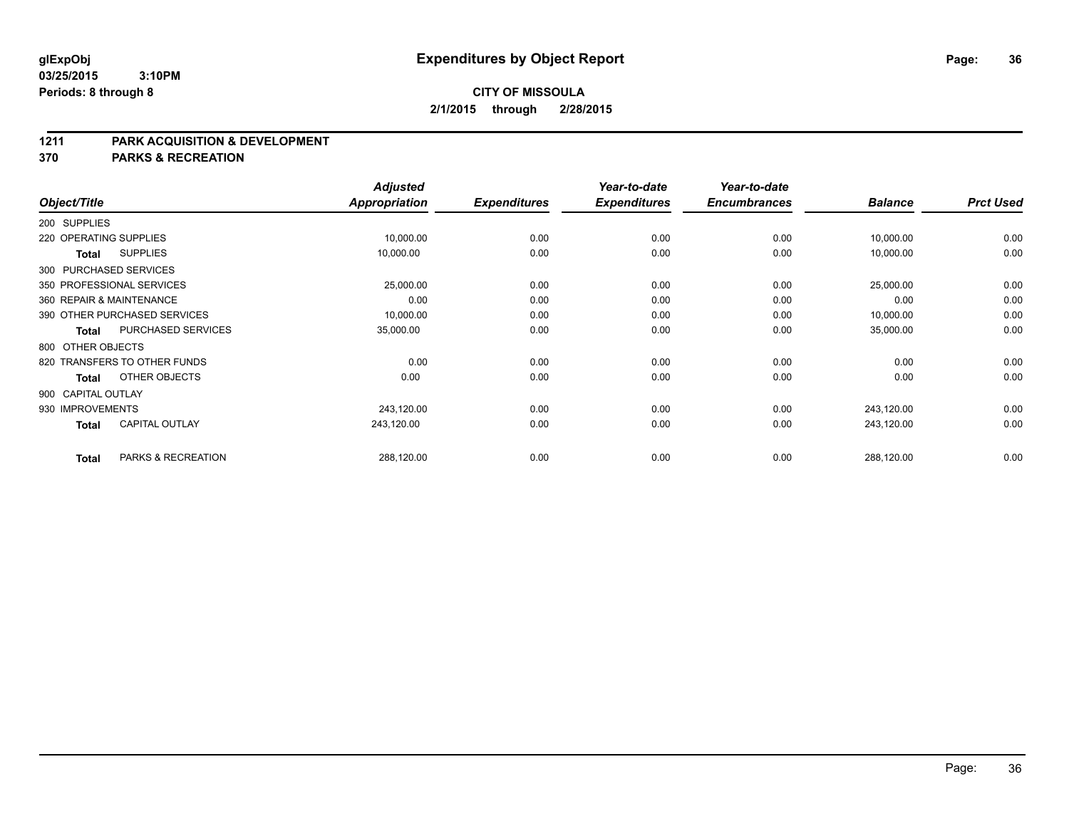**glExpObj**
**03/25/2015 3:10PM**
**Periods: 8 through 8**

# Expenditures by Object Report

**CITY OF MISSOULA**
**2/1/2015 through 2/28/2015**

## 1211 PARK ACQUISITION & DEVELOPMENT
## 370 PARKS & RECREATION

| Object/Title | Adjusted Appropriation | Expenditures | Year-to-date Expenditures | Year-to-date Encumbrances | Balance | Prct Used |
|---|---|---|---|---|---|---|
| 200 SUPPLIES | | | | | | |
| 220 OPERATING SUPPLIES | 10,000.00 | 0.00 | 0.00 | 0.00 | 10,000.00 | 0.00 |
| **Total** SUPPLIES | 10,000.00 | 0.00 | 0.00 | 0.00 | 10,000.00 | 0.00 |
| 300 PURCHASED SERVICES | | | | | | |
| 350 PROFESSIONAL SERVICES | 25,000.00 | 0.00 | 0.00 | 0.00 | 25,000.00 | 0.00 |
| 360 REPAIR & MAINTENANCE | 0.00 | 0.00 | 0.00 | 0.00 | 0.00 | 0.00 |
| 390 OTHER PURCHASED SERVICES | 10,000.00 | 0.00 | 0.00 | 0.00 | 10,000.00 | 0.00 |
| **Total** PURCHASED SERVICES | 35,000.00 | 0.00 | 0.00 | 0.00 | 35,000.00 | 0.00 |
| 800 OTHER OBJECTS | | | | | | |
| 820 TRANSFERS TO OTHER FUNDS | 0.00 | 0.00 | 0.00 | 0.00 | 0.00 | 0.00 |
| **Total** OTHER OBJECTS | 0.00 | 0.00 | 0.00 | 0.00 | 0.00 | 0.00 |
| 900 CAPITAL OUTLAY | | | | | | |
| 930 IMPROVEMENTS | 243,120.00 | 0.00 | 0.00 | 0.00 | 243,120.00 | 0.00 |
| **Total** CAPITAL OUTLAY | 243,120.00 | 0.00 | 0.00 | 0.00 | 243,120.00 | 0.00 |
| **Total** PARKS & RECREATION | 288,120.00 | 0.00 | 0.00 | 0.00 | 288,120.00 | 0.00 |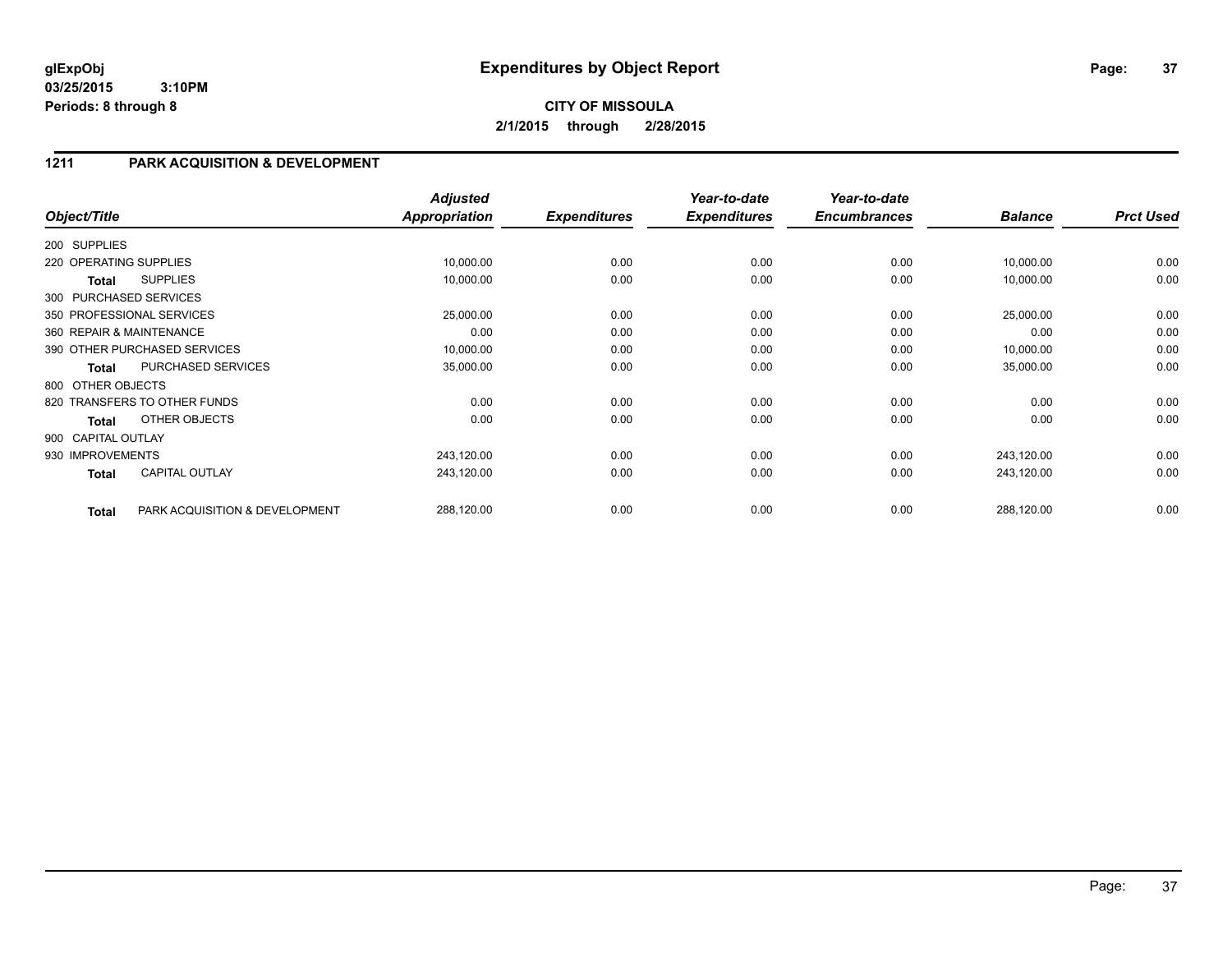# Expenditures by Object Report

glExpObj
03/25/2015 3:10PM
Periods: 8 through 8

**CITY OF MISSOULA**
**2/1/2015 through 2/28/2015**

## 1211 PARK ACQUISITION & DEVELOPMENT

| Object/Title | | Adjusted Appropriation | Expenditures | Year-to-date Expenditures | Year-to-date Encumbrances | Balance | Prct Used |
|---|---|---|---|---|---|---|---|
| 200 SUPPLIES | | | | | | | |
| 220 OPERATING SUPPLIES | | 10,000.00 | 0.00 | 0.00 | 0.00 | 10,000.00 | 0.00 |
| **Total** | SUPPLIES | 10,000.00 | 0.00 | 0.00 | 0.00 | 10,000.00 | 0.00 |
| 300 PURCHASED SERVICES | | | | | | | |
| 350 PROFESSIONAL SERVICES | | 25,000.00 | 0.00 | 0.00 | 0.00 | 25,000.00 | 0.00 |
| 360 REPAIR & MAINTENANCE | | 0.00 | 0.00 | 0.00 | 0.00 | 0.00 | 0.00 |
| 390 OTHER PURCHASED SERVICES | | 10,000.00 | 0.00 | 0.00 | 0.00 | 10,000.00 | 0.00 |
| **Total** | PURCHASED SERVICES | 35,000.00 | 0.00 | 0.00 | 0.00 | 35,000.00 | 0.00 |
| 800 OTHER OBJECTS | | | | | | | |
| 820 TRANSFERS TO OTHER FUNDS | | 0.00 | 0.00 | 0.00 | 0.00 | 0.00 | 0.00 |
| **Total** | OTHER OBJECTS | 0.00 | 0.00 | 0.00 | 0.00 | 0.00 | 0.00 |
| 900 CAPITAL OUTLAY | | | | | | | |
| 930 IMPROVEMENTS | | 243,120.00 | 0.00 | 0.00 | 0.00 | 243,120.00 | 0.00 |
| **Total** | CAPITAL OUTLAY | 243,120.00 | 0.00 | 0.00 | 0.00 | 243,120.00 | 0.00 |
| **Total** | PARK ACQUISITION & DEVELOPMENT | 288,120.00 | 0.00 | 0.00 | 0.00 | 288,120.00 | 0.00 |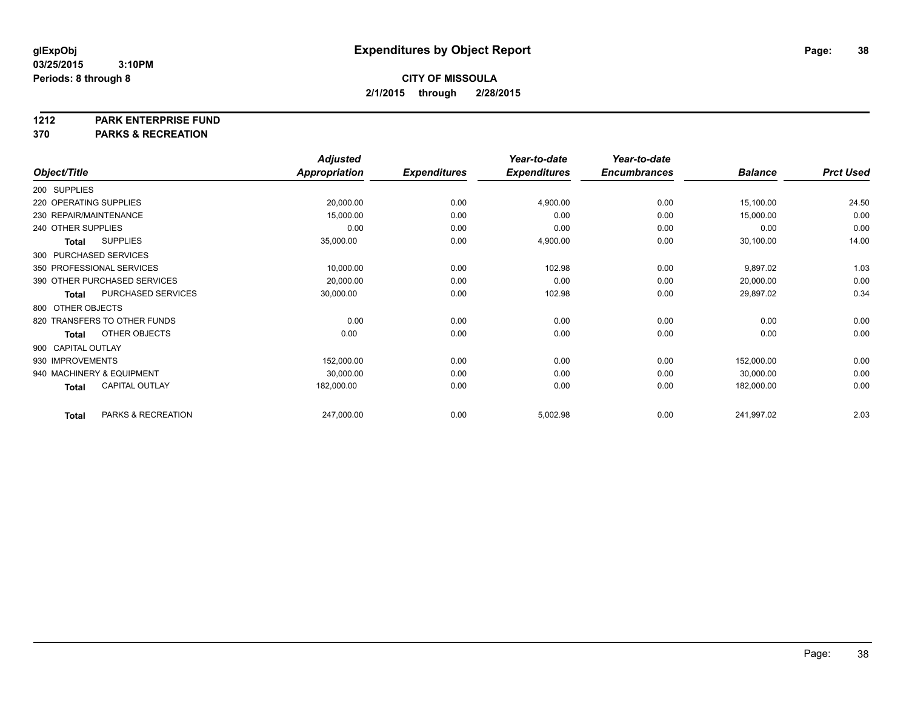# Expenditures by Object Report

glExpObj
03/25/2015 3:10PM
Periods: 8 through 8

**CITY OF MISSOULA**
**2/1/2015 through 2/28/2015**

**1212 PARK ENTERPRISE FUND**
**370 PARKS & RECREATION**

| Object/Title | Adjusted Appropriation | Expenditures | Year-to-date Expenditures | Year-to-date Encumbrances | Balance | Prct Used |
|---|---|---|---|---|---|---|
| 200 SUPPLIES | | | | | | |
| 220 OPERATING SUPPLIES | 20,000.00 | 0.00 | 4,900.00 | 0.00 | 15,100.00 | 24.50 |
| 230 REPAIR/MAINTENANCE | 15,000.00 | 0.00 | 0.00 | 0.00 | 15,000.00 | 0.00 |
| 240 OTHER SUPPLIES | 0.00 | 0.00 | 0.00 | 0.00 | 0.00 | 0.00 |
| **Total** SUPPLIES | 35,000.00 | 0.00 | 4,900.00 | 0.00 | 30,100.00 | 14.00 |
| 300 PURCHASED SERVICES | | | | | | |
| 350 PROFESSIONAL SERVICES | 10,000.00 | 0.00 | 102.98 | 0.00 | 9,897.02 | 1.03 |
| 390 OTHER PURCHASED SERVICES | 20,000.00 | 0.00 | 0.00 | 0.00 | 20,000.00 | 0.00 |
| **Total** PURCHASED SERVICES | 30,000.00 | 0.00 | 102.98 | 0.00 | 29,897.02 | 0.34 |
| 800 OTHER OBJECTS | | | | | | |
| 820 TRANSFERS TO OTHER FUNDS | 0.00 | 0.00 | 0.00 | 0.00 | 0.00 | 0.00 |
| **Total** OTHER OBJECTS | 0.00 | 0.00 | 0.00 | 0.00 | 0.00 | 0.00 |
| 900 CAPITAL OUTLAY | | | | | | |
| 930 IMPROVEMENTS | 152,000.00 | 0.00 | 0.00 | 0.00 | 152,000.00 | 0.00 |
| 940 MACHINERY & EQUIPMENT | 30,000.00 | 0.00 | 0.00 | 0.00 | 30,000.00 | 0.00 |
| **Total** CAPITAL OUTLAY | 182,000.00 | 0.00 | 0.00 | 0.00 | 182,000.00 | 0.00 |
| **Total** PARKS & RECREATION | 247,000.00 | 0.00 | 5,002.98 | 0.00 | 241,997.02 | 2.03 |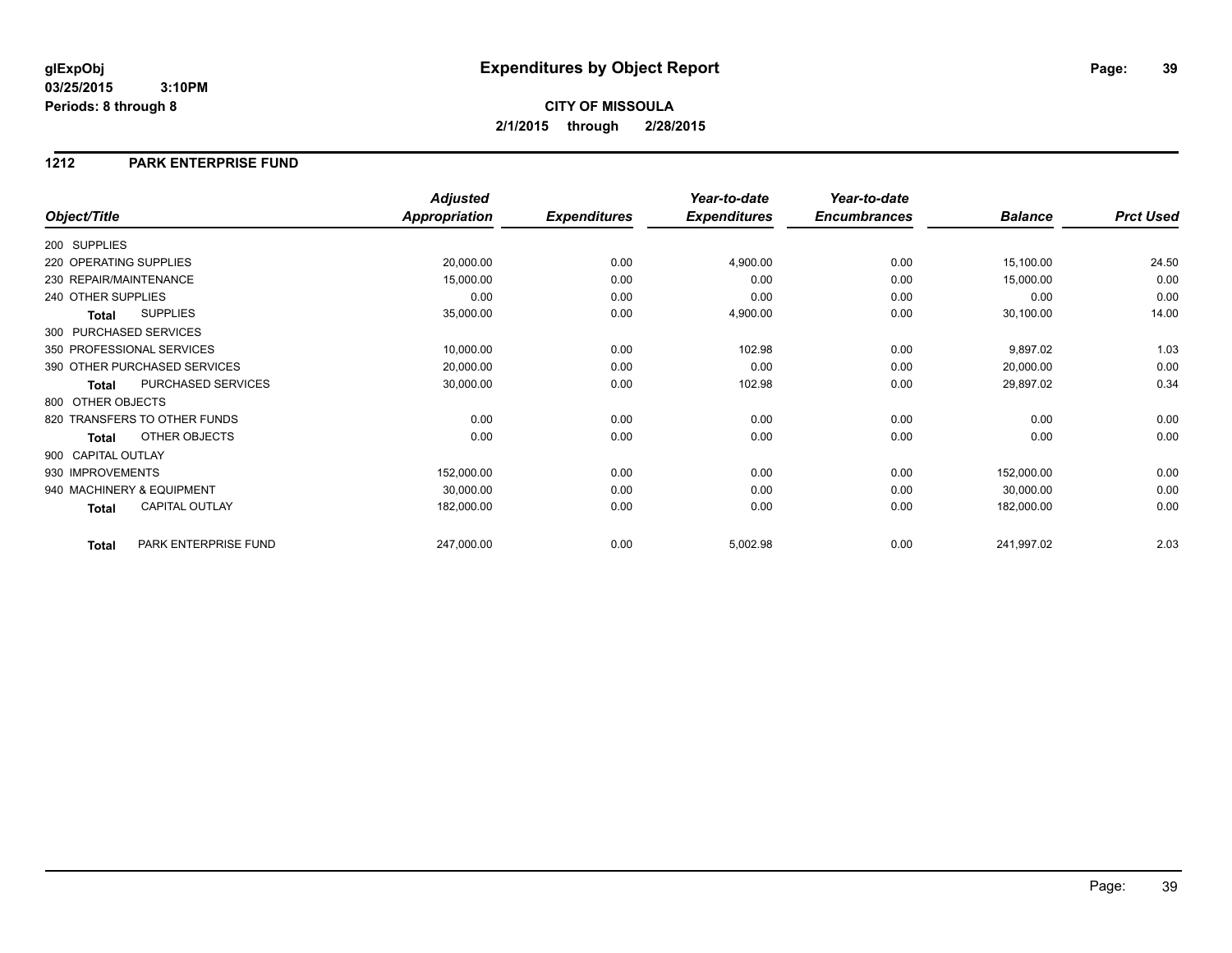**glExpObj** **Expenditures by Object Report**

**03/25/2015 3:10PM**

**Periods: 8 through 8**

**CITY OF MISSOULA**

**2/1/2015 through 2/28/2015**

## 1212 PARK ENTERPRISE FUND

| Object/Title | *Adjusted Appropriation* | *Expenditures* | *Year-to-date Expenditures* | *Year-to-date Encumbrances* | *Balance* | *Prct Used* |
|---|---|---|---|---|---|---|
| 200 SUPPLIES | | | | | | |
| 220 OPERATING SUPPLIES | 20,000.00 | 0.00 | 4,900.00 | 0.00 | 15,100.00 | 24.50 |
| 230 REPAIR/MAINTENANCE | 15,000.00 | 0.00 | 0.00 | 0.00 | 15,000.00 | 0.00 |
| 240 OTHER SUPPLIES | 0.00 | 0.00 | 0.00 | 0.00 | 0.00 | 0.00 |
| **Total** SUPPLIES | 35,000.00 | 0.00 | 4,900.00 | 0.00 | 30,100.00 | 14.00 |
| 300 PURCHASED SERVICES | | | | | | |
| 350 PROFESSIONAL SERVICES | 10,000.00 | 0.00 | 102.98 | 0.00 | 9,897.02 | 1.03 |
| 390 OTHER PURCHASED SERVICES | 20,000.00 | 0.00 | 0.00 | 0.00 | 20,000.00 | 0.00 |
| **Total** PURCHASED SERVICES | 30,000.00 | 0.00 | 102.98 | 0.00 | 29,897.02 | 0.34 |
| 800 OTHER OBJECTS | | | | | | |
| 820 TRANSFERS TO OTHER FUNDS | 0.00 | 0.00 | 0.00 | 0.00 | 0.00 | 0.00 |
| **Total** OTHER OBJECTS | 0.00 | 0.00 | 0.00 | 0.00 | 0.00 | 0.00 |
| 900 CAPITAL OUTLAY | | | | | | |
| 930 IMPROVEMENTS | 152,000.00 | 0.00 | 0.00 | 0.00 | 152,000.00 | 0.00 |
| 940 MACHINERY & EQUIPMENT | 30,000.00 | 0.00 | 0.00 | 0.00 | 30,000.00 | 0.00 |
| **Total** CAPITAL OUTLAY | 182,000.00 | 0.00 | 0.00 | 0.00 | 182,000.00 | 0.00 |
| **Total** PARK ENTERPRISE FUND | 247,000.00 | 0.00 | 5,002.98 | 0.00 | 241,997.02 | 2.03 |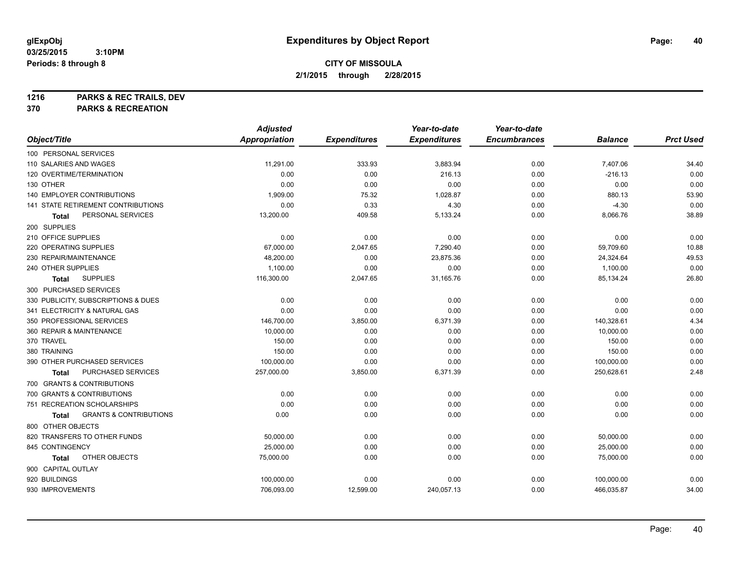# Expenditures by Object Report

glExpObj
03/25/2015 3:10PM
Periods: 8 through 8

**CITY OF MISSOULA**
**2/1/2015 through 2/28/2015**

**1216 PARKS & REC TRAILS, DEV**
**370 PARKS & RECREATION**

| Object/Title | Adjusted Appropriation | Expenditures | Year-to-date Expenditures | Year-to-date Encumbrances | Balance | Prct Used |
|---|---|---|---|---|---|---|
| 100 PERSONAL SERVICES | | | | | | |
| 110 SALARIES AND WAGES | 11,291.00 | 333.93 | 3,883.94 | 0.00 | 7,407.06 | 34.40 |
| 120 OVERTIME/TERMINATION | 0.00 | 0.00 | 216.13 | 0.00 | -216.13 | 0.00 |
| 130 OTHER | 0.00 | 0.00 | 0.00 | 0.00 | 0.00 | 0.00 |
| 140 EMPLOYER CONTRIBUTIONS | 1,909.00 | 75.32 | 1,028.87 | 0.00 | 880.13 | 53.90 |
| 141 STATE RETIREMENT CONTRIBUTIONS | 0.00 | 0.33 | 4.30 | 0.00 | -4.30 | 0.00 |
| **Total** PERSONAL SERVICES | 13,200.00 | 409.58 | 5,133.24 | 0.00 | 8,066.76 | 38.89 |
| 200 SUPPLIES | | | | | | |
| 210 OFFICE SUPPLIES | 0.00 | 0.00 | 0.00 | 0.00 | 0.00 | 0.00 |
| 220 OPERATING SUPPLIES | 67,000.00 | 2,047.65 | 7,290.40 | 0.00 | 59,709.60 | 10.88 |
| 230 REPAIR/MAINTENANCE | 48,200.00 | 0.00 | 23,875.36 | 0.00 | 24,324.64 | 49.53 |
| 240 OTHER SUPPLIES | 1,100.00 | 0.00 | 0.00 | 0.00 | 1,100.00 | 0.00 |
| **Total** SUPPLIES | 116,300.00 | 2,047.65 | 31,165.76 | 0.00 | 85,134.24 | 26.80 |
| 300 PURCHASED SERVICES | | | | | | |
| 330 PUBLICITY, SUBSCRIPTIONS & DUES | 0.00 | 0.00 | 0.00 | 0.00 | 0.00 | 0.00 |
| 341 ELECTRICITY & NATURAL GAS | 0.00 | 0.00 | 0.00 | 0.00 | 0.00 | 0.00 |
| 350 PROFESSIONAL SERVICES | 146,700.00 | 3,850.00 | 6,371.39 | 0.00 | 140,328.61 | 4.34 |
| 360 REPAIR & MAINTENANCE | 10,000.00 | 0.00 | 0.00 | 0.00 | 10,000.00 | 0.00 |
| 370 TRAVEL | 150.00 | 0.00 | 0.00 | 0.00 | 150.00 | 0.00 |
| 380 TRAINING | 150.00 | 0.00 | 0.00 | 0.00 | 150.00 | 0.00 |
| 390 OTHER PURCHASED SERVICES | 100,000.00 | 0.00 | 0.00 | 0.00 | 100,000.00 | 0.00 |
| **Total** PURCHASED SERVICES | 257,000.00 | 3,850.00 | 6,371.39 | 0.00 | 250,628.61 | 2.48 |
| 700 GRANTS & CONTRIBUTIONS | | | | | | |
| 700 GRANTS & CONTRIBUTIONS | 0.00 | 0.00 | 0.00 | 0.00 | 0.00 | 0.00 |
| 751 RECREATION SCHOLARSHIPS | 0.00 | 0.00 | 0.00 | 0.00 | 0.00 | 0.00 |
| **Total** GRANTS & CONTRIBUTIONS | 0.00 | 0.00 | 0.00 | 0.00 | 0.00 | 0.00 |
| 800 OTHER OBJECTS | | | | | | |
| 820 TRANSFERS TO OTHER FUNDS | 50,000.00 | 0.00 | 0.00 | 0.00 | 50,000.00 | 0.00 |
| 845 CONTINGENCY | 25,000.00 | 0.00 | 0.00 | 0.00 | 25,000.00 | 0.00 |
| **Total** OTHER OBJECTS | 75,000.00 | 0.00 | 0.00 | 0.00 | 75,000.00 | 0.00 |
| 900 CAPITAL OUTLAY | | | | | | |
| 920 BUILDINGS | 100,000.00 | 0.00 | 0.00 | 0.00 | 100,000.00 | 0.00 |
| 930 IMPROVEMENTS | 706,093.00 | 12,599.00 | 240,057.13 | 0.00 | 466,035.87 | 34.00 |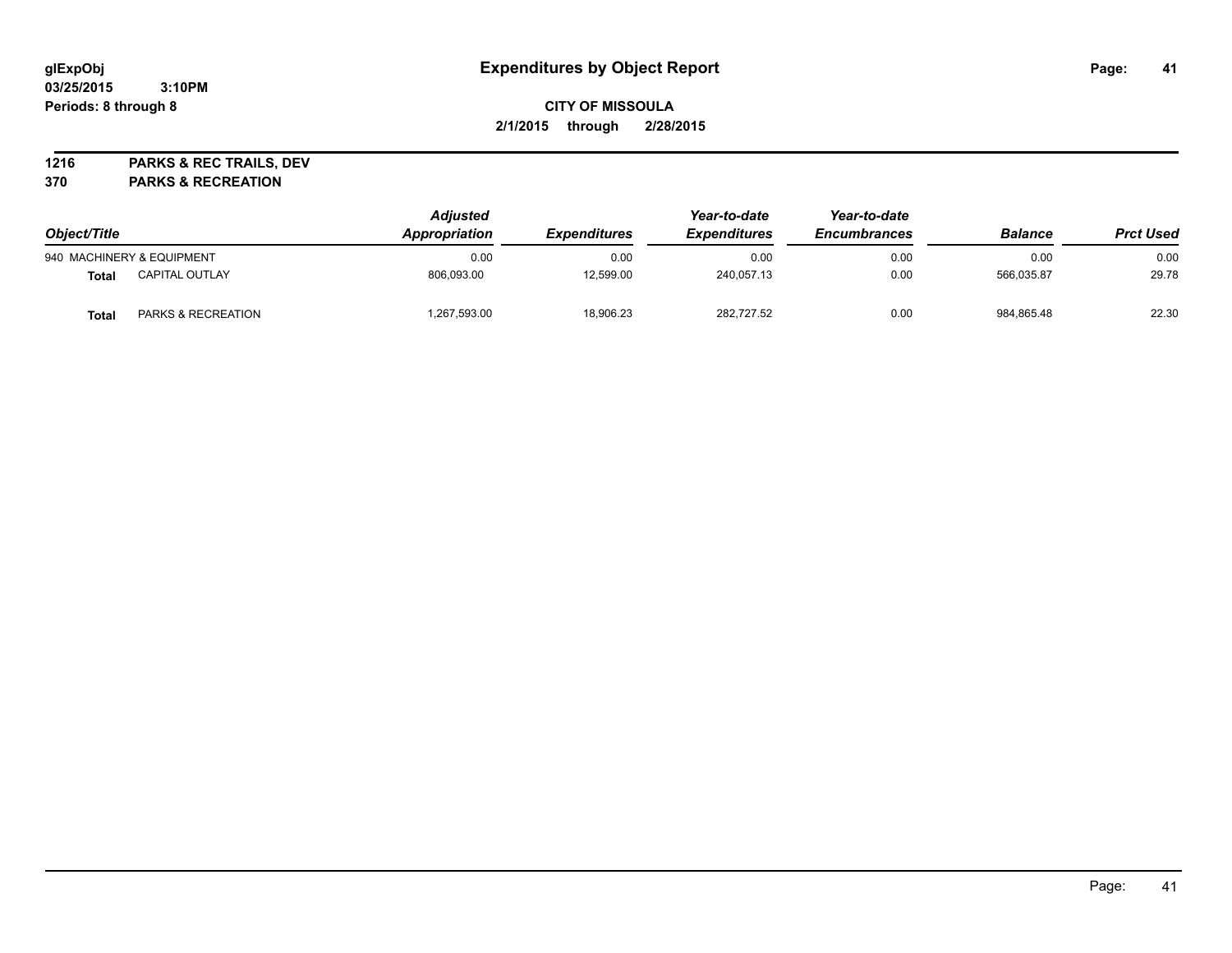**glExpObj** **Expenditures by Object Report**
**03/25/2015 3:10PM**
**Periods: 8 through 8**

**CITY OF MISSOULA**
**2/1/2015 through 2/28/2015**

**1216 PARKS & REC TRAILS, DEV**
**370 PARKS & RECREATION**

| Object/Title | | Adjusted Appropriation | Expenditures | Year-to-date Expenditures | Year-to-date Encumbrances | Balance | Prct Used |
|---|---|---|---|---|---|---|---|
| 940 MACHINERY & EQUIPMENT | | 0.00 | 0.00 | 0.00 | 0.00 | 0.00 | 0.00 |
| **Total** | CAPITAL OUTLAY | 806,093.00 | 12,599.00 | 240,057.13 | 0.00 | 566,035.87 | 29.78 |
| **Total** | PARKS & RECREATION | 1,267,593.00 | 18,906.23 | 282,727.52 | 0.00 | 984,865.48 | 22.30 |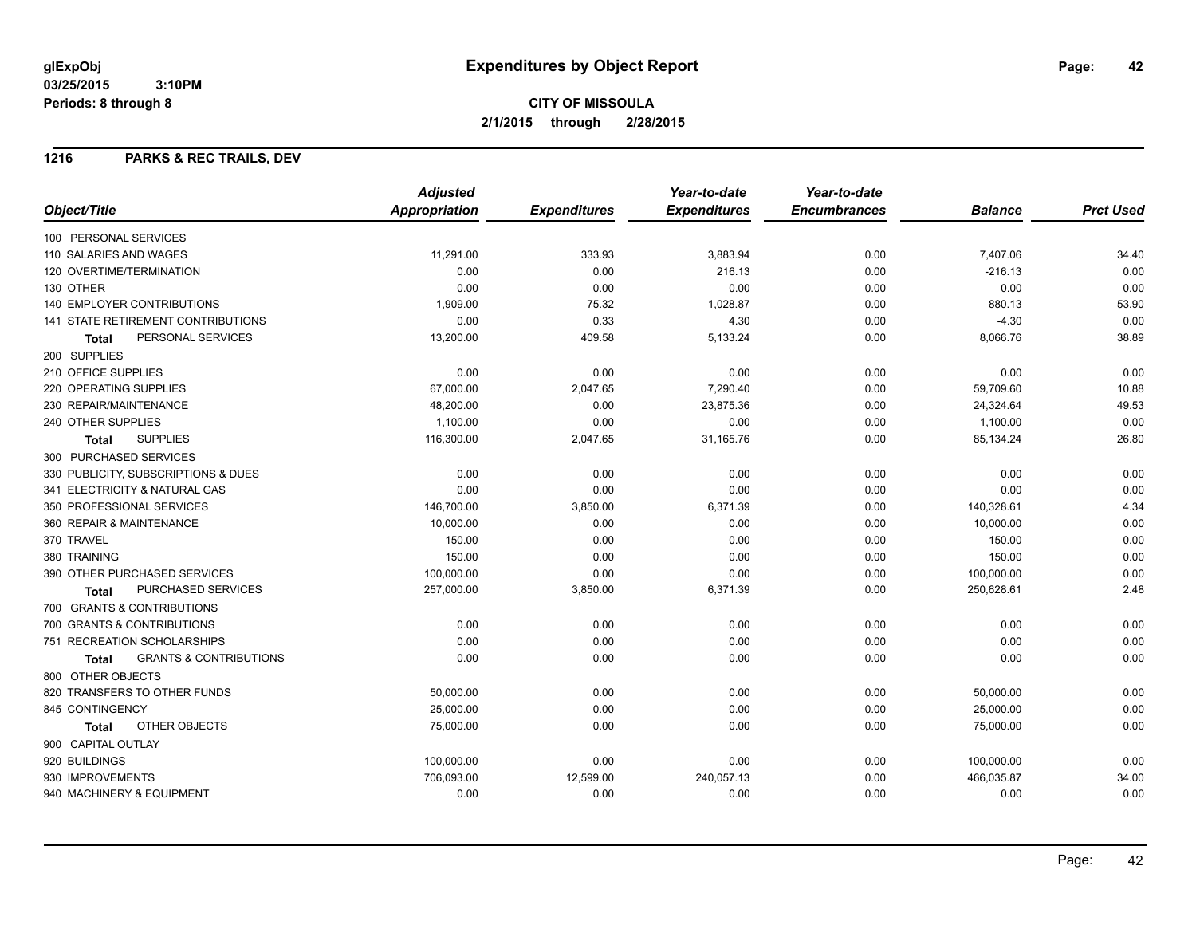glExpObj
03/25/2015 3:10PM
Periods: 8 through 8

# Expenditures by Object Report

**CITY OF MISSOULA**
**2/1/2015 through 2/28/2015**

## 1216 PARKS & REC TRAILS, DEV

| Object/Title | Adjusted Appropriation | Expenditures | Year-to-date Expenditures | Year-to-date Encumbrances | Balance | Prct Used |
|---|---|---|---|---|---|---|
| 100 PERSONAL SERVICES | | | | | | |
| 110 SALARIES AND WAGES | 11,291.00 | 333.93 | 3,883.94 | 0.00 | 7,407.06 | 34.40 |
| 120 OVERTIME/TERMINATION | 0.00 | 0.00 | 216.13 | 0.00 | -216.13 | 0.00 |
| 130 OTHER | 0.00 | 0.00 | 0.00 | 0.00 | 0.00 | 0.00 |
| 140 EMPLOYER CONTRIBUTIONS | 1,909.00 | 75.32 | 1,028.87 | 0.00 | 880.13 | 53.90 |
| 141 STATE RETIREMENT CONTRIBUTIONS | 0.00 | 0.33 | 4.30 | 0.00 | -4.30 | 0.00 |
| **Total** PERSONAL SERVICES | 13,200.00 | 409.58 | 5,133.24 | 0.00 | 8,066.76 | 38.89 |
| 200 SUPPLIES | | | | | | |
| 210 OFFICE SUPPLIES | 0.00 | 0.00 | 0.00 | 0.00 | 0.00 | 0.00 |
| 220 OPERATING SUPPLIES | 67,000.00 | 2,047.65 | 7,290.40 | 0.00 | 59,709.60 | 10.88 |
| 230 REPAIR/MAINTENANCE | 48,200.00 | 0.00 | 23,875.36 | 0.00 | 24,324.64 | 49.53 |
| 240 OTHER SUPPLIES | 1,100.00 | 0.00 | 0.00 | 0.00 | 1,100.00 | 0.00 |
| **Total** SUPPLIES | 116,300.00 | 2,047.65 | 31,165.76 | 0.00 | 85,134.24 | 26.80 |
| 300 PURCHASED SERVICES | | | | | | |
| 330 PUBLICITY, SUBSCRIPTIONS & DUES | 0.00 | 0.00 | 0.00 | 0.00 | 0.00 | 0.00 |
| 341 ELECTRICITY & NATURAL GAS | 0.00 | 0.00 | 0.00 | 0.00 | 0.00 | 0.00 |
| 350 PROFESSIONAL SERVICES | 146,700.00 | 3,850.00 | 6,371.39 | 0.00 | 140,328.61 | 4.34 |
| 360 REPAIR & MAINTENANCE | 10,000.00 | 0.00 | 0.00 | 0.00 | 10,000.00 | 0.00 |
| 370 TRAVEL | 150.00 | 0.00 | 0.00 | 0.00 | 150.00 | 0.00 |
| 380 TRAINING | 150.00 | 0.00 | 0.00 | 0.00 | 150.00 | 0.00 |
| 390 OTHER PURCHASED SERVICES | 100,000.00 | 0.00 | 0.00 | 0.00 | 100,000.00 | 0.00 |
| **Total** PURCHASED SERVICES | 257,000.00 | 3,850.00 | 6,371.39 | 0.00 | 250,628.61 | 2.48 |
| 700 GRANTS & CONTRIBUTIONS | | | | | | |
| 700 GRANTS & CONTRIBUTIONS | 0.00 | 0.00 | 0.00 | 0.00 | 0.00 | 0.00 |
| 751 RECREATION SCHOLARSHIPS | 0.00 | 0.00 | 0.00 | 0.00 | 0.00 | 0.00 |
| **Total** GRANTS & CONTRIBUTIONS | 0.00 | 0.00 | 0.00 | 0.00 | 0.00 | 0.00 |
| 800 OTHER OBJECTS | | | | | | |
| 820 TRANSFERS TO OTHER FUNDS | 50,000.00 | 0.00 | 0.00 | 0.00 | 50,000.00 | 0.00 |
| 845 CONTINGENCY | 25,000.00 | 0.00 | 0.00 | 0.00 | 25,000.00 | 0.00 |
| **Total** OTHER OBJECTS | 75,000.00 | 0.00 | 0.00 | 0.00 | 75,000.00 | 0.00 |
| 900 CAPITAL OUTLAY | | | | | | |
| 920 BUILDINGS | 100,000.00 | 0.00 | 0.00 | 0.00 | 100,000.00 | 0.00 |
| 930 IMPROVEMENTS | 706,093.00 | 12,599.00 | 240,057.13 | 0.00 | 466,035.87 | 34.00 |
| 940 MACHINERY & EQUIPMENT | 0.00 | 0.00 | 0.00 | 0.00 | 0.00 | 0.00 |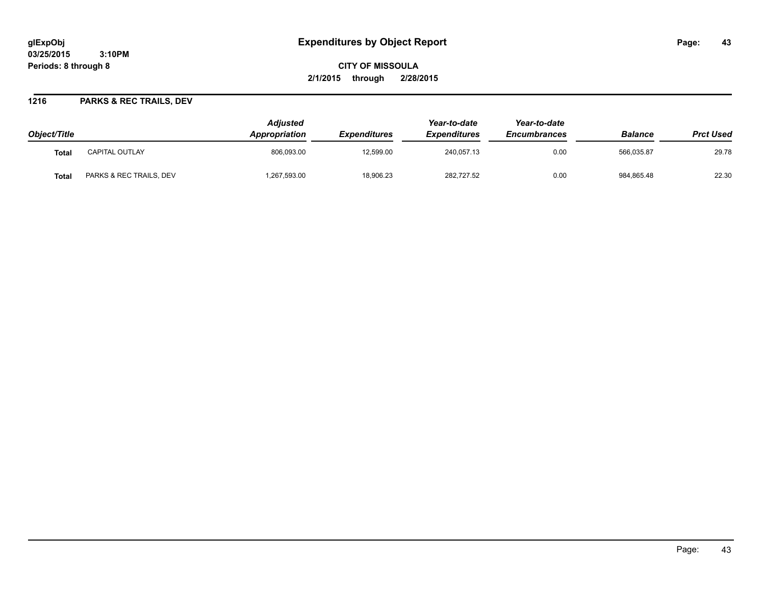**glExpObj** **Expenditures by Object Report**

**03/25/2015 3:10PM**

**Periods: 8 through 8**

**CITY OF MISSOULA**

**2/1/2015 through 2/28/2015**

## 1216 PARKS & REC TRAILS, DEV

| Object/Title | | Adjusted Appropriation | Expenditures | Year-to-date Expenditures | Year-to-date Encumbrances | Balance | Prct Used |
|---|---|---|---|---|---|---|---|
| **Total** | CAPITAL OUTLAY | 806,093.00 | 12,599.00 | 240,057.13 | 0.00 | 566,035.87 | 29.78 |
| **Total** | PARKS & REC TRAILS, DEV | 1,267,593.00 | 18,906.23 | 282,727.52 | 0.00 | 984,865.48 | 22.30 |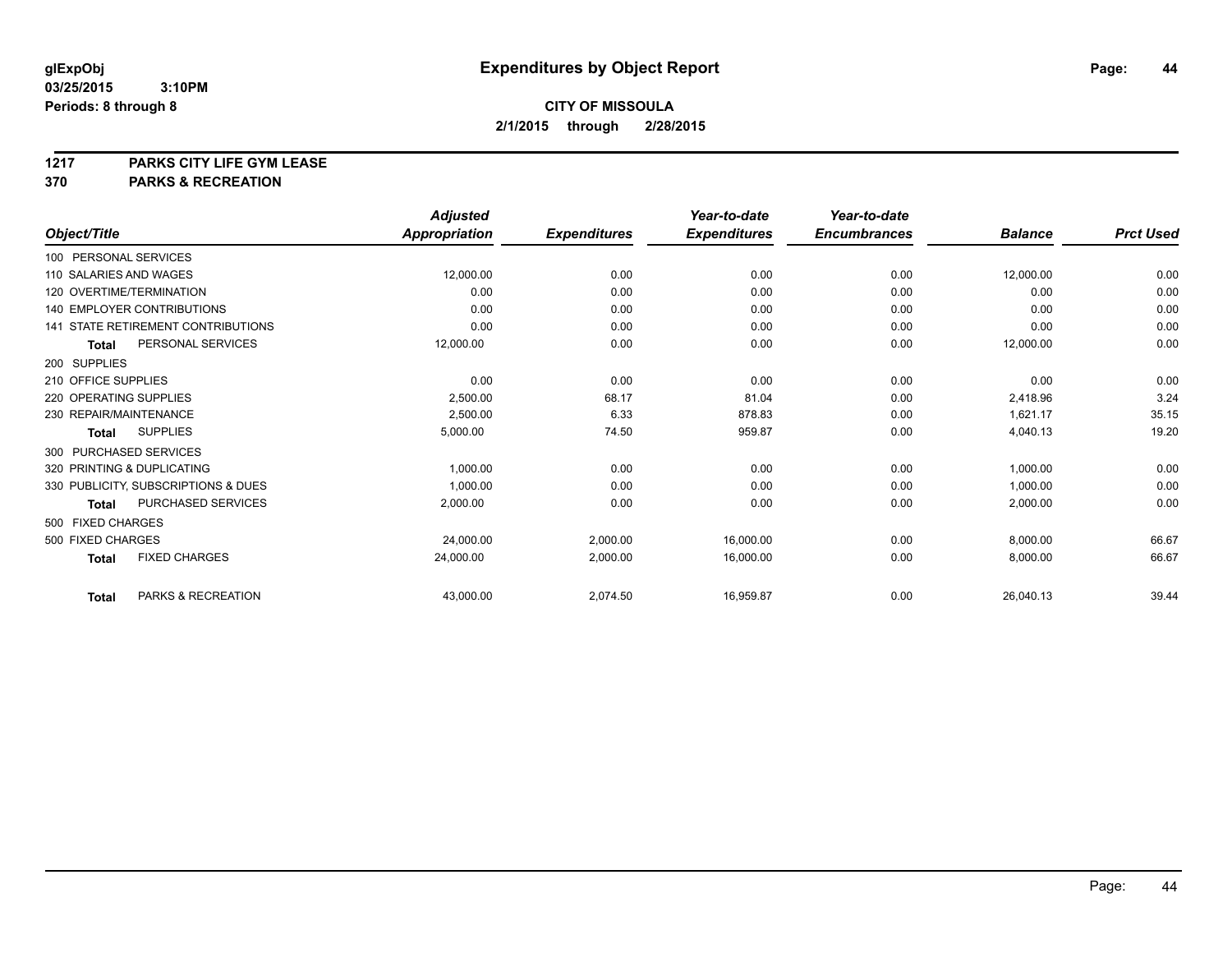# Expenditures by Object Report

glExpObj
03/25/2015 3:10PM
Periods: 8 through 8

**CITY OF MISSOULA**
**2/1/2015 through 2/28/2015**

**1217 PARKS CITY LIFE GYM LEASE**
**370 PARKS & RECREATION**

| Object/Title | Adjusted Appropriation | Expenditures | Year-to-date Expenditures | Year-to-date Encumbrances | Balance | Prct Used |
|---|---|---|---|---|---|---|
| 100 PERSONAL SERVICES | | | | | | |
| 110 SALARIES AND WAGES | 12,000.00 | 0.00 | 0.00 | 0.00 | 12,000.00 | 0.00 |
| 120 OVERTIME/TERMINATION | 0.00 | 0.00 | 0.00 | 0.00 | 0.00 | 0.00 |
| 140 EMPLOYER CONTRIBUTIONS | 0.00 | 0.00 | 0.00 | 0.00 | 0.00 | 0.00 |
| 141 STATE RETIREMENT CONTRIBUTIONS | 0.00 | 0.00 | 0.00 | 0.00 | 0.00 | 0.00 |
| **Total** PERSONAL SERVICES | 12,000.00 | 0.00 | 0.00 | 0.00 | 12,000.00 | 0.00 |
| 200 SUPPLIES | | | | | | |
| 210 OFFICE SUPPLIES | 0.00 | 0.00 | 0.00 | 0.00 | 0.00 | 0.00 |
| 220 OPERATING SUPPLIES | 2,500.00 | 68.17 | 81.04 | 0.00 | 2,418.96 | 3.24 |
| 230 REPAIR/MAINTENANCE | 2,500.00 | 6.33 | 878.83 | 0.00 | 1,621.17 | 35.15 |
| **Total** SUPPLIES | 5,000.00 | 74.50 | 959.87 | 0.00 | 4,040.13 | 19.20 |
| 300 PURCHASED SERVICES | | | | | | |
| 320 PRINTING & DUPLICATING | 1,000.00 | 0.00 | 0.00 | 0.00 | 1,000.00 | 0.00 |
| 330 PUBLICITY, SUBSCRIPTIONS & DUES | 1,000.00 | 0.00 | 0.00 | 0.00 | 1,000.00 | 0.00 |
| **Total** PURCHASED SERVICES | 2,000.00 | 0.00 | 0.00 | 0.00 | 2,000.00 | 0.00 |
| 500 FIXED CHARGES | | | | | | |
| 500 FIXED CHARGES | 24,000.00 | 2,000.00 | 16,000.00 | 0.00 | 8,000.00 | 66.67 |
| **Total** FIXED CHARGES | 24,000.00 | 2,000.00 | 16,000.00 | 0.00 | 8,000.00 | 66.67 |
| **Total** PARKS & RECREATION | 43,000.00 | 2,074.50 | 16,959.87 | 0.00 | 26,040.13 | 39.44 |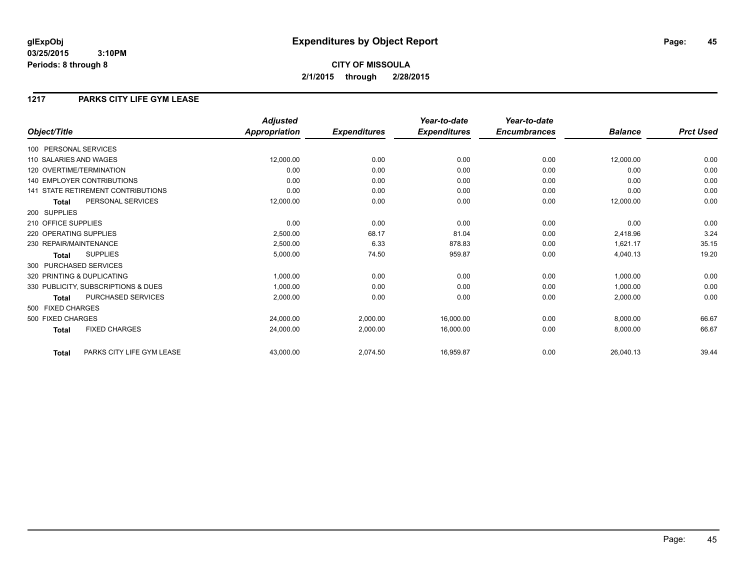**glExpObj**
**03/25/2015 3:10PM**
**Periods: 8 through 8**

# Expenditures by Object Report

**CITY OF MISSOULA**
**2/1/2015 through 2/28/2015**

## 1217 PARKS CITY LIFE GYM LEASE

| Object/Title | Adjusted Appropriation | Expenditures | Year-to-date Expenditures | Year-to-date Encumbrances | Balance | Prct Used |
|---|---|---|---|---|---|---|
| 100 PERSONAL SERVICES | | | | | | |
| 110 SALARIES AND WAGES | 12,000.00 | 0.00 | 0.00 | 0.00 | 12,000.00 | 0.00 |
| 120 OVERTIME/TERMINATION | 0.00 | 0.00 | 0.00 | 0.00 | 0.00 | 0.00 |
| 140 EMPLOYER CONTRIBUTIONS | 0.00 | 0.00 | 0.00 | 0.00 | 0.00 | 0.00 |
| 141 STATE RETIREMENT CONTRIBUTIONS | 0.00 | 0.00 | 0.00 | 0.00 | 0.00 | 0.00 |
| **Total** PERSONAL SERVICES | 12,000.00 | 0.00 | 0.00 | 0.00 | 12,000.00 | 0.00 |
| 200 SUPPLIES | | | | | | |
| 210 OFFICE SUPPLIES | 0.00 | 0.00 | 0.00 | 0.00 | 0.00 | 0.00 |
| 220 OPERATING SUPPLIES | 2,500.00 | 68.17 | 81.04 | 0.00 | 2,418.96 | 3.24 |
| 230 REPAIR/MAINTENANCE | 2,500.00 | 6.33 | 878.83 | 0.00 | 1,621.17 | 35.15 |
| **Total** SUPPLIES | 5,000.00 | 74.50 | 959.87 | 0.00 | 4,040.13 | 19.20 |
| 300 PURCHASED SERVICES | | | | | | |
| 320 PRINTING & DUPLICATING | 1,000.00 | 0.00 | 0.00 | 0.00 | 1,000.00 | 0.00 |
| 330 PUBLICITY, SUBSCRIPTIONS & DUES | 1,000.00 | 0.00 | 0.00 | 0.00 | 1,000.00 | 0.00 |
| **Total** PURCHASED SERVICES | 2,000.00 | 0.00 | 0.00 | 0.00 | 2,000.00 | 0.00 |
| 500 FIXED CHARGES | | | | | | |
| 500 FIXED CHARGES | 24,000.00 | 2,000.00 | 16,000.00 | 0.00 | 8,000.00 | 66.67 |
| **Total** FIXED CHARGES | 24,000.00 | 2,000.00 | 16,000.00 | 0.00 | 8,000.00 | 66.67 |
| **Total** PARKS CITY LIFE GYM LEASE | 43,000.00 | 2,074.50 | 16,959.87 | 0.00 | 26,040.13 | 39.44 |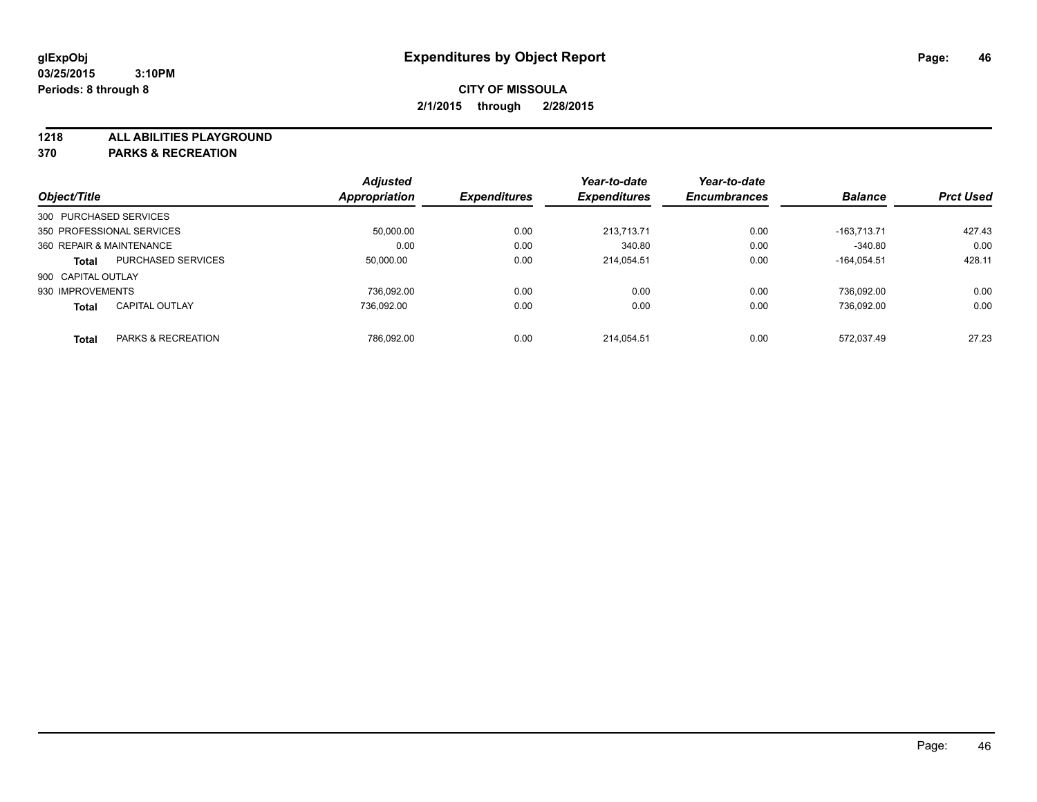# Expenditures by Object Report

glExpObj
03/25/2015 3:10PM
Periods: 8 through 8

**CITY OF MISSOULA**
**2/1/2015 through 2/28/2015**

**1218 ALL ABILITIES PLAYGROUND**
**370 PARKS & RECREATION**

| Object/Title | | Adjusted Appropriation | Expenditures | Year-to-date Expenditures | Year-to-date Encumbrances | Balance | Prct Used |
|---|---|---|---|---|---|---|---|
| 300 PURCHASED SERVICES | | | | | | | |
| 350 PROFESSIONAL SERVICES | | 50,000.00 | 0.00 | 213,713.71 | 0.00 | -163,713.71 | 427.43 |
| 360 REPAIR & MAINTENANCE | | 0.00 | 0.00 | 340.80 | 0.00 | -340.80 | 0.00 |
| **Total** | PURCHASED SERVICES | 50,000.00 | 0.00 | 214,054.51 | 0.00 | -164,054.51 | 428.11 |
| 900 CAPITAL OUTLAY | | | | | | | |
| 930 IMPROVEMENTS | | 736,092.00 | 0.00 | 0.00 | 0.00 | 736,092.00 | 0.00 |
| **Total** | CAPITAL OUTLAY | 736,092.00 | 0.00 | 0.00 | 0.00 | 736,092.00 | 0.00 |
| **Total** | PARKS & RECREATION | 786,092.00 | 0.00 | 214,054.51 | 0.00 | 572,037.49 | 27.23 |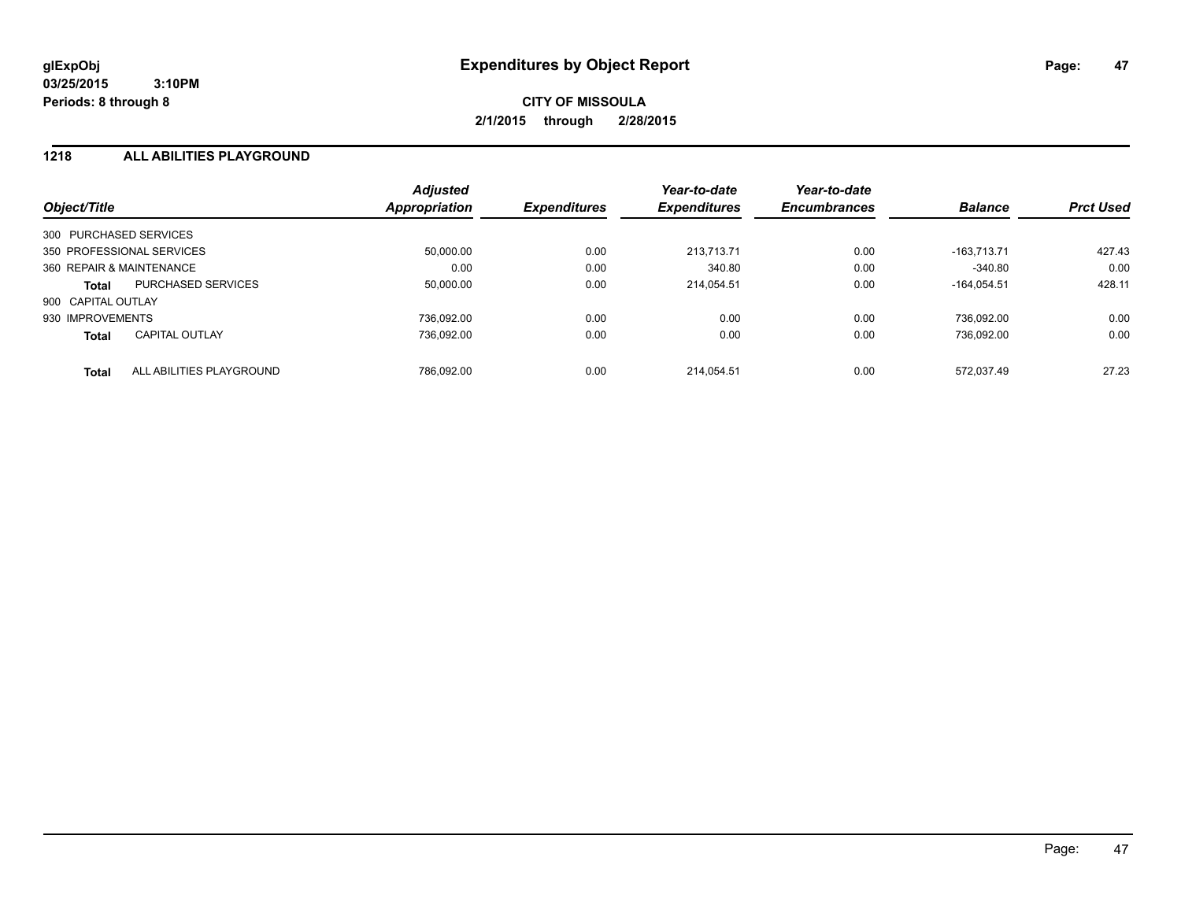**glExpObj** **Expenditures by Object Report**
**03/25/2015 3:10PM**
**Periods: 8 through 8**

**CITY OF MISSOULA**
**2/1/2015 through 2/28/2015**

## 1218 ALL ABILITIES PLAYGROUND

| Object/Title | | Adjusted Appropriation | Expenditures | Year-to-date Expenditures | Year-to-date Encumbrances | Balance | Prct Used |
|---|---|---|---|---|---|---|---|
| 300 PURCHASED SERVICES | | | | | | | |
| 350 PROFESSIONAL SERVICES | | 50,000.00 | 0.00 | 213,713.71 | 0.00 | -163,713.71 | 427.43 |
| 360 REPAIR & MAINTENANCE | | 0.00 | 0.00 | 340.80 | 0.00 | -340.80 | 0.00 |
| **Total** | PURCHASED SERVICES | 50,000.00 | 0.00 | 214,054.51 | 0.00 | -164,054.51 | 428.11 |
| 900 CAPITAL OUTLAY | | | | | | | |
| 930 IMPROVEMENTS | | 736,092.00 | 0.00 | 0.00 | 0.00 | 736,092.00 | 0.00 |
| **Total** | CAPITAL OUTLAY | 736,092.00 | 0.00 | 0.00 | 0.00 | 736,092.00 | 0.00 |
| **Total** | ALL ABILITIES PLAYGROUND | 786,092.00 | 0.00 | 214,054.51 | 0.00 | 572,037.49 | 27.23 |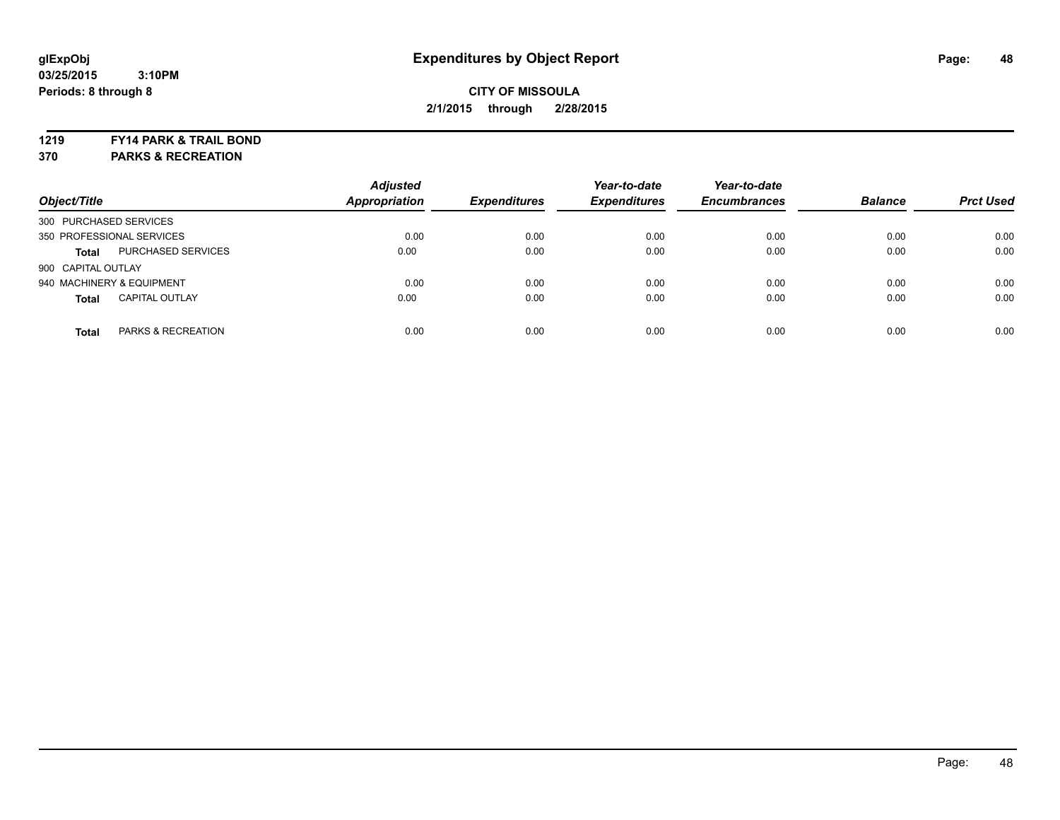# Expenditures by Object Report

glExpObj
03/25/2015 3:10PM
Periods: 8 through 8

**CITY OF MISSOULA**
**2/1/2015 through 2/28/2015**

**1219 FY14 PARK & TRAIL BOND**
**370 PARKS & RECREATION**

| Object/Title | | Adjusted Appropriation | Expenditures | Year-to-date Expenditures | Year-to-date Encumbrances | Balance | Prct Used |
|---|---|---|---|---|---|---|---|
| 300 PURCHASED SERVICES | | | | | | | |
| 350 PROFESSIONAL SERVICES | | 0.00 | 0.00 | 0.00 | 0.00 | 0.00 | 0.00 |
| **Total** | PURCHASED SERVICES | 0.00 | 0.00 | 0.00 | 0.00 | 0.00 | 0.00 |
| 900 CAPITAL OUTLAY | | | | | | | |
| 940 MACHINERY & EQUIPMENT | | 0.00 | 0.00 | 0.00 | 0.00 | 0.00 | 0.00 |
| **Total** | CAPITAL OUTLAY | 0.00 | 0.00 | 0.00 | 0.00 | 0.00 | 0.00 |
| **Total** | PARKS & RECREATION | 0.00 | 0.00 | 0.00 | 0.00 | 0.00 | 0.00 |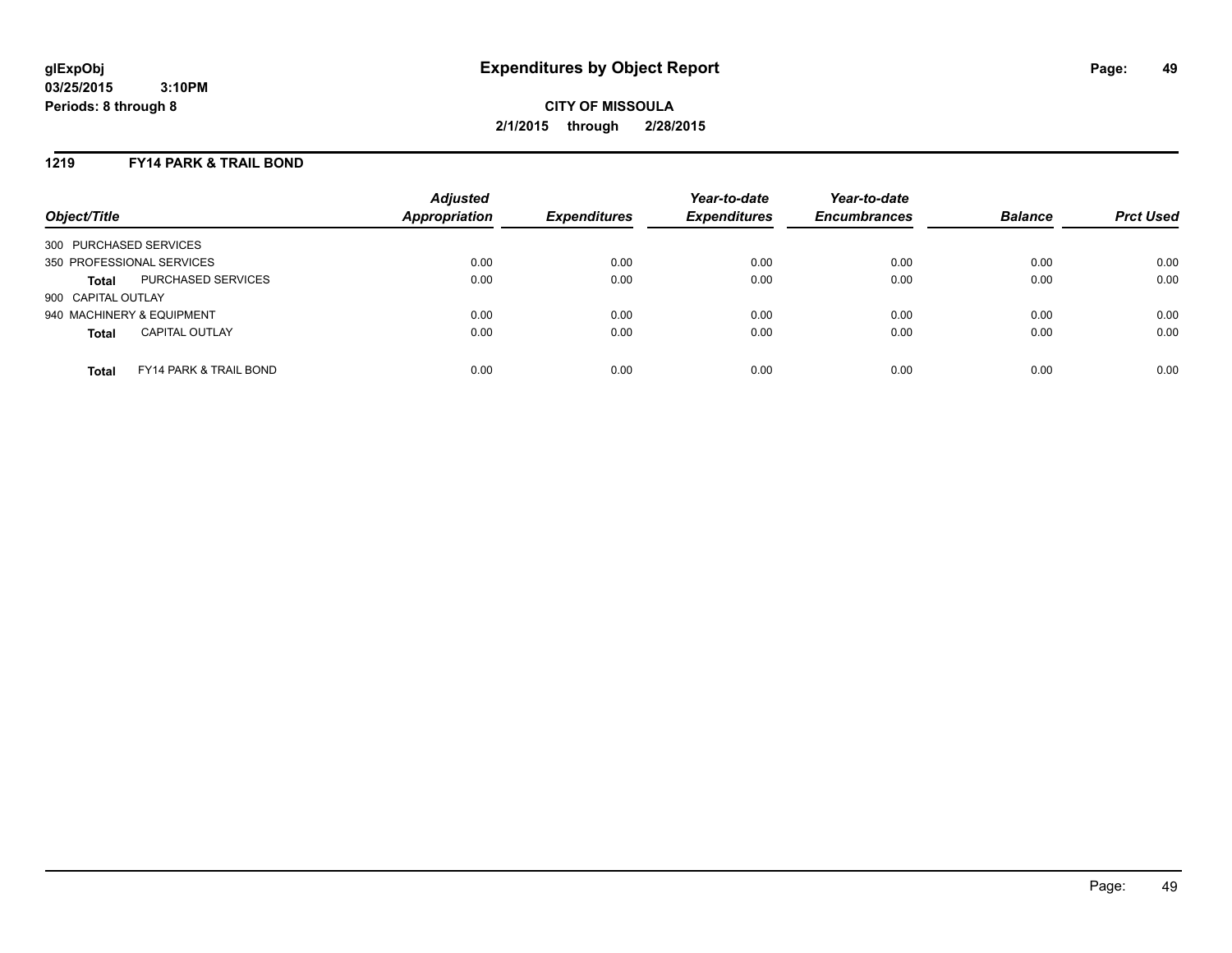# Expenditures by Object Report

glExpObj
03/25/2015 3:10PM
Periods: 8 through 8

**CITY OF MISSOULA**
**2/1/2015 through 2/28/2015**

## 1219 FY14 PARK & TRAIL BOND

| Object/Title | Adjusted Appropriation | Expenditures | Year-to-date Expenditures | Year-to-date Encumbrances | Balance | Prct Used |
|---|---|---|---|---|---|---|
| 300 PURCHASED SERVICES | | | | | | |
| 350 PROFESSIONAL SERVICES | 0.00 | 0.00 | 0.00 | 0.00 | 0.00 | 0.00 |
| **Total** PURCHASED SERVICES | 0.00 | 0.00 | 0.00 | 0.00 | 0.00 | 0.00 |
| 900 CAPITAL OUTLAY | | | | | | |
| 940 MACHINERY & EQUIPMENT | 0.00 | 0.00 | 0.00 | 0.00 | 0.00 | 0.00 |
| **Total** CAPITAL OUTLAY | 0.00 | 0.00 | 0.00 | 0.00 | 0.00 | 0.00 |
| **Total** FY14 PARK & TRAIL BOND | 0.00 | 0.00 | 0.00 | 0.00 | 0.00 | 0.00 |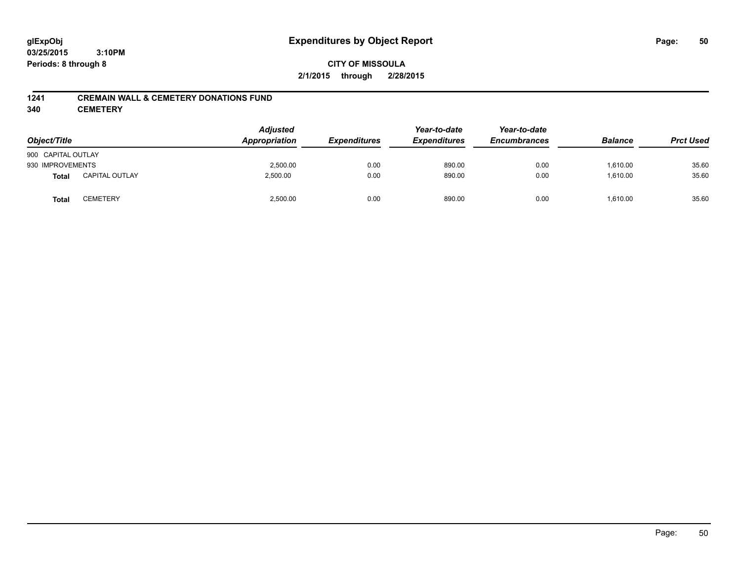**glExpObj**
**03/25/2015 3:10PM**
**Periods: 8 through 8**

# Expenditures by Object Report

**CITY OF MISSOULA**
**2/1/2015 through 2/28/2015**

## 1241 CREMAIN WALL & CEMETERY DONATIONS FUND
## 340 CEMETERY

| Object/Title | | Adjusted Appropriation | Expenditures | Year-to-date Expenditures | Year-to-date Encumbrances | Balance | Prct Used |
|---|---|---|---|---|---|---|---|
| 900 CAPITAL OUTLAY | | | | | | | |
| 930 IMPROVEMENTS | | 2,500.00 | 0.00 | 890.00 | 0.00 | 1,610.00 | 35.60 |
| **Total** | CAPITAL OUTLAY | 2,500.00 | 0.00 | 890.00 | 0.00 | 1,610.00 | 35.60 |
| **Total** | CEMETERY | 2,500.00 | 0.00 | 890.00 | 0.00 | 1,610.00 | 35.60 |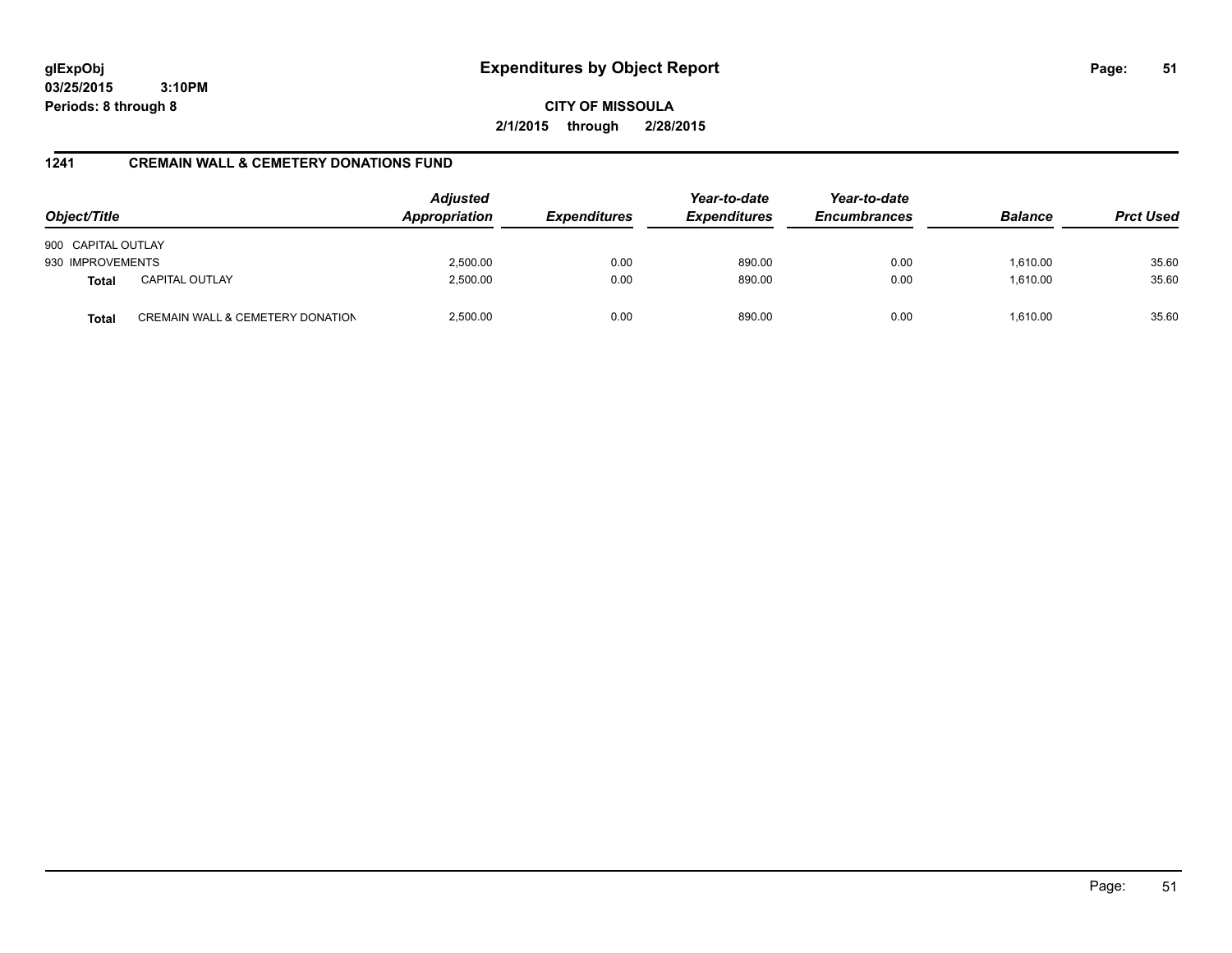**glExpObj**
**03/25/2015 3:10PM**
**Periods: 8 through 8**

# Expenditures by Object Report

**CITY OF MISSOULA**
**2/1/2015 through 2/28/2015**

## 1241 CREMAIN WALL & CEMETERY DONATIONS FUND

| Object/Title | | Adjusted Appropriation | Expenditures | Year-to-date Expenditures | Year-to-date Encumbrances | Balance | Prct Used |
|---|---|---|---|---|---|---|---|
| 900 CAPITAL OUTLAY | | | | | | | |
| 930 IMPROVEMENTS | | 2,500.00 | 0.00 | 890.00 | 0.00 | 1,610.00 | 35.60 |
| **Total** | CAPITAL OUTLAY | 2,500.00 | 0.00 | 890.00 | 0.00 | 1,610.00 | 35.60 |
| **Total** | CREMAIN WALL & CEMETERY DONATION | 2,500.00 | 0.00 | 890.00 | 0.00 | 1,610.00 | 35.60 |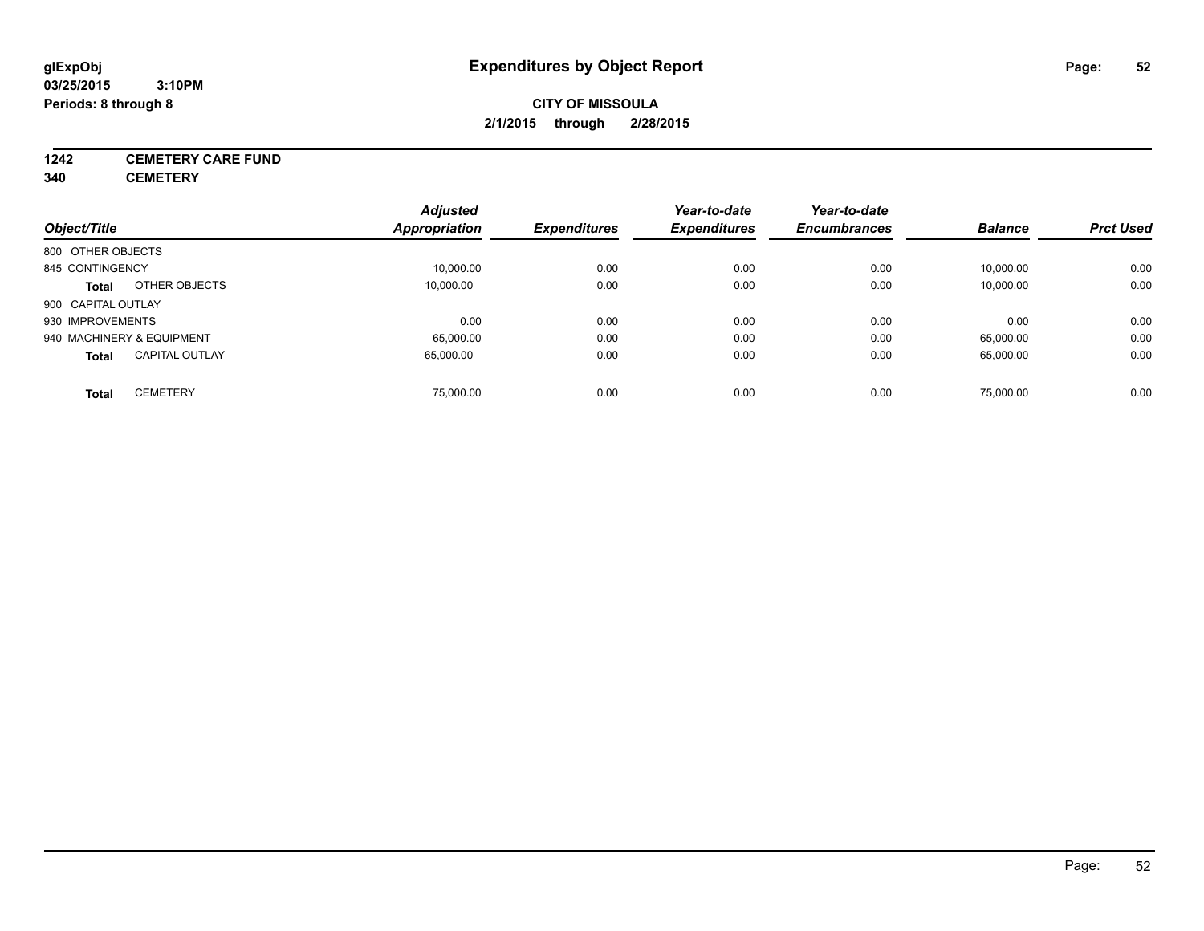# Expenditures by Object Report

glExpObj
03/25/2015 3:10PM
Periods: 8 through 8

**CITY OF MISSOULA**
**2/1/2015 through 2/28/2015**

**1242 CEMETERY CARE FUND**
**340 CEMETERY**

| Object/Title | Adjusted Appropriation | Expenditures | Year-to-date Expenditures | Year-to-date Encumbrances | Balance | Prct Used |
|---|---|---|---|---|---|---|
| 800 OTHER OBJECTS | | | | | | |
| 845 CONTINGENCY | 10,000.00 | 0.00 | 0.00 | 0.00 | 10,000.00 | 0.00 |
| **Total** OTHER OBJECTS | 10,000.00 | 0.00 | 0.00 | 0.00 | 10,000.00 | 0.00 |
| 900 CAPITAL OUTLAY | | | | | | |
| 930 IMPROVEMENTS | 0.00 | 0.00 | 0.00 | 0.00 | 0.00 | 0.00 |
| 940 MACHINERY & EQUIPMENT | 65,000.00 | 0.00 | 0.00 | 0.00 | 65,000.00 | 0.00 |
| **Total** CAPITAL OUTLAY | 65,000.00 | 0.00 | 0.00 | 0.00 | 65,000.00 | 0.00 |
| **Total** CEMETERY | 75,000.00 | 0.00 | 0.00 | 0.00 | 75,000.00 | 0.00 |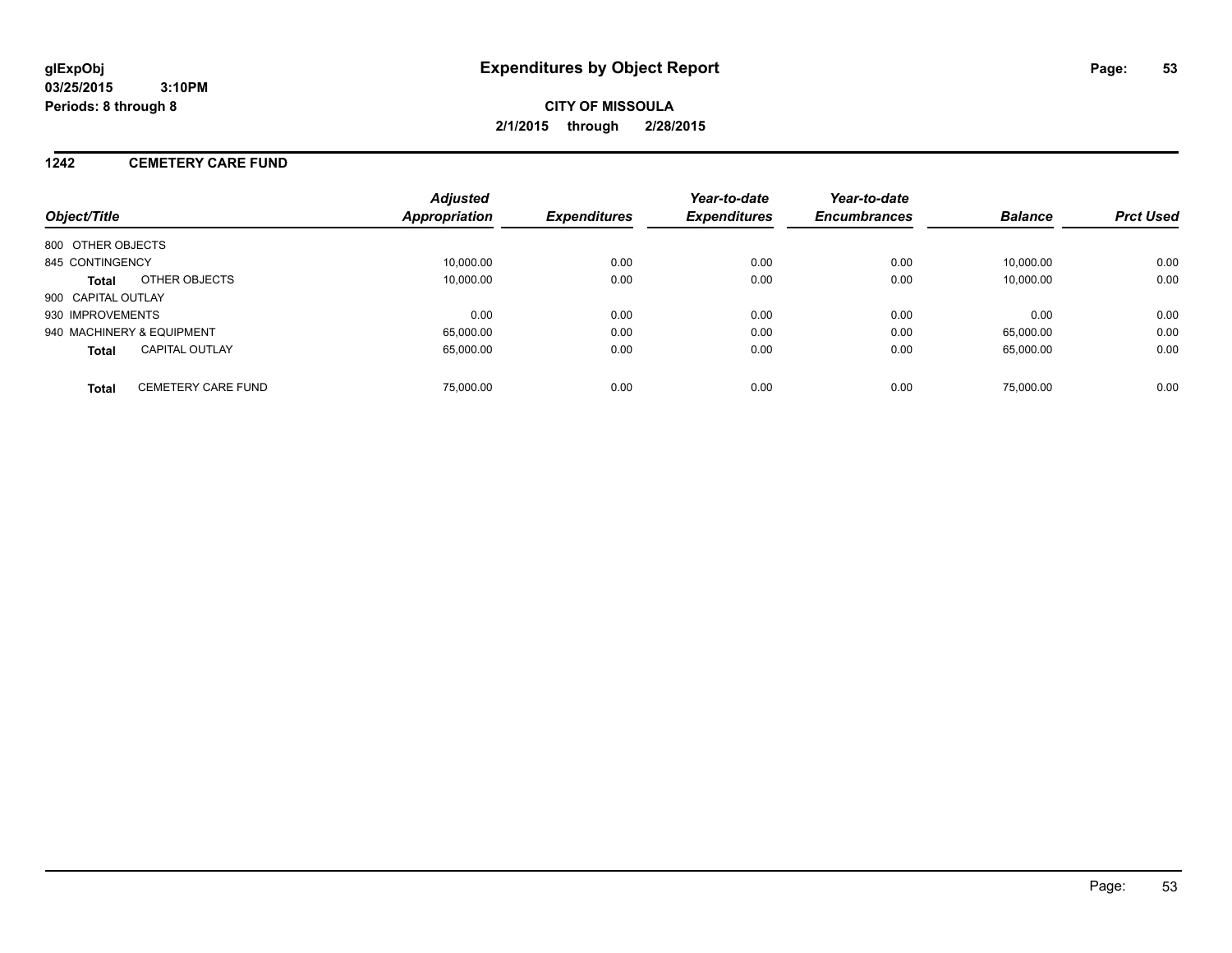**glExpObj**
**03/25/2015 3:10PM**
**Periods: 8 through 8**

# Expenditures by Object Report

**CITY OF MISSOULA**
**2/1/2015 through 2/28/2015**

## 1242 CEMETERY CARE FUND

| Object/Title | Adjusted Appropriation | Expenditures | Year-to-date Expenditures | Year-to-date Encumbrances | Balance | Prct Used |
|---|---|---|---|---|---|---|
| 800 OTHER OBJECTS | | | | | | |
| 845 CONTINGENCY | 10,000.00 | 0.00 | 0.00 | 0.00 | 10,000.00 | 0.00 |
| **Total** OTHER OBJECTS | 10,000.00 | 0.00 | 0.00 | 0.00 | 10,000.00 | 0.00 |
| 900 CAPITAL OUTLAY | | | | | | |
| 930 IMPROVEMENTS | 0.00 | 0.00 | 0.00 | 0.00 | 0.00 | 0.00 |
| 940 MACHINERY & EQUIPMENT | 65,000.00 | 0.00 | 0.00 | 0.00 | 65,000.00 | 0.00 |
| **Total** CAPITAL OUTLAY | 65,000.00 | 0.00 | 0.00 | 0.00 | 65,000.00 | 0.00 |
| **Total** CEMETERY CARE FUND | 75,000.00 | 0.00 | 0.00 | 0.00 | 75,000.00 | 0.00 |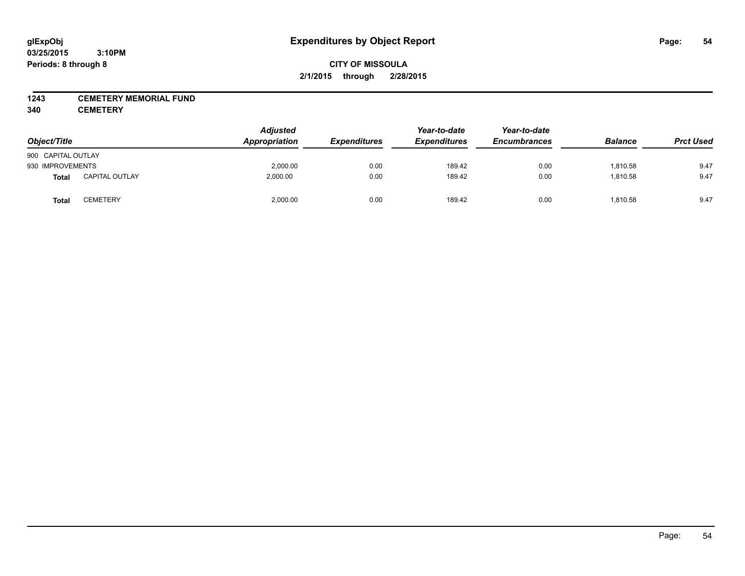**glExpObj**
**03/25/2015 3:10PM**
**Periods: 8 through 8**

# Expenditures by Object Report

**CITY OF MISSOULA**
**2/1/2015 through 2/28/2015**

**1243 CEMETERY MEMORIAL FUND**
**340 CEMETERY**

| Object/Title | | Adjusted Appropriation | Expenditures | Year-to-date Expenditures | Year-to-date Encumbrances | Balance | Prct Used |
|---|---|---|---|---|---|---|---|
| 900 CAPITAL OUTLAY | | | | | | | |
| 930 IMPROVEMENTS | | 2,000.00 | 0.00 | 189.42 | 0.00 | 1,810.58 | 9.47 |
| **Total** | CAPITAL OUTLAY | 2,000.00 | 0.00 | 189.42 | 0.00 | 1,810.58 | 9.47 |
| **Total** | CEMETERY | 2,000.00 | 0.00 | 189.42 | 0.00 | 1,810.58 | 9.47 |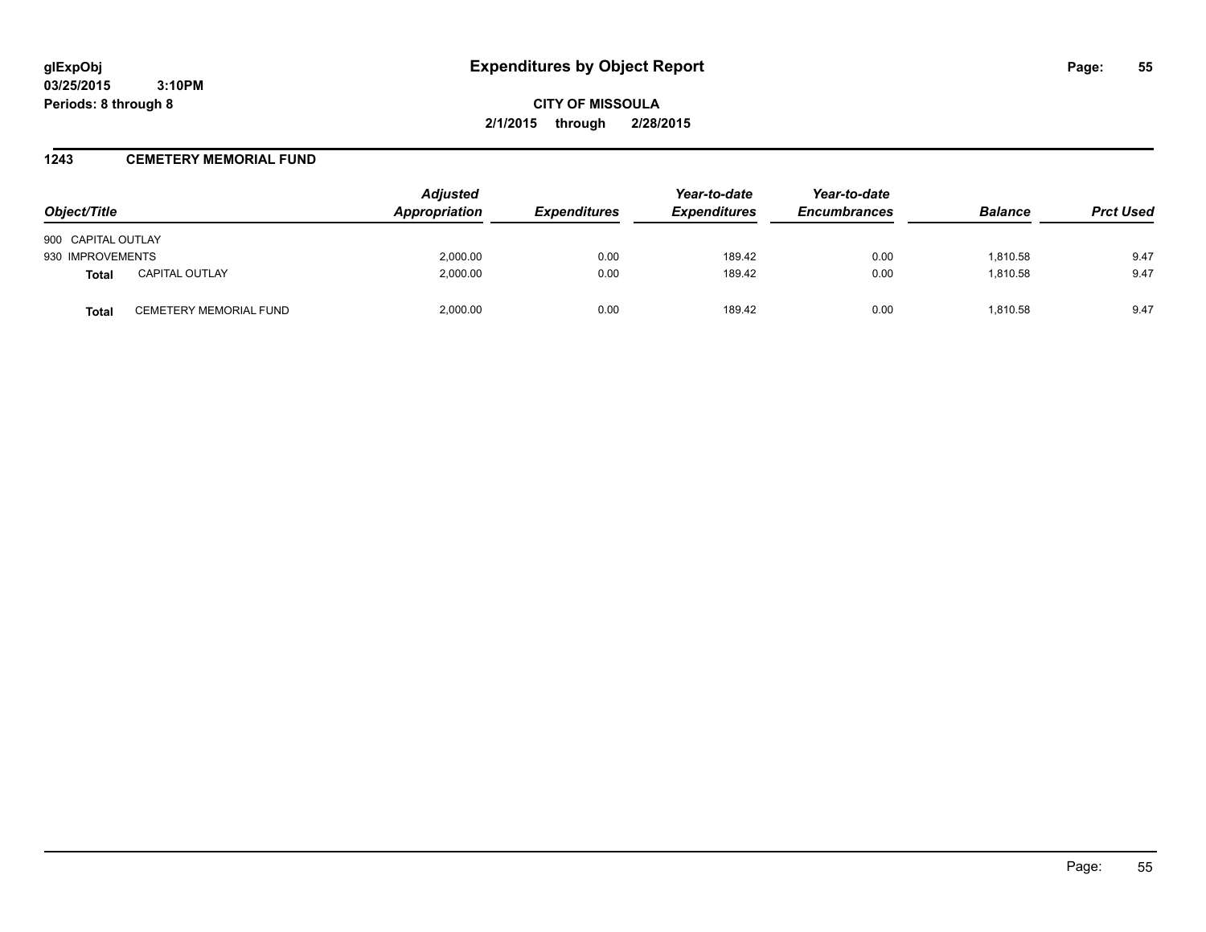# Expenditures by Object Report

glExpObj
03/25/2015 3:10PM
Periods: 8 through 8

**CITY OF MISSOULA**
**2/1/2015 through 2/28/2015**

## 1243 CEMETERY MEMORIAL FUND

| Object/Title | | Adjusted Appropriation | Expenditures | Year-to-date Expenditures | Year-to-date Encumbrances | Balance | Prct Used |
|---|---|---|---|---|---|---|---|
| 900 CAPITAL OUTLAY | | | | | | | |
| 930 IMPROVEMENTS | | 2,000.00 | 0.00 | 189.42 | 0.00 | 1,810.58 | 9.47 |
| **Total** | CAPITAL OUTLAY | 2,000.00 | 0.00 | 189.42 | 0.00 | 1,810.58 | 9.47 |
| **Total** | CEMETERY MEMORIAL FUND | 2,000.00 | 0.00 | 189.42 | 0.00 | 1,810.58 | 9.47 |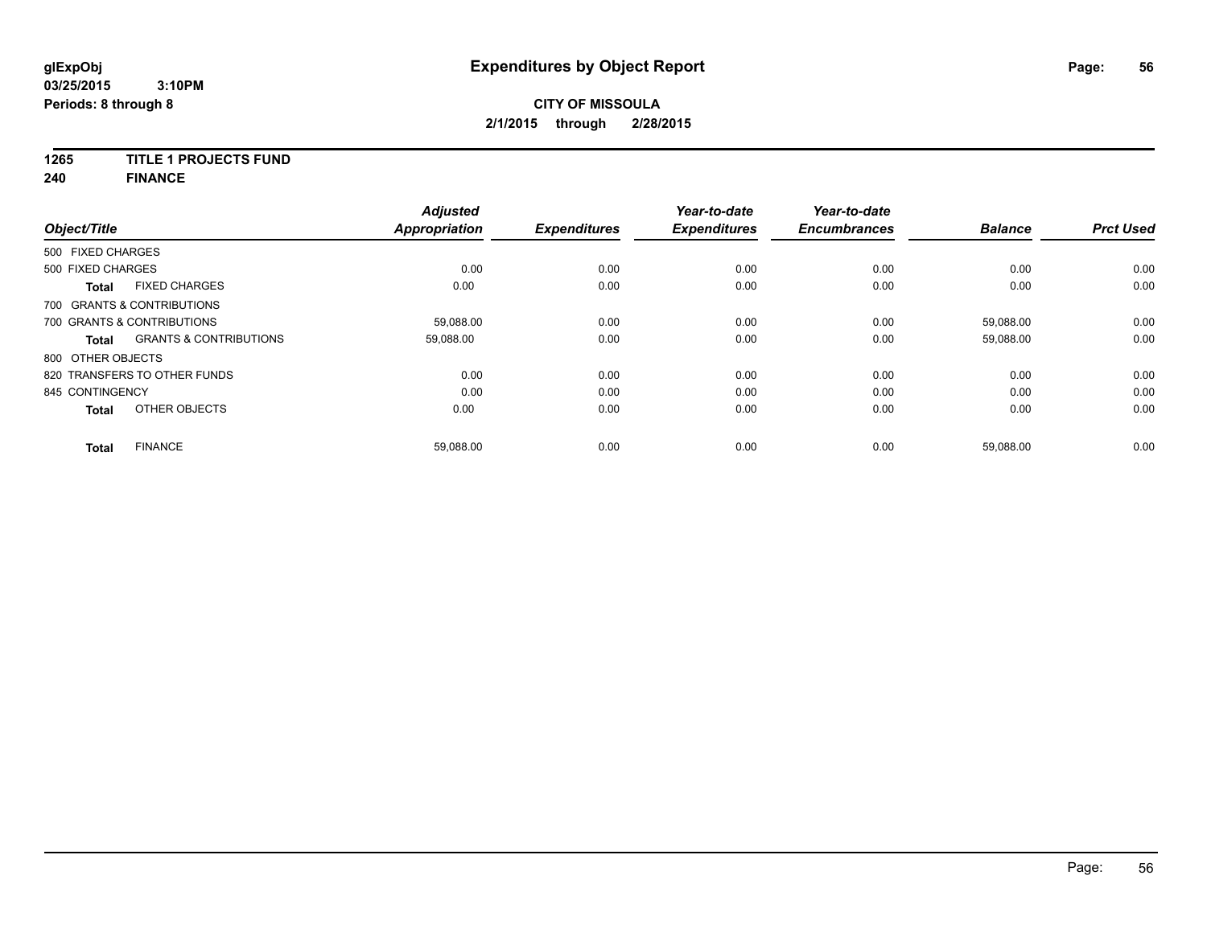**glExpObj** **Expenditures by Object Report**
**03/25/2015 3:10PM**
**Periods: 8 through 8**

**CITY OF MISSOULA**
**2/1/2015 through 2/28/2015**

**1265 TITLE 1 PROJECTS FUND**
**240 FINANCE**

| Object/Title | | Adjusted Appropriation | Expenditures | Year-to-date Expenditures | Year-to-date Encumbrances | Balance | Prct Used |
|---|---|---|---|---|---|---|---|
| 500 FIXED CHARGES | | | | | | | |
| 500 FIXED CHARGES | | 0.00 | 0.00 | 0.00 | 0.00 | 0.00 | 0.00 |
| **Total** | FIXED CHARGES | 0.00 | 0.00 | 0.00 | 0.00 | 0.00 | 0.00 |
| 700 GRANTS & CONTRIBUTIONS | | | | | | | |
| 700 GRANTS & CONTRIBUTIONS | | 59,088.00 | 0.00 | 0.00 | 0.00 | 59,088.00 | 0.00 |
| **Total** | GRANTS & CONTRIBUTIONS | 59,088.00 | 0.00 | 0.00 | 0.00 | 59,088.00 | 0.00 |
| 800 OTHER OBJECTS | | | | | | | |
| 820 TRANSFERS TO OTHER FUNDS | | 0.00 | 0.00 | 0.00 | 0.00 | 0.00 | 0.00 |
| 845 CONTINGENCY | | 0.00 | 0.00 | 0.00 | 0.00 | 0.00 | 0.00 |
| **Total** | OTHER OBJECTS | 0.00 | 0.00 | 0.00 | 0.00 | 0.00 | 0.00 |
| **Total** | FINANCE | 59,088.00 | 0.00 | 0.00 | 0.00 | 59,088.00 | 0.00 |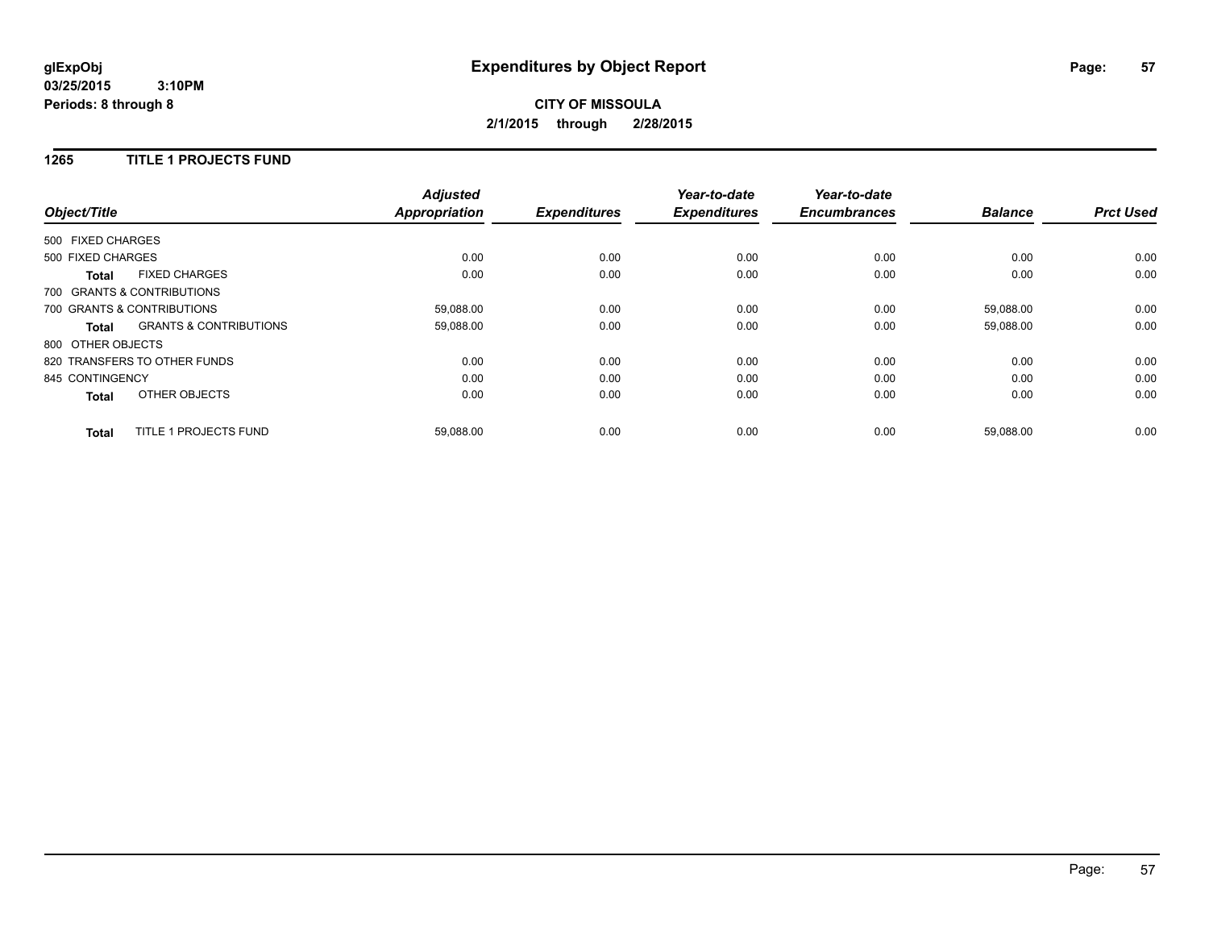# Expenditures by Object Report

glExpObj
03/25/2015 3:10PM
Periods: 8 through 8

**CITY OF MISSOULA**
**2/1/2015 through 2/28/2015**

## 1265 TITLE 1 PROJECTS FUND

| Object/Title | Adjusted Appropriation | Expenditures | Year-to-date Expenditures | Year-to-date Encumbrances | Balance | Prct Used |
|---|---|---|---|---|---|---|
| 500 FIXED CHARGES | | | | | | |
| 500 FIXED CHARGES | 0.00 | 0.00 | 0.00 | 0.00 | 0.00 | 0.00 |
| **Total** FIXED CHARGES | 0.00 | 0.00 | 0.00 | 0.00 | 0.00 | 0.00 |
| 700 GRANTS & CONTRIBUTIONS | | | | | | |
| 700 GRANTS & CONTRIBUTIONS | 59,088.00 | 0.00 | 0.00 | 0.00 | 59,088.00 | 0.00 |
| **Total** GRANTS & CONTRIBUTIONS | 59,088.00 | 0.00 | 0.00 | 0.00 | 59,088.00 | 0.00 |
| 800 OTHER OBJECTS | | | | | | |
| 820 TRANSFERS TO OTHER FUNDS | 0.00 | 0.00 | 0.00 | 0.00 | 0.00 | 0.00 |
| 845 CONTINGENCY | 0.00 | 0.00 | 0.00 | 0.00 | 0.00 | 0.00 |
| **Total** OTHER OBJECTS | 0.00 | 0.00 | 0.00 | 0.00 | 0.00 | 0.00 |
| **Total** TITLE 1 PROJECTS FUND | 59,088.00 | 0.00 | 0.00 | 0.00 | 59,088.00 | 0.00 |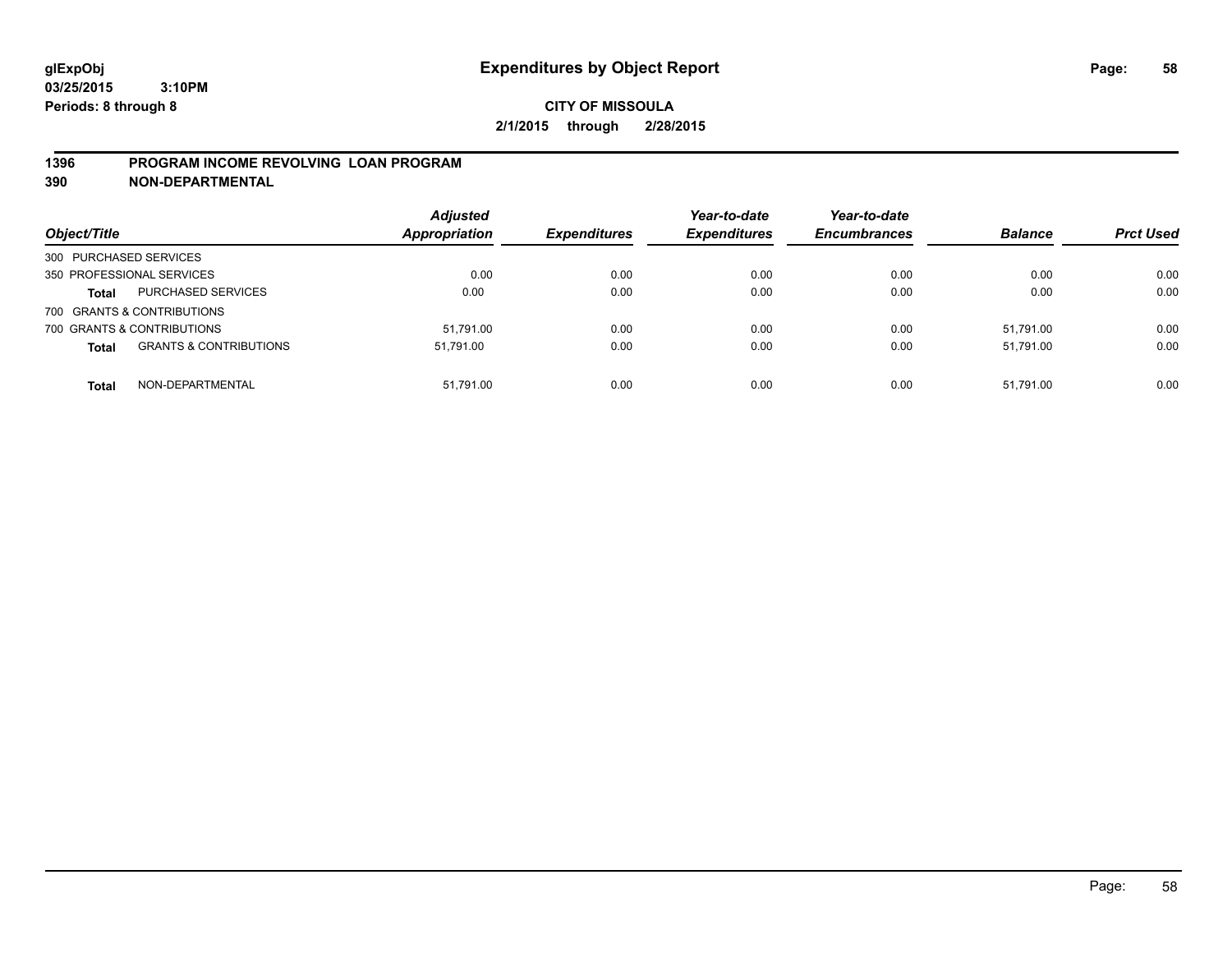**glExpObj**
**03/25/2015 3:10PM**
**Periods: 8 through 8**

# Expenditures by Object Report

**CITY OF MISSOULA**
**2/1/2015 through 2/28/2015**

## 1396 PROGRAM INCOME REVOLVING LOAN PROGRAM
## 390 NON-DEPARTMENTAL

| Object/Title | | Adjusted Appropriation | Expenditures | Year-to-date Expenditures | Year-to-date Encumbrances | Balance | Prct Used |
|---|---|---|---|---|---|---|---|
| 300 PURCHASED SERVICES | | | | | | | |
| 350 PROFESSIONAL SERVICES | | 0.00 | 0.00 | 0.00 | 0.00 | 0.00 | 0.00 |
| **Total** | PURCHASED SERVICES | 0.00 | 0.00 | 0.00 | 0.00 | 0.00 | 0.00 |
| 700 GRANTS & CONTRIBUTIONS | | | | | | | |
| 700 GRANTS & CONTRIBUTIONS | | 51,791.00 | 0.00 | 0.00 | 0.00 | 51,791.00 | 0.00 |
| **Total** | GRANTS & CONTRIBUTIONS | 51,791.00 | 0.00 | 0.00 | 0.00 | 51,791.00 | 0.00 |
| **Total** | NON-DEPARTMENTAL | 51,791.00 | 0.00 | 0.00 | 0.00 | 51,791.00 | 0.00 |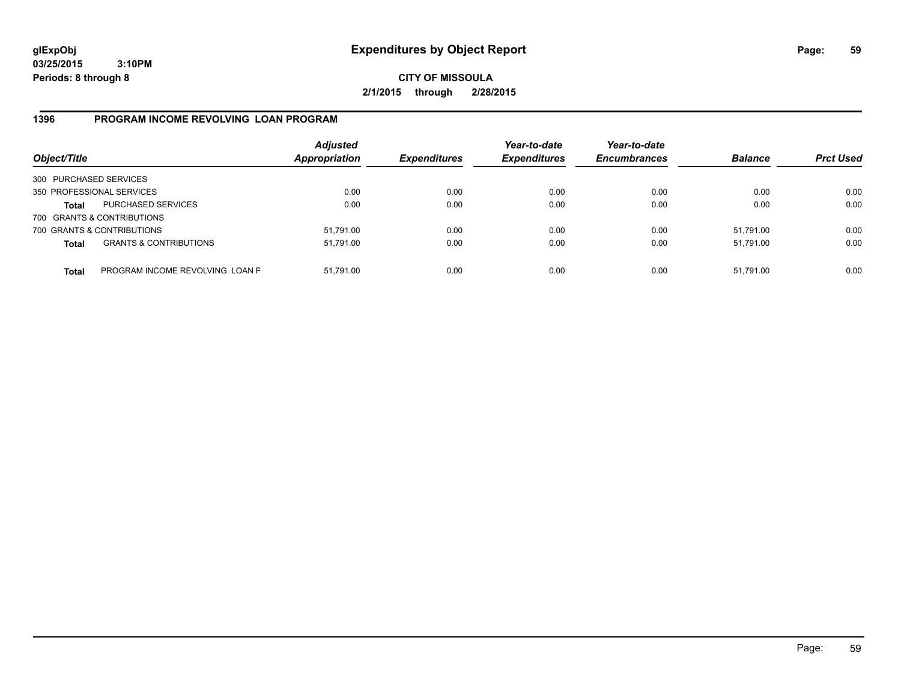**glExpObj** **Expenditures by Object Report**

**03/25/2015 3:10PM**

**Periods: 8 through 8**

**CITY OF MISSOULA**

**2/1/2015 through 2/28/2015**

## 1396 PROGRAM INCOME REVOLVING LOAN PROGRAM

| Object/Title | | *Adjusted Appropriation* | *Expenditures* | *Year-to-date Expenditures* | *Year-to-date Encumbrances* | *Balance* | *Prct Used* |
|---|---|---|---|---|---|---|---|
| 300 PURCHASED SERVICES | | | | | | | |
| 350 PROFESSIONAL SERVICES | | 0.00 | 0.00 | 0.00 | 0.00 | 0.00 | 0.00 |
| **Total** | PURCHASED SERVICES | 0.00 | 0.00 | 0.00 | 0.00 | 0.00 | 0.00 |
| 700 GRANTS & CONTRIBUTIONS | | | | | | | |
| 700 GRANTS & CONTRIBUTIONS | | 51,791.00 | 0.00 | 0.00 | 0.00 | 51,791.00 | 0.00 |
| **Total** | GRANTS & CONTRIBUTIONS | 51,791.00 | 0.00 | 0.00 | 0.00 | 51,791.00 | 0.00 |
| **Total** | PROGRAM INCOME REVOLVING LOAN F | 51,791.00 | 0.00 | 0.00 | 0.00 | 51,791.00 | 0.00 |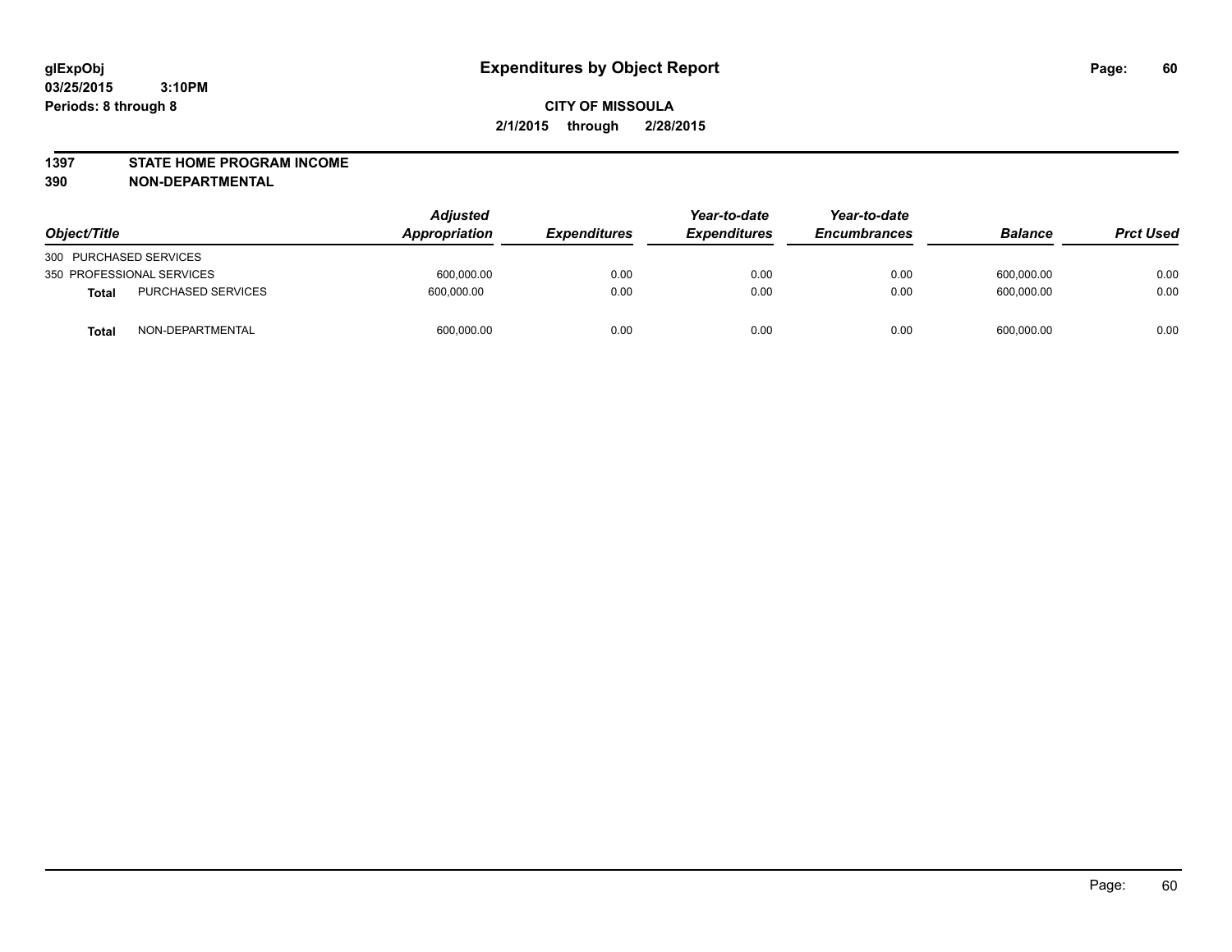**glExpObj**
**03/25/2015 3:10PM**
**Periods: 8 through 8**

# Expenditures by Object Report

**CITY OF MISSOULA**
**2/1/2015 through 2/28/2015**

**1397 STATE HOME PROGRAM INCOME**
**390 NON-DEPARTMENTAL**

| Object/Title | | Adjusted Appropriation | Expenditures | Year-to-date Expenditures | Year-to-date Encumbrances | Balance | Prct Used |
|---|---|---|---|---|---|---|---|
| 300 PURCHASED SERVICES | | | | | | | |
| 350 PROFESSIONAL SERVICES | | 600,000.00 | 0.00 | 0.00 | 0.00 | 600,000.00 | 0.00 |
| **Total** | PURCHASED SERVICES | 600,000.00 | 0.00 | 0.00 | 0.00 | 600,000.00 | 0.00 |
| **Total** | NON-DEPARTMENTAL | 600,000.00 | 0.00 | 0.00 | 0.00 | 600,000.00 | 0.00 |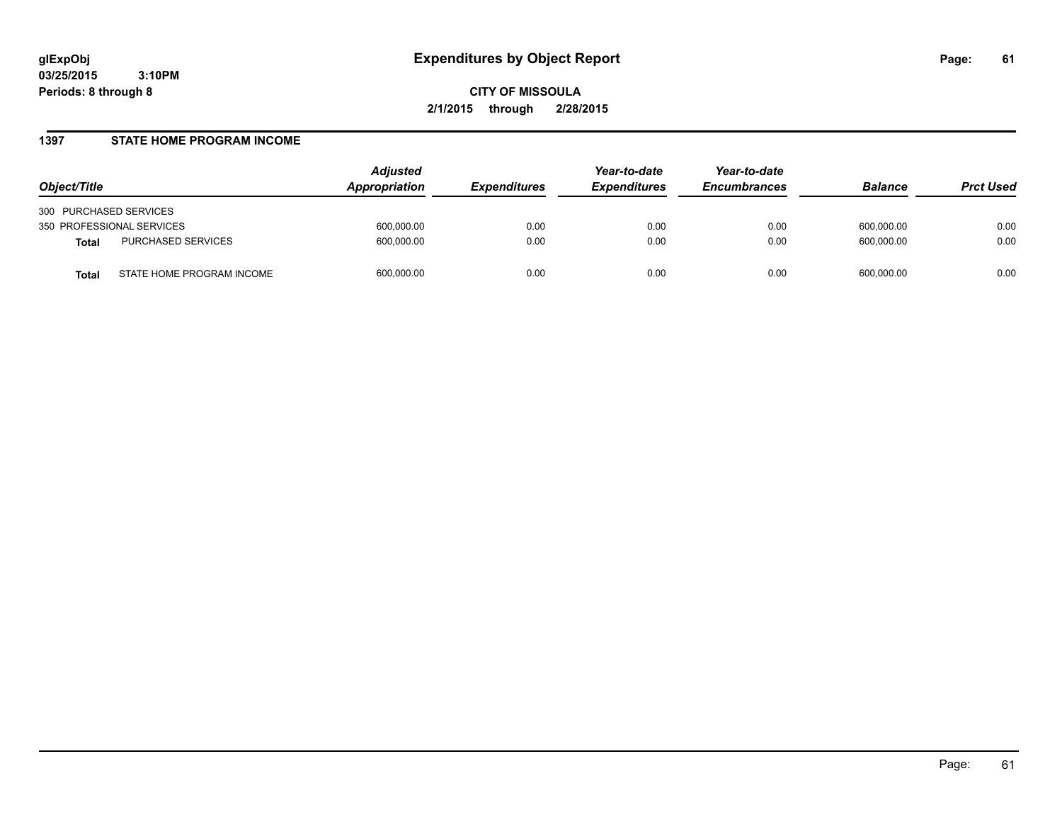# Expenditures by Object Report

glExpObj
03/25/2015 3:10PM
Periods: 8 through 8

**CITY OF MISSOULA**
**2/1/2015 through 2/28/2015**

## 1397 STATE HOME PROGRAM INCOME

| Object/Title | | Adjusted Appropriation | Expenditures | Year-to-date Expenditures | Year-to-date Encumbrances | Balance | Prct Used |
|---|---|---|---|---|---|---|---|
| 300 PURCHASED SERVICES | | | | | | | |
| 350 PROFESSIONAL SERVICES | | 600,000.00 | 0.00 | 0.00 | 0.00 | 600,000.00 | 0.00 |
| **Total** | PURCHASED SERVICES | 600,000.00 | 0.00 | 0.00 | 0.00 | 600,000.00 | 0.00 |
| **Total** | STATE HOME PROGRAM INCOME | 600,000.00 | 0.00 | 0.00 | 0.00 | 600,000.00 | 0.00 |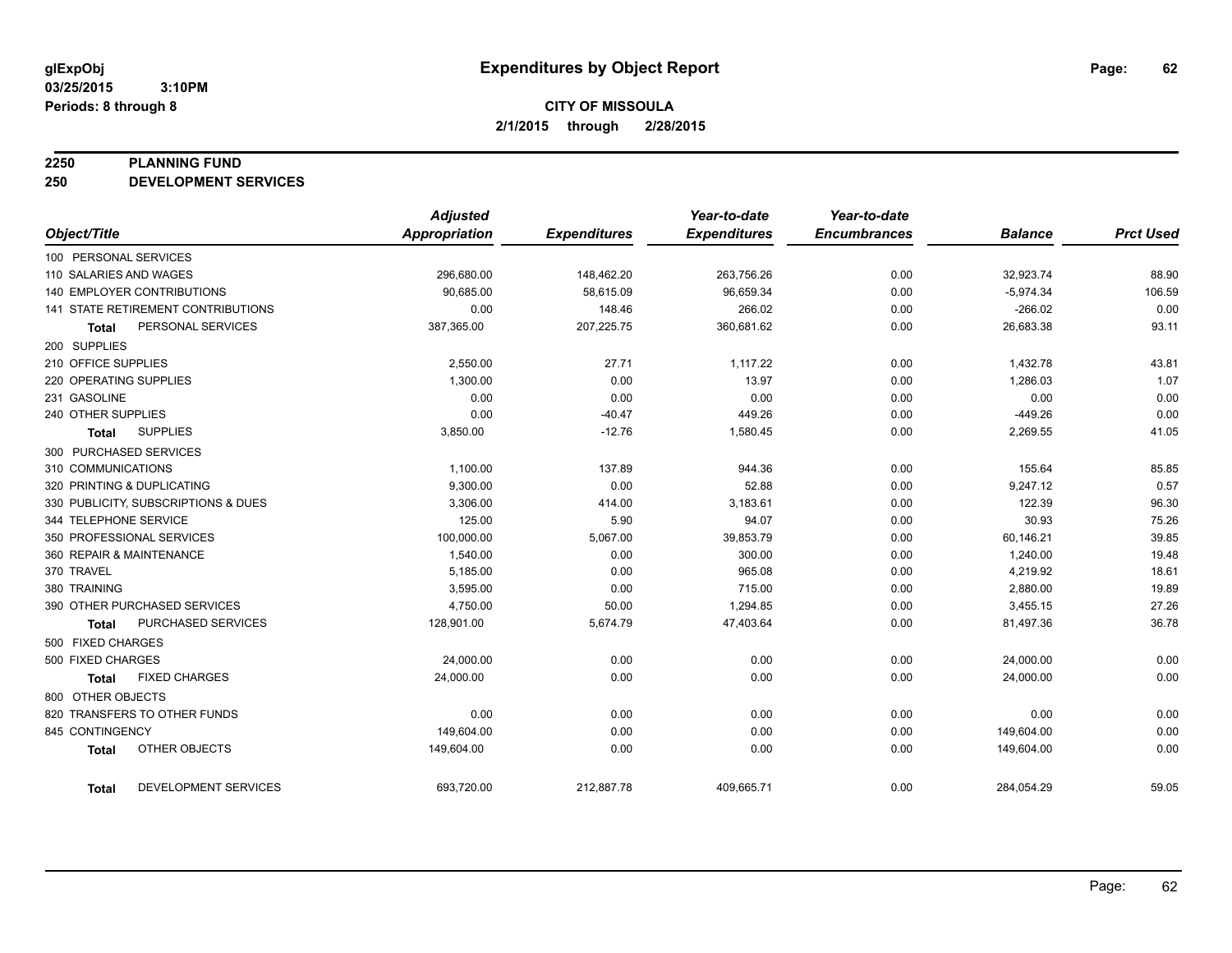**glExpObj** **Expenditures by Object Report**

03/25/2015 3:10PM

Periods: 8 through 8

**CITY OF MISSOULA**

**2/1/2015 through 2/28/2015**

## 2250 PLANNING FUND
## 250 DEVELOPMENT SERVICES

| Object/Title | Adjusted Appropriation | Expenditures | Year-to-date Expenditures | Year-to-date Encumbrances | Balance | Prct Used |
|---|---|---|---|---|---|---|
| 100 PERSONAL SERVICES | | | | | | |
| 110 SALARIES AND WAGES | 296,680.00 | 148,462.20 | 263,756.26 | 0.00 | 32,923.74 | 88.90 |
| 140 EMPLOYER CONTRIBUTIONS | 90,685.00 | 58,615.09 | 96,659.34 | 0.00 | -5,974.34 | 106.59 |
| 141 STATE RETIREMENT CONTRIBUTIONS | 0.00 | 148.46 | 266.02 | 0.00 | -266.02 | 0.00 |
| **Total** PERSONAL SERVICES | 387,365.00 | 207,225.75 | 360,681.62 | 0.00 | 26,683.38 | 93.11 |
| 200 SUPPLIES | | | | | | |
| 210 OFFICE SUPPLIES | 2,550.00 | 27.71 | 1,117.22 | 0.00 | 1,432.78 | 43.81 |
| 220 OPERATING SUPPLIES | 1,300.00 | 0.00 | 13.97 | 0.00 | 1,286.03 | 1.07 |
| 231 GASOLINE | 0.00 | 0.00 | 0.00 | 0.00 | 0.00 | 0.00 |
| 240 OTHER SUPPLIES | 0.00 | -40.47 | 449.26 | 0.00 | -449.26 | 0.00 |
| **Total** SUPPLIES | 3,850.00 | -12.76 | 1,580.45 | 0.00 | 2,269.55 | 41.05 |
| 300 PURCHASED SERVICES | | | | | | |
| 310 COMMUNICATIONS | 1,100.00 | 137.89 | 944.36 | 0.00 | 155.64 | 85.85 |
| 320 PRINTING & DUPLICATING | 9,300.00 | 0.00 | 52.88 | 0.00 | 9,247.12 | 0.57 |
| 330 PUBLICITY, SUBSCRIPTIONS & DUES | 3,306.00 | 414.00 | 3,183.61 | 0.00 | 122.39 | 96.30 |
| 344 TELEPHONE SERVICE | 125.00 | 5.90 | 94.07 | 0.00 | 30.93 | 75.26 |
| 350 PROFESSIONAL SERVICES | 100,000.00 | 5,067.00 | 39,853.79 | 0.00 | 60,146.21 | 39.85 |
| 360 REPAIR & MAINTENANCE | 1,540.00 | 0.00 | 300.00 | 0.00 | 1,240.00 | 19.48 |
| 370 TRAVEL | 5,185.00 | 0.00 | 965.08 | 0.00 | 4,219.92 | 18.61 |
| 380 TRAINING | 3,595.00 | 0.00 | 715.00 | 0.00 | 2,880.00 | 19.89 |
| 390 OTHER PURCHASED SERVICES | 4,750.00 | 50.00 | 1,294.85 | 0.00 | 3,455.15 | 27.26 |
| **Total** PURCHASED SERVICES | 128,901.00 | 5,674.79 | 47,403.64 | 0.00 | 81,497.36 | 36.78 |
| 500 FIXED CHARGES | | | | | | |
| 500 FIXED CHARGES | 24,000.00 | 0.00 | 0.00 | 0.00 | 24,000.00 | 0.00 |
| **Total** FIXED CHARGES | 24,000.00 | 0.00 | 0.00 | 0.00 | 24,000.00 | 0.00 |
| 800 OTHER OBJECTS | | | | | | |
| 820 TRANSFERS TO OTHER FUNDS | 0.00 | 0.00 | 0.00 | 0.00 | 0.00 | 0.00 |
| 845 CONTINGENCY | 149,604.00 | 0.00 | 0.00 | 0.00 | 149,604.00 | 0.00 |
| **Total** OTHER OBJECTS | 149,604.00 | 0.00 | 0.00 | 0.00 | 149,604.00 | 0.00 |
| **Total** DEVELOPMENT SERVICES | 693,720.00 | 212,887.78 | 409,665.71 | 0.00 | 284,054.29 | 59.05 |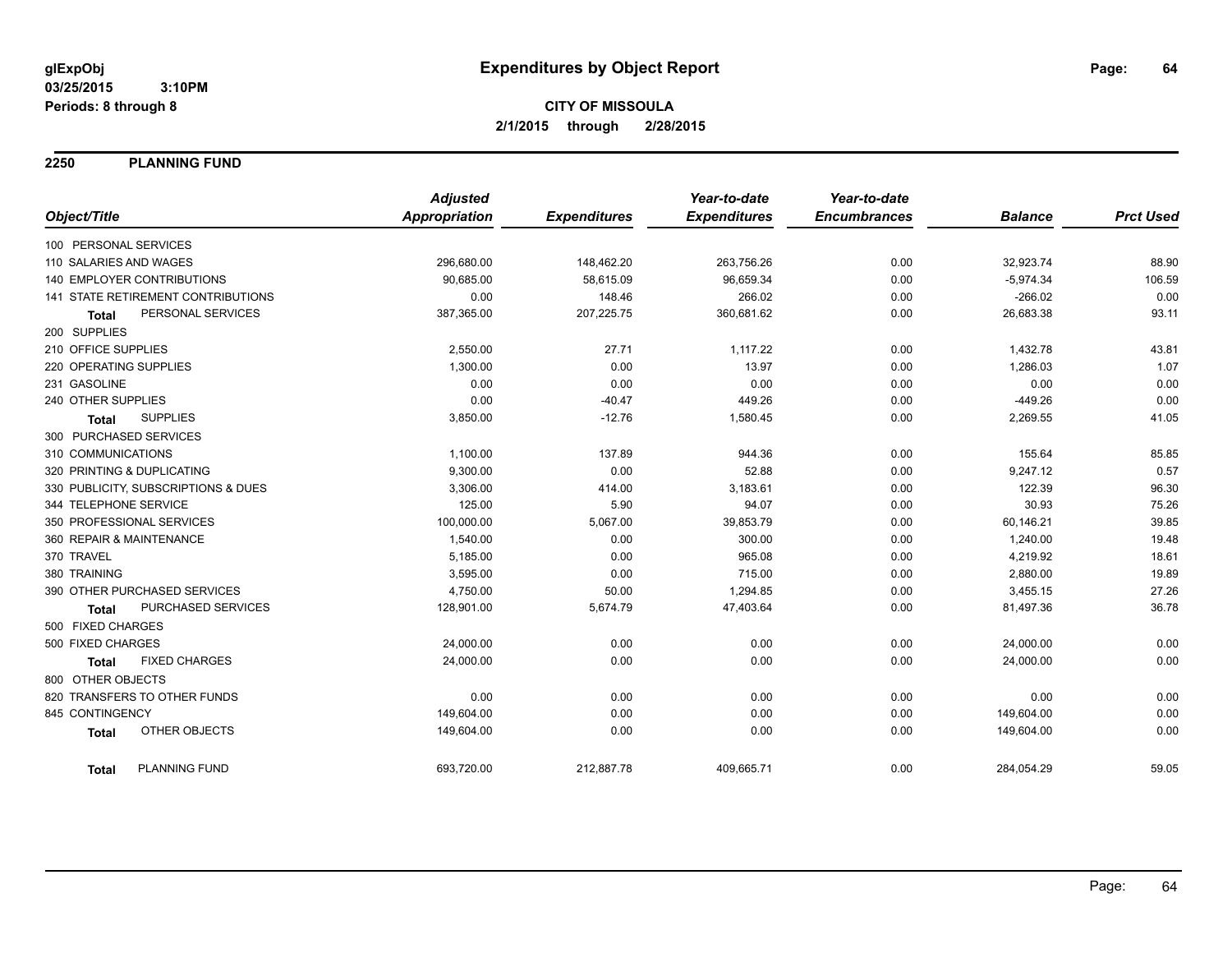**glExpObj** **Expenditures by Object Report**

**03/25/2015 3:10PM**

**Periods: 8 through 8**

**CITY OF MISSOULA**

**2/1/2015 through 2/28/2015**

## 2250 PLANNING FUND

| Object/Title | Adjusted Appropriation | Expenditures | Year-to-date Expenditures | Year-to-date Encumbrances | Balance | Prct Used |
|---|---|---|---|---|---|---|
| 100 PERSONAL SERVICES | | | | | | |
| 110 SALARIES AND WAGES | 296,680.00 | 148,462.20 | 263,756.26 | 0.00 | 32,923.74 | 88.90 |
| 140 EMPLOYER CONTRIBUTIONS | 90,685.00 | 58,615.09 | 96,659.34 | 0.00 | -5,974.34 | 106.59 |
| 141 STATE RETIREMENT CONTRIBUTIONS | 0.00 | 148.46 | 266.02 | 0.00 | -266.02 | 0.00 |
| **Total** PERSONAL SERVICES | 387,365.00 | 207,225.75 | 360,681.62 | 0.00 | 26,683.38 | 93.11 |
| 200 SUPPLIES | | | | | | |
| 210 OFFICE SUPPLIES | 2,550.00 | 27.71 | 1,117.22 | 0.00 | 1,432.78 | 43.81 |
| 220 OPERATING SUPPLIES | 1,300.00 | 0.00 | 13.97 | 0.00 | 1,286.03 | 1.07 |
| 231 GASOLINE | 0.00 | 0.00 | 0.00 | 0.00 | 0.00 | 0.00 |
| 240 OTHER SUPPLIES | 0.00 | -40.47 | 449.26 | 0.00 | -449.26 | 0.00 |
| **Total** SUPPLIES | 3,850.00 | -12.76 | 1,580.45 | 0.00 | 2,269.55 | 41.05 |
| 300 PURCHASED SERVICES | | | | | | |
| 310 COMMUNICATIONS | 1,100.00 | 137.89 | 944.36 | 0.00 | 155.64 | 85.85 |
| 320 PRINTING & DUPLICATING | 9,300.00 | 0.00 | 52.88 | 0.00 | 9,247.12 | 0.57 |
| 330 PUBLICITY, SUBSCRIPTIONS & DUES | 3,306.00 | 414.00 | 3,183.61 | 0.00 | 122.39 | 96.30 |
| 344 TELEPHONE SERVICE | 125.00 | 5.90 | 94.07 | 0.00 | 30.93 | 75.26 |
| 350 PROFESSIONAL SERVICES | 100,000.00 | 5,067.00 | 39,853.79 | 0.00 | 60,146.21 | 39.85 |
| 360 REPAIR & MAINTENANCE | 1,540.00 | 0.00 | 300.00 | 0.00 | 1,240.00 | 19.48 |
| 370 TRAVEL | 5,185.00 | 0.00 | 965.08 | 0.00 | 4,219.92 | 18.61 |
| 380 TRAINING | 3,595.00 | 0.00 | 715.00 | 0.00 | 2,880.00 | 19.89 |
| 390 OTHER PURCHASED SERVICES | 4,750.00 | 50.00 | 1,294.85 | 0.00 | 3,455.15 | 27.26 |
| **Total** PURCHASED SERVICES | 128,901.00 | 5,674.79 | 47,403.64 | 0.00 | 81,497.36 | 36.78 |
| 500 FIXED CHARGES | | | | | | |
| 500 FIXED CHARGES | 24,000.00 | 0.00 | 0.00 | 0.00 | 24,000.00 | 0.00 |
| **Total** FIXED CHARGES | 24,000.00 | 0.00 | 0.00 | 0.00 | 24,000.00 | 0.00 |
| 800 OTHER OBJECTS | | | | | | |
| 820 TRANSFERS TO OTHER FUNDS | 0.00 | 0.00 | 0.00 | 0.00 | 0.00 | 0.00 |
| 845 CONTINGENCY | 149,604.00 | 0.00 | 0.00 | 0.00 | 149,604.00 | 0.00 |
| **Total** OTHER OBJECTS | 149,604.00 | 0.00 | 0.00 | 0.00 | 149,604.00 | 0.00 |
| **Total** PLANNING FUND | 693,720.00 | 212,887.78 | 409,665.71 | 0.00 | 284,054.29 | 59.05 |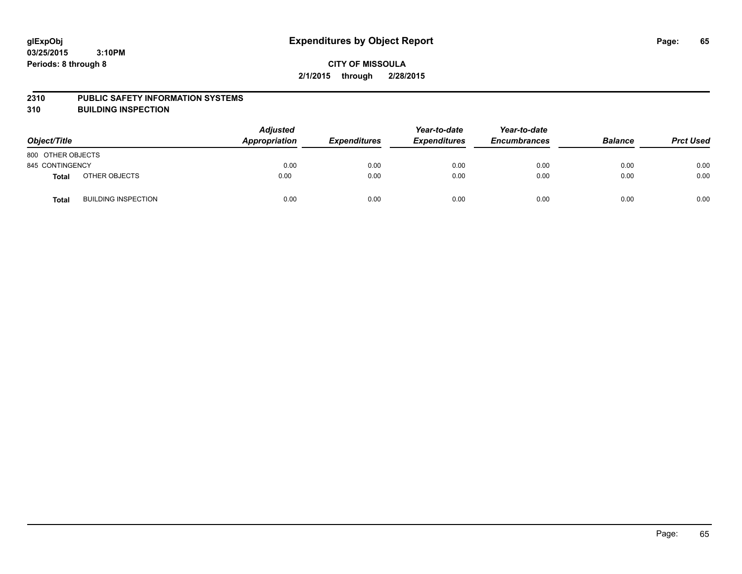**CITY OF MISSOULA**

**2/1/2015 through 2/28/2015**

**2310 PUBLIC SAFETY INFORMATION SYSTEMS**

**310 BUILDING INSPECTION**

| Object/Title | | Adjusted Appropriation | Expenditures | Year-to-date Expenditures | Year-to-date Encumbrances | Balance | Prct Used |
|---|---|---|---|---|---|---|---|
| 800 OTHER OBJECTS | | | | | | | |
| 845 CONTINGENCY | | 0.00 | 0.00 | 0.00 | 0.00 | 0.00 | 0.00 |
| **Total** | OTHER OBJECTS | 0.00 | 0.00 | 0.00 | 0.00 | 0.00 | 0.00 |
| **Total** | BUILDING INSPECTION | 0.00 | 0.00 | 0.00 | 0.00 | 0.00 | 0.00 |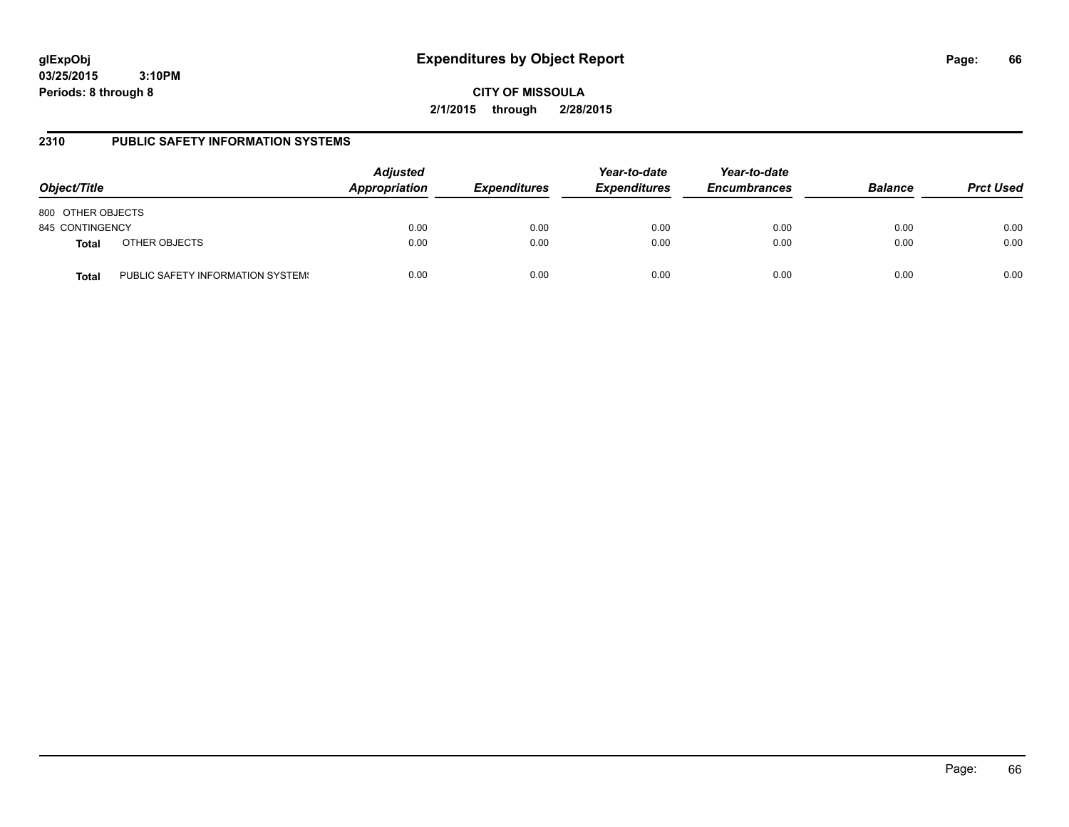# Expenditures by Object Report

glExpObj
03/25/2015 3:10PM
Periods: 8 through 8

**CITY OF MISSOULA**
**2/1/2015 through 2/28/2015**

## 2310 PUBLIC SAFETY INFORMATION SYSTEMS

| Object/Title | Adjusted Appropriation | Expenditures | Year-to-date Expenditures | Year-to-date Encumbrances | Balance | Prct Used |
|---|---|---|---|---|---|---|
| 800 OTHER OBJECTS | | | | | | |
| 845 CONTINGENCY | 0.00 | 0.00 | 0.00 | 0.00 | 0.00 | 0.00 |
| **Total** OTHER OBJECTS | 0.00 | 0.00 | 0.00 | 0.00 | 0.00 | 0.00 |
| **Total** PUBLIC SAFETY INFORMATION SYSTEMS | 0.00 | 0.00 | 0.00 | 0.00 | 0.00 | 0.00 |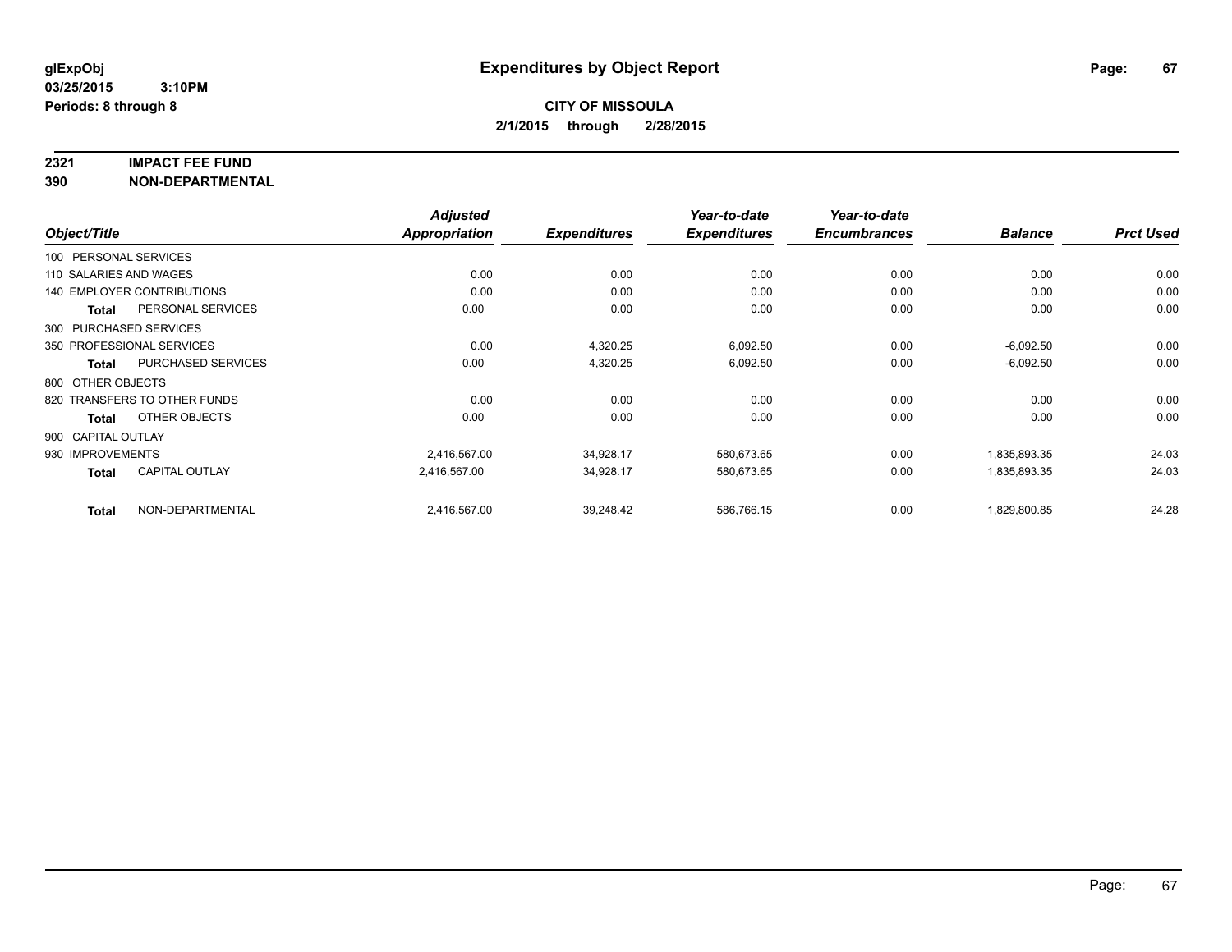glExpObj
03/25/2015 3:10PM
Periods: 8 through 8

# Expenditures by Object Report

**CITY OF MISSOULA**
**2/1/2015 through 2/28/2015**

**2321 IMPACT FEE FUND**
**390 NON-DEPARTMENTAL**

| Object/Title | | *Adjusted Appropriation* | *Expenditures* | *Year-to-date Expenditures* | *Year-to-date Encumbrances* | *Balance* | *Prct Used* |
|---|---|---|---|---|---|---|---|
| 100 PERSONAL SERVICES | | | | | | | |
| 110 SALARIES AND WAGES | | 0.00 | 0.00 | 0.00 | 0.00 | 0.00 | 0.00 |
| 140 EMPLOYER CONTRIBUTIONS | | 0.00 | 0.00 | 0.00 | 0.00 | 0.00 | 0.00 |
| **Total** | PERSONAL SERVICES | 0.00 | 0.00 | 0.00 | 0.00 | 0.00 | 0.00 |
| 300 PURCHASED SERVICES | | | | | | | |
| 350 PROFESSIONAL SERVICES | | 0.00 | 4,320.25 | 6,092.50 | 0.00 | -6,092.50 | 0.00 |
| **Total** | PURCHASED SERVICES | 0.00 | 4,320.25 | 6,092.50 | 0.00 | -6,092.50 | 0.00 |
| 800 OTHER OBJECTS | | | | | | | |
| 820 TRANSFERS TO OTHER FUNDS | | 0.00 | 0.00 | 0.00 | 0.00 | 0.00 | 0.00 |
| **Total** | OTHER OBJECTS | 0.00 | 0.00 | 0.00 | 0.00 | 0.00 | 0.00 |
| 900 CAPITAL OUTLAY | | | | | | | |
| 930 IMPROVEMENTS | | 2,416,567.00 | 34,928.17 | 580,673.65 | 0.00 | 1,835,893.35 | 24.03 |
| **Total** | CAPITAL OUTLAY | 2,416,567.00 | 34,928.17 | 580,673.65 | 0.00 | 1,835,893.35 | 24.03 |
| **Total** | NON-DEPARTMENTAL | 2,416,567.00 | 39,248.42 | 586,766.15 | 0.00 | 1,829,800.85 | 24.28 |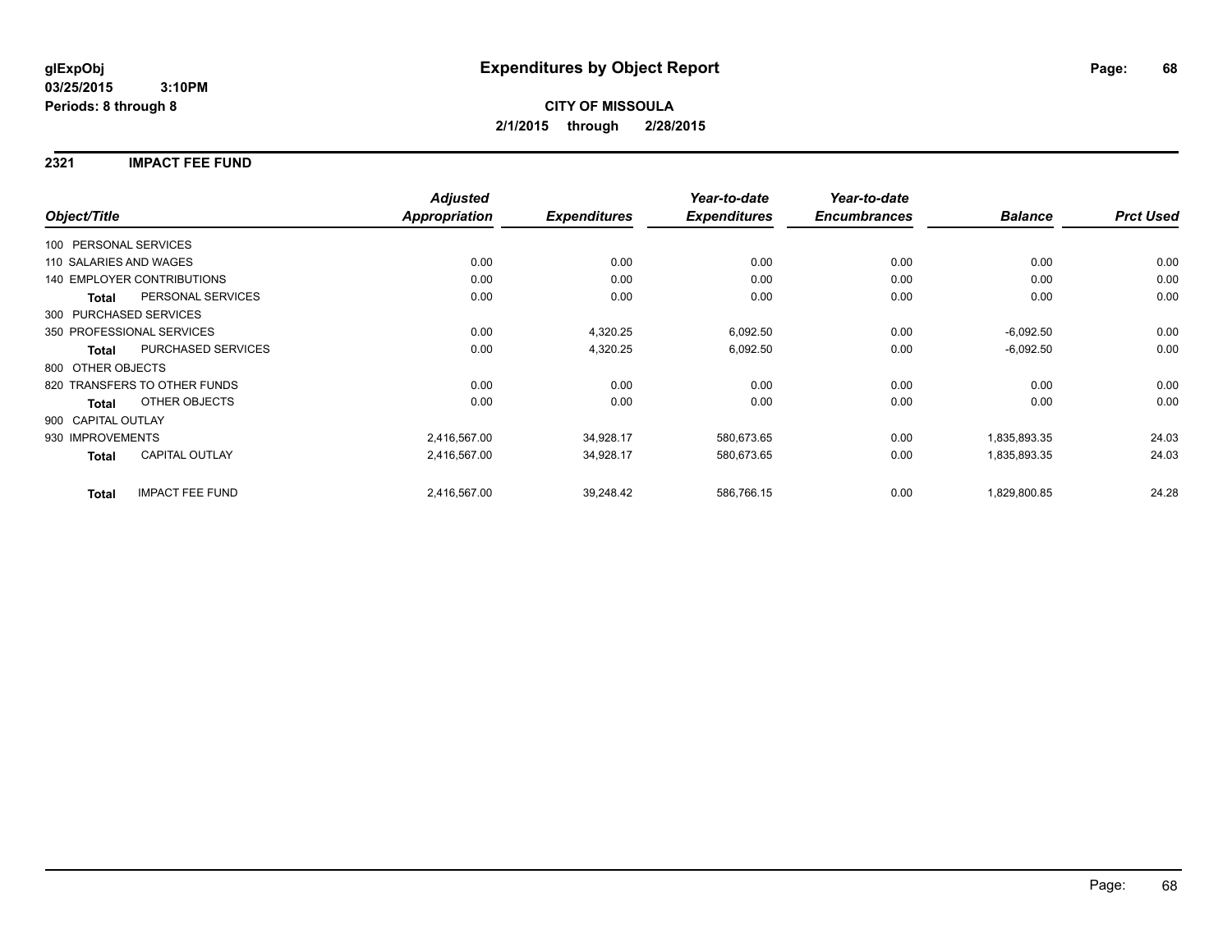**glExpObj**
**03/25/2015 3:10PM**
**Periods: 8 through 8**

# Expenditures by Object Report

**CITY OF MISSOULA**
**2/1/2015 through 2/28/2015**

## 2321 IMPACT FEE FUND

| Object/Title | Adjusted Appropriation | Expenditures | Year-to-date Expenditures | Year-to-date Encumbrances | Balance | Prct Used |
|---|---|---|---|---|---|---|
| 100 PERSONAL SERVICES | | | | | | |
| 110 SALARIES AND WAGES | 0.00 | 0.00 | 0.00 | 0.00 | 0.00 | 0.00 |
| 140 EMPLOYER CONTRIBUTIONS | 0.00 | 0.00 | 0.00 | 0.00 | 0.00 | 0.00 |
| **Total** PERSONAL SERVICES | 0.00 | 0.00 | 0.00 | 0.00 | 0.00 | 0.00 |
| 300 PURCHASED SERVICES | | | | | | |
| 350 PROFESSIONAL SERVICES | 0.00 | 4,320.25 | 6,092.50 | 0.00 | -6,092.50 | 0.00 |
| **Total** PURCHASED SERVICES | 0.00 | 4,320.25 | 6,092.50 | 0.00 | -6,092.50 | 0.00 |
| 800 OTHER OBJECTS | | | | | | |
| 820 TRANSFERS TO OTHER FUNDS | 0.00 | 0.00 | 0.00 | 0.00 | 0.00 | 0.00 |
| **Total** OTHER OBJECTS | 0.00 | 0.00 | 0.00 | 0.00 | 0.00 | 0.00 |
| 900 CAPITAL OUTLAY | | | | | | |
| 930 IMPROVEMENTS | 2,416,567.00 | 34,928.17 | 580,673.65 | 0.00 | 1,835,893.35 | 24.03 |
| **Total** CAPITAL OUTLAY | 2,416,567.00 | 34,928.17 | 580,673.65 | 0.00 | 1,835,893.35 | 24.03 |
| **Total** IMPACT FEE FUND | 2,416,567.00 | 39,248.42 | 586,766.15 | 0.00 | 1,829,800.85 | 24.28 |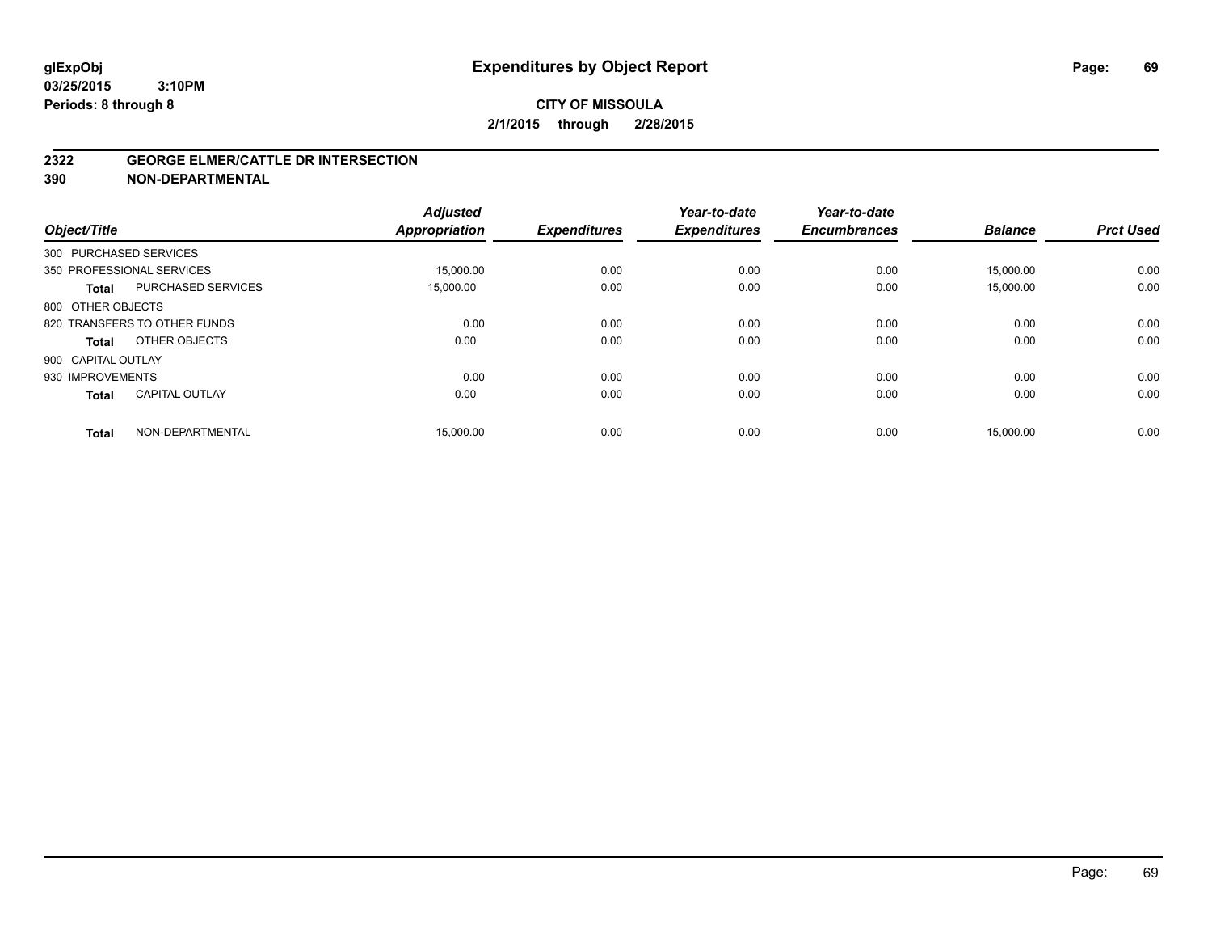# Expenditures by Object Report

glExpObj
03/25/2015 3:10PM
Periods: 8 through 8

**CITY OF MISSOULA**
**2/1/2015 through 2/28/2015**

## 2322 GEORGE ELMER/CATTLE DR INTERSECTION
## 390 NON-DEPARTMENTAL

| Object/Title | | Adjusted Appropriation | Expenditures | Year-to-date Expenditures | Year-to-date Encumbrances | Balance | Prct Used |
|---|---|---|---|---|---|---|---|
| 300 PURCHASED SERVICES | | | | | | | |
| 350 PROFESSIONAL SERVICES | | 15,000.00 | 0.00 | 0.00 | 0.00 | 15,000.00 | 0.00 |
| **Total** | PURCHASED SERVICES | 15,000.00 | 0.00 | 0.00 | 0.00 | 15,000.00 | 0.00 |
| 800 OTHER OBJECTS | | | | | | | |
| 820 TRANSFERS TO OTHER FUNDS | | 0.00 | 0.00 | 0.00 | 0.00 | 0.00 | 0.00 |
| **Total** | OTHER OBJECTS | 0.00 | 0.00 | 0.00 | 0.00 | 0.00 | 0.00 |
| 900 CAPITAL OUTLAY | | | | | | | |
| 930 IMPROVEMENTS | | 0.00 | 0.00 | 0.00 | 0.00 | 0.00 | 0.00 |
| **Total** | CAPITAL OUTLAY | 0.00 | 0.00 | 0.00 | 0.00 | 0.00 | 0.00 |
| **Total** | NON-DEPARTMENTAL | 15,000.00 | 0.00 | 0.00 | 0.00 | 15,000.00 | 0.00 |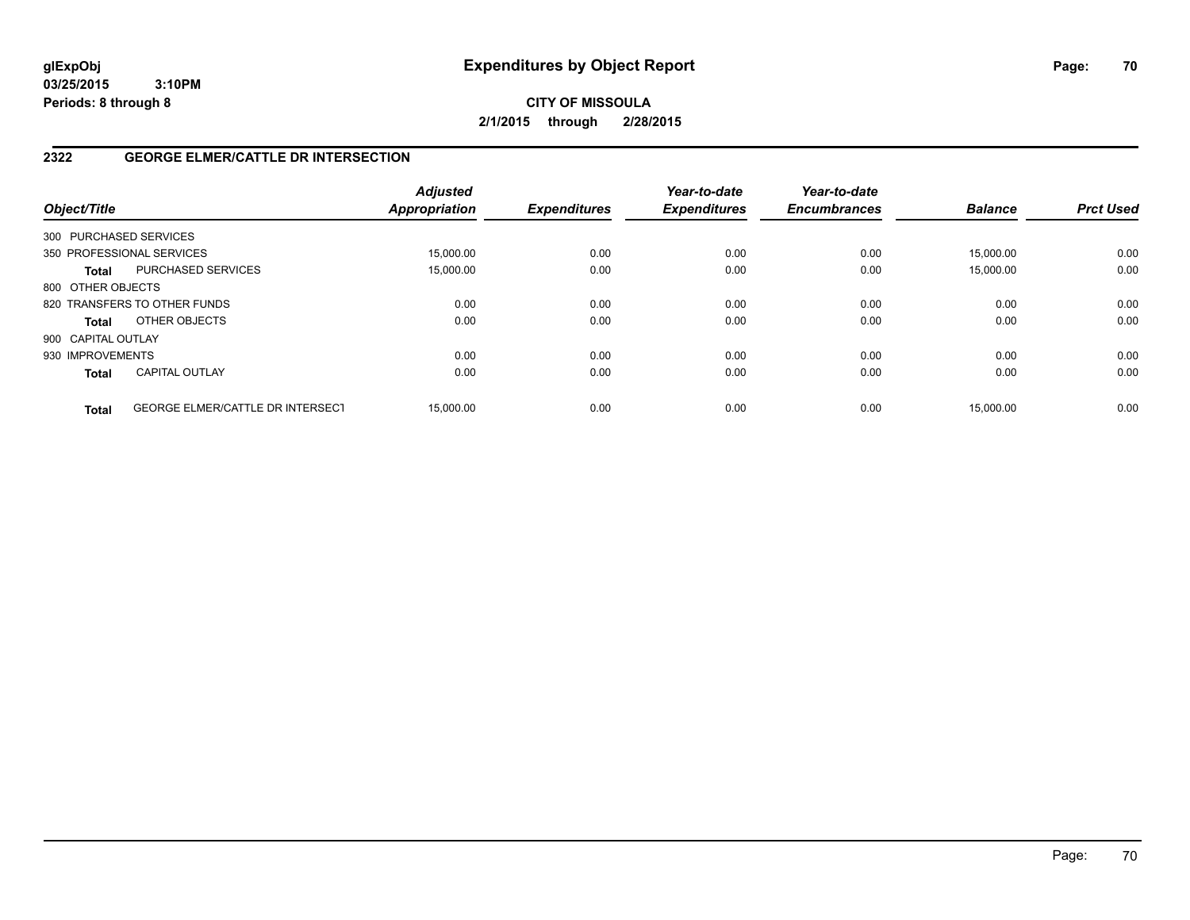# Expenditures by Object Report

glExpObj
03/25/2015 3:10PM
Periods: 8 through 8

**CITY OF MISSOULA**
**2/1/2015 through 2/28/2015**

## 2322 GEORGE ELMER/CATTLE DR INTERSECTION

| Object/Title | | Adjusted Appropriation | Expenditures | Year-to-date Expenditures | Year-to-date Encumbrances | Balance | Prct Used |
|---|---|---|---|---|---|---|---|
| 300 PURCHASED SERVICES | | | | | | | |
| 350 PROFESSIONAL SERVICES | | 15,000.00 | 0.00 | 0.00 | 0.00 | 15,000.00 | 0.00 |
| **Total** | PURCHASED SERVICES | 15,000.00 | 0.00 | 0.00 | 0.00 | 15,000.00 | 0.00 |
| 800 OTHER OBJECTS | | | | | | | |
| 820 TRANSFERS TO OTHER FUNDS | | 0.00 | 0.00 | 0.00 | 0.00 | 0.00 | 0.00 |
| **Total** | OTHER OBJECTS | 0.00 | 0.00 | 0.00 | 0.00 | 0.00 | 0.00 |
| 900 CAPITAL OUTLAY | | | | | | | |
| 930 IMPROVEMENTS | | 0.00 | 0.00 | 0.00 | 0.00 | 0.00 | 0.00 |
| **Total** | CAPITAL OUTLAY | 0.00 | 0.00 | 0.00 | 0.00 | 0.00 | 0.00 |
| **Total** | GEORGE ELMER/CATTLE DR INTERSECT | 15,000.00 | 0.00 | 0.00 | 0.00 | 15,000.00 | 0.00 |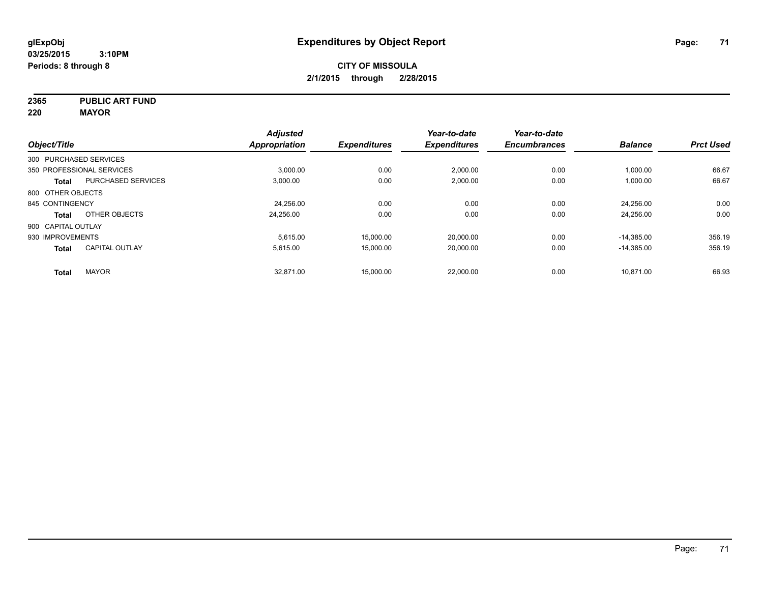glExpObj
03/25/2015 3:10PM
Periods: 8 through 8

# Expenditures by Object Report

**CITY OF MISSOULA**
**2/1/2015 through 2/28/2015**

**2365 PUBLIC ART FUND**
**220 MAYOR**

| Object/Title | | Adjusted Appropriation | Expenditures | Year-to-date Expenditures | Year-to-date Encumbrances | Balance | Prct Used |
|---|---|---|---|---|---|---|---|
| 300 PURCHASED SERVICES | | | | | | | |
| 350 PROFESSIONAL SERVICES | | 3,000.00 | 0.00 | 2,000.00 | 0.00 | 1,000.00 | 66.67 |
| **Total** | PURCHASED SERVICES | 3,000.00 | 0.00 | 2,000.00 | 0.00 | 1,000.00 | 66.67 |
| 800 OTHER OBJECTS | | | | | | | |
| 845 CONTINGENCY | | 24,256.00 | 0.00 | 0.00 | 0.00 | 24,256.00 | 0.00 |
| **Total** | OTHER OBJECTS | 24,256.00 | 0.00 | 0.00 | 0.00 | 24,256.00 | 0.00 |
| 900 CAPITAL OUTLAY | | | | | | | |
| 930 IMPROVEMENTS | | 5,615.00 | 15,000.00 | 20,000.00 | 0.00 | -14,385.00 | 356.19 |
| **Total** | CAPITAL OUTLAY | 5,615.00 | 15,000.00 | 20,000.00 | 0.00 | -14,385.00 | 356.19 |
| **Total** | MAYOR | 32,871.00 | 15,000.00 | 22,000.00 | 0.00 | 10,871.00 | 66.93 |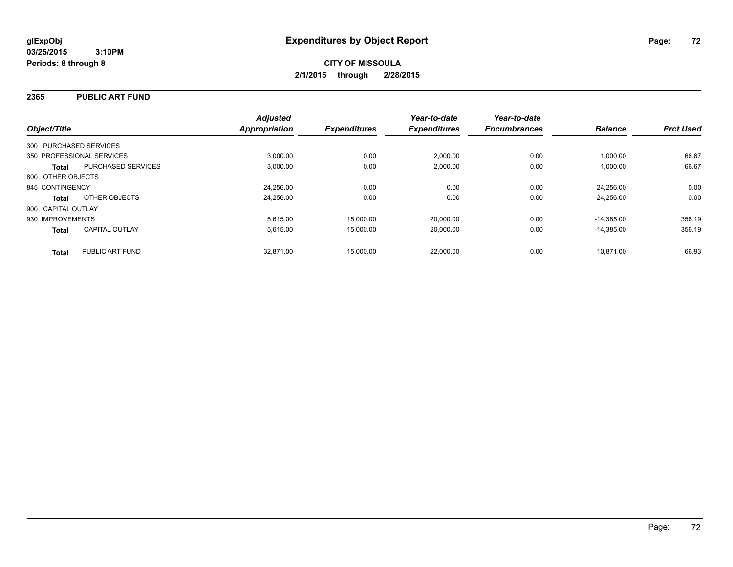**glExpObj** **Expenditures by Object Report**

**03/25/2015 3:10PM**

**Periods: 8 through 8**

**CITY OF MISSOULA**

**2/1/2015 through 2/28/2015**

## 2365 PUBLIC ART FUND

| Object/Title | | Adjusted Appropriation | Expenditures | Year-to-date Expenditures | Year-to-date Encumbrances | Balance | Prct Used |
|---|---|---|---|---|---|---|---|
| 300 PURCHASED SERVICES | | | | | | | |
| 350 PROFESSIONAL SERVICES | | 3,000.00 | 0.00 | 2,000.00 | 0.00 | 1,000.00 | 66.67 |
| **Total** | PURCHASED SERVICES | 3,000.00 | 0.00 | 2,000.00 | 0.00 | 1,000.00 | 66.67 |
| 800 OTHER OBJECTS | | | | | | | |
| 845 CONTINGENCY | | 24,256.00 | 0.00 | 0.00 | 0.00 | 24,256.00 | 0.00 |
| **Total** | OTHER OBJECTS | 24,256.00 | 0.00 | 0.00 | 0.00 | 24,256.00 | 0.00 |
| 900 CAPITAL OUTLAY | | | | | | | |
| 930 IMPROVEMENTS | | 5,615.00 | 15,000.00 | 20,000.00 | 0.00 | -14,385.00 | 356.19 |
| **Total** | CAPITAL OUTLAY | 5,615.00 | 15,000.00 | 20,000.00 | 0.00 | -14,385.00 | 356.19 |
| **Total** | PUBLIC ART FUND | 32,871.00 | 15,000.00 | 22,000.00 | 0.00 | 10,871.00 | 66.93 |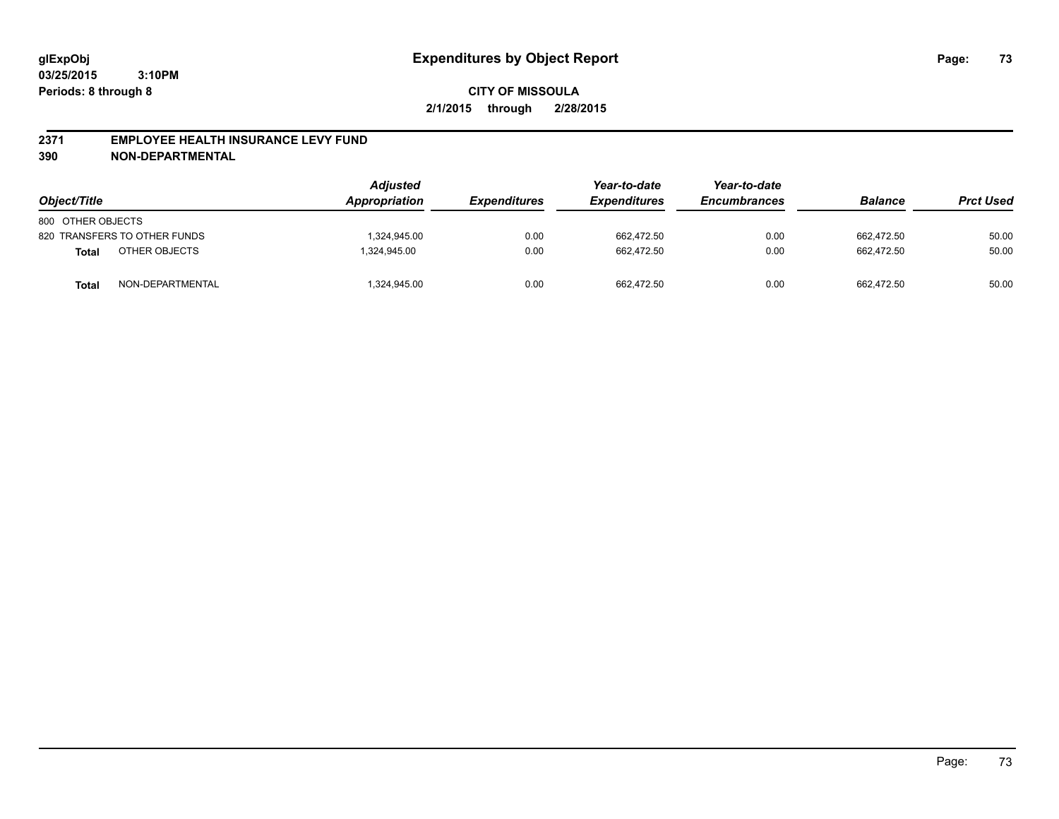glExpObj
03/25/2015 3:10PM
Periods: 8 through 8

# Expenditures by Object Report

**CITY OF MISSOULA**

**2/1/2015 through 2/28/2015**

**2371 EMPLOYEE HEALTH INSURANCE LEVY FUND**
**390 NON-DEPARTMENTAL**

| Object/Title | | Adjusted Appropriation | Expenditures | Year-to-date Expenditures | Year-to-date Encumbrances | Balance | Prct Used |
|---|---|---|---|---|---|---|---|
| 800 OTHER OBJECTS | | | | | | | |
| 820 TRANSFERS TO OTHER FUNDS | | 1,324,945.00 | 0.00 | 662,472.50 | 0.00 | 662,472.50 | 50.00 |
| **Total** | OTHER OBJECTS | 1,324,945.00 | 0.00 | 662,472.50 | 0.00 | 662,472.50 | 50.00 |
| **Total** | NON-DEPARTMENTAL | 1,324,945.00 | 0.00 | 662,472.50 | 0.00 | 662,472.50 | 50.00 |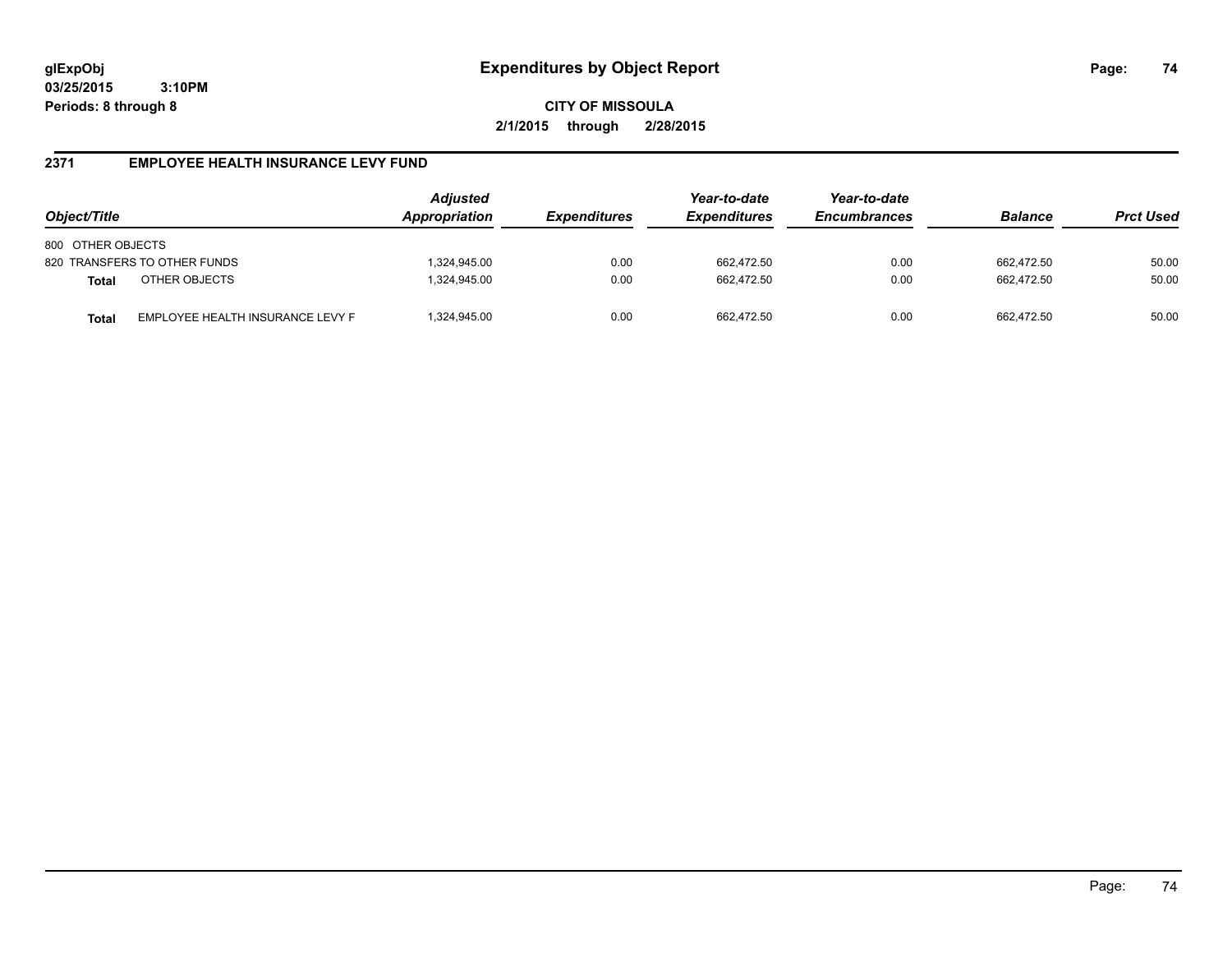# Expenditures by Object Report

glExpObj
03/25/2015 3:10PM
Periods: 8 through 8

**CITY OF MISSOULA**
**2/1/2015 through 2/28/2015**

## 2371 EMPLOYEE HEALTH INSURANCE LEVY FUND

| Object/Title | | Adjusted Appropriation | Expenditures | Year-to-date Expenditures | Year-to-date Encumbrances | Balance | Prct Used |
|---|---|---|---|---|---|---|---|
| 800 OTHER OBJECTS | | | | | | | |
| 820 TRANSFERS TO OTHER FUNDS | | 1,324,945.00 | 0.00 | 662,472.50 | 0.00 | 662,472.50 | 50.00 |
| **Total** | OTHER OBJECTS | 1,324,945.00 | 0.00 | 662,472.50 | 0.00 | 662,472.50 | 50.00 |
| **Total** | EMPLOYEE HEALTH INSURANCE LEVY F | 1,324,945.00 | 0.00 | 662,472.50 | 0.00 | 662,472.50 | 50.00 |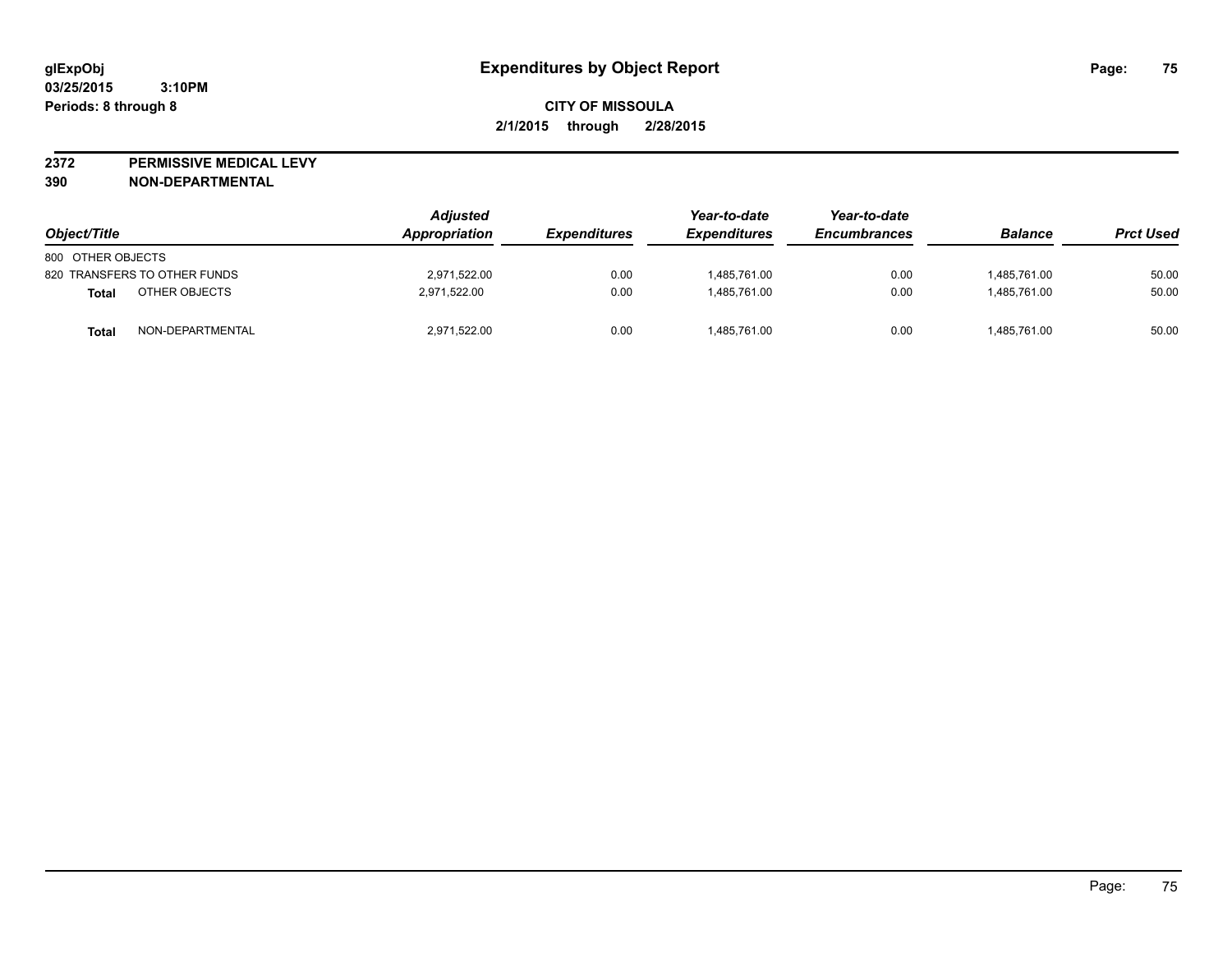glExpObj
03/25/2015 3:10PM
Periods: 8 through 8

# Expenditures by Object Report

**CITY OF MISSOULA**
**2/1/2015 through 2/28/2015**

**2372 PERMISSIVE MEDICAL LEVY**
**390 NON-DEPARTMENTAL**

| Object/Title | Adjusted Appropriation | Expenditures | Year-to-date Expenditures | Year-to-date Encumbrances | Balance | Prct Used |
|---|---|---|---|---|---|---|
| 800 OTHER OBJECTS | | | | | | |
| 820 TRANSFERS TO OTHER FUNDS | 2,971,522.00 | 0.00 | 1,485,761.00 | 0.00 | 1,485,761.00 | 50.00 |
| **Total** OTHER OBJECTS | 2,971,522.00 | 0.00 | 1,485,761.00 | 0.00 | 1,485,761.00 | 50.00 |
| **Total** NON-DEPARTMENTAL | 2,971,522.00 | 0.00 | 1,485,761.00 | 0.00 | 1,485,761.00 | 50.00 |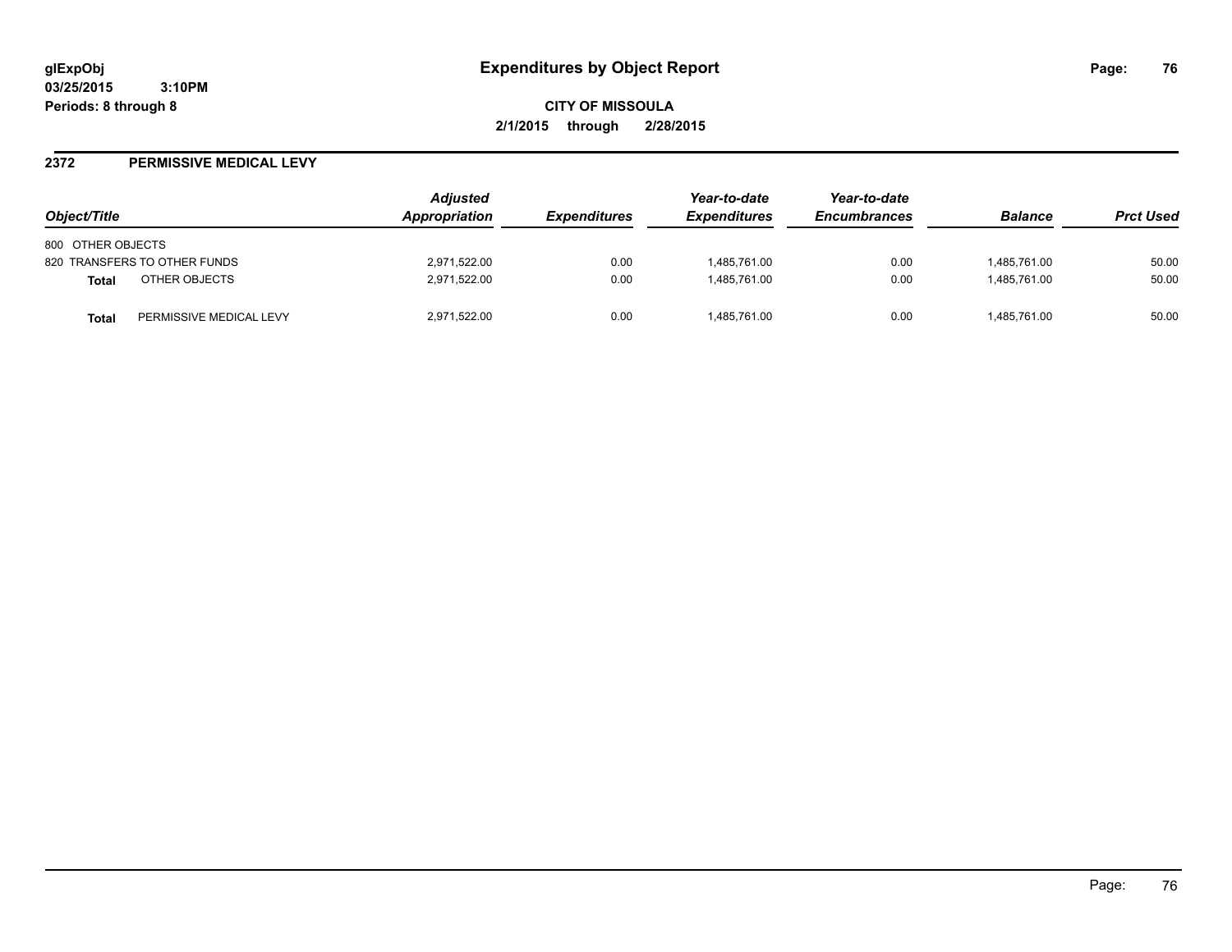# Expenditures by Object Report

glExpObj
03/25/2015 3:10PM
Periods: 8 through 8

**CITY OF MISSOULA**
**2/1/2015 through 2/28/2015**

## 2372 PERMISSIVE MEDICAL LEVY

| Object/Title | | Adjusted Appropriation | Expenditures | Year-to-date Expenditures | Year-to-date Encumbrances | Balance | Prct Used |
|---|---|---|---|---|---|---|---|
| 800 OTHER OBJECTS | | | | | | | |
| 820 TRANSFERS TO OTHER FUNDS | | 2,971,522.00 | 0.00 | 1,485,761.00 | 0.00 | 1,485,761.00 | 50.00 |
| **Total** | OTHER OBJECTS | 2,971,522.00 | 0.00 | 1,485,761.00 | 0.00 | 1,485,761.00 | 50.00 |
| **Total** | PERMISSIVE MEDICAL LEVY | 2,971,522.00 | 0.00 | 1,485,761.00 | 0.00 | 1,485,761.00 | 50.00 |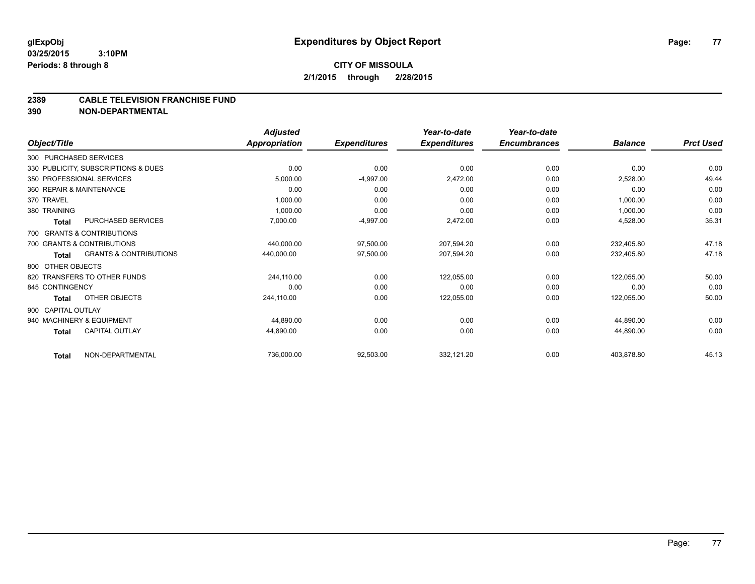**glExpObj**
**03/25/2015 3:10PM**
**Periods: 8 through 8**

# Expenditures by Object Report

**CITY OF MISSOULA**
**2/1/2015 through 2/28/2015**

## 2389 CABLE TELEVISION FRANCHISE FUND
## 390 NON-DEPARTMENTAL

| Object/Title | | Adjusted Appropriation | Expenditures | Year-to-date Expenditures | Year-to-date Encumbrances | Balance | Prct Used |
|---|---|---|---|---|---|---|---|
| 300 PURCHASED SERVICES | | | | | | | |
| 330 PUBLICITY, SUBSCRIPTIONS & DUES | | 0.00 | 0.00 | 0.00 | 0.00 | 0.00 | 0.00 |
| 350 PROFESSIONAL SERVICES | | 5,000.00 | -4,997.00 | 2,472.00 | 0.00 | 2,528.00 | 49.44 |
| 360 REPAIR & MAINTENANCE | | 0.00 | 0.00 | 0.00 | 0.00 | 0.00 | 0.00 |
| 370 TRAVEL | | 1,000.00 | 0.00 | 0.00 | 0.00 | 1,000.00 | 0.00 |
| 380 TRAINING | | 1,000.00 | 0.00 | 0.00 | 0.00 | 1,000.00 | 0.00 |
| **Total** | PURCHASED SERVICES | 7,000.00 | -4,997.00 | 2,472.00 | 0.00 | 4,528.00 | 35.31 |
| 700 GRANTS & CONTRIBUTIONS | | | | | | | |
| 700 GRANTS & CONTRIBUTIONS | | 440,000.00 | 97,500.00 | 207,594.20 | 0.00 | 232,405.80 | 47.18 |
| **Total** | GRANTS & CONTRIBUTIONS | 440,000.00 | 97,500.00 | 207,594.20 | 0.00 | 232,405.80 | 47.18 |
| 800 OTHER OBJECTS | | | | | | | |
| 820 TRANSFERS TO OTHER FUNDS | | 244,110.00 | 0.00 | 122,055.00 | 0.00 | 122,055.00 | 50.00 |
| 845 CONTINGENCY | | 0.00 | 0.00 | 0.00 | 0.00 | 0.00 | 0.00 |
| **Total** | OTHER OBJECTS | 244,110.00 | 0.00 | 122,055.00 | 0.00 | 122,055.00 | 50.00 |
| 900 CAPITAL OUTLAY | | | | | | | |
| 940 MACHINERY & EQUIPMENT | | 44,890.00 | 0.00 | 0.00 | 0.00 | 44,890.00 | 0.00 |
| **Total** | CAPITAL OUTLAY | 44,890.00 | 0.00 | 0.00 | 0.00 | 44,890.00 | 0.00 |
| **Total** | NON-DEPARTMENTAL | 736,000.00 | 92,503.00 | 332,121.20 | 0.00 | 403,878.80 | 45.13 |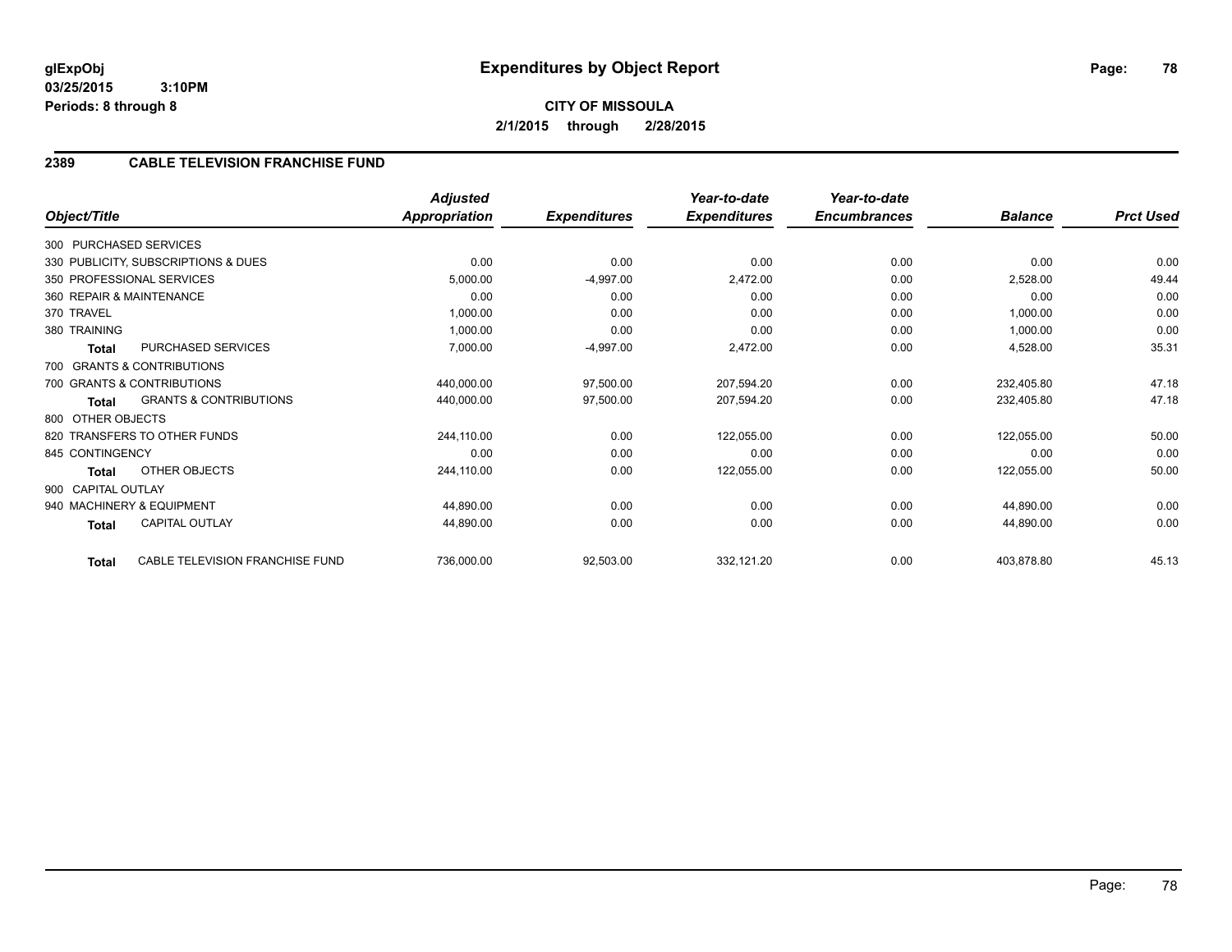**glExpObj** 
**03/25/2015 3:10PM** 
**Periods: 8 through 8**

# Expenditures by Object Report

**CITY OF MISSOULA** 
**2/1/2015 through 2/28/2015**

## 2389 CABLE TELEVISION FRANCHISE FUND

| Object/Title | Adjusted Appropriation | Expenditures | Year-to-date Expenditures | Year-to-date Encumbrances | Balance | Prct Used |
|---|---|---|---|---|---|---|
| 300 PURCHASED SERVICES | | | | | | |
| 330 PUBLICITY, SUBSCRIPTIONS & DUES | 0.00 | 0.00 | 0.00 | 0.00 | 0.00 | 0.00 |
| 350 PROFESSIONAL SERVICES | 5,000.00 | -4,997.00 | 2,472.00 | 0.00 | 2,528.00 | 49.44 |
| 360 REPAIR & MAINTENANCE | 0.00 | 0.00 | 0.00 | 0.00 | 0.00 | 0.00 |
| 370 TRAVEL | 1,000.00 | 0.00 | 0.00 | 0.00 | 1,000.00 | 0.00 |
| 380 TRAINING | 1,000.00 | 0.00 | 0.00 | 0.00 | 1,000.00 | 0.00 |
| **Total** PURCHASED SERVICES | 7,000.00 | -4,997.00 | 2,472.00 | 0.00 | 4,528.00 | 35.31 |
| 700 GRANTS & CONTRIBUTIONS | | | | | | |
| 700 GRANTS & CONTRIBUTIONS | 440,000.00 | 97,500.00 | 207,594.20 | 0.00 | 232,405.80 | 47.18 |
| **Total** GRANTS & CONTRIBUTIONS | 440,000.00 | 97,500.00 | 207,594.20 | 0.00 | 232,405.80 | 47.18 |
| 800 OTHER OBJECTS | | | | | | |
| 820 TRANSFERS TO OTHER FUNDS | 244,110.00 | 0.00 | 122,055.00 | 0.00 | 122,055.00 | 50.00 |
| 845 CONTINGENCY | 0.00 | 0.00 | 0.00 | 0.00 | 0.00 | 0.00 |
| **Total** OTHER OBJECTS | 244,110.00 | 0.00 | 122,055.00 | 0.00 | 122,055.00 | 50.00 |
| 900 CAPITAL OUTLAY | | | | | | |
| 940 MACHINERY & EQUIPMENT | 44,890.00 | 0.00 | 0.00 | 0.00 | 44,890.00 | 0.00 |
| **Total** CAPITAL OUTLAY | 44,890.00 | 0.00 | 0.00 | 0.00 | 44,890.00 | 0.00 |
| **Total** CABLE TELEVISION FRANCHISE FUND | 736,000.00 | 92,503.00 | 332,121.20 | 0.00 | 403,878.80 | 45.13 |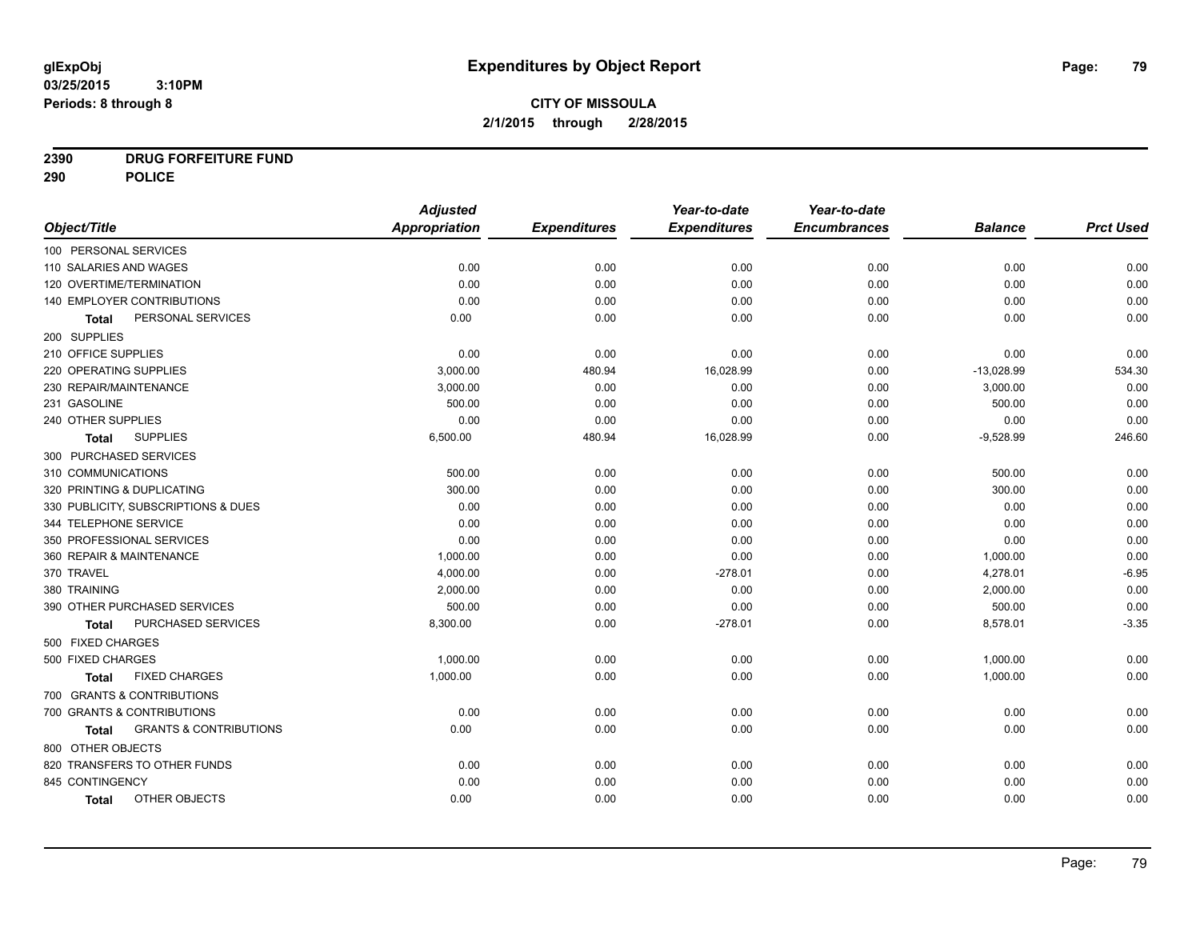**glExpObj**
**03/25/2015 3:10PM**
**Periods: 8 through 8**

# Expenditures by Object Report

**CITY OF MISSOULA**
**2/1/2015 through 2/28/2015**

**2390 DRUG FORFEITURE FUND**
**290 POLICE**

| Object/Title | Adjusted Appropriation | Expenditures | Year-to-date Expenditures | Year-to-date Encumbrances | Balance | Prct Used |
|---|---|---|---|---|---|---|
| 100 PERSONAL SERVICES | | | | | | |
| 110 SALARIES AND WAGES | 0.00 | 0.00 | 0.00 | 0.00 | 0.00 | 0.00 |
| 120 OVERTIME/TERMINATION | 0.00 | 0.00 | 0.00 | 0.00 | 0.00 | 0.00 |
| 140 EMPLOYER CONTRIBUTIONS | 0.00 | 0.00 | 0.00 | 0.00 | 0.00 | 0.00 |
| **Total** PERSONAL SERVICES | 0.00 | 0.00 | 0.00 | 0.00 | 0.00 | 0.00 |
| 200 SUPPLIES | | | | | | |
| 210 OFFICE SUPPLIES | 0.00 | 0.00 | 0.00 | 0.00 | 0.00 | 0.00 |
| 220 OPERATING SUPPLIES | 3,000.00 | 480.94 | 16,028.99 | 0.00 | -13,028.99 | 534.30 |
| 230 REPAIR/MAINTENANCE | 3,000.00 | 0.00 | 0.00 | 0.00 | 3,000.00 | 0.00 |
| 231 GASOLINE | 500.00 | 0.00 | 0.00 | 0.00 | 500.00 | 0.00 |
| 240 OTHER SUPPLIES | 0.00 | 0.00 | 0.00 | 0.00 | 0.00 | 0.00 |
| **Total** SUPPLIES | 6,500.00 | 480.94 | 16,028.99 | 0.00 | -9,528.99 | 246.60 |
| 300 PURCHASED SERVICES | | | | | | |
| 310 COMMUNICATIONS | 500.00 | 0.00 | 0.00 | 0.00 | 500.00 | 0.00 |
| 320 PRINTING & DUPLICATING | 300.00 | 0.00 | 0.00 | 0.00 | 300.00 | 0.00 |
| 330 PUBLICITY, SUBSCRIPTIONS & DUES | 0.00 | 0.00 | 0.00 | 0.00 | 0.00 | 0.00 |
| 344 TELEPHONE SERVICE | 0.00 | 0.00 | 0.00 | 0.00 | 0.00 | 0.00 |
| 350 PROFESSIONAL SERVICES | 0.00 | 0.00 | 0.00 | 0.00 | 0.00 | 0.00 |
| 360 REPAIR & MAINTENANCE | 1,000.00 | 0.00 | 0.00 | 0.00 | 1,000.00 | 0.00 |
| 370 TRAVEL | 4,000.00 | 0.00 | -278.01 | 0.00 | 4,278.01 | -6.95 |
| 380 TRAINING | 2,000.00 | 0.00 | 0.00 | 0.00 | 2,000.00 | 0.00 |
| 390 OTHER PURCHASED SERVICES | 500.00 | 0.00 | 0.00 | 0.00 | 500.00 | 0.00 |
| **Total** PURCHASED SERVICES | 8,300.00 | 0.00 | -278.01 | 0.00 | 8,578.01 | -3.35 |
| 500 FIXED CHARGES | | | | | | |
| 500 FIXED CHARGES | 1,000.00 | 0.00 | 0.00 | 0.00 | 1,000.00 | 0.00 |
| **Total** FIXED CHARGES | 1,000.00 | 0.00 | 0.00 | 0.00 | 1,000.00 | 0.00 |
| 700 GRANTS & CONTRIBUTIONS | | | | | | |
| 700 GRANTS & CONTRIBUTIONS | 0.00 | 0.00 | 0.00 | 0.00 | 0.00 | 0.00 |
| **Total** GRANTS & CONTRIBUTIONS | 0.00 | 0.00 | 0.00 | 0.00 | 0.00 | 0.00 |
| 800 OTHER OBJECTS | | | | | | |
| 820 TRANSFERS TO OTHER FUNDS | 0.00 | 0.00 | 0.00 | 0.00 | 0.00 | 0.00 |
| 845 CONTINGENCY | 0.00 | 0.00 | 0.00 | 0.00 | 0.00 | 0.00 |
| **Total** OTHER OBJECTS | 0.00 | 0.00 | 0.00 | 0.00 | 0.00 | 0.00 |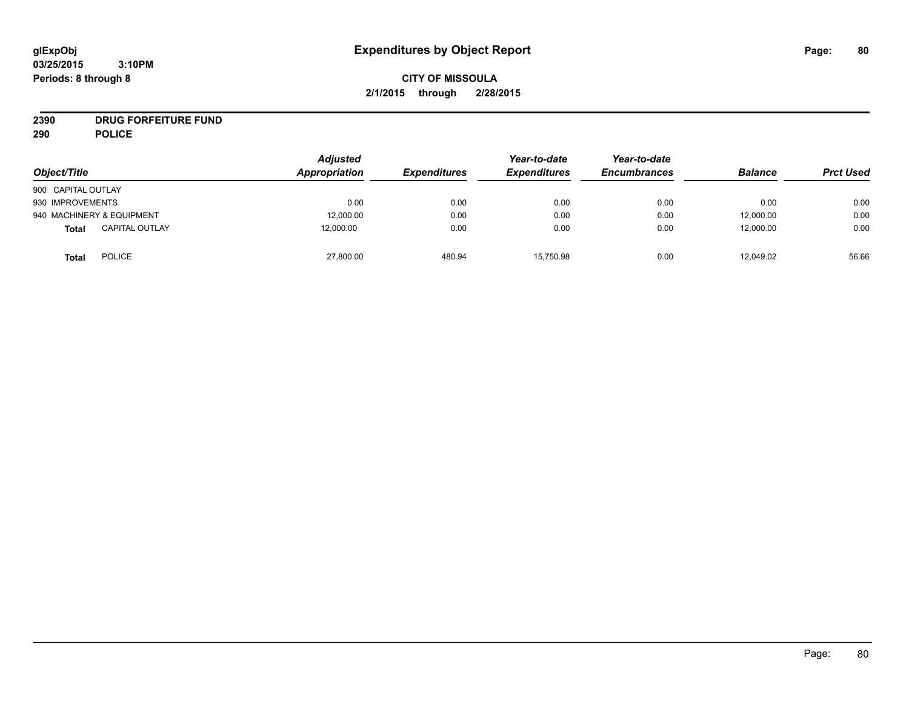# Expenditures by Object Report

glExpObj
03/25/2015 3:10PM
Periods: 8 through 8

**CITY OF MISSOULA**
**2/1/2015 through 2/28/2015**

**2390 DRUG FORFEITURE FUND**
**290 POLICE**

| Object/Title | Adjusted Appropriation | Expenditures | Year-to-date Expenditures | Year-to-date Encumbrances | Balance | Prct Used |
|---|---|---|---|---|---|---|
| 900 CAPITAL OUTLAY | | | | | | |
| 930 IMPROVEMENTS | 0.00 | 0.00 | 0.00 | 0.00 | 0.00 | 0.00 |
| 940 MACHINERY & EQUIPMENT | 12,000.00 | 0.00 | 0.00 | 0.00 | 12,000.00 | 0.00 |
| **Total** CAPITAL OUTLAY | 12,000.00 | 0.00 | 0.00 | 0.00 | 12,000.00 | 0.00 |
| **Total** POLICE | 27,800.00 | 480.94 | 15,750.98 | 0.00 | 12,049.02 | 56.66 |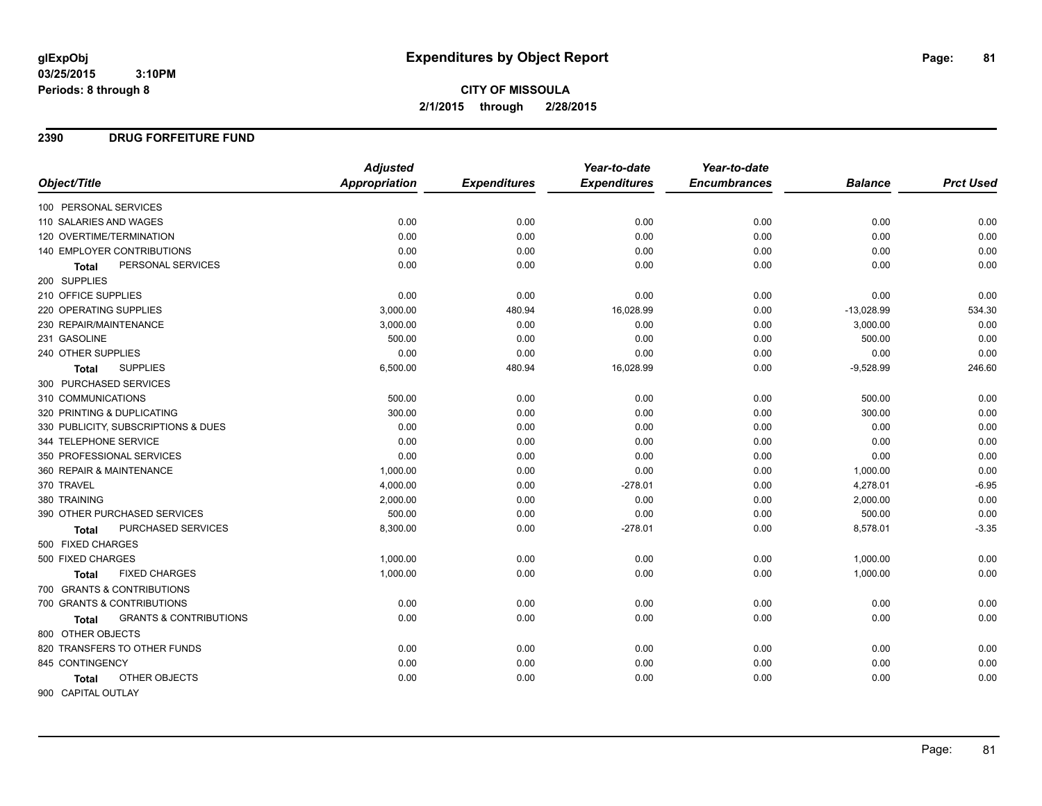**glExpObj**
**03/25/2015 3:10PM**
**Periods: 8 through 8**

# Expenditures by Object Report

**CITY OF MISSOULA**
**2/1/2015 through 2/28/2015**

## 2390 DRUG FORFEITURE FUND

| Object/Title | Adjusted Appropriation | Expenditures | Year-to-date Expenditures | Year-to-date Encumbrances | Balance | Prct Used |
|---|---|---|---|---|---|---|
| 100 PERSONAL SERVICES | | | | | | |
| 110 SALARIES AND WAGES | 0.00 | 0.00 | 0.00 | 0.00 | 0.00 | 0.00 |
| 120 OVERTIME/TERMINATION | 0.00 | 0.00 | 0.00 | 0.00 | 0.00 | 0.00 |
| 140 EMPLOYER CONTRIBUTIONS | 0.00 | 0.00 | 0.00 | 0.00 | 0.00 | 0.00 |
| **Total** PERSONAL SERVICES | 0.00 | 0.00 | 0.00 | 0.00 | 0.00 | 0.00 |
| 200 SUPPLIES | | | | | | |
| 210 OFFICE SUPPLIES | 0.00 | 0.00 | 0.00 | 0.00 | 0.00 | 0.00 |
| 220 OPERATING SUPPLIES | 3,000.00 | 480.94 | 16,028.99 | 0.00 | -13,028.99 | 534.30 |
| 230 REPAIR/MAINTENANCE | 3,000.00 | 0.00 | 0.00 | 0.00 | 3,000.00 | 0.00 |
| 231 GASOLINE | 500.00 | 0.00 | 0.00 | 0.00 | 500.00 | 0.00 |
| 240 OTHER SUPPLIES | 0.00 | 0.00 | 0.00 | 0.00 | 0.00 | 0.00 |
| **Total** SUPPLIES | 6,500.00 | 480.94 | 16,028.99 | 0.00 | -9,528.99 | 246.60 |
| 300 PURCHASED SERVICES | | | | | | |
| 310 COMMUNICATIONS | 500.00 | 0.00 | 0.00 | 0.00 | 500.00 | 0.00 |
| 320 PRINTING & DUPLICATING | 300.00 | 0.00 | 0.00 | 0.00 | 300.00 | 0.00 |
| 330 PUBLICITY, SUBSCRIPTIONS & DUES | 0.00 | 0.00 | 0.00 | 0.00 | 0.00 | 0.00 |
| 344 TELEPHONE SERVICE | 0.00 | 0.00 | 0.00 | 0.00 | 0.00 | 0.00 |
| 350 PROFESSIONAL SERVICES | 0.00 | 0.00 | 0.00 | 0.00 | 0.00 | 0.00 |
| 360 REPAIR & MAINTENANCE | 1,000.00 | 0.00 | 0.00 | 0.00 | 1,000.00 | 0.00 |
| 370 TRAVEL | 4,000.00 | 0.00 | -278.01 | 0.00 | 4,278.01 | -6.95 |
| 380 TRAINING | 2,000.00 | 0.00 | 0.00 | 0.00 | 2,000.00 | 0.00 |
| 390 OTHER PURCHASED SERVICES | 500.00 | 0.00 | 0.00 | 0.00 | 500.00 | 0.00 |
| **Total** PURCHASED SERVICES | 8,300.00 | 0.00 | -278.01 | 0.00 | 8,578.01 | -3.35 |
| 500 FIXED CHARGES | | | | | | |
| 500 FIXED CHARGES | 1,000.00 | 0.00 | 0.00 | 0.00 | 1,000.00 | 0.00 |
| **Total** FIXED CHARGES | 1,000.00 | 0.00 | 0.00 | 0.00 | 1,000.00 | 0.00 |
| 700 GRANTS & CONTRIBUTIONS | | | | | | |
| 700 GRANTS & CONTRIBUTIONS | 0.00 | 0.00 | 0.00 | 0.00 | 0.00 | 0.00 |
| **Total** GRANTS & CONTRIBUTIONS | 0.00 | 0.00 | 0.00 | 0.00 | 0.00 | 0.00 |
| 800 OTHER OBJECTS | | | | | | |
| 820 TRANSFERS TO OTHER FUNDS | 0.00 | 0.00 | 0.00 | 0.00 | 0.00 | 0.00 |
| 845 CONTINGENCY | 0.00 | 0.00 | 0.00 | 0.00 | 0.00 | 0.00 |
| **Total** OTHER OBJECTS | 0.00 | 0.00 | 0.00 | 0.00 | 0.00 | 0.00 |
| 900 CAPITAL OUTLAY | | | | | | |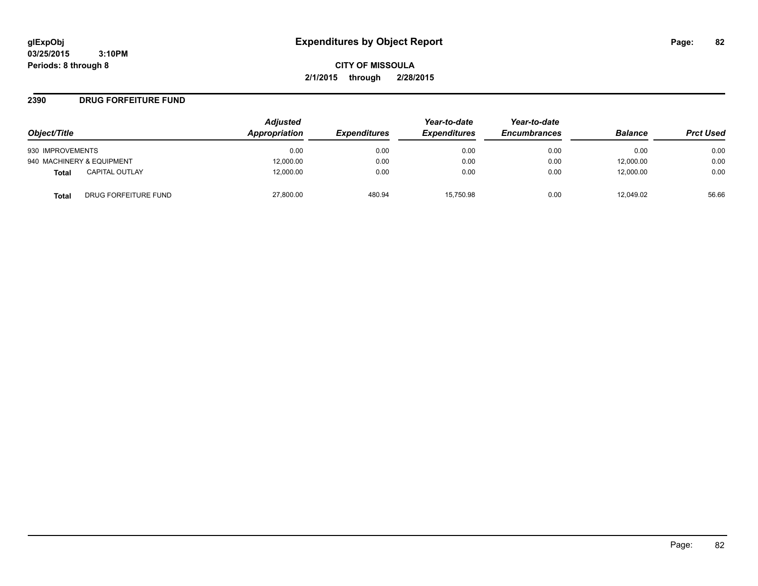# Expenditures by Object Report

glExpObj
03/25/2015 3:10PM
Periods: 8 through 8

**CITY OF MISSOULA**

**2/1/2015 through 2/28/2015**

## 2390 DRUG FORFEITURE FUND

| Object/Title | | Adjusted Appropriation | Expenditures | Year-to-date Expenditures | Year-to-date Encumbrances | Balance | Prct Used |
|---|---|---|---|---|---|---|---|
| 930 IMPROVEMENTS | | 0.00 | 0.00 | 0.00 | 0.00 | 0.00 | 0.00 |
| 940 MACHINERY & EQUIPMENT | | 12,000.00 | 0.00 | 0.00 | 0.00 | 12,000.00 | 0.00 |
| **Total** | CAPITAL OUTLAY | 12,000.00 | 0.00 | 0.00 | 0.00 | 12,000.00 | 0.00 |
| **Total** | DRUG FORFEITURE FUND | 27,800.00 | 480.94 | 15,750.98 | 0.00 | 12,049.02 | 56.66 |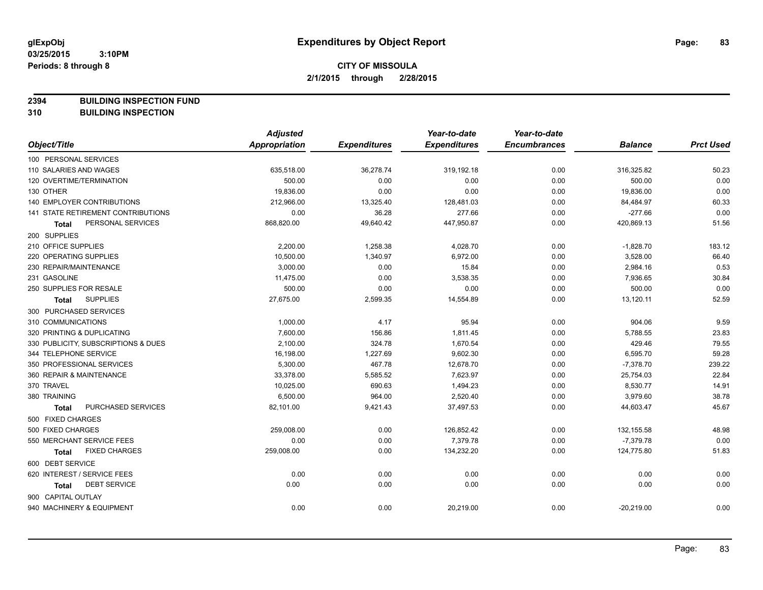# Expenditures by Object Report

glExpObj
03/25/2015 3:10PM
Periods: 8 through 8

**CITY OF MISSOULA**
**2/1/2015 through 2/28/2015**

**2394 BUILDING INSPECTION FUND**
**310 BUILDING INSPECTION**

| Object/Title | Adjusted Appropriation | Expenditures | Year-to-date Expenditures | Year-to-date Encumbrances | Balance | Prct Used |
|---|---|---|---|---|---|---|
| 100 PERSONAL SERVICES | | | | | | |
| 110 SALARIES AND WAGES | 635,518.00 | 36,278.74 | 319,192.18 | 0.00 | 316,325.82 | 50.23 |
| 120 OVERTIME/TERMINATION | 500.00 | 0.00 | 0.00 | 0.00 | 500.00 | 0.00 |
| 130 OTHER | 19,836.00 | 0.00 | 0.00 | 0.00 | 19,836.00 | 0.00 |
| 140 EMPLOYER CONTRIBUTIONS | 212,966.00 | 13,325.40 | 128,481.03 | 0.00 | 84,484.97 | 60.33 |
| 141 STATE RETIREMENT CONTRIBUTIONS | 0.00 | 36.28 | 277.66 | 0.00 | -277.66 | 0.00 |
| **Total** PERSONAL SERVICES | 868,820.00 | 49,640.42 | 447,950.87 | 0.00 | 420,869.13 | 51.56 |
| 200 SUPPLIES | | | | | | |
| 210 OFFICE SUPPLIES | 2,200.00 | 1,258.38 | 4,028.70 | 0.00 | -1,828.70 | 183.12 |
| 220 OPERATING SUPPLIES | 10,500.00 | 1,340.97 | 6,972.00 | 0.00 | 3,528.00 | 66.40 |
| 230 REPAIR/MAINTENANCE | 3,000.00 | 0.00 | 15.84 | 0.00 | 2,984.16 | 0.53 |
| 231 GASOLINE | 11,475.00 | 0.00 | 3,538.35 | 0.00 | 7,936.65 | 30.84 |
| 250 SUPPLIES FOR RESALE | 500.00 | 0.00 | 0.00 | 0.00 | 500.00 | 0.00 |
| **Total** SUPPLIES | 27,675.00 | 2,599.35 | 14,554.89 | 0.00 | 13,120.11 | 52.59 |
| 300 PURCHASED SERVICES | | | | | | |
| 310 COMMUNICATIONS | 1,000.00 | 4.17 | 95.94 | 0.00 | 904.06 | 9.59 |
| 320 PRINTING & DUPLICATING | 7,600.00 | 156.86 | 1,811.45 | 0.00 | 5,788.55 | 23.83 |
| 330 PUBLICITY, SUBSCRIPTIONS & DUES | 2,100.00 | 324.78 | 1,670.54 | 0.00 | 429.46 | 79.55 |
| 344 TELEPHONE SERVICE | 16,198.00 | 1,227.69 | 9,602.30 | 0.00 | 6,595.70 | 59.28 |
| 350 PROFESSIONAL SERVICES | 5,300.00 | 467.78 | 12,678.70 | 0.00 | -7,378.70 | 239.22 |
| 360 REPAIR & MAINTENANCE | 33,378.00 | 5,585.52 | 7,623.97 | 0.00 | 25,754.03 | 22.84 |
| 370 TRAVEL | 10,025.00 | 690.63 | 1,494.23 | 0.00 | 8,530.77 | 14.91 |
| 380 TRAINING | 6,500.00 | 964.00 | 2,520.40 | 0.00 | 3,979.60 | 38.78 |
| **Total** PURCHASED SERVICES | 82,101.00 | 9,421.43 | 37,497.53 | 0.00 | 44,603.47 | 45.67 |
| 500 FIXED CHARGES | | | | | | |
| 500 FIXED CHARGES | 259,008.00 | 0.00 | 126,852.42 | 0.00 | 132,155.58 | 48.98 |
| 550 MERCHANT SERVICE FEES | 0.00 | 0.00 | 7,379.78 | 0.00 | -7,379.78 | 0.00 |
| **Total** FIXED CHARGES | 259,008.00 | 0.00 | 134,232.20 | 0.00 | 124,775.80 | 51.83 |
| 600 DEBT SERVICE | | | | | | |
| 620 INTEREST / SERVICE FEES | 0.00 | 0.00 | 0.00 | 0.00 | 0.00 | 0.00 |
| **Total** DEBT SERVICE | 0.00 | 0.00 | 0.00 | 0.00 | 0.00 | 0.00 |
| 900 CAPITAL OUTLAY | | | | | | |
| 940 MACHINERY & EQUIPMENT | 0.00 | 0.00 | 20,219.00 | 0.00 | -20,219.00 | 0.00 |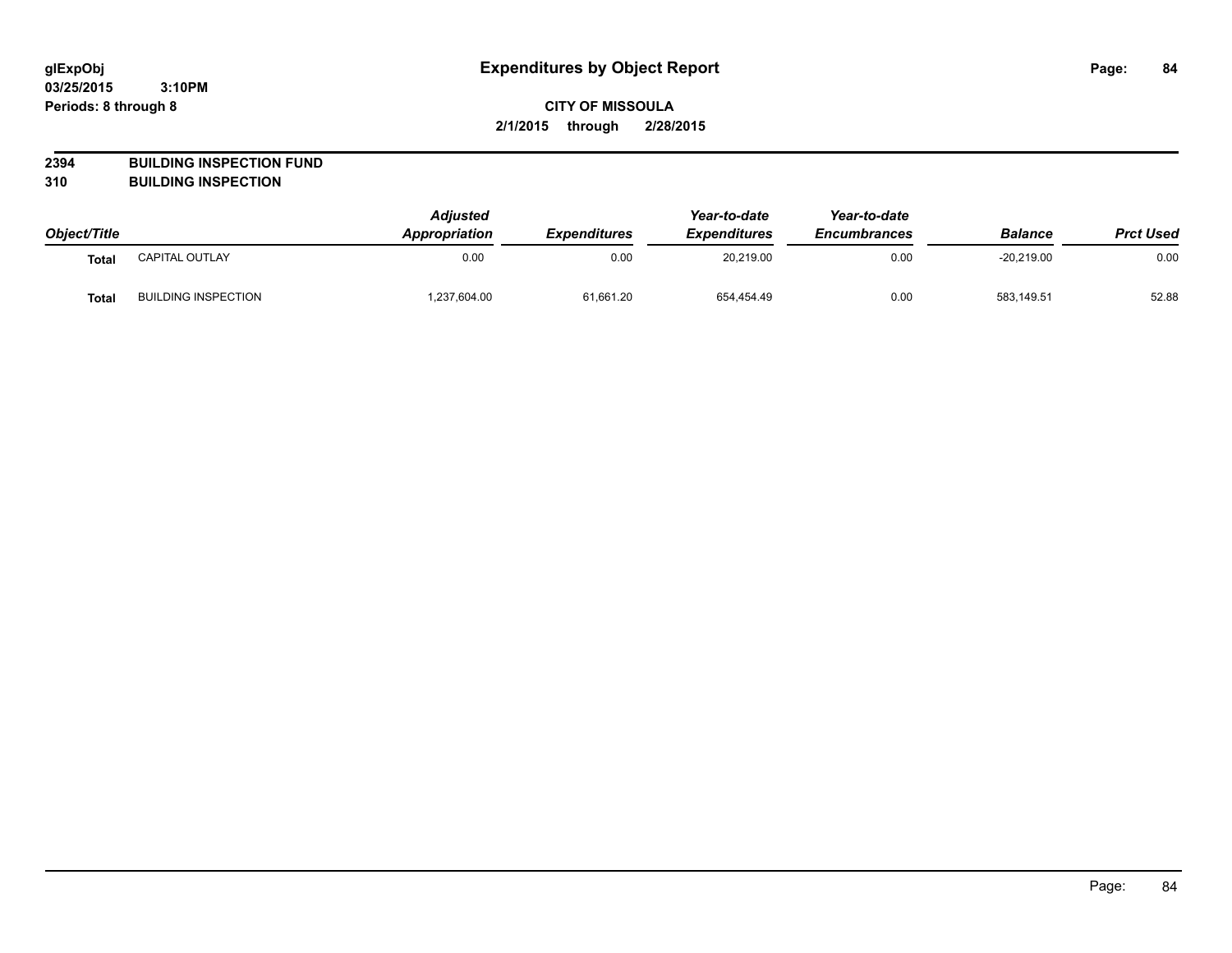# Expenditures by Object Report

**CITY OF MISSOULA**

**2/1/2015 through 2/28/2015**

glExpObj
03/25/2015 3:10PM
Periods: 8 through 8

## 2394 BUILDING INSPECTION FUND
## 310 BUILDING INSPECTION

| Object/Title | | Adjusted Appropriation | Expenditures | Year-to-date Expenditures | Year-to-date Encumbrances | Balance | Prct Used |
|---|---|---|---|---|---|---|---|
| **Total** | CAPITAL OUTLAY | 0.00 | 0.00 | 20,219.00 | 0.00 | -20,219.00 | 0.00 |
| **Total** | BUILDING INSPECTION | 1,237,604.00 | 61,661.20 | 654,454.49 | 0.00 | 583,149.51 | 52.88 |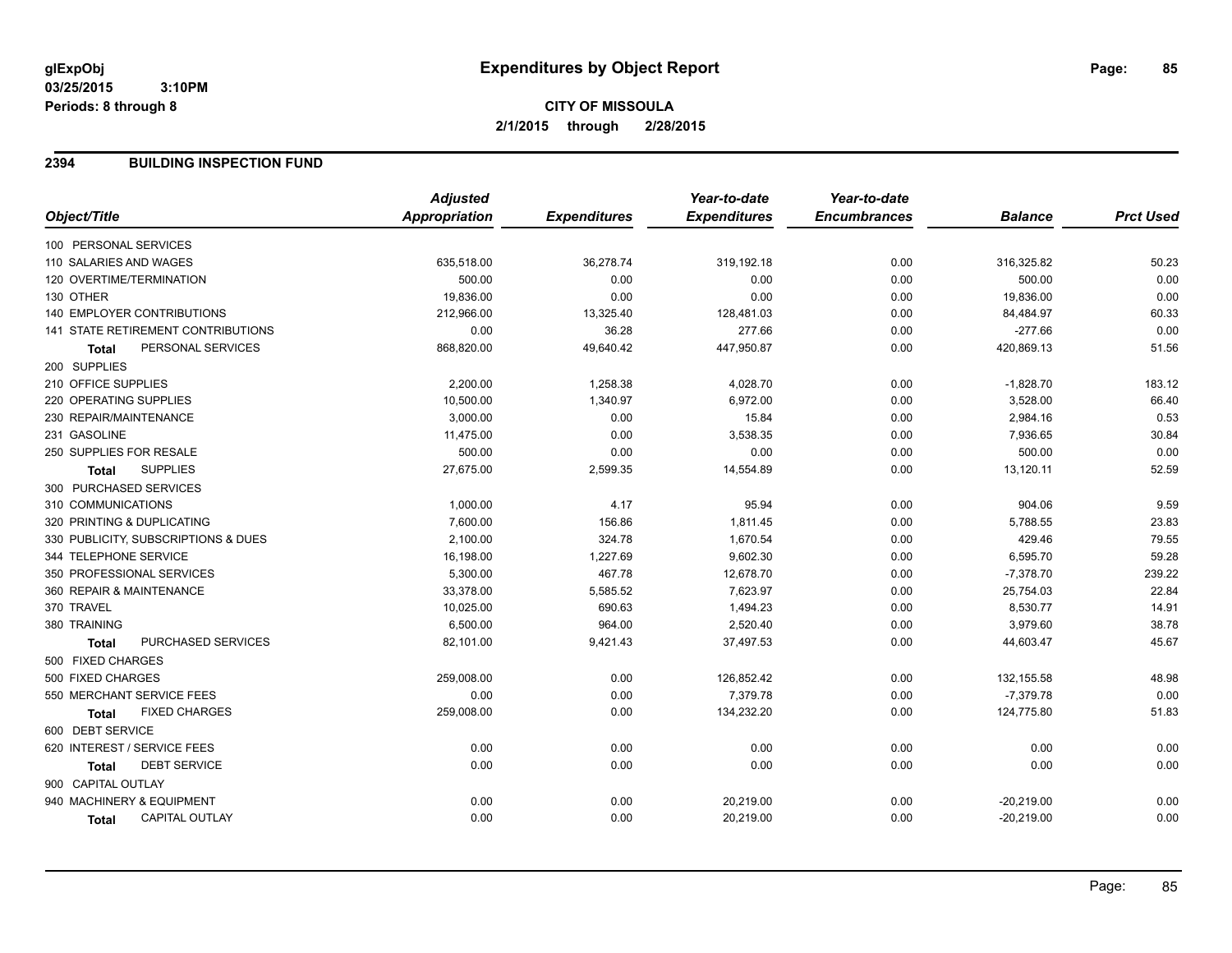# Expenditures by Object Report

glExpObj
03/25/2015 3:10PM
Periods: 8 through 8

**CITY OF MISSOULA**
**2/1/2015 through 2/28/2015**

## 2394 BUILDING INSPECTION FUND

| Object/Title | Adjusted Appropriation | Expenditures | Year-to-date Expenditures | Year-to-date Encumbrances | Balance | Prct Used |
|---|---|---|---|---|---|---|
| 100 PERSONAL SERVICES | | | | | | |
| 110 SALARIES AND WAGES | 635,518.00 | 36,278.74 | 319,192.18 | 0.00 | 316,325.82 | 50.23 |
| 120 OVERTIME/TERMINATION | 500.00 | 0.00 | 0.00 | 0.00 | 500.00 | 0.00 |
| 130 OTHER | 19,836.00 | 0.00 | 0.00 | 0.00 | 19,836.00 | 0.00 |
| 140 EMPLOYER CONTRIBUTIONS | 212,966.00 | 13,325.40 | 128,481.03 | 0.00 | 84,484.97 | 60.33 |
| 141 STATE RETIREMENT CONTRIBUTIONS | 0.00 | 36.28 | 277.66 | 0.00 | -277.66 | 0.00 |
| **Total** PERSONAL SERVICES | 868,820.00 | 49,640.42 | 447,950.87 | 0.00 | 420,869.13 | 51.56 |
| 200 SUPPLIES | | | | | | |
| 210 OFFICE SUPPLIES | 2,200.00 | 1,258.38 | 4,028.70 | 0.00 | -1,828.70 | 183.12 |
| 220 OPERATING SUPPLIES | 10,500.00 | 1,340.97 | 6,972.00 | 0.00 | 3,528.00 | 66.40 |
| 230 REPAIR/MAINTENANCE | 3,000.00 | 0.00 | 15.84 | 0.00 | 2,984.16 | 0.53 |
| 231 GASOLINE | 11,475.00 | 0.00 | 3,538.35 | 0.00 | 7,936.65 | 30.84 |
| 250 SUPPLIES FOR RESALE | 500.00 | 0.00 | 0.00 | 0.00 | 500.00 | 0.00 |
| **Total** SUPPLIES | 27,675.00 | 2,599.35 | 14,554.89 | 0.00 | 13,120.11 | 52.59 |
| 300 PURCHASED SERVICES | | | | | | |
| 310 COMMUNICATIONS | 1,000.00 | 4.17 | 95.94 | 0.00 | 904.06 | 9.59 |
| 320 PRINTING & DUPLICATING | 7,600.00 | 156.86 | 1,811.45 | 0.00 | 5,788.55 | 23.83 |
| 330 PUBLICITY, SUBSCRIPTIONS & DUES | 2,100.00 | 324.78 | 1,670.54 | 0.00 | 429.46 | 79.55 |
| 344 TELEPHONE SERVICE | 16,198.00 | 1,227.69 | 9,602.30 | 0.00 | 6,595.70 | 59.28 |
| 350 PROFESSIONAL SERVICES | 5,300.00 | 467.78 | 12,678.70 | 0.00 | -7,378.70 | 239.22 |
| 360 REPAIR & MAINTENANCE | 33,378.00 | 5,585.52 | 7,623.97 | 0.00 | 25,754.03 | 22.84 |
| 370 TRAVEL | 10,025.00 | 690.63 | 1,494.23 | 0.00 | 8,530.77 | 14.91 |
| 380 TRAINING | 6,500.00 | 964.00 | 2,520.40 | 0.00 | 3,979.60 | 38.78 |
| **Total** PURCHASED SERVICES | 82,101.00 | 9,421.43 | 37,497.53 | 0.00 | 44,603.47 | 45.67 |
| 500 FIXED CHARGES | | | | | | |
| 500 FIXED CHARGES | 259,008.00 | 0.00 | 126,852.42 | 0.00 | 132,155.58 | 48.98 |
| 550 MERCHANT SERVICE FEES | 0.00 | 0.00 | 7,379.78 | 0.00 | -7,379.78 | 0.00 |
| **Total** FIXED CHARGES | 259,008.00 | 0.00 | 134,232.20 | 0.00 | 124,775.80 | 51.83 |
| 600 DEBT SERVICE | | | | | | |
| 620 INTEREST / SERVICE FEES | 0.00 | 0.00 | 0.00 | 0.00 | 0.00 | 0.00 |
| **Total** DEBT SERVICE | 0.00 | 0.00 | 0.00 | 0.00 | 0.00 | 0.00 |
| 900 CAPITAL OUTLAY | | | | | | |
| 940 MACHINERY & EQUIPMENT | 0.00 | 0.00 | 20,219.00 | 0.00 | -20,219.00 | 0.00 |
| **Total** CAPITAL OUTLAY | 0.00 | 0.00 | 20,219.00 | 0.00 | -20,219.00 | 0.00 |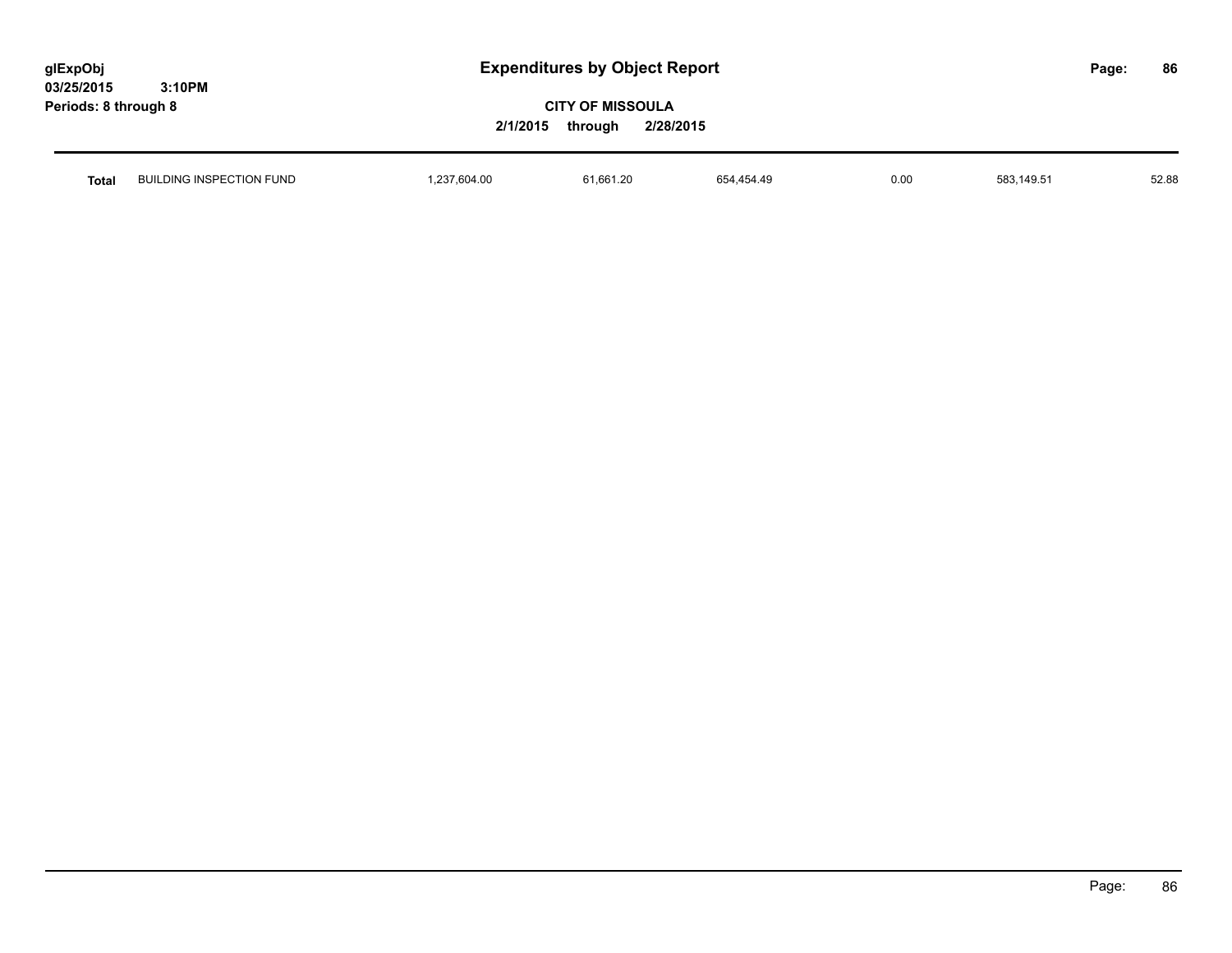**glExpObj**
**03/25/2015 3:10PM**
**Periods: 8 through 8**

# Expenditures by Object Report

**CITY OF MISSOULA**
**2/1/2015 through 2/28/2015**

| | | | | | | | |
|---|---|---|---|---|---|---|---|
| **Total** | BUILDING INSPECTION FUND | 1,237,604.00 | 61,661.20 | 654,454.49 | 0.00 | 583,149.51 | 52.88 |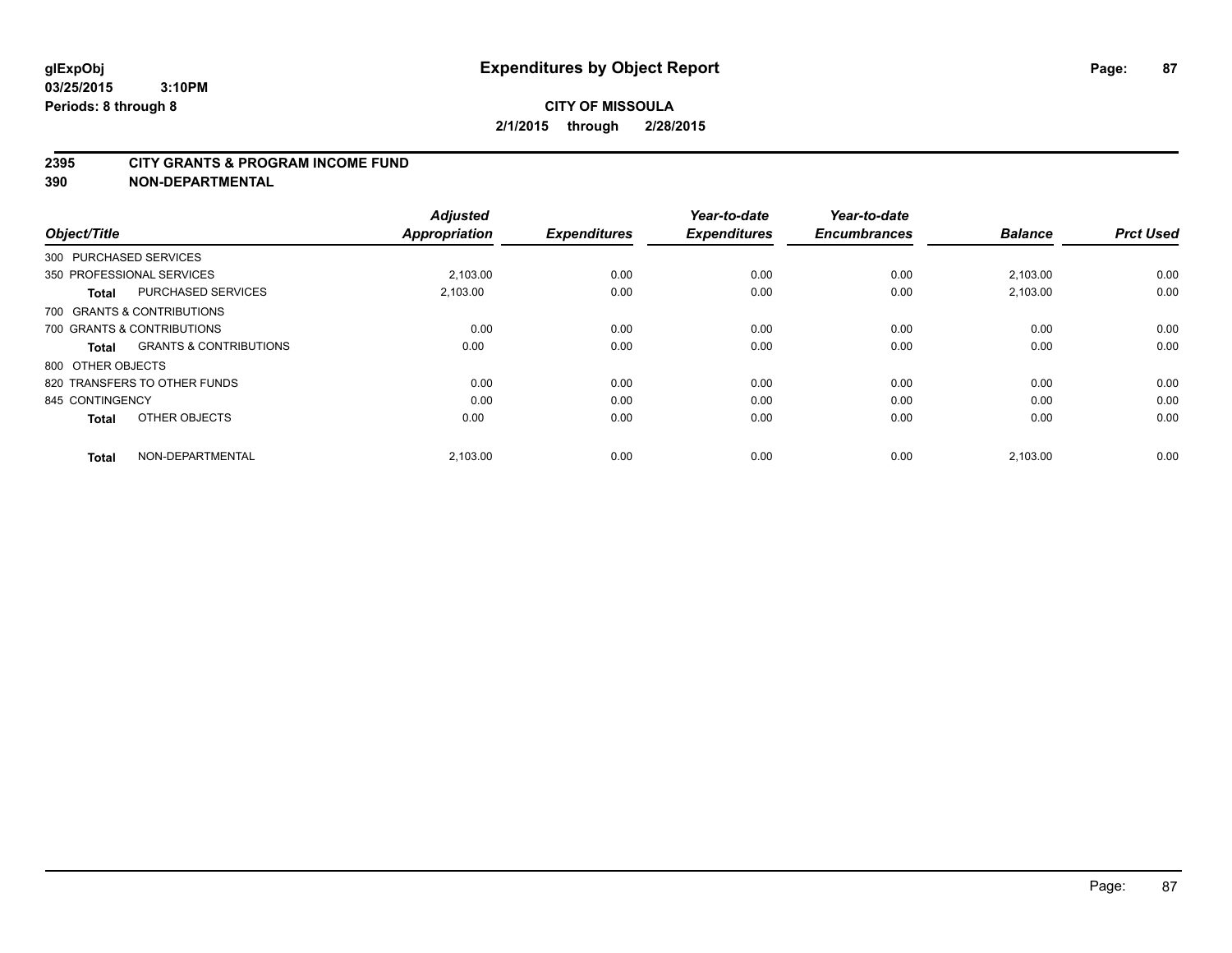glExpObj
03/25/2015 3:10PM
Periods: 8 through 8

# Expenditures by Object Report

**CITY OF MISSOULA**
**2/1/2015 through 2/28/2015**

**2395 CITY GRANTS & PROGRAM INCOME FUND**
**390 NON-DEPARTMENTAL**

| Object/Title | | Adjusted Appropriation | Expenditures | Year-to-date Expenditures | Year-to-date Encumbrances | Balance | Prct Used |
|---|---|---|---|---|---|---|---|
| 300 PURCHASED SERVICES | | | | | | | |
| 350 PROFESSIONAL SERVICES | | 2,103.00 | 0.00 | 0.00 | 0.00 | 2,103.00 | 0.00 |
| **Total** | PURCHASED SERVICES | 2,103.00 | 0.00 | 0.00 | 0.00 | 2,103.00 | 0.00 |
| 700 GRANTS & CONTRIBUTIONS | | | | | | | |
| 700 GRANTS & CONTRIBUTIONS | | 0.00 | 0.00 | 0.00 | 0.00 | 0.00 | 0.00 |
| **Total** | GRANTS & CONTRIBUTIONS | 0.00 | 0.00 | 0.00 | 0.00 | 0.00 | 0.00 |
| 800 OTHER OBJECTS | | | | | | | |
| 820 TRANSFERS TO OTHER FUNDS | | 0.00 | 0.00 | 0.00 | 0.00 | 0.00 | 0.00 |
| 845 CONTINGENCY | | 0.00 | 0.00 | 0.00 | 0.00 | 0.00 | 0.00 |
| **Total** | OTHER OBJECTS | 0.00 | 0.00 | 0.00 | 0.00 | 0.00 | 0.00 |
| **Total** | NON-DEPARTMENTAL | 2,103.00 | 0.00 | 0.00 | 0.00 | 2,103.00 | 0.00 |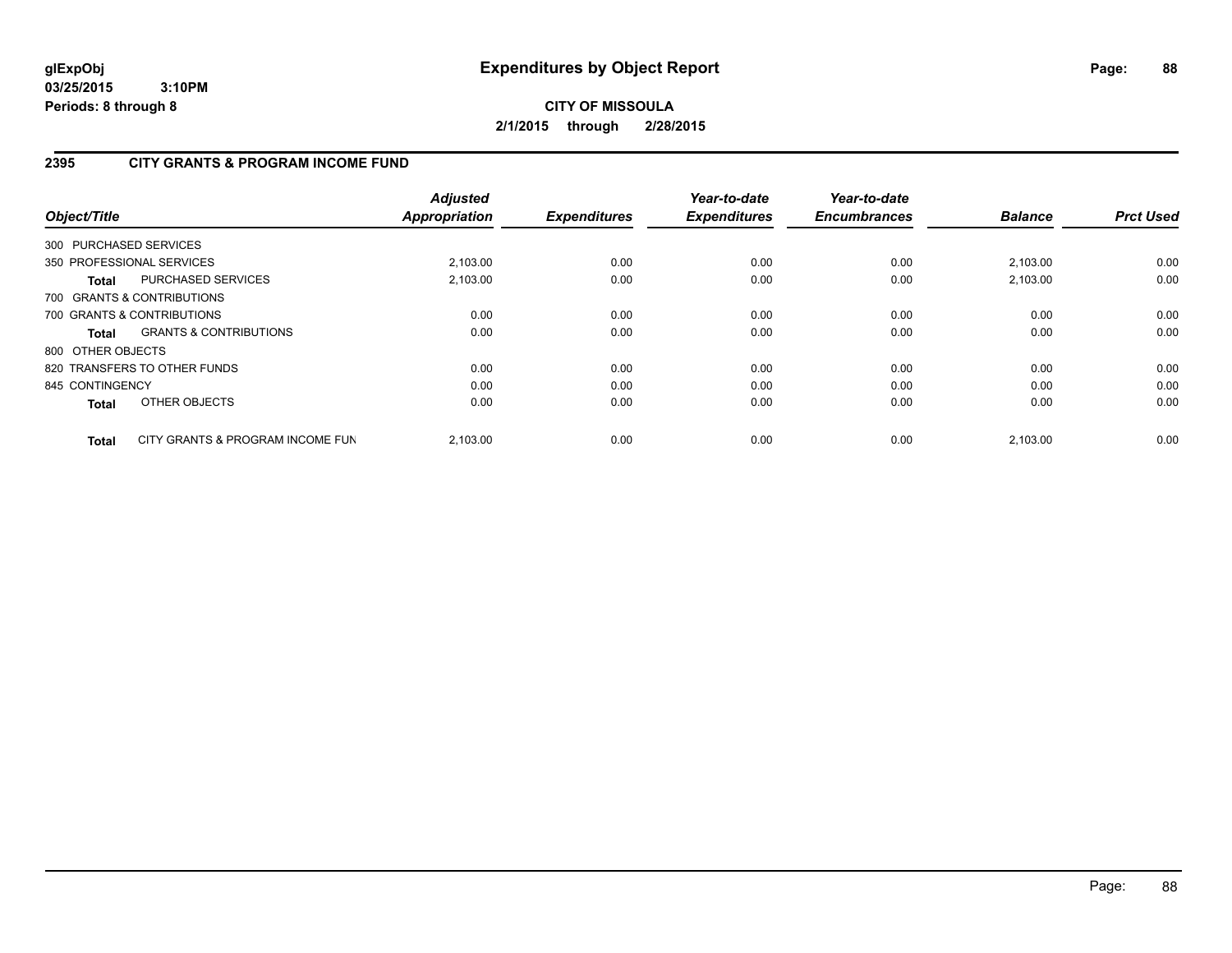**glExpObj**
**03/25/2015 3:10PM**
**Periods: 8 through 8**

# Expenditures by Object Report

**CITY OF MISSOULA**
**2/1/2015 through 2/28/2015**

## 2395 CITY GRANTS & PROGRAM INCOME FUND

| Object/Title | | Adjusted Appropriation | Expenditures | Year-to-date Expenditures | Year-to-date Encumbrances | Balance | Prct Used |
|---|---|---|---|---|---|---|---|
| 300 PURCHASED SERVICES | | | | | | | |
| 350 PROFESSIONAL SERVICES | | 2,103.00 | 0.00 | 0.00 | 0.00 | 2,103.00 | 0.00 |
| **Total** | PURCHASED SERVICES | 2,103.00 | 0.00 | 0.00 | 0.00 | 2,103.00 | 0.00 |
| 700 GRANTS & CONTRIBUTIONS | | | | | | | |
| 700 GRANTS & CONTRIBUTIONS | | 0.00 | 0.00 | 0.00 | 0.00 | 0.00 | 0.00 |
| **Total** | GRANTS & CONTRIBUTIONS | 0.00 | 0.00 | 0.00 | 0.00 | 0.00 | 0.00 |
| 800 OTHER OBJECTS | | | | | | | |
| 820 TRANSFERS TO OTHER FUNDS | | 0.00 | 0.00 | 0.00 | 0.00 | 0.00 | 0.00 |
| 845 CONTINGENCY | | 0.00 | 0.00 | 0.00 | 0.00 | 0.00 | 0.00 |
| **Total** | OTHER OBJECTS | 0.00 | 0.00 | 0.00 | 0.00 | 0.00 | 0.00 |
| **Total** | CITY GRANTS & PROGRAM INCOME FUN | 2,103.00 | 0.00 | 0.00 | 0.00 | 2,103.00 | 0.00 |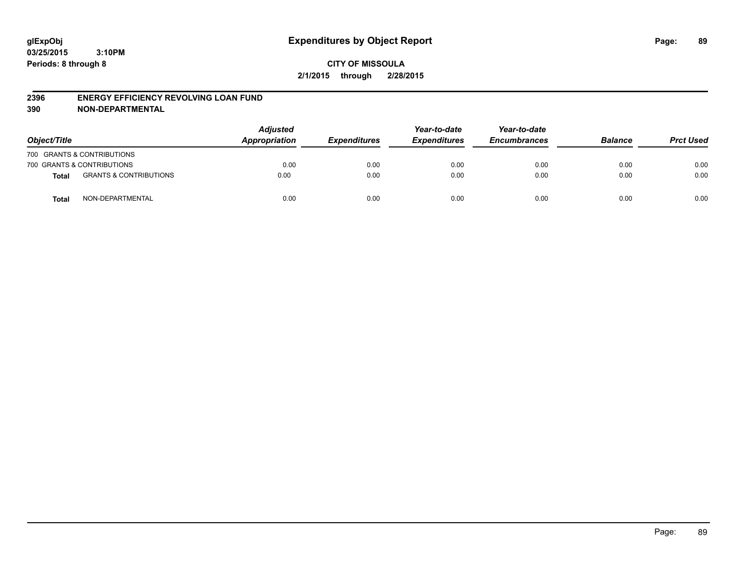# Expenditures by Object Report

glExpObj
03/25/2015 3:10PM
Periods: 8 through 8

**CITY OF MISSOULA**
**2/1/2015 through 2/28/2015**

## 2396 ENERGY EFFICIENCY REVOLVING LOAN FUND
## 390 NON-DEPARTMENTAL

| Object/Title | | Adjusted Appropriation | Expenditures | Year-to-date Expenditures | Year-to-date Encumbrances | Balance | Prct Used |
|---|---|---|---|---|---|---|---|
| 700 GRANTS & CONTRIBUTIONS | | | | | | | |
| 700 GRANTS & CONTRIBUTIONS | | 0.00 | 0.00 | 0.00 | 0.00 | 0.00 | 0.00 |
| **Total** | GRANTS & CONTRIBUTIONS | 0.00 | 0.00 | 0.00 | 0.00 | 0.00 | 0.00 |
| **Total** | NON-DEPARTMENTAL | 0.00 | 0.00 | 0.00 | 0.00 | 0.00 | 0.00 |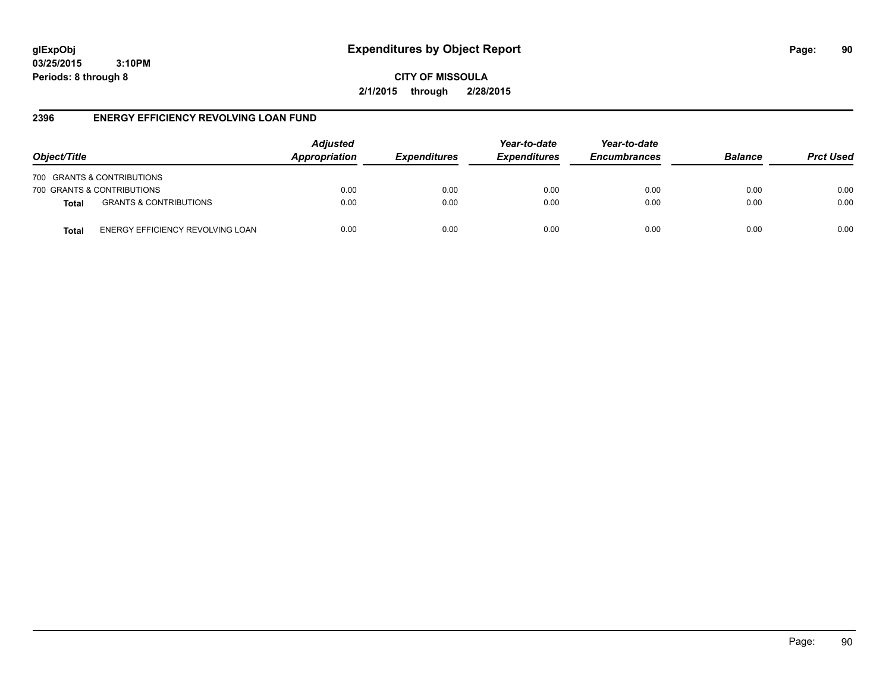**glExpObj**
**03/25/2015 3:10PM**
**Periods: 8 through 8**

# Expenditures by Object Report

**CITY OF MISSOULA**
**2/1/2015 through 2/28/2015**

## 2396 ENERGY EFFICIENCY REVOLVING LOAN FUND

| Object/Title | | Adjusted Appropriation | Expenditures | Year-to-date Expenditures | Year-to-date Encumbrances | Balance | Prct Used |
|---|---|---|---|---|---|---|---|
| 700 GRANTS & CONTRIBUTIONS | | | | | | | |
| 700 GRANTS & CONTRIBUTIONS | | 0.00 | 0.00 | 0.00 | 0.00 | 0.00 | 0.00 |
| **Total** | GRANTS & CONTRIBUTIONS | 0.00 | 0.00 | 0.00 | 0.00 | 0.00 | 0.00 |
| **Total** | ENERGY EFFICIENCY REVOLVING LOAN | 0.00 | 0.00 | 0.00 | 0.00 | 0.00 | 0.00 |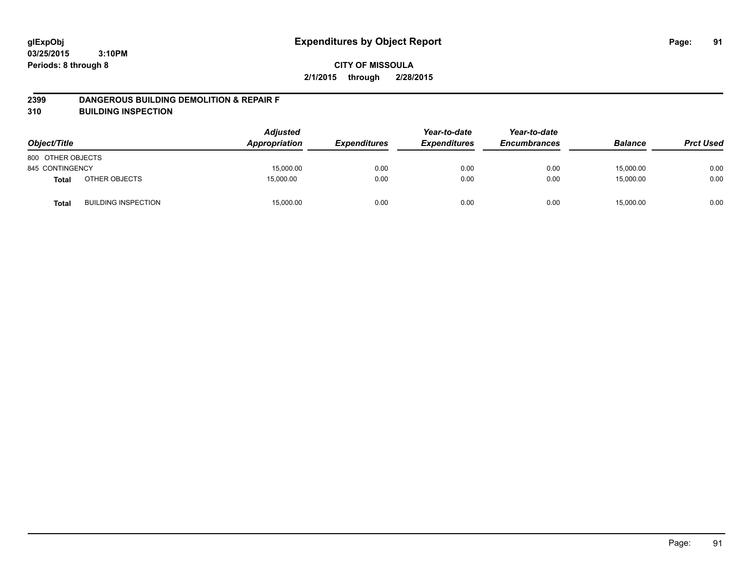# Expenditures by Object Report

glExpObj
03/25/2015 3:10PM
Periods: 8 through 8

**CITY OF MISSOULA**
**2/1/2015 through 2/28/2015**

## 2399 DANGEROUS BUILDING DEMOLITION & REPAIR F
## 310 BUILDING INSPECTION

| Object/Title | | Adjusted Appropriation | Expenditures | Year-to-date Expenditures | Year-to-date Encumbrances | Balance | Prct Used |
|---|---|---|---|---|---|---|---|
| 800 OTHER OBJECTS | | | | | | | |
| 845 CONTINGENCY | | 15,000.00 | 0.00 | 0.00 | 0.00 | 15,000.00 | 0.00 |
| **Total** | OTHER OBJECTS | 15,000.00 | 0.00 | 0.00 | 0.00 | 15,000.00 | 0.00 |
| **Total** | BUILDING INSPECTION | 15,000.00 | 0.00 | 0.00 | 0.00 | 15,000.00 | 0.00 |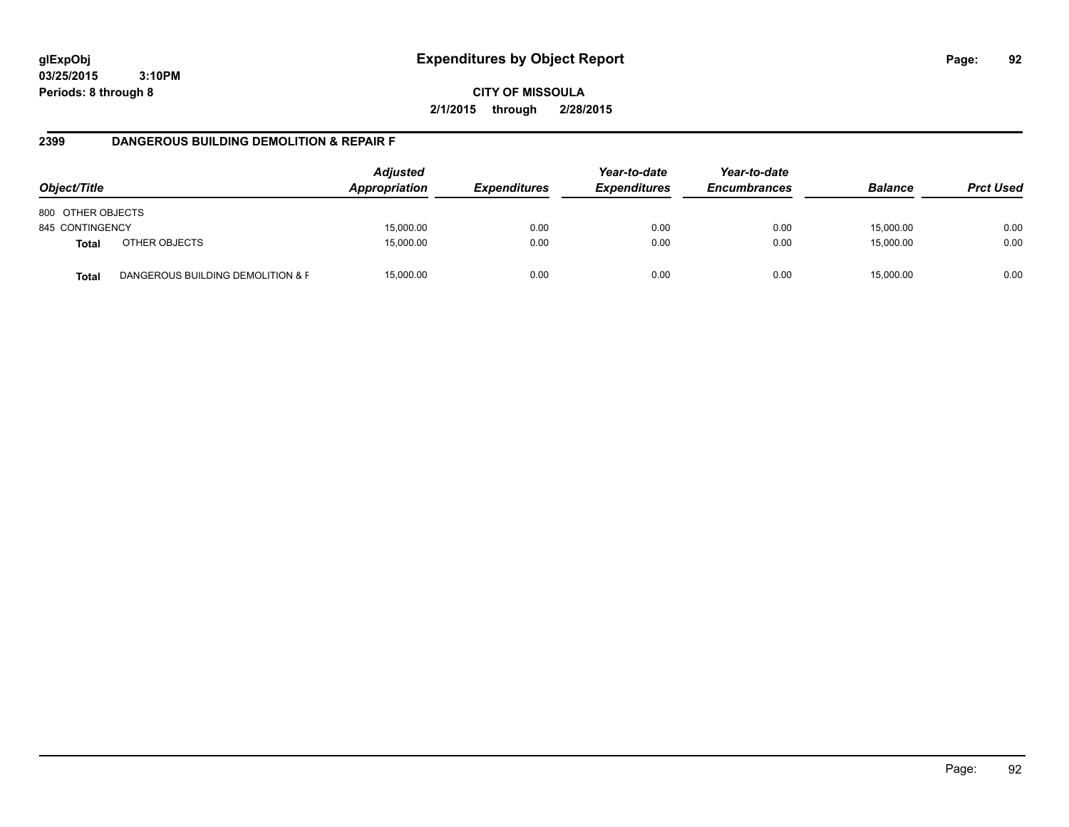# Expenditures by Object Report

glExpObj
03/25/2015 3:10PM
Periods: 8 through 8

**CITY OF MISSOULA**

**2/1/2015 through 2/28/2015**

## 2399 DANGEROUS BUILDING DEMOLITION & REPAIR F

| Object/Title | | Adjusted Appropriation | Expenditures | Year-to-date Expenditures | Year-to-date Encumbrances | Balance | Prct Used |
|---|---|---|---|---|---|---|---|
| 800 OTHER OBJECTS | | | | | | | |
| 845 CONTINGENCY | | 15,000.00 | 0.00 | 0.00 | 0.00 | 15,000.00 | 0.00 |
| **Total** | OTHER OBJECTS | 15,000.00 | 0.00 | 0.00 | 0.00 | 15,000.00 | 0.00 |
| **Total** | DANGEROUS BUILDING DEMOLITION & F | 15,000.00 | 0.00 | 0.00 | 0.00 | 15,000.00 | 0.00 |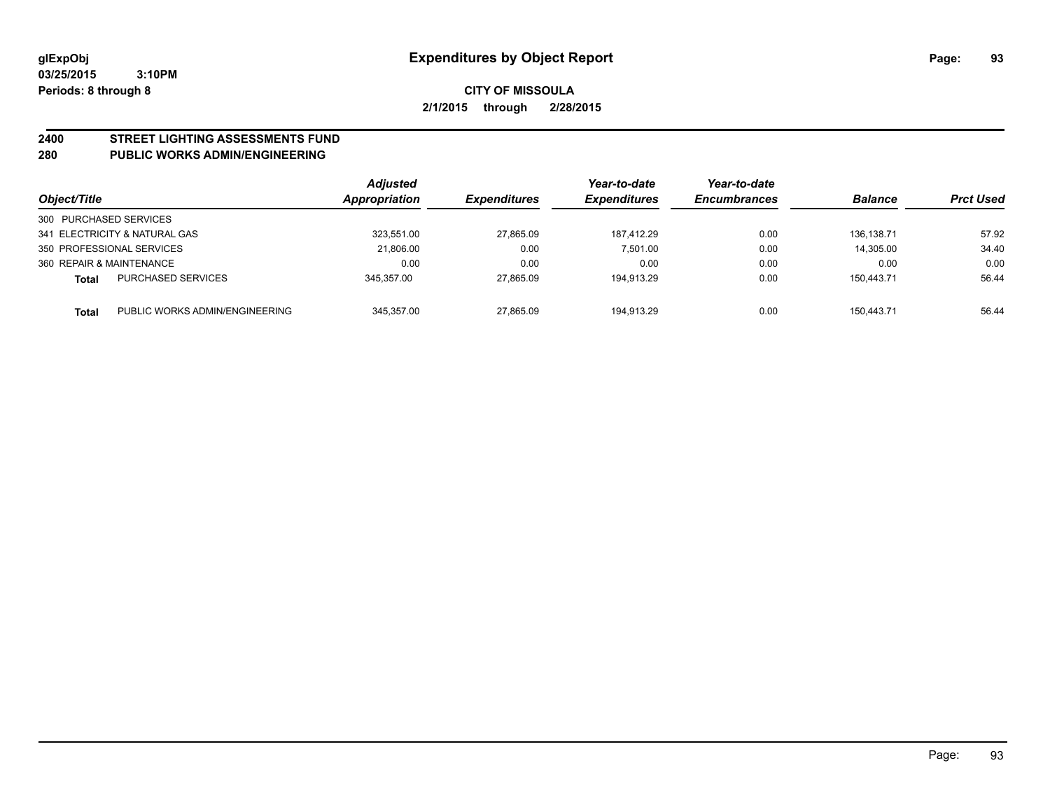# Expenditures by Object Report

glExpObj
03/25/2015 3:10PM
Periods: 8 through 8

**CITY OF MISSOULA**
**2/1/2015 through 2/28/2015**

## 2400 STREET LIGHTING ASSESSMENTS FUND
## 280 PUBLIC WORKS ADMIN/ENGINEERING

| Object/Title | | Adjusted Appropriation | Expenditures | Year-to-date Expenditures | Year-to-date Encumbrances | Balance | Prct Used |
|---|---|---|---|---|---|---|---|
| 300 PURCHASED SERVICES | | | | | | | |
| 341 ELECTRICITY & NATURAL GAS | | 323,551.00 | 27,865.09 | 187,412.29 | 0.00 | 136,138.71 | 57.92 |
| 350 PROFESSIONAL SERVICES | | 21,806.00 | 0.00 | 7,501.00 | 0.00 | 14,305.00 | 34.40 |
| 360 REPAIR & MAINTENANCE | | 0.00 | 0.00 | 0.00 | 0.00 | 0.00 | 0.00 |
| **Total** | PURCHASED SERVICES | 345,357.00 | 27,865.09 | 194,913.29 | 0.00 | 150,443.71 | 56.44 |
| **Total** | PUBLIC WORKS ADMIN/ENGINEERING | 345,357.00 | 27,865.09 | 194,913.29 | 0.00 | 150,443.71 | 56.44 |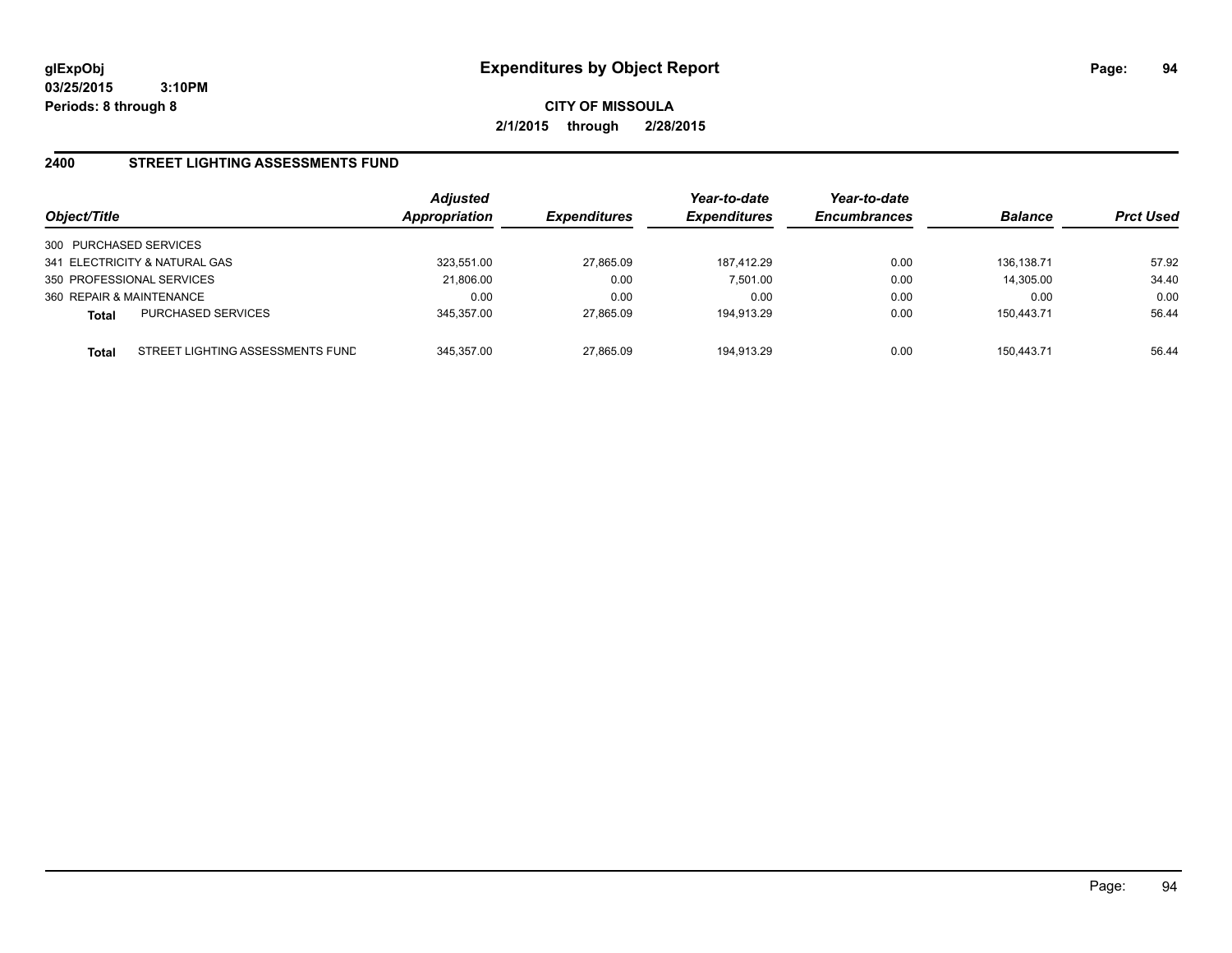**glExpObj**
**03/25/2015 3:10PM**
**Periods: 8 through 8**

# Expenditures by Object Report

**CITY OF MISSOULA**
**2/1/2015 through 2/28/2015**

## 2400 STREET LIGHTING ASSESSMENTS FUND

| Object/Title | | Adjusted Appropriation | Expenditures | Year-to-date Expenditures | Year-to-date Encumbrances | Balance | Prct Used |
|---|---|---|---|---|---|---|---|
| 300 PURCHASED SERVICES | | | | | | | |
| 341 ELECTRICITY & NATURAL GAS | | 323,551.00 | 27,865.09 | 187,412.29 | 0.00 | 136,138.71 | 57.92 |
| 350 PROFESSIONAL SERVICES | | 21,806.00 | 0.00 | 7,501.00 | 0.00 | 14,305.00 | 34.40 |
| 360 REPAIR & MAINTENANCE | | 0.00 | 0.00 | 0.00 | 0.00 | 0.00 | 0.00 |
| **Total** | PURCHASED SERVICES | 345,357.00 | 27,865.09 | 194,913.29 | 0.00 | 150,443.71 | 56.44 |
| **Total** | STREET LIGHTING ASSESSMENTS FUND | 345,357.00 | 27,865.09 | 194,913.29 | 0.00 | 150,443.71 | 56.44 |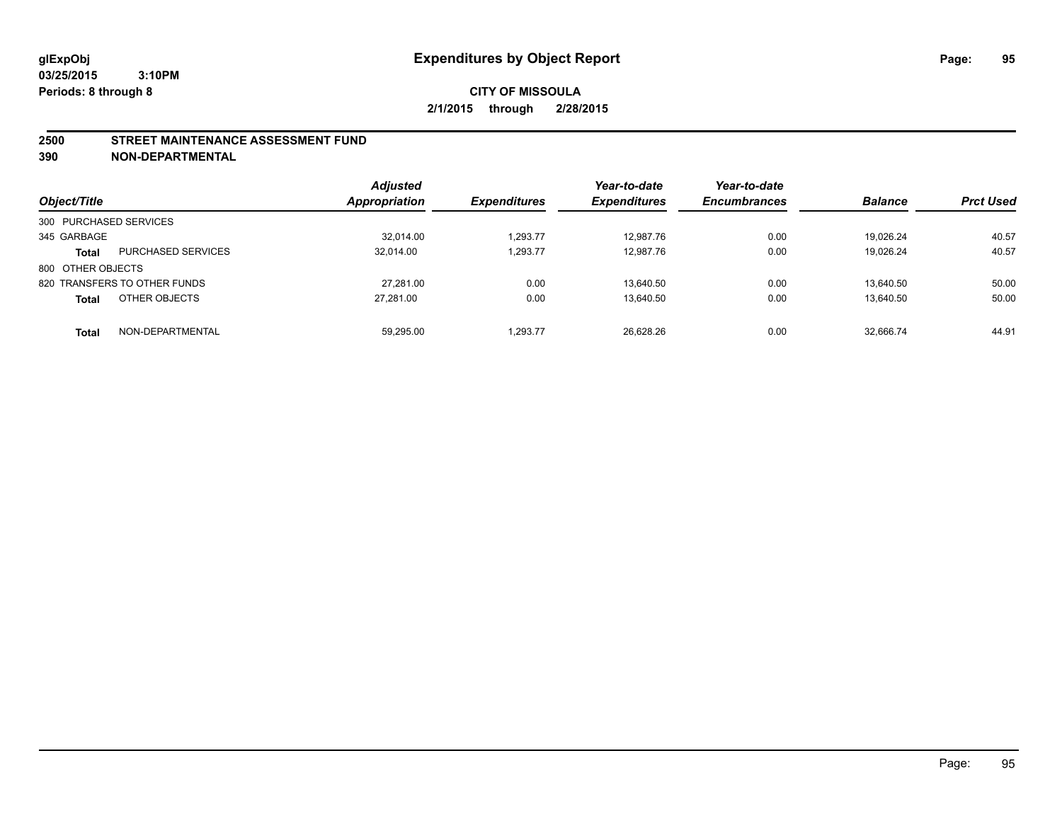**glExpObj**
**03/25/2015 3:10PM**
**Periods: 8 through 8**

# Expenditures by Object Report

**CITY OF MISSOULA**
**2/1/2015 through 2/28/2015**

**2500 STREET MAINTENANCE ASSESSMENT FUND**
**390 NON-DEPARTMENTAL**

| Object/Title | | Adjusted Appropriation | Expenditures | Year-to-date Expenditures | Year-to-date Encumbrances | Balance | Prct Used |
|---|---|---|---|---|---|---|---|
| 300 PURCHASED SERVICES | | | | | | | |
| 345 GARBAGE | | 32,014.00 | 1,293.77 | 12,987.76 | 0.00 | 19,026.24 | 40.57 |
| **Total** | PURCHASED SERVICES | 32,014.00 | 1,293.77 | 12,987.76 | 0.00 | 19,026.24 | 40.57 |
| 800 OTHER OBJECTS | | | | | | | |
| 820 TRANSFERS TO OTHER FUNDS | | 27,281.00 | 0.00 | 13,640.50 | 0.00 | 13,640.50 | 50.00 |
| **Total** | OTHER OBJECTS | 27,281.00 | 0.00 | 13,640.50 | 0.00 | 13,640.50 | 50.00 |
| **Total** | NON-DEPARTMENTAL | 59,295.00 | 1,293.77 | 26,628.26 | 0.00 | 32,666.74 | 44.91 |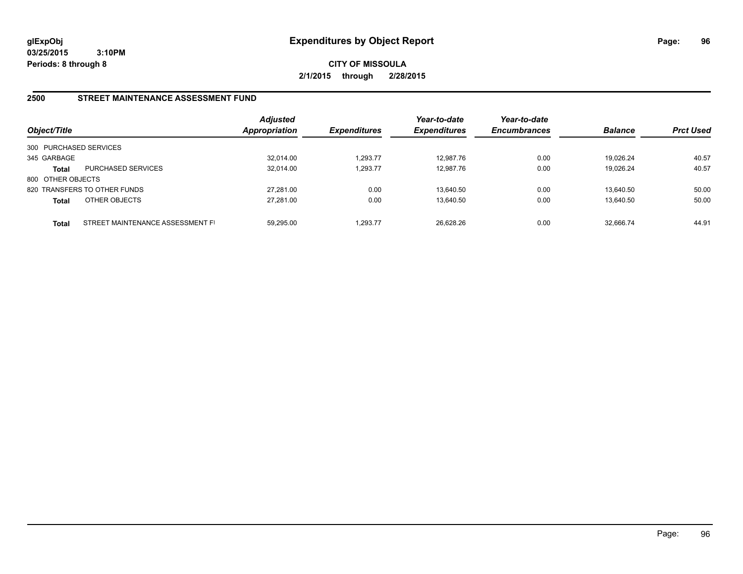**glExpObj**
**03/25/2015 3:10PM**
**Periods: 8 through 8**

# Expenditures by Object Report

**CITY OF MISSOULA**
**2/1/2015 through 2/28/2015**

## 2500 STREET MAINTENANCE ASSESSMENT FUND

| Object/Title | | *Adjusted Appropriation* | *Expenditures* | *Year-to-date Expenditures* | *Year-to-date Encumbrances* | *Balance* | *Prct Used* |
|---|---|---|---|---|---|---|---|
| 300 PURCHASED SERVICES | | | | | | | |
| 345 GARBAGE | | 32,014.00 | 1,293.77 | 12,987.76 | 0.00 | 19,026.24 | 40.57 |
| **Total** | PURCHASED SERVICES | 32,014.00 | 1,293.77 | 12,987.76 | 0.00 | 19,026.24 | 40.57 |
| 800 OTHER OBJECTS | | | | | | | |
| 820 TRANSFERS TO OTHER FUNDS | | 27,281.00 | 0.00 | 13,640.50 | 0.00 | 13,640.50 | 50.00 |
| **Total** | OTHER OBJECTS | 27,281.00 | 0.00 | 13,640.50 | 0.00 | 13,640.50 | 50.00 |
| **Total** | STREET MAINTENANCE ASSESSMENT FI | 59,295.00 | 1,293.77 | 26,628.26 | 0.00 | 32,666.74 | 44.91 |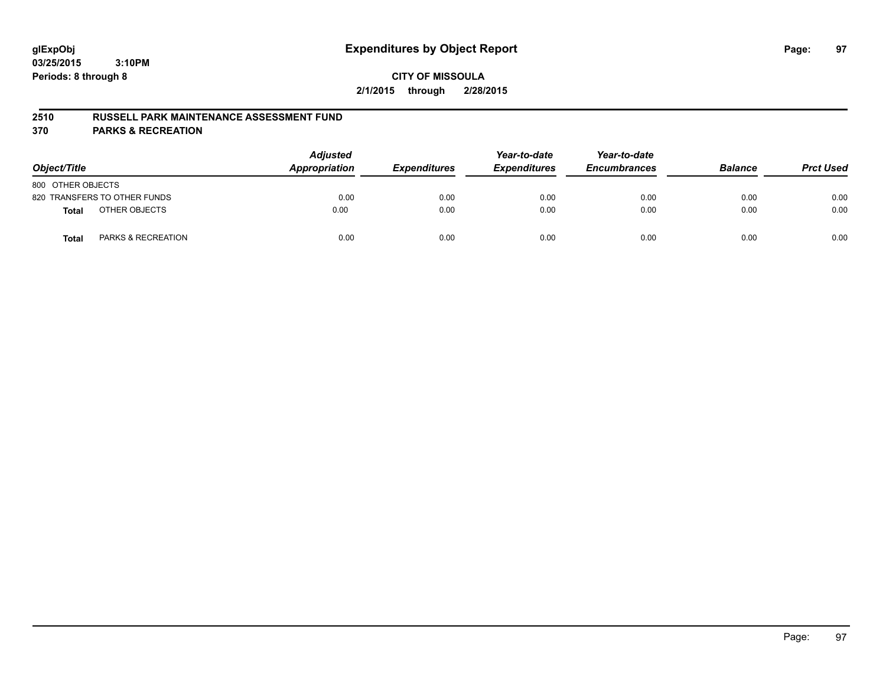# Expenditures by Object Report

glExpObj
03/25/2015 3:10PM
Periods: 8 through 8

**CITY OF MISSOULA**
**2/1/2015 through 2/28/2015**

## 2510 RUSSELL PARK MAINTENANCE ASSESSMENT FUND
## 370 PARKS & RECREATION

| Object/Title | Adjusted Appropriation | Expenditures | Year-to-date Expenditures | Year-to-date Encumbrances | Balance | Prct Used |
|---|---|---|---|---|---|---|
| 800 OTHER OBJECTS | | | | | | |
| 820 TRANSFERS TO OTHER FUNDS | 0.00 | 0.00 | 0.00 | 0.00 | 0.00 | 0.00 |
| **Total** OTHER OBJECTS | 0.00 | 0.00 | 0.00 | 0.00 | 0.00 | 0.00 |
| **Total** PARKS & RECREATION | 0.00 | 0.00 | 0.00 | 0.00 | 0.00 | 0.00 |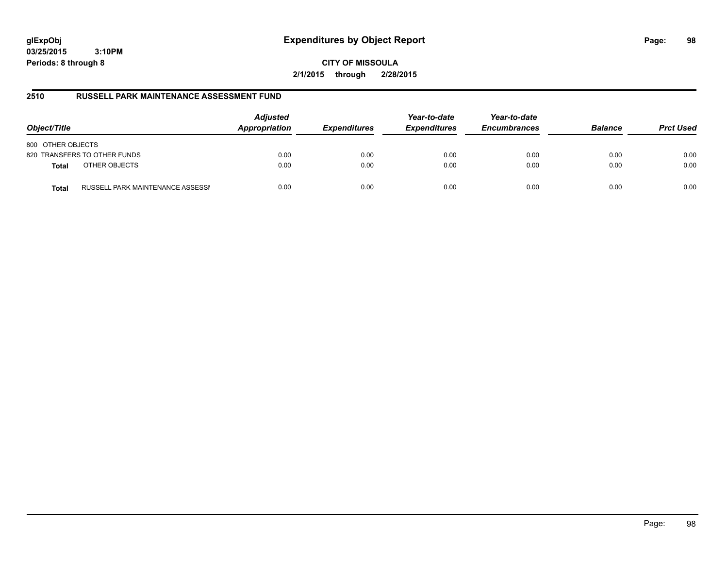# Expenditures by Object Report

glExpObj
03/25/2015 3:10PM
Periods: 8 through 8

**CITY OF MISSOULA**

**2/1/2015 through 2/28/2015**

## 2510 RUSSELL PARK MAINTENANCE ASSESSMENT FUND

| Object/Title | | Adjusted Appropriation | Expenditures | Year-to-date Expenditures | Year-to-date Encumbrances | Balance | Prct Used |
|---|---|---|---|---|---|---|---|
| 800 OTHER OBJECTS | | | | | | | |
| 820 TRANSFERS TO OTHER FUNDS | | 0.00 | 0.00 | 0.00 | 0.00 | 0.00 | 0.00 |
| **Total** | OTHER OBJECTS | 0.00 | 0.00 | 0.00 | 0.00 | 0.00 | 0.00 |
| **Total** | RUSSELL PARK MAINTENANCE ASSESSI | 0.00 | 0.00 | 0.00 | 0.00 | 0.00 | 0.00 |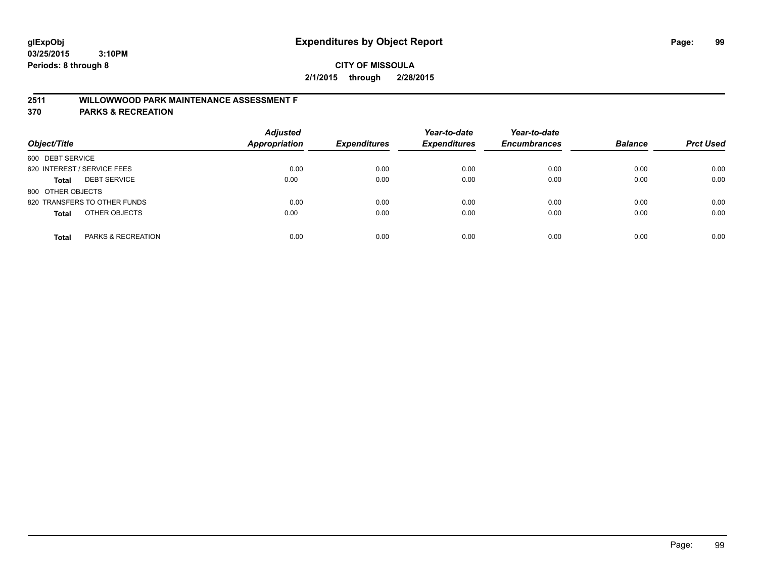# Expenditures by Object Report

glExpObj
03/25/2015 3:10PM
Periods: 8 through 8

**CITY OF MISSOULA**
**2/1/2015 through 2/28/2015**

## 2511 WILLOWWOOD PARK MAINTENANCE ASSESSMENT F
## 370 PARKS & RECREATION

| Object/Title | | Adjusted Appropriation | Expenditures | Year-to-date Expenditures | Year-to-date Encumbrances | Balance | Prct Used |
|---|---|---|---|---|---|---|---|
| 600 DEBT SERVICE | | | | | | | |
| 620 INTEREST / SERVICE FEES | | 0.00 | 0.00 | 0.00 | 0.00 | 0.00 | 0.00 |
| **Total** | DEBT SERVICE | 0.00 | 0.00 | 0.00 | 0.00 | 0.00 | 0.00 |
| 800 OTHER OBJECTS | | | | | | | |
| 820 TRANSFERS TO OTHER FUNDS | | 0.00 | 0.00 | 0.00 | 0.00 | 0.00 | 0.00 |
| **Total** | OTHER OBJECTS | 0.00 | 0.00 | 0.00 | 0.00 | 0.00 | 0.00 |
| **Total** | PARKS & RECREATION | 0.00 | 0.00 | 0.00 | 0.00 | 0.00 | 0.00 |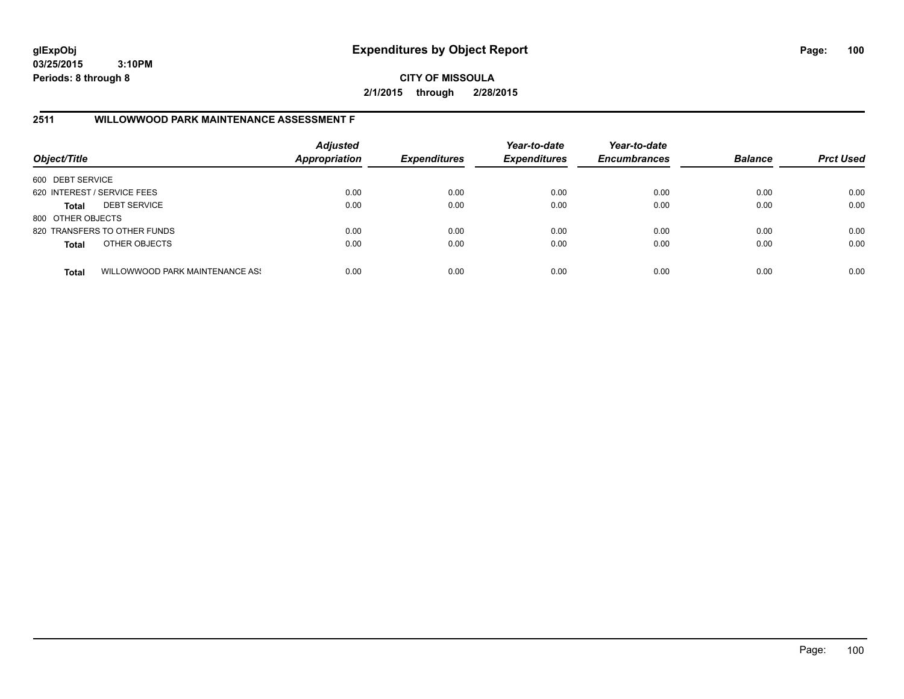# Expenditures by Object Report

glExpObj
03/25/2015 3:10PM
Periods: 8 through 8

**CITY OF MISSOULA**
**2/1/2015 through 2/28/2015**

## 2511 WILLOWWOOD PARK MAINTENANCE ASSESSMENT F

| Object/Title | | Adjusted Appropriation | Expenditures | Year-to-date Expenditures | Year-to-date Encumbrances | Balance | Prct Used |
|---|---|---|---|---|---|---|---|
| 600 DEBT SERVICE | | | | | | | |
| 620 INTEREST / SERVICE FEES | | 0.00 | 0.00 | 0.00 | 0.00 | 0.00 | 0.00 |
| **Total** | DEBT SERVICE | 0.00 | 0.00 | 0.00 | 0.00 | 0.00 | 0.00 |
| 800 OTHER OBJECTS | | | | | | | |
| 820 TRANSFERS TO OTHER FUNDS | | 0.00 | 0.00 | 0.00 | 0.00 | 0.00 | 0.00 |
| **Total** | OTHER OBJECTS | 0.00 | 0.00 | 0.00 | 0.00 | 0.00 | 0.00 |
| **Total** | WILLOWWOOD PARK MAINTENANCE ASS | 0.00 | 0.00 | 0.00 | 0.00 | 0.00 | 0.00 |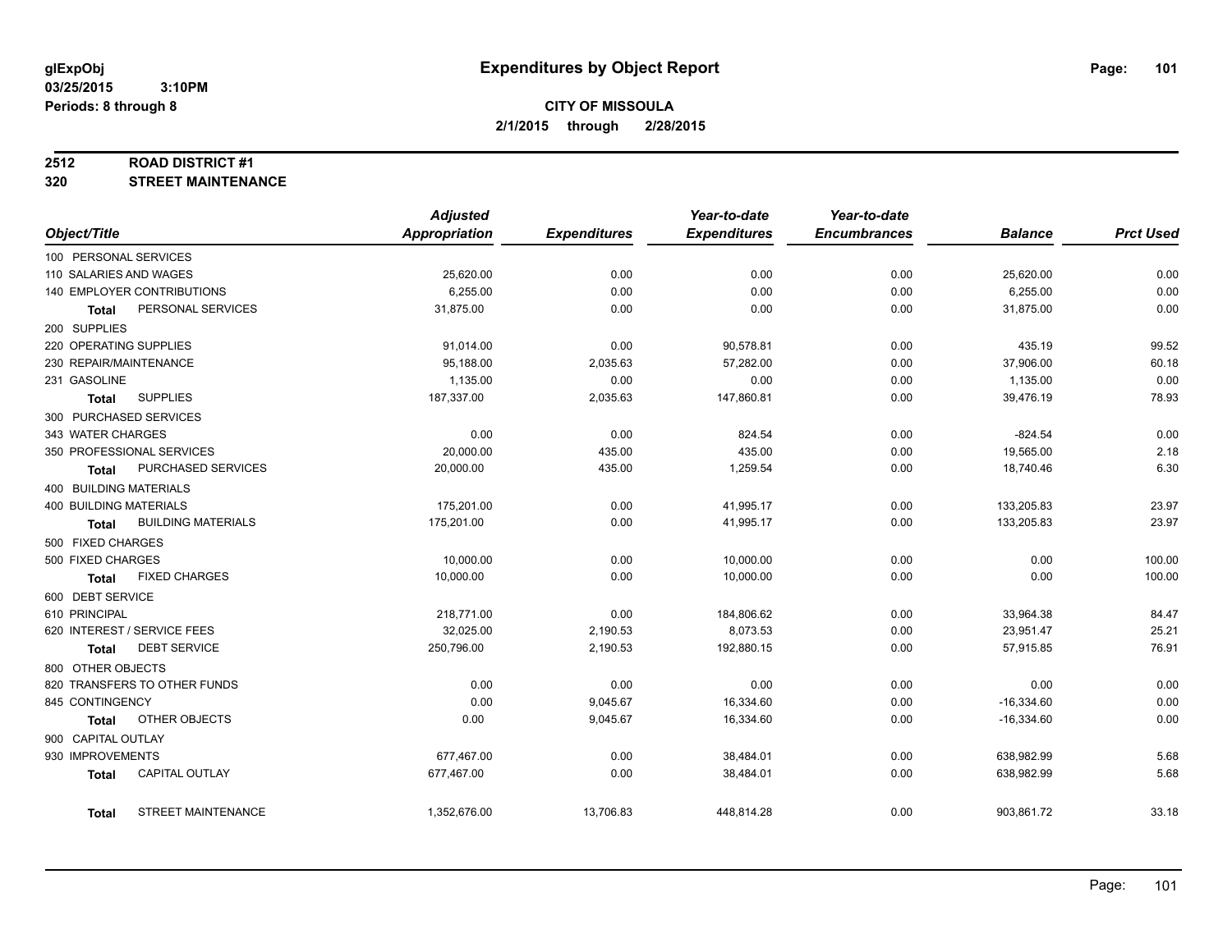**glExpObj** **Expenditures by Object Report**

**03/25/2015 3:10PM**

**Periods: 8 through 8**

**CITY OF MISSOULA**

**2/1/2015 through 2/28/2015**

**2512 ROAD DISTRICT #1**

**320 STREET MAINTENANCE**

| Object/Title | Adjusted Appropriation | Expenditures | Year-to-date Expenditures | Year-to-date Encumbrances | Balance | Prct Used |
|---|---|---|---|---|---|---|
| 100 PERSONAL SERVICES | | | | | | |
| 110 SALARIES AND WAGES | 25,620.00 | 0.00 | 0.00 | 0.00 | 25,620.00 | 0.00 |
| 140 EMPLOYER CONTRIBUTIONS | 6,255.00 | 0.00 | 0.00 | 0.00 | 6,255.00 | 0.00 |
| **Total** PERSONAL SERVICES | 31,875.00 | 0.00 | 0.00 | 0.00 | 31,875.00 | 0.00 |
| 200 SUPPLIES | | | | | | |
| 220 OPERATING SUPPLIES | 91,014.00 | 0.00 | 90,578.81 | 0.00 | 435.19 | 99.52 |
| 230 REPAIR/MAINTENANCE | 95,188.00 | 2,035.63 | 57,282.00 | 0.00 | 37,906.00 | 60.18 |
| 231 GASOLINE | 1,135.00 | 0.00 | 0.00 | 0.00 | 1,135.00 | 0.00 |
| **Total** SUPPLIES | 187,337.00 | 2,035.63 | 147,860.81 | 0.00 | 39,476.19 | 78.93 |
| 300 PURCHASED SERVICES | | | | | | |
| 343 WATER CHARGES | 0.00 | 0.00 | 824.54 | 0.00 | -824.54 | 0.00 |
| 350 PROFESSIONAL SERVICES | 20,000.00 | 435.00 | 435.00 | 0.00 | 19,565.00 | 2.18 |
| **Total** PURCHASED SERVICES | 20,000.00 | 435.00 | 1,259.54 | 0.00 | 18,740.46 | 6.30 |
| 400 BUILDING MATERIALS | | | | | | |
| 400 BUILDING MATERIALS | 175,201.00 | 0.00 | 41,995.17 | 0.00 | 133,205.83 | 23.97 |
| **Total** BUILDING MATERIALS | 175,201.00 | 0.00 | 41,995.17 | 0.00 | 133,205.83 | 23.97 |
| 500 FIXED CHARGES | | | | | | |
| 500 FIXED CHARGES | 10,000.00 | 0.00 | 10,000.00 | 0.00 | 0.00 | 100.00 |
| **Total** FIXED CHARGES | 10,000.00 | 0.00 | 10,000.00 | 0.00 | 0.00 | 100.00 |
| 600 DEBT SERVICE | | | | | | |
| 610 PRINCIPAL | 218,771.00 | 0.00 | 184,806.62 | 0.00 | 33,964.38 | 84.47 |
| 620 INTEREST / SERVICE FEES | 32,025.00 | 2,190.53 | 8,073.53 | 0.00 | 23,951.47 | 25.21 |
| **Total** DEBT SERVICE | 250,796.00 | 2,190.53 | 192,880.15 | 0.00 | 57,915.85 | 76.91 |
| 800 OTHER OBJECTS | | | | | | |
| 820 TRANSFERS TO OTHER FUNDS | 0.00 | 0.00 | 0.00 | 0.00 | 0.00 | 0.00 |
| 845 CONTINGENCY | 0.00 | 9,045.67 | 16,334.60 | 0.00 | -16,334.60 | 0.00 |
| **Total** OTHER OBJECTS | 0.00 | 9,045.67 | 16,334.60 | 0.00 | -16,334.60 | 0.00 |
| 900 CAPITAL OUTLAY | | | | | | |
| 930 IMPROVEMENTS | 677,467.00 | 0.00 | 38,484.01 | 0.00 | 638,982.99 | 5.68 |
| **Total** CAPITAL OUTLAY | 677,467.00 | 0.00 | 38,484.01 | 0.00 | 638,982.99 | 5.68 |
| **Total** STREET MAINTENANCE | 1,352,676.00 | 13,706.83 | 448,814.28 | 0.00 | 903,861.72 | 33.18 |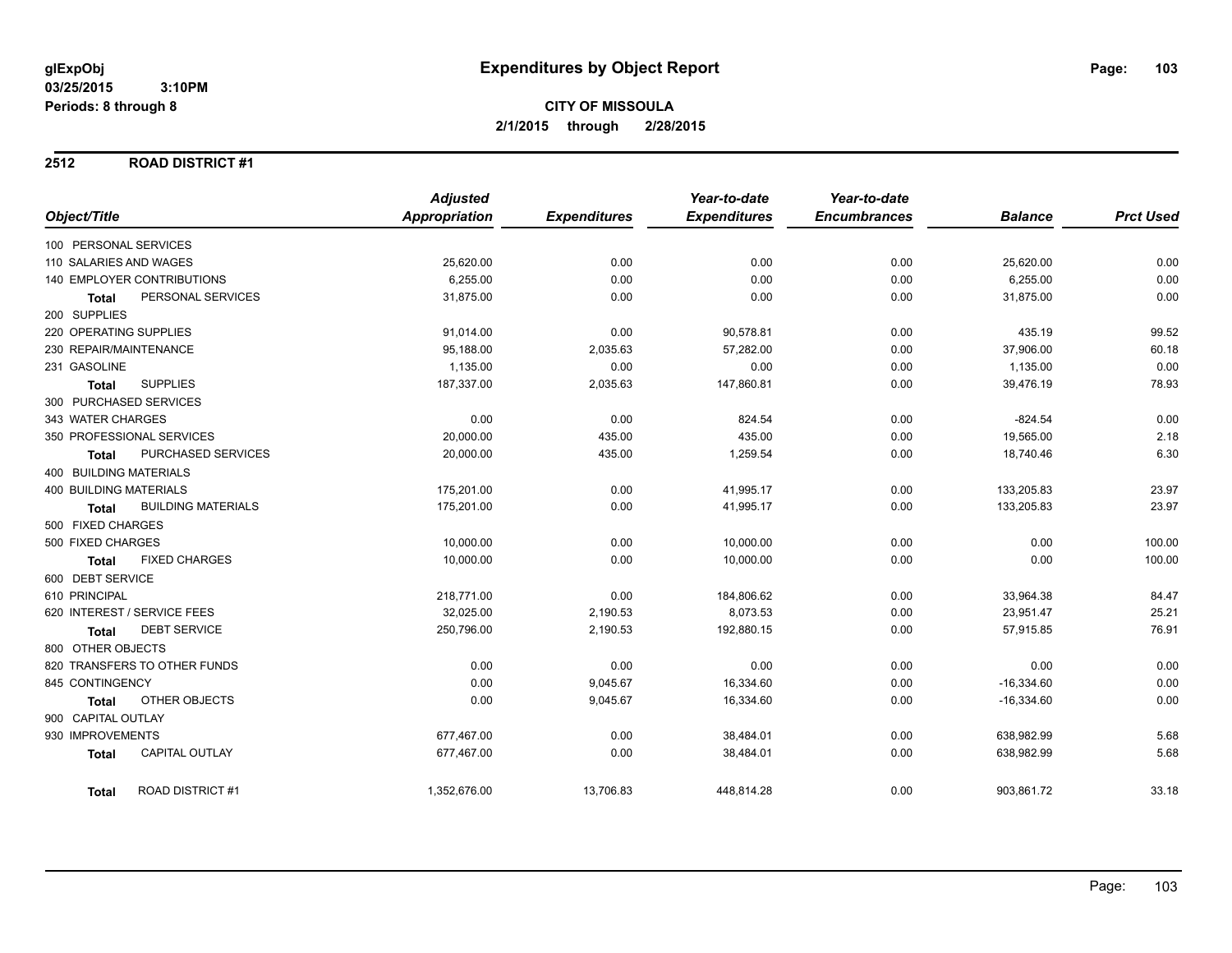glExpObj
03/25/2015 3:10PM
Periods: 8 through 8

# Expenditures by Object Report

**CITY OF MISSOULA**
**2/1/2015 through 2/28/2015**

## 2512 ROAD DISTRICT #1

| Object/Title | Adjusted Appropriation | Expenditures | Year-to-date Expenditures | Year-to-date Encumbrances | Balance | Prct Used |
|---|---|---|---|---|---|---|
| 100 PERSONAL SERVICES | | | | | | |
| 110 SALARIES AND WAGES | 25,620.00 | 0.00 | 0.00 | 0.00 | 25,620.00 | 0.00 |
| 140 EMPLOYER CONTRIBUTIONS | 6,255.00 | 0.00 | 0.00 | 0.00 | 6,255.00 | 0.00 |
| **Total** PERSONAL SERVICES | 31,875.00 | 0.00 | 0.00 | 0.00 | 31,875.00 | 0.00 |
| 200 SUPPLIES | | | | | | |
| 220 OPERATING SUPPLIES | 91,014.00 | 0.00 | 90,578.81 | 0.00 | 435.19 | 99.52 |
| 230 REPAIR/MAINTENANCE | 95,188.00 | 2,035.63 | 57,282.00 | 0.00 | 37,906.00 | 60.18 |
| 231 GASOLINE | 1,135.00 | 0.00 | 0.00 | 0.00 | 1,135.00 | 0.00 |
| **Total** SUPPLIES | 187,337.00 | 2,035.63 | 147,860.81 | 0.00 | 39,476.19 | 78.93 |
| 300 PURCHASED SERVICES | | | | | | |
| 343 WATER CHARGES | 0.00 | 0.00 | 824.54 | 0.00 | -824.54 | 0.00 |
| 350 PROFESSIONAL SERVICES | 20,000.00 | 435.00 | 435.00 | 0.00 | 19,565.00 | 2.18 |
| **Total** PURCHASED SERVICES | 20,000.00 | 435.00 | 1,259.54 | 0.00 | 18,740.46 | 6.30 |
| 400 BUILDING MATERIALS | | | | | | |
| 400 BUILDING MATERIALS | 175,201.00 | 0.00 | 41,995.17 | 0.00 | 133,205.83 | 23.97 |
| **Total** BUILDING MATERIALS | 175,201.00 | 0.00 | 41,995.17 | 0.00 | 133,205.83 | 23.97 |
| 500 FIXED CHARGES | | | | | | |
| 500 FIXED CHARGES | 10,000.00 | 0.00 | 10,000.00 | 0.00 | 0.00 | 100.00 |
| **Total** FIXED CHARGES | 10,000.00 | 0.00 | 10,000.00 | 0.00 | 0.00 | 100.00 |
| 600 DEBT SERVICE | | | | | | |
| 610 PRINCIPAL | 218,771.00 | 0.00 | 184,806.62 | 0.00 | 33,964.38 | 84.47 |
| 620 INTEREST / SERVICE FEES | 32,025.00 | 2,190.53 | 8,073.53 | 0.00 | 23,951.47 | 25.21 |
| **Total** DEBT SERVICE | 250,796.00 | 2,190.53 | 192,880.15 | 0.00 | 57,915.85 | 76.91 |
| 800 OTHER OBJECTS | | | | | | |
| 820 TRANSFERS TO OTHER FUNDS | 0.00 | 0.00 | 0.00 | 0.00 | 0.00 | 0.00 |
| 845 CONTINGENCY | 0.00 | 9,045.67 | 16,334.60 | 0.00 | -16,334.60 | 0.00 |
| **Total** OTHER OBJECTS | 0.00 | 9,045.67 | 16,334.60 | 0.00 | -16,334.60 | 0.00 |
| 900 CAPITAL OUTLAY | | | | | | |
| 930 IMPROVEMENTS | 677,467.00 | 0.00 | 38,484.01 | 0.00 | 638,982.99 | 5.68 |
| **Total** CAPITAL OUTLAY | 677,467.00 | 0.00 | 38,484.01 | 0.00 | 638,982.99 | 5.68 |
| **Total** ROAD DISTRICT #1 | 1,352,676.00 | 13,706.83 | 448,814.28 | 0.00 | 903,861.72 | 33.18 |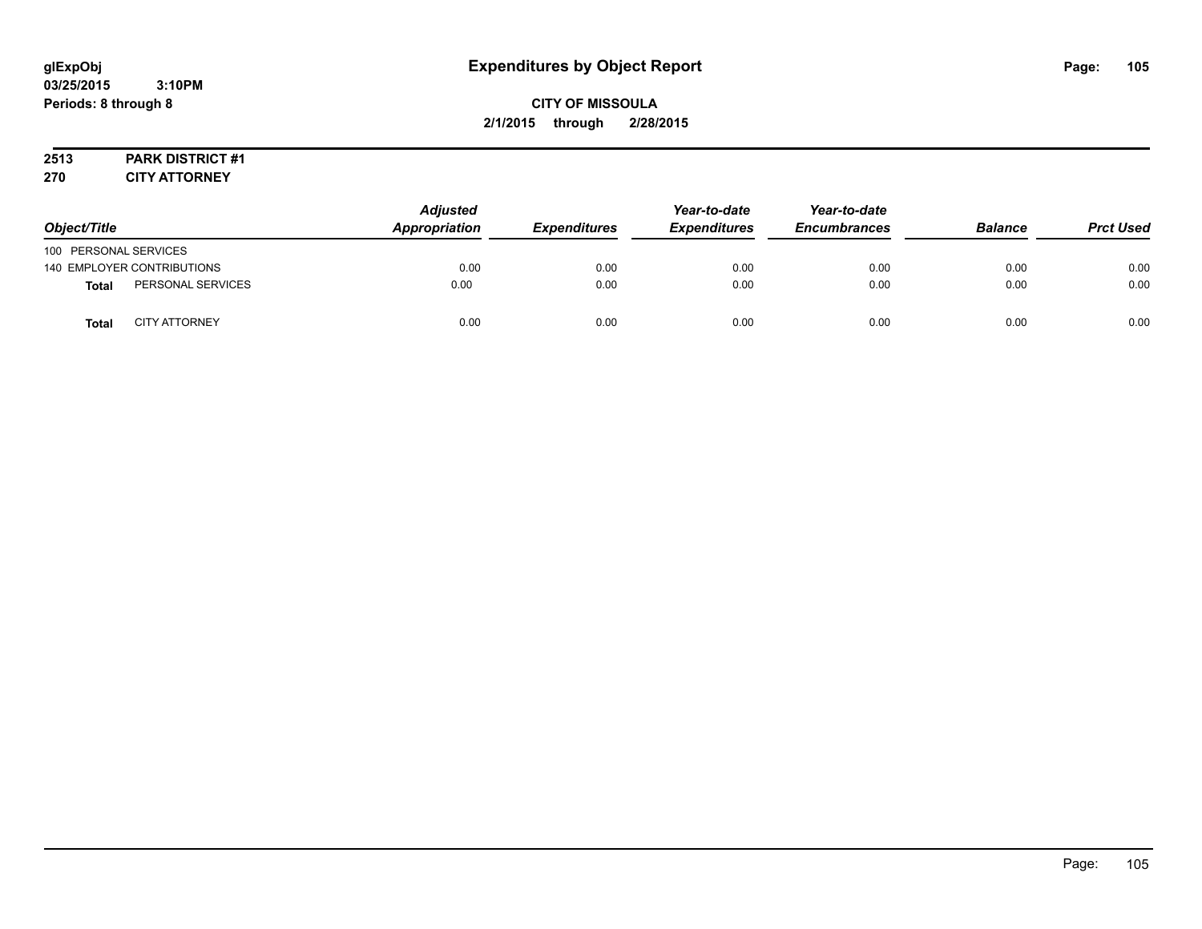# Expenditures by Object Report

glExpObj
03/25/2015 3:10PM
Periods: 8 through 8

**CITY OF MISSOULA**
**2/1/2015 through 2/28/2015**

**2513 PARK DISTRICT #1**
**270 CITY ATTORNEY**

| Object/Title | | Adjusted Appropriation | Expenditures | Year-to-date Expenditures | Year-to-date Encumbrances | Balance | Prct Used |
|---|---|---|---|---|---|---|---|
| 100 PERSONAL SERVICES | | | | | | | |
| 140 EMPLOYER CONTRIBUTIONS | | 0.00 | 0.00 | 0.00 | 0.00 | 0.00 | 0.00 |
| **Total** | PERSONAL SERVICES | 0.00 | 0.00 | 0.00 | 0.00 | 0.00 | 0.00 |
| **Total** | CITY ATTORNEY | 0.00 | 0.00 | 0.00 | 0.00 | 0.00 | 0.00 |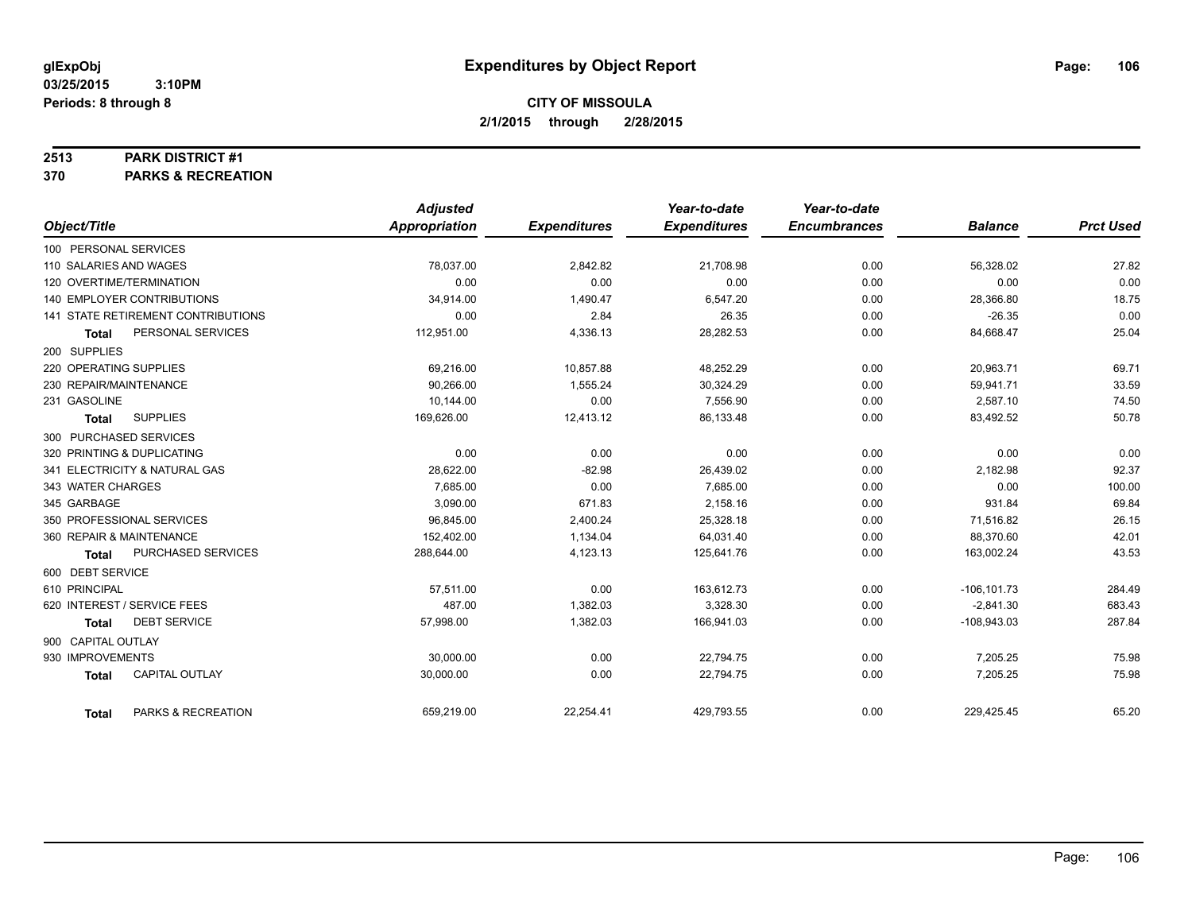glExpObj
03/25/2015 3:10PM
Periods: 8 through 8

# Expenditures by Object Report

**CITY OF MISSOULA**
**2/1/2015 through 2/28/2015**

**2513 PARK DISTRICT #1**
**370 PARKS & RECREATION**

| Object/Title | Adjusted Appropriation | Expenditures | Year-to-date Expenditures | Year-to-date Encumbrances | Balance | Prct Used |
|---|---|---|---|---|---|---|
| 100 PERSONAL SERVICES | | | | | | |
| 110 SALARIES AND WAGES | 78,037.00 | 2,842.82 | 21,708.98 | 0.00 | 56,328.02 | 27.82 |
| 120 OVERTIME/TERMINATION | 0.00 | 0.00 | 0.00 | 0.00 | 0.00 | 0.00 |
| 140 EMPLOYER CONTRIBUTIONS | 34,914.00 | 1,490.47 | 6,547.20 | 0.00 | 28,366.80 | 18.75 |
| 141 STATE RETIREMENT CONTRIBUTIONS | 0.00 | 2.84 | 26.35 | 0.00 | -26.35 | 0.00 |
| **Total** PERSONAL SERVICES | 112,951.00 | 4,336.13 | 28,282.53 | 0.00 | 84,668.47 | 25.04 |
| 200 SUPPLIES | | | | | | |
| 220 OPERATING SUPPLIES | 69,216.00 | 10,857.88 | 48,252.29 | 0.00 | 20,963.71 | 69.71 |
| 230 REPAIR/MAINTENANCE | 90,266.00 | 1,555.24 | 30,324.29 | 0.00 | 59,941.71 | 33.59 |
| 231 GASOLINE | 10,144.00 | 0.00 | 7,556.90 | 0.00 | 2,587.10 | 74.50 |
| **Total** SUPPLIES | 169,626.00 | 12,413.12 | 86,133.48 | 0.00 | 83,492.52 | 50.78 |
| 300 PURCHASED SERVICES | | | | | | |
| 320 PRINTING & DUPLICATING | 0.00 | 0.00 | 0.00 | 0.00 | 0.00 | 0.00 |
| 341 ELECTRICITY & NATURAL GAS | 28,622.00 | -82.98 | 26,439.02 | 0.00 | 2,182.98 | 92.37 |
| 343 WATER CHARGES | 7,685.00 | 0.00 | 7,685.00 | 0.00 | 0.00 | 100.00 |
| 345 GARBAGE | 3,090.00 | 671.83 | 2,158.16 | 0.00 | 931.84 | 69.84 |
| 350 PROFESSIONAL SERVICES | 96,845.00 | 2,400.24 | 25,328.18 | 0.00 | 71,516.82 | 26.15 |
| 360 REPAIR & MAINTENANCE | 152,402.00 | 1,134.04 | 64,031.40 | 0.00 | 88,370.60 | 42.01 |
| **Total** PURCHASED SERVICES | 288,644.00 | 4,123.13 | 125,641.76 | 0.00 | 163,002.24 | 43.53 |
| 600 DEBT SERVICE | | | | | | |
| 610 PRINCIPAL | 57,511.00 | 0.00 | 163,612.73 | 0.00 | -106,101.73 | 284.49 |
| 620 INTEREST / SERVICE FEES | 487.00 | 1,382.03 | 3,328.30 | 0.00 | -2,841.30 | 683.43 |
| **Total** DEBT SERVICE | 57,998.00 | 1,382.03 | 166,941.03 | 0.00 | -108,943.03 | 287.84 |
| 900 CAPITAL OUTLAY | | | | | | |
| 930 IMPROVEMENTS | 30,000.00 | 0.00 | 22,794.75 | 0.00 | 7,205.25 | 75.98 |
| **Total** CAPITAL OUTLAY | 30,000.00 | 0.00 | 22,794.75 | 0.00 | 7,205.25 | 75.98 |
| **Total** PARKS & RECREATION | 659,219.00 | 22,254.41 | 429,793.55 | 0.00 | 229,425.45 | 65.20 |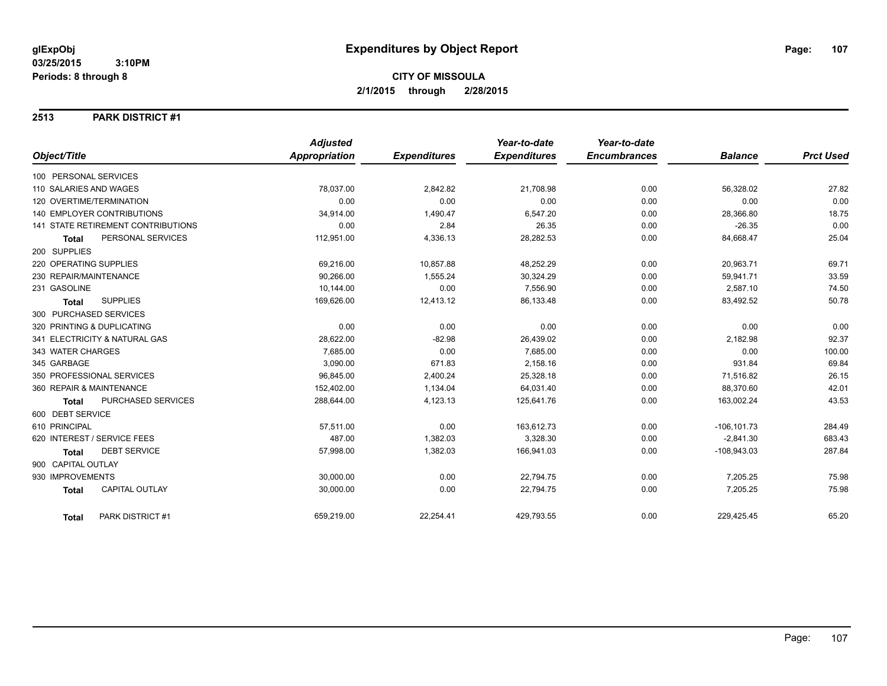**glExpObj**
**03/25/2015 3:10PM**
**Periods: 8 through 8**

# Expenditures by Object Report

**CITY OF MISSOULA**
**2/1/2015 through 2/28/2015**

## 2513 PARK DISTRICT #1

| Object/Title | Adjusted Appropriation | Expenditures | Year-to-date Expenditures | Year-to-date Encumbrances | Balance | Prct Used |
|---|---|---|---|---|---|---|
| 100 PERSONAL SERVICES | | | | | | |
| 110 SALARIES AND WAGES | 78,037.00 | 2,842.82 | 21,708.98 | 0.00 | 56,328.02 | 27.82 |
| 120 OVERTIME/TERMINATION | 0.00 | 0.00 | 0.00 | 0.00 | 0.00 | 0.00 |
| 140 EMPLOYER CONTRIBUTIONS | 34,914.00 | 1,490.47 | 6,547.20 | 0.00 | 28,366.80 | 18.75 |
| 141 STATE RETIREMENT CONTRIBUTIONS | 0.00 | 2.84 | 26.35 | 0.00 | -26.35 | 0.00 |
| **Total** PERSONAL SERVICES | 112,951.00 | 4,336.13 | 28,282.53 | 0.00 | 84,668.47 | 25.04 |
| 200 SUPPLIES | | | | | | |
| 220 OPERATING SUPPLIES | 69,216.00 | 10,857.88 | 48,252.29 | 0.00 | 20,963.71 | 69.71 |
| 230 REPAIR/MAINTENANCE | 90,266.00 | 1,555.24 | 30,324.29 | 0.00 | 59,941.71 | 33.59 |
| 231 GASOLINE | 10,144.00 | 0.00 | 7,556.90 | 0.00 | 2,587.10 | 74.50 |
| **Total** SUPPLIES | 169,626.00 | 12,413.12 | 86,133.48 | 0.00 | 83,492.52 | 50.78 |
| 300 PURCHASED SERVICES | | | | | | |
| 320 PRINTING & DUPLICATING | 0.00 | 0.00 | 0.00 | 0.00 | 0.00 | 0.00 |
| 341 ELECTRICITY & NATURAL GAS | 28,622.00 | -82.98 | 26,439.02 | 0.00 | 2,182.98 | 92.37 |
| 343 WATER CHARGES | 7,685.00 | 0.00 | 7,685.00 | 0.00 | 0.00 | 100.00 |
| 345 GARBAGE | 3,090.00 | 671.83 | 2,158.16 | 0.00 | 931.84 | 69.84 |
| 350 PROFESSIONAL SERVICES | 96,845.00 | 2,400.24 | 25,328.18 | 0.00 | 71,516.82 | 26.15 |
| 360 REPAIR & MAINTENANCE | 152,402.00 | 1,134.04 | 64,031.40 | 0.00 | 88,370.60 | 42.01 |
| **Total** PURCHASED SERVICES | 288,644.00 | 4,123.13 | 125,641.76 | 0.00 | 163,002.24 | 43.53 |
| 600 DEBT SERVICE | | | | | | |
| 610 PRINCIPAL | 57,511.00 | 0.00 | 163,612.73 | 0.00 | -106,101.73 | 284.49 |
| 620 INTEREST / SERVICE FEES | 487.00 | 1,382.03 | 3,328.30 | 0.00 | -2,841.30 | 683.43 |
| **Total** DEBT SERVICE | 57,998.00 | 1,382.03 | 166,941.03 | 0.00 | -108,943.03 | 287.84 |
| 900 CAPITAL OUTLAY | | | | | | |
| 930 IMPROVEMENTS | 30,000.00 | 0.00 | 22,794.75 | 0.00 | 7,205.25 | 75.98 |
| **Total** CAPITAL OUTLAY | 30,000.00 | 0.00 | 22,794.75 | 0.00 | 7,205.25 | 75.98 |
| **Total** PARK DISTRICT #1 | 659,219.00 | 22,254.41 | 429,793.55 | 0.00 | 229,425.45 | 65.20 |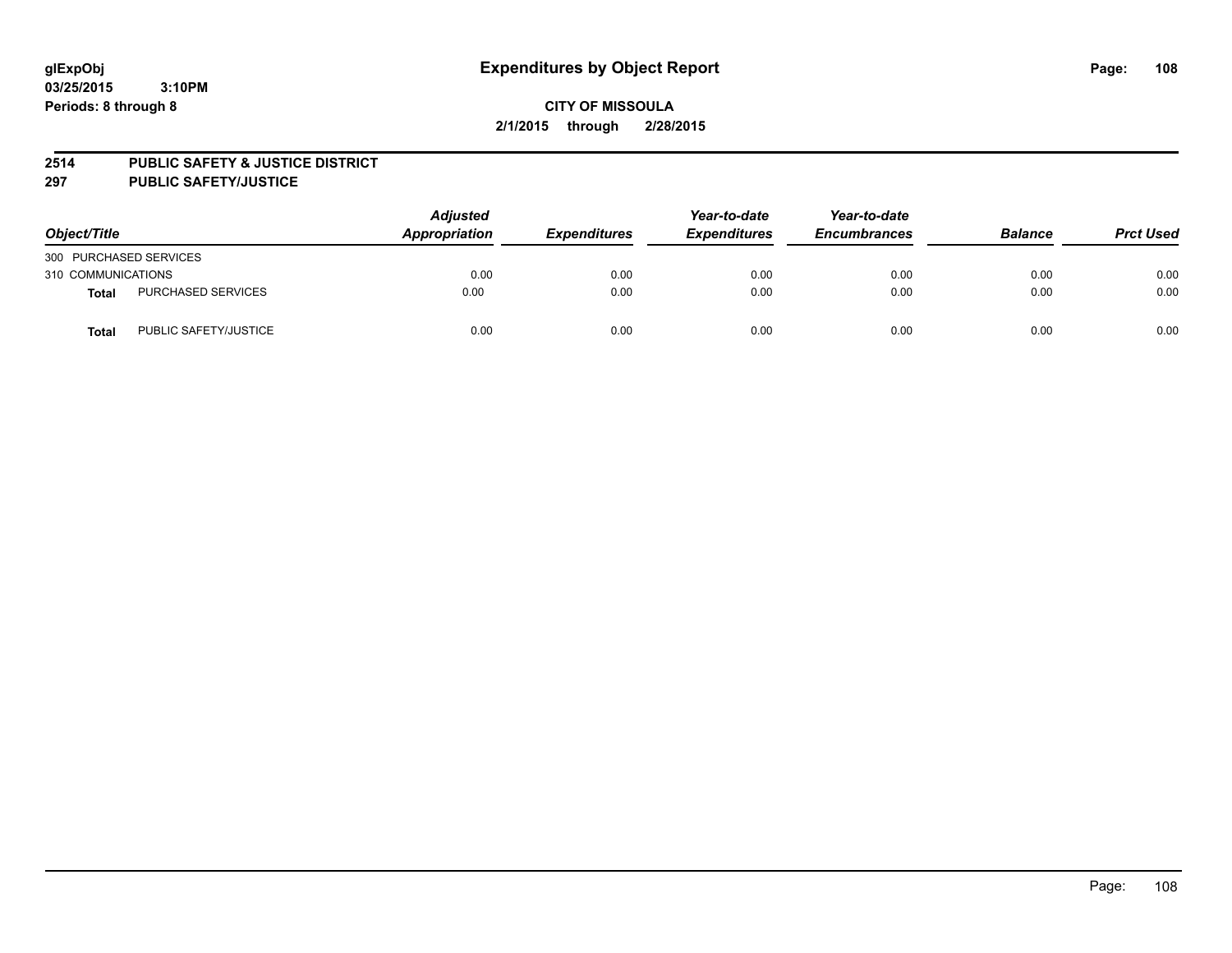# Expenditures by Object Report

glExpObj
03/25/2015 3:10PM
Periods: 8 through 8

**CITY OF MISSOULA**
**2/1/2015 through 2/28/2015**

**2514 PUBLIC SAFETY & JUSTICE DISTRICT**
**297 PUBLIC SAFETY/JUSTICE**

| Object/Title | | Adjusted Appropriation | Expenditures | Year-to-date Expenditures | Year-to-date Encumbrances | Balance | Prct Used |
|---|---|---|---|---|---|---|---|
| 300 PURCHASED SERVICES | | | | | | | |
| 310 COMMUNICATIONS | | 0.00 | 0.00 | 0.00 | 0.00 | 0.00 | 0.00 |
| **Total** | PURCHASED SERVICES | 0.00 | 0.00 | 0.00 | 0.00 | 0.00 | 0.00 |
| **Total** | PUBLIC SAFETY/JUSTICE | 0.00 | 0.00 | 0.00 | 0.00 | 0.00 | 0.00 |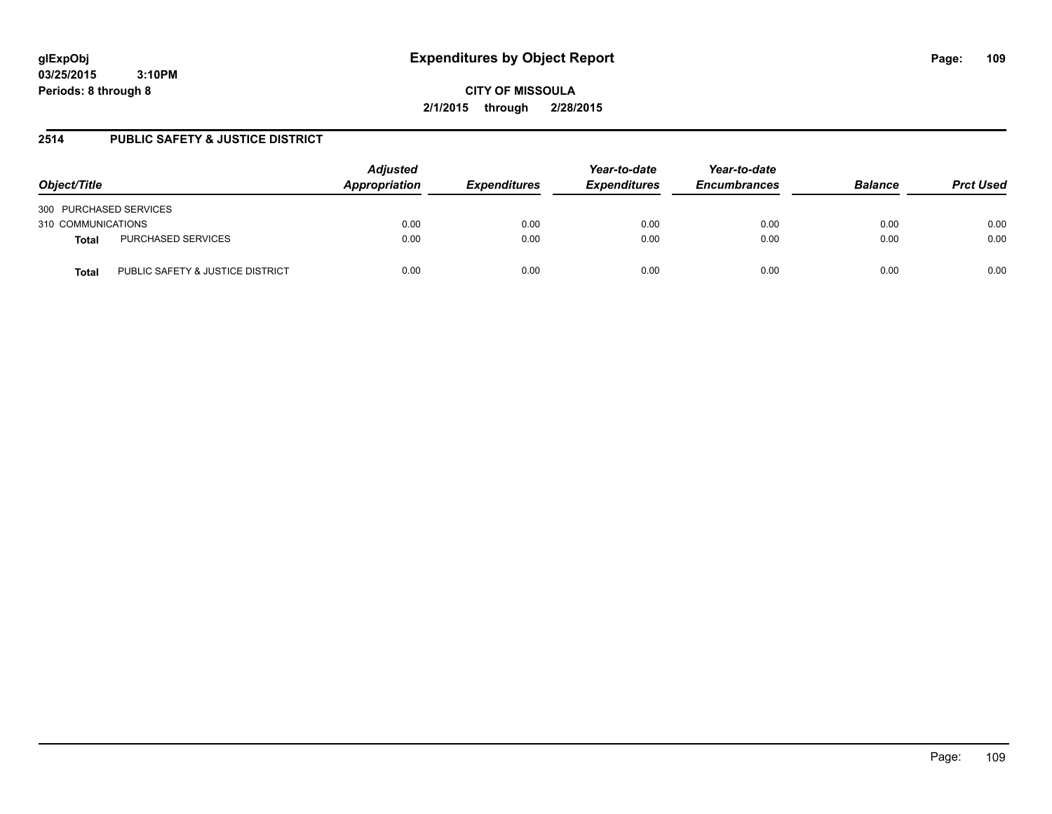**glExpObj**
**03/25/2015 3:10PM**
**Periods: 8 through 8**

# Expenditures by Object Report

**CITY OF MISSOULA**
**2/1/2015 through 2/28/2015**

## 2514 PUBLIC SAFETY & JUSTICE DISTRICT

| Object/Title | | *Adjusted Appropriation* | *Expenditures* | *Year-to-date Expenditures* | *Year-to-date Encumbrances* | *Balance* | *Prct Used* |
|---|---|---|---|---|---|---|---|
| 300 PURCHASED SERVICES | | | | | | | |
| 310 COMMUNICATIONS | | 0.00 | 0.00 | 0.00 | 0.00 | 0.00 | 0.00 |
| **Total** | PURCHASED SERVICES | 0.00 | 0.00 | 0.00 | 0.00 | 0.00 | 0.00 |
| **Total** | PUBLIC SAFETY & JUSTICE DISTRICT | 0.00 | 0.00 | 0.00 | 0.00 | 0.00 | 0.00 |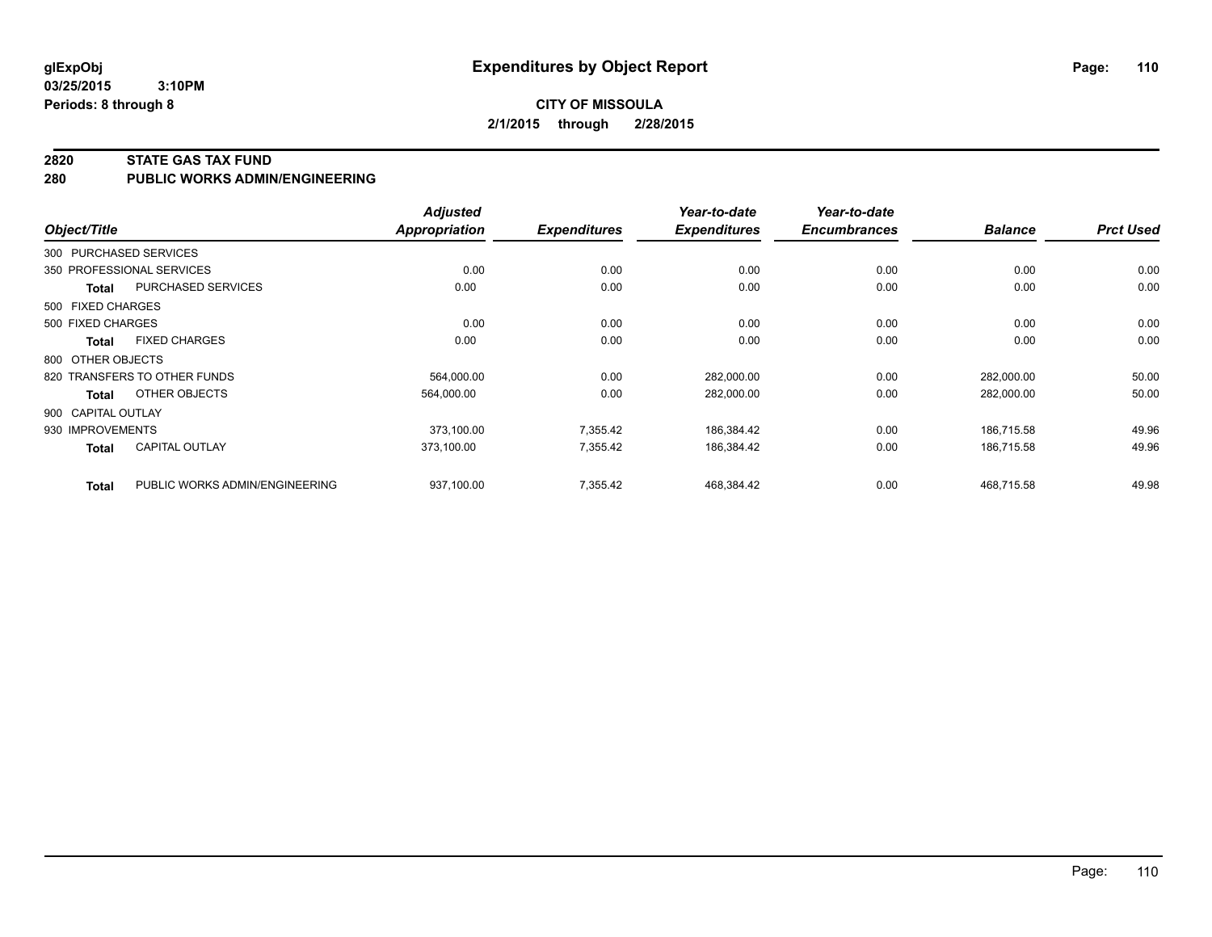# Expenditures by Object Report

glExpObj
03/25/2015 3:10PM
Periods: 8 through 8

**CITY OF MISSOULA**
**2/1/2015 through 2/28/2015**

## 2820 STATE GAS TAX FUND
## 280 PUBLIC WORKS ADMIN/ENGINEERING

| Object/Title | | Adjusted Appropriation | Expenditures | Year-to-date Expenditures | Year-to-date Encumbrances | Balance | Prct Used |
|---|---|---|---|---|---|---|---|
| 300 PURCHASED SERVICES | | | | | | | |
| 350 PROFESSIONAL SERVICES | | 0.00 | 0.00 | 0.00 | 0.00 | 0.00 | 0.00 |
| **Total** | PURCHASED SERVICES | 0.00 | 0.00 | 0.00 | 0.00 | 0.00 | 0.00 |
| 500 FIXED CHARGES | | | | | | | |
| 500 FIXED CHARGES | | 0.00 | 0.00 | 0.00 | 0.00 | 0.00 | 0.00 |
| **Total** | FIXED CHARGES | 0.00 | 0.00 | 0.00 | 0.00 | 0.00 | 0.00 |
| 800 OTHER OBJECTS | | | | | | | |
| 820 TRANSFERS TO OTHER FUNDS | | 564,000.00 | 0.00 | 282,000.00 | 0.00 | 282,000.00 | 50.00 |
| **Total** | OTHER OBJECTS | 564,000.00 | 0.00 | 282,000.00 | 0.00 | 282,000.00 | 50.00 |
| 900 CAPITAL OUTLAY | | | | | | | |
| 930 IMPROVEMENTS | | 373,100.00 | 7,355.42 | 186,384.42 | 0.00 | 186,715.58 | 49.96 |
| **Total** | CAPITAL OUTLAY | 373,100.00 | 7,355.42 | 186,384.42 | 0.00 | 186,715.58 | 49.96 |
| **Total** | PUBLIC WORKS ADMIN/ENGINEERING | 937,100.00 | 7,355.42 | 468,384.42 | 0.00 | 468,715.58 | 49.98 |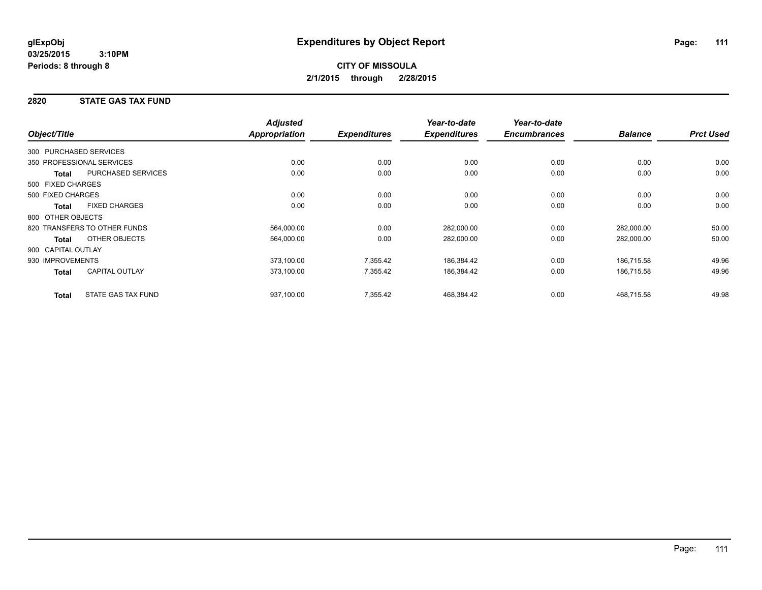**glExpObj**
**03/25/2015 3:10PM**
**Periods: 8 through 8**

# Expenditures by Object Report

**CITY OF MISSOULA**
**2/1/2015 through 2/28/2015**

## 2820 STATE GAS TAX FUND

| Object/Title | | Adjusted Appropriation | Expenditures | Year-to-date Expenditures | Year-to-date Encumbrances | Balance | Prct Used |
|---|---|---|---|---|---|---|---|
| 300 PURCHASED SERVICES | | | | | | | |
| 350 PROFESSIONAL SERVICES | | 0.00 | 0.00 | 0.00 | 0.00 | 0.00 | 0.00 |
| **Total** | PURCHASED SERVICES | 0.00 | 0.00 | 0.00 | 0.00 | 0.00 | 0.00 |
| 500 FIXED CHARGES | | | | | | | |
| 500 FIXED CHARGES | | 0.00 | 0.00 | 0.00 | 0.00 | 0.00 | 0.00 |
| **Total** | FIXED CHARGES | 0.00 | 0.00 | 0.00 | 0.00 | 0.00 | 0.00 |
| 800 OTHER OBJECTS | | | | | | | |
| 820 TRANSFERS TO OTHER FUNDS | | 564,000.00 | 0.00 | 282,000.00 | 0.00 | 282,000.00 | 50.00 |
| **Total** | OTHER OBJECTS | 564,000.00 | 0.00 | 282,000.00 | 0.00 | 282,000.00 | 50.00 |
| 900 CAPITAL OUTLAY | | | | | | | |
| 930 IMPROVEMENTS | | 373,100.00 | 7,355.42 | 186,384.42 | 0.00 | 186,715.58 | 49.96 |
| **Total** | CAPITAL OUTLAY | 373,100.00 | 7,355.42 | 186,384.42 | 0.00 | 186,715.58 | 49.96 |
| **Total** | STATE GAS TAX FUND | 937,100.00 | 7,355.42 | 468,384.42 | 0.00 | 468,715.58 | 49.98 |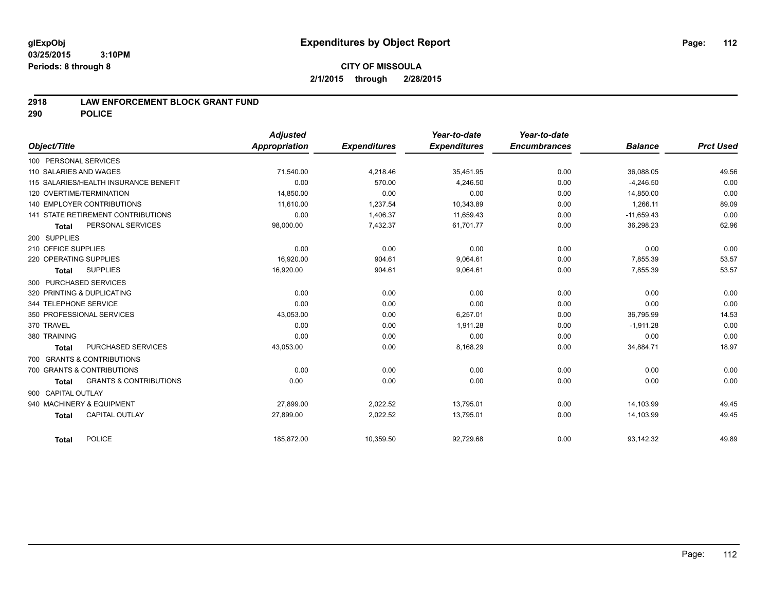glExpObj
03/25/2015 3:10PM
Periods: 8 through 8

# Expenditures by Object Report

**CITY OF MISSOULA**
**2/1/2015 through 2/28/2015**

## 2918 LAW ENFORCEMENT BLOCK GRANT FUND
## 290 POLICE

| Object/Title | Adjusted Appropriation | Expenditures | Year-to-date Expenditures | Year-to-date Encumbrances | Balance | Prct Used |
|---|---|---|---|---|---|---|
| 100 PERSONAL SERVICES | | | | | | |
| 110 SALARIES AND WAGES | 71,540.00 | 4,218.46 | 35,451.95 | 0.00 | 36,088.05 | 49.56 |
| 115 SALARIES/HEALTH INSURANCE BENEFIT | 0.00 | 570.00 | 4,246.50 | 0.00 | -4,246.50 | 0.00 |
| 120 OVERTIME/TERMINATION | 14,850.00 | 0.00 | 0.00 | 0.00 | 14,850.00 | 0.00 |
| 140 EMPLOYER CONTRIBUTIONS | 11,610.00 | 1,237.54 | 10,343.89 | 0.00 | 1,266.11 | 89.09 |
| 141 STATE RETIREMENT CONTRIBUTIONS | 0.00 | 1,406.37 | 11,659.43 | 0.00 | -11,659.43 | 0.00 |
| **Total** PERSONAL SERVICES | 98,000.00 | 7,432.37 | 61,701.77 | 0.00 | 36,298.23 | 62.96 |
| 200 SUPPLIES | | | | | | |
| 210 OFFICE SUPPLIES | 0.00 | 0.00 | 0.00 | 0.00 | 0.00 | 0.00 |
| 220 OPERATING SUPPLIES | 16,920.00 | 904.61 | 9,064.61 | 0.00 | 7,855.39 | 53.57 |
| **Total** SUPPLIES | 16,920.00 | 904.61 | 9,064.61 | 0.00 | 7,855.39 | 53.57 |
| 300 PURCHASED SERVICES | | | | | | |
| 320 PRINTING & DUPLICATING | 0.00 | 0.00 | 0.00 | 0.00 | 0.00 | 0.00 |
| 344 TELEPHONE SERVICE | 0.00 | 0.00 | 0.00 | 0.00 | 0.00 | 0.00 |
| 350 PROFESSIONAL SERVICES | 43,053.00 | 0.00 | 6,257.01 | 0.00 | 36,795.99 | 14.53 |
| 370 TRAVEL | 0.00 | 0.00 | 1,911.28 | 0.00 | -1,911.28 | 0.00 |
| 380 TRAINING | 0.00 | 0.00 | 0.00 | 0.00 | 0.00 | 0.00 |
| **Total** PURCHASED SERVICES | 43,053.00 | 0.00 | 8,168.29 | 0.00 | 34,884.71 | 18.97 |
| 700 GRANTS & CONTRIBUTIONS | | | | | | |
| 700 GRANTS & CONTRIBUTIONS | 0.00 | 0.00 | 0.00 | 0.00 | 0.00 | 0.00 |
| **Total** GRANTS & CONTRIBUTIONS | 0.00 | 0.00 | 0.00 | 0.00 | 0.00 | 0.00 |
| 900 CAPITAL OUTLAY | | | | | | |
| 940 MACHINERY & EQUIPMENT | 27,899.00 | 2,022.52 | 13,795.01 | 0.00 | 14,103.99 | 49.45 |
| **Total** CAPITAL OUTLAY | 27,899.00 | 2,022.52 | 13,795.01 | 0.00 | 14,103.99 | 49.45 |
| **Total** POLICE | 185,872.00 | 10,359.50 | 92,729.68 | 0.00 | 93,142.32 | 49.89 |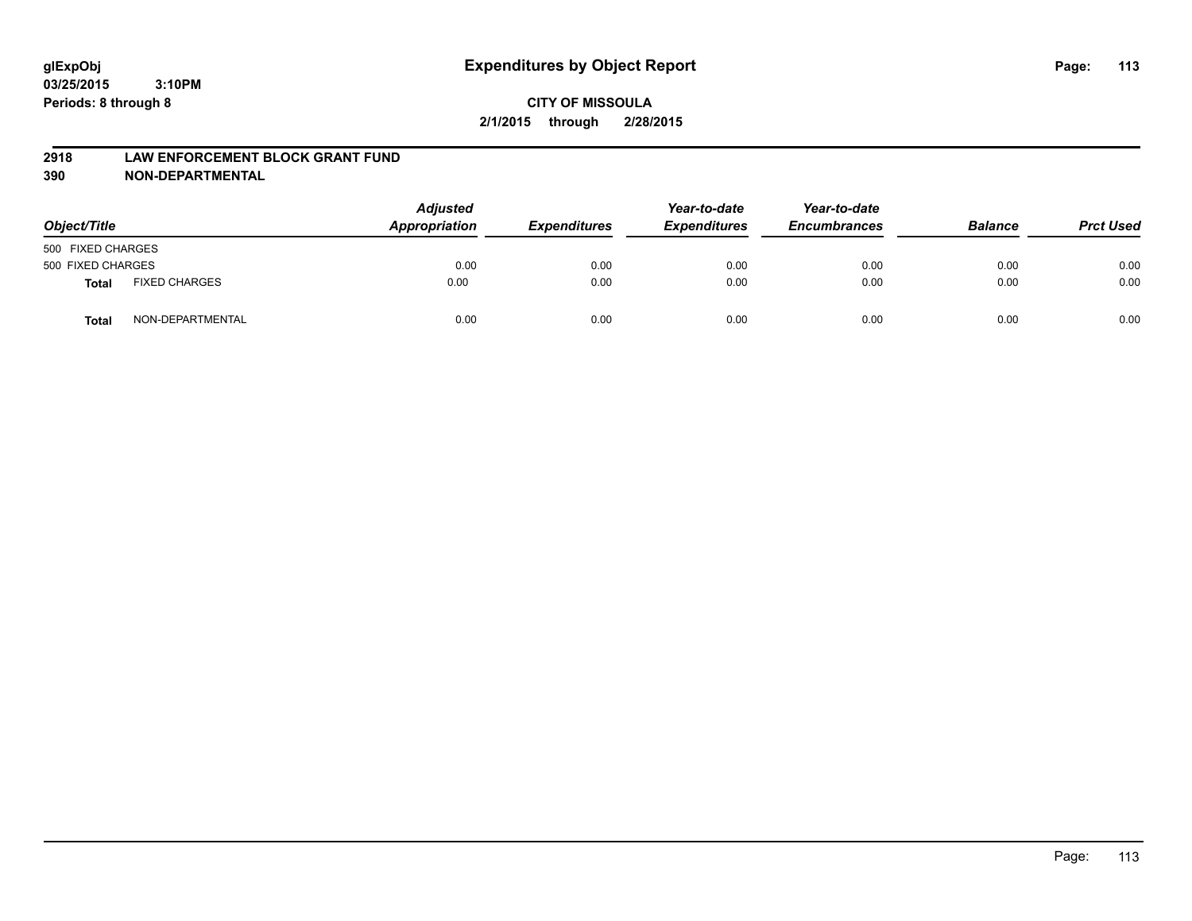**glExpObj** **Expenditures by Object Report**

**03/25/2015 3:10PM**

**Periods: 8 through 8**

**CITY OF MISSOULA**

**2/1/2015 through 2/28/2015**

**2918 LAW ENFORCEMENT BLOCK GRANT FUND**

**390 NON-DEPARTMENTAL**

| Object/Title | | Adjusted Appropriation | Expenditures | Year-to-date Expenditures | Year-to-date Encumbrances | Balance | Prct Used |
|---|---|---|---|---|---|---|---|
| 500 FIXED CHARGES | | | | | | | |
| 500 FIXED CHARGES | | 0.00 | 0.00 | 0.00 | 0.00 | 0.00 | 0.00 |
| **Total** | FIXED CHARGES | 0.00 | 0.00 | 0.00 | 0.00 | 0.00 | 0.00 |
| **Total** | NON-DEPARTMENTAL | 0.00 | 0.00 | 0.00 | 0.00 | 0.00 | 0.00 |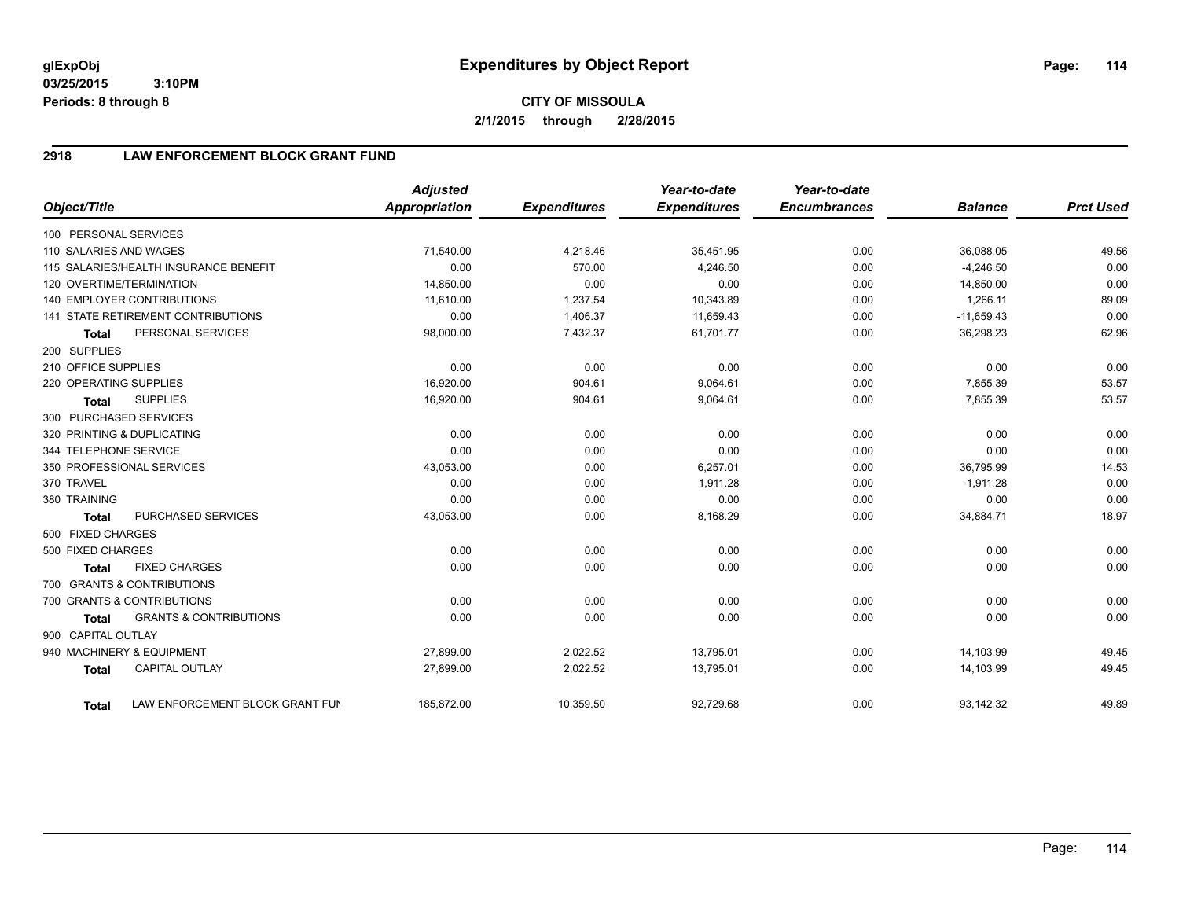**glExpObj**
**03/25/2015 3:10PM**
**Periods: 8 through 8**

# Expenditures by Object Report

**CITY OF MISSOULA**
**2/1/2015 through 2/28/2015**

## 2918 LAW ENFORCEMENT BLOCK GRANT FUND

| Object/Title | | *Adjusted Appropriation* | *Expenditures* | *Year-to-date Expenditures* | *Year-to-date Encumbrances* | *Balance* | *Prct Used* |
|---|---|---|---|---|---|---|---|
| 100 PERSONAL SERVICES | | | | | | | |
| 110 SALARIES AND WAGES | | 71,540.00 | 4,218.46 | 35,451.95 | 0.00 | 36,088.05 | 49.56 |
| 115 SALARIES/HEALTH INSURANCE BENEFIT | | 0.00 | 570.00 | 4,246.50 | 0.00 | -4,246.50 | 0.00 |
| 120 OVERTIME/TERMINATION | | 14,850.00 | 0.00 | 0.00 | 0.00 | 14,850.00 | 0.00 |
| 140 EMPLOYER CONTRIBUTIONS | | 11,610.00 | 1,237.54 | 10,343.89 | 0.00 | 1,266.11 | 89.09 |
| 141 STATE RETIREMENT CONTRIBUTIONS | | 0.00 | 1,406.37 | 11,659.43 | 0.00 | -11,659.43 | 0.00 |
| **Total** | PERSONAL SERVICES | 98,000.00 | 7,432.37 | 61,701.77 | 0.00 | 36,298.23 | 62.96 |
| 200 SUPPLIES | | | | | | | |
| 210 OFFICE SUPPLIES | | 0.00 | 0.00 | 0.00 | 0.00 | 0.00 | 0.00 |
| 220 OPERATING SUPPLIES | | 16,920.00 | 904.61 | 9,064.61 | 0.00 | 7,855.39 | 53.57 |
| **Total** | SUPPLIES | 16,920.00 | 904.61 | 9,064.61 | 0.00 | 7,855.39 | 53.57 |
| 300 PURCHASED SERVICES | | | | | | | |
| 320 PRINTING & DUPLICATING | | 0.00 | 0.00 | 0.00 | 0.00 | 0.00 | 0.00 |
| 344 TELEPHONE SERVICE | | 0.00 | 0.00 | 0.00 | 0.00 | 0.00 | 0.00 |
| 350 PROFESSIONAL SERVICES | | 43,053.00 | 0.00 | 6,257.01 | 0.00 | 36,795.99 | 14.53 |
| 370 TRAVEL | | 0.00 | 0.00 | 1,911.28 | 0.00 | -1,911.28 | 0.00 |
| 380 TRAINING | | 0.00 | 0.00 | 0.00 | 0.00 | 0.00 | 0.00 |
| **Total** | PURCHASED SERVICES | 43,053.00 | 0.00 | 8,168.29 | 0.00 | 34,884.71 | 18.97 |
| 500 FIXED CHARGES | | | | | | | |
| 500 FIXED CHARGES | | 0.00 | 0.00 | 0.00 | 0.00 | 0.00 | 0.00 |
| **Total** | FIXED CHARGES | 0.00 | 0.00 | 0.00 | 0.00 | 0.00 | 0.00 |
| 700 GRANTS & CONTRIBUTIONS | | | | | | | |
| 700 GRANTS & CONTRIBUTIONS | | 0.00 | 0.00 | 0.00 | 0.00 | 0.00 | 0.00 |
| **Total** | GRANTS & CONTRIBUTIONS | 0.00 | 0.00 | 0.00 | 0.00 | 0.00 | 0.00 |
| 900 CAPITAL OUTLAY | | | | | | | |
| 940 MACHINERY & EQUIPMENT | | 27,899.00 | 2,022.52 | 13,795.01 | 0.00 | 14,103.99 | 49.45 |
| **Total** | CAPITAL OUTLAY | 27,899.00 | 2,022.52 | 13,795.01 | 0.00 | 14,103.99 | 49.45 |
| **Total** | LAW ENFORCEMENT BLOCK GRANT FUN | 185,872.00 | 10,359.50 | 92,729.68 | 0.00 | 93,142.32 | 49.89 |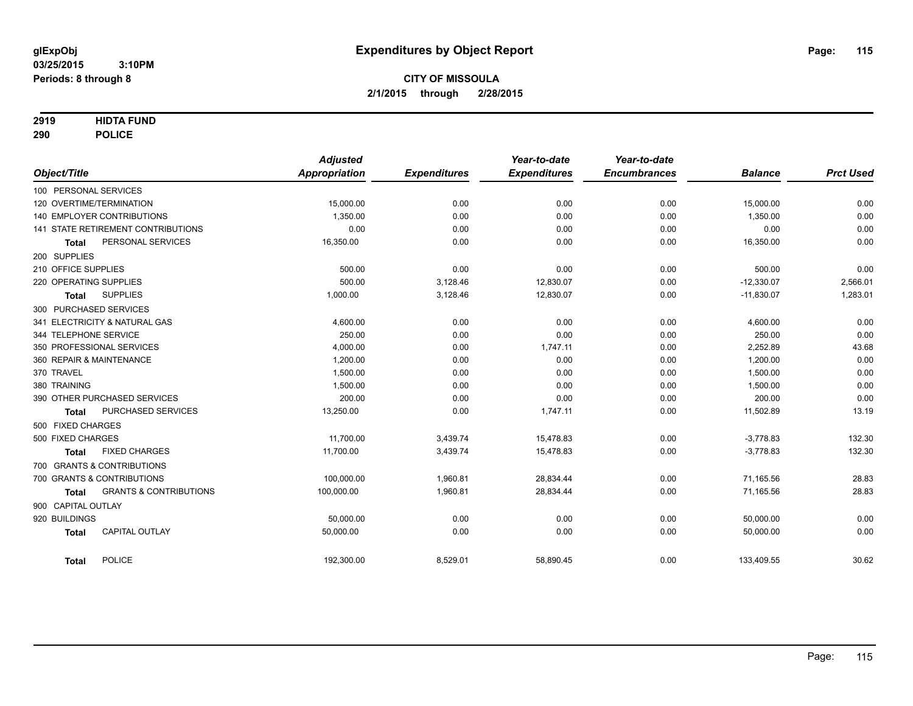**glExpObj**
**03/25/2015 3:10PM**
**Periods: 8 through 8**

# Expenditures by Object Report

**CITY OF MISSOULA**
**2/1/2015 through 2/28/2015**

**2919 HIDTA FUND**
**290 POLICE**

| Object/Title | Adjusted Appropriation | Expenditures | Year-to-date Expenditures | Year-to-date Encumbrances | Balance | Prct Used |
|---|---|---|---|---|---|---|
| 100 PERSONAL SERVICES | | | | | | |
| 120 OVERTIME/TERMINATION | 15,000.00 | 0.00 | 0.00 | 0.00 | 15,000.00 | 0.00 |
| 140 EMPLOYER CONTRIBUTIONS | 1,350.00 | 0.00 | 0.00 | 0.00 | 1,350.00 | 0.00 |
| 141 STATE RETIREMENT CONTRIBUTIONS | 0.00 | 0.00 | 0.00 | 0.00 | 0.00 | 0.00 |
| **Total** PERSONAL SERVICES | 16,350.00 | 0.00 | 0.00 | 0.00 | 16,350.00 | 0.00 |
| 200 SUPPLIES | | | | | | |
| 210 OFFICE SUPPLIES | 500.00 | 0.00 | 0.00 | 0.00 | 500.00 | 0.00 |
| 220 OPERATING SUPPLIES | 500.00 | 3,128.46 | 12,830.07 | 0.00 | -12,330.07 | 2,566.01 |
| **Total** SUPPLIES | 1,000.00 | 3,128.46 | 12,830.07 | 0.00 | -11,830.07 | 1,283.01 |
| 300 PURCHASED SERVICES | | | | | | |
| 341 ELECTRICITY & NATURAL GAS | 4,600.00 | 0.00 | 0.00 | 0.00 | 4,600.00 | 0.00 |
| 344 TELEPHONE SERVICE | 250.00 | 0.00 | 0.00 | 0.00 | 250.00 | 0.00 |
| 350 PROFESSIONAL SERVICES | 4,000.00 | 0.00 | 1,747.11 | 0.00 | 2,252.89 | 43.68 |
| 360 REPAIR & MAINTENANCE | 1,200.00 | 0.00 | 0.00 | 0.00 | 1,200.00 | 0.00 |
| 370 TRAVEL | 1,500.00 | 0.00 | 0.00 | 0.00 | 1,500.00 | 0.00 |
| 380 TRAINING | 1,500.00 | 0.00 | 0.00 | 0.00 | 1,500.00 | 0.00 |
| 390 OTHER PURCHASED SERVICES | 200.00 | 0.00 | 0.00 | 0.00 | 200.00 | 0.00 |
| **Total** PURCHASED SERVICES | 13,250.00 | 0.00 | 1,747.11 | 0.00 | 11,502.89 | 13.19 |
| 500 FIXED CHARGES | | | | | | |
| 500 FIXED CHARGES | 11,700.00 | 3,439.74 | 15,478.83 | 0.00 | -3,778.83 | 132.30 |
| **Total** FIXED CHARGES | 11,700.00 | 3,439.74 | 15,478.83 | 0.00 | -3,778.83 | 132.30 |
| 700 GRANTS & CONTRIBUTIONS | | | | | | |
| 700 GRANTS & CONTRIBUTIONS | 100,000.00 | 1,960.81 | 28,834.44 | 0.00 | 71,165.56 | 28.83 |
| **Total** GRANTS & CONTRIBUTIONS | 100,000.00 | 1,960.81 | 28,834.44 | 0.00 | 71,165.56 | 28.83 |
| 900 CAPITAL OUTLAY | | | | | | |
| 920 BUILDINGS | 50,000.00 | 0.00 | 0.00 | 0.00 | 50,000.00 | 0.00 |
| **Total** CAPITAL OUTLAY | 50,000.00 | 0.00 | 0.00 | 0.00 | 50,000.00 | 0.00 |
| **Total** POLICE | 192,300.00 | 8,529.01 | 58,890.45 | 0.00 | 133,409.55 | 30.62 |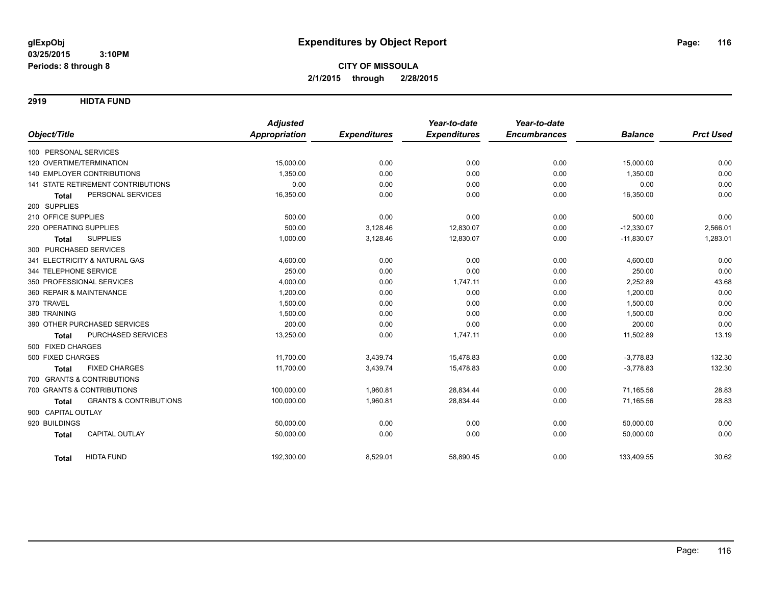**glExpObj**
**03/25/2015 3:10PM**
**Periods: 8 through 8**

# Expenditures by Object Report

**CITY OF MISSOULA**
**2/1/2015 through 2/28/2015**

## 2919 HIDTA FUND

| Object/Title | Adjusted Appropriation | Expenditures | Year-to-date Expenditures | Year-to-date Encumbrances | Balance | Prct Used |
|---|---|---|---|---|---|---|
| 100 PERSONAL SERVICES | | | | | | |
| 120 OVERTIME/TERMINATION | 15,000.00 | 0.00 | 0.00 | 0.00 | 15,000.00 | 0.00 |
| 140 EMPLOYER CONTRIBUTIONS | 1,350.00 | 0.00 | 0.00 | 0.00 | 1,350.00 | 0.00 |
| 141 STATE RETIREMENT CONTRIBUTIONS | 0.00 | 0.00 | 0.00 | 0.00 | 0.00 | 0.00 |
| **Total** PERSONAL SERVICES | 16,350.00 | 0.00 | 0.00 | 0.00 | 16,350.00 | 0.00 |
| 200 SUPPLIES | | | | | | |
| 210 OFFICE SUPPLIES | 500.00 | 0.00 | 0.00 | 0.00 | 500.00 | 0.00 |
| 220 OPERATING SUPPLIES | 500.00 | 3,128.46 | 12,830.07 | 0.00 | -12,330.07 | 2,566.01 |
| **Total** SUPPLIES | 1,000.00 | 3,128.46 | 12,830.07 | 0.00 | -11,830.07 | 1,283.01 |
| 300 PURCHASED SERVICES | | | | | | |
| 341 ELECTRICITY & NATURAL GAS | 4,600.00 | 0.00 | 0.00 | 0.00 | 4,600.00 | 0.00 |
| 344 TELEPHONE SERVICE | 250.00 | 0.00 | 0.00 | 0.00 | 250.00 | 0.00 |
| 350 PROFESSIONAL SERVICES | 4,000.00 | 0.00 | 1,747.11 | 0.00 | 2,252.89 | 43.68 |
| 360 REPAIR & MAINTENANCE | 1,200.00 | 0.00 | 0.00 | 0.00 | 1,200.00 | 0.00 |
| 370 TRAVEL | 1,500.00 | 0.00 | 0.00 | 0.00 | 1,500.00 | 0.00 |
| 380 TRAINING | 1,500.00 | 0.00 | 0.00 | 0.00 | 1,500.00 | 0.00 |
| 390 OTHER PURCHASED SERVICES | 200.00 | 0.00 | 0.00 | 0.00 | 200.00 | 0.00 |
| **Total** PURCHASED SERVICES | 13,250.00 | 0.00 | 1,747.11 | 0.00 | 11,502.89 | 13.19 |
| 500 FIXED CHARGES | | | | | | |
| 500 FIXED CHARGES | 11,700.00 | 3,439.74 | 15,478.83 | 0.00 | -3,778.83 | 132.30 |
| **Total** FIXED CHARGES | 11,700.00 | 3,439.74 | 15,478.83 | 0.00 | -3,778.83 | 132.30 |
| 700 GRANTS & CONTRIBUTIONS | | | | | | |
| 700 GRANTS & CONTRIBUTIONS | 100,000.00 | 1,960.81 | 28,834.44 | 0.00 | 71,165.56 | 28.83 |
| **Total** GRANTS & CONTRIBUTIONS | 100,000.00 | 1,960.81 | 28,834.44 | 0.00 | 71,165.56 | 28.83 |
| 900 CAPITAL OUTLAY | | | | | | |
| 920 BUILDINGS | 50,000.00 | 0.00 | 0.00 | 0.00 | 50,000.00 | 0.00 |
| **Total** CAPITAL OUTLAY | 50,000.00 | 0.00 | 0.00 | 0.00 | 50,000.00 | 0.00 |
| **Total** HIDTA FUND | 192,300.00 | 8,529.01 | 58,890.45 | 0.00 | 133,409.55 | 30.62 |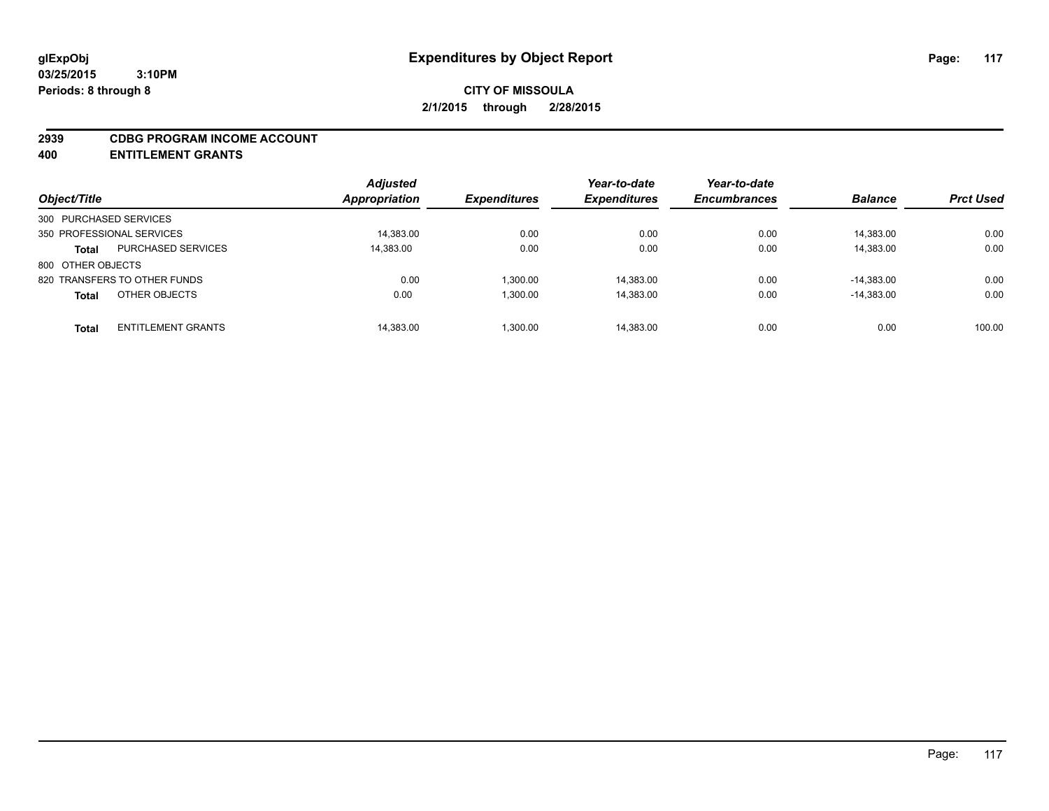**glExpObj**
**03/25/2015 3:10PM**
**Periods: 8 through 8**

# Expenditures by Object Report

**CITY OF MISSOULA**
**2/1/2015 through 2/28/2015**

## 2939 CDBG PROGRAM INCOME ACCOUNT
## 400 ENTITLEMENT GRANTS

| Object/Title | | Adjusted Appropriation | Expenditures | Year-to-date Expenditures | Year-to-date Encumbrances | Balance | Prct Used |
|---|---|---|---|---|---|---|---|
| 300 PURCHASED SERVICES | | | | | | | |
| 350 PROFESSIONAL SERVICES | | 14,383.00 | 0.00 | 0.00 | 0.00 | 14,383.00 | 0.00 |
| **Total** | PURCHASED SERVICES | 14,383.00 | 0.00 | 0.00 | 0.00 | 14,383.00 | 0.00 |
| 800 OTHER OBJECTS | | | | | | | |
| 820 TRANSFERS TO OTHER FUNDS | | 0.00 | 1,300.00 | 14,383.00 | 0.00 | -14,383.00 | 0.00 |
| **Total** | OTHER OBJECTS | 0.00 | 1,300.00 | 14,383.00 | 0.00 | -14,383.00 | 0.00 |
| **Total** | ENTITLEMENT GRANTS | 14,383.00 | 1,300.00 | 14,383.00 | 0.00 | 0.00 | 100.00 |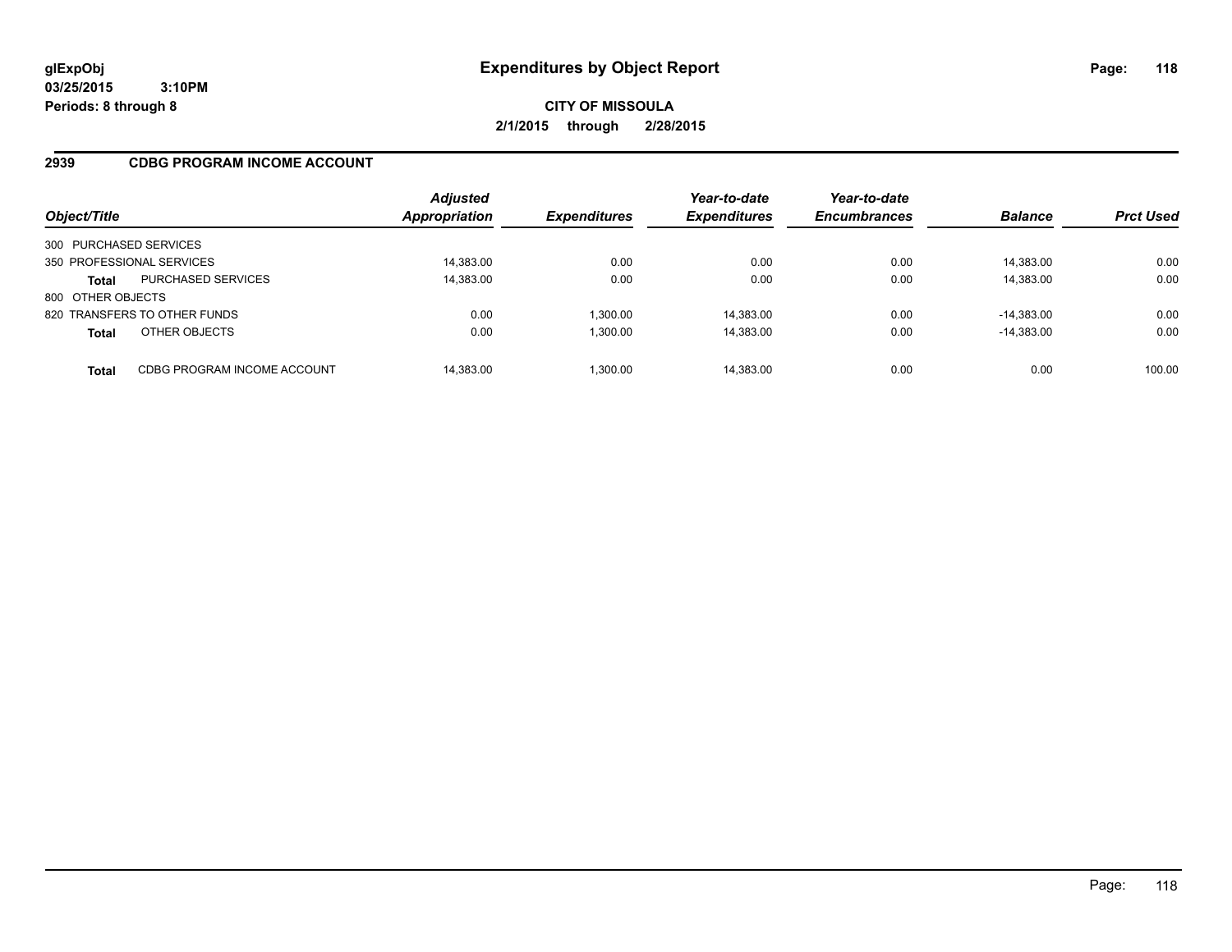# Expenditures by Object Report

glExpObj
03/25/2015 3:10PM
Periods: 8 through 8

**CITY OF MISSOULA**
**2/1/2015 through 2/28/2015**

## 2939 CDBG PROGRAM INCOME ACCOUNT

| Object/Title | | Adjusted Appropriation | Expenditures | Year-to-date Expenditures | Year-to-date Encumbrances | Balance | Prct Used |
|---|---|---|---|---|---|---|---|
| 300 PURCHASED SERVICES | | | | | | | |
| 350 PROFESSIONAL SERVICES | | 14,383.00 | 0.00 | 0.00 | 0.00 | 14,383.00 | 0.00 |
| **Total** | PURCHASED SERVICES | 14,383.00 | 0.00 | 0.00 | 0.00 | 14,383.00 | 0.00 |
| 800 OTHER OBJECTS | | | | | | | |
| 820 TRANSFERS TO OTHER FUNDS | | 0.00 | 1,300.00 | 14,383.00 | 0.00 | -14,383.00 | 0.00 |
| **Total** | OTHER OBJECTS | 0.00 | 1,300.00 | 14,383.00 | 0.00 | -14,383.00 | 0.00 |
| **Total** | CDBG PROGRAM INCOME ACCOUNT | 14,383.00 | 1,300.00 | 14,383.00 | 0.00 | 0.00 | 100.00 |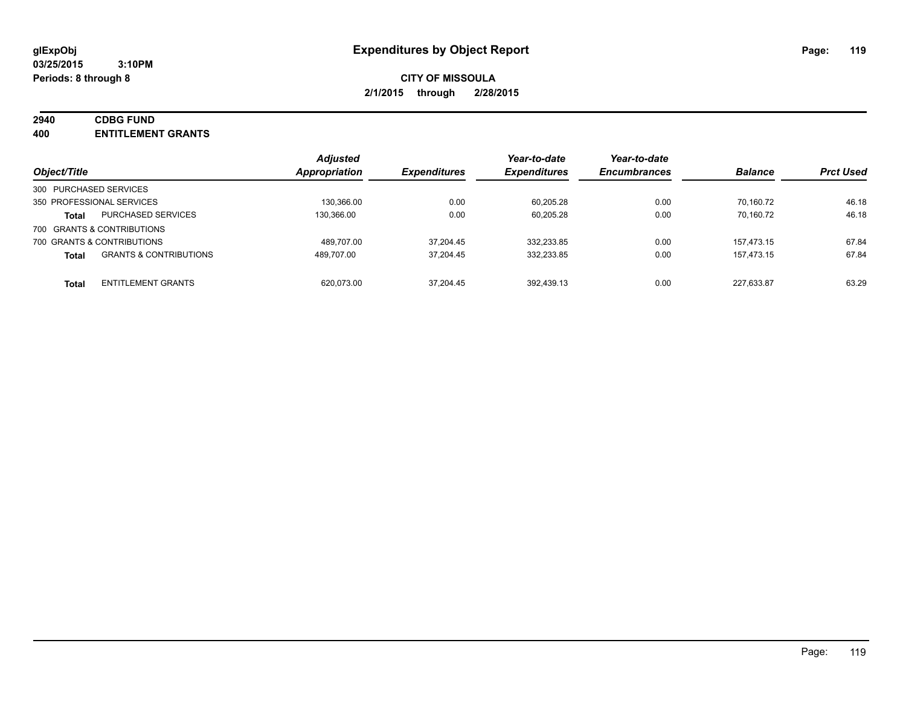**glExpObj**
**03/25/2015 3:10PM**
**Periods: 8 through 8**

# Expenditures by Object Report

**CITY OF MISSOULA**
**2/1/2015 through 2/28/2015**

**2940 CDBG FUND**
**400 ENTITLEMENT GRANTS**

| Object/Title | | Adjusted Appropriation | Expenditures | Year-to-date Expenditures | Year-to-date Encumbrances | Balance | Prct Used |
|---|---|---|---|---|---|---|---|
| 300 PURCHASED SERVICES | | | | | | | |
| 350 PROFESSIONAL SERVICES | | 130,366.00 | 0.00 | 60,205.28 | 0.00 | 70,160.72 | 46.18 |
| **Total** | PURCHASED SERVICES | 130,366.00 | 0.00 | 60,205.28 | 0.00 | 70,160.72 | 46.18 |
| 700 GRANTS & CONTRIBUTIONS | | | | | | | |
| 700 GRANTS & CONTRIBUTIONS | | 489,707.00 | 37,204.45 | 332,233.85 | 0.00 | 157,473.15 | 67.84 |
| **Total** | GRANTS & CONTRIBUTIONS | 489,707.00 | 37,204.45 | 332,233.85 | 0.00 | 157,473.15 | 67.84 |
| **Total** | ENTITLEMENT GRANTS | 620,073.00 | 37,204.45 | 392,439.13 | 0.00 | 227,633.87 | 63.29 |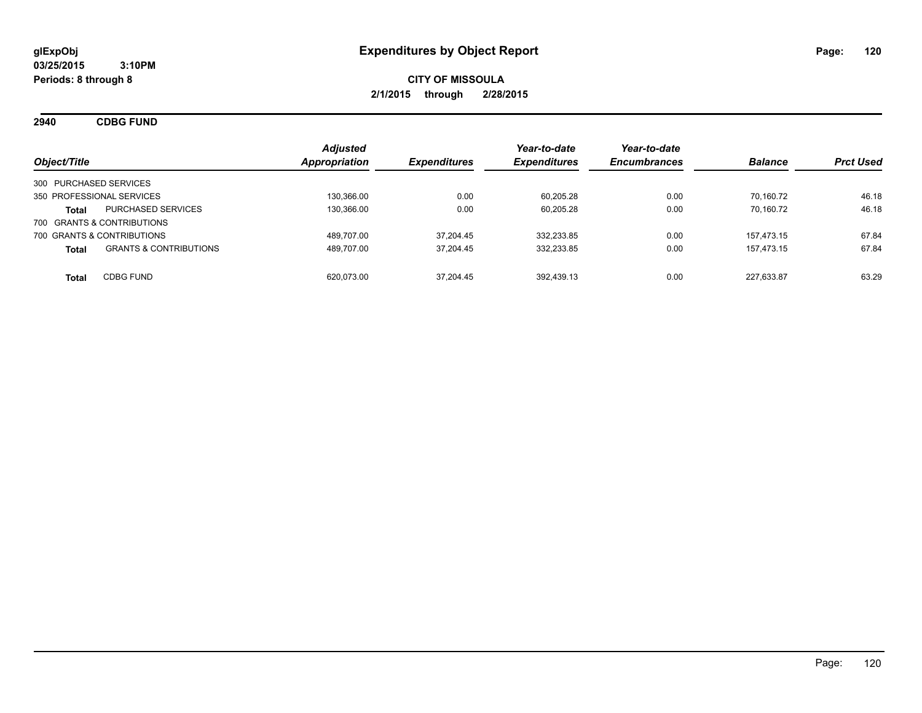**glExpObj**
**03/25/2015 3:10PM**
**Periods: 8 through 8**

# Expenditures by Object Report

**CITY OF MISSOULA**
**2/1/2015 through 2/28/2015**

## 2940 CDBG FUND

| Object/Title | | Adjusted Appropriation | Expenditures | Year-to-date Expenditures | Year-to-date Encumbrances | Balance | Prct Used |
|---|---|---|---|---|---|---|---|
| 300 PURCHASED SERVICES | | | | | | | |
| 350 PROFESSIONAL SERVICES | | 130,366.00 | 0.00 | 60,205.28 | 0.00 | 70,160.72 | 46.18 |
| **Total** | PURCHASED SERVICES | 130,366.00 | 0.00 | 60,205.28 | 0.00 | 70,160.72 | 46.18 |
| 700 GRANTS & CONTRIBUTIONS | | | | | | | |
| 700 GRANTS & CONTRIBUTIONS | | 489,707.00 | 37,204.45 | 332,233.85 | 0.00 | 157,473.15 | 67.84 |
| **Total** | GRANTS & CONTRIBUTIONS | 489,707.00 | 37,204.45 | 332,233.85 | 0.00 | 157,473.15 | 67.84 |
| **Total** | CDBG FUND | 620,073.00 | 37,204.45 | 392,439.13 | 0.00 | 227,633.87 | 63.29 |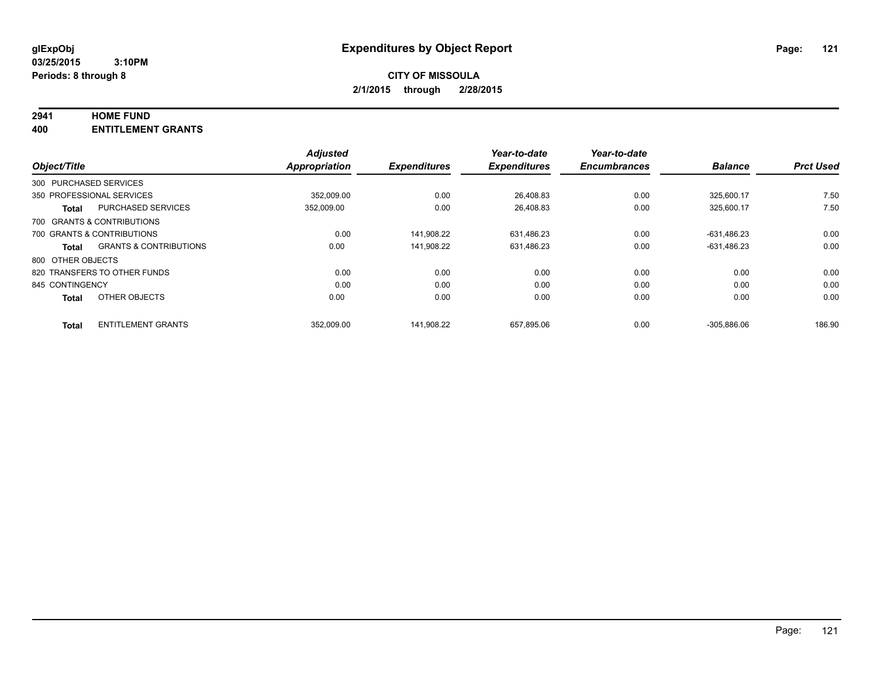glExpObj
03/25/2015 3:10PM
Periods: 8 through 8

# Expenditures by Object Report

**CITY OF MISSOULA**
**2/1/2015 through 2/28/2015**

**2941 HOME FUND**
**400 ENTITLEMENT GRANTS**

| Object/Title | | Adjusted Appropriation | Expenditures | Year-to-date Expenditures | Year-to-date Encumbrances | Balance | Prct Used |
|---|---|---|---|---|---|---|---|
| 300 PURCHASED SERVICES | | | | | | | |
| 350 PROFESSIONAL SERVICES | | 352,009.00 | 0.00 | 26,408.83 | 0.00 | 325,600.17 | 7.50 |
| **Total** | PURCHASED SERVICES | 352,009.00 | 0.00 | 26,408.83 | 0.00 | 325,600.17 | 7.50 |
| 700 GRANTS & CONTRIBUTIONS | | | | | | | |
| 700 GRANTS & CONTRIBUTIONS | | 0.00 | 141,908.22 | 631,486.23 | 0.00 | -631,486.23 | 0.00 |
| **Total** | GRANTS & CONTRIBUTIONS | 0.00 | 141,908.22 | 631,486.23 | 0.00 | -631,486.23 | 0.00 |
| 800 OTHER OBJECTS | | | | | | | |
| 820 TRANSFERS TO OTHER FUNDS | | 0.00 | 0.00 | 0.00 | 0.00 | 0.00 | 0.00 |
| 845 CONTINGENCY | | 0.00 | 0.00 | 0.00 | 0.00 | 0.00 | 0.00 |
| **Total** | OTHER OBJECTS | 0.00 | 0.00 | 0.00 | 0.00 | 0.00 | 0.00 |
| **Total** | ENTITLEMENT GRANTS | 352,009.00 | 141,908.22 | 657,895.06 | 0.00 | -305,886.06 | 186.90 |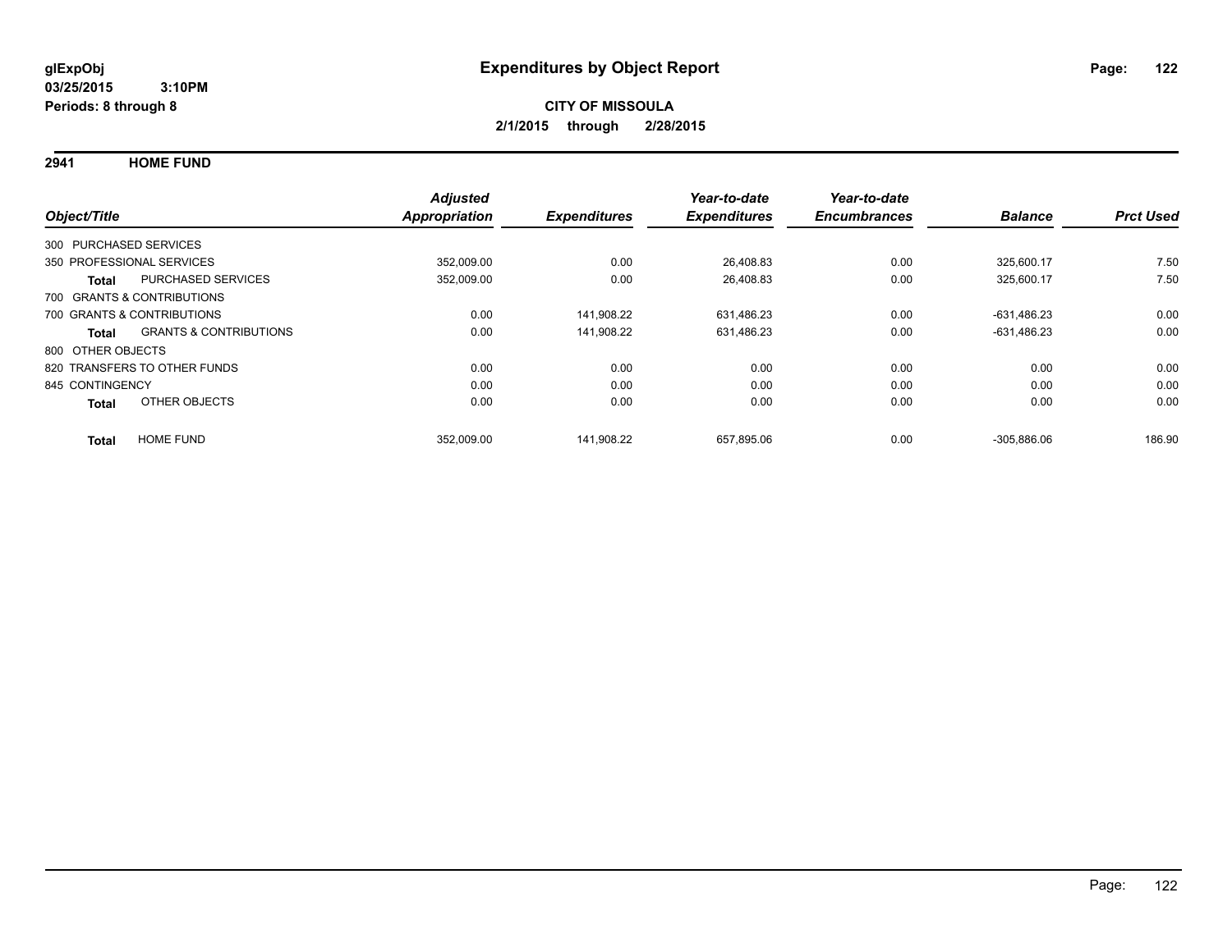**glExpObj**
**03/25/2015 3:10PM**
**Periods: 8 through 8**

# Expenditures by Object Report

**CITY OF MISSOULA**
**2/1/2015 through 2/28/2015**

## 2941 HOME FUND

| Object/Title | | Adjusted Appropriation | Expenditures | Year-to-date Expenditures | Year-to-date Encumbrances | Balance | Prct Used |
|---|---|---|---|---|---|---|---|
| 300 PURCHASED SERVICES | | | | | | | |
| 350 PROFESSIONAL SERVICES | | 352,009.00 | 0.00 | 26,408.83 | 0.00 | 325,600.17 | 7.50 |
| **Total** | PURCHASED SERVICES | 352,009.00 | 0.00 | 26,408.83 | 0.00 | 325,600.17 | 7.50 |
| 700 GRANTS & CONTRIBUTIONS | | | | | | | |
| 700 GRANTS & CONTRIBUTIONS | | 0.00 | 141,908.22 | 631,486.23 | 0.00 | -631,486.23 | 0.00 |
| **Total** | GRANTS & CONTRIBUTIONS | 0.00 | 141,908.22 | 631,486.23 | 0.00 | -631,486.23 | 0.00 |
| 800 OTHER OBJECTS | | | | | | | |
| 820 TRANSFERS TO OTHER FUNDS | | 0.00 | 0.00 | 0.00 | 0.00 | 0.00 | 0.00 |
| 845 CONTINGENCY | | 0.00 | 0.00 | 0.00 | 0.00 | 0.00 | 0.00 |
| **Total** | OTHER OBJECTS | 0.00 | 0.00 | 0.00 | 0.00 | 0.00 | 0.00 |
| **Total** | HOME FUND | 352,009.00 | 141,908.22 | 657,895.06 | 0.00 | -305,886.06 | 186.90 |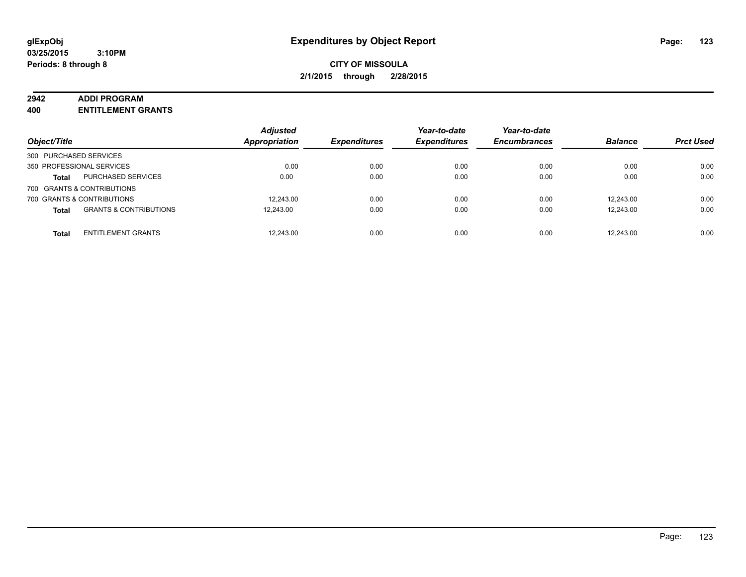**glExpObj**
**03/25/2015 3:10PM**
**Periods: 8 through 8**

# Expenditures by Object Report

**CITY OF MISSOULA**
**2/1/2015 through 2/28/2015**

## 2942 ADDI PROGRAM
## 400 ENTITLEMENT GRANTS

| Object/Title | | Adjusted Appropriation | Expenditures | Year-to-date Expenditures | Year-to-date Encumbrances | Balance | Prct Used |
|---|---|---|---|---|---|---|---|
| 300 PURCHASED SERVICES | | | | | | | |
| 350 PROFESSIONAL SERVICES | | 0.00 | 0.00 | 0.00 | 0.00 | 0.00 | 0.00 |
| **Total** | PURCHASED SERVICES | 0.00 | 0.00 | 0.00 | 0.00 | 0.00 | 0.00 |
| 700 GRANTS & CONTRIBUTIONS | | | | | | | |
| 700 GRANTS & CONTRIBUTIONS | | 12,243.00 | 0.00 | 0.00 | 0.00 | 12,243.00 | 0.00 |
| **Total** | GRANTS & CONTRIBUTIONS | 12,243.00 | 0.00 | 0.00 | 0.00 | 12,243.00 | 0.00 |
| **Total** | ENTITLEMENT GRANTS | 12,243.00 | 0.00 | 0.00 | 0.00 | 12,243.00 | 0.00 |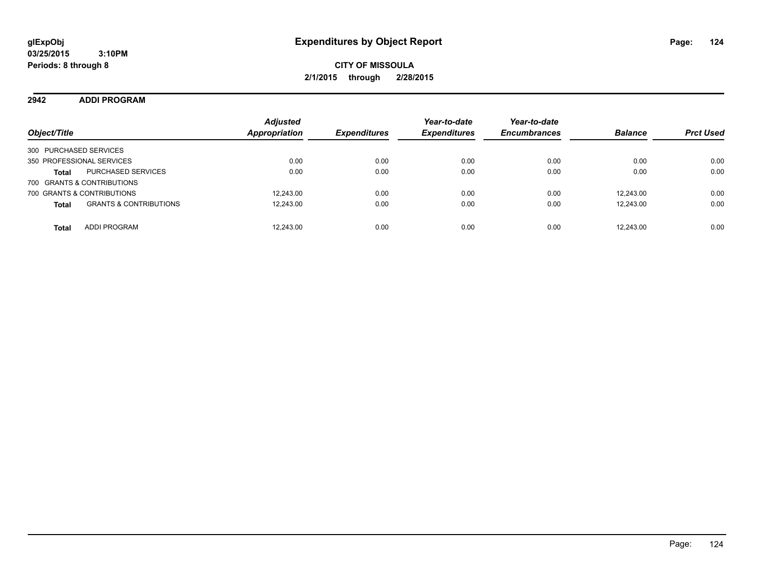**glExpObj**
**03/25/2015 3:10PM**
**Periods: 8 through 8**

# Expenditures by Object Report

**CITY OF MISSOULA**
**2/1/2015 through 2/28/2015**

## 2942 ADDI PROGRAM

| Object/Title | | Adjusted Appropriation | Expenditures | Year-to-date Expenditures | Year-to-date Encumbrances | Balance | Prct Used |
|---|---|---|---|---|---|---|---|
| 300 PURCHASED SERVICES | | | | | | | |
| 350 PROFESSIONAL SERVICES | | 0.00 | 0.00 | 0.00 | 0.00 | 0.00 | 0.00 |
| **Total** | PURCHASED SERVICES | 0.00 | 0.00 | 0.00 | 0.00 | 0.00 | 0.00 |
| 700 GRANTS & CONTRIBUTIONS | | | | | | | |
| 700 GRANTS & CONTRIBUTIONS | | 12,243.00 | 0.00 | 0.00 | 0.00 | 12,243.00 | 0.00 |
| **Total** | GRANTS & CONTRIBUTIONS | 12,243.00 | 0.00 | 0.00 | 0.00 | 12,243.00 | 0.00 |
| **Total** | ADDI PROGRAM | 12,243.00 | 0.00 | 0.00 | 0.00 | 12,243.00 | 0.00 |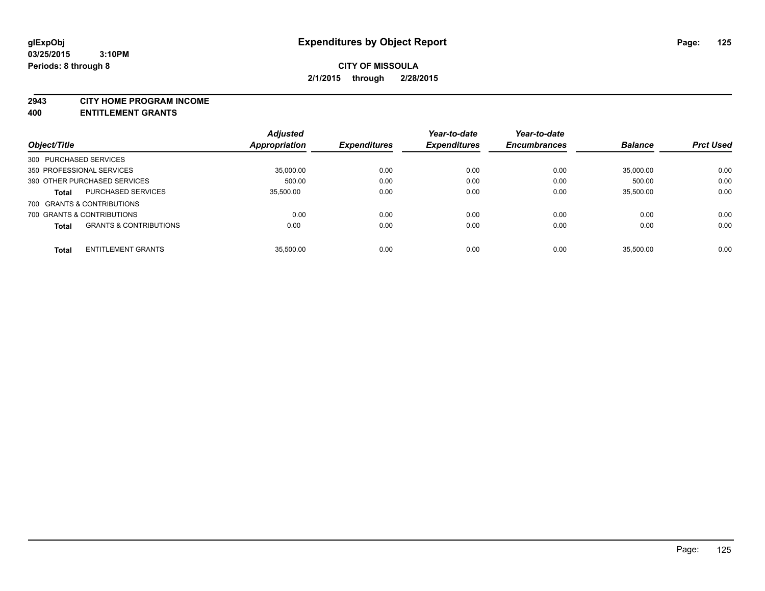**glExpObj**
**03/25/2015 3:10PM**
**Periods: 8 through 8**

# Expenditures by Object Report

**CITY OF MISSOULA**
**2/1/2015 through 2/28/2015**

**2943 CITY HOME PROGRAM INCOME**
**400 ENTITLEMENT GRANTS**

| Object/Title | Adjusted Appropriation | Expenditures | Year-to-date Expenditures | Year-to-date Encumbrances | Balance | Prct Used |
|---|---|---|---|---|---|---|
| 300 PURCHASED SERVICES | | | | | | |
| 350 PROFESSIONAL SERVICES | 35,000.00 | 0.00 | 0.00 | 0.00 | 35,000.00 | 0.00 |
| 390 OTHER PURCHASED SERVICES | 500.00 | 0.00 | 0.00 | 0.00 | 500.00 | 0.00 |
| **Total** PURCHASED SERVICES | 35,500.00 | 0.00 | 0.00 | 0.00 | 35,500.00 | 0.00 |
| 700 GRANTS & CONTRIBUTIONS | | | | | | |
| 700 GRANTS & CONTRIBUTIONS | 0.00 | 0.00 | 0.00 | 0.00 | 0.00 | 0.00 |
| **Total** GRANTS & CONTRIBUTIONS | 0.00 | 0.00 | 0.00 | 0.00 | 0.00 | 0.00 |
| **Total** ENTITLEMENT GRANTS | 35,500.00 | 0.00 | 0.00 | 0.00 | 35,500.00 | 0.00 |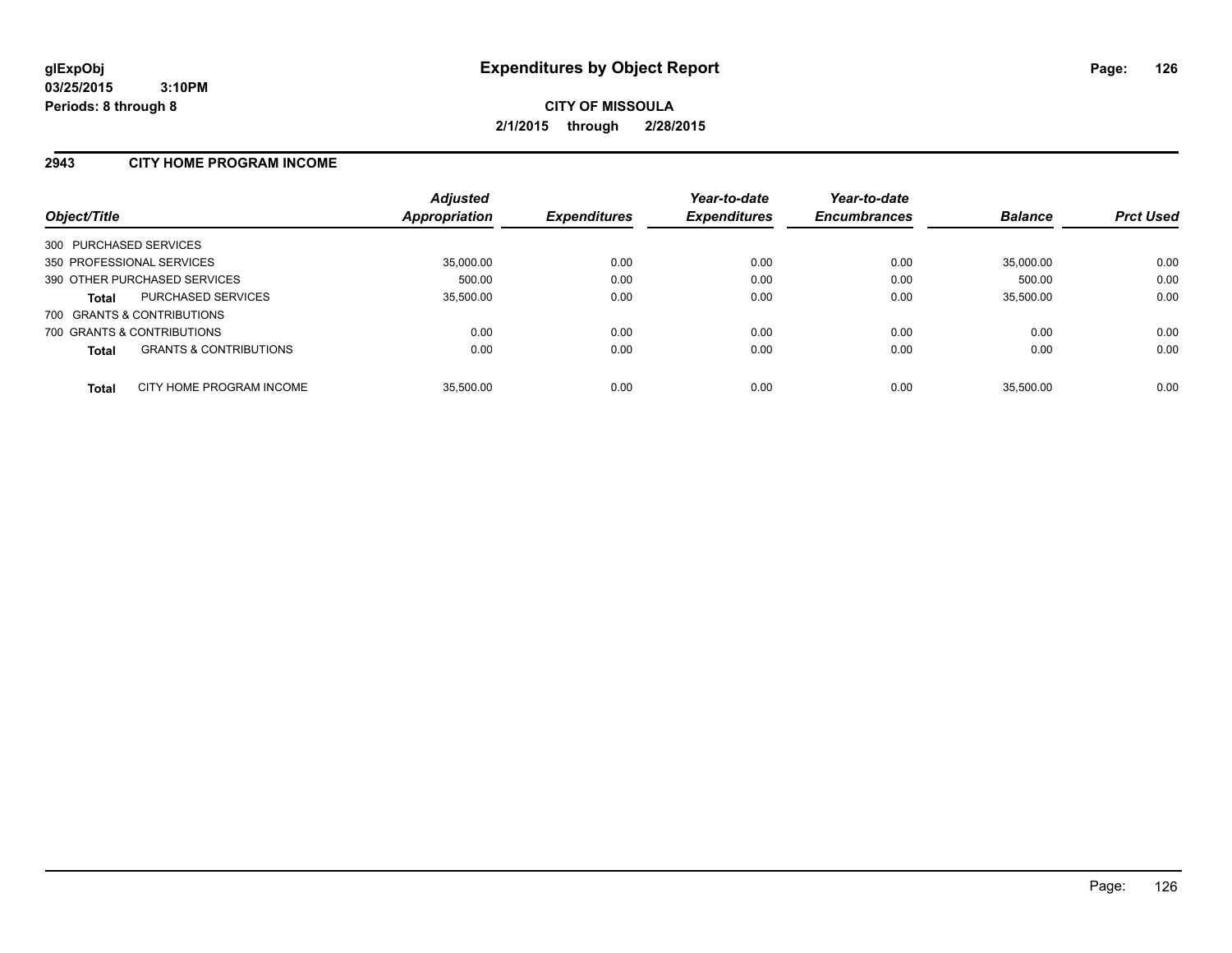# Expenditures by Object Report

glExpObj
03/25/2015 3:10PM
Periods: 8 through 8

**CITY OF MISSOULA**
**2/1/2015 through 2/28/2015**

## 2943 CITY HOME PROGRAM INCOME

| Object/Title | | Adjusted Appropriation | Expenditures | Year-to-date Expenditures | Year-to-date Encumbrances | Balance | Prct Used |
|---|---|---|---|---|---|---|---|
| 300 PURCHASED SERVICES | | | | | | | |
| 350 PROFESSIONAL SERVICES | | 35,000.00 | 0.00 | 0.00 | 0.00 | 35,000.00 | 0.00 |
| 390 OTHER PURCHASED SERVICES | | 500.00 | 0.00 | 0.00 | 0.00 | 500.00 | 0.00 |
| **Total** | PURCHASED SERVICES | 35,500.00 | 0.00 | 0.00 | 0.00 | 35,500.00 | 0.00 |
| 700 GRANTS & CONTRIBUTIONS | | | | | | | |
| 700 GRANTS & CONTRIBUTIONS | | 0.00 | 0.00 | 0.00 | 0.00 | 0.00 | 0.00 |
| **Total** | GRANTS & CONTRIBUTIONS | 0.00 | 0.00 | 0.00 | 0.00 | 0.00 | 0.00 |
| **Total** | CITY HOME PROGRAM INCOME | 35,500.00 | 0.00 | 0.00 | 0.00 | 35,500.00 | 0.00 |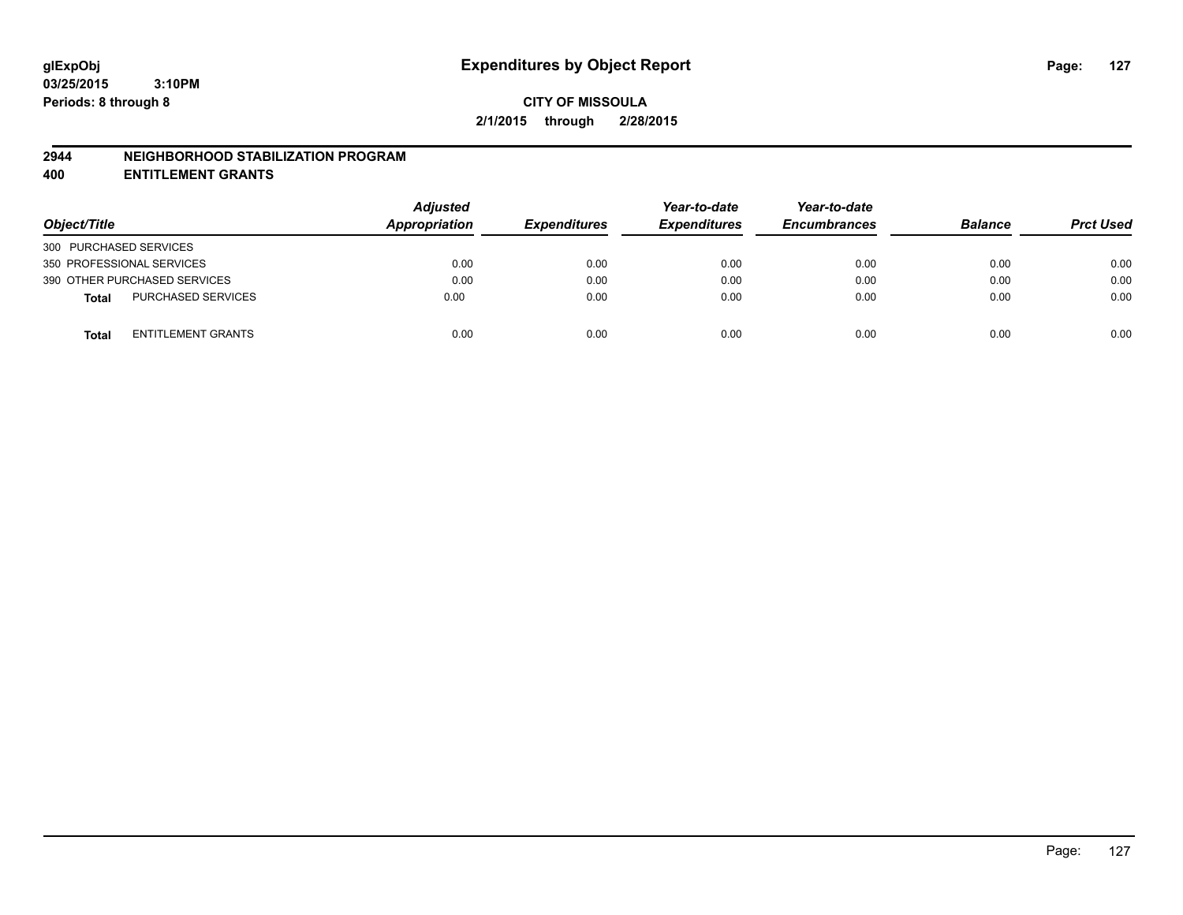**glExpObj** **Expenditures by Object Report**

**03/25/2015 3:10PM**

**Periods: 8 through 8**

**CITY OF MISSOULA**

**2/1/2015 through 2/28/2015**

## 2944 NEIGHBORHOOD STABILIZATION PROGRAM
## 400 ENTITLEMENT GRANTS

| Object/Title | Adjusted Appropriation | Expenditures | Year-to-date Expenditures | Year-to-date Encumbrances | Balance | Prct Used |
|---|---|---|---|---|---|---|
| 300 PURCHASED SERVICES | | | | | | |
| 350 PROFESSIONAL SERVICES | 0.00 | 0.00 | 0.00 | 0.00 | 0.00 | 0.00 |
| 390 OTHER PURCHASED SERVICES | 0.00 | 0.00 | 0.00 | 0.00 | 0.00 | 0.00 |
| **Total** PURCHASED SERVICES | 0.00 | 0.00 | 0.00 | 0.00 | 0.00 | 0.00 |
| **Total** ENTITLEMENT GRANTS | 0.00 | 0.00 | 0.00 | 0.00 | 0.00 | 0.00 |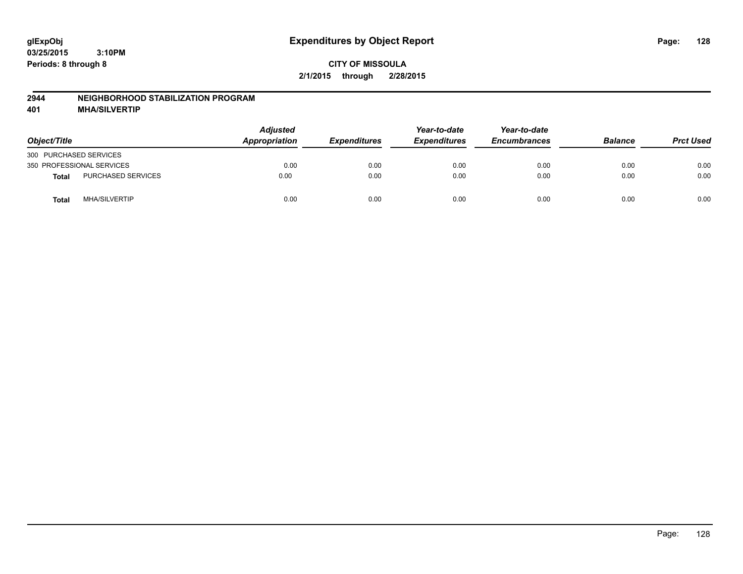# Expenditures by Object Report

**CITY OF MISSOULA**

**2/1/2015 through 2/28/2015**

glExpObj
03/25/2015 3:10PM
Periods: 8 through 8

## 2944 NEIGHBORHOOD STABILIZATION PROGRAM
## 401 MHA/SILVERTIP

| Object/Title | | Adjusted Appropriation | Expenditures | Year-to-date Expenditures | Year-to-date Encumbrances | Balance | Prct Used |
|---|---|---|---|---|---|---|---|
| 300 PURCHASED SERVICES | | | | | | | |
| 350 PROFESSIONAL SERVICES | | 0.00 | 0.00 | 0.00 | 0.00 | 0.00 | 0.00 |
| **Total** | PURCHASED SERVICES | 0.00 | 0.00 | 0.00 | 0.00 | 0.00 | 0.00 |
| **Total** | MHA/SILVERTIP | 0.00 | 0.00 | 0.00 | 0.00 | 0.00 | 0.00 |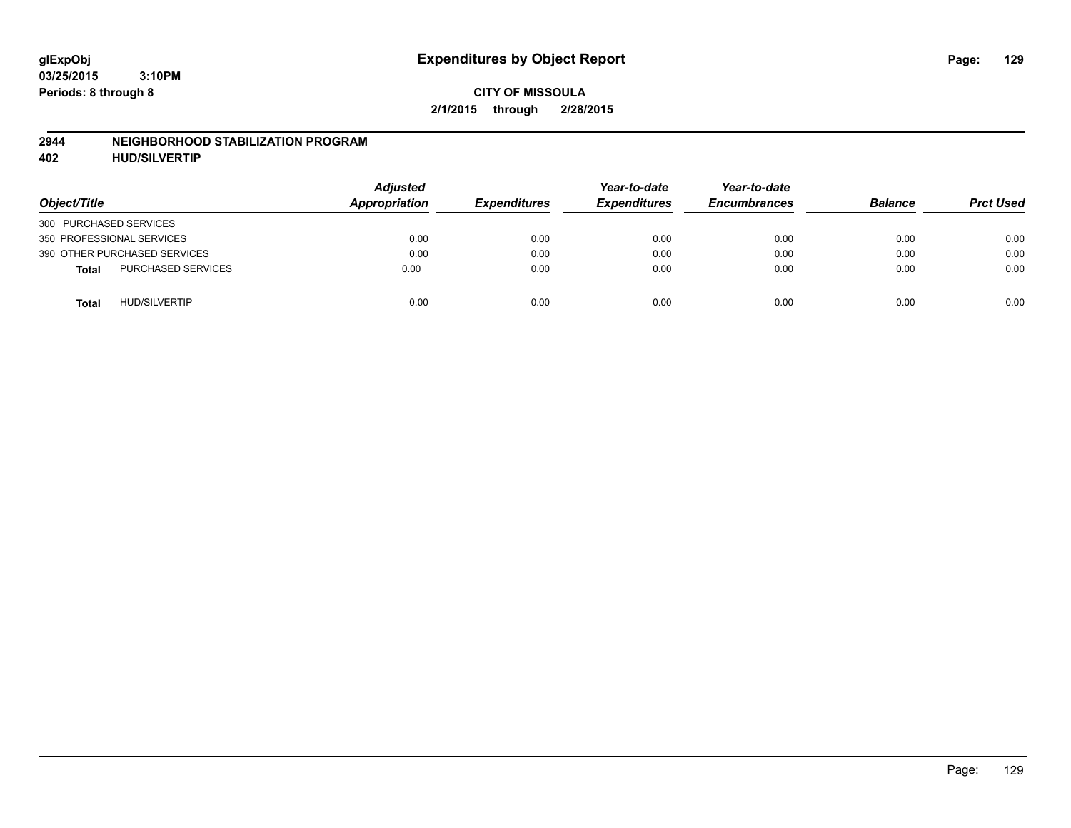# Expenditures by Object Report

glExpObj
03/25/2015 3:10PM
Periods: 8 through 8

**CITY OF MISSOULA**
**2/1/2015 through 2/28/2015**

## 2944 NEIGHBORHOOD STABILIZATION PROGRAM
## 402 HUD/SILVERTIP

| Object/Title | Adjusted Appropriation | Expenditures | Year-to-date Expenditures | Year-to-date Encumbrances | Balance | Prct Used |
|---|---|---|---|---|---|---|
| 300 PURCHASED SERVICES | | | | | | |
| 350 PROFESSIONAL SERVICES | 0.00 | 0.00 | 0.00 | 0.00 | 0.00 | 0.00 |
| 390 OTHER PURCHASED SERVICES | 0.00 | 0.00 | 0.00 | 0.00 | 0.00 | 0.00 |
| **Total** PURCHASED SERVICES | 0.00 | 0.00 | 0.00 | 0.00 | 0.00 | 0.00 |
| **Total** HUD/SILVERTIP | 0.00 | 0.00 | 0.00 | 0.00 | 0.00 | 0.00 |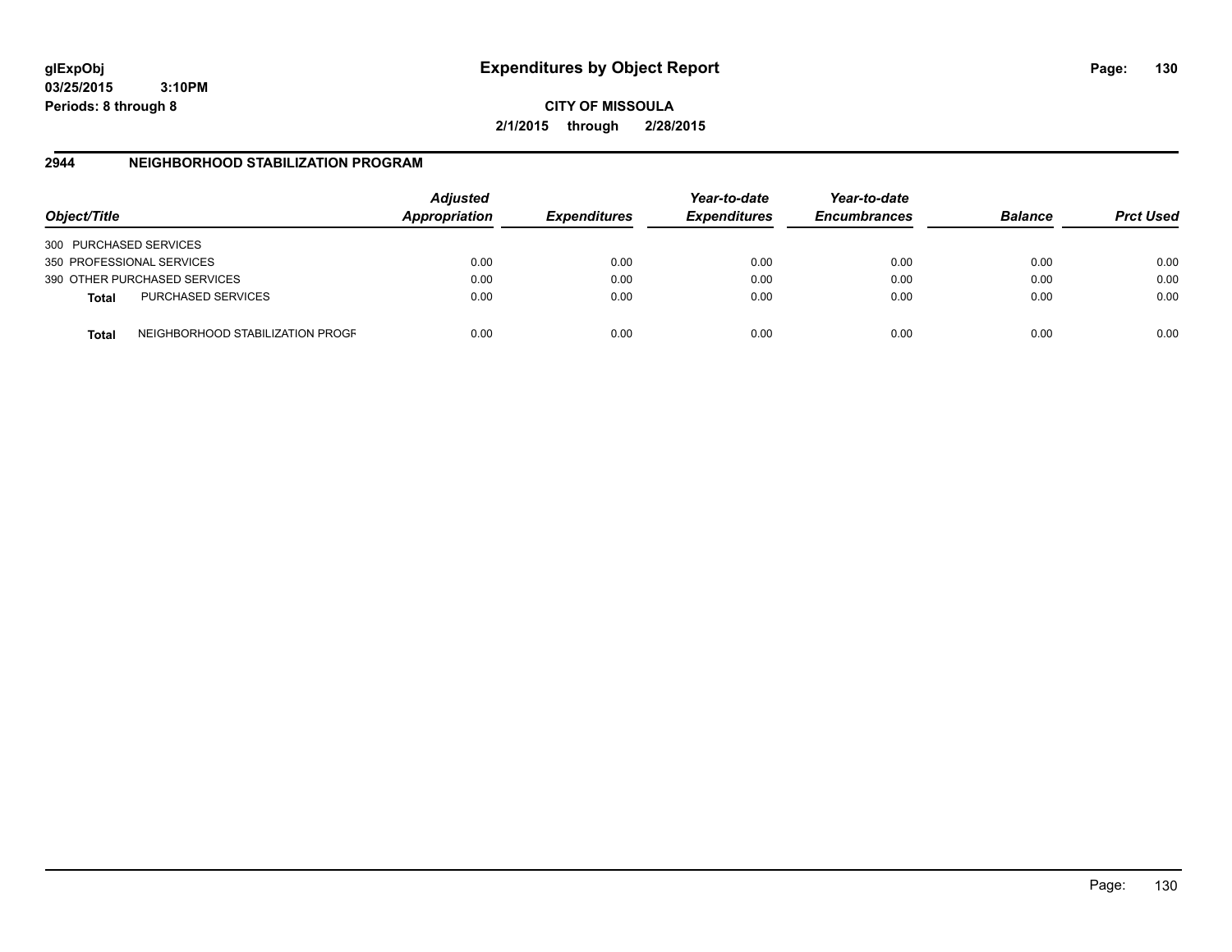**glExpObj**
**03/25/2015 3:10PM**
**Periods: 8 through 8**

# Expenditures by Object Report

**CITY OF MISSOULA**
**2/1/2015 through 2/28/2015**

## 2944 NEIGHBORHOOD STABILIZATION PROGRAM

| Object/Title | Adjusted Appropriation | Expenditures | Year-to-date Expenditures | Year-to-date Encumbrances | Balance | Prct Used |
|---|---|---|---|---|---|---|
| 300 PURCHASED SERVICES | | | | | | |
| 350 PROFESSIONAL SERVICES | 0.00 | 0.00 | 0.00 | 0.00 | 0.00 | 0.00 |
| 390 OTHER PURCHASED SERVICES | 0.00 | 0.00 | 0.00 | 0.00 | 0.00 | 0.00 |
| **Total** PURCHASED SERVICES | 0.00 | 0.00 | 0.00 | 0.00 | 0.00 | 0.00 |
| **Total** NEIGHBORHOOD STABILIZATION PROGF | 0.00 | 0.00 | 0.00 | 0.00 | 0.00 | 0.00 |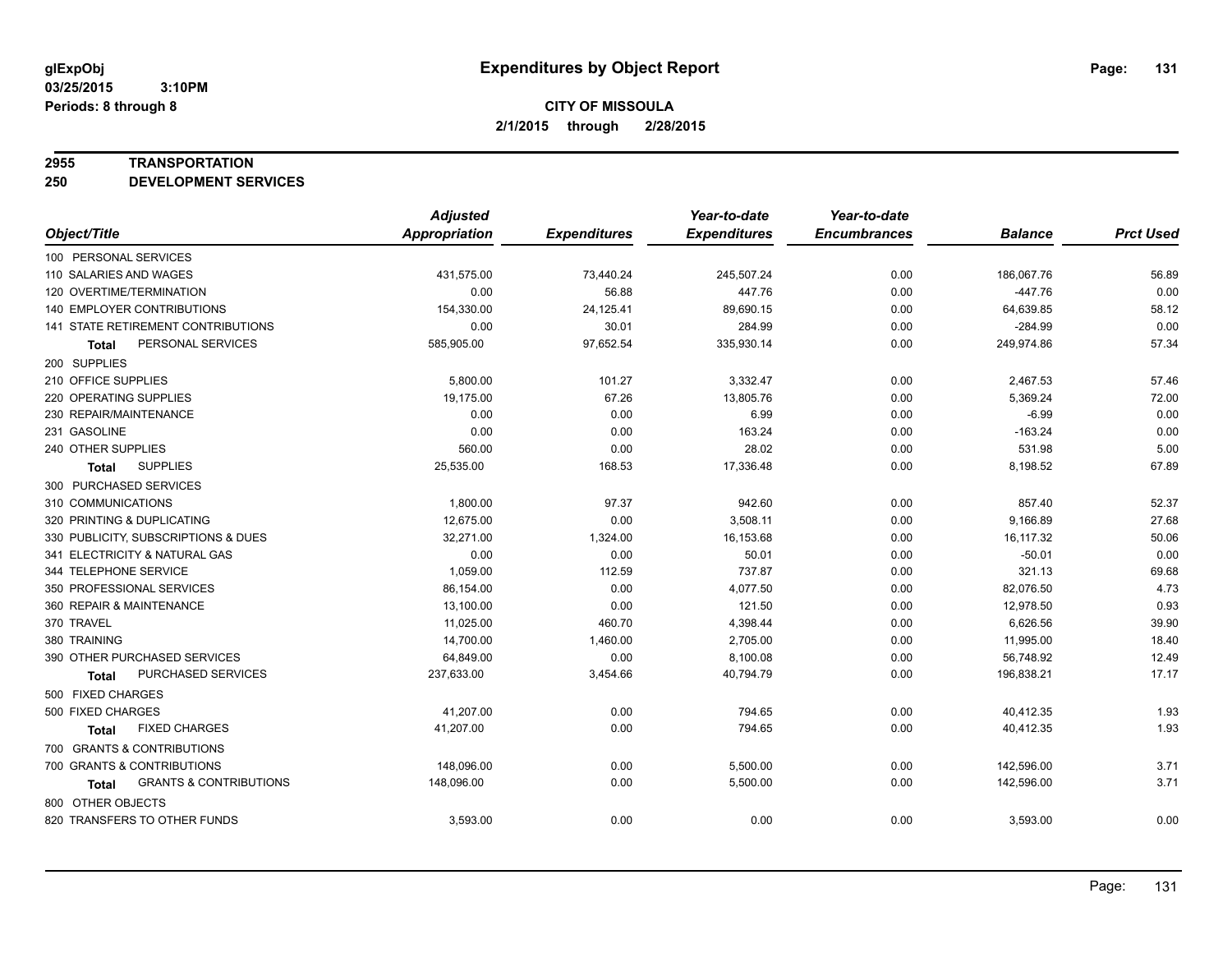**glExpObj**
**03/25/2015 3:10PM**
**Periods: 8 through 8**

# Expenditures by Object Report

**CITY OF MISSOULA**
**2/1/2015 through 2/28/2015**

**2955 TRANSPORTATION**
**250 DEVELOPMENT SERVICES**

| Object/Title | Adjusted Appropriation | Expenditures | Year-to-date Expenditures | Year-to-date Encumbrances | Balance | Prct Used |
|---|---|---|---|---|---|---|
| 100 PERSONAL SERVICES | | | | | | |
| 110 SALARIES AND WAGES | 431,575.00 | 73,440.24 | 245,507.24 | 0.00 | 186,067.76 | 56.89 |
| 120 OVERTIME/TERMINATION | 0.00 | 56.88 | 447.76 | 0.00 | -447.76 | 0.00 |
| 140 EMPLOYER CONTRIBUTIONS | 154,330.00 | 24,125.41 | 89,690.15 | 0.00 | 64,639.85 | 58.12 |
| 141 STATE RETIREMENT CONTRIBUTIONS | 0.00 | 30.01 | 284.99 | 0.00 | -284.99 | 0.00 |
| **Total** PERSONAL SERVICES | 585,905.00 | 97,652.54 | 335,930.14 | 0.00 | 249,974.86 | 57.34 |
| 200 SUPPLIES | | | | | | |
| 210 OFFICE SUPPLIES | 5,800.00 | 101.27 | 3,332.47 | 0.00 | 2,467.53 | 57.46 |
| 220 OPERATING SUPPLIES | 19,175.00 | 67.26 | 13,805.76 | 0.00 | 5,369.24 | 72.00 |
| 230 REPAIR/MAINTENANCE | 0.00 | 0.00 | 6.99 | 0.00 | -6.99 | 0.00 |
| 231 GASOLINE | 0.00 | 0.00 | 163.24 | 0.00 | -163.24 | 0.00 |
| 240 OTHER SUPPLIES | 560.00 | 0.00 | 28.02 | 0.00 | 531.98 | 5.00 |
| **Total** SUPPLIES | 25,535.00 | 168.53 | 17,336.48 | 0.00 | 8,198.52 | 67.89 |
| 300 PURCHASED SERVICES | | | | | | |
| 310 COMMUNICATIONS | 1,800.00 | 97.37 | 942.60 | 0.00 | 857.40 | 52.37 |
| 320 PRINTING & DUPLICATING | 12,675.00 | 0.00 | 3,508.11 | 0.00 | 9,166.89 | 27.68 |
| 330 PUBLICITY, SUBSCRIPTIONS & DUES | 32,271.00 | 1,324.00 | 16,153.68 | 0.00 | 16,117.32 | 50.06 |
| 341 ELECTRICITY & NATURAL GAS | 0.00 | 0.00 | 50.01 | 0.00 | -50.01 | 0.00 |
| 344 TELEPHONE SERVICE | 1,059.00 | 112.59 | 737.87 | 0.00 | 321.13 | 69.68 |
| 350 PROFESSIONAL SERVICES | 86,154.00 | 0.00 | 4,077.50 | 0.00 | 82,076.50 | 4.73 |
| 360 REPAIR & MAINTENANCE | 13,100.00 | 0.00 | 121.50 | 0.00 | 12,978.50 | 0.93 |
| 370 TRAVEL | 11,025.00 | 460.70 | 4,398.44 | 0.00 | 6,626.56 | 39.90 |
| 380 TRAINING | 14,700.00 | 1,460.00 | 2,705.00 | 0.00 | 11,995.00 | 18.40 |
| 390 OTHER PURCHASED SERVICES | 64,849.00 | 0.00 | 8,100.08 | 0.00 | 56,748.92 | 12.49 |
| **Total** PURCHASED SERVICES | 237,633.00 | 3,454.66 | 40,794.79 | 0.00 | 196,838.21 | 17.17 |
| 500 FIXED CHARGES | | | | | | |
| 500 FIXED CHARGES | 41,207.00 | 0.00 | 794.65 | 0.00 | 40,412.35 | 1.93 |
| **Total** FIXED CHARGES | 41,207.00 | 0.00 | 794.65 | 0.00 | 40,412.35 | 1.93 |
| 700 GRANTS & CONTRIBUTIONS | | | | | | |
| 700 GRANTS & CONTRIBUTIONS | 148,096.00 | 0.00 | 5,500.00 | 0.00 | 142,596.00 | 3.71 |
| **Total** GRANTS & CONTRIBUTIONS | 148,096.00 | 0.00 | 5,500.00 | 0.00 | 142,596.00 | 3.71 |
| 800 OTHER OBJECTS | | | | | | |
| 820 TRANSFERS TO OTHER FUNDS | 3,593.00 | 0.00 | 0.00 | 0.00 | 3,593.00 | 0.00 |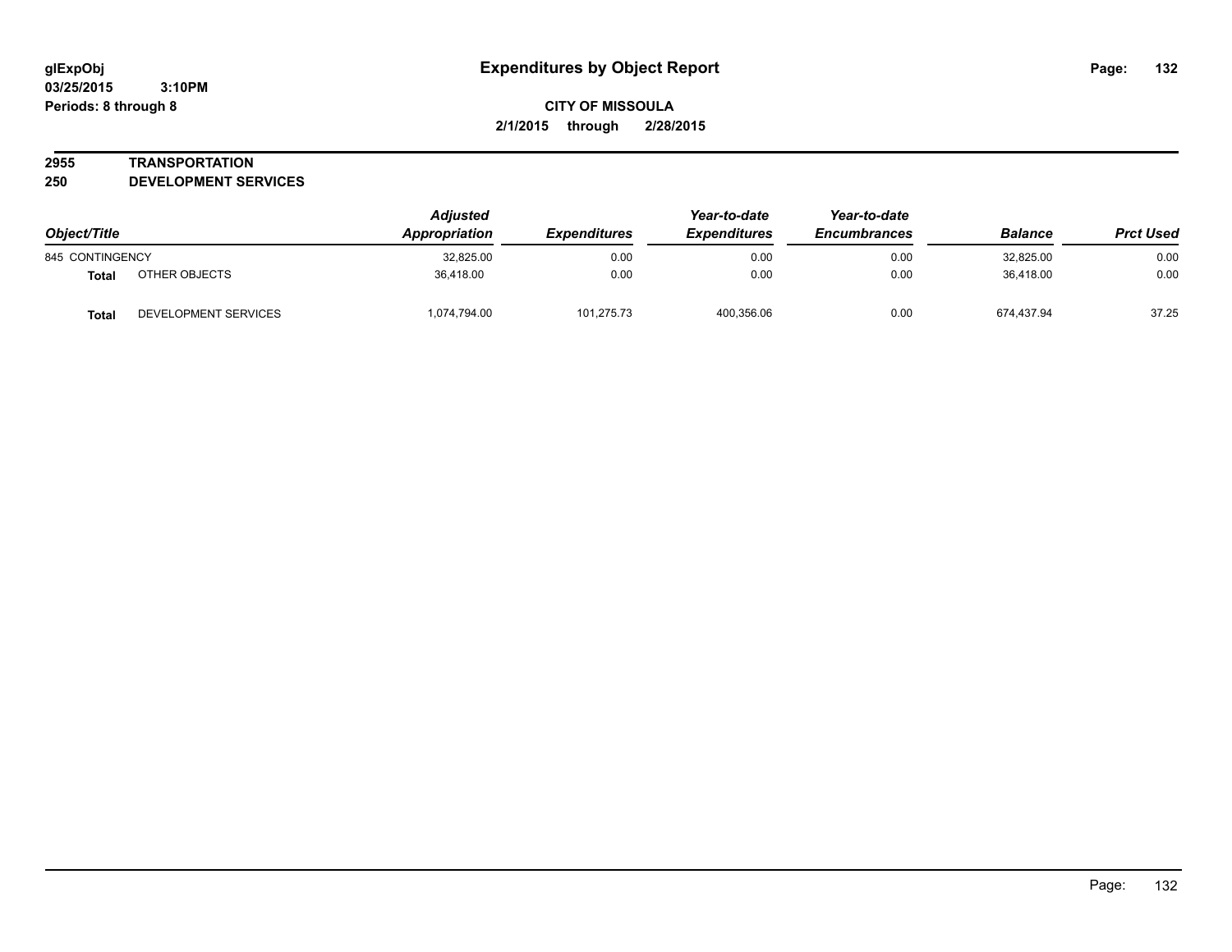# Expenditures by Object Report

glExpObj
03/25/2015 3:10PM
Periods: 8 through 8

**CITY OF MISSOULA**
**2/1/2015 through 2/28/2015**

**2955 TRANSPORTATION**
**250 DEVELOPMENT SERVICES**

| Object/Title | | Adjusted Appropriation | Expenditures | Year-to-date Expenditures | Year-to-date Encumbrances | Balance | Prct Used |
|---|---|---|---|---|---|---|---|
| 845 CONTINGENCY | | 32,825.00 | 0.00 | 0.00 | 0.00 | 32,825.00 | 0.00 |
| **Total** | OTHER OBJECTS | 36,418.00 | 0.00 | 0.00 | 0.00 | 36,418.00 | 0.00 |
| **Total** | DEVELOPMENT SERVICES | 1,074,794.00 | 101,275.73 | 400,356.06 | 0.00 | 674,437.94 | 37.25 |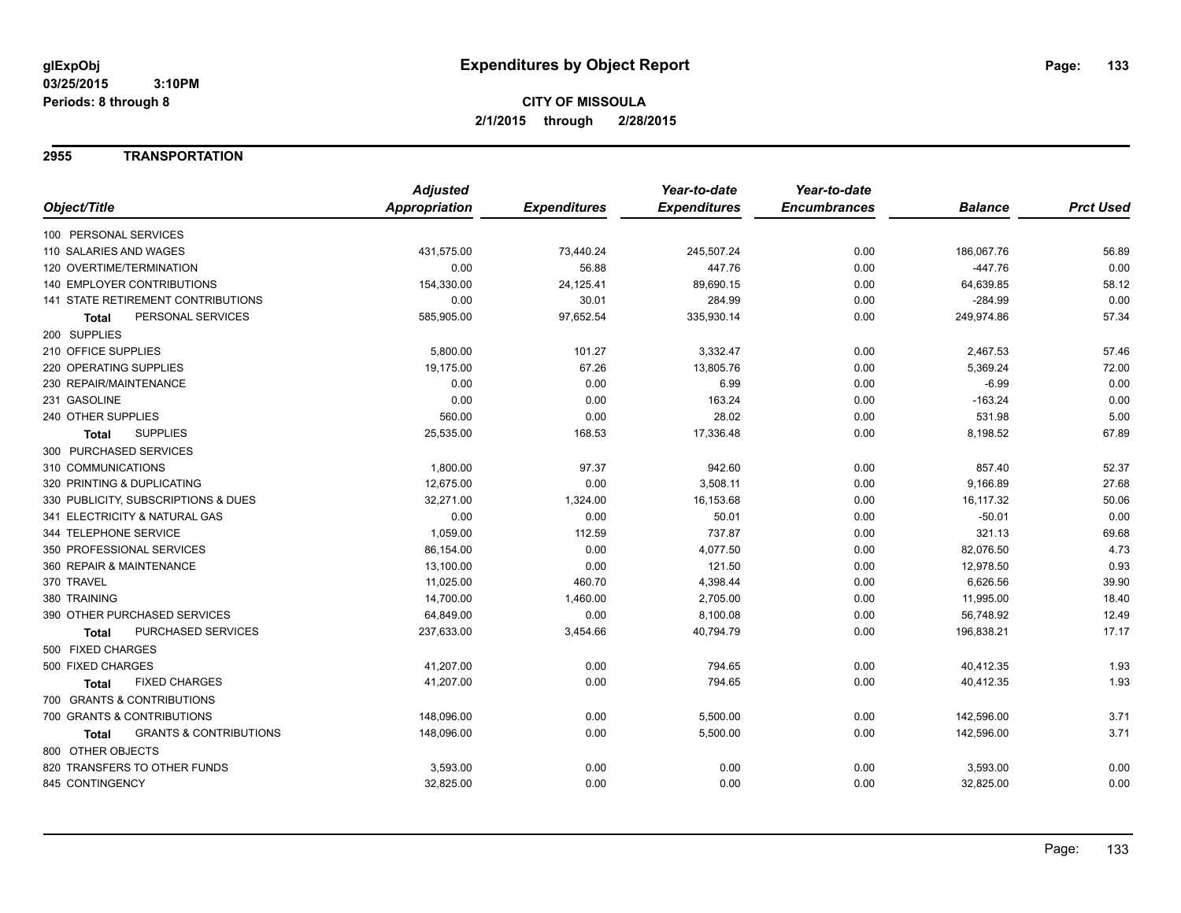**glExpObj**
**03/25/2015 3:10PM**
**Periods: 8 through 8**

# Expenditures by Object Report

**CITY OF MISSOULA**
**2/1/2015 through 2/28/2015**

## 2955 TRANSPORTATION

| Object/Title | Adjusted Appropriation | Expenditures | Year-to-date Expenditures | Year-to-date Encumbrances | Balance | Prct Used |
|---|---|---|---|---|---|---|
| 100 PERSONAL SERVICES | | | | | | |
| 110 SALARIES AND WAGES | 431,575.00 | 73,440.24 | 245,507.24 | 0.00 | 186,067.76 | 56.89 |
| 120 OVERTIME/TERMINATION | 0.00 | 56.88 | 447.76 | 0.00 | -447.76 | 0.00 |
| 140 EMPLOYER CONTRIBUTIONS | 154,330.00 | 24,125.41 | 89,690.15 | 0.00 | 64,639.85 | 58.12 |
| 141 STATE RETIREMENT CONTRIBUTIONS | 0.00 | 30.01 | 284.99 | 0.00 | -284.99 | 0.00 |
| **Total** PERSONAL SERVICES | 585,905.00 | 97,652.54 | 335,930.14 | 0.00 | 249,974.86 | 57.34 |
| 200 SUPPLIES | | | | | | |
| 210 OFFICE SUPPLIES | 5,800.00 | 101.27 | 3,332.47 | 0.00 | 2,467.53 | 57.46 |
| 220 OPERATING SUPPLIES | 19,175.00 | 67.26 | 13,805.76 | 0.00 | 5,369.24 | 72.00 |
| 230 REPAIR/MAINTENANCE | 0.00 | 0.00 | 6.99 | 0.00 | -6.99 | 0.00 |
| 231 GASOLINE | 0.00 | 0.00 | 163.24 | 0.00 | -163.24 | 0.00 |
| 240 OTHER SUPPLIES | 560.00 | 0.00 | 28.02 | 0.00 | 531.98 | 5.00 |
| **Total** SUPPLIES | 25,535.00 | 168.53 | 17,336.48 | 0.00 | 8,198.52 | 67.89 |
| 300 PURCHASED SERVICES | | | | | | |
| 310 COMMUNICATIONS | 1,800.00 | 97.37 | 942.60 | 0.00 | 857.40 | 52.37 |
| 320 PRINTING & DUPLICATING | 12,675.00 | 0.00 | 3,508.11 | 0.00 | 9,166.89 | 27.68 |
| 330 PUBLICITY, SUBSCRIPTIONS & DUES | 32,271.00 | 1,324.00 | 16,153.68 | 0.00 | 16,117.32 | 50.06 |
| 341 ELECTRICITY & NATURAL GAS | 0.00 | 0.00 | 50.01 | 0.00 | -50.01 | 0.00 |
| 344 TELEPHONE SERVICE | 1,059.00 | 112.59 | 737.87 | 0.00 | 321.13 | 69.68 |
| 350 PROFESSIONAL SERVICES | 86,154.00 | 0.00 | 4,077.50 | 0.00 | 82,076.50 | 4.73 |
| 360 REPAIR & MAINTENANCE | 13,100.00 | 0.00 | 121.50 | 0.00 | 12,978.50 | 0.93 |
| 370 TRAVEL | 11,025.00 | 460.70 | 4,398.44 | 0.00 | 6,626.56 | 39.90 |
| 380 TRAINING | 14,700.00 | 1,460.00 | 2,705.00 | 0.00 | 11,995.00 | 18.40 |
| 390 OTHER PURCHASED SERVICES | 64,849.00 | 0.00 | 8,100.08 | 0.00 | 56,748.92 | 12.49 |
| **Total** PURCHASED SERVICES | 237,633.00 | 3,454.66 | 40,794.79 | 0.00 | 196,838.21 | 17.17 |
| 500 FIXED CHARGES | | | | | | |
| 500 FIXED CHARGES | 41,207.00 | 0.00 | 794.65 | 0.00 | 40,412.35 | 1.93 |
| **Total** FIXED CHARGES | 41,207.00 | 0.00 | 794.65 | 0.00 | 40,412.35 | 1.93 |
| 700 GRANTS & CONTRIBUTIONS | | | | | | |
| 700 GRANTS & CONTRIBUTIONS | 148,096.00 | 0.00 | 5,500.00 | 0.00 | 142,596.00 | 3.71 |
| **Total** GRANTS & CONTRIBUTIONS | 148,096.00 | 0.00 | 5,500.00 | 0.00 | 142,596.00 | 3.71 |
| 800 OTHER OBJECTS | | | | | | |
| 820 TRANSFERS TO OTHER FUNDS | 3,593.00 | 0.00 | 0.00 | 0.00 | 3,593.00 | 0.00 |
| 845 CONTINGENCY | 32,825.00 | 0.00 | 0.00 | 0.00 | 32,825.00 | 0.00 |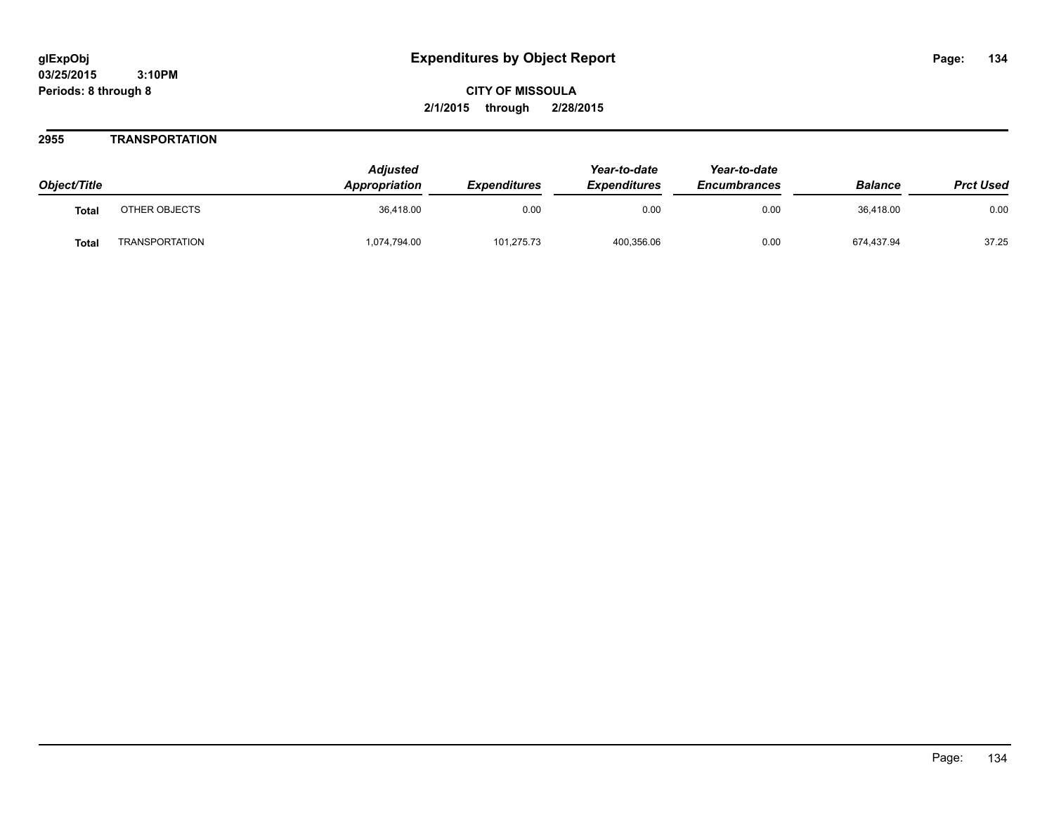**glExpObj** **Expenditures by Object Report**
**03/25/2015 3:10PM**
**Periods: 8 through 8**

**CITY OF MISSOULA**
**2/1/2015 through 2/28/2015**

## 2955 TRANSPORTATION

| Object/Title | | *Adjusted Appropriation* | *Expenditures* | *Year-to-date Expenditures* | *Year-to-date Encumbrances* | *Balance* | *Prct Used* |
|---|---|---|---|---|---|---|---|
| **Total** | OTHER OBJECTS | 36,418.00 | 0.00 | 0.00 | 0.00 | 36,418.00 | 0.00 |
| **Total** | TRANSPORTATION | 1,074,794.00 | 101,275.73 | 400,356.06 | 0.00 | 674,437.94 | 37.25 |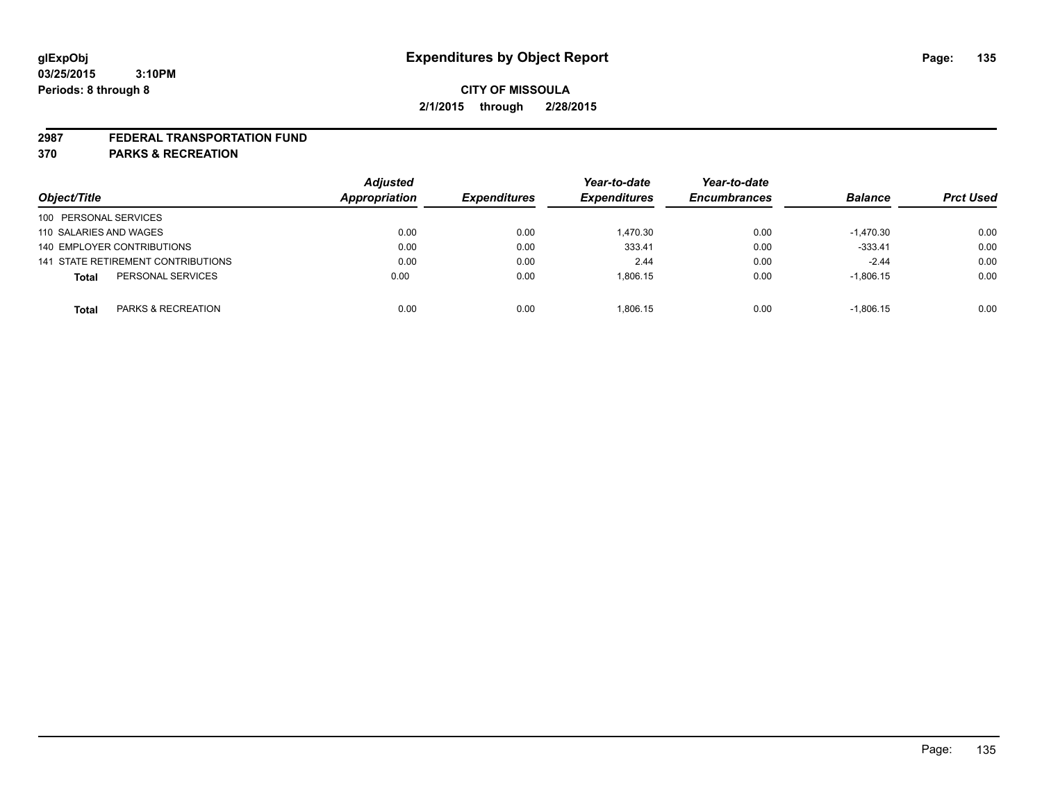glExpObj
03/25/2015 3:10PM
Periods: 8 through 8

# Expenditures by Object Report

**CITY OF MISSOULA**
**2/1/2015 through 2/28/2015**

**2987 FEDERAL TRANSPORTATION FUND**
**370 PARKS & RECREATION**

| Object/Title | Adjusted Appropriation | Expenditures | Year-to-date Expenditures | Year-to-date Encumbrances | Balance | Prct Used |
|---|---|---|---|---|---|---|
| 100 PERSONAL SERVICES | | | | | | |
| 110 SALARIES AND WAGES | 0.00 | 0.00 | 1,470.30 | 0.00 | -1,470.30 | 0.00 |
| 140 EMPLOYER CONTRIBUTIONS | 0.00 | 0.00 | 333.41 | 0.00 | -333.41 | 0.00 |
| 141 STATE RETIREMENT CONTRIBUTIONS | 0.00 | 0.00 | 2.44 | 0.00 | -2.44 | 0.00 |
| **Total** PERSONAL SERVICES | 0.00 | 0.00 | 1,806.15 | 0.00 | -1,806.15 | 0.00 |
| **Total** PARKS & RECREATION | 0.00 | 0.00 | 1,806.15 | 0.00 | -1,806.15 | 0.00 |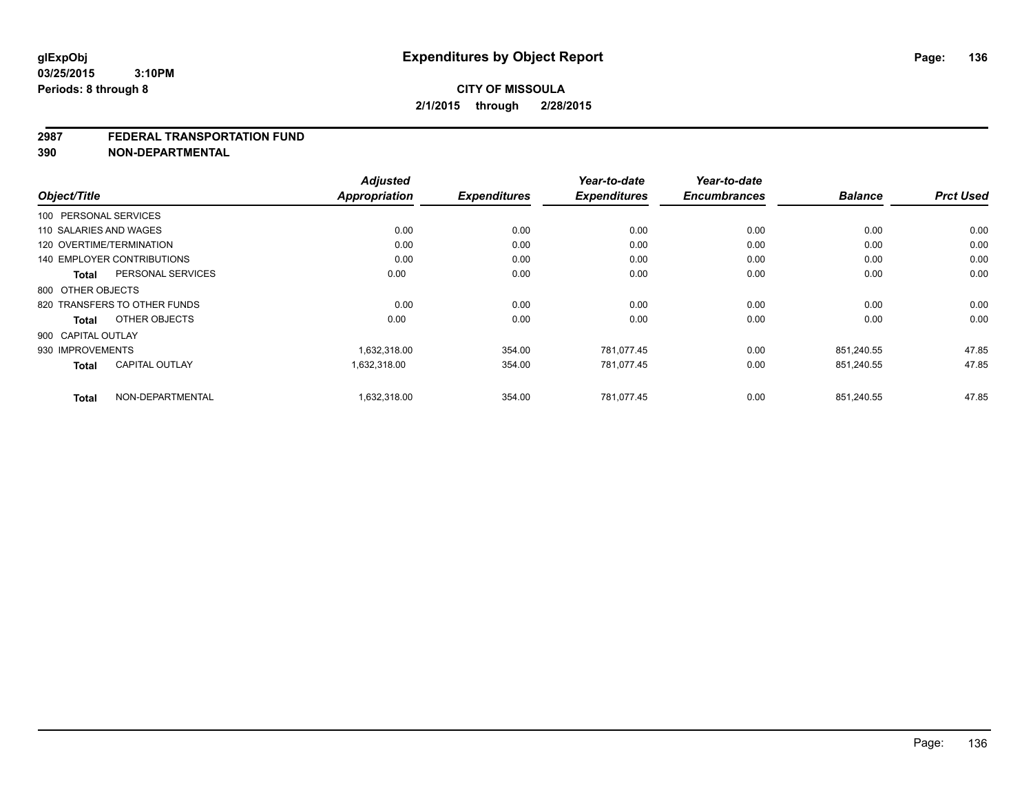**CITY OF MISSOULA**

**2/1/2015 through 2/28/2015**

**2987 FEDERAL TRANSPORTATION FUND**

**390 NON-DEPARTMENTAL**

| Object/Title | Adjusted Appropriation | Expenditures | Year-to-date Expenditures | Year-to-date Encumbrances | Balance | Prct Used |
|---|---|---|---|---|---|---|
| 100 PERSONAL SERVICES | | | | | | |
| 110 SALARIES AND WAGES | 0.00 | 0.00 | 0.00 | 0.00 | 0.00 | 0.00 |
| 120 OVERTIME/TERMINATION | 0.00 | 0.00 | 0.00 | 0.00 | 0.00 | 0.00 |
| 140 EMPLOYER CONTRIBUTIONS | 0.00 | 0.00 | 0.00 | 0.00 | 0.00 | 0.00 |
| **Total** PERSONAL SERVICES | 0.00 | 0.00 | 0.00 | 0.00 | 0.00 | 0.00 |
| 800 OTHER OBJECTS | | | | | | |
| 820 TRANSFERS TO OTHER FUNDS | 0.00 | 0.00 | 0.00 | 0.00 | 0.00 | 0.00 |
| **Total** OTHER OBJECTS | 0.00 | 0.00 | 0.00 | 0.00 | 0.00 | 0.00 |
| 900 CAPITAL OUTLAY | | | | | | |
| 930 IMPROVEMENTS | 1,632,318.00 | 354.00 | 781,077.45 | 0.00 | 851,240.55 | 47.85 |
| **Total** CAPITAL OUTLAY | 1,632,318.00 | 354.00 | 781,077.45 | 0.00 | 851,240.55 | 47.85 |
| **Total** NON-DEPARTMENTAL | 1,632,318.00 | 354.00 | 781,077.45 | 0.00 | 851,240.55 | 47.85 |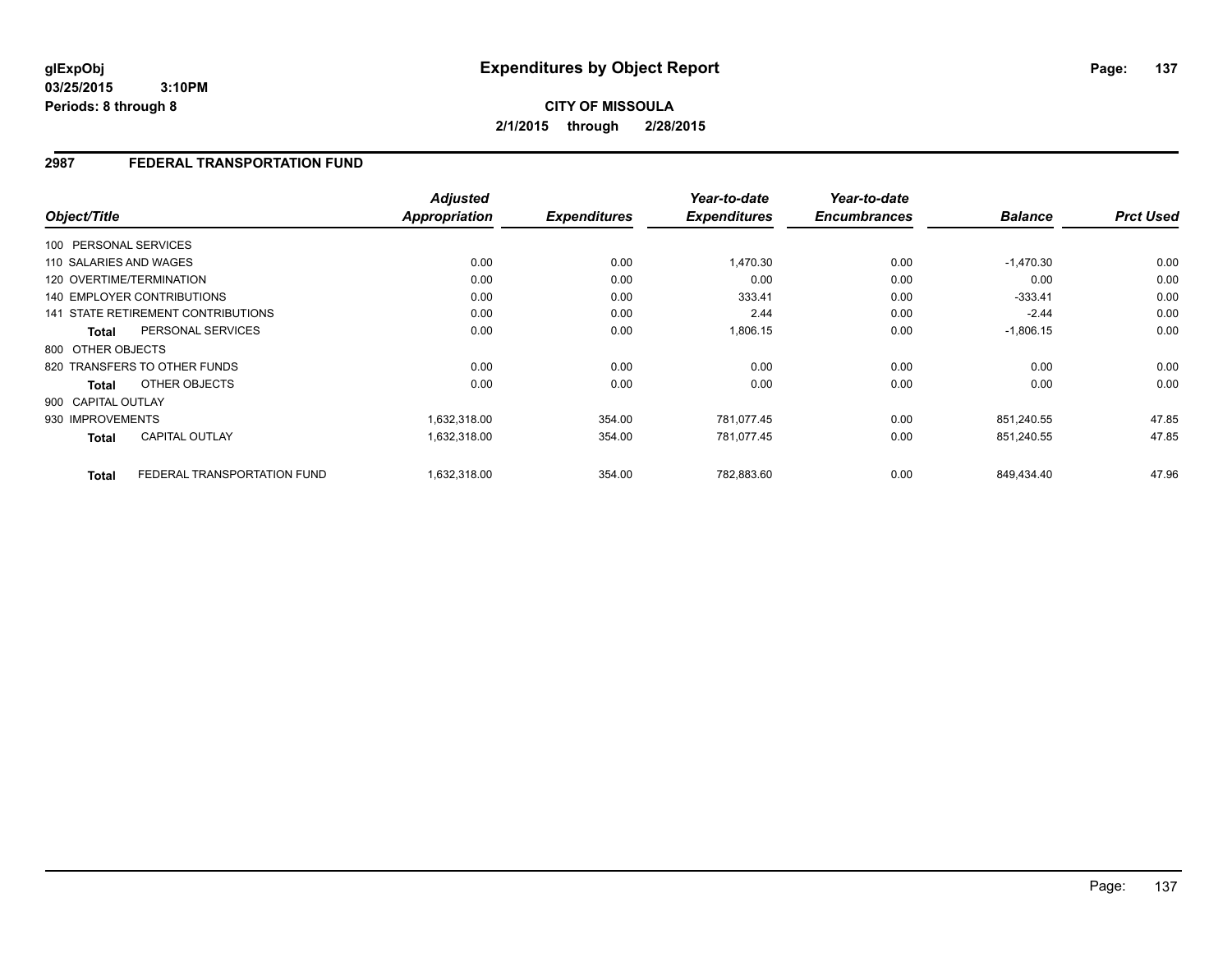**glExpObj**
**03/25/2015 3:10PM**
**Periods: 8 through 8**

# Expenditures by Object Report

**CITY OF MISSOULA**
**2/1/2015 through 2/28/2015**

## 2987 FEDERAL TRANSPORTATION FUND

| Object/Title | Adjusted Appropriation | Expenditures | Year-to-date Expenditures | Year-to-date Encumbrances | Balance | Prct Used |
|---|---|---|---|---|---|---|
| 100 PERSONAL SERVICES | | | | | | |
| 110 SALARIES AND WAGES | 0.00 | 0.00 | 1,470.30 | 0.00 | -1,470.30 | 0.00 |
| 120 OVERTIME/TERMINATION | 0.00 | 0.00 | 0.00 | 0.00 | 0.00 | 0.00 |
| 140 EMPLOYER CONTRIBUTIONS | 0.00 | 0.00 | 333.41 | 0.00 | -333.41 | 0.00 |
| 141 STATE RETIREMENT CONTRIBUTIONS | 0.00 | 0.00 | 2.44 | 0.00 | -2.44 | 0.00 |
| **Total** PERSONAL SERVICES | 0.00 | 0.00 | 1,806.15 | 0.00 | -1,806.15 | 0.00 |
| 800 OTHER OBJECTS | | | | | | |
| 820 TRANSFERS TO OTHER FUNDS | 0.00 | 0.00 | 0.00 | 0.00 | 0.00 | 0.00 |
| **Total** OTHER OBJECTS | 0.00 | 0.00 | 0.00 | 0.00 | 0.00 | 0.00 |
| 900 CAPITAL OUTLAY | | | | | | |
| 930 IMPROVEMENTS | 1,632,318.00 | 354.00 | 781,077.45 | 0.00 | 851,240.55 | 47.85 |
| **Total** CAPITAL OUTLAY | 1,632,318.00 | 354.00 | 781,077.45 | 0.00 | 851,240.55 | 47.85 |
| **Total** FEDERAL TRANSPORTATION FUND | 1,632,318.00 | 354.00 | 782,883.60 | 0.00 | 849,434.40 | 47.96 |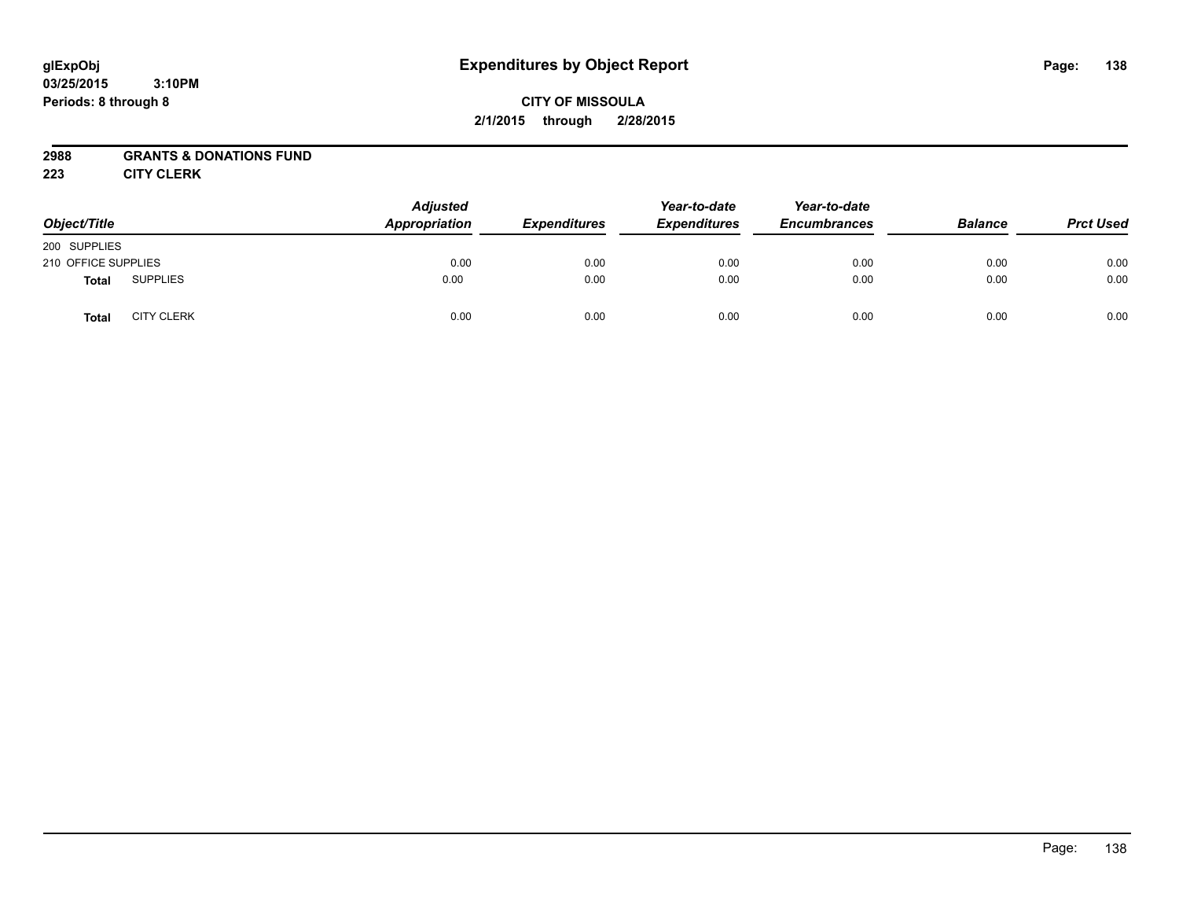# Expenditures by Object Report

glExpObj
03/25/2015 3:10PM
Periods: 8 through 8

**CITY OF MISSOULA**
**2/1/2015 through 2/28/2015**

**2988 GRANTS & DONATIONS FUND**
**223 CITY CLERK**

| Object/Title | Adjusted Appropriation | Expenditures | Year-to-date Expenditures | Year-to-date Encumbrances | Balance | Prct Used |
|---|---|---|---|---|---|---|
| 200 SUPPLIES | | | | | | |
| 210 OFFICE SUPPLIES | 0.00 | 0.00 | 0.00 | 0.00 | 0.00 | 0.00 |
| **Total** SUPPLIES | 0.00 | 0.00 | 0.00 | 0.00 | 0.00 | 0.00 |
| **Total** CITY CLERK | 0.00 | 0.00 | 0.00 | 0.00 | 0.00 | 0.00 |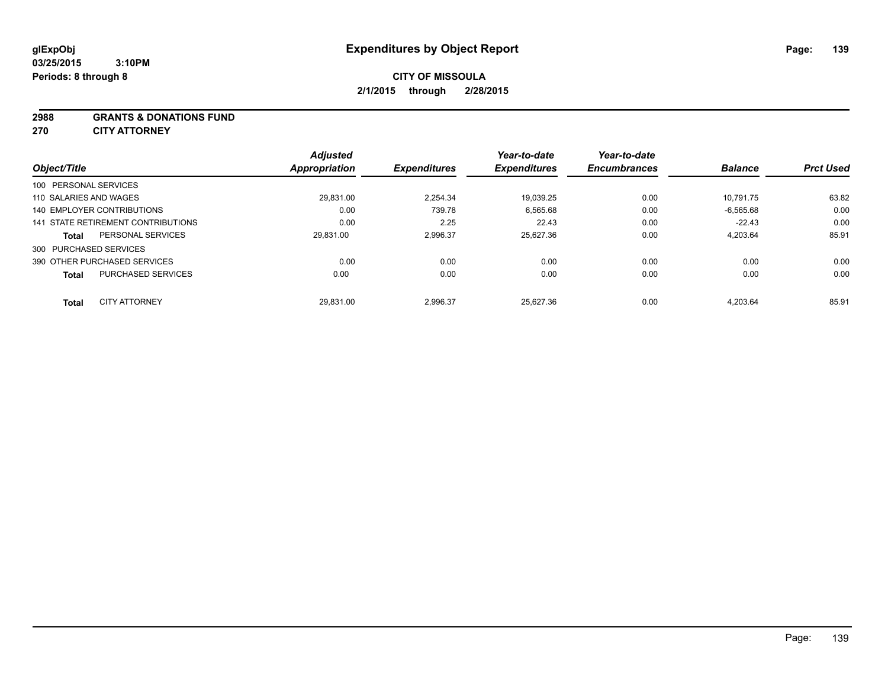**glExpObj** **Expenditures by Object Report**

**03/25/2015 3:10PM**

**Periods: 8 through 8**

**CITY OF MISSOULA**

**2/1/2015 through 2/28/2015**

**2988 GRANTS & DONATIONS FUND**

**270 CITY ATTORNEY**

| Object/Title | | Adjusted Appropriation | Expenditures | Year-to-date Expenditures | Year-to-date Encumbrances | Balance | Prct Used |
|---|---|---|---|---|---|---|---|
| 100 PERSONAL SERVICES | | | | | | | |
| 110 SALARIES AND WAGES | | 29,831.00 | 2,254.34 | 19,039.25 | 0.00 | 10,791.75 | 63.82 |
| 140 EMPLOYER CONTRIBUTIONS | | 0.00 | 739.78 | 6,565.68 | 0.00 | -6,565.68 | 0.00 |
| 141 STATE RETIREMENT CONTRIBUTIONS | | 0.00 | 2.25 | 22.43 | 0.00 | -22.43 | 0.00 |
| **Total** | PERSONAL SERVICES | 29,831.00 | 2,996.37 | 25,627.36 | 0.00 | 4,203.64 | 85.91 |
| 300 PURCHASED SERVICES | | | | | | | |
| 390 OTHER PURCHASED SERVICES | | 0.00 | 0.00 | 0.00 | 0.00 | 0.00 | 0.00 |
| **Total** | PURCHASED SERVICES | 0.00 | 0.00 | 0.00 | 0.00 | 0.00 | 0.00 |
| **Total** | CITY ATTORNEY | 29,831.00 | 2,996.37 | 25,627.36 | 0.00 | 4,203.64 | 85.91 |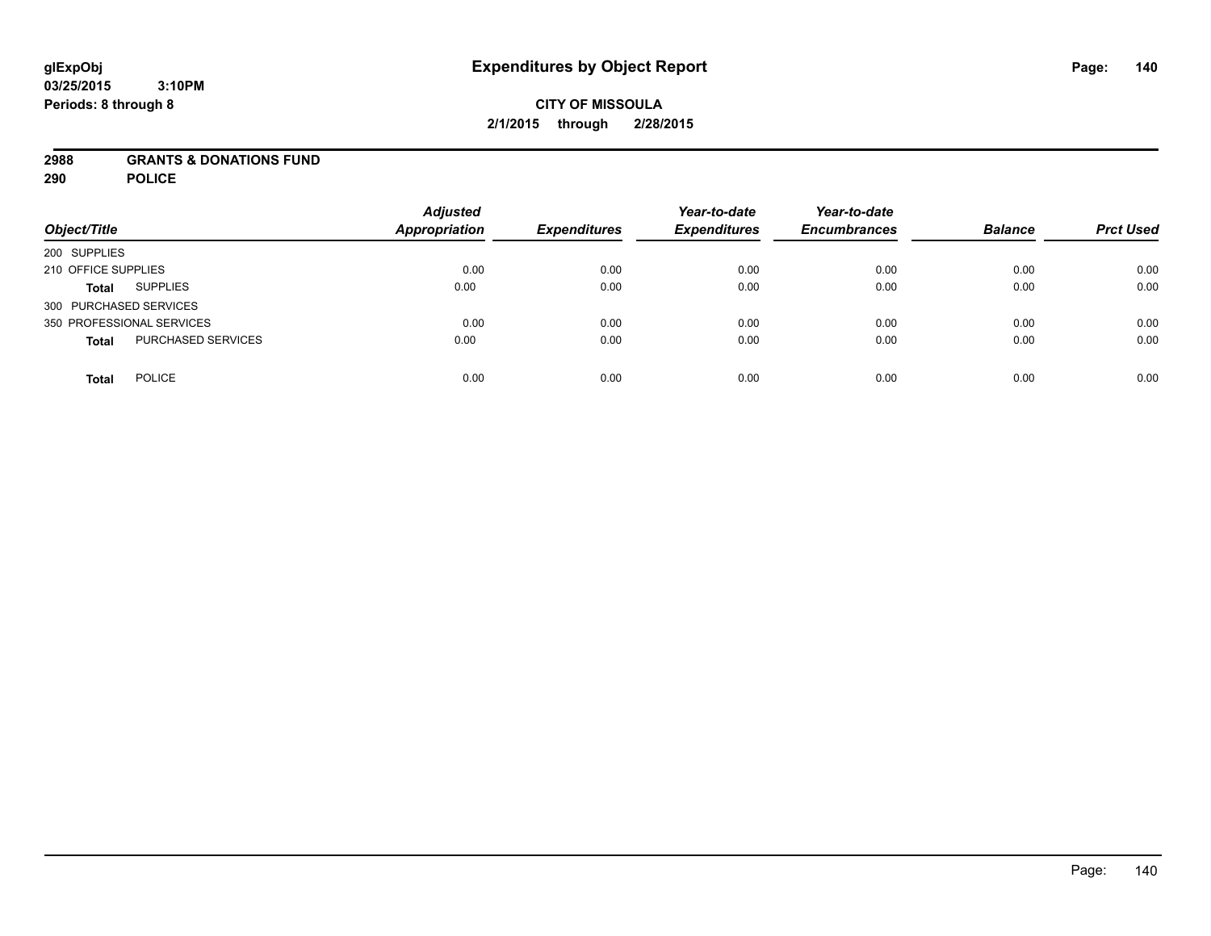# Expenditures by Object Report

glExpObj
03/25/2015 3:10PM
Periods: 8 through 8

**CITY OF MISSOULA**
**2/1/2015 through 2/28/2015**

**2988 GRANTS & DONATIONS FUND**
**290 POLICE**

| Object/Title | | Adjusted Appropriation | Expenditures | Year-to-date Expenditures | Year-to-date Encumbrances | Balance | Prct Used |
|---|---|---|---|---|---|---|---|
| 200 SUPPLIES | | | | | | | |
| 210 OFFICE SUPPLIES | | 0.00 | 0.00 | 0.00 | 0.00 | 0.00 | 0.00 |
| **Total** | SUPPLIES | 0.00 | 0.00 | 0.00 | 0.00 | 0.00 | 0.00 |
| 300 PURCHASED SERVICES | | | | | | | |
| 350 PROFESSIONAL SERVICES | | 0.00 | 0.00 | 0.00 | 0.00 | 0.00 | 0.00 |
| **Total** | PURCHASED SERVICES | 0.00 | 0.00 | 0.00 | 0.00 | 0.00 | 0.00 |
| **Total** | POLICE | 0.00 | 0.00 | 0.00 | 0.00 | 0.00 | 0.00 |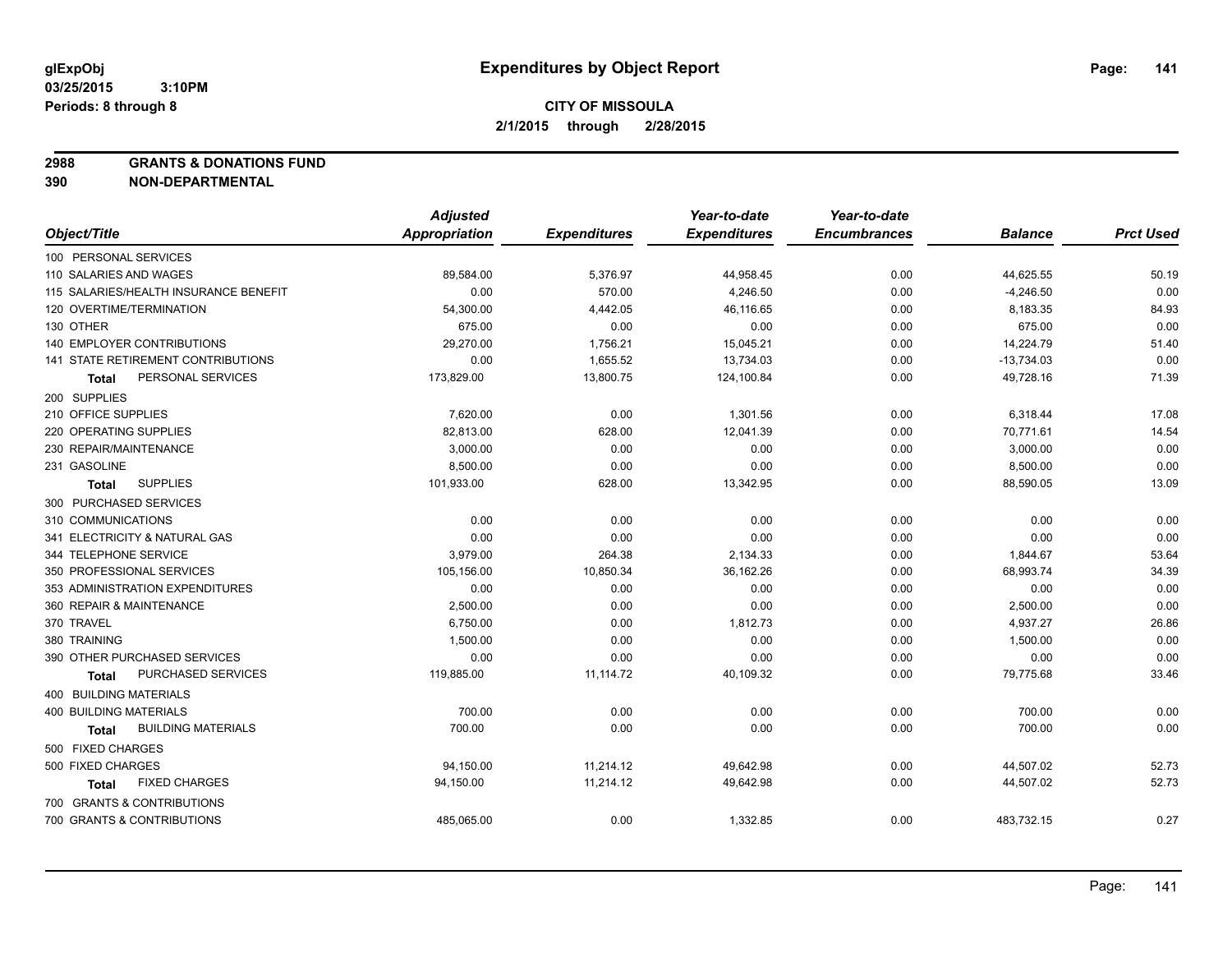glExpObj
03/25/2015 3:10PM
Periods: 8 through 8

# Expenditures by Object Report

**CITY OF MISSOULA**
**2/1/2015 through 2/28/2015**

**2988 GRANTS & DONATIONS FUND**
**390 NON-DEPARTMENTAL**

| Object/Title | Adjusted Appropriation | Expenditures | Year-to-date Expenditures | Year-to-date Encumbrances | Balance | Prct Used |
|---|---|---|---|---|---|---|
| 100 PERSONAL SERVICES | | | | | | |
| 110 SALARIES AND WAGES | 89,584.00 | 5,376.97 | 44,958.45 | 0.00 | 44,625.55 | 50.19 |
| 115 SALARIES/HEALTH INSURANCE BENEFIT | 0.00 | 570.00 | 4,246.50 | 0.00 | -4,246.50 | 0.00 |
| 120 OVERTIME/TERMINATION | 54,300.00 | 4,442.05 | 46,116.65 | 0.00 | 8,183.35 | 84.93 |
| 130 OTHER | 675.00 | 0.00 | 0.00 | 0.00 | 675.00 | 0.00 |
| 140 EMPLOYER CONTRIBUTIONS | 29,270.00 | 1,756.21 | 15,045.21 | 0.00 | 14,224.79 | 51.40 |
| 141 STATE RETIREMENT CONTRIBUTIONS | 0.00 | 1,655.52 | 13,734.03 | 0.00 | -13,734.03 | 0.00 |
| **Total** PERSONAL SERVICES | 173,829.00 | 13,800.75 | 124,100.84 | 0.00 | 49,728.16 | 71.39 |
| 200 SUPPLIES | | | | | | |
| 210 OFFICE SUPPLIES | 7,620.00 | 0.00 | 1,301.56 | 0.00 | 6,318.44 | 17.08 |
| 220 OPERATING SUPPLIES | 82,813.00 | 628.00 | 12,041.39 | 0.00 | 70,771.61 | 14.54 |
| 230 REPAIR/MAINTENANCE | 3,000.00 | 0.00 | 0.00 | 0.00 | 3,000.00 | 0.00 |
| 231 GASOLINE | 8,500.00 | 0.00 | 0.00 | 0.00 | 8,500.00 | 0.00 |
| **Total** SUPPLIES | 101,933.00 | 628.00 | 13,342.95 | 0.00 | 88,590.05 | 13.09 |
| 300 PURCHASED SERVICES | | | | | | |
| 310 COMMUNICATIONS | 0.00 | 0.00 | 0.00 | 0.00 | 0.00 | 0.00 |
| 341 ELECTRICITY & NATURAL GAS | 0.00 | 0.00 | 0.00 | 0.00 | 0.00 | 0.00 |
| 344 TELEPHONE SERVICE | 3,979.00 | 264.38 | 2,134.33 | 0.00 | 1,844.67 | 53.64 |
| 350 PROFESSIONAL SERVICES | 105,156.00 | 10,850.34 | 36,162.26 | 0.00 | 68,993.74 | 34.39 |
| 353 ADMINISTRATION EXPENDITURES | 0.00 | 0.00 | 0.00 | 0.00 | 0.00 | 0.00 |
| 360 REPAIR & MAINTENANCE | 2,500.00 | 0.00 | 0.00 | 0.00 | 2,500.00 | 0.00 |
| 370 TRAVEL | 6,750.00 | 0.00 | 1,812.73 | 0.00 | 4,937.27 | 26.86 |
| 380 TRAINING | 1,500.00 | 0.00 | 0.00 | 0.00 | 1,500.00 | 0.00 |
| 390 OTHER PURCHASED SERVICES | 0.00 | 0.00 | 0.00 | 0.00 | 0.00 | 0.00 |
| **Total** PURCHASED SERVICES | 119,885.00 | 11,114.72 | 40,109.32 | 0.00 | 79,775.68 | 33.46 |
| 400 BUILDING MATERIALS | | | | | | |
| 400 BUILDING MATERIALS | 700.00 | 0.00 | 0.00 | 0.00 | 700.00 | 0.00 |
| **Total** BUILDING MATERIALS | 700.00 | 0.00 | 0.00 | 0.00 | 700.00 | 0.00 |
| 500 FIXED CHARGES | | | | | | |
| 500 FIXED CHARGES | 94,150.00 | 11,214.12 | 49,642.98 | 0.00 | 44,507.02 | 52.73 |
| **Total** FIXED CHARGES | 94,150.00 | 11,214.12 | 49,642.98 | 0.00 | 44,507.02 | 52.73 |
| 700 GRANTS & CONTRIBUTIONS | | | | | | |
| 700 GRANTS & CONTRIBUTIONS | 485,065.00 | 0.00 | 1,332.85 | 0.00 | 483,732.15 | 0.27 |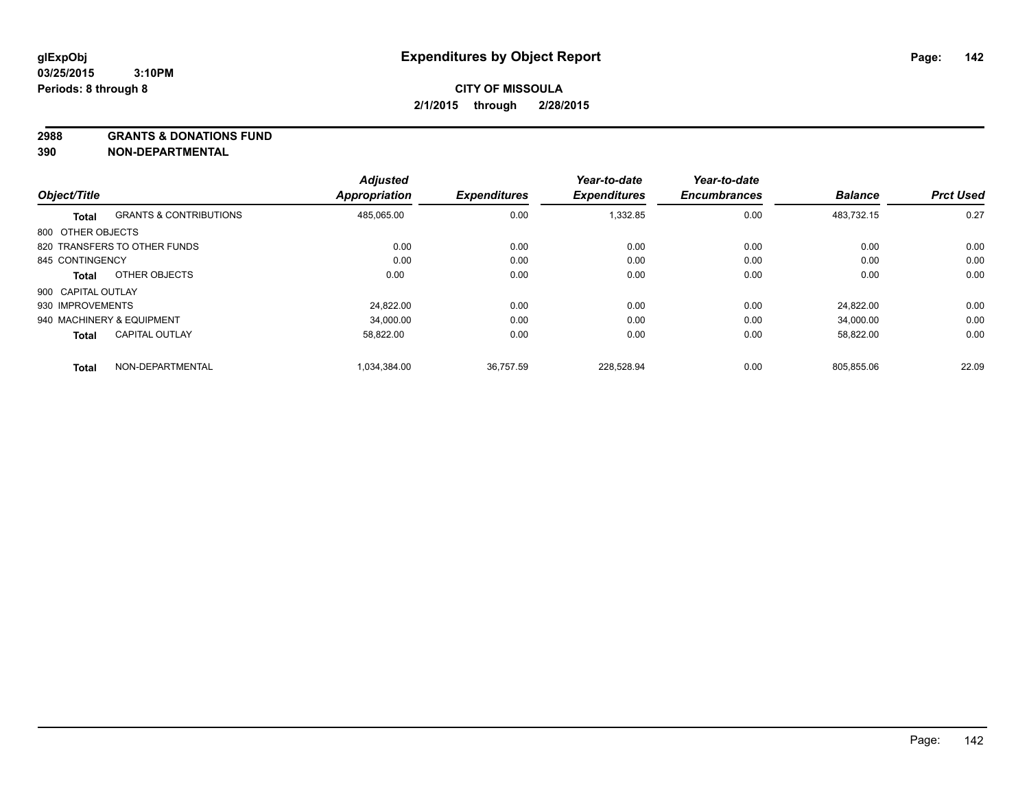**glExpObj**
**03/25/2015 3:10PM**
**Periods: 8 through 8**

# Expenditures by Object Report

**CITY OF MISSOULA**
**2/1/2015 through 2/28/2015**

**2988 GRANTS & DONATIONS FUND**
**390 NON-DEPARTMENTAL**

| Object/Title | | Adjusted Appropriation | Expenditures | Year-to-date Expenditures | Year-to-date Encumbrances | Balance | Prct Used |
|---|---|---|---|---|---|---|---|
| **Total** | GRANTS & CONTRIBUTIONS | 485,065.00 | 0.00 | 1,332.85 | 0.00 | 483,732.15 | 0.27 |
| 800 OTHER OBJECTS | | | | | | | |
| 820 TRANSFERS TO OTHER FUNDS | | 0.00 | 0.00 | 0.00 | 0.00 | 0.00 | 0.00 |
| 845 CONTINGENCY | | 0.00 | 0.00 | 0.00 | 0.00 | 0.00 | 0.00 |
| **Total** | OTHER OBJECTS | 0.00 | 0.00 | 0.00 | 0.00 | 0.00 | 0.00 |
| 900 CAPITAL OUTLAY | | | | | | | |
| 930 IMPROVEMENTS | | 24,822.00 | 0.00 | 0.00 | 0.00 | 24,822.00 | 0.00 |
| 940 MACHINERY & EQUIPMENT | | 34,000.00 | 0.00 | 0.00 | 0.00 | 34,000.00 | 0.00 |
| **Total** | CAPITAL OUTLAY | 58,822.00 | 0.00 | 0.00 | 0.00 | 58,822.00 | 0.00 |
| **Total** | NON-DEPARTMENTAL | 1,034,384.00 | 36,757.59 | 228,528.94 | 0.00 | 805,855.06 | 22.09 |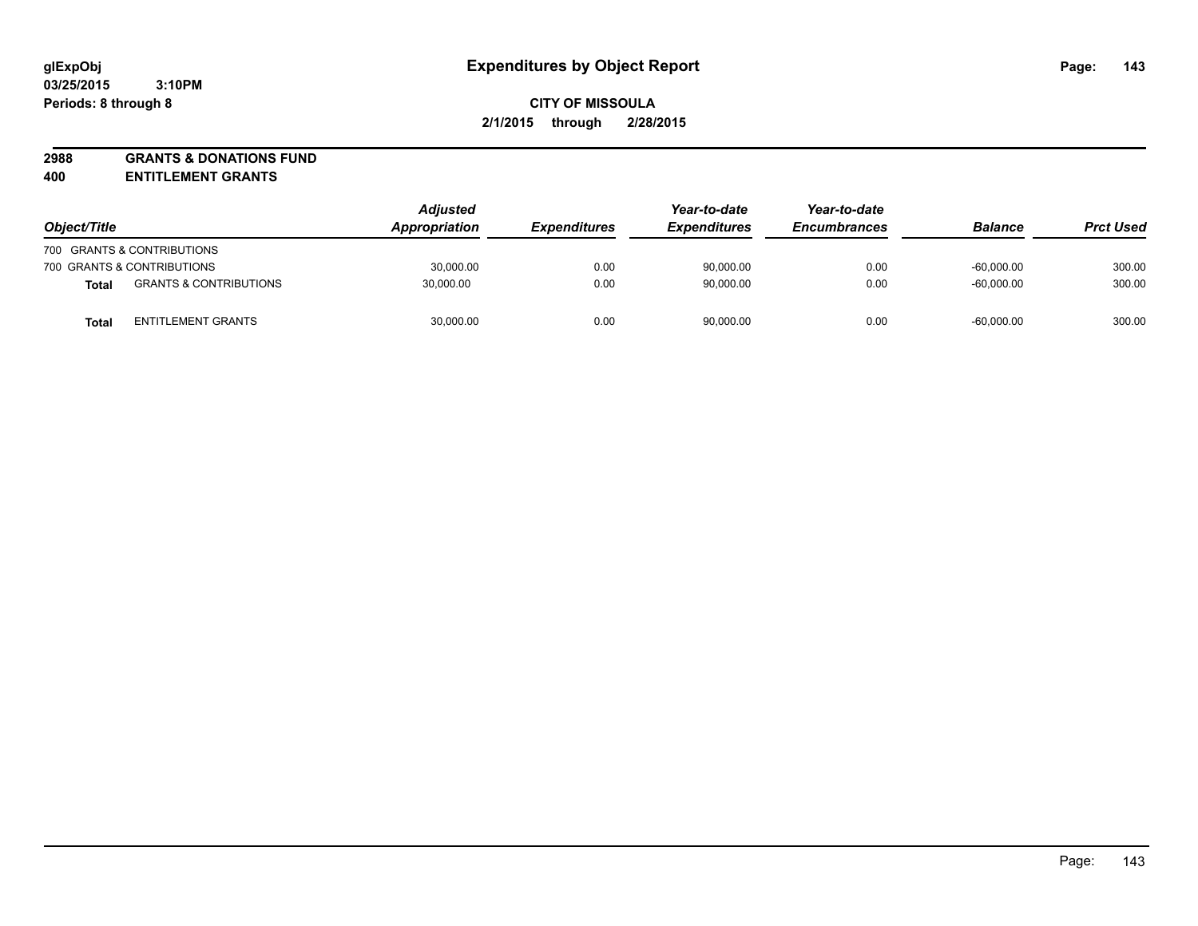**glExpObj**
**03/25/2015 3:10PM**
**Periods: 8 through 8**

# Expenditures by Object Report

**CITY OF MISSOULA**
**2/1/2015 through 2/28/2015**

**2988 GRANTS & DONATIONS FUND**
**400 ENTITLEMENT GRANTS**

| Object/Title | | *Adjusted Appropriation* | *Expenditures* | *Year-to-date Expenditures* | *Year-to-date Encumbrances* | *Balance* | *Prct Used* |
|---|---|---|---|---|---|---|---|
| 700 GRANTS & CONTRIBUTIONS | | | | | | | |
| 700 GRANTS & CONTRIBUTIONS | | 30,000.00 | 0.00 | 90,000.00 | 0.00 | -60,000.00 | 300.00 |
| **Total** | GRANTS & CONTRIBUTIONS | 30,000.00 | 0.00 | 90,000.00 | 0.00 | -60,000.00 | 300.00 |
| **Total** | ENTITLEMENT GRANTS | 30,000.00 | 0.00 | 90,000.00 | 0.00 | -60,000.00 | 300.00 |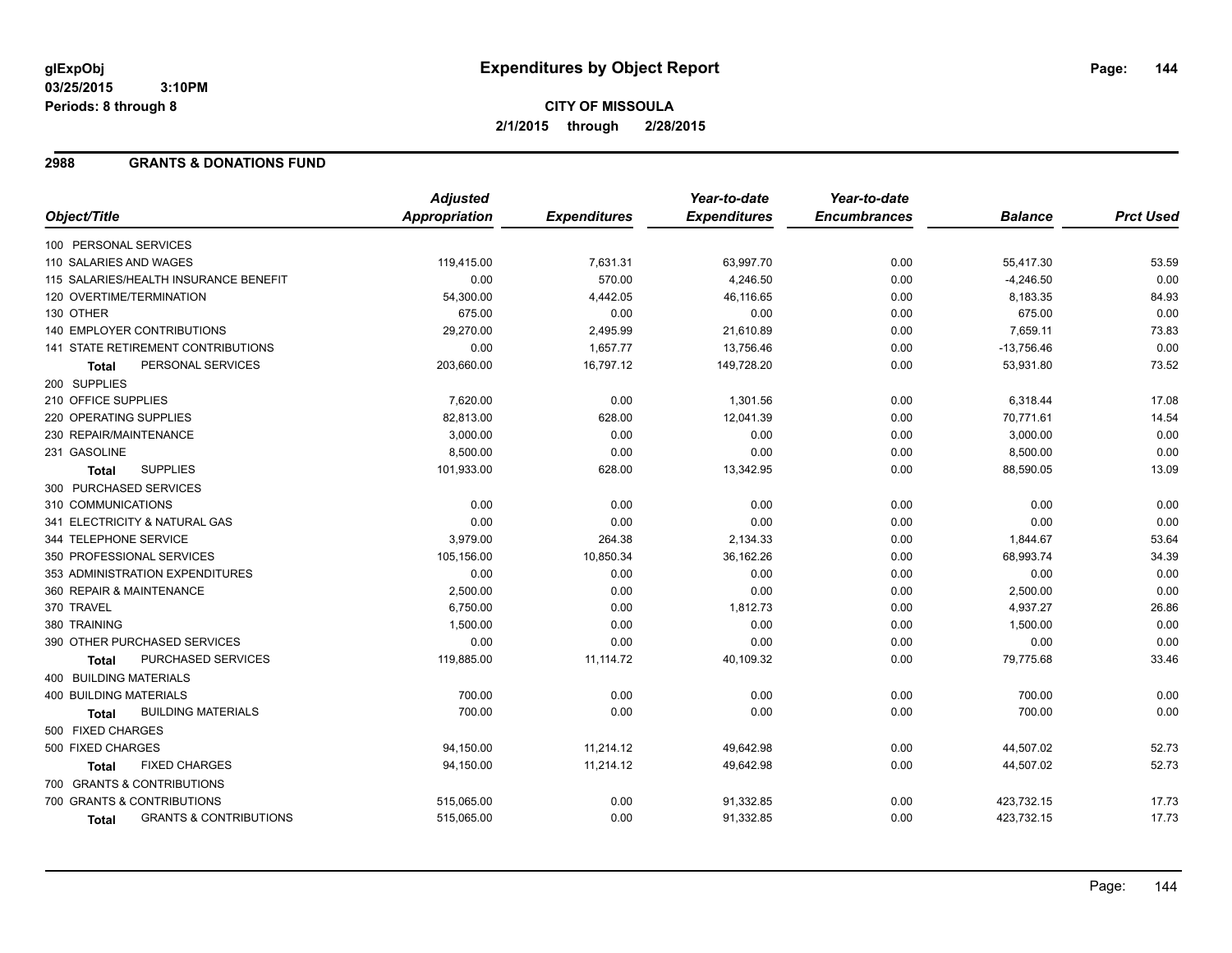**glExpObj** 
**03/25/2015 3:10PM** 
**Periods: 8 through 8**

# Expenditures by Object Report

**CITY OF MISSOULA**
**2/1/2015 through 2/28/2015**

## 2988 GRANTS & DONATIONS FUND

| Object/Title | Adjusted Appropriation | Expenditures | Year-to-date Expenditures | Year-to-date Encumbrances | Balance | Prct Used |
|---|---|---|---|---|---|---|
| 100 PERSONAL SERVICES | | | | | | |
| 110 SALARIES AND WAGES | 119,415.00 | 7,631.31 | 63,997.70 | 0.00 | 55,417.30 | 53.59 |
| 115 SALARIES/HEALTH INSURANCE BENEFIT | 0.00 | 570.00 | 4,246.50 | 0.00 | -4,246.50 | 0.00 |
| 120 OVERTIME/TERMINATION | 54,300.00 | 4,442.05 | 46,116.65 | 0.00 | 8,183.35 | 84.93 |
| 130 OTHER | 675.00 | 0.00 | 0.00 | 0.00 | 675.00 | 0.00 |
| 140 EMPLOYER CONTRIBUTIONS | 29,270.00 | 2,495.99 | 21,610.89 | 0.00 | 7,659.11 | 73.83 |
| 141 STATE RETIREMENT CONTRIBUTIONS | 0.00 | 1,657.77 | 13,756.46 | 0.00 | -13,756.46 | 0.00 |
| **Total** PERSONAL SERVICES | 203,660.00 | 16,797.12 | 149,728.20 | 0.00 | 53,931.80 | 73.52 |
| 200 SUPPLIES | | | | | | |
| 210 OFFICE SUPPLIES | 7,620.00 | 0.00 | 1,301.56 | 0.00 | 6,318.44 | 17.08 |
| 220 OPERATING SUPPLIES | 82,813.00 | 628.00 | 12,041.39 | 0.00 | 70,771.61 | 14.54 |
| 230 REPAIR/MAINTENANCE | 3,000.00 | 0.00 | 0.00 | 0.00 | 3,000.00 | 0.00 |
| 231 GASOLINE | 8,500.00 | 0.00 | 0.00 | 0.00 | 8,500.00 | 0.00 |
| **Total** SUPPLIES | 101,933.00 | 628.00 | 13,342.95 | 0.00 | 88,590.05 | 13.09 |
| 300 PURCHASED SERVICES | | | | | | |
| 310 COMMUNICATIONS | 0.00 | 0.00 | 0.00 | 0.00 | 0.00 | 0.00 |
| 341 ELECTRICITY & NATURAL GAS | 0.00 | 0.00 | 0.00 | 0.00 | 0.00 | 0.00 |
| 344 TELEPHONE SERVICE | 3,979.00 | 264.38 | 2,134.33 | 0.00 | 1,844.67 | 53.64 |
| 350 PROFESSIONAL SERVICES | 105,156.00 | 10,850.34 | 36,162.26 | 0.00 | 68,993.74 | 34.39 |
| 353 ADMINISTRATION EXPENDITURES | 0.00 | 0.00 | 0.00 | 0.00 | 0.00 | 0.00 |
| 360 REPAIR & MAINTENANCE | 2,500.00 | 0.00 | 0.00 | 0.00 | 2,500.00 | 0.00 |
| 370 TRAVEL | 6,750.00 | 0.00 | 1,812.73 | 0.00 | 4,937.27 | 26.86 |
| 380 TRAINING | 1,500.00 | 0.00 | 0.00 | 0.00 | 1,500.00 | 0.00 |
| 390 OTHER PURCHASED SERVICES | 0.00 | 0.00 | 0.00 | 0.00 | 0.00 | 0.00 |
| **Total** PURCHASED SERVICES | 119,885.00 | 11,114.72 | 40,109.32 | 0.00 | 79,775.68 | 33.46 |
| 400 BUILDING MATERIALS | | | | | | |
| 400 BUILDING MATERIALS | 700.00 | 0.00 | 0.00 | 0.00 | 700.00 | 0.00 |
| **Total** BUILDING MATERIALS | 700.00 | 0.00 | 0.00 | 0.00 | 700.00 | 0.00 |
| 500 FIXED CHARGES | | | | | | |
| 500 FIXED CHARGES | 94,150.00 | 11,214.12 | 49,642.98 | 0.00 | 44,507.02 | 52.73 |
| **Total** FIXED CHARGES | 94,150.00 | 11,214.12 | 49,642.98 | 0.00 | 44,507.02 | 52.73 |
| 700 GRANTS & CONTRIBUTIONS | | | | | | |
| 700 GRANTS & CONTRIBUTIONS | 515,065.00 | 0.00 | 91,332.85 | 0.00 | 423,732.15 | 17.73 |
| **Total** GRANTS & CONTRIBUTIONS | 515,065.00 | 0.00 | 91,332.85 | 0.00 | 423,732.15 | 17.73 |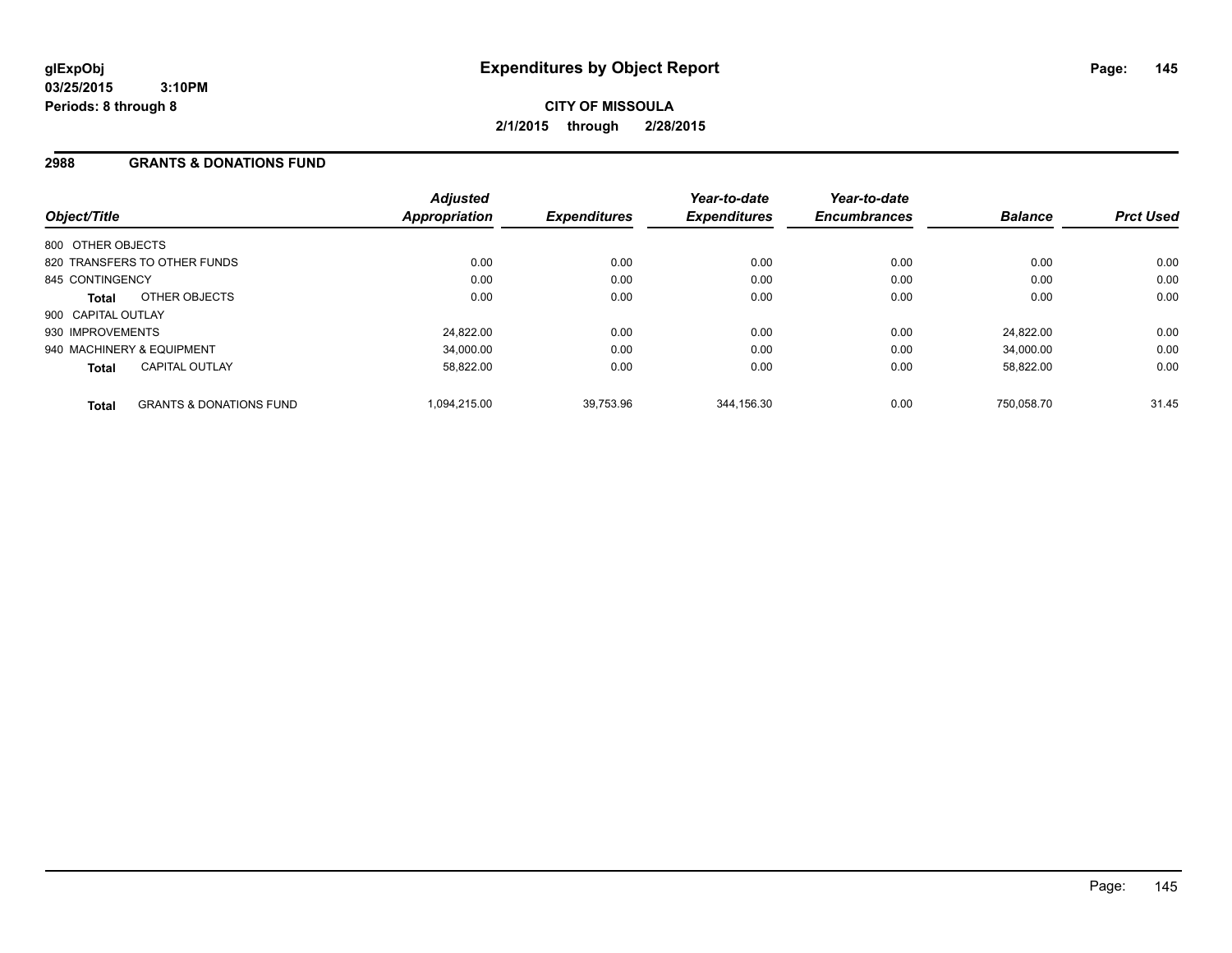**glExpObj**
**03/25/2015 3:10PM**
**Periods: 8 through 8**

# Expenditures by Object Report

**CITY OF MISSOULA**
**2/1/2015 through 2/28/2015**

## 2988 GRANTS & DONATIONS FUND

| Object/Title | Adjusted Appropriation | Expenditures | Year-to-date Expenditures | Year-to-date Encumbrances | Balance | Prct Used |
|---|---|---|---|---|---|---|
| 800 OTHER OBJECTS | | | | | | |
| 820 TRANSFERS TO OTHER FUNDS | 0.00 | 0.00 | 0.00 | 0.00 | 0.00 | 0.00 |
| 845 CONTINGENCY | 0.00 | 0.00 | 0.00 | 0.00 | 0.00 | 0.00 |
| **Total** OTHER OBJECTS | 0.00 | 0.00 | 0.00 | 0.00 | 0.00 | 0.00 |
| 900 CAPITAL OUTLAY | | | | | | |
| 930 IMPROVEMENTS | 24,822.00 | 0.00 | 0.00 | 0.00 | 24,822.00 | 0.00 |
| 940 MACHINERY & EQUIPMENT | 34,000.00 | 0.00 | 0.00 | 0.00 | 34,000.00 | 0.00 |
| **Total** CAPITAL OUTLAY | 58,822.00 | 0.00 | 0.00 | 0.00 | 58,822.00 | 0.00 |
| **Total** GRANTS & DONATIONS FUND | 1,094,215.00 | 39,753.96 | 344,156.30 | 0.00 | 750,058.70 | 31.45 |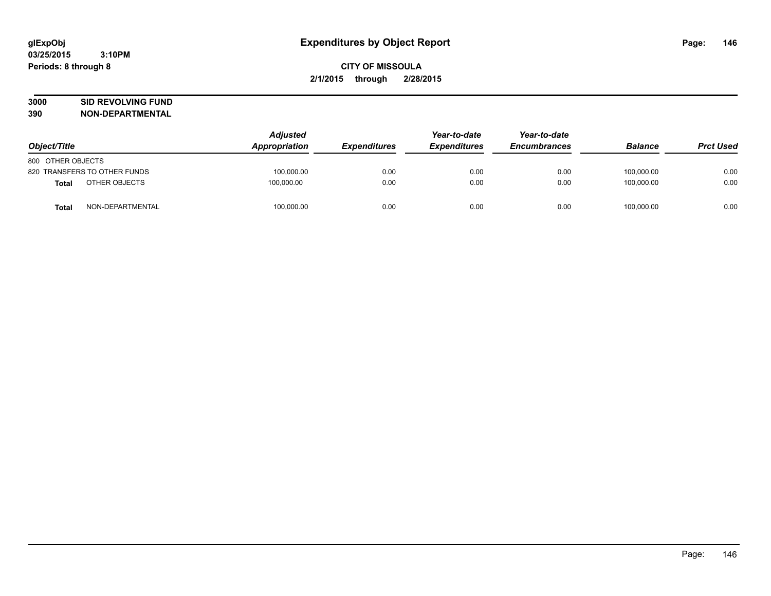**glExpObj**
**03/25/2015 3:10PM**
**Periods: 8 through 8**

# Expenditures by Object Report

**CITY OF MISSOULA**
**2/1/2015 through 2/28/2015**

**3000 SID REVOLVING FUND**
**390 NON-DEPARTMENTAL**

| Object/Title | Adjusted Appropriation | Expenditures | Year-to-date Expenditures | Year-to-date Encumbrances | Balance | Prct Used |
|---|---|---|---|---|---|---|
| 800 OTHER OBJECTS | | | | | | |
| 820 TRANSFERS TO OTHER FUNDS | 100,000.00 | 0.00 | 0.00 | 0.00 | 100,000.00 | 0.00 |
| **Total** OTHER OBJECTS | 100,000.00 | 0.00 | 0.00 | 0.00 | 100,000.00 | 0.00 |
| **Total** NON-DEPARTMENTAL | 100,000.00 | 0.00 | 0.00 | 0.00 | 100,000.00 | 0.00 |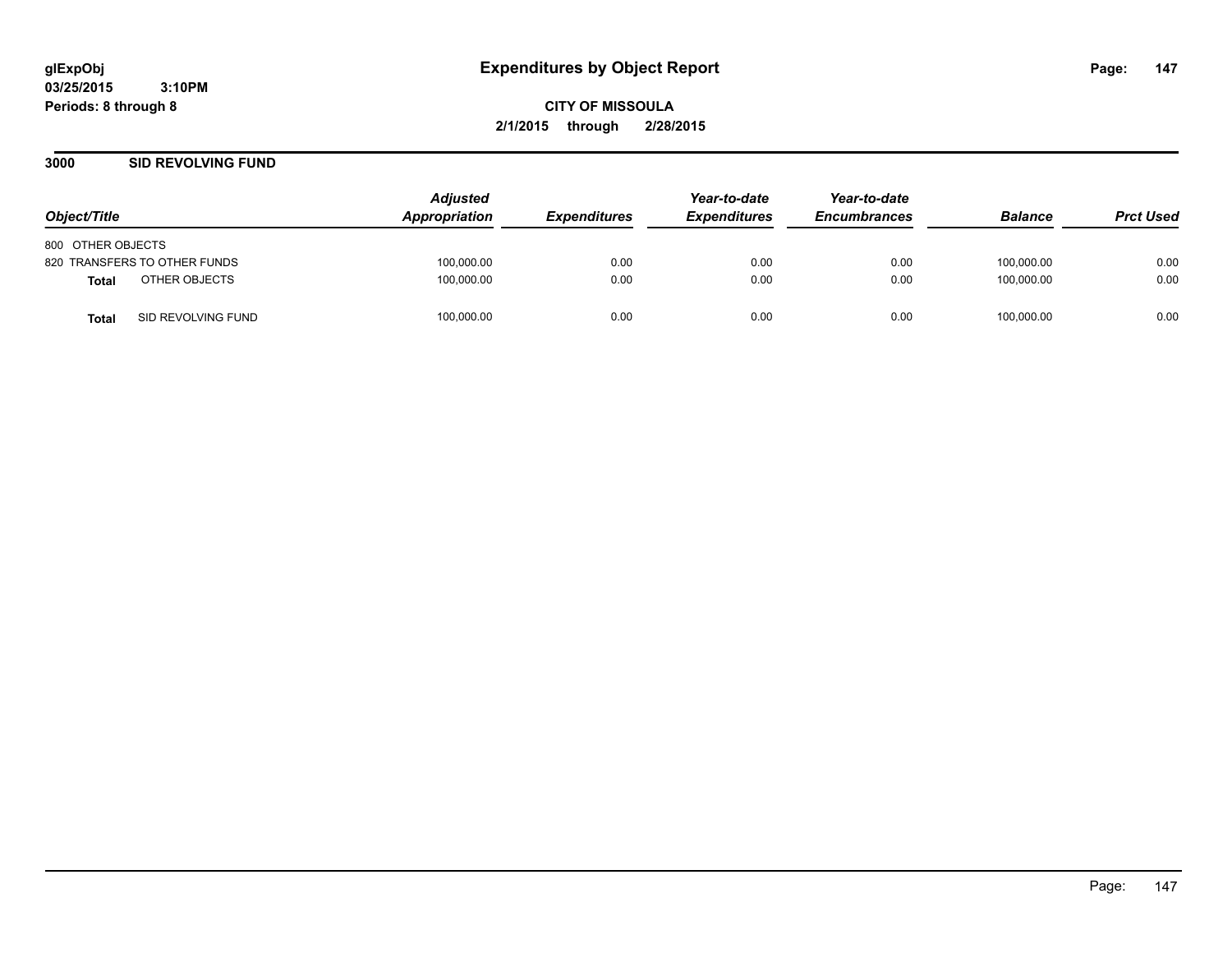glExpObj
03/25/2015 3:10PM
Periods: 8 through 8

# Expenditures by Object Report

**CITY OF MISSOULA**
**2/1/2015 through 2/28/2015**

## 3000 SID REVOLVING FUND

| Object/Title | | Adjusted Appropriation | Expenditures | Year-to-date Expenditures | Year-to-date Encumbrances | Balance | Prct Used |
|---|---|---|---|---|---|---|---|
| 800 OTHER OBJECTS | | | | | | | |
| 820 TRANSFERS TO OTHER FUNDS | | 100,000.00 | 0.00 | 0.00 | 0.00 | 100,000.00 | 0.00 |
| **Total** | OTHER OBJECTS | 100,000.00 | 0.00 | 0.00 | 0.00 | 100,000.00 | 0.00 |
| **Total** | SID REVOLVING FUND | 100,000.00 | 0.00 | 0.00 | 0.00 | 100,000.00 | 0.00 |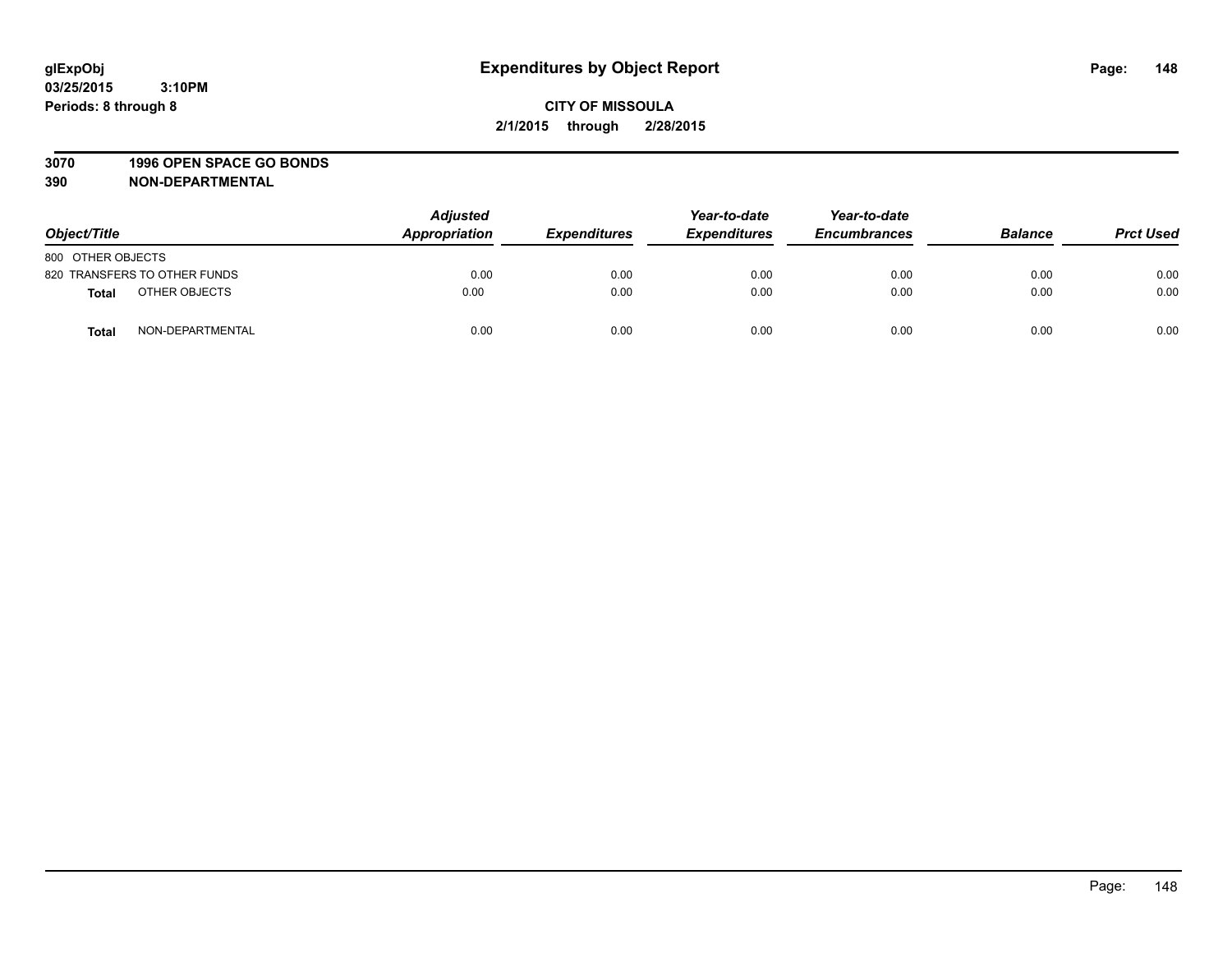**glExpObj**
**03/25/2015 3:10PM**
**Periods: 8 through 8**

# Expenditures by Object Report

**CITY OF MISSOULA**
**2/1/2015 through 2/28/2015**

**3070 1996 OPEN SPACE GO BONDS**
**390 NON-DEPARTMENTAL**

| Object/Title | | Adjusted Appropriation | Expenditures | Year-to-date Expenditures | Year-to-date Encumbrances | Balance | Prct Used |
|---|---|---|---|---|---|---|---|
| 800 OTHER OBJECTS | | | | | | | |
| 820 TRANSFERS TO OTHER FUNDS | | 0.00 | 0.00 | 0.00 | 0.00 | 0.00 | 0.00 |
| **Total** | OTHER OBJECTS | 0.00 | 0.00 | 0.00 | 0.00 | 0.00 | 0.00 |
| **Total** | NON-DEPARTMENTAL | 0.00 | 0.00 | 0.00 | 0.00 | 0.00 | 0.00 |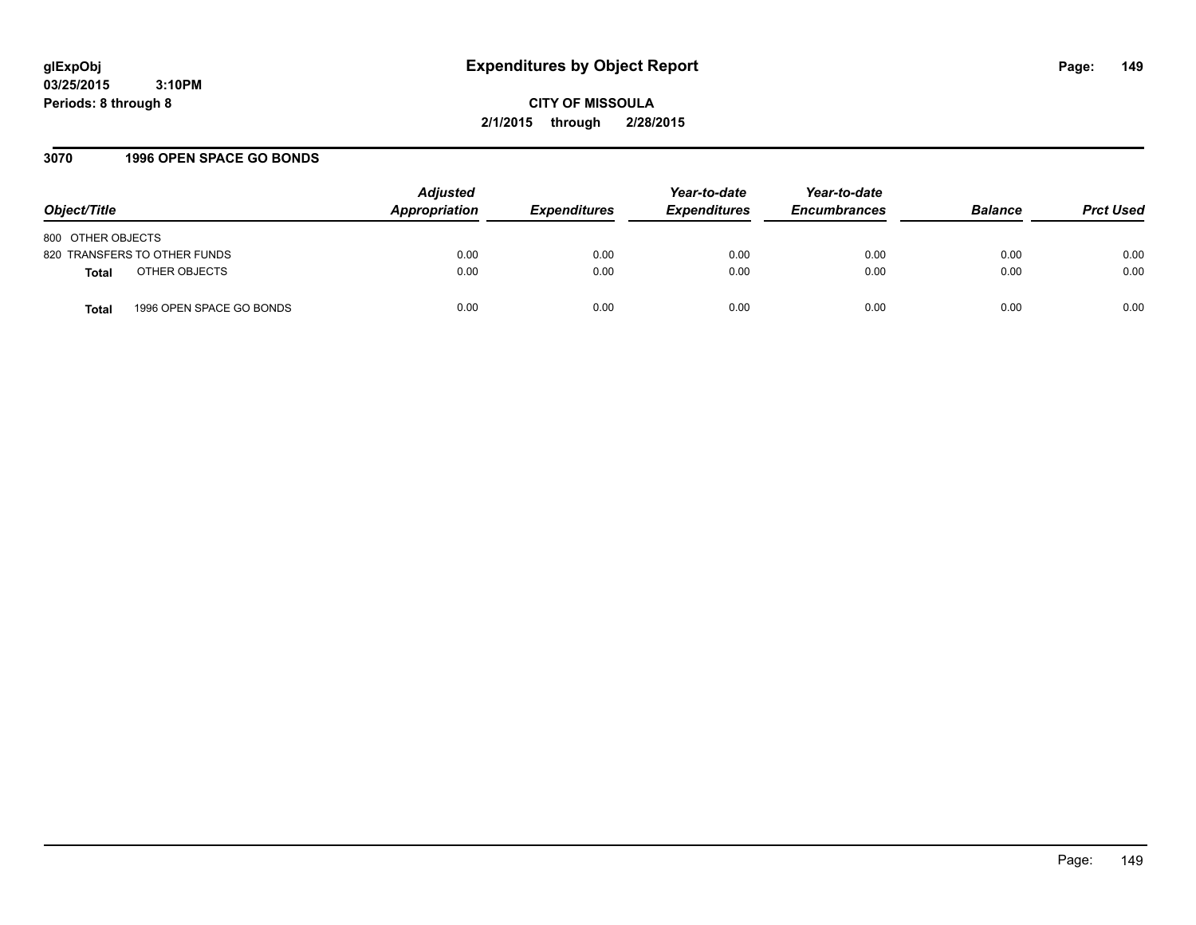# Expenditures by Object Report

glExpObj
03/25/2015 3:10PM
Periods: 8 through 8

**CITY OF MISSOULA**
**2/1/2015 through 2/28/2015**

## 3070 1996 OPEN SPACE GO BONDS

| Object/Title | Adjusted Appropriation | Expenditures | Year-to-date Expenditures | Year-to-date Encumbrances | Balance | Prct Used |
|---|---|---|---|---|---|---|
| 800 OTHER OBJECTS | | | | | | |
| 820 TRANSFERS TO OTHER FUNDS | 0.00 | 0.00 | 0.00 | 0.00 | 0.00 | 0.00 |
| **Total** OTHER OBJECTS | 0.00 | 0.00 | 0.00 | 0.00 | 0.00 | 0.00 |
| **Total** 1996 OPEN SPACE GO BONDS | 0.00 | 0.00 | 0.00 | 0.00 | 0.00 | 0.00 |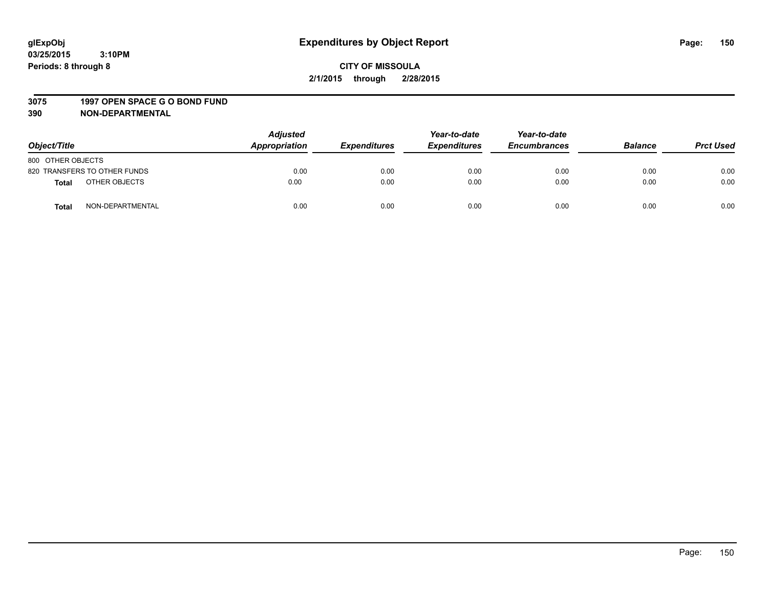# Expenditures by Object Report

glExpObj
03/25/2015 3:10PM
Periods: 8 through 8

**CITY OF MISSOULA**
**2/1/2015 through 2/28/2015**

**3075 1997 OPEN SPACE G O BOND FUND**
**390 NON-DEPARTMENTAL**

| Object/Title | Adjusted Appropriation | Expenditures | Year-to-date Expenditures | Year-to-date Encumbrances | Balance | Prct Used |
|---|---|---|---|---|---|---|
| 800 OTHER OBJECTS | | | | | | |
| 820 TRANSFERS TO OTHER FUNDS | 0.00 | 0.00 | 0.00 | 0.00 | 0.00 | 0.00 |
| **Total** OTHER OBJECTS | 0.00 | 0.00 | 0.00 | 0.00 | 0.00 | 0.00 |
| **Total** NON-DEPARTMENTAL | 0.00 | 0.00 | 0.00 | 0.00 | 0.00 | 0.00 |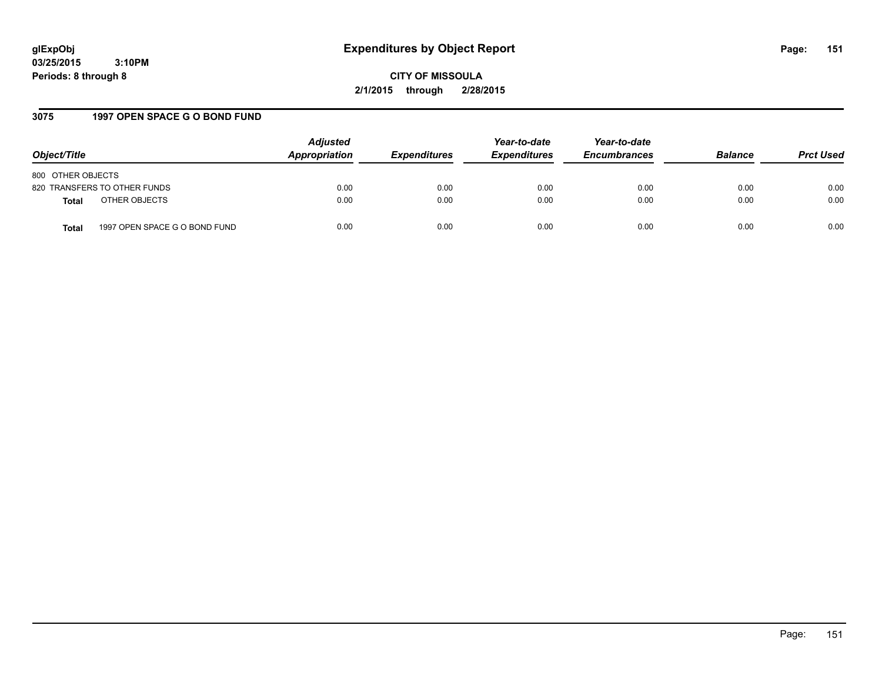# Expenditures by Object Report

glExpObj
03/25/2015 3:10PM
Periods: 8 through 8

**CITY OF MISSOULA**
**2/1/2015 through 2/28/2015**

## 3075 1997 OPEN SPACE G O BOND FUND

| Object/Title | | Adjusted Appropriation | Expenditures | Year-to-date Expenditures | Year-to-date Encumbrances | Balance | Prct Used |
|---|---|---|---|---|---|---|---|
| 800 OTHER OBJECTS | | | | | | | |
| 820 TRANSFERS TO OTHER FUNDS | | 0.00 | 0.00 | 0.00 | 0.00 | 0.00 | 0.00 |
| **Total** | OTHER OBJECTS | 0.00 | 0.00 | 0.00 | 0.00 | 0.00 | 0.00 |
| **Total** | 1997 OPEN SPACE G O BOND FUND | 0.00 | 0.00 | 0.00 | 0.00 | 0.00 | 0.00 |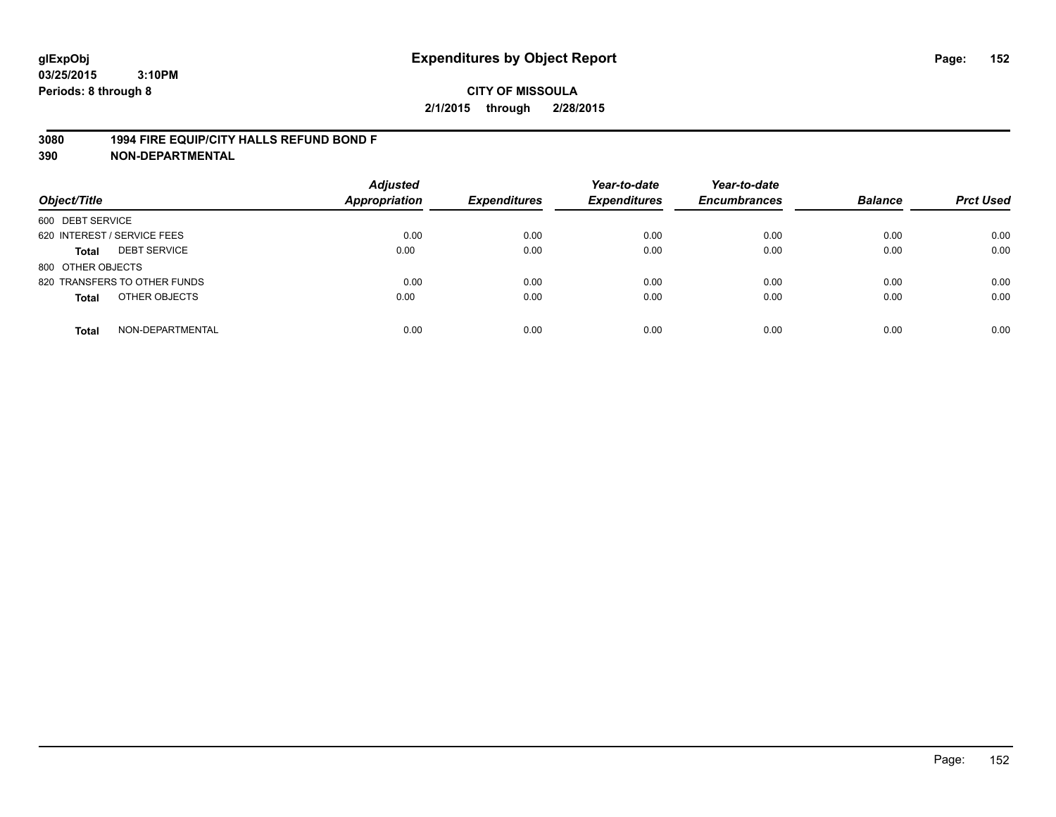**glExpObj** **Expenditures by Object Report**

**03/25/2015 3:10PM**

**Periods: 8 through 8**

**CITY OF MISSOULA**

**2/1/2015 through 2/28/2015**

**3080 1994 FIRE EQUIP/CITY HALLS REFUND BOND F**

**390 NON-DEPARTMENTAL**

| Object/Title | | Adjusted Appropriation | Expenditures | Year-to-date Expenditures | Year-to-date Encumbrances | Balance | Prct Used |
|---|---|---|---|---|---|---|---|
| 600 DEBT SERVICE | | | | | | | |
| 620 INTEREST / SERVICE FEES | | 0.00 | 0.00 | 0.00 | 0.00 | 0.00 | 0.00 |
| **Total** | DEBT SERVICE | 0.00 | 0.00 | 0.00 | 0.00 | 0.00 | 0.00 |
| 800 OTHER OBJECTS | | | | | | | |
| 820 TRANSFERS TO OTHER FUNDS | | 0.00 | 0.00 | 0.00 | 0.00 | 0.00 | 0.00 |
| **Total** | OTHER OBJECTS | 0.00 | 0.00 | 0.00 | 0.00 | 0.00 | 0.00 |
| **Total** | NON-DEPARTMENTAL | 0.00 | 0.00 | 0.00 | 0.00 | 0.00 | 0.00 |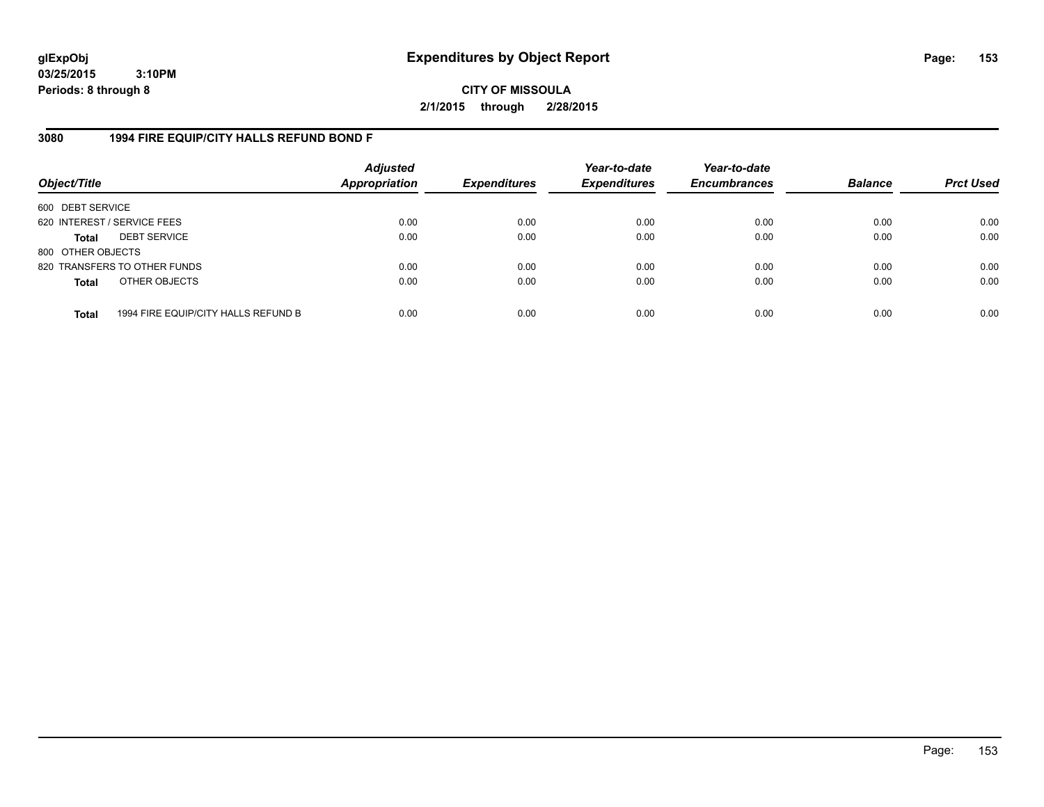**glExpObj**
**03/25/2015 3:10PM**
**Periods: 8 through 8**

# Expenditures by Object Report

**CITY OF MISSOULA**
**2/1/2015 through 2/28/2015**

## 3080 1994 FIRE EQUIP/CITY HALLS REFUND BOND F

| Object/Title | | Adjusted Appropriation | Expenditures | Year-to-date Expenditures | Year-to-date Encumbrances | Balance | Prct Used |
|---|---|---|---|---|---|---|---|
| 600 DEBT SERVICE | | | | | | | |
| 620 INTEREST / SERVICE FEES | | 0.00 | 0.00 | 0.00 | 0.00 | 0.00 | 0.00 |
| **Total** | DEBT SERVICE | 0.00 | 0.00 | 0.00 | 0.00 | 0.00 | 0.00 |
| 800 OTHER OBJECTS | | | | | | | |
| 820 TRANSFERS TO OTHER FUNDS | | 0.00 | 0.00 | 0.00 | 0.00 | 0.00 | 0.00 |
| **Total** | OTHER OBJECTS | 0.00 | 0.00 | 0.00 | 0.00 | 0.00 | 0.00 |
| **Total** | 1994 FIRE EQUIP/CITY HALLS REFUND B | 0.00 | 0.00 | 0.00 | 0.00 | 0.00 | 0.00 |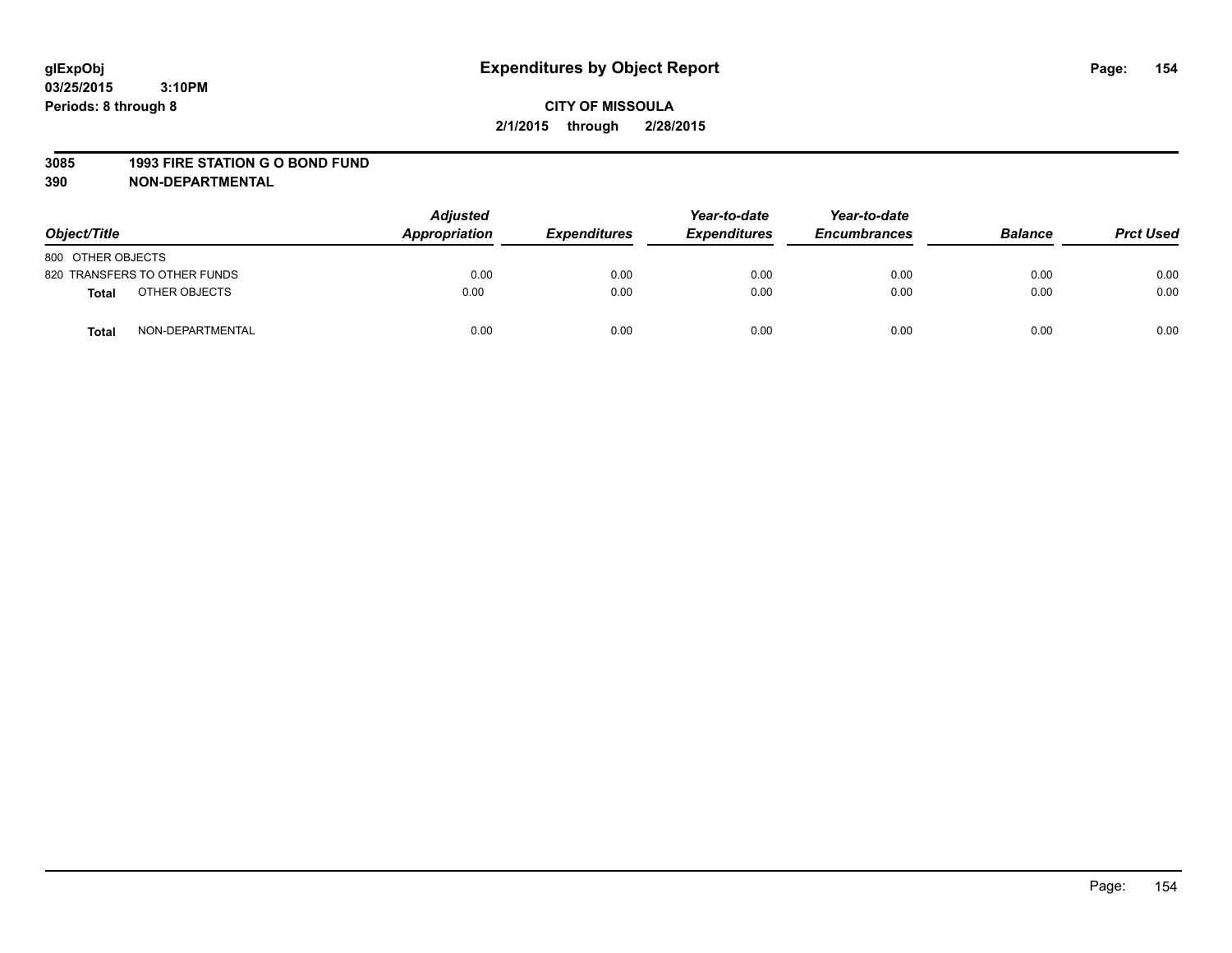# Expenditures by Object Report

**glExpObj**
**03/25/2015 3:10PM**
**Periods: 8 through 8**

**CITY OF MISSOULA**
**2/1/2015 through 2/28/2015**

**3085 1993 FIRE STATION G O BOND FUND**
**390 NON-DEPARTMENTAL**

| Object/Title | Adjusted Appropriation | Expenditures | Year-to-date Expenditures | Year-to-date Encumbrances | Balance | Prct Used |
|---|---|---|---|---|---|---|
| 800 OTHER OBJECTS | | | | | | |
| 820 TRANSFERS TO OTHER FUNDS | 0.00 | 0.00 | 0.00 | 0.00 | 0.00 | 0.00 |
| **Total** OTHER OBJECTS | 0.00 | 0.00 | 0.00 | 0.00 | 0.00 | 0.00 |
| **Total** NON-DEPARTMENTAL | 0.00 | 0.00 | 0.00 | 0.00 | 0.00 | 0.00 |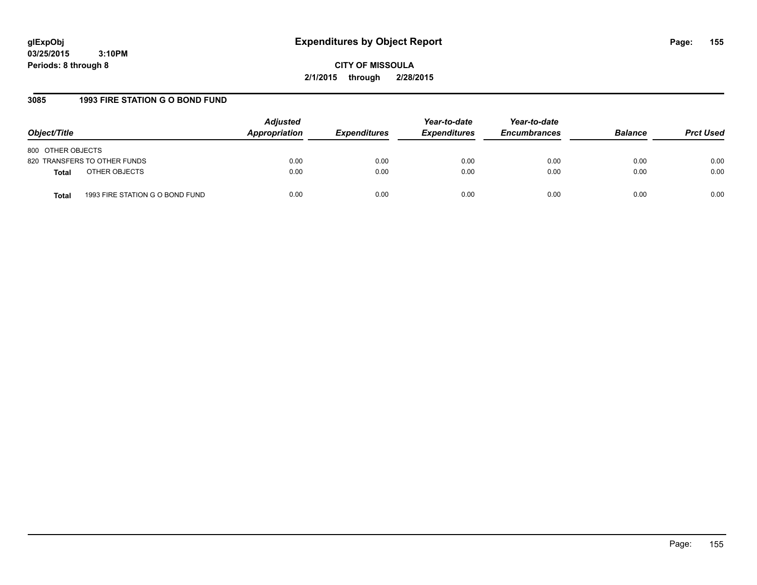# Expenditures by Object Report

glExpObj
03/25/2015 3:10PM
Periods: 8 through 8

**CITY OF MISSOULA**
**2/1/2015 through 2/28/2015**

### 3085 1993 FIRE STATION G O BOND FUND

| Object/Title | Adjusted Appropriation | Expenditures | Year-to-date Expenditures | Year-to-date Encumbrances | Balance | Prct Used |
|---|---|---|---|---|---|---|
| 800 OTHER OBJECTS | | | | | | |
| 820 TRANSFERS TO OTHER FUNDS | 0.00 | 0.00 | 0.00 | 0.00 | 0.00 | 0.00 |
| **Total** OTHER OBJECTS | 0.00 | 0.00 | 0.00 | 0.00 | 0.00 | 0.00 |
| **Total** 1993 FIRE STATION G O BOND FUND | 0.00 | 0.00 | 0.00 | 0.00 | 0.00 | 0.00 |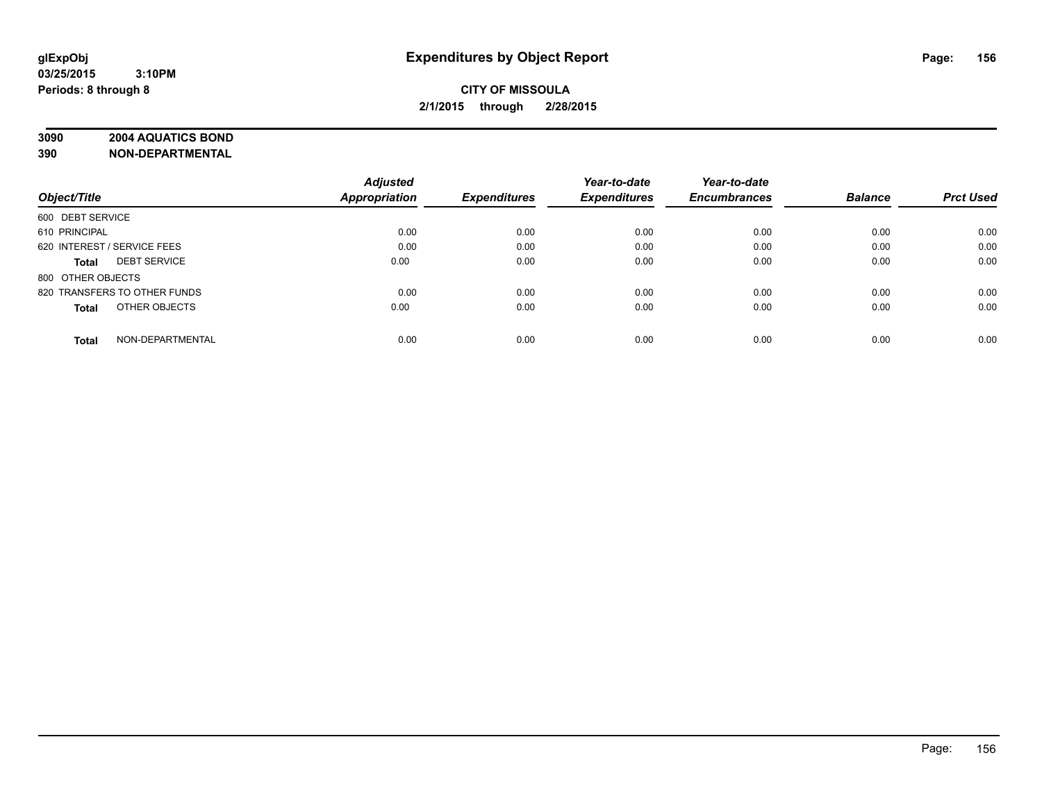**glExpObj**
**03/25/2015 3:10PM**
**Periods: 8 through 8**

# Expenditures by Object Report

**CITY OF MISSOULA**
**2/1/2015 through 2/28/2015**

**3090 2004 AQUATICS BOND**
**390 NON-DEPARTMENTAL**

| Object/Title | Adjusted Appropriation | Expenditures | Year-to-date Expenditures | Year-to-date Encumbrances | Balance | Prct Used |
|---|---|---|---|---|---|---|
| 600 DEBT SERVICE | | | | | | |
| 610 PRINCIPAL | 0.00 | 0.00 | 0.00 | 0.00 | 0.00 | 0.00 |
| 620 INTEREST / SERVICE FEES | 0.00 | 0.00 | 0.00 | 0.00 | 0.00 | 0.00 |
| **Total** DEBT SERVICE | 0.00 | 0.00 | 0.00 | 0.00 | 0.00 | 0.00 |
| 800 OTHER OBJECTS | | | | | | |
| 820 TRANSFERS TO OTHER FUNDS | 0.00 | 0.00 | 0.00 | 0.00 | 0.00 | 0.00 |
| **Total** OTHER OBJECTS | 0.00 | 0.00 | 0.00 | 0.00 | 0.00 | 0.00 |
| **Total** NON-DEPARTMENTAL | 0.00 | 0.00 | 0.00 | 0.00 | 0.00 | 0.00 |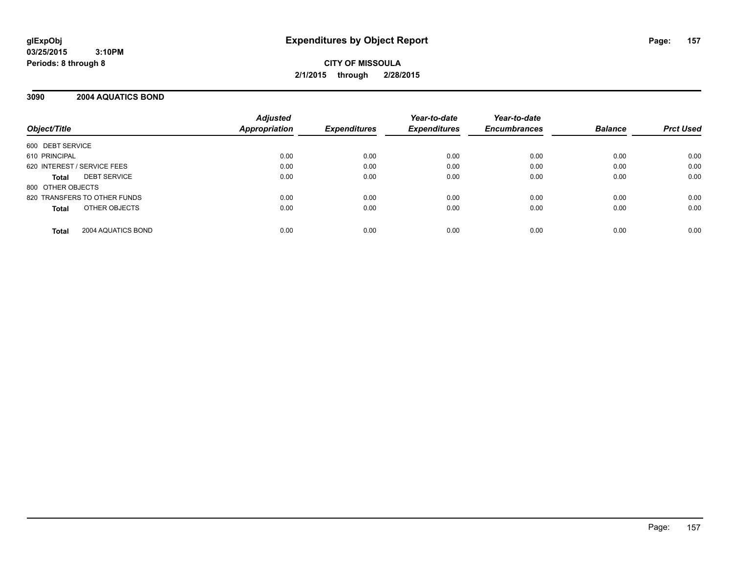# Expenditures by Object Report

glExpObj
03/25/2015 3:10PM
Periods: 8 through 8

**CITY OF MISSOULA**
**2/1/2015 through 2/28/2015**

## 3090 2004 AQUATICS BOND

| Object/Title | Adjusted Appropriation | Expenditures | Year-to-date Expenditures | Year-to-date Encumbrances | Balance | Prct Used |
|---|---|---|---|---|---|---|
| 600 DEBT SERVICE | | | | | | |
| 610 PRINCIPAL | 0.00 | 0.00 | 0.00 | 0.00 | 0.00 | 0.00 |
| 620 INTEREST / SERVICE FEES | 0.00 | 0.00 | 0.00 | 0.00 | 0.00 | 0.00 |
| **Total** DEBT SERVICE | 0.00 | 0.00 | 0.00 | 0.00 | 0.00 | 0.00 |
| 800 OTHER OBJECTS | | | | | | |
| 820 TRANSFERS TO OTHER FUNDS | 0.00 | 0.00 | 0.00 | 0.00 | 0.00 | 0.00 |
| **Total** OTHER OBJECTS | 0.00 | 0.00 | 0.00 | 0.00 | 0.00 | 0.00 |
| **Total** 2004 AQUATICS BOND | 0.00 | 0.00 | 0.00 | 0.00 | 0.00 | 0.00 |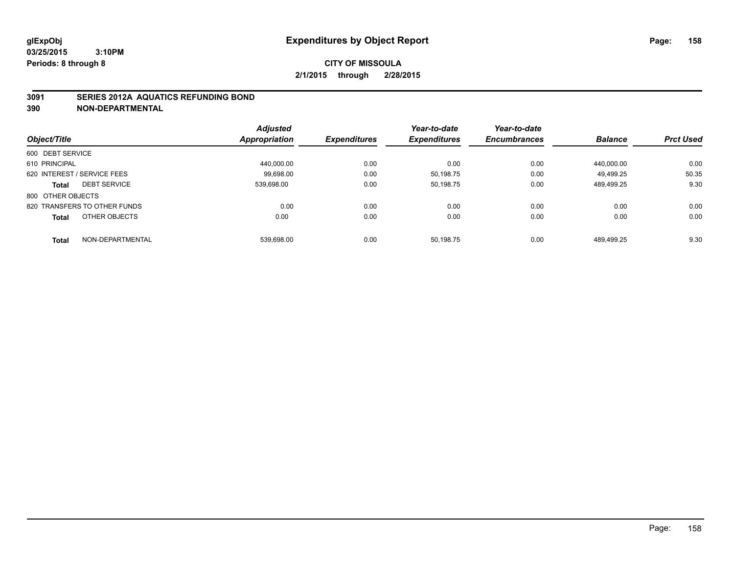**glExpObj**
**03/25/2015 3:10PM**
**Periods: 8 through 8**

# Expenditures by Object Report

**CITY OF MISSOULA**
**2/1/2015 through 2/28/2015**

## 3091 SERIES 2012A AQUATICS REFUNDING BOND
## 390 NON-DEPARTMENTAL

| Object/Title | Adjusted Appropriation | Expenditures | Year-to-date Expenditures | Year-to-date Encumbrances | Balance | Prct Used |
|---|---|---|---|---|---|---|
| 600 DEBT SERVICE | | | | | | |
| 610 PRINCIPAL | 440,000.00 | 0.00 | 0.00 | 0.00 | 440,000.00 | 0.00 |
| 620 INTEREST / SERVICE FEES | 99,698.00 | 0.00 | 50,198.75 | 0.00 | 49,499.25 | 50.35 |
| **Total** DEBT SERVICE | 539,698.00 | 0.00 | 50,198.75 | 0.00 | 489,499.25 | 9.30 |
| 800 OTHER OBJECTS | | | | | | |
| 820 TRANSFERS TO OTHER FUNDS | 0.00 | 0.00 | 0.00 | 0.00 | 0.00 | 0.00 |
| **Total** OTHER OBJECTS | 0.00 | 0.00 | 0.00 | 0.00 | 0.00 | 0.00 |
| **Total** NON-DEPARTMENTAL | 539,698.00 | 0.00 | 50,198.75 | 0.00 | 489,499.25 | 9.30 |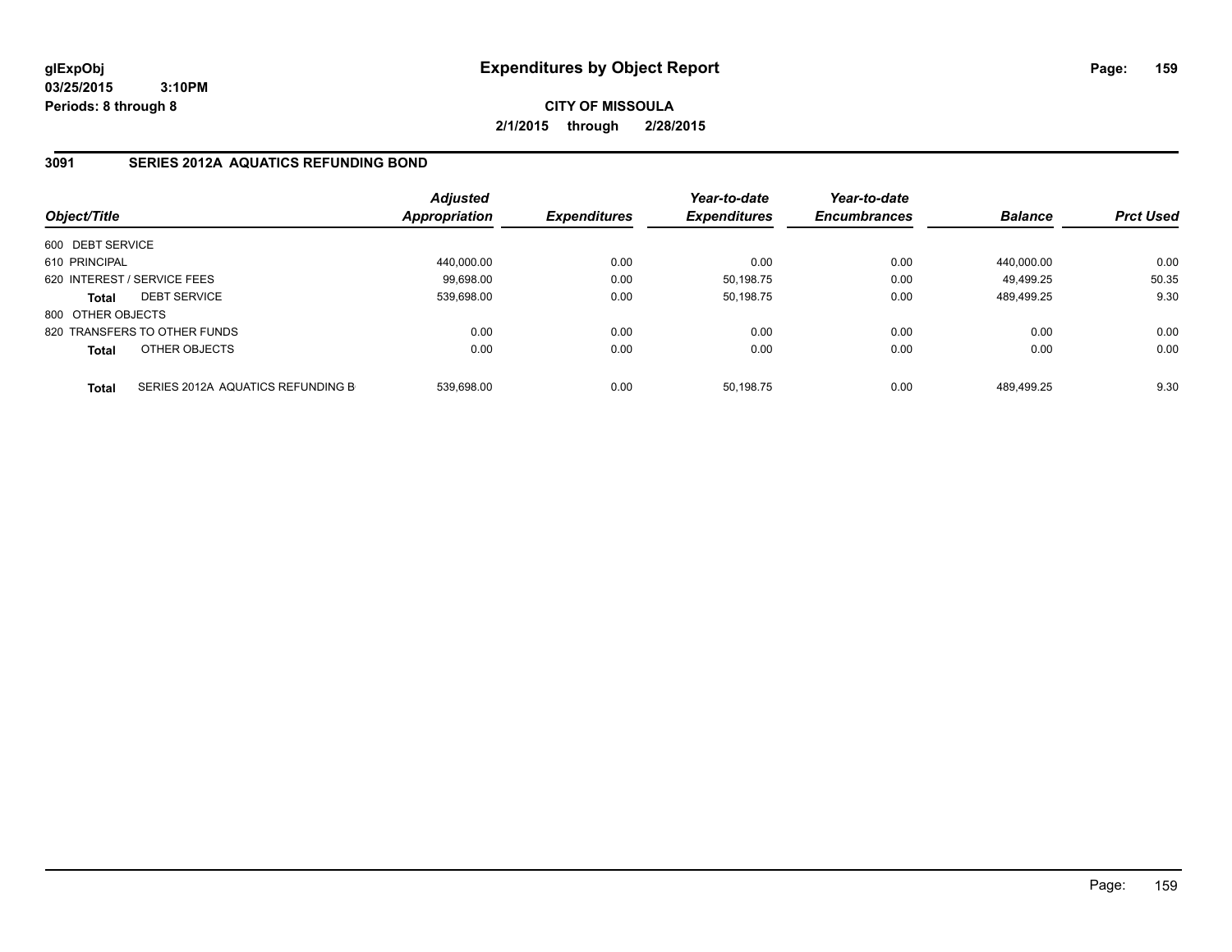glExpObj
03/25/2015 3:10PM
Periods: 8 through 8

# Expenditures by Object Report

CITY OF MISSOULA

2/1/2015 through 2/28/2015

## 3091 SERIES 2012A AQUATICS REFUNDING BOND

| Object/Title | | Adjusted Appropriation | Expenditures | Year-to-date Expenditures | Year-to-date Encumbrances | Balance | Prct Used |
|---|---|---|---|---|---|---|---|
| 600 DEBT SERVICE | | | | | | | |
| 610 PRINCIPAL | | 440,000.00 | 0.00 | 0.00 | 0.00 | 440,000.00 | 0.00 |
| 620 INTEREST / SERVICE FEES | | 99,698.00 | 0.00 | 50,198.75 | 0.00 | 49,499.25 | 50.35 |
| **Total** | DEBT SERVICE | 539,698.00 | 0.00 | 50,198.75 | 0.00 | 489,499.25 | 9.30 |
| 800 OTHER OBJECTS | | | | | | | |
| 820 TRANSFERS TO OTHER FUNDS | | 0.00 | 0.00 | 0.00 | 0.00 | 0.00 | 0.00 |
| **Total** | OTHER OBJECTS | 0.00 | 0.00 | 0.00 | 0.00 | 0.00 | 0.00 |
| **Total** | SERIES 2012A AQUATICS REFUNDING B | 539,698.00 | 0.00 | 50,198.75 | 0.00 | 489,499.25 | 9.30 |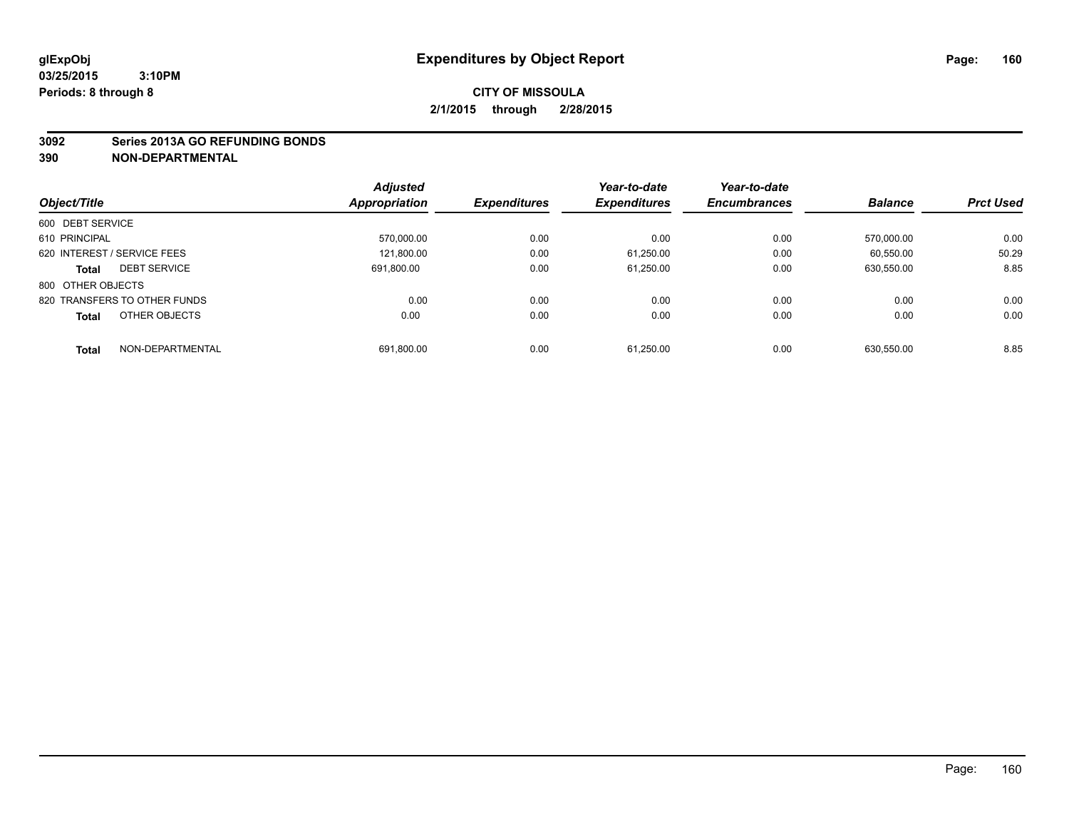**glExpObj** **Expenditures by Object Report**
**03/25/2015 3:10PM**
**Periods: 8 through 8**

**CITY OF MISSOULA**
**2/1/2015 through 2/28/2015**

**3092 Series 2013A GO REFUNDING BONDS**
**390 NON-DEPARTMENTAL**

| Object/Title | | Adjusted Appropriation | Expenditures | Year-to-date Expenditures | Year-to-date Encumbrances | Balance | Prct Used |
|---|---|---|---|---|---|---|---|
| 600 DEBT SERVICE | | | | | | | |
| 610 PRINCIPAL | | 570,000.00 | 0.00 | 0.00 | 0.00 | 570,000.00 | 0.00 |
| 620 INTEREST / SERVICE FEES | | 121,800.00 | 0.00 | 61,250.00 | 0.00 | 60,550.00 | 50.29 |
| **Total** | DEBT SERVICE | 691,800.00 | 0.00 | 61,250.00 | 0.00 | 630,550.00 | 8.85 |
| 800 OTHER OBJECTS | | | | | | | |
| 820 TRANSFERS TO OTHER FUNDS | | 0.00 | 0.00 | 0.00 | 0.00 | 0.00 | 0.00 |
| **Total** | OTHER OBJECTS | 0.00 | 0.00 | 0.00 | 0.00 | 0.00 | 0.00 |
| **Total** | NON-DEPARTMENTAL | 691,800.00 | 0.00 | 61,250.00 | 0.00 | 630,550.00 | 8.85 |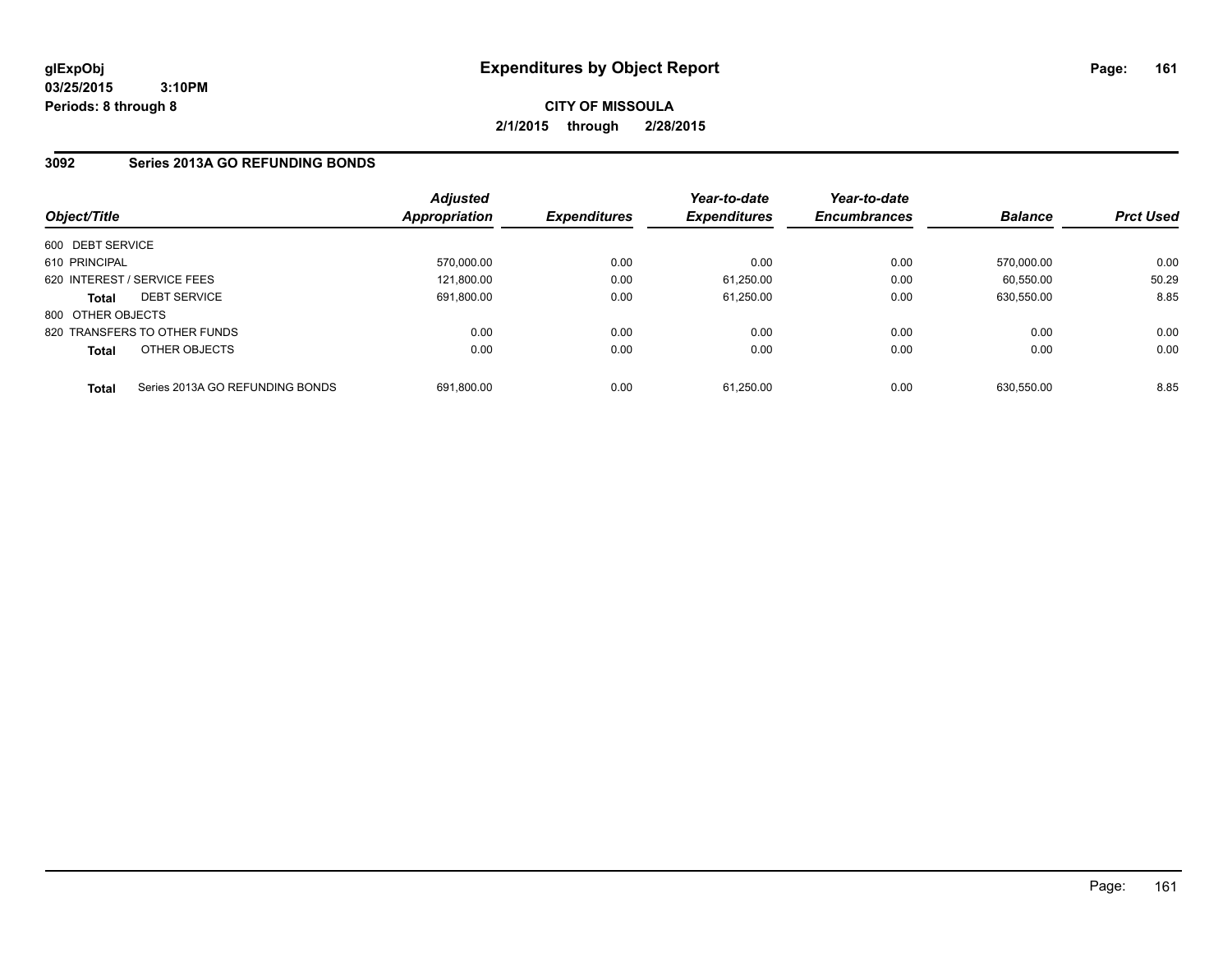glExpObj
03/25/2015 3:10PM
Periods: 8 through 8

# Expenditures by Object Report

**CITY OF MISSOULA**
**2/1/2015 through 2/28/2015**

## 3092 Series 2013A GO REFUNDING BONDS

| Object/Title | Adjusted Appropriation | Expenditures | Year-to-date Expenditures | Year-to-date Encumbrances | Balance | Prct Used |
|---|---|---|---|---|---|---|
| 600 DEBT SERVICE | | | | | | |
| 610 PRINCIPAL | 570,000.00 | 0.00 | 0.00 | 0.00 | 570,000.00 | 0.00 |
| 620 INTEREST / SERVICE FEES | 121,800.00 | 0.00 | 61,250.00 | 0.00 | 60,550.00 | 50.29 |
| **Total** DEBT SERVICE | 691,800.00 | 0.00 | 61,250.00 | 0.00 | 630,550.00 | 8.85 |
| 800 OTHER OBJECTS | | | | | | |
| 820 TRANSFERS TO OTHER FUNDS | 0.00 | 0.00 | 0.00 | 0.00 | 0.00 | 0.00 |
| **Total** OTHER OBJECTS | 0.00 | 0.00 | 0.00 | 0.00 | 0.00 | 0.00 |
| **Total** Series 2013A GO REFUNDING BONDS | 691,800.00 | 0.00 | 61,250.00 | 0.00 | 630,550.00 | 8.85 |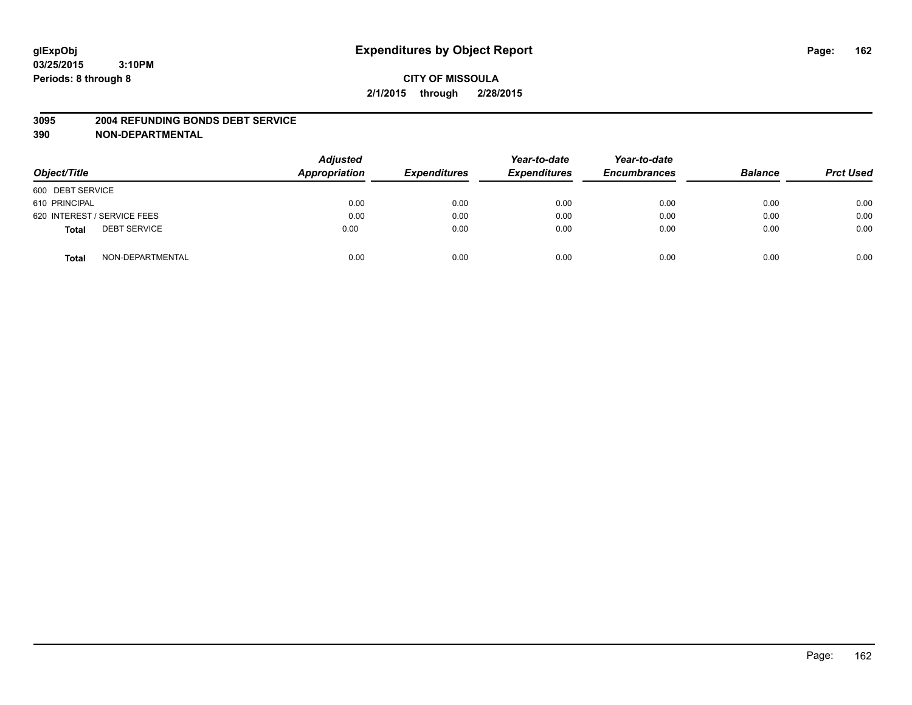glExpObj
03/25/2015 3:10PM
Periods: 8 through 8

# Expenditures by Object Report

**CITY OF MISSOULA**
**2/1/2015 through 2/28/2015**

**3095 2004 REFUNDING BONDS DEBT SERVICE**
**390 NON-DEPARTMENTAL**

| Object/Title | Adjusted Appropriation | Expenditures | Year-to-date Expenditures | Year-to-date Encumbrances | Balance | Prct Used |
|---|---|---|---|---|---|---|
| 600 DEBT SERVICE | | | | | | |
| 610 PRINCIPAL | 0.00 | 0.00 | 0.00 | 0.00 | 0.00 | 0.00 |
| 620 INTEREST / SERVICE FEES | 0.00 | 0.00 | 0.00 | 0.00 | 0.00 | 0.00 |
| **Total** DEBT SERVICE | 0.00 | 0.00 | 0.00 | 0.00 | 0.00 | 0.00 |
| **Total** NON-DEPARTMENTAL | 0.00 | 0.00 | 0.00 | 0.00 | 0.00 | 0.00 |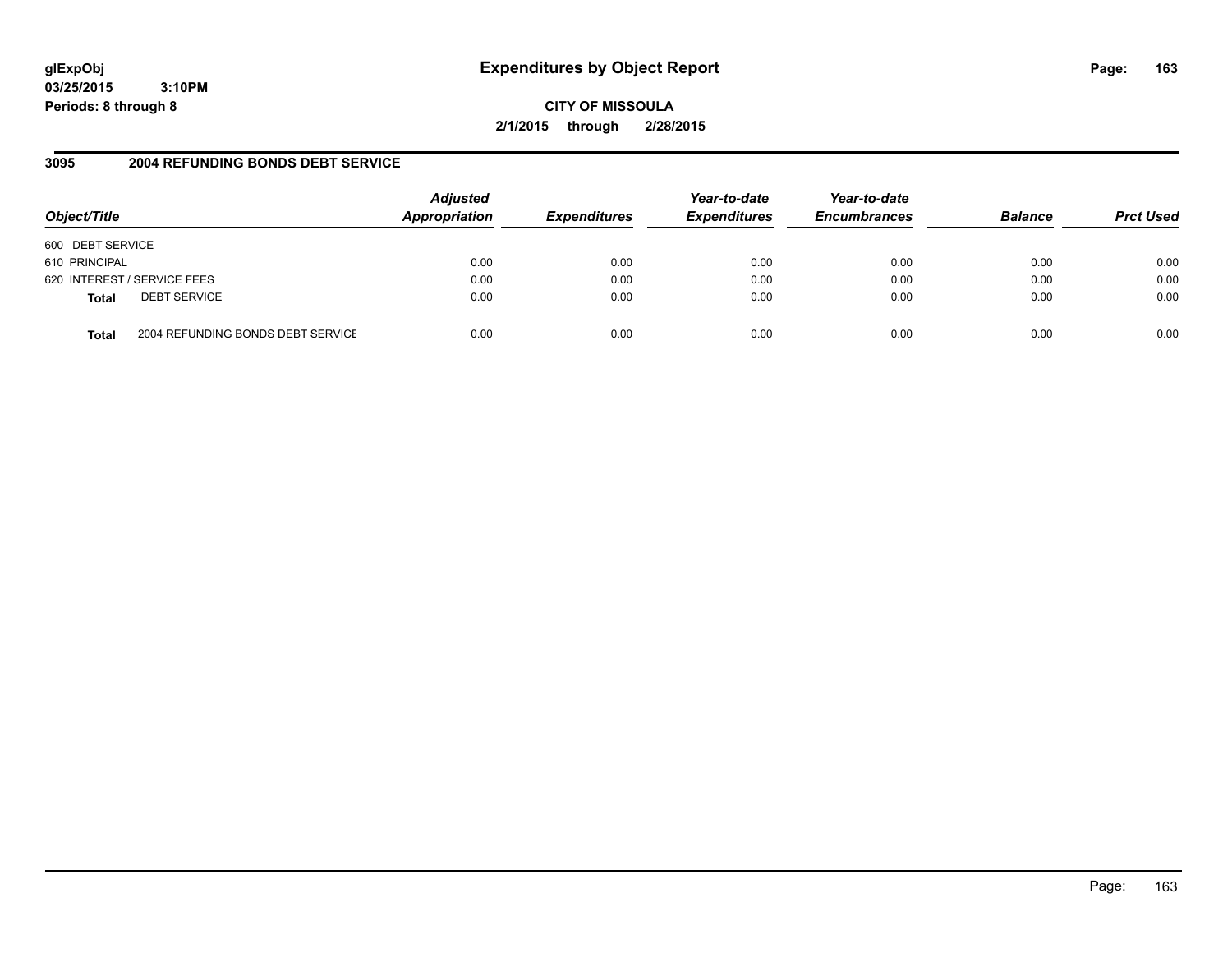# Expenditures by Object Report

glExpObj
03/25/2015 3:10PM
Periods: 8 through 8

**CITY OF MISSOULA**
**2/1/2015 through 2/28/2015**

## 3095 2004 REFUNDING BONDS DEBT SERVICE

| Object/Title | Adjusted Appropriation | Expenditures | Year-to-date Expenditures | Year-to-date Encumbrances | Balance | Prct Used |
|---|---|---|---|---|---|---|
| 600 DEBT SERVICE | | | | | | |
| 610 PRINCIPAL | 0.00 | 0.00 | 0.00 | 0.00 | 0.00 | 0.00 |
| 620 INTEREST / SERVICE FEES | 0.00 | 0.00 | 0.00 | 0.00 | 0.00 | 0.00 |
| **Total** DEBT SERVICE | 0.00 | 0.00 | 0.00 | 0.00 | 0.00 | 0.00 |
| **Total** 2004 REFUNDING BONDS DEBT SERVICE | 0.00 | 0.00 | 0.00 | 0.00 | 0.00 | 0.00 |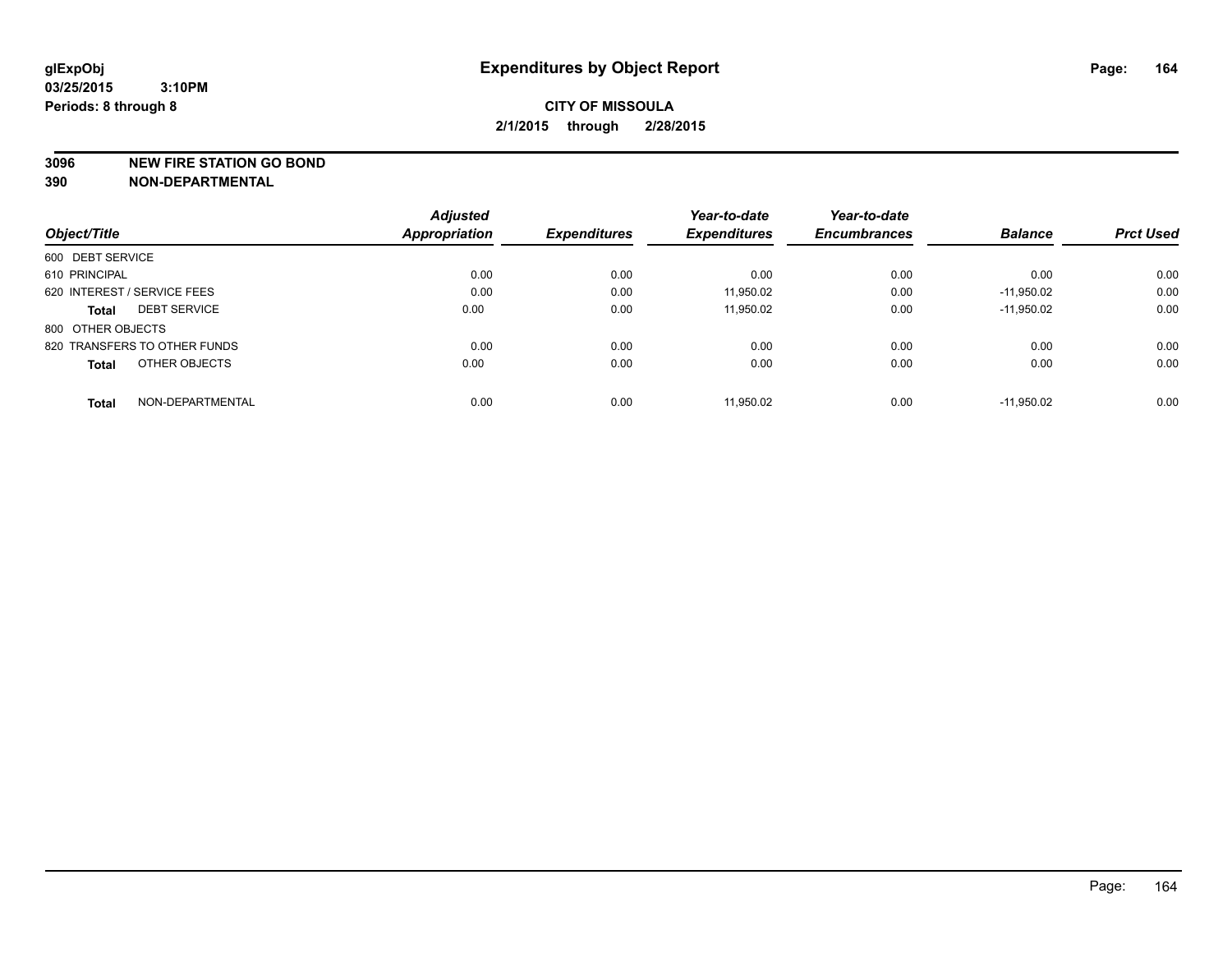# Expenditures by Object Report

glExpObj
03/25/2015 3:10PM
Periods: 8 through 8

**CITY OF MISSOULA**
**2/1/2015 through 2/28/2015**

**3096 NEW FIRE STATION GO BOND**
**390 NON-DEPARTMENTAL**

| Object/Title | Adjusted Appropriation | Expenditures | Year-to-date Expenditures | Year-to-date Encumbrances | Balance | Prct Used |
|---|---|---|---|---|---|---|
| 600 DEBT SERVICE | | | | | | |
| 610 PRINCIPAL | 0.00 | 0.00 | 0.00 | 0.00 | 0.00 | 0.00 |
| 620 INTEREST / SERVICE FEES | 0.00 | 0.00 | 11,950.02 | 0.00 | -11,950.02 | 0.00 |
| **Total** DEBT SERVICE | 0.00 | 0.00 | 11,950.02 | 0.00 | -11,950.02 | 0.00 |
| 800 OTHER OBJECTS | | | | | | |
| 820 TRANSFERS TO OTHER FUNDS | 0.00 | 0.00 | 0.00 | 0.00 | 0.00 | 0.00 |
| **Total** OTHER OBJECTS | 0.00 | 0.00 | 0.00 | 0.00 | 0.00 | 0.00 |
| **Total** NON-DEPARTMENTAL | 0.00 | 0.00 | 11,950.02 | 0.00 | -11,950.02 | 0.00 |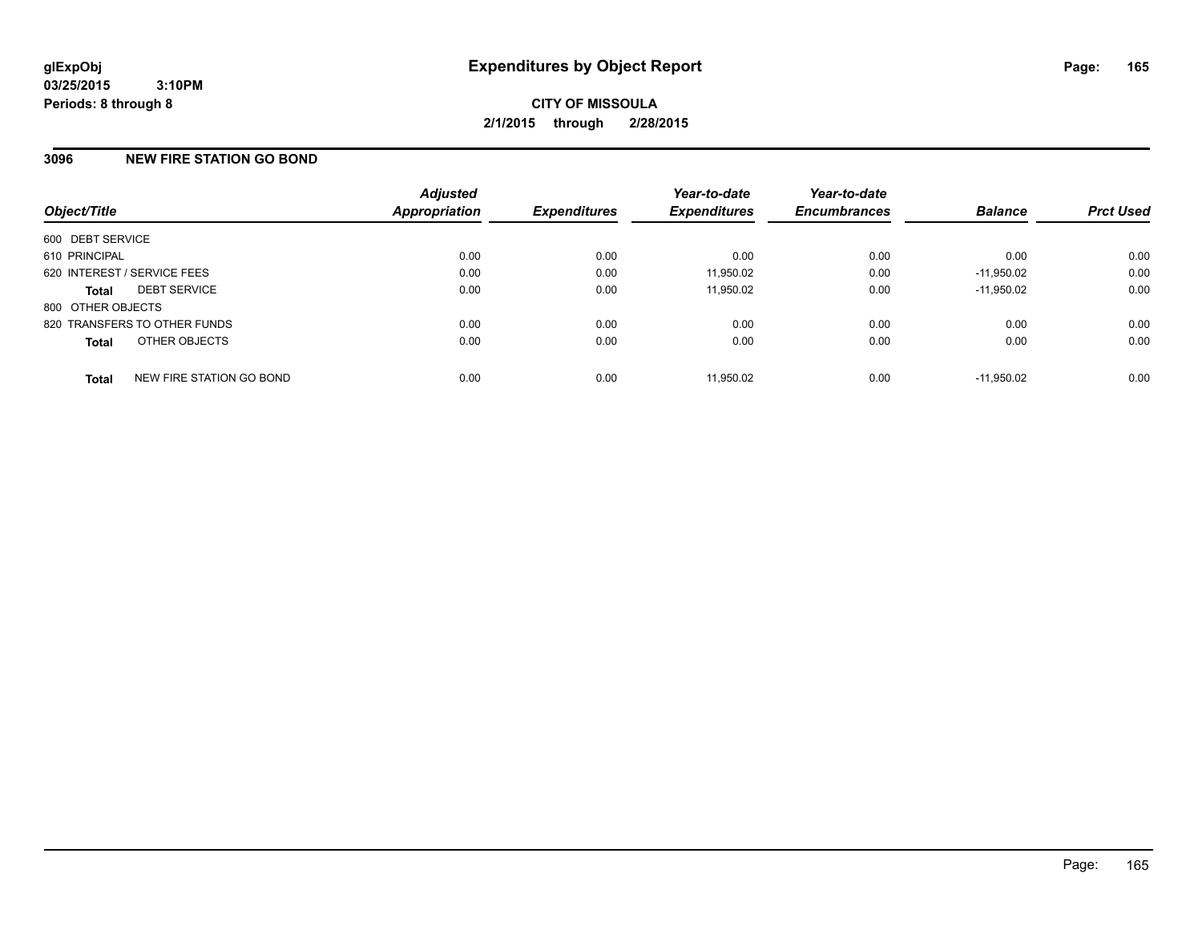**glExpObj**
**03/25/2015 3:10PM**
**Periods: 8 through 8**

# Expenditures by Object Report

**CITY OF MISSOULA**
**2/1/2015 through 2/28/2015**

## 3096 NEW FIRE STATION GO BOND

| Object/Title | Adjusted Appropriation | Expenditures | Year-to-date Expenditures | Year-to-date Encumbrances | Balance | Prct Used |
|---|---|---|---|---|---|---|
| 600 DEBT SERVICE | | | | | | |
| 610 PRINCIPAL | 0.00 | 0.00 | 0.00 | 0.00 | 0.00 | 0.00 |
| 620 INTEREST / SERVICE FEES | 0.00 | 0.00 | 11,950.02 | 0.00 | -11,950.02 | 0.00 |
| **Total** DEBT SERVICE | 0.00 | 0.00 | 11,950.02 | 0.00 | -11,950.02 | 0.00 |
| 800 OTHER OBJECTS | | | | | | |
| 820 TRANSFERS TO OTHER FUNDS | 0.00 | 0.00 | 0.00 | 0.00 | 0.00 | 0.00 |
| **Total** OTHER OBJECTS | 0.00 | 0.00 | 0.00 | 0.00 | 0.00 | 0.00 |
| **Total** NEW FIRE STATION GO BOND | 0.00 | 0.00 | 11,950.02 | 0.00 | -11,950.02 | 0.00 |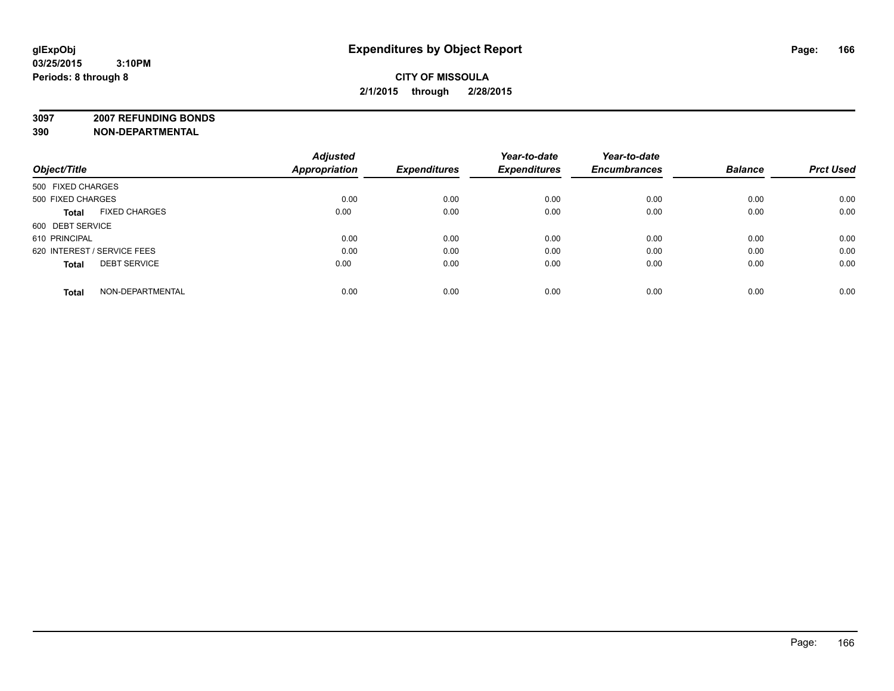**glExpObj**
**03/25/2015 3:10PM**
**Periods: 8 through 8**

# Expenditures by Object Report

**CITY OF MISSOULA**
**2/1/2015 through 2/28/2015**

**3097 2007 REFUNDING BONDS**
**390 NON-DEPARTMENTAL**

| Object/Title | Adjusted Appropriation | Expenditures | Year-to-date Expenditures | Year-to-date Encumbrances | Balance | Prct Used |
|---|---|---|---|---|---|---|
| 500 FIXED CHARGES | | | | | | |
| 500 FIXED CHARGES | 0.00 | 0.00 | 0.00 | 0.00 | 0.00 | 0.00 |
| **Total** FIXED CHARGES | 0.00 | 0.00 | 0.00 | 0.00 | 0.00 | 0.00 |
| 600 DEBT SERVICE | | | | | | |
| 610 PRINCIPAL | 0.00 | 0.00 | 0.00 | 0.00 | 0.00 | 0.00 |
| 620 INTEREST / SERVICE FEES | 0.00 | 0.00 | 0.00 | 0.00 | 0.00 | 0.00 |
| **Total** DEBT SERVICE | 0.00 | 0.00 | 0.00 | 0.00 | 0.00 | 0.00 |
| **Total** NON-DEPARTMENTAL | 0.00 | 0.00 | 0.00 | 0.00 | 0.00 | 0.00 |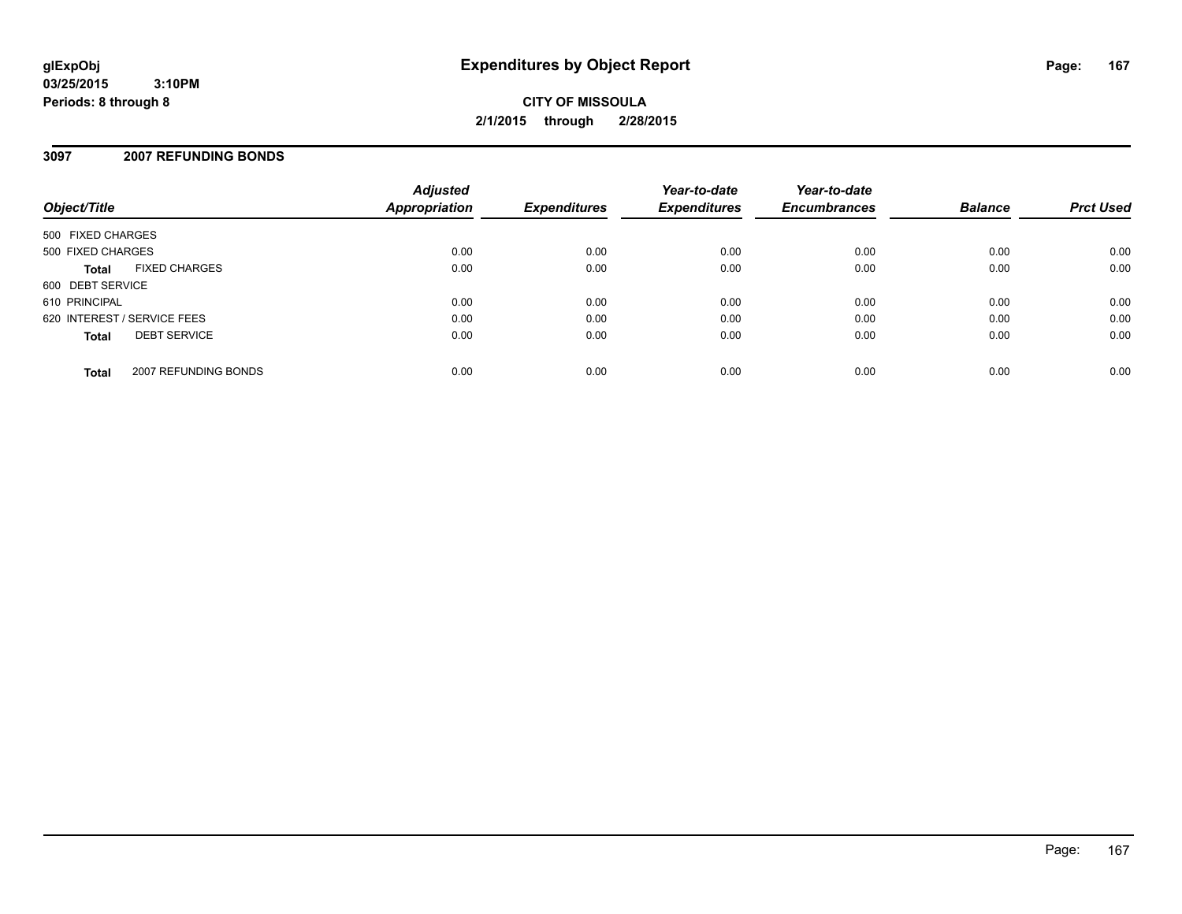glExpObj
03/25/2015 3:10PM
Periods: 8 through 8

# Expenditures by Object Report

**CITY OF MISSOULA**
**2/1/2015 through 2/28/2015**

## 3097 2007 REFUNDING BONDS

| Object/Title | Adjusted Appropriation | Expenditures | Year-to-date Expenditures | Year-to-date Encumbrances | Balance | Prct Used |
|---|---|---|---|---|---|---|
| 500 FIXED CHARGES | | | | | | |
| 500 FIXED CHARGES | 0.00 | 0.00 | 0.00 | 0.00 | 0.00 | 0.00 |
| **Total** FIXED CHARGES | 0.00 | 0.00 | 0.00 | 0.00 | 0.00 | 0.00 |
| 600 DEBT SERVICE | | | | | | |
| 610 PRINCIPAL | 0.00 | 0.00 | 0.00 | 0.00 | 0.00 | 0.00 |
| 620 INTEREST / SERVICE FEES | 0.00 | 0.00 | 0.00 | 0.00 | 0.00 | 0.00 |
| **Total** DEBT SERVICE | 0.00 | 0.00 | 0.00 | 0.00 | 0.00 | 0.00 |
| **Total** 2007 REFUNDING BONDS | 0.00 | 0.00 | 0.00 | 0.00 | 0.00 | 0.00 |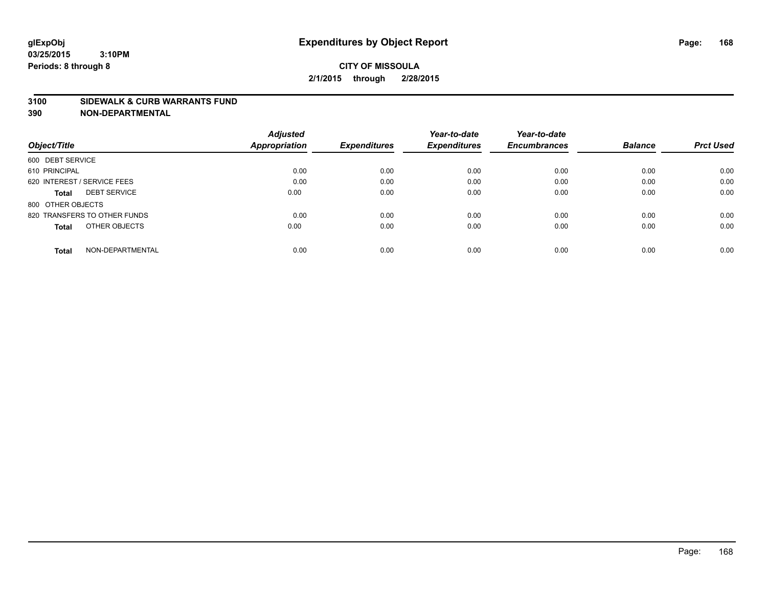**glExpObj**
**03/25/2015 3:10PM**
**Periods: 8 through 8**

# Expenditures by Object Report

**CITY OF MISSOULA**
**2/1/2015 through 2/28/2015**

**3100 SIDEWALK & CURB WARRANTS FUND**
**390 NON-DEPARTMENTAL**

| Object/Title | | Adjusted Appropriation | Expenditures | Year-to-date Expenditures | Year-to-date Encumbrances | Balance | Prct Used |
|---|---|---|---|---|---|---|---|
| 600 DEBT SERVICE | | | | | | | |
| 610 PRINCIPAL | | 0.00 | 0.00 | 0.00 | 0.00 | 0.00 | 0.00 |
| 620 INTEREST / SERVICE FEES | | 0.00 | 0.00 | 0.00 | 0.00 | 0.00 | 0.00 |
| **Total** | DEBT SERVICE | 0.00 | 0.00 | 0.00 | 0.00 | 0.00 | 0.00 |
| 800 OTHER OBJECTS | | | | | | | |
| 820 TRANSFERS TO OTHER FUNDS | | 0.00 | 0.00 | 0.00 | 0.00 | 0.00 | 0.00 |
| **Total** | OTHER OBJECTS | 0.00 | 0.00 | 0.00 | 0.00 | 0.00 | 0.00 |
| **Total** | NON-DEPARTMENTAL | 0.00 | 0.00 | 0.00 | 0.00 | 0.00 | 0.00 |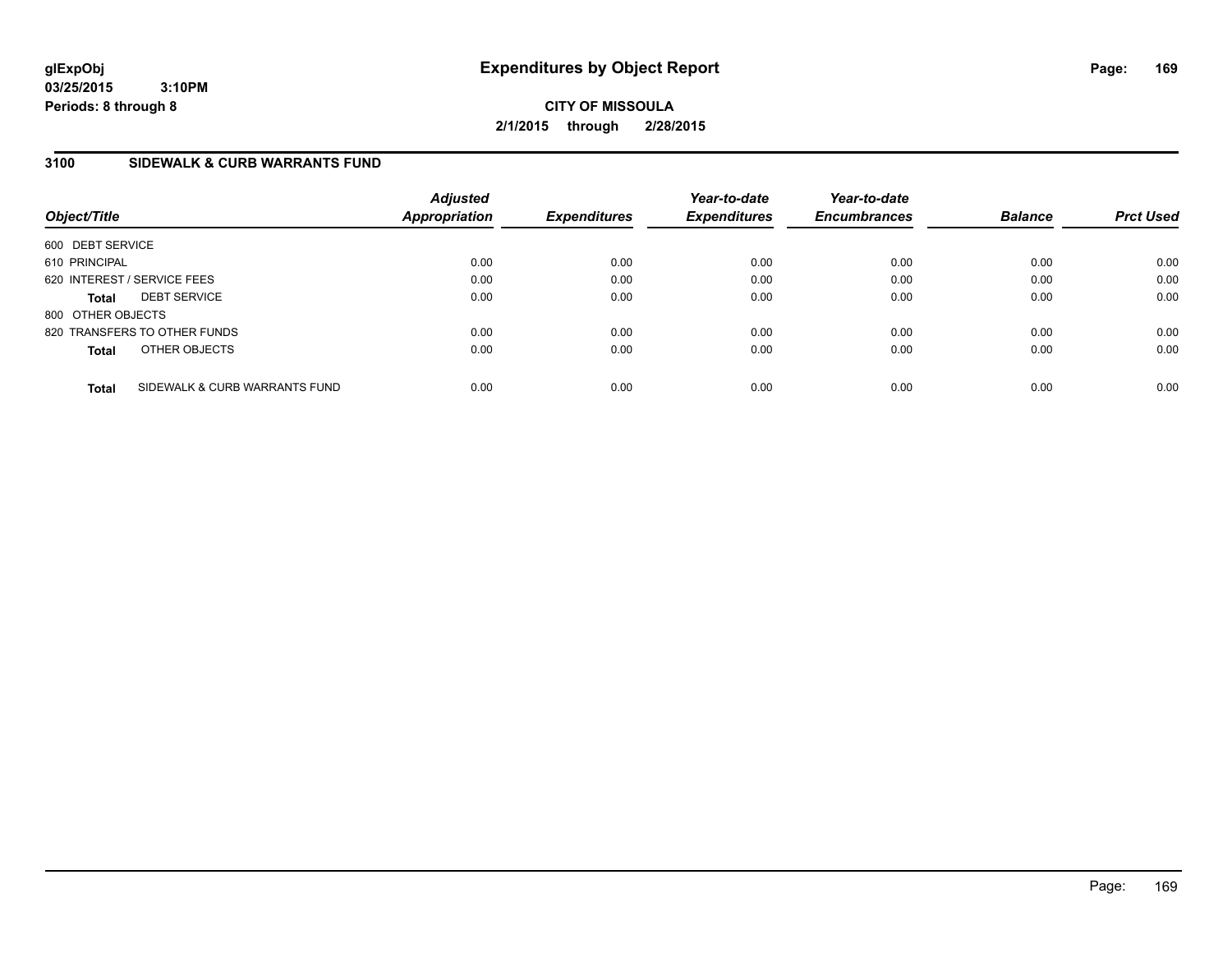glExpObj
03/25/2015 3:10PM
Periods: 8 through 8

# Expenditures by Object Report

CITY OF MISSOULA

2/1/2015 through 2/28/2015

## 3100 SIDEWALK & CURB WARRANTS FUND

| Object/Title | | *Adjusted Appropriation* | *Expenditures* | *Year-to-date Expenditures* | *Year-to-date Encumbrances* | *Balance* | *Prct Used* |
|---|---|---|---|---|---|---|---|
| 600 DEBT SERVICE | | | | | | | |
| 610 PRINCIPAL | | 0.00 | 0.00 | 0.00 | 0.00 | 0.00 | 0.00 |
| 620 INTEREST / SERVICE FEES | | 0.00 | 0.00 | 0.00 | 0.00 | 0.00 | 0.00 |
| **Total** | DEBT SERVICE | 0.00 | 0.00 | 0.00 | 0.00 | 0.00 | 0.00 |
| 800 OTHER OBJECTS | | | | | | | |
| 820 TRANSFERS TO OTHER FUNDS | | 0.00 | 0.00 | 0.00 | 0.00 | 0.00 | 0.00 |
| **Total** | OTHER OBJECTS | 0.00 | 0.00 | 0.00 | 0.00 | 0.00 | 0.00 |
| **Total** | SIDEWALK & CURB WARRANTS FUND | 0.00 | 0.00 | 0.00 | 0.00 | 0.00 | 0.00 |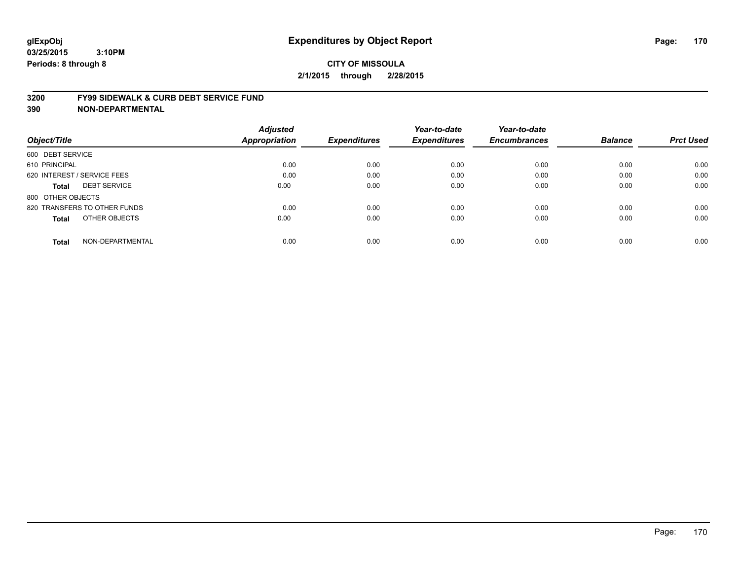**glExpObj**
**03/25/2015 3:10PM**
**Periods: 8 through 8**

# Expenditures by Object Report

**CITY OF MISSOULA**
**2/1/2015 through 2/28/2015**

## 3200 FY99 SIDEWALK & CURB DEBT SERVICE FUND
## 390 NON-DEPARTMENTAL

| Object/Title | Adjusted Appropriation | Expenditures | Year-to-date Expenditures | Year-to-date Encumbrances | Balance | Prct Used |
|---|---|---|---|---|---|---|
| 600 DEBT SERVICE | | | | | | |
| 610 PRINCIPAL | 0.00 | 0.00 | 0.00 | 0.00 | 0.00 | 0.00 |
| 620 INTEREST / SERVICE FEES | 0.00 | 0.00 | 0.00 | 0.00 | 0.00 | 0.00 |
| **Total** DEBT SERVICE | 0.00 | 0.00 | 0.00 | 0.00 | 0.00 | 0.00 |
| 800 OTHER OBJECTS | | | | | | |
| 820 TRANSFERS TO OTHER FUNDS | 0.00 | 0.00 | 0.00 | 0.00 | 0.00 | 0.00 |
| **Total** OTHER OBJECTS | 0.00 | 0.00 | 0.00 | 0.00 | 0.00 | 0.00 |
| **Total** NON-DEPARTMENTAL | 0.00 | 0.00 | 0.00 | 0.00 | 0.00 | 0.00 |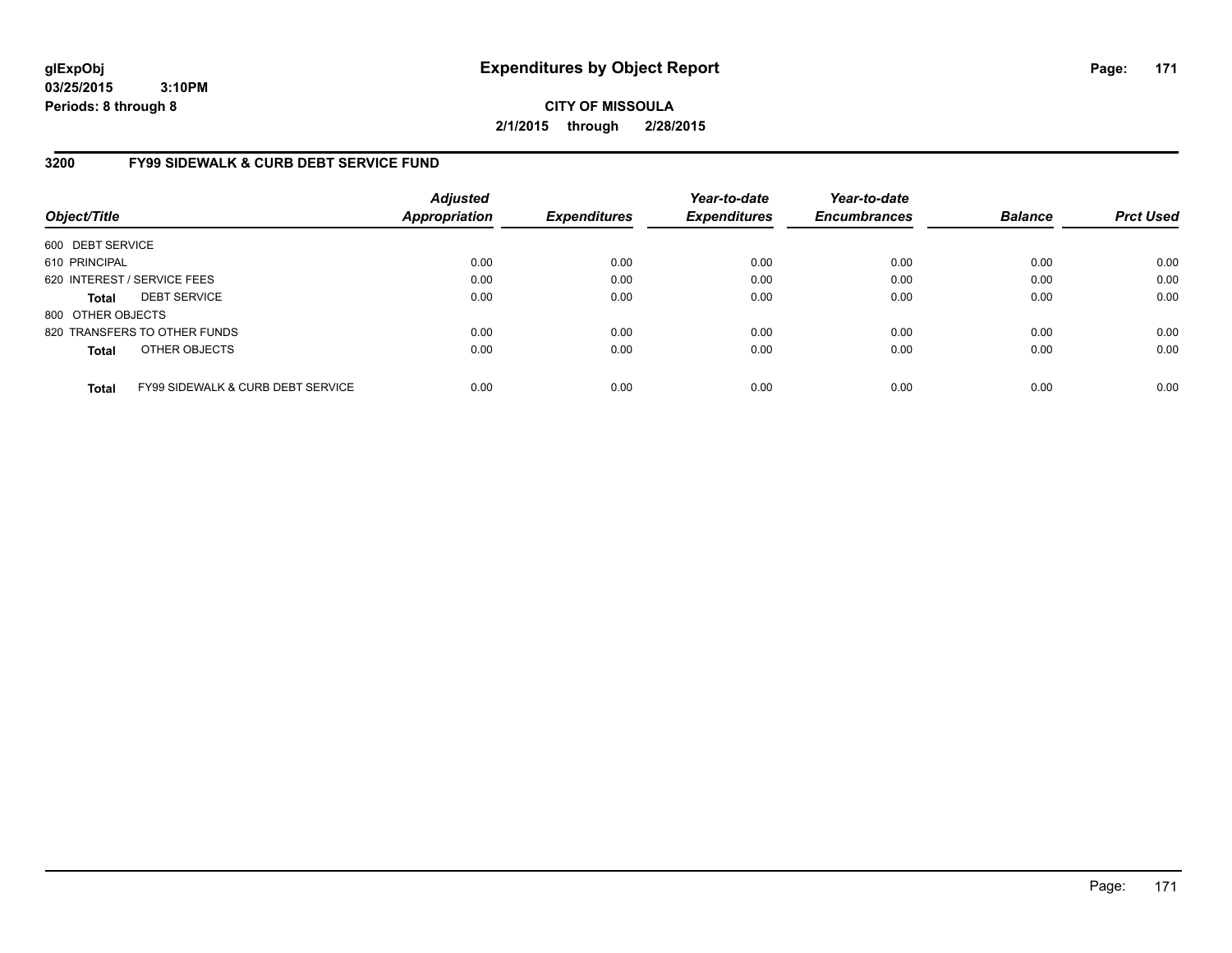**glExpObj**
**03/25/2015 3:10PM**
**Periods: 8 through 8**

# Expenditures by Object Report

**CITY OF MISSOULA**
**2/1/2015 through 2/28/2015**

## 3200 FY99 SIDEWALK & CURB DEBT SERVICE FUND

| Object/Title | Adjusted Appropriation | Expenditures | Year-to-date Expenditures | Year-to-date Encumbrances | Balance | Prct Used |
|---|---|---|---|---|---|---|
| 600 DEBT SERVICE | | | | | | |
| 610 PRINCIPAL | 0.00 | 0.00 | 0.00 | 0.00 | 0.00 | 0.00 |
| 620 INTEREST / SERVICE FEES | 0.00 | 0.00 | 0.00 | 0.00 | 0.00 | 0.00 |
| **Total** DEBT SERVICE | 0.00 | 0.00 | 0.00 | 0.00 | 0.00 | 0.00 |
| 800 OTHER OBJECTS | | | | | | |
| 820 TRANSFERS TO OTHER FUNDS | 0.00 | 0.00 | 0.00 | 0.00 | 0.00 | 0.00 |
| **Total** OTHER OBJECTS | 0.00 | 0.00 | 0.00 | 0.00 | 0.00 | 0.00 |
| **Total** FY99 SIDEWALK & CURB DEBT SERVICE | 0.00 | 0.00 | 0.00 | 0.00 | 0.00 | 0.00 |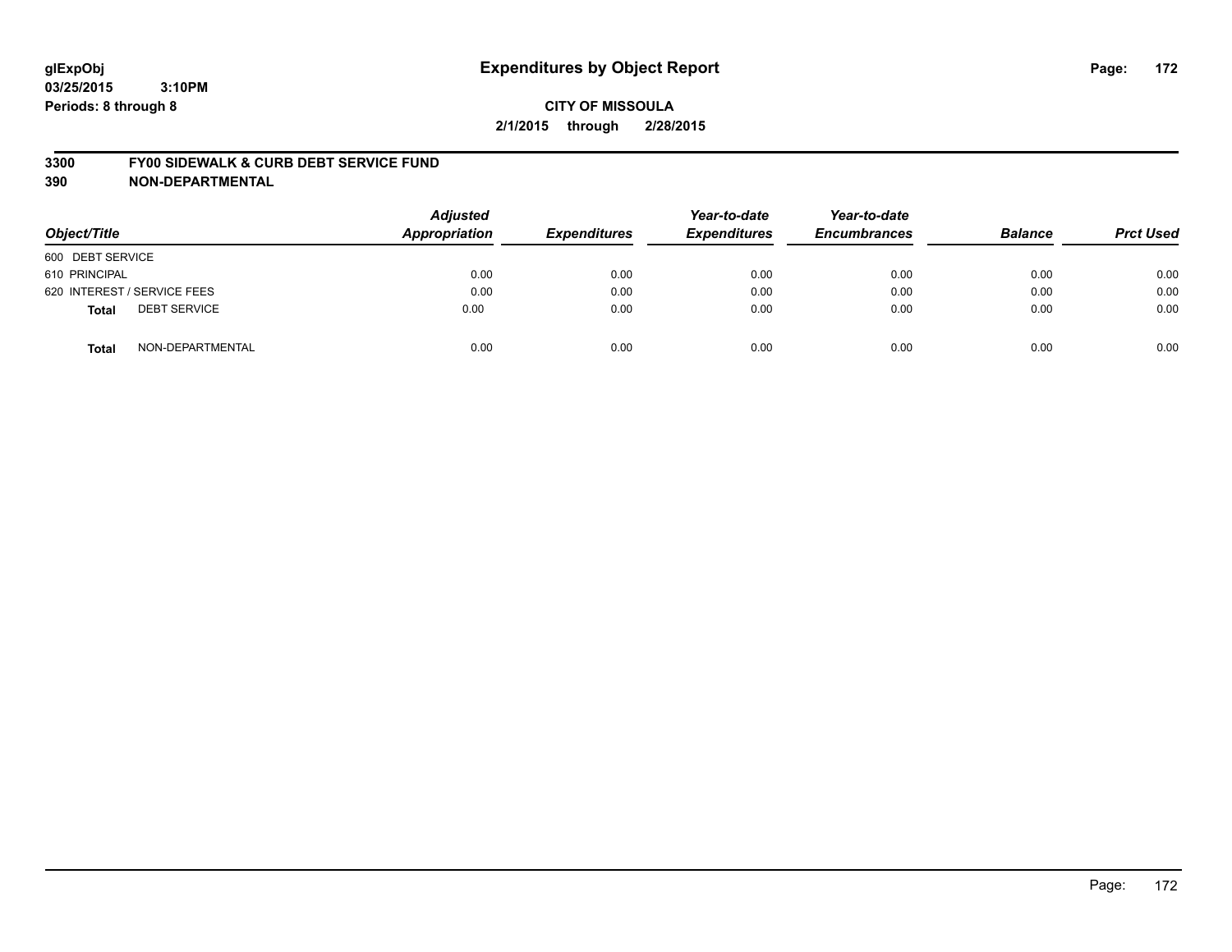glExpObj
03/25/2015 3:10PM
Periods: 8 through 8

# Expenditures by Object Report

**CITY OF MISSOULA**

**2/1/2015 through 2/28/2015**

**3300 FY00 SIDEWALK & CURB DEBT SERVICE FUND**

**390 NON-DEPARTMENTAL**

| Object/Title | Adjusted Appropriation | Expenditures | Year-to-date Expenditures | Year-to-date Encumbrances | Balance | Prct Used |
|---|---|---|---|---|---|---|
| 600 DEBT SERVICE | | | | | | |
| 610 PRINCIPAL | 0.00 | 0.00 | 0.00 | 0.00 | 0.00 | 0.00 |
| 620 INTEREST / SERVICE FEES | 0.00 | 0.00 | 0.00 | 0.00 | 0.00 | 0.00 |
| **Total** DEBT SERVICE | 0.00 | 0.00 | 0.00 | 0.00 | 0.00 | 0.00 |
| **Total** NON-DEPARTMENTAL | 0.00 | 0.00 | 0.00 | 0.00 | 0.00 | 0.00 |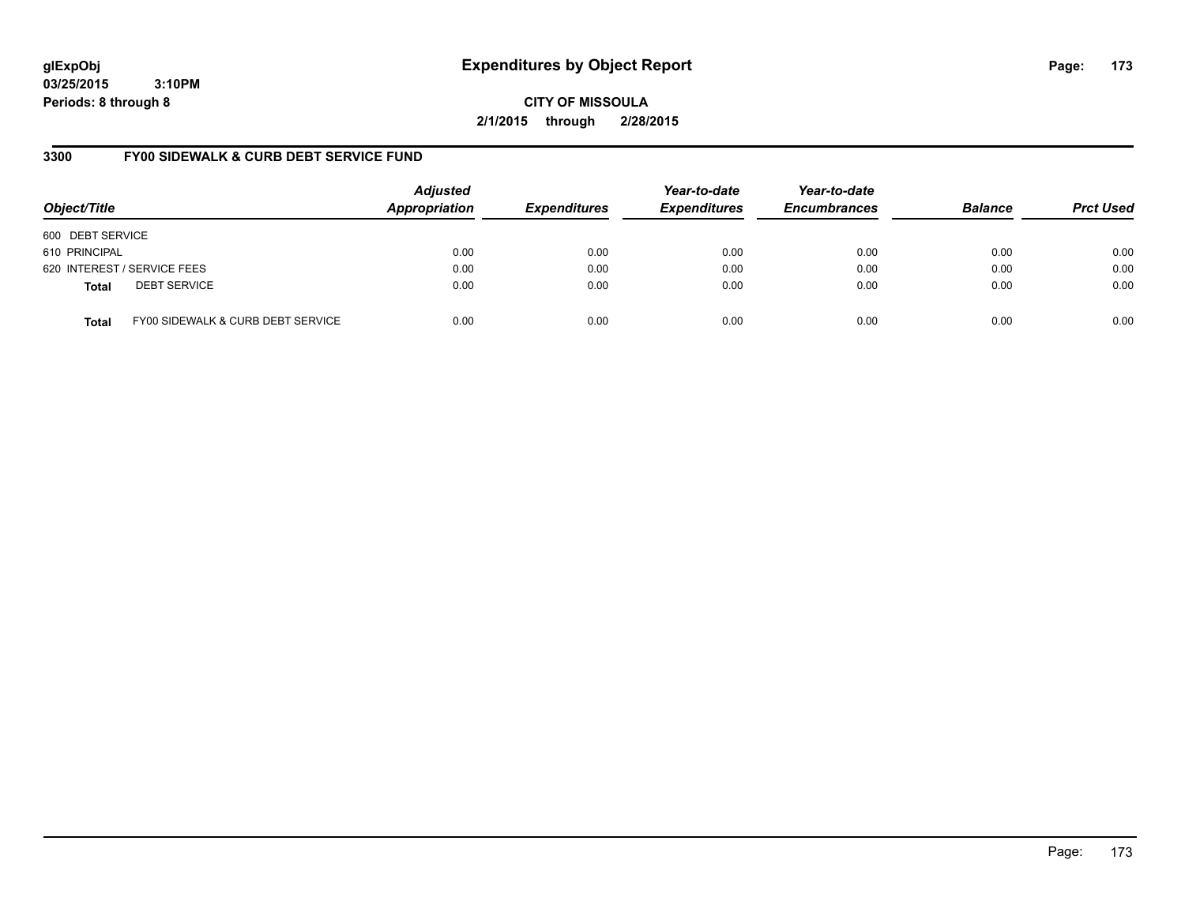**glExpObj**
**03/25/2015 3:10PM**
**Periods: 8 through 8**

# Expenditures by Object Report

**CITY OF MISSOULA**
**2/1/2015 through 2/28/2015**

## 3300 FY00 SIDEWALK & CURB DEBT SERVICE FUND

| Object/Title | Adjusted Appropriation | Expenditures | Year-to-date Expenditures | Year-to-date Encumbrances | Balance | Prct Used |
|---|---|---|---|---|---|---|
| 600 DEBT SERVICE | | | | | | |
| 610 PRINCIPAL | 0.00 | 0.00 | 0.00 | 0.00 | 0.00 | 0.00 |
| 620 INTEREST / SERVICE FEES | 0.00 | 0.00 | 0.00 | 0.00 | 0.00 | 0.00 |
| **Total** DEBT SERVICE | 0.00 | 0.00 | 0.00 | 0.00 | 0.00 | 0.00 |
| **Total** FY00 SIDEWALK & CURB DEBT SERVICE | 0.00 | 0.00 | 0.00 | 0.00 | 0.00 | 0.00 |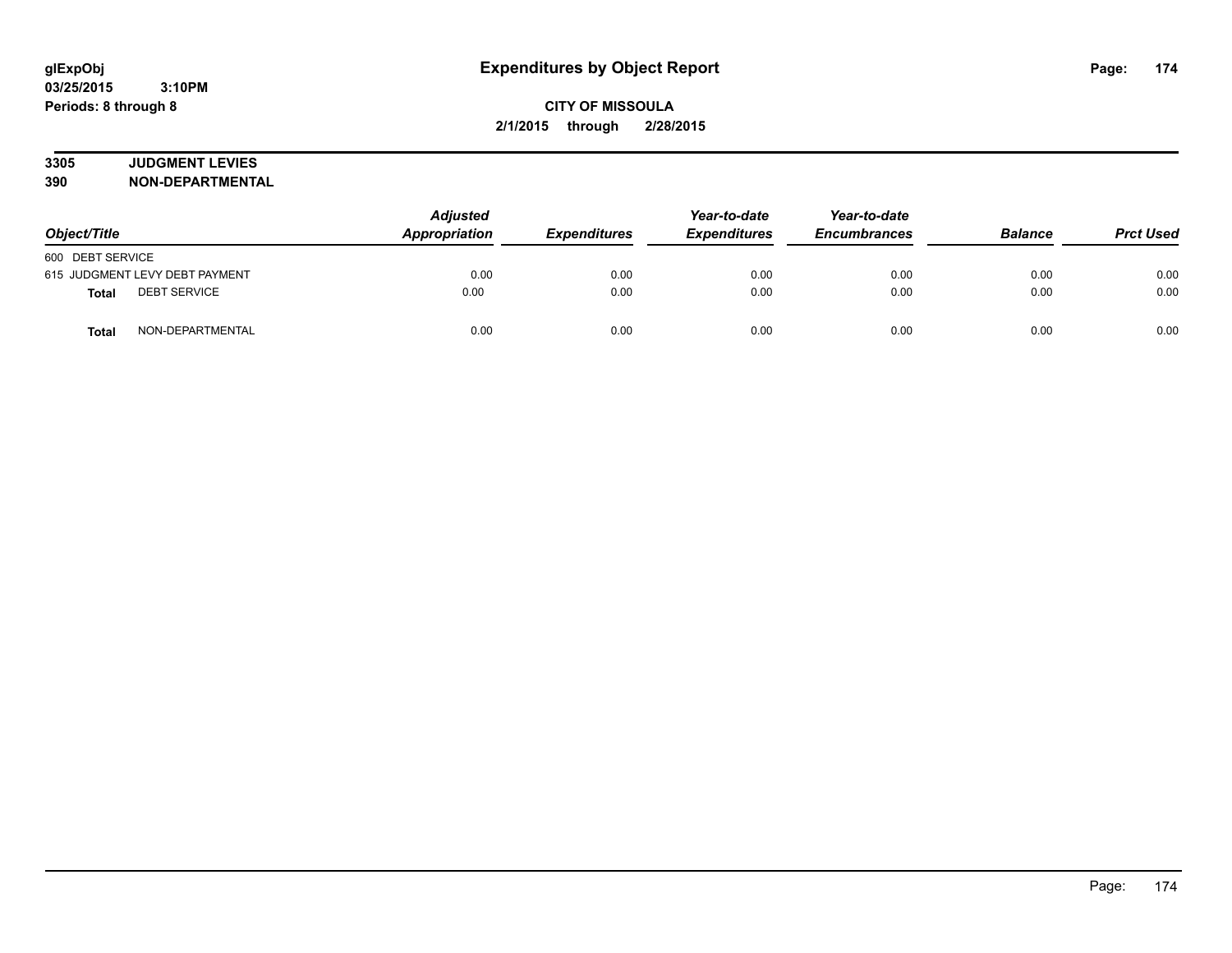glExpObj
03/25/2015 3:10PM
Periods: 8 through 8

# Expenditures by Object Report

CITY OF MISSOULA
2/1/2015 through 2/28/2015

**3305 JUDGMENT LEVIES**
**390 NON-DEPARTMENTAL**

| Object/Title | Adjusted Appropriation | Expenditures | Year-to-date Expenditures | Year-to-date Encumbrances | Balance | Prct Used |
|---|---|---|---|---|---|---|
| 600 DEBT SERVICE | | | | | | |
| 615 JUDGMENT LEVY DEBT PAYMENT | 0.00 | 0.00 | 0.00 | 0.00 | 0.00 | 0.00 |
| **Total** DEBT SERVICE | 0.00 | 0.00 | 0.00 | 0.00 | 0.00 | 0.00 |
| **Total** NON-DEPARTMENTAL | 0.00 | 0.00 | 0.00 | 0.00 | 0.00 | 0.00 |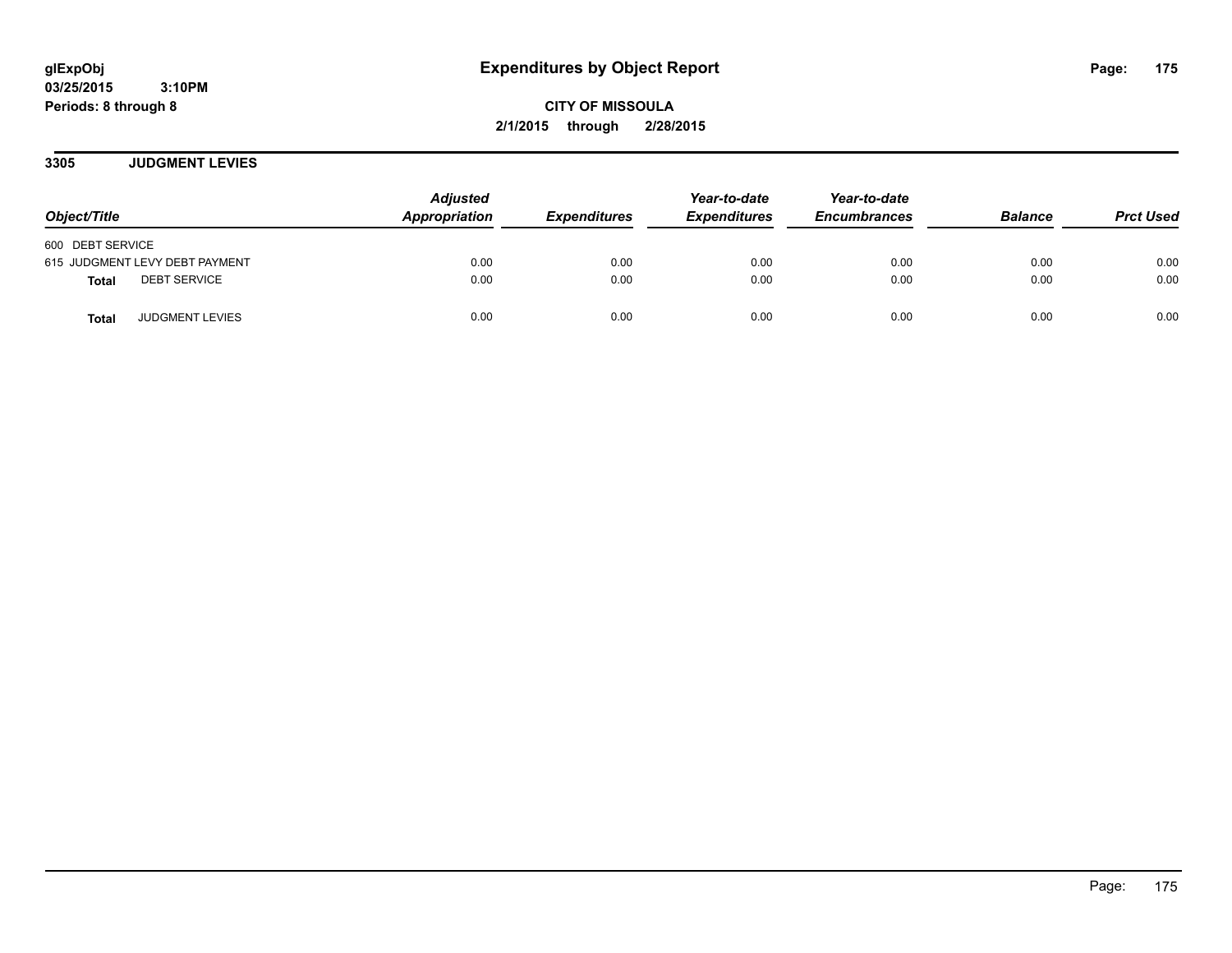# Expenditures by Object Report

**glExpObj**
**03/25/2015 3:10PM**
**Periods: 8 through 8**

**CITY OF MISSOULA**
**2/1/2015 through 2/28/2015**

## 3305 JUDGMENT LEVIES

| Object/Title | Adjusted Appropriation | Expenditures | Year-to-date Expenditures | Year-to-date Encumbrances | Balance | Prct Used |
|---|---|---|---|---|---|---|
| 600 DEBT SERVICE | | | | | | |
| 615 JUDGMENT LEVY DEBT PAYMENT | 0.00 | 0.00 | 0.00 | 0.00 | 0.00 | 0.00 |
| **Total** DEBT SERVICE | 0.00 | 0.00 | 0.00 | 0.00 | 0.00 | 0.00 |
| **Total** JUDGMENT LEVIES | 0.00 | 0.00 | 0.00 | 0.00 | 0.00 | 0.00 |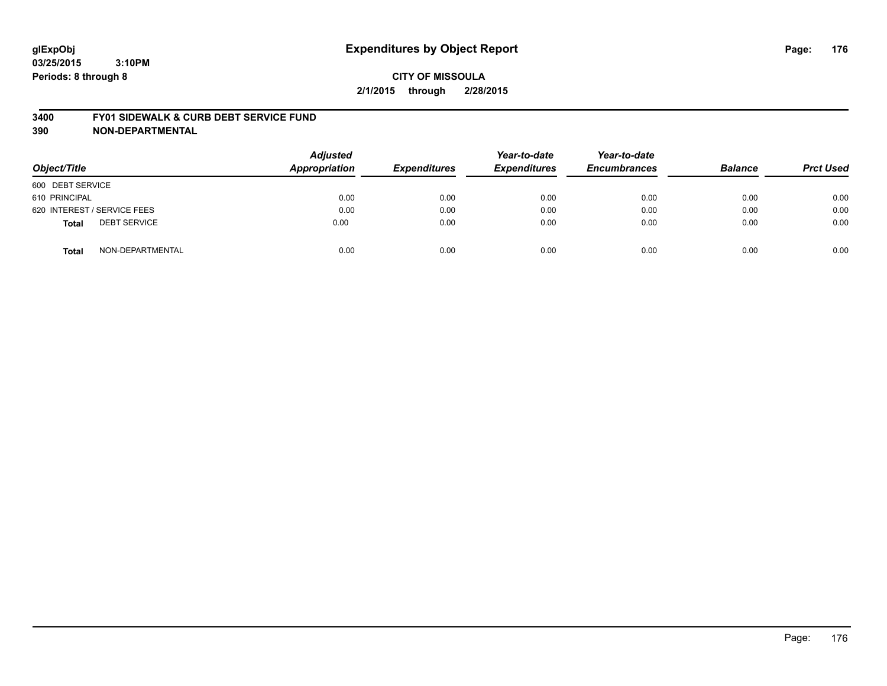**glExpObj**
**03/25/2015 3:10PM**
**Periods: 8 through 8**

# Expenditures by Object Report

**CITY OF MISSOULA**
**2/1/2015 through 2/28/2015**

**3400 FY01 SIDEWALK & CURB DEBT SERVICE FUND**
**390 NON-DEPARTMENTAL**

| *Object/Title* | *Adjusted Appropriation* | *Expenditures* | *Year-to-date Expenditures* | *Year-to-date Encumbrances* | *Balance* | *Prct Used* |
|---|---|---|---|---|---|---|
| 600 DEBT SERVICE | | | | | | |
| 610 PRINCIPAL | 0.00 | 0.00 | 0.00 | 0.00 | 0.00 | 0.00 |
| 620 INTEREST / SERVICE FEES | 0.00 | 0.00 | 0.00 | 0.00 | 0.00 | 0.00 |
| **Total** DEBT SERVICE | 0.00 | 0.00 | 0.00 | 0.00 | 0.00 | 0.00 |
| **Total** NON-DEPARTMENTAL | 0.00 | 0.00 | 0.00 | 0.00 | 0.00 | 0.00 |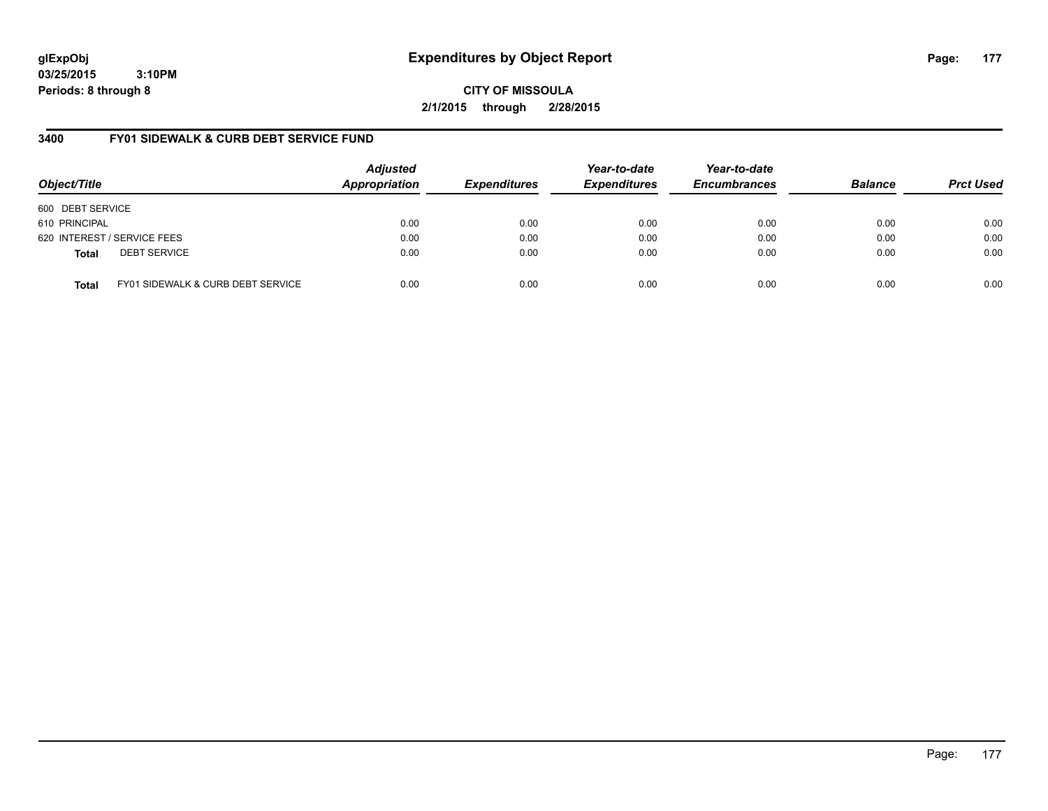**glExpObj**
**03/25/2015 3:10PM**
**Periods: 8 through 8**

# Expenditures by Object Report

**CITY OF MISSOULA**
**2/1/2015 through 2/28/2015**

## 3400 FY01 SIDEWALK & CURB DEBT SERVICE FUND

| Object/Title | Adjusted Appropriation | Expenditures | Year-to-date Expenditures | Year-to-date Encumbrances | Balance | Prct Used |
|---|---|---|---|---|---|---|
| 600 DEBT SERVICE | | | | | | |
| 610 PRINCIPAL | 0.00 | 0.00 | 0.00 | 0.00 | 0.00 | 0.00 |
| 620 INTEREST / SERVICE FEES | 0.00 | 0.00 | 0.00 | 0.00 | 0.00 | 0.00 |
| **Total** DEBT SERVICE | 0.00 | 0.00 | 0.00 | 0.00 | 0.00 | 0.00 |
| **Total** FY01 SIDEWALK & CURB DEBT SERVICE | 0.00 | 0.00 | 0.00 | 0.00 | 0.00 | 0.00 |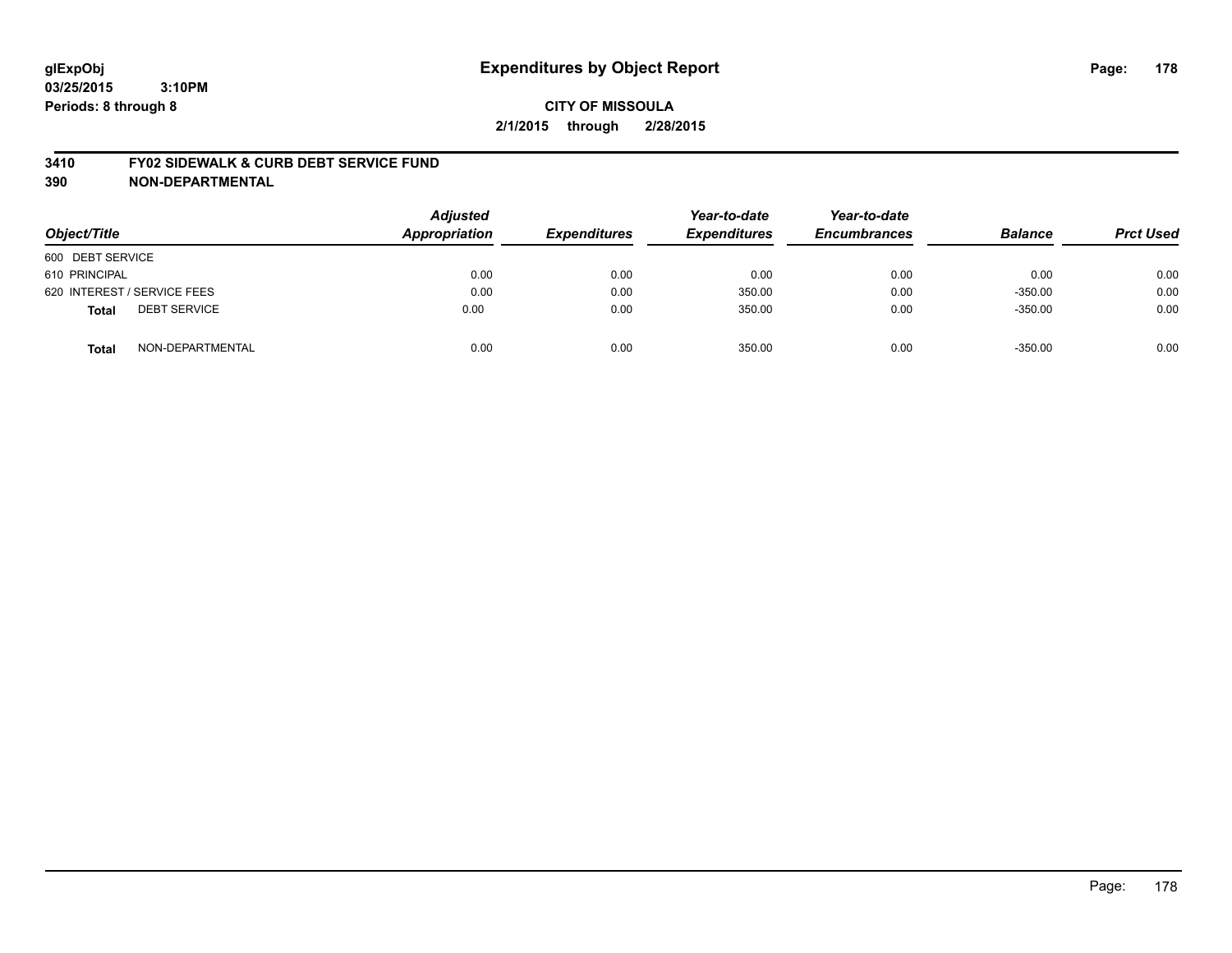glExpObj
03/25/2015 3:10PM
Periods: 8 through 8

# Expenditures by Object Report

**CITY OF MISSOULA**

**2/1/2015 through 2/28/2015**

**3410 FY02 SIDEWALK & CURB DEBT SERVICE FUND**

**390 NON-DEPARTMENTAL**

| Object/Title | | Adjusted Appropriation | Expenditures | Year-to-date Expenditures | Year-to-date Encumbrances | Balance | Prct Used |
|---|---|---|---|---|---|---|---|
| 600 DEBT SERVICE | | | | | | | |
| 610 PRINCIPAL | | 0.00 | 0.00 | 0.00 | 0.00 | 0.00 | 0.00 |
| 620 INTEREST / SERVICE FEES | | 0.00 | 0.00 | 350.00 | 0.00 | -350.00 | 0.00 |
| **Total** | DEBT SERVICE | 0.00 | 0.00 | 350.00 | 0.00 | -350.00 | 0.00 |
| **Total** | NON-DEPARTMENTAL | 0.00 | 0.00 | 350.00 | 0.00 | -350.00 | 0.00 |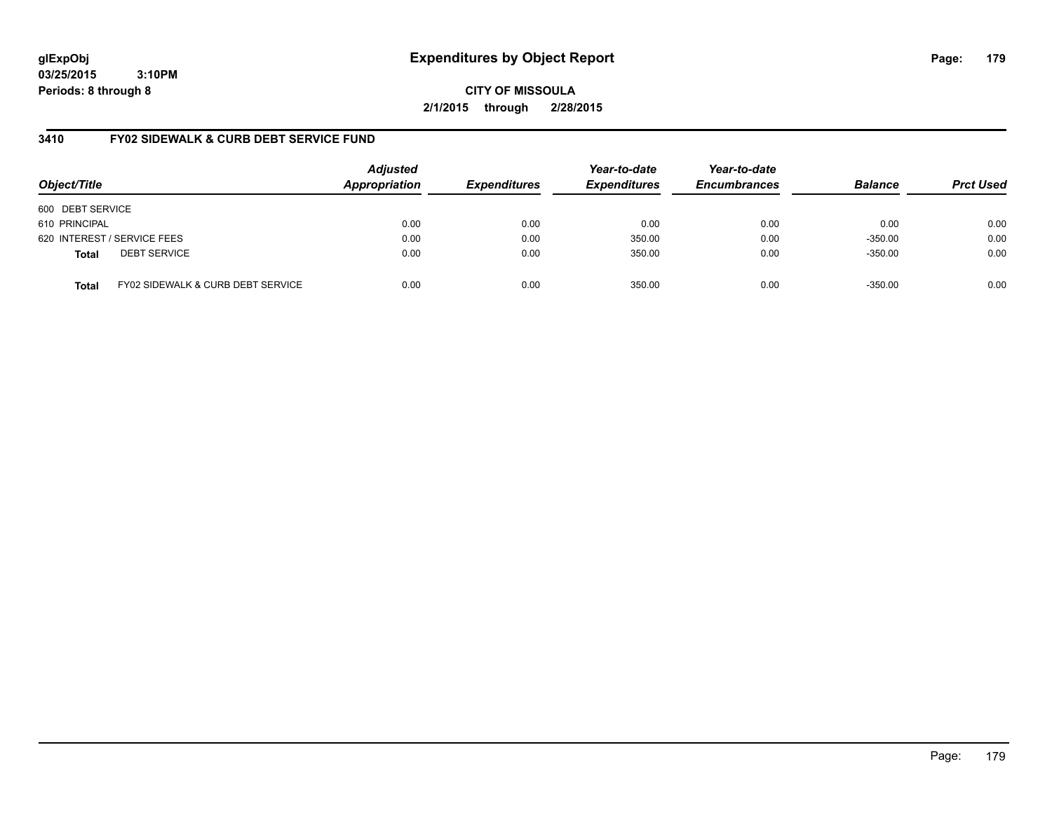glExpObj
03/25/2015 3:10PM
Periods: 8 through 8

# Expenditures by Object Report

CITY OF MISSOULA

2/1/2015 through 2/28/2015

## 3410 FY02 SIDEWALK & CURB DEBT SERVICE FUND

| Object/Title | Adjusted Appropriation | Expenditures | Year-to-date Expenditures | Year-to-date Encumbrances | Balance | Prct Used |
|---|---|---|---|---|---|---|
| 600 DEBT SERVICE | | | | | | |
| 610 PRINCIPAL | 0.00 | 0.00 | 0.00 | 0.00 | 0.00 | 0.00 |
| 620 INTEREST / SERVICE FEES | 0.00 | 0.00 | 350.00 | 0.00 | -350.00 | 0.00 |
| **Total** DEBT SERVICE | 0.00 | 0.00 | 350.00 | 0.00 | -350.00 | 0.00 |
| **Total** FY02 SIDEWALK & CURB DEBT SERVICE | 0.00 | 0.00 | 350.00 | 0.00 | -350.00 | 0.00 |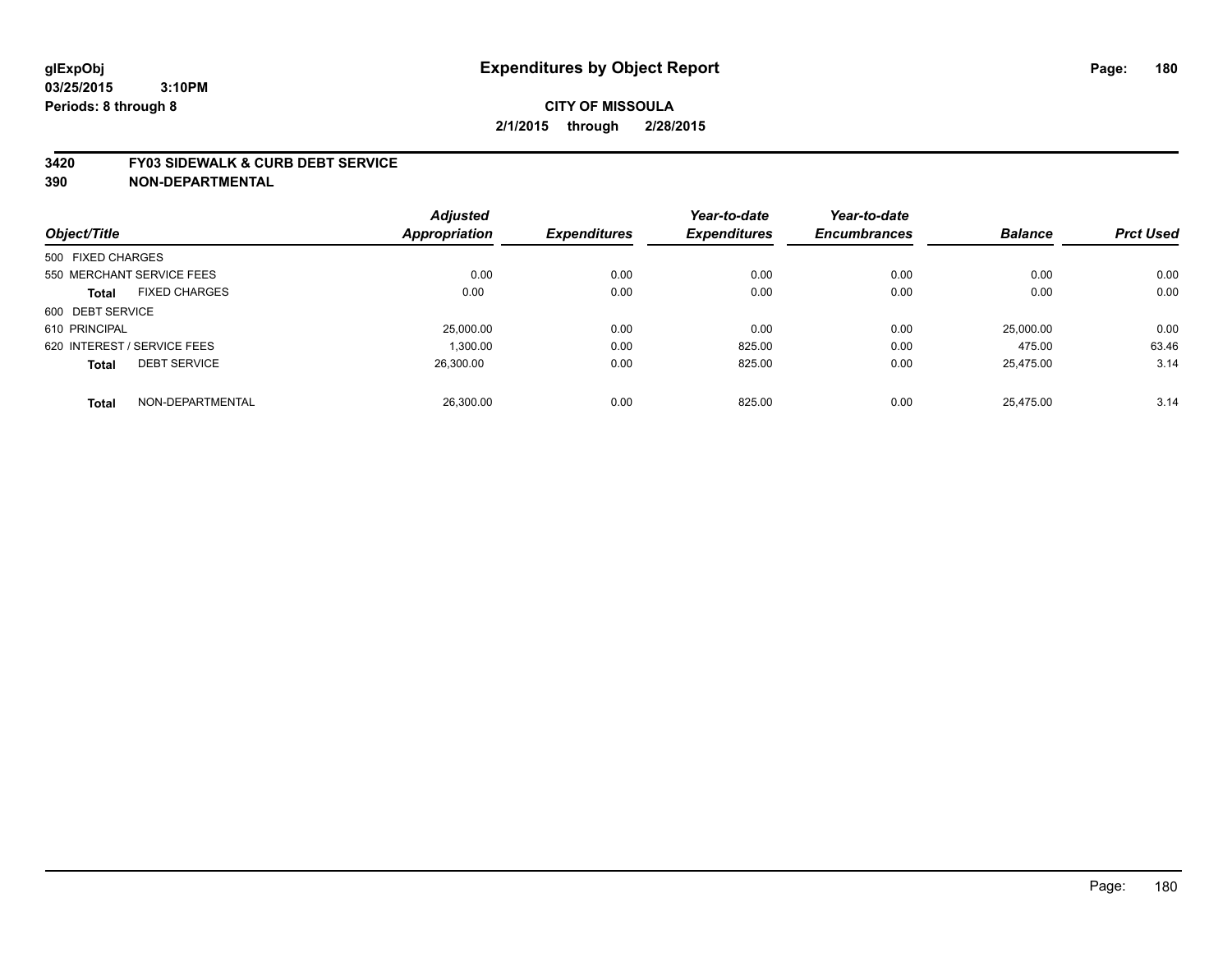# Expenditures by Object Report

glExpObj
03/25/2015 3:10PM
Periods: 8 through 8

**CITY OF MISSOULA**
**2/1/2015 through 2/28/2015**

**3420 FY03 SIDEWALK & CURB DEBT SERVICE**
**390 NON-DEPARTMENTAL**

| Object/Title | Adjusted Appropriation | Expenditures | Year-to-date Expenditures | Year-to-date Encumbrances | Balance | Prct Used |
|---|---|---|---|---|---|---|
| 500 FIXED CHARGES | | | | | | |
| 550 MERCHANT SERVICE FEES | 0.00 | 0.00 | 0.00 | 0.00 | 0.00 | 0.00 |
| **Total** FIXED CHARGES | 0.00 | 0.00 | 0.00 | 0.00 | 0.00 | 0.00 |
| 600 DEBT SERVICE | | | | | | |
| 610 PRINCIPAL | 25,000.00 | 0.00 | 0.00 | 0.00 | 25,000.00 | 0.00 |
| 620 INTEREST / SERVICE FEES | 1,300.00 | 0.00 | 825.00 | 0.00 | 475.00 | 63.46 |
| **Total** DEBT SERVICE | 26,300.00 | 0.00 | 825.00 | 0.00 | 25,475.00 | 3.14 |
| **Total** NON-DEPARTMENTAL | 26,300.00 | 0.00 | 825.00 | 0.00 | 25,475.00 | 3.14 |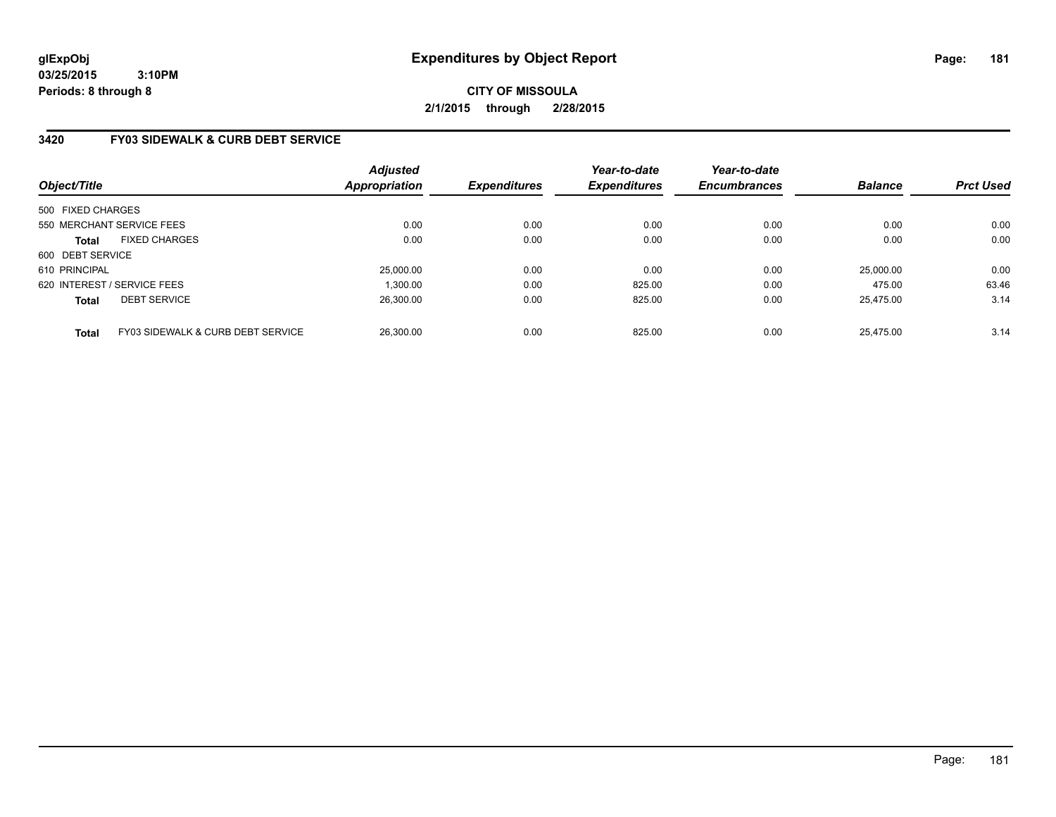glExpObj
03/25/2015 3:10PM
Periods: 8 through 8

# Expenditures by Object Report

**CITY OF MISSOULA**
**2/1/2015 through 2/28/2015**

## 3420 FY03 SIDEWALK & CURB DEBT SERVICE

| Object/Title | Adjusted Appropriation | Expenditures | Year-to-date Expenditures | Year-to-date Encumbrances | Balance | Prct Used |
|---|---|---|---|---|---|---|
| 500 FIXED CHARGES | | | | | | |
| 550 MERCHANT SERVICE FEES | 0.00 | 0.00 | 0.00 | 0.00 | 0.00 | 0.00 |
| **Total** FIXED CHARGES | 0.00 | 0.00 | 0.00 | 0.00 | 0.00 | 0.00 |
| 600 DEBT SERVICE | | | | | | |
| 610 PRINCIPAL | 25,000.00 | 0.00 | 0.00 | 0.00 | 25,000.00 | 0.00 |
| 620 INTEREST / SERVICE FEES | 1,300.00 | 0.00 | 825.00 | 0.00 | 475.00 | 63.46 |
| **Total** DEBT SERVICE | 26,300.00 | 0.00 | 825.00 | 0.00 | 25,475.00 | 3.14 |
| **Total** FY03 SIDEWALK & CURB DEBT SERVICE | 26,300.00 | 0.00 | 825.00 | 0.00 | 25,475.00 | 3.14 |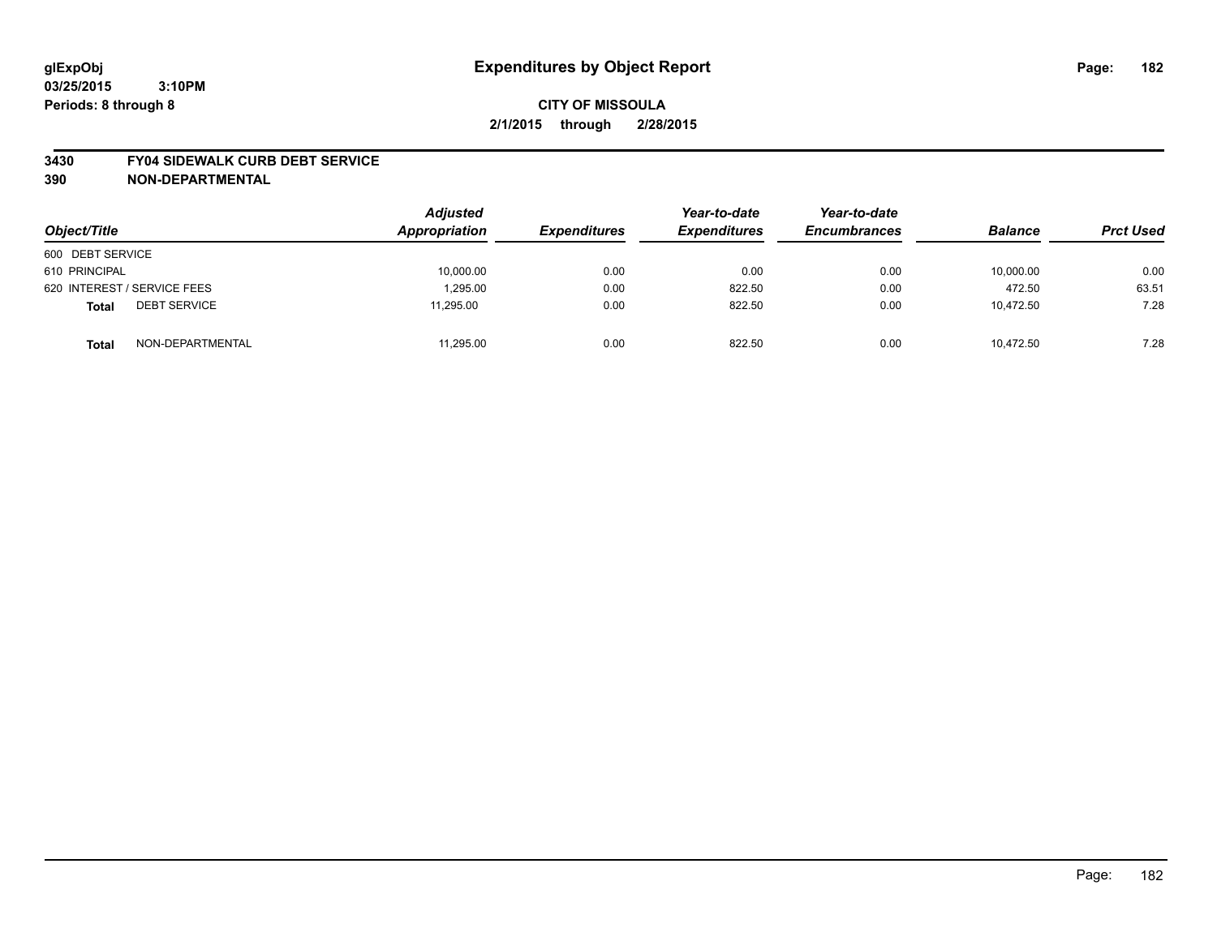**CITY OF MISSOULA**

**2/1/2015 through 2/28/2015**

**3430 FY04 SIDEWALK CURB DEBT SERVICE**

**390 NON-DEPARTMENTAL**

| Object/Title | Adjusted Appropriation | Expenditures | Year-to-date Expenditures | Year-to-date Encumbrances | Balance | Prct Used |
|---|---|---|---|---|---|---|
| 600 DEBT SERVICE | | | | | | |
| 610 PRINCIPAL | 10,000.00 | 0.00 | 0.00 | 0.00 | 10,000.00 | 0.00 |
| 620 INTEREST / SERVICE FEES | 1,295.00 | 0.00 | 822.50 | 0.00 | 472.50 | 63.51 |
| **Total** DEBT SERVICE | 11,295.00 | 0.00 | 822.50 | 0.00 | 10,472.50 | 7.28 |
| **Total** NON-DEPARTMENTAL | 11,295.00 | 0.00 | 822.50 | 0.00 | 10,472.50 | 7.28 |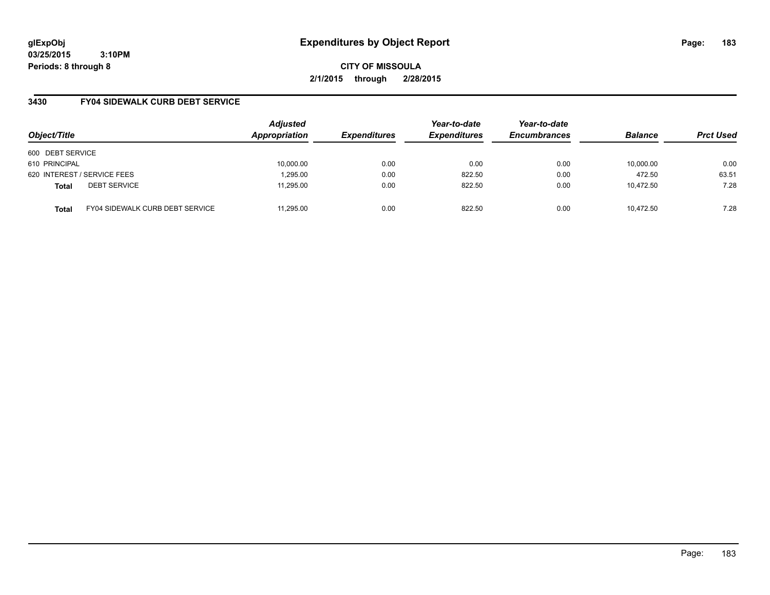glExpObj
03/25/2015 3:10PM
Periods: 8 through 8

# Expenditures by Object Report

**CITY OF MISSOULA**
**2/1/2015 through 2/28/2015**

## 3430 FY04 SIDEWALK CURB DEBT SERVICE

| Object/Title | Adjusted Appropriation | Expenditures | Year-to-date Expenditures | Year-to-date Encumbrances | Balance | Prct Used |
|---|---|---|---|---|---|---|
| 600 DEBT SERVICE | | | | | | |
| 610 PRINCIPAL | 10,000.00 | 0.00 | 0.00 | 0.00 | 10,000.00 | 0.00 |
| 620 INTEREST / SERVICE FEES | 1,295.00 | 0.00 | 822.50 | 0.00 | 472.50 | 63.51 |
| **Total** DEBT SERVICE | 11,295.00 | 0.00 | 822.50 | 0.00 | 10,472.50 | 7.28 |
| **Total** FY04 SIDEWALK CURB DEBT SERVICE | 11,295.00 | 0.00 | 822.50 | 0.00 | 10,472.50 | 7.28 |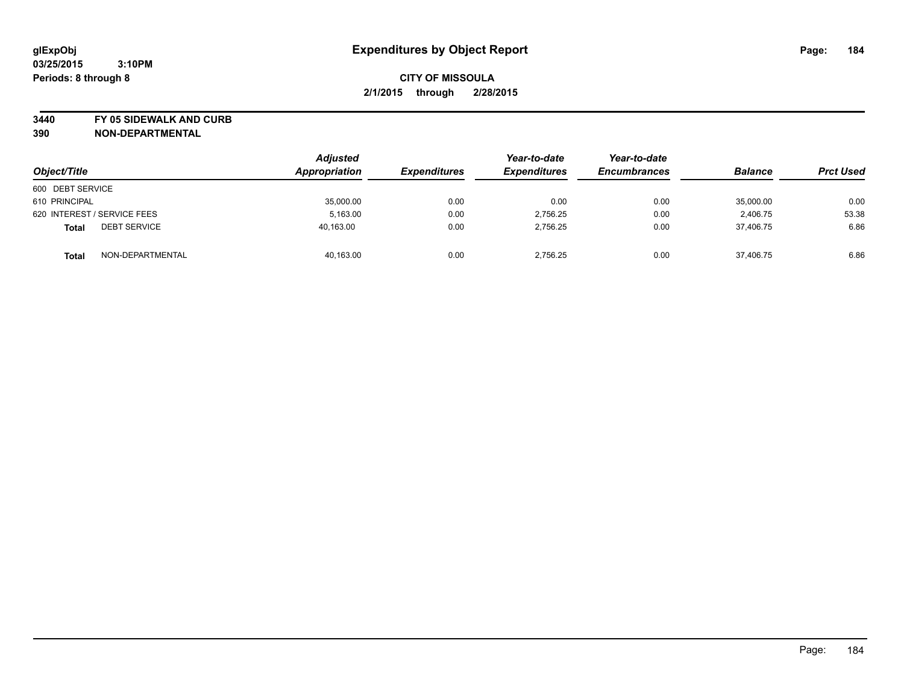**glExpObj**
**03/25/2015 3:10PM**
**Periods: 8 through 8**

# Expenditures by Object Report

**CITY OF MISSOULA**
**2/1/2015 through 2/28/2015**

**3440 FY 05 SIDEWALK AND CURB**
**390 NON-DEPARTMENTAL**

| Object/Title | | Adjusted Appropriation | Expenditures | Year-to-date Expenditures | Year-to-date Encumbrances | Balance | Prct Used |
|---|---|---|---|---|---|---|---|
| 600 DEBT SERVICE | | | | | | | |
| 610 PRINCIPAL | | 35,000.00 | 0.00 | 0.00 | 0.00 | 35,000.00 | 0.00 |
| 620 INTEREST / SERVICE FEES | | 5,163.00 | 0.00 | 2,756.25 | 0.00 | 2,406.75 | 53.38 |
| **Total** | DEBT SERVICE | 40,163.00 | 0.00 | 2,756.25 | 0.00 | 37,406.75 | 6.86 |
| **Total** | NON-DEPARTMENTAL | 40,163.00 | 0.00 | 2,756.25 | 0.00 | 37,406.75 | 6.86 |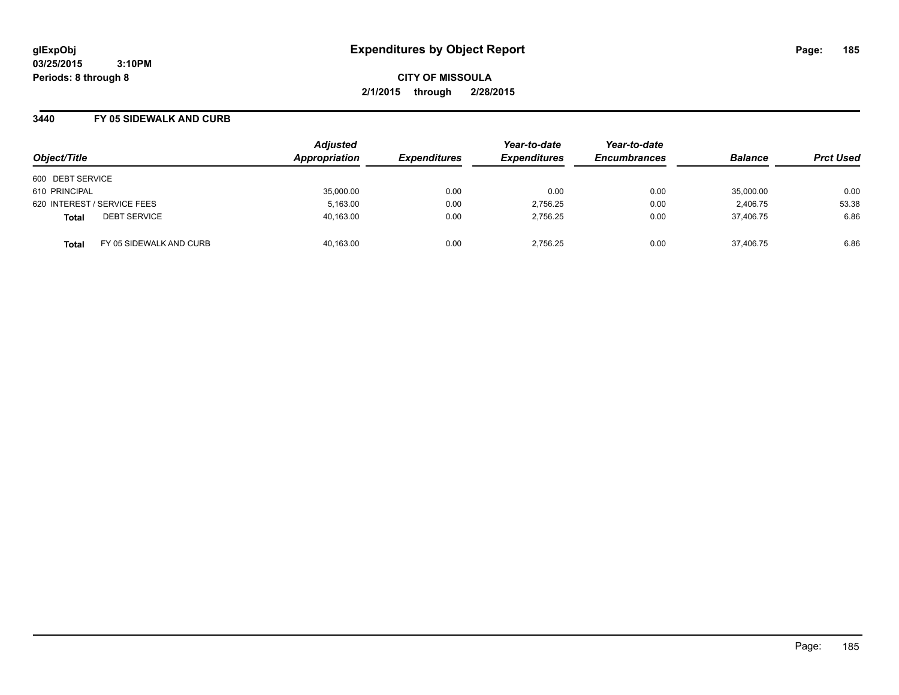**glExpObj** **Expenditures by Object Report**

**03/25/2015 3:10PM**

**Periods: 8 through 8**

**CITY OF MISSOULA**

**2/1/2015 through 2/28/2015**

## 3440 FY 05 SIDEWALK AND CURB

| Object/Title | Adjusted Appropriation | Expenditures | Year-to-date Expenditures | Year-to-date Encumbrances | Balance | Prct Used |
|---|---|---|---|---|---|---|
| 600 DEBT SERVICE | | | | | | |
| 610 PRINCIPAL | 35,000.00 | 0.00 | 0.00 | 0.00 | 35,000.00 | 0.00 |
| 620 INTEREST / SERVICE FEES | 5,163.00 | 0.00 | 2,756.25 | 0.00 | 2,406.75 | 53.38 |
| **Total** DEBT SERVICE | 40,163.00 | 0.00 | 2,756.25 | 0.00 | 37,406.75 | 6.86 |
| **Total** FY 05 SIDEWALK AND CURB | 40,163.00 | 0.00 | 2,756.25 | 0.00 | 37,406.75 | 6.86 |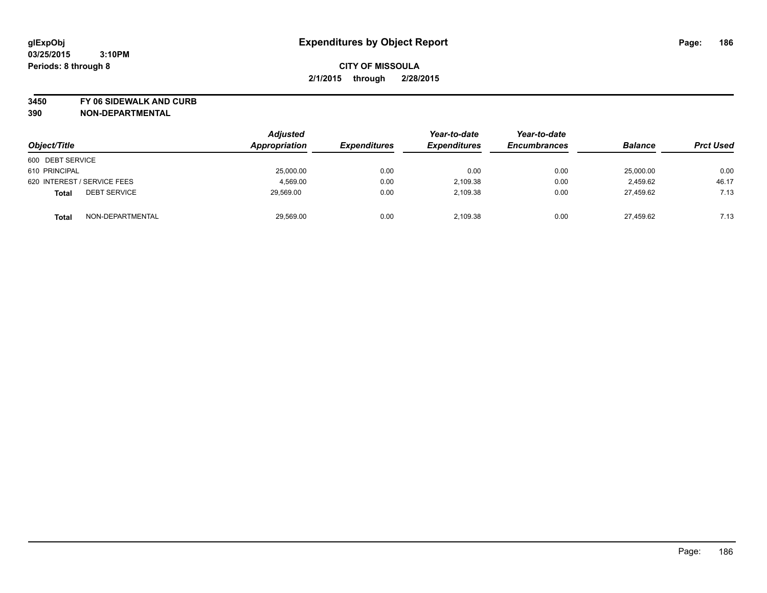**glExpObj**
**03/25/2015 3:10PM**
**Periods: 8 through 8**

# Expenditures by Object Report

**CITY OF MISSOULA**
**2/1/2015 through 2/28/2015**

**3450 FY 06 SIDEWALK AND CURB**
**390 NON-DEPARTMENTAL**

| Object/Title | | Adjusted Appropriation | Expenditures | Year-to-date Expenditures | Year-to-date Encumbrances | Balance | Prct Used |
|---|---|---|---|---|---|---|---|
| 600 DEBT SERVICE | | | | | | | |
| 610 PRINCIPAL | | 25,000.00 | 0.00 | 0.00 | 0.00 | 25,000.00 | 0.00 |
| 620 INTEREST / SERVICE FEES | | 4,569.00 | 0.00 | 2,109.38 | 0.00 | 2,459.62 | 46.17 |
| **Total** | DEBT SERVICE | 29,569.00 | 0.00 | 2,109.38 | 0.00 | 27,459.62 | 7.13 |
| **Total** | NON-DEPARTMENTAL | 29,569.00 | 0.00 | 2,109.38 | 0.00 | 27,459.62 | 7.13 |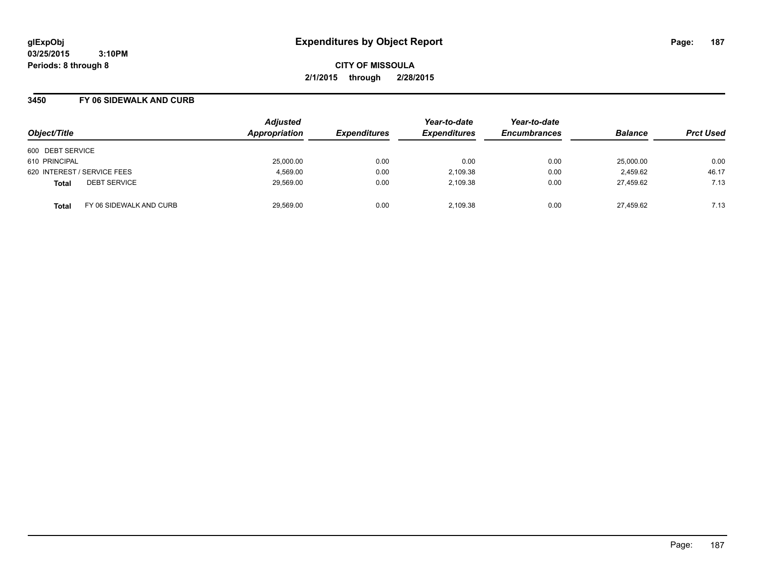# Expenditures by Object Report

glExpObj
03/25/2015 3:10PM
Periods: 8 through 8

**CITY OF MISSOULA**
**2/1/2015 through 2/28/2015**

## 3450 FY 06 SIDEWALK AND CURB

| Object/Title | | Adjusted Appropriation | Expenditures | Year-to-date Expenditures | Year-to-date Encumbrances | Balance | Prct Used |
|---|---|---|---|---|---|---|---|
| 600 DEBT SERVICE | | | | | | | |
| 610 PRINCIPAL | | 25,000.00 | 0.00 | 0.00 | 0.00 | 25,000.00 | 0.00 |
| 620 INTEREST / SERVICE FEES | | 4,569.00 | 0.00 | 2,109.38 | 0.00 | 2,459.62 | 46.17 |
| **Total** | DEBT SERVICE | 29,569.00 | 0.00 | 2,109.38 | 0.00 | 27,459.62 | 7.13 |
| **Total** | FY 06 SIDEWALK AND CURB | 29,569.00 | 0.00 | 2,109.38 | 0.00 | 27,459.62 | 7.13 |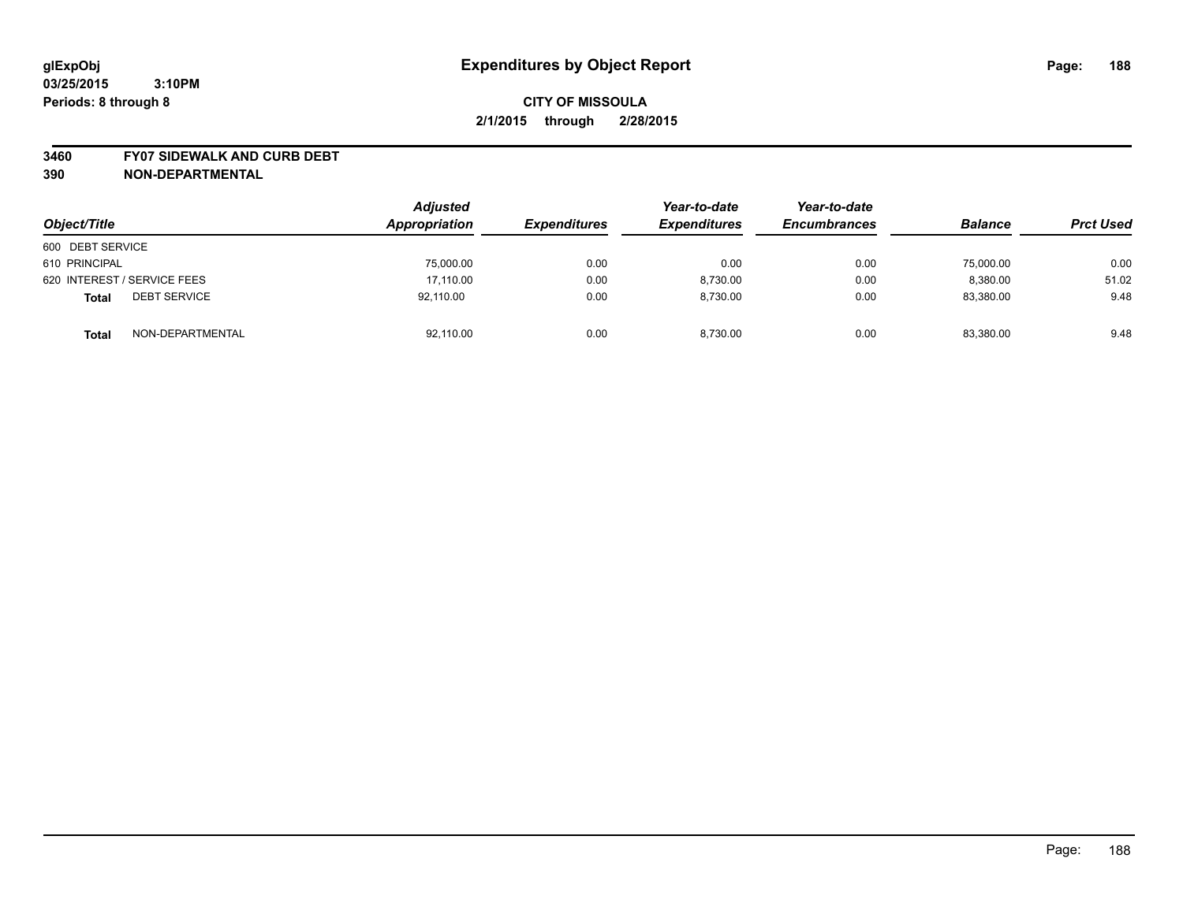glExpObj
03/25/2015 3:10PM
Periods: 8 through 8

# Expenditures by Object Report

**CITY OF MISSOULA**
**2/1/2015 through 2/28/2015**

**3460 FY07 SIDEWALK AND CURB DEBT**
**390 NON-DEPARTMENTAL**

| Object/Title | Adjusted Appropriation | Expenditures | Year-to-date Expenditures | Year-to-date Encumbrances | Balance | Prct Used |
|---|---|---|---|---|---|---|
| 600 DEBT SERVICE | | | | | | |
| 610 PRINCIPAL | 75,000.00 | 0.00 | 0.00 | 0.00 | 75,000.00 | 0.00 |
| 620 INTEREST / SERVICE FEES | 17,110.00 | 0.00 | 8,730.00 | 0.00 | 8,380.00 | 51.02 |
| **Total** DEBT SERVICE | 92,110.00 | 0.00 | 8,730.00 | 0.00 | 83,380.00 | 9.48 |
| **Total** NON-DEPARTMENTAL | 92,110.00 | 0.00 | 8,730.00 | 0.00 | 83,380.00 | 9.48 |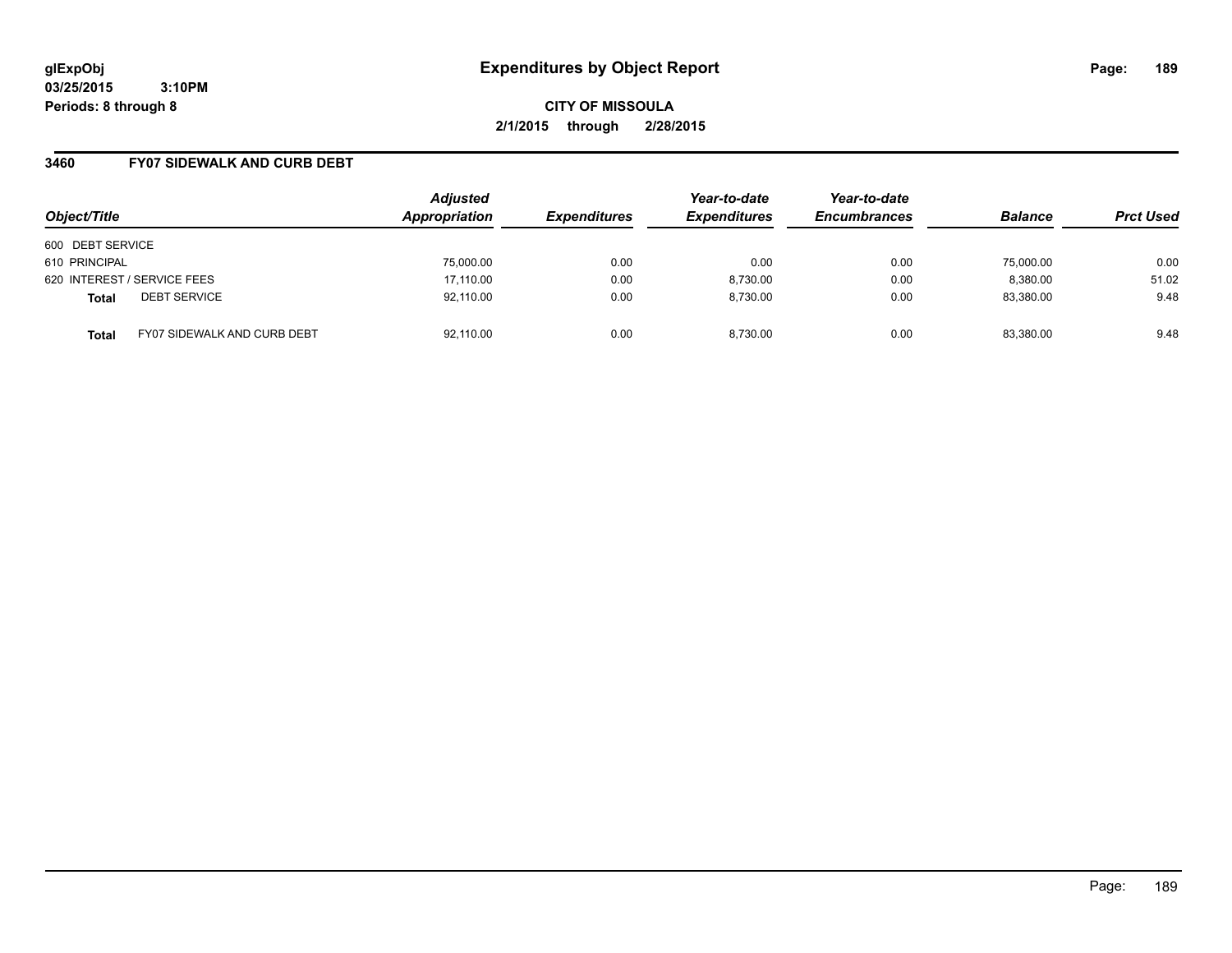# Expenditures by Object Report

glExpObj
03/25/2015 3:10PM
Periods: 8 through 8

**CITY OF MISSOULA**
**2/1/2015 through 2/28/2015**

## 3460 FY07 SIDEWALK AND CURB DEBT

| Object/Title | | Adjusted Appropriation | Expenditures | Year-to-date Expenditures | Year-to-date Encumbrances | Balance | Prct Used |
|---|---|---|---|---|---|---|---|
| 600 DEBT SERVICE | | | | | | | |
| 610 PRINCIPAL | | 75,000.00 | 0.00 | 0.00 | 0.00 | 75,000.00 | 0.00 |
| 620 INTEREST / SERVICE FEES | | 17,110.00 | 0.00 | 8,730.00 | 0.00 | 8,380.00 | 51.02 |
| **Total** | DEBT SERVICE | 92,110.00 | 0.00 | 8,730.00 | 0.00 | 83,380.00 | 9.48 |
| **Total** | FY07 SIDEWALK AND CURB DEBT | 92,110.00 | 0.00 | 8,730.00 | 0.00 | 83,380.00 | 9.48 |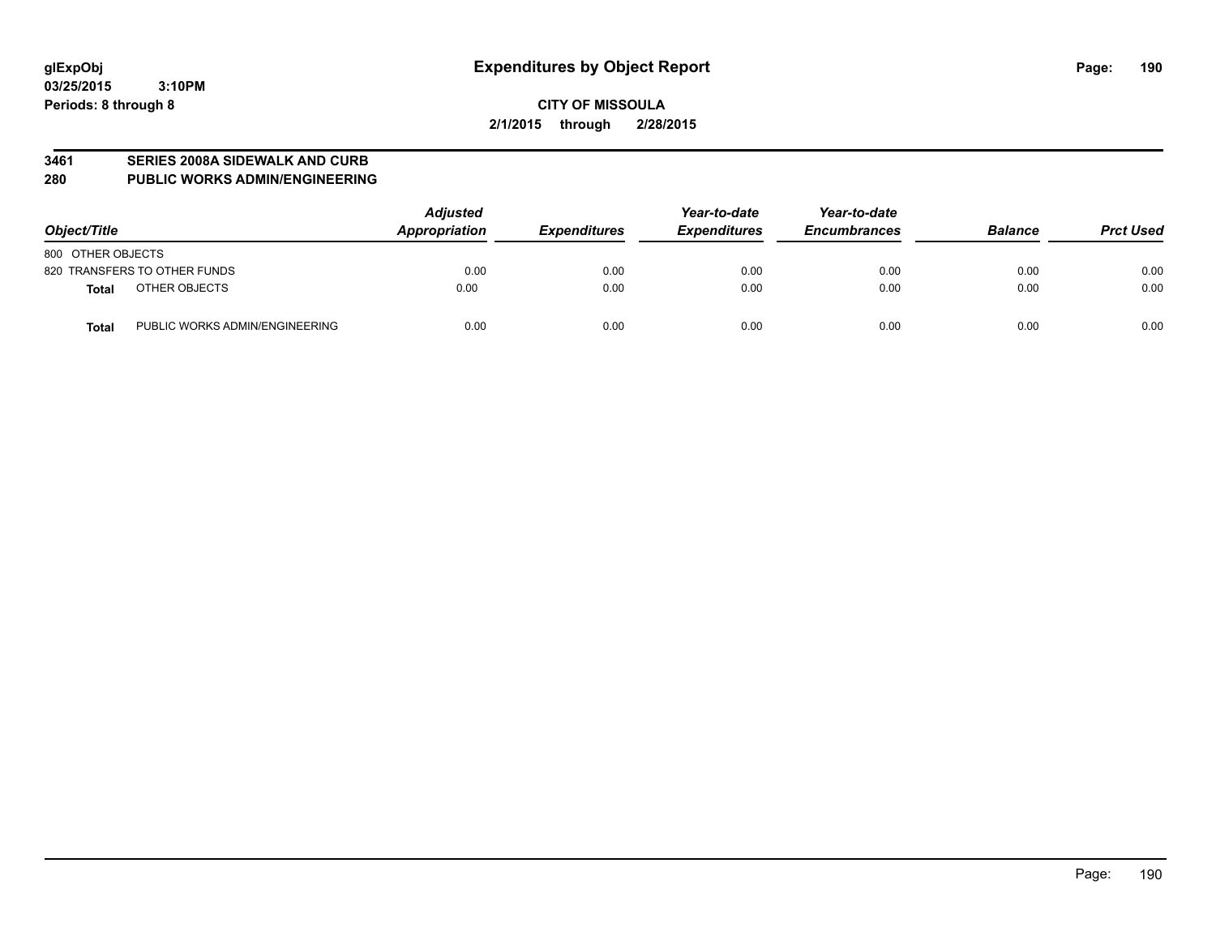**glExpObj**
**03/25/2015 3:10PM**
**Periods: 8 through 8**

# Expenditures by Object Report

**CITY OF MISSOULA**
**2/1/2015 through 2/28/2015**

**3461 SERIES 2008A SIDEWALK AND CURB**
**280 PUBLIC WORKS ADMIN/ENGINEERING**

| Object/Title | | Adjusted Appropriation | Expenditures | Year-to-date Expenditures | Year-to-date Encumbrances | Balance | Prct Used |
|---|---|---|---|---|---|---|---|
| 800 OTHER OBJECTS | | | | | | | |
| 820 TRANSFERS TO OTHER FUNDS | | 0.00 | 0.00 | 0.00 | 0.00 | 0.00 | 0.00 |
| **Total** | OTHER OBJECTS | 0.00 | 0.00 | 0.00 | 0.00 | 0.00 | 0.00 |
| **Total** | PUBLIC WORKS ADMIN/ENGINEERING | 0.00 | 0.00 | 0.00 | 0.00 | 0.00 | 0.00 |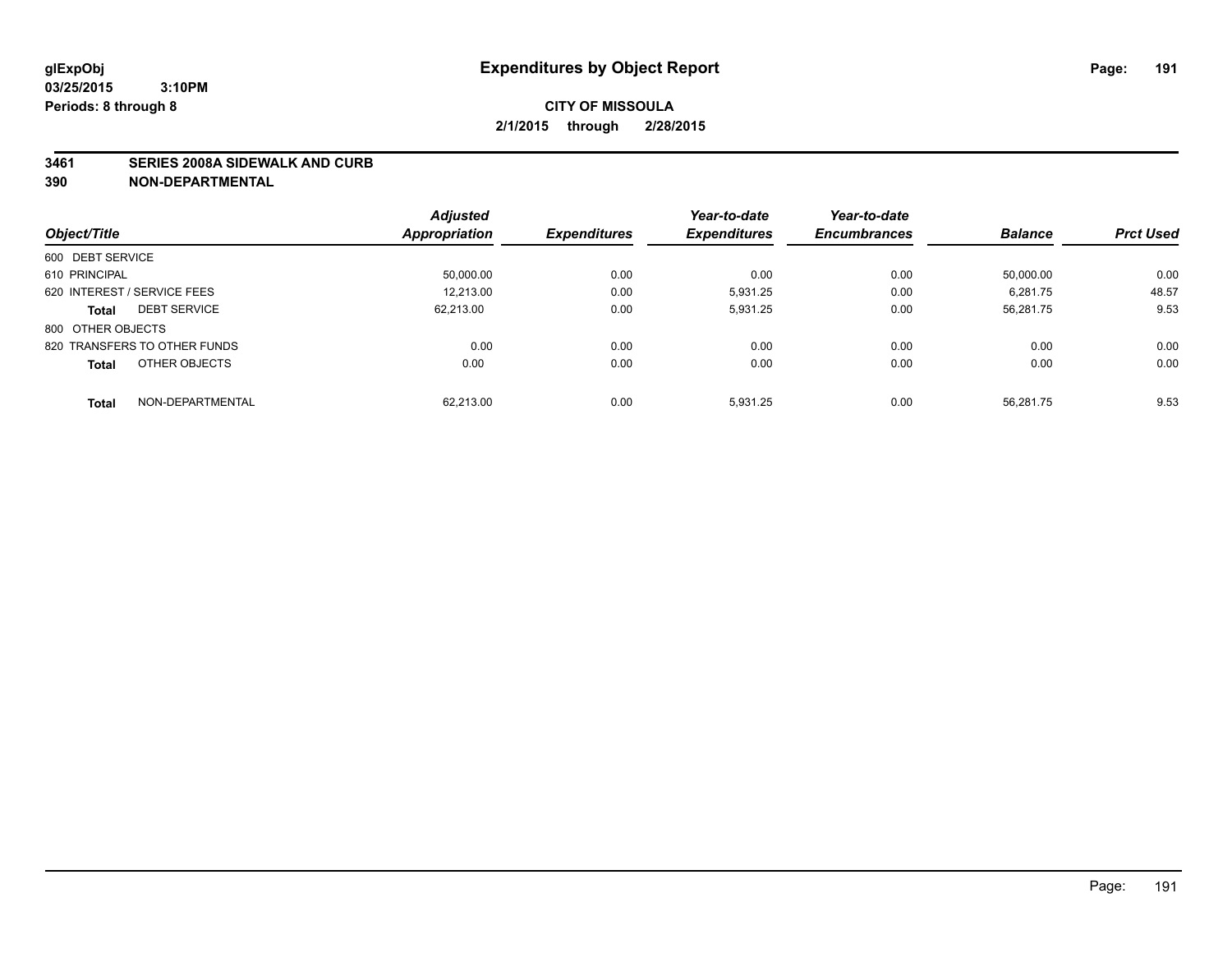# Expenditures by Object Report

glExpObj
03/25/2015 3:10PM
Periods: 8 through 8

**CITY OF MISSOULA**
**2/1/2015 through 2/28/2015**

**3461 SERIES 2008A SIDEWALK AND CURB**
**390 NON-DEPARTMENTAL**

| Object/Title | Adjusted Appropriation | Expenditures | Year-to-date Expenditures | Year-to-date Encumbrances | Balance | Prct Used |
|---|---|---|---|---|---|---|
| 600 DEBT SERVICE | | | | | | |
| 610 PRINCIPAL | 50,000.00 | 0.00 | 0.00 | 0.00 | 50,000.00 | 0.00 |
| 620 INTEREST / SERVICE FEES | 12,213.00 | 0.00 | 5,931.25 | 0.00 | 6,281.75 | 48.57 |
| **Total** DEBT SERVICE | 62,213.00 | 0.00 | 5,931.25 | 0.00 | 56,281.75 | 9.53 |
| 800 OTHER OBJECTS | | | | | | |
| 820 TRANSFERS TO OTHER FUNDS | 0.00 | 0.00 | 0.00 | 0.00 | 0.00 | 0.00 |
| **Total** OTHER OBJECTS | 0.00 | 0.00 | 0.00 | 0.00 | 0.00 | 0.00 |
| **Total** NON-DEPARTMENTAL | 62,213.00 | 0.00 | 5,931.25 | 0.00 | 56,281.75 | 9.53 |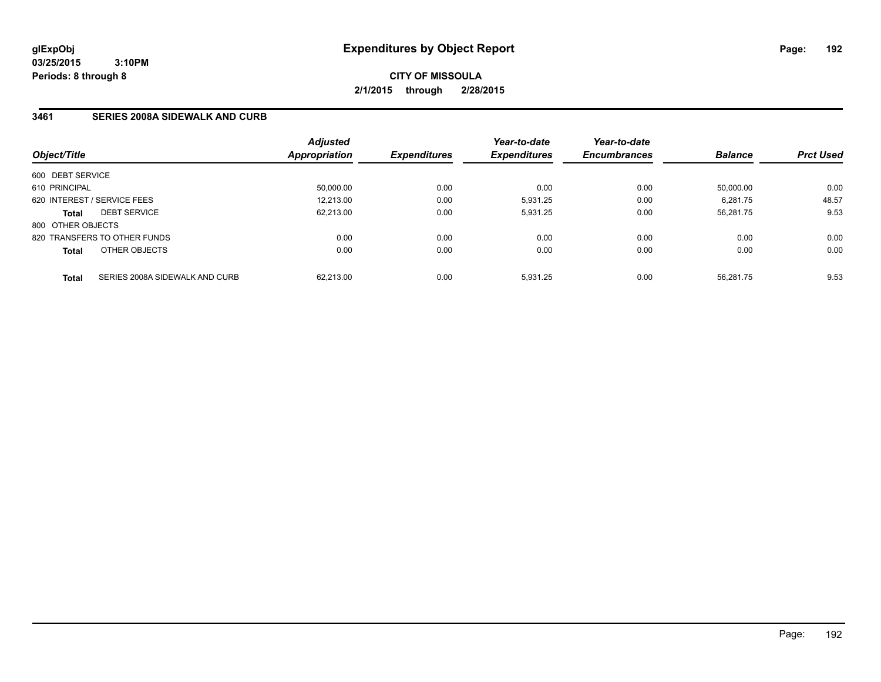# Expenditures by Object Report

glExpObj
03/25/2015 3:10PM
Periods: 8 through 8

**CITY OF MISSOULA**
**2/1/2015 through 2/28/2015**

## 3461 SERIES 2008A SIDEWALK AND CURB

| Object/Title | Adjusted Appropriation | Expenditures | Year-to-date Expenditures | Year-to-date Encumbrances | Balance | Prct Used |
|---|---|---|---|---|---|---|
| 600 DEBT SERVICE | | | | | | |
| 610 PRINCIPAL | 50,000.00 | 0.00 | 0.00 | 0.00 | 50,000.00 | 0.00 |
| 620 INTEREST / SERVICE FEES | 12,213.00 | 0.00 | 5,931.25 | 0.00 | 6,281.75 | 48.57 |
| **Total** DEBT SERVICE | 62,213.00 | 0.00 | 5,931.25 | 0.00 | 56,281.75 | 9.53 |
| 800 OTHER OBJECTS | | | | | | |
| 820 TRANSFERS TO OTHER FUNDS | 0.00 | 0.00 | 0.00 | 0.00 | 0.00 | 0.00 |
| **Total** OTHER OBJECTS | 0.00 | 0.00 | 0.00 | 0.00 | 0.00 | 0.00 |
| **Total** SERIES 2008A SIDEWALK AND CURB | 62,213.00 | 0.00 | 5,931.25 | 0.00 | 56,281.75 | 9.53 |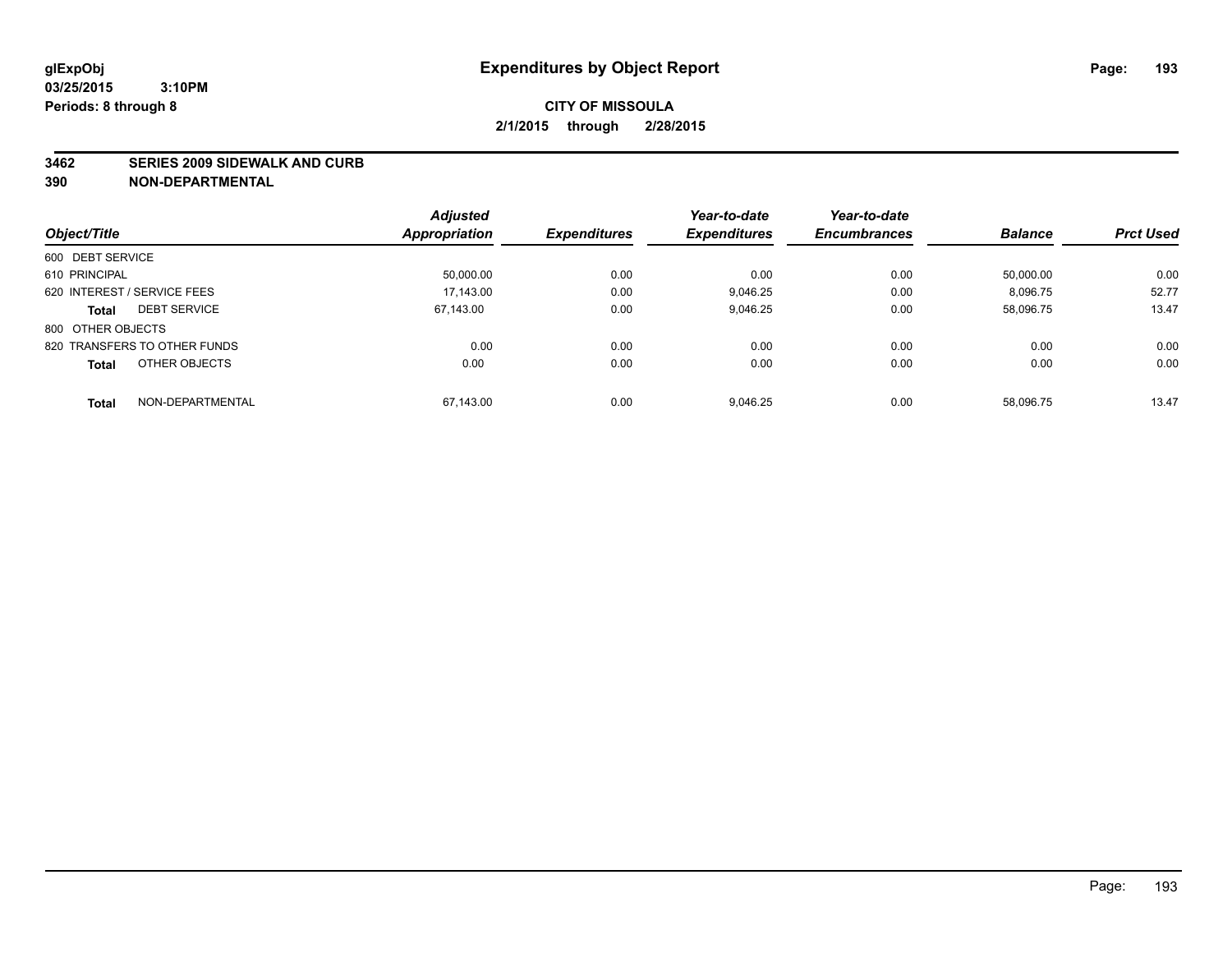**glExpObj**
**03/25/2015 3:10PM**
**Periods: 8 through 8**

# Expenditures by Object Report

**CITY OF MISSOULA**
**2/1/2015 through 2/28/2015**

**3462 SERIES 2009 SIDEWALK AND CURB**
**390 NON-DEPARTMENTAL**

| Object/Title | Adjusted Appropriation | Expenditures | Year-to-date Expenditures | Year-to-date Encumbrances | Balance | Prct Used |
|---|---|---|---|---|---|---|
| 600 DEBT SERVICE | | | | | | |
| 610 PRINCIPAL | 50,000.00 | 0.00 | 0.00 | 0.00 | 50,000.00 | 0.00 |
| 620 INTEREST / SERVICE FEES | 17,143.00 | 0.00 | 9,046.25 | 0.00 | 8,096.75 | 52.77 |
| **Total** DEBT SERVICE | 67,143.00 | 0.00 | 9,046.25 | 0.00 | 58,096.75 | 13.47 |
| 800 OTHER OBJECTS | | | | | | |
| 820 TRANSFERS TO OTHER FUNDS | 0.00 | 0.00 | 0.00 | 0.00 | 0.00 | 0.00 |
| **Total** OTHER OBJECTS | 0.00 | 0.00 | 0.00 | 0.00 | 0.00 | 0.00 |
| **Total** NON-DEPARTMENTAL | 67,143.00 | 0.00 | 9,046.25 | 0.00 | 58,096.75 | 13.47 |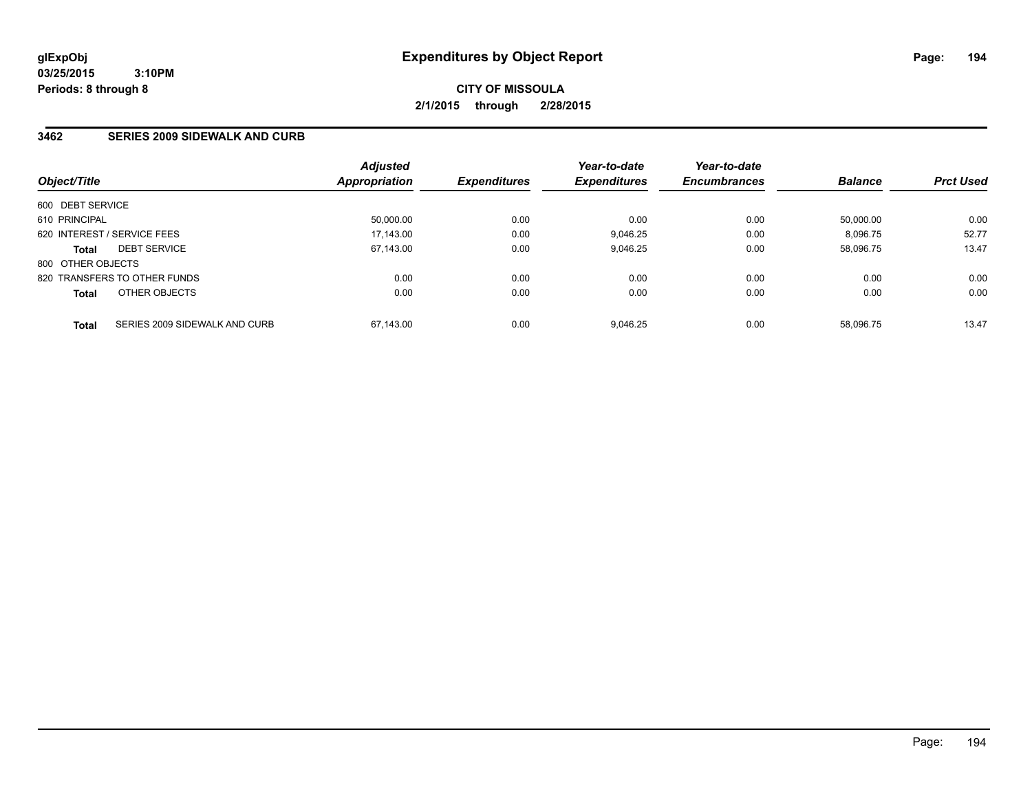**glExpObj** 
**03/25/2015 3:10PM** 
**Periods: 8 through 8**

# Expenditures by Object Report

**CITY OF MISSOULA** 
**2/1/2015 through 2/28/2015**

## 3462 SERIES 2009 SIDEWALK AND CURB

| Object/Title | Adjusted Appropriation | Expenditures | Year-to-date Expenditures | Year-to-date Encumbrances | Balance | Prct Used |
|---|---|---|---|---|---|---|
| 600 DEBT SERVICE | | | | | | |
| 610 PRINCIPAL | 50,000.00 | 0.00 | 0.00 | 0.00 | 50,000.00 | 0.00 |
| 620 INTEREST / SERVICE FEES | 17,143.00 | 0.00 | 9,046.25 | 0.00 | 8,096.75 | 52.77 |
| **Total** DEBT SERVICE | 67,143.00 | 0.00 | 9,046.25 | 0.00 | 58,096.75 | 13.47 |
| 800 OTHER OBJECTS | | | | | | |
| 820 TRANSFERS TO OTHER FUNDS | 0.00 | 0.00 | 0.00 | 0.00 | 0.00 | 0.00 |
| **Total** OTHER OBJECTS | 0.00 | 0.00 | 0.00 | 0.00 | 0.00 | 0.00 |
| **Total** SERIES 2009 SIDEWALK AND CURB | 67,143.00 | 0.00 | 9,046.25 | 0.00 | 58,096.75 | 13.47 |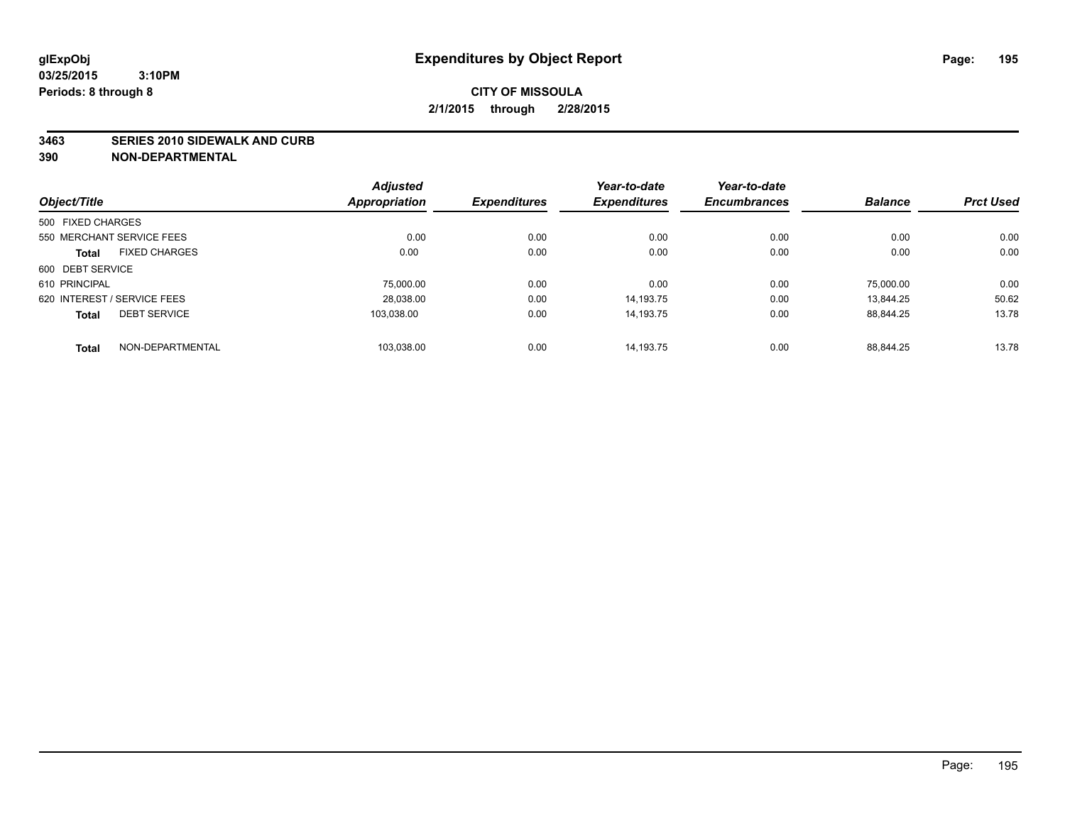**glExpObj**
**03/25/2015 3:10PM**
**Periods: 8 through 8**

# Expenditures by Object Report

**CITY OF MISSOULA**
**2/1/2015 through 2/28/2015**

**3463 SERIES 2010 SIDEWALK AND CURB**
**390 NON-DEPARTMENTAL**

| Object/Title | | Adjusted Appropriation | Expenditures | Year-to-date Expenditures | Year-to-date Encumbrances | Balance | Prct Used |
|---|---|---|---|---|---|---|---|
| 500 FIXED CHARGES | | | | | | | |
| 550 MERCHANT SERVICE FEES | | 0.00 | 0.00 | 0.00 | 0.00 | 0.00 | 0.00 |
| **Total** | FIXED CHARGES | 0.00 | 0.00 | 0.00 | 0.00 | 0.00 | 0.00 |
| 600 DEBT SERVICE | | | | | | | |
| 610 PRINCIPAL | | 75,000.00 | 0.00 | 0.00 | 0.00 | 75,000.00 | 0.00 |
| 620 INTEREST / SERVICE FEES | | 28,038.00 | 0.00 | 14,193.75 | 0.00 | 13,844.25 | 50.62 |
| **Total** | DEBT SERVICE | 103,038.00 | 0.00 | 14,193.75 | 0.00 | 88,844.25 | 13.78 |
| **Total** | NON-DEPARTMENTAL | 103,038.00 | 0.00 | 14,193.75 | 0.00 | 88,844.25 | 13.78 |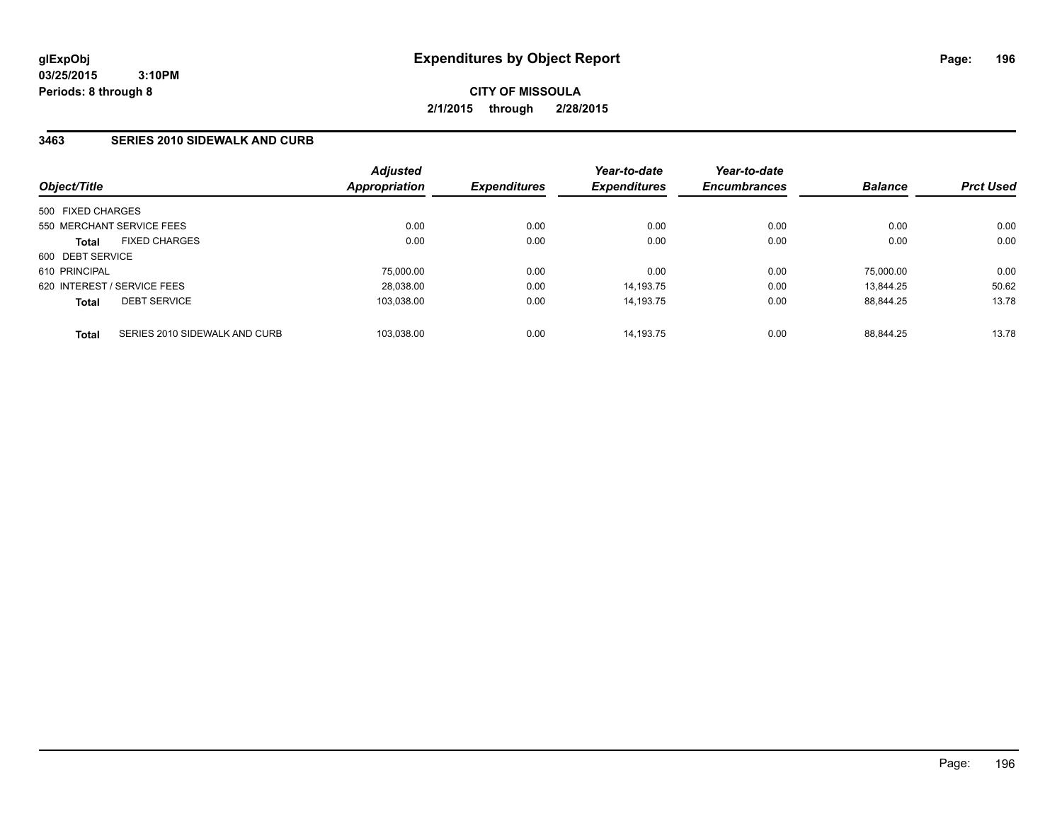glExpObj
03/25/2015 3:10PM
Periods: 8 through 8

# Expenditures by Object Report

**CITY OF MISSOULA**
**2/1/2015 through 2/28/2015**

## 3463 SERIES 2010 SIDEWALK AND CURB

| Object/Title | | Adjusted Appropriation | Expenditures | Year-to-date Expenditures | Year-to-date Encumbrances | Balance | Prct Used |
|---|---|---|---|---|---|---|---|
| 500 FIXED CHARGES | | | | | | | |
| 550 MERCHANT SERVICE FEES | | 0.00 | 0.00 | 0.00 | 0.00 | 0.00 | 0.00 |
| **Total** | FIXED CHARGES | 0.00 | 0.00 | 0.00 | 0.00 | 0.00 | 0.00 |
| 600 DEBT SERVICE | | | | | | | |
| 610 PRINCIPAL | | 75,000.00 | 0.00 | 0.00 | 0.00 | 75,000.00 | 0.00 |
| 620 INTEREST / SERVICE FEES | | 28,038.00 | 0.00 | 14,193.75 | 0.00 | 13,844.25 | 50.62 |
| **Total** | DEBT SERVICE | 103,038.00 | 0.00 | 14,193.75 | 0.00 | 88,844.25 | 13.78 |
| **Total** | SERIES 2010 SIDEWALK AND CURB | 103,038.00 | 0.00 | 14,193.75 | 0.00 | 88,844.25 | 13.78 |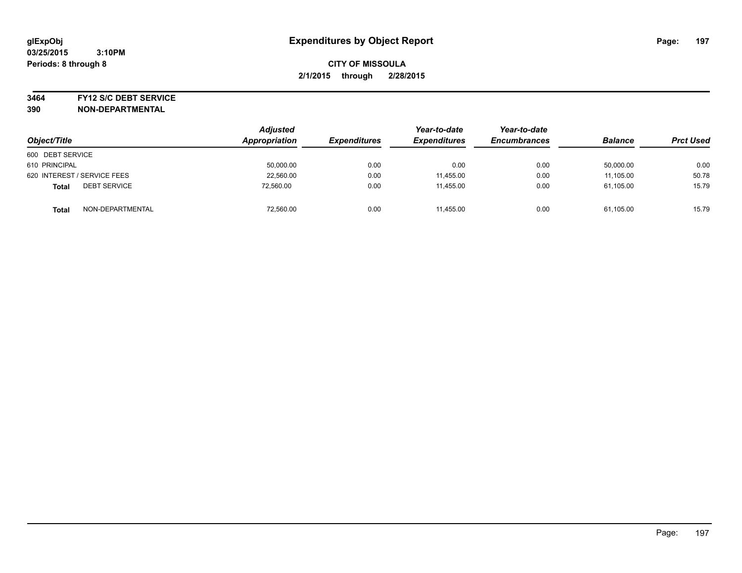# Expenditures by Object Report

glExpObj
03/25/2015 3:10PM
Periods: 8 through 8

**CITY OF MISSOULA**
**2/1/2015 through 2/28/2015**

**3464 FY12 S/C DEBT SERVICE**
**390 NON-DEPARTMENTAL**

| Object/Title | Adjusted Appropriation | Expenditures | Year-to-date Expenditures | Year-to-date Encumbrances | Balance | Prct Used |
|---|---|---|---|---|---|---|
| 600 DEBT SERVICE | | | | | | |
| 610 PRINCIPAL | 50,000.00 | 0.00 | 0.00 | 0.00 | 50,000.00 | 0.00 |
| 620 INTEREST / SERVICE FEES | 22,560.00 | 0.00 | 11,455.00 | 0.00 | 11,105.00 | 50.78 |
| **Total** DEBT SERVICE | 72,560.00 | 0.00 | 11,455.00 | 0.00 | 61,105.00 | 15.79 |
| **Total** NON-DEPARTMENTAL | 72,560.00 | 0.00 | 11,455.00 | 0.00 | 61,105.00 | 15.79 |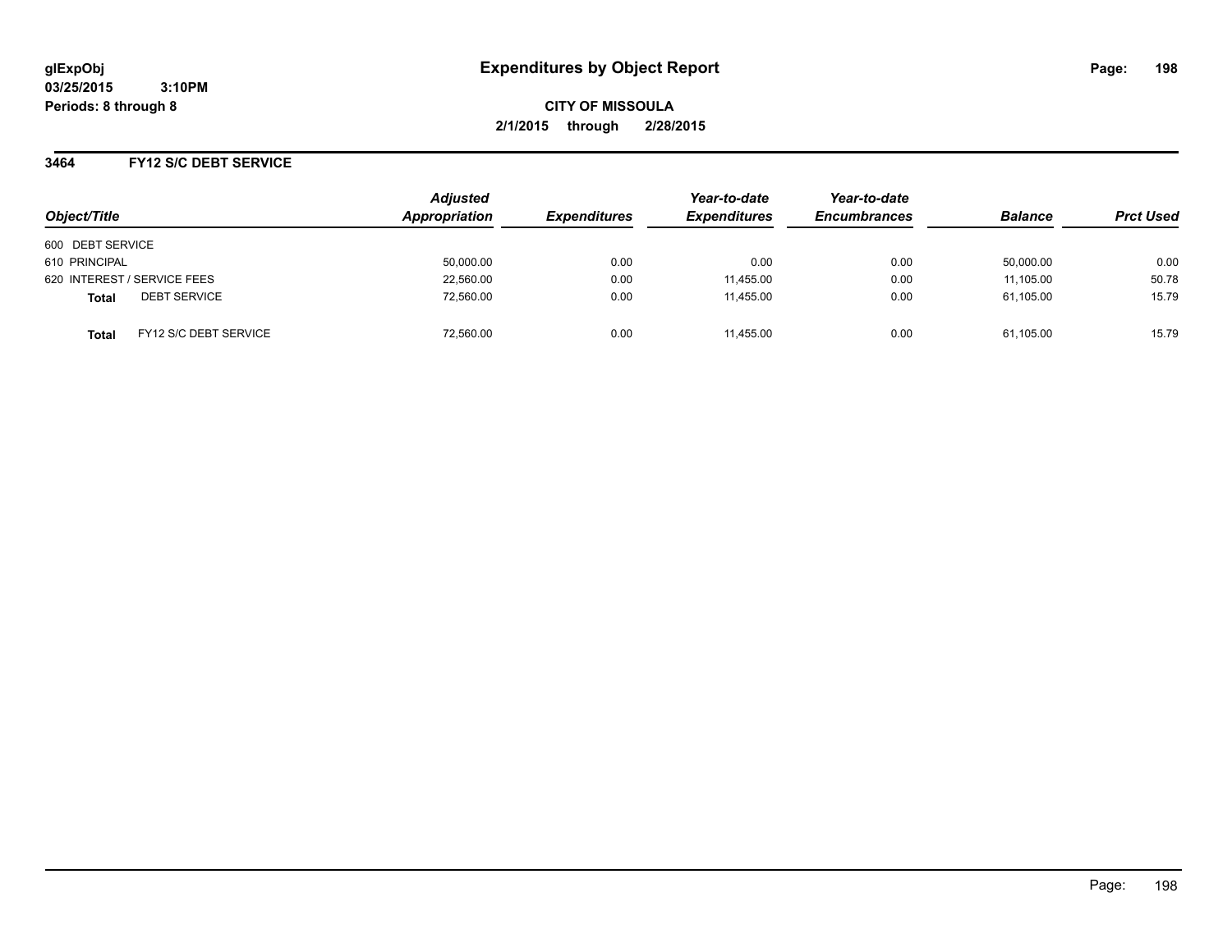glExpObj
03/25/2015 3:10PM
Periods: 8 through 8

# Expenditures by Object Report

CITY OF MISSOULA

2/1/2015 through 2/28/2015

## 3464 FY12 S/C DEBT SERVICE

| Object/Title | | Adjusted Appropriation | Expenditures | Year-to-date Expenditures | Year-to-date Encumbrances | Balance | Prct Used |
|---|---|---|---|---|---|---|---|
| 600 DEBT SERVICE | | | | | | | |
| 610 PRINCIPAL | | 50,000.00 | 0.00 | 0.00 | 0.00 | 50,000.00 | 0.00 |
| 620 INTEREST / SERVICE FEES | | 22,560.00 | 0.00 | 11,455.00 | 0.00 | 11,105.00 | 50.78 |
| **Total** | DEBT SERVICE | 72,560.00 | 0.00 | 11,455.00 | 0.00 | 61,105.00 | 15.79 |
| **Total** | FY12 S/C DEBT SERVICE | 72,560.00 | 0.00 | 11,455.00 | 0.00 | 61,105.00 | 15.79 |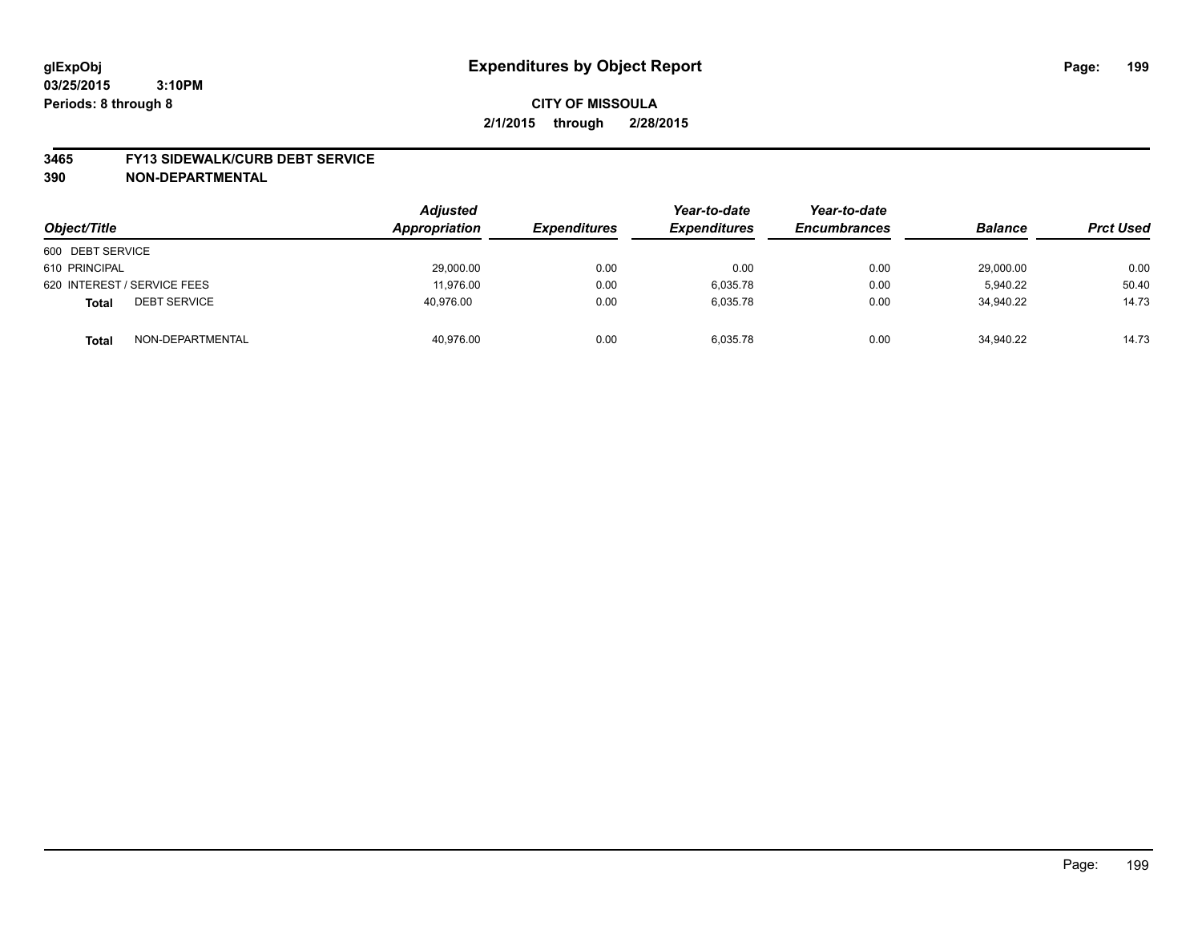# Expenditures by Object Report

glExpObj
03/25/2015 3:10PM
Periods: 8 through 8

**CITY OF MISSOULA**
**2/1/2015 through 2/28/2015**

**3465 FY13 SIDEWALK/CURB DEBT SERVICE**
**390 NON-DEPARTMENTAL**

| Object/Title | Adjusted Appropriation | Expenditures | Year-to-date Expenditures | Year-to-date Encumbrances | Balance | Prct Used |
|---|---|---|---|---|---|---|
| 600 DEBT SERVICE | | | | | | |
| 610 PRINCIPAL | 29,000.00 | 0.00 | 0.00 | 0.00 | 29,000.00 | 0.00 |
| 620 INTEREST / SERVICE FEES | 11,976.00 | 0.00 | 6,035.78 | 0.00 | 5,940.22 | 50.40 |
| **Total** DEBT SERVICE | 40,976.00 | 0.00 | 6,035.78 | 0.00 | 34,940.22 | 14.73 |
| **Total** NON-DEPARTMENTAL | 40,976.00 | 0.00 | 6,035.78 | 0.00 | 34,940.22 | 14.73 |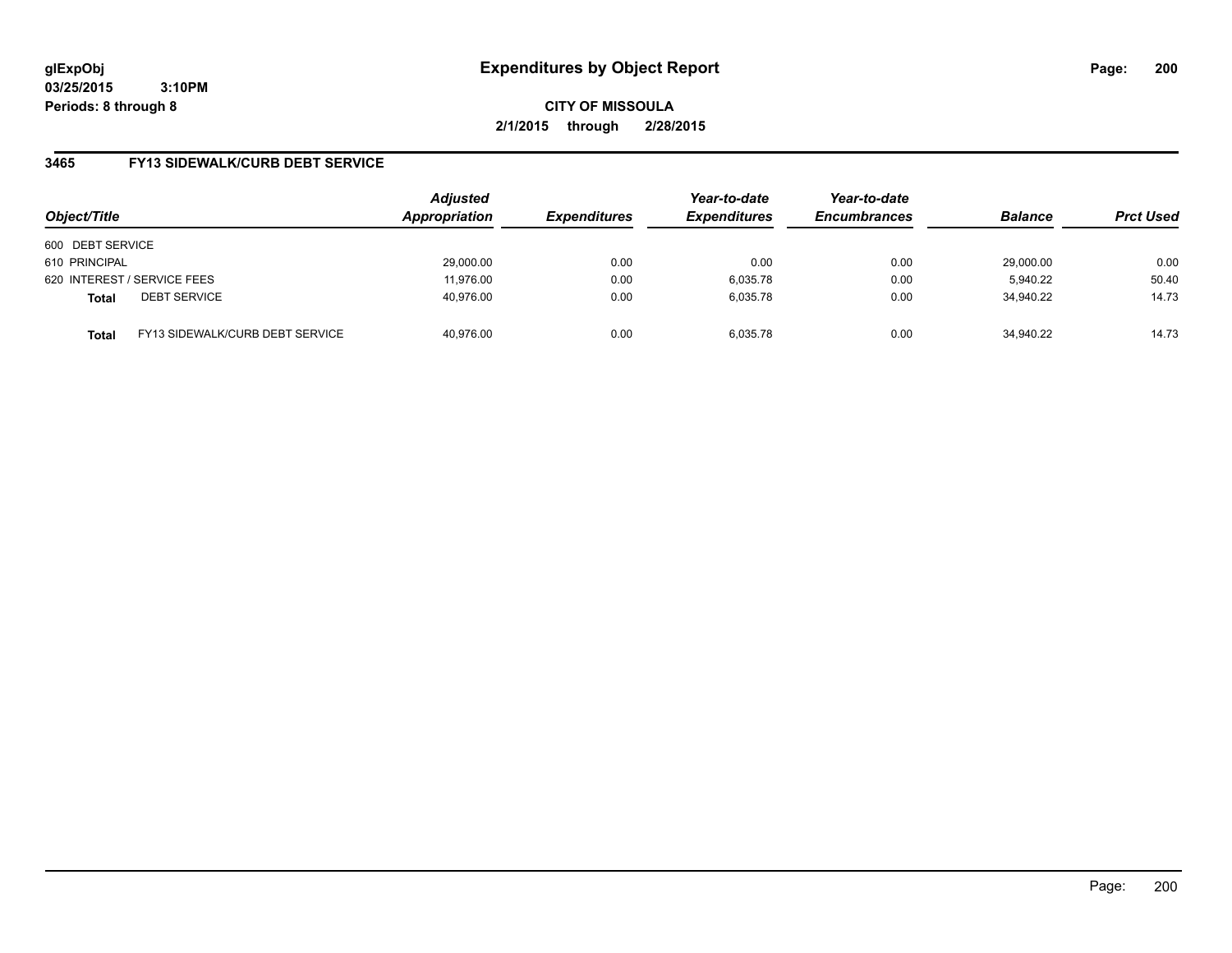# Expenditures by Object Report

glExpObj
03/25/2015 3:10PM
Periods: 8 through 8

**CITY OF MISSOULA**
**2/1/2015 through 2/28/2015**

## 3465 FY13 SIDEWALK/CURB DEBT SERVICE

| Object/Title | | Adjusted Appropriation | Expenditures | Year-to-date Expenditures | Year-to-date Encumbrances | Balance | Prct Used |
|---|---|---|---|---|---|---|---|
| 600 DEBT SERVICE | | | | | | | |
| 610 PRINCIPAL | | 29,000.00 | 0.00 | 0.00 | 0.00 | 29,000.00 | 0.00 |
| 620 INTEREST / SERVICE FEES | | 11,976.00 | 0.00 | 6,035.78 | 0.00 | 5,940.22 | 50.40 |
| **Total** | DEBT SERVICE | 40,976.00 | 0.00 | 6,035.78 | 0.00 | 34,940.22 | 14.73 |
| **Total** | FY13 SIDEWALK/CURB DEBT SERVICE | 40,976.00 | 0.00 | 6,035.78 | 0.00 | 34,940.22 | 14.73 |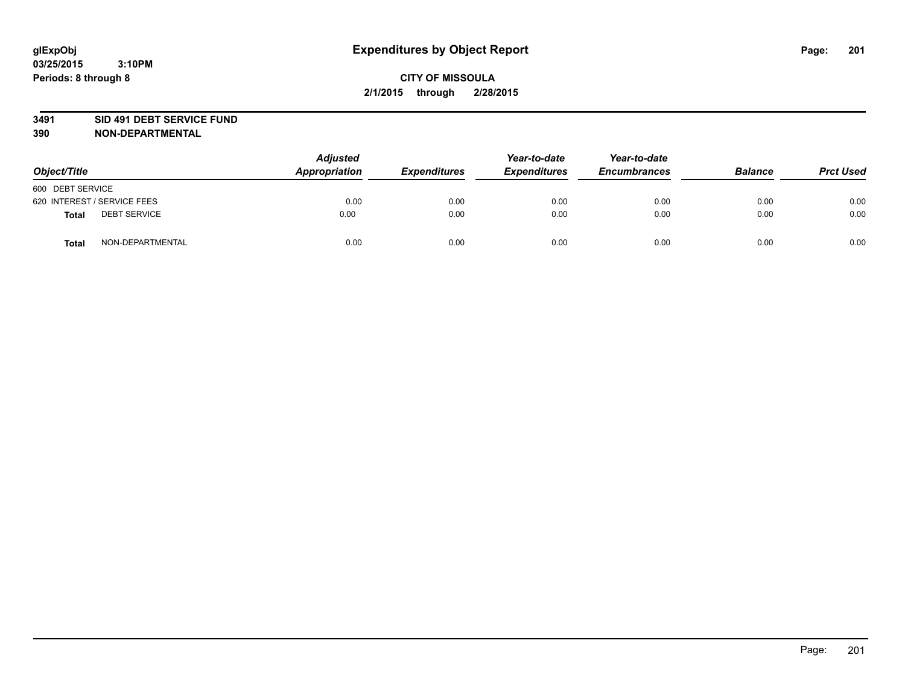glExpObj
03/25/2015 3:10PM
Periods: 8 through 8

# Expenditures by Object Report

**CITY OF MISSOULA**
**2/1/2015 through 2/28/2015**

**3491 SID 491 DEBT SERVICE FUND**
**390 NON-DEPARTMENTAL**

| Object/Title | | Adjusted Appropriation | Expenditures | Year-to-date Expenditures | Year-to-date Encumbrances | Balance | Prct Used |
|---|---|---|---|---|---|---|---|
| 600 DEBT SERVICE | | | | | | | |
| 620 INTEREST / SERVICE FEES | | 0.00 | 0.00 | 0.00 | 0.00 | 0.00 | 0.00 |
| **Total** | DEBT SERVICE | 0.00 | 0.00 | 0.00 | 0.00 | 0.00 | 0.00 |
| **Total** | NON-DEPARTMENTAL | 0.00 | 0.00 | 0.00 | 0.00 | 0.00 | 0.00 |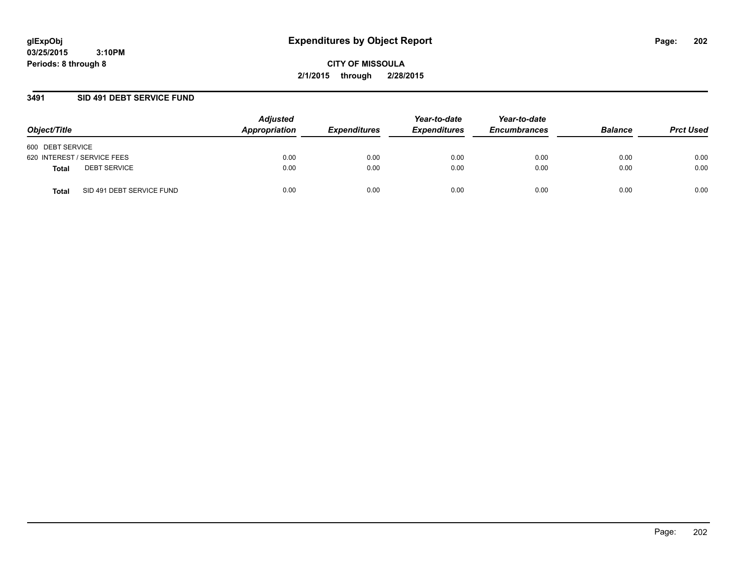glExpObj
03/25/2015 3:10PM
Periods: 8 through 8

# Expenditures by Object Report

CITY OF MISSOULA
2/1/2015 through 2/28/2015

## 3491 SID 491 DEBT SERVICE FUND

| Object/Title | | Adjusted Appropriation | Expenditures | Year-to-date Expenditures | Year-to-date Encumbrances | Balance | Prct Used |
|---|---|---|---|---|---|---|---|
| 600 DEBT SERVICE | | | | | | | |
| 620 INTEREST / SERVICE FEES | | 0.00 | 0.00 | 0.00 | 0.00 | 0.00 | 0.00 |
| **Total** | DEBT SERVICE | 0.00 | 0.00 | 0.00 | 0.00 | 0.00 | 0.00 |
| **Total** | SID 491 DEBT SERVICE FUND | 0.00 | 0.00 | 0.00 | 0.00 | 0.00 | 0.00 |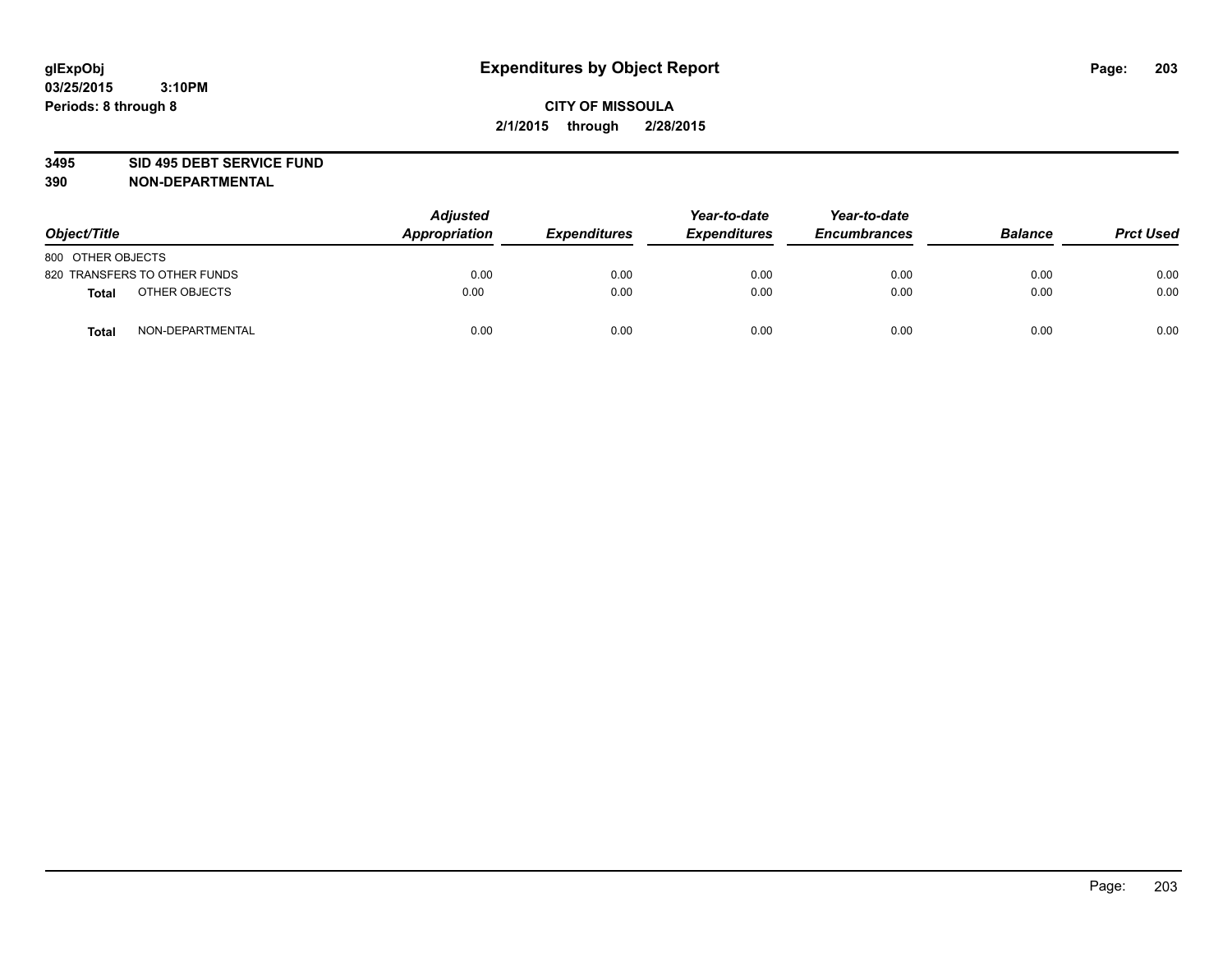# Expenditures by Object Report

glExpObj
03/25/2015 3:10PM
Periods: 8 through 8

**CITY OF MISSOULA**
**2/1/2015 through 2/28/2015**

**3495 SID 495 DEBT SERVICE FUND**
**390 NON-DEPARTMENTAL**

| Object/Title | Adjusted Appropriation | Expenditures | Year-to-date Expenditures | Year-to-date Encumbrances | Balance | Prct Used |
|---|---|---|---|---|---|---|
| 800 OTHER OBJECTS | | | | | | |
| 820 TRANSFERS TO OTHER FUNDS | 0.00 | 0.00 | 0.00 | 0.00 | 0.00 | 0.00 |
| **Total** OTHER OBJECTS | 0.00 | 0.00 | 0.00 | 0.00 | 0.00 | 0.00 |
| **Total** NON-DEPARTMENTAL | 0.00 | 0.00 | 0.00 | 0.00 | 0.00 | 0.00 |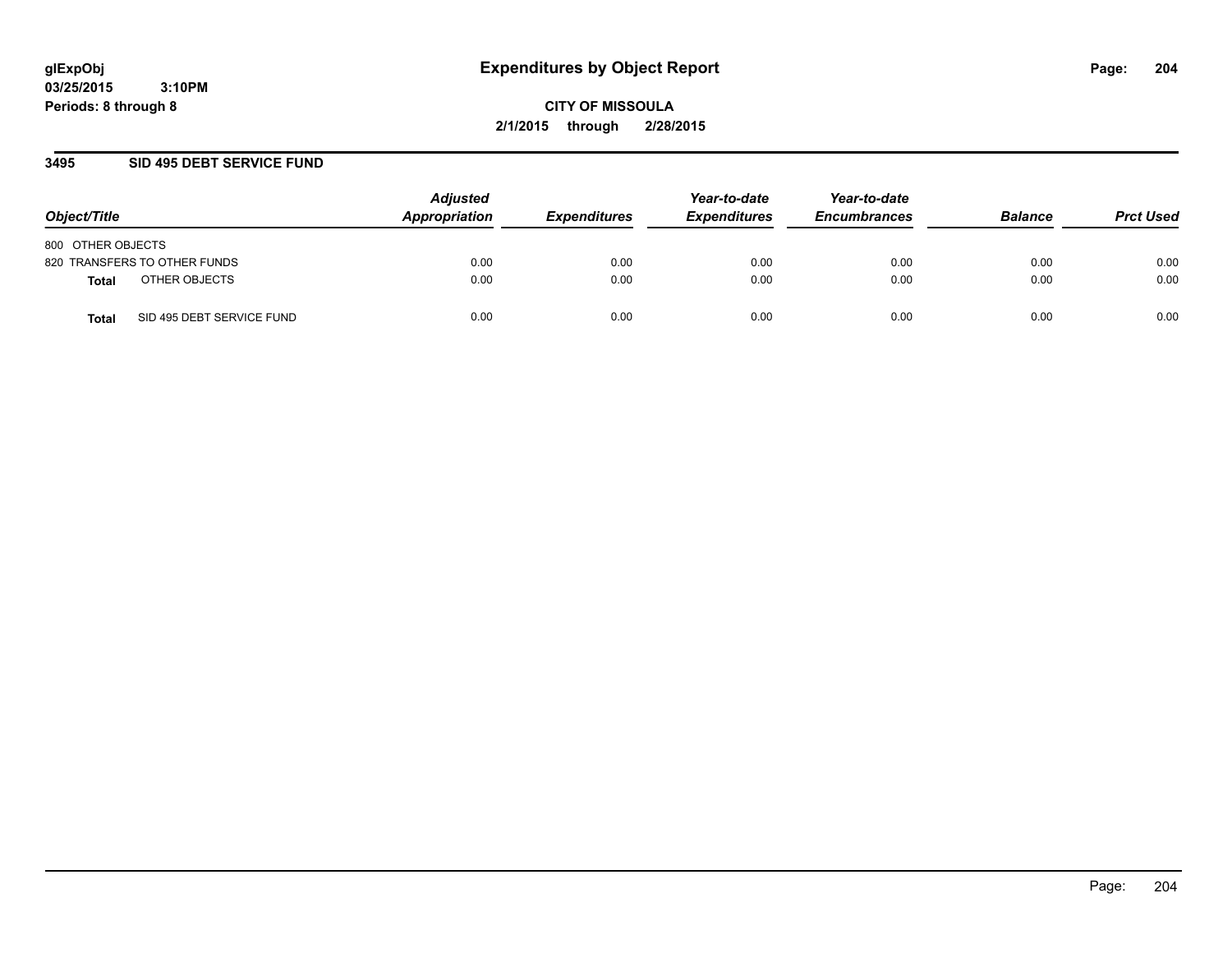# Expenditures by Object Report

glExpObj
03/25/2015 3:10PM
Periods: 8 through 8

**CITY OF MISSOULA**
**2/1/2015 through 2/28/2015**

## 3495 SID 495 DEBT SERVICE FUND

| Object/Title | | Adjusted Appropriation | Expenditures | Year-to-date Expenditures | Year-to-date Encumbrances | Balance | Prct Used |
|---|---|---|---|---|---|---|---|
| 800 OTHER OBJECTS | | | | | | | |
| 820 TRANSFERS TO OTHER FUNDS | | 0.00 | 0.00 | 0.00 | 0.00 | 0.00 | 0.00 |
| **Total** | OTHER OBJECTS | 0.00 | 0.00 | 0.00 | 0.00 | 0.00 | 0.00 |
| **Total** | SID 495 DEBT SERVICE FUND | 0.00 | 0.00 | 0.00 | 0.00 | 0.00 | 0.00 |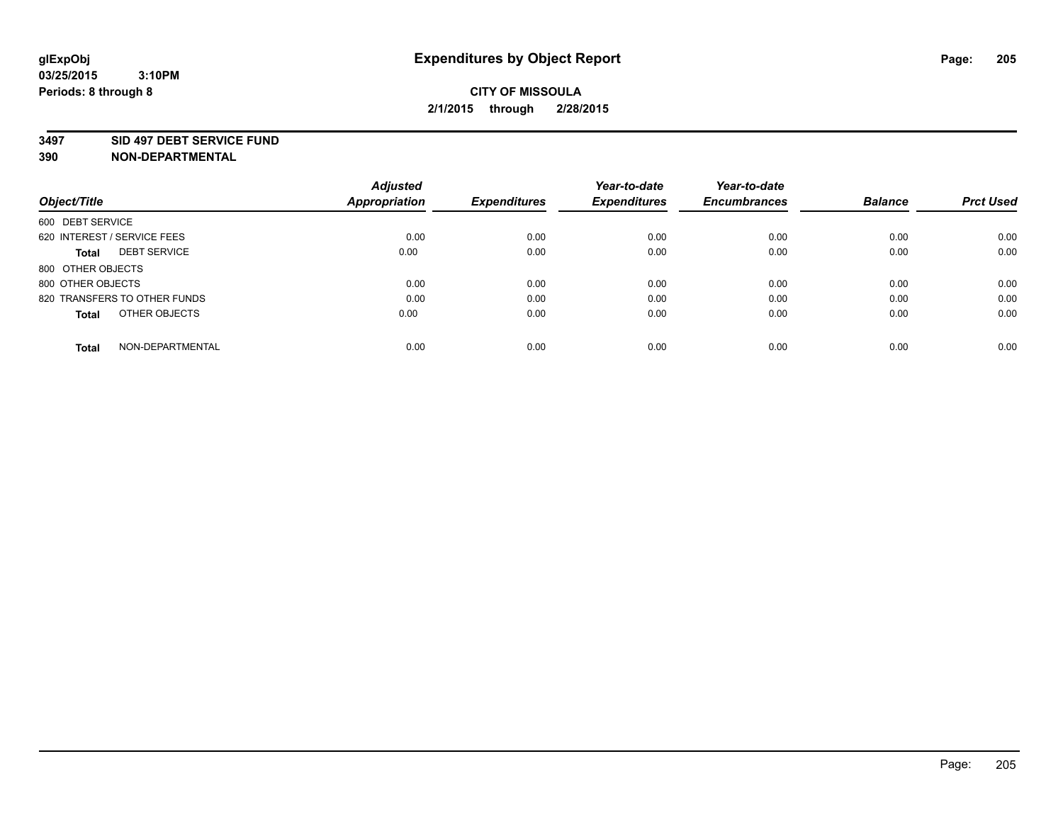**CITY OF MISSOULA**

**2/1/2015 through 2/28/2015**

**3497 SID 497 DEBT SERVICE FUND**

**390 NON-DEPARTMENTAL**

| Object/Title | Adjusted Appropriation | Expenditures | Year-to-date Expenditures | Year-to-date Encumbrances | Balance | Prct Used |
|---|---|---|---|---|---|---|
| 600 DEBT SERVICE | | | | | | |
| 620 INTEREST / SERVICE FEES | 0.00 | 0.00 | 0.00 | 0.00 | 0.00 | 0.00 |
| **Total** DEBT SERVICE | 0.00 | 0.00 | 0.00 | 0.00 | 0.00 | 0.00 |
| 800 OTHER OBJECTS | | | | | | |
| 800 OTHER OBJECTS | 0.00 | 0.00 | 0.00 | 0.00 | 0.00 | 0.00 |
| 820 TRANSFERS TO OTHER FUNDS | 0.00 | 0.00 | 0.00 | 0.00 | 0.00 | 0.00 |
| **Total** OTHER OBJECTS | 0.00 | 0.00 | 0.00 | 0.00 | 0.00 | 0.00 |
| **Total** NON-DEPARTMENTAL | 0.00 | 0.00 | 0.00 | 0.00 | 0.00 | 0.00 |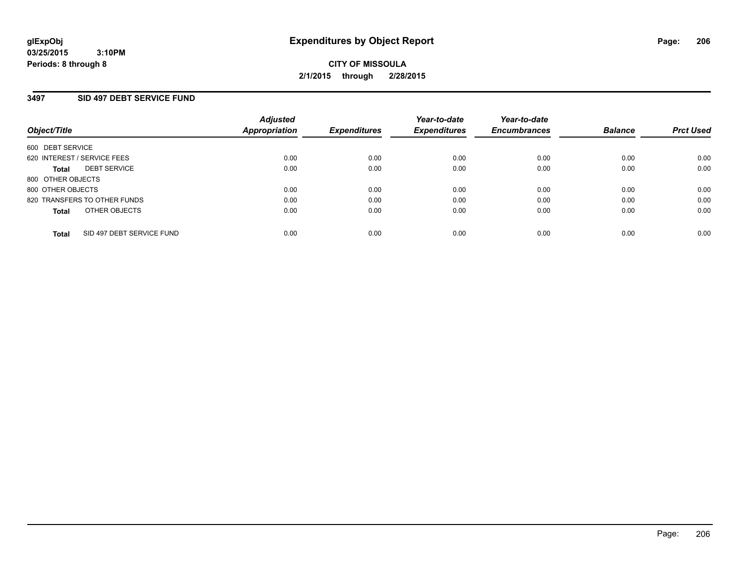glExpObj
03/25/2015 3:10PM
Periods: 8 through 8

# Expenditures by Object Report

CITY OF MISSOULA
2/1/2015 through 2/28/2015

## 3497 SID 497 DEBT SERVICE FUND

| Object/Title | Adjusted Appropriation | Expenditures | Year-to-date Expenditures | Year-to-date Encumbrances | Balance | Prct Used |
|---|---|---|---|---|---|---|
| 600 DEBT SERVICE | | | | | | |
| 620 INTEREST / SERVICE FEES | 0.00 | 0.00 | 0.00 | 0.00 | 0.00 | 0.00 |
| **Total** DEBT SERVICE | 0.00 | 0.00 | 0.00 | 0.00 | 0.00 | 0.00 |
| 800 OTHER OBJECTS | | | | | | |
| 800 OTHER OBJECTS | 0.00 | 0.00 | 0.00 | 0.00 | 0.00 | 0.00 |
| 820 TRANSFERS TO OTHER FUNDS | 0.00 | 0.00 | 0.00 | 0.00 | 0.00 | 0.00 |
| **Total** OTHER OBJECTS | 0.00 | 0.00 | 0.00 | 0.00 | 0.00 | 0.00 |
| **Total** SID 497 DEBT SERVICE FUND | 0.00 | 0.00 | 0.00 | 0.00 | 0.00 | 0.00 |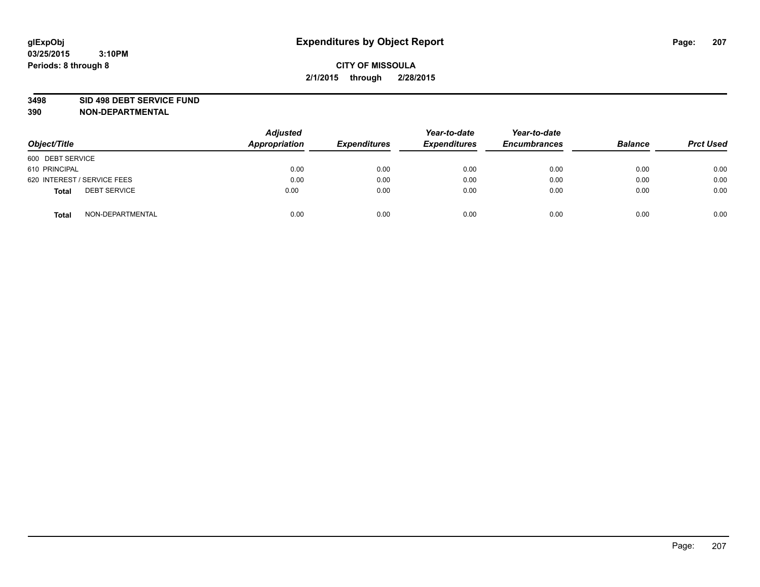# Expenditures by Object Report

glExpObj
03/25/2015 3:10PM
Periods: 8 through 8

**CITY OF MISSOULA**
**2/1/2015 through 2/28/2015**

**3498 SID 498 DEBT SERVICE FUND**
**390 NON-DEPARTMENTAL**

| Object/Title | Adjusted Appropriation | Expenditures | Year-to-date Expenditures | Year-to-date Encumbrances | Balance | Prct Used |
|---|---|---|---|---|---|---|
| 600 DEBT SERVICE | | | | | | |
| 610 PRINCIPAL | 0.00 | 0.00 | 0.00 | 0.00 | 0.00 | 0.00 |
| 620 INTEREST / SERVICE FEES | 0.00 | 0.00 | 0.00 | 0.00 | 0.00 | 0.00 |
| **Total** DEBT SERVICE | 0.00 | 0.00 | 0.00 | 0.00 | 0.00 | 0.00 |
| **Total** NON-DEPARTMENTAL | 0.00 | 0.00 | 0.00 | 0.00 | 0.00 | 0.00 |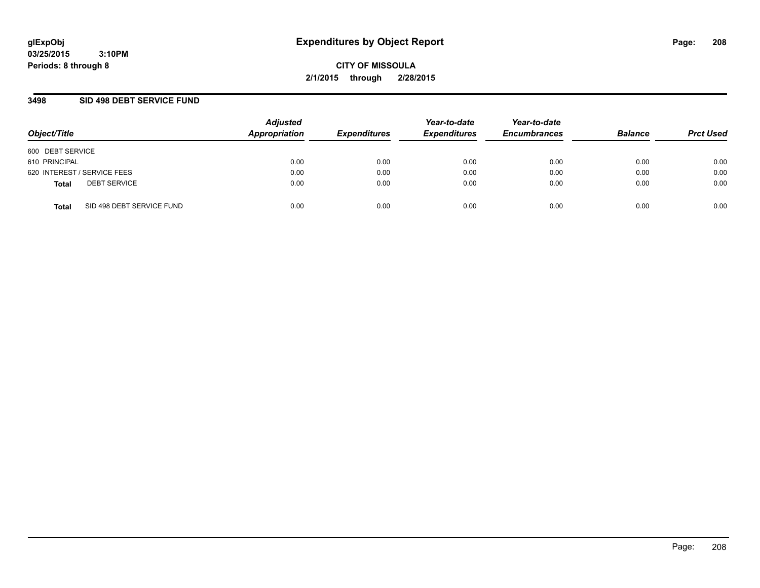**glExpObj** **Expenditures by Object Report**
**03/25/2015 3:10PM**
**Periods: 8 through 8**

**CITY OF MISSOULA**
**2/1/2015 through 2/28/2015**

## 3498 SID 498 DEBT SERVICE FUND

| *Object/Title* | *Adjusted Appropriation* | *Expenditures* | *Year-to-date Expenditures* | *Year-to-date Encumbrances* | *Balance* | *Prct Used* |
|---|---|---|---|---|---|---|
| 600 DEBT SERVICE | | | | | | |
| 610 PRINCIPAL | 0.00 | 0.00 | 0.00 | 0.00 | 0.00 | 0.00 |
| 620 INTEREST / SERVICE FEES | 0.00 | 0.00 | 0.00 | 0.00 | 0.00 | 0.00 |
| **Total** DEBT SERVICE | 0.00 | 0.00 | 0.00 | 0.00 | 0.00 | 0.00 |
| **Total** SID 498 DEBT SERVICE FUND | 0.00 | 0.00 | 0.00 | 0.00 | 0.00 | 0.00 |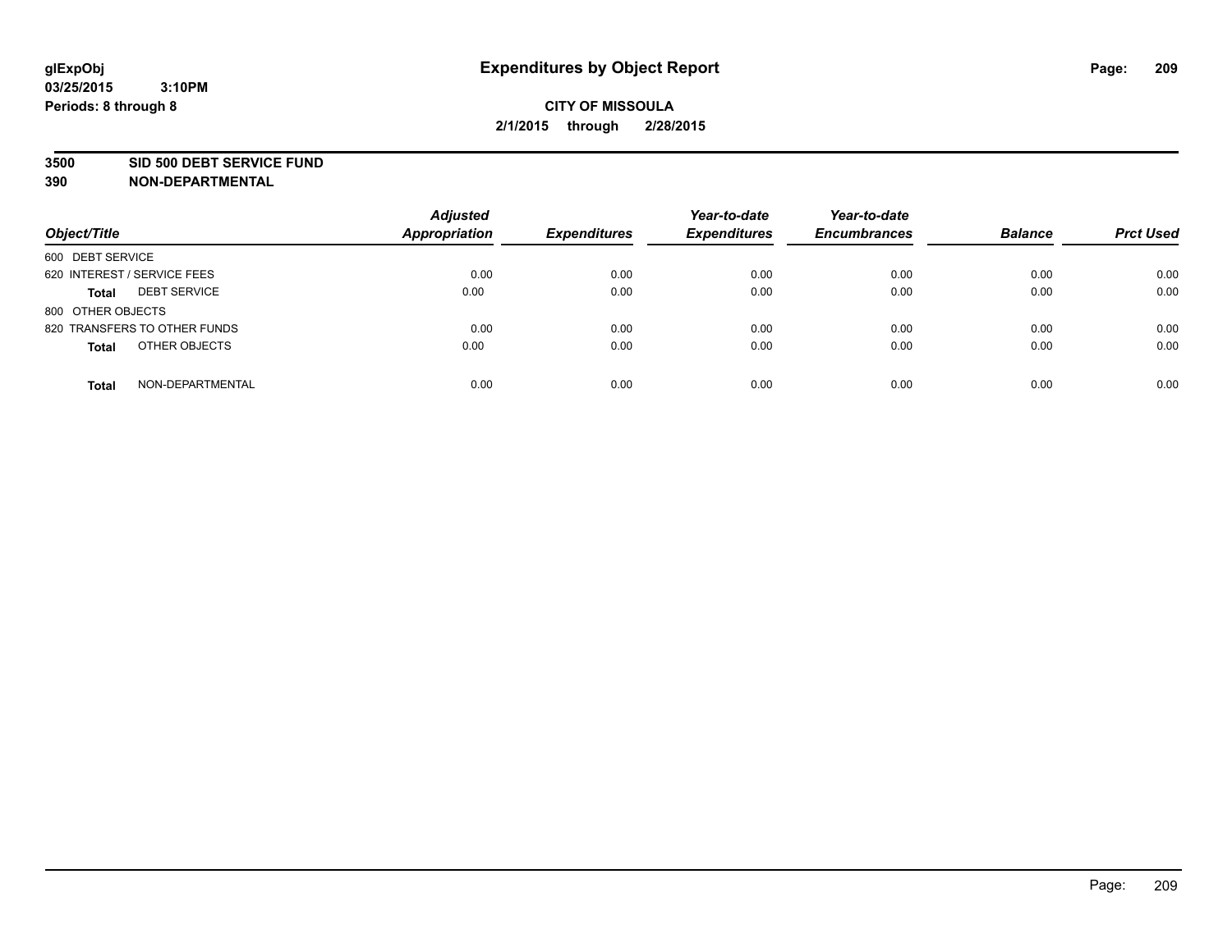**glExpObj**
**03/25/2015 3:10PM**
**Periods: 8 through 8**

# Expenditures by Object Report

**CITY OF MISSOULA**
**2/1/2015 through 2/28/2015**

**3500 SID 500 DEBT SERVICE FUND**
**390 NON-DEPARTMENTAL**

| Object/Title | | Adjusted Appropriation | Expenditures | Year-to-date Expenditures | Year-to-date Encumbrances | Balance | Prct Used |
|---|---|---|---|---|---|---|---|
| 600 DEBT SERVICE | | | | | | | |
| 620 INTEREST / SERVICE FEES | | 0.00 | 0.00 | 0.00 | 0.00 | 0.00 | 0.00 |
| **Total** | DEBT SERVICE | 0.00 | 0.00 | 0.00 | 0.00 | 0.00 | 0.00 |
| 800 OTHER OBJECTS | | | | | | | |
| 820 TRANSFERS TO OTHER FUNDS | | 0.00 | 0.00 | 0.00 | 0.00 | 0.00 | 0.00 |
| **Total** | OTHER OBJECTS | 0.00 | 0.00 | 0.00 | 0.00 | 0.00 | 0.00 |
| **Total** | NON-DEPARTMENTAL | 0.00 | 0.00 | 0.00 | 0.00 | 0.00 | 0.00 |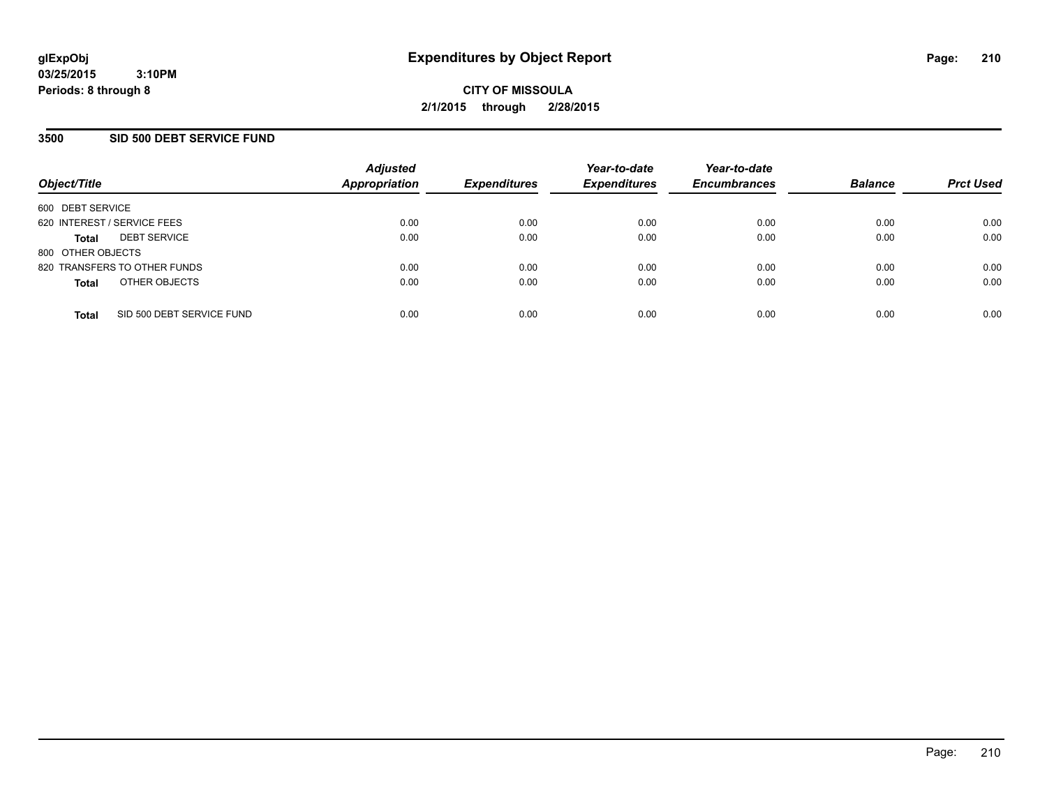# Expenditures by Object Report

glExpObj
03/25/2015 3:10PM
Periods: 8 through 8

**CITY OF MISSOULA**
**2/1/2015 through 2/28/2015**

## 3500 SID 500 DEBT SERVICE FUND

| Object/Title | Adjusted Appropriation | Expenditures | Year-to-date Expenditures | Year-to-date Encumbrances | Balance | Prct Used |
|---|---|---|---|---|---|---|
| 600 DEBT SERVICE | | | | | | |
| 620 INTEREST / SERVICE FEES | 0.00 | 0.00 | 0.00 | 0.00 | 0.00 | 0.00 |
| **Total** DEBT SERVICE | 0.00 | 0.00 | 0.00 | 0.00 | 0.00 | 0.00 |
| 800 OTHER OBJECTS | | | | | | |
| 820 TRANSFERS TO OTHER FUNDS | 0.00 | 0.00 | 0.00 | 0.00 | 0.00 | 0.00 |
| **Total** OTHER OBJECTS | 0.00 | 0.00 | 0.00 | 0.00 | 0.00 | 0.00 |
| **Total** SID 500 DEBT SERVICE FUND | 0.00 | 0.00 | 0.00 | 0.00 | 0.00 | 0.00 |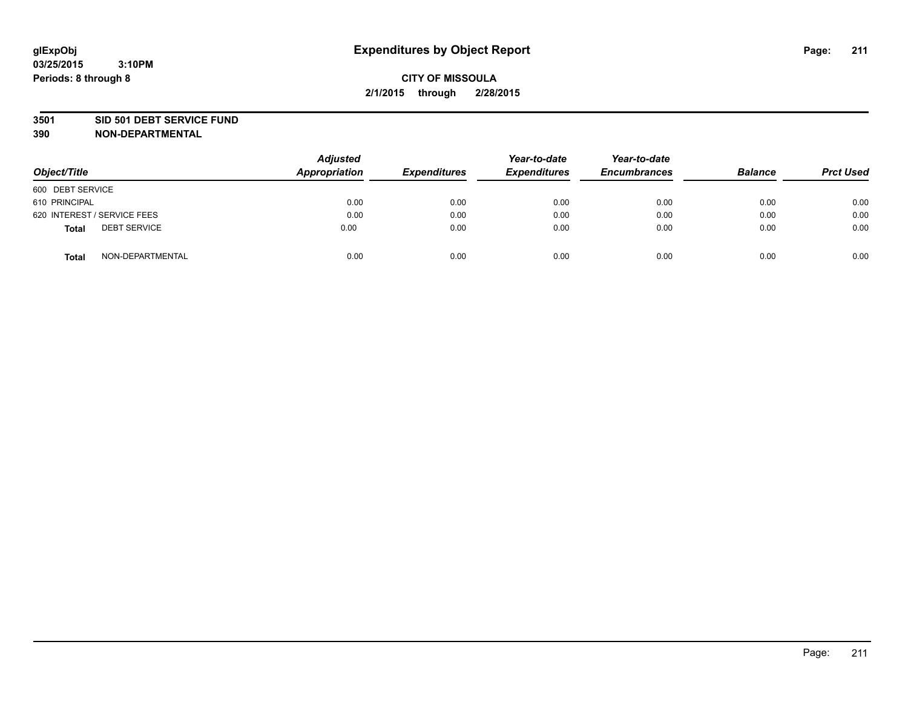glExpObj
03/25/2015 3:10PM
Periods: 8 through 8

# Expenditures by Object Report

**CITY OF MISSOULA**
**2/1/2015 through 2/28/2015**

**3501 SID 501 DEBT SERVICE FUND**
**390 NON-DEPARTMENTAL**

| Object/Title | Adjusted Appropriation | Expenditures | Year-to-date Expenditures | Year-to-date Encumbrances | Balance | Prct Used |
|---|---|---|---|---|---|---|
| 600 DEBT SERVICE | | | | | | |
| 610 PRINCIPAL | 0.00 | 0.00 | 0.00 | 0.00 | 0.00 | 0.00 |
| 620 INTEREST / SERVICE FEES | 0.00 | 0.00 | 0.00 | 0.00 | 0.00 | 0.00 |
| **Total** DEBT SERVICE | 0.00 | 0.00 | 0.00 | 0.00 | 0.00 | 0.00 |
| **Total** NON-DEPARTMENTAL | 0.00 | 0.00 | 0.00 | 0.00 | 0.00 | 0.00 |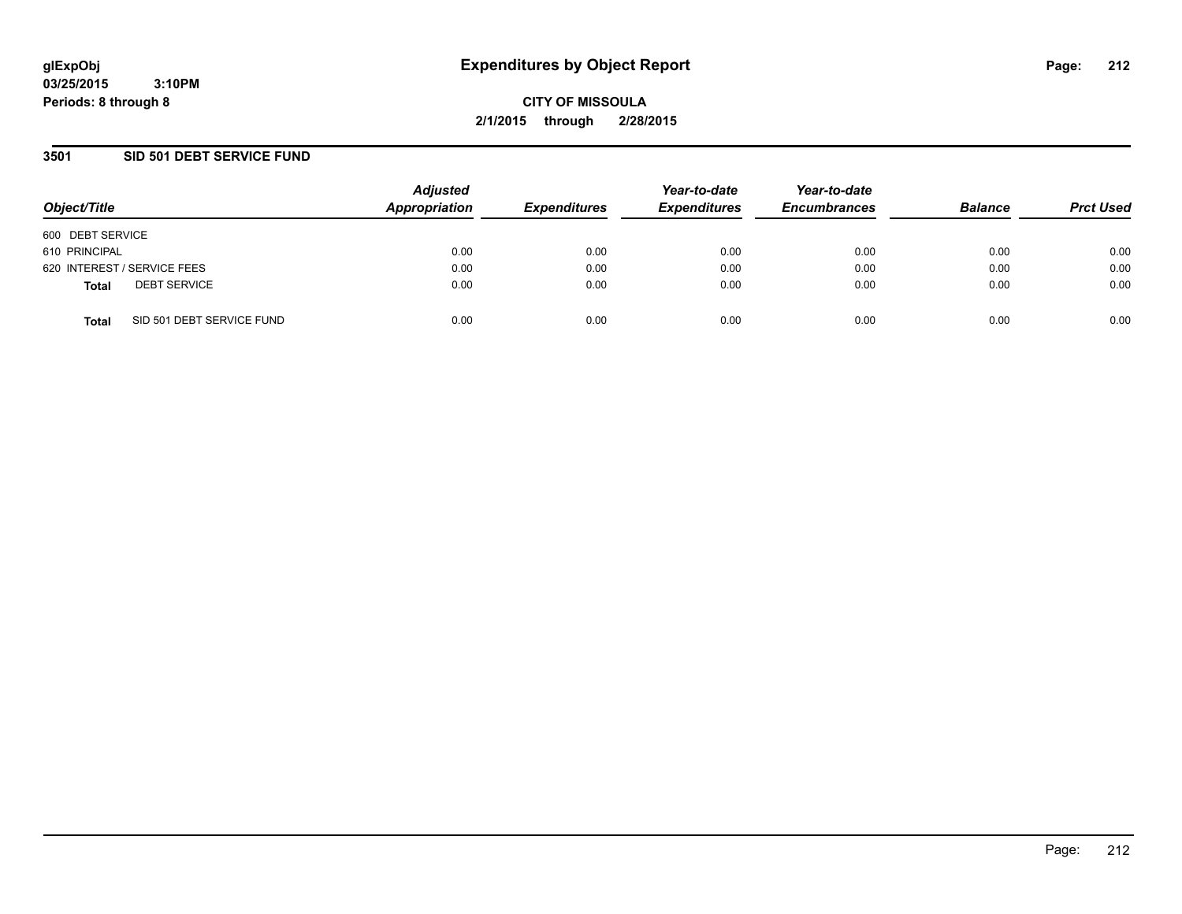glExpObj
03/25/2015 3:10PM
Periods: 8 through 8

# Expenditures by Object Report

**CITY OF MISSOULA**

**2/1/2015 through 2/28/2015**

## 3501 SID 501 DEBT SERVICE FUND

| Object/Title | Adjusted Appropriation | Expenditures | Year-to-date Expenditures | Year-to-date Encumbrances | Balance | Prct Used |
|---|---|---|---|---|---|---|
| 600 DEBT SERVICE | | | | | | |
| 610 PRINCIPAL | 0.00 | 0.00 | 0.00 | 0.00 | 0.00 | 0.00 |
| 620 INTEREST / SERVICE FEES | 0.00 | 0.00 | 0.00 | 0.00 | 0.00 | 0.00 |
| **Total** DEBT SERVICE | 0.00 | 0.00 | 0.00 | 0.00 | 0.00 | 0.00 |
| **Total** SID 501 DEBT SERVICE FUND | 0.00 | 0.00 | 0.00 | 0.00 | 0.00 | 0.00 |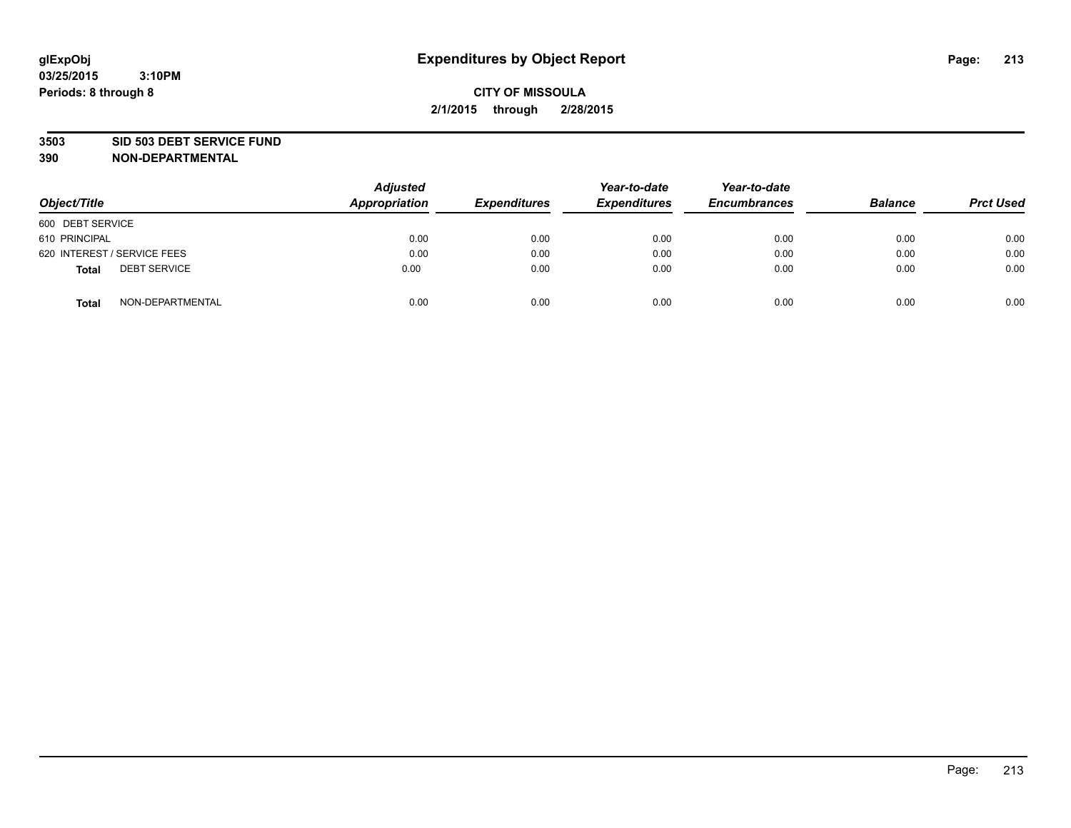glExpObj
03/25/2015 3:10PM
Periods: 8 through 8

# Expenditures by Object Report

**CITY OF MISSOULA**
**2/1/2015 through 2/28/2015**

**3503 SID 503 DEBT SERVICE FUND**
**390 NON-DEPARTMENTAL**

| Object/Title | Adjusted Appropriation | Expenditures | Year-to-date Expenditures | Year-to-date Encumbrances | Balance | Prct Used |
|---|---|---|---|---|---|---|
| 600 DEBT SERVICE | | | | | | |
| 610 PRINCIPAL | 0.00 | 0.00 | 0.00 | 0.00 | 0.00 | 0.00 |
| 620 INTEREST / SERVICE FEES | 0.00 | 0.00 | 0.00 | 0.00 | 0.00 | 0.00 |
| **Total** DEBT SERVICE | 0.00 | 0.00 | 0.00 | 0.00 | 0.00 | 0.00 |
| **Total** NON-DEPARTMENTAL | 0.00 | 0.00 | 0.00 | 0.00 | 0.00 | 0.00 |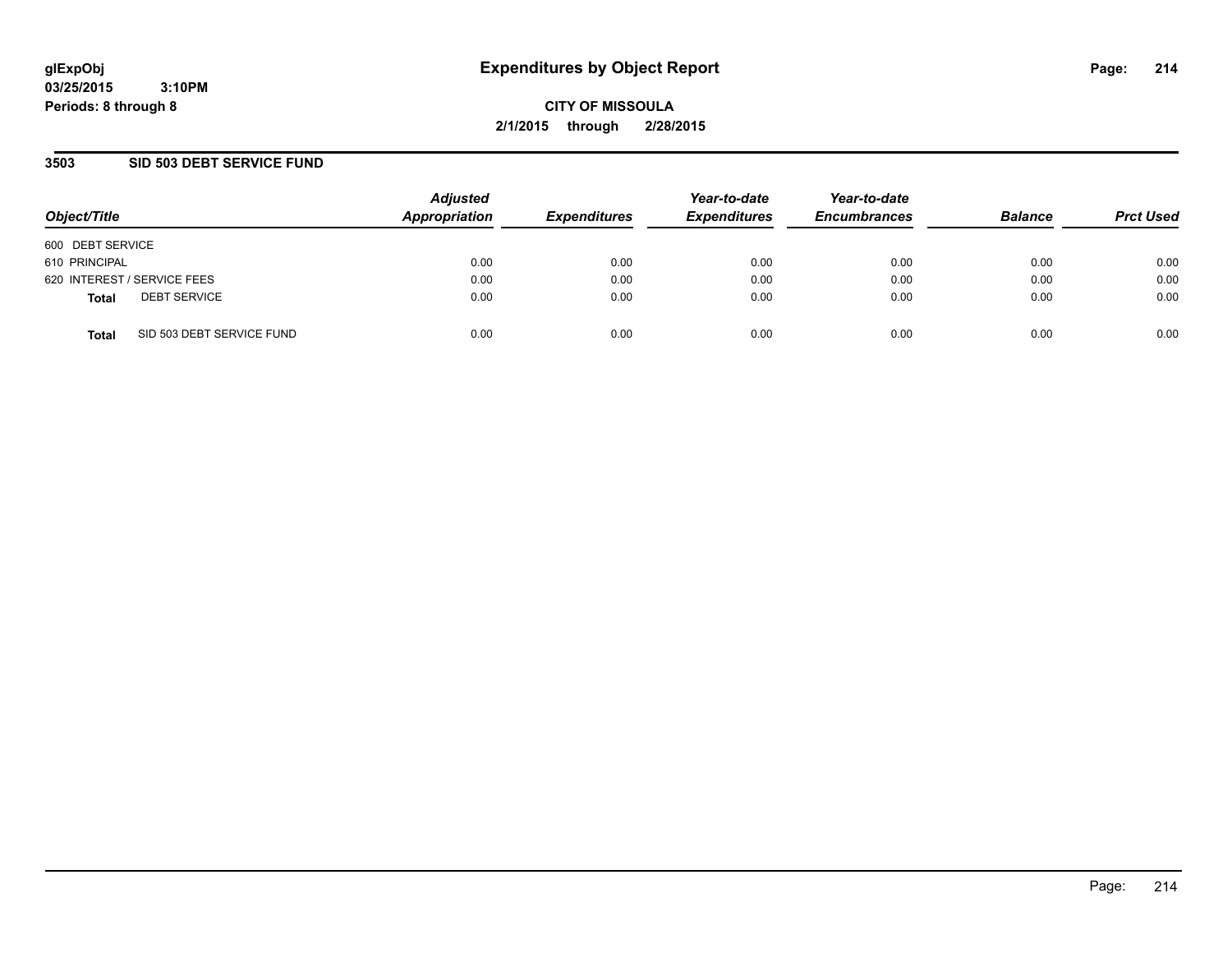**glExpObj**
**03/25/2015 3:10PM**
**Periods: 8 through 8**

# Expenditures by Object Report

**CITY OF MISSOULA**
**2/1/2015 through 2/28/2015**

## 3503 SID 503 DEBT SERVICE FUND

| Object/Title | Adjusted Appropriation | Expenditures | Year-to-date Expenditures | Year-to-date Encumbrances | Balance | Prct Used |
|---|---|---|---|---|---|---|
| 600 DEBT SERVICE | | | | | | |
| 610 PRINCIPAL | 0.00 | 0.00 | 0.00 | 0.00 | 0.00 | 0.00 |
| 620 INTEREST / SERVICE FEES | 0.00 | 0.00 | 0.00 | 0.00 | 0.00 | 0.00 |
| **Total** DEBT SERVICE | 0.00 | 0.00 | 0.00 | 0.00 | 0.00 | 0.00 |
| **Total** SID 503 DEBT SERVICE FUND | 0.00 | 0.00 | 0.00 | 0.00 | 0.00 | 0.00 |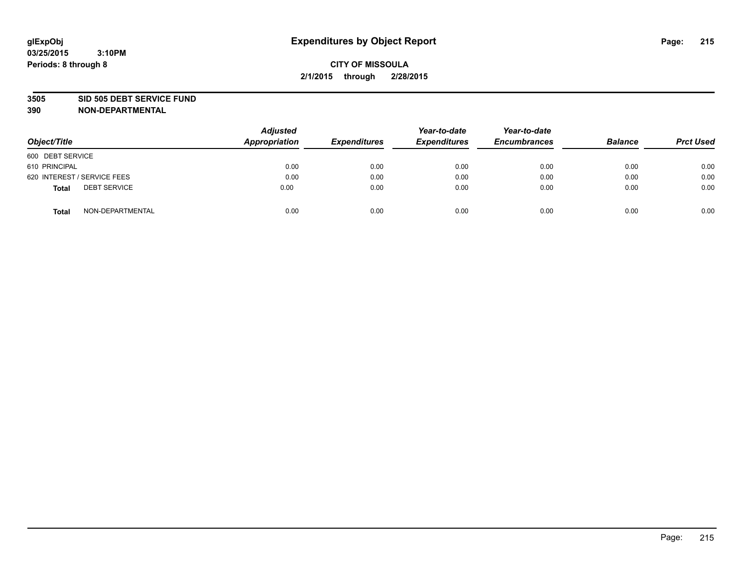# Expenditures by Object Report

glExpObj
03/25/2015 3:10PM
Periods: 8 through 8

**CITY OF MISSOULA**
**2/1/2015 through 2/28/2015**

**3505 SID 505 DEBT SERVICE FUND**
**390 NON-DEPARTMENTAL**

| Object/Title | | Adjusted Appropriation | Expenditures | Year-to-date Expenditures | Year-to-date Encumbrances | Balance | Prct Used |
|---|---|---|---|---|---|---|---|
| 600 DEBT SERVICE | | | | | | | |
| 610 PRINCIPAL | | 0.00 | 0.00 | 0.00 | 0.00 | 0.00 | 0.00 |
| 620 INTEREST / SERVICE FEES | | 0.00 | 0.00 | 0.00 | 0.00 | 0.00 | 0.00 |
| **Total** | DEBT SERVICE | 0.00 | 0.00 | 0.00 | 0.00 | 0.00 | 0.00 |
| **Total** | NON-DEPARTMENTAL | 0.00 | 0.00 | 0.00 | 0.00 | 0.00 | 0.00 |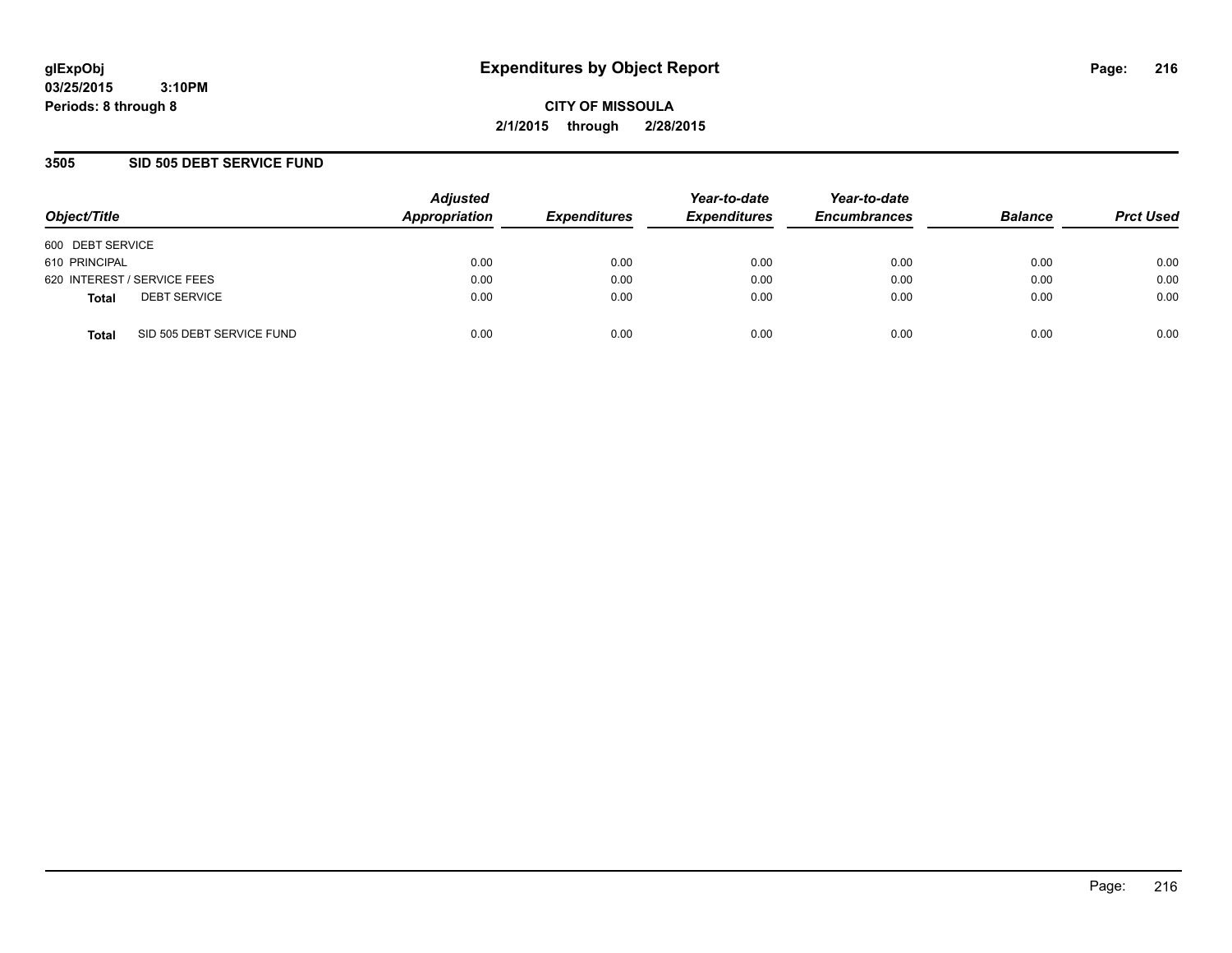# Expenditures by Object Report

glExpObj
03/25/2015 3:10PM
Periods: 8 through 8

**CITY OF MISSOULA**
**2/1/2015 through 2/28/2015**

## 3505 SID 505 DEBT SERVICE FUND

| Object/Title | Adjusted Appropriation | Expenditures | Year-to-date Expenditures | Year-to-date Encumbrances | Balance | Prct Used |
|---|---|---|---|---|---|---|
| 600 DEBT SERVICE | | | | | | |
| 610 PRINCIPAL | 0.00 | 0.00 | 0.00 | 0.00 | 0.00 | 0.00 |
| 620 INTEREST / SERVICE FEES | 0.00 | 0.00 | 0.00 | 0.00 | 0.00 | 0.00 |
| **Total** DEBT SERVICE | 0.00 | 0.00 | 0.00 | 0.00 | 0.00 | 0.00 |
| **Total** SID 505 DEBT SERVICE FUND | 0.00 | 0.00 | 0.00 | 0.00 | 0.00 | 0.00 |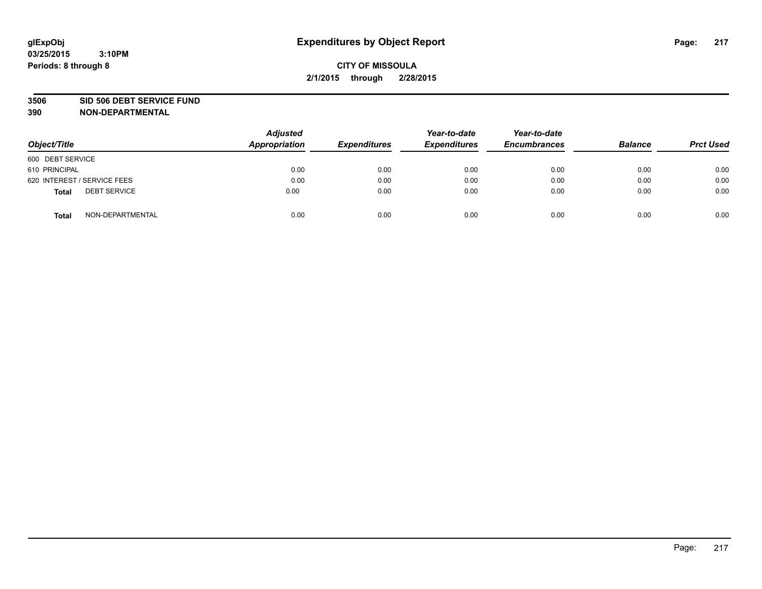**glExpObj**
**03/25/2015 3:10PM**
**Periods: 8 through 8**

# Expenditures by Object Report

**CITY OF MISSOULA**
**2/1/2015 through 2/28/2015**

**3506 SID 506 DEBT SERVICE FUND**
**390 NON-DEPARTMENTAL**

| Object/Title | Adjusted Appropriation | Expenditures | Year-to-date Expenditures | Year-to-date Encumbrances | Balance | Prct Used |
|---|---|---|---|---|---|---|
| 600 DEBT SERVICE | | | | | | |
| 610 PRINCIPAL | 0.00 | 0.00 | 0.00 | 0.00 | 0.00 | 0.00 |
| 620 INTEREST / SERVICE FEES | 0.00 | 0.00 | 0.00 | 0.00 | 0.00 | 0.00 |
| **Total** DEBT SERVICE | 0.00 | 0.00 | 0.00 | 0.00 | 0.00 | 0.00 |
| **Total** NON-DEPARTMENTAL | 0.00 | 0.00 | 0.00 | 0.00 | 0.00 | 0.00 |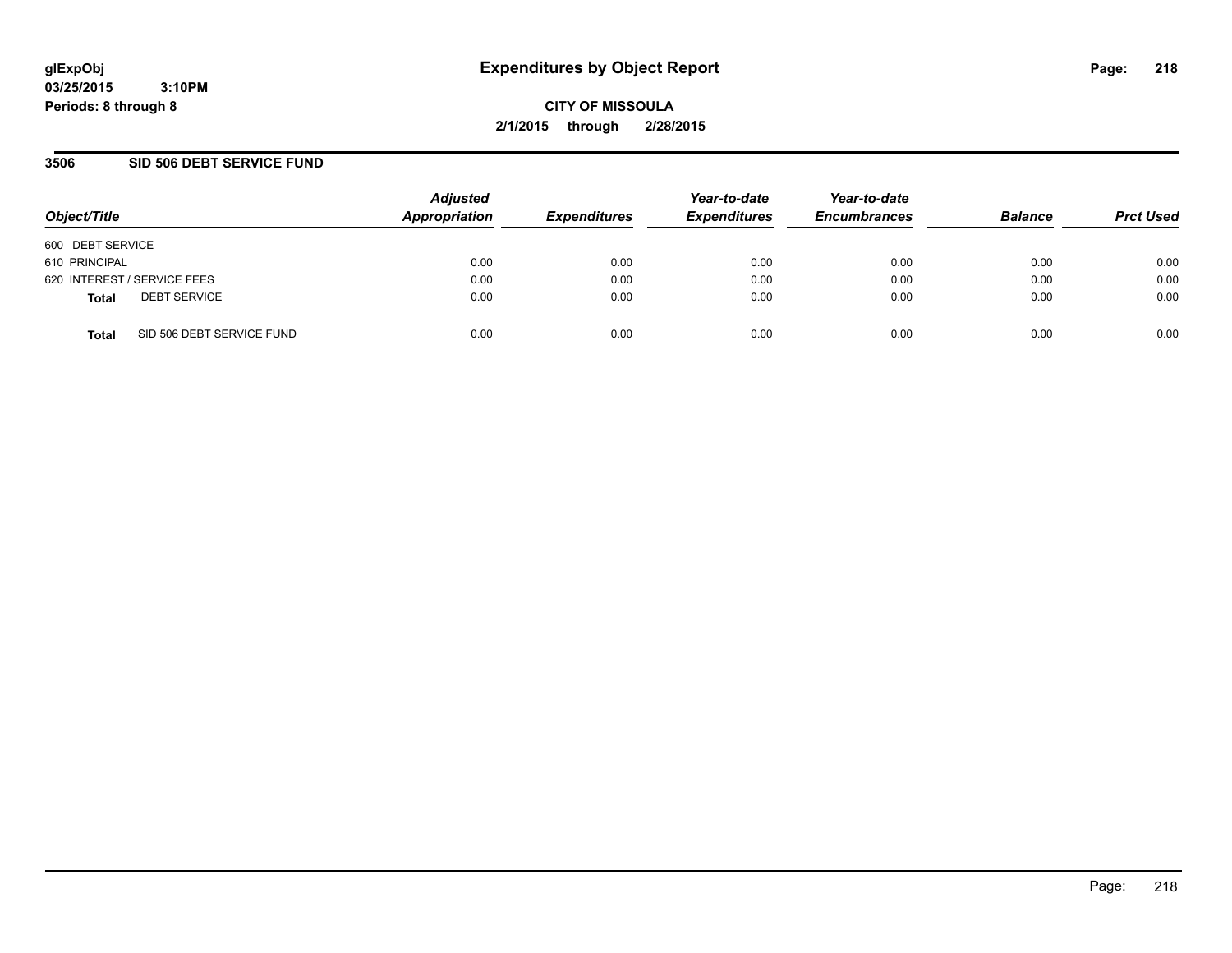# Expenditures by Object Report

glExpObj
03/25/2015 3:10PM
Periods: 8 through 8

**CITY OF MISSOULA**
**2/1/2015 through 2/28/2015**

## 3506 SID 506 DEBT SERVICE FUND

| Object/Title | Adjusted Appropriation | Expenditures | Year-to-date Expenditures | Year-to-date Encumbrances | Balance | Prct Used |
|---|---|---|---|---|---|---|
| 600 DEBT SERVICE | | | | | | |
| 610 PRINCIPAL | 0.00 | 0.00 | 0.00 | 0.00 | 0.00 | 0.00 |
| 620 INTEREST / SERVICE FEES | 0.00 | 0.00 | 0.00 | 0.00 | 0.00 | 0.00 |
| **Total** DEBT SERVICE | 0.00 | 0.00 | 0.00 | 0.00 | 0.00 | 0.00 |
| **Total** SID 506 DEBT SERVICE FUND | 0.00 | 0.00 | 0.00 | 0.00 | 0.00 | 0.00 |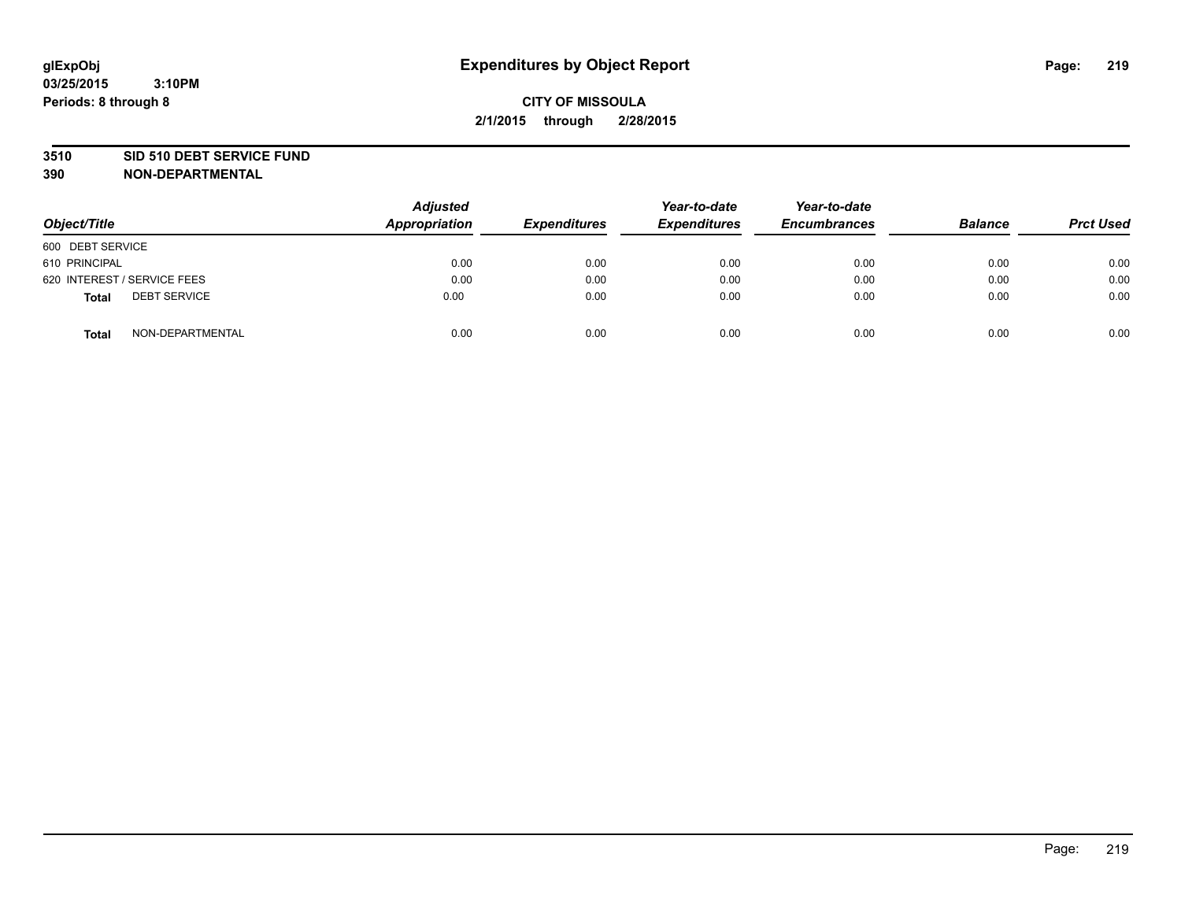glExpObj
03/25/2015 3:10PM
Periods: 8 through 8

# Expenditures by Object Report

**CITY OF MISSOULA**

**2/1/2015 through 2/28/2015**

**3510 SID 510 DEBT SERVICE FUND**

**390 NON-DEPARTMENTAL**

| Object/Title | Adjusted Appropriation | Expenditures | Year-to-date Expenditures | Year-to-date Encumbrances | Balance | Prct Used |
|---|---|---|---|---|---|---|
| 600 DEBT SERVICE | | | | | | |
| 610 PRINCIPAL | 0.00 | 0.00 | 0.00 | 0.00 | 0.00 | 0.00 |
| 620 INTEREST / SERVICE FEES | 0.00 | 0.00 | 0.00 | 0.00 | 0.00 | 0.00 |
| **Total** DEBT SERVICE | 0.00 | 0.00 | 0.00 | 0.00 | 0.00 | 0.00 |
| **Total** NON-DEPARTMENTAL | 0.00 | 0.00 | 0.00 | 0.00 | 0.00 | 0.00 |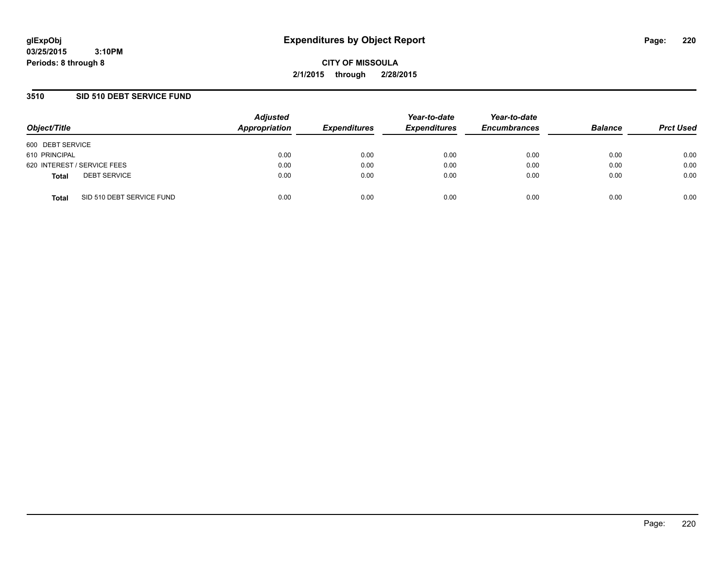**glExpObj**
**03/25/2015 3:10PM**
**Periods: 8 through 8**

# Expenditures by Object Report

**CITY OF MISSOULA**
**2/1/2015 through 2/28/2015**

## 3510 SID 510 DEBT SERVICE FUND

| Object/Title | Adjusted Appropriation | Expenditures | Year-to-date Expenditures | Year-to-date Encumbrances | Balance | Prct Used |
|---|---|---|---|---|---|---|
| 600 DEBT SERVICE | | | | | | |
| 610 PRINCIPAL | 0.00 | 0.00 | 0.00 | 0.00 | 0.00 | 0.00 |
| 620 INTEREST / SERVICE FEES | 0.00 | 0.00 | 0.00 | 0.00 | 0.00 | 0.00 |
| **Total** DEBT SERVICE | 0.00 | 0.00 | 0.00 | 0.00 | 0.00 | 0.00 |
| **Total** SID 510 DEBT SERVICE FUND | 0.00 | 0.00 | 0.00 | 0.00 | 0.00 | 0.00 |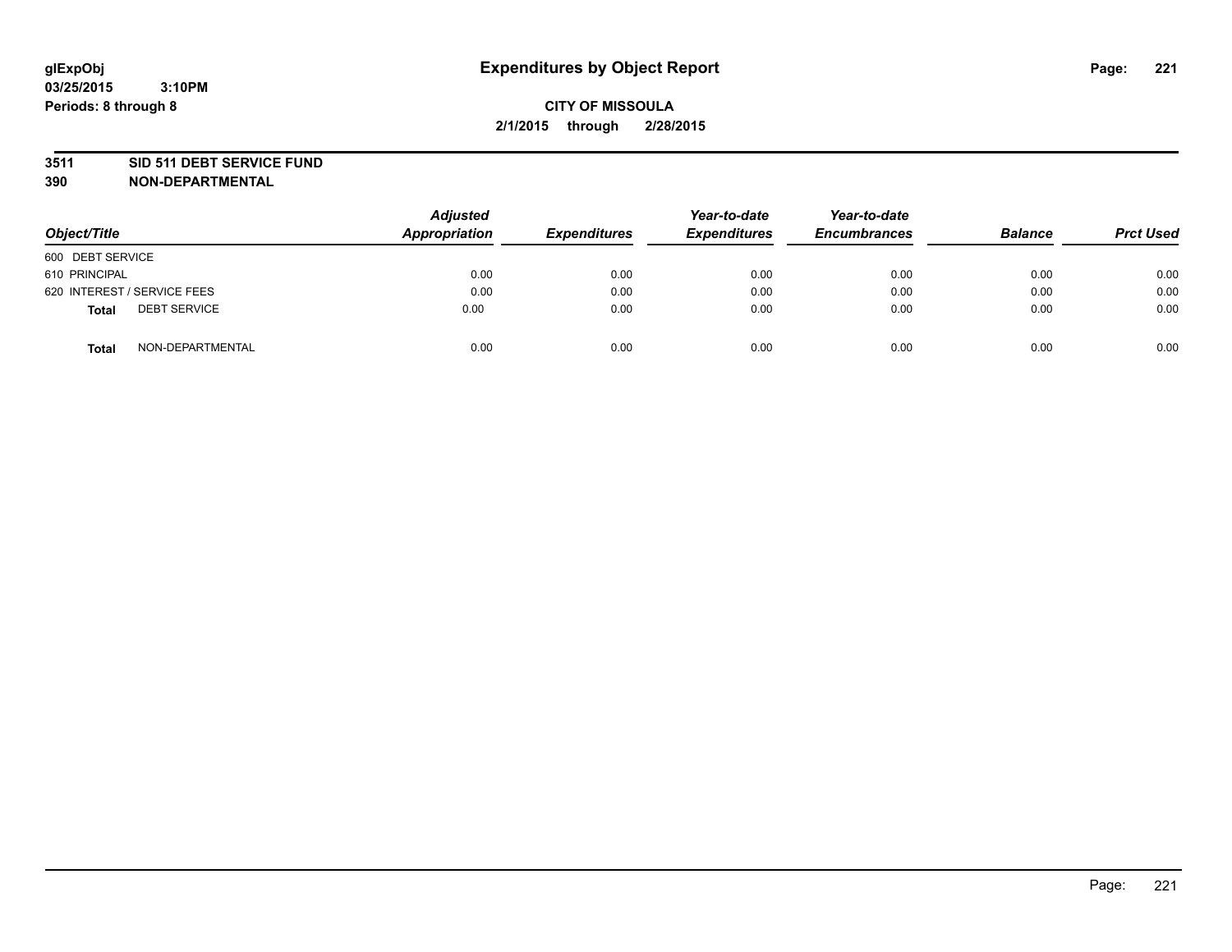**glExpObj**
**03/25/2015 3:10PM**
**Periods: 8 through 8**

# Expenditures by Object Report

**CITY OF MISSOULA**
**2/1/2015 through 2/28/2015**

**3511 SID 511 DEBT SERVICE FUND**
**390 NON-DEPARTMENTAL**

| Object/Title | Adjusted Appropriation | Expenditures | Year-to-date Expenditures | Year-to-date Encumbrances | Balance | Prct Used |
|---|---|---|---|---|---|---|
| 600 DEBT SERVICE | | | | | | |
| 610 PRINCIPAL | 0.00 | 0.00 | 0.00 | 0.00 | 0.00 | 0.00 |
| 620 INTEREST / SERVICE FEES | 0.00 | 0.00 | 0.00 | 0.00 | 0.00 | 0.00 |
| **Total** DEBT SERVICE | 0.00 | 0.00 | 0.00 | 0.00 | 0.00 | 0.00 |
| **Total** NON-DEPARTMENTAL | 0.00 | 0.00 | 0.00 | 0.00 | 0.00 | 0.00 |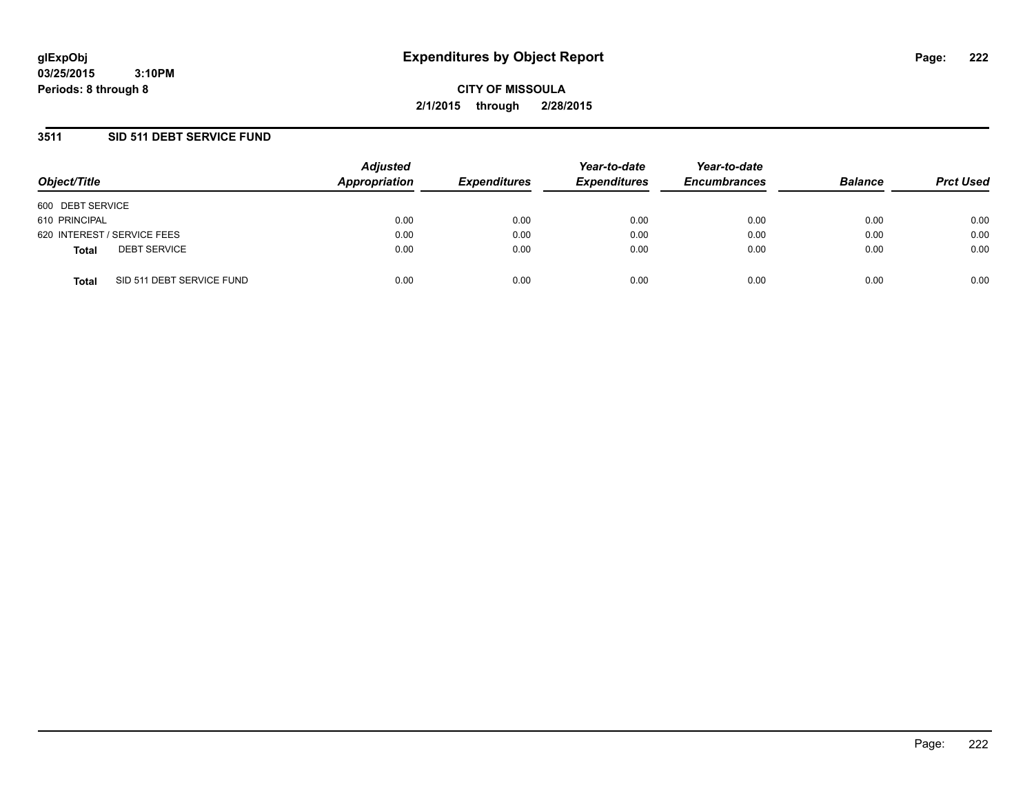glExpObj
03/25/2015 3:10PM
Periods: 8 through 8

# Expenditures by Object Report

**CITY OF MISSOULA**
**2/1/2015 through 2/28/2015**

## 3511 SID 511 DEBT SERVICE FUND

| Object/Title | Adjusted Appropriation | Expenditures | Year-to-date Expenditures | Year-to-date Encumbrances | Balance | Prct Used |
|---|---|---|---|---|---|---|
| 600 DEBT SERVICE | | | | | | |
| 610 PRINCIPAL | 0.00 | 0.00 | 0.00 | 0.00 | 0.00 | 0.00 |
| 620 INTEREST / SERVICE FEES | 0.00 | 0.00 | 0.00 | 0.00 | 0.00 | 0.00 |
| **Total** DEBT SERVICE | 0.00 | 0.00 | 0.00 | 0.00 | 0.00 | 0.00 |
| **Total** SID 511 DEBT SERVICE FUND | 0.00 | 0.00 | 0.00 | 0.00 | 0.00 | 0.00 |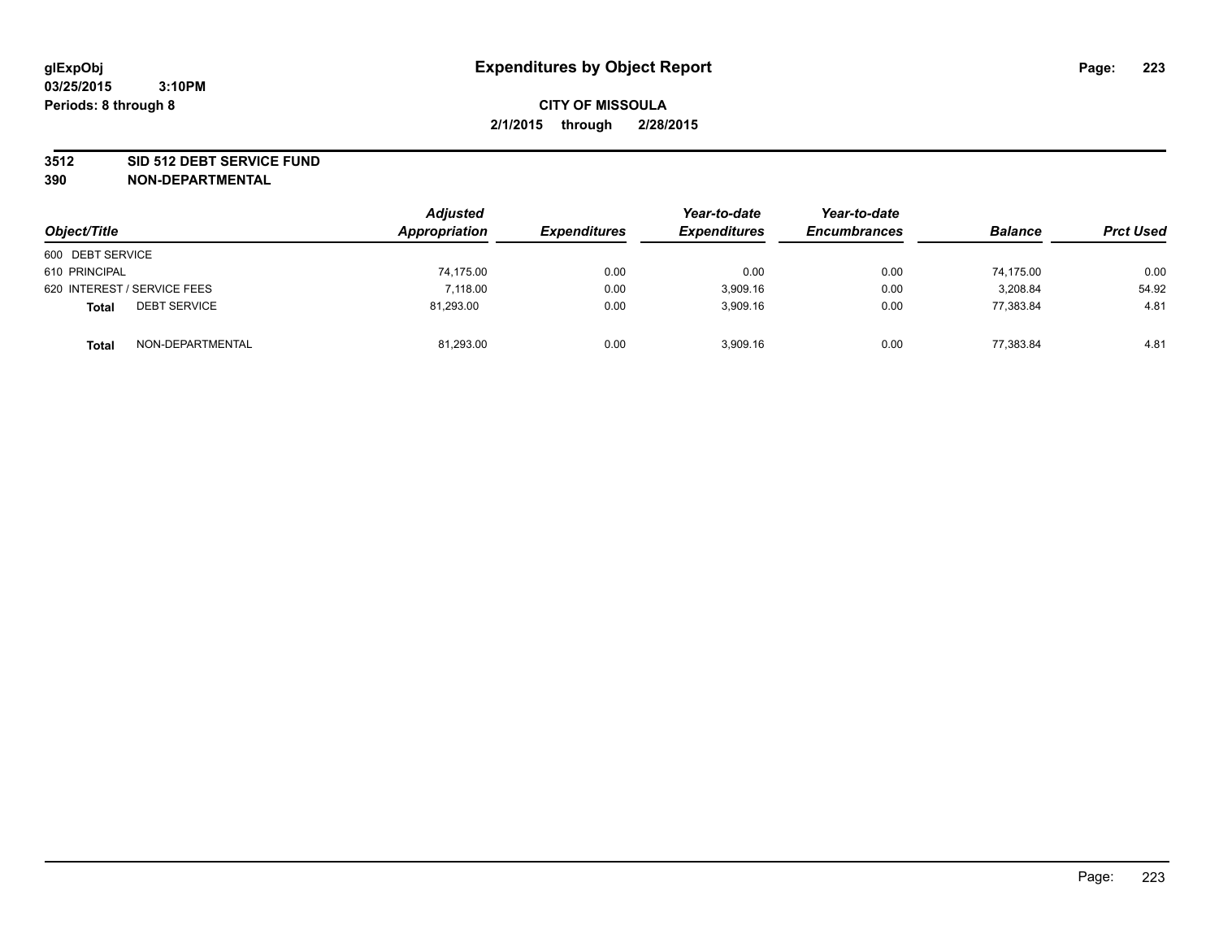# Expenditures by Object Report

glExpObj
03/25/2015 3:10PM
Periods: 8 through 8

**CITY OF MISSOULA**
**2/1/2015 through 2/28/2015**

**3512 SID 512 DEBT SERVICE FUND**
**390 NON-DEPARTMENTAL**

| Object/Title | | Adjusted Appropriation | Expenditures | Year-to-date Expenditures | Year-to-date Encumbrances | Balance | Prct Used |
|---|---|---|---|---|---|---|---|
| 600 DEBT SERVICE | | | | | | | |
| 610 PRINCIPAL | | 74,175.00 | 0.00 | 0.00 | 0.00 | 74,175.00 | 0.00 |
| 620 INTEREST / SERVICE FEES | | 7,118.00 | 0.00 | 3,909.16 | 0.00 | 3,208.84 | 54.92 |
| **Total** | DEBT SERVICE | 81,293.00 | 0.00 | 3,909.16 | 0.00 | 77,383.84 | 4.81 |
| **Total** | NON-DEPARTMENTAL | 81,293.00 | 0.00 | 3,909.16 | 0.00 | 77,383.84 | 4.81 |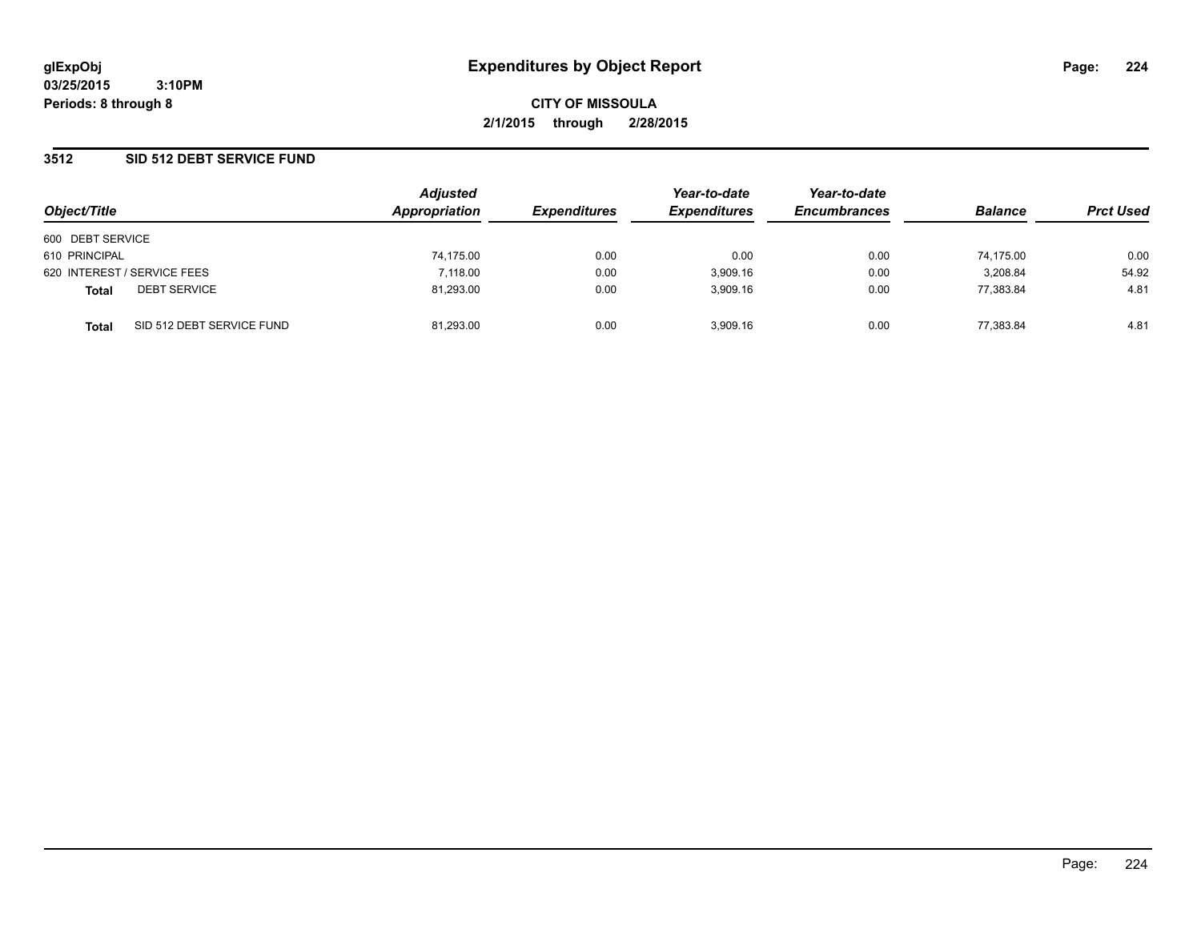# Expenditures by Object Report

glExpObj
03/25/2015 3:10PM
Periods: 8 through 8

**CITY OF MISSOULA**
**2/1/2015 through 2/28/2015**

## 3512 SID 512 DEBT SERVICE FUND

| Object/Title | | Adjusted Appropriation | Expenditures | Year-to-date Expenditures | Year-to-date Encumbrances | Balance | Prct Used |
|---|---|---|---|---|---|---|---|
| 600 DEBT SERVICE | | | | | | | |
| 610 PRINCIPAL | | 74,175.00 | 0.00 | 0.00 | 0.00 | 74,175.00 | 0.00 |
| 620 INTEREST / SERVICE FEES | | 7,118.00 | 0.00 | 3,909.16 | 0.00 | 3,208.84 | 54.92 |
| **Total** | DEBT SERVICE | 81,293.00 | 0.00 | 3,909.16 | 0.00 | 77,383.84 | 4.81 |
| **Total** | SID 512 DEBT SERVICE FUND | 81,293.00 | 0.00 | 3,909.16 | 0.00 | 77,383.84 | 4.81 |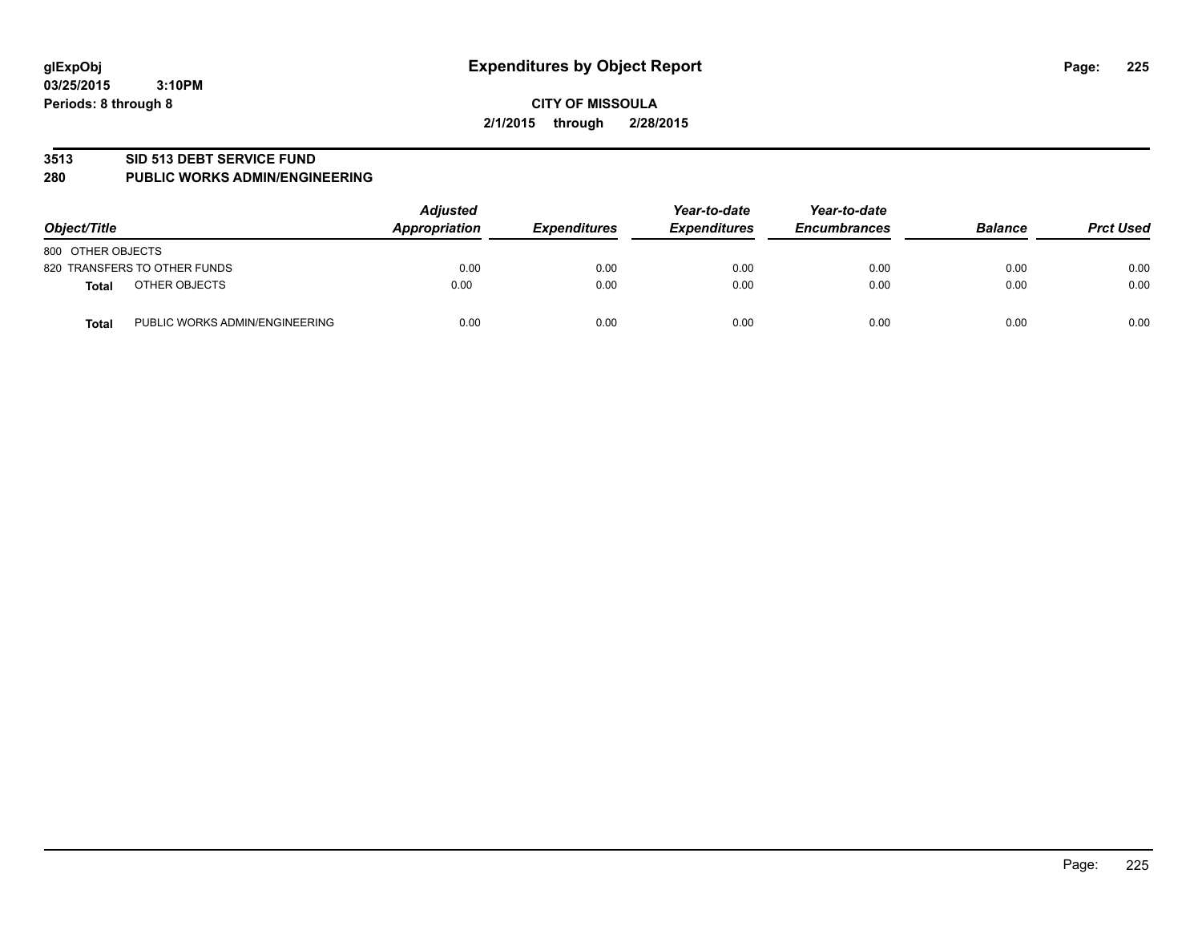glExpObj
03/25/2015 3:10PM
Periods: 8 through 8

# Expenditures by Object Report

**CITY OF MISSOULA**
**2/1/2015 through 2/28/2015**

## 3513 SID 513 DEBT SERVICE FUND
## 280 PUBLIC WORKS ADMIN/ENGINEERING

| Object/Title | Adjusted Appropriation | Expenditures | Year-to-date Expenditures | Year-to-date Encumbrances | Balance | Prct Used |
|---|---|---|---|---|---|---|
| 800 OTHER OBJECTS | | | | | | |
| 820 TRANSFERS TO OTHER FUNDS | 0.00 | 0.00 | 0.00 | 0.00 | 0.00 | 0.00 |
| **Total** OTHER OBJECTS | 0.00 | 0.00 | 0.00 | 0.00 | 0.00 | 0.00 |
| **Total** PUBLIC WORKS ADMIN/ENGINEERING | 0.00 | 0.00 | 0.00 | 0.00 | 0.00 | 0.00 |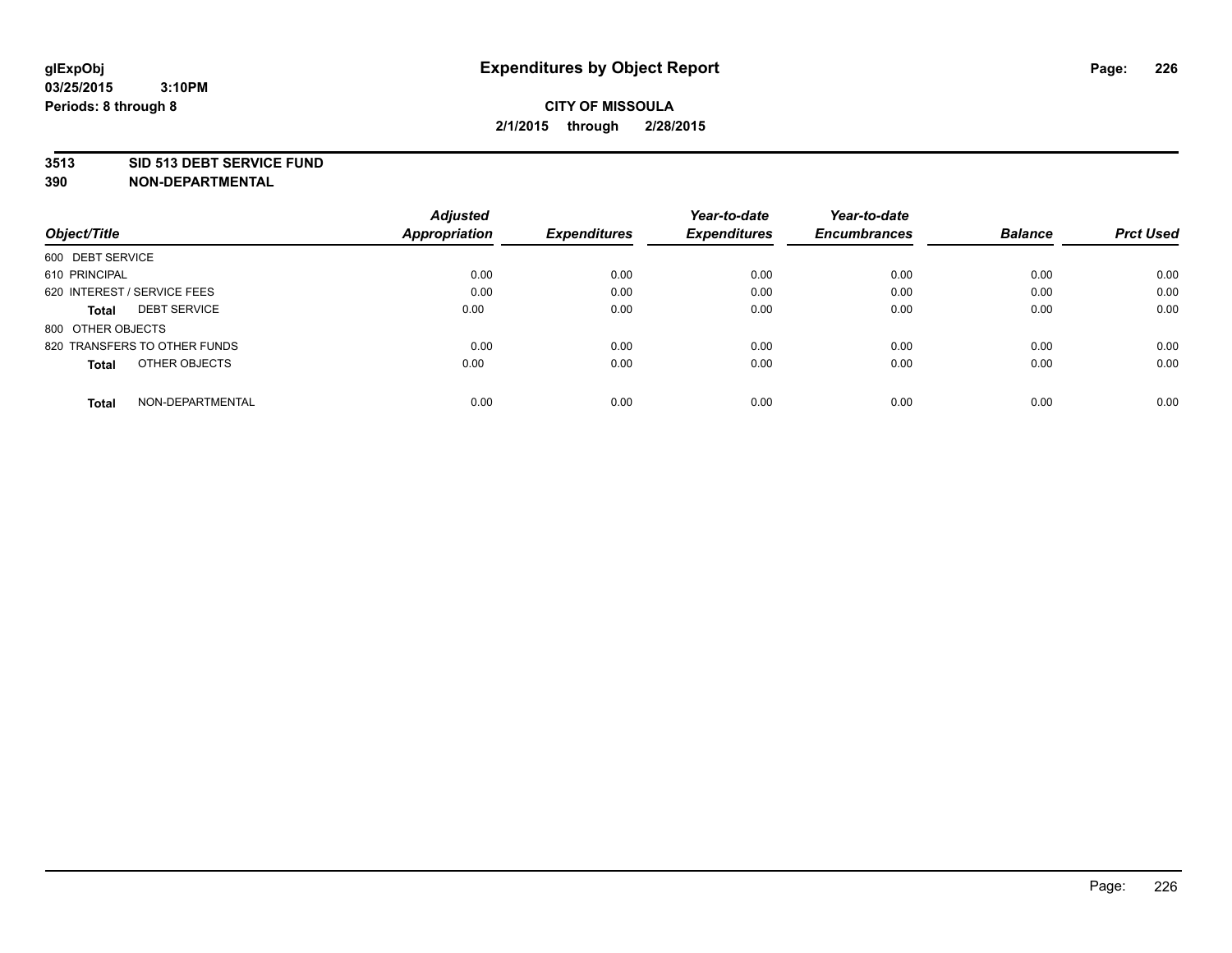# Expenditures by Object Report

glExpObj
03/25/2015 3:10PM
Periods: 8 through 8

**CITY OF MISSOULA**
**2/1/2015 through 2/28/2015**

**3513 SID 513 DEBT SERVICE FUND**
**390 NON-DEPARTMENTAL**

| Object/Title | Adjusted Appropriation | Expenditures | Year-to-date Expenditures | Year-to-date Encumbrances | Balance | Prct Used |
|---|---|---|---|---|---|---|
| 600 DEBT SERVICE | | | | | | |
| 610 PRINCIPAL | 0.00 | 0.00 | 0.00 | 0.00 | 0.00 | 0.00 |
| 620 INTEREST / SERVICE FEES | 0.00 | 0.00 | 0.00 | 0.00 | 0.00 | 0.00 |
| **Total** DEBT SERVICE | 0.00 | 0.00 | 0.00 | 0.00 | 0.00 | 0.00 |
| 800 OTHER OBJECTS | | | | | | |
| 820 TRANSFERS TO OTHER FUNDS | 0.00 | 0.00 | 0.00 | 0.00 | 0.00 | 0.00 |
| **Total** OTHER OBJECTS | 0.00 | 0.00 | 0.00 | 0.00 | 0.00 | 0.00 |
| **Total** NON-DEPARTMENTAL | 0.00 | 0.00 | 0.00 | 0.00 | 0.00 | 0.00 |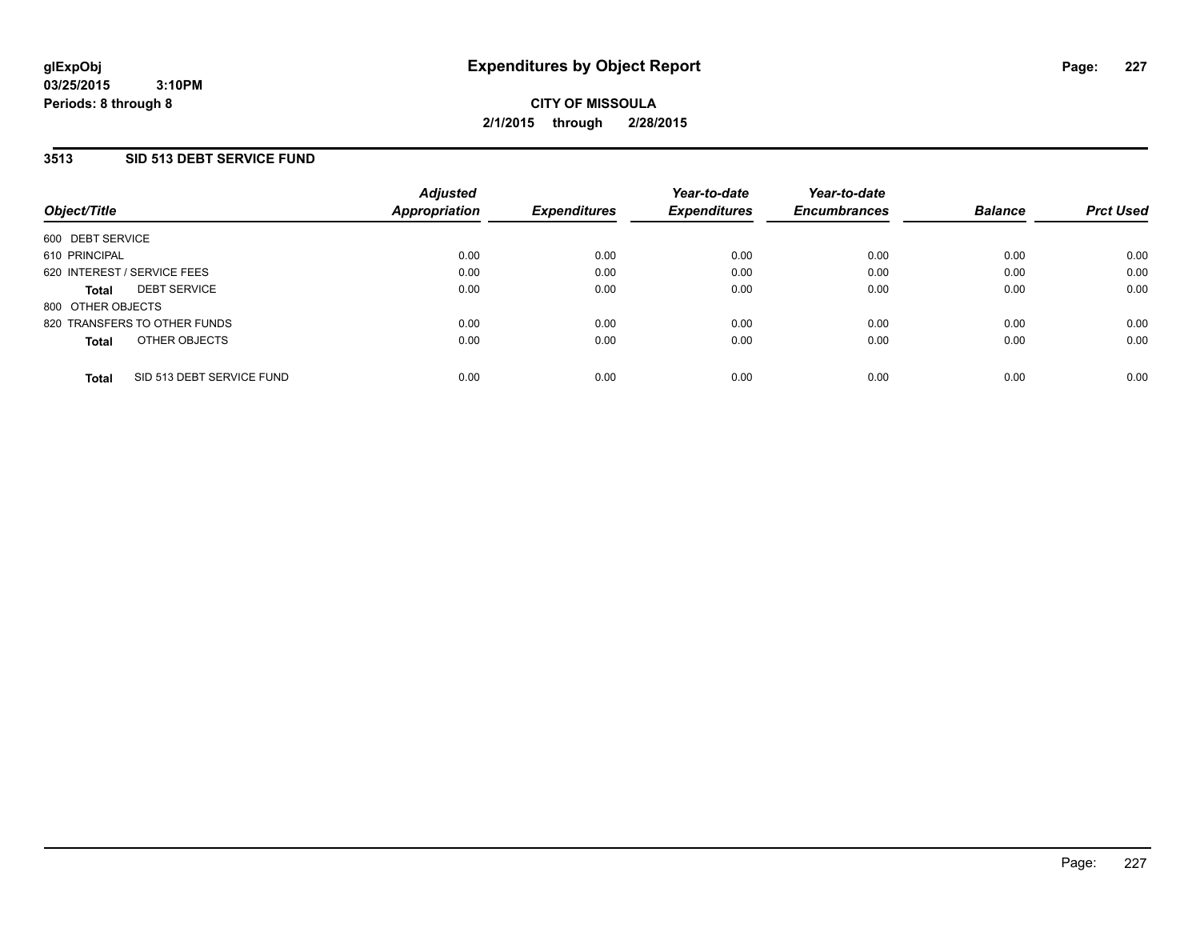**glExpObj**
**03/25/2015 3:10PM**
**Periods: 8 through 8**

# Expenditures by Object Report

**CITY OF MISSOULA**
**2/1/2015 through 2/28/2015**

## 3513 SID 513 DEBT SERVICE FUND

| Object/Title | Adjusted Appropriation | Expenditures | Year-to-date Expenditures | Year-to-date Encumbrances | Balance | Prct Used |
|---|---|---|---|---|---|---|
| 600 DEBT SERVICE | | | | | | |
| 610 PRINCIPAL | 0.00 | 0.00 | 0.00 | 0.00 | 0.00 | 0.00 |
| 620 INTEREST / SERVICE FEES | 0.00 | 0.00 | 0.00 | 0.00 | 0.00 | 0.00 |
| **Total** DEBT SERVICE | 0.00 | 0.00 | 0.00 | 0.00 | 0.00 | 0.00 |
| 800 OTHER OBJECTS | | | | | | |
| 820 TRANSFERS TO OTHER FUNDS | 0.00 | 0.00 | 0.00 | 0.00 | 0.00 | 0.00 |
| **Total** OTHER OBJECTS | 0.00 | 0.00 | 0.00 | 0.00 | 0.00 | 0.00 |
| **Total** SID 513 DEBT SERVICE FUND | 0.00 | 0.00 | 0.00 | 0.00 | 0.00 | 0.00 |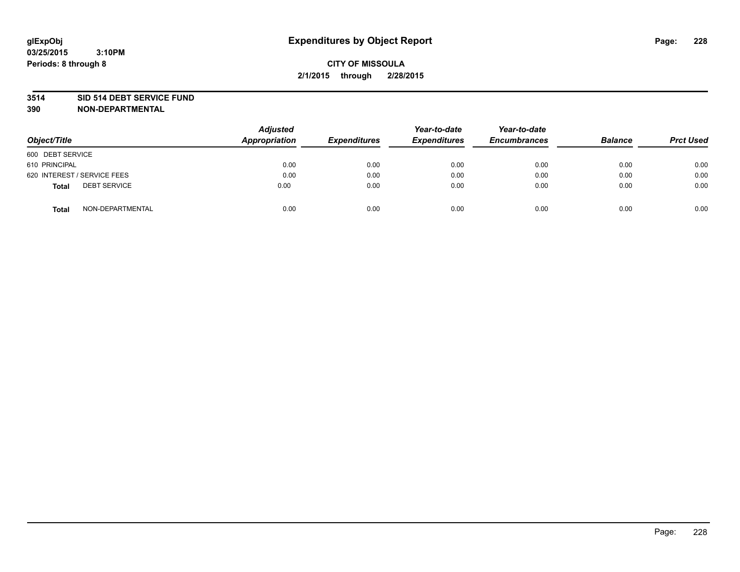# Expenditures by Object Report

glExpObj
03/25/2015 3:10PM
Periods: 8 through 8

**CITY OF MISSOULA**
**2/1/2015 through 2/28/2015**

**3514 SID 514 DEBT SERVICE FUND**
**390 NON-DEPARTMENTAL**

| Object/Title | Adjusted Appropriation | Expenditures | Year-to-date Expenditures | Year-to-date Encumbrances | Balance | Prct Used |
|---|---|---|---|---|---|---|
| 600 DEBT SERVICE | | | | | | |
| 610 PRINCIPAL | 0.00 | 0.00 | 0.00 | 0.00 | 0.00 | 0.00 |
| 620 INTEREST / SERVICE FEES | 0.00 | 0.00 | 0.00 | 0.00 | 0.00 | 0.00 |
| **Total** DEBT SERVICE | 0.00 | 0.00 | 0.00 | 0.00 | 0.00 | 0.00 |
| **Total** NON-DEPARTMENTAL | 0.00 | 0.00 | 0.00 | 0.00 | 0.00 | 0.00 |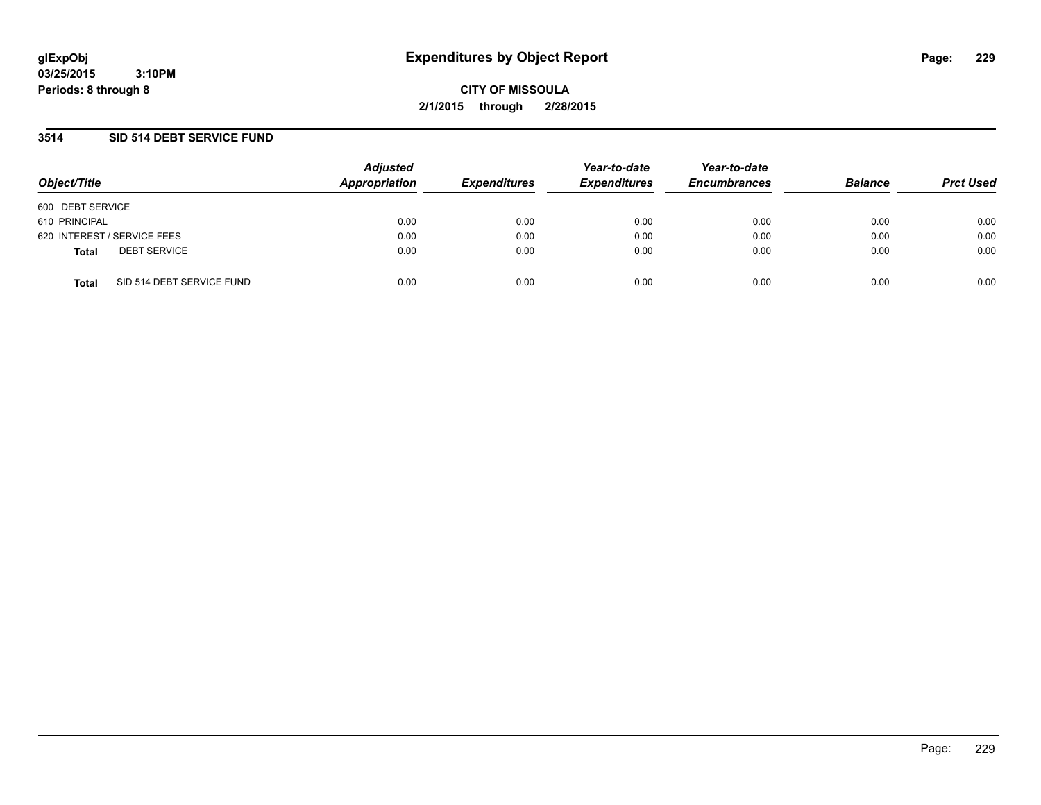**glExpObj**
**03/25/2015 3:10PM**
**Periods: 8 through 8**

# Expenditures by Object Report

**CITY OF MISSOULA**
**2/1/2015 through 2/28/2015**

## 3514 SID 514 DEBT SERVICE FUND

| Object/Title | Adjusted Appropriation | Expenditures | Year-to-date Expenditures | Year-to-date Encumbrances | Balance | Prct Used |
|---|---|---|---|---|---|---|
| 600 DEBT SERVICE | | | | | | |
| 610 PRINCIPAL | 0.00 | 0.00 | 0.00 | 0.00 | 0.00 | 0.00 |
| 620 INTEREST / SERVICE FEES | 0.00 | 0.00 | 0.00 | 0.00 | 0.00 | 0.00 |
| **Total** DEBT SERVICE | 0.00 | 0.00 | 0.00 | 0.00 | 0.00 | 0.00 |
| **Total** SID 514 DEBT SERVICE FUND | 0.00 | 0.00 | 0.00 | 0.00 | 0.00 | 0.00 |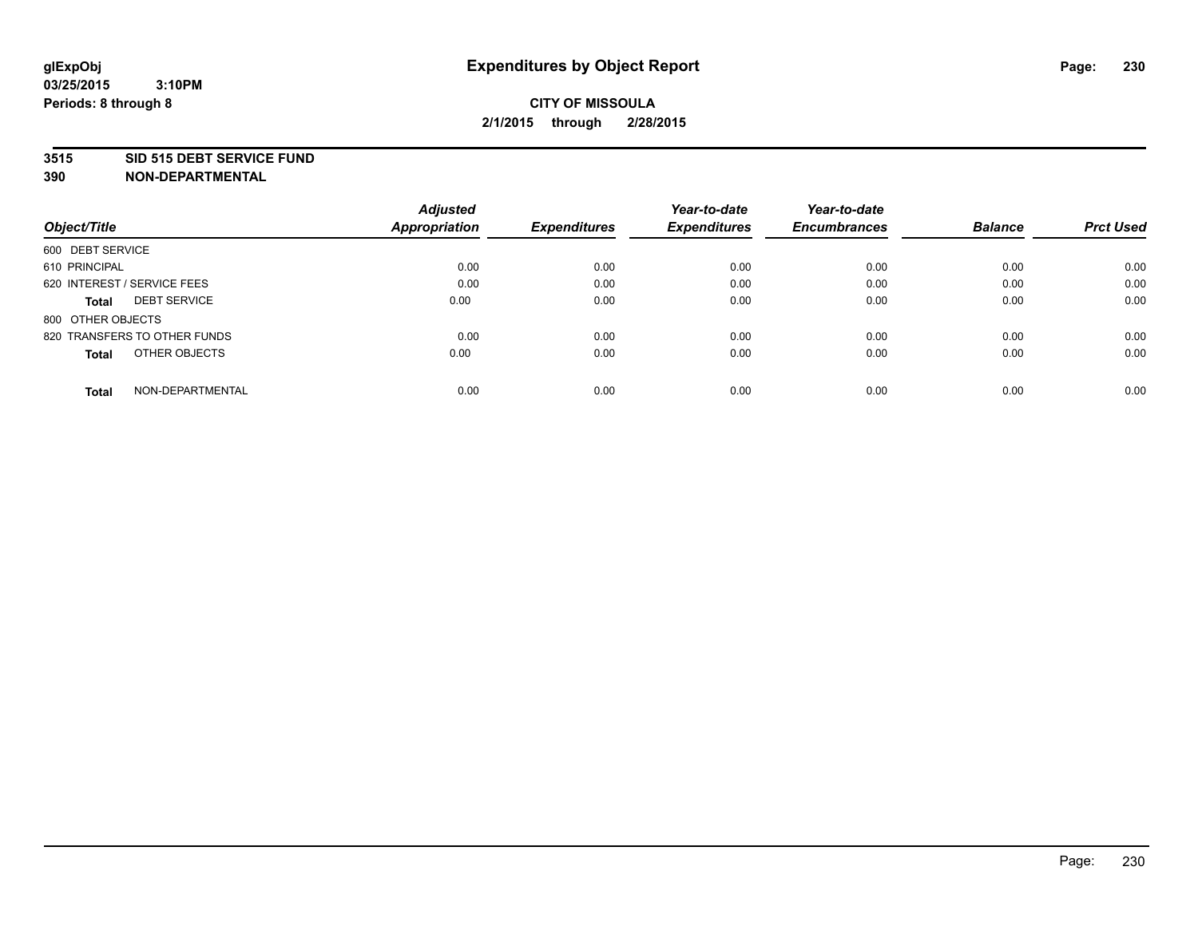**glExpObj** **Expenditures by Object Report**

**03/25/2015 3:10PM**

**Periods: 8 through 8**

**CITY OF MISSOULA**

**2/1/2015 through 2/28/2015**

**3515 SID 515 DEBT SERVICE FUND**

**390 NON-DEPARTMENTAL**

| Object/Title | Adjusted Appropriation | Expenditures | Year-to-date Expenditures | Year-to-date Encumbrances | Balance | Prct Used |
|---|---|---|---|---|---|---|
| 600 DEBT SERVICE | | | | | | |
| 610 PRINCIPAL | 0.00 | 0.00 | 0.00 | 0.00 | 0.00 | 0.00 |
| 620 INTEREST / SERVICE FEES | 0.00 | 0.00 | 0.00 | 0.00 | 0.00 | 0.00 |
| **Total** DEBT SERVICE | 0.00 | 0.00 | 0.00 | 0.00 | 0.00 | 0.00 |
| 800 OTHER OBJECTS | | | | | | |
| 820 TRANSFERS TO OTHER FUNDS | 0.00 | 0.00 | 0.00 | 0.00 | 0.00 | 0.00 |
| **Total** OTHER OBJECTS | 0.00 | 0.00 | 0.00 | 0.00 | 0.00 | 0.00 |
| **Total** NON-DEPARTMENTAL | 0.00 | 0.00 | 0.00 | 0.00 | 0.00 | 0.00 |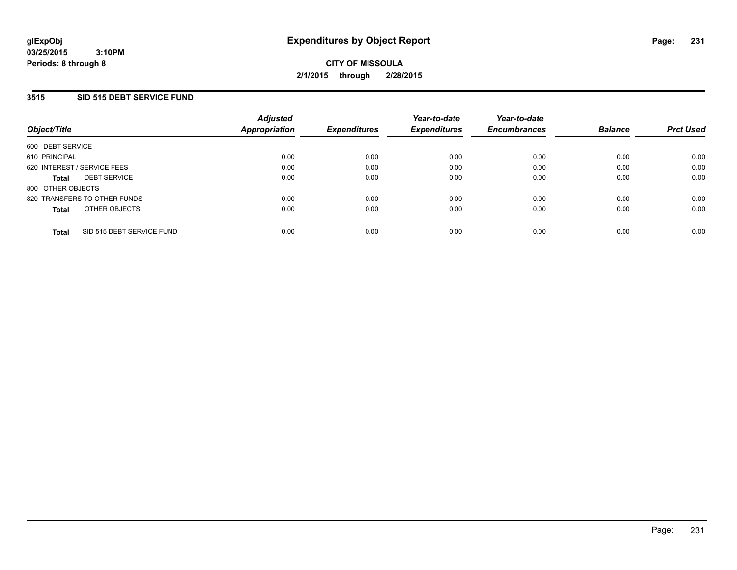glExpObj
03/25/2015 3:10PM
Periods: 8 through 8

# Expenditures by Object Report

**CITY OF MISSOULA**
**2/1/2015 through 2/28/2015**

## 3515 SID 515 DEBT SERVICE FUND

| Object/Title | Adjusted Appropriation | Expenditures | Year-to-date Expenditures | Year-to-date Encumbrances | Balance | Prct Used |
|---|---|---|---|---|---|---|
| 600 DEBT SERVICE | | | | | | |
| 610 PRINCIPAL | 0.00 | 0.00 | 0.00 | 0.00 | 0.00 | 0.00 |
| 620 INTEREST / SERVICE FEES | 0.00 | 0.00 | 0.00 | 0.00 | 0.00 | 0.00 |
| **Total** DEBT SERVICE | 0.00 | 0.00 | 0.00 | 0.00 | 0.00 | 0.00 |
| 800 OTHER OBJECTS | | | | | | |
| 820 TRANSFERS TO OTHER FUNDS | 0.00 | 0.00 | 0.00 | 0.00 | 0.00 | 0.00 |
| **Total** OTHER OBJECTS | 0.00 | 0.00 | 0.00 | 0.00 | 0.00 | 0.00 |
| **Total** SID 515 DEBT SERVICE FUND | 0.00 | 0.00 | 0.00 | 0.00 | 0.00 | 0.00 |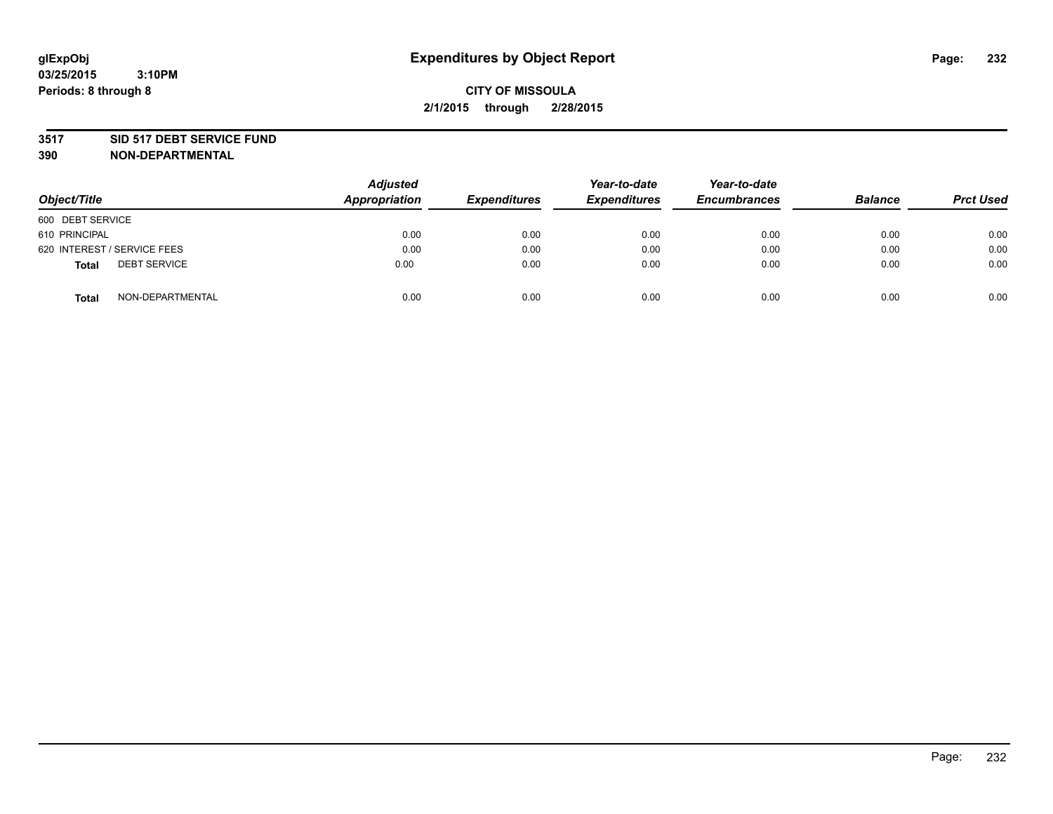# Expenditures by Object Report

glExpObj
03/25/2015 3:10PM
Periods: 8 through 8

**CITY OF MISSOULA**
**2/1/2015 through 2/28/2015**

**3517 SID 517 DEBT SERVICE FUND**
**390 NON-DEPARTMENTAL**

| Object/Title | Adjusted Appropriation | Expenditures | Year-to-date Expenditures | Year-to-date Encumbrances | Balance | Prct Used |
|---|---|---|---|---|---|---|
| 600 DEBT SERVICE | | | | | | |
| 610 PRINCIPAL | 0.00 | 0.00 | 0.00 | 0.00 | 0.00 | 0.00 |
| 620 INTEREST / SERVICE FEES | 0.00 | 0.00 | 0.00 | 0.00 | 0.00 | 0.00 |
| **Total** DEBT SERVICE | 0.00 | 0.00 | 0.00 | 0.00 | 0.00 | 0.00 |
| **Total** NON-DEPARTMENTAL | 0.00 | 0.00 | 0.00 | 0.00 | 0.00 | 0.00 |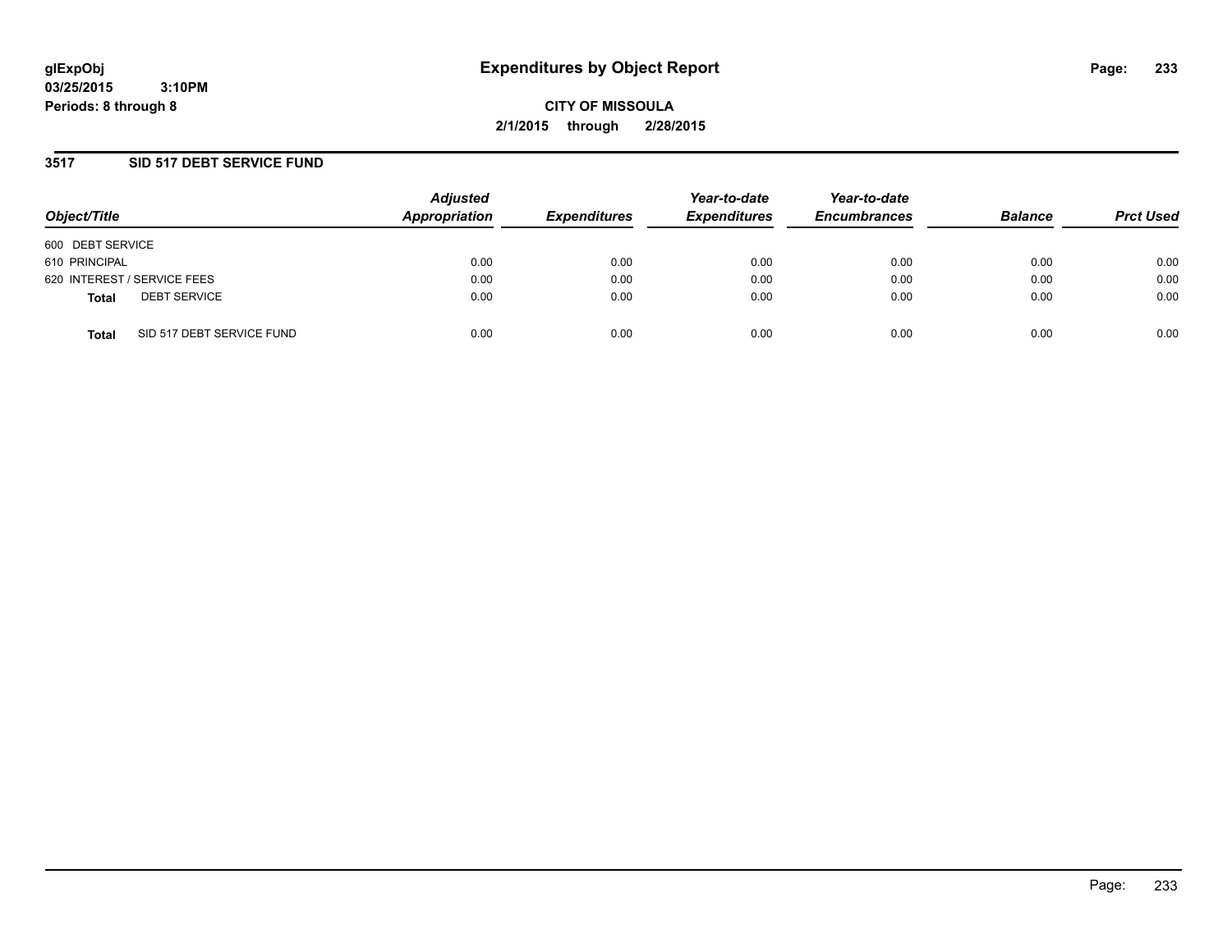**glExpObj**
**03/25/2015 3:10PM**
**Periods: 8 through 8**

# Expenditures by Object Report

**CITY OF MISSOULA**
**2/1/2015 through 2/28/2015**

## 3517 SID 517 DEBT SERVICE FUND

| Object/Title | Adjusted Appropriation | Expenditures | Year-to-date Expenditures | Year-to-date Encumbrances | Balance | Prct Used |
|---|---|---|---|---|---|---|
| 600 DEBT SERVICE | | | | | | |
| 610 PRINCIPAL | 0.00 | 0.00 | 0.00 | 0.00 | 0.00 | 0.00 |
| 620 INTEREST / SERVICE FEES | 0.00 | 0.00 | 0.00 | 0.00 | 0.00 | 0.00 |
| **Total** DEBT SERVICE | 0.00 | 0.00 | 0.00 | 0.00 | 0.00 | 0.00 |
| **Total** SID 517 DEBT SERVICE FUND | 0.00 | 0.00 | 0.00 | 0.00 | 0.00 | 0.00 |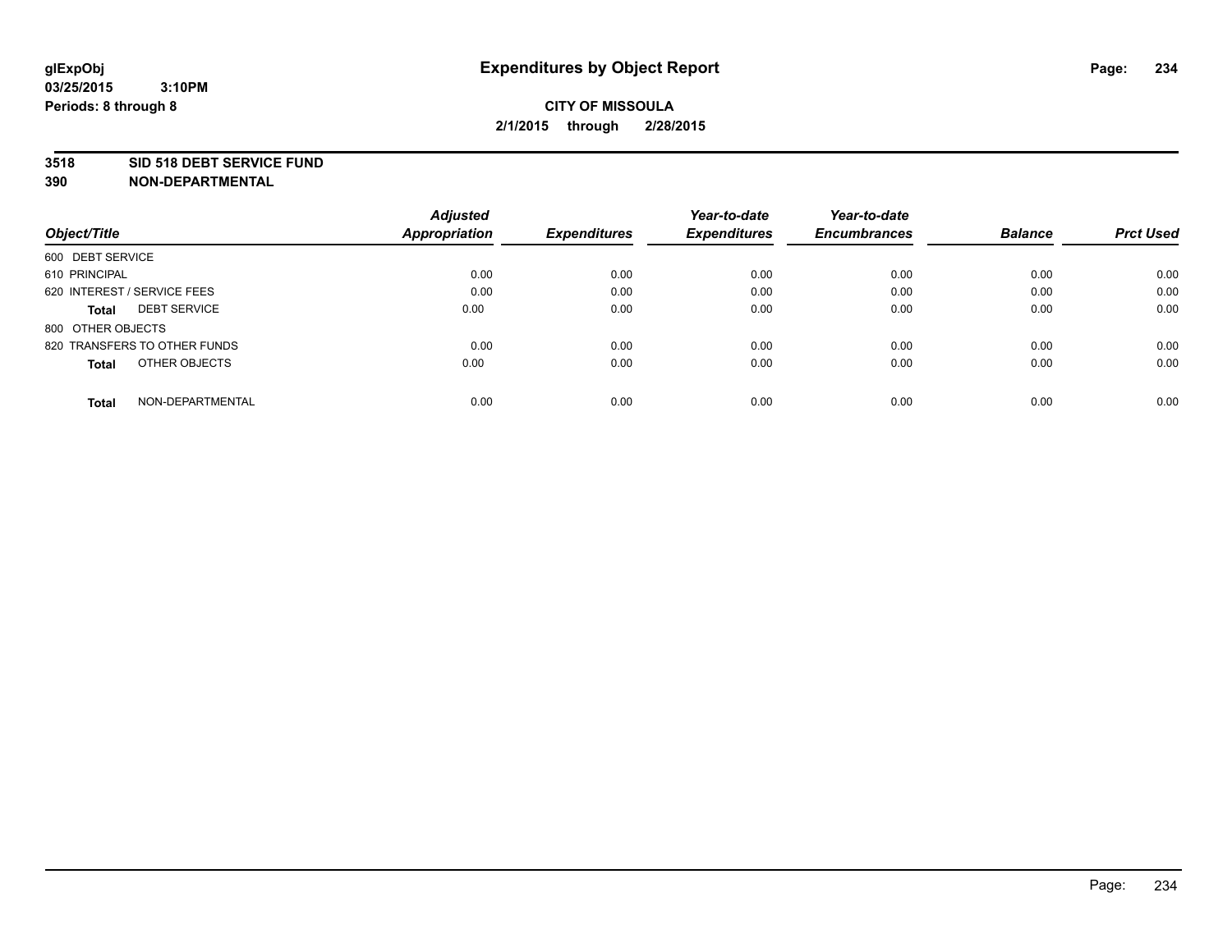**glExpObj** **Expenditures by Object Report**

**03/25/2015 3:10PM**

**Periods: 8 through 8**

**CITY OF MISSOULA**

**2/1/2015 through 2/28/2015**

**3518 SID 518 DEBT SERVICE FUND**

**390 NON-DEPARTMENTAL**

| Object/Title | Adjusted Appropriation | Expenditures | Year-to-date Expenditures | Year-to-date Encumbrances | Balance | Prct Used |
|---|---|---|---|---|---|---|
| 600 DEBT SERVICE | | | | | | |
| 610 PRINCIPAL | 0.00 | 0.00 | 0.00 | 0.00 | 0.00 | 0.00 |
| 620 INTEREST / SERVICE FEES | 0.00 | 0.00 | 0.00 | 0.00 | 0.00 | 0.00 |
| **Total** DEBT SERVICE | 0.00 | 0.00 | 0.00 | 0.00 | 0.00 | 0.00 |
| 800 OTHER OBJECTS | | | | | | |
| 820 TRANSFERS TO OTHER FUNDS | 0.00 | 0.00 | 0.00 | 0.00 | 0.00 | 0.00 |
| **Total** OTHER OBJECTS | 0.00 | 0.00 | 0.00 | 0.00 | 0.00 | 0.00 |
| **Total** NON-DEPARTMENTAL | 0.00 | 0.00 | 0.00 | 0.00 | 0.00 | 0.00 |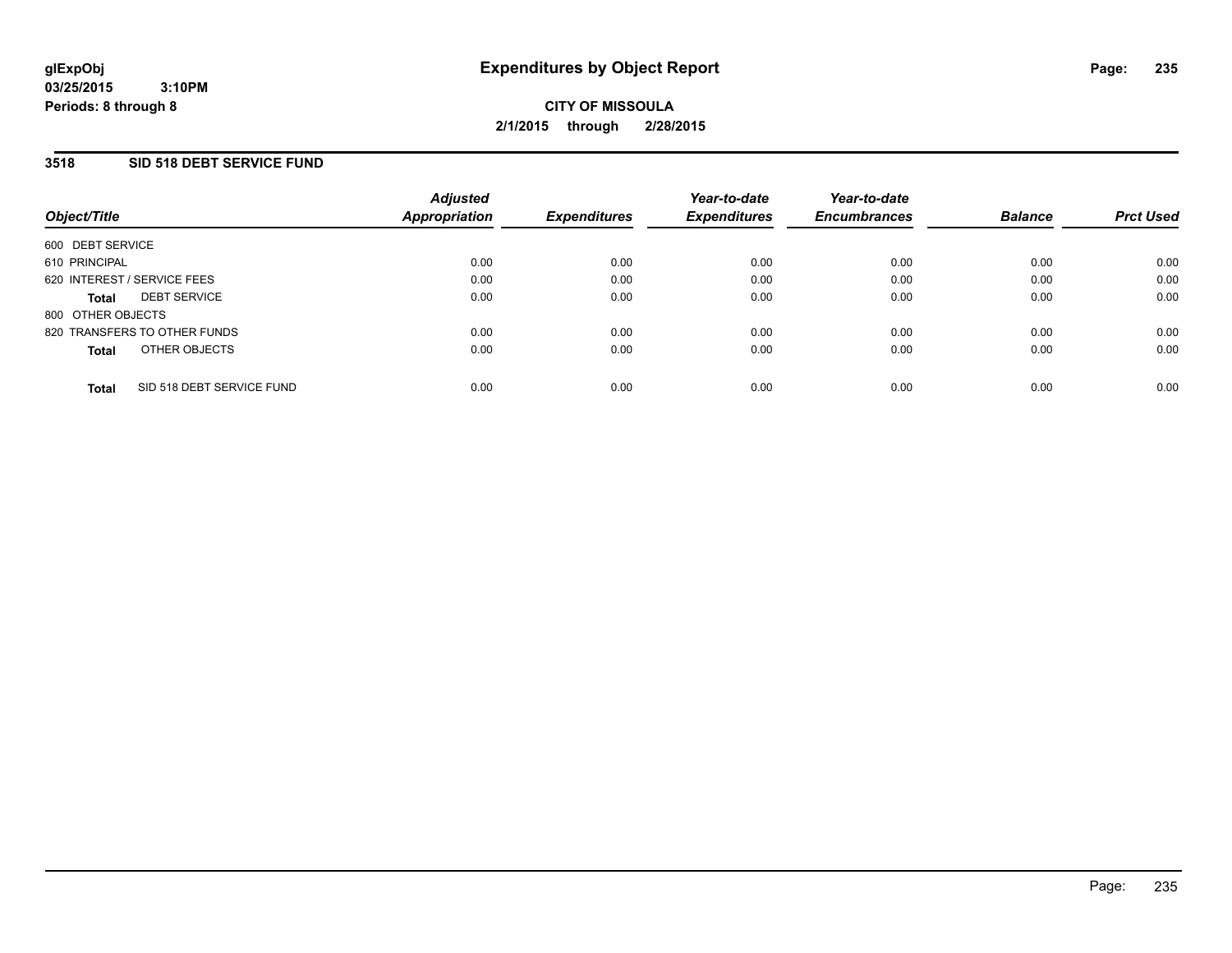**glExpObj** **Expenditures by Object Report**
**03/25/2015 3:10PM**
**Periods: 8 through 8**

**CITY OF MISSOULA**
**2/1/2015 through 2/28/2015**

## 3518 SID 518 DEBT SERVICE FUND

| Object/Title | Adjusted Appropriation | Expenditures | Year-to-date Expenditures | Year-to-date Encumbrances | Balance | Prct Used |
|---|---|---|---|---|---|---|
| 600 DEBT SERVICE | | | | | | |
| 610 PRINCIPAL | 0.00 | 0.00 | 0.00 | 0.00 | 0.00 | 0.00 |
| 620 INTEREST / SERVICE FEES | 0.00 | 0.00 | 0.00 | 0.00 | 0.00 | 0.00 |
| **Total** DEBT SERVICE | 0.00 | 0.00 | 0.00 | 0.00 | 0.00 | 0.00 |
| 800 OTHER OBJECTS | | | | | | |
| 820 TRANSFERS TO OTHER FUNDS | 0.00 | 0.00 | 0.00 | 0.00 | 0.00 | 0.00 |
| **Total** OTHER OBJECTS | 0.00 | 0.00 | 0.00 | 0.00 | 0.00 | 0.00 |
| **Total** SID 518 DEBT SERVICE FUND | 0.00 | 0.00 | 0.00 | 0.00 | 0.00 | 0.00 |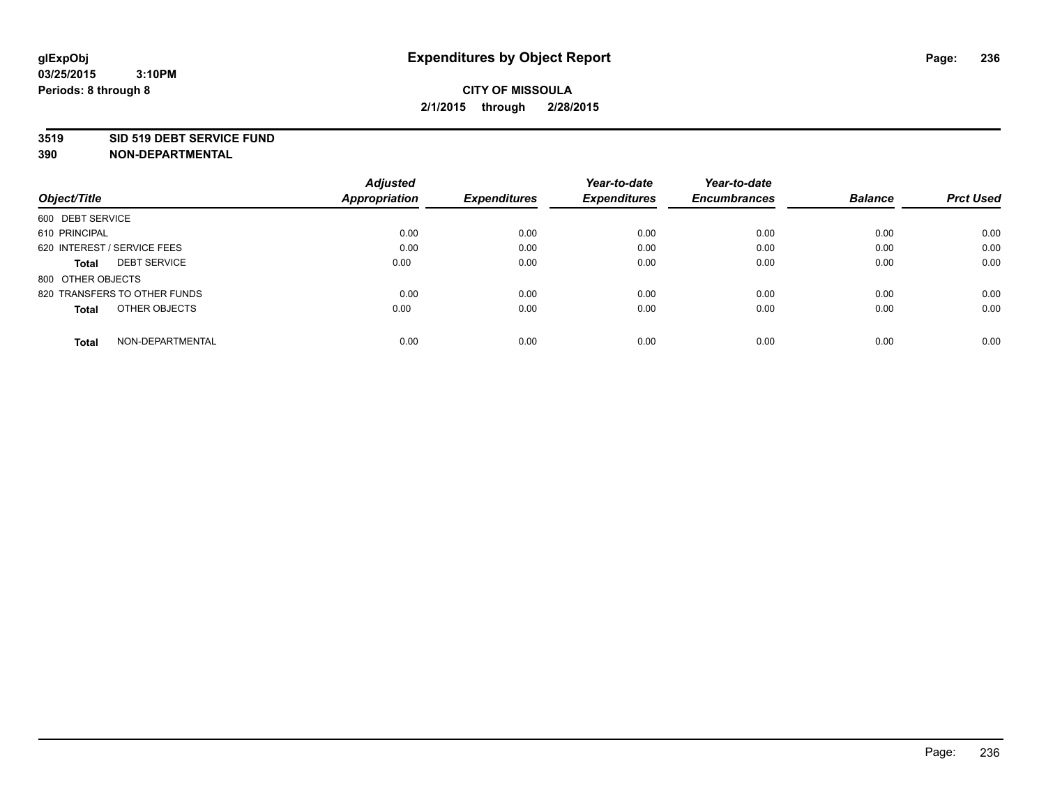**glExpObj**
**03/25/2015 3:10PM**
**Periods: 8 through 8**

# Expenditures by Object Report

**CITY OF MISSOULA**
**2/1/2015 through 2/28/2015**

**3519 SID 519 DEBT SERVICE FUND**
**390 NON-DEPARTMENTAL**

| Object/Title | Adjusted Appropriation | Expenditures | Year-to-date Expenditures | Year-to-date Encumbrances | Balance | Prct Used |
|---|---|---|---|---|---|---|
| 600 DEBT SERVICE | | | | | | |
| 610 PRINCIPAL | 0.00 | 0.00 | 0.00 | 0.00 | 0.00 | 0.00 |
| 620 INTEREST / SERVICE FEES | 0.00 | 0.00 | 0.00 | 0.00 | 0.00 | 0.00 |
| **Total** DEBT SERVICE | 0.00 | 0.00 | 0.00 | 0.00 | 0.00 | 0.00 |
| 800 OTHER OBJECTS | | | | | | |
| 820 TRANSFERS TO OTHER FUNDS | 0.00 | 0.00 | 0.00 | 0.00 | 0.00 | 0.00 |
| **Total** OTHER OBJECTS | 0.00 | 0.00 | 0.00 | 0.00 | 0.00 | 0.00 |
| **Total** NON-DEPARTMENTAL | 0.00 | 0.00 | 0.00 | 0.00 | 0.00 | 0.00 |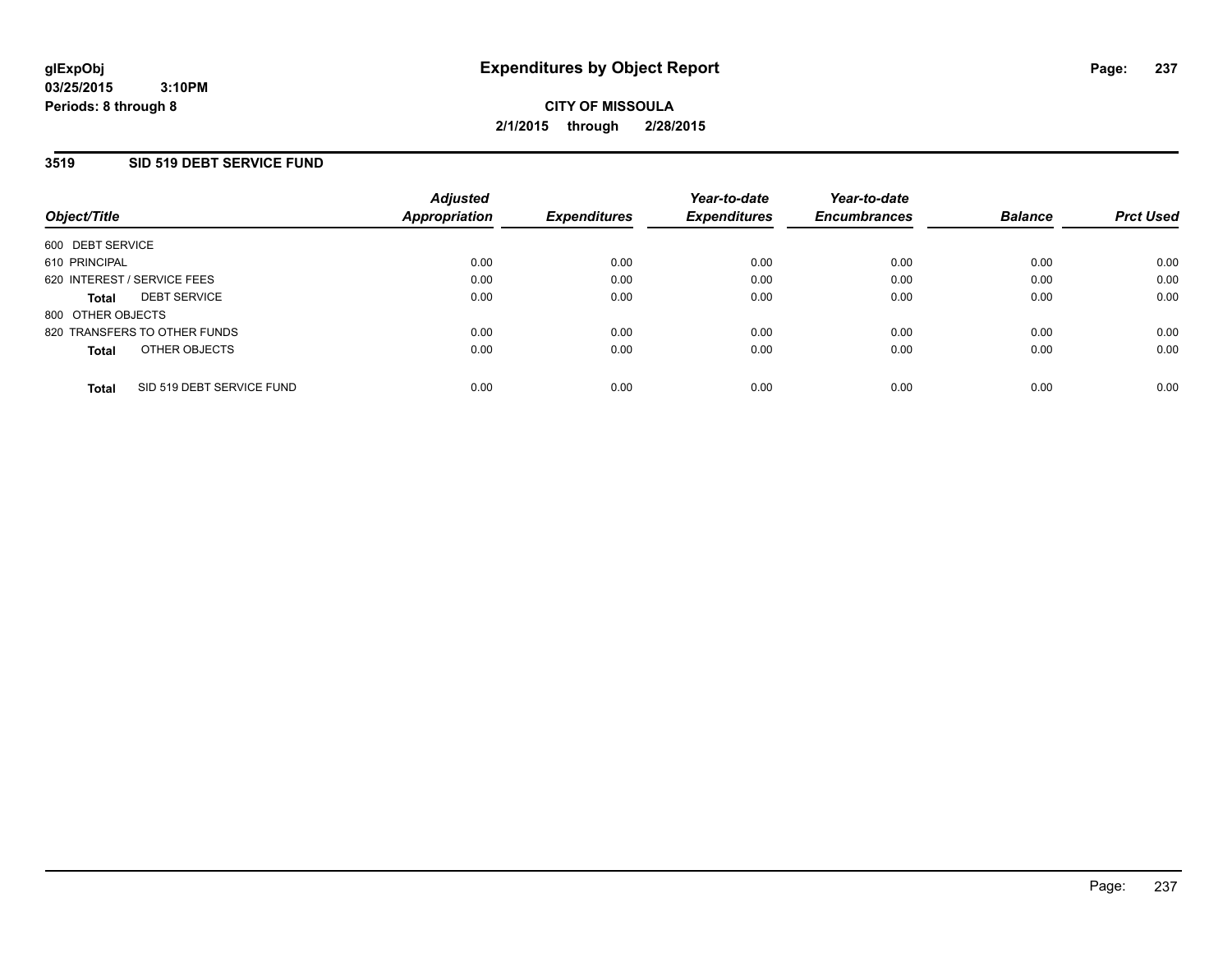**glExpObj**
**03/25/2015 3:10PM**
**Periods: 8 through 8**

# Expenditures by Object Report

**CITY OF MISSOULA**
**2/1/2015 through 2/28/2015**

## 3519 SID 519 DEBT SERVICE FUND

| Object/Title | Adjusted Appropriation | Expenditures | Year-to-date Expenditures | Year-to-date Encumbrances | Balance | Prct Used |
|---|---|---|---|---|---|---|
| 600 DEBT SERVICE | | | | | | |
| 610 PRINCIPAL | 0.00 | 0.00 | 0.00 | 0.00 | 0.00 | 0.00 |
| 620 INTEREST / SERVICE FEES | 0.00 | 0.00 | 0.00 | 0.00 | 0.00 | 0.00 |
| **Total** DEBT SERVICE | 0.00 | 0.00 | 0.00 | 0.00 | 0.00 | 0.00 |
| 800 OTHER OBJECTS | | | | | | |
| 820 TRANSFERS TO OTHER FUNDS | 0.00 | 0.00 | 0.00 | 0.00 | 0.00 | 0.00 |
| **Total** OTHER OBJECTS | 0.00 | 0.00 | 0.00 | 0.00 | 0.00 | 0.00 |
| **Total** SID 519 DEBT SERVICE FUND | 0.00 | 0.00 | 0.00 | 0.00 | 0.00 | 0.00 |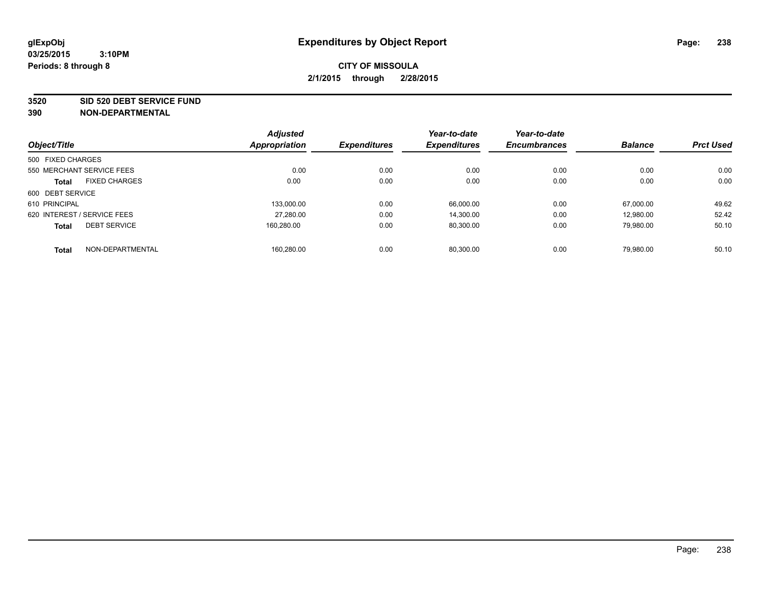glExpObj
03/25/2015 3:10PM
Periods: 8 through 8

# Expenditures by Object Report

**CITY OF MISSOULA**
**2/1/2015 through 2/28/2015**

**3520 SID 520 DEBT SERVICE FUND**
**390 NON-DEPARTMENTAL**

| Object/Title | Adjusted Appropriation | Expenditures | Year-to-date Expenditures | Year-to-date Encumbrances | Balance | Prct Used |
|---|---|---|---|---|---|---|
| 500 FIXED CHARGES | | | | | | |
| 550 MERCHANT SERVICE FEES | 0.00 | 0.00 | 0.00 | 0.00 | 0.00 | 0.00 |
| **Total** FIXED CHARGES | 0.00 | 0.00 | 0.00 | 0.00 | 0.00 | 0.00 |
| 600 DEBT SERVICE | | | | | | |
| 610 PRINCIPAL | 133,000.00 | 0.00 | 66,000.00 | 0.00 | 67,000.00 | 49.62 |
| 620 INTEREST / SERVICE FEES | 27,280.00 | 0.00 | 14,300.00 | 0.00 | 12,980.00 | 52.42 |
| **Total** DEBT SERVICE | 160,280.00 | 0.00 | 80,300.00 | 0.00 | 79,980.00 | 50.10 |
| **Total** NON-DEPARTMENTAL | 160,280.00 | 0.00 | 80,300.00 | 0.00 | 79,980.00 | 50.10 |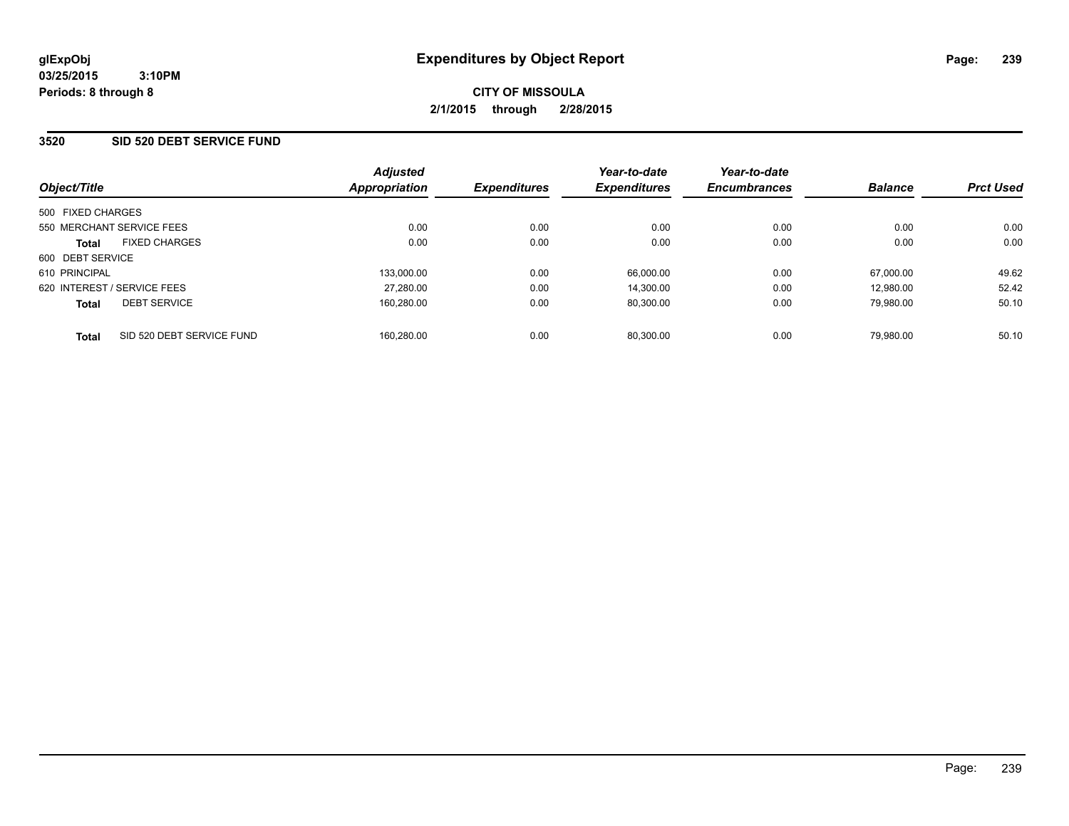**glExpObj**
**03/25/2015 3:10PM**
**Periods: 8 through 8**

# Expenditures by Object Report

**CITY OF MISSOULA**
**2/1/2015 through 2/28/2015**

## 3520 SID 520 DEBT SERVICE FUND

| Object/Title | Adjusted Appropriation | Expenditures | Year-to-date Expenditures | Year-to-date Encumbrances | Balance | Prct Used |
|---|---|---|---|---|---|---|
| 500 FIXED CHARGES | | | | | | |
| 550 MERCHANT SERVICE FEES | 0.00 | 0.00 | 0.00 | 0.00 | 0.00 | 0.00 |
| **Total** FIXED CHARGES | 0.00 | 0.00 | 0.00 | 0.00 | 0.00 | 0.00 |
| 600 DEBT SERVICE | | | | | | |
| 610 PRINCIPAL | 133,000.00 | 0.00 | 66,000.00 | 0.00 | 67,000.00 | 49.62 |
| 620 INTEREST / SERVICE FEES | 27,280.00 | 0.00 | 14,300.00 | 0.00 | 12,980.00 | 52.42 |
| **Total** DEBT SERVICE | 160,280.00 | 0.00 | 80,300.00 | 0.00 | 79,980.00 | 50.10 |
| **Total** SID 520 DEBT SERVICE FUND | 160,280.00 | 0.00 | 80,300.00 | 0.00 | 79,980.00 | 50.10 |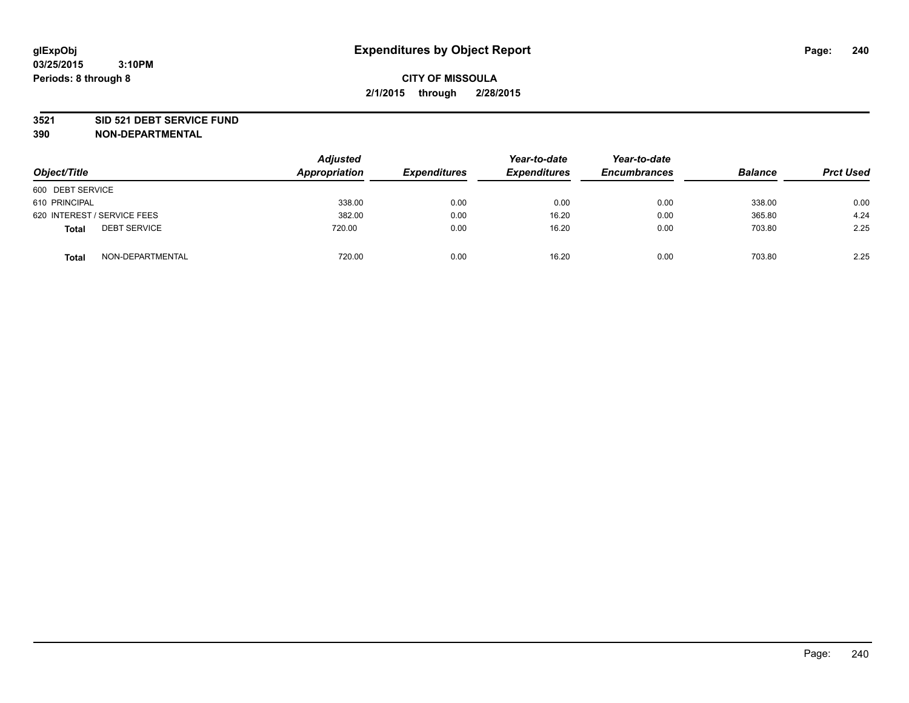# Expenditures by Object Report

glExpObj
03/25/2015 3:10PM
Periods: 8 through 8

**CITY OF MISSOULA**
**2/1/2015 through 2/28/2015**

**3521 SID 521 DEBT SERVICE FUND**
**390 NON-DEPARTMENTAL**

| Object/Title | Adjusted Appropriation | Expenditures | Year-to-date Expenditures | Year-to-date Encumbrances | Balance | Prct Used |
|---|---|---|---|---|---|---|
| 600 DEBT SERVICE | | | | | | |
| 610 PRINCIPAL | 338.00 | 0.00 | 0.00 | 0.00 | 338.00 | 0.00 |
| 620 INTEREST / SERVICE FEES | 382.00 | 0.00 | 16.20 | 0.00 | 365.80 | 4.24 |
| **Total** DEBT SERVICE | 720.00 | 0.00 | 16.20 | 0.00 | 703.80 | 2.25 |
| **Total** NON-DEPARTMENTAL | 720.00 | 0.00 | 16.20 | 0.00 | 703.80 | 2.25 |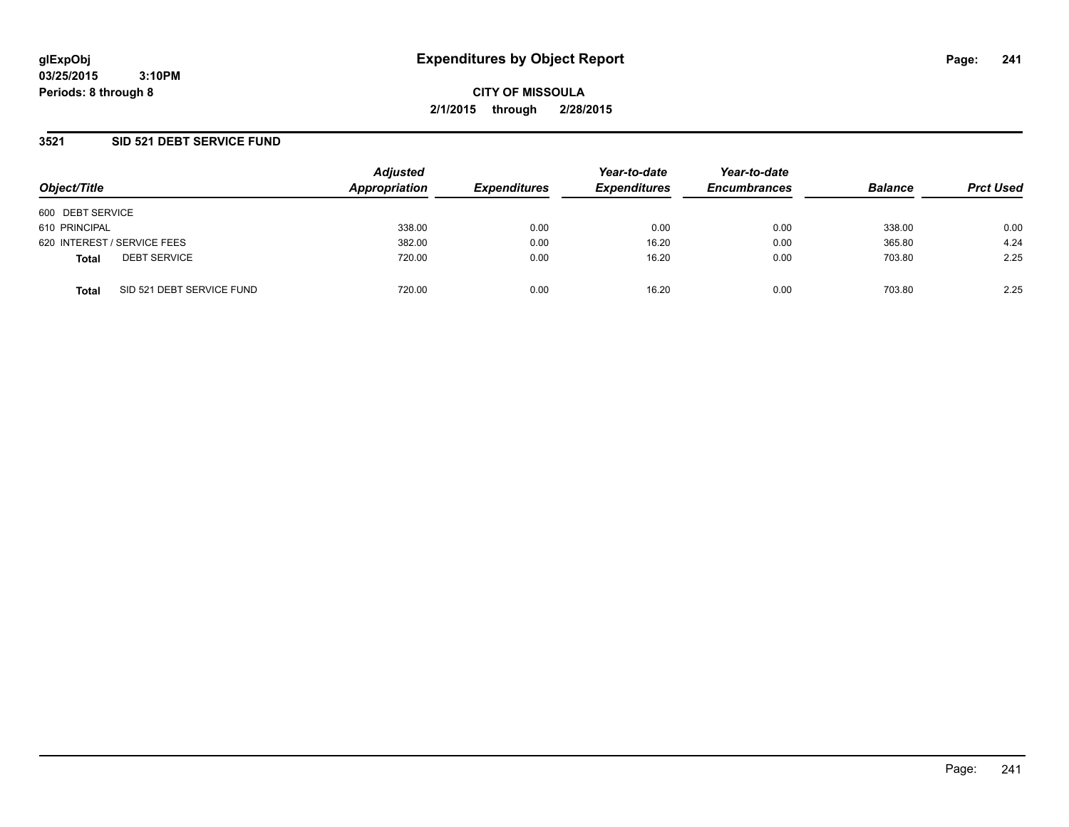# Expenditures by Object Report

glExpObj
03/25/2015 3:10PM
Periods: 8 through 8

**CITY OF MISSOULA**
**2/1/2015 through 2/28/2015**

## 3521 SID 521 DEBT SERVICE FUND

| Object/Title | Adjusted Appropriation | Expenditures | Year-to-date Expenditures | Year-to-date Encumbrances | Balance | Prct Used |
|---|---|---|---|---|---|---|
| 600 DEBT SERVICE | | | | | | |
| 610 PRINCIPAL | 338.00 | 0.00 | 0.00 | 0.00 | 338.00 | 0.00 |
| 620 INTEREST / SERVICE FEES | 382.00 | 0.00 | 16.20 | 0.00 | 365.80 | 4.24 |
| **Total** DEBT SERVICE | 720.00 | 0.00 | 16.20 | 0.00 | 703.80 | 2.25 |
| **Total** SID 521 DEBT SERVICE FUND | 720.00 | 0.00 | 16.20 | 0.00 | 703.80 | 2.25 |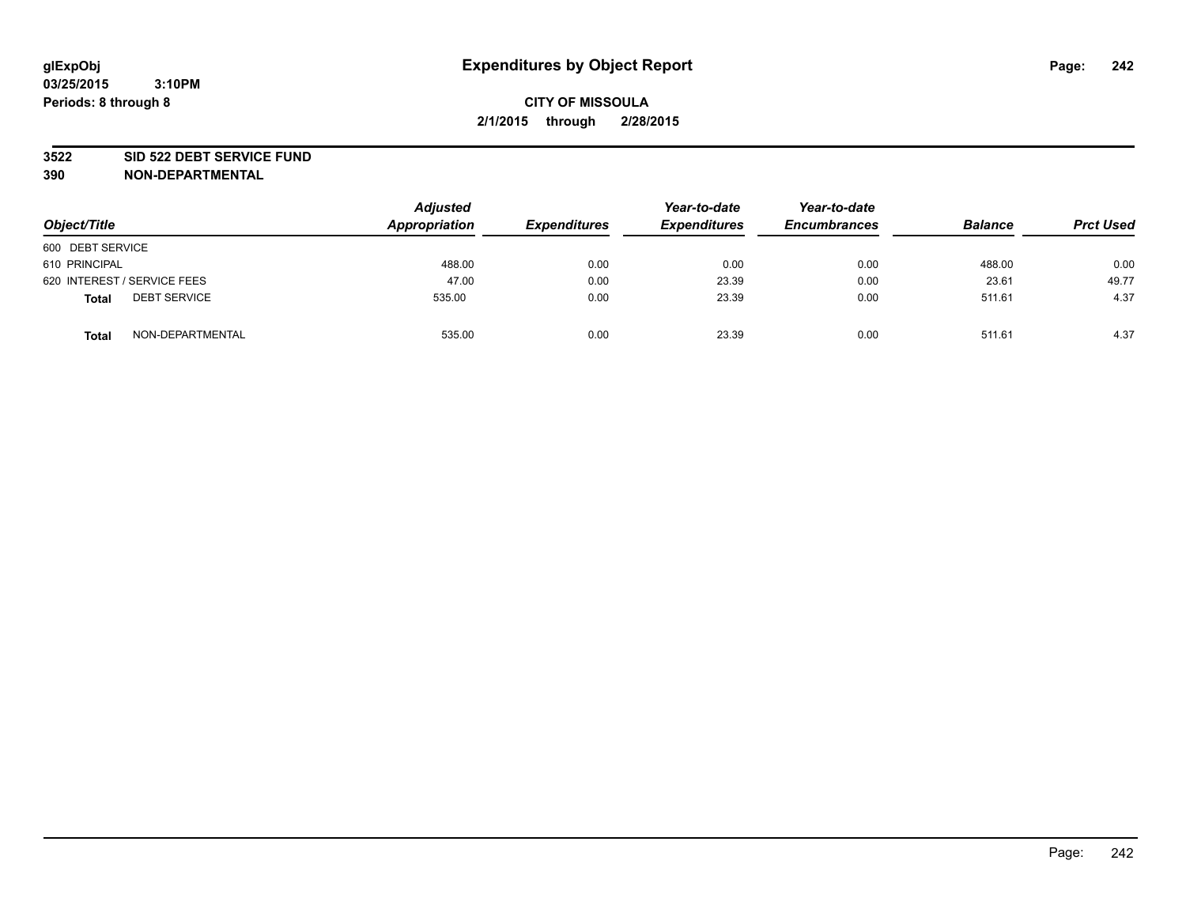# Expenditures by Object Report

glExpObj
03/25/2015 3:10PM
Periods: 8 through 8

**CITY OF MISSOULA**
**2/1/2015 through 2/28/2015**

**3522 SID 522 DEBT SERVICE FUND**
**390 NON-DEPARTMENTAL**

| Object/Title | Adjusted Appropriation | Expenditures | Year-to-date Expenditures | Year-to-date Encumbrances | Balance | Prct Used |
|---|---|---|---|---|---|---|
| 600 DEBT SERVICE | | | | | | |
| 610 PRINCIPAL | 488.00 | 0.00 | 0.00 | 0.00 | 488.00 | 0.00 |
| 620 INTEREST / SERVICE FEES | 47.00 | 0.00 | 23.39 | 0.00 | 23.61 | 49.77 |
| **Total** DEBT SERVICE | 535.00 | 0.00 | 23.39 | 0.00 | 511.61 | 4.37 |
| **Total** NON-DEPARTMENTAL | 535.00 | 0.00 | 23.39 | 0.00 | 511.61 | 4.37 |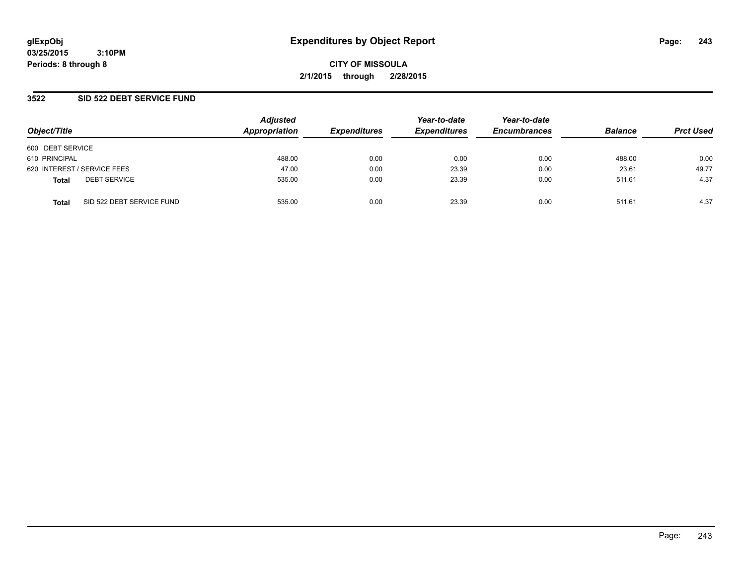# Expenditures by Object Report

glExpObj
03/25/2015 3:10PM
Periods: 8 through 8

**CITY OF MISSOULA**
**2/1/2015 through 2/28/2015**

## 3522 SID 522 DEBT SERVICE FUND

| Object/Title | Adjusted Appropriation | Expenditures | Year-to-date Expenditures | Year-to-date Encumbrances | Balance | Prct Used |
|---|---|---|---|---|---|---|
| 600 DEBT SERVICE | | | | | | |
| 610 PRINCIPAL | 488.00 | 0.00 | 0.00 | 0.00 | 488.00 | 0.00 |
| 620 INTEREST / SERVICE FEES | 47.00 | 0.00 | 23.39 | 0.00 | 23.61 | 49.77 |
| **Total** DEBT SERVICE | 535.00 | 0.00 | 23.39 | 0.00 | 511.61 | 4.37 |
| **Total** SID 522 DEBT SERVICE FUND | 535.00 | 0.00 | 23.39 | 0.00 | 511.61 | 4.37 |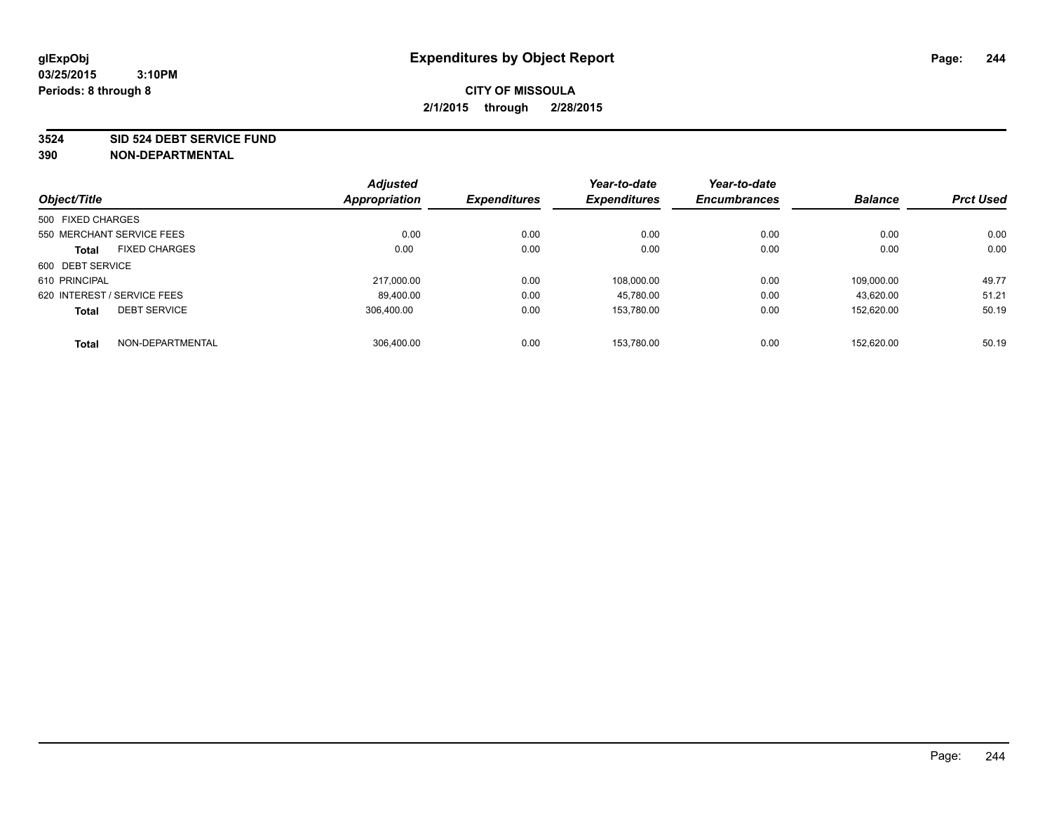**glExpObj**
**03/25/2015 3:10PM**
**Periods: 8 through 8**

# Expenditures by Object Report

**CITY OF MISSOULA**
**2/1/2015 through 2/28/2015**

**3524 SID 524 DEBT SERVICE FUND**
**390 NON-DEPARTMENTAL**

| Object/Title | | Adjusted Appropriation | Expenditures | Year-to-date Expenditures | Year-to-date Encumbrances | Balance | Prct Used |
|---|---|---|---|---|---|---|---|
| 500 FIXED CHARGES | | | | | | | |
| 550 MERCHANT SERVICE FEES | | 0.00 | 0.00 | 0.00 | 0.00 | 0.00 | 0.00 |
| **Total** | FIXED CHARGES | 0.00 | 0.00 | 0.00 | 0.00 | 0.00 | 0.00 |
| 600 DEBT SERVICE | | | | | | | |
| 610 PRINCIPAL | | 217,000.00 | 0.00 | 108,000.00 | 0.00 | 109,000.00 | 49.77 |
| 620 INTEREST / SERVICE FEES | | 89,400.00 | 0.00 | 45,780.00 | 0.00 | 43,620.00 | 51.21 |
| **Total** | DEBT SERVICE | 306,400.00 | 0.00 | 153,780.00 | 0.00 | 152,620.00 | 50.19 |
| **Total** | NON-DEPARTMENTAL | 306,400.00 | 0.00 | 153,780.00 | 0.00 | 152,620.00 | 50.19 |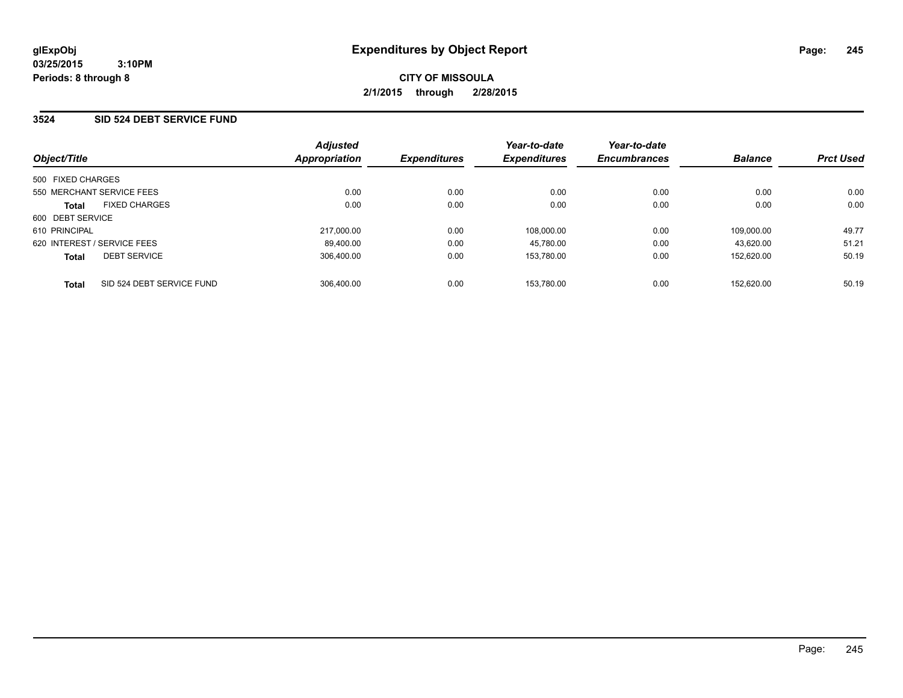glExpObj
03/25/2015 3:10PM
Periods: 8 through 8

# Expenditures by Object Report

**CITY OF MISSOULA**
**2/1/2015 through 2/28/2015**

## 3524 SID 524 DEBT SERVICE FUND

| Object/Title | | Adjusted Appropriation | Expenditures | Year-to-date Expenditures | Year-to-date Encumbrances | Balance | Prct Used |
|---|---|---|---|---|---|---|---|
| 500 FIXED CHARGES | | | | | | | |
| 550 MERCHANT SERVICE FEES | | 0.00 | 0.00 | 0.00 | 0.00 | 0.00 | 0.00 |
| **Total** | FIXED CHARGES | 0.00 | 0.00 | 0.00 | 0.00 | 0.00 | 0.00 |
| 600 DEBT SERVICE | | | | | | | |
| 610 PRINCIPAL | | 217,000.00 | 0.00 | 108,000.00 | 0.00 | 109,000.00 | 49.77 |
| 620 INTEREST / SERVICE FEES | | 89,400.00 | 0.00 | 45,780.00 | 0.00 | 43,620.00 | 51.21 |
| **Total** | DEBT SERVICE | 306,400.00 | 0.00 | 153,780.00 | 0.00 | 152,620.00 | 50.19 |
| **Total** | SID 524 DEBT SERVICE FUND | 306,400.00 | 0.00 | 153,780.00 | 0.00 | 152,620.00 | 50.19 |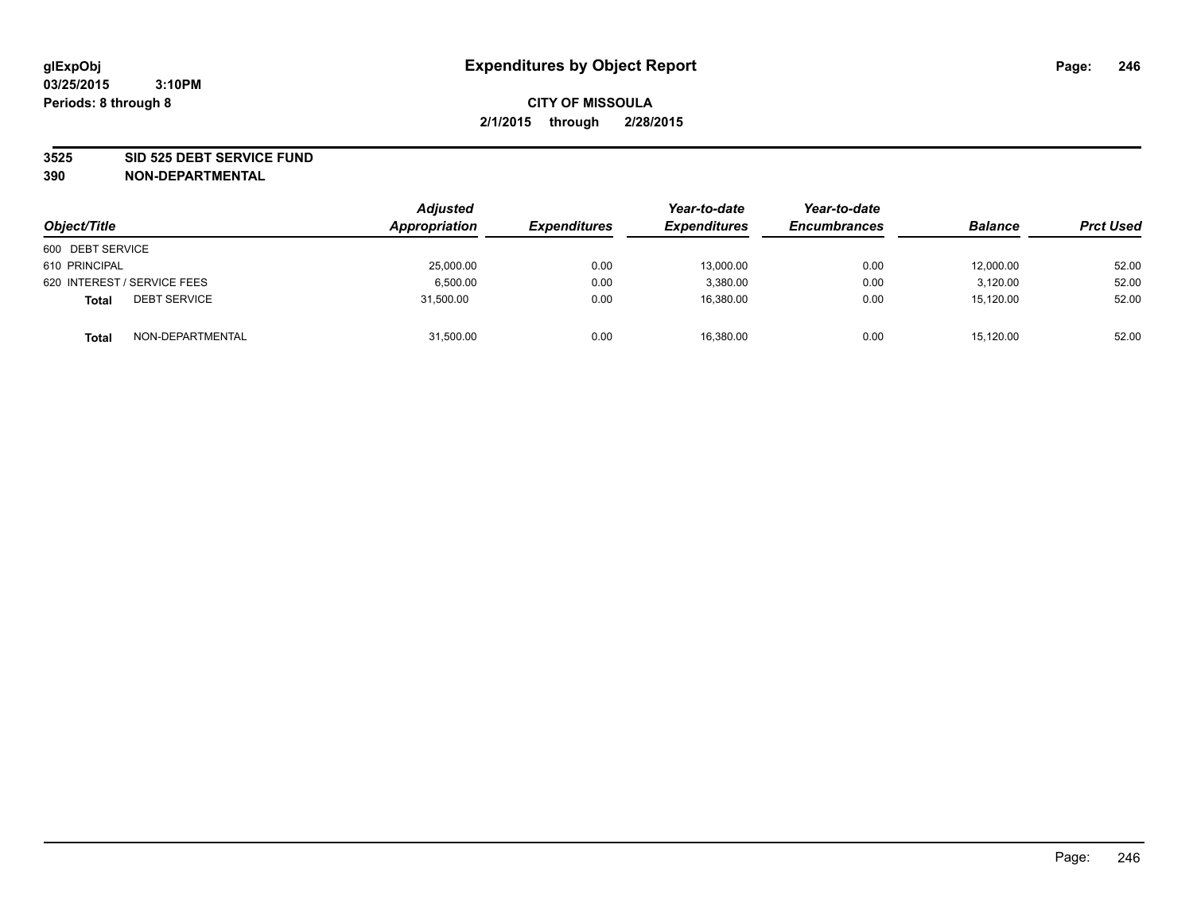glExpObj
03/25/2015 3:10PM
Periods: 8 through 8

# Expenditures by Object Report

**CITY OF MISSOULA**
**2/1/2015 through 2/28/2015**

**3525 SID 525 DEBT SERVICE FUND**
**390 NON-DEPARTMENTAL**

| Object/Title | Adjusted Appropriation | Expenditures | Year-to-date Expenditures | Year-to-date Encumbrances | Balance | Prct Used |
|---|---|---|---|---|---|---|
| 600 DEBT SERVICE | | | | | | |
| 610 PRINCIPAL | 25,000.00 | 0.00 | 13,000.00 | 0.00 | 12,000.00 | 52.00 |
| 620 INTEREST / SERVICE FEES | 6,500.00 | 0.00 | 3,380.00 | 0.00 | 3,120.00 | 52.00 |
| **Total** DEBT SERVICE | 31,500.00 | 0.00 | 16,380.00 | 0.00 | 15,120.00 | 52.00 |
| **Total** NON-DEPARTMENTAL | 31,500.00 | 0.00 | 16,380.00 | 0.00 | 15,120.00 | 52.00 |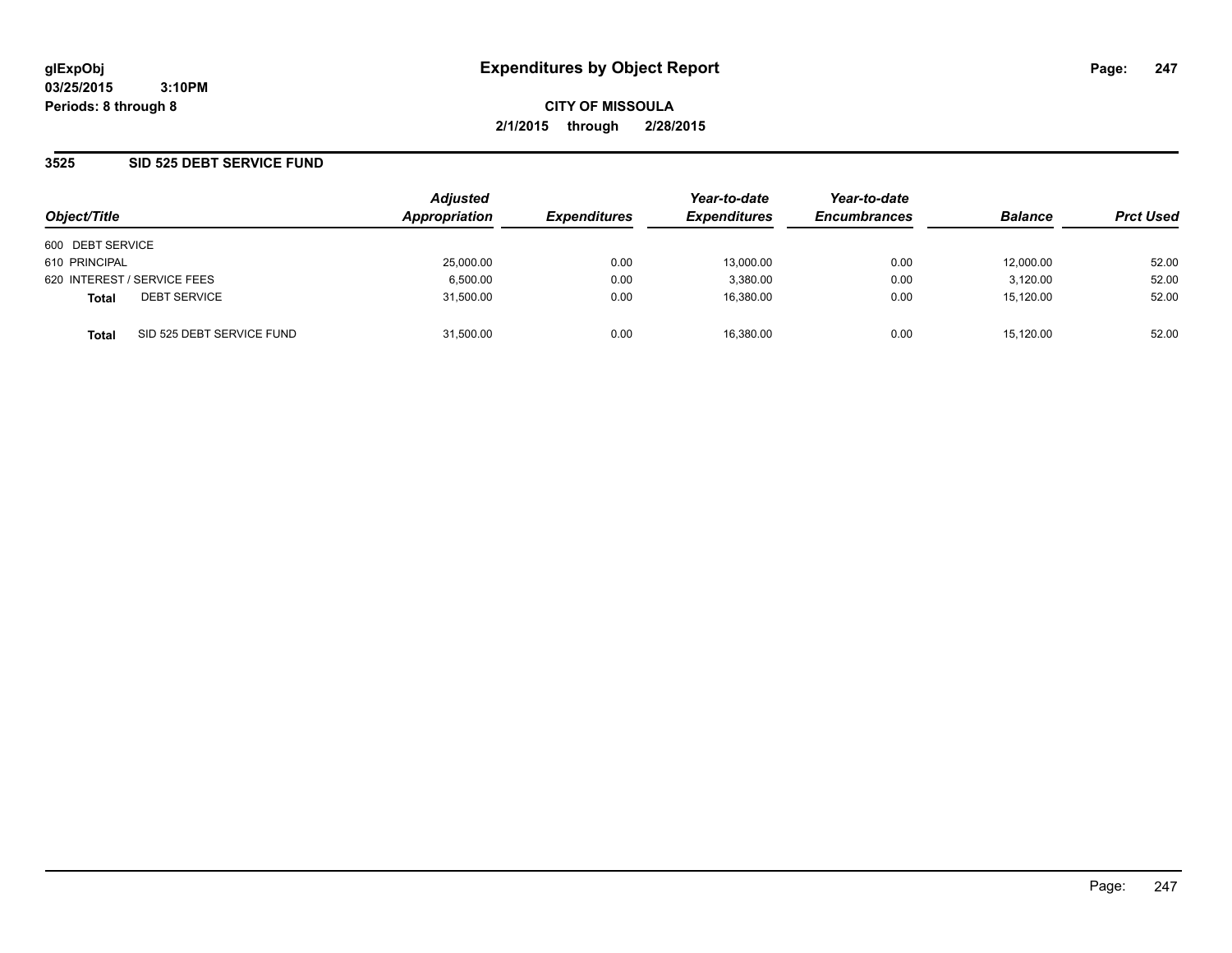glExpObj
03/25/2015 3:10PM
Periods: 8 through 8

# Expenditures by Object Report

**CITY OF MISSOULA**
**2/1/2015 through 2/28/2015**

## 3525 SID 525 DEBT SERVICE FUND

| Object/Title | | Adjusted Appropriation | Expenditures | Year-to-date Expenditures | Year-to-date Encumbrances | Balance | Prct Used |
|---|---|---|---|---|---|---|---|
| 600 DEBT SERVICE | | | | | | | |
| 610 PRINCIPAL | | 25,000.00 | 0.00 | 13,000.00 | 0.00 | 12,000.00 | 52.00 |
| 620 INTEREST / SERVICE FEES | | 6,500.00 | 0.00 | 3,380.00 | 0.00 | 3,120.00 | 52.00 |
| **Total** | DEBT SERVICE | 31,500.00 | 0.00 | 16,380.00 | 0.00 | 15,120.00 | 52.00 |
| **Total** | SID 525 DEBT SERVICE FUND | 31,500.00 | 0.00 | 16,380.00 | 0.00 | 15,120.00 | 52.00 |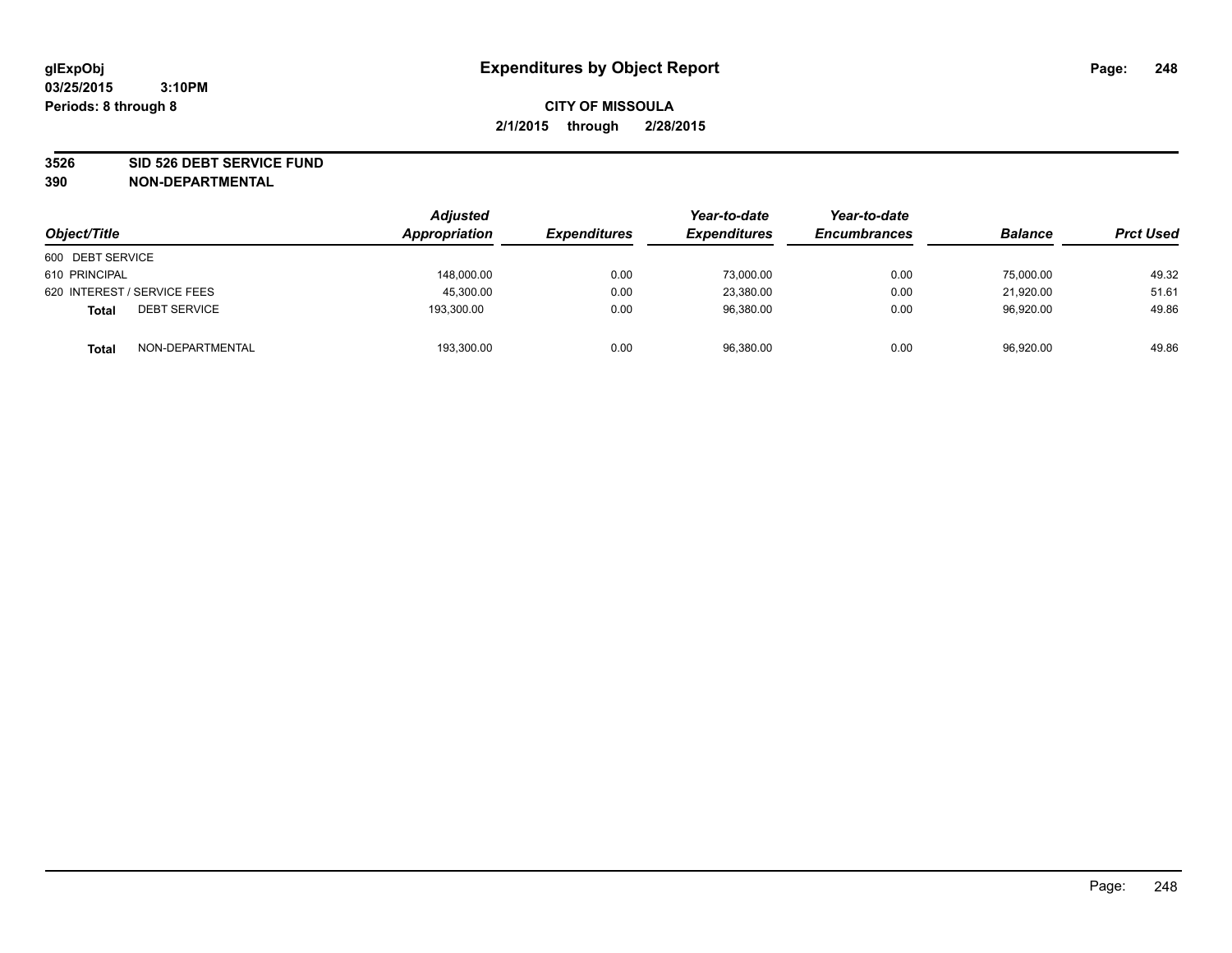# Expenditures by Object Report

glExpObj
03/25/2015 3:10PM
Periods: 8 through 8

**CITY OF MISSOULA**
**2/1/2015 through 2/28/2015**

**3526 SID 526 DEBT SERVICE FUND**
**390 NON-DEPARTMENTAL**

| Object/Title | Adjusted Appropriation | Expenditures | Year-to-date Expenditures | Year-to-date Encumbrances | Balance | Prct Used |
|---|---|---|---|---|---|---|
| 600 DEBT SERVICE | | | | | | |
| 610 PRINCIPAL | 148,000.00 | 0.00 | 73,000.00 | 0.00 | 75,000.00 | 49.32 |
| 620 INTEREST / SERVICE FEES | 45,300.00 | 0.00 | 23,380.00 | 0.00 | 21,920.00 | 51.61 |
| **Total** DEBT SERVICE | 193,300.00 | 0.00 | 96,380.00 | 0.00 | 96,920.00 | 49.86 |
| **Total** NON-DEPARTMENTAL | 193,300.00 | 0.00 | 96,380.00 | 0.00 | 96,920.00 | 49.86 |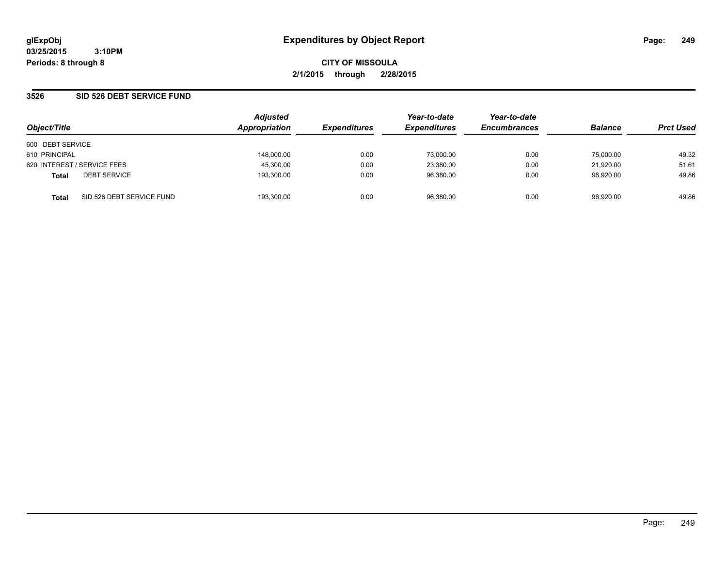# Expenditures by Object Report

glExpObj
03/25/2015 3:10PM
Periods: 8 through 8

**CITY OF MISSOULA**
**2/1/2015 through 2/28/2015**

## 3526 SID 526 DEBT SERVICE FUND

| Object/Title | Adjusted Appropriation | Expenditures | Year-to-date Expenditures | Year-to-date Encumbrances | Balance | Prct Used |
|---|---|---|---|---|---|---|
| 600 DEBT SERVICE | | | | | | |
| 610 PRINCIPAL | 148,000.00 | 0.00 | 73,000.00 | 0.00 | 75,000.00 | 49.32 |
| 620 INTEREST / SERVICE FEES | 45,300.00 | 0.00 | 23,380.00 | 0.00 | 21,920.00 | 51.61 |
| **Total** DEBT SERVICE | 193,300.00 | 0.00 | 96,380.00 | 0.00 | 96,920.00 | 49.86 |
| **Total** SID 526 DEBT SERVICE FUND | 193,300.00 | 0.00 | 96,380.00 | 0.00 | 96,920.00 | 49.86 |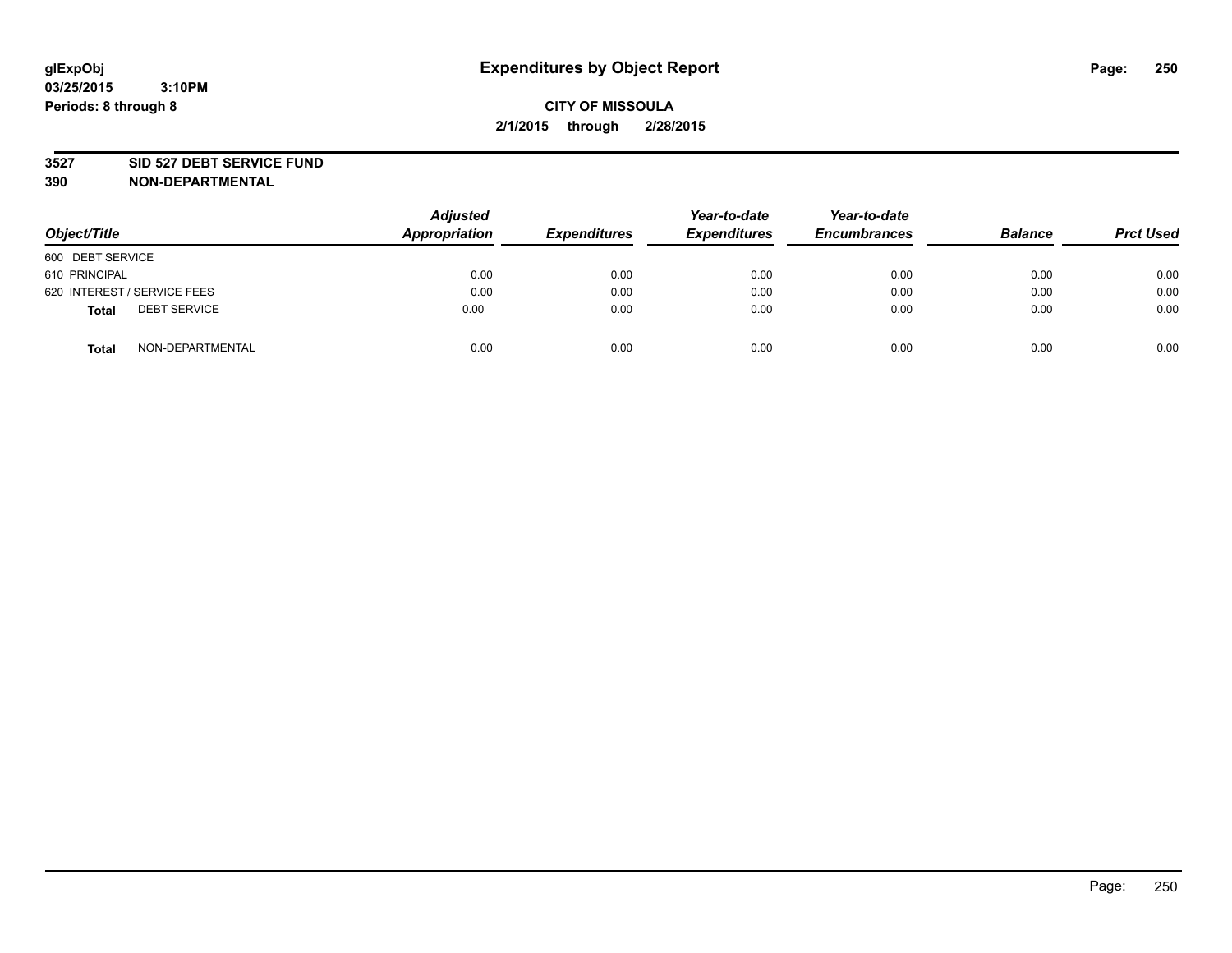# Expenditures by Object Report

glExpObj
03/25/2015 3:10PM
Periods: 8 through 8

**CITY OF MISSOULA**
**2/1/2015 through 2/28/2015**

**3527 SID 527 DEBT SERVICE FUND**
**390 NON-DEPARTMENTAL**

| Object/Title | Adjusted Appropriation | Expenditures | Year-to-date Expenditures | Year-to-date Encumbrances | Balance | Prct Used |
|---|---|---|---|---|---|---|
| 600 DEBT SERVICE | | | | | | |
| 610 PRINCIPAL | 0.00 | 0.00 | 0.00 | 0.00 | 0.00 | 0.00 |
| 620 INTEREST / SERVICE FEES | 0.00 | 0.00 | 0.00 | 0.00 | 0.00 | 0.00 |
| **Total** DEBT SERVICE | 0.00 | 0.00 | 0.00 | 0.00 | 0.00 | 0.00 |
| **Total** NON-DEPARTMENTAL | 0.00 | 0.00 | 0.00 | 0.00 | 0.00 | 0.00 |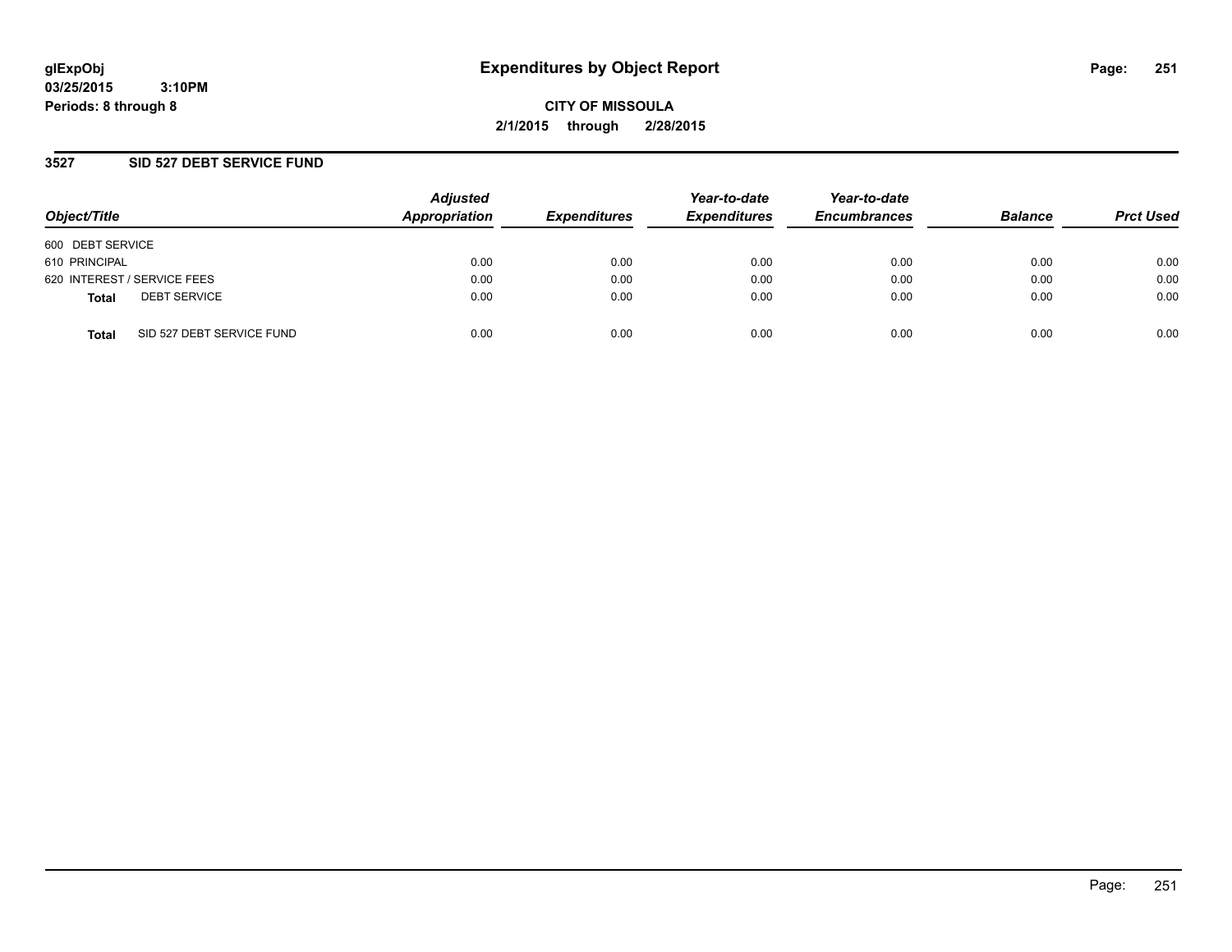**glExpObj**
**03/25/2015 3:10PM**
**Periods: 8 through 8**

# Expenditures by Object Report

**CITY OF MISSOULA**
**2/1/2015 through 2/28/2015**

## 3527 SID 527 DEBT SERVICE FUND

| Object/Title | Adjusted Appropriation | Expenditures | Year-to-date Expenditures | Year-to-date Encumbrances | Balance | Prct Used |
|---|---|---|---|---|---|---|
| 600 DEBT SERVICE | | | | | | |
| 610 PRINCIPAL | 0.00 | 0.00 | 0.00 | 0.00 | 0.00 | 0.00 |
| 620 INTEREST / SERVICE FEES | 0.00 | 0.00 | 0.00 | 0.00 | 0.00 | 0.00 |
| **Total** DEBT SERVICE | 0.00 | 0.00 | 0.00 | 0.00 | 0.00 | 0.00 |
| **Total** SID 527 DEBT SERVICE FUND | 0.00 | 0.00 | 0.00 | 0.00 | 0.00 | 0.00 |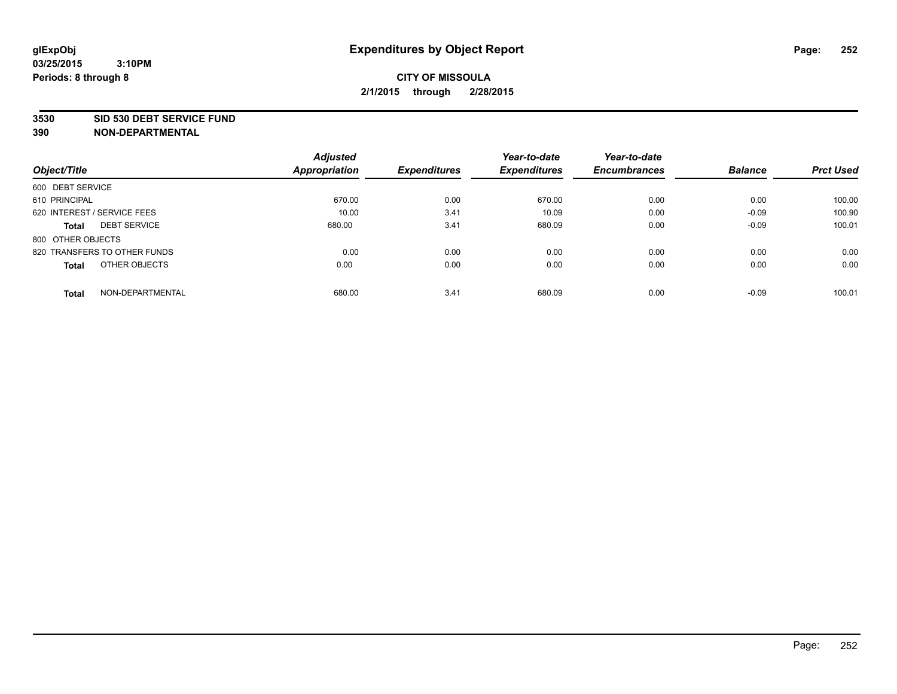# Expenditures by Object Report

glExpObj
03/25/2015 3:10PM
Periods: 8 through 8

**CITY OF MISSOULA**
**2/1/2015 through 2/28/2015**

**3530 SID 530 DEBT SERVICE FUND**
**390 NON-DEPARTMENTAL**

| Object/Title | Adjusted Appropriation | Expenditures | Year-to-date Expenditures | Year-to-date Encumbrances | Balance | Prct Used |
|---|---|---|---|---|---|---|
| 600 DEBT SERVICE | | | | | | |
| 610 PRINCIPAL | 670.00 | 0.00 | 670.00 | 0.00 | 0.00 | 100.00 |
| 620 INTEREST / SERVICE FEES | 10.00 | 3.41 | 10.09 | 0.00 | -0.09 | 100.90 |
| **Total** DEBT SERVICE | 680.00 | 3.41 | 680.09 | 0.00 | -0.09 | 100.01 |
| 800 OTHER OBJECTS | | | | | | |
| 820 TRANSFERS TO OTHER FUNDS | 0.00 | 0.00 | 0.00 | 0.00 | 0.00 | 0.00 |
| **Total** OTHER OBJECTS | 0.00 | 0.00 | 0.00 | 0.00 | 0.00 | 0.00 |
| **Total** NON-DEPARTMENTAL | 680.00 | 3.41 | 680.09 | 0.00 | -0.09 | 100.01 |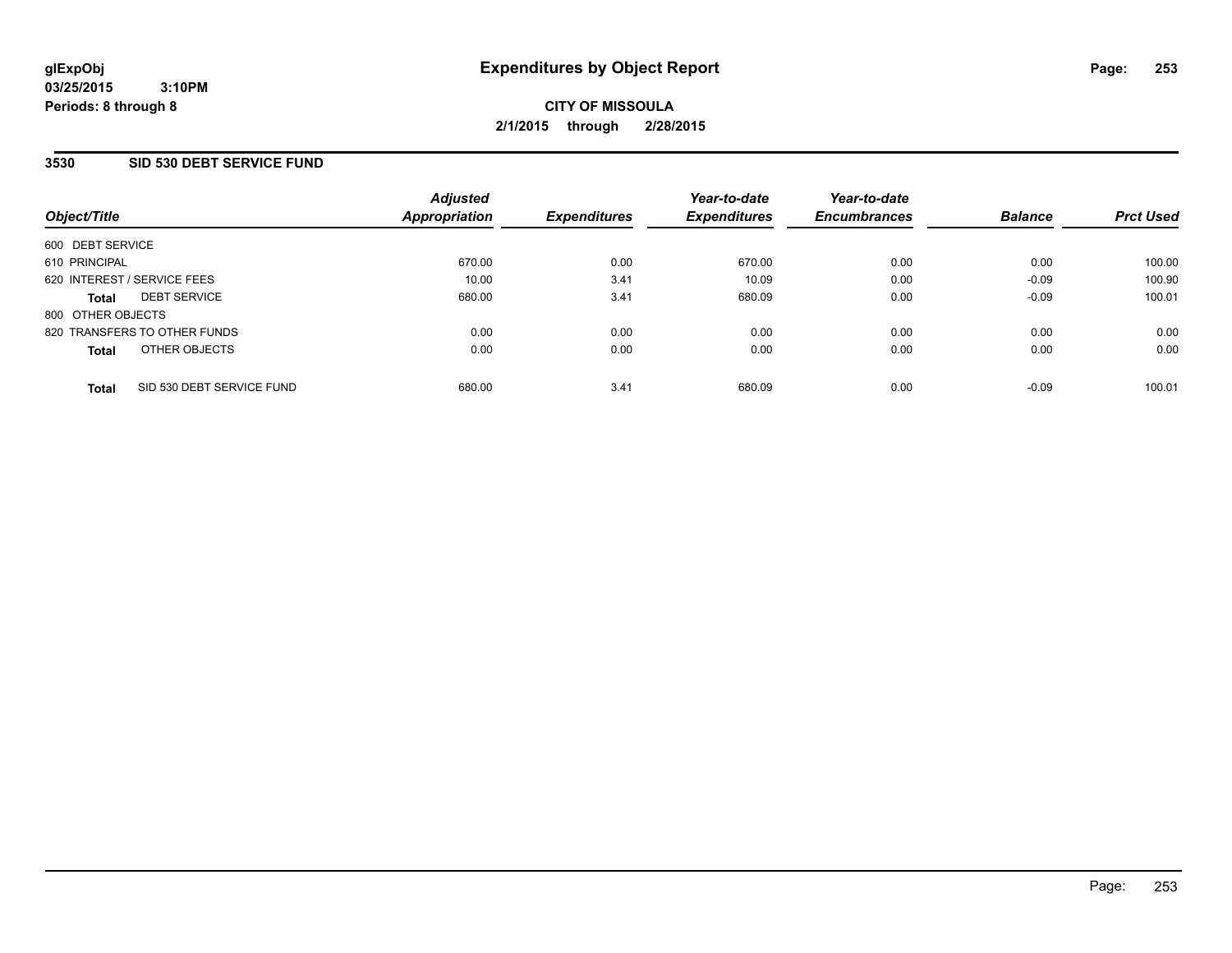glExpObj
03/25/2015 3:10PM
Periods: 8 through 8

# Expenditures by Object Report

**CITY OF MISSOULA**
**2/1/2015 through 2/28/2015**

## 3530 SID 530 DEBT SERVICE FUND

| Object/Title | Adjusted Appropriation | Expenditures | Year-to-date Expenditures | Year-to-date Encumbrances | Balance | Prct Used |
|---|---|---|---|---|---|---|
| 600 DEBT SERVICE | | | | | | |
| 610 PRINCIPAL | 670.00 | 0.00 | 670.00 | 0.00 | 0.00 | 100.00 |
| 620 INTEREST / SERVICE FEES | 10.00 | 3.41 | 10.09 | 0.00 | -0.09 | 100.90 |
| **Total** DEBT SERVICE | 680.00 | 3.41 | 680.09 | 0.00 | -0.09 | 100.01 |
| 800 OTHER OBJECTS | | | | | | |
| 820 TRANSFERS TO OTHER FUNDS | 0.00 | 0.00 | 0.00 | 0.00 | 0.00 | 0.00 |
| **Total** OTHER OBJECTS | 0.00 | 0.00 | 0.00 | 0.00 | 0.00 | 0.00 |
| **Total** SID 530 DEBT SERVICE FUND | 680.00 | 3.41 | 680.09 | 0.00 | -0.09 | 100.01 |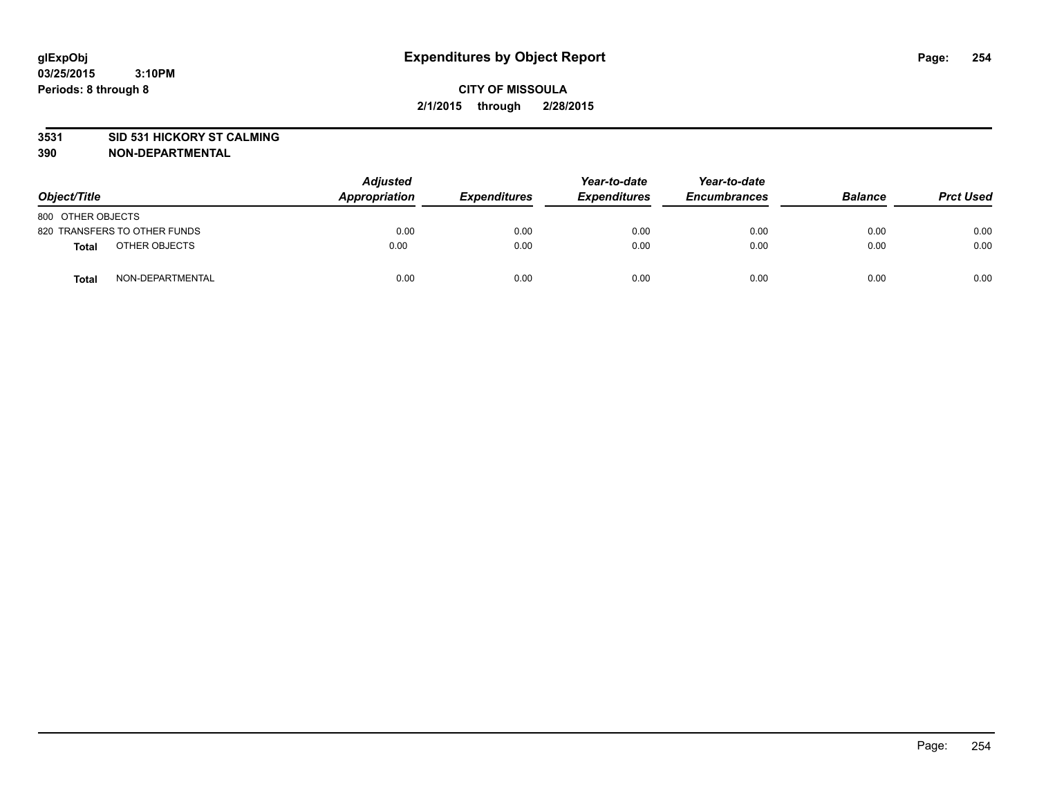# Expenditures by Object Report

glExpObj
03/25/2015 3:10PM
Periods: 8 through 8

**CITY OF MISSOULA**
**2/1/2015 through 2/28/2015**

**3531 SID 531 HICKORY ST CALMING**
**390 NON-DEPARTMENTAL**

| Object/Title | | Adjusted Appropriation | Expenditures | Year-to-date Expenditures | Year-to-date Encumbrances | Balance | Prct Used |
|---|---|---|---|---|---|---|---|
| 800 OTHER OBJECTS | | | | | | | |
| 820 TRANSFERS TO OTHER FUNDS | | 0.00 | 0.00 | 0.00 | 0.00 | 0.00 | 0.00 |
| **Total** | OTHER OBJECTS | 0.00 | 0.00 | 0.00 | 0.00 | 0.00 | 0.00 |
| **Total** | NON-DEPARTMENTAL | 0.00 | 0.00 | 0.00 | 0.00 | 0.00 | 0.00 |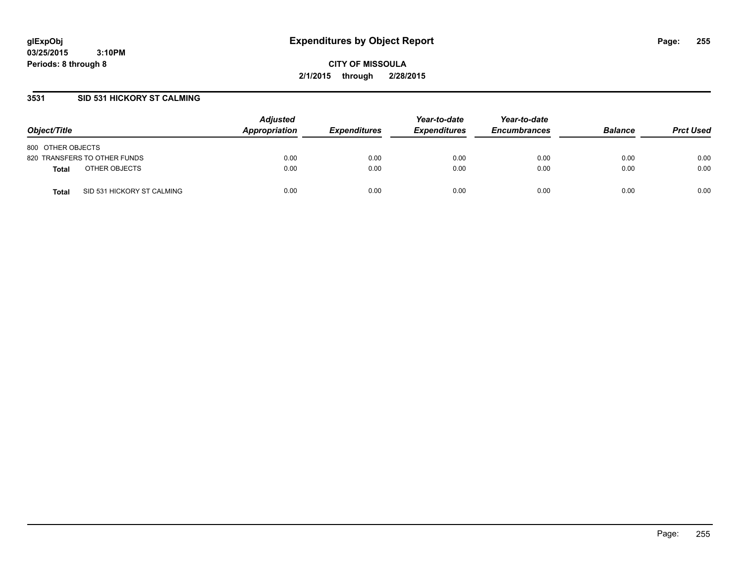glExpObj
03/25/2015 3:10PM
Periods: 8 through 8

# Expenditures by Object Report

CITY OF MISSOULA
2/1/2015 through 2/28/2015

## 3531 SID 531 HICKORY ST CALMING

| Object/Title | | Adjusted Appropriation | Expenditures | Year-to-date Expenditures | Year-to-date Encumbrances | Balance | Prct Used |
|---|---|---|---|---|---|---|---|
| 800 OTHER OBJECTS | | | | | | | |
| 820 TRANSFERS TO OTHER FUNDS | | 0.00 | 0.00 | 0.00 | 0.00 | 0.00 | 0.00 |
| **Total** | OTHER OBJECTS | 0.00 | 0.00 | 0.00 | 0.00 | 0.00 | 0.00 |
| **Total** | SID 531 HICKORY ST CALMING | 0.00 | 0.00 | 0.00 | 0.00 | 0.00 | 0.00 |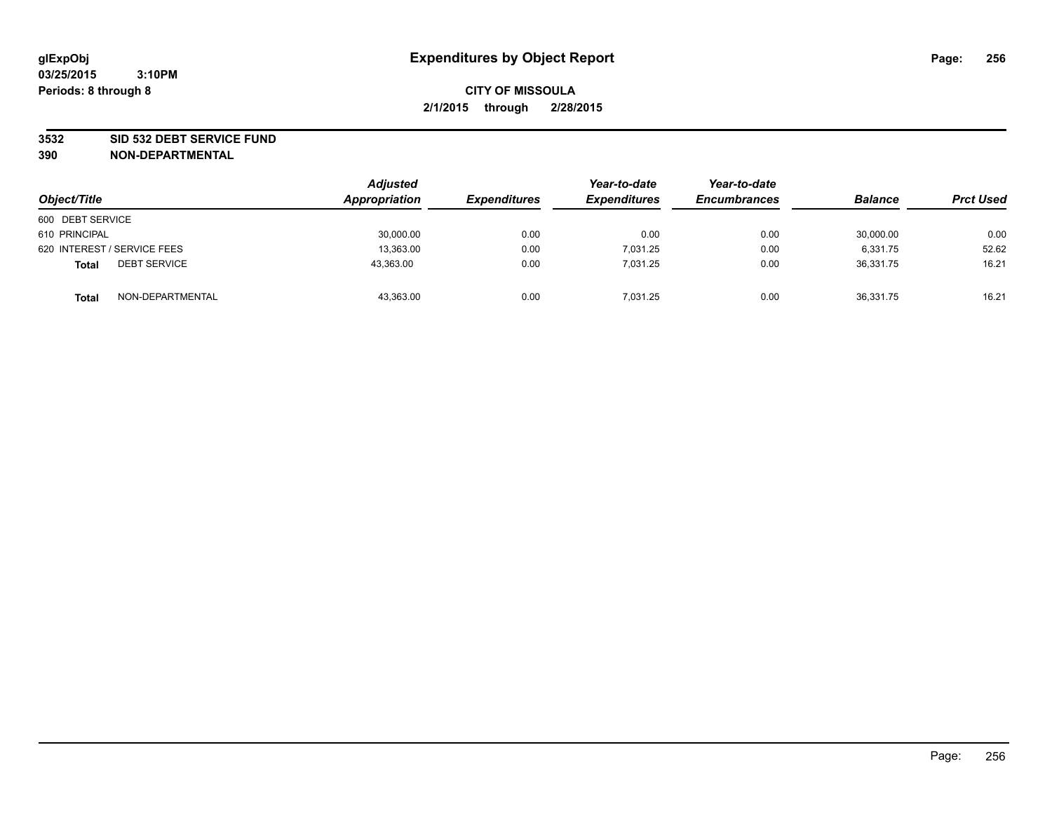glExpObj
03/25/2015 3:10PM
Periods: 8 through 8

# Expenditures by Object Report

**CITY OF MISSOULA**
**2/1/2015 through 2/28/2015**

**3532 SID 532 DEBT SERVICE FUND**
**390 NON-DEPARTMENTAL**

| Object/Title | Adjusted Appropriation | Expenditures | Year-to-date Expenditures | Year-to-date Encumbrances | Balance | Prct Used |
|---|---|---|---|---|---|---|
| 600 DEBT SERVICE | | | | | | |
| 610 PRINCIPAL | 30,000.00 | 0.00 | 0.00 | 0.00 | 30,000.00 | 0.00 |
| 620 INTEREST / SERVICE FEES | 13,363.00 | 0.00 | 7,031.25 | 0.00 | 6,331.75 | 52.62 |
| **Total** DEBT SERVICE | 43,363.00 | 0.00 | 7,031.25 | 0.00 | 36,331.75 | 16.21 |
| **Total** NON-DEPARTMENTAL | 43,363.00 | 0.00 | 7,031.25 | 0.00 | 36,331.75 | 16.21 |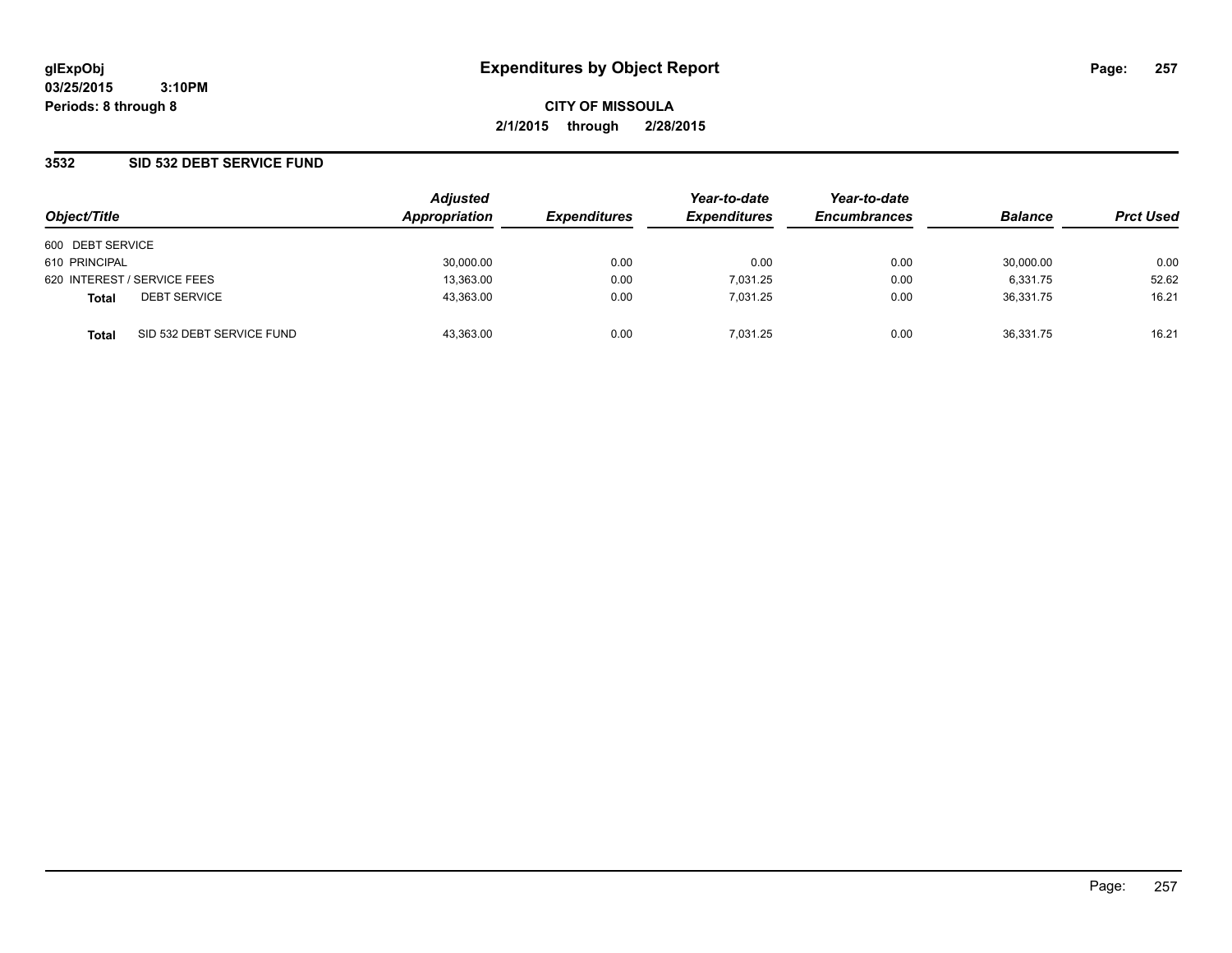# Expenditures by Object Report

glExpObj
03/25/2015 3:10PM
Periods: 8 through 8

**CITY OF MISSOULA**
**2/1/2015 through 2/28/2015**

## 3532 SID 532 DEBT SERVICE FUND

| Object/Title | | Adjusted Appropriation | Expenditures | Year-to-date Expenditures | Year-to-date Encumbrances | Balance | Prct Used |
|---|---|---|---|---|---|---|---|
| 600 DEBT SERVICE | | | | | | | |
| 610 PRINCIPAL | | 30,000.00 | 0.00 | 0.00 | 0.00 | 30,000.00 | 0.00 |
| 620 INTEREST / SERVICE FEES | | 13,363.00 | 0.00 | 7,031.25 | 0.00 | 6,331.75 | 52.62 |
| **Total** | DEBT SERVICE | 43,363.00 | 0.00 | 7,031.25 | 0.00 | 36,331.75 | 16.21 |
| **Total** | SID 532 DEBT SERVICE FUND | 43,363.00 | 0.00 | 7,031.25 | 0.00 | 36,331.75 | 16.21 |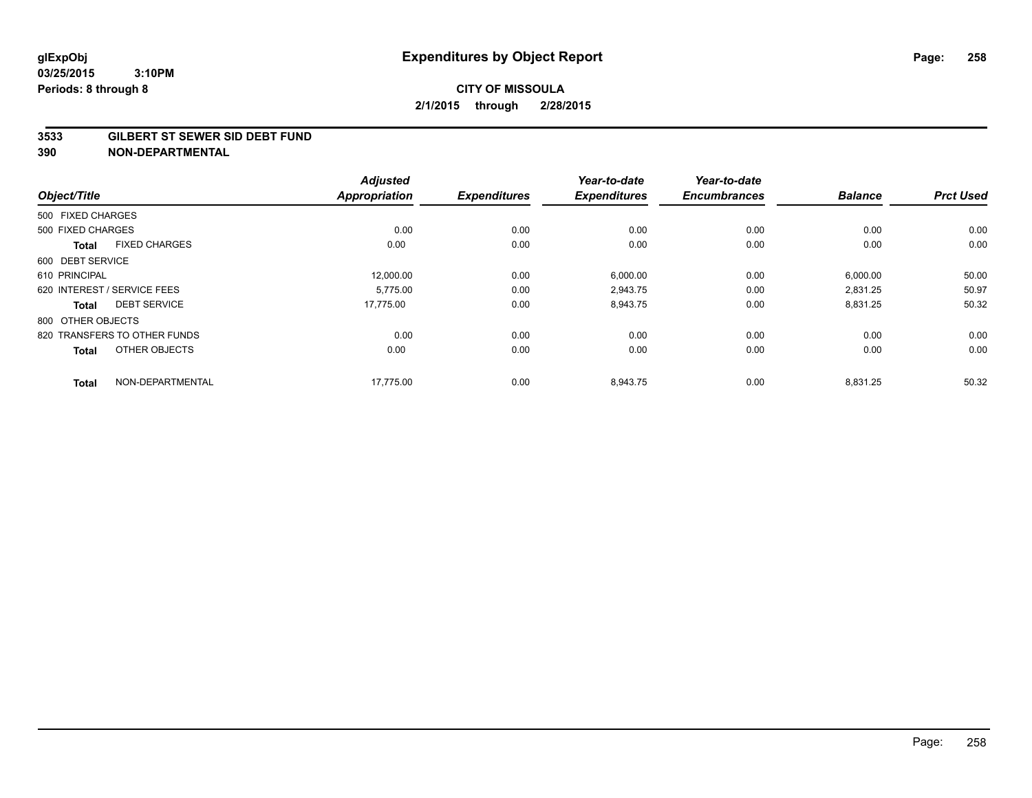**glExpObj**
**03/25/2015 3:10PM**
**Periods: 8 through 8**

# Expenditures by Object Report

**CITY OF MISSOULA**
**2/1/2015 through 2/28/2015**

**3533 GILBERT ST SEWER SID DEBT FUND**
**390 NON-DEPARTMENTAL**

| Object/Title | Adjusted Appropriation | Expenditures | Year-to-date Expenditures | Year-to-date Encumbrances | Balance | Prct Used |
|---|---|---|---|---|---|---|
| 500 FIXED CHARGES | | | | | | |
| 500 FIXED CHARGES | 0.00 | 0.00 | 0.00 | 0.00 | 0.00 | 0.00 |
| **Total** FIXED CHARGES | 0.00 | 0.00 | 0.00 | 0.00 | 0.00 | 0.00 |
| 600 DEBT SERVICE | | | | | | |
| 610 PRINCIPAL | 12,000.00 | 0.00 | 6,000.00 | 0.00 | 6,000.00 | 50.00 |
| 620 INTEREST / SERVICE FEES | 5,775.00 | 0.00 | 2,943.75 | 0.00 | 2,831.25 | 50.97 |
| **Total** DEBT SERVICE | 17,775.00 | 0.00 | 8,943.75 | 0.00 | 8,831.25 | 50.32 |
| 800 OTHER OBJECTS | | | | | | |
| 820 TRANSFERS TO OTHER FUNDS | 0.00 | 0.00 | 0.00 | 0.00 | 0.00 | 0.00 |
| **Total** OTHER OBJECTS | 0.00 | 0.00 | 0.00 | 0.00 | 0.00 | 0.00 |
| **Total** NON-DEPARTMENTAL | 17,775.00 | 0.00 | 8,943.75 | 0.00 | 8,831.25 | 50.32 |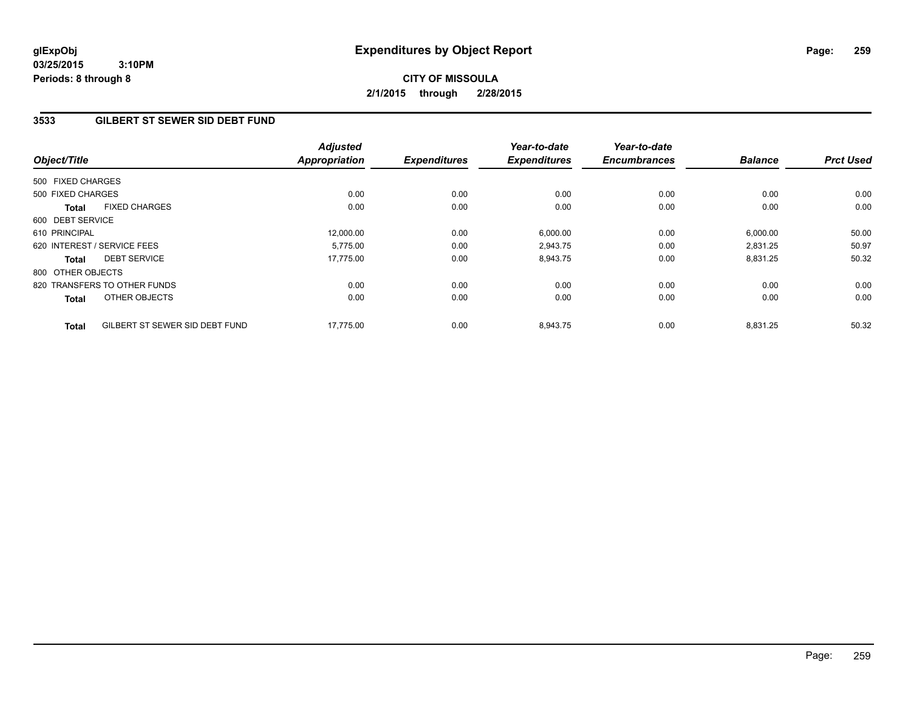# Expenditures by Object Report

glExpObj
03/25/2015 3:10PM
Periods: 8 through 8

**CITY OF MISSOULA**
**2/1/2015 through 2/28/2015**

## 3533 GILBERT ST SEWER SID DEBT FUND

| Object/Title | | Adjusted Appropriation | Expenditures | Year-to-date Expenditures | Year-to-date Encumbrances | Balance | Prct Used |
|---|---|---|---|---|---|---|---|
| 500 FIXED CHARGES | | | | | | | |
| 500 FIXED CHARGES | | 0.00 | 0.00 | 0.00 | 0.00 | 0.00 | 0.00 |
| **Total** | FIXED CHARGES | 0.00 | 0.00 | 0.00 | 0.00 | 0.00 | 0.00 |
| 600 DEBT SERVICE | | | | | | | |
| 610 PRINCIPAL | | 12,000.00 | 0.00 | 6,000.00 | 0.00 | 6,000.00 | 50.00 |
| 620 INTEREST / SERVICE FEES | | 5,775.00 | 0.00 | 2,943.75 | 0.00 | 2,831.25 | 50.97 |
| **Total** | DEBT SERVICE | 17,775.00 | 0.00 | 8,943.75 | 0.00 | 8,831.25 | 50.32 |
| 800 OTHER OBJECTS | | | | | | | |
| 820 TRANSFERS TO OTHER FUNDS | | 0.00 | 0.00 | 0.00 | 0.00 | 0.00 | 0.00 |
| **Total** | OTHER OBJECTS | 0.00 | 0.00 | 0.00 | 0.00 | 0.00 | 0.00 |
| **Total** | GILBERT ST SEWER SID DEBT FUND | 17,775.00 | 0.00 | 8,943.75 | 0.00 | 8,831.25 | 50.32 |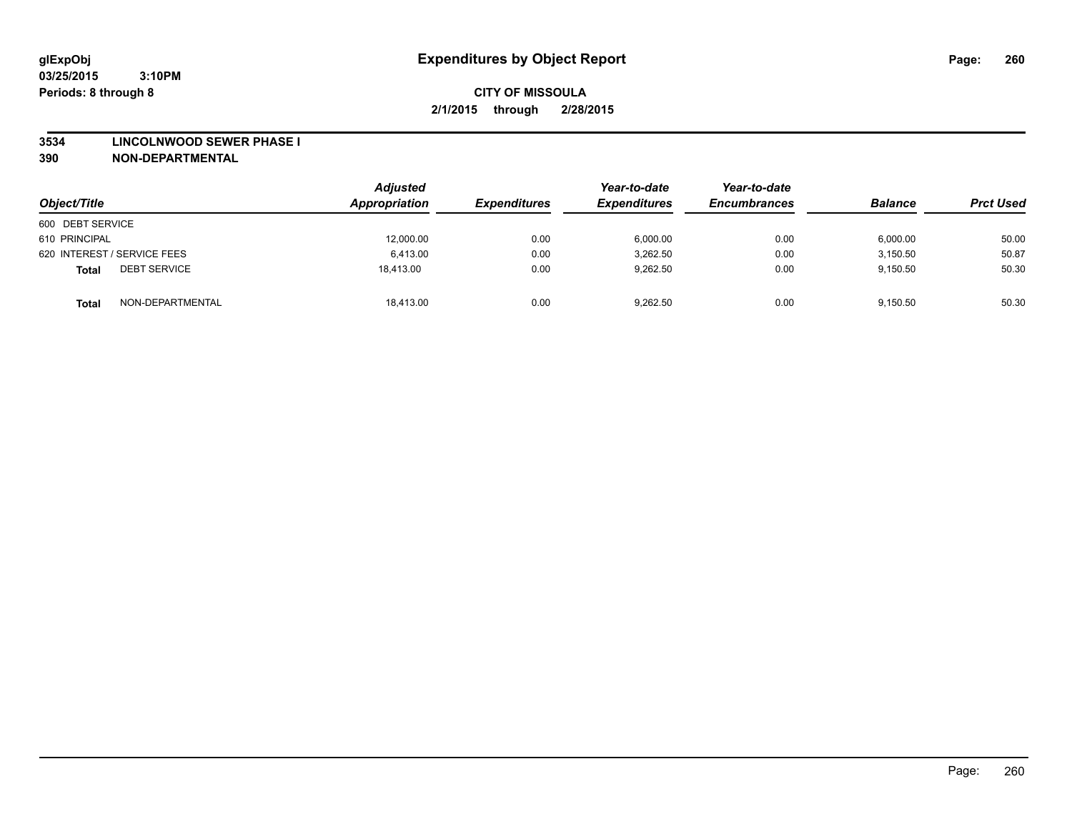# Expenditures by Object Report

glExpObj
03/25/2015 3:10PM
Periods: 8 through 8

**CITY OF MISSOULA**
**2/1/2015 through 2/28/2015**

**3534 LINCOLNWOOD SEWER PHASE I**
**390 NON-DEPARTMENTAL**

| Object/Title | Adjusted Appropriation | Expenditures | Year-to-date Expenditures | Year-to-date Encumbrances | Balance | Prct Used |
|---|---|---|---|---|---|---|
| 600 DEBT SERVICE | | | | | | |
| 610 PRINCIPAL | 12,000.00 | 0.00 | 6,000.00 | 0.00 | 6,000.00 | 50.00 |
| 620 INTEREST / SERVICE FEES | 6,413.00 | 0.00 | 3,262.50 | 0.00 | 3,150.50 | 50.87 |
| **Total** DEBT SERVICE | 18,413.00 | 0.00 | 9,262.50 | 0.00 | 9,150.50 | 50.30 |
| **Total** NON-DEPARTMENTAL | 18,413.00 | 0.00 | 9,262.50 | 0.00 | 9,150.50 | 50.30 |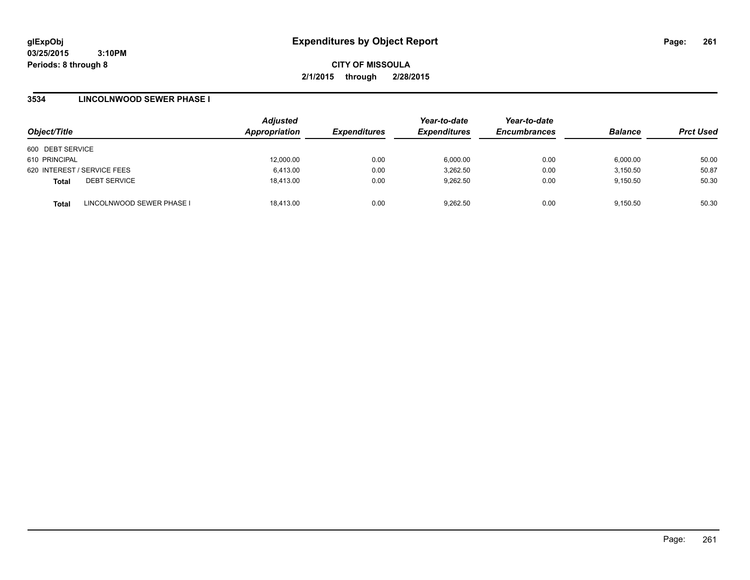**glExpObj**
**03/25/2015 3:10PM**
**Periods: 8 through 8**

# Expenditures by Object Report

**CITY OF MISSOULA**
**2/1/2015 through 2/28/2015**

## 3534 LINCOLNWOOD SEWER PHASE I

| Object/Title | | Adjusted Appropriation | Expenditures | Year-to-date Expenditures | Year-to-date Encumbrances | Balance | Prct Used |
|---|---|---|---|---|---|---|---|
| 600 DEBT SERVICE | | | | | | | |
| 610 PRINCIPAL | | 12,000.00 | 0.00 | 6,000.00 | 0.00 | 6,000.00 | 50.00 |
| 620 INTEREST / SERVICE FEES | | 6,413.00 | 0.00 | 3,262.50 | 0.00 | 3,150.50 | 50.87 |
| **Total** | DEBT SERVICE | 18,413.00 | 0.00 | 9,262.50 | 0.00 | 9,150.50 | 50.30 |
| **Total** | LINCOLNWOOD SEWER PHASE I | 18,413.00 | 0.00 | 9,262.50 | 0.00 | 9,150.50 | 50.30 |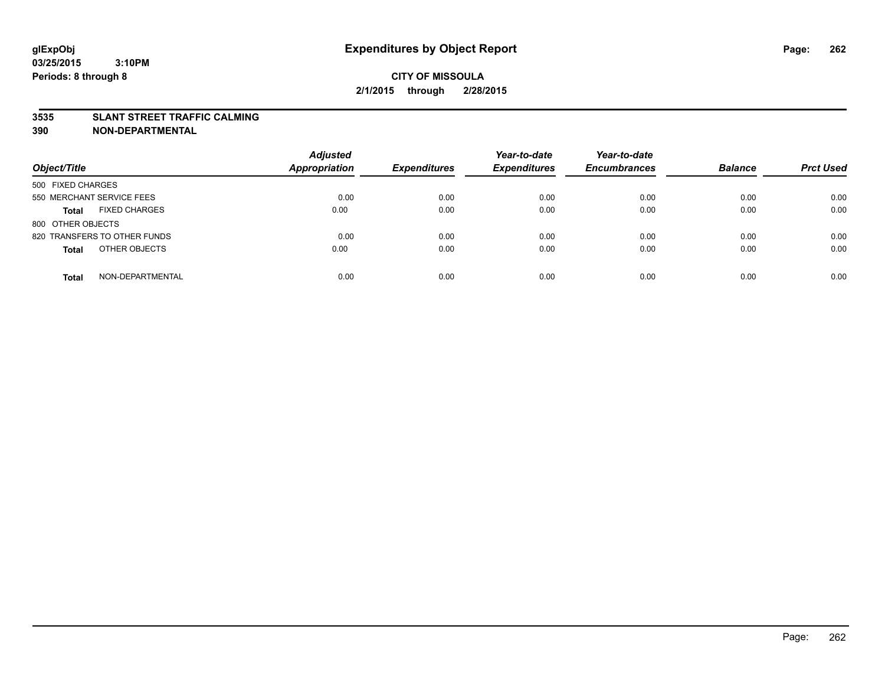**glExpObj**
**03/25/2015 3:10PM**
**Periods: 8 through 8**

# Expenditures by Object Report

**CITY OF MISSOULA**
**2/1/2015 through 2/28/2015**

## 3535 SLANT STREET TRAFFIC CALMING
## 390 NON-DEPARTMENTAL

| Object/Title | Adjusted Appropriation | Expenditures | Year-to-date Expenditures | Year-to-date Encumbrances | Balance | Prct Used |
|---|---|---|---|---|---|---|
| 500 FIXED CHARGES | | | | | | |
| 550 MERCHANT SERVICE FEES | 0.00 | 0.00 | 0.00 | 0.00 | 0.00 | 0.00 |
| **Total** FIXED CHARGES | 0.00 | 0.00 | 0.00 | 0.00 | 0.00 | 0.00 |
| 800 OTHER OBJECTS | | | | | | |
| 820 TRANSFERS TO OTHER FUNDS | 0.00 | 0.00 | 0.00 | 0.00 | 0.00 | 0.00 |
| **Total** OTHER OBJECTS | 0.00 | 0.00 | 0.00 | 0.00 | 0.00 | 0.00 |
| **Total** NON-DEPARTMENTAL | 0.00 | 0.00 | 0.00 | 0.00 | 0.00 | 0.00 |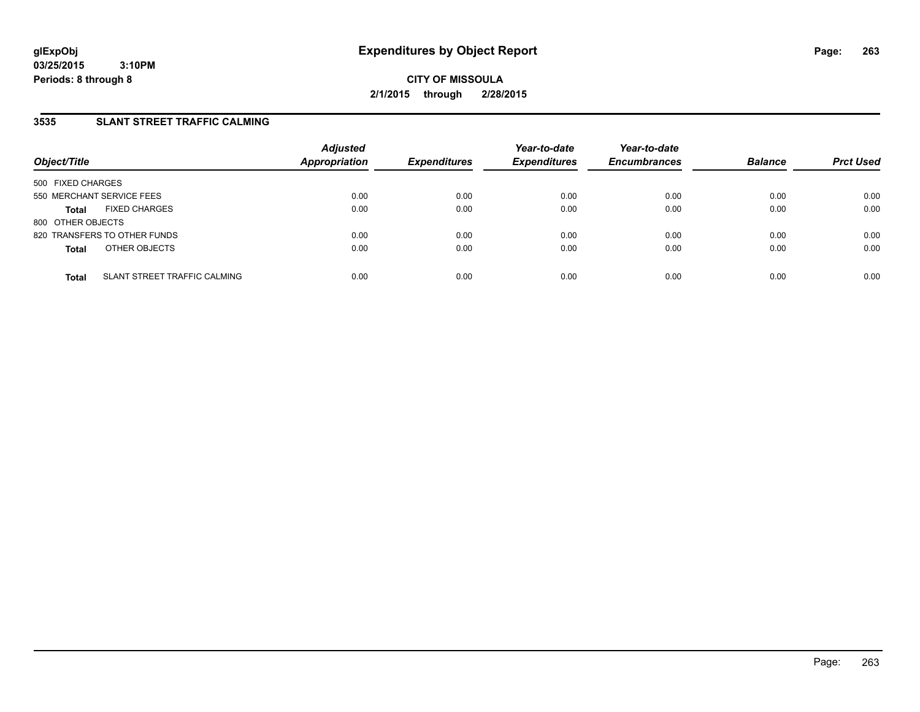**glExpObj**
**03/25/2015 3:10PM**
**Periods: 8 through 8**

# Expenditures by Object Report

**CITY OF MISSOULA**
**2/1/2015 through 2/28/2015**

## 3535 SLANT STREET TRAFFIC CALMING

| Object/Title | Adjusted Appropriation | Expenditures | Year-to-date Expenditures | Year-to-date Encumbrances | Balance | Prct Used |
|---|---|---|---|---|---|---|
| 500 FIXED CHARGES | | | | | | |
| 550 MERCHANT SERVICE FEES | 0.00 | 0.00 | 0.00 | 0.00 | 0.00 | 0.00 |
| **Total** FIXED CHARGES | 0.00 | 0.00 | 0.00 | 0.00 | 0.00 | 0.00 |
| 800 OTHER OBJECTS | | | | | | |
| 820 TRANSFERS TO OTHER FUNDS | 0.00 | 0.00 | 0.00 | 0.00 | 0.00 | 0.00 |
| **Total** OTHER OBJECTS | 0.00 | 0.00 | 0.00 | 0.00 | 0.00 | 0.00 |
| **Total** SLANT STREET TRAFFIC CALMING | 0.00 | 0.00 | 0.00 | 0.00 | 0.00 | 0.00 |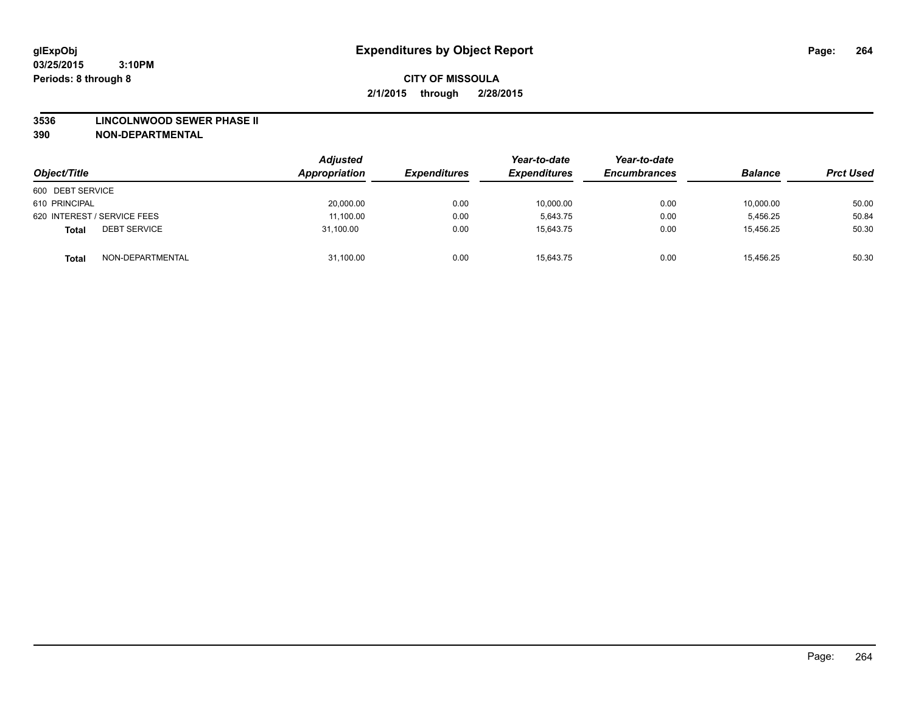# Expenditures by Object Report

glExpObj
03/25/2015 3:10PM
Periods: 8 through 8

**CITY OF MISSOULA**
**2/1/2015 through 2/28/2015**

**3536 LINCOLNWOOD SEWER PHASE II**
**390 NON-DEPARTMENTAL**

| Object/Title | | Adjusted Appropriation | Expenditures | Year-to-date Expenditures | Year-to-date Encumbrances | Balance | Prct Used |
|---|---|---|---|---|---|---|---|
| 600 DEBT SERVICE | | | | | | | |
| 610 PRINCIPAL | | 20,000.00 | 0.00 | 10,000.00 | 0.00 | 10,000.00 | 50.00 |
| 620 INTEREST / SERVICE FEES | | 11,100.00 | 0.00 | 5,643.75 | 0.00 | 5,456.25 | 50.84 |
| **Total** | DEBT SERVICE | 31,100.00 | 0.00 | 15,643.75 | 0.00 | 15,456.25 | 50.30 |
| **Total** | NON-DEPARTMENTAL | 31,100.00 | 0.00 | 15,643.75 | 0.00 | 15,456.25 | 50.30 |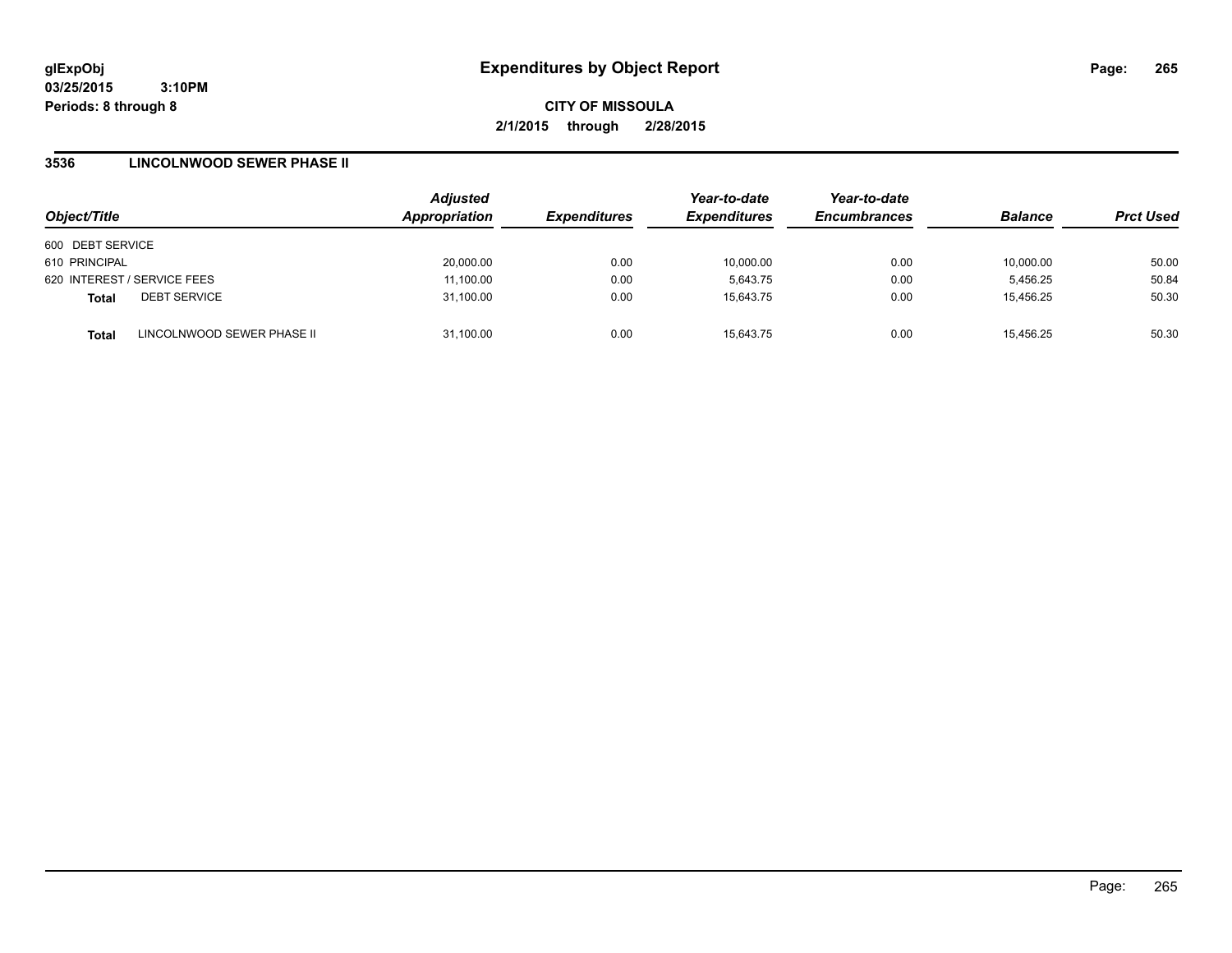# Expenditures by Object Report

glExpObj
03/25/2015 3:10PM
Periods: 8 through 8

**CITY OF MISSOULA**
**2/1/2015 through 2/28/2015**

## 3536 LINCOLNWOOD SEWER PHASE II

| Object/Title | | Adjusted Appropriation | Expenditures | Year-to-date Expenditures | Year-to-date Encumbrances | Balance | Prct Used |
|---|---|---|---|---|---|---|---|
| 600 DEBT SERVICE | | | | | | | |
| 610 PRINCIPAL | | 20,000.00 | 0.00 | 10,000.00 | 0.00 | 10,000.00 | 50.00 |
| 620 INTEREST / SERVICE FEES | | 11,100.00 | 0.00 | 5,643.75 | 0.00 | 5,456.25 | 50.84 |
| **Total** | DEBT SERVICE | 31,100.00 | 0.00 | 15,643.75 | 0.00 | 15,456.25 | 50.30 |
| **Total** | LINCOLNWOOD SEWER PHASE II | 31,100.00 | 0.00 | 15,643.75 | 0.00 | 15,456.25 | 50.30 |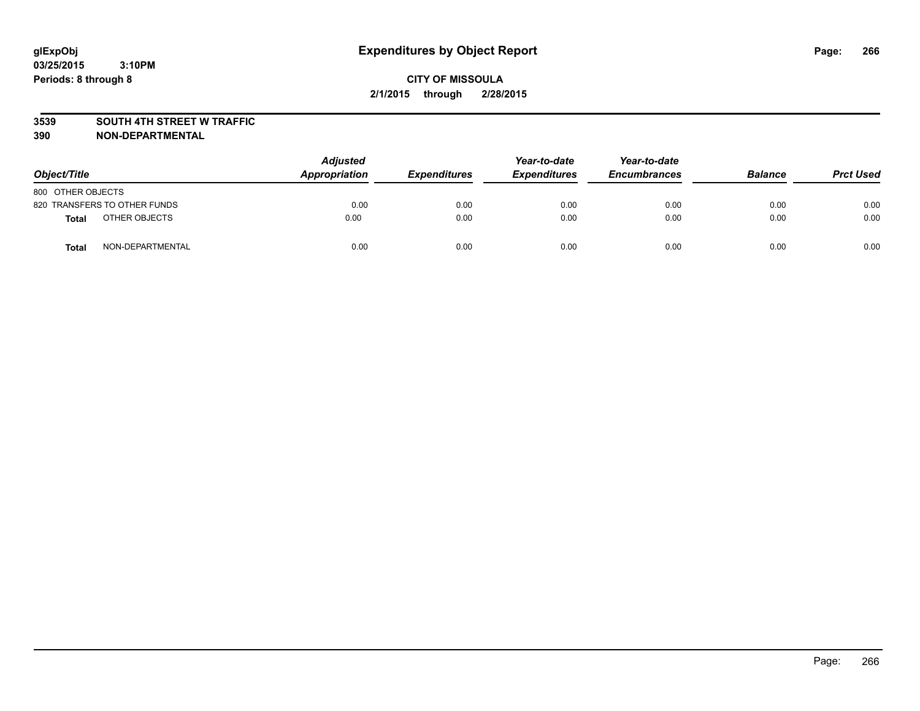# Expenditures by Object Report

glExpObj
03/25/2015 3:10PM
Periods: 8 through 8

**CITY OF MISSOULA**
**2/1/2015 through 2/28/2015**

**3539 SOUTH 4TH STREET W TRAFFIC**
**390 NON-DEPARTMENTAL**

| Object/Title | Adjusted Appropriation | Expenditures | Year-to-date Expenditures | Year-to-date Encumbrances | Balance | Prct Used |
|---|---|---|---|---|---|---|
| 800 OTHER OBJECTS | | | | | | |
| 820 TRANSFERS TO OTHER FUNDS | 0.00 | 0.00 | 0.00 | 0.00 | 0.00 | 0.00 |
| **Total** OTHER OBJECTS | 0.00 | 0.00 | 0.00 | 0.00 | 0.00 | 0.00 |
| **Total** NON-DEPARTMENTAL | 0.00 | 0.00 | 0.00 | 0.00 | 0.00 | 0.00 |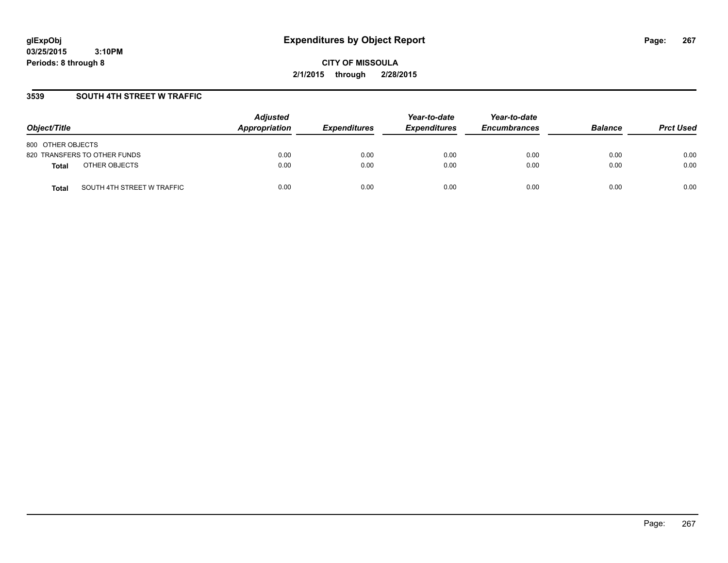**glExpObj**
**03/25/2015 3:10PM**
**Periods: 8 through 8**

# Expenditures by Object Report

**CITY OF MISSOULA**
**2/1/2015 through 2/28/2015**

## 3539 SOUTH 4TH STREET W TRAFFIC

| Object/Title | | Adjusted Appropriation | Expenditures | Year-to-date Expenditures | Year-to-date Encumbrances | Balance | Prct Used |
|---|---|---|---|---|---|---|---|
| 800 OTHER OBJECTS | | | | | | | |
| 820 TRANSFERS TO OTHER FUNDS | | 0.00 | 0.00 | 0.00 | 0.00 | 0.00 | 0.00 |
| **Total** | OTHER OBJECTS | 0.00 | 0.00 | 0.00 | 0.00 | 0.00 | 0.00 |
| **Total** | SOUTH 4TH STREET W TRAFFIC | 0.00 | 0.00 | 0.00 | 0.00 | 0.00 | 0.00 |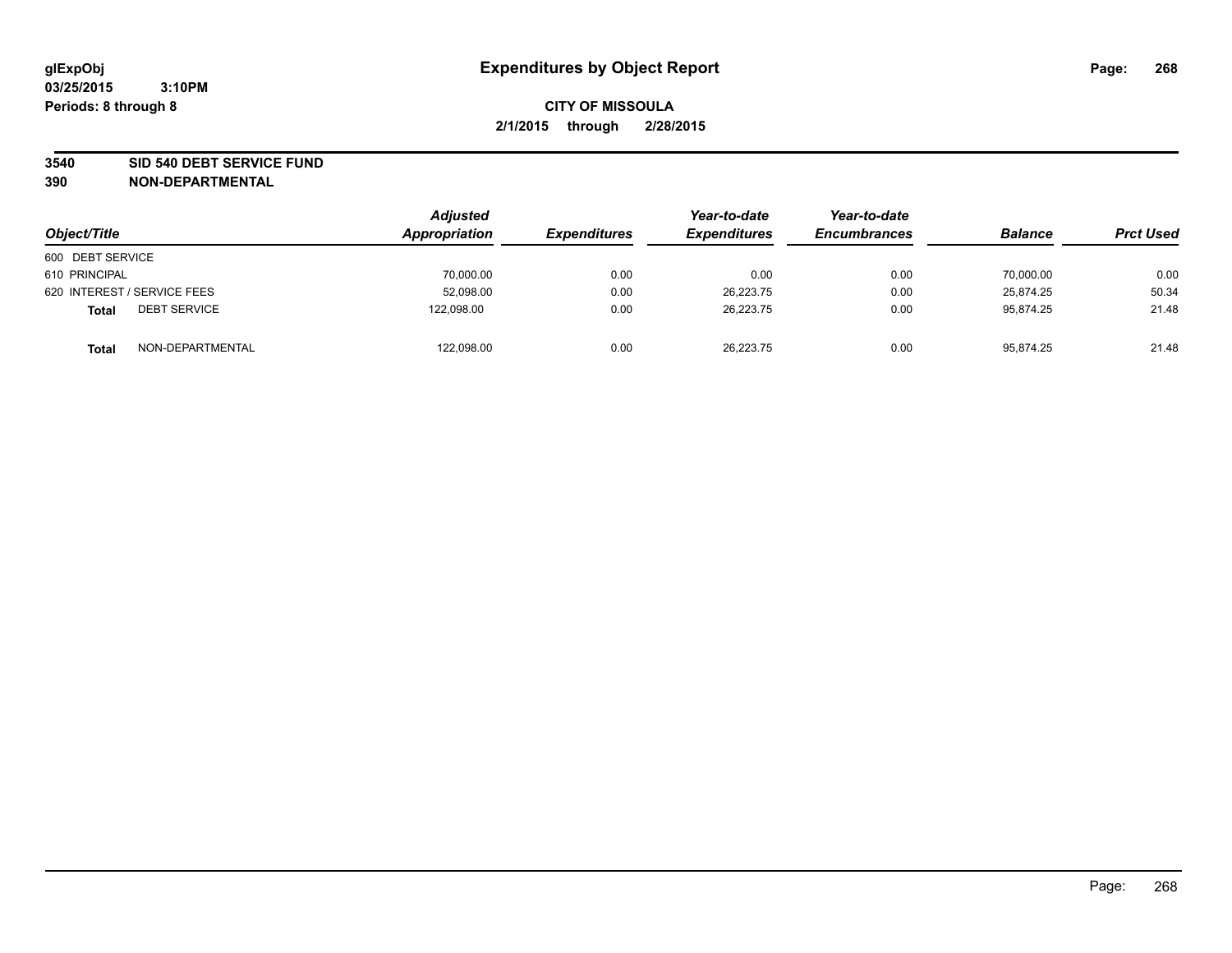glExpObj
03/25/2015 3:10PM
Periods: 8 through 8

# Expenditures by Object Report

**CITY OF MISSOULA**
**2/1/2015 through 2/28/2015**

**3540 SID 540 DEBT SERVICE FUND**
**390 NON-DEPARTMENTAL**

| Object/Title | Adjusted Appropriation | Expenditures | Year-to-date Expenditures | Year-to-date Encumbrances | Balance | Prct Used |
|---|---|---|---|---|---|---|
| 600 DEBT SERVICE | | | | | | |
| 610 PRINCIPAL | 70,000.00 | 0.00 | 0.00 | 0.00 | 70,000.00 | 0.00 |
| 620 INTEREST / SERVICE FEES | 52,098.00 | 0.00 | 26,223.75 | 0.00 | 25,874.25 | 50.34 |
| **Total** DEBT SERVICE | 122,098.00 | 0.00 | 26,223.75 | 0.00 | 95,874.25 | 21.48 |
| **Total** NON-DEPARTMENTAL | 122,098.00 | 0.00 | 26,223.75 | 0.00 | 95,874.25 | 21.48 |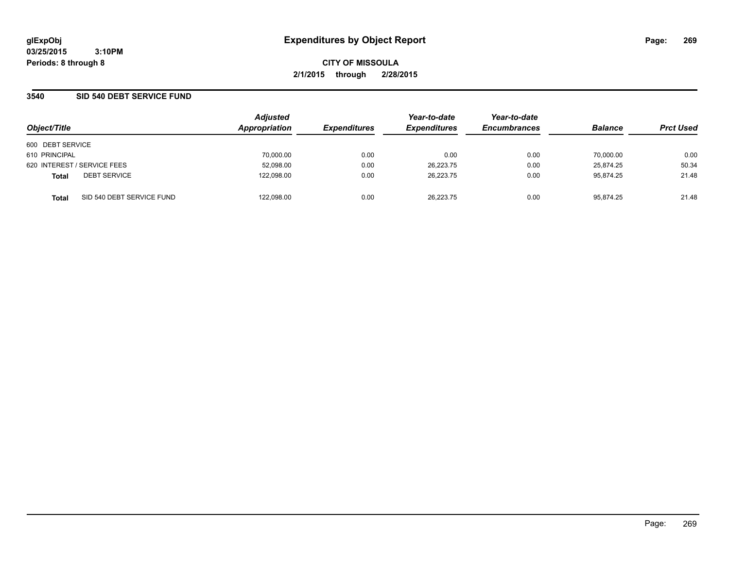**glExpObj** **Expenditures by Object Report**

**03/25/2015 3:10PM**

**Periods: 8 through 8**

**CITY OF MISSOULA**

**2/1/2015 through 2/28/2015**

## 3540 SID 540 DEBT SERVICE FUND

| Object/Title | Adjusted Appropriation | Expenditures | Year-to-date Expenditures | Year-to-date Encumbrances | Balance | Prct Used |
|---|---|---|---|---|---|---|
| 600 DEBT SERVICE | | | | | | |
| 610 PRINCIPAL | 70,000.00 | 0.00 | 0.00 | 0.00 | 70,000.00 | 0.00 |
| 620 INTEREST / SERVICE FEES | 52,098.00 | 0.00 | 26,223.75 | 0.00 | 25,874.25 | 50.34 |
| **Total** DEBT SERVICE | 122,098.00 | 0.00 | 26,223.75 | 0.00 | 95,874.25 | 21.48 |
| **Total** SID 540 DEBT SERVICE FUND | 122,098.00 | 0.00 | 26,223.75 | 0.00 | 95,874.25 | 21.48 |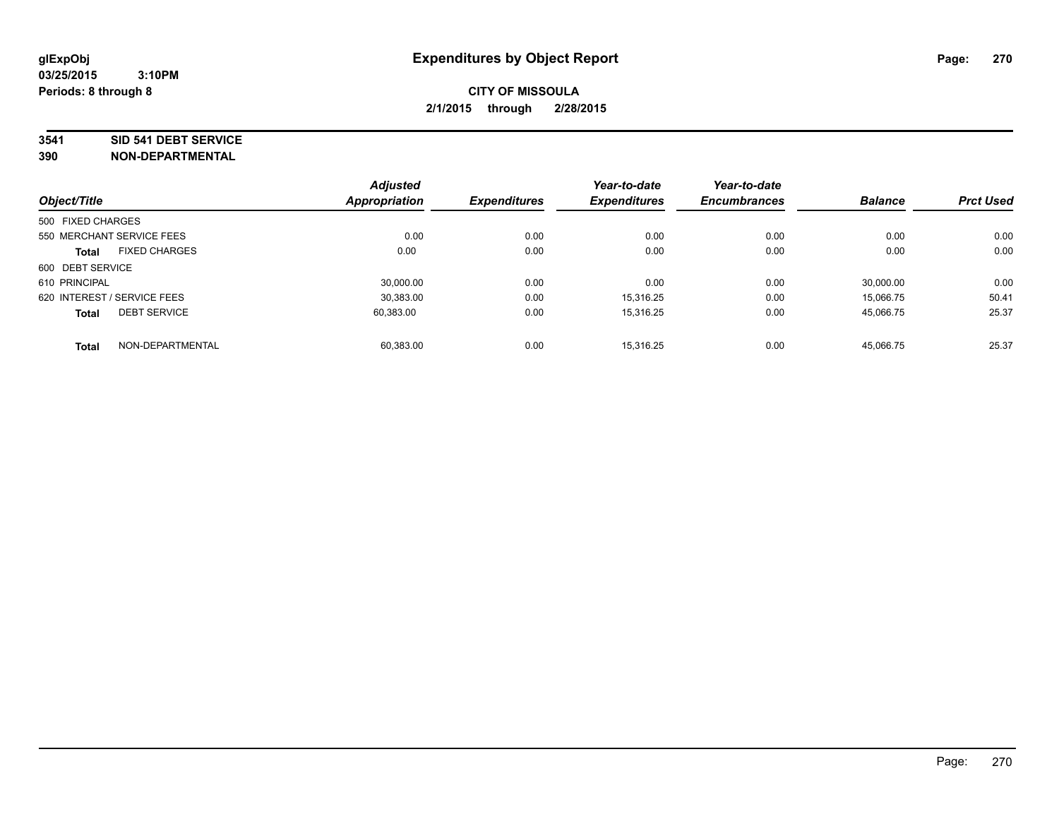**glExpObj**
**03/25/2015 3:10PM**
**Periods: 8 through 8**

# Expenditures by Object Report

**CITY OF MISSOULA**
**2/1/2015 through 2/28/2015**

**3541 SID 541 DEBT SERVICE**
**390 NON-DEPARTMENTAL**

| Object/Title | Adjusted Appropriation | Expenditures | Year-to-date Expenditures | Year-to-date Encumbrances | Balance | Prct Used |
|---|---|---|---|---|---|---|
| 500 FIXED CHARGES | | | | | | |
| 550 MERCHANT SERVICE FEES | 0.00 | 0.00 | 0.00 | 0.00 | 0.00 | 0.00 |
| **Total** FIXED CHARGES | 0.00 | 0.00 | 0.00 | 0.00 | 0.00 | 0.00 |
| 600 DEBT SERVICE | | | | | | |
| 610 PRINCIPAL | 30,000.00 | 0.00 | 0.00 | 0.00 | 30,000.00 | 0.00 |
| 620 INTEREST / SERVICE FEES | 30,383.00 | 0.00 | 15,316.25 | 0.00 | 15,066.75 | 50.41 |
| **Total** DEBT SERVICE | 60,383.00 | 0.00 | 15,316.25 | 0.00 | 45,066.75 | 25.37 |
| **Total** NON-DEPARTMENTAL | 60,383.00 | 0.00 | 15,316.25 | 0.00 | 45,066.75 | 25.37 |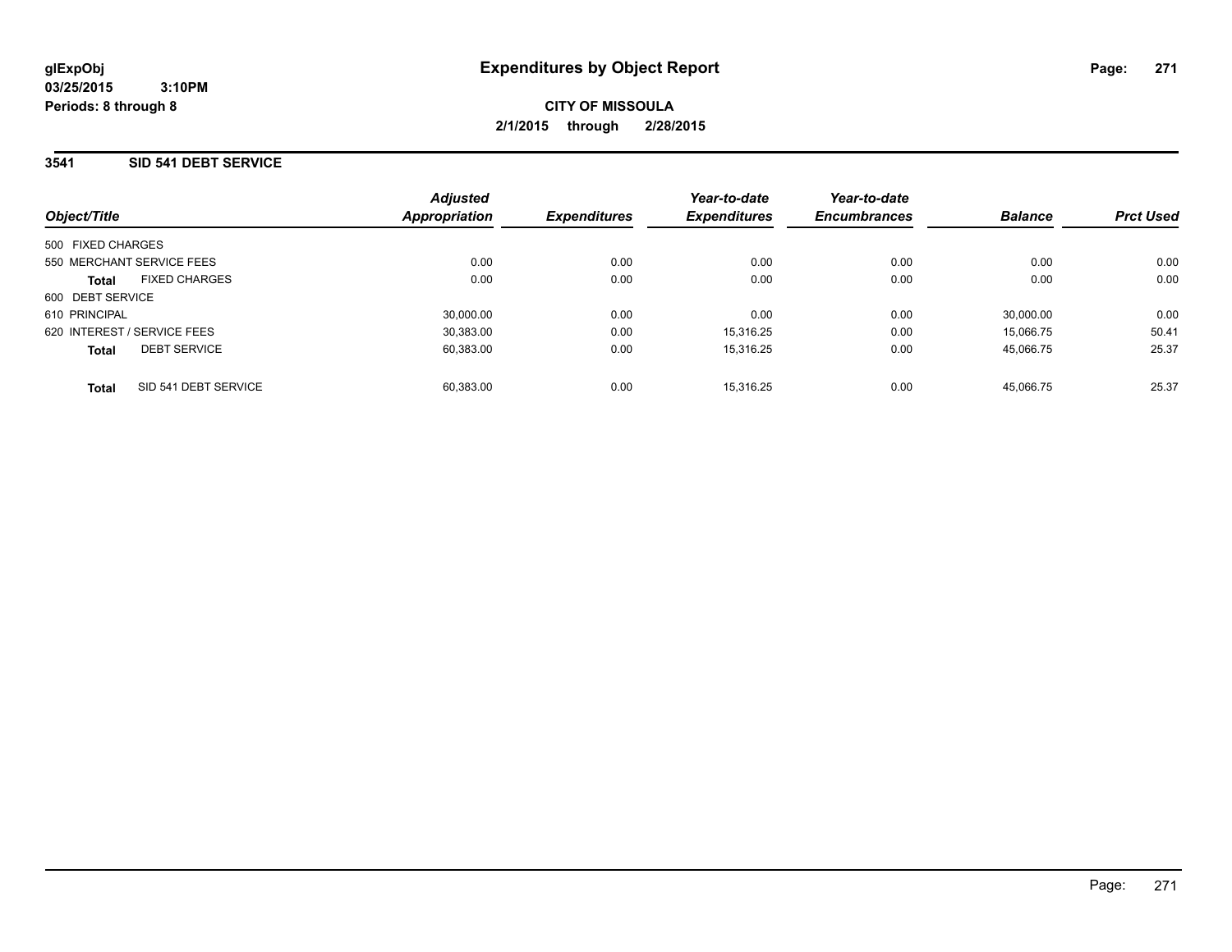**glExpObj**
**03/25/2015 3:10PM**
**Periods: 8 through 8**

# Expenditures by Object Report

**CITY OF MISSOULA**
**2/1/2015 through 2/28/2015**

## 3541 SID 541 DEBT SERVICE

| Object/Title | Adjusted Appropriation | Expenditures | Year-to-date Expenditures | Year-to-date Encumbrances | Balance | Prct Used |
|---|---|---|---|---|---|---|
| 500 FIXED CHARGES | | | | | | |
| 550 MERCHANT SERVICE FEES | 0.00 | 0.00 | 0.00 | 0.00 | 0.00 | 0.00 |
| **Total** FIXED CHARGES | 0.00 | 0.00 | 0.00 | 0.00 | 0.00 | 0.00 |
| 600 DEBT SERVICE | | | | | | |
| 610 PRINCIPAL | 30,000.00 | 0.00 | 0.00 | 0.00 | 30,000.00 | 0.00 |
| 620 INTEREST / SERVICE FEES | 30,383.00 | 0.00 | 15,316.25 | 0.00 | 15,066.75 | 50.41 |
| **Total** DEBT SERVICE | 60,383.00 | 0.00 | 15,316.25 | 0.00 | 45,066.75 | 25.37 |
| **Total** SID 541 DEBT SERVICE | 60,383.00 | 0.00 | 15,316.25 | 0.00 | 45,066.75 | 25.37 |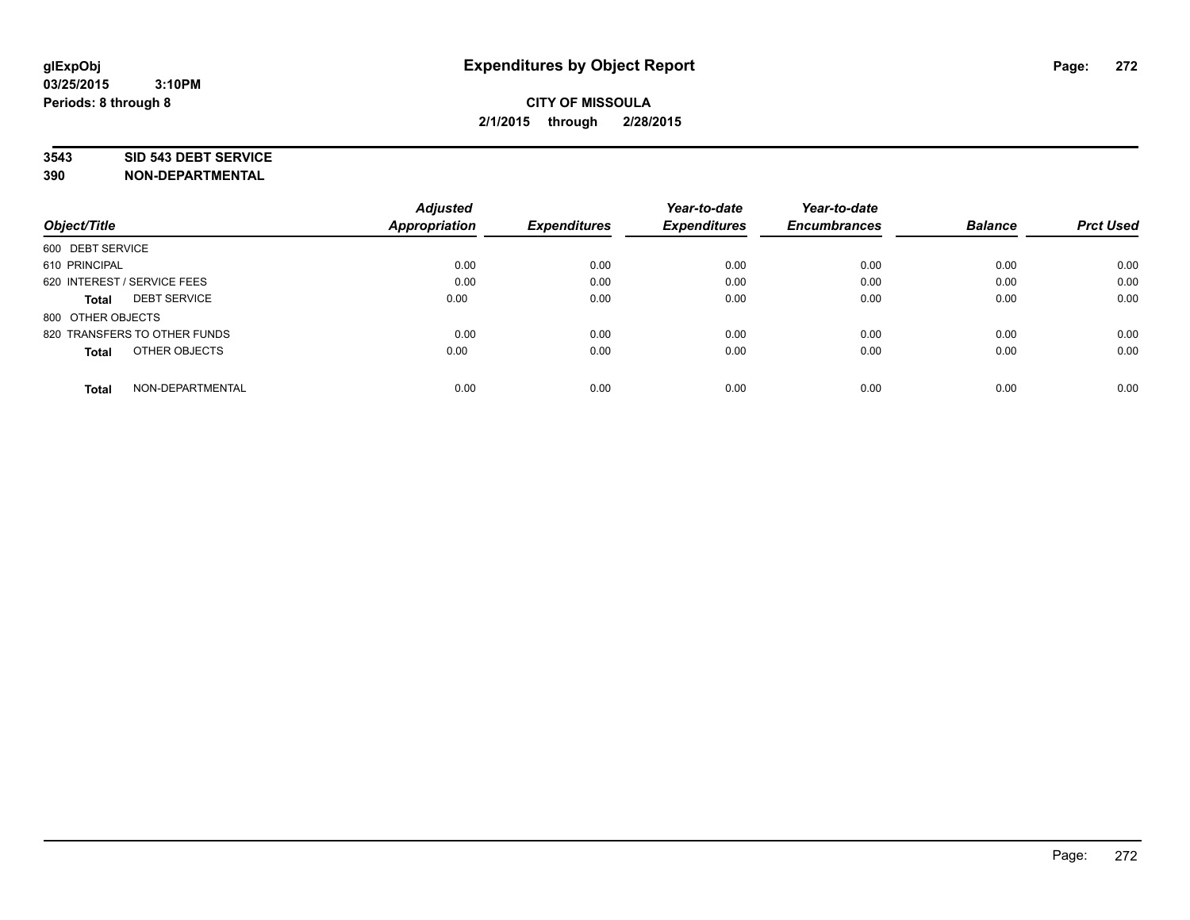**glExpObj**
**03/25/2015 3:10PM**
**Periods: 8 through 8**

# Expenditures by Object Report

**CITY OF MISSOULA**
**2/1/2015 through 2/28/2015**

**3543 SID 543 DEBT SERVICE**
**390 NON-DEPARTMENTAL**

| Object/Title | Adjusted Appropriation | Expenditures | Year-to-date Expenditures | Year-to-date Encumbrances | Balance | Prct Used |
|---|---|---|---|---|---|---|
| 600 DEBT SERVICE | | | | | | |
| 610 PRINCIPAL | 0.00 | 0.00 | 0.00 | 0.00 | 0.00 | 0.00 |
| 620 INTEREST / SERVICE FEES | 0.00 | 0.00 | 0.00 | 0.00 | 0.00 | 0.00 |
| **Total** DEBT SERVICE | 0.00 | 0.00 | 0.00 | 0.00 | 0.00 | 0.00 |
| 800 OTHER OBJECTS | | | | | | |
| 820 TRANSFERS TO OTHER FUNDS | 0.00 | 0.00 | 0.00 | 0.00 | 0.00 | 0.00 |
| **Total** OTHER OBJECTS | 0.00 | 0.00 | 0.00 | 0.00 | 0.00 | 0.00 |
| **Total** NON-DEPARTMENTAL | 0.00 | 0.00 | 0.00 | 0.00 | 0.00 | 0.00 |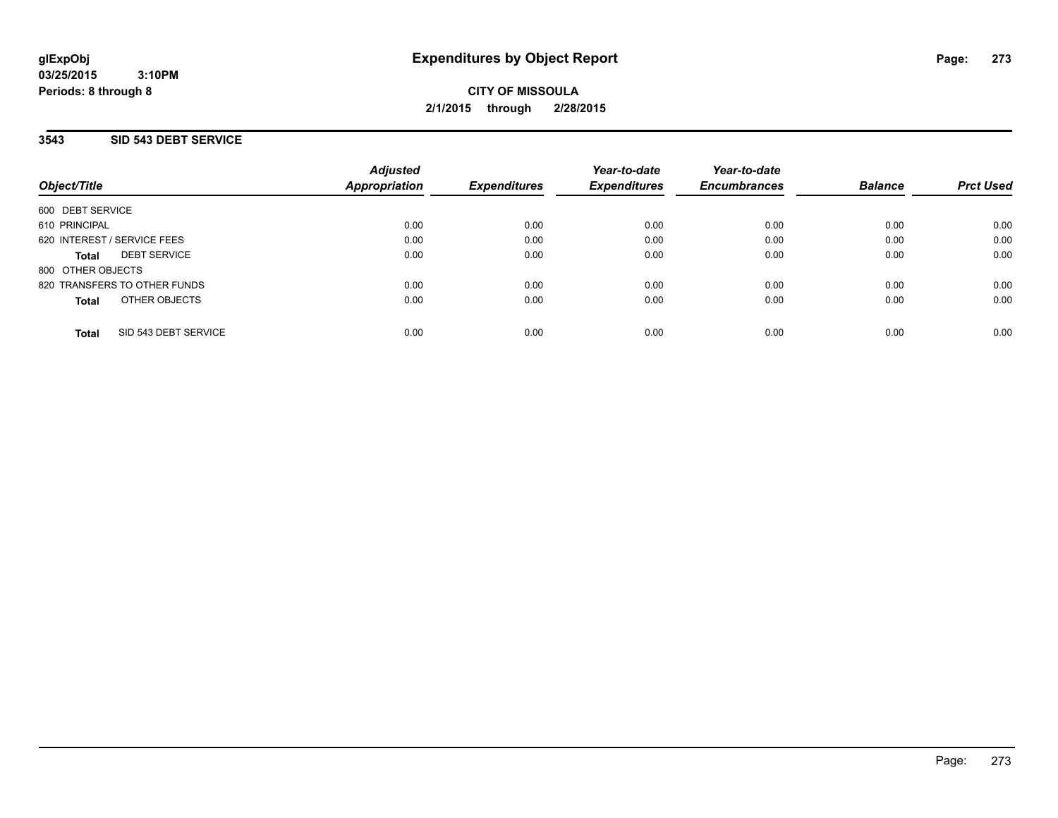**glExpObj**
**03/25/2015 3:10PM**
**Periods: 8 through 8**

# Expenditures by Object Report

**CITY OF MISSOULA**
**2/1/2015 through 2/28/2015**

## 3543 SID 543 DEBT SERVICE

| Object/Title | Adjusted Appropriation | Expenditures | Year-to-date Expenditures | Year-to-date Encumbrances | Balance | Prct Used |
|---|---|---|---|---|---|---|
| 600 DEBT SERVICE | | | | | | |
| 610 PRINCIPAL | 0.00 | 0.00 | 0.00 | 0.00 | 0.00 | 0.00 |
| 620 INTEREST / SERVICE FEES | 0.00 | 0.00 | 0.00 | 0.00 | 0.00 | 0.00 |
| **Total** DEBT SERVICE | 0.00 | 0.00 | 0.00 | 0.00 | 0.00 | 0.00 |
| 800 OTHER OBJECTS | | | | | | |
| 820 TRANSFERS TO OTHER FUNDS | 0.00 | 0.00 | 0.00 | 0.00 | 0.00 | 0.00 |
| **Total** OTHER OBJECTS | 0.00 | 0.00 | 0.00 | 0.00 | 0.00 | 0.00 |
| **Total** SID 543 DEBT SERVICE | 0.00 | 0.00 | 0.00 | 0.00 | 0.00 | 0.00 |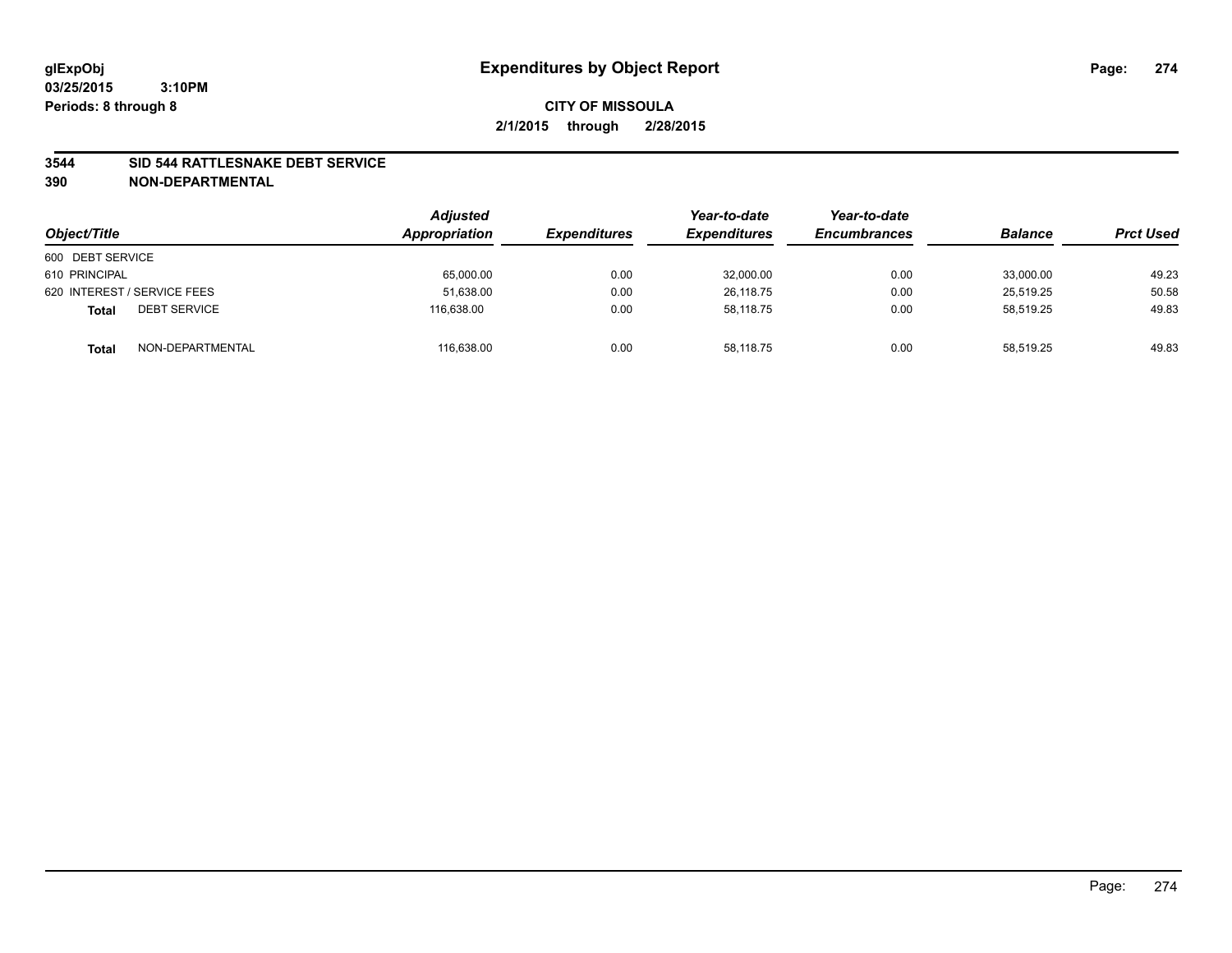glExpObj
03/25/2015 3:10PM
Periods: 8 through 8

# Expenditures by Object Report

**CITY OF MISSOULA**

**2/1/2015 through 2/28/2015**

**3544 SID 544 RATTLESNAKE DEBT SERVICE**

**390 NON-DEPARTMENTAL**

| Object/Title | | Adjusted Appropriation | Expenditures | Year-to-date Expenditures | Year-to-date Encumbrances | Balance | Prct Used |
|---|---|---|---|---|---|---|---|
| 600 DEBT SERVICE | | | | | | | |
| 610 PRINCIPAL | | 65,000.00 | 0.00 | 32,000.00 | 0.00 | 33,000.00 | 49.23 |
| 620 INTEREST / SERVICE FEES | | 51,638.00 | 0.00 | 26,118.75 | 0.00 | 25,519.25 | 50.58 |
| **Total** | DEBT SERVICE | 116,638.00 | 0.00 | 58,118.75 | 0.00 | 58,519.25 | 49.83 |
| **Total** | NON-DEPARTMENTAL | 116,638.00 | 0.00 | 58,118.75 | 0.00 | 58,519.25 | 49.83 |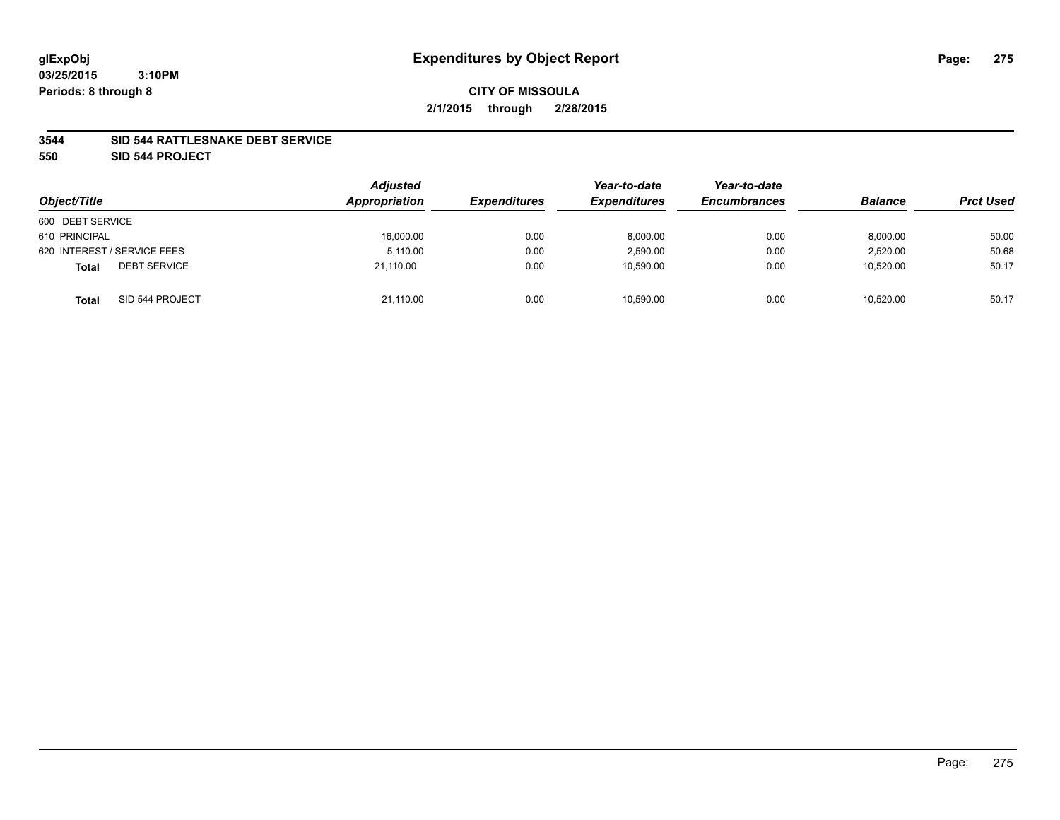glExpObj
03/25/2015 3:10PM
Periods: 8 through 8

# Expenditures by Object Report

**CITY OF MISSOULA**
**2/1/2015 through 2/28/2015**

**3544 SID 544 RATTLESNAKE DEBT SERVICE**
**550 SID 544 PROJECT**

| Object/Title | Adjusted Appropriation | Expenditures | Year-to-date Expenditures | Year-to-date Encumbrances | Balance | Prct Used |
|---|---|---|---|---|---|---|
| 600 DEBT SERVICE | | | | | | |
| 610 PRINCIPAL | 16,000.00 | 0.00 | 8,000.00 | 0.00 | 8,000.00 | 50.00 |
| 620 INTEREST / SERVICE FEES | 5,110.00 | 0.00 | 2,590.00 | 0.00 | 2,520.00 | 50.68 |
| **Total** DEBT SERVICE | 21,110.00 | 0.00 | 10,590.00 | 0.00 | 10,520.00 | 50.17 |
| **Total** SID 544 PROJECT | 21,110.00 | 0.00 | 10,590.00 | 0.00 | 10,520.00 | 50.17 |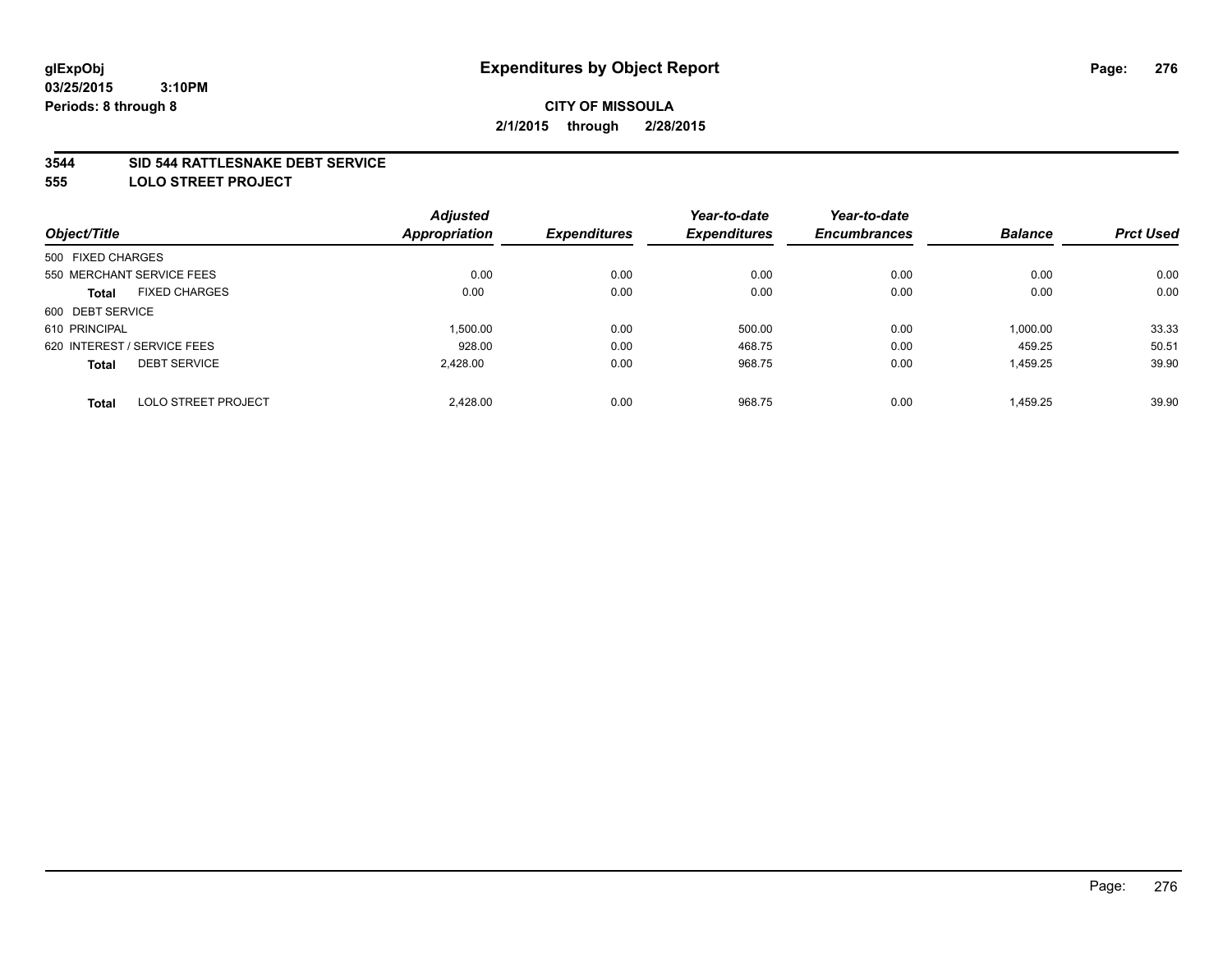# Expenditures by Object Report

glExpObj
03/25/2015 3:10PM
Periods: 8 through 8

**CITY OF MISSOULA**
**2/1/2015 through 2/28/2015**

**3544 SID 544 RATTLESNAKE DEBT SERVICE**
**555 LOLO STREET PROJECT**

| Object/Title | | Adjusted Appropriation | Expenditures | Year-to-date Expenditures | Year-to-date Encumbrances | Balance | Prct Used |
|---|---|---|---|---|---|---|---|
| 500 FIXED CHARGES | | | | | | | |
| 550 MERCHANT SERVICE FEES | | 0.00 | 0.00 | 0.00 | 0.00 | 0.00 | 0.00 |
| **Total** | FIXED CHARGES | 0.00 | 0.00 | 0.00 | 0.00 | 0.00 | 0.00 |
| 600 DEBT SERVICE | | | | | | | |
| 610 PRINCIPAL | | 1,500.00 | 0.00 | 500.00 | 0.00 | 1,000.00 | 33.33 |
| 620 INTEREST / SERVICE FEES | | 928.00 | 0.00 | 468.75 | 0.00 | 459.25 | 50.51 |
| **Total** | DEBT SERVICE | 2,428.00 | 0.00 | 968.75 | 0.00 | 1,459.25 | 39.90 |
| **Total** | LOLO STREET PROJECT | 2,428.00 | 0.00 | 968.75 | 0.00 | 1,459.25 | 39.90 |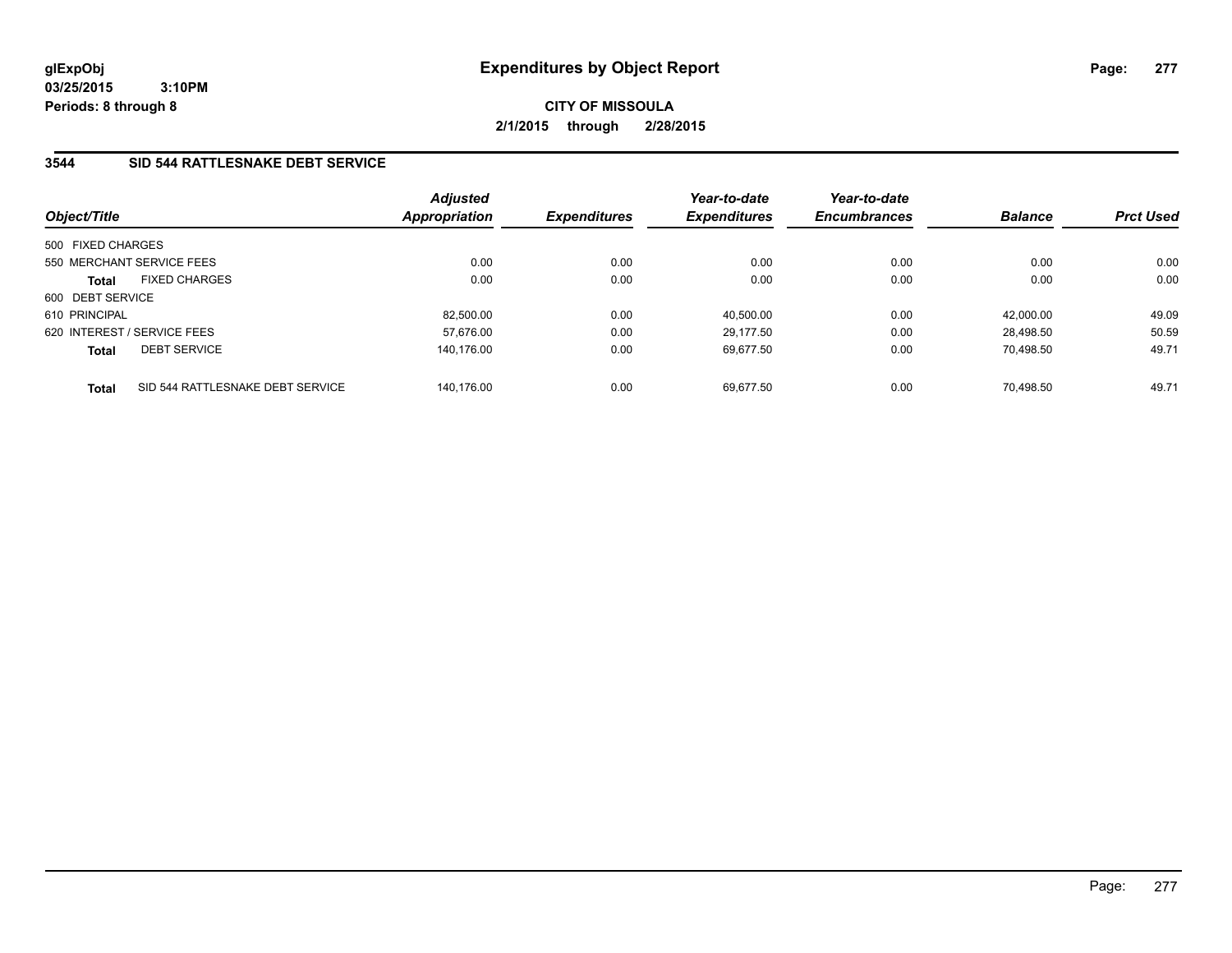# Expenditures by Object Report

**CITY OF MISSOULA**

**2/1/2015 through 2/28/2015**

glExpObj
03/25/2015 3:10PM
Periods: 8 through 8

## 3544 SID 544 RATTLESNAKE DEBT SERVICE

| Object/Title | Adjusted Appropriation | Expenditures | Year-to-date Expenditures | Year-to-date Encumbrances | Balance | Prct Used |
|---|---|---|---|---|---|---|
| 500 FIXED CHARGES | | | | | | |
| 550 MERCHANT SERVICE FEES | 0.00 | 0.00 | 0.00 | 0.00 | 0.00 | 0.00 |
| **Total** FIXED CHARGES | 0.00 | 0.00 | 0.00 | 0.00 | 0.00 | 0.00 |
| 600 DEBT SERVICE | | | | | | |
| 610 PRINCIPAL | 82,500.00 | 0.00 | 40,500.00 | 0.00 | 42,000.00 | 49.09 |
| 620 INTEREST / SERVICE FEES | 57,676.00 | 0.00 | 29,177.50 | 0.00 | 28,498.50 | 50.59 |
| **Total** DEBT SERVICE | 140,176.00 | 0.00 | 69,677.50 | 0.00 | 70,498.50 | 49.71 |
| **Total** SID 544 RATTLESNAKE DEBT SERVICE | 140,176.00 | 0.00 | 69,677.50 | 0.00 | 70,498.50 | 49.71 |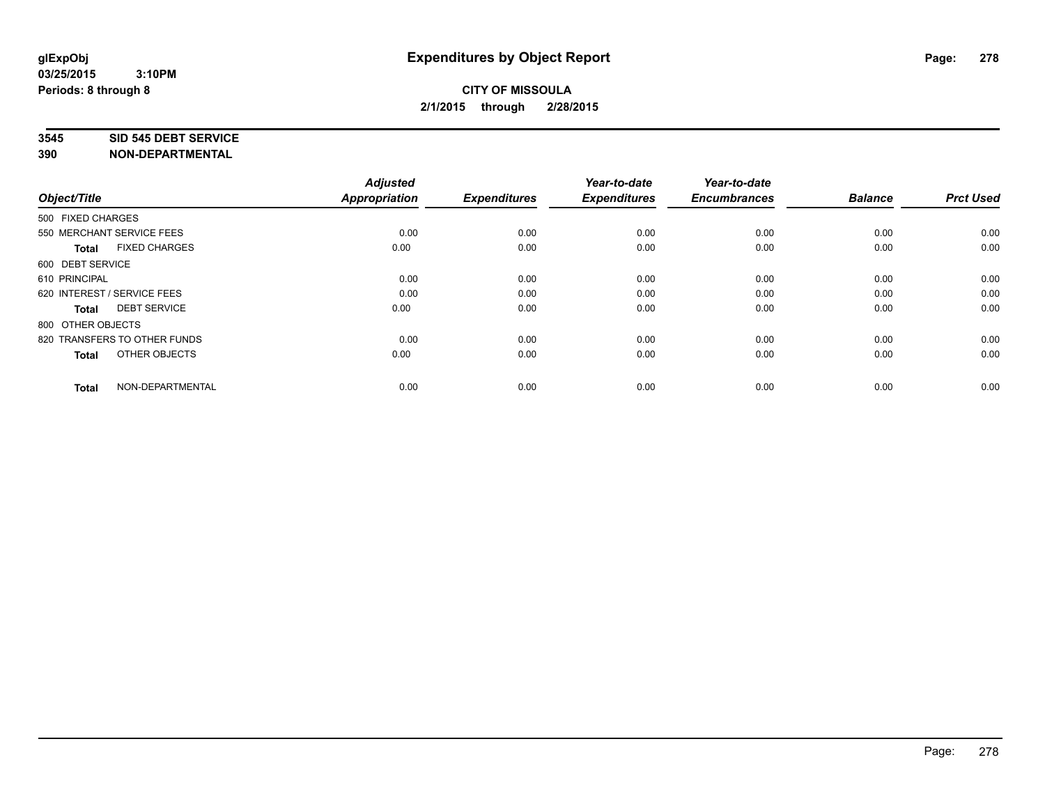**glExpObj**
**03/25/2015 3:10PM**
**Periods: 8 through 8**

# Expenditures by Object Report

**CITY OF MISSOULA**
**2/1/2015 through 2/28/2015**

**3545 SID 545 DEBT SERVICE**
**390 NON-DEPARTMENTAL**

| Object/Title | Adjusted Appropriation | Expenditures | Year-to-date Expenditures | Year-to-date Encumbrances | Balance | Prct Used |
|---|---|---|---|---|---|---|
| 500 FIXED CHARGES | | | | | | |
| 550 MERCHANT SERVICE FEES | 0.00 | 0.00 | 0.00 | 0.00 | 0.00 | 0.00 |
| **Total** FIXED CHARGES | 0.00 | 0.00 | 0.00 | 0.00 | 0.00 | 0.00 |
| 600 DEBT SERVICE | | | | | | |
| 610 PRINCIPAL | 0.00 | 0.00 | 0.00 | 0.00 | 0.00 | 0.00 |
| 620 INTEREST / SERVICE FEES | 0.00 | 0.00 | 0.00 | 0.00 | 0.00 | 0.00 |
| **Total** DEBT SERVICE | 0.00 | 0.00 | 0.00 | 0.00 | 0.00 | 0.00 |
| 800 OTHER OBJECTS | | | | | | |
| 820 TRANSFERS TO OTHER FUNDS | 0.00 | 0.00 | 0.00 | 0.00 | 0.00 | 0.00 |
| **Total** OTHER OBJECTS | 0.00 | 0.00 | 0.00 | 0.00 | 0.00 | 0.00 |
| **Total** NON-DEPARTMENTAL | 0.00 | 0.00 | 0.00 | 0.00 | 0.00 | 0.00 |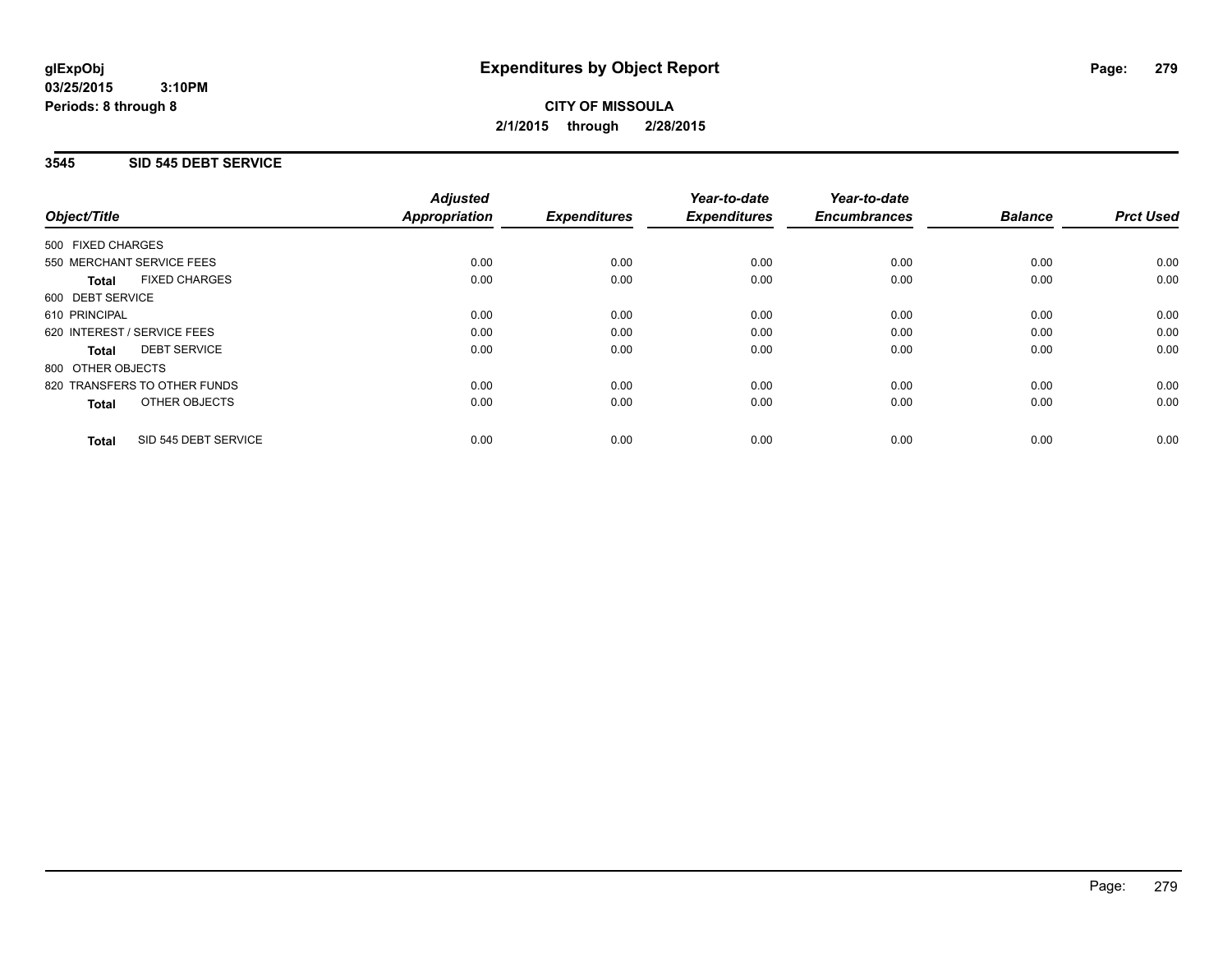glExpObj
03/25/2015 3:10PM
Periods: 8 through 8

# Expenditures by Object Report

**CITY OF MISSOULA**
**2/1/2015 through 2/28/2015**

## 3545 SID 545 DEBT SERVICE

| Object/Title | Adjusted Appropriation | Expenditures | Year-to-date Expenditures | Year-to-date Encumbrances | Balance | Prct Used |
|---|---|---|---|---|---|---|
| 500 FIXED CHARGES | | | | | | |
| 550 MERCHANT SERVICE FEES | 0.00 | 0.00 | 0.00 | 0.00 | 0.00 | 0.00 |
| **Total** FIXED CHARGES | 0.00 | 0.00 | 0.00 | 0.00 | 0.00 | 0.00 |
| 600 DEBT SERVICE | | | | | | |
| 610 PRINCIPAL | 0.00 | 0.00 | 0.00 | 0.00 | 0.00 | 0.00 |
| 620 INTEREST / SERVICE FEES | 0.00 | 0.00 | 0.00 | 0.00 | 0.00 | 0.00 |
| **Total** DEBT SERVICE | 0.00 | 0.00 | 0.00 | 0.00 | 0.00 | 0.00 |
| 800 OTHER OBJECTS | | | | | | |
| 820 TRANSFERS TO OTHER FUNDS | 0.00 | 0.00 | 0.00 | 0.00 | 0.00 | 0.00 |
| **Total** OTHER OBJECTS | 0.00 | 0.00 | 0.00 | 0.00 | 0.00 | 0.00 |
| **Total** SID 545 DEBT SERVICE | 0.00 | 0.00 | 0.00 | 0.00 | 0.00 | 0.00 |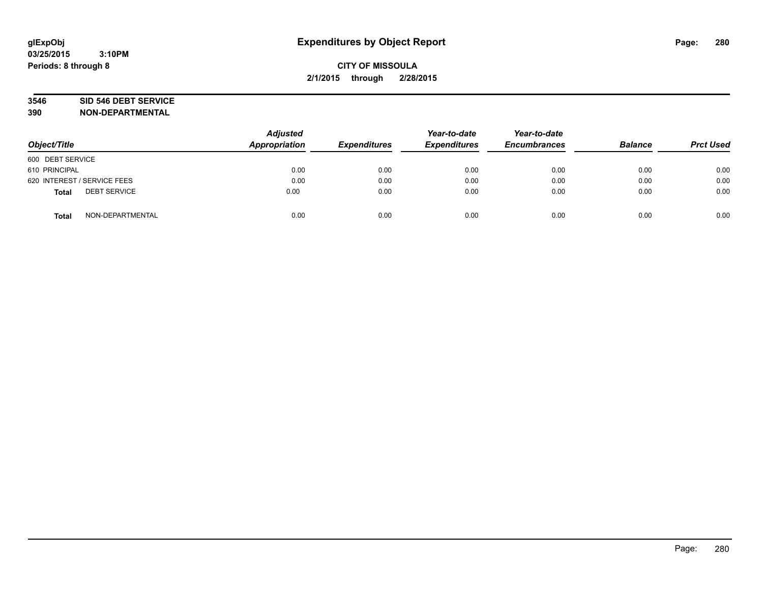# Expenditures by Object Report

glExpObj
03/25/2015 3:10PM
Periods: 8 through 8

**CITY OF MISSOULA**
**2/1/2015 through 2/28/2015**

**3546 SID 546 DEBT SERVICE**
**390 NON-DEPARTMENTAL**

| Object/Title | Adjusted Appropriation | Expenditures | Year-to-date Expenditures | Year-to-date Encumbrances | Balance | Prct Used |
|---|---|---|---|---|---|---|
| 600 DEBT SERVICE | | | | | | |
| 610 PRINCIPAL | 0.00 | 0.00 | 0.00 | 0.00 | 0.00 | 0.00 |
| 620 INTEREST / SERVICE FEES | 0.00 | 0.00 | 0.00 | 0.00 | 0.00 | 0.00 |
| **Total** DEBT SERVICE | 0.00 | 0.00 | 0.00 | 0.00 | 0.00 | 0.00 |
| **Total** NON-DEPARTMENTAL | 0.00 | 0.00 | 0.00 | 0.00 | 0.00 | 0.00 |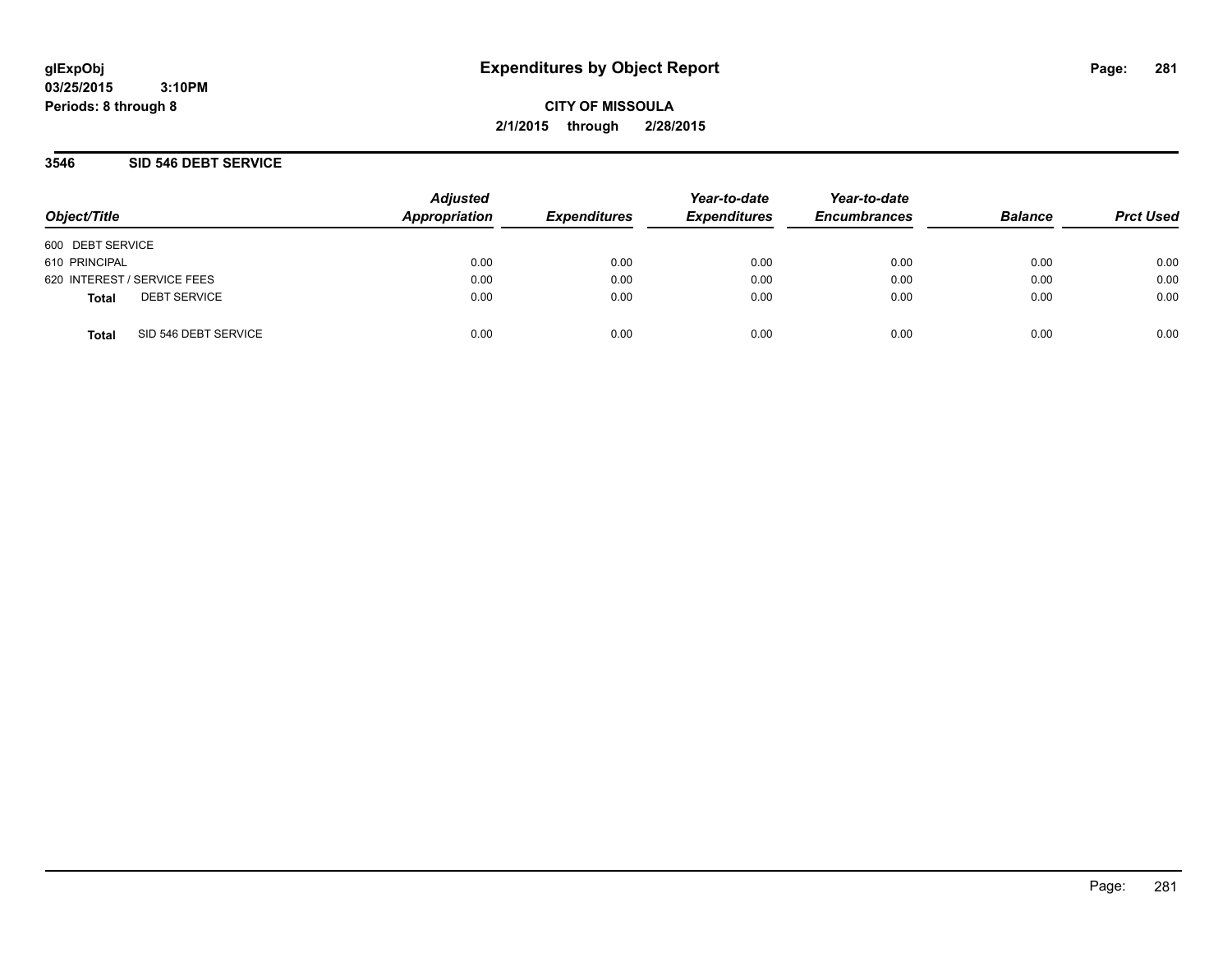glExpObj
03/25/2015 3:10PM
Periods: 8 through 8

# Expenditures by Object Report

CITY OF MISSOULA

2/1/2015 through 2/28/2015

## 3546 SID 546 DEBT SERVICE

| Object/Title | Adjusted Appropriation | Expenditures | Year-to-date Expenditures | Year-to-date Encumbrances | Balance | Prct Used |
|---|---|---|---|---|---|---|
| 600 DEBT SERVICE | | | | | | |
| 610 PRINCIPAL | 0.00 | 0.00 | 0.00 | 0.00 | 0.00 | 0.00 |
| 620 INTEREST / SERVICE FEES | 0.00 | 0.00 | 0.00 | 0.00 | 0.00 | 0.00 |
| **Total** DEBT SERVICE | 0.00 | 0.00 | 0.00 | 0.00 | 0.00 | 0.00 |
| **Total** SID 546 DEBT SERVICE | 0.00 | 0.00 | 0.00 | 0.00 | 0.00 | 0.00 |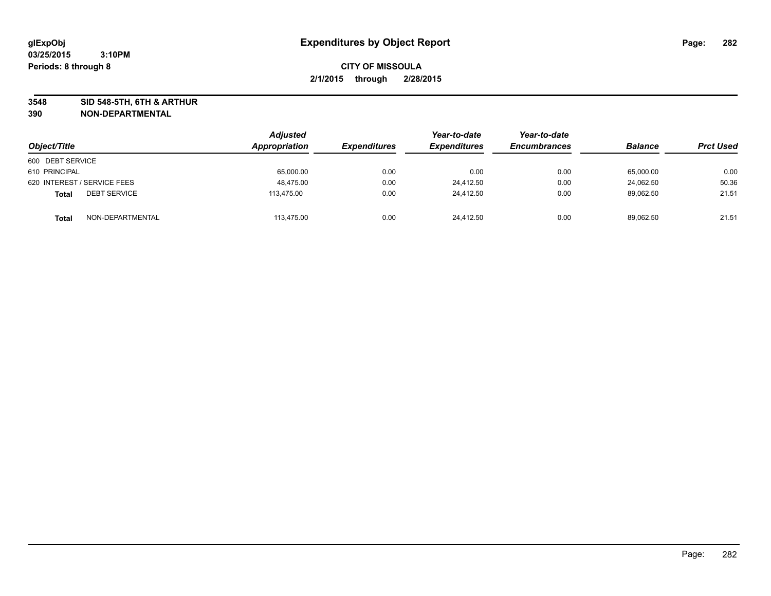**glExpObj** **Expenditures by Object Report**

**03/25/2015 3:10PM**

**Periods: 8 through 8**

**CITY OF MISSOULA**

**2/1/2015 through 2/28/2015**

**3548 SID 548-5TH, 6TH & ARTHUR**

**390 NON-DEPARTMENTAL**

| Object/Title | | Adjusted Appropriation | Expenditures | Year-to-date Expenditures | Year-to-date Encumbrances | Balance | Prct Used |
|---|---|---|---|---|---|---|---|
| 600 DEBT SERVICE | | | | | | | |
| 610 PRINCIPAL | | 65,000.00 | 0.00 | 0.00 | 0.00 | 65,000.00 | 0.00 |
| 620 INTEREST / SERVICE FEES | | 48,475.00 | 0.00 | 24,412.50 | 0.00 | 24,062.50 | 50.36 |
| **Total** | DEBT SERVICE | 113,475.00 | 0.00 | 24,412.50 | 0.00 | 89,062.50 | 21.51 |
| **Total** | NON-DEPARTMENTAL | 113,475.00 | 0.00 | 24,412.50 | 0.00 | 89,062.50 | 21.51 |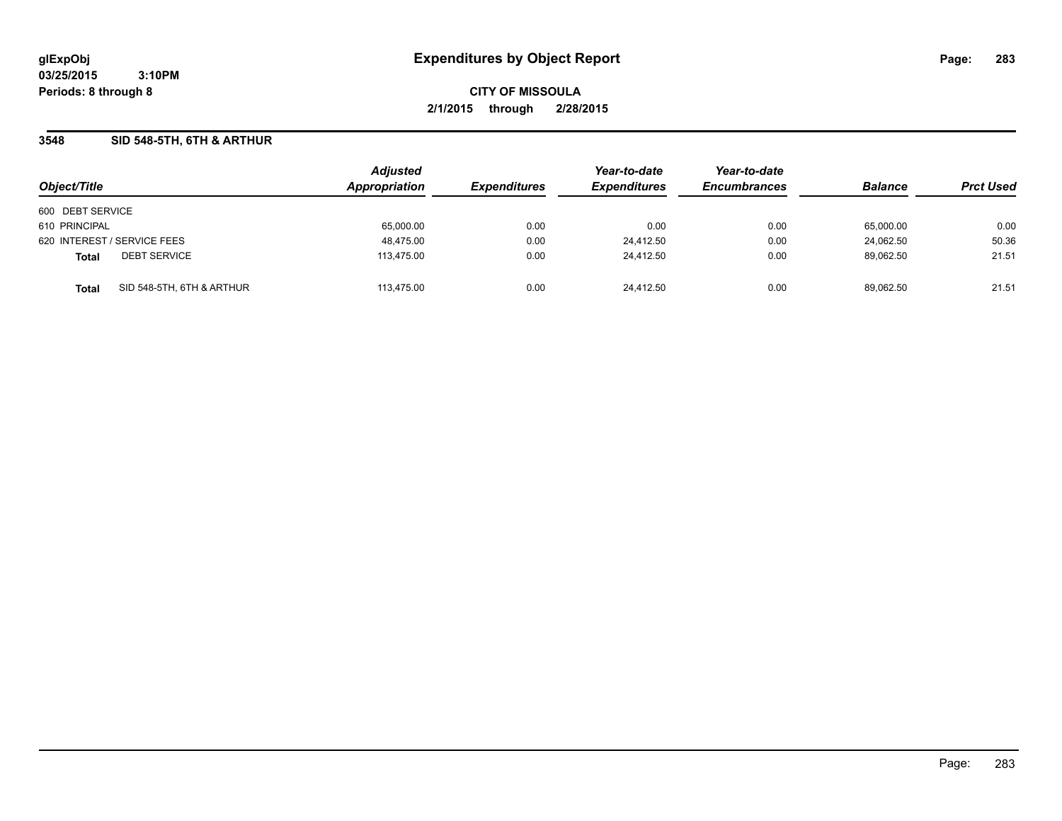# Expenditures by Object Report

glExpObj
03/25/2015 3:10PM
Periods: 8 through 8

**CITY OF MISSOULA**
**2/1/2015 through 2/28/2015**

## 3548 SID 548-5TH, 6TH & ARTHUR

| Object/Title | | Adjusted Appropriation | Expenditures | Year-to-date Expenditures | Year-to-date Encumbrances | Balance | Prct Used |
|---|---|---|---|---|---|---|---|
| 600 DEBT SERVICE | | | | | | | |
| 610 PRINCIPAL | | 65,000.00 | 0.00 | 0.00 | 0.00 | 65,000.00 | 0.00 |
| 620 INTEREST / SERVICE FEES | | 48,475.00 | 0.00 | 24,412.50 | 0.00 | 24,062.50 | 50.36 |
| **Total** | DEBT SERVICE | 113,475.00 | 0.00 | 24,412.50 | 0.00 | 89,062.50 | 21.51 |
| **Total** | SID 548-5TH, 6TH & ARTHUR | 113,475.00 | 0.00 | 24,412.50 | 0.00 | 89,062.50 | 21.51 |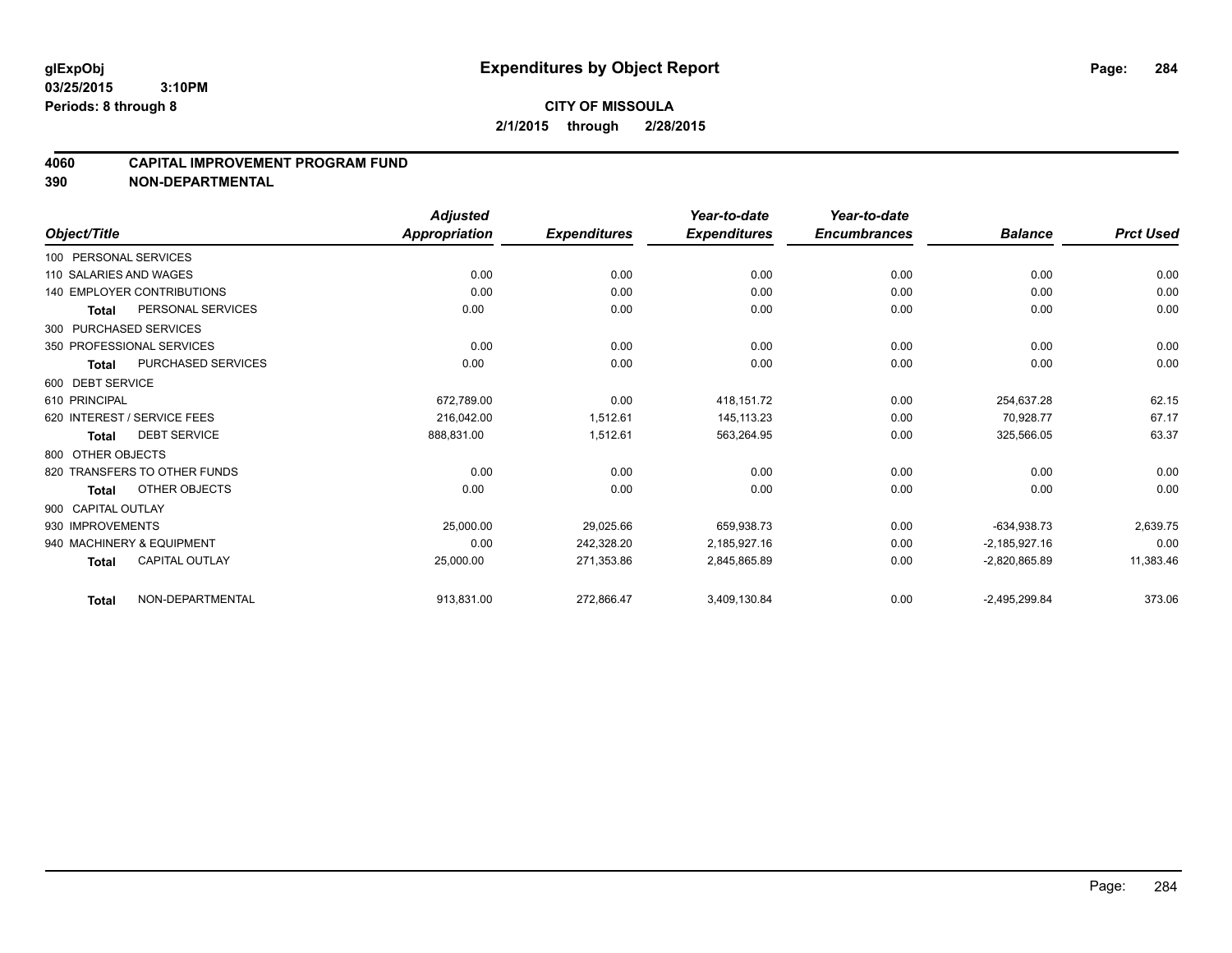**glExpObj** **Expenditures by Object Report**

**03/25/2015 3:10PM**

**Periods: 8 through 8**

**CITY OF MISSOULA**

**2/1/2015 through 2/28/2015**

## 4060 CAPITAL IMPROVEMENT PROGRAM FUND
## 390 NON-DEPARTMENTAL

| Object/Title | Adjusted Appropriation | Expenditures | Year-to-date Expenditures | Year-to-date Encumbrances | Balance | Prct Used |
|---|---|---|---|---|---|---|
| 100 PERSONAL SERVICES | | | | | | |
| 110 SALARIES AND WAGES | 0.00 | 0.00 | 0.00 | 0.00 | 0.00 | 0.00 |
| 140 EMPLOYER CONTRIBUTIONS | 0.00 | 0.00 | 0.00 | 0.00 | 0.00 | 0.00 |
| **Total** PERSONAL SERVICES | 0.00 | 0.00 | 0.00 | 0.00 | 0.00 | 0.00 |
| 300 PURCHASED SERVICES | | | | | | |
| 350 PROFESSIONAL SERVICES | 0.00 | 0.00 | 0.00 | 0.00 | 0.00 | 0.00 |
| **Total** PURCHASED SERVICES | 0.00 | 0.00 | 0.00 | 0.00 | 0.00 | 0.00 |
| 600 DEBT SERVICE | | | | | | |
| 610 PRINCIPAL | 672,789.00 | 0.00 | 418,151.72 | 0.00 | 254,637.28 | 62.15 |
| 620 INTEREST / SERVICE FEES | 216,042.00 | 1,512.61 | 145,113.23 | 0.00 | 70,928.77 | 67.17 |
| **Total** DEBT SERVICE | 888,831.00 | 1,512.61 | 563,264.95 | 0.00 | 325,566.05 | 63.37 |
| 800 OTHER OBJECTS | | | | | | |
| 820 TRANSFERS TO OTHER FUNDS | 0.00 | 0.00 | 0.00 | 0.00 | 0.00 | 0.00 |
| **Total** OTHER OBJECTS | 0.00 | 0.00 | 0.00 | 0.00 | 0.00 | 0.00 |
| 900 CAPITAL OUTLAY | | | | | | |
| 930 IMPROVEMENTS | 25,000.00 | 29,025.66 | 659,938.73 | 0.00 | -634,938.73 | 2,639.75 |
| 940 MACHINERY & EQUIPMENT | 0.00 | 242,328.20 | 2,185,927.16 | 0.00 | -2,185,927.16 | 0.00 |
| **Total** CAPITAL OUTLAY | 25,000.00 | 271,353.86 | 2,845,865.89 | 0.00 | -2,820,865.89 | 11,383.46 |
| **Total** NON-DEPARTMENTAL | 913,831.00 | 272,866.47 | 3,409,130.84 | 0.00 | -2,495,299.84 | 373.06 |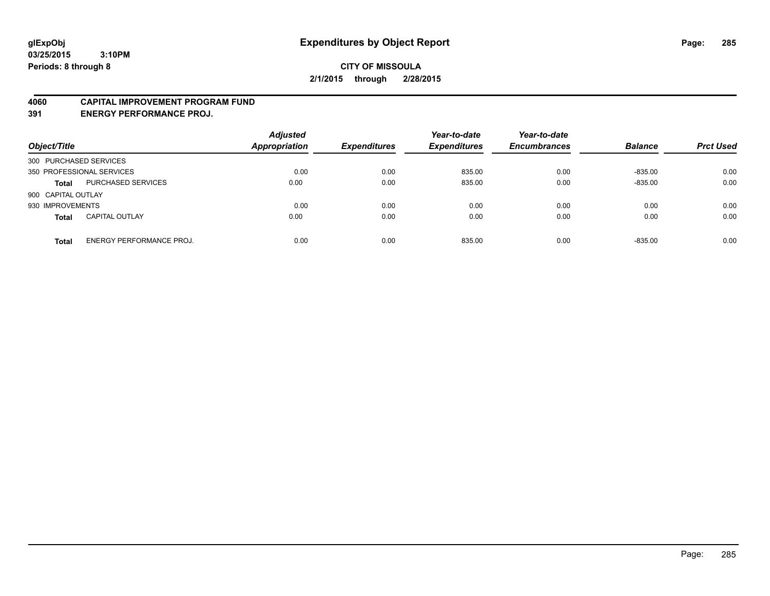**glExpObj**
**03/25/2015 3:10PM**
**Periods: 8 through 8**

# Expenditures by Object Report

**CITY OF MISSOULA**
**2/1/2015 through 2/28/2015**

## 4060 CAPITAL IMPROVEMENT PROGRAM FUND
## 391 ENERGY PERFORMANCE PROJ.

| Object/Title | | Adjusted Appropriation | Expenditures | Year-to-date Expenditures | Year-to-date Encumbrances | Balance | Prct Used |
|---|---|---|---|---|---|---|---|
| 300 PURCHASED SERVICES | | | | | | | |
| 350 PROFESSIONAL SERVICES | | 0.00 | 0.00 | 835.00 | 0.00 | -835.00 | 0.00 |
| **Total** | PURCHASED SERVICES | 0.00 | 0.00 | 835.00 | 0.00 | -835.00 | 0.00 |
| 900 CAPITAL OUTLAY | | | | | | | |
| 930 IMPROVEMENTS | | 0.00 | 0.00 | 0.00 | 0.00 | 0.00 | 0.00 |
| **Total** | CAPITAL OUTLAY | 0.00 | 0.00 | 0.00 | 0.00 | 0.00 | 0.00 |
| **Total** | ENERGY PERFORMANCE PROJ. | 0.00 | 0.00 | 835.00 | 0.00 | -835.00 | 0.00 |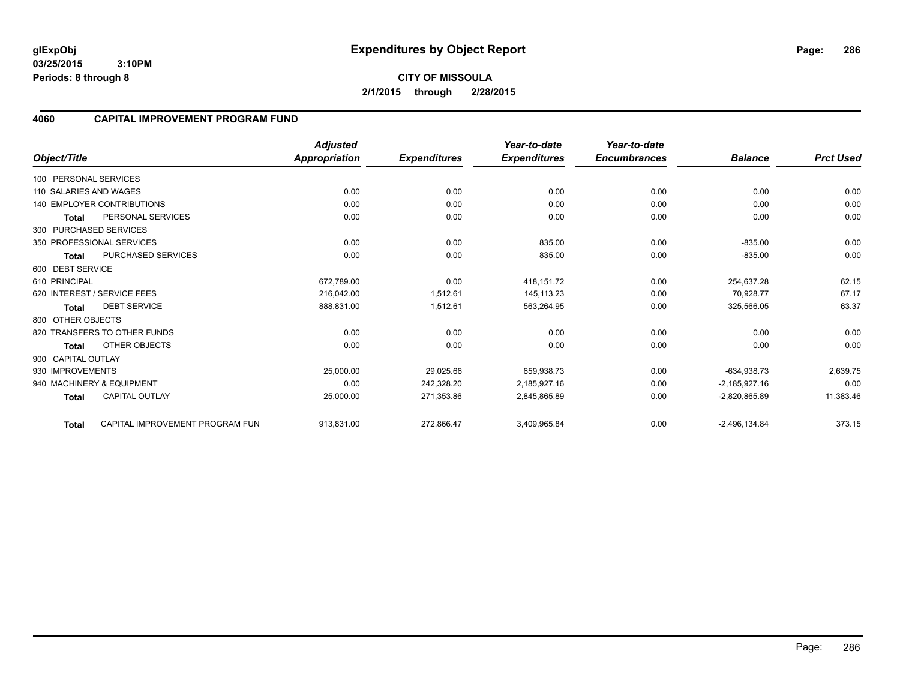# Expenditures by Object Report

glExpObj
03/25/2015 3:10PM
Periods: 8 through 8

**CITY OF MISSOULA**
**2/1/2015 through 2/28/2015**

## 4060 CAPITAL IMPROVEMENT PROGRAM FUND

| Object/Title | | Adjusted Appropriation | Expenditures | Year-to-date Expenditures | Year-to-date Encumbrances | Balance | Prct Used |
|---|---|---|---|---|---|---|---|
| 100 PERSONAL SERVICES | | | | | | | |
| 110 SALARIES AND WAGES | | 0.00 | 0.00 | 0.00 | 0.00 | 0.00 | 0.00 |
| 140 EMPLOYER CONTRIBUTIONS | | 0.00 | 0.00 | 0.00 | 0.00 | 0.00 | 0.00 |
| **Total** | PERSONAL SERVICES | 0.00 | 0.00 | 0.00 | 0.00 | 0.00 | 0.00 |
| 300 PURCHASED SERVICES | | | | | | | |
| 350 PROFESSIONAL SERVICES | | 0.00 | 0.00 | 835.00 | 0.00 | -835.00 | 0.00 |
| **Total** | PURCHASED SERVICES | 0.00 | 0.00 | 835.00 | 0.00 | -835.00 | 0.00 |
| 600 DEBT SERVICE | | | | | | | |
| 610 PRINCIPAL | | 672,789.00 | 0.00 | 418,151.72 | 0.00 | 254,637.28 | 62.15 |
| 620 INTEREST / SERVICE FEES | | 216,042.00 | 1,512.61 | 145,113.23 | 0.00 | 70,928.77 | 67.17 |
| **Total** | DEBT SERVICE | 888,831.00 | 1,512.61 | 563,264.95 | 0.00 | 325,566.05 | 63.37 |
| 800 OTHER OBJECTS | | | | | | | |
| 820 TRANSFERS TO OTHER FUNDS | | 0.00 | 0.00 | 0.00 | 0.00 | 0.00 | 0.00 |
| **Total** | OTHER OBJECTS | 0.00 | 0.00 | 0.00 | 0.00 | 0.00 | 0.00 |
| 900 CAPITAL OUTLAY | | | | | | | |
| 930 IMPROVEMENTS | | 25,000.00 | 29,025.66 | 659,938.73 | 0.00 | -634,938.73 | 2,639.75 |
| 940 MACHINERY & EQUIPMENT | | 0.00 | 242,328.20 | 2,185,927.16 | 0.00 | -2,185,927.16 | 0.00 |
| **Total** | CAPITAL OUTLAY | 25,000.00 | 271,353.86 | 2,845,865.89 | 0.00 | -2,820,865.89 | 11,383.46 |
| **Total** | CAPITAL IMPROVEMENT PROGRAM FUN | 913,831.00 | 272,866.47 | 3,409,965.84 | 0.00 | -2,496,134.84 | 373.15 |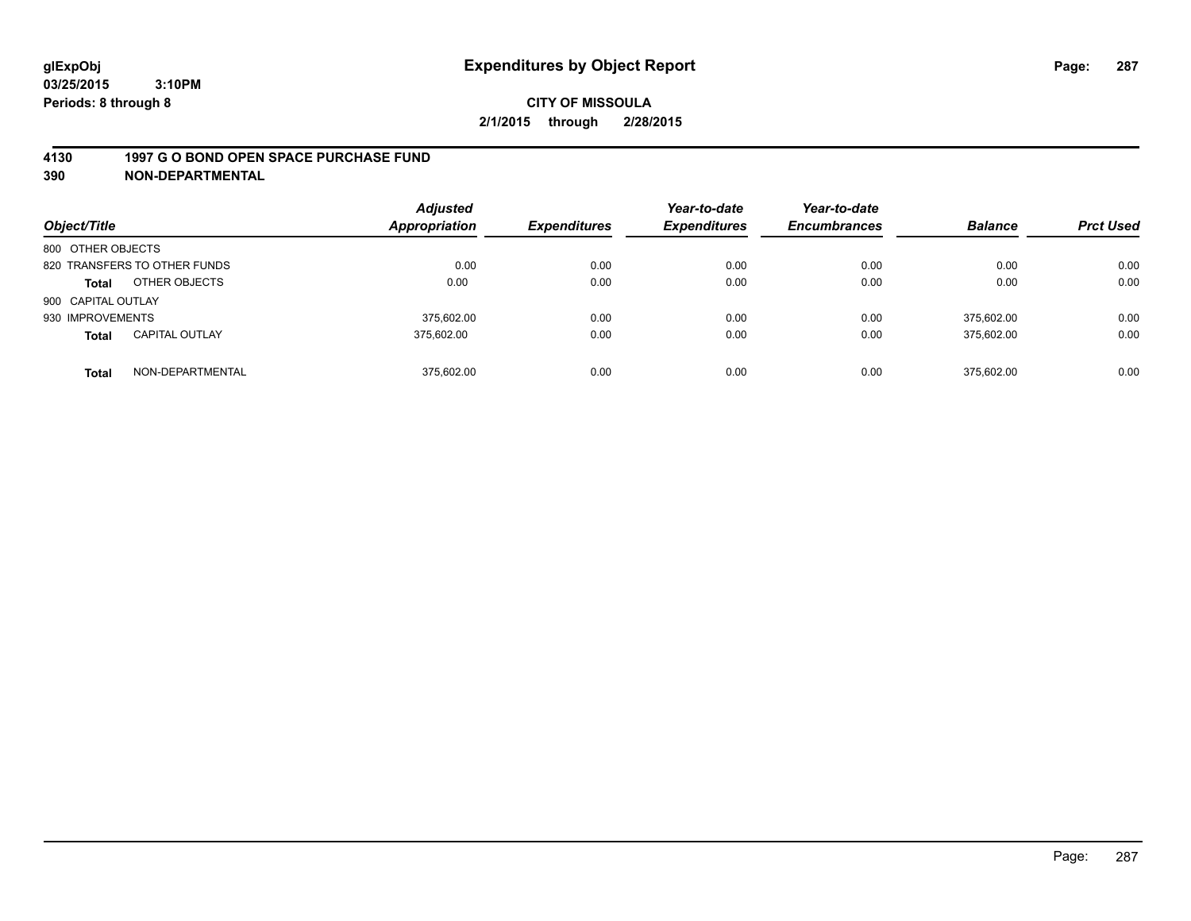**glExpObj** **Expenditures by Object Report**

**03/25/2015 3:10PM**

**Periods: 8 through 8**

**CITY OF MISSOULA**

**2/1/2015 through 2/28/2015**

## 4130 1997 G O BOND OPEN SPACE PURCHASE FUND

## 390 NON-DEPARTMENTAL

| *Object/Title* | *Adjusted Appropriation* | *Expenditures* | *Year-to-date Expenditures* | *Year-to-date Encumbrances* | *Balance* | *Prct Used* |
|---|---|---|---|---|---|---|
| 800 OTHER OBJECTS | | | | | | |
| 820 TRANSFERS TO OTHER FUNDS | 0.00 | 0.00 | 0.00 | 0.00 | 0.00 | 0.00 |
| **Total** OTHER OBJECTS | 0.00 | 0.00 | 0.00 | 0.00 | 0.00 | 0.00 |
| 900 CAPITAL OUTLAY | | | | | | |
| 930 IMPROVEMENTS | 375,602.00 | 0.00 | 0.00 | 0.00 | 375,602.00 | 0.00 |
| **Total** CAPITAL OUTLAY | 375,602.00 | 0.00 | 0.00 | 0.00 | 375,602.00 | 0.00 |
| **Total** NON-DEPARTMENTAL | 375,602.00 | 0.00 | 0.00 | 0.00 | 375,602.00 | 0.00 |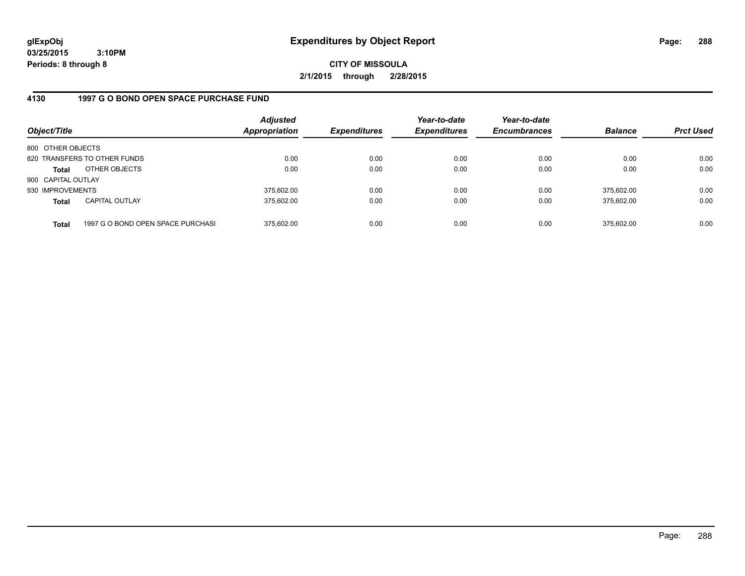**glExpObj**
**03/25/2015 3:10PM**
**Periods: 8 through 8**

# Expenditures by Object Report

**CITY OF MISSOULA**
**2/1/2015 through 2/28/2015**

## 4130 1997 G O BOND OPEN SPACE PURCHASE FUND

| Object/Title | | *Adjusted Appropriation* | *Expenditures* | *Year-to-date Expenditures* | *Year-to-date Encumbrances* | *Balance* | *Prct Used* |
|---|---|---|---|---|---|---|---|
| 800 OTHER OBJECTS | | | | | | | |
| 820 TRANSFERS TO OTHER FUNDS | | 0.00 | 0.00 | 0.00 | 0.00 | 0.00 | 0.00 |
| **Total** | OTHER OBJECTS | 0.00 | 0.00 | 0.00 | 0.00 | 0.00 | 0.00 |
| 900 CAPITAL OUTLAY | | | | | | | |
| 930 IMPROVEMENTS | | 375,602.00 | 0.00 | 0.00 | 0.00 | 375,602.00 | 0.00 |
| **Total** | CAPITAL OUTLAY | 375,602.00 | 0.00 | 0.00 | 0.00 | 375,602.00 | 0.00 |
| **Total** | 1997 G O BOND OPEN SPACE PURCHASI | 375,602.00 | 0.00 | 0.00 | 0.00 | 375,602.00 | 0.00 |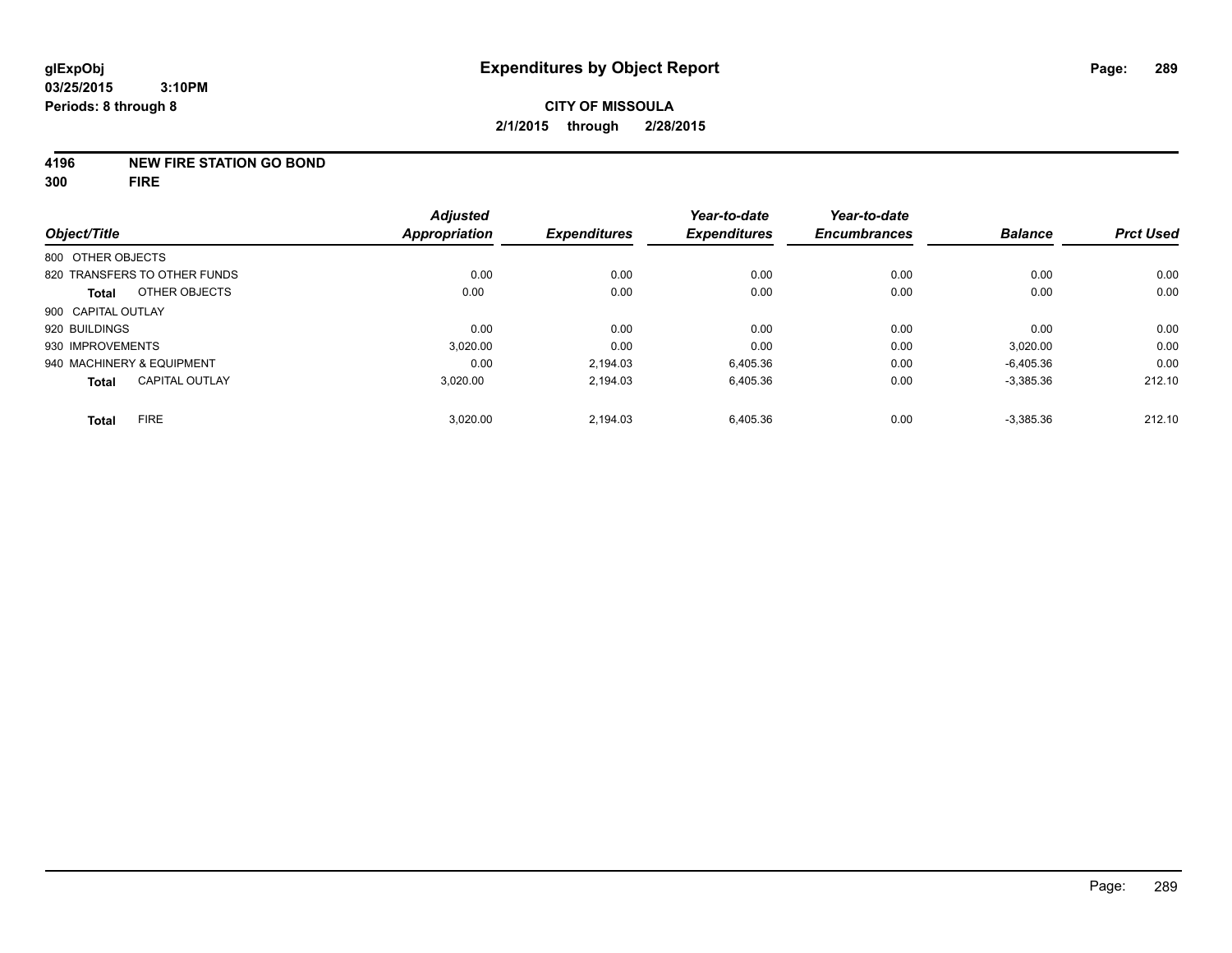# Expenditures by Object Report

glExpObj
03/25/2015 3:10PM
Periods: 8 through 8

**CITY OF MISSOULA**
**2/1/2015 through 2/28/2015**

**4196 NEW FIRE STATION GO BOND**
**300 FIRE**

| Object/Title | Adjusted Appropriation | Expenditures | Year-to-date Expenditures | Year-to-date Encumbrances | Balance | Prct Used |
|---|---|---|---|---|---|---|
| 800 OTHER OBJECTS | | | | | | |
| 820 TRANSFERS TO OTHER FUNDS | 0.00 | 0.00 | 0.00 | 0.00 | 0.00 | 0.00 |
| **Total** OTHER OBJECTS | 0.00 | 0.00 | 0.00 | 0.00 | 0.00 | 0.00 |
| 900 CAPITAL OUTLAY | | | | | | |
| 920 BUILDINGS | 0.00 | 0.00 | 0.00 | 0.00 | 0.00 | 0.00 |
| 930 IMPROVEMENTS | 3,020.00 | 0.00 | 0.00 | 0.00 | 3,020.00 | 0.00 |
| 940 MACHINERY & EQUIPMENT | 0.00 | 2,194.03 | 6,405.36 | 0.00 | -6,405.36 | 0.00 |
| **Total** CAPITAL OUTLAY | 3,020.00 | 2,194.03 | 6,405.36 | 0.00 | -3,385.36 | 212.10 |
| **Total** FIRE | 3,020.00 | 2,194.03 | 6,405.36 | 0.00 | -3,385.36 | 212.10 |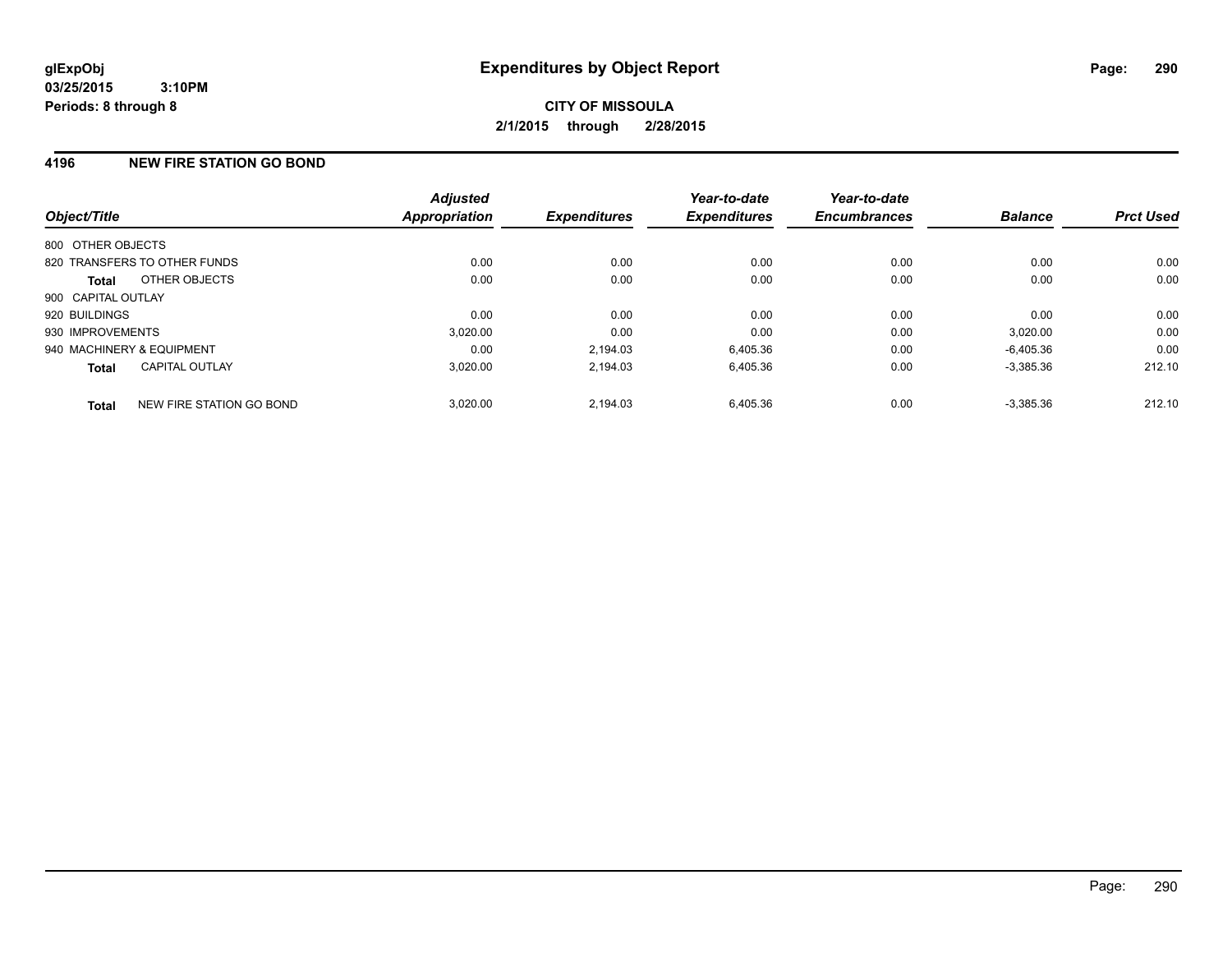# Expenditures by Object Report

glExpObj
03/25/2015 3:10PM
Periods: 8 through 8

**CITY OF MISSOULA**
**2/1/2015 through 2/28/2015**

## 4196 NEW FIRE STATION GO BOND

| Object/Title | | Adjusted Appropriation | Expenditures | Year-to-date Expenditures | Year-to-date Encumbrances | Balance | Prct Used |
|---|---|---|---|---|---|---|---|
| 800 OTHER OBJECTS | | | | | | | |
| 820 TRANSFERS TO OTHER FUNDS | | 0.00 | 0.00 | 0.00 | 0.00 | 0.00 | 0.00 |
| **Total** | OTHER OBJECTS | 0.00 | 0.00 | 0.00 | 0.00 | 0.00 | 0.00 |
| 900 CAPITAL OUTLAY | | | | | | | |
| 920 BUILDINGS | | 0.00 | 0.00 | 0.00 | 0.00 | 0.00 | 0.00 |
| 930 IMPROVEMENTS | | 3,020.00 | 0.00 | 0.00 | 0.00 | 3,020.00 | 0.00 |
| 940 MACHINERY & EQUIPMENT | | 0.00 | 2,194.03 | 6,405.36 | 0.00 | -6,405.36 | 0.00 |
| **Total** | CAPITAL OUTLAY | 3,020.00 | 2,194.03 | 6,405.36 | 0.00 | -3,385.36 | 212.10 |
| **Total** | NEW FIRE STATION GO BOND | 3,020.00 | 2,194.03 | 6,405.36 | 0.00 | -3,385.36 | 212.10 |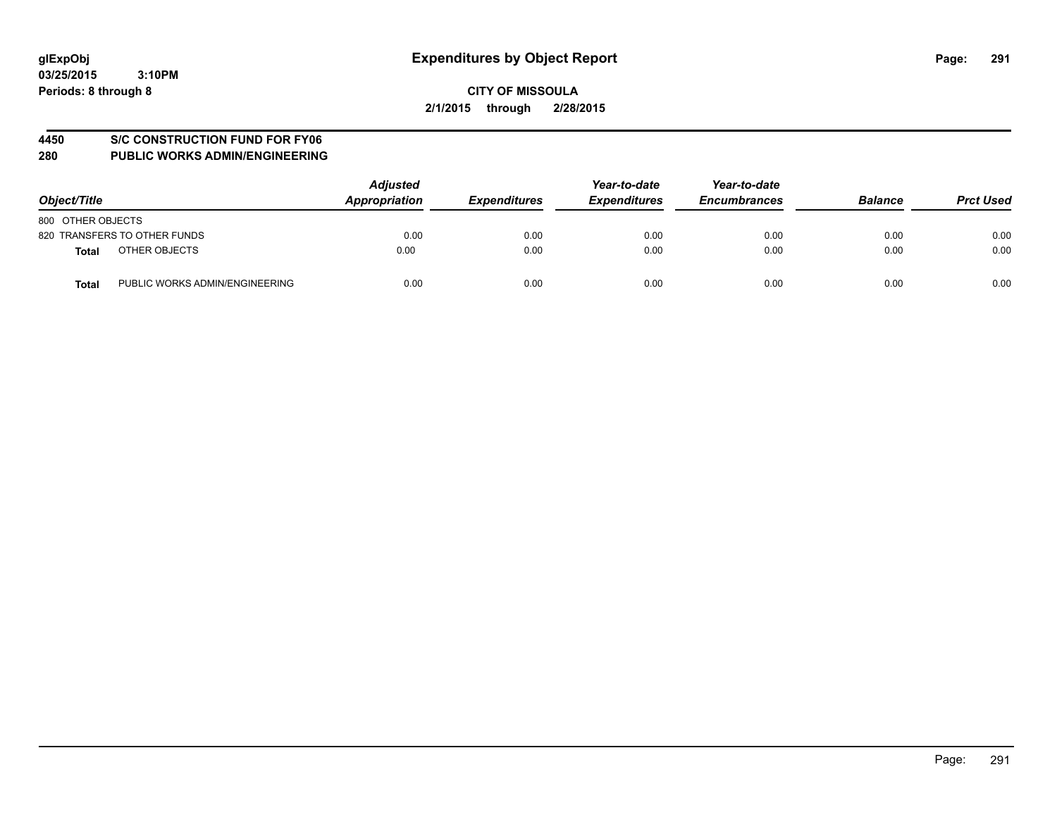**glExpObj** **Expenditures by Object Report**
**03/25/2015 3:10PM**
**Periods: 8 through 8**

**CITY OF MISSOULA**
**2/1/2015 through 2/28/2015**

## 4450 S/C CONSTRUCTION FUND FOR FY06
## 280 PUBLIC WORKS ADMIN/ENGINEERING

| Object/Title | | Adjusted Appropriation | Expenditures | Year-to-date Expenditures | Year-to-date Encumbrances | Balance | Prct Used |
|---|---|---|---|---|---|---|---|
| 800 OTHER OBJECTS | | | | | | | |
| 820 TRANSFERS TO OTHER FUNDS | | 0.00 | 0.00 | 0.00 | 0.00 | 0.00 | 0.00 |
| **Total** | OTHER OBJECTS | 0.00 | 0.00 | 0.00 | 0.00 | 0.00 | 0.00 |
| **Total** | PUBLIC WORKS ADMIN/ENGINEERING | 0.00 | 0.00 | 0.00 | 0.00 | 0.00 | 0.00 |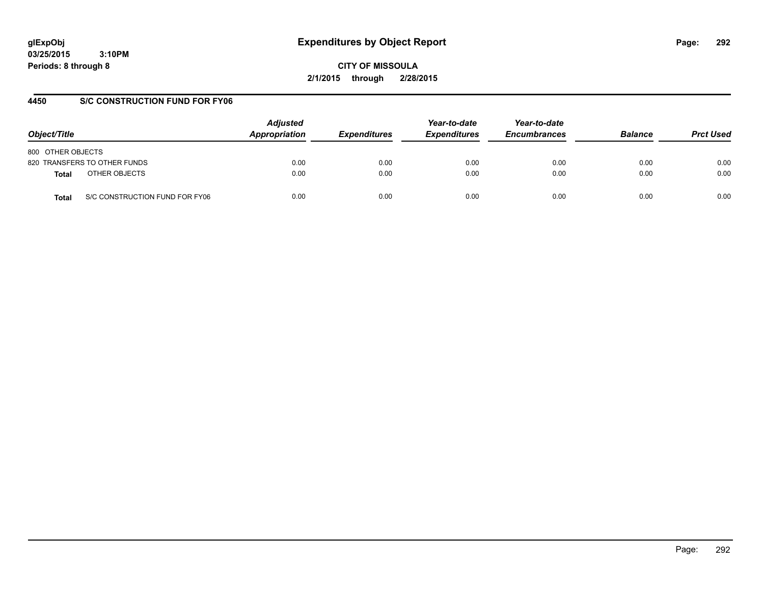# Expenditures by Object Report

glExpObj
03/25/2015 3:10PM
Periods: 8 through 8

**CITY OF MISSOULA**
**2/1/2015 through 2/28/2015**

## 4450 S/C CONSTRUCTION FUND FOR FY06

| Object/Title | Adjusted Appropriation | Expenditures | Year-to-date Expenditures | Year-to-date Encumbrances | Balance | Prct Used |
|---|---|---|---|---|---|---|
| 800 OTHER OBJECTS | | | | | | |
| 820 TRANSFERS TO OTHER FUNDS | 0.00 | 0.00 | 0.00 | 0.00 | 0.00 | 0.00 |
| **Total** OTHER OBJECTS | 0.00 | 0.00 | 0.00 | 0.00 | 0.00 | 0.00 |
| **Total** S/C CONSTRUCTION FUND FOR FY06 | 0.00 | 0.00 | 0.00 | 0.00 | 0.00 | 0.00 |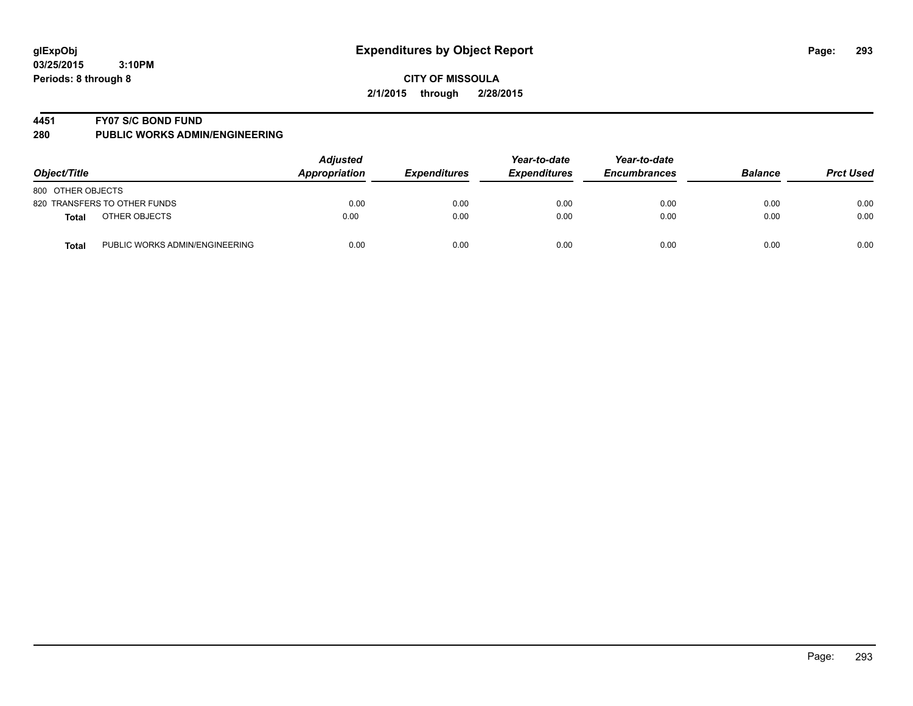glExpObj
03/25/2015 3:10PM
Periods: 8 through 8

# Expenditures by Object Report

**CITY OF MISSOULA**
**2/1/2015 through 2/28/2015**

**4451 FY07 S/C BOND FUND**
**280 PUBLIC WORKS ADMIN/ENGINEERING**

| Object/Title | Adjusted Appropriation | Expenditures | Year-to-date Expenditures | Year-to-date Encumbrances | Balance | Prct Used |
|---|---|---|---|---|---|---|
| 800 OTHER OBJECTS | | | | | | |
| 820 TRANSFERS TO OTHER FUNDS | 0.00 | 0.00 | 0.00 | 0.00 | 0.00 | 0.00 |
| **Total** OTHER OBJECTS | 0.00 | 0.00 | 0.00 | 0.00 | 0.00 | 0.00 |
| **Total** PUBLIC WORKS ADMIN/ENGINEERING | 0.00 | 0.00 | 0.00 | 0.00 | 0.00 | 0.00 |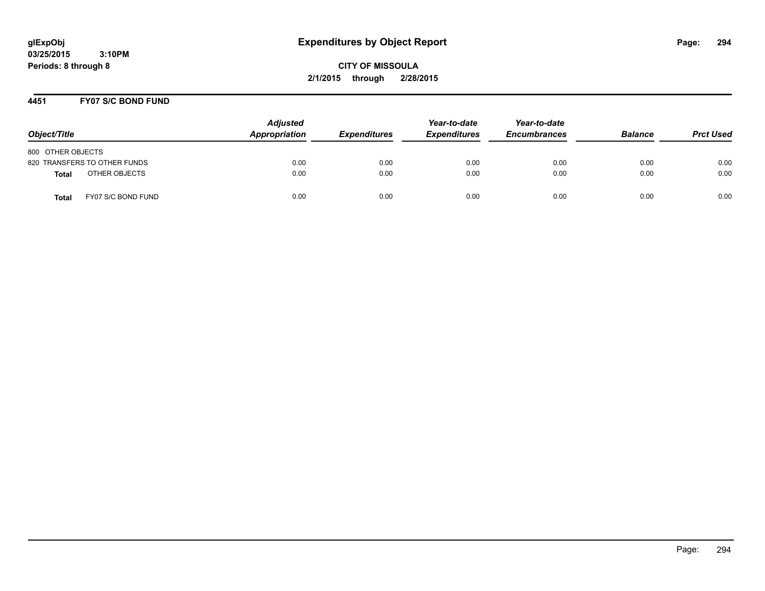# Expenditures by Object Report

glExpObj
03/25/2015 3:10PM
Periods: 8 through 8

**CITY OF MISSOULA**
**2/1/2015 through 2/28/2015**

## 4451 FY07 S/C BOND FUND

| Object/Title | Adjusted Appropriation | Expenditures | Year-to-date Expenditures | Year-to-date Encumbrances | Balance | Prct Used |
|---|---|---|---|---|---|---|
| 800 OTHER OBJECTS | | | | | | |
| 820 TRANSFERS TO OTHER FUNDS | 0.00 | 0.00 | 0.00 | 0.00 | 0.00 | 0.00 |
| **Total** OTHER OBJECTS | 0.00 | 0.00 | 0.00 | 0.00 | 0.00 | 0.00 |
| **Total** FY07 S/C BOND FUND | 0.00 | 0.00 | 0.00 | 0.00 | 0.00 | 0.00 |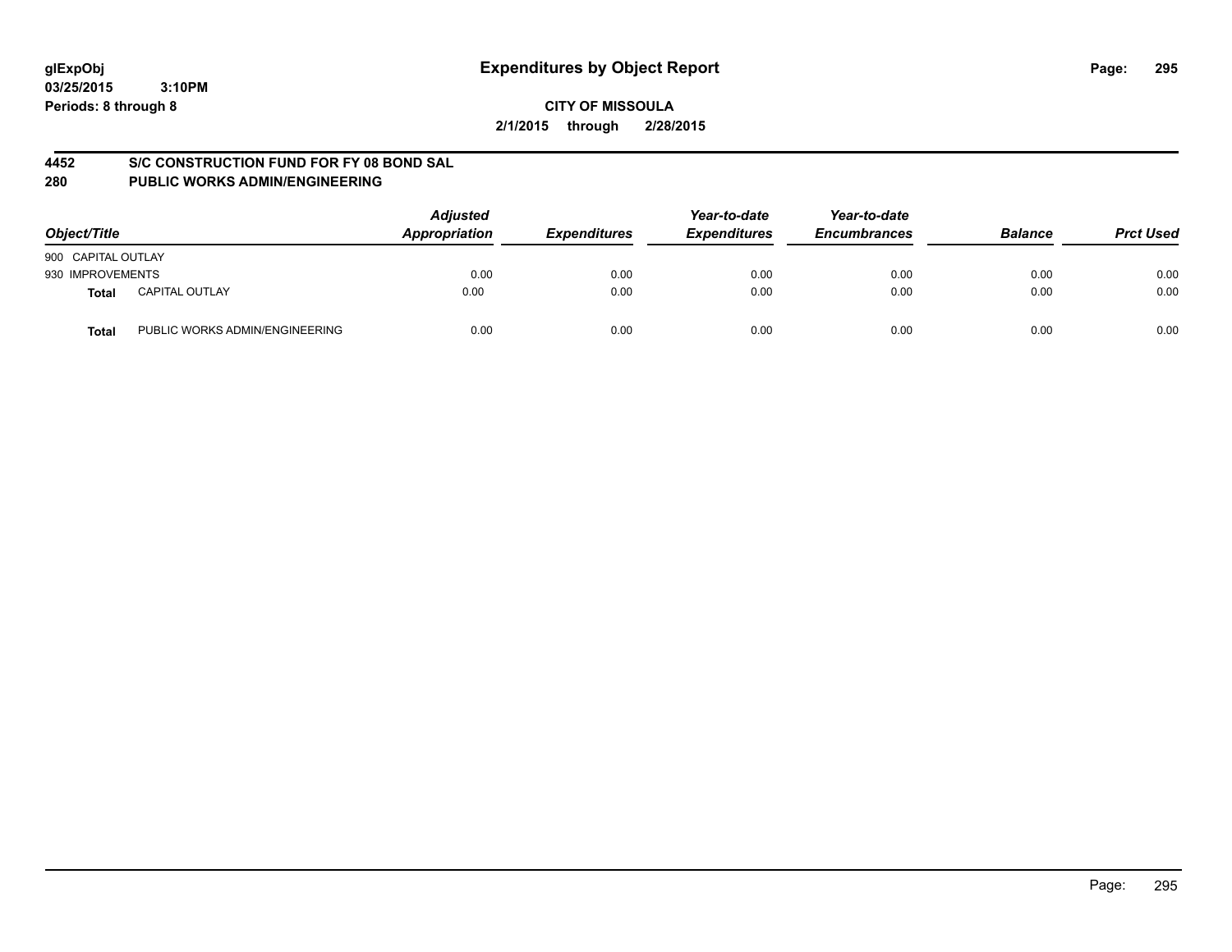**glExpObj**
**03/25/2015 3:10PM**
**Periods: 8 through 8**

# Expenditures by Object Report

**CITY OF MISSOULA**
**2/1/2015 through 2/28/2015**

## 4452 S/C CONSTRUCTION FUND FOR FY 08 BOND SAL
## 280 PUBLIC WORKS ADMIN/ENGINEERING

| Object/Title | | Adjusted Appropriation | Expenditures | Year-to-date Expenditures | Year-to-date Encumbrances | Balance | Prct Used |
|---|---|---|---|---|---|---|---|
| 900 CAPITAL OUTLAY | | | | | | | |
| 930 IMPROVEMENTS | | 0.00 | 0.00 | 0.00 | 0.00 | 0.00 | 0.00 |
| **Total** | CAPITAL OUTLAY | 0.00 | 0.00 | 0.00 | 0.00 | 0.00 | 0.00 |
| **Total** | PUBLIC WORKS ADMIN/ENGINEERING | 0.00 | 0.00 | 0.00 | 0.00 | 0.00 | 0.00 |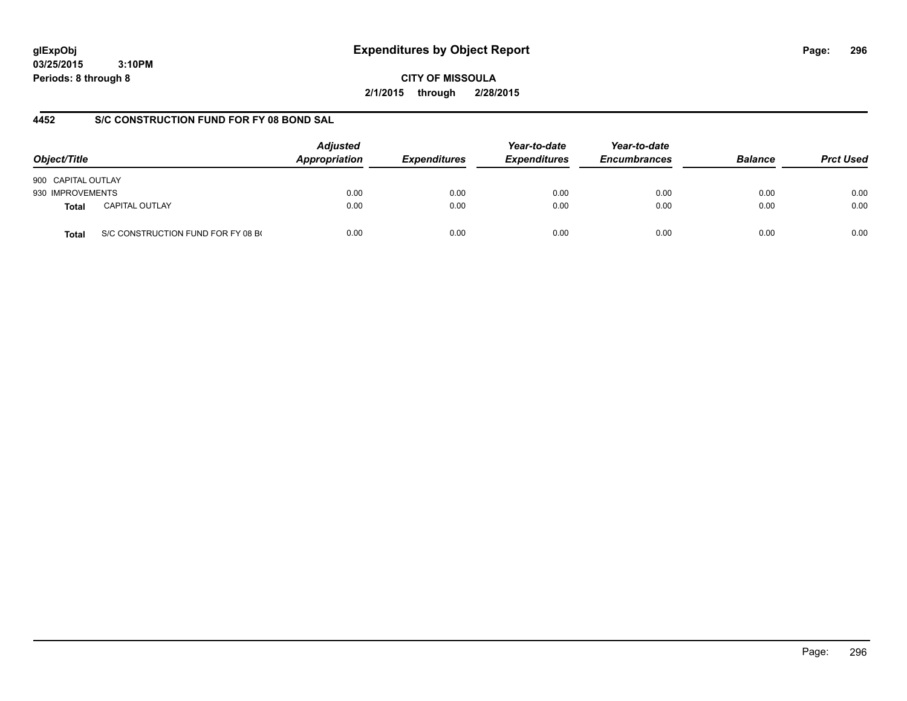**glExpObj**
**03/25/2015 3:10PM**
**Periods: 8 through 8**

# Expenditures by Object Report

**CITY OF MISSOULA**
**2/1/2015 through 2/28/2015**

## 4452 S/C CONSTRUCTION FUND FOR FY 08 BOND SAL

| Object/Title | | Adjusted Appropriation | Expenditures | Year-to-date Expenditures | Year-to-date Encumbrances | Balance | Prct Used |
|---|---|---|---|---|---|---|---|
| 900 CAPITAL OUTLAY | | | | | | | |
| 930 IMPROVEMENTS | | 0.00 | 0.00 | 0.00 | 0.00 | 0.00 | 0.00 |
| **Total** | CAPITAL OUTLAY | 0.00 | 0.00 | 0.00 | 0.00 | 0.00 | 0.00 |
| **Total** | S/C CONSTRUCTION FUND FOR FY 08 B( | 0.00 | 0.00 | 0.00 | 0.00 | 0.00 | 0.00 |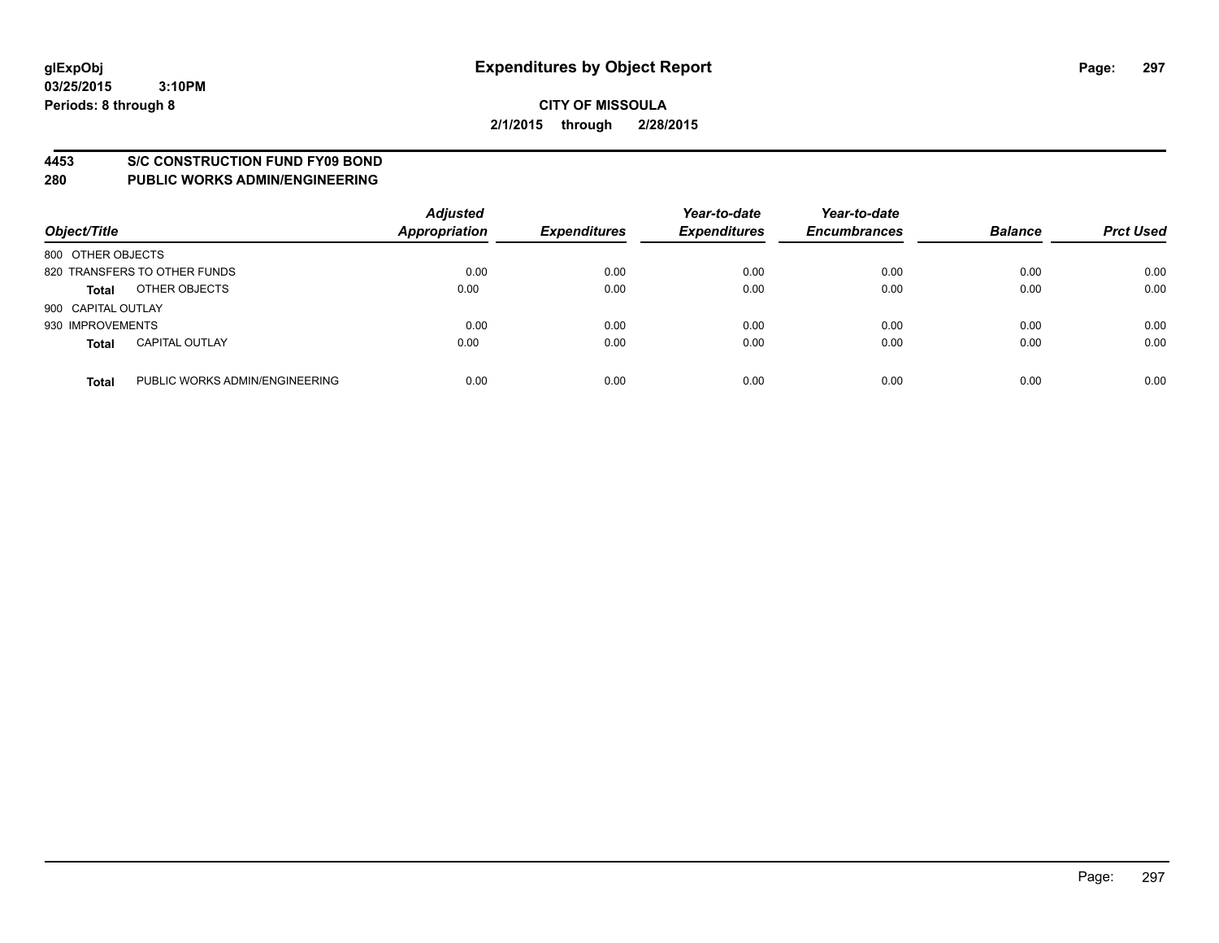**glExpObj**
**03/25/2015 3:10PM**
**Periods: 8 through 8**

# Expenditures by Object Report

**CITY OF MISSOULA**
**2/1/2015 through 2/28/2015**

## 4453 S/C CONSTRUCTION FUND FY09 BOND
## 280 PUBLIC WORKS ADMIN/ENGINEERING

| Object/Title | | Adjusted Appropriation | Expenditures | Year-to-date Expenditures | Year-to-date Encumbrances | Balance | Prct Used |
|---|---|---|---|---|---|---|---|
| 800 OTHER OBJECTS | | | | | | | |
| 820 TRANSFERS TO OTHER FUNDS | | 0.00 | 0.00 | 0.00 | 0.00 | 0.00 | 0.00 |
| **Total** | OTHER OBJECTS | 0.00 | 0.00 | 0.00 | 0.00 | 0.00 | 0.00 |
| 900 CAPITAL OUTLAY | | | | | | | |
| 930 IMPROVEMENTS | | 0.00 | 0.00 | 0.00 | 0.00 | 0.00 | 0.00 |
| **Total** | CAPITAL OUTLAY | 0.00 | 0.00 | 0.00 | 0.00 | 0.00 | 0.00 |
| **Total** | PUBLIC WORKS ADMIN/ENGINEERING | 0.00 | 0.00 | 0.00 | 0.00 | 0.00 | 0.00 |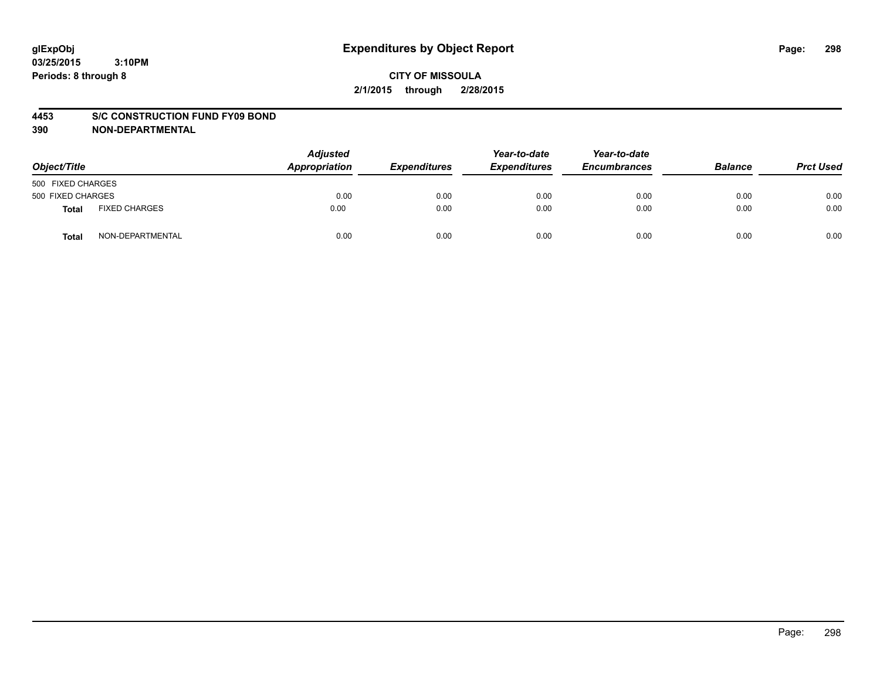# Expenditures by Object Report

glExpObj
03/25/2015 3:10PM
Periods: 8 through 8

**CITY OF MISSOULA**
**2/1/2015 through 2/28/2015**

**4453 S/C CONSTRUCTION FUND FY09 BOND**
**390 NON-DEPARTMENTAL**

| Object/Title | | Adjusted Appropriation | Expenditures | Year-to-date Expenditures | Year-to-date Encumbrances | Balance | Prct Used |
|---|---|---|---|---|---|---|---|
| 500 FIXED CHARGES | | | | | | | |
| 500 FIXED CHARGES | | 0.00 | 0.00 | 0.00 | 0.00 | 0.00 | 0.00 |
| **Total** | FIXED CHARGES | 0.00 | 0.00 | 0.00 | 0.00 | 0.00 | 0.00 |
| **Total** | NON-DEPARTMENTAL | 0.00 | 0.00 | 0.00 | 0.00 | 0.00 | 0.00 |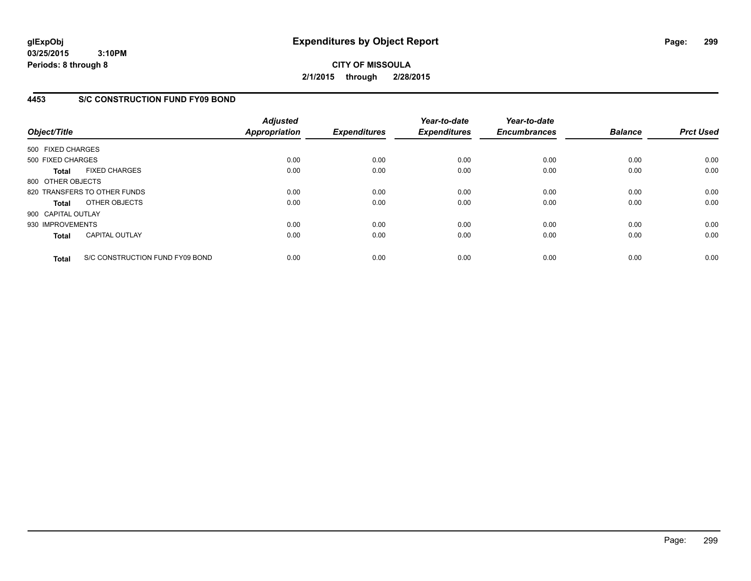# Expenditures by Object Report

glExpObj
03/25/2015 3:10PM
Periods: 8 through 8

**CITY OF MISSOULA**
**2/1/2015 through 2/28/2015**

## 4453 S/C CONSTRUCTION FUND FY09 BOND

| Object/Title | | Adjusted Appropriation | Expenditures | Year-to-date Expenditures | Year-to-date Encumbrances | Balance | Prct Used |
|---|---|---|---|---|---|---|---|
| 500 FIXED CHARGES | | | | | | | |
| 500 FIXED CHARGES | | 0.00 | 0.00 | 0.00 | 0.00 | 0.00 | 0.00 |
| **Total** | FIXED CHARGES | 0.00 | 0.00 | 0.00 | 0.00 | 0.00 | 0.00 |
| 800 OTHER OBJECTS | | | | | | | |
| 820 TRANSFERS TO OTHER FUNDS | | 0.00 | 0.00 | 0.00 | 0.00 | 0.00 | 0.00 |
| **Total** | OTHER OBJECTS | 0.00 | 0.00 | 0.00 | 0.00 | 0.00 | 0.00 |
| 900 CAPITAL OUTLAY | | | | | | | |
| 930 IMPROVEMENTS | | 0.00 | 0.00 | 0.00 | 0.00 | 0.00 | 0.00 |
| **Total** | CAPITAL OUTLAY | 0.00 | 0.00 | 0.00 | 0.00 | 0.00 | 0.00 |
| **Total** | S/C CONSTRUCTION FUND FY09 BOND | 0.00 | 0.00 | 0.00 | 0.00 | 0.00 | 0.00 |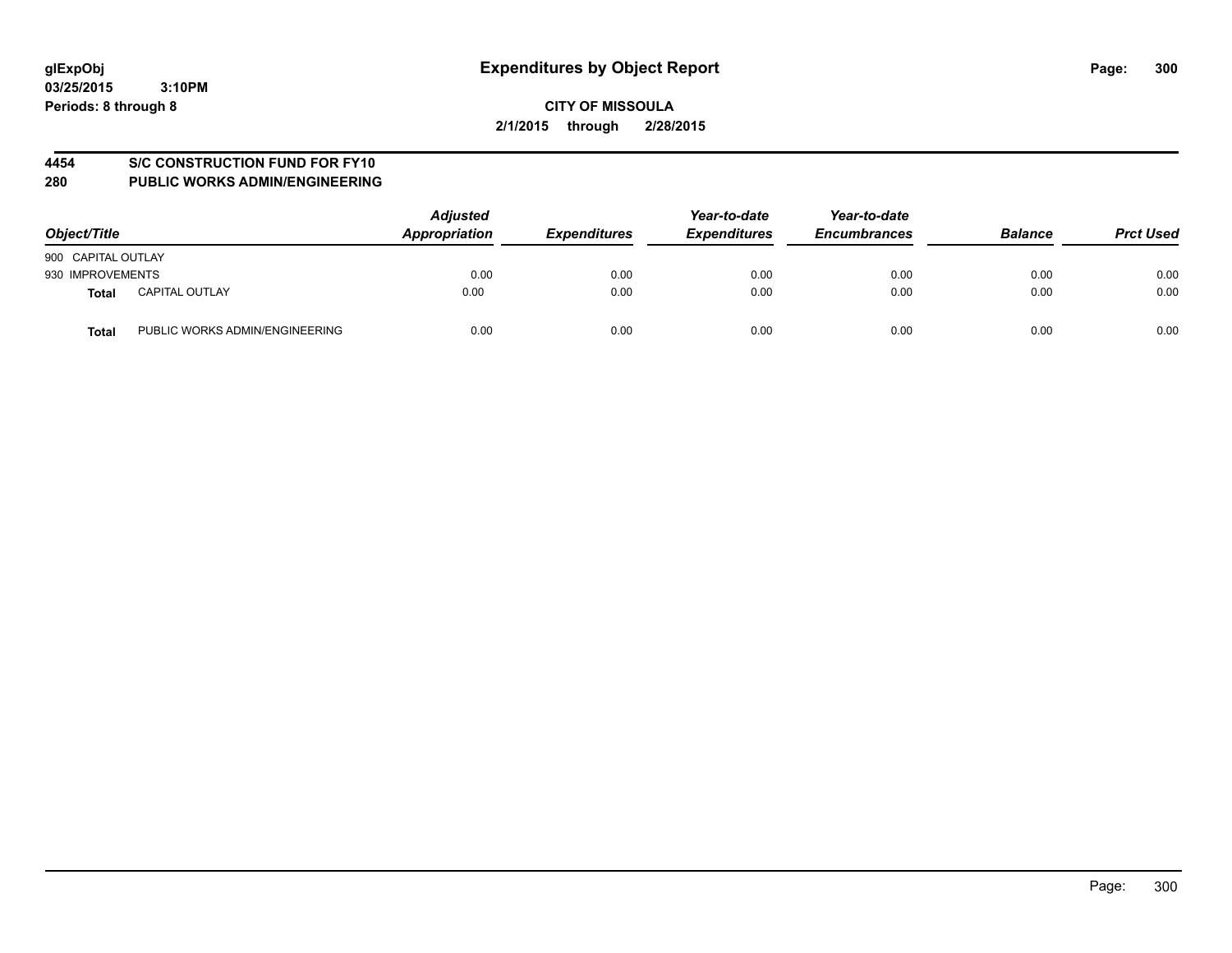**glExpObj** **Expenditures by Object Report**

**03/25/2015 3:10PM**

**Periods: 8 through 8**

**CITY OF MISSOULA**

**2/1/2015 through 2/28/2015**

## 4454 S/C CONSTRUCTION FUND FOR FY10
## 280 PUBLIC WORKS ADMIN/ENGINEERING

| *Object/Title* | *Adjusted Appropriation* | *Expenditures* | *Year-to-date Expenditures* | *Year-to-date Encumbrances* | *Balance* | *Prct Used* |
|---|---|---|---|---|---|---|
| 900 CAPITAL OUTLAY | | | | | | |
| 930 IMPROVEMENTS | 0.00 | 0.00 | 0.00 | 0.00 | 0.00 | 0.00 |
| **Total** CAPITAL OUTLAY | 0.00 | 0.00 | 0.00 | 0.00 | 0.00 | 0.00 |
| **Total** PUBLIC WORKS ADMIN/ENGINEERING | 0.00 | 0.00 | 0.00 | 0.00 | 0.00 | 0.00 |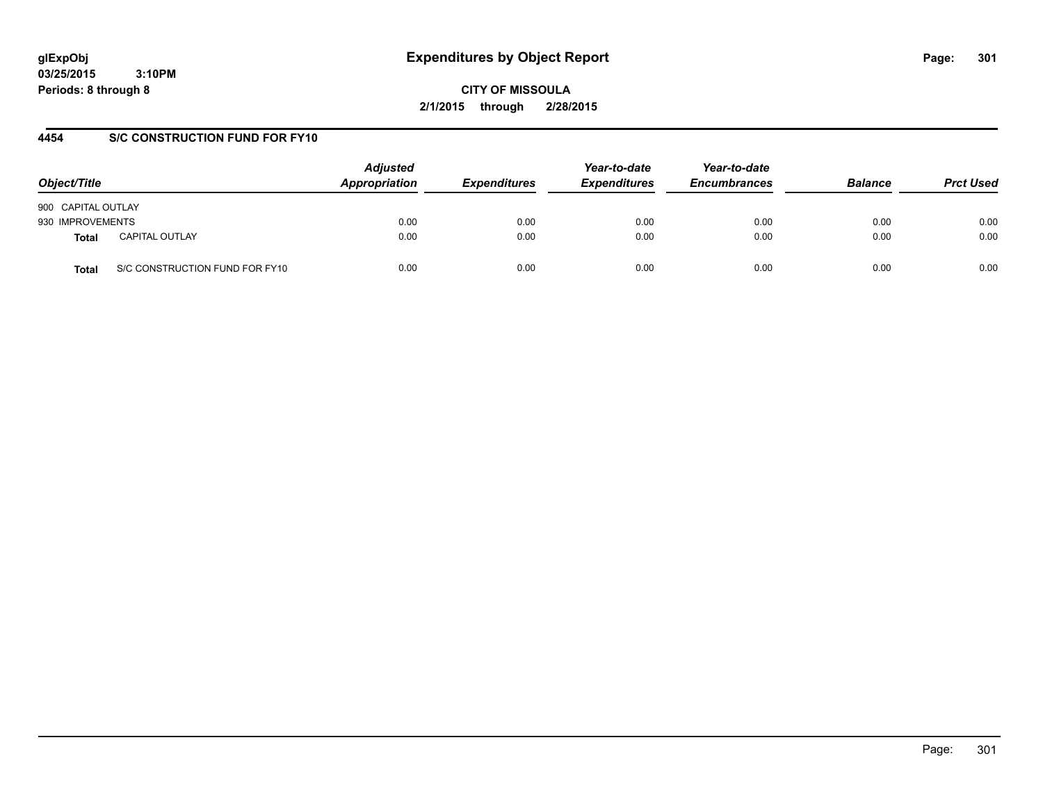**glExpObj**
**03/25/2015 3:10PM**
**Periods: 8 through 8**

# Expenditures by Object Report

**CITY OF MISSOULA**
**2/1/2015 through 2/28/2015**

## 4454 S/C CONSTRUCTION FUND FOR FY10

| Object/Title | | Adjusted Appropriation | Expenditures | Year-to-date Expenditures | Year-to-date Encumbrances | Balance | Prct Used |
|---|---|---|---|---|---|---|---|
| 900 CAPITAL OUTLAY | | | | | | | |
| 930 IMPROVEMENTS | | 0.00 | 0.00 | 0.00 | 0.00 | 0.00 | 0.00 |
| **Total** | CAPITAL OUTLAY | 0.00 | 0.00 | 0.00 | 0.00 | 0.00 | 0.00 |
| **Total** | S/C CONSTRUCTION FUND FOR FY10 | 0.00 | 0.00 | 0.00 | 0.00 | 0.00 | 0.00 |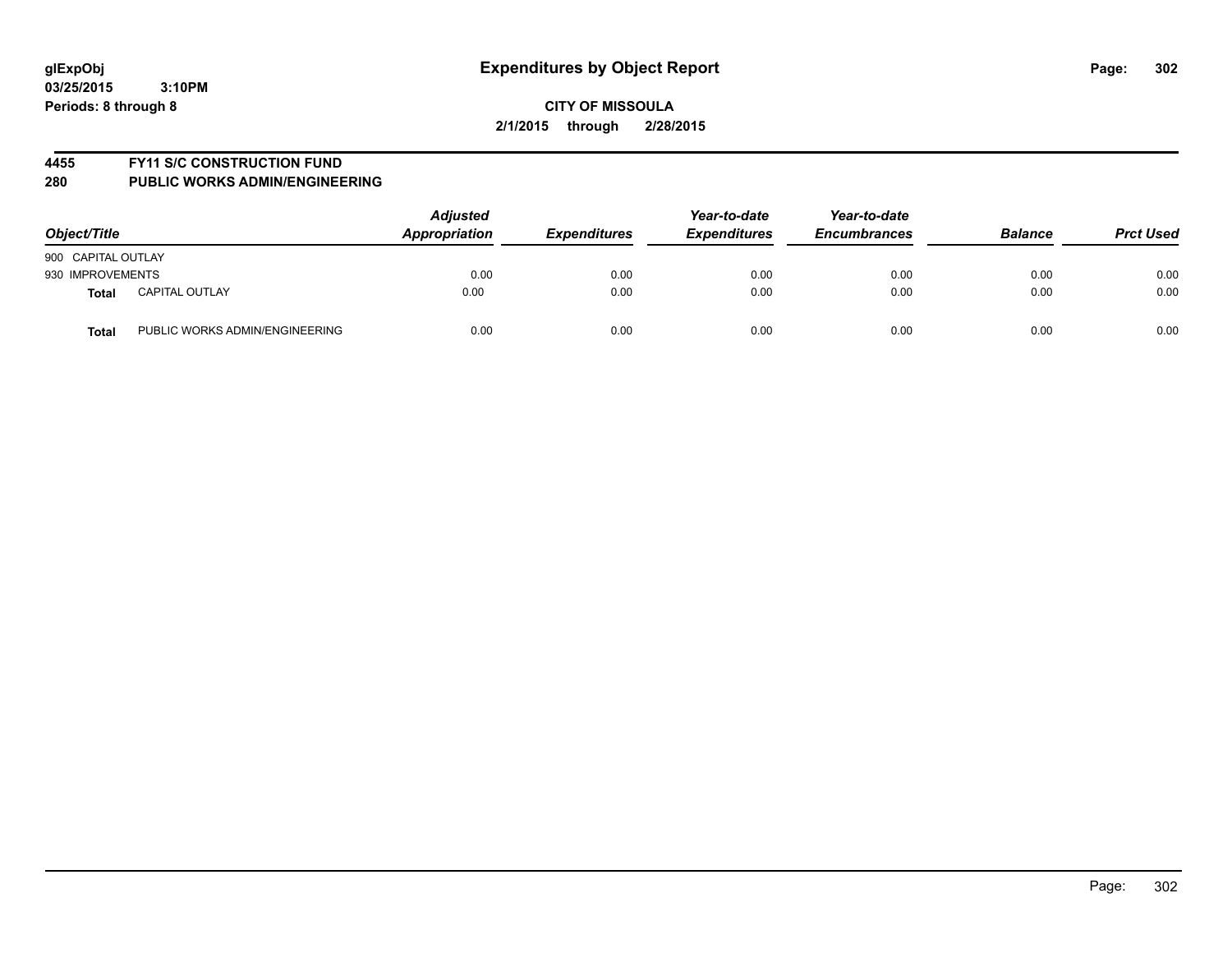# Expenditures by Object Report

**CITY OF MISSOULA**

**2/1/2015 through 2/28/2015**

glExpObj
03/25/2015 3:10PM
Periods: 8 through 8

## 4455 FY11 S/C CONSTRUCTION FUND
## 280 PUBLIC WORKS ADMIN/ENGINEERING

| Object/Title | | Adjusted Appropriation | Expenditures | Year-to-date Expenditures | Year-to-date Encumbrances | Balance | Prct Used |
|---|---|---|---|---|---|---|---|
| 900 CAPITAL OUTLAY | | | | | | | |
| 930 IMPROVEMENTS | | 0.00 | 0.00 | 0.00 | 0.00 | 0.00 | 0.00 |
| **Total** | CAPITAL OUTLAY | 0.00 | 0.00 | 0.00 | 0.00 | 0.00 | 0.00 |
| **Total** | PUBLIC WORKS ADMIN/ENGINEERING | 0.00 | 0.00 | 0.00 | 0.00 | 0.00 | 0.00 |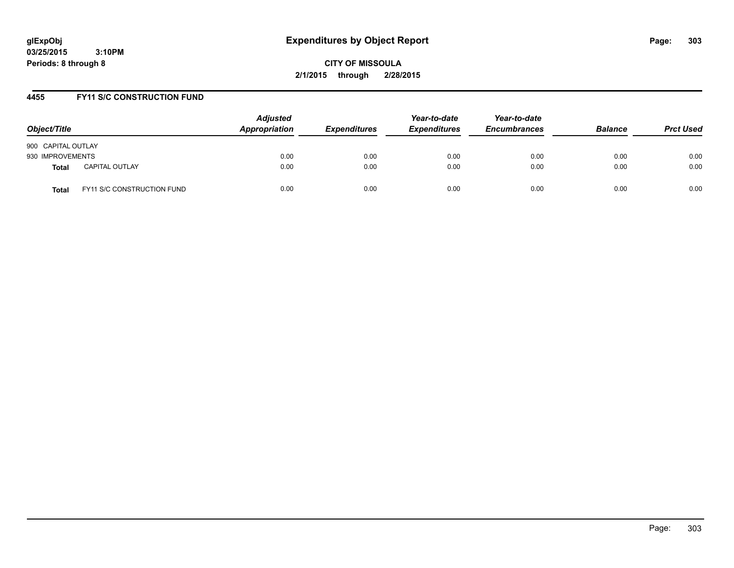# Expenditures by Object Report

glExpObj
03/25/2015 3:10PM
Periods: 8 through 8

**CITY OF MISSOULA**
**2/1/2015 through 2/28/2015**

## 4455 FY11 S/C CONSTRUCTION FUND

| Object/Title | | Adjusted Appropriation | Expenditures | Year-to-date Expenditures | Year-to-date Encumbrances | Balance | Prct Used |
|---|---|---|---|---|---|---|---|
| 900 CAPITAL OUTLAY | | | | | | | |
| 930 IMPROVEMENTS | | 0.00 | 0.00 | 0.00 | 0.00 | 0.00 | 0.00 |
| **Total** | CAPITAL OUTLAY | 0.00 | 0.00 | 0.00 | 0.00 | 0.00 | 0.00 |
| **Total** | FY11 S/C CONSTRUCTION FUND | 0.00 | 0.00 | 0.00 | 0.00 | 0.00 | 0.00 |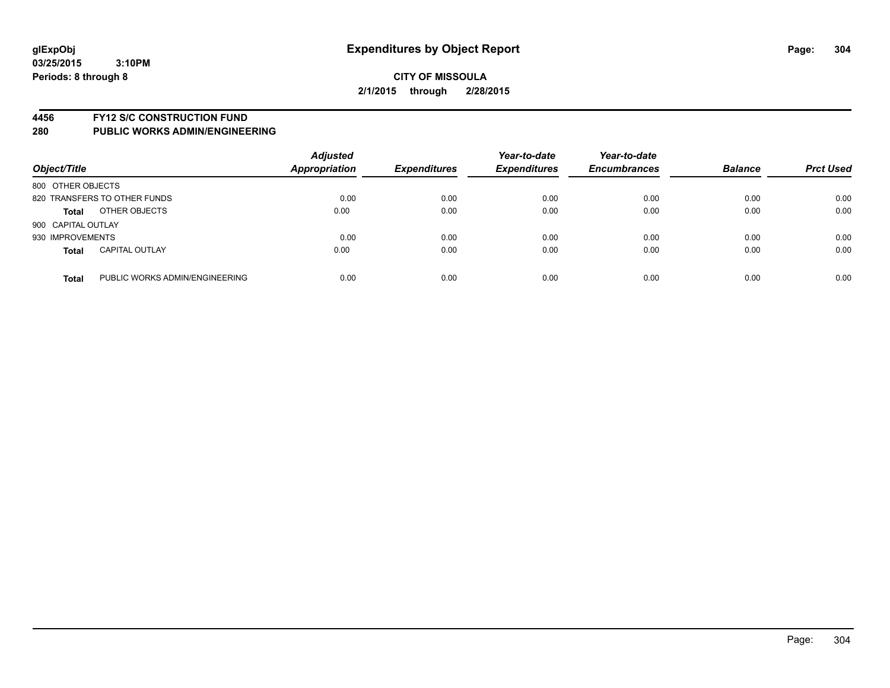# Expenditures by Object Report

**CITY OF MISSOULA**

**2/1/2015 through 2/28/2015**

glExpObj
03/25/2015 3:10PM
Periods: 8 through 8

## 4456 FY12 S/C CONSTRUCTION FUND
## 280 PUBLIC WORKS ADMIN/ENGINEERING

| Object/Title | | Adjusted Appropriation | Expenditures | Year-to-date Expenditures | Year-to-date Encumbrances | Balance | Prct Used |
|---|---|---|---|---|---|---|---|
| 800 OTHER OBJECTS | | | | | | | |
| 820 TRANSFERS TO OTHER FUNDS | | 0.00 | 0.00 | 0.00 | 0.00 | 0.00 | 0.00 |
| **Total** | OTHER OBJECTS | 0.00 | 0.00 | 0.00 | 0.00 | 0.00 | 0.00 |
| 900 CAPITAL OUTLAY | | | | | | | |
| 930 IMPROVEMENTS | | 0.00 | 0.00 | 0.00 | 0.00 | 0.00 | 0.00 |
| **Total** | CAPITAL OUTLAY | 0.00 | 0.00 | 0.00 | 0.00 | 0.00 | 0.00 |
| **Total** | PUBLIC WORKS ADMIN/ENGINEERING | 0.00 | 0.00 | 0.00 | 0.00 | 0.00 | 0.00 |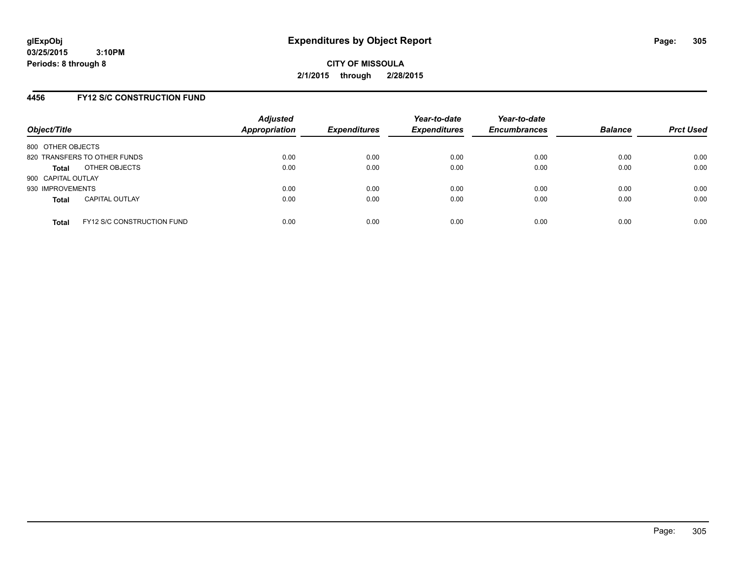**glExpObj**
**03/25/2015 3:10PM**
**Periods: 8 through 8**

# Expenditures by Object Report

**CITY OF MISSOULA**
**2/1/2015 through 2/28/2015**

## 4456 FY12 S/C CONSTRUCTION FUND

| Object/Title | Adjusted Appropriation | Expenditures | Year-to-date Expenditures | Year-to-date Encumbrances | Balance | Prct Used |
|---|---|---|---|---|---|---|
| 800 OTHER OBJECTS | | | | | | |
| 820 TRANSFERS TO OTHER FUNDS | 0.00 | 0.00 | 0.00 | 0.00 | 0.00 | 0.00 |
| **Total** OTHER OBJECTS | 0.00 | 0.00 | 0.00 | 0.00 | 0.00 | 0.00 |
| 900 CAPITAL OUTLAY | | | | | | |
| 930 IMPROVEMENTS | 0.00 | 0.00 | 0.00 | 0.00 | 0.00 | 0.00 |
| **Total** CAPITAL OUTLAY | 0.00 | 0.00 | 0.00 | 0.00 | 0.00 | 0.00 |
| **Total** FY12 S/C CONSTRUCTION FUND | 0.00 | 0.00 | 0.00 | 0.00 | 0.00 | 0.00 |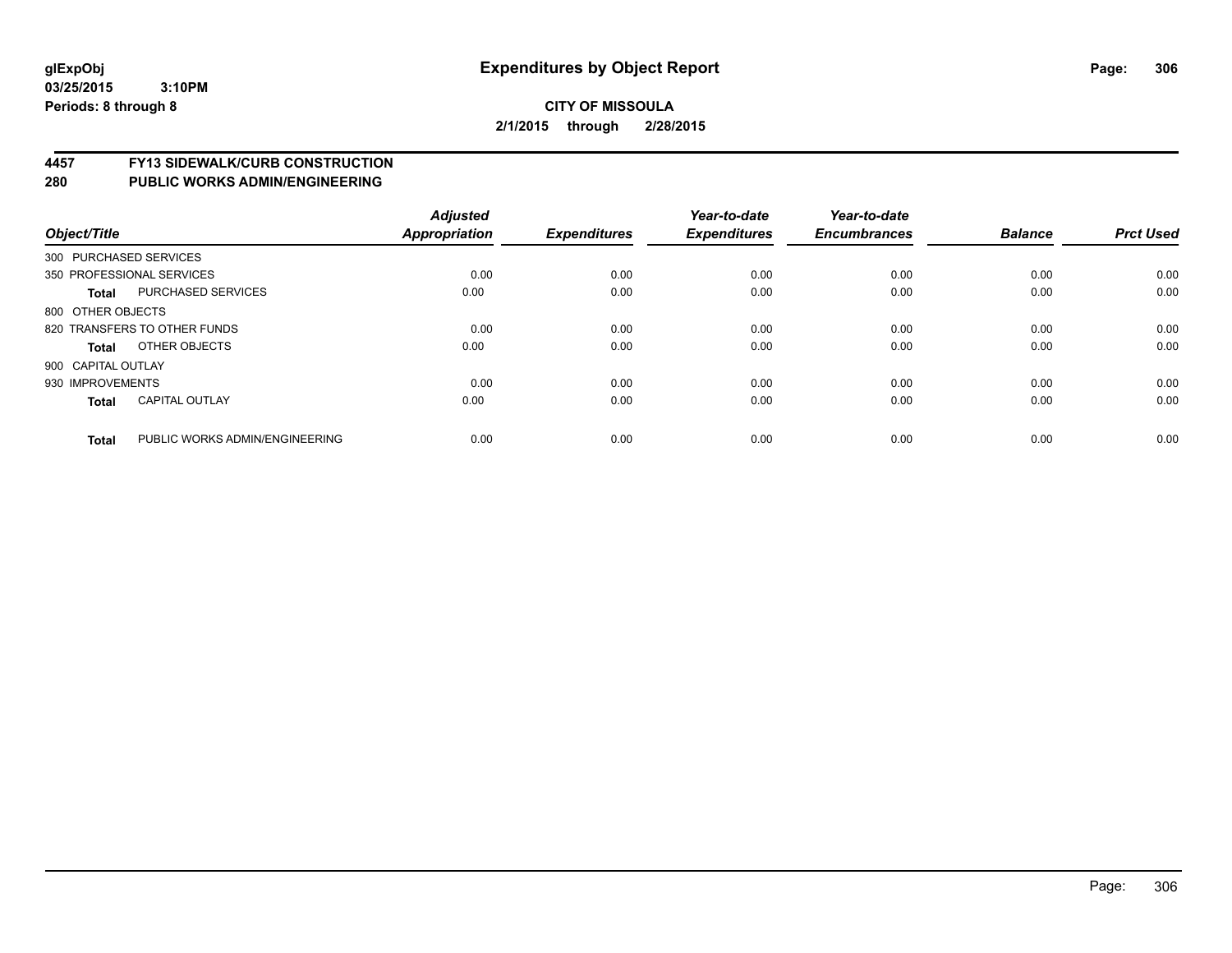glExpObj
03/25/2015 3:10PM
Periods: 8 through 8

# Expenditures by Object Report

**CITY OF MISSOULA**
**2/1/2015 through 2/28/2015**

## 4457 FY13 SIDEWALK/CURB CONSTRUCTION
## 280 PUBLIC WORKS ADMIN/ENGINEERING

| Object/Title | | Adjusted Appropriation | Expenditures | Year-to-date Expenditures | Year-to-date Encumbrances | Balance | Prct Used |
|---|---|---|---|---|---|---|---|
| 300 PURCHASED SERVICES | | | | | | | |
| 350 PROFESSIONAL SERVICES | | 0.00 | 0.00 | 0.00 | 0.00 | 0.00 | 0.00 |
| **Total** | PURCHASED SERVICES | 0.00 | 0.00 | 0.00 | 0.00 | 0.00 | 0.00 |
| 800 OTHER OBJECTS | | | | | | | |
| 820 TRANSFERS TO OTHER FUNDS | | 0.00 | 0.00 | 0.00 | 0.00 | 0.00 | 0.00 |
| **Total** | OTHER OBJECTS | 0.00 | 0.00 | 0.00 | 0.00 | 0.00 | 0.00 |
| 900 CAPITAL OUTLAY | | | | | | | |
| 930 IMPROVEMENTS | | 0.00 | 0.00 | 0.00 | 0.00 | 0.00 | 0.00 |
| **Total** | CAPITAL OUTLAY | 0.00 | 0.00 | 0.00 | 0.00 | 0.00 | 0.00 |
| **Total** | PUBLIC WORKS ADMIN/ENGINEERING | 0.00 | 0.00 | 0.00 | 0.00 | 0.00 | 0.00 |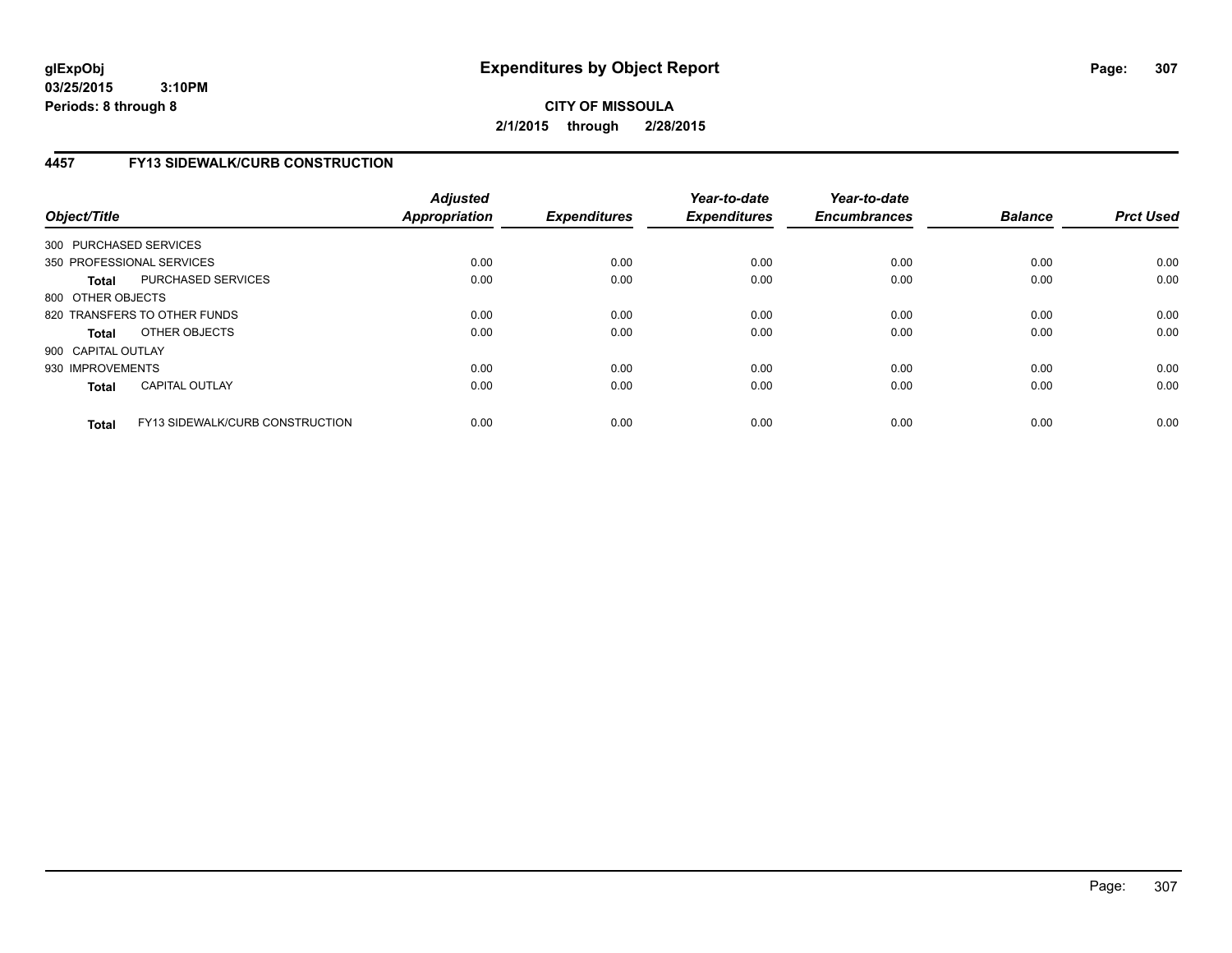**glExpObj**
**03/25/2015 3:10PM**
**Periods: 8 through 8**

# Expenditures by Object Report

**CITY OF MISSOULA**
**2/1/2015 through 2/28/2015**

## 4457 FY13 SIDEWALK/CURB CONSTRUCTION

| Object/Title | | Adjusted Appropriation | Expenditures | Year-to-date Expenditures | Year-to-date Encumbrances | Balance | Prct Used |
|---|---|---|---|---|---|---|---|
| 300 PURCHASED SERVICES | | | | | | | |
| 350 PROFESSIONAL SERVICES | | 0.00 | 0.00 | 0.00 | 0.00 | 0.00 | 0.00 |
| **Total** | PURCHASED SERVICES | 0.00 | 0.00 | 0.00 | 0.00 | 0.00 | 0.00 |
| 800 OTHER OBJECTS | | | | | | | |
| 820 TRANSFERS TO OTHER FUNDS | | 0.00 | 0.00 | 0.00 | 0.00 | 0.00 | 0.00 |
| **Total** | OTHER OBJECTS | 0.00 | 0.00 | 0.00 | 0.00 | 0.00 | 0.00 |
| 900 CAPITAL OUTLAY | | | | | | | |
| 930 IMPROVEMENTS | | 0.00 | 0.00 | 0.00 | 0.00 | 0.00 | 0.00 |
| **Total** | CAPITAL OUTLAY | 0.00 | 0.00 | 0.00 | 0.00 | 0.00 | 0.00 |
| **Total** | FY13 SIDEWALK/CURB CONSTRUCTION | 0.00 | 0.00 | 0.00 | 0.00 | 0.00 | 0.00 |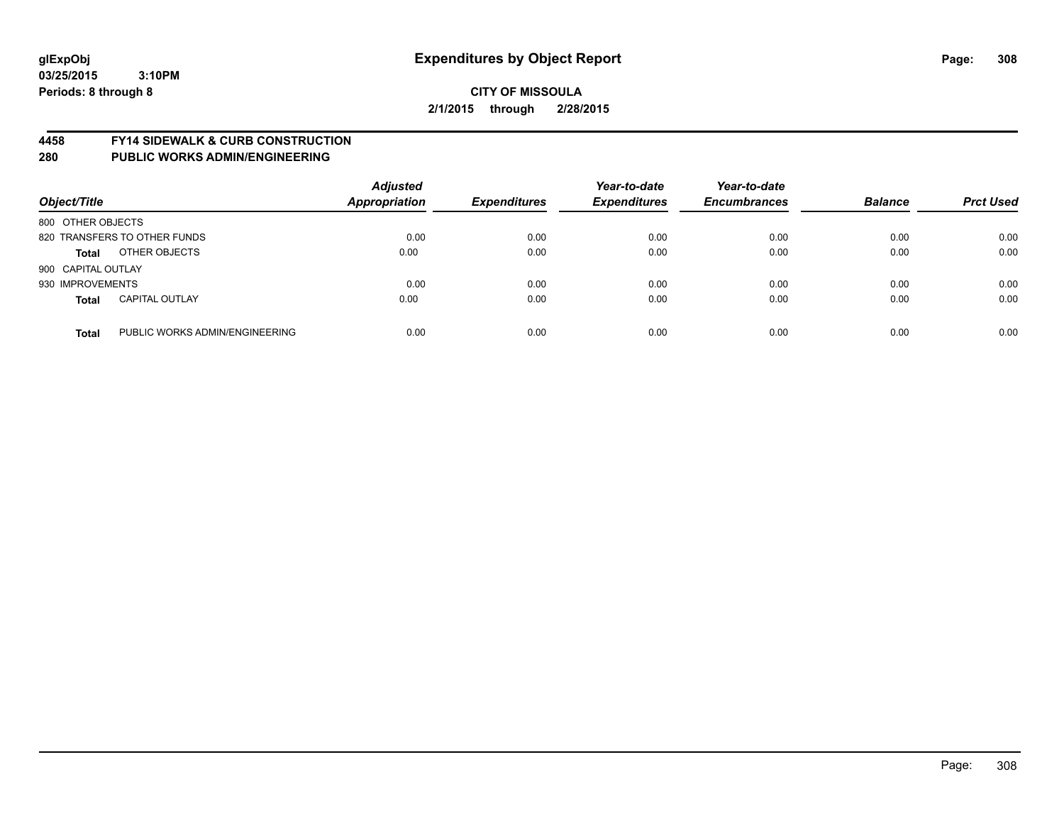**glExpObj**
**03/25/2015 3:10PM**
**Periods: 8 through 8**

# Expenditures by Object Report

**CITY OF MISSOULA**
**2/1/2015 through 2/28/2015**

**4458 FY14 SIDEWALK & CURB CONSTRUCTION**
**280 PUBLIC WORKS ADMIN/ENGINEERING**

| Object/Title | | Adjusted Appropriation | Expenditures | Year-to-date Expenditures | Year-to-date Encumbrances | Balance | Prct Used |
|---|---|---|---|---|---|---|---|
| 800 OTHER OBJECTS | | | | | | | |
| 820 TRANSFERS TO OTHER FUNDS | | 0.00 | 0.00 | 0.00 | 0.00 | 0.00 | 0.00 |
| **Total** | OTHER OBJECTS | 0.00 | 0.00 | 0.00 | 0.00 | 0.00 | 0.00 |
| 900 CAPITAL OUTLAY | | | | | | | |
| 930 IMPROVEMENTS | | 0.00 | 0.00 | 0.00 | 0.00 | 0.00 | 0.00 |
| **Total** | CAPITAL OUTLAY | 0.00 | 0.00 | 0.00 | 0.00 | 0.00 | 0.00 |
| **Total** | PUBLIC WORKS ADMIN/ENGINEERING | 0.00 | 0.00 | 0.00 | 0.00 | 0.00 | 0.00 |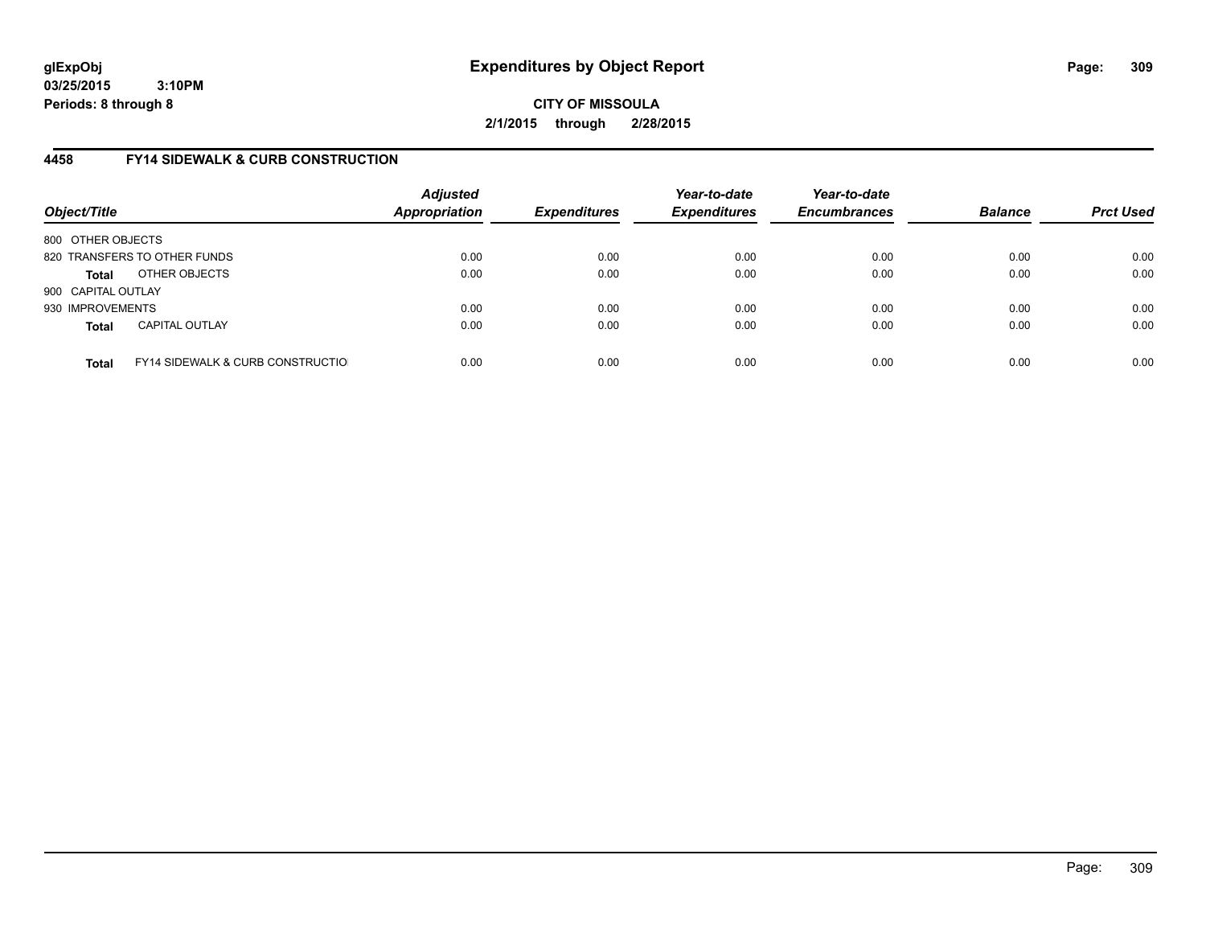**glExpObj**
**03/25/2015 3:10PM**
**Periods: 8 through 8**

# Expenditures by Object Report

**CITY OF MISSOULA**
**2/1/2015 through 2/28/2015**

## 4458 FY14 SIDEWALK & CURB CONSTRUCTION

| Object/Title | Adjusted Appropriation | Expenditures | Year-to-date Expenditures | Year-to-date Encumbrances | Balance | Prct Used |
|---|---|---|---|---|---|---|
| 800 OTHER OBJECTS | | | | | | |
| 820 TRANSFERS TO OTHER FUNDS | 0.00 | 0.00 | 0.00 | 0.00 | 0.00 | 0.00 |
| **Total** OTHER OBJECTS | 0.00 | 0.00 | 0.00 | 0.00 | 0.00 | 0.00 |
| 900 CAPITAL OUTLAY | | | | | | |
| 930 IMPROVEMENTS | 0.00 | 0.00 | 0.00 | 0.00 | 0.00 | 0.00 |
| **Total** CAPITAL OUTLAY | 0.00 | 0.00 | 0.00 | 0.00 | 0.00 | 0.00 |
| **Total** FY14 SIDEWALK & CURB CONSTRUCTIO | 0.00 | 0.00 | 0.00 | 0.00 | 0.00 | 0.00 |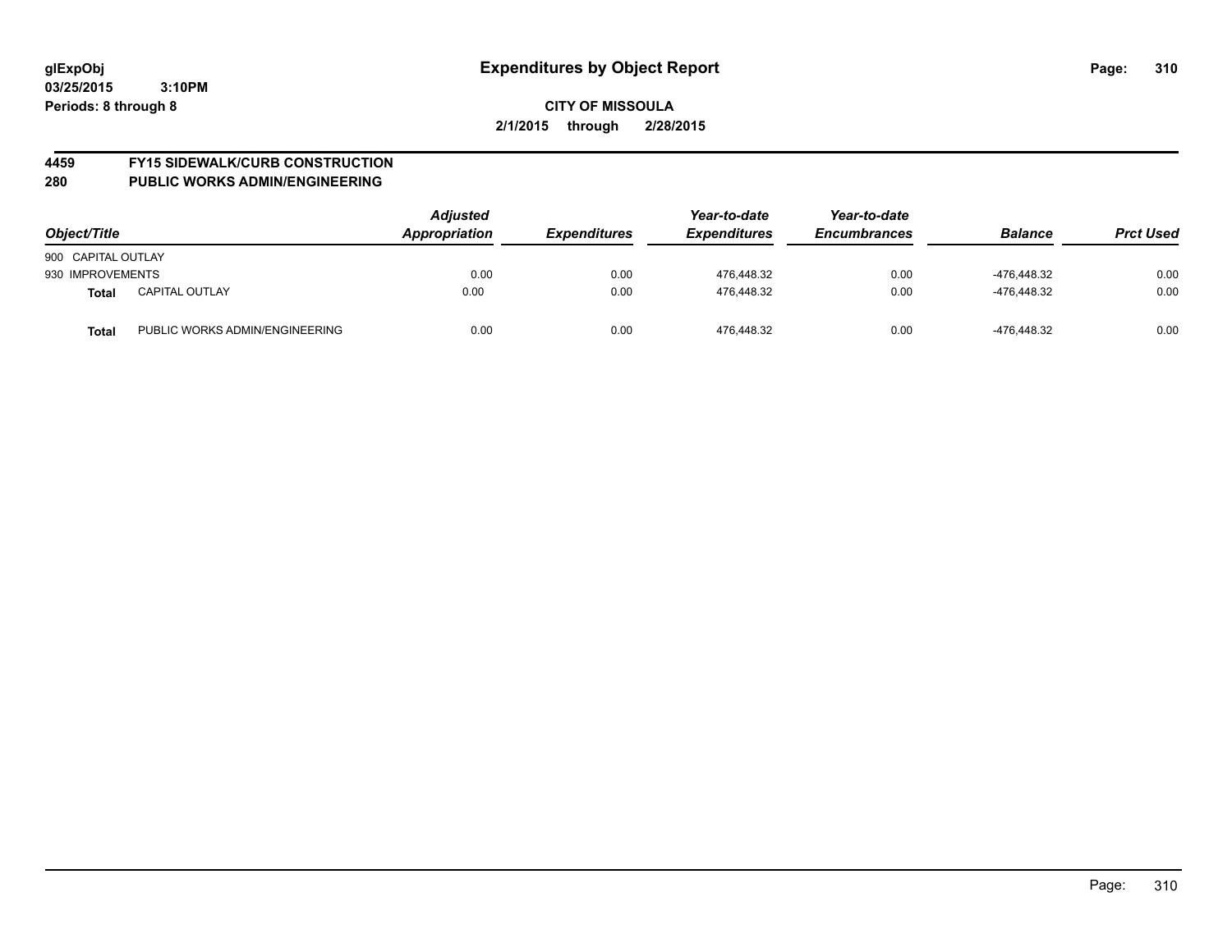**glExpObj**
**03/25/2015 3:10PM**
**Periods: 8 through 8**

# Expenditures by Object Report

**CITY OF MISSOULA**
**2/1/2015 through 2/28/2015**

## 4459 FY15 SIDEWALK/CURB CONSTRUCTION
## 280 PUBLIC WORKS ADMIN/ENGINEERING

| Object/Title | | Adjusted Appropriation | Expenditures | Year-to-date Expenditures | Year-to-date Encumbrances | Balance | Prct Used |
|---|---|---|---|---|---|---|---|
| 900 CAPITAL OUTLAY | | | | | | | |
| 930 IMPROVEMENTS | | 0.00 | 0.00 | 476,448.32 | 0.00 | -476,448.32 | 0.00 |
| **Total** | CAPITAL OUTLAY | 0.00 | 0.00 | 476,448.32 | 0.00 | -476,448.32 | 0.00 |
| **Total** | PUBLIC WORKS ADMIN/ENGINEERING | 0.00 | 0.00 | 476,448.32 | 0.00 | -476,448.32 | 0.00 |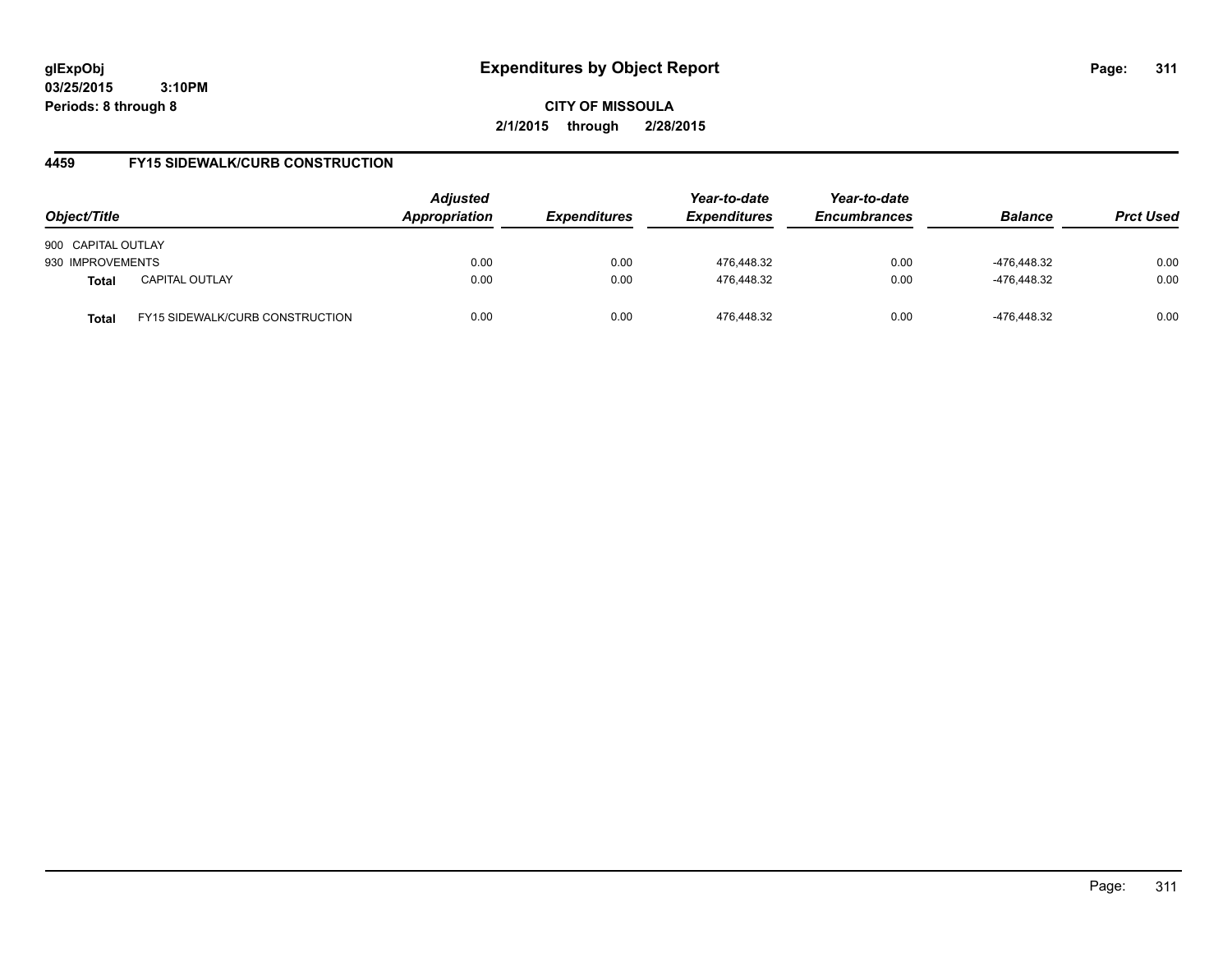# Expenditures by Object Report

glExpObj
03/25/2015 3:10PM
Periods: 8 through 8

**CITY OF MISSOULA**
**2/1/2015 through 2/28/2015**

## 4459 FY15 SIDEWALK/CURB CONSTRUCTION

| Object/Title | | Adjusted Appropriation | Expenditures | Year-to-date Expenditures | Year-to-date Encumbrances | Balance | Prct Used |
|---|---|---|---|---|---|---|---|
| 900 CAPITAL OUTLAY | | | | | | | |
| 930 IMPROVEMENTS | | 0.00 | 0.00 | 476,448.32 | 0.00 | -476,448.32 | 0.00 |
| **Total** | CAPITAL OUTLAY | 0.00 | 0.00 | 476,448.32 | 0.00 | -476,448.32 | 0.00 |
| **Total** | FY15 SIDEWALK/CURB CONSTRUCTION | 0.00 | 0.00 | 476,448.32 | 0.00 | -476,448.32 | 0.00 |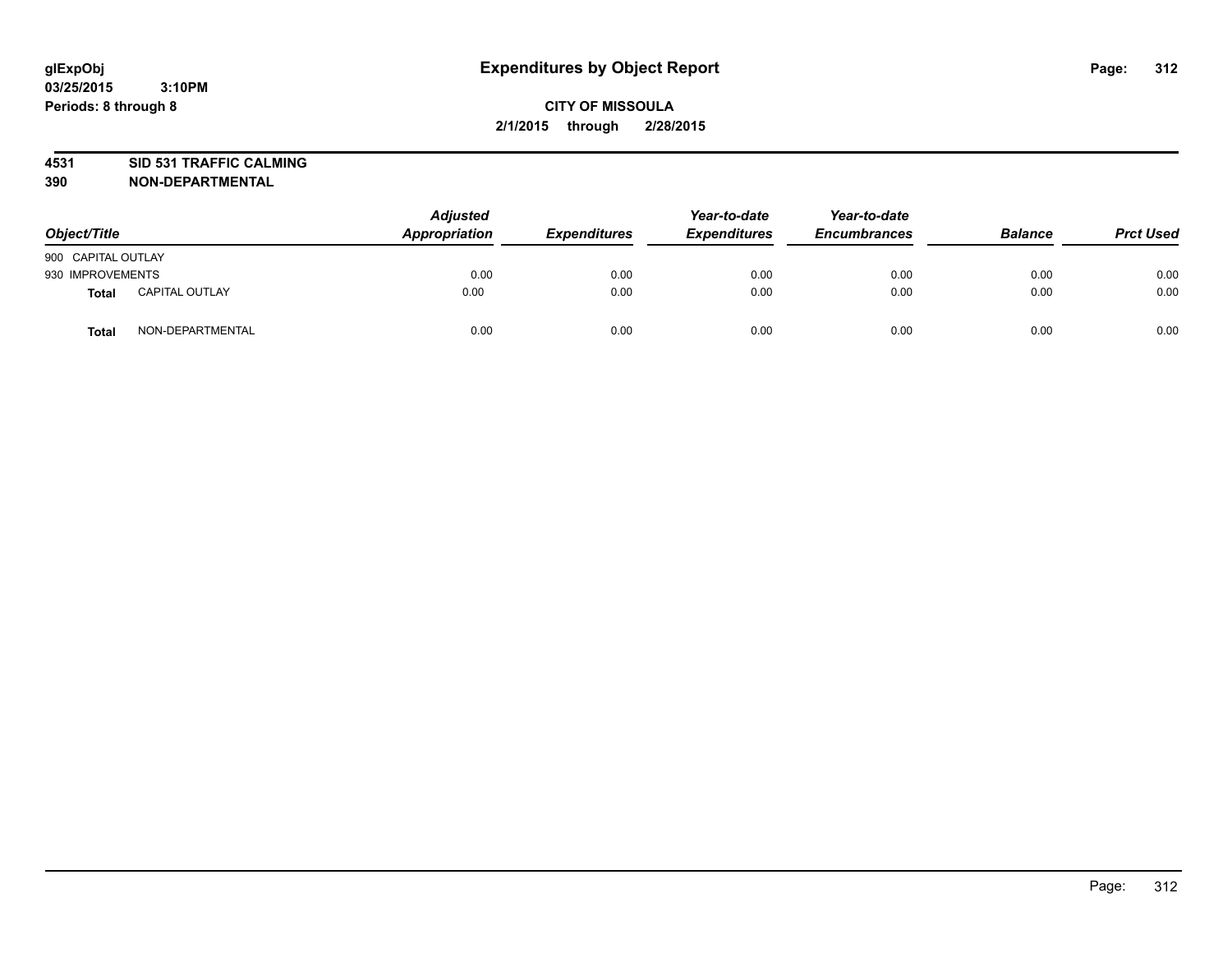**glExpObj**
**03/25/2015 3:10PM**
**Periods: 8 through 8**

# Expenditures by Object Report

**CITY OF MISSOULA**
**2/1/2015 through 2/28/2015**

**4531 SID 531 TRAFFIC CALMING**
**390 NON-DEPARTMENTAL**

| Object/Title | | Adjusted Appropriation | Expenditures | Year-to-date Expenditures | Year-to-date Encumbrances | Balance | Prct Used |
|---|---|---|---|---|---|---|---|
| 900 CAPITAL OUTLAY | | | | | | | |
| 930 IMPROVEMENTS | | 0.00 | 0.00 | 0.00 | 0.00 | 0.00 | 0.00 |
| **Total** | CAPITAL OUTLAY | 0.00 | 0.00 | 0.00 | 0.00 | 0.00 | 0.00 |
| **Total** | NON-DEPARTMENTAL | 0.00 | 0.00 | 0.00 | 0.00 | 0.00 | 0.00 |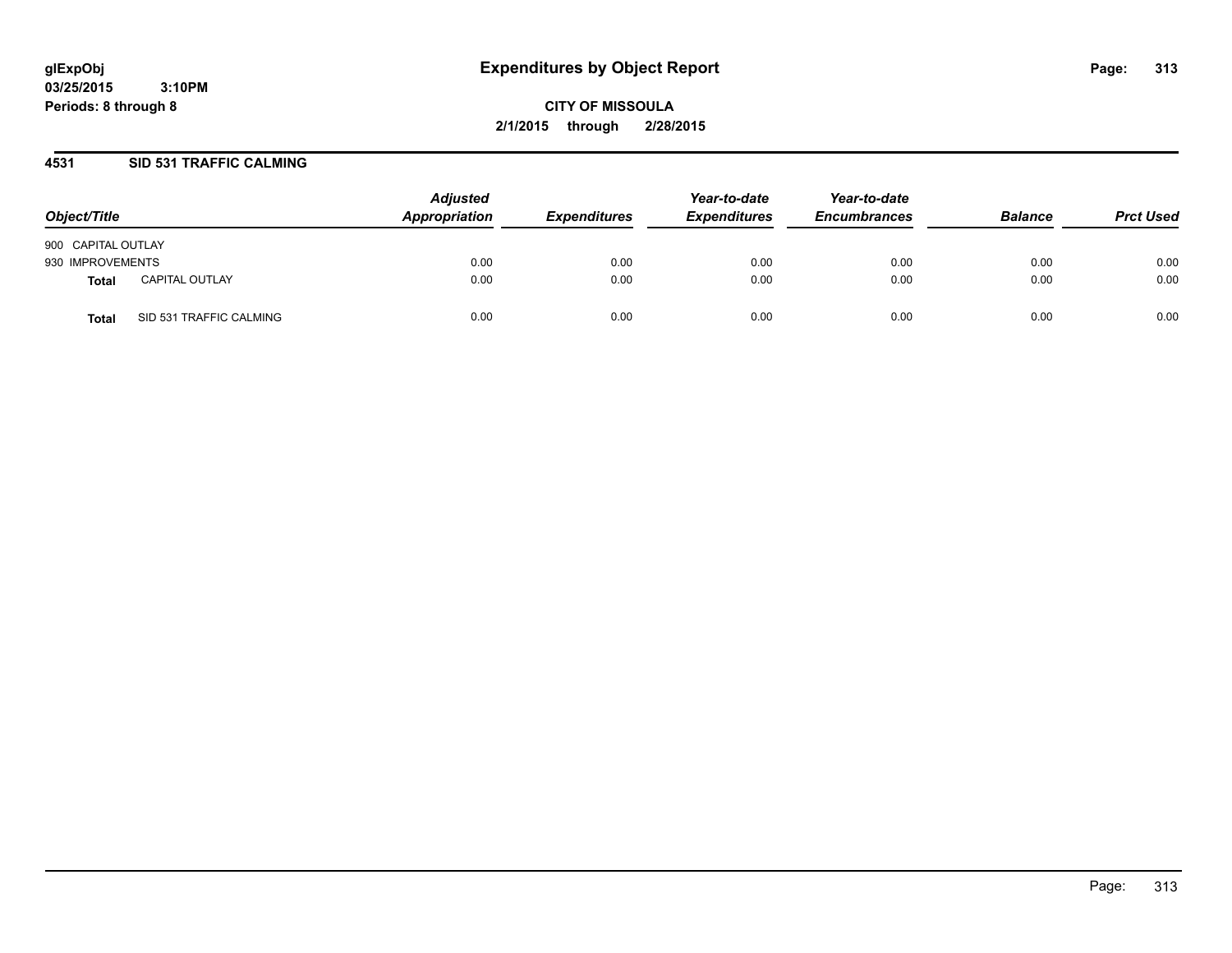**glExpObj** 
**03/25/2015 3:10PM** 
**Periods: 8 through 8**

# Expenditures by Object Report

**CITY OF MISSOULA**
**2/1/2015 through 2/28/2015**

## 4531 SID 531 TRAFFIC CALMING

| Object/Title | | Adjusted Appropriation | Expenditures | Year-to-date Expenditures | Year-to-date Encumbrances | Balance | Prct Used |
|---|---|---|---|---|---|---|---|
| 900 CAPITAL OUTLAY | | | | | | | |
| 930 IMPROVEMENTS | | 0.00 | 0.00 | 0.00 | 0.00 | 0.00 | 0.00 |
| **Total** | CAPITAL OUTLAY | 0.00 | 0.00 | 0.00 | 0.00 | 0.00 | 0.00 |
| **Total** | SID 531 TRAFFIC CALMING | 0.00 | 0.00 | 0.00 | 0.00 | 0.00 | 0.00 |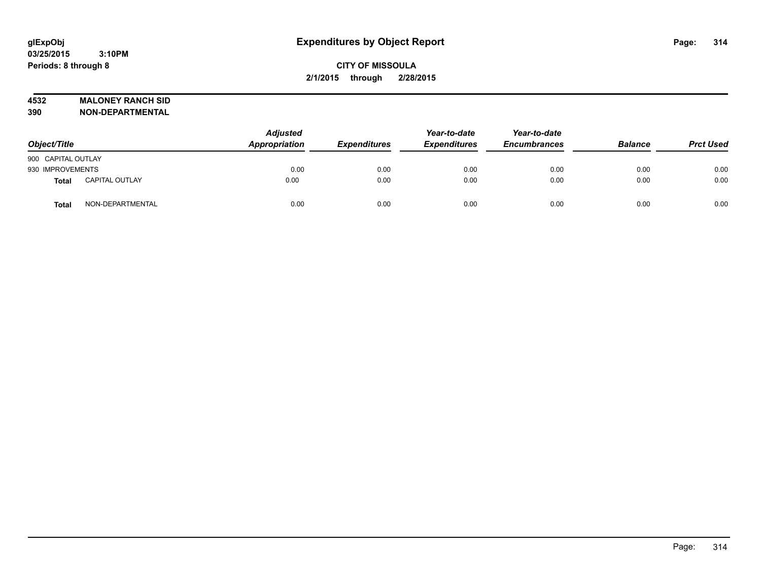# Expenditures by Object Report

glExpObj
03/25/2015 3:10PM
Periods: 8 through 8

**CITY OF MISSOULA**
**2/1/2015 through 2/28/2015**

**4532 MALONEY RANCH SID**
**390 NON-DEPARTMENTAL**

| Object/Title | | Adjusted Appropriation | Expenditures | Year-to-date Expenditures | Year-to-date Encumbrances | Balance | Prct Used |
|---|---|---|---|---|---|---|---|
| 900 CAPITAL OUTLAY | | | | | | | |
| 930 IMPROVEMENTS | | 0.00 | 0.00 | 0.00 | 0.00 | 0.00 | 0.00 |
| **Total** | CAPITAL OUTLAY | 0.00 | 0.00 | 0.00 | 0.00 | 0.00 | 0.00 |
| **Total** | NON-DEPARTMENTAL | 0.00 | 0.00 | 0.00 | 0.00 | 0.00 | 0.00 |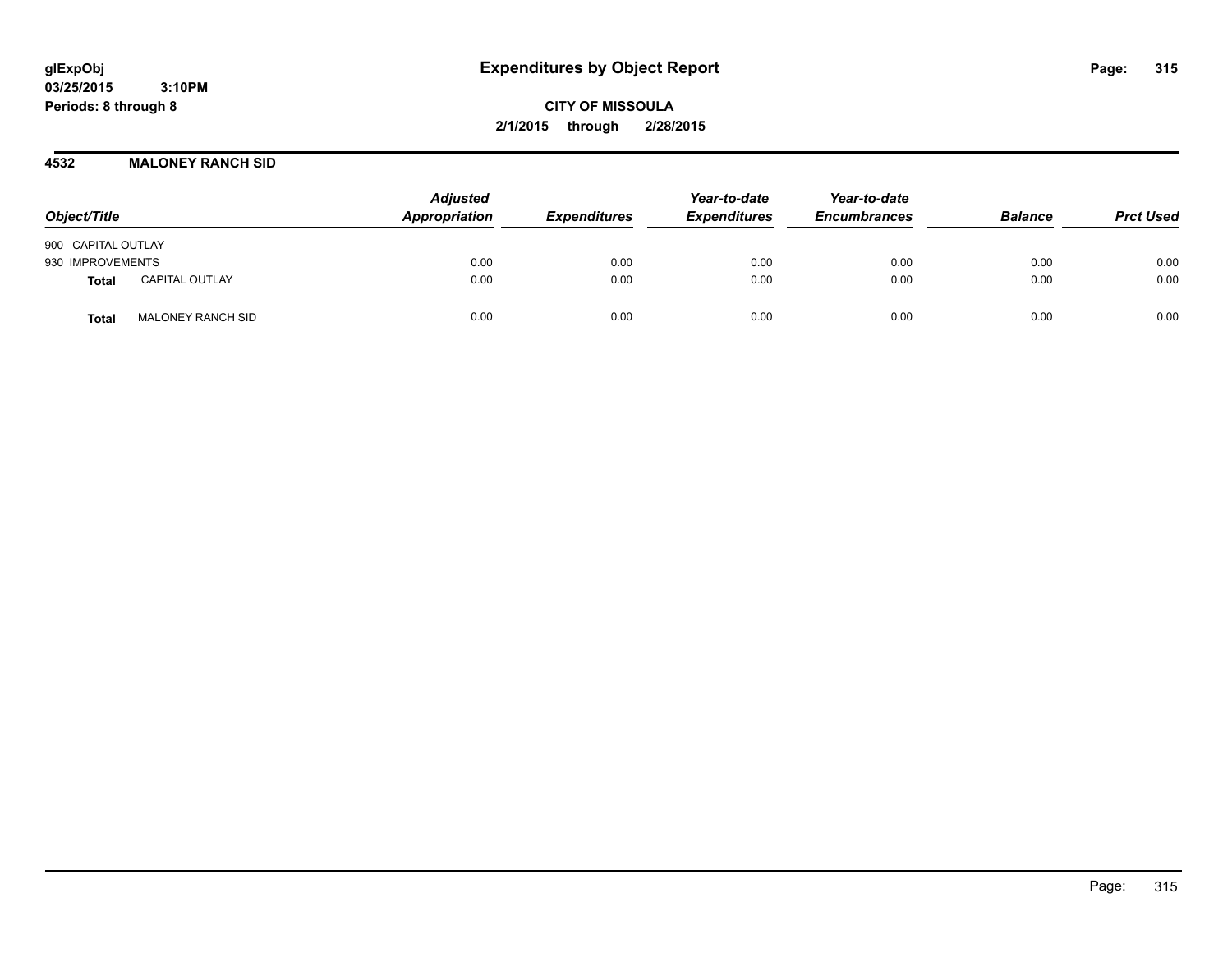**glExpObj**
**03/25/2015 3:10PM**
**Periods: 8 through 8**

# Expenditures by Object Report

**CITY OF MISSOULA**
**2/1/2015 through 2/28/2015**

## 4532 MALONEY RANCH SID

| Object/Title | | Adjusted Appropriation | Expenditures | Year-to-date Expenditures | Year-to-date Encumbrances | Balance | Prct Used |
|---|---|---|---|---|---|---|---|
| 900 CAPITAL OUTLAY | | | | | | | |
| 930 IMPROVEMENTS | | 0.00 | 0.00 | 0.00 | 0.00 | 0.00 | 0.00 |
| **Total** | CAPITAL OUTLAY | 0.00 | 0.00 | 0.00 | 0.00 | 0.00 | 0.00 |
| **Total** | MALONEY RANCH SID | 0.00 | 0.00 | 0.00 | 0.00 | 0.00 | 0.00 |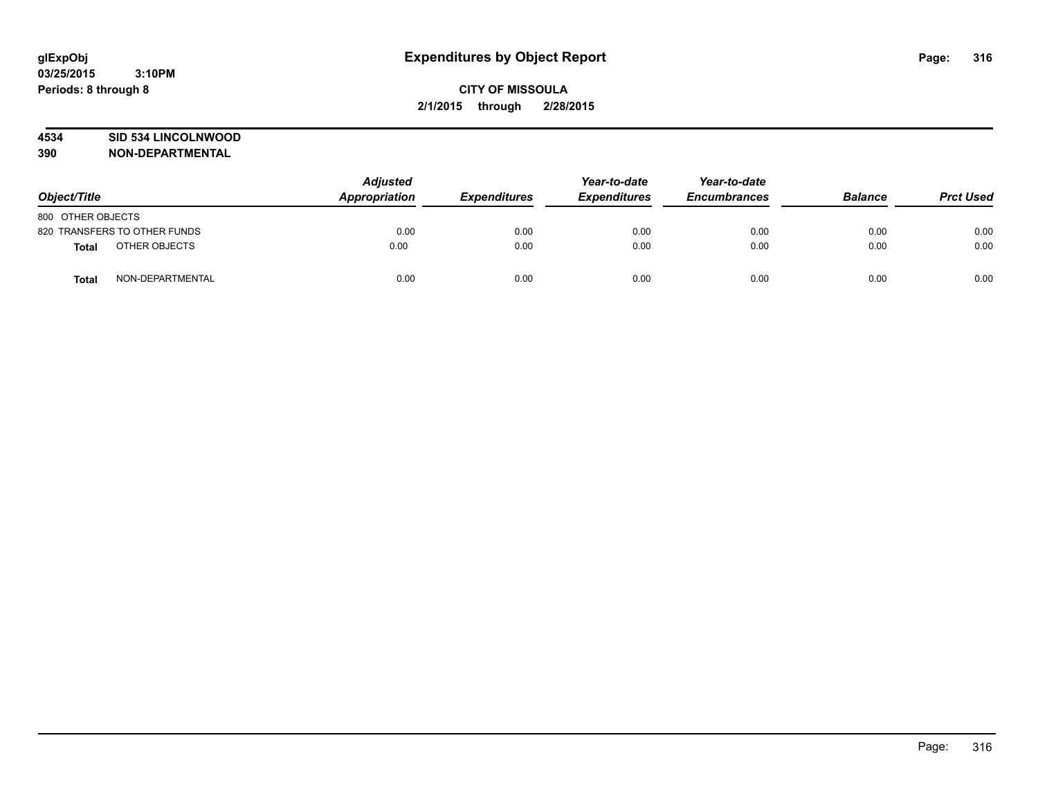**glExpObj**
**03/25/2015 3:10PM**
**Periods: 8 through 8**

# Expenditures by Object Report

**CITY OF MISSOULA**
**2/1/2015 through 2/28/2015**

**4534 SID 534 LINCOLNWOOD**
**390 NON-DEPARTMENTAL**

| Object/Title | | Adjusted Appropriation | Expenditures | Year-to-date Expenditures | Year-to-date Encumbrances | Balance | Prct Used |
|---|---|---|---|---|---|---|---|
| 800 OTHER OBJECTS | | | | | | | |
| 820 TRANSFERS TO OTHER FUNDS | | 0.00 | 0.00 | 0.00 | 0.00 | 0.00 | 0.00 |
| **Total** | OTHER OBJECTS | 0.00 | 0.00 | 0.00 | 0.00 | 0.00 | 0.00 |
| **Total** | NON-DEPARTMENTAL | 0.00 | 0.00 | 0.00 | 0.00 | 0.00 | 0.00 |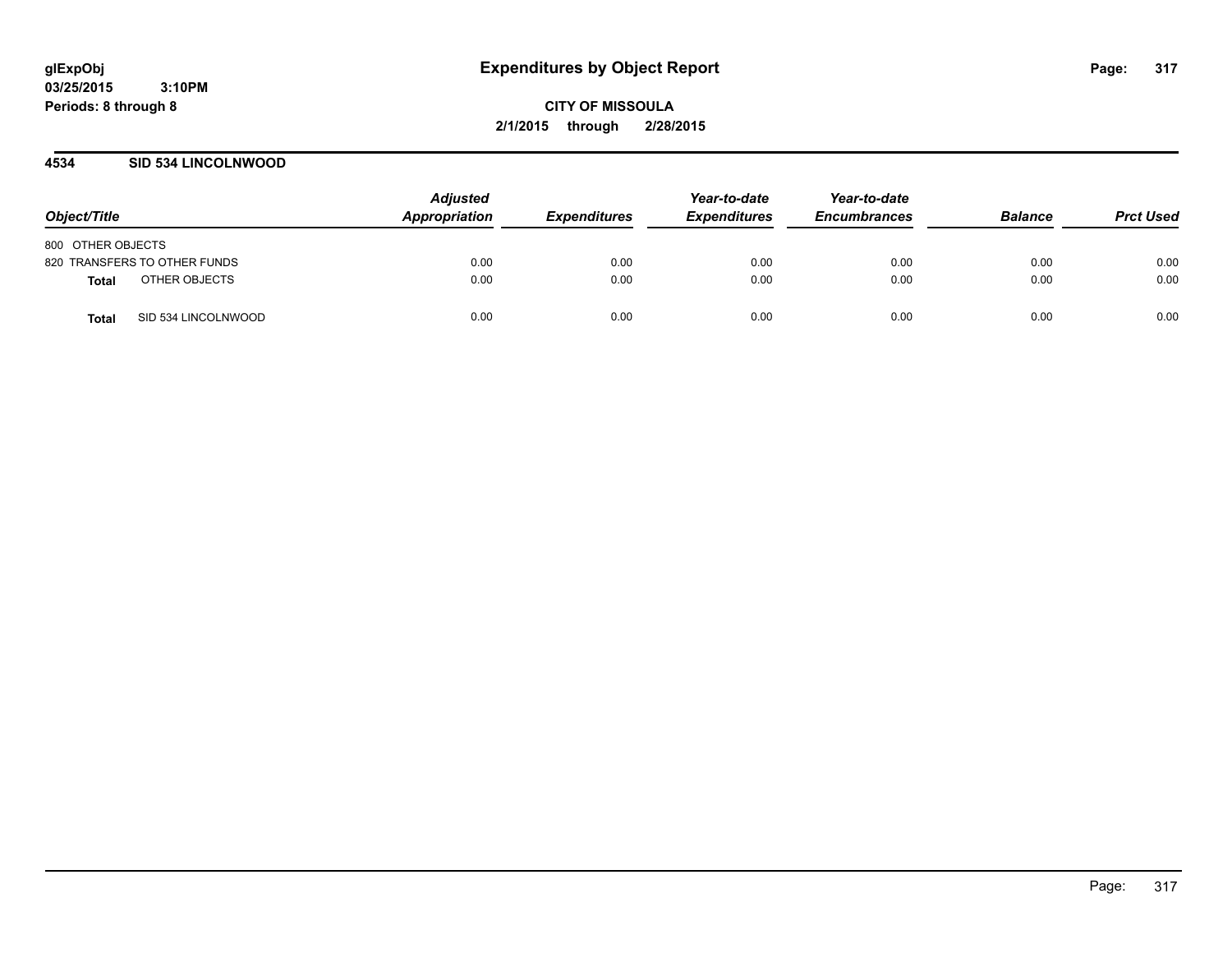**Expenditures by Object Report**

**CITY OF MISSOULA**

**2/1/2015 through 2/28/2015**

**4534 SID 534 LINCOLNWOOD**

| Object/Title | Adjusted Appropriation | Expenditures | Year-to-date Expenditures | Year-to-date Encumbrances | Balance | Prct Used |
|---|---|---|---|---|---|---|
| 800 OTHER OBJECTS | | | | | | |
| 820 TRANSFERS TO OTHER FUNDS | 0.00 | 0.00 | 0.00 | 0.00 | 0.00 | 0.00 |
| **Total** OTHER OBJECTS | 0.00 | 0.00 | 0.00 | 0.00 | 0.00 | 0.00 |
| **Total** SID 534 LINCOLNWOOD | 0.00 | 0.00 | 0.00 | 0.00 | 0.00 | 0.00 |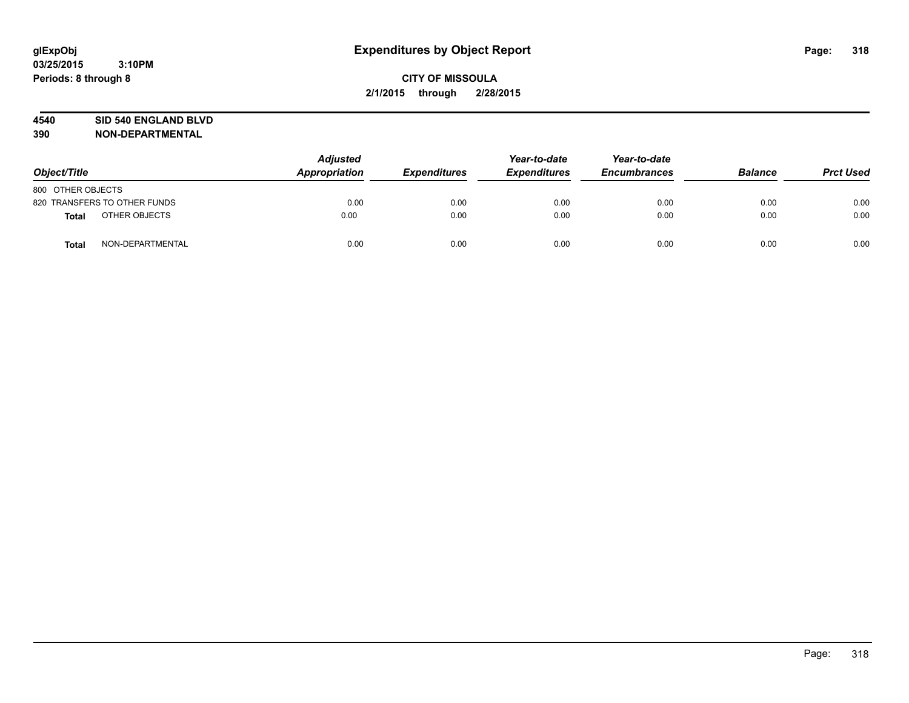**glExpObj**
**03/25/2015 3:10PM**
**Periods: 8 through 8**

# Expenditures by Object Report

**CITY OF MISSOULA**
**2/1/2015 through 2/28/2015**

**4540 SID 540 ENGLAND BLVD**
**390 NON-DEPARTMENTAL**

| Object/Title | Adjusted Appropriation | Expenditures | Year-to-date Expenditures | Year-to-date Encumbrances | Balance | Prct Used |
|---|---|---|---|---|---|---|
| 800 OTHER OBJECTS | | | | | | |
| 820 TRANSFERS TO OTHER FUNDS | 0.00 | 0.00 | 0.00 | 0.00 | 0.00 | 0.00 |
| **Total** OTHER OBJECTS | 0.00 | 0.00 | 0.00 | 0.00 | 0.00 | 0.00 |
| **Total** NON-DEPARTMENTAL | 0.00 | 0.00 | 0.00 | 0.00 | 0.00 | 0.00 |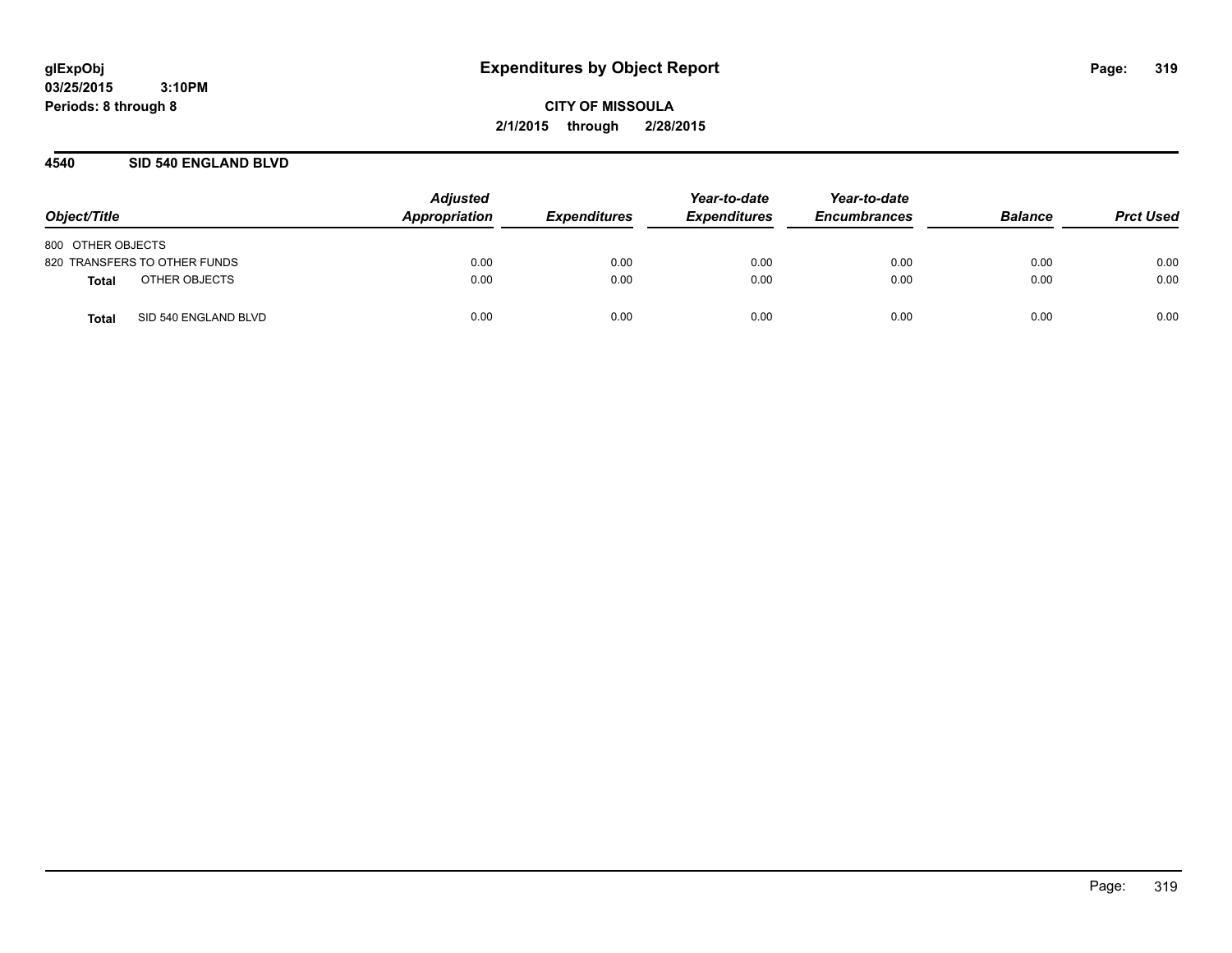**CITY OF MISSOULA**

**2/1/2015 through 2/28/2015**

## 4540 SID 540 ENGLAND BLVD

| Object/Title | | Adjusted Appropriation | Expenditures | Year-to-date Expenditures | Year-to-date Encumbrances | Balance | Prct Used |
|---|---|---|---|---|---|---|---|
| 800 OTHER OBJECTS | | | | | | | |
| 820 TRANSFERS TO OTHER FUNDS | | 0.00 | 0.00 | 0.00 | 0.00 | 0.00 | 0.00 |
| **Total** | OTHER OBJECTS | 0.00 | 0.00 | 0.00 | 0.00 | 0.00 | 0.00 |
| **Total** | SID 540 ENGLAND BLVD | 0.00 | 0.00 | 0.00 | 0.00 | 0.00 | 0.00 |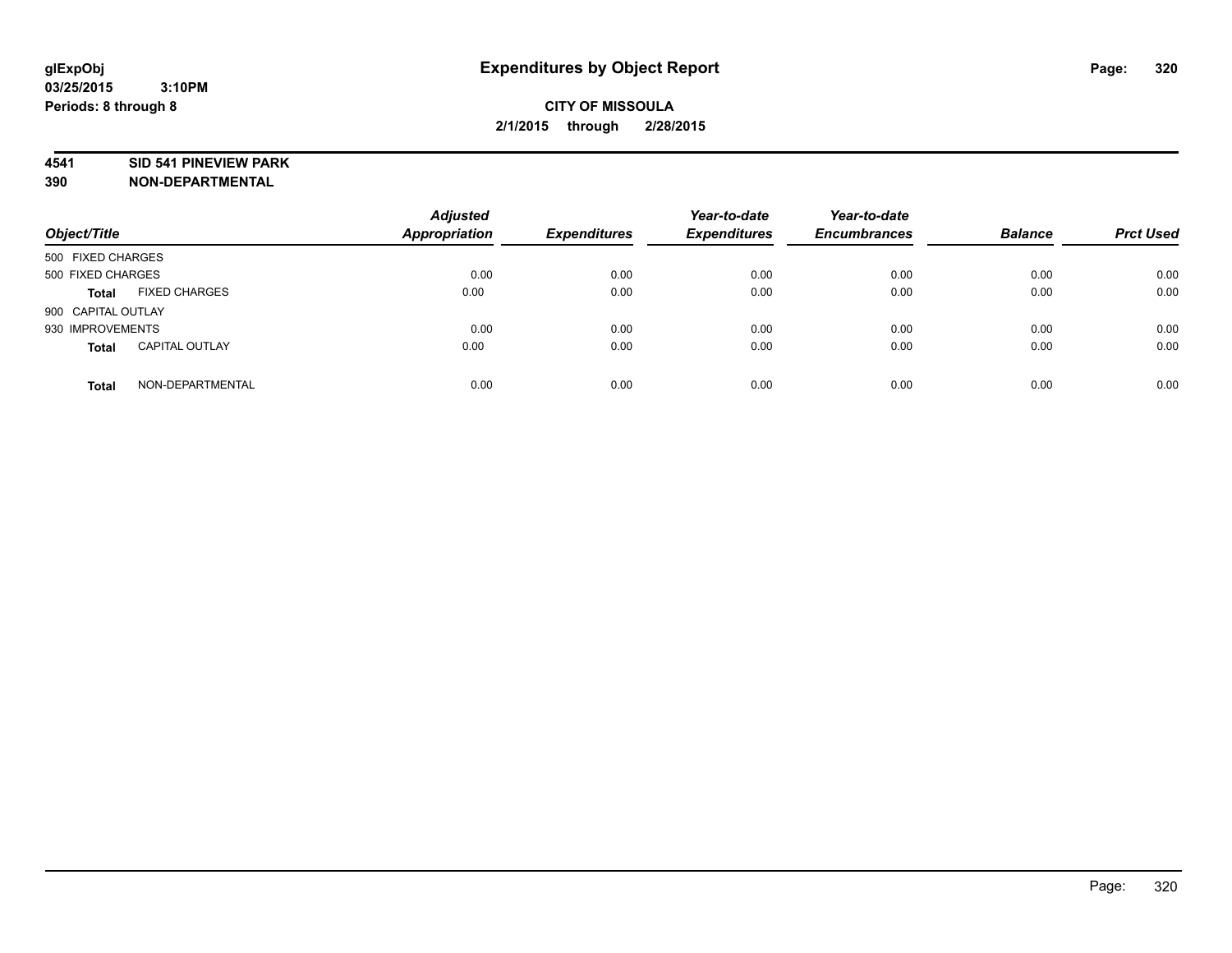**glExpObj**
**03/25/2015 3:10PM**
**Periods: 8 through 8**

# Expenditures by Object Report

**CITY OF MISSOULA**
**2/1/2015 through 2/28/2015**

**4541 SID 541 PINEVIEW PARK**
**390 NON-DEPARTMENTAL**

| Object/Title | | Adjusted Appropriation | Expenditures | Year-to-date Expenditures | Year-to-date Encumbrances | Balance | Prct Used |
|---|---|---|---|---|---|---|---|
| 500 FIXED CHARGES | | | | | | | |
| 500 FIXED CHARGES | | 0.00 | 0.00 | 0.00 | 0.00 | 0.00 | 0.00 |
| **Total** | FIXED CHARGES | 0.00 | 0.00 | 0.00 | 0.00 | 0.00 | 0.00 |
| 900 CAPITAL OUTLAY | | | | | | | |
| 930 IMPROVEMENTS | | 0.00 | 0.00 | 0.00 | 0.00 | 0.00 | 0.00 |
| **Total** | CAPITAL OUTLAY | 0.00 | 0.00 | 0.00 | 0.00 | 0.00 | 0.00 |
| **Total** | NON-DEPARTMENTAL | 0.00 | 0.00 | 0.00 | 0.00 | 0.00 | 0.00 |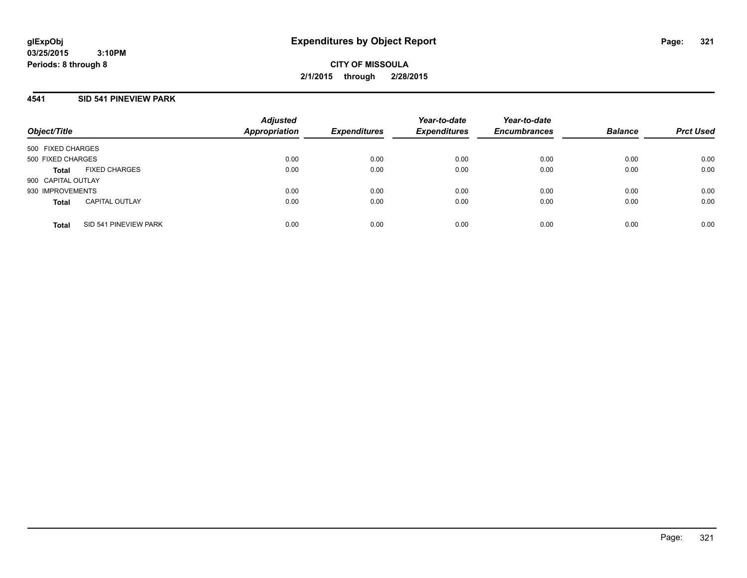glExpObj
03/25/2015 3:10PM
Periods: 8 through 8

# Expenditures by Object Report

**CITY OF MISSOULA**
**2/1/2015 through 2/28/2015**

## 4541 SID 541 PINEVIEW PARK

| Object/Title | Adjusted Appropriation | Expenditures | Year-to-date Expenditures | Year-to-date Encumbrances | Balance | Prct Used |
|---|---|---|---|---|---|---|
| 500 FIXED CHARGES | | | | | | |
| 500 FIXED CHARGES | 0.00 | 0.00 | 0.00 | 0.00 | 0.00 | 0.00 |
| **Total** FIXED CHARGES | 0.00 | 0.00 | 0.00 | 0.00 | 0.00 | 0.00 |
| 900 CAPITAL OUTLAY | | | | | | |
| 930 IMPROVEMENTS | 0.00 | 0.00 | 0.00 | 0.00 | 0.00 | 0.00 |
| **Total** CAPITAL OUTLAY | 0.00 | 0.00 | 0.00 | 0.00 | 0.00 | 0.00 |
| **Total** SID 541 PINEVIEW PARK | 0.00 | 0.00 | 0.00 | 0.00 | 0.00 | 0.00 |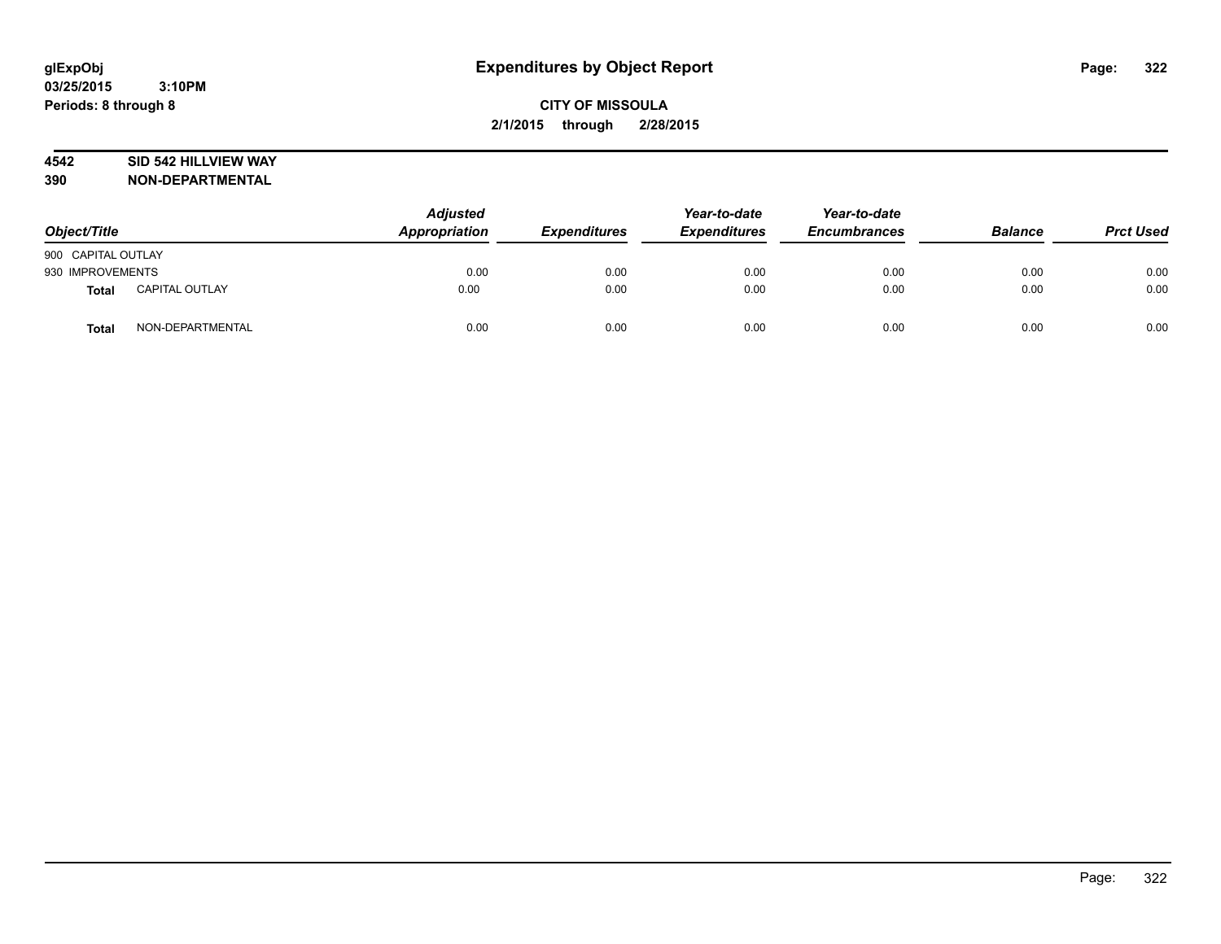# Expenditures by Object Report

glExpObj
03/25/2015 3:10PM
Periods: 8 through 8

CITY OF MISSOULA
2/1/2015 through 2/28/2015

**4542 SID 542 HILLVIEW WAY**
**390 NON-DEPARTMENTAL**

| Object/Title | | Adjusted Appropriation | Expenditures | Year-to-date Expenditures | Year-to-date Encumbrances | Balance | Prct Used |
|---|---|---|---|---|---|---|---|
| 900 CAPITAL OUTLAY | | | | | | | |
| 930 IMPROVEMENTS | | 0.00 | 0.00 | 0.00 | 0.00 | 0.00 | 0.00 |
| **Total** | CAPITAL OUTLAY | 0.00 | 0.00 | 0.00 | 0.00 | 0.00 | 0.00 |
| **Total** | NON-DEPARTMENTAL | 0.00 | 0.00 | 0.00 | 0.00 | 0.00 | 0.00 |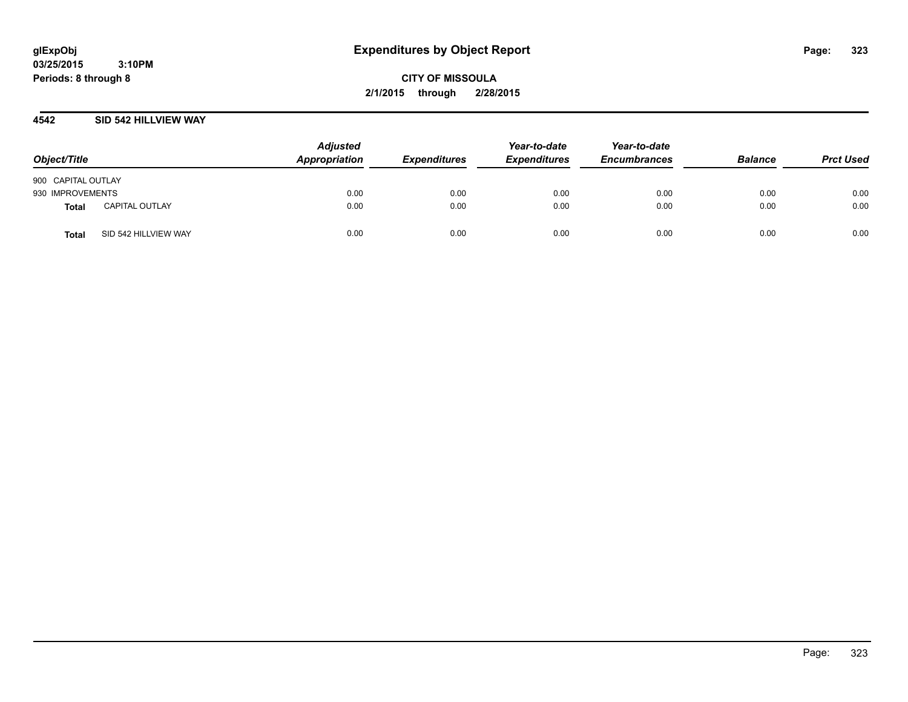**glExpObj**
**03/25/2015 3:10PM**
**Periods: 8 through 8**

# Expenditures by Object Report

**CITY OF MISSOULA**
**2/1/2015 through 2/28/2015**

## 4542 SID 542 HILLVIEW WAY

| Object/Title | | Adjusted Appropriation | Expenditures | Year-to-date Expenditures | Year-to-date Encumbrances | Balance | Prct Used |
|---|---|---|---|---|---|---|---|
| 900 CAPITAL OUTLAY | | | | | | | |
| 930 IMPROVEMENTS | | 0.00 | 0.00 | 0.00 | 0.00 | 0.00 | 0.00 |
| **Total** | CAPITAL OUTLAY | 0.00 | 0.00 | 0.00 | 0.00 | 0.00 | 0.00 |
| **Total** | SID 542 HILLVIEW WAY | 0.00 | 0.00 | 0.00 | 0.00 | 0.00 | 0.00 |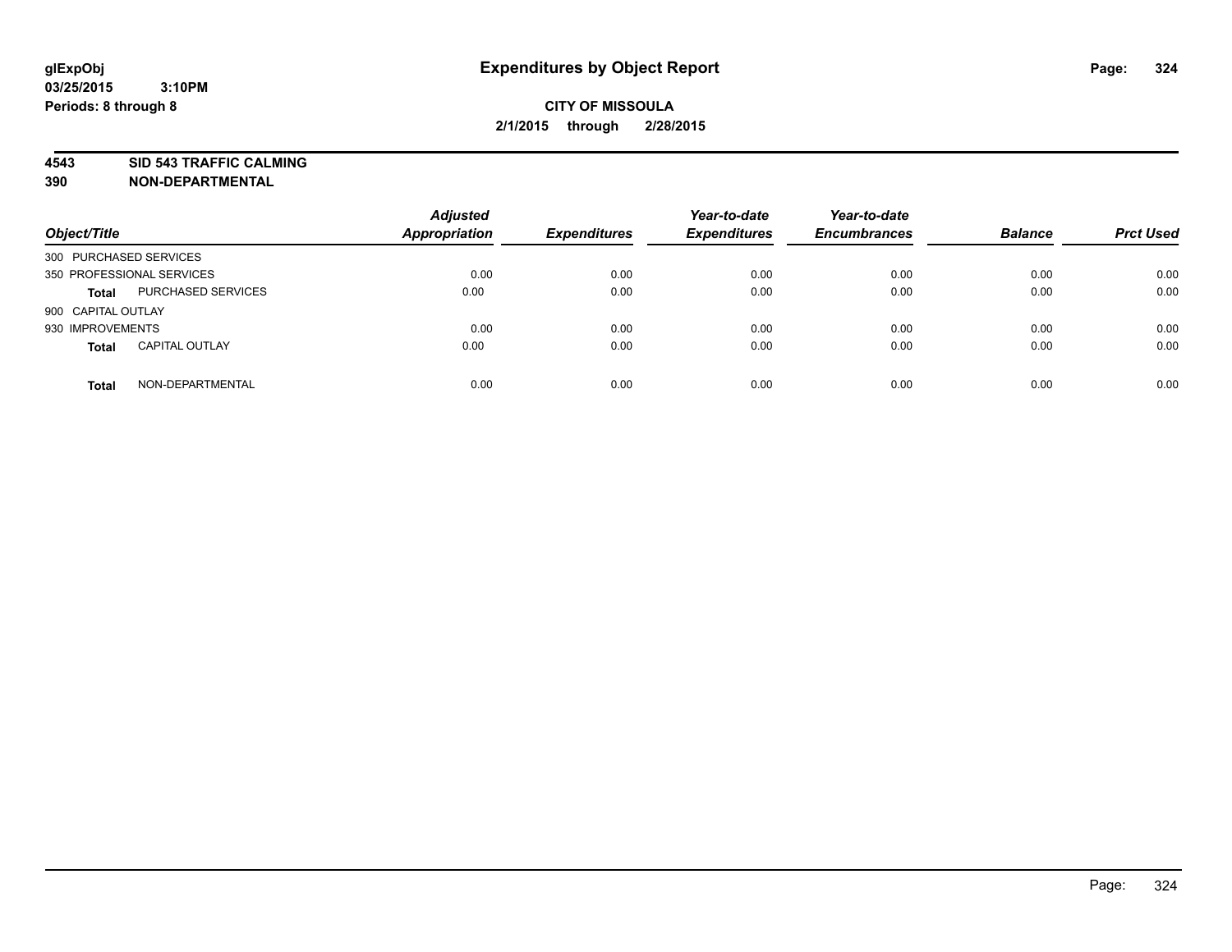**glExpObj** **Expenditures by Object Report**

**03/25/2015 3:10PM**

**Periods: 8 through 8**

**CITY OF MISSOULA**

**2/1/2015 through 2/28/2015**

**4543 SID 543 TRAFFIC CALMING**

**390 NON-DEPARTMENTAL**

| Object/Title | | Adjusted Appropriation | Expenditures | Year-to-date Expenditures | Year-to-date Encumbrances | Balance | Prct Used |
|---|---|---|---|---|---|---|---|
| 300 PURCHASED SERVICES | | | | | | | |
| 350 PROFESSIONAL SERVICES | | 0.00 | 0.00 | 0.00 | 0.00 | 0.00 | 0.00 |
| **Total** | PURCHASED SERVICES | 0.00 | 0.00 | 0.00 | 0.00 | 0.00 | 0.00 |
| 900 CAPITAL OUTLAY | | | | | | | |
| 930 IMPROVEMENTS | | 0.00 | 0.00 | 0.00 | 0.00 | 0.00 | 0.00 |
| **Total** | CAPITAL OUTLAY | 0.00 | 0.00 | 0.00 | 0.00 | 0.00 | 0.00 |
| **Total** | NON-DEPARTMENTAL | 0.00 | 0.00 | 0.00 | 0.00 | 0.00 | 0.00 |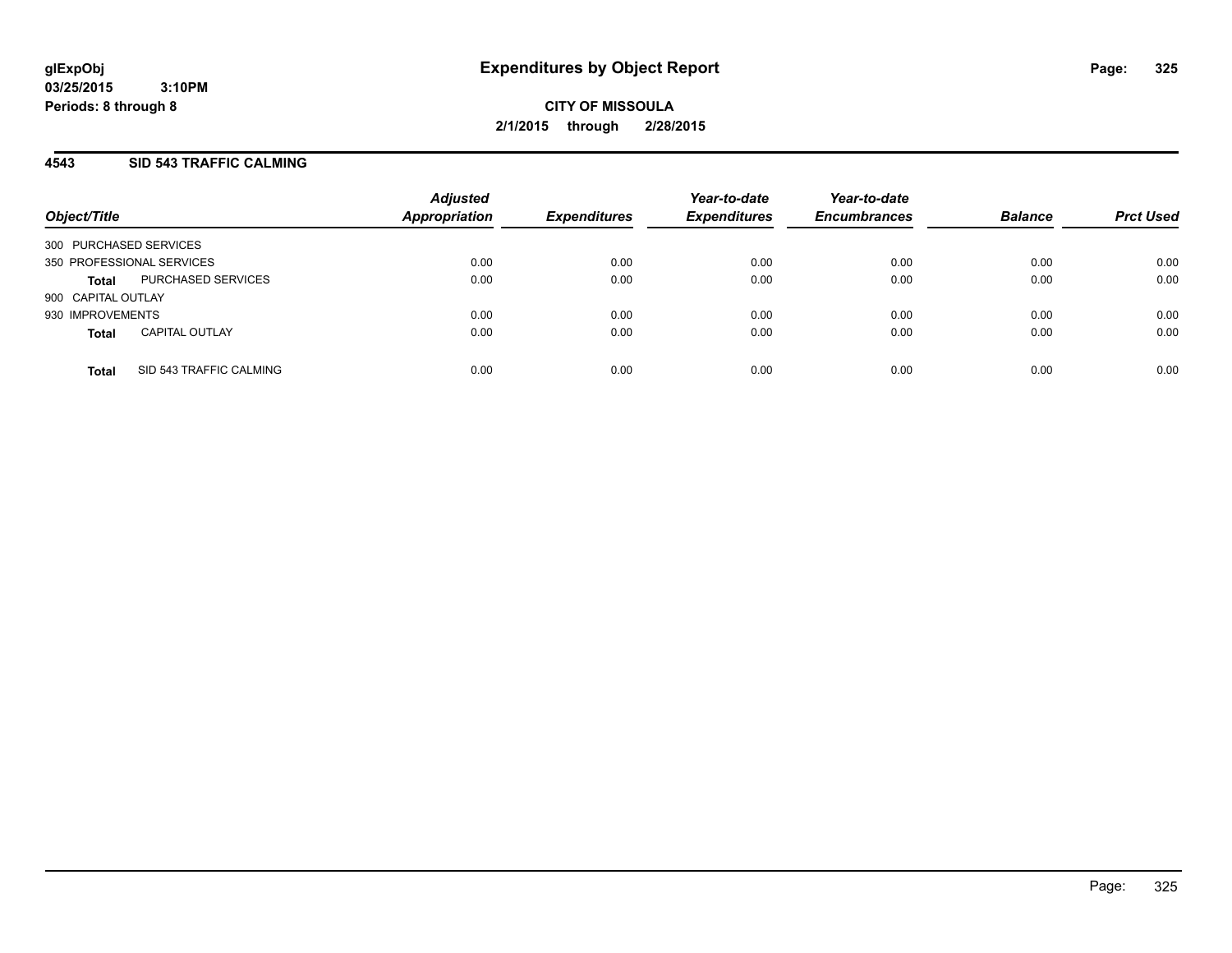glExpObj
03/25/2015 3:10PM
Periods: 8 through 8

# Expenditures by Object Report

**CITY OF MISSOULA**
**2/1/2015 through 2/28/2015**

## 4543 SID 543 TRAFFIC CALMING

| Object/Title | | Adjusted Appropriation | Expenditures | Year-to-date Expenditures | Year-to-date Encumbrances | Balance | Prct Used |
|---|---|---|---|---|---|---|---|
| 300 PURCHASED SERVICES | | | | | | | |
| 350 PROFESSIONAL SERVICES | | 0.00 | 0.00 | 0.00 | 0.00 | 0.00 | 0.00 |
| **Total** | PURCHASED SERVICES | 0.00 | 0.00 | 0.00 | 0.00 | 0.00 | 0.00 |
| 900 CAPITAL OUTLAY | | | | | | | |
| 930 IMPROVEMENTS | | 0.00 | 0.00 | 0.00 | 0.00 | 0.00 | 0.00 |
| **Total** | CAPITAL OUTLAY | 0.00 | 0.00 | 0.00 | 0.00 | 0.00 | 0.00 |
| **Total** | SID 543 TRAFFIC CALMING | 0.00 | 0.00 | 0.00 | 0.00 | 0.00 | 0.00 |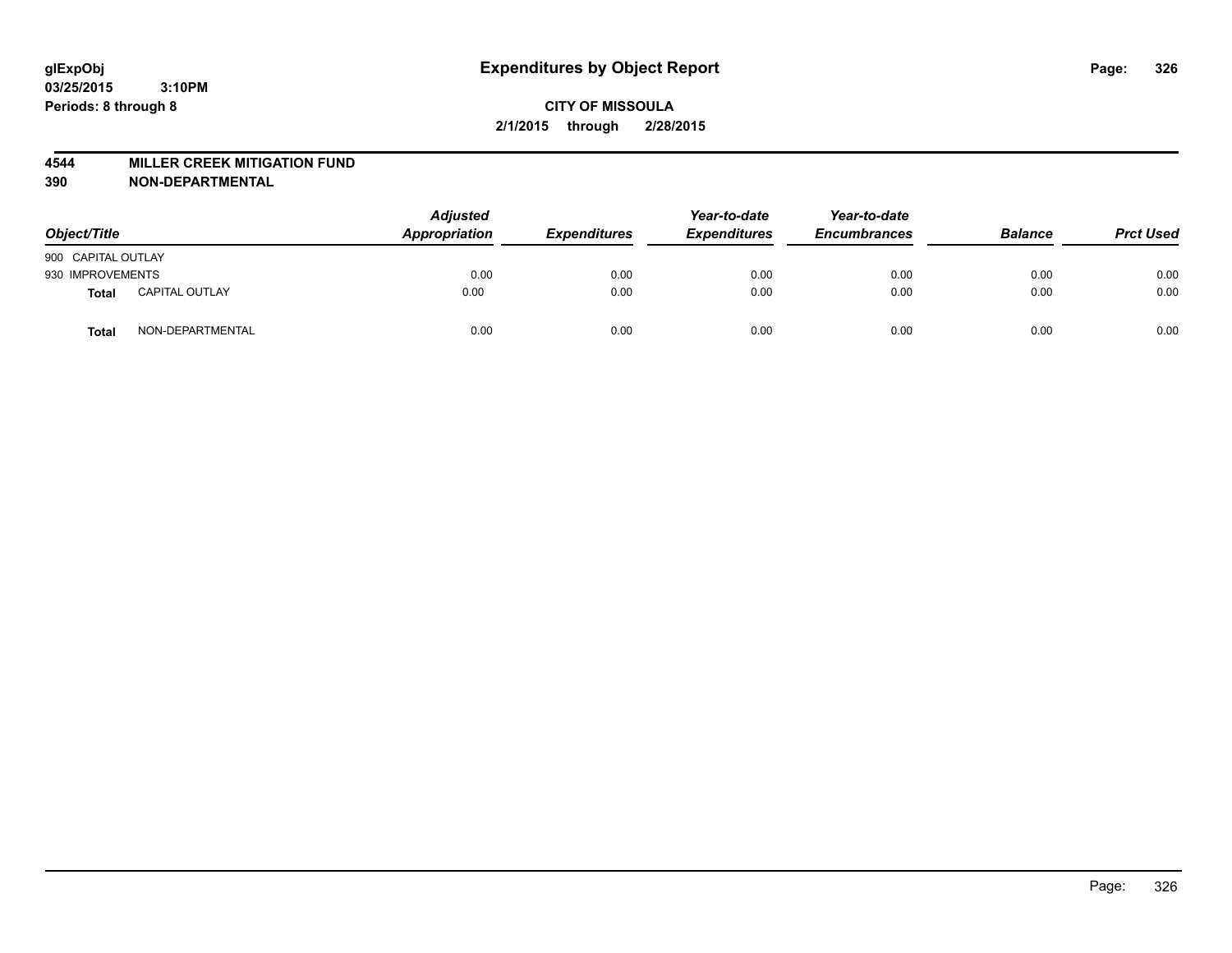glExpObj
03/25/2015 3:10PM
Periods: 8 through 8

# Expenditures by Object Report

**CITY OF MISSOULA**
**2/1/2015 through 2/28/2015**

**4544 MILLER CREEK MITIGATION FUND**
**390 NON-DEPARTMENTAL**

| Object/Title | | Adjusted Appropriation | Expenditures | Year-to-date Expenditures | Year-to-date Encumbrances | Balance | Prct Used |
|---|---|---|---|---|---|---|---|
| 900 CAPITAL OUTLAY | | | | | | | |
| 930 IMPROVEMENTS | | 0.00 | 0.00 | 0.00 | 0.00 | 0.00 | 0.00 |
| **Total** | CAPITAL OUTLAY | 0.00 | 0.00 | 0.00 | 0.00 | 0.00 | 0.00 |
| **Total** | NON-DEPARTMENTAL | 0.00 | 0.00 | 0.00 | 0.00 | 0.00 | 0.00 |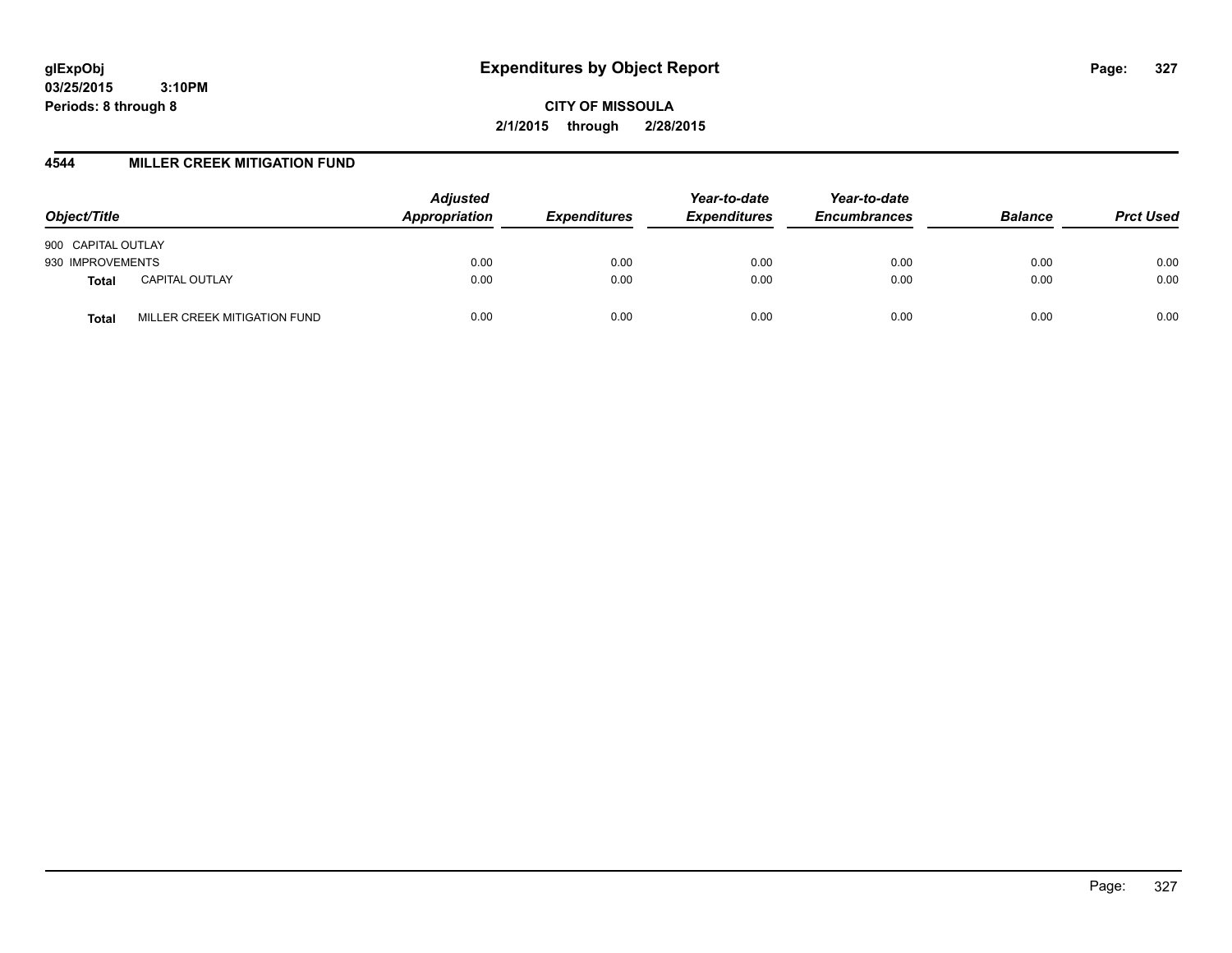**glExpObj**
**03/25/2015 3:10PM**
**Periods: 8 through 8**

# Expenditures by Object Report

**CITY OF MISSOULA**
**2/1/2015 through 2/28/2015**

## 4544 MILLER CREEK MITIGATION FUND

| Object/Title | | *Adjusted Appropriation* | *Expenditures* | *Year-to-date Expenditures* | *Year-to-date Encumbrances* | *Balance* | *Prct Used* |
|---|---|---|---|---|---|---|---|
| 900 CAPITAL OUTLAY | | | | | | | |
| 930 IMPROVEMENTS | | 0.00 | 0.00 | 0.00 | 0.00 | 0.00 | 0.00 |
| **Total** | CAPITAL OUTLAY | 0.00 | 0.00 | 0.00 | 0.00 | 0.00 | 0.00 |
| **Total** | MILLER CREEK MITIGATION FUND | 0.00 | 0.00 | 0.00 | 0.00 | 0.00 | 0.00 |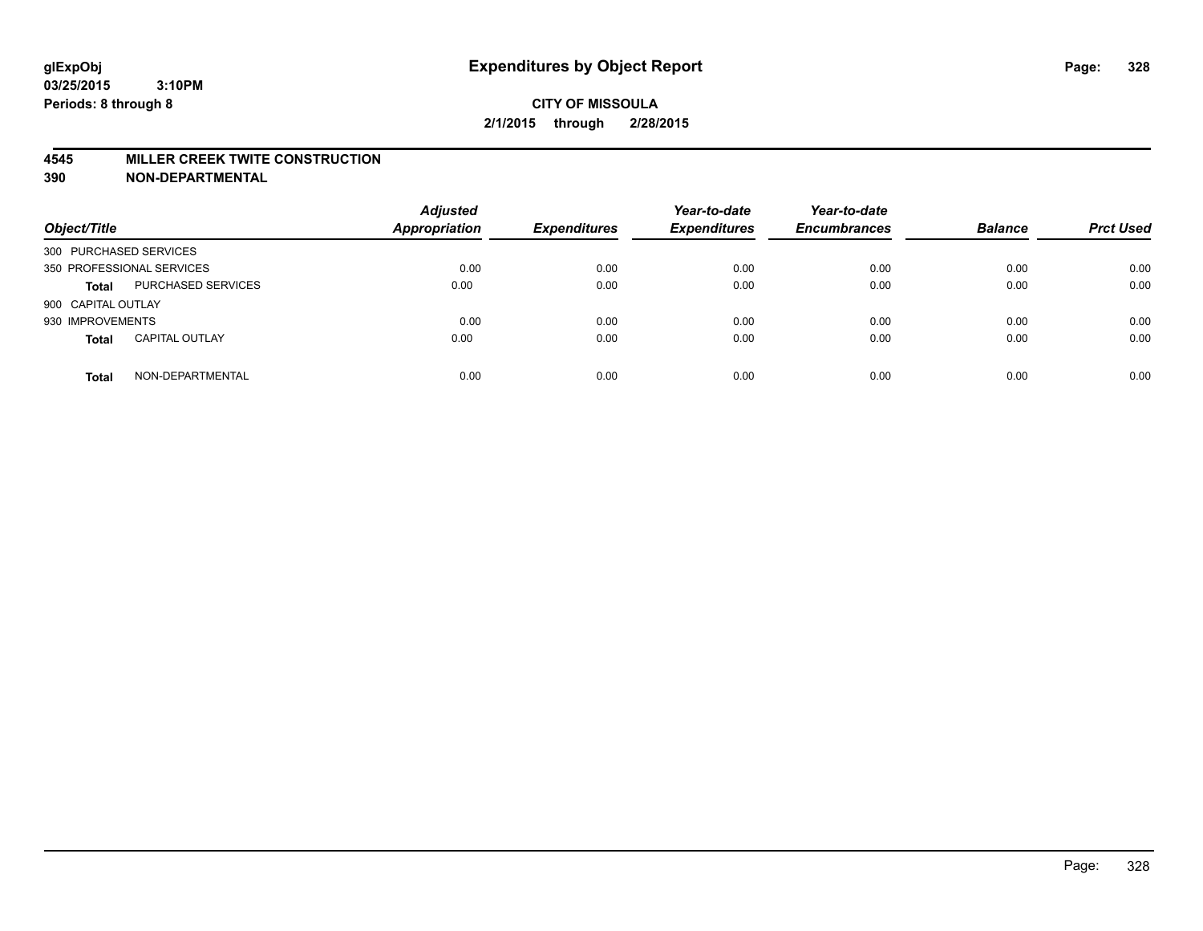**glExpObj**
**03/25/2015 3:10PM**
**Periods: 8 through 8**

# Expenditures by Object Report

**CITY OF MISSOULA**
**2/1/2015 through 2/28/2015**

## 4545 MILLER CREEK TWITE CONSTRUCTION
## 390 NON-DEPARTMENTAL

| Object/Title | | Adjusted Appropriation | Expenditures | Year-to-date Expenditures | Year-to-date Encumbrances | Balance | Prct Used |
|---|---|---|---|---|---|---|---|
| 300 PURCHASED SERVICES | | | | | | | |
| 350 PROFESSIONAL SERVICES | | 0.00 | 0.00 | 0.00 | 0.00 | 0.00 | 0.00 |
| **Total** | PURCHASED SERVICES | 0.00 | 0.00 | 0.00 | 0.00 | 0.00 | 0.00 |
| 900 CAPITAL OUTLAY | | | | | | | |
| 930 IMPROVEMENTS | | 0.00 | 0.00 | 0.00 | 0.00 | 0.00 | 0.00 |
| **Total** | CAPITAL OUTLAY | 0.00 | 0.00 | 0.00 | 0.00 | 0.00 | 0.00 |
| **Total** | NON-DEPARTMENTAL | 0.00 | 0.00 | 0.00 | 0.00 | 0.00 | 0.00 |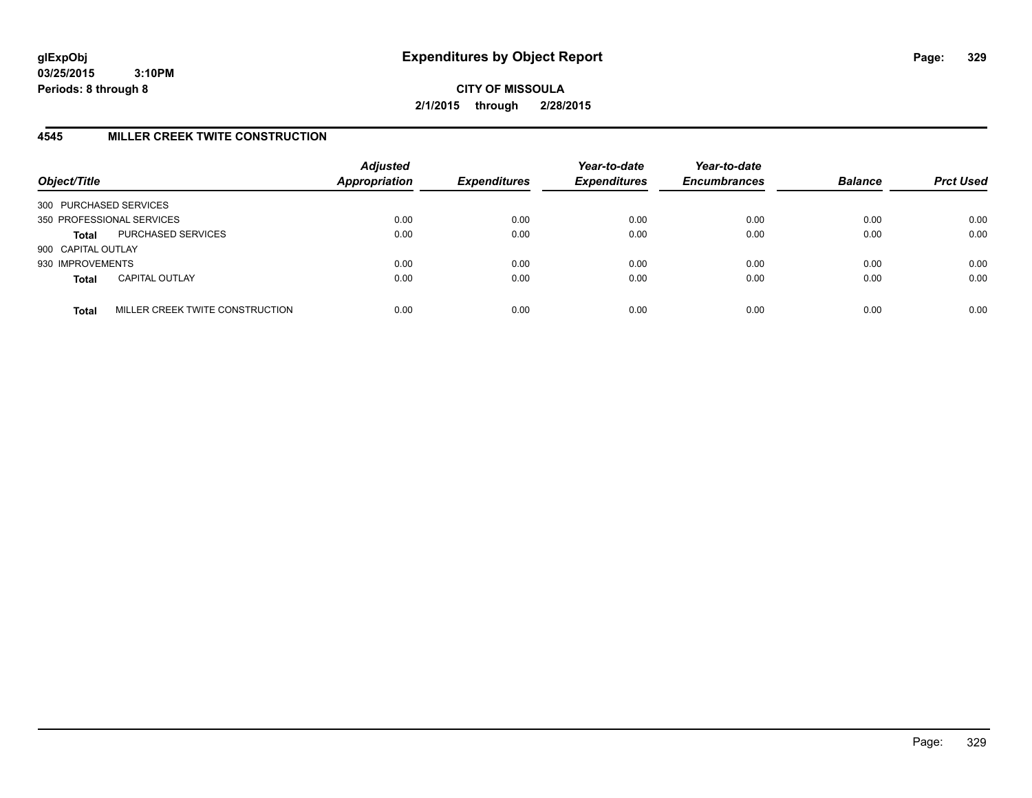**glExpObj**
**03/25/2015 3:10PM**
**Periods: 8 through 8**

# Expenditures by Object Report

**CITY OF MISSOULA**
**2/1/2015 through 2/28/2015**

## 4545 MILLER CREEK TWITE CONSTRUCTION

| Object/Title | | Adjusted Appropriation | Expenditures | Year-to-date Expenditures | Year-to-date Encumbrances | Balance | Prct Used |
|---|---|---|---|---|---|---|---|
| 300 PURCHASED SERVICES | | | | | | | |
| 350 PROFESSIONAL SERVICES | | 0.00 | 0.00 | 0.00 | 0.00 | 0.00 | 0.00 |
| **Total** | PURCHASED SERVICES | 0.00 | 0.00 | 0.00 | 0.00 | 0.00 | 0.00 |
| 900 CAPITAL OUTLAY | | | | | | | |
| 930 IMPROVEMENTS | | 0.00 | 0.00 | 0.00 | 0.00 | 0.00 | 0.00 |
| **Total** | CAPITAL OUTLAY | 0.00 | 0.00 | 0.00 | 0.00 | 0.00 | 0.00 |
| **Total** | MILLER CREEK TWITE CONSTRUCTION | 0.00 | 0.00 | 0.00 | 0.00 | 0.00 | 0.00 |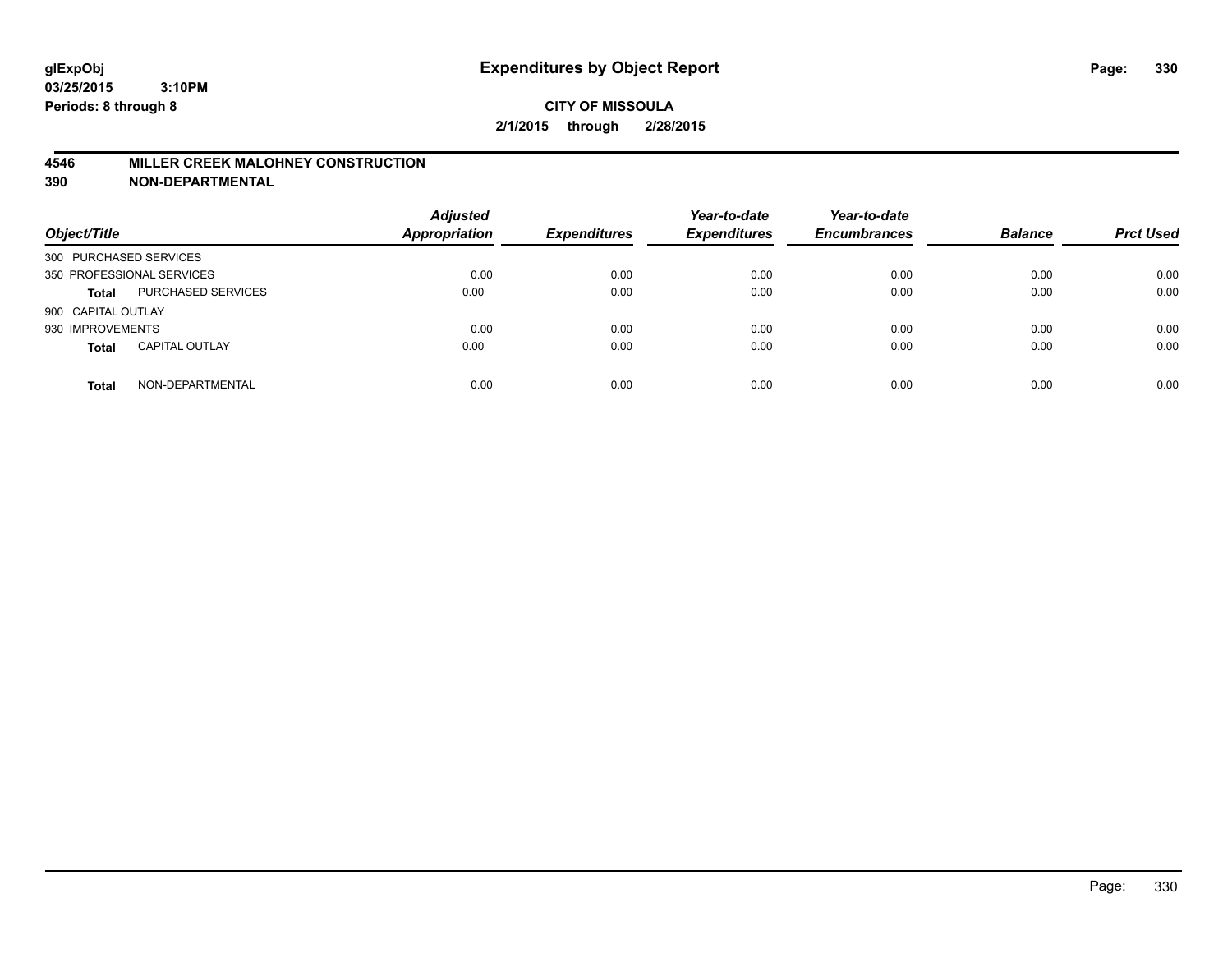**glExpObj**
**03/25/2015 3:10PM**
**Periods: 8 through 8**

# Expenditures by Object Report

**CITY OF MISSOULA**
**2/1/2015 through 2/28/2015**

**4546 MILLER CREEK MALOHNEY CONSTRUCTION**
**390 NON-DEPARTMENTAL**

| Object/Title | | *Adjusted Appropriation* | *Expenditures* | *Year-to-date Expenditures* | *Year-to-date Encumbrances* | *Balance* | *Prct Used* |
|---|---|---|---|---|---|---|---|
| 300 PURCHASED SERVICES | | | | | | | |
| 350 PROFESSIONAL SERVICES | | 0.00 | 0.00 | 0.00 | 0.00 | 0.00 | 0.00 |
| **Total** | PURCHASED SERVICES | 0.00 | 0.00 | 0.00 | 0.00 | 0.00 | 0.00 |
| 900 CAPITAL OUTLAY | | | | | | | |
| 930 IMPROVEMENTS | | 0.00 | 0.00 | 0.00 | 0.00 | 0.00 | 0.00 |
| **Total** | CAPITAL OUTLAY | 0.00 | 0.00 | 0.00 | 0.00 | 0.00 | 0.00 |
| **Total** | NON-DEPARTMENTAL | 0.00 | 0.00 | 0.00 | 0.00 | 0.00 | 0.00 |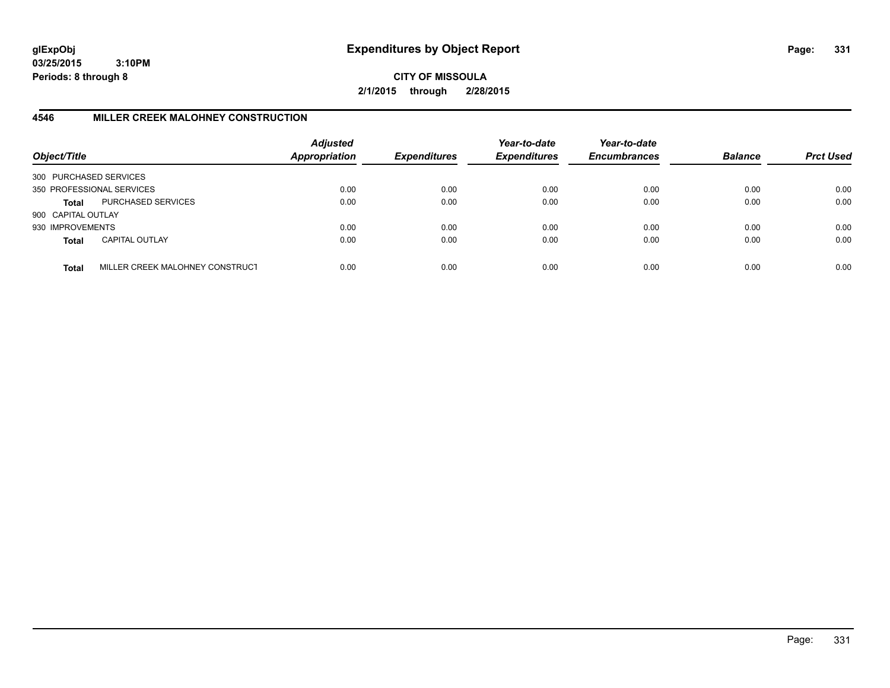glExpObj
03/25/2015 3:10PM
Periods: 8 through 8

# Expenditures by Object Report

**CITY OF MISSOULA**
**2/1/2015 through 2/28/2015**

## 4546 MILLER CREEK MALOHNEY CONSTRUCTION

| Object/Title | | Adjusted Appropriation | Expenditures | Year-to-date Expenditures | Year-to-date Encumbrances | Balance | Prct Used |
|---|---|---|---|---|---|---|---|
| 300 PURCHASED SERVICES | | | | | | | |
| 350 PROFESSIONAL SERVICES | | 0.00 | 0.00 | 0.00 | 0.00 | 0.00 | 0.00 |
| **Total** | PURCHASED SERVICES | 0.00 | 0.00 | 0.00 | 0.00 | 0.00 | 0.00 |
| 900 CAPITAL OUTLAY | | | | | | | |
| 930 IMPROVEMENTS | | 0.00 | 0.00 | 0.00 | 0.00 | 0.00 | 0.00 |
| **Total** | CAPITAL OUTLAY | 0.00 | 0.00 | 0.00 | 0.00 | 0.00 | 0.00 |
| **Total** | MILLER CREEK MALOHNEY CONSTRUCT | 0.00 | 0.00 | 0.00 | 0.00 | 0.00 | 0.00 |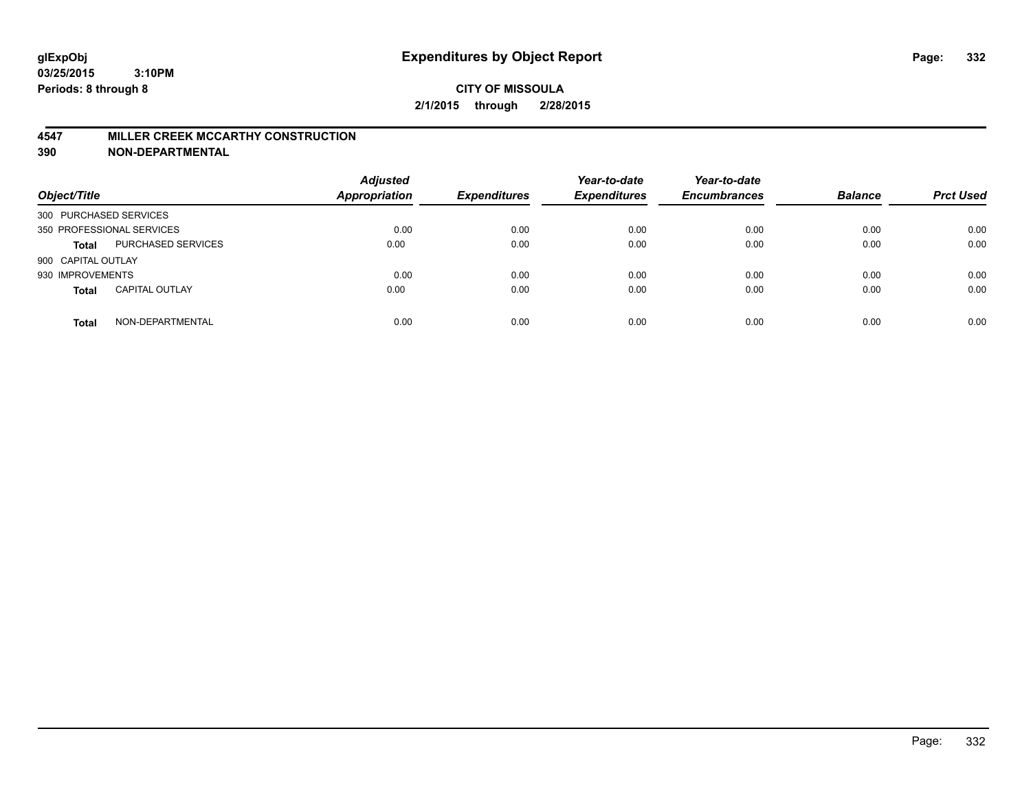**glExpObj**
**03/25/2015 3:10PM**
**Periods: 8 through 8**

# Expenditures by Object Report

**CITY OF MISSOULA**
**2/1/2015 through 2/28/2015**

## 4547 MILLER CREEK MCCARTHY CONSTRUCTION
## 390 NON-DEPARTMENTAL

| Object/Title | | Adjusted Appropriation | Expenditures | Year-to-date Expenditures | Year-to-date Encumbrances | Balance | Prct Used |
|---|---|---|---|---|---|---|---|
| 300 PURCHASED SERVICES | | | | | | | |
| 350 PROFESSIONAL SERVICES | | 0.00 | 0.00 | 0.00 | 0.00 | 0.00 | 0.00 |
| **Total** | PURCHASED SERVICES | 0.00 | 0.00 | 0.00 | 0.00 | 0.00 | 0.00 |
| 900 CAPITAL OUTLAY | | | | | | | |
| 930 IMPROVEMENTS | | 0.00 | 0.00 | 0.00 | 0.00 | 0.00 | 0.00 |
| **Total** | CAPITAL OUTLAY | 0.00 | 0.00 | 0.00 | 0.00 | 0.00 | 0.00 |
| **Total** | NON-DEPARTMENTAL | 0.00 | 0.00 | 0.00 | 0.00 | 0.00 | 0.00 |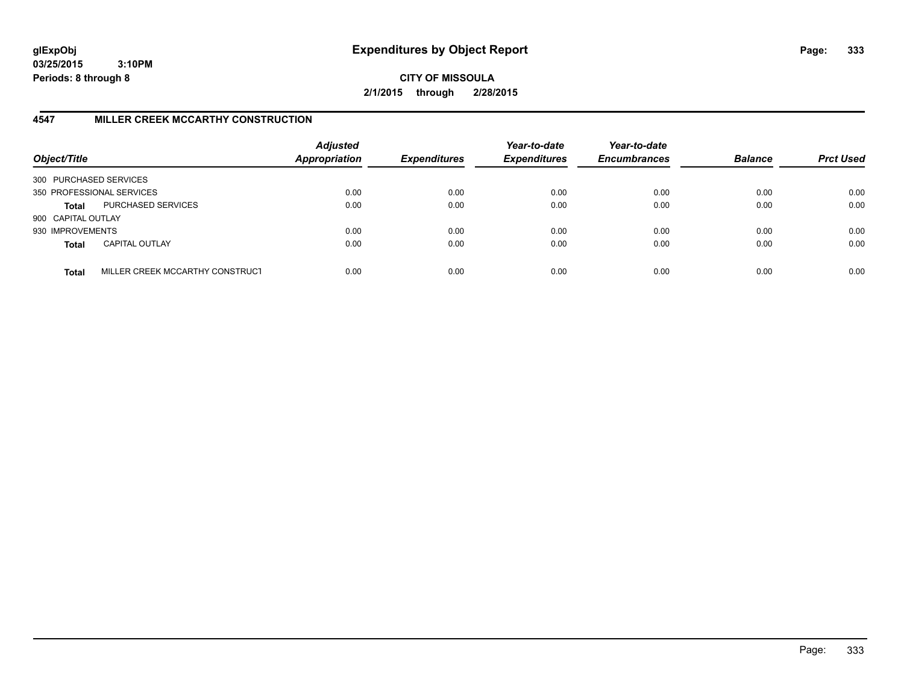**glExpObj**
**03/25/2015 3:10PM**
**Periods: 8 through 8**

# Expenditures by Object Report

**CITY OF MISSOULA**
**2/1/2015 through 2/28/2015**

## 4547 MILLER CREEK MCCARTHY CONSTRUCTION

| Object/Title | | Adjusted Appropriation | Expenditures | Year-to-date Expenditures | Year-to-date Encumbrances | Balance | Prct Used |
|---|---|---|---|---|---|---|---|
| 300 PURCHASED SERVICES | | | | | | | |
| 350 PROFESSIONAL SERVICES | | 0.00 | 0.00 | 0.00 | 0.00 | 0.00 | 0.00 |
| **Total** | PURCHASED SERVICES | 0.00 | 0.00 | 0.00 | 0.00 | 0.00 | 0.00 |
| 900 CAPITAL OUTLAY | | | | | | | |
| 930 IMPROVEMENTS | | 0.00 | 0.00 | 0.00 | 0.00 | 0.00 | 0.00 |
| **Total** | CAPITAL OUTLAY | 0.00 | 0.00 | 0.00 | 0.00 | 0.00 | 0.00 |
| **Total** | MILLER CREEK MCCARTHY CONSTRUCT | 0.00 | 0.00 | 0.00 | 0.00 | 0.00 | 0.00 |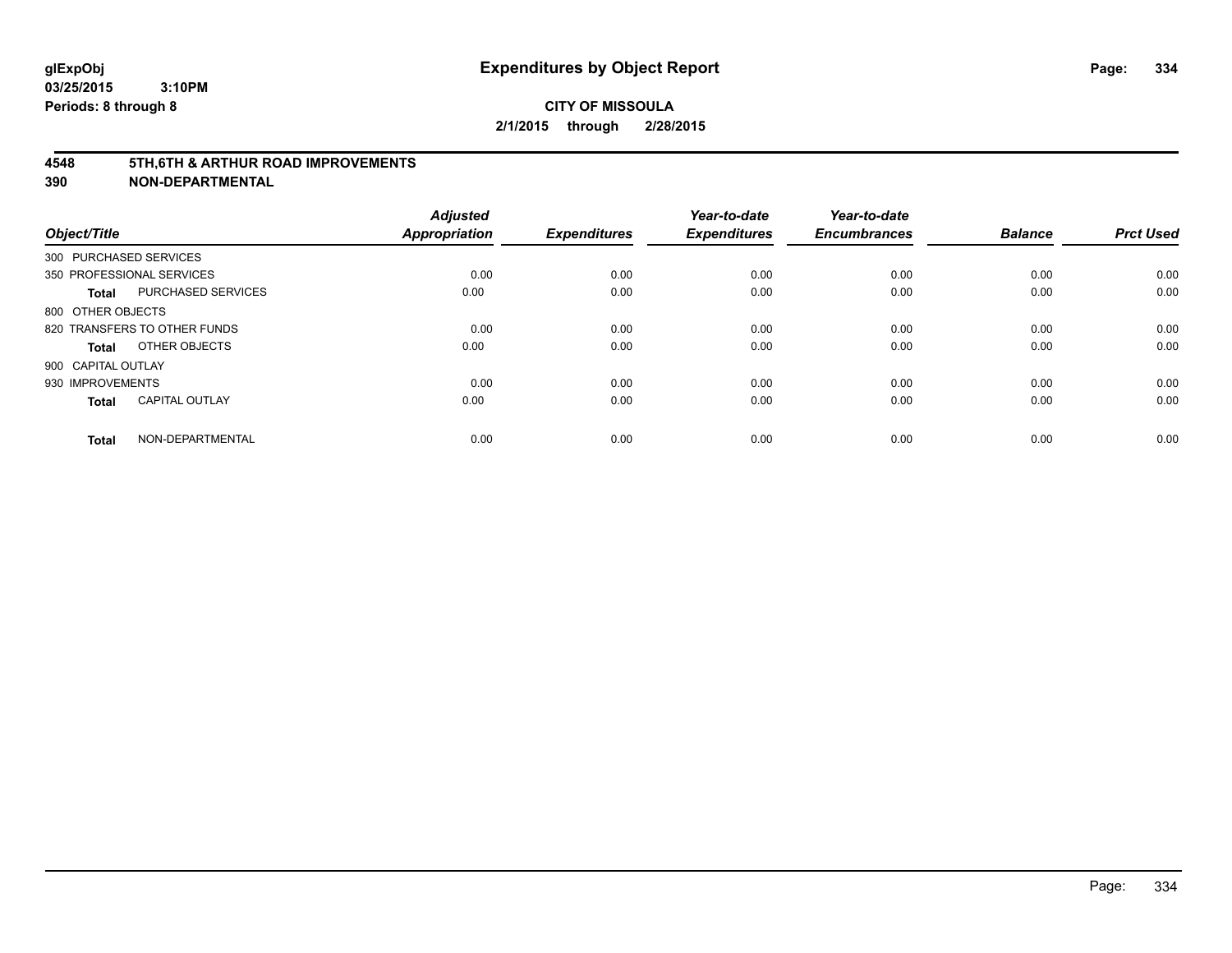# Expenditures by Object Report

glExpObj
03/25/2015 3:10PM
Periods: 8 through 8

**CITY OF MISSOULA**
**2/1/2015 through 2/28/2015**

## 4548 5TH,6TH & ARTHUR ROAD IMPROVEMENTS
## 390 NON-DEPARTMENTAL

| Object/Title | | Adjusted Appropriation | Expenditures | Year-to-date Expenditures | Year-to-date Encumbrances | Balance | Prct Used |
|---|---|---|---|---|---|---|---|
| 300 PURCHASED SERVICES | | | | | | | |
| 350 PROFESSIONAL SERVICES | | 0.00 | 0.00 | 0.00 | 0.00 | 0.00 | 0.00 |
| **Total** | PURCHASED SERVICES | 0.00 | 0.00 | 0.00 | 0.00 | 0.00 | 0.00 |
| 800 OTHER OBJECTS | | | | | | | |
| 820 TRANSFERS TO OTHER FUNDS | | 0.00 | 0.00 | 0.00 | 0.00 | 0.00 | 0.00 |
| **Total** | OTHER OBJECTS | 0.00 | 0.00 | 0.00 | 0.00 | 0.00 | 0.00 |
| 900 CAPITAL OUTLAY | | | | | | | |
| 930 IMPROVEMENTS | | 0.00 | 0.00 | 0.00 | 0.00 | 0.00 | 0.00 |
| **Total** | CAPITAL OUTLAY | 0.00 | 0.00 | 0.00 | 0.00 | 0.00 | 0.00 |
| **Total** | NON-DEPARTMENTAL | 0.00 | 0.00 | 0.00 | 0.00 | 0.00 | 0.00 |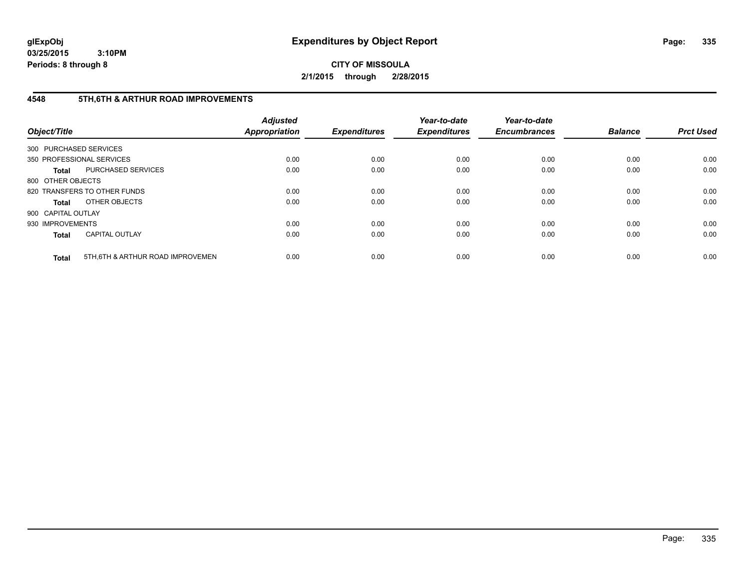**glExpObj**
**03/25/2015 3:10PM**
**Periods: 8 through 8**

# Expenditures by Object Report

**CITY OF MISSOULA**
**2/1/2015 through 2/28/2015**

## 4548 5TH,6TH & ARTHUR ROAD IMPROVEMENTS

| Object/Title | | Adjusted Appropriation | Expenditures | Year-to-date Expenditures | Year-to-date Encumbrances | Balance | Prct Used |
|---|---|---|---|---|---|---|---|
| 300 PURCHASED SERVICES | | | | | | | |
| 350 PROFESSIONAL SERVICES | | 0.00 | 0.00 | 0.00 | 0.00 | 0.00 | 0.00 |
| **Total** | PURCHASED SERVICES | 0.00 | 0.00 | 0.00 | 0.00 | 0.00 | 0.00 |
| 800 OTHER OBJECTS | | | | | | | |
| 820 TRANSFERS TO OTHER FUNDS | | 0.00 | 0.00 | 0.00 | 0.00 | 0.00 | 0.00 |
| **Total** | OTHER OBJECTS | 0.00 | 0.00 | 0.00 | 0.00 | 0.00 | 0.00 |
| 900 CAPITAL OUTLAY | | | | | | | |
| 930 IMPROVEMENTS | | 0.00 | 0.00 | 0.00 | 0.00 | 0.00 | 0.00 |
| **Total** | CAPITAL OUTLAY | 0.00 | 0.00 | 0.00 | 0.00 | 0.00 | 0.00 |
| **Total** | 5TH,6TH & ARTHUR ROAD IMPROVEMEN | 0.00 | 0.00 | 0.00 | 0.00 | 0.00 | 0.00 |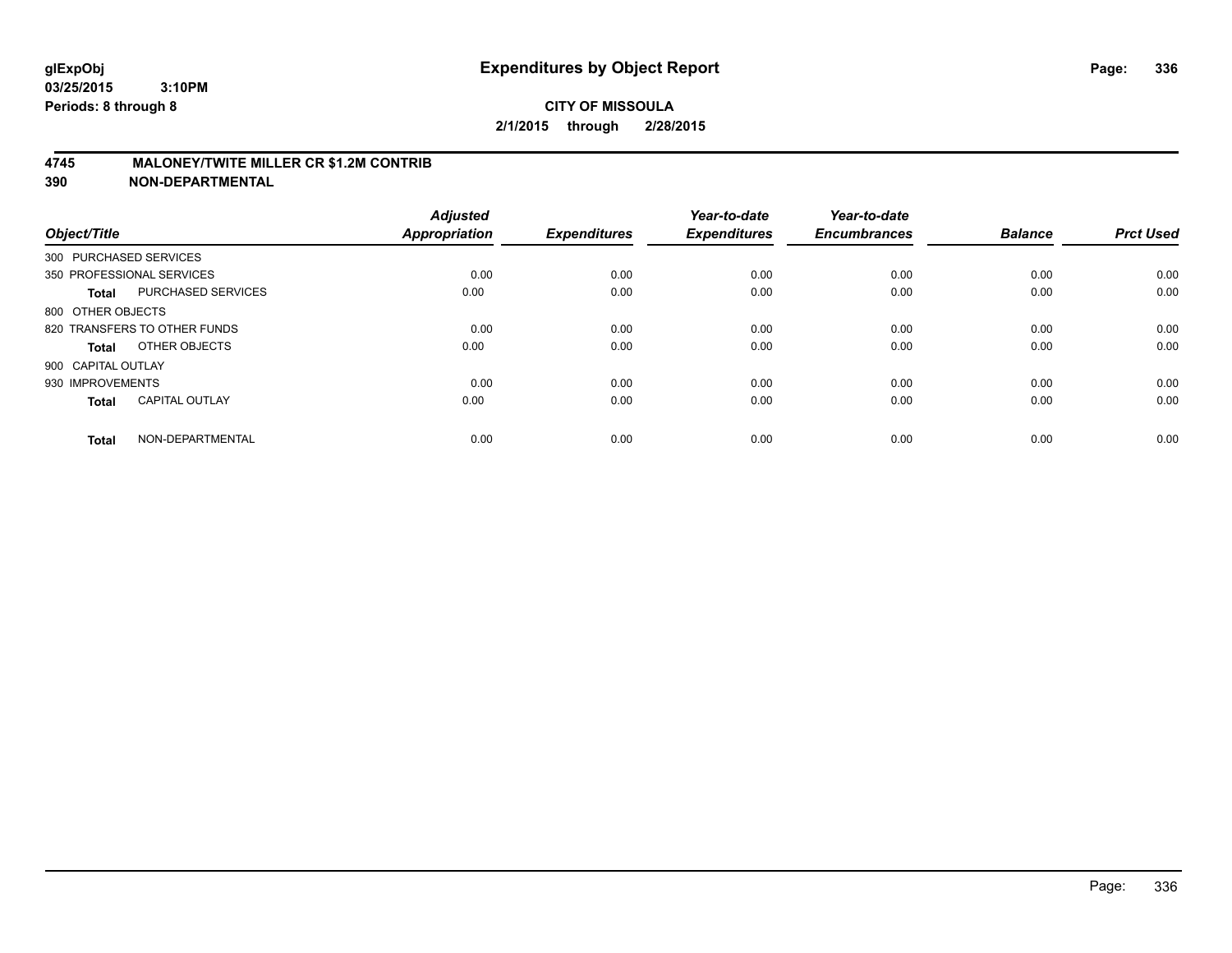**glExpObj** **Expenditures by Object Report**

**03/25/2015 3:10PM**

**Periods: 8 through 8**

**CITY OF MISSOULA**

**2/1/2015 through 2/28/2015**

## 4745 MALONEY/TWITE MILLER CR $1.2M CONTRIB

## 390 NON-DEPARTMENTAL

| Object/Title | | Adjusted Appropriation | Expenditures | Year-to-date Expenditures | Year-to-date Encumbrances | Balance | Prct Used |
|---|---|---|---|---|---|---|---|
| 300 PURCHASED SERVICES | | | | | | | |
| 350 PROFESSIONAL SERVICES | | 0.00 | 0.00 | 0.00 | 0.00 | 0.00 | 0.00 |
| **Total** | PURCHASED SERVICES | 0.00 | 0.00 | 0.00 | 0.00 | 0.00 | 0.00 |
| 800 OTHER OBJECTS | | | | | | | |
| 820 TRANSFERS TO OTHER FUNDS | | 0.00 | 0.00 | 0.00 | 0.00 | 0.00 | 0.00 |
| **Total** | OTHER OBJECTS | 0.00 | 0.00 | 0.00 | 0.00 | 0.00 | 0.00 |
| 900 CAPITAL OUTLAY | | | | | | | |
| 930 IMPROVEMENTS | | 0.00 | 0.00 | 0.00 | 0.00 | 0.00 | 0.00 |
| **Total** | CAPITAL OUTLAY | 0.00 | 0.00 | 0.00 | 0.00 | 0.00 | 0.00 |
| **Total** | NON-DEPARTMENTAL | 0.00 | 0.00 | 0.00 | 0.00 | 0.00 | 0.00 |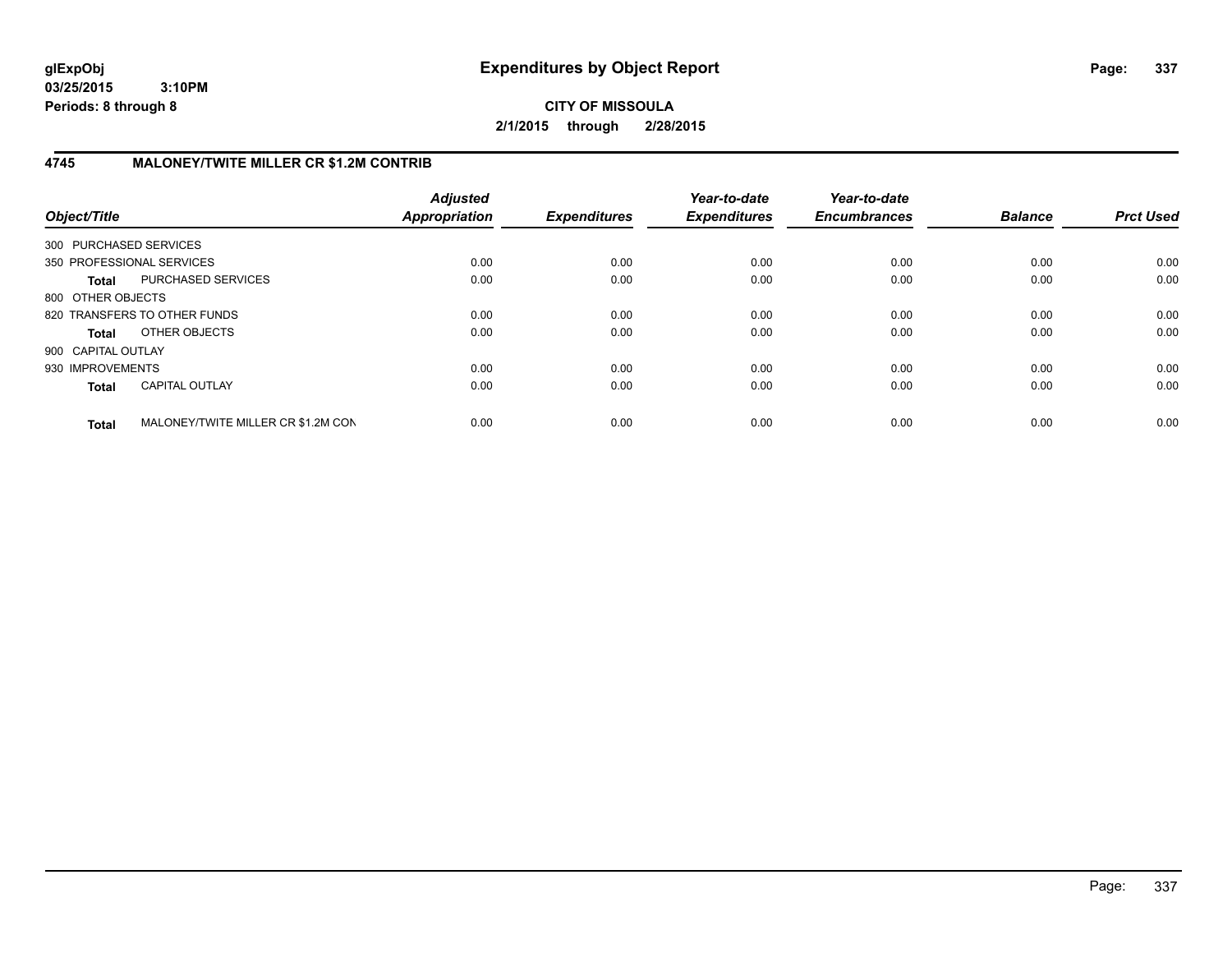# Expenditures by Object Report

glExpObj
03/25/2015 3:10PM
Periods: 8 through 8

**CITY OF MISSOULA**
**2/1/2015 through 2/28/2015**

## 4745 MALONEY/TWITE MILLER CR $1.2M CONTRIB

| Object/Title | | *Adjusted Appropriation* | *Expenditures* | *Year-to-date Expenditures* | *Year-to-date Encumbrances* | *Balance* | *Prct Used* |
|---|---|---|---|---|---|---|---|
| 300 PURCHASED SERVICES | | | | | | | |
| 350 PROFESSIONAL SERVICES | | 0.00 | 0.00 | 0.00 | 0.00 | 0.00 | 0.00 |
| **Total** | PURCHASED SERVICES | 0.00 | 0.00 | 0.00 | 0.00 | 0.00 | 0.00 |
| 800 OTHER OBJECTS | | | | | | | |
| 820 TRANSFERS TO OTHER FUNDS | | 0.00 | 0.00 | 0.00 | 0.00 | 0.00 | 0.00 |
| **Total** | OTHER OBJECTS | 0.00 | 0.00 | 0.00 | 0.00 | 0.00 | 0.00 |
| 900 CAPITAL OUTLAY | | | | | | | |
| 930 IMPROVEMENTS | | 0.00 | 0.00 | 0.00 | 0.00 | 0.00 | 0.00 |
| **Total** | CAPITAL OUTLAY | 0.00 | 0.00 | 0.00 | 0.00 | 0.00 | 0.00 |
| **Total** | MALONEY/TWITE MILLER CR $1.2M CON | 0.00 | 0.00 | 0.00 | 0.00 | 0.00 | 0.00 |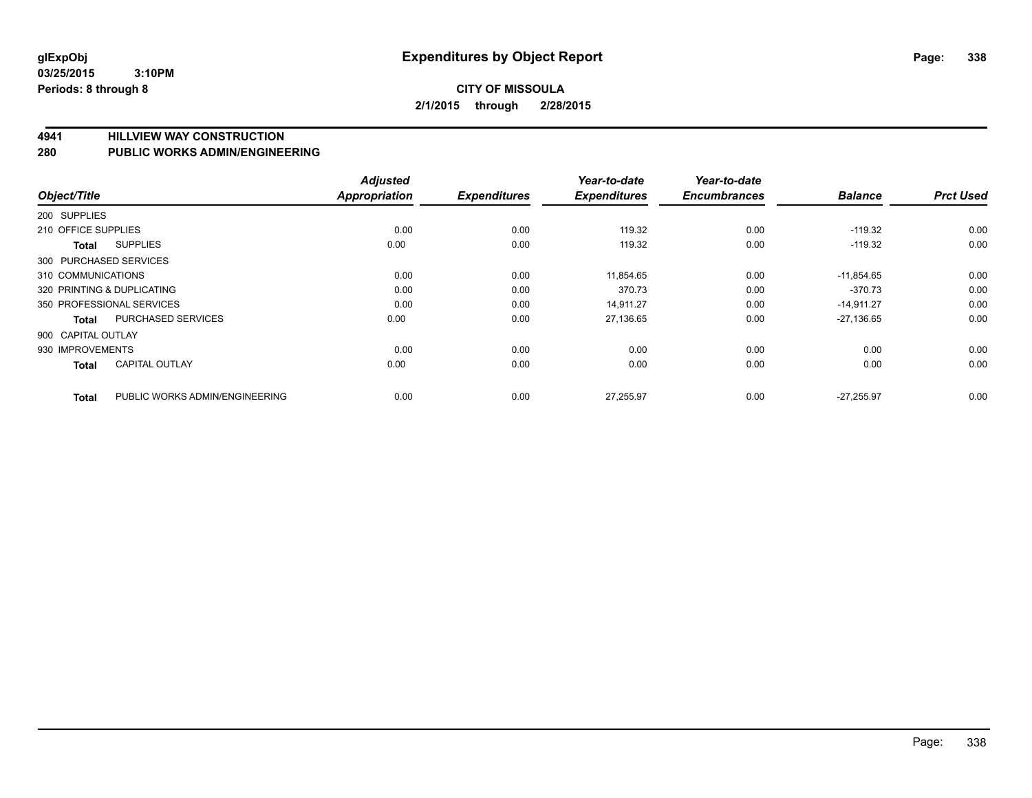**glExpObj**
**03/25/2015 3:10PM**
**Periods: 8 through 8**

# Expenditures by Object Report

**CITY OF MISSOULA**
**2/1/2015 through 2/28/2015**

## 4941 HILLVIEW WAY CONSTRUCTION
## 280 PUBLIC WORKS ADMIN/ENGINEERING

| Object/Title | | Adjusted Appropriation | Expenditures | Year-to-date Expenditures | Year-to-date Encumbrances | Balance | Prct Used |
|---|---|---|---|---|---|---|---|
| 200 SUPPLIES | | | | | | | |
| 210 OFFICE SUPPLIES | | 0.00 | 0.00 | 119.32 | 0.00 | -119.32 | 0.00 |
| **Total** | SUPPLIES | 0.00 | 0.00 | 119.32 | 0.00 | -119.32 | 0.00 |
| 300 PURCHASED SERVICES | | | | | | | |
| 310 COMMUNICATIONS | | 0.00 | 0.00 | 11,854.65 | 0.00 | -11,854.65 | 0.00 |
| 320 PRINTING & DUPLICATING | | 0.00 | 0.00 | 370.73 | 0.00 | -370.73 | 0.00 |
| 350 PROFESSIONAL SERVICES | | 0.00 | 0.00 | 14,911.27 | 0.00 | -14,911.27 | 0.00 |
| **Total** | PURCHASED SERVICES | 0.00 | 0.00 | 27,136.65 | 0.00 | -27,136.65 | 0.00 |
| 900 CAPITAL OUTLAY | | | | | | | |
| 930 IMPROVEMENTS | | 0.00 | 0.00 | 0.00 | 0.00 | 0.00 | 0.00 |
| **Total** | CAPITAL OUTLAY | 0.00 | 0.00 | 0.00 | 0.00 | 0.00 | 0.00 |
| **Total** | PUBLIC WORKS ADMIN/ENGINEERING | 0.00 | 0.00 | 27,255.97 | 0.00 | -27,255.97 | 0.00 |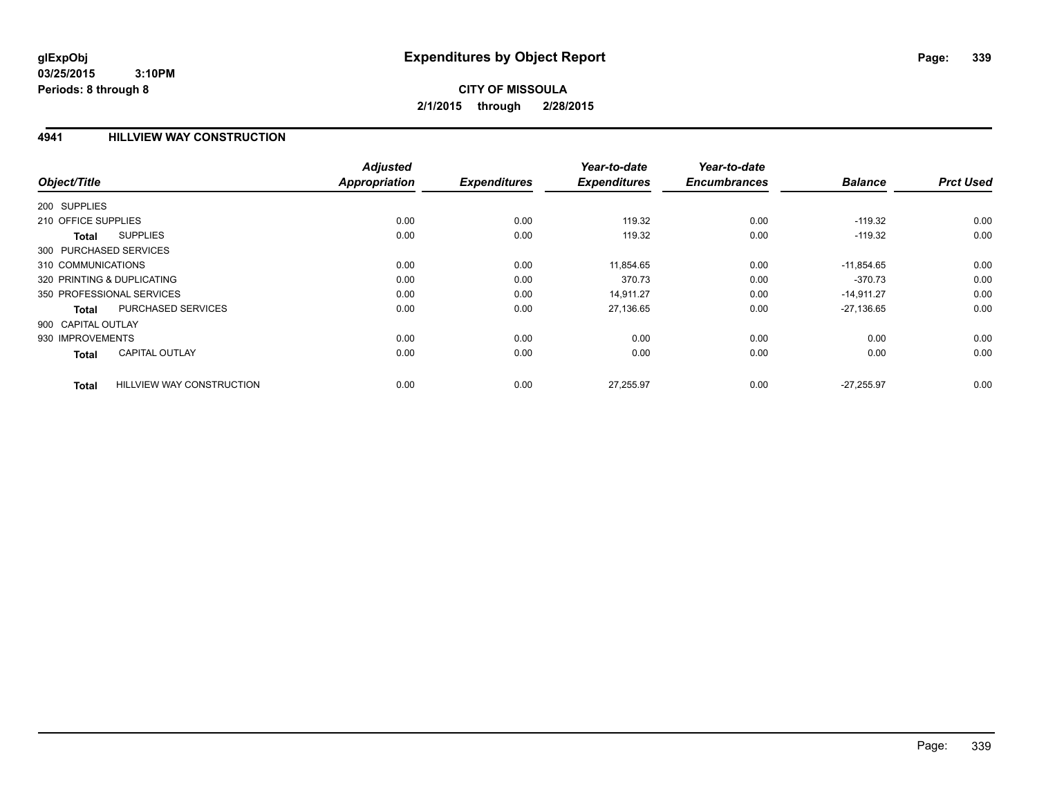# Expenditures by Object Report

glExpObj
03/25/2015 3:10PM
Periods: 8 through 8

**CITY OF MISSOULA**
**2/1/2015 through 2/28/2015**

## 4941 HILLVIEW WAY CONSTRUCTION

| Object/Title | | Adjusted Appropriation | Expenditures | Year-to-date Expenditures | Year-to-date Encumbrances | Balance | Prct Used |
|---|---|---|---|---|---|---|---|
| 200 SUPPLIES | | | | | | | |
| 210 OFFICE SUPPLIES | | 0.00 | 0.00 | 119.32 | 0.00 | -119.32 | 0.00 |
| **Total** | SUPPLIES | 0.00 | 0.00 | 119.32 | 0.00 | -119.32 | 0.00 |
| 300 PURCHASED SERVICES | | | | | | | |
| 310 COMMUNICATIONS | | 0.00 | 0.00 | 11,854.65 | 0.00 | -11,854.65 | 0.00 |
| 320 PRINTING & DUPLICATING | | 0.00 | 0.00 | 370.73 | 0.00 | -370.73 | 0.00 |
| 350 PROFESSIONAL SERVICES | | 0.00 | 0.00 | 14,911.27 | 0.00 | -14,911.27 | 0.00 |
| **Total** | PURCHASED SERVICES | 0.00 | 0.00 | 27,136.65 | 0.00 | -27,136.65 | 0.00 |
| 900 CAPITAL OUTLAY | | | | | | | |
| 930 IMPROVEMENTS | | 0.00 | 0.00 | 0.00 | 0.00 | 0.00 | 0.00 |
| **Total** | CAPITAL OUTLAY | 0.00 | 0.00 | 0.00 | 0.00 | 0.00 | 0.00 |
| **Total** | HILLVIEW WAY CONSTRUCTION | 0.00 | 0.00 | 27,255.97 | 0.00 | -27,255.97 | 0.00 |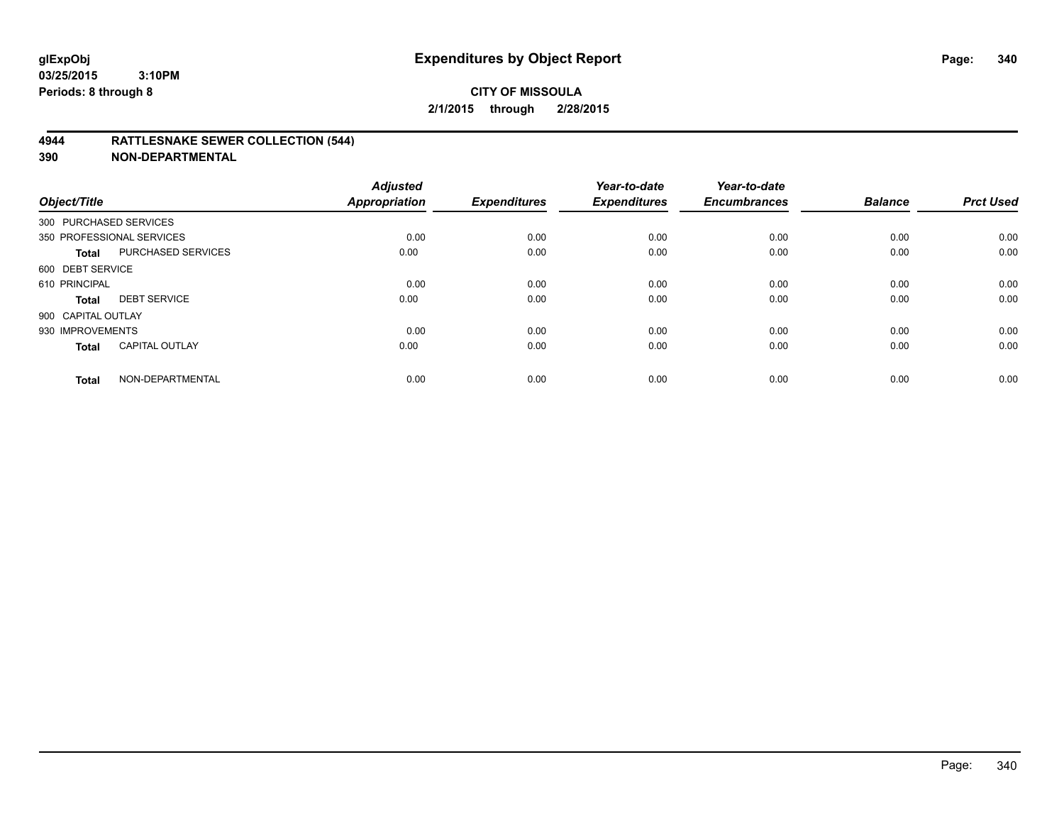# Expenditures by Object Report

glExpObj
03/25/2015 3:10PM
Periods: 8 through 8

**CITY OF MISSOULA**
**2/1/2015 through 2/28/2015**

## 4944 RATTLESNAKE SEWER COLLECTION (544)
## 390 NON-DEPARTMENTAL

| Object/Title | | Adjusted Appropriation | Expenditures | Year-to-date Expenditures | Year-to-date Encumbrances | Balance | Prct Used |
|---|---|---|---|---|---|---|---|
| 300 PURCHASED SERVICES | | | | | | | |
| 350 PROFESSIONAL SERVICES | | 0.00 | 0.00 | 0.00 | 0.00 | 0.00 | 0.00 |
| **Total** | PURCHASED SERVICES | 0.00 | 0.00 | 0.00 | 0.00 | 0.00 | 0.00 |
| 600 DEBT SERVICE | | | | | | | |
| 610 PRINCIPAL | | 0.00 | 0.00 | 0.00 | 0.00 | 0.00 | 0.00 |
| **Total** | DEBT SERVICE | 0.00 | 0.00 | 0.00 | 0.00 | 0.00 | 0.00 |
| 900 CAPITAL OUTLAY | | | | | | | |
| 930 IMPROVEMENTS | | 0.00 | 0.00 | 0.00 | 0.00 | 0.00 | 0.00 |
| **Total** | CAPITAL OUTLAY | 0.00 | 0.00 | 0.00 | 0.00 | 0.00 | 0.00 |
| **Total** | NON-DEPARTMENTAL | 0.00 | 0.00 | 0.00 | 0.00 | 0.00 | 0.00 |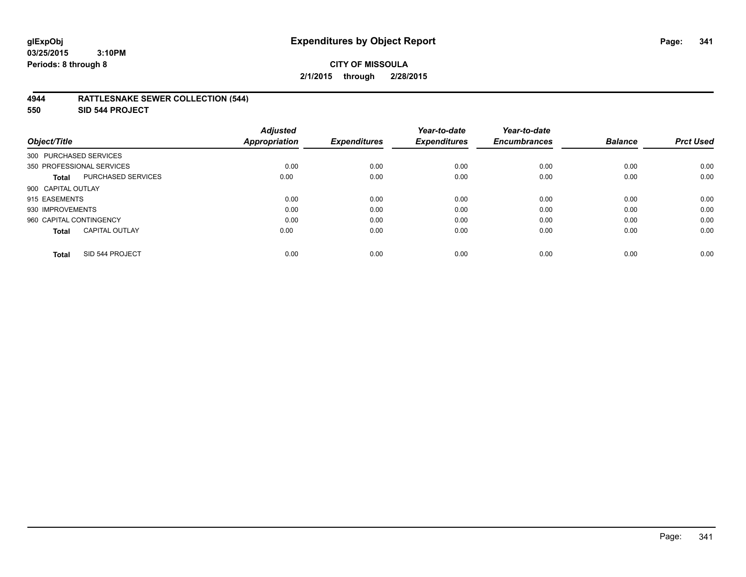**glExpObj** **Expenditures by Object Report**
**03/25/2015 3:10PM**
**Periods: 8 through 8**

**CITY OF MISSOULA**
**2/1/2015 through 2/28/2015**

## 4944 RATTLESNAKE SEWER COLLECTION (544)
## 550 SID 544 PROJECT

| Object/Title | | Adjusted Appropriation | Expenditures | Year-to-date Expenditures | Year-to-date Encumbrances | Balance | Prct Used |
|---|---|---|---|---|---|---|---|
| 300 PURCHASED SERVICES | | | | | | | |
| 350 PROFESSIONAL SERVICES | | 0.00 | 0.00 | 0.00 | 0.00 | 0.00 | 0.00 |
| **Total** | PURCHASED SERVICES | 0.00 | 0.00 | 0.00 | 0.00 | 0.00 | 0.00 |
| 900 CAPITAL OUTLAY | | | | | | | |
| 915 EASEMENTS | | 0.00 | 0.00 | 0.00 | 0.00 | 0.00 | 0.00 |
| 930 IMPROVEMENTS | | 0.00 | 0.00 | 0.00 | 0.00 | 0.00 | 0.00 |
| 960 CAPITAL CONTINGENCY | | 0.00 | 0.00 | 0.00 | 0.00 | 0.00 | 0.00 |
| **Total** | CAPITAL OUTLAY | 0.00 | 0.00 | 0.00 | 0.00 | 0.00 | 0.00 |
| **Total** | SID 544 PROJECT | 0.00 | 0.00 | 0.00 | 0.00 | 0.00 | 0.00 |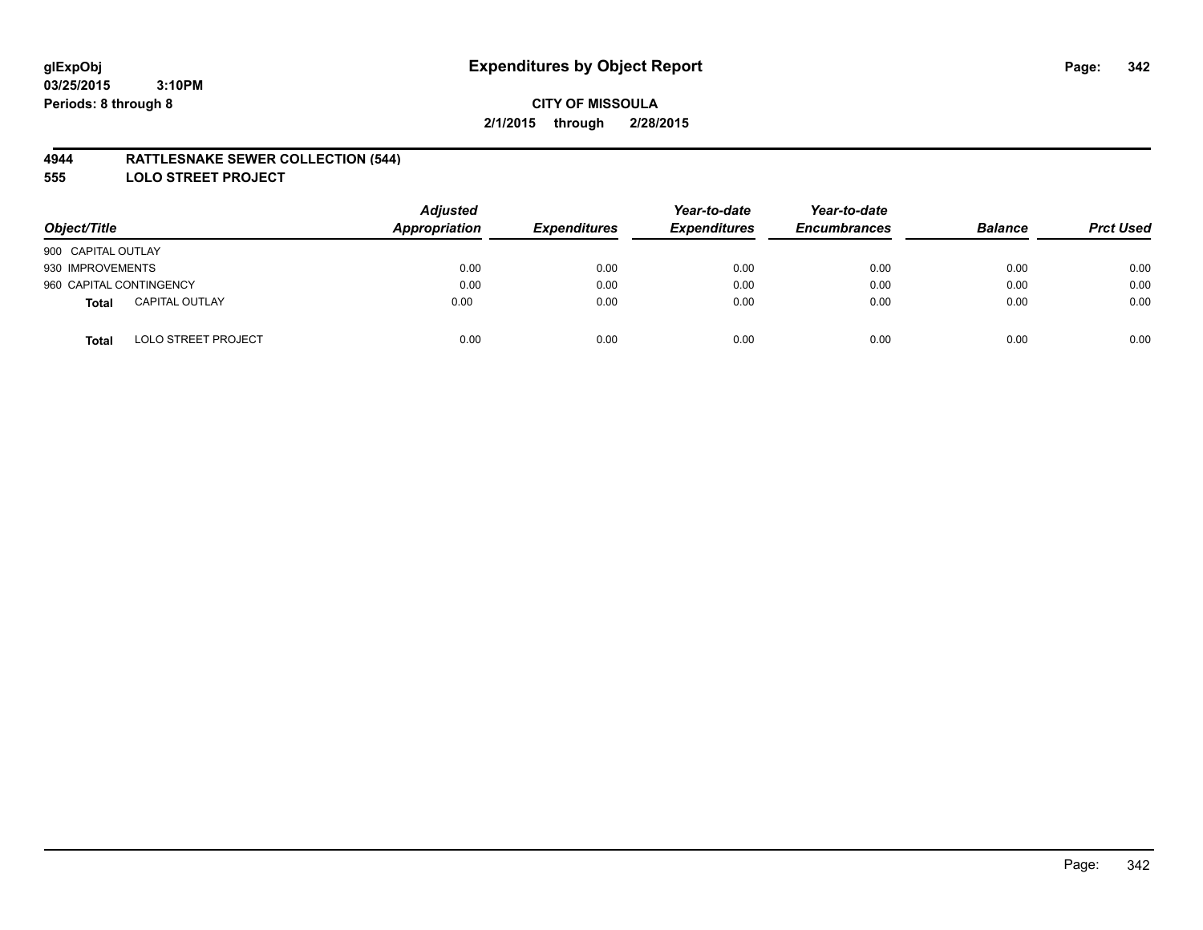glExpObj
03/25/2015 3:10PM
Periods: 8 through 8

# Expenditures by Object Report

**CITY OF MISSOULA**
**2/1/2015 through 2/28/2015**

## 4944 RATTLESNAKE SEWER COLLECTION (544)
## 555 LOLO STREET PROJECT

| Object/Title | | Adjusted Appropriation | Expenditures | Year-to-date Expenditures | Year-to-date Encumbrances | Balance | Prct Used |
|---|---|---|---|---|---|---|---|
| 900 CAPITAL OUTLAY | | | | | | | |
| 930 IMPROVEMENTS | | 0.00 | 0.00 | 0.00 | 0.00 | 0.00 | 0.00 |
| 960 CAPITAL CONTINGENCY | | 0.00 | 0.00 | 0.00 | 0.00 | 0.00 | 0.00 |
| **Total** | CAPITAL OUTLAY | 0.00 | 0.00 | 0.00 | 0.00 | 0.00 | 0.00 |
| **Total** | LOLO STREET PROJECT | 0.00 | 0.00 | 0.00 | 0.00 | 0.00 | 0.00 |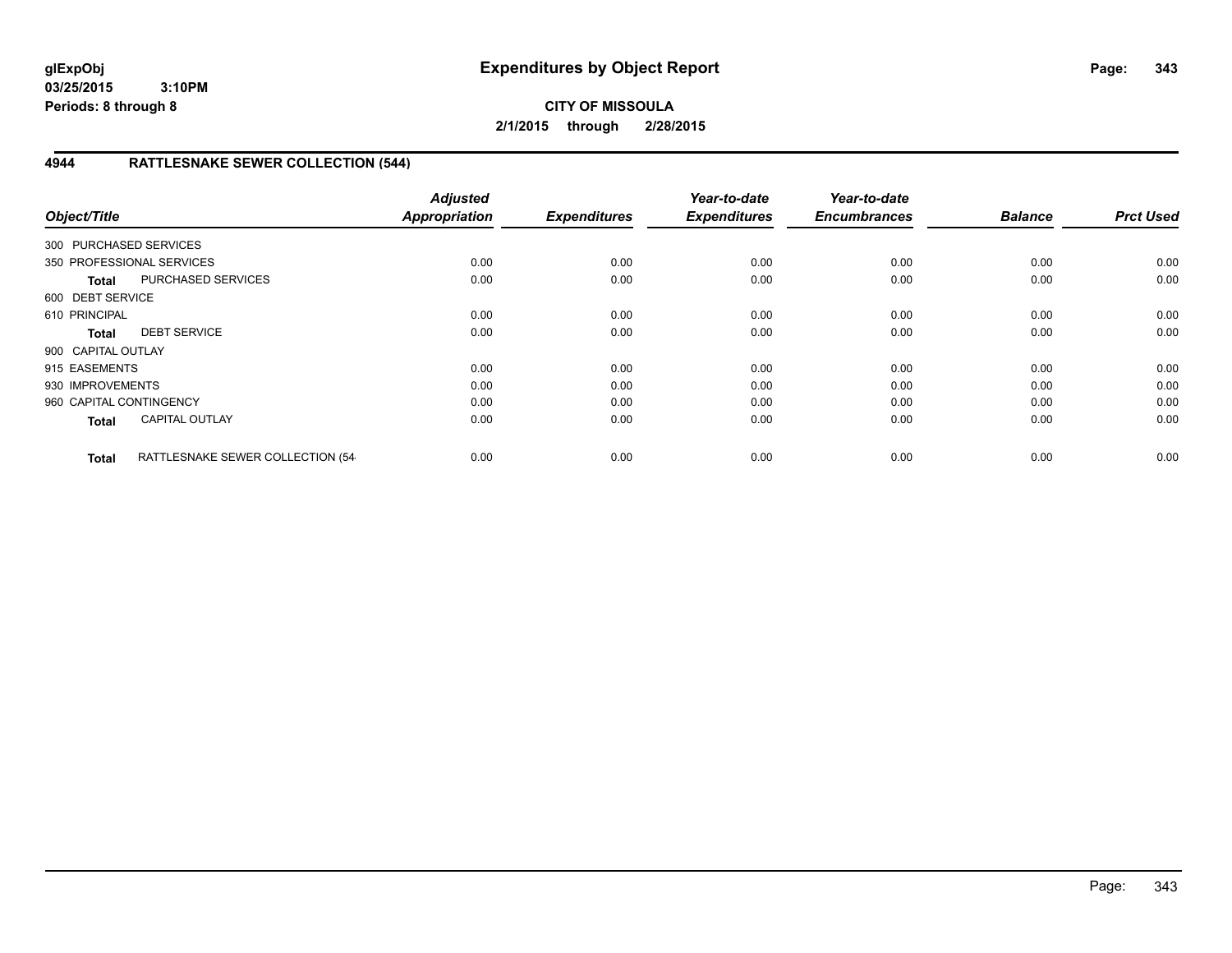# Expenditures by Object Report

glExpObj
03/25/2015 3:10PM
Periods: 8 through 8

**CITY OF MISSOULA**
**2/1/2015 through 2/28/2015**

## 4944 RATTLESNAKE SEWER COLLECTION (544)

| Object/Title | | *Adjusted Appropriation* | *Expenditures* | *Year-to-date Expenditures* | *Year-to-date Encumbrances* | *Balance* | *Prct Used* |
|---|---|---|---|---|---|---|---|
| 300 PURCHASED SERVICES | | | | | | | |
| 350 PROFESSIONAL SERVICES | | 0.00 | 0.00 | 0.00 | 0.00 | 0.00 | 0.00 |
| **Total** | PURCHASED SERVICES | 0.00 | 0.00 | 0.00 | 0.00 | 0.00 | 0.00 |
| 600 DEBT SERVICE | | | | | | | |
| 610 PRINCIPAL | | 0.00 | 0.00 | 0.00 | 0.00 | 0.00 | 0.00 |
| **Total** | DEBT SERVICE | 0.00 | 0.00 | 0.00 | 0.00 | 0.00 | 0.00 |
| 900 CAPITAL OUTLAY | | | | | | | |
| 915 EASEMENTS | | 0.00 | 0.00 | 0.00 | 0.00 | 0.00 | 0.00 |
| 930 IMPROVEMENTS | | 0.00 | 0.00 | 0.00 | 0.00 | 0.00 | 0.00 |
| 960 CAPITAL CONTINGENCY | | 0.00 | 0.00 | 0.00 | 0.00 | 0.00 | 0.00 |
| **Total** | CAPITAL OUTLAY | 0.00 | 0.00 | 0.00 | 0.00 | 0.00 | 0.00 |
| **Total** | RATTLESNAKE SEWER COLLECTION (54 | 0.00 | 0.00 | 0.00 | 0.00 | 0.00 | 0.00 |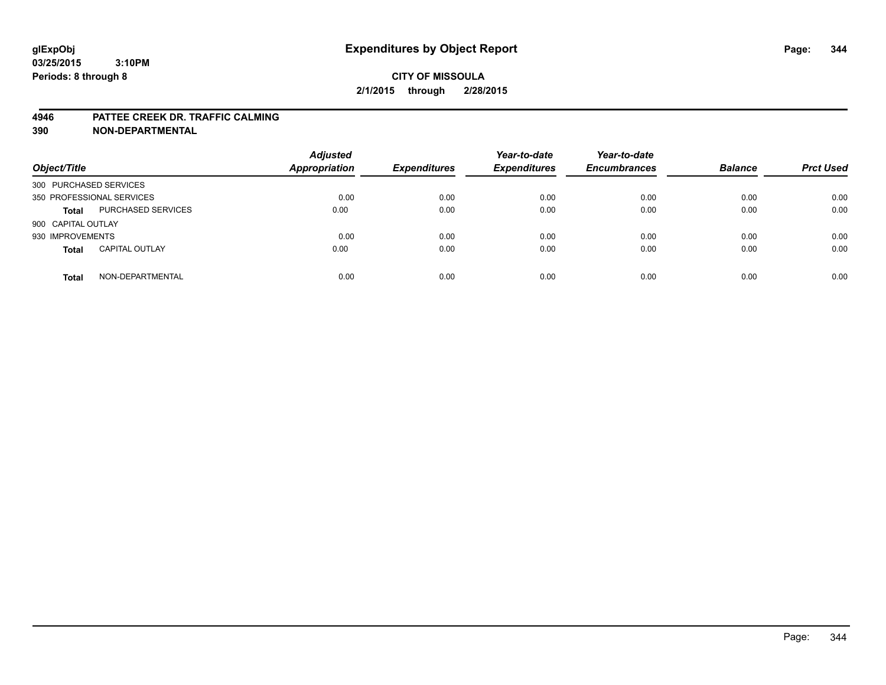**glExpObj** **Expenditures by Object Report**
**03/25/2015 3:10PM**
**Periods: 8 through 8**

**CITY OF MISSOULA**
**2/1/2015 through 2/28/2015**

**4946 PATTEE CREEK DR. TRAFFIC CALMING**
**390 NON-DEPARTMENTAL**

| Object/Title | | Adjusted Appropriation | Expenditures | Year-to-date Expenditures | Year-to-date Encumbrances | Balance | Prct Used |
|---|---|---|---|---|---|---|---|
| 300 PURCHASED SERVICES | | | | | | | |
| 350 PROFESSIONAL SERVICES | | 0.00 | 0.00 | 0.00 | 0.00 | 0.00 | 0.00 |
| **Total** | PURCHASED SERVICES | 0.00 | 0.00 | 0.00 | 0.00 | 0.00 | 0.00 |
| 900 CAPITAL OUTLAY | | | | | | | |
| 930 IMPROVEMENTS | | 0.00 | 0.00 | 0.00 | 0.00 | 0.00 | 0.00 |
| **Total** | CAPITAL OUTLAY | 0.00 | 0.00 | 0.00 | 0.00 | 0.00 | 0.00 |
| **Total** | NON-DEPARTMENTAL | 0.00 | 0.00 | 0.00 | 0.00 | 0.00 | 0.00 |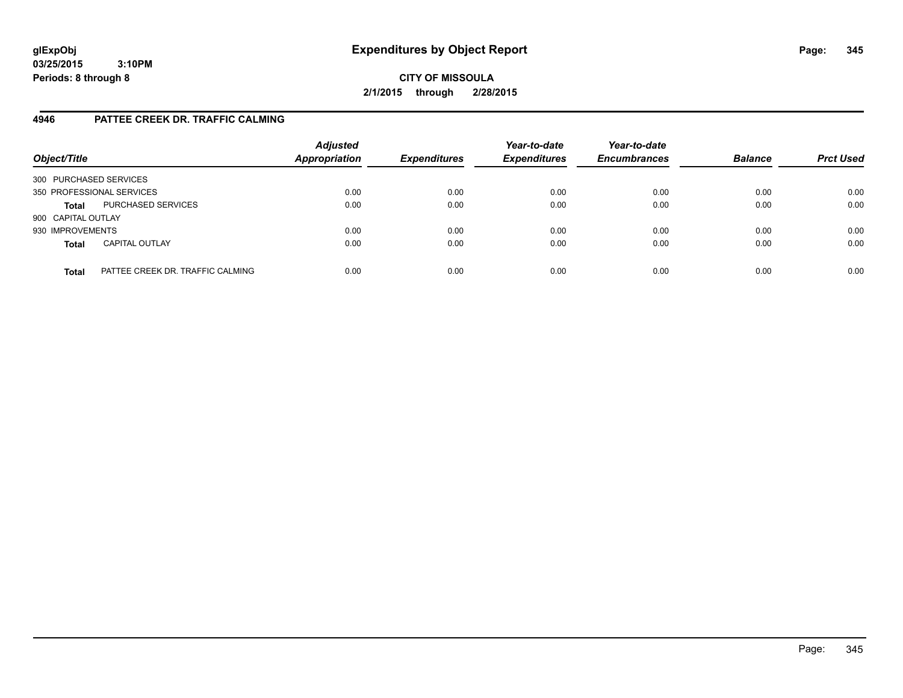glExpObj
03/25/2015 3:10PM
Periods: 8 through 8

# Expenditures by Object Report

**CITY OF MISSOULA**

**2/1/2015 through 2/28/2015**

## 4946 PATTEE CREEK DR. TRAFFIC CALMING

| Object/Title | | Adjusted Appropriation | Expenditures | Year-to-date Expenditures | Year-to-date Encumbrances | Balance | Prct Used |
|---|---|---|---|---|---|---|---|
| 300 PURCHASED SERVICES | | | | | | | |
| 350 PROFESSIONAL SERVICES | | 0.00 | 0.00 | 0.00 | 0.00 | 0.00 | 0.00 |
| **Total** | PURCHASED SERVICES | 0.00 | 0.00 | 0.00 | 0.00 | 0.00 | 0.00 |
| 900 CAPITAL OUTLAY | | | | | | | |
| 930 IMPROVEMENTS | | 0.00 | 0.00 | 0.00 | 0.00 | 0.00 | 0.00 |
| **Total** | CAPITAL OUTLAY | 0.00 | 0.00 | 0.00 | 0.00 | 0.00 | 0.00 |
| **Total** | PATTEE CREEK DR. TRAFFIC CALMING | 0.00 | 0.00 | 0.00 | 0.00 | 0.00 | 0.00 |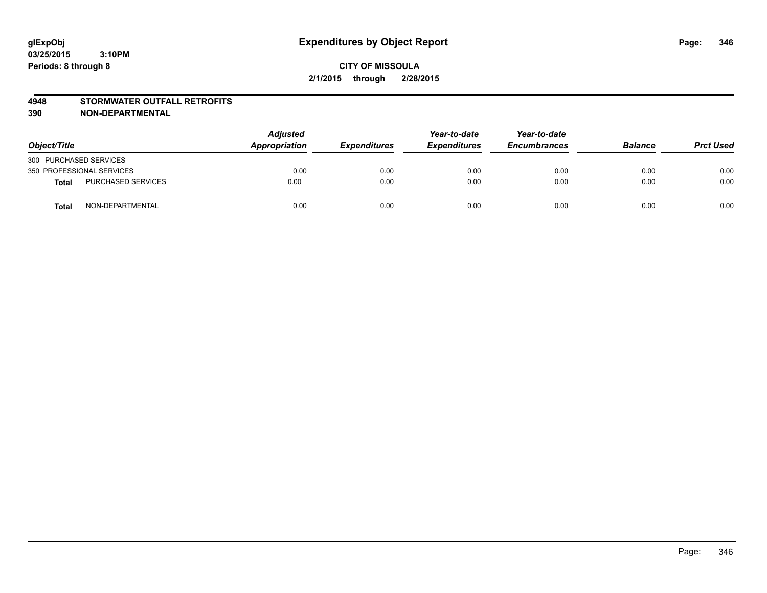**glExpObj** **Expenditures by Object Report**

**03/25/2015 3:10PM**

**Periods: 8 through 8**

**CITY OF MISSOULA**

**2/1/2015 through 2/28/2015**

**4948 STORMWATER OUTFALL RETROFITS**

**390 NON-DEPARTMENTAL**

| Object/Title | | Adjusted Appropriation | Expenditures | Year-to-date Expenditures | Year-to-date Encumbrances | Balance | Prct Used |
|---|---|---|---|---|---|---|---|
| 300 PURCHASED SERVICES | | | | | | | |
| 350 PROFESSIONAL SERVICES | | 0.00 | 0.00 | 0.00 | 0.00 | 0.00 | 0.00 |
| **Total** | PURCHASED SERVICES | 0.00 | 0.00 | 0.00 | 0.00 | 0.00 | 0.00 |
| **Total** | NON-DEPARTMENTAL | 0.00 | 0.00 | 0.00 | 0.00 | 0.00 | 0.00 |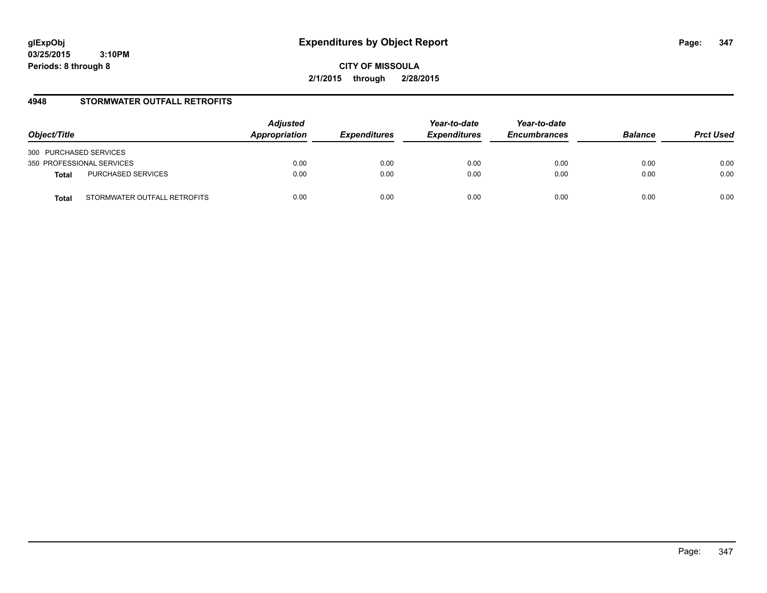# Expenditures by Object Report

glExpObj
03/25/2015 3:10PM
Periods: 8 through 8

**CITY OF MISSOULA**
**2/1/2015 through 2/28/2015**

## 4948 STORMWATER OUTFALL RETROFITS

| Object/Title | | Adjusted Appropriation | Expenditures | Year-to-date Expenditures | Year-to-date Encumbrances | Balance | Prct Used |
|---|---|---|---|---|---|---|---|
| 300 PURCHASED SERVICES | | | | | | | |
| 350 PROFESSIONAL SERVICES | | 0.00 | 0.00 | 0.00 | 0.00 | 0.00 | 0.00 |
| **Total** | PURCHASED SERVICES | 0.00 | 0.00 | 0.00 | 0.00 | 0.00 | 0.00 |
| **Total** | STORMWATER OUTFALL RETROFITS | 0.00 | 0.00 | 0.00 | 0.00 | 0.00 | 0.00 |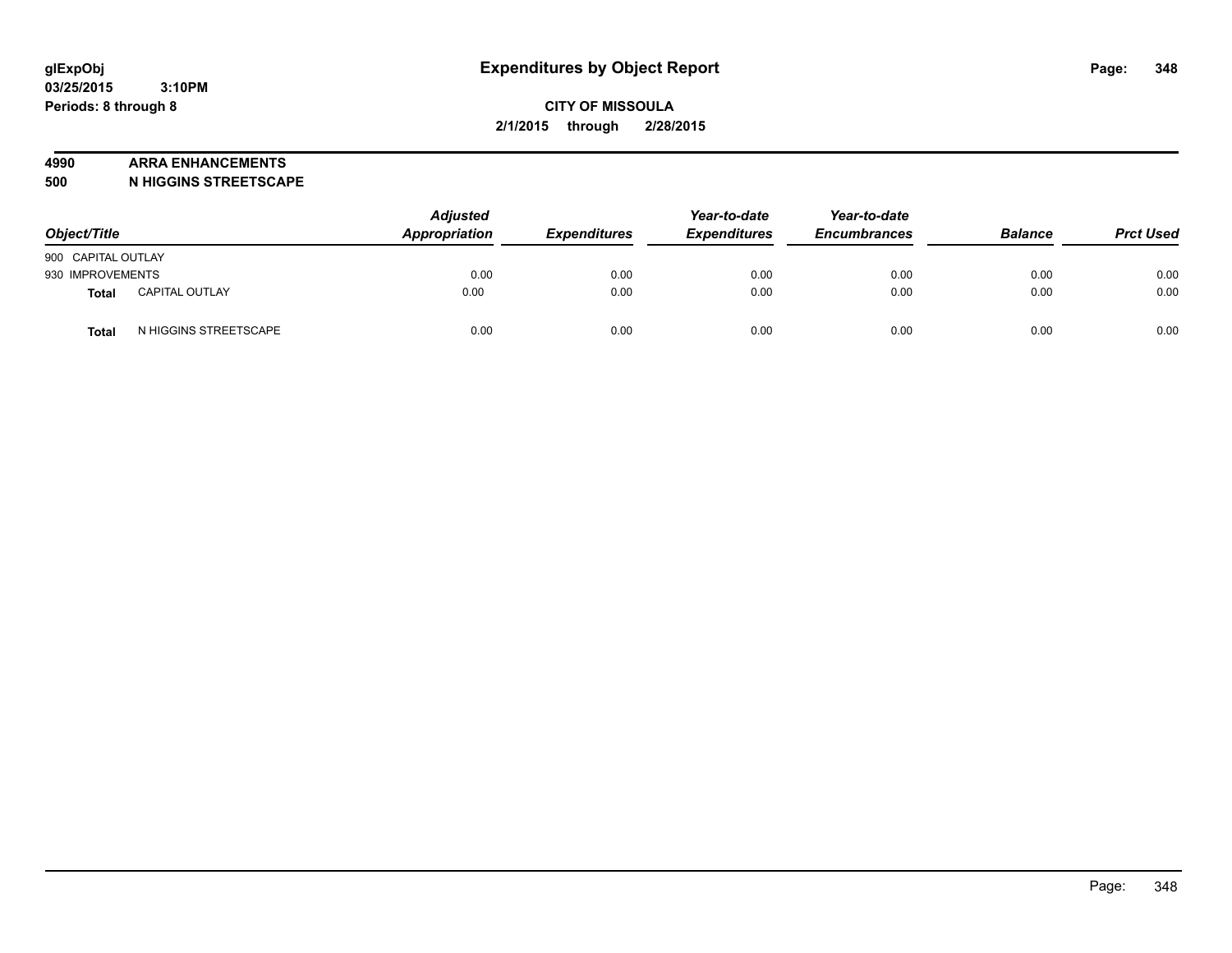# Expenditures by Object Report

glExpObj
03/25/2015 3:10PM
Periods: 8 through 8

**CITY OF MISSOULA**
**2/1/2015 through 2/28/2015**

**4990 ARRA ENHANCEMENTS**
**500 N HIGGINS STREETSCAPE**

| Object/Title | | Adjusted Appropriation | Expenditures | Year-to-date Expenditures | Year-to-date Encumbrances | Balance | Prct Used |
|---|---|---|---|---|---|---|---|
| 900 CAPITAL OUTLAY | | | | | | | |
| 930 IMPROVEMENTS | | 0.00 | 0.00 | 0.00 | 0.00 | 0.00 | 0.00 |
| **Total** | CAPITAL OUTLAY | 0.00 | 0.00 | 0.00 | 0.00 | 0.00 | 0.00 |
| **Total** | N HIGGINS STREETSCAPE | 0.00 | 0.00 | 0.00 | 0.00 | 0.00 | 0.00 |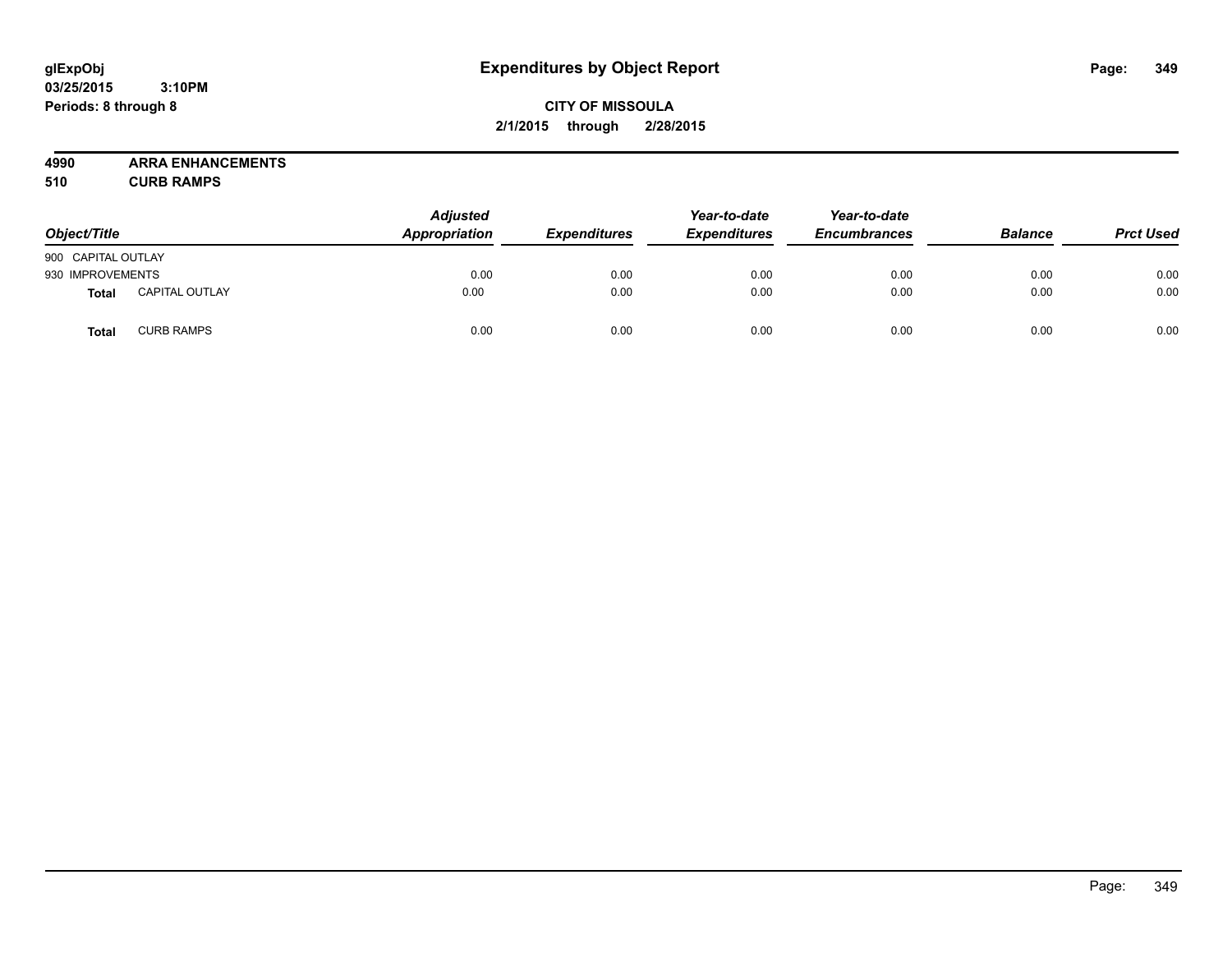# Expenditures by Object Report

glExpObj
03/25/2015 3:10PM
Periods: 8 through 8

**CITY OF MISSOULA**
**2/1/2015 through 2/28/2015**

**4990 ARRA ENHANCEMENTS**
**510 CURB RAMPS**

| Object/Title | | Adjusted Appropriation | Expenditures | Year-to-date Expenditures | Year-to-date Encumbrances | Balance | Prct Used |
|---|---|---|---|---|---|---|---|
| 900 CAPITAL OUTLAY | | | | | | | |
| 930 IMPROVEMENTS | | 0.00 | 0.00 | 0.00 | 0.00 | 0.00 | 0.00 |
| **Total** | CAPITAL OUTLAY | 0.00 | 0.00 | 0.00 | 0.00 | 0.00 | 0.00 |
| **Total** | CURB RAMPS | 0.00 | 0.00 | 0.00 | 0.00 | 0.00 | 0.00 |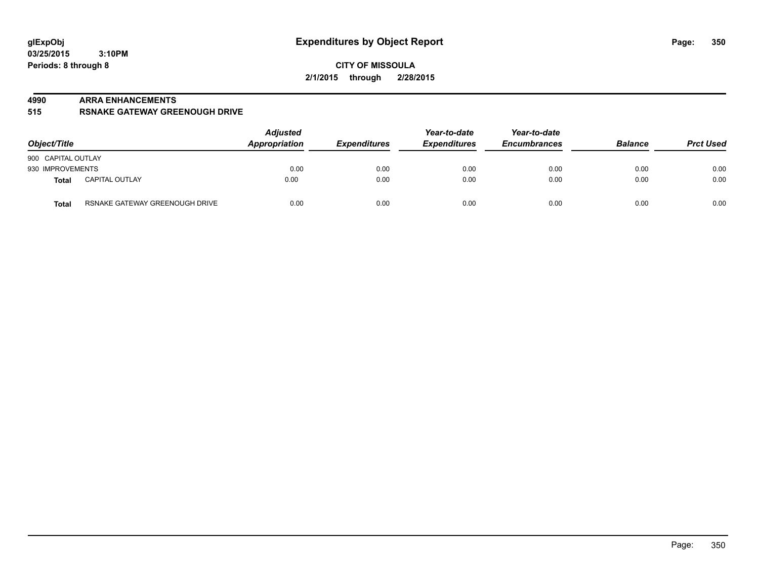# Expenditures by Object Report

glExpObj
03/25/2015 3:10PM
Periods: 8 through 8

**CITY OF MISSOULA**
**2/1/2015 through 2/28/2015**

## 4990 ARRA ENHANCEMENTS
## 515 RSNAKE GATEWAY GREENOUGH DRIVE

| Object/Title | | Adjusted Appropriation | Expenditures | Year-to-date Expenditures | Year-to-date Encumbrances | Balance | Prct Used |
|---|---|---|---|---|---|---|---|
| 900 CAPITAL OUTLAY | | | | | | | |
| 930 IMPROVEMENTS | | 0.00 | 0.00 | 0.00 | 0.00 | 0.00 | 0.00 |
| **Total** | CAPITAL OUTLAY | 0.00 | 0.00 | 0.00 | 0.00 | 0.00 | 0.00 |
| **Total** | RSNAKE GATEWAY GREENOUGH DRIVE | 0.00 | 0.00 | 0.00 | 0.00 | 0.00 | 0.00 |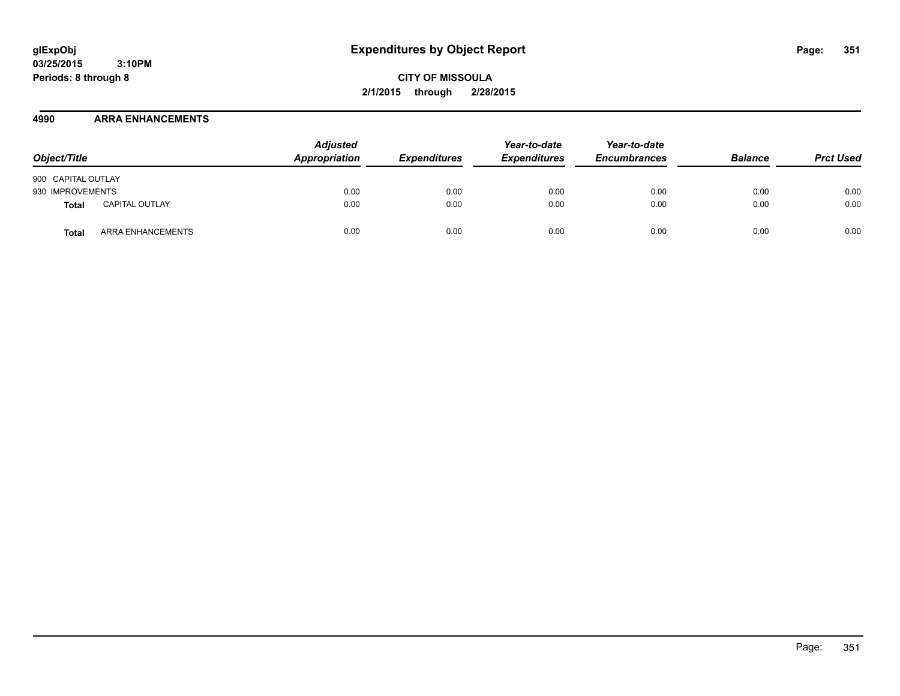**glExpObj** **Expenditures by Object Report**
**03/25/2015 3:10PM**
**Periods: 8 through 8**

**CITY OF MISSOULA**
**2/1/2015 through 2/28/2015**

## 4990 ARRA ENHANCEMENTS

| Object/Title | | Adjusted Appropriation | Expenditures | Year-to-date Expenditures | Year-to-date Encumbrances | Balance | Prct Used |
|---|---|---|---|---|---|---|---|
| 900 CAPITAL OUTLAY | | | | | | | |
| 930 IMPROVEMENTS | | 0.00 | 0.00 | 0.00 | 0.00 | 0.00 | 0.00 |
| **Total** | CAPITAL OUTLAY | 0.00 | 0.00 | 0.00 | 0.00 | 0.00 | 0.00 |
| **Total** | ARRA ENHANCEMENTS | 0.00 | 0.00 | 0.00 | 0.00 | 0.00 | 0.00 |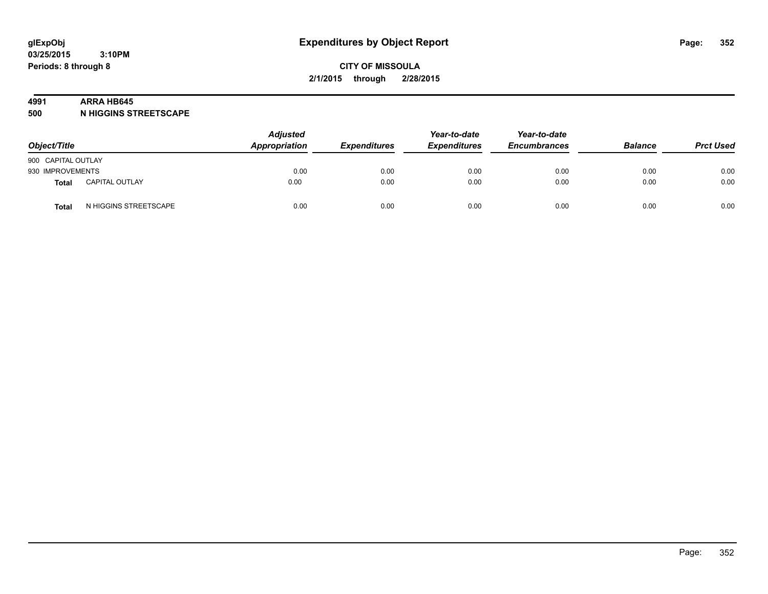**glExpObj**
**03/25/2015 3:10PM**
**Periods: 8 through 8**

# Expenditures by Object Report

**CITY OF MISSOULA**
**2/1/2015 through 2/28/2015**

**4991 ARRA HB645**
**500 N HIGGINS STREETSCAPE**

| Object/Title | | Adjusted Appropriation | Expenditures | Year-to-date Expenditures | Year-to-date Encumbrances | Balance | Prct Used |
|---|---|---|---|---|---|---|---|
| 900 CAPITAL OUTLAY | | | | | | | |
| 930 IMPROVEMENTS | | 0.00 | 0.00 | 0.00 | 0.00 | 0.00 | 0.00 |
| **Total** | CAPITAL OUTLAY | 0.00 | 0.00 | 0.00 | 0.00 | 0.00 | 0.00 |
| **Total** | N HIGGINS STREETSCAPE | 0.00 | 0.00 | 0.00 | 0.00 | 0.00 | 0.00 |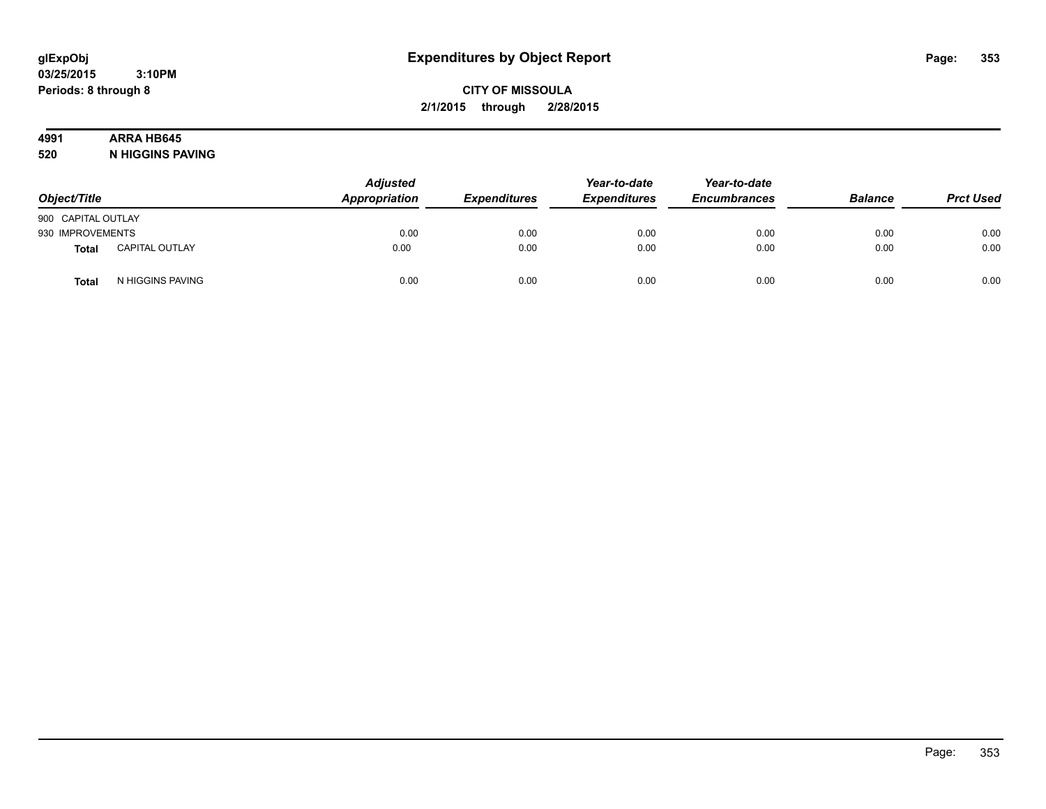# Expenditures by Object Report

glExpObj
03/25/2015 3:10PM
Periods: 8 through 8

**CITY OF MISSOULA**
**2/1/2015 through 2/28/2015**

**4991 ARRA HB645**
**520 N HIGGINS PAVING**

| Object/Title | | Adjusted Appropriation | Expenditures | Year-to-date Expenditures | Year-to-date Encumbrances | Balance | Prct Used |
|---|---|---|---|---|---|---|---|
| 900 CAPITAL OUTLAY | | | | | | | |
| 930 IMPROVEMENTS | | 0.00 | 0.00 | 0.00 | 0.00 | 0.00 | 0.00 |
| **Total** | CAPITAL OUTLAY | 0.00 | 0.00 | 0.00 | 0.00 | 0.00 | 0.00 |
| **Total** | N HIGGINS PAVING | 0.00 | 0.00 | 0.00 | 0.00 | 0.00 | 0.00 |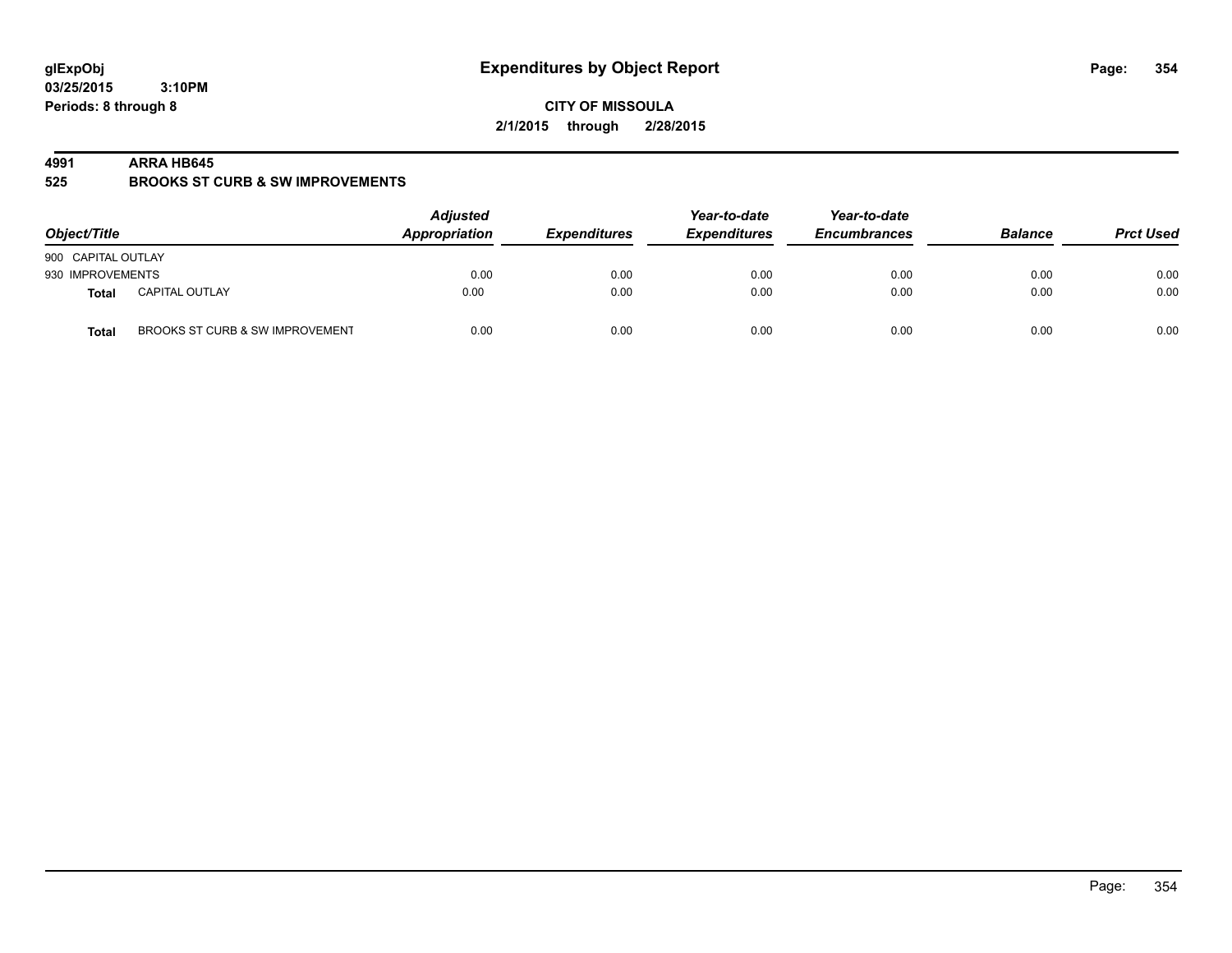glExpObj
03/25/2015 3:10PM
Periods: 8 through 8

# Expenditures by Object Report

**CITY OF MISSOULA**
**2/1/2015 through 2/28/2015**

**4991 ARRA HB645**
**525 BROOKS ST CURB & SW IMPROVEMENTS**

| Object/Title | | Adjusted Appropriation | Expenditures | Year-to-date Expenditures | Year-to-date Encumbrances | Balance | Prct Used |
|---|---|---|---|---|---|---|---|
| 900 CAPITAL OUTLAY | | | | | | | |
| 930 IMPROVEMENTS | | 0.00 | 0.00 | 0.00 | 0.00 | 0.00 | 0.00 |
| **Total** | CAPITAL OUTLAY | 0.00 | 0.00 | 0.00 | 0.00 | 0.00 | 0.00 |
| **Total** | BROOKS ST CURB & SW IMPROVEMENT | 0.00 | 0.00 | 0.00 | 0.00 | 0.00 | 0.00 |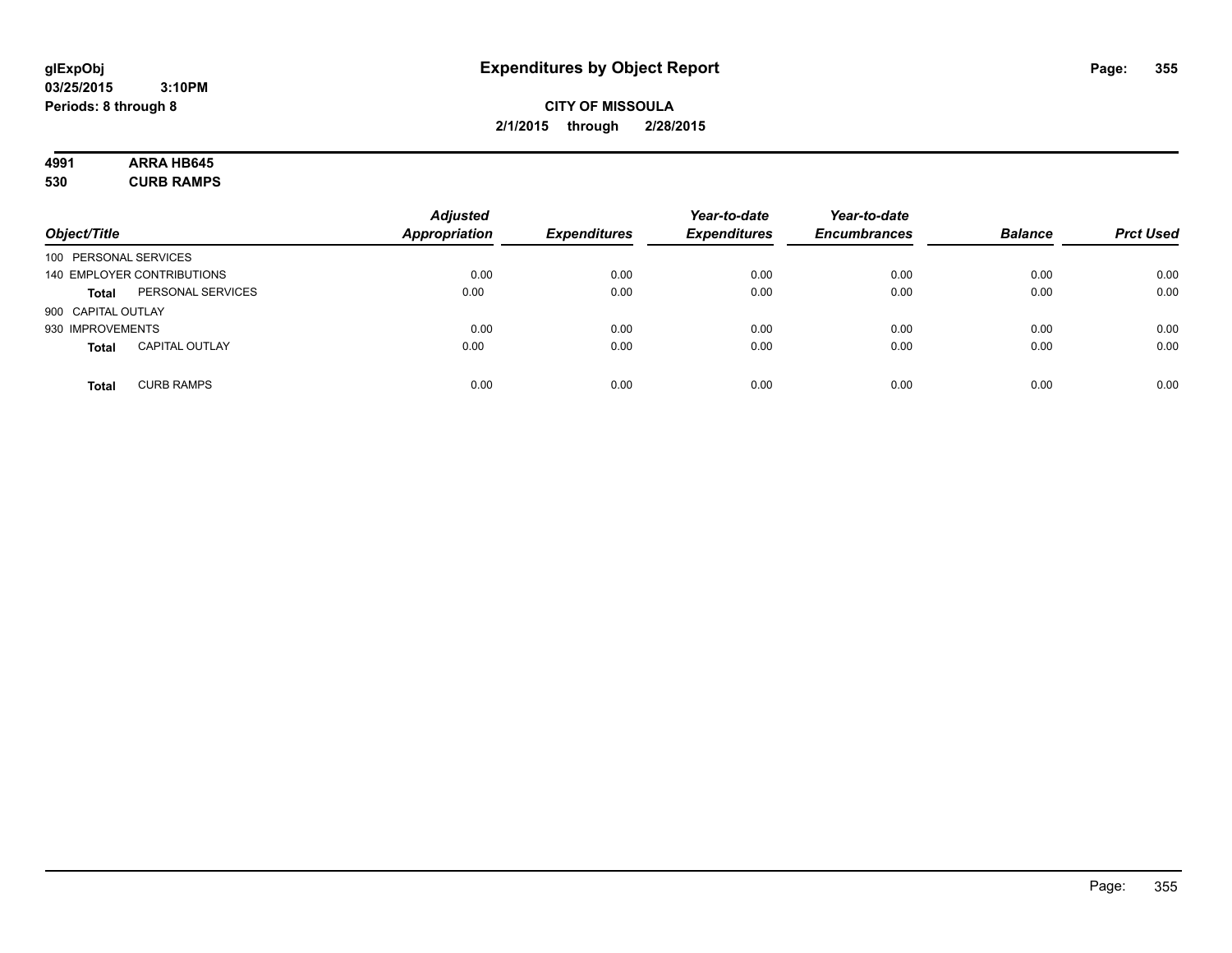# Expenditures by Object Report

glExpObj
03/25/2015 3:10PM
Periods: 8 through 8

**CITY OF MISSOULA**
**2/1/2015 through 2/28/2015**

**4991 ARRA HB645**
**530 CURB RAMPS**

| Object/Title | | Adjusted Appropriation | Expenditures | Year-to-date Expenditures | Year-to-date Encumbrances | Balance | Prct Used |
|---|---|---|---|---|---|---|---|
| 100 PERSONAL SERVICES | | | | | | | |
| 140 EMPLOYER CONTRIBUTIONS | | 0.00 | 0.00 | 0.00 | 0.00 | 0.00 | 0.00 |
| Total | PERSONAL SERVICES | 0.00 | 0.00 | 0.00 | 0.00 | 0.00 | 0.00 |
| 900 CAPITAL OUTLAY | | | | | | | |
| 930 IMPROVEMENTS | | 0.00 | 0.00 | 0.00 | 0.00 | 0.00 | 0.00 |
| Total | CAPITAL OUTLAY | 0.00 | 0.00 | 0.00 | 0.00 | 0.00 | 0.00 |
| Total | CURB RAMPS | 0.00 | 0.00 | 0.00 | 0.00 | 0.00 | 0.00 |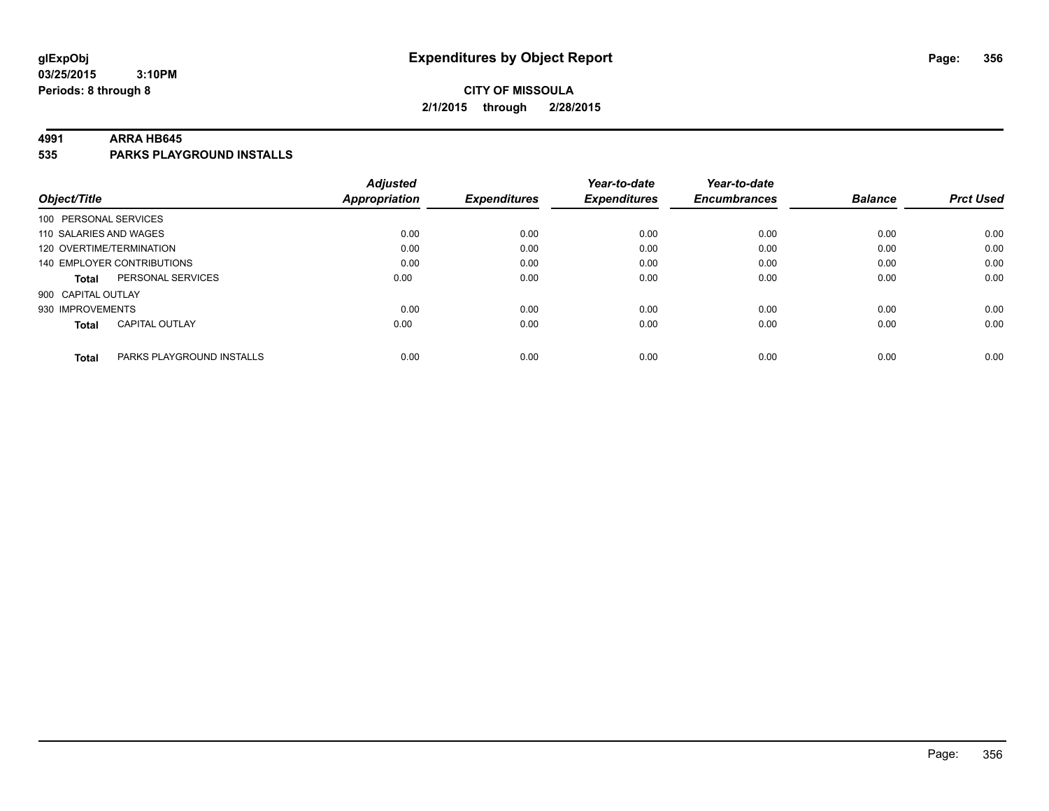# Expenditures by Object Report

glExpObj
03/25/2015 3:10PM
Periods: 8 through 8

**CITY OF MISSOULA**
**2/1/2015 through 2/28/2015**

**4991 ARRA HB645**
**535 PARKS PLAYGROUND INSTALLS**

| Object/Title | | Adjusted Appropriation | Expenditures | Year-to-date Expenditures | Year-to-date Encumbrances | Balance | Prct Used |
|---|---|---|---|---|---|---|---|
| 100 PERSONAL SERVICES | | | | | | | |
| 110 SALARIES AND WAGES | | 0.00 | 0.00 | 0.00 | 0.00 | 0.00 | 0.00 |
| 120 OVERTIME/TERMINATION | | 0.00 | 0.00 | 0.00 | 0.00 | 0.00 | 0.00 |
| 140 EMPLOYER CONTRIBUTIONS | | 0.00 | 0.00 | 0.00 | 0.00 | 0.00 | 0.00 |
| **Total** | PERSONAL SERVICES | 0.00 | 0.00 | 0.00 | 0.00 | 0.00 | 0.00 |
| 900 CAPITAL OUTLAY | | | | | | | |
| 930 IMPROVEMENTS | | 0.00 | 0.00 | 0.00 | 0.00 | 0.00 | 0.00 |
| **Total** | CAPITAL OUTLAY | 0.00 | 0.00 | 0.00 | 0.00 | 0.00 | 0.00 |
| **Total** | PARKS PLAYGROUND INSTALLS | 0.00 | 0.00 | 0.00 | 0.00 | 0.00 | 0.00 |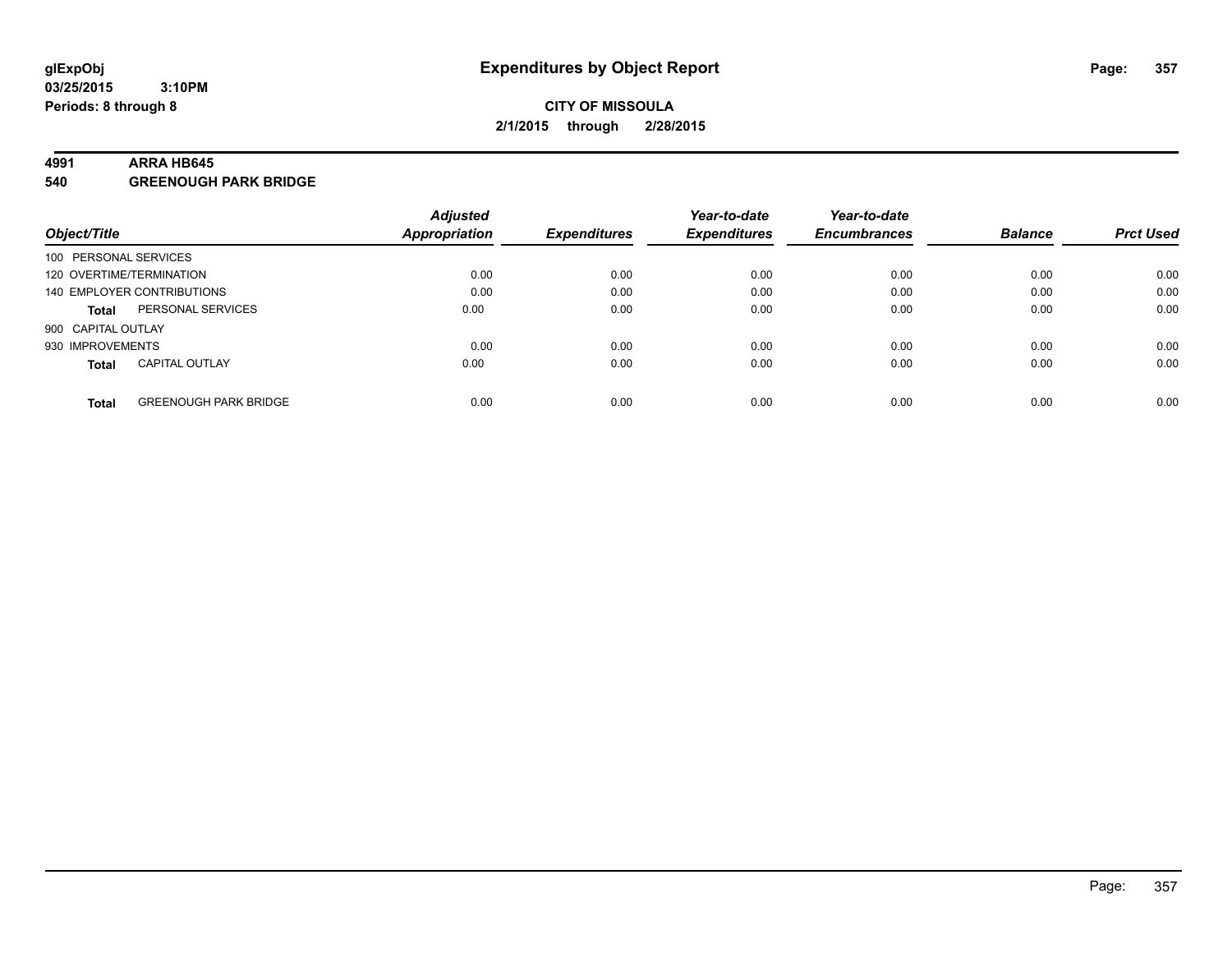# Expenditures by Object Report

glExpObj
03/25/2015 3:10PM
Periods: 8 through 8

**CITY OF MISSOULA**
**2/1/2015 through 2/28/2015**

**4991 ARRA HB645**
**540 GREENOUGH PARK BRIDGE**

| Object/Title | | Adjusted Appropriation | Expenditures | Year-to-date Expenditures | Year-to-date Encumbrances | Balance | Prct Used |
|---|---|---|---|---|---|---|---|
| 100 PERSONAL SERVICES | | | | | | | |
| 120 OVERTIME/TERMINATION | | 0.00 | 0.00 | 0.00 | 0.00 | 0.00 | 0.00 |
| 140 EMPLOYER CONTRIBUTIONS | | 0.00 | 0.00 | 0.00 | 0.00 | 0.00 | 0.00 |
| **Total** | PERSONAL SERVICES | 0.00 | 0.00 | 0.00 | 0.00 | 0.00 | 0.00 |
| 900 CAPITAL OUTLAY | | | | | | | |
| 930 IMPROVEMENTS | | 0.00 | 0.00 | 0.00 | 0.00 | 0.00 | 0.00 |
| **Total** | CAPITAL OUTLAY | 0.00 | 0.00 | 0.00 | 0.00 | 0.00 | 0.00 |
| **Total** | GREENOUGH PARK BRIDGE | 0.00 | 0.00 | 0.00 | 0.00 | 0.00 | 0.00 |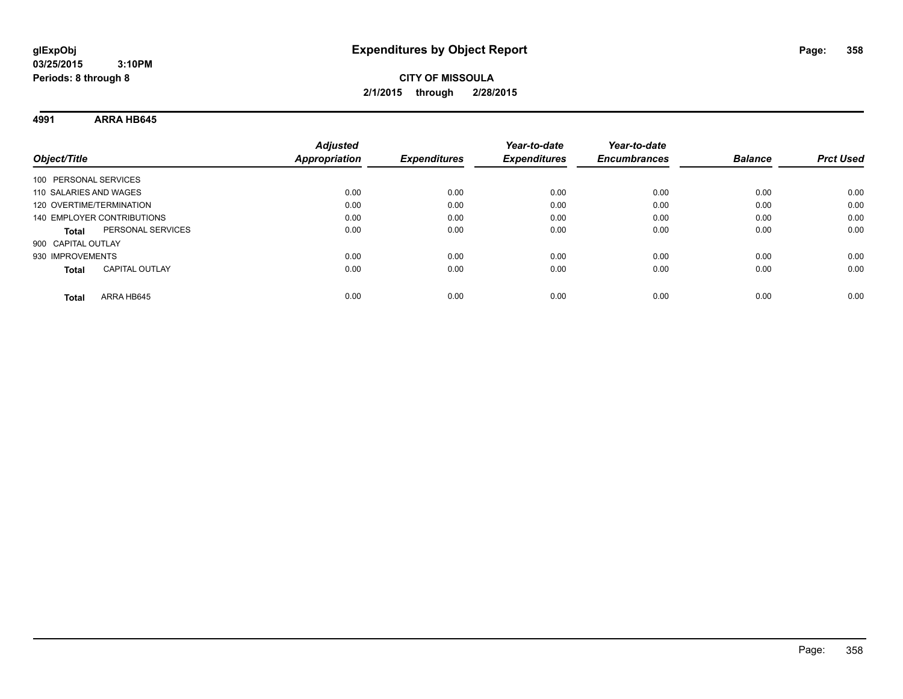**glExpObj** **Expenditures by Object Report**

**03/25/2015 3:10PM**

**Periods: 8 through 8**

**CITY OF MISSOULA**

**2/1/2015 through 2/28/2015**

**4991 ARRA HB645**

| Object/Title | Adjusted Appropriation | Expenditures | Year-to-date Expenditures | Year-to-date Encumbrances | Balance | Prct Used |
|---|---|---|---|---|---|---|
| 100 PERSONAL SERVICES | | | | | | |
| 110 SALARIES AND WAGES | 0.00 | 0.00 | 0.00 | 0.00 | 0.00 | 0.00 |
| 120 OVERTIME/TERMINATION | 0.00 | 0.00 | 0.00 | 0.00 | 0.00 | 0.00 |
| 140 EMPLOYER CONTRIBUTIONS | 0.00 | 0.00 | 0.00 | 0.00 | 0.00 | 0.00 |
| **Total** PERSONAL SERVICES | 0.00 | 0.00 | 0.00 | 0.00 | 0.00 | 0.00 |
| 900 CAPITAL OUTLAY | | | | | | |
| 930 IMPROVEMENTS | 0.00 | 0.00 | 0.00 | 0.00 | 0.00 | 0.00 |
| **Total** CAPITAL OUTLAY | 0.00 | 0.00 | 0.00 | 0.00 | 0.00 | 0.00 |
| **Total** ARRA HB645 | 0.00 | 0.00 | 0.00 | 0.00 | 0.00 | 0.00 |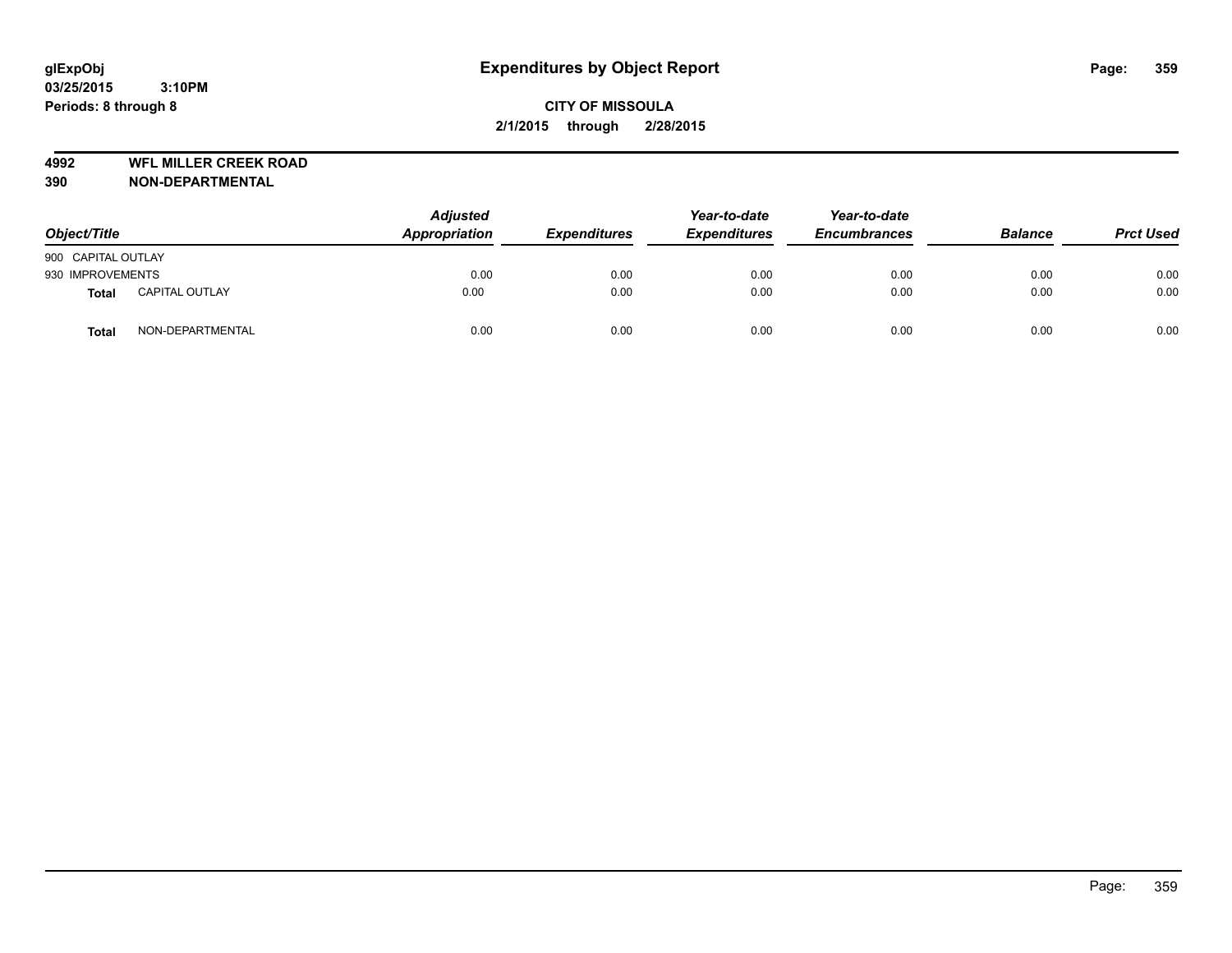**glExpObj**
**03/25/2015 3:10PM**
**Periods: 8 through 8**

# Expenditures by Object Report

**CITY OF MISSOULA**
**2/1/2015 through 2/28/2015**

**4992 WFL MILLER CREEK ROAD**
**390 NON-DEPARTMENTAL**

| Object/Title | | Adjusted Appropriation | Expenditures | Year-to-date Expenditures | Year-to-date Encumbrances | Balance | Prct Used |
|---|---|---|---|---|---|---|---|
| 900 CAPITAL OUTLAY | | | | | | | |
| 930 IMPROVEMENTS | | 0.00 | 0.00 | 0.00 | 0.00 | 0.00 | 0.00 |
| **Total** | CAPITAL OUTLAY | 0.00 | 0.00 | 0.00 | 0.00 | 0.00 | 0.00 |
| **Total** | NON-DEPARTMENTAL | 0.00 | 0.00 | 0.00 | 0.00 | 0.00 | 0.00 |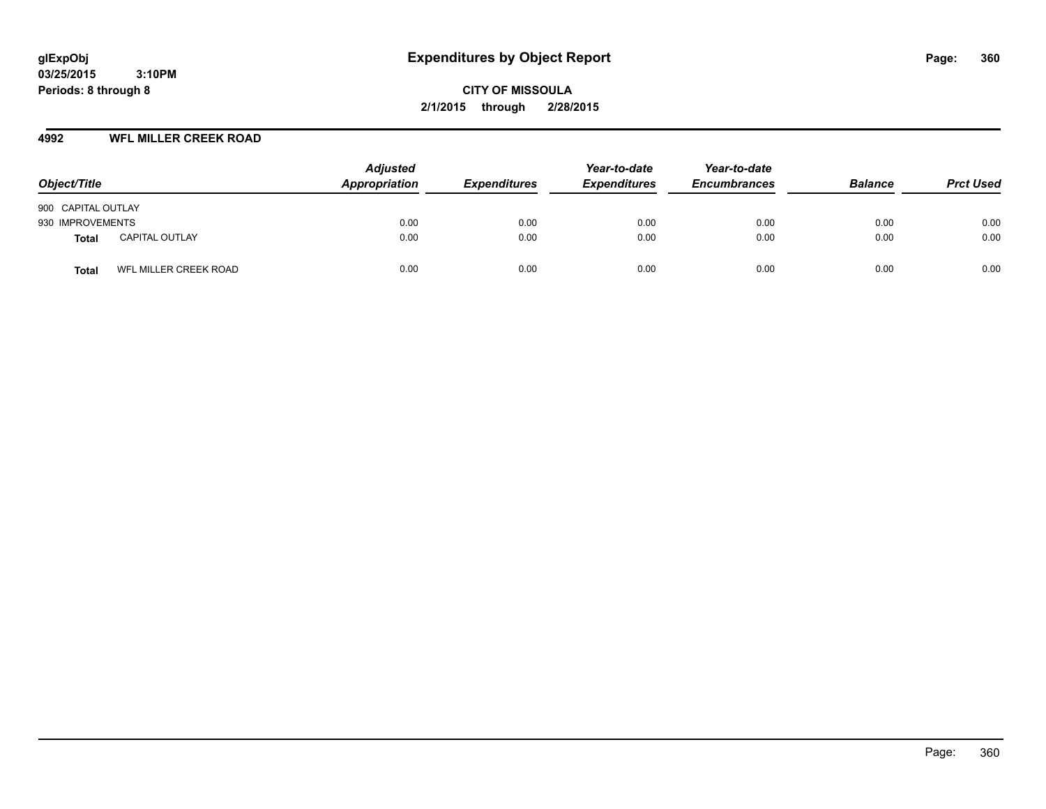**glExpObj** **Expenditures by Object Report**
**03/25/2015 3:10PM**
**Periods: 8 through 8**

**CITY OF MISSOULA**
**2/1/2015 through 2/28/2015**

## 4992 WFL MILLER CREEK ROAD

| Object/Title | Adjusted Appropriation | Expenditures | Year-to-date Expenditures | Year-to-date Encumbrances | Balance | Prct Used |
|---|---|---|---|---|---|---|
| 900 CAPITAL OUTLAY | | | | | | |
| 930 IMPROVEMENTS | 0.00 | 0.00 | 0.00 | 0.00 | 0.00 | 0.00 |
| **Total** CAPITAL OUTLAY | 0.00 | 0.00 | 0.00 | 0.00 | 0.00 | 0.00 |
| **Total** WFL MILLER CREEK ROAD | 0.00 | 0.00 | 0.00 | 0.00 | 0.00 | 0.00 |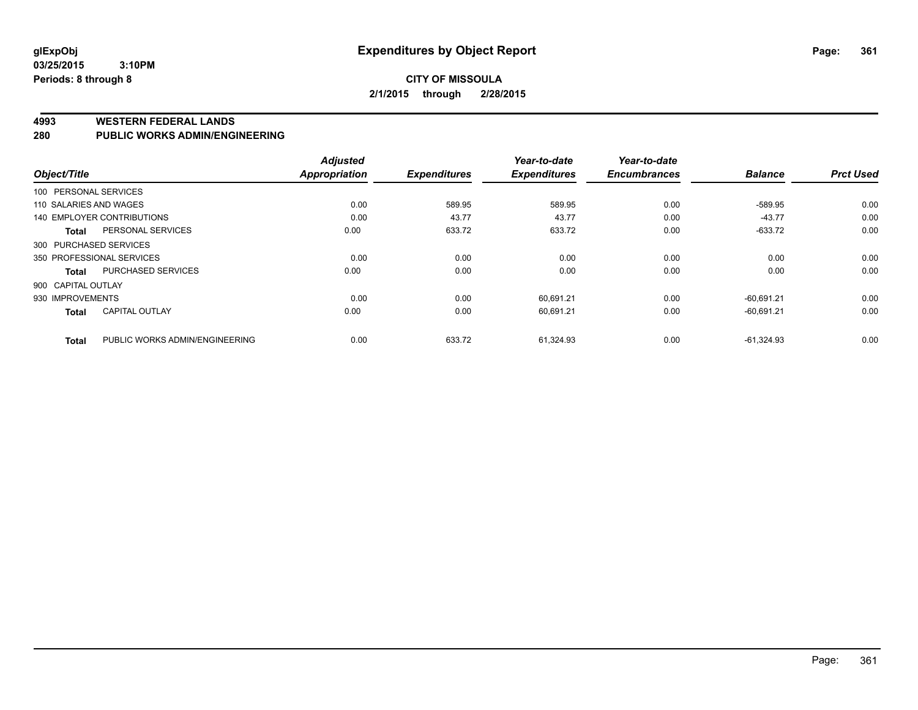glExpObj
03/25/2015 3:10PM
Periods: 8 through 8

# Expenditures by Object Report

**CITY OF MISSOULA**
**2/1/2015 through 2/28/2015**

**4993 WESTERN FEDERAL LANDS**
**280 PUBLIC WORKS ADMIN/ENGINEERING**

| Object/Title | | Adjusted Appropriation | Expenditures | Year-to-date Expenditures | Year-to-date Encumbrances | Balance | Prct Used |
|---|---|---|---|---|---|---|---|
| 100 PERSONAL SERVICES | | | | | | | |
| 110 SALARIES AND WAGES | | 0.00 | 589.95 | 589.95 | 0.00 | -589.95 | 0.00 |
| 140 EMPLOYER CONTRIBUTIONS | | 0.00 | 43.77 | 43.77 | 0.00 | -43.77 | 0.00 |
| **Total** | PERSONAL SERVICES | 0.00 | 633.72 | 633.72 | 0.00 | -633.72 | 0.00 |
| 300 PURCHASED SERVICES | | | | | | | |
| 350 PROFESSIONAL SERVICES | | 0.00 | 0.00 | 0.00 | 0.00 | 0.00 | 0.00 |
| **Total** | PURCHASED SERVICES | 0.00 | 0.00 | 0.00 | 0.00 | 0.00 | 0.00 |
| 900 CAPITAL OUTLAY | | | | | | | |
| 930 IMPROVEMENTS | | 0.00 | 0.00 | 60,691.21 | 0.00 | -60,691.21 | 0.00 |
| **Total** | CAPITAL OUTLAY | 0.00 | 0.00 | 60,691.21 | 0.00 | -60,691.21 | 0.00 |
| **Total** | PUBLIC WORKS ADMIN/ENGINEERING | 0.00 | 633.72 | 61,324.93 | 0.00 | -61,324.93 | 0.00 |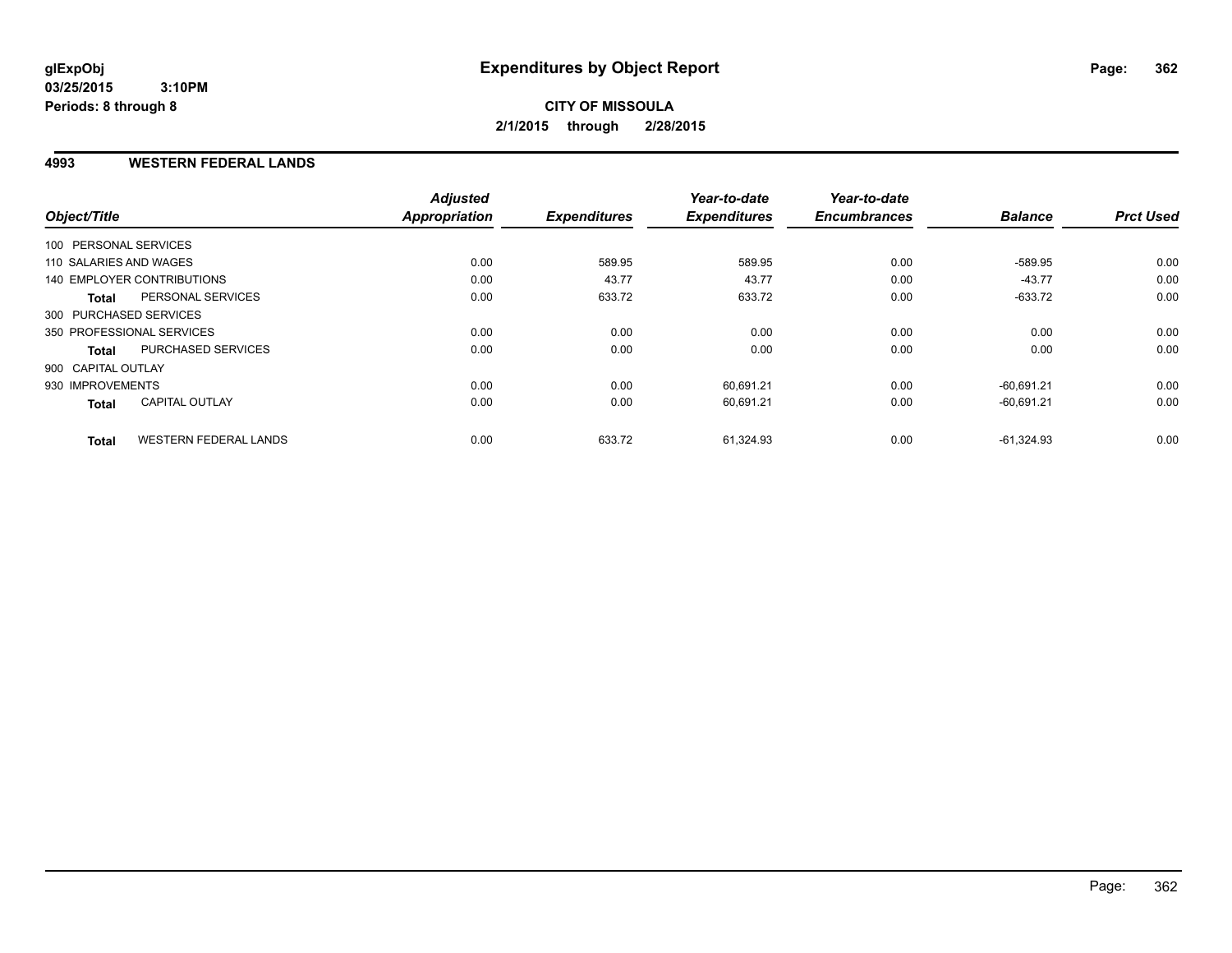**glExpObj**
**03/25/2015 3:10PM**
**Periods: 8 through 8**

# Expenditures by Object Report

**CITY OF MISSOULA**
**2/1/2015 through 2/28/2015**

## 4993 WESTERN FEDERAL LANDS

| Object/Title | | Adjusted Appropriation | Expenditures | Year-to-date Expenditures | Year-to-date Encumbrances | Balance | Prct Used |
|---|---|---|---|---|---|---|---|
| 100 PERSONAL SERVICES | | | | | | | |
| 110 SALARIES AND WAGES | | 0.00 | 589.95 | 589.95 | 0.00 | -589.95 | 0.00 |
| 140 EMPLOYER CONTRIBUTIONS | | 0.00 | 43.77 | 43.77 | 0.00 | -43.77 | 0.00 |
| **Total** | PERSONAL SERVICES | 0.00 | 633.72 | 633.72 | 0.00 | -633.72 | 0.00 |
| 300 PURCHASED SERVICES | | | | | | | |
| 350 PROFESSIONAL SERVICES | | 0.00 | 0.00 | 0.00 | 0.00 | 0.00 | 0.00 |
| **Total** | PURCHASED SERVICES | 0.00 | 0.00 | 0.00 | 0.00 | 0.00 | 0.00 |
| 900 CAPITAL OUTLAY | | | | | | | |
| 930 IMPROVEMENTS | | 0.00 | 0.00 | 60,691.21 | 0.00 | -60,691.21 | 0.00 |
| **Total** | CAPITAL OUTLAY | 0.00 | 0.00 | 60,691.21 | 0.00 | -60,691.21 | 0.00 |
| **Total** | WESTERN FEDERAL LANDS | 0.00 | 633.72 | 61,324.93 | 0.00 | -61,324.93 | 0.00 |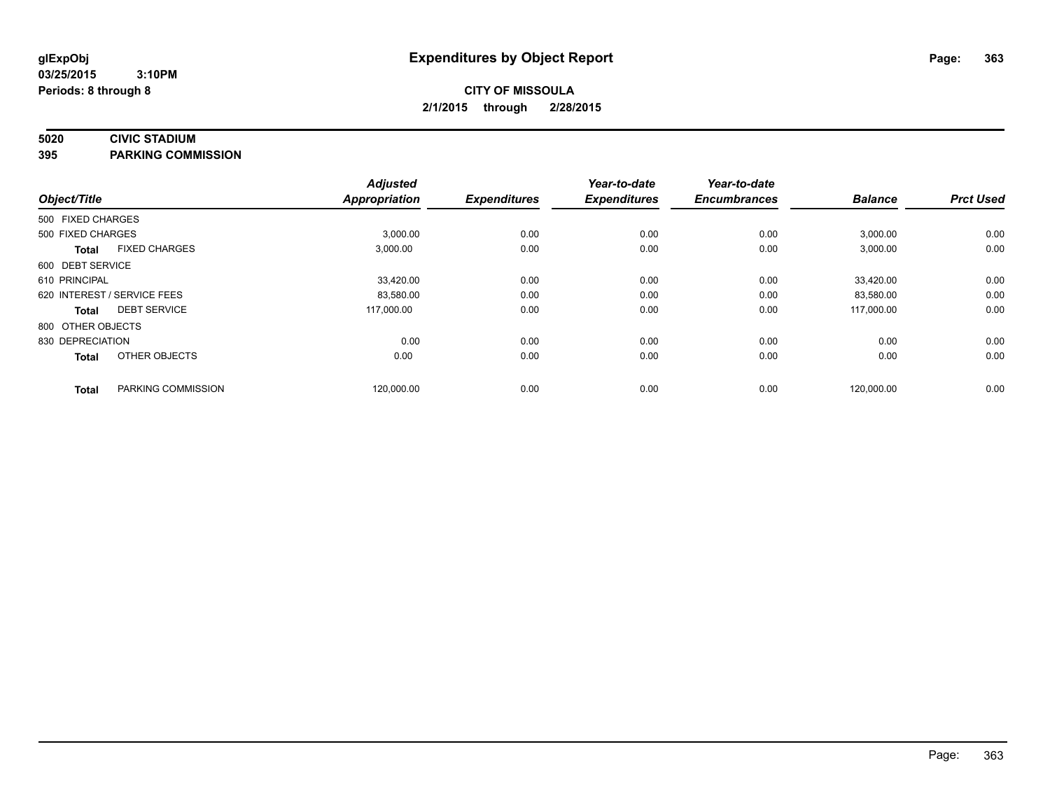**glExpObj**
**03/25/2015 3:10PM**
**Periods: 8 through 8**

# Expenditures by Object Report

**CITY OF MISSOULA**
**2/1/2015 through 2/28/2015**

**5020 CIVIC STADIUM**
**395 PARKING COMMISSION**

| Object/Title | | Adjusted Appropriation | Expenditures | Year-to-date Expenditures | Year-to-date Encumbrances | Balance | Prct Used |
|---|---|---|---|---|---|---|---|
| 500 FIXED CHARGES | | | | | | | |
| 500 FIXED CHARGES | | 3,000.00 | 0.00 | 0.00 | 0.00 | 3,000.00 | 0.00 |
| **Total** | FIXED CHARGES | 3,000.00 | 0.00 | 0.00 | 0.00 | 3,000.00 | 0.00 |
| 600 DEBT SERVICE | | | | | | | |
| 610 PRINCIPAL | | 33,420.00 | 0.00 | 0.00 | 0.00 | 33,420.00 | 0.00 |
| 620 INTEREST / SERVICE FEES | | 83,580.00 | 0.00 | 0.00 | 0.00 | 83,580.00 | 0.00 |
| **Total** | DEBT SERVICE | 117,000.00 | 0.00 | 0.00 | 0.00 | 117,000.00 | 0.00 |
| 800 OTHER OBJECTS | | | | | | | |
| 830 DEPRECIATION | | 0.00 | 0.00 | 0.00 | 0.00 | 0.00 | 0.00 |
| **Total** | OTHER OBJECTS | 0.00 | 0.00 | 0.00 | 0.00 | 0.00 | 0.00 |
| **Total** | PARKING COMMISSION | 120,000.00 | 0.00 | 0.00 | 0.00 | 120,000.00 | 0.00 |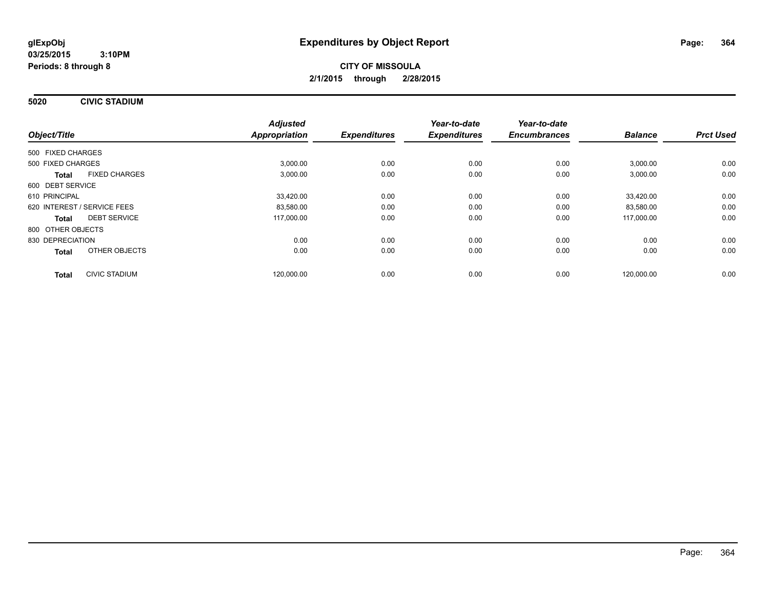**glExpObj** **Expenditures by Object Report**
**03/25/2015 3:10PM**
**Periods: 8 through 8**

**CITY OF MISSOULA**
**2/1/2015 through 2/28/2015**

**5020 CIVIC STADIUM**

| Object/Title | | Adjusted Appropriation | Expenditures | Year-to-date Expenditures | Year-to-date Encumbrances | Balance | Prct Used |
|---|---|---|---|---|---|---|---|
| 500 FIXED CHARGES | | | | | | | |
| 500 FIXED CHARGES | | 3,000.00 | 0.00 | 0.00 | 0.00 | 3,000.00 | 0.00 |
| **Total** | FIXED CHARGES | 3,000.00 | 0.00 | 0.00 | 0.00 | 3,000.00 | 0.00 |
| 600 DEBT SERVICE | | | | | | | |
| 610 PRINCIPAL | | 33,420.00 | 0.00 | 0.00 | 0.00 | 33,420.00 | 0.00 |
| 620 INTEREST / SERVICE FEES | | 83,580.00 | 0.00 | 0.00 | 0.00 | 83,580.00 | 0.00 |
| **Total** | DEBT SERVICE | 117,000.00 | 0.00 | 0.00 | 0.00 | 117,000.00 | 0.00 |
| 800 OTHER OBJECTS | | | | | | | |
| 830 DEPRECIATION | | 0.00 | 0.00 | 0.00 | 0.00 | 0.00 | 0.00 |
| **Total** | OTHER OBJECTS | 0.00 | 0.00 | 0.00 | 0.00 | 0.00 | 0.00 |
| **Total** | CIVIC STADIUM | 120,000.00 | 0.00 | 0.00 | 0.00 | 120,000.00 | 0.00 |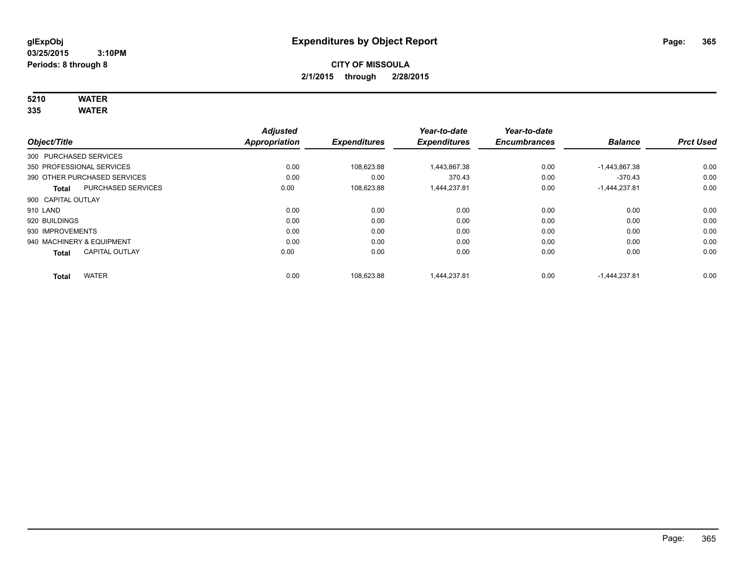# Expenditures by Object Report

glExpObj
03/25/2015 3:10PM
Periods: 8 through 8

**CITY OF MISSOULA**
**2/1/2015 through 2/28/2015**

**5210 WATER**
**335 WATER**

| Object/Title | Adjusted Appropriation | Expenditures | Year-to-date Expenditures | Year-to-date Encumbrances | Balance | Prct Used |
|---|---|---|---|---|---|---|
| 300 PURCHASED SERVICES | | | | | | |
| 350 PROFESSIONAL SERVICES | 0.00 | 108,623.88 | 1,443,867.38 | 0.00 | -1,443,867.38 | 0.00 |
| 390 OTHER PURCHASED SERVICES | 0.00 | 0.00 | 370.43 | 0.00 | -370.43 | 0.00 |
| **Total** PURCHASED SERVICES | 0.00 | 108,623.88 | 1,444,237.81 | 0.00 | -1,444,237.81 | 0.00 |
| 900 CAPITAL OUTLAY | | | | | | |
| 910 LAND | 0.00 | 0.00 | 0.00 | 0.00 | 0.00 | 0.00 |
| 920 BUILDINGS | 0.00 | 0.00 | 0.00 | 0.00 | 0.00 | 0.00 |
| 930 IMPROVEMENTS | 0.00 | 0.00 | 0.00 | 0.00 | 0.00 | 0.00 |
| 940 MACHINERY & EQUIPMENT | 0.00 | 0.00 | 0.00 | 0.00 | 0.00 | 0.00 |
| **Total** CAPITAL OUTLAY | 0.00 | 0.00 | 0.00 | 0.00 | 0.00 | 0.00 |
| **Total** WATER | 0.00 | 108,623.88 | 1,444,237.81 | 0.00 | -1,444,237.81 | 0.00 |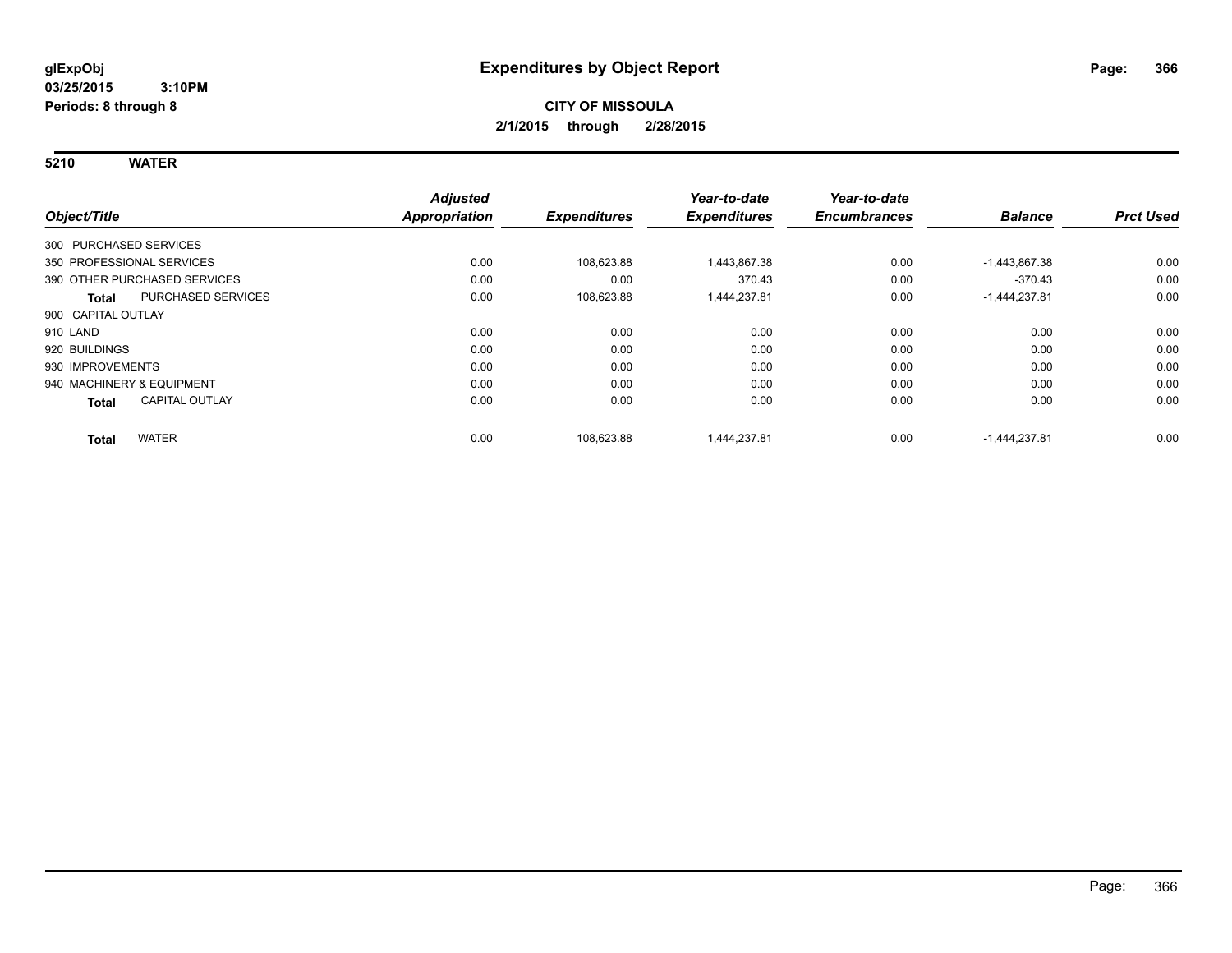**glExpObj**
**03/25/2015 3:10PM**
**Periods: 8 through 8**

# Expenditures by Object Report

**CITY OF MISSOULA**
**2/1/2015 through 2/28/2015**

## 5210 WATER

| Object/Title | Adjusted Appropriation | Expenditures | Year-to-date Expenditures | Year-to-date Encumbrances | Balance | Prct Used |
|---|---|---|---|---|---|---|
| 300 PURCHASED SERVICES | | | | | | |
| 350 PROFESSIONAL SERVICES | 0.00 | 108,623.88 | 1,443,867.38 | 0.00 | -1,443,867.38 | 0.00 |
| 390 OTHER PURCHASED SERVICES | 0.00 | 0.00 | 370.43 | 0.00 | -370.43 | 0.00 |
| **Total** PURCHASED SERVICES | 0.00 | 108,623.88 | 1,444,237.81 | 0.00 | -1,444,237.81 | 0.00 |
| 900 CAPITAL OUTLAY | | | | | | |
| 910 LAND | 0.00 | 0.00 | 0.00 | 0.00 | 0.00 | 0.00 |
| 920 BUILDINGS | 0.00 | 0.00 | 0.00 | 0.00 | 0.00 | 0.00 |
| 930 IMPROVEMENTS | 0.00 | 0.00 | 0.00 | 0.00 | 0.00 | 0.00 |
| 940 MACHINERY & EQUIPMENT | 0.00 | 0.00 | 0.00 | 0.00 | 0.00 | 0.00 |
| **Total** CAPITAL OUTLAY | 0.00 | 0.00 | 0.00 | 0.00 | 0.00 | 0.00 |
| **Total** WATER | 0.00 | 108,623.88 | 1,444,237.81 | 0.00 | -1,444,237.81 | 0.00 |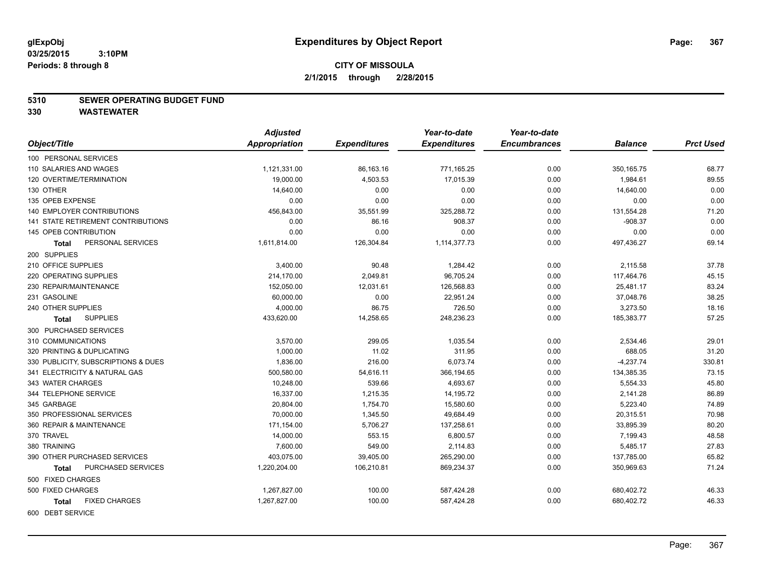**glExpObj**
**03/25/2015 3:10PM**
**Periods: 8 through 8**

# Expenditures by Object Report

**CITY OF MISSOULA**
**2/1/2015 through 2/28/2015**

## 5310 SEWER OPERATING BUDGET FUND
## 330 WASTEWATER

| Object/Title | Adjusted Appropriation | Expenditures | Year-to-date Expenditures | Year-to-date Encumbrances | Balance | Prct Used |
|---|---|---|---|---|---|---|
| 100 PERSONAL SERVICES | | | | | | |
| 110 SALARIES AND WAGES | 1,121,331.00 | 86,163.16 | 771,165.25 | 0.00 | 350,165.75 | 68.77 |
| 120 OVERTIME/TERMINATION | 19,000.00 | 4,503.53 | 17,015.39 | 0.00 | 1,984.61 | 89.55 |
| 130 OTHER | 14,640.00 | 0.00 | 0.00 | 0.00 | 14,640.00 | 0.00 |
| 135 OPEB EXPENSE | 0.00 | 0.00 | 0.00 | 0.00 | 0.00 | 0.00 |
| 140 EMPLOYER CONTRIBUTIONS | 456,843.00 | 35,551.99 | 325,288.72 | 0.00 | 131,554.28 | 71.20 |
| 141 STATE RETIREMENT CONTRIBUTIONS | 0.00 | 86.16 | 908.37 | 0.00 | -908.37 | 0.00 |
| 145 OPEB CONTRIBUTION | 0.00 | 0.00 | 0.00 | 0.00 | 0.00 | 0.00 |
| **Total** PERSONAL SERVICES | 1,611,814.00 | 126,304.84 | 1,114,377.73 | 0.00 | 497,436.27 | 69.14 |
| 200 SUPPLIES | | | | | | |
| 210 OFFICE SUPPLIES | 3,400.00 | 90.48 | 1,284.42 | 0.00 | 2,115.58 | 37.78 |
| 220 OPERATING SUPPLIES | 214,170.00 | 2,049.81 | 96,705.24 | 0.00 | 117,464.76 | 45.15 |
| 230 REPAIR/MAINTENANCE | 152,050.00 | 12,031.61 | 126,568.83 | 0.00 | 25,481.17 | 83.24 |
| 231 GASOLINE | 60,000.00 | 0.00 | 22,951.24 | 0.00 | 37,048.76 | 38.25 |
| 240 OTHER SUPPLIES | 4,000.00 | 86.75 | 726.50 | 0.00 | 3,273.50 | 18.16 |
| **Total** SUPPLIES | 433,620.00 | 14,258.65 | 248,236.23 | 0.00 | 185,383.77 | 57.25 |
| 300 PURCHASED SERVICES | | | | | | |
| 310 COMMUNICATIONS | 3,570.00 | 299.05 | 1,035.54 | 0.00 | 2,534.46 | 29.01 |
| 320 PRINTING & DUPLICATING | 1,000.00 | 11.02 | 311.95 | 0.00 | 688.05 | 31.20 |
| 330 PUBLICITY, SUBSCRIPTIONS & DUES | 1,836.00 | 216.00 | 6,073.74 | 0.00 | -4,237.74 | 330.81 |
| 341 ELECTRICITY & NATURAL GAS | 500,580.00 | 54,616.11 | 366,194.65 | 0.00 | 134,385.35 | 73.15 |
| 343 WATER CHARGES | 10,248.00 | 539.66 | 4,693.67 | 0.00 | 5,554.33 | 45.80 |
| 344 TELEPHONE SERVICE | 16,337.00 | 1,215.35 | 14,195.72 | 0.00 | 2,141.28 | 86.89 |
| 345 GARBAGE | 20,804.00 | 1,754.70 | 15,580.60 | 0.00 | 5,223.40 | 74.89 |
| 350 PROFESSIONAL SERVICES | 70,000.00 | 1,345.50 | 49,684.49 | 0.00 | 20,315.51 | 70.98 |
| 360 REPAIR & MAINTENANCE | 171,154.00 | 5,706.27 | 137,258.61 | 0.00 | 33,895.39 | 80.20 |
| 370 TRAVEL | 14,000.00 | 553.15 | 6,800.57 | 0.00 | 7,199.43 | 48.58 |
| 380 TRAINING | 7,600.00 | 549.00 | 2,114.83 | 0.00 | 5,485.17 | 27.83 |
| 390 OTHER PURCHASED SERVICES | 403,075.00 | 39,405.00 | 265,290.00 | 0.00 | 137,785.00 | 65.82 |
| **Total** PURCHASED SERVICES | 1,220,204.00 | 106,210.81 | 869,234.37 | 0.00 | 350,969.63 | 71.24 |
| 500 FIXED CHARGES | | | | | | |
| 500 FIXED CHARGES | 1,267,827.00 | 100.00 | 587,424.28 | 0.00 | 680,402.72 | 46.33 |
| **Total** FIXED CHARGES | 1,267,827.00 | 100.00 | 587,424.28 | 0.00 | 680,402.72 | 46.33 |
| 600 DEBT SERVICE | | | | | | |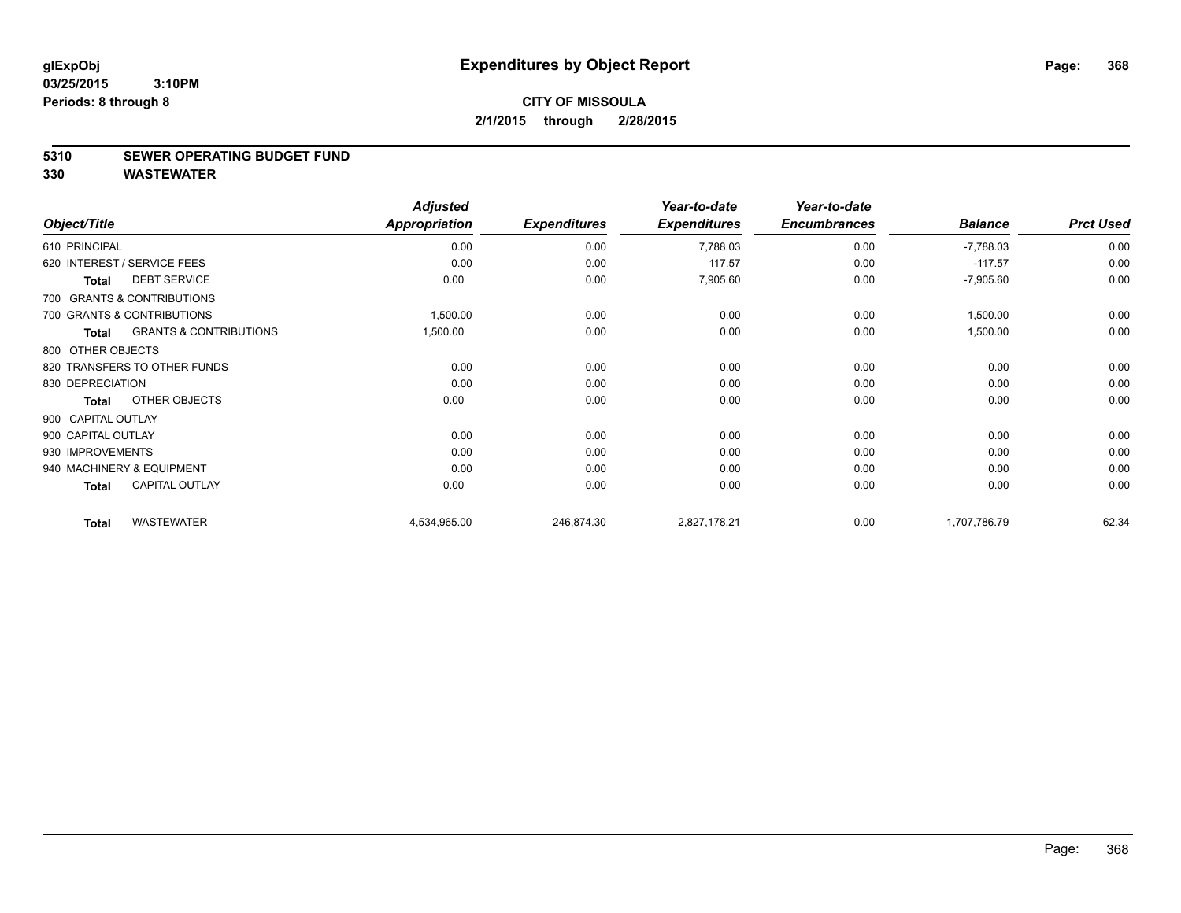glExpObj
03/25/2015 3:10PM
Periods: 8 through 8

# Expenditures by Object Report

**CITY OF MISSOULA**
**2/1/2015 through 2/28/2015**

**5310 SEWER OPERATING BUDGET FUND**
**330 WASTEWATER**

| Object/Title | Adjusted Appropriation | Expenditures | Year-to-date Expenditures | Year-to-date Encumbrances | Balance | Prct Used |
|---|---|---|---|---|---|---|
| 610 PRINCIPAL | 0.00 | 0.00 | 7,788.03 | 0.00 | -7,788.03 | 0.00 |
| 620 INTEREST / SERVICE FEES | 0.00 | 0.00 | 117.57 | 0.00 | -117.57 | 0.00 |
| **Total** DEBT SERVICE | 0.00 | 0.00 | 7,905.60 | 0.00 | -7,905.60 | 0.00 |
| 700 GRANTS & CONTRIBUTIONS | | | | | | |
| 700 GRANTS & CONTRIBUTIONS | 1,500.00 | 0.00 | 0.00 | 0.00 | 1,500.00 | 0.00 |
| **Total** GRANTS & CONTRIBUTIONS | 1,500.00 | 0.00 | 0.00 | 0.00 | 1,500.00 | 0.00 |
| 800 OTHER OBJECTS | | | | | | |
| 820 TRANSFERS TO OTHER FUNDS | 0.00 | 0.00 | 0.00 | 0.00 | 0.00 | 0.00 |
| 830 DEPRECIATION | 0.00 | 0.00 | 0.00 | 0.00 | 0.00 | 0.00 |
| **Total** OTHER OBJECTS | 0.00 | 0.00 | 0.00 | 0.00 | 0.00 | 0.00 |
| 900 CAPITAL OUTLAY | | | | | | |
| 900 CAPITAL OUTLAY | 0.00 | 0.00 | 0.00 | 0.00 | 0.00 | 0.00 |
| 930 IMPROVEMENTS | 0.00 | 0.00 | 0.00 | 0.00 | 0.00 | 0.00 |
| 940 MACHINERY & EQUIPMENT | 0.00 | 0.00 | 0.00 | 0.00 | 0.00 | 0.00 |
| **Total** CAPITAL OUTLAY | 0.00 | 0.00 | 0.00 | 0.00 | 0.00 | 0.00 |
| **Total** WASTEWATER | 4,534,965.00 | 246,874.30 | 2,827,178.21 | 0.00 | 1,707,786.79 | 62.34 |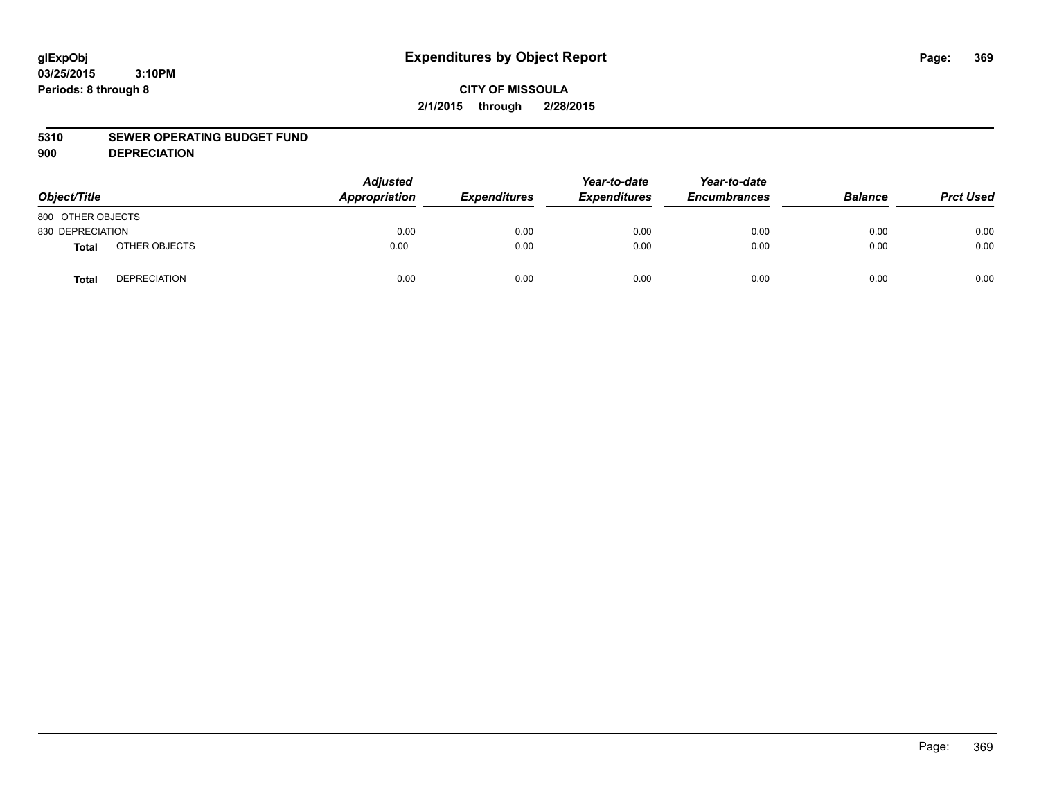glExpObj
03/25/2015 3:10PM
Periods: 8 through 8

# Expenditures by Object Report

**CITY OF MISSOULA**
**2/1/2015 through 2/28/2015**

**5310 SEWER OPERATING BUDGET FUND**
**900 DEPRECIATION**

| Object/Title | | Adjusted Appropriation | Expenditures | Year-to-date Expenditures | Year-to-date Encumbrances | Balance | Prct Used |
|---|---|---|---|---|---|---|---|
| 800 OTHER OBJECTS | | | | | | | |
| 830 DEPRECIATION | | 0.00 | 0.00 | 0.00 | 0.00 | 0.00 | 0.00 |
| **Total** | OTHER OBJECTS | 0.00 | 0.00 | 0.00 | 0.00 | 0.00 | 0.00 |
| **Total** | DEPRECIATION | 0.00 | 0.00 | 0.00 | 0.00 | 0.00 | 0.00 |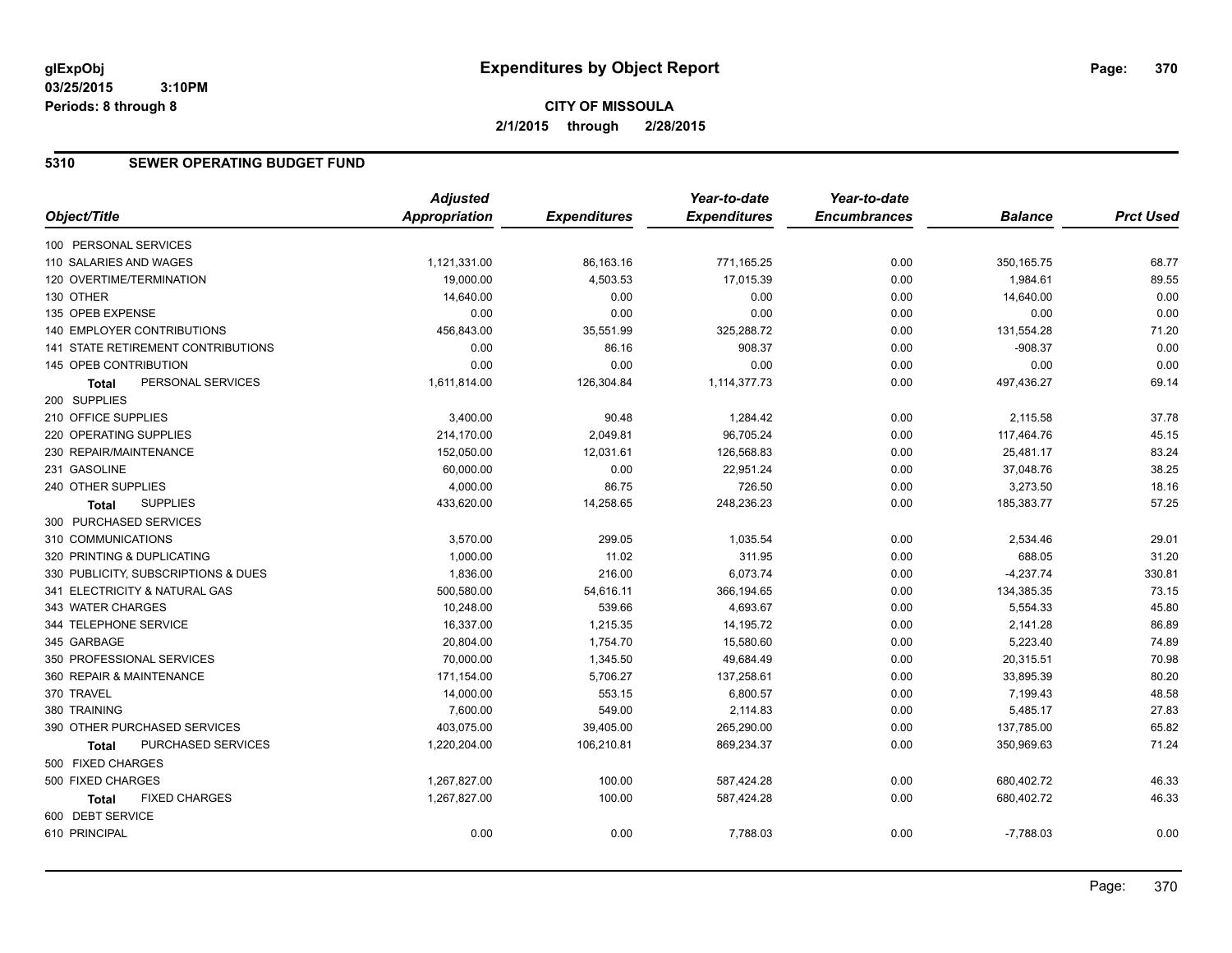glExpObj
03/25/2015 3:10PM
Periods: 8 through 8

# Expenditures by Object Report

**CITY OF MISSOULA**
**2/1/2015 through 2/28/2015**

## 5310 SEWER OPERATING BUDGET FUND

| Object/Title | Adjusted Appropriation | Expenditures | Year-to-date Expenditures | Year-to-date Encumbrances | Balance | Prct Used |
|---|---|---|---|---|---|---|
| 100 PERSONAL SERVICES | | | | | | |
| 110 SALARIES AND WAGES | 1,121,331.00 | 86,163.16 | 771,165.25 | 0.00 | 350,165.75 | 68.77 |
| 120 OVERTIME/TERMINATION | 19,000.00 | 4,503.53 | 17,015.39 | 0.00 | 1,984.61 | 89.55 |
| 130 OTHER | 14,640.00 | 0.00 | 0.00 | 0.00 | 14,640.00 | 0.00 |
| 135 OPEB EXPENSE | 0.00 | 0.00 | 0.00 | 0.00 | 0.00 | 0.00 |
| 140 EMPLOYER CONTRIBUTIONS | 456,843.00 | 35,551.99 | 325,288.72 | 0.00 | 131,554.28 | 71.20 |
| 141 STATE RETIREMENT CONTRIBUTIONS | 0.00 | 86.16 | 908.37 | 0.00 | -908.37 | 0.00 |
| 145 OPEB CONTRIBUTION | 0.00 | 0.00 | 0.00 | 0.00 | 0.00 | 0.00 |
| **Total** PERSONAL SERVICES | 1,611,814.00 | 126,304.84 | 1,114,377.73 | 0.00 | 497,436.27 | 69.14 |
| 200 SUPPLIES | | | | | | |
| 210 OFFICE SUPPLIES | 3,400.00 | 90.48 | 1,284.42 | 0.00 | 2,115.58 | 37.78 |
| 220 OPERATING SUPPLIES | 214,170.00 | 2,049.81 | 96,705.24 | 0.00 | 117,464.76 | 45.15 |
| 230 REPAIR/MAINTENANCE | 152,050.00 | 12,031.61 | 126,568.83 | 0.00 | 25,481.17 | 83.24 |
| 231 GASOLINE | 60,000.00 | 0.00 | 22,951.24 | 0.00 | 37,048.76 | 38.25 |
| 240 OTHER SUPPLIES | 4,000.00 | 86.75 | 726.50 | 0.00 | 3,273.50 | 18.16 |
| **Total** SUPPLIES | 433,620.00 | 14,258.65 | 248,236.23 | 0.00 | 185,383.77 | 57.25 |
| 300 PURCHASED SERVICES | | | | | | |
| 310 COMMUNICATIONS | 3,570.00 | 299.05 | 1,035.54 | 0.00 | 2,534.46 | 29.01 |
| 320 PRINTING & DUPLICATING | 1,000.00 | 11.02 | 311.95 | 0.00 | 688.05 | 31.20 |
| 330 PUBLICITY, SUBSCRIPTIONS & DUES | 1,836.00 | 216.00 | 6,073.74 | 0.00 | -4,237.74 | 330.81 |
| 341 ELECTRICITY & NATURAL GAS | 500,580.00 | 54,616.11 | 366,194.65 | 0.00 | 134,385.35 | 73.15 |
| 343 WATER CHARGES | 10,248.00 | 539.66 | 4,693.67 | 0.00 | 5,554.33 | 45.80 |
| 344 TELEPHONE SERVICE | 16,337.00 | 1,215.35 | 14,195.72 | 0.00 | 2,141.28 | 86.89 |
| 345 GARBAGE | 20,804.00 | 1,754.70 | 15,580.60 | 0.00 | 5,223.40 | 74.89 |
| 350 PROFESSIONAL SERVICES | 70,000.00 | 1,345.50 | 49,684.49 | 0.00 | 20,315.51 | 70.98 |
| 360 REPAIR & MAINTENANCE | 171,154.00 | 5,706.27 | 137,258.61 | 0.00 | 33,895.39 | 80.20 |
| 370 TRAVEL | 14,000.00 | 553.15 | 6,800.57 | 0.00 | 7,199.43 | 48.58 |
| 380 TRAINING | 7,600.00 | 549.00 | 2,114.83 | 0.00 | 5,485.17 | 27.83 |
| 390 OTHER PURCHASED SERVICES | 403,075.00 | 39,405.00 | 265,290.00 | 0.00 | 137,785.00 | 65.82 |
| **Total** PURCHASED SERVICES | 1,220,204.00 | 106,210.81 | 869,234.37 | 0.00 | 350,969.63 | 71.24 |
| 500 FIXED CHARGES | | | | | | |
| 500 FIXED CHARGES | 1,267,827.00 | 100.00 | 587,424.28 | 0.00 | 680,402.72 | 46.33 |
| **Total** FIXED CHARGES | 1,267,827.00 | 100.00 | 587,424.28 | 0.00 | 680,402.72 | 46.33 |
| 600 DEBT SERVICE | | | | | | |
| 610 PRINCIPAL | 0.00 | 0.00 | 7,788.03 | 0.00 | -7,788.03 | 0.00 |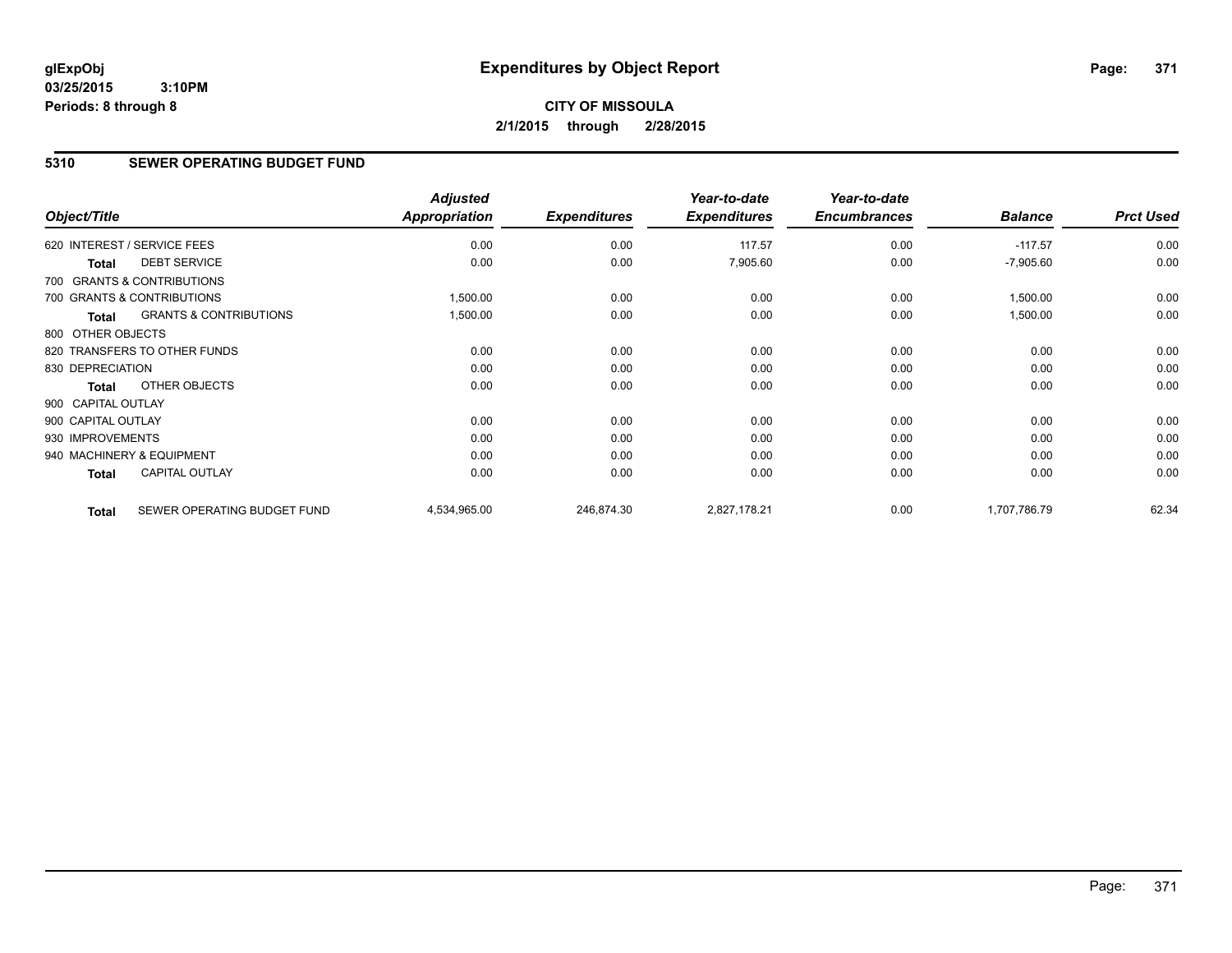# Expenditures by Object Report

glExpObj
03/25/2015 3:10PM
Periods: 8 through 8

**CITY OF MISSOULA**
**2/1/2015 through 2/28/2015**

## 5310 SEWER OPERATING BUDGET FUND

| Object/Title | | Adjusted Appropriation | Expenditures | Year-to-date Expenditures | Year-to-date Encumbrances | Balance | Prct Used |
|---|---|---|---|---|---|---|---|
| 620 INTEREST / SERVICE FEES | | 0.00 | 0.00 | 117.57 | 0.00 | -117.57 | 0.00 |
| Total | DEBT SERVICE | 0.00 | 0.00 | 7,905.60 | 0.00 | -7,905.60 | 0.00 |
| 700 GRANTS & CONTRIBUTIONS | | | | | | | |
| 700 GRANTS & CONTRIBUTIONS | | 1,500.00 | 0.00 | 0.00 | 0.00 | 1,500.00 | 0.00 |
| Total | GRANTS & CONTRIBUTIONS | 1,500.00 | 0.00 | 0.00 | 0.00 | 1,500.00 | 0.00 |
| 800 OTHER OBJECTS | | | | | | | |
| 820 TRANSFERS TO OTHER FUNDS | | 0.00 | 0.00 | 0.00 | 0.00 | 0.00 | 0.00 |
| 830 DEPRECIATION | | 0.00 | 0.00 | 0.00 | 0.00 | 0.00 | 0.00 |
| Total | OTHER OBJECTS | 0.00 | 0.00 | 0.00 | 0.00 | 0.00 | 0.00 |
| 900 CAPITAL OUTLAY | | | | | | | |
| 900 CAPITAL OUTLAY | | 0.00 | 0.00 | 0.00 | 0.00 | 0.00 | 0.00 |
| 930 IMPROVEMENTS | | 0.00 | 0.00 | 0.00 | 0.00 | 0.00 | 0.00 |
| 940 MACHINERY & EQUIPMENT | | 0.00 | 0.00 | 0.00 | 0.00 | 0.00 | 0.00 |
| Total | CAPITAL OUTLAY | 0.00 | 0.00 | 0.00 | 0.00 | 0.00 | 0.00 |
| Total | SEWER OPERATING BUDGET FUND | 4,534,965.00 | 246,874.30 | 2,827,178.21 | 0.00 | 1,707,786.79 | 62.34 |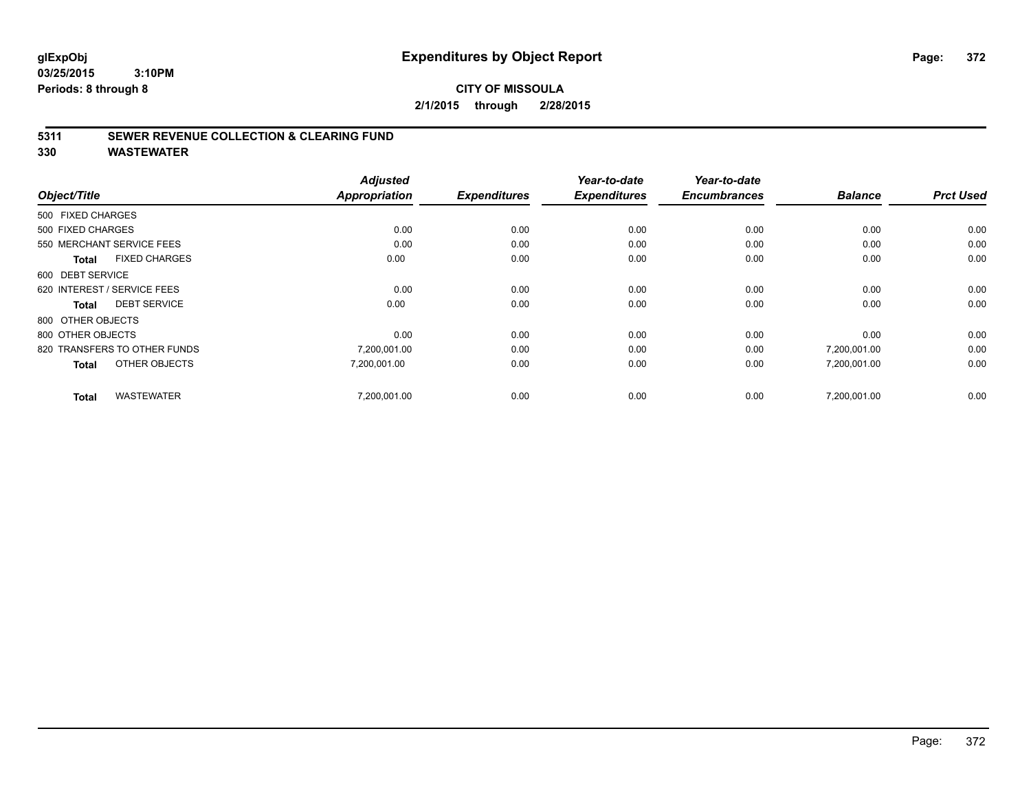# Expenditures by Object Report

glExpObj
03/25/2015 3:10PM
Periods: 8 through 8

**CITY OF MISSOULA**
**2/1/2015 through 2/28/2015**

## 5311 SEWER REVENUE COLLECTION & CLEARING FUND
## 330 WASTEWATER

| Object/Title | Adjusted Appropriation | Expenditures | Year-to-date Expenditures | Year-to-date Encumbrances | Balance | Prct Used |
|---|---|---|---|---|---|---|
| 500 FIXED CHARGES | | | | | | |
| 500 FIXED CHARGES | 0.00 | 0.00 | 0.00 | 0.00 | 0.00 | 0.00 |
| 550 MERCHANT SERVICE FEES | 0.00 | 0.00 | 0.00 | 0.00 | 0.00 | 0.00 |
| **Total** FIXED CHARGES | 0.00 | 0.00 | 0.00 | 0.00 | 0.00 | 0.00 |
| 600 DEBT SERVICE | | | | | | |
| 620 INTEREST / SERVICE FEES | 0.00 | 0.00 | 0.00 | 0.00 | 0.00 | 0.00 |
| **Total** DEBT SERVICE | 0.00 | 0.00 | 0.00 | 0.00 | 0.00 | 0.00 |
| 800 OTHER OBJECTS | | | | | | |
| 800 OTHER OBJECTS | 0.00 | 0.00 | 0.00 | 0.00 | 0.00 | 0.00 |
| 820 TRANSFERS TO OTHER FUNDS | 7,200,001.00 | 0.00 | 0.00 | 0.00 | 7,200,001.00 | 0.00 |
| **Total** OTHER OBJECTS | 7,200,001.00 | 0.00 | 0.00 | 0.00 | 7,200,001.00 | 0.00 |
| **Total** WASTEWATER | 7,200,001.00 | 0.00 | 0.00 | 0.00 | 7,200,001.00 | 0.00 |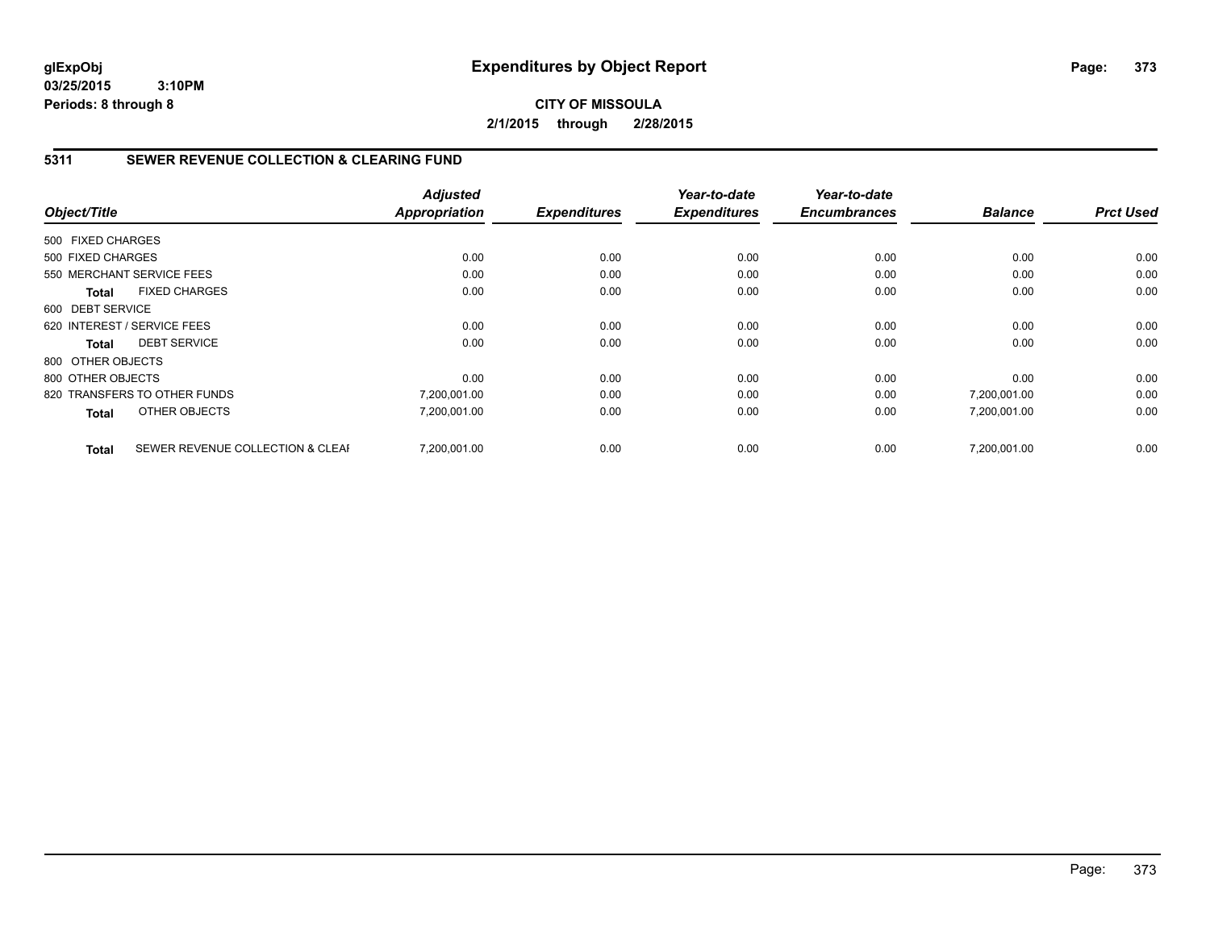**glExpObj**
**03/25/2015 3:10PM**
**Periods: 8 through 8**

# Expenditures by Object Report

**CITY OF MISSOULA**
**2/1/2015 through 2/28/2015**

## 5311 SEWER REVENUE COLLECTION & CLEARING FUND

| Object/Title | | Adjusted Appropriation | Expenditures | Year-to-date Expenditures | Year-to-date Encumbrances | Balance | Prct Used |
|---|---|---|---|---|---|---|---|
| 500 FIXED CHARGES | | | | | | | |
| 500 FIXED CHARGES | | 0.00 | 0.00 | 0.00 | 0.00 | 0.00 | 0.00 |
| 550 MERCHANT SERVICE FEES | | 0.00 | 0.00 | 0.00 | 0.00 | 0.00 | 0.00 |
| **Total** | FIXED CHARGES | 0.00 | 0.00 | 0.00 | 0.00 | 0.00 | 0.00 |
| 600 DEBT SERVICE | | | | | | | |
| 620 INTEREST / SERVICE FEES | | 0.00 | 0.00 | 0.00 | 0.00 | 0.00 | 0.00 |
| **Total** | DEBT SERVICE | 0.00 | 0.00 | 0.00 | 0.00 | 0.00 | 0.00 |
| 800 OTHER OBJECTS | | | | | | | |
| 800 OTHER OBJECTS | | 0.00 | 0.00 | 0.00 | 0.00 | 0.00 | 0.00 |
| 820 TRANSFERS TO OTHER FUNDS | | 7,200,001.00 | 0.00 | 0.00 | 0.00 | 7,200,001.00 | 0.00 |
| **Total** | OTHER OBJECTS | 7,200,001.00 | 0.00 | 0.00 | 0.00 | 7,200,001.00 | 0.00 |
| **Total** | SEWER REVENUE COLLECTION & CLEAI | 7,200,001.00 | 0.00 | 0.00 | 0.00 | 7,200,001.00 | 0.00 |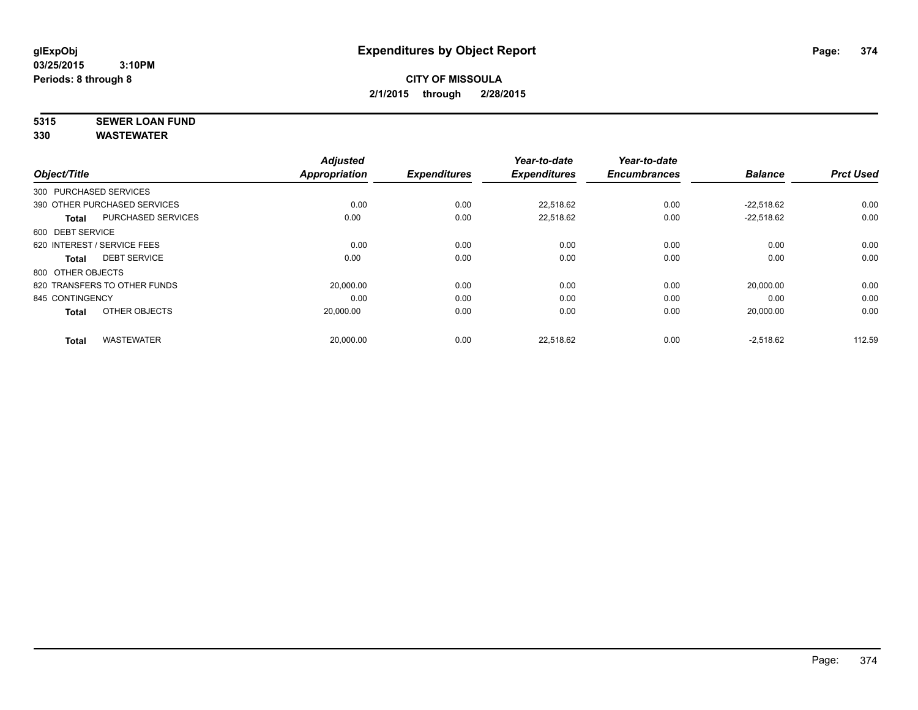**glExpObj**
**03/25/2015 3:10PM**
**Periods: 8 through 8**

# Expenditures by Object Report

**CITY OF MISSOULA**
**2/1/2015 through 2/28/2015**

**5315 SEWER LOAN FUND**
**330 WASTEWATER**

| Object/Title | Adjusted Appropriation | Expenditures | Year-to-date Expenditures | Year-to-date Encumbrances | Balance | Prct Used |
|---|---|---|---|---|---|---|
| 300 PURCHASED SERVICES | | | | | | |
| 390 OTHER PURCHASED SERVICES | 0.00 | 0.00 | 22,518.62 | 0.00 | -22,518.62 | 0.00 |
| **Total** PURCHASED SERVICES | 0.00 | 0.00 | 22,518.62 | 0.00 | -22,518.62 | 0.00 |
| 600 DEBT SERVICE | | | | | | |
| 620 INTEREST / SERVICE FEES | 0.00 | 0.00 | 0.00 | 0.00 | 0.00 | 0.00 |
| **Total** DEBT SERVICE | 0.00 | 0.00 | 0.00 | 0.00 | 0.00 | 0.00 |
| 800 OTHER OBJECTS | | | | | | |
| 820 TRANSFERS TO OTHER FUNDS | 20,000.00 | 0.00 | 0.00 | 0.00 | 20,000.00 | 0.00 |
| 845 CONTINGENCY | 0.00 | 0.00 | 0.00 | 0.00 | 0.00 | 0.00 |
| **Total** OTHER OBJECTS | 20,000.00 | 0.00 | 0.00 | 0.00 | 20,000.00 | 0.00 |
| **Total** WASTEWATER | 20,000.00 | 0.00 | 22,518.62 | 0.00 | -2,518.62 | 112.59 |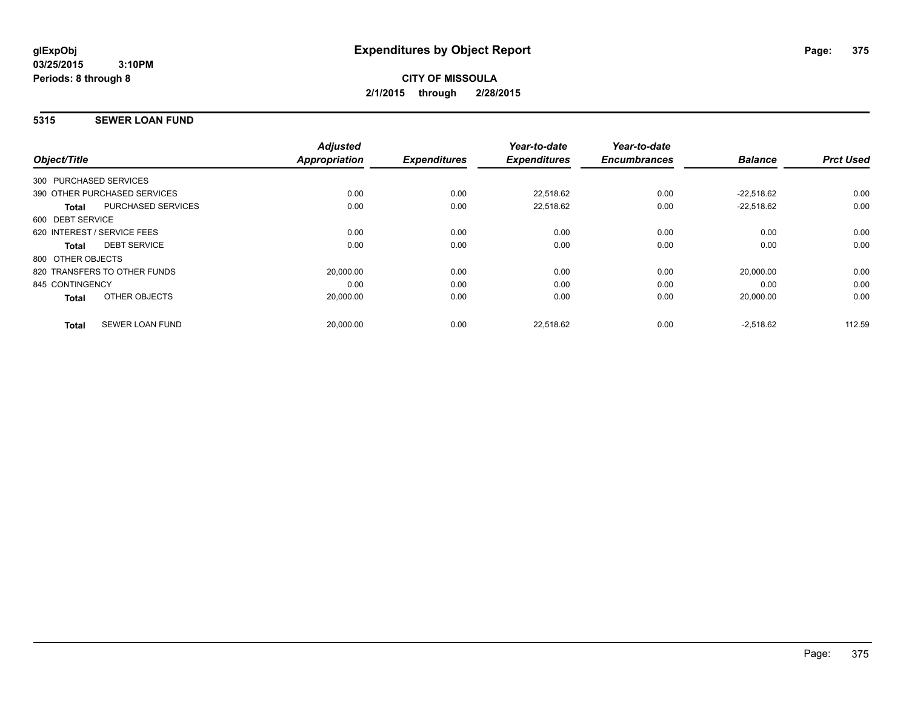glExpObj
03/25/2015 3:10PM
Periods: 8 through 8

# Expenditures by Object Report

**CITY OF MISSOULA**
**2/1/2015 through 2/28/2015**

## 5315 SEWER LOAN FUND

| Object/Title | | Adjusted Appropriation | Expenditures | Year-to-date Expenditures | Year-to-date Encumbrances | Balance | Prct Used |
|---|---|---|---|---|---|---|---|
| 300 PURCHASED SERVICES | | | | | | | |
| 390 OTHER PURCHASED SERVICES | | 0.00 | 0.00 | 22,518.62 | 0.00 | -22,518.62 | 0.00 |
| **Total** | PURCHASED SERVICES | 0.00 | 0.00 | 22,518.62 | 0.00 | -22,518.62 | 0.00 |
| 600 DEBT SERVICE | | | | | | | |
| 620 INTEREST / SERVICE FEES | | 0.00 | 0.00 | 0.00 | 0.00 | 0.00 | 0.00 |
| **Total** | DEBT SERVICE | 0.00 | 0.00 | 0.00 | 0.00 | 0.00 | 0.00 |
| 800 OTHER OBJECTS | | | | | | | |
| 820 TRANSFERS TO OTHER FUNDS | | 20,000.00 | 0.00 | 0.00 | 0.00 | 20,000.00 | 0.00 |
| 845 CONTINGENCY | | 0.00 | 0.00 | 0.00 | 0.00 | 0.00 | 0.00 |
| **Total** | OTHER OBJECTS | 20,000.00 | 0.00 | 0.00 | 0.00 | 20,000.00 | 0.00 |
| **Total** | SEWER LOAN FUND | 20,000.00 | 0.00 | 22,518.62 | 0.00 | -2,518.62 | 112.59 |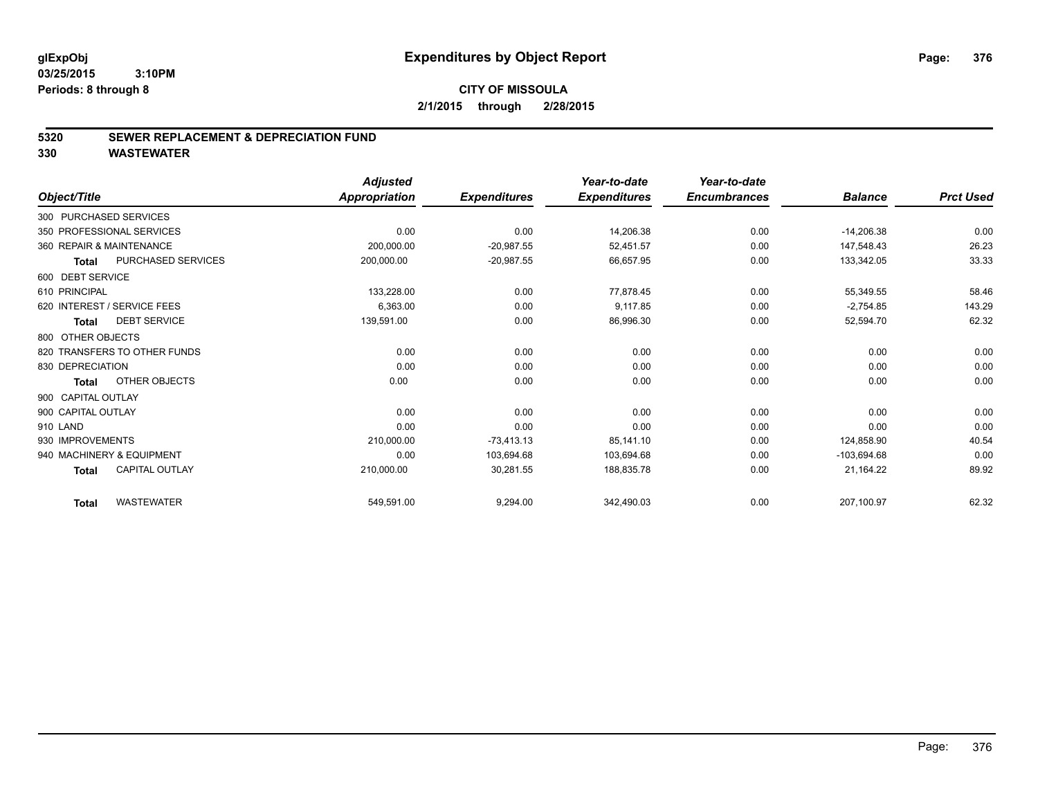glExpObj
03/25/2015 3:10PM
Periods: 8 through 8

# Expenditures by Object Report

**CITY OF MISSOULA**
**2/1/2015 through 2/28/2015**

## 5320 SEWER REPLACEMENT & DEPRECIATION FUND
## 330 WASTEWATER

| Object/Title | Adjusted Appropriation | Expenditures | Year-to-date Expenditures | Year-to-date Encumbrances | Balance | Prct Used |
|---|---|---|---|---|---|---|
| 300 PURCHASED SERVICES | | | | | | |
| 350 PROFESSIONAL SERVICES | 0.00 | 0.00 | 14,206.38 | 0.00 | -14,206.38 | 0.00 |
| 360 REPAIR & MAINTENANCE | 200,000.00 | -20,987.55 | 52,451.57 | 0.00 | 147,548.43 | 26.23 |
| **Total** PURCHASED SERVICES | 200,000.00 | -20,987.55 | 66,657.95 | 0.00 | 133,342.05 | 33.33 |
| 600 DEBT SERVICE | | | | | | |
| 610 PRINCIPAL | 133,228.00 | 0.00 | 77,878.45 | 0.00 | 55,349.55 | 58.46 |
| 620 INTEREST / SERVICE FEES | 6,363.00 | 0.00 | 9,117.85 | 0.00 | -2,754.85 | 143.29 |
| **Total** DEBT SERVICE | 139,591.00 | 0.00 | 86,996.30 | 0.00 | 52,594.70 | 62.32 |
| 800 OTHER OBJECTS | | | | | | |
| 820 TRANSFERS TO OTHER FUNDS | 0.00 | 0.00 | 0.00 | 0.00 | 0.00 | 0.00 |
| 830 DEPRECIATION | 0.00 | 0.00 | 0.00 | 0.00 | 0.00 | 0.00 |
| **Total** OTHER OBJECTS | 0.00 | 0.00 | 0.00 | 0.00 | 0.00 | 0.00 |
| 900 CAPITAL OUTLAY | | | | | | |
| 900 CAPITAL OUTLAY | 0.00 | 0.00 | 0.00 | 0.00 | 0.00 | 0.00 |
| 910 LAND | 0.00 | 0.00 | 0.00 | 0.00 | 0.00 | 0.00 |
| 930 IMPROVEMENTS | 210,000.00 | -73,413.13 | 85,141.10 | 0.00 | 124,858.90 | 40.54 |
| 940 MACHINERY & EQUIPMENT | 0.00 | 103,694.68 | 103,694.68 | 0.00 | -103,694.68 | 0.00 |
| **Total** CAPITAL OUTLAY | 210,000.00 | 30,281.55 | 188,835.78 | 0.00 | 21,164.22 | 89.92 |
| **Total** WASTEWATER | 549,591.00 | 9,294.00 | 342,490.03 | 0.00 | 207,100.97 | 62.32 |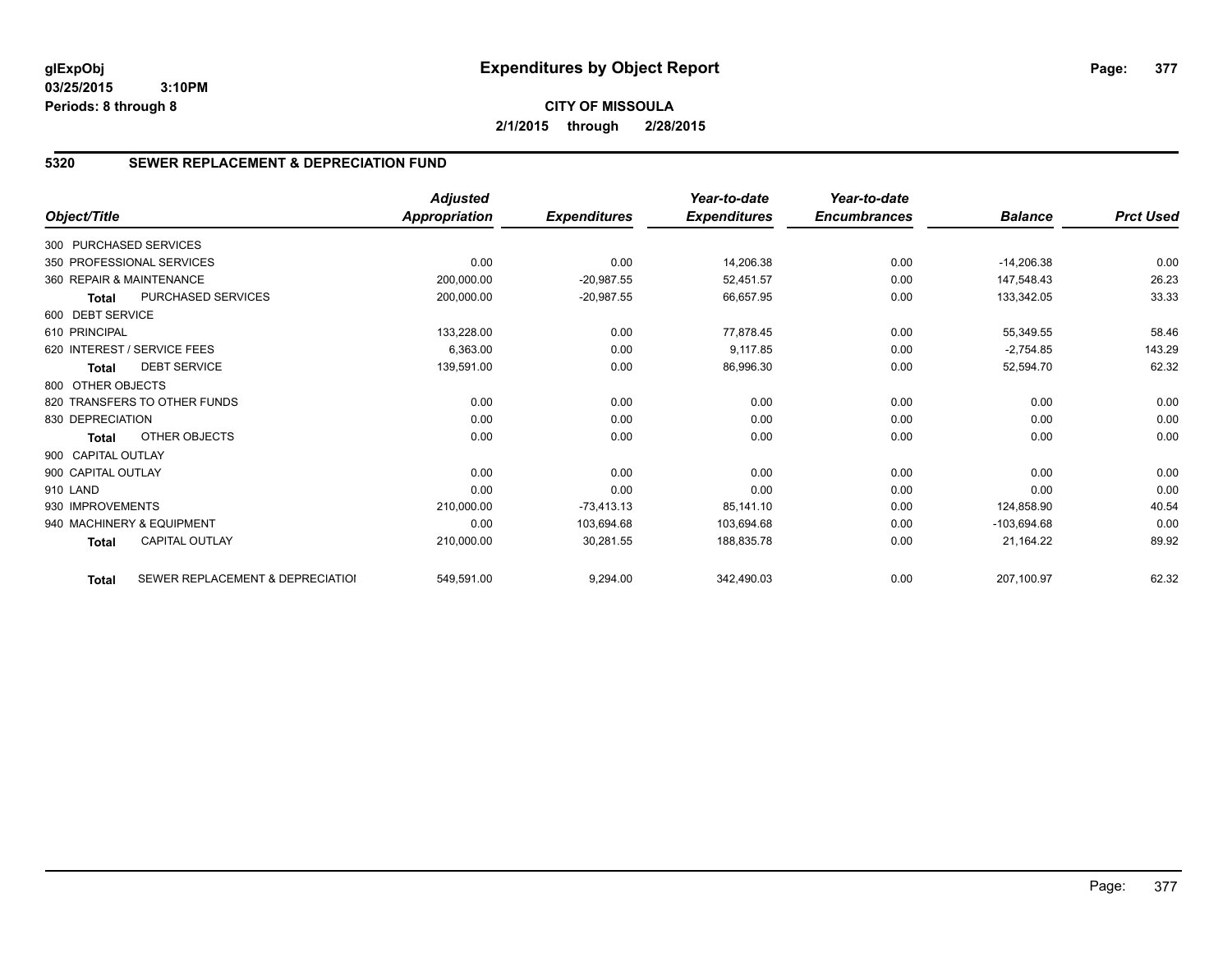# Expenditures by Object Report

glExpObj
03/25/2015 3:10PM
Periods: 8 through 8

**CITY OF MISSOULA**
**2/1/2015 through 2/28/2015**

## 5320 SEWER REPLACEMENT & DEPRECIATION FUND

| Object/Title | | Adjusted Appropriation | Expenditures | Year-to-date Expenditures | Year-to-date Encumbrances | Balance | Prct Used |
|---|---|---|---|---|---|---|---|
| 300 PURCHASED SERVICES | | | | | | | |
| 350 PROFESSIONAL SERVICES | | 0.00 | 0.00 | 14,206.38 | 0.00 | -14,206.38 | 0.00 |
| 360 REPAIR & MAINTENANCE | | 200,000.00 | -20,987.55 | 52,451.57 | 0.00 | 147,548.43 | 26.23 |
| **Total** | PURCHASED SERVICES | 200,000.00 | -20,987.55 | 66,657.95 | 0.00 | 133,342.05 | 33.33 |
| 600 DEBT SERVICE | | | | | | | |
| 610 PRINCIPAL | | 133,228.00 | 0.00 | 77,878.45 | 0.00 | 55,349.55 | 58.46 |
| 620 INTEREST / SERVICE FEES | | 6,363.00 | 0.00 | 9,117.85 | 0.00 | -2,754.85 | 143.29 |
| **Total** | DEBT SERVICE | 139,591.00 | 0.00 | 86,996.30 | 0.00 | 52,594.70 | 62.32 |
| 800 OTHER OBJECTS | | | | | | | |
| 820 TRANSFERS TO OTHER FUNDS | | 0.00 | 0.00 | 0.00 | 0.00 | 0.00 | 0.00 |
| 830 DEPRECIATION | | 0.00 | 0.00 | 0.00 | 0.00 | 0.00 | 0.00 |
| **Total** | OTHER OBJECTS | 0.00 | 0.00 | 0.00 | 0.00 | 0.00 | 0.00 |
| 900 CAPITAL OUTLAY | | | | | | | |
| 900 CAPITAL OUTLAY | | 0.00 | 0.00 | 0.00 | 0.00 | 0.00 | 0.00 |
| 910 LAND | | 0.00 | 0.00 | 0.00 | 0.00 | 0.00 | 0.00 |
| 930 IMPROVEMENTS | | 210,000.00 | -73,413.13 | 85,141.10 | 0.00 | 124,858.90 | 40.54 |
| 940 MACHINERY & EQUIPMENT | | 0.00 | 103,694.68 | 103,694.68 | 0.00 | -103,694.68 | 0.00 |
| **Total** | CAPITAL OUTLAY | 210,000.00 | 30,281.55 | 188,835.78 | 0.00 | 21,164.22 | 89.92 |
| **Total** | SEWER REPLACEMENT & DEPRECIATIOI | 549,591.00 | 9,294.00 | 342,490.03 | 0.00 | 207,100.97 | 62.32 |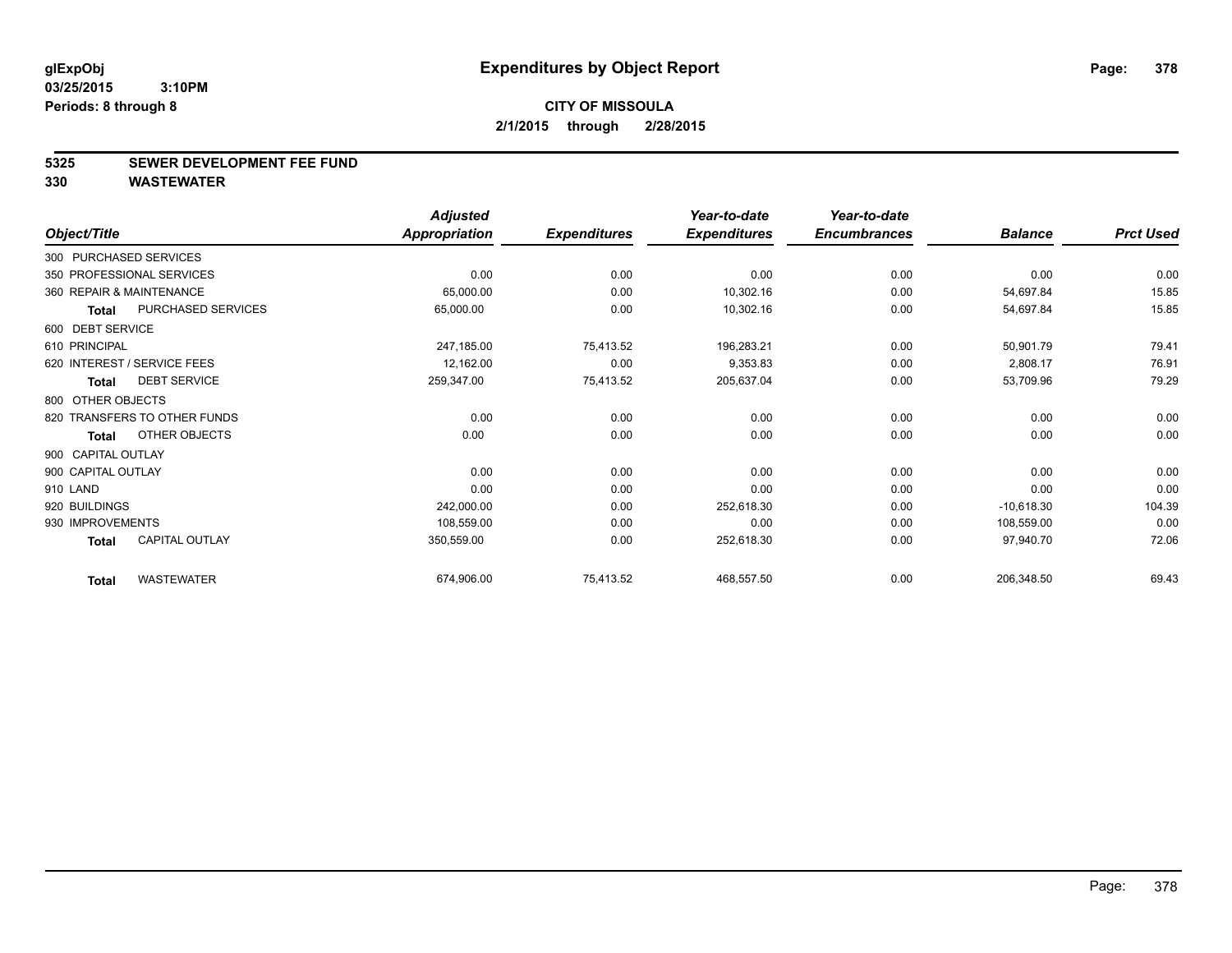**glExpObj** **Expenditures by Object Report**

**03/25/2015 3:10PM**

**Periods: 8 through 8**

**CITY OF MISSOULA**

**2/1/2015 through 2/28/2015**

**5325 SEWER DEVELOPMENT FEE FUND**

**330 WASTEWATER**

| Object/Title | | Adjusted Appropriation | Expenditures | Year-to-date Expenditures | Year-to-date Encumbrances | Balance | Prct Used |
|---|---|---|---|---|---|---|---|
| 300 PURCHASED SERVICES | | | | | | | |
| 350 PROFESSIONAL SERVICES | | 0.00 | 0.00 | 0.00 | 0.00 | 0.00 | 0.00 |
| 360 REPAIR & MAINTENANCE | | 65,000.00 | 0.00 | 10,302.16 | 0.00 | 54,697.84 | 15.85 |
| **Total** | PURCHASED SERVICES | 65,000.00 | 0.00 | 10,302.16 | 0.00 | 54,697.84 | 15.85 |
| 600 DEBT SERVICE | | | | | | | |
| 610 PRINCIPAL | | 247,185.00 | 75,413.52 | 196,283.21 | 0.00 | 50,901.79 | 79.41 |
| 620 INTEREST / SERVICE FEES | | 12,162.00 | 0.00 | 9,353.83 | 0.00 | 2,808.17 | 76.91 |
| **Total** | DEBT SERVICE | 259,347.00 | 75,413.52 | 205,637.04 | 0.00 | 53,709.96 | 79.29 |
| 800 OTHER OBJECTS | | | | | | | |
| 820 TRANSFERS TO OTHER FUNDS | | 0.00 | 0.00 | 0.00 | 0.00 | 0.00 | 0.00 |
| **Total** | OTHER OBJECTS | 0.00 | 0.00 | 0.00 | 0.00 | 0.00 | 0.00 |
| 900 CAPITAL OUTLAY | | | | | | | |
| 900 CAPITAL OUTLAY | | 0.00 | 0.00 | 0.00 | 0.00 | 0.00 | 0.00 |
| 910 LAND | | 0.00 | 0.00 | 0.00 | 0.00 | 0.00 | 0.00 |
| 920 BUILDINGS | | 242,000.00 | 0.00 | 252,618.30 | 0.00 | -10,618.30 | 104.39 |
| 930 IMPROVEMENTS | | 108,559.00 | 0.00 | 0.00 | 0.00 | 108,559.00 | 0.00 |
| **Total** | CAPITAL OUTLAY | 350,559.00 | 0.00 | 252,618.30 | 0.00 | 97,940.70 | 72.06 |
| **Total** | WASTEWATER | 674,906.00 | 75,413.52 | 468,557.50 | 0.00 | 206,348.50 | 69.43 |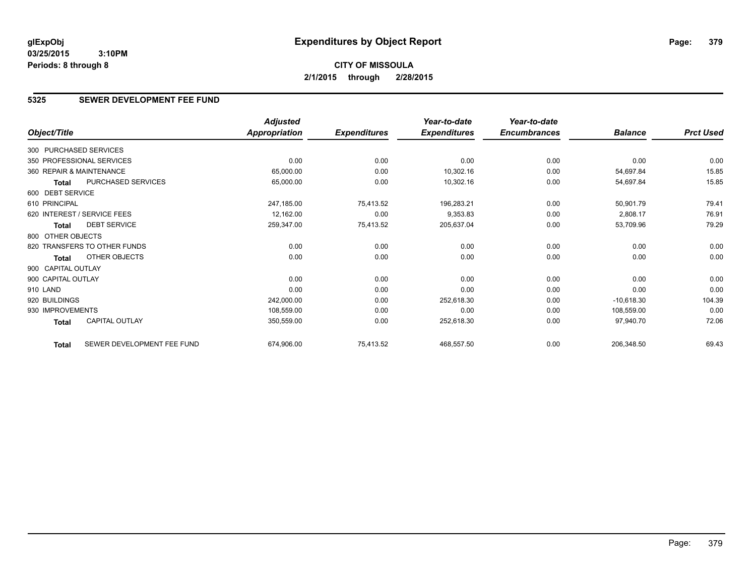**glExpObj** **Expenditures by Object Report**
**03/25/2015 3:10PM**
**Periods: 8 through 8**

**CITY OF MISSOULA**
**2/1/2015 through 2/28/2015**

## 5325 SEWER DEVELOPMENT FEE FUND

| Object/Title | | Adjusted Appropriation | Expenditures | Year-to-date Expenditures | Year-to-date Encumbrances | Balance | Prct Used |
|---|---|---|---|---|---|---|---|
| 300 PURCHASED SERVICES | | | | | | | |
| 350 PROFESSIONAL SERVICES | | 0.00 | 0.00 | 0.00 | 0.00 | 0.00 | 0.00 |
| 360 REPAIR & MAINTENANCE | | 65,000.00 | 0.00 | 10,302.16 | 0.00 | 54,697.84 | 15.85 |
| Total | PURCHASED SERVICES | 65,000.00 | 0.00 | 10,302.16 | 0.00 | 54,697.84 | 15.85 |
| 600 DEBT SERVICE | | | | | | | |
| 610 PRINCIPAL | | 247,185.00 | 75,413.52 | 196,283.21 | 0.00 | 50,901.79 | 79.41 |
| 620 INTEREST / SERVICE FEES | | 12,162.00 | 0.00 | 9,353.83 | 0.00 | 2,808.17 | 76.91 |
| Total | DEBT SERVICE | 259,347.00 | 75,413.52 | 205,637.04 | 0.00 | 53,709.96 | 79.29 |
| 800 OTHER OBJECTS | | | | | | | |
| 820 TRANSFERS TO OTHER FUNDS | | 0.00 | 0.00 | 0.00 | 0.00 | 0.00 | 0.00 |
| Total | OTHER OBJECTS | 0.00 | 0.00 | 0.00 | 0.00 | 0.00 | 0.00 |
| 900 CAPITAL OUTLAY | | | | | | | |
| 900 CAPITAL OUTLAY | | 0.00 | 0.00 | 0.00 | 0.00 | 0.00 | 0.00 |
| 910 LAND | | 0.00 | 0.00 | 0.00 | 0.00 | 0.00 | 0.00 |
| 920 BUILDINGS | | 242,000.00 | 0.00 | 252,618.30 | 0.00 | -10,618.30 | 104.39 |
| 930 IMPROVEMENTS | | 108,559.00 | 0.00 | 0.00 | 0.00 | 108,559.00 | 0.00 |
| Total | CAPITAL OUTLAY | 350,559.00 | 0.00 | 252,618.30 | 0.00 | 97,940.70 | 72.06 |
| Total | SEWER DEVELOPMENT FEE FUND | 674,906.00 | 75,413.52 | 468,557.50 | 0.00 | 206,348.50 | 69.43 |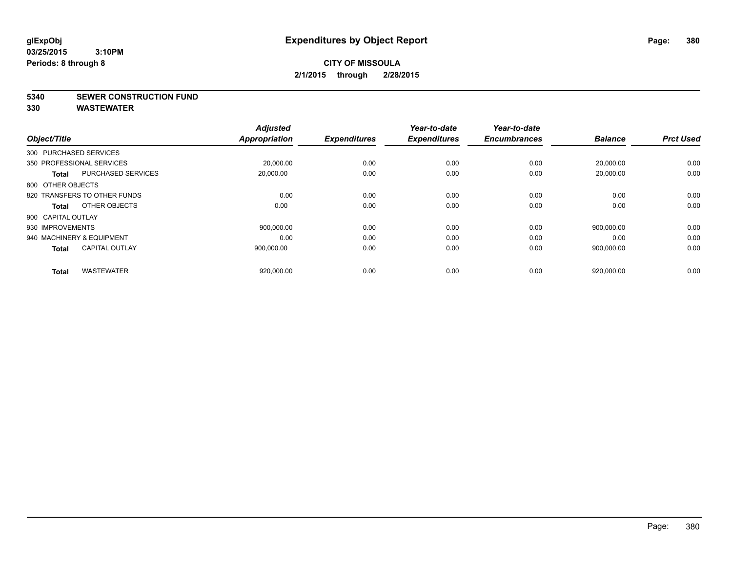**glExpObj** **Expenditures by Object Report**
**03/25/2015 3:10PM**
**Periods: 8 through 8**

**CITY OF MISSOULA**
**2/1/2015 through 2/28/2015**

**5340 SEWER CONSTRUCTION FUND**
**330 WASTEWATER**

| Object/Title | | Adjusted Appropriation | Expenditures | Year-to-date Expenditures | Year-to-date Encumbrances | Balance | Prct Used |
|---|---|---|---|---|---|---|---|
| 300 PURCHASED SERVICES | | | | | | | |
| 350 PROFESSIONAL SERVICES | | 20,000.00 | 0.00 | 0.00 | 0.00 | 20,000.00 | 0.00 |
| **Total** | PURCHASED SERVICES | 20,000.00 | 0.00 | 0.00 | 0.00 | 20,000.00 | 0.00 |
| 800 OTHER OBJECTS | | | | | | | |
| 820 TRANSFERS TO OTHER FUNDS | | 0.00 | 0.00 | 0.00 | 0.00 | 0.00 | 0.00 |
| **Total** | OTHER OBJECTS | 0.00 | 0.00 | 0.00 | 0.00 | 0.00 | 0.00 |
| 900 CAPITAL OUTLAY | | | | | | | |
| 930 IMPROVEMENTS | | 900,000.00 | 0.00 | 0.00 | 0.00 | 900,000.00 | 0.00 |
| 940 MACHINERY & EQUIPMENT | | 0.00 | 0.00 | 0.00 | 0.00 | 0.00 | 0.00 |
| **Total** | CAPITAL OUTLAY | 900,000.00 | 0.00 | 0.00 | 0.00 | 900,000.00 | 0.00 |
| **Total** | WASTEWATER | 920,000.00 | 0.00 | 0.00 | 0.00 | 920,000.00 | 0.00 |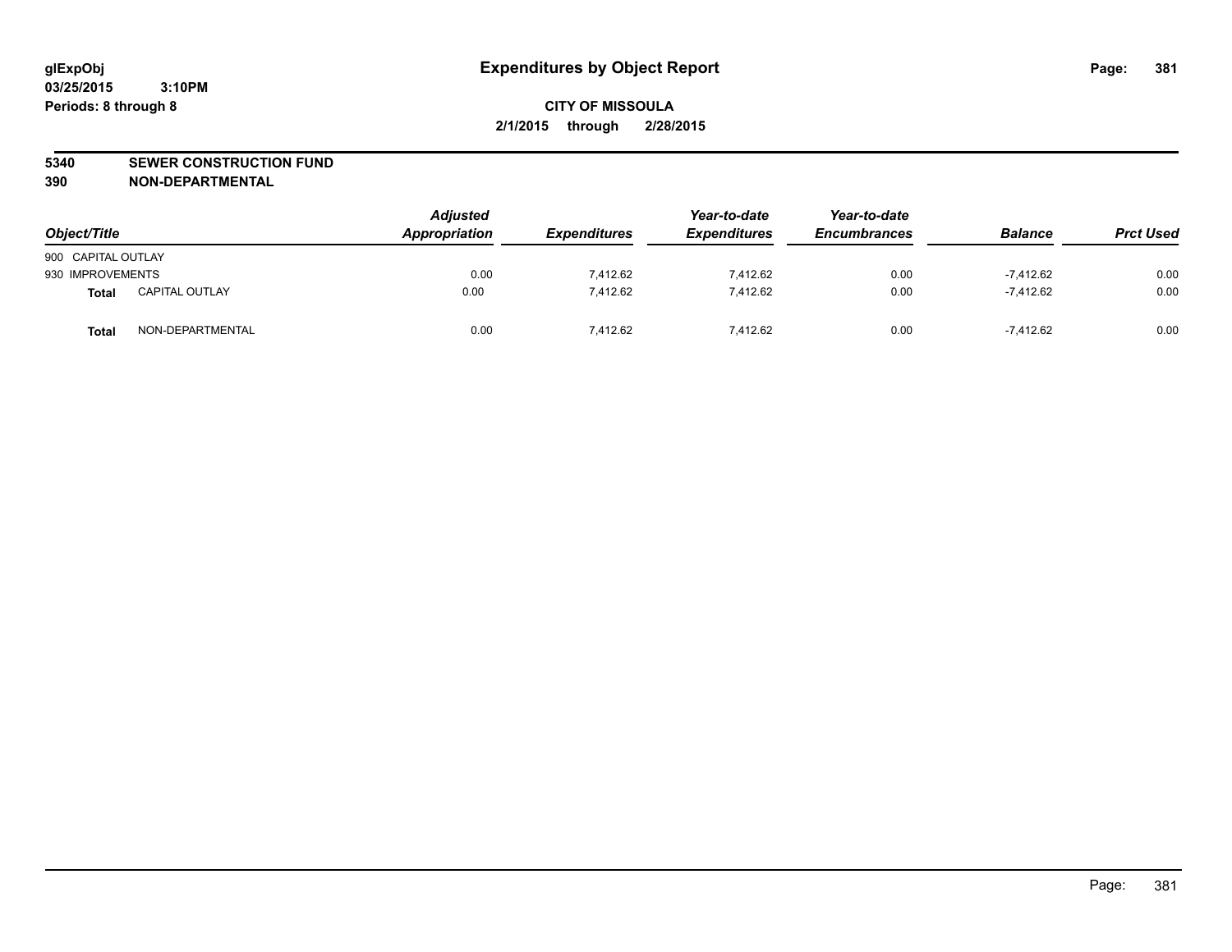**glExpObj** **Expenditures by Object Report**

**03/25/2015 3:10PM**

**Periods: 8 through 8**

**CITY OF MISSOULA**

**2/1/2015 through 2/28/2015**

**5340 SEWER CONSTRUCTION FUND**

**390 NON-DEPARTMENTAL**

| Object/Title | | Adjusted Appropriation | Expenditures | Year-to-date Expenditures | Year-to-date Encumbrances | Balance | Prct Used |
|---|---|---|---|---|---|---|---|
| 900 CAPITAL OUTLAY | | | | | | | |
| 930 IMPROVEMENTS | | 0.00 | 7,412.62 | 7,412.62 | 0.00 | -7,412.62 | 0.00 |
| **Total** | CAPITAL OUTLAY | 0.00 | 7,412.62 | 7,412.62 | 0.00 | -7,412.62 | 0.00 |
| **Total** | NON-DEPARTMENTAL | 0.00 | 7,412.62 | 7,412.62 | 0.00 | -7,412.62 | 0.00 |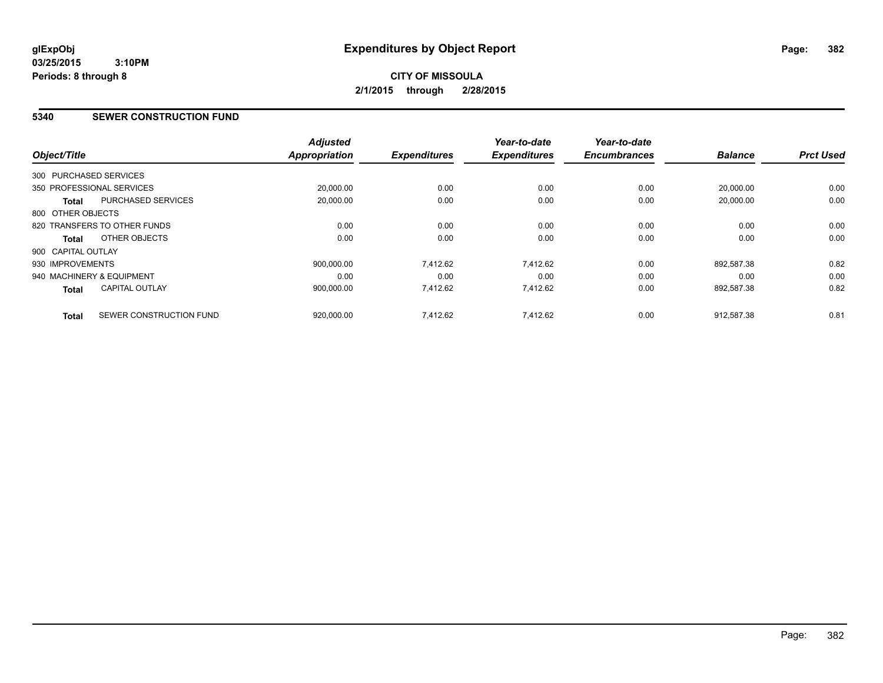**glExpObj**
**03/25/2015 3:10PM**
**Periods: 8 through 8**

# Expenditures by Object Report

**CITY OF MISSOULA**
**2/1/2015 through 2/28/2015**

## 5340 SEWER CONSTRUCTION FUND

| Object/Title | Adjusted Appropriation | Expenditures | Year-to-date Expenditures | Year-to-date Encumbrances | Balance | Prct Used |
|---|---|---|---|---|---|---|
| 300 PURCHASED SERVICES | | | | | | |
| 350 PROFESSIONAL SERVICES | 20,000.00 | 0.00 | 0.00 | 0.00 | 20,000.00 | 0.00 |
| **Total** PURCHASED SERVICES | 20,000.00 | 0.00 | 0.00 | 0.00 | 20,000.00 | 0.00 |
| 800 OTHER OBJECTS | | | | | | |
| 820 TRANSFERS TO OTHER FUNDS | 0.00 | 0.00 | 0.00 | 0.00 | 0.00 | 0.00 |
| **Total** OTHER OBJECTS | 0.00 | 0.00 | 0.00 | 0.00 | 0.00 | 0.00 |
| 900 CAPITAL OUTLAY | | | | | | |
| 930 IMPROVEMENTS | 900,000.00 | 7,412.62 | 7,412.62 | 0.00 | 892,587.38 | 0.82 |
| 940 MACHINERY & EQUIPMENT | 0.00 | 0.00 | 0.00 | 0.00 | 0.00 | 0.00 |
| **Total** CAPITAL OUTLAY | 900,000.00 | 7,412.62 | 7,412.62 | 0.00 | 892,587.38 | 0.82 |
| **Total** SEWER CONSTRUCTION FUND | 920,000.00 | 7,412.62 | 7,412.62 | 0.00 | 912,587.38 | 0.81 |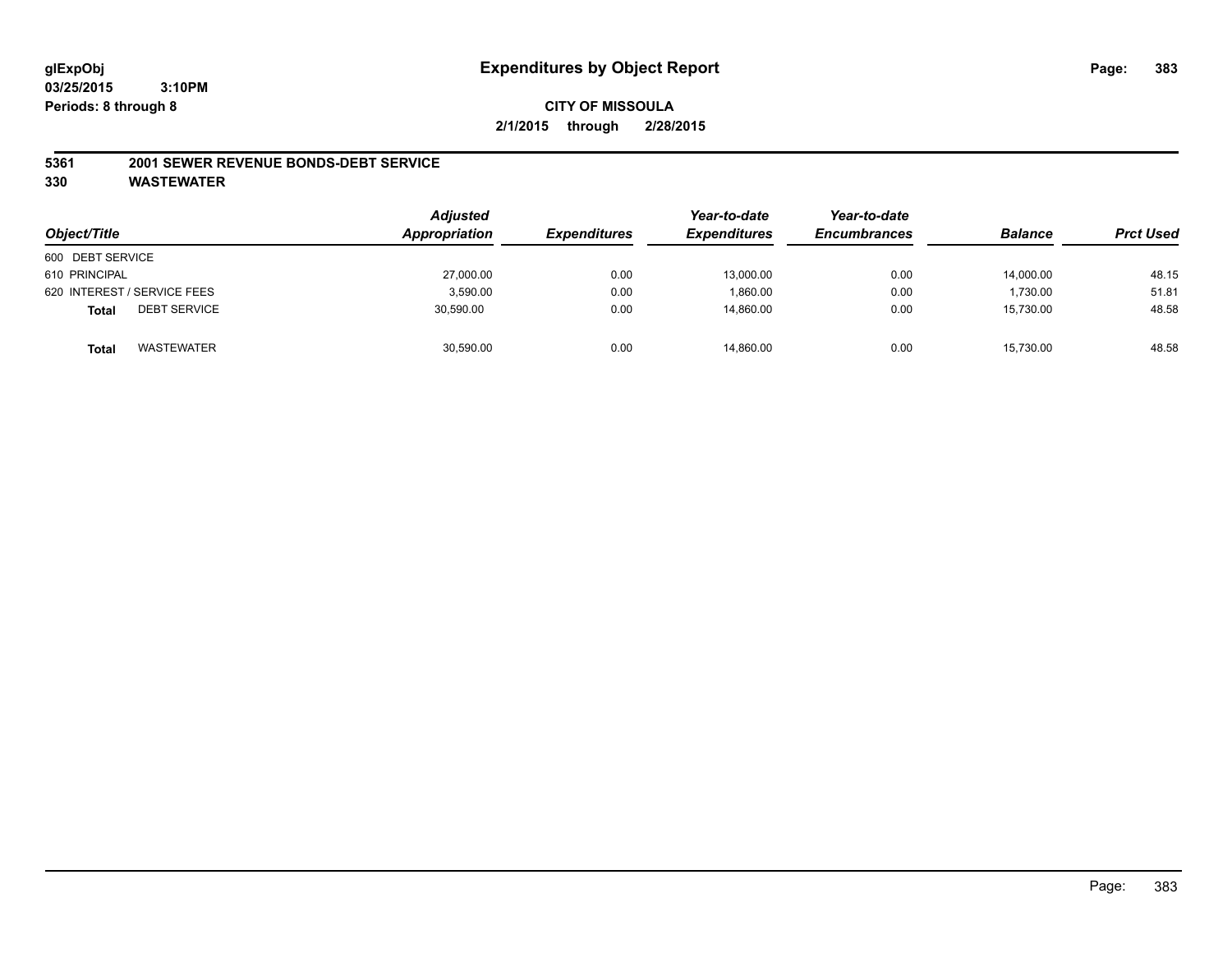**glExpObj**
**03/25/2015 3:10PM**
**Periods: 8 through 8**

# Expenditures by Object Report

**CITY OF MISSOULA**
**2/1/2015 through 2/28/2015**

**5361 2001 SEWER REVENUE BONDS-DEBT SERVICE**
**330 WASTEWATER**

| Object/Title | | *Adjusted Appropriation* | *Expenditures* | *Year-to-date Expenditures* | *Year-to-date Encumbrances* | *Balance* | *Prct Used* |
|---|---|---|---|---|---|---|---|
| 600 DEBT SERVICE | | | | | | | |
| 610 PRINCIPAL | | 27,000.00 | 0.00 | 13,000.00 | 0.00 | 14,000.00 | 48.15 |
| 620 INTEREST / SERVICE FEES | | 3,590.00 | 0.00 | 1,860.00 | 0.00 | 1,730.00 | 51.81 |
| **Total** | DEBT SERVICE | 30,590.00 | 0.00 | 14,860.00 | 0.00 | 15,730.00 | 48.58 |
| **Total** | WASTEWATER | 30,590.00 | 0.00 | 14,860.00 | 0.00 | 15,730.00 | 48.58 |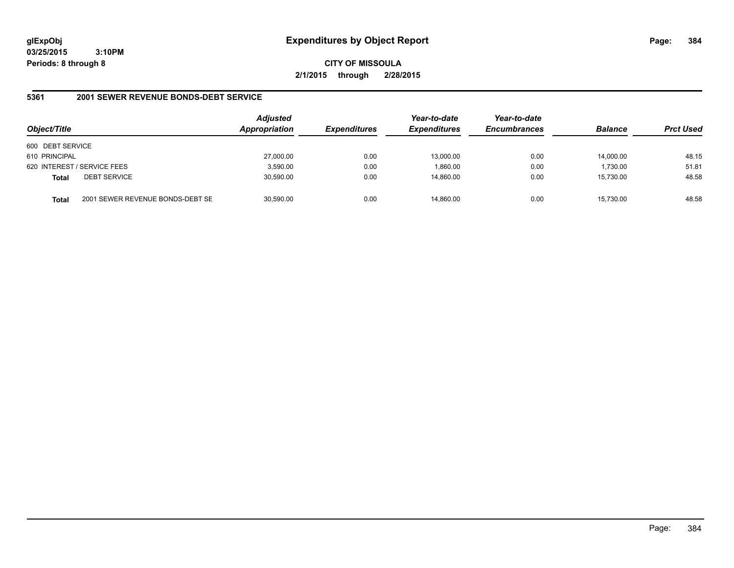# Expenditures by Object Report

glExpObj
03/25/2015 3:10PM
Periods: 8 through 8

**CITY OF MISSOULA**
**2/1/2015 through 2/28/2015**

## 5361 2001 SEWER REVENUE BONDS-DEBT SERVICE

| Object/Title | | Adjusted Appropriation | Expenditures | Year-to-date Expenditures | Year-to-date Encumbrances | Balance | Prct Used |
|---|---|---|---|---|---|---|---|
| 600 DEBT SERVICE | | | | | | | |
| 610 PRINCIPAL | | 27,000.00 | 0.00 | 13,000.00 | 0.00 | 14,000.00 | 48.15 |
| 620 INTEREST / SERVICE FEES | | 3,590.00 | 0.00 | 1,860.00 | 0.00 | 1,730.00 | 51.81 |
| **Total** | DEBT SERVICE | 30,590.00 | 0.00 | 14,860.00 | 0.00 | 15,730.00 | 48.58 |
| **Total** | 2001 SEWER REVENUE BONDS-DEBT SE | 30,590.00 | 0.00 | 14,860.00 | 0.00 | 15,730.00 | 48.58 |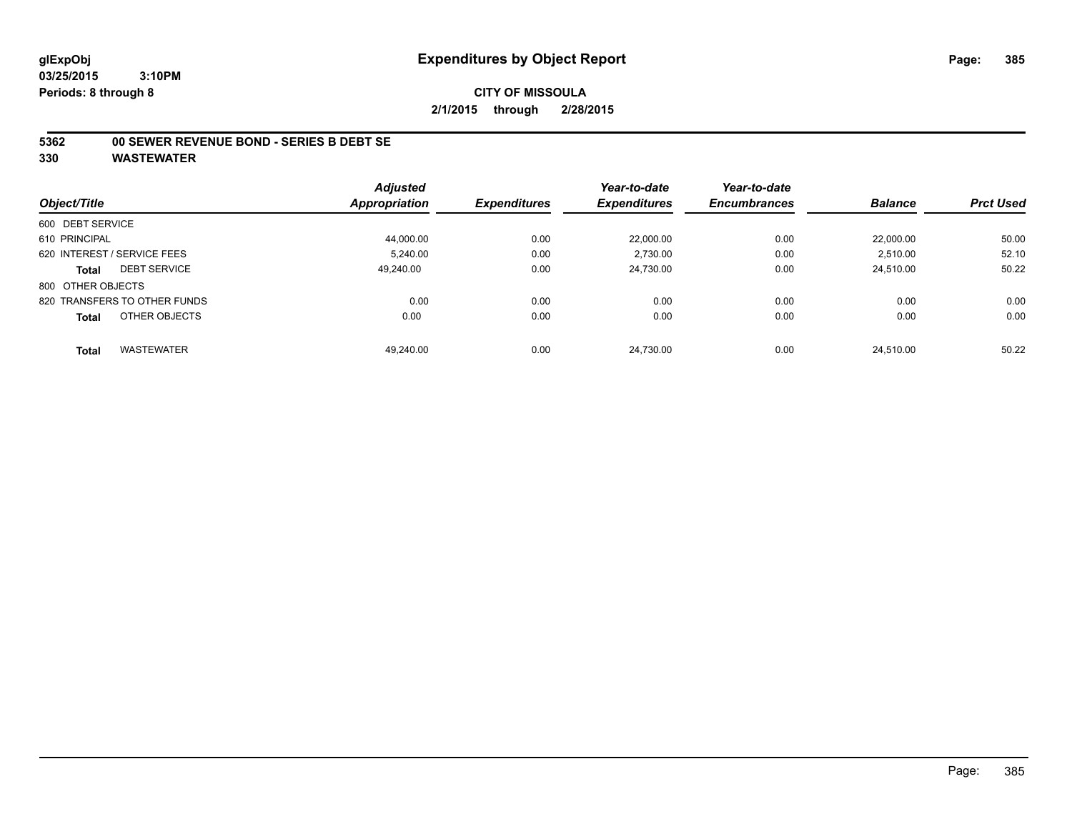**glExpObj** **Expenditures by Object Report**

**03/25/2015 3:10PM**

**Periods: 8 through 8**

**CITY OF MISSOULA**

**2/1/2015 through 2/28/2015**

**5362 00 SEWER REVENUE BOND - SERIES B DEBT SE**

**330 WASTEWATER**

| Object/Title | Adjusted Appropriation | Expenditures | Year-to-date Expenditures | Year-to-date Encumbrances | Balance | Prct Used |
|---|---|---|---|---|---|---|
| 600 DEBT SERVICE | | | | | | |
| 610 PRINCIPAL | 44,000.00 | 0.00 | 22,000.00 | 0.00 | 22,000.00 | 50.00 |
| 620 INTEREST / SERVICE FEES | 5,240.00 | 0.00 | 2,730.00 | 0.00 | 2,510.00 | 52.10 |
| **Total** DEBT SERVICE | 49,240.00 | 0.00 | 24,730.00 | 0.00 | 24,510.00 | 50.22 |
| 800 OTHER OBJECTS | | | | | | |
| 820 TRANSFERS TO OTHER FUNDS | 0.00 | 0.00 | 0.00 | 0.00 | 0.00 | 0.00 |
| **Total** OTHER OBJECTS | 0.00 | 0.00 | 0.00 | 0.00 | 0.00 | 0.00 |
| **Total** WASTEWATER | 49,240.00 | 0.00 | 24,730.00 | 0.00 | 24,510.00 | 50.22 |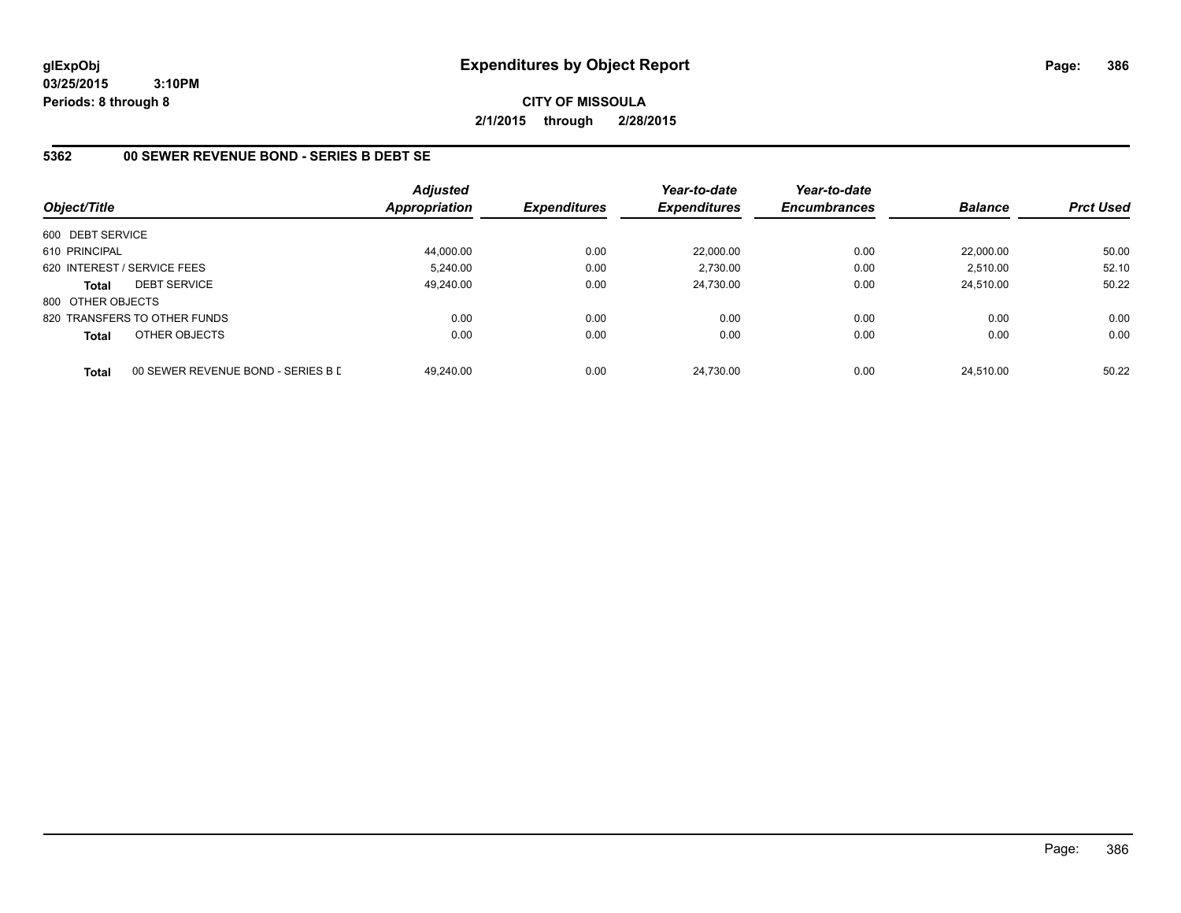# Expenditures by Object Report

**glExpObj**
**03/25/2015 3:10PM**
**Periods: 8 through 8**

**CITY OF MISSOULA**
**2/1/2015 through 2/28/2015**

## 5362 00 SEWER REVENUE BOND - SERIES B DEBT SE

| Object/Title | Adjusted Appropriation | Expenditures | Year-to-date Expenditures | Year-to-date Encumbrances | Balance | Prct Used |
|---|---|---|---|---|---|---|
| 600 DEBT SERVICE | | | | | | |
| 610 PRINCIPAL | 44,000.00 | 0.00 | 22,000.00 | 0.00 | 22,000.00 | 50.00 |
| 620 INTEREST / SERVICE FEES | 5,240.00 | 0.00 | 2,730.00 | 0.00 | 2,510.00 | 52.10 |
| **Total** DEBT SERVICE | 49,240.00 | 0.00 | 24,730.00 | 0.00 | 24,510.00 | 50.22 |
| 800 OTHER OBJECTS | | | | | | |
| 820 TRANSFERS TO OTHER FUNDS | 0.00 | 0.00 | 0.00 | 0.00 | 0.00 | 0.00 |
| **Total** OTHER OBJECTS | 0.00 | 0.00 | 0.00 | 0.00 | 0.00 | 0.00 |
| **Total** 00 SEWER REVENUE BOND - SERIES B D | 49,240.00 | 0.00 | 24,730.00 | 0.00 | 24,510.00 | 50.22 |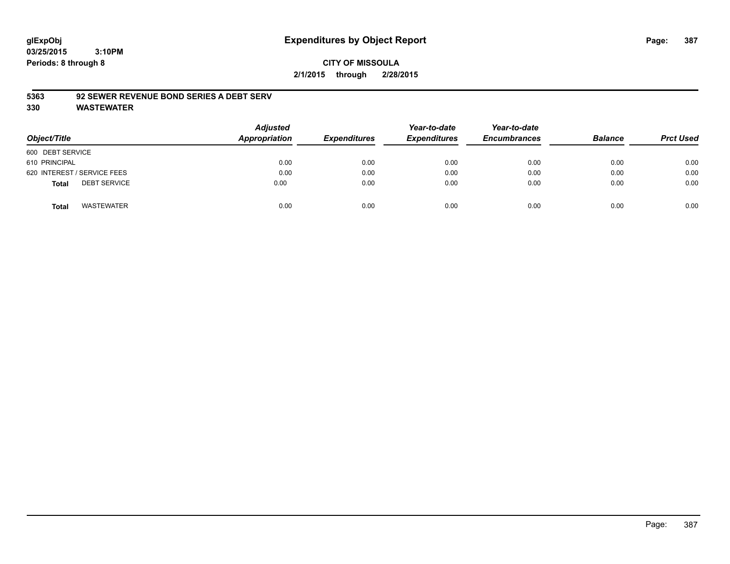**glExpObj**
**03/25/2015 3:10PM**
**Periods: 8 through 8**

# Expenditures by Object Report

**CITY OF MISSOULA**
**2/1/2015 through 2/28/2015**

**5363 92 SEWER REVENUE BOND SERIES A DEBT SERV**
**330 WASTEWATER**

| Object/Title | Adjusted Appropriation | Expenditures | Year-to-date Expenditures | Year-to-date Encumbrances | Balance | Prct Used |
|---|---|---|---|---|---|---|
| 600 DEBT SERVICE | | | | | | |
| 610 PRINCIPAL | 0.00 | 0.00 | 0.00 | 0.00 | 0.00 | 0.00 |
| 620 INTEREST / SERVICE FEES | 0.00 | 0.00 | 0.00 | 0.00 | 0.00 | 0.00 |
| **Total** DEBT SERVICE | 0.00 | 0.00 | 0.00 | 0.00 | 0.00 | 0.00 |
| **Total** WASTEWATER | 0.00 | 0.00 | 0.00 | 0.00 | 0.00 | 0.00 |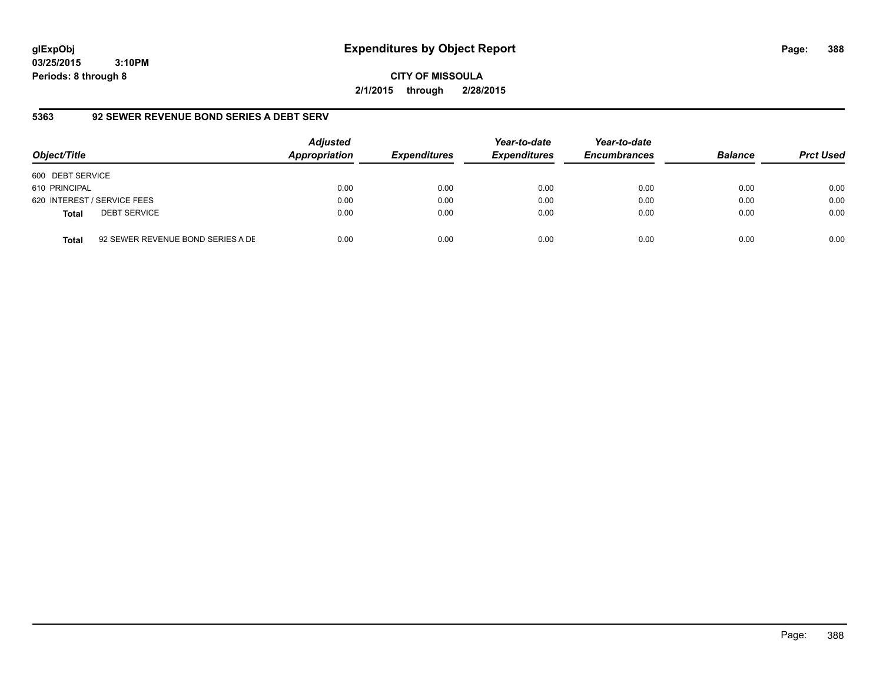# Expenditures by Object Report

glExpObj
03/25/2015 3:10PM
Periods: 8 through 8

**CITY OF MISSOULA**
**2/1/2015 through 2/28/2015**

## 5363 92 SEWER REVENUE BOND SERIES A DEBT SERV

| Object/Title | Adjusted Appropriation | Expenditures | Year-to-date Expenditures | Year-to-date Encumbrances | Balance | Prct Used |
|---|---|---|---|---|---|---|
| 600 DEBT SERVICE | | | | | | |
| 610 PRINCIPAL | 0.00 | 0.00 | 0.00 | 0.00 | 0.00 | 0.00 |
| 620 INTEREST / SERVICE FEES | 0.00 | 0.00 | 0.00 | 0.00 | 0.00 | 0.00 |
| **Total** DEBT SERVICE | 0.00 | 0.00 | 0.00 | 0.00 | 0.00 | 0.00 |
| **Total** 92 SEWER REVENUE BOND SERIES A DE | 0.00 | 0.00 | 0.00 | 0.00 | 0.00 | 0.00 |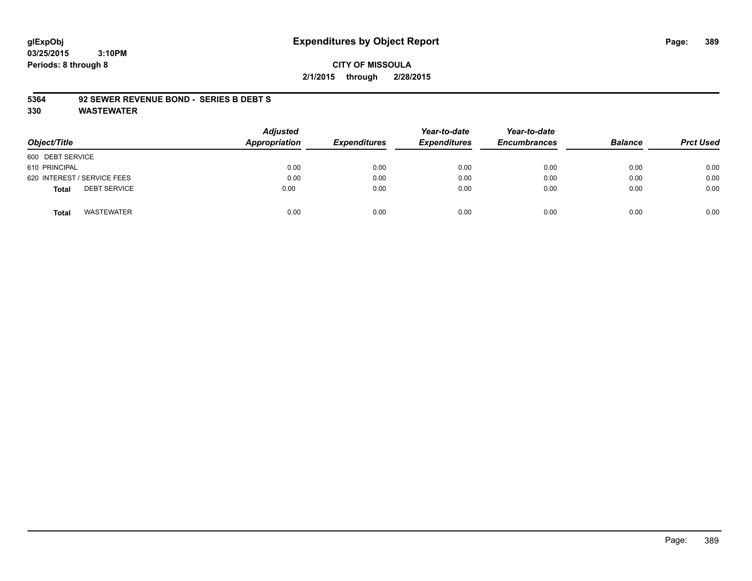**glExpObj**
**03/25/2015 3:10PM**
**Periods: 8 through 8**

# Expenditures by Object Report

**CITY OF MISSOULA**

**2/1/2015 through 2/28/2015**

**5364 92 SEWER REVENUE BOND - SERIES B DEBT S**

**330 WASTEWATER**

| Object/Title | Adjusted Appropriation | Expenditures | Year-to-date Expenditures | Year-to-date Encumbrances | Balance | Prct Used |
|---|---|---|---|---|---|---|
| 600 DEBT SERVICE | | | | | | |
| 610 PRINCIPAL | 0.00 | 0.00 | 0.00 | 0.00 | 0.00 | 0.00 |
| 620 INTEREST / SERVICE FEES | 0.00 | 0.00 | 0.00 | 0.00 | 0.00 | 0.00 |
| **Total** DEBT SERVICE | 0.00 | 0.00 | 0.00 | 0.00 | 0.00 | 0.00 |
| **Total** WASTEWATER | 0.00 | 0.00 | 0.00 | 0.00 | 0.00 | 0.00 |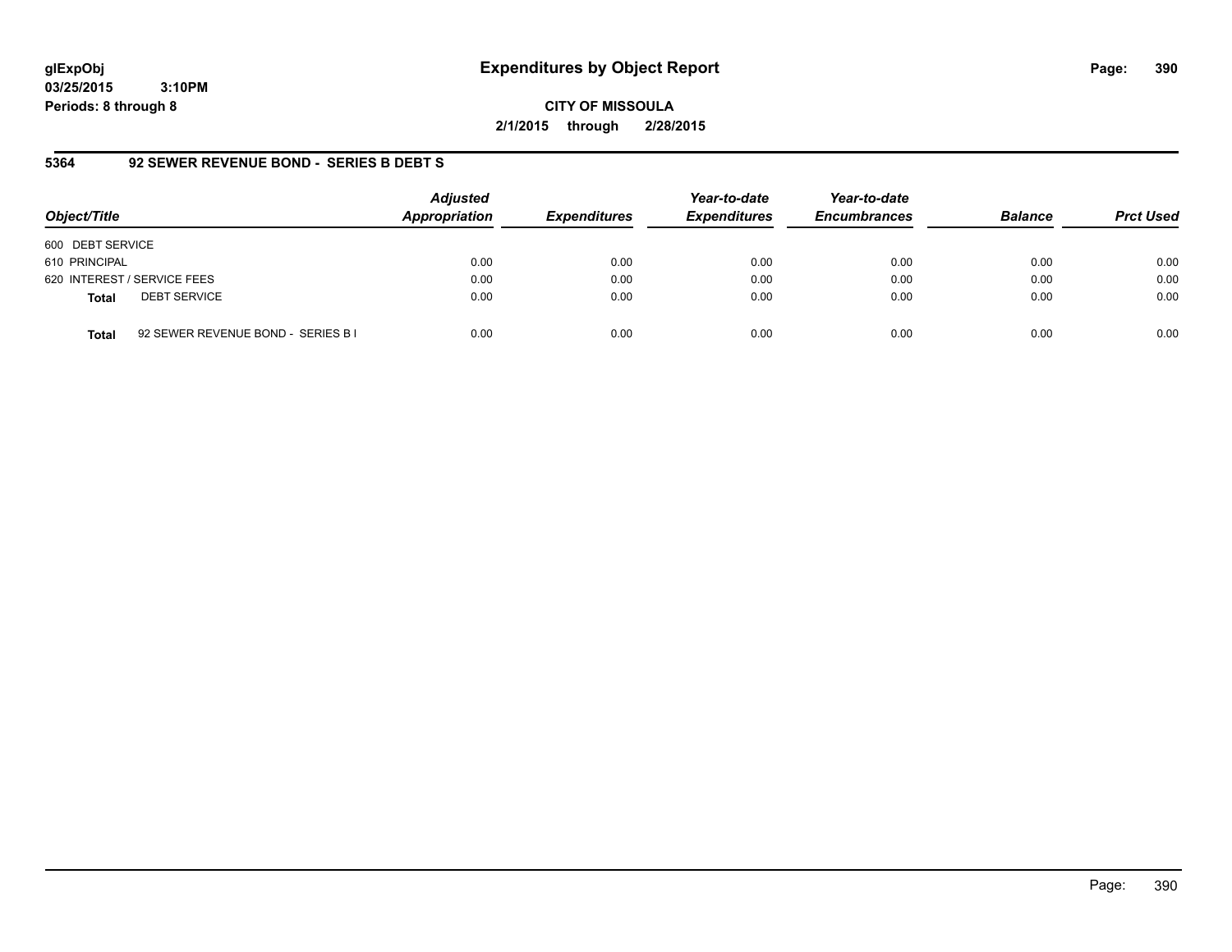**glExpObj**
**03/25/2015 3:10PM**
**Periods: 8 through 8**

# Expenditures by Object Report

**CITY OF MISSOULA**
**2/1/2015 through 2/28/2015**

## 5364 92 SEWER REVENUE BOND - SERIES B DEBT S

| Object/Title | Adjusted Appropriation | Expenditures | Year-to-date Expenditures | Year-to-date Encumbrances | Balance | Prct Used |
|---|---|---|---|---|---|---|
| 600 DEBT SERVICE | | | | | | |
| 610 PRINCIPAL | 0.00 | 0.00 | 0.00 | 0.00 | 0.00 | 0.00 |
| 620 INTEREST / SERVICE FEES | 0.00 | 0.00 | 0.00 | 0.00 | 0.00 | 0.00 |
| **Total** DEBT SERVICE | 0.00 | 0.00 | 0.00 | 0.00 | 0.00 | 0.00 |
| **Total** 92 SEWER REVENUE BOND - SERIES B I | 0.00 | 0.00 | 0.00 | 0.00 | 0.00 | 0.00 |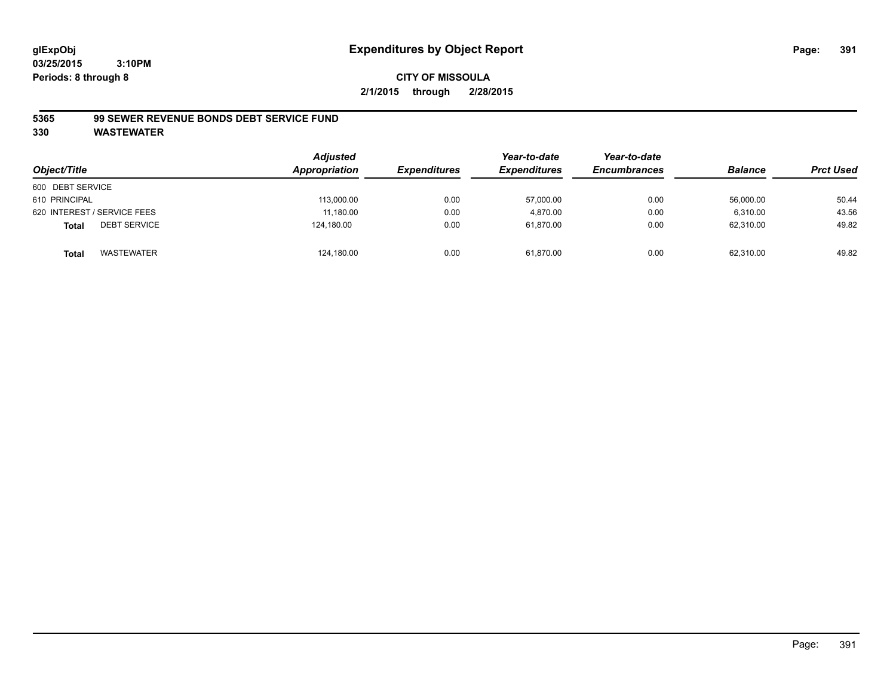**glExpObj** **Expenditures by Object Report**

**03/25/2015 3:10PM**

**Periods: 8 through 8**

**CITY OF MISSOULA**

**2/1/2015 through 2/28/2015**

**5365 99 SEWER REVENUE BONDS DEBT SERVICE FUND**

**330 WASTEWATER**

| Object/Title | Adjusted Appropriation | Expenditures | Year-to-date Expenditures | Year-to-date Encumbrances | Balance | Prct Used |
|---|---|---|---|---|---|---|
| 600 DEBT SERVICE | | | | | | |
| 610 PRINCIPAL | 113,000.00 | 0.00 | 57,000.00 | 0.00 | 56,000.00 | 50.44 |
| 620 INTEREST / SERVICE FEES | 11,180.00 | 0.00 | 4,870.00 | 0.00 | 6,310.00 | 43.56 |
| **Total** DEBT SERVICE | 124,180.00 | 0.00 | 61,870.00 | 0.00 | 62,310.00 | 49.82 |
| **Total** WASTEWATER | 124,180.00 | 0.00 | 61,870.00 | 0.00 | 62,310.00 | 49.82 |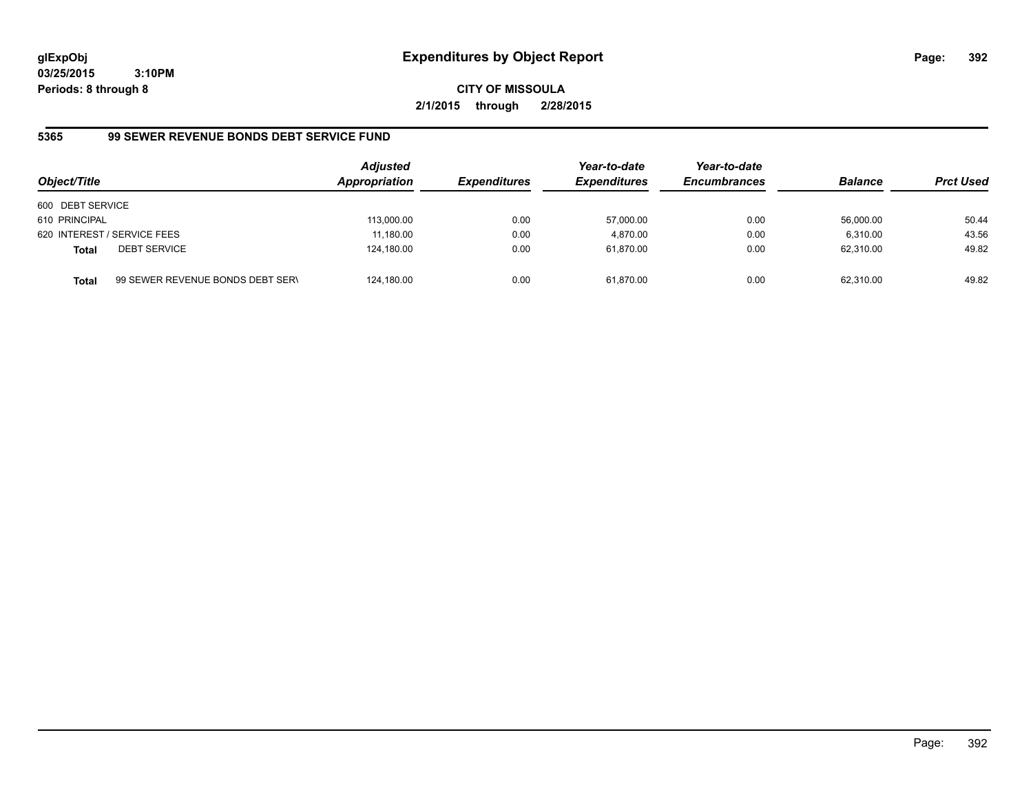# Expenditures by Object Report

glExpObj
03/25/2015 3:10PM
Periods: 8 through 8

**CITY OF MISSOULA**
**2/1/2015 through 2/28/2015**

## 5365 99 SEWER REVENUE BONDS DEBT SERVICE FUND

| Object/Title | | Adjusted Appropriation | Expenditures | Year-to-date Expenditures | Year-to-date Encumbrances | Balance | Prct Used |
|---|---|---|---|---|---|---|---|
| 600 DEBT SERVICE | | | | | | | |
| 610 PRINCIPAL | | 113,000.00 | 0.00 | 57,000.00 | 0.00 | 56,000.00 | 50.44 |
| 620 INTEREST / SERVICE FEES | | 11,180.00 | 0.00 | 4,870.00 | 0.00 | 6,310.00 | 43.56 |
| **Total** | DEBT SERVICE | 124,180.00 | 0.00 | 61,870.00 | 0.00 | 62,310.00 | 49.82 |
| **Total** | 99 SEWER REVENUE BONDS DEBT SERV | 124,180.00 | 0.00 | 61,870.00 | 0.00 | 62,310.00 | 49.82 |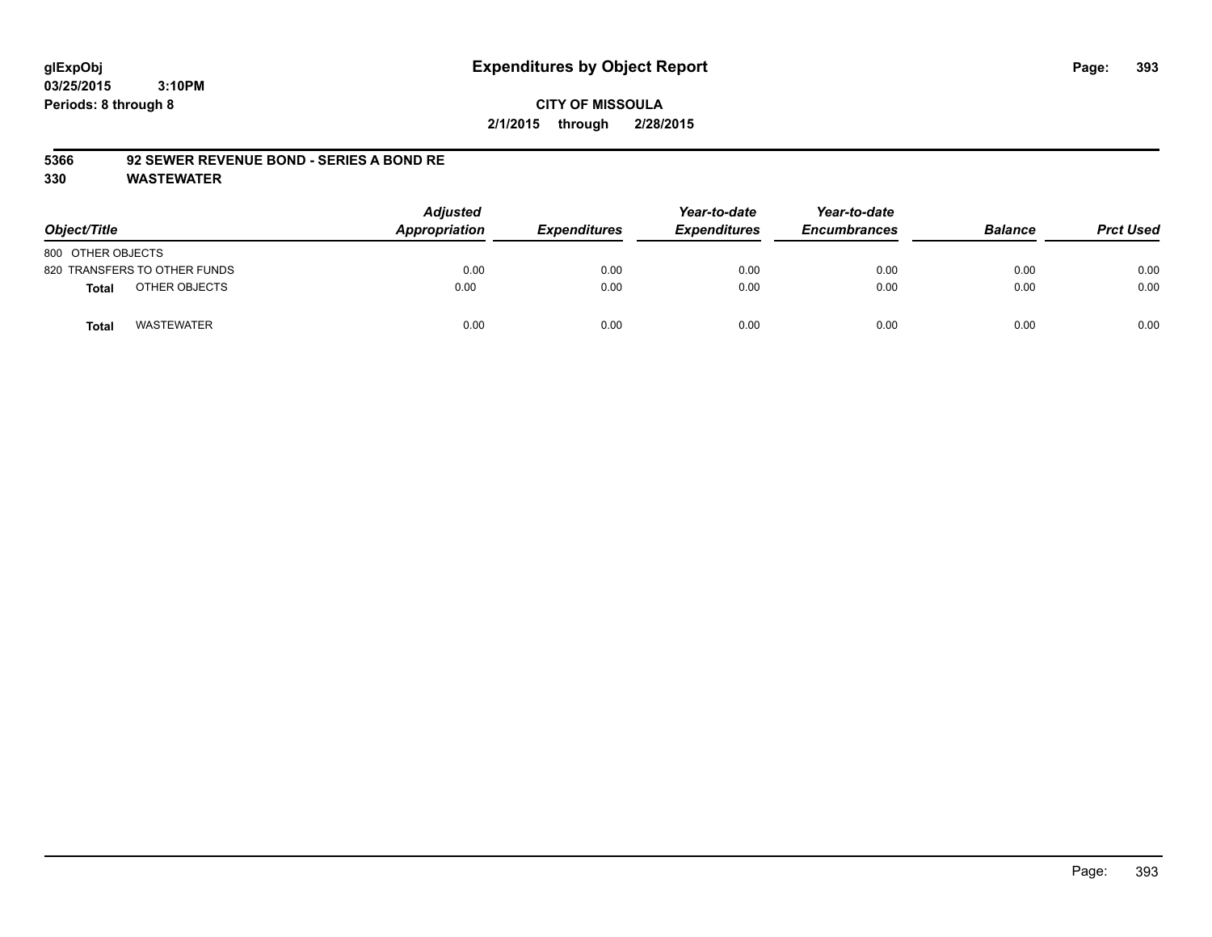# Expenditures by Object Report

glExpObj
03/25/2015 3:10PM
Periods: 8 through 8

**CITY OF MISSOULA**
**2/1/2015 through 2/28/2015**

**5366 92 SEWER REVENUE BOND - SERIES A BOND RE**
**330 WASTEWATER**

| Object/Title | Adjusted Appropriation | Expenditures | Year-to-date Expenditures | Year-to-date Encumbrances | Balance | Prct Used |
|---|---|---|---|---|---|---|
| 800 OTHER OBJECTS | | | | | | |
| 820 TRANSFERS TO OTHER FUNDS | 0.00 | 0.00 | 0.00 | 0.00 | 0.00 | 0.00 |
| **Total** OTHER OBJECTS | 0.00 | 0.00 | 0.00 | 0.00 | 0.00 | 0.00 |
| **Total** WASTEWATER | 0.00 | 0.00 | 0.00 | 0.00 | 0.00 | 0.00 |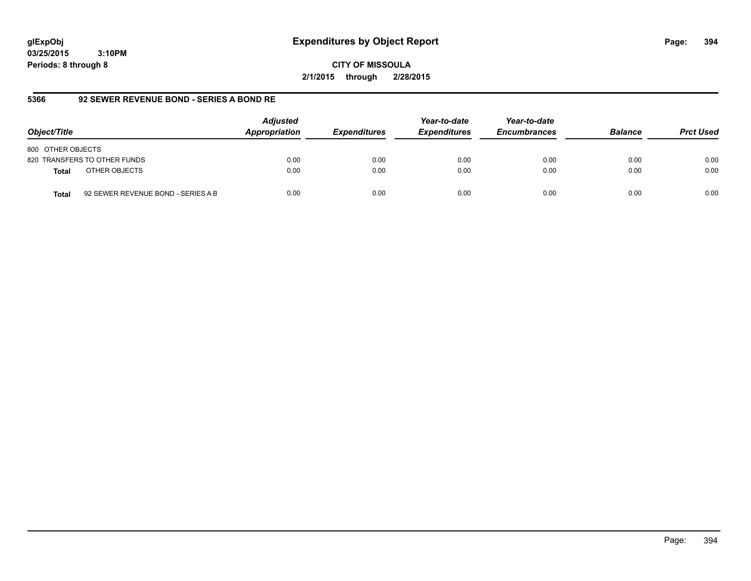**glExpObj**
**03/25/2015 3:10PM**
**Periods: 8 through 8**

# Expenditures by Object Report

**CITY OF MISSOULA**
**2/1/2015 through 2/28/2015**

## 5366 92 SEWER REVENUE BOND - SERIES A BOND RE

| Object/Title | Adjusted Appropriation | Expenditures | Year-to-date Expenditures | Year-to-date Encumbrances | Balance | Prct Used |
|---|---|---|---|---|---|---|
| 800 OTHER OBJECTS | | | | | | |
| 820 TRANSFERS TO OTHER FUNDS | 0.00 | 0.00 | 0.00 | 0.00 | 0.00 | 0.00 |
| **Total** OTHER OBJECTS | 0.00 | 0.00 | 0.00 | 0.00 | 0.00 | 0.00 |
| **Total** 92 SEWER REVENUE BOND - SERIES A B | 0.00 | 0.00 | 0.00 | 0.00 | 0.00 | 0.00 |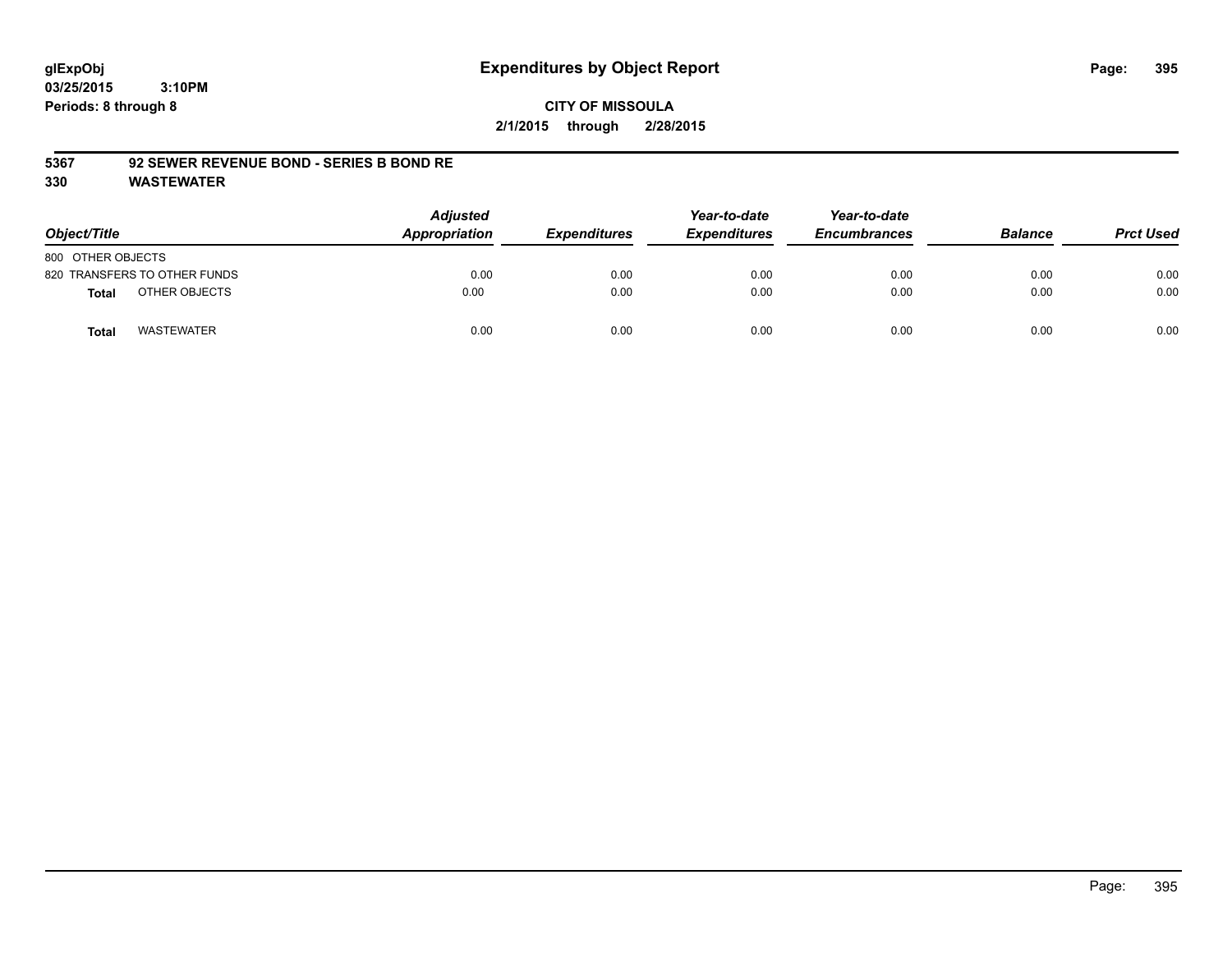# Expenditures by Object Report

glExpObj
03/25/2015 3:10PM
Periods: 8 through 8

**CITY OF MISSOULA**
**2/1/2015 through 2/28/2015**

## 5367 92 SEWER REVENUE BOND - SERIES B BOND RE
## 330 WASTEWATER

| Object/Title | Adjusted Appropriation | Expenditures | Year-to-date Expenditures | Year-to-date Encumbrances | Balance | Prct Used |
|---|---|---|---|---|---|---|
| 800 OTHER OBJECTS | | | | | | |
| 820 TRANSFERS TO OTHER FUNDS | 0.00 | 0.00 | 0.00 | 0.00 | 0.00 | 0.00 |
| **Total** OTHER OBJECTS | 0.00 | 0.00 | 0.00 | 0.00 | 0.00 | 0.00 |
| **Total** WASTEWATER | 0.00 | 0.00 | 0.00 | 0.00 | 0.00 | 0.00 |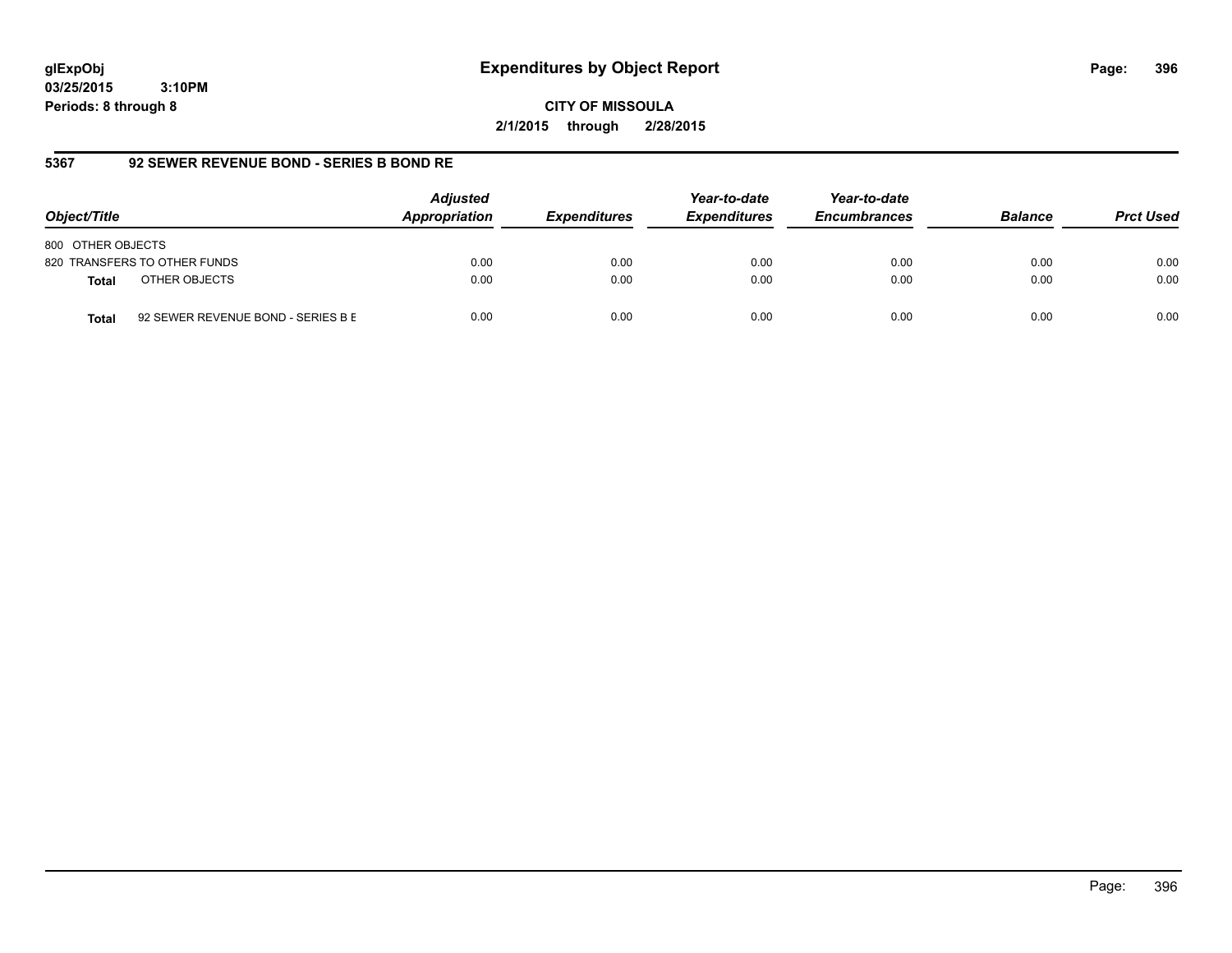# Expenditures by Object Report

glExpObj
03/25/2015 3:10PM
Periods: 8 through 8

**CITY OF MISSOULA**

**2/1/2015 through 2/28/2015**

## 5367 92 SEWER REVENUE BOND - SERIES B BOND RE

| Object/Title | | Adjusted Appropriation | Expenditures | Year-to-date Expenditures | Year-to-date Encumbrances | Balance | Prct Used |
|---|---|---|---|---|---|---|---|
| 800 OTHER OBJECTS | | | | | | | |
| 820 TRANSFERS TO OTHER FUNDS | | 0.00 | 0.00 | 0.00 | 0.00 | 0.00 | 0.00 |
| **Total** | OTHER OBJECTS | 0.00 | 0.00 | 0.00 | 0.00 | 0.00 | 0.00 |
| **Total** | 92 SEWER REVENUE BOND - SERIES B E | 0.00 | 0.00 | 0.00 | 0.00 | 0.00 | 0.00 |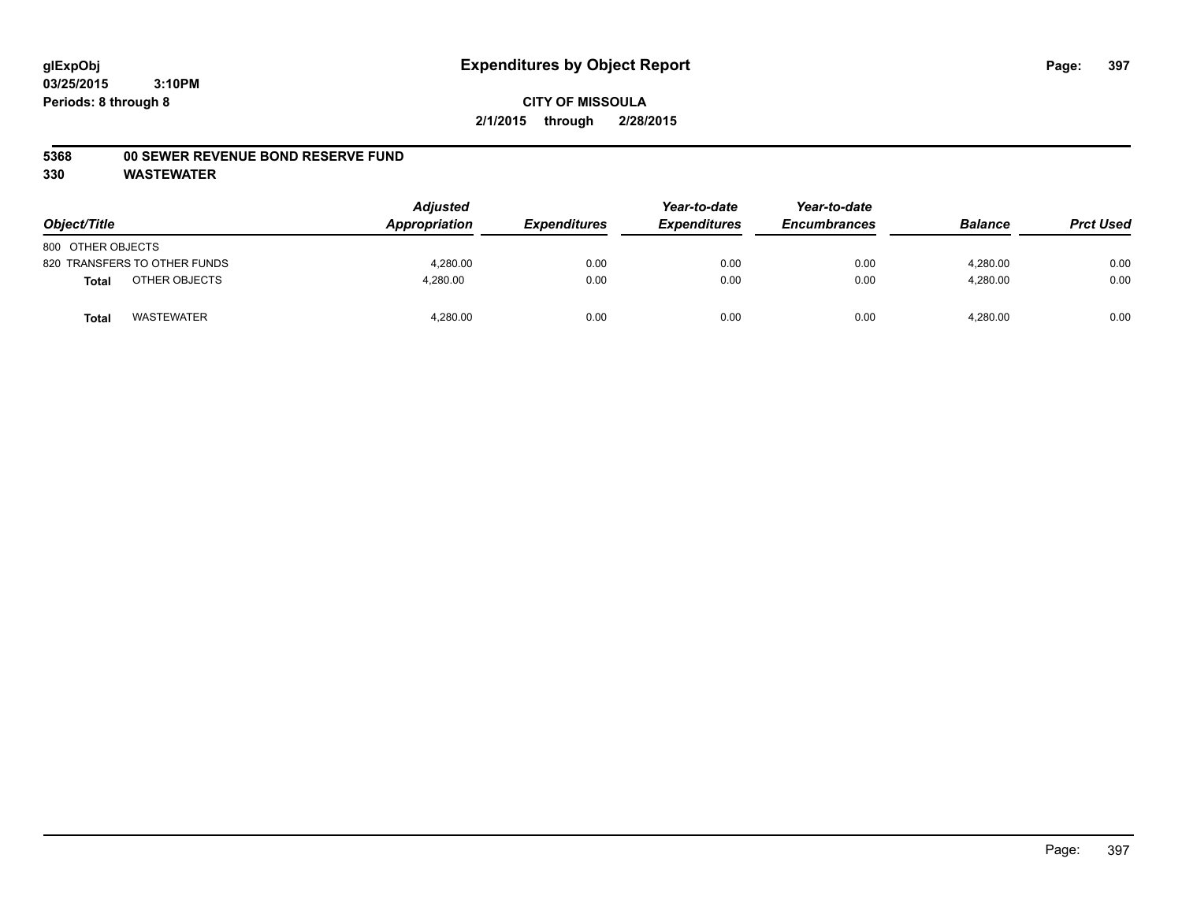glExpObj
03/25/2015 3:10PM
Periods: 8 through 8

# Expenditures by Object Report

**CITY OF MISSOULA**
**2/1/2015 through 2/28/2015**

**5368 00 SEWER REVENUE BOND RESERVE FUND**
**330 WASTEWATER**

| Object/Title | Adjusted Appropriation | Expenditures | Year-to-date Expenditures | Year-to-date Encumbrances | Balance | Prct Used |
|---|---|---|---|---|---|---|
| 800 OTHER OBJECTS | | | | | | |
| 820 TRANSFERS TO OTHER FUNDS | 4,280.00 | 0.00 | 0.00 | 0.00 | 4,280.00 | 0.00 |
| **Total** OTHER OBJECTS | 4,280.00 | 0.00 | 0.00 | 0.00 | 4,280.00 | 0.00 |
| **Total** WASTEWATER | 4,280.00 | 0.00 | 0.00 | 0.00 | 4,280.00 | 0.00 |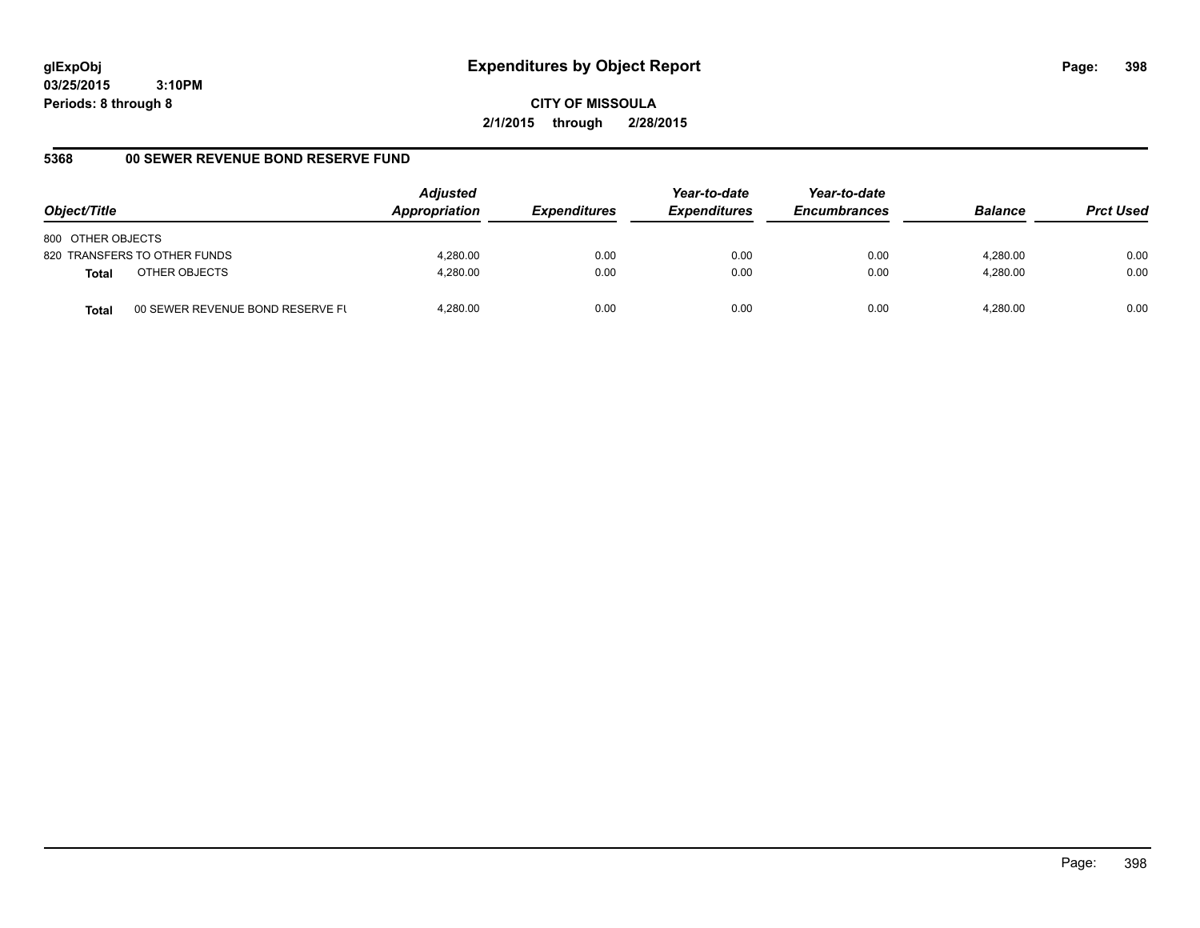**glExpObj**
**03/25/2015 3:10PM**
**Periods: 8 through 8**

# Expenditures by Object Report

**CITY OF MISSOULA**
**2/1/2015 through 2/28/2015**

## 5368 00 SEWER REVENUE BOND RESERVE FUND

| Object/Title | | Adjusted Appropriation | Expenditures | Year-to-date Expenditures | Year-to-date Encumbrances | Balance | Prct Used |
|---|---|---|---|---|---|---|---|
| 800 OTHER OBJECTS | | | | | | | |
| 820 TRANSFERS TO OTHER FUNDS | | 4,280.00 | 0.00 | 0.00 | 0.00 | 4,280.00 | 0.00 |
| **Total** | OTHER OBJECTS | 4,280.00 | 0.00 | 0.00 | 0.00 | 4,280.00 | 0.00 |
| **Total** | 00 SEWER REVENUE BOND RESERVE FU | 4,280.00 | 0.00 | 0.00 | 0.00 | 4,280.00 | 0.00 |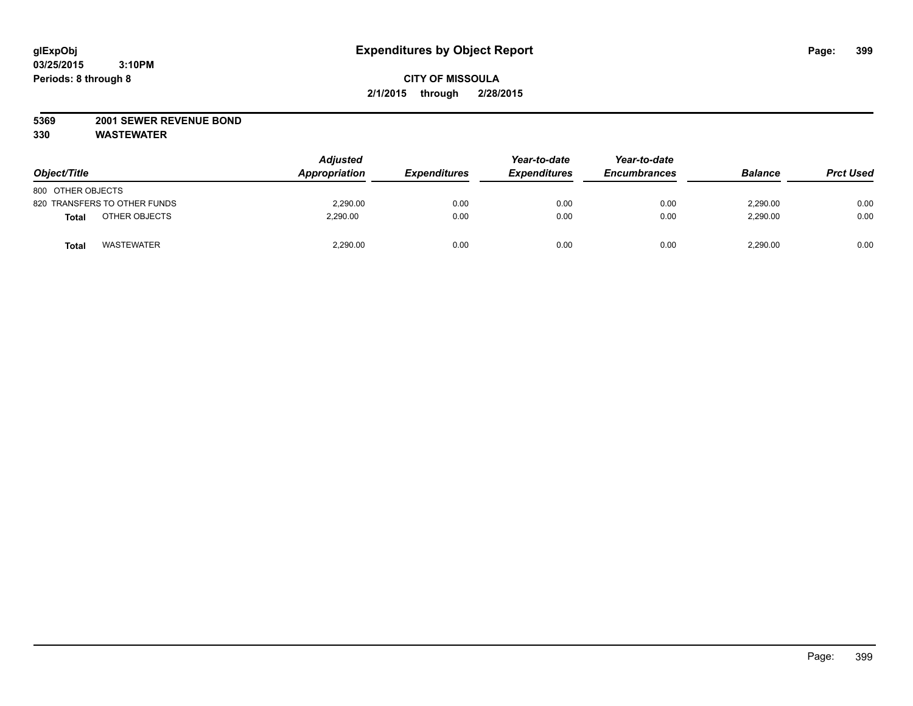**glExpObj**
**03/25/2015 3:10PM**
**Periods: 8 through 8**

# Expenditures by Object Report

**CITY OF MISSOULA**
**2/1/2015 through 2/28/2015**

**5369 2001 SEWER REVENUE BOND**
**330 WASTEWATER**

| Object/Title | Adjusted Appropriation | Expenditures | Year-to-date Expenditures | Year-to-date Encumbrances | Balance | Prct Used |
|---|---|---|---|---|---|---|
| 800 OTHER OBJECTS | | | | | | |
| 820 TRANSFERS TO OTHER FUNDS | 2,290.00 | 0.00 | 0.00 | 0.00 | 2,290.00 | 0.00 |
| **Total** OTHER OBJECTS | 2,290.00 | 0.00 | 0.00 | 0.00 | 2,290.00 | 0.00 |
| **Total** WASTEWATER | 2,290.00 | 0.00 | 0.00 | 0.00 | 2,290.00 | 0.00 |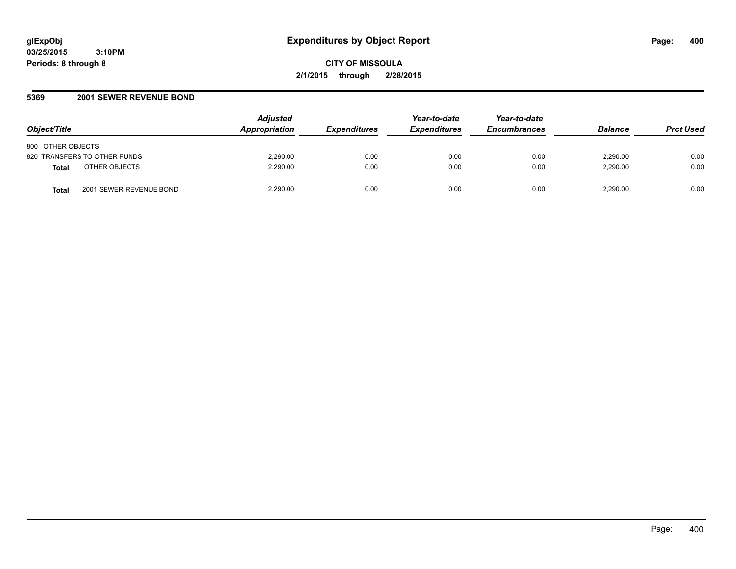**glExpObj**
**03/25/2015 3:10PM**
**Periods: 8 through 8**

# Expenditures by Object Report

**CITY OF MISSOULA**
**2/1/2015 through 2/28/2015**

## 5369 2001 SEWER REVENUE BOND

| Object/Title | Adjusted Appropriation | Expenditures | Year-to-date Expenditures | Year-to-date Encumbrances | Balance | Prct Used |
|---|---|---|---|---|---|---|
| 800 OTHER OBJECTS | | | | | | |
| 820 TRANSFERS TO OTHER FUNDS | 2,290.00 | 0.00 | 0.00 | 0.00 | 2,290.00 | 0.00 |
| **Total** OTHER OBJECTS | 2,290.00 | 0.00 | 0.00 | 0.00 | 2,290.00 | 0.00 |
| **Total** 2001 SEWER REVENUE BOND | 2,290.00 | 0.00 | 0.00 | 0.00 | 2,290.00 | 0.00 |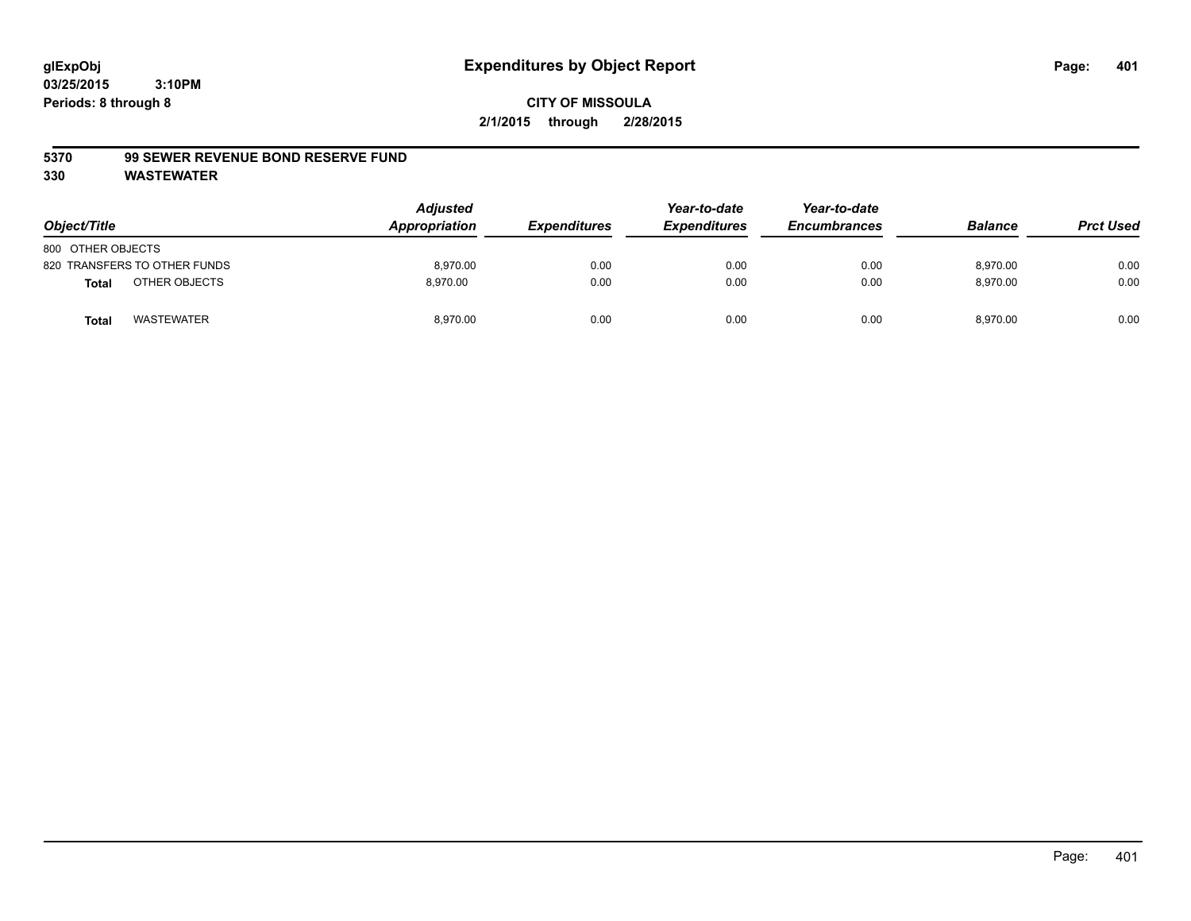**glExpObj**
**03/25/2015 3:10PM**
**Periods: 8 through 8**

# Expenditures by Object Report

**CITY OF MISSOULA**
**2/1/2015 through 2/28/2015**

**5370 99 SEWER REVENUE BOND RESERVE FUND**
**330 WASTEWATER**

| Object/Title | Adjusted Appropriation | Expenditures | Year-to-date Expenditures | Year-to-date Encumbrances | Balance | Prct Used |
|---|---|---|---|---|---|---|
| 800 OTHER OBJECTS | | | | | | |
| 820 TRANSFERS TO OTHER FUNDS | 8,970.00 | 0.00 | 0.00 | 0.00 | 8,970.00 | 0.00 |
| **Total** OTHER OBJECTS | 8,970.00 | 0.00 | 0.00 | 0.00 | 8,970.00 | 0.00 |
| **Total** WASTEWATER | 8,970.00 | 0.00 | 0.00 | 0.00 | 8,970.00 | 0.00 |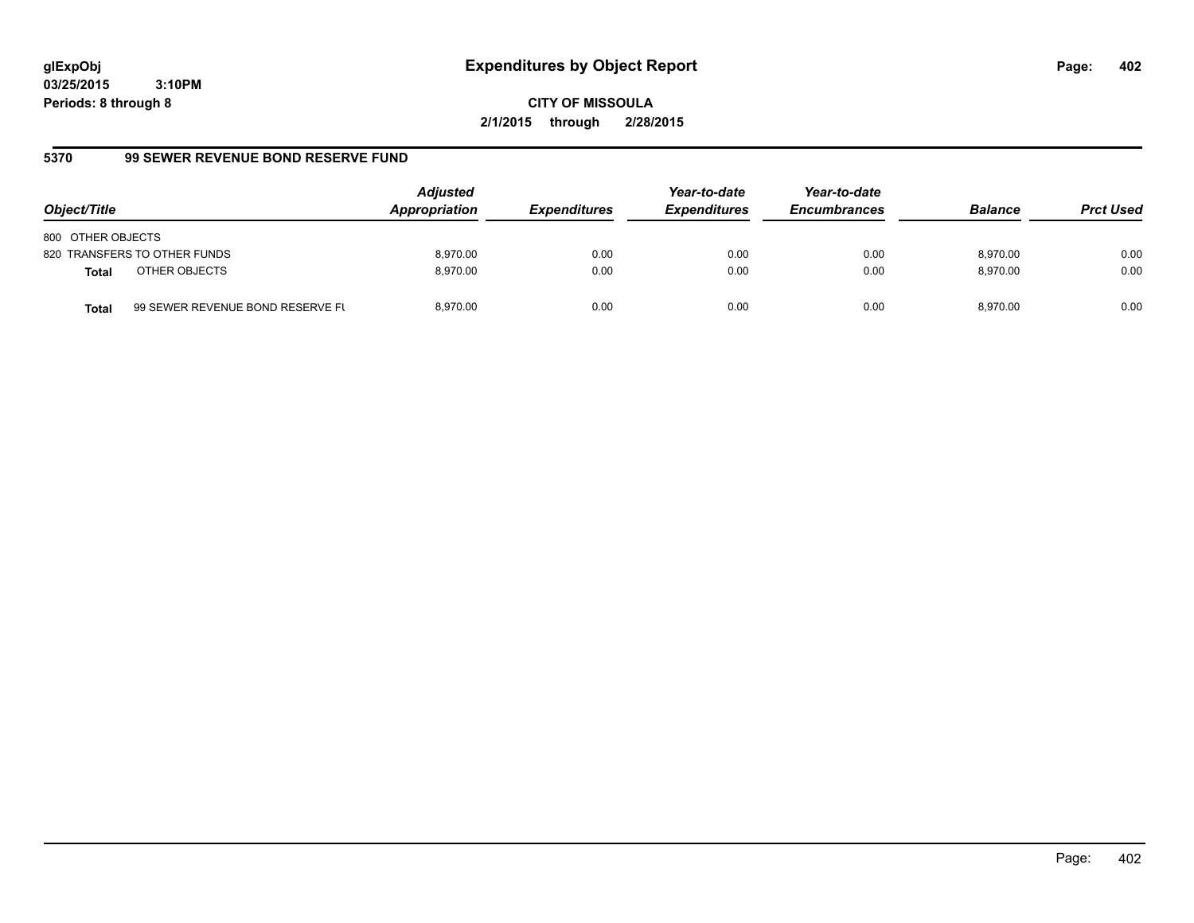**glExpObj**
**03/25/2015 3:10PM**
**Periods: 8 through 8**

# Expenditures by Object Report

**CITY OF MISSOULA**
**2/1/2015 through 2/28/2015**

## 5370 99 SEWER REVENUE BOND RESERVE FUND

| Object/Title | | Adjusted Appropriation | Expenditures | Year-to-date Expenditures | Year-to-date Encumbrances | Balance | Prct Used |
|---|---|---|---|---|---|---|---|
| 800 OTHER OBJECTS | | | | | | | |
| 820 TRANSFERS TO OTHER FUNDS | | 8,970.00 | 0.00 | 0.00 | 0.00 | 8,970.00 | 0.00 |
| **Total** | OTHER OBJECTS | 8,970.00 | 0.00 | 0.00 | 0.00 | 8,970.00 | 0.00 |
| **Total** | 99 SEWER REVENUE BOND RESERVE FU | 8,970.00 | 0.00 | 0.00 | 0.00 | 8,970.00 | 0.00 |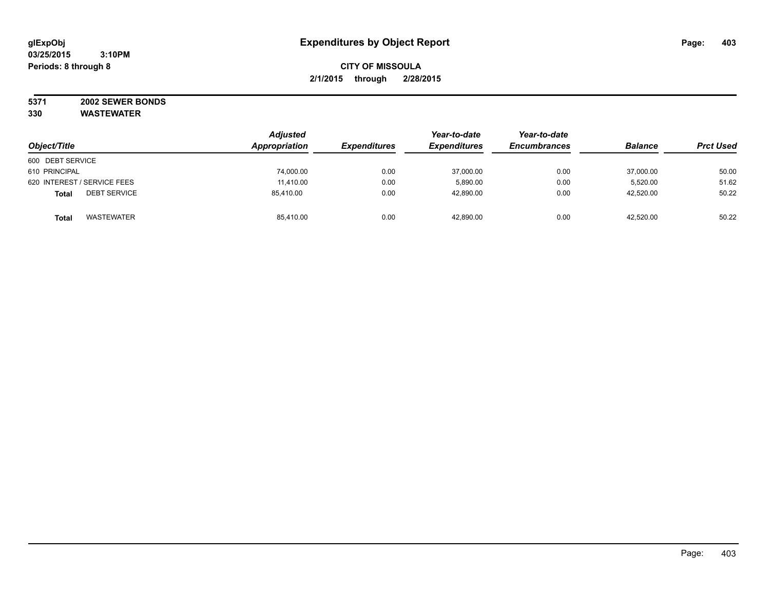# Expenditures by Object Report

glExpObj
03/25/2015 3:10PM
Periods: 8 through 8

**CITY OF MISSOULA**
**2/1/2015 through 2/28/2015**

**5371 2002 SEWER BONDS**
**330 WASTEWATER**

| Object/Title | Adjusted Appropriation | Expenditures | Year-to-date Expenditures | Year-to-date Encumbrances | Balance | Prct Used |
|---|---|---|---|---|---|---|
| 600 DEBT SERVICE | | | | | | |
| 610 PRINCIPAL | 74,000.00 | 0.00 | 37,000.00 | 0.00 | 37,000.00 | 50.00 |
| 620 INTEREST / SERVICE FEES | 11,410.00 | 0.00 | 5,890.00 | 0.00 | 5,520.00 | 51.62 |
| **Total** DEBT SERVICE | 85,410.00 | 0.00 | 42,890.00 | 0.00 | 42,520.00 | 50.22 |
| **Total** WASTEWATER | 85,410.00 | 0.00 | 42,890.00 | 0.00 | 42,520.00 | 50.22 |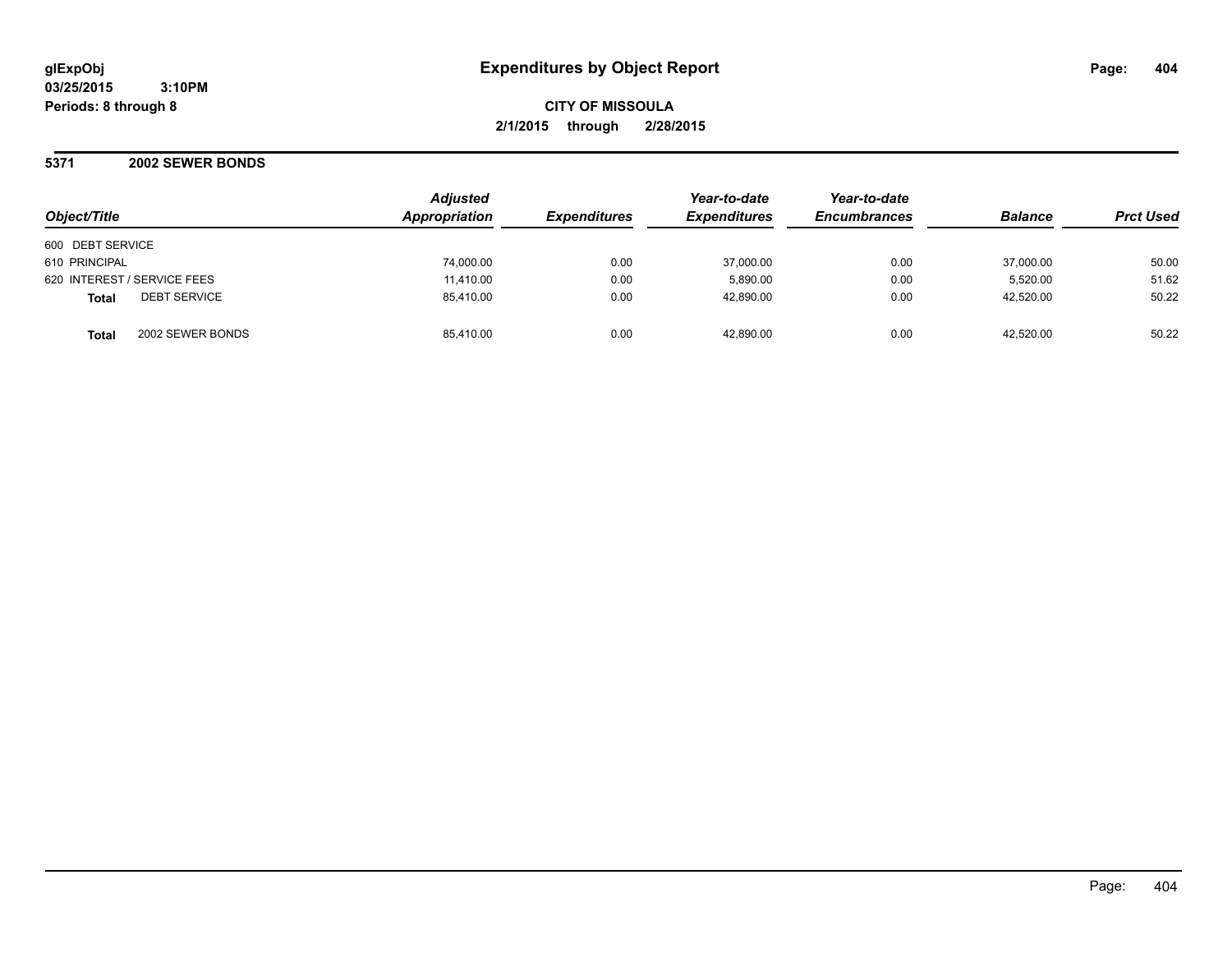**glExpObj**
**03/25/2015 3:10PM**
**Periods: 8 through 8**

# Expenditures by Object Report

**CITY OF MISSOULA**
**2/1/2015 through 2/28/2015**

## 5371 2002 SEWER BONDS

| Object/Title | Adjusted Appropriation | Expenditures | Year-to-date Expenditures | Year-to-date Encumbrances | Balance | Prct Used |
|---|---|---|---|---|---|---|
| 600 DEBT SERVICE | | | | | | |
| 610 PRINCIPAL | 74,000.00 | 0.00 | 37,000.00 | 0.00 | 37,000.00 | 50.00 |
| 620 INTEREST / SERVICE FEES | 11,410.00 | 0.00 | 5,890.00 | 0.00 | 5,520.00 | 51.62 |
| **Total** DEBT SERVICE | 85,410.00 | 0.00 | 42,890.00 | 0.00 | 42,520.00 | 50.22 |
| **Total** 2002 SEWER BONDS | 85,410.00 | 0.00 | 42,890.00 | 0.00 | 42,520.00 | 50.22 |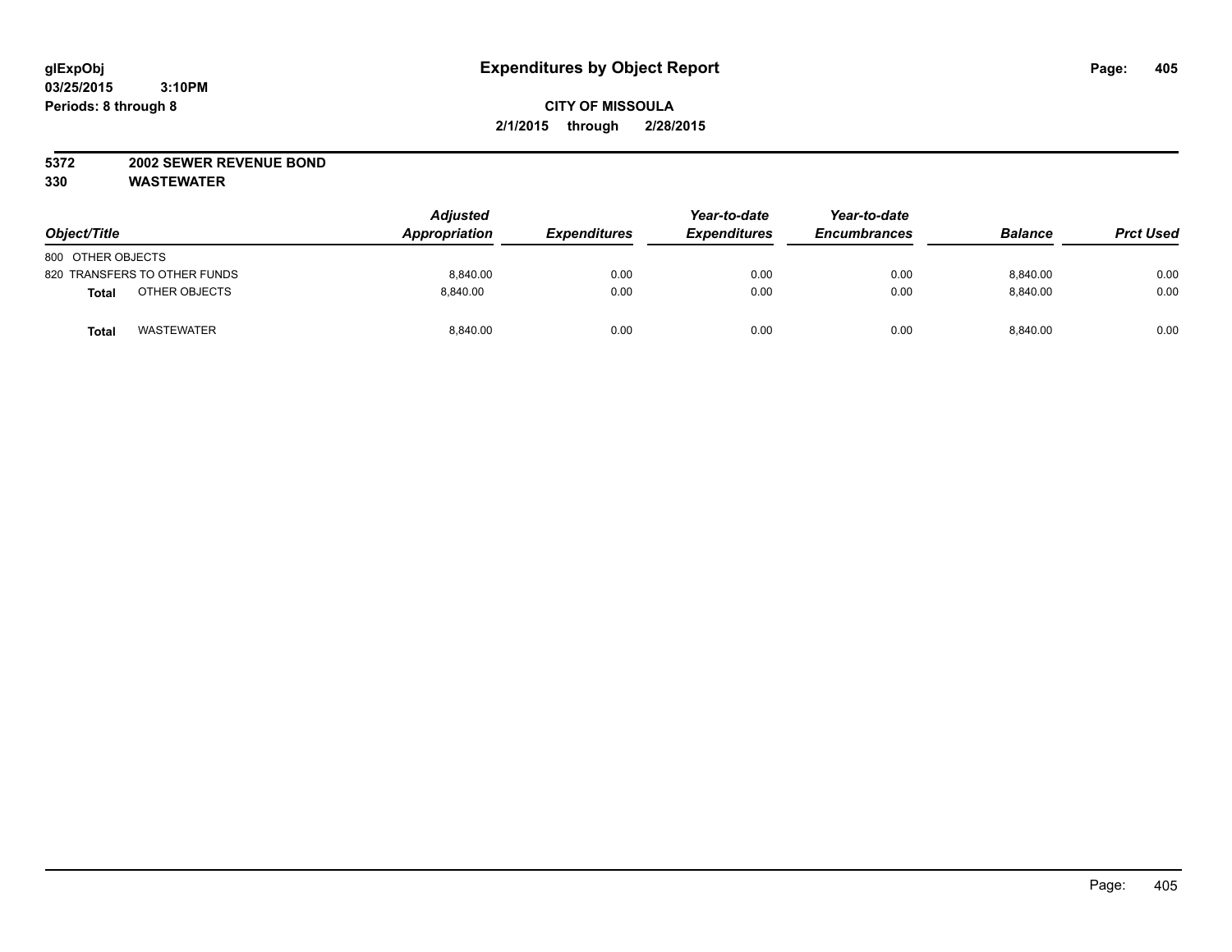# Expenditures by Object Report

glExpObj
03/25/2015 3:10PM
Periods: 8 through 8

**CITY OF MISSOULA**
**2/1/2015 through 2/28/2015**

**5372 2002 SEWER REVENUE BOND**
**330 WASTEWATER**

| Object/Title | Adjusted Appropriation | Expenditures | Year-to-date Expenditures | Year-to-date Encumbrances | Balance | Prct Used |
|---|---|---|---|---|---|---|
| 800 OTHER OBJECTS | | | | | | |
| 820 TRANSFERS TO OTHER FUNDS | 8,840.00 | 0.00 | 0.00 | 0.00 | 8,840.00 | 0.00 |
| **Total** OTHER OBJECTS | 8,840.00 | 0.00 | 0.00 | 0.00 | 8,840.00 | 0.00 |
| **Total** WASTEWATER | 8,840.00 | 0.00 | 0.00 | 0.00 | 8,840.00 | 0.00 |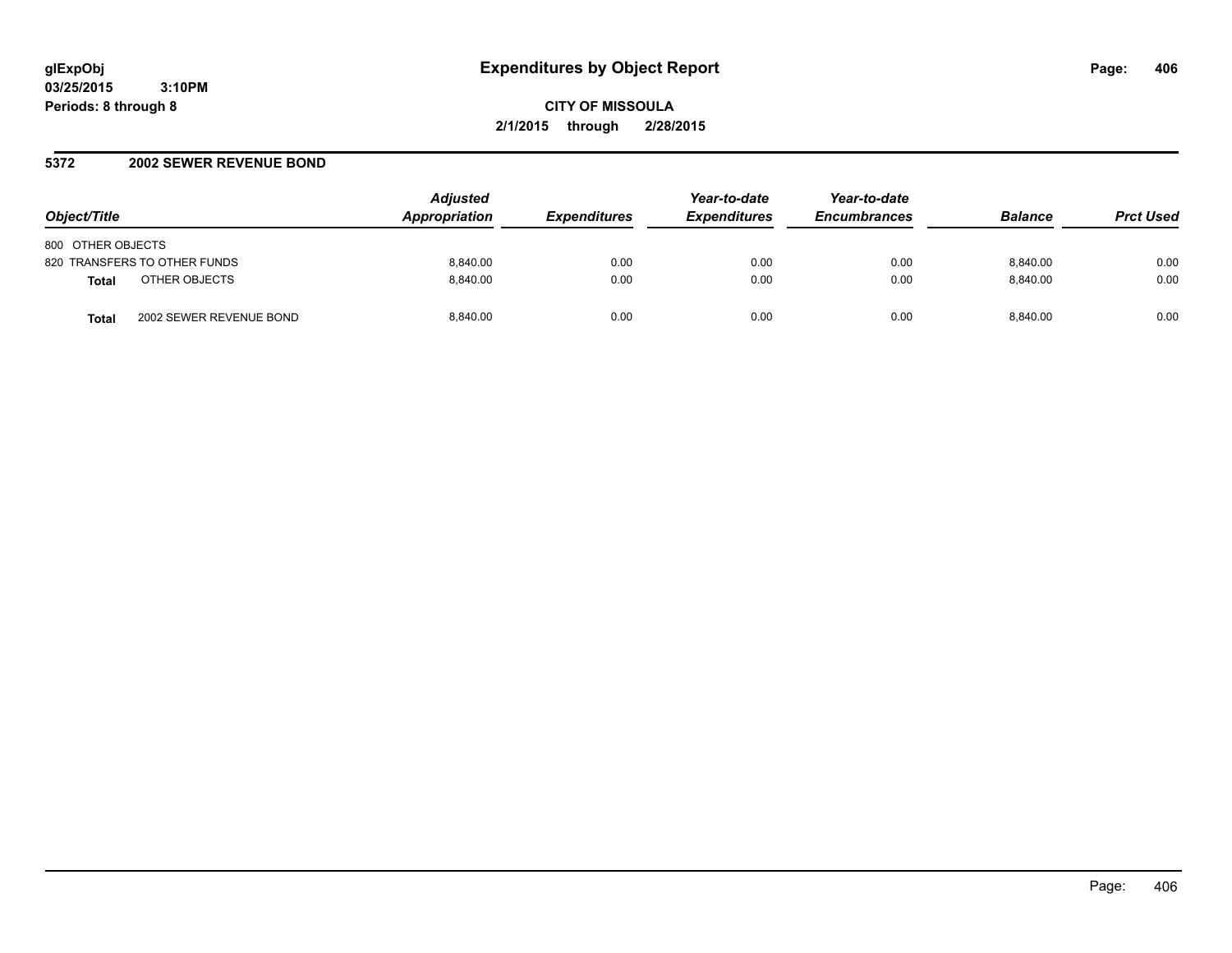glExpObj
03/25/2015 3:10PM
Periods: 8 through 8

# Expenditures by Object Report

**CITY OF MISSOULA**
**2/1/2015 through 2/28/2015**

## 5372 2002 SEWER REVENUE BOND

| Object/Title | Adjusted Appropriation | Expenditures | Year-to-date Expenditures | Year-to-date Encumbrances | Balance | Prct Used |
|---|---|---|---|---|---|---|
| 800 OTHER OBJECTS | | | | | | |
| 820 TRANSFERS TO OTHER FUNDS | 8,840.00 | 0.00 | 0.00 | 0.00 | 8,840.00 | 0.00 |
| **Total** OTHER OBJECTS | 8,840.00 | 0.00 | 0.00 | 0.00 | 8,840.00 | 0.00 |
| **Total** 2002 SEWER REVENUE BOND | 8,840.00 | 0.00 | 0.00 | 0.00 | 8,840.00 | 0.00 |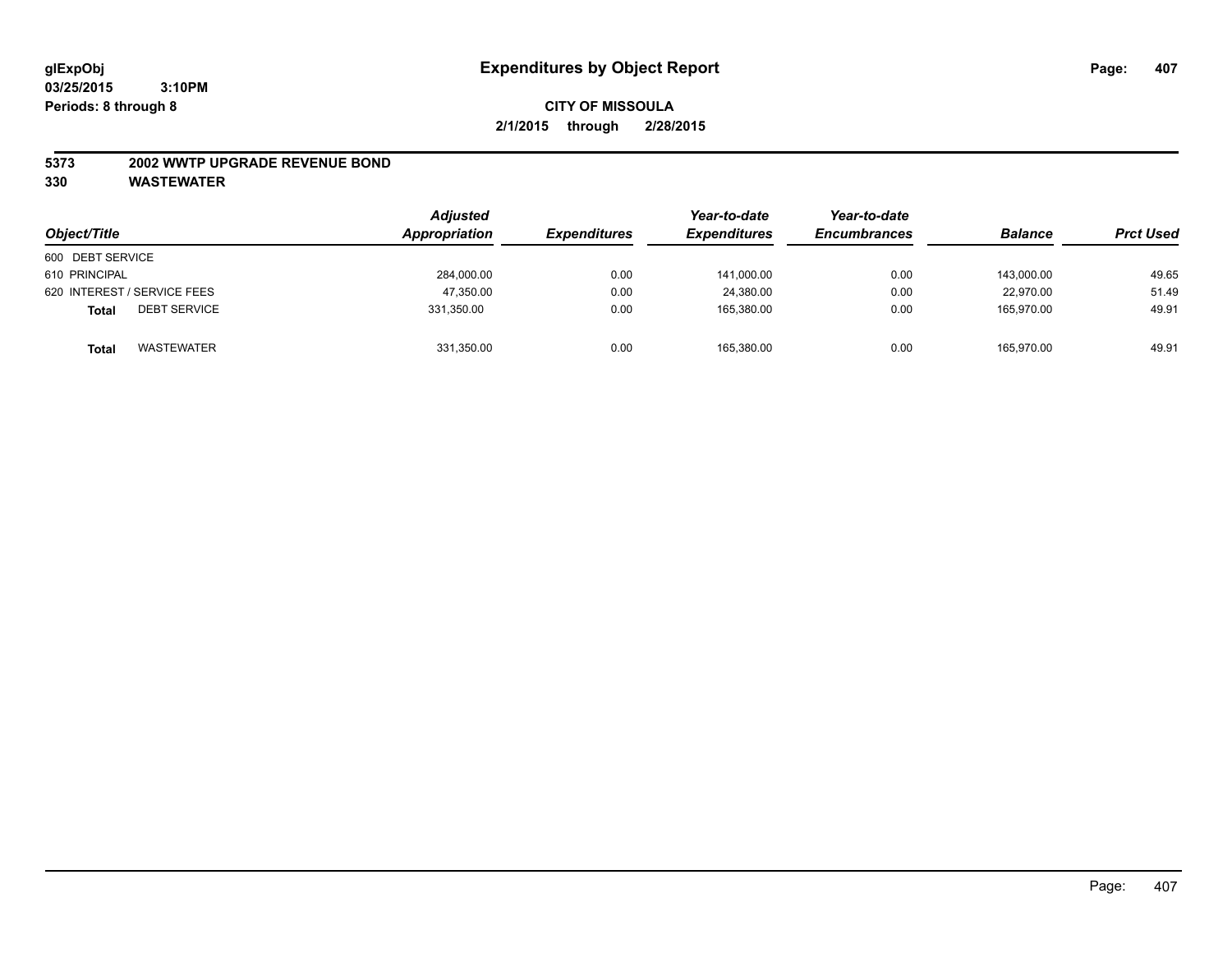# Expenditures by Object Report

glExpObj
03/25/2015 3:10PM
Periods: 8 through 8

**CITY OF MISSOULA**
**2/1/2015 through 2/28/2015**

**5373 2002 WWTP UPGRADE REVENUE BOND**
**330 WASTEWATER**

| Object/Title | Adjusted Appropriation | Expenditures | Year-to-date Expenditures | Year-to-date Encumbrances | Balance | Prct Used |
|---|---|---|---|---|---|---|
| 600 DEBT SERVICE | | | | | | |
| 610 PRINCIPAL | 284,000.00 | 0.00 | 141,000.00 | 0.00 | 143,000.00 | 49.65 |
| 620 INTEREST / SERVICE FEES | 47,350.00 | 0.00 | 24,380.00 | 0.00 | 22,970.00 | 51.49 |
| **Total** DEBT SERVICE | 331,350.00 | 0.00 | 165,380.00 | 0.00 | 165,970.00 | 49.91 |
| **Total** WASTEWATER | 331,350.00 | 0.00 | 165,380.00 | 0.00 | 165,970.00 | 49.91 |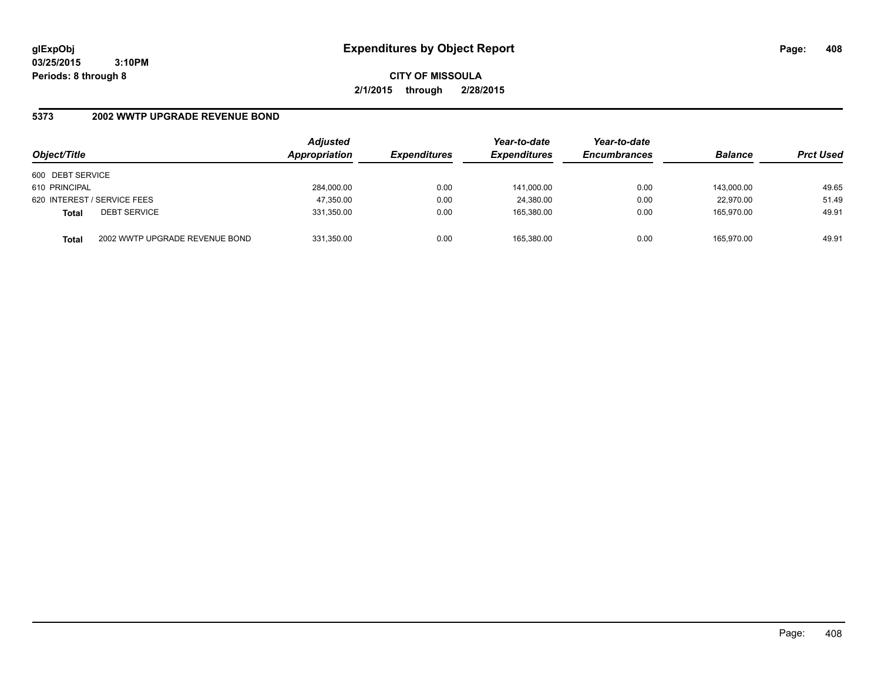**glExpObj** **Expenditures by Object Report**

**03/25/2015 3:10PM**

**Periods: 8 through 8**

**CITY OF MISSOULA**

**2/1/2015 through 2/28/2015**

## 5373 2002 WWTP UPGRADE REVENUE BOND

| Object/Title | | Adjusted Appropriation | Expenditures | Year-to-date Expenditures | Year-to-date Encumbrances | Balance | Prct Used |
|---|---|---|---|---|---|---|---|
| 600 DEBT SERVICE | | | | | | | |
| 610 PRINCIPAL | | 284,000.00 | 0.00 | 141,000.00 | 0.00 | 143,000.00 | 49.65 |
| 620 INTEREST / SERVICE FEES | | 47,350.00 | 0.00 | 24,380.00 | 0.00 | 22,970.00 | 51.49 |
| **Total** | DEBT SERVICE | 331,350.00 | 0.00 | 165,380.00 | 0.00 | 165,970.00 | 49.91 |
| **Total** | 2002 WWTP UPGRADE REVENUE BOND | 331,350.00 | 0.00 | 165,380.00 | 0.00 | 165,970.00 | 49.91 |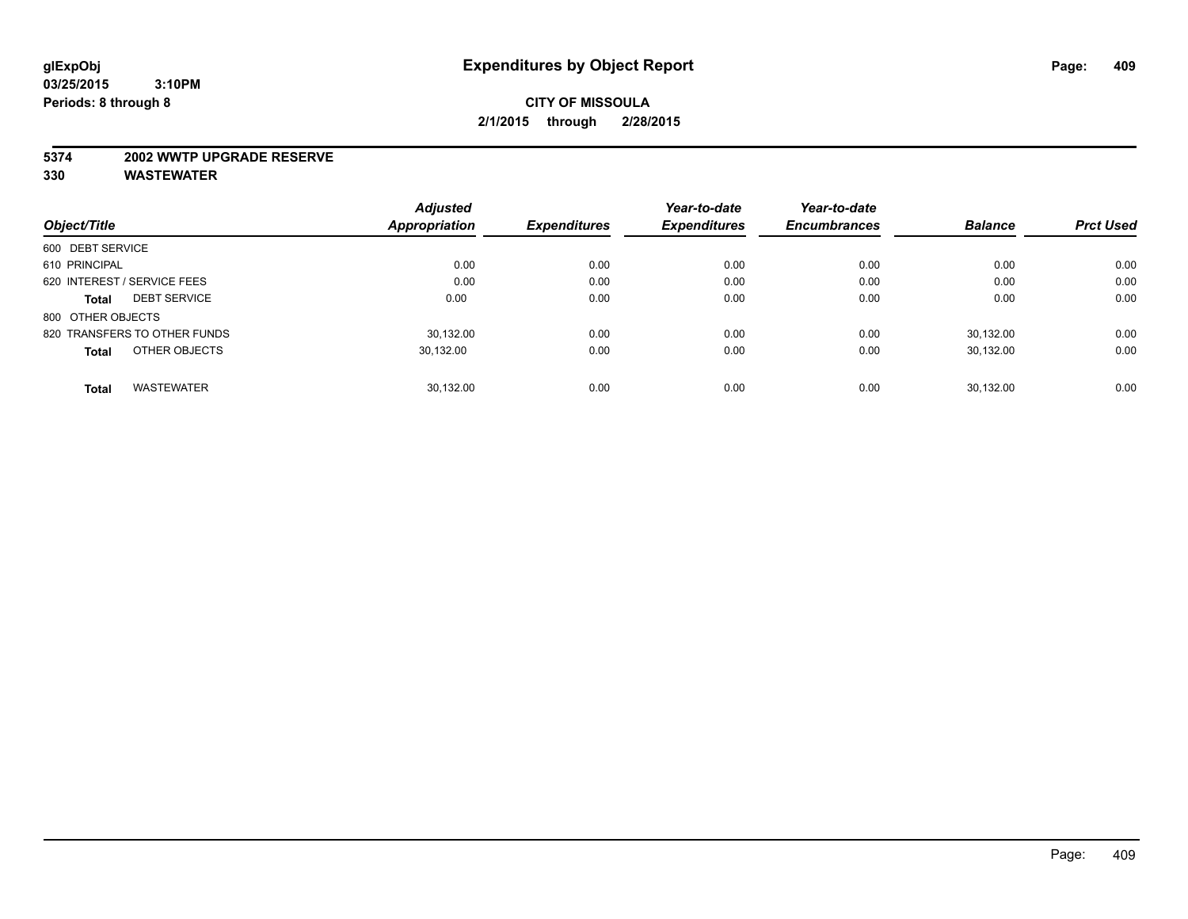**glExpObj**
**03/25/2015 3:10PM**
**Periods: 8 through 8**

# Expenditures by Object Report

**CITY OF MISSOULA**
**2/1/2015 through 2/28/2015**

**5374 2002 WWTP UPGRADE RESERVE**
**330 WASTEWATER**

| Object/Title | Adjusted Appropriation | Expenditures | Year-to-date Expenditures | Year-to-date Encumbrances | Balance | Prct Used |
|---|---|---|---|---|---|---|
| 600 DEBT SERVICE | | | | | | |
| 610 PRINCIPAL | 0.00 | 0.00 | 0.00 | 0.00 | 0.00 | 0.00 |
| 620 INTEREST / SERVICE FEES | 0.00 | 0.00 | 0.00 | 0.00 | 0.00 | 0.00 |
| **Total** DEBT SERVICE | 0.00 | 0.00 | 0.00 | 0.00 | 0.00 | 0.00 |
| 800 OTHER OBJECTS | | | | | | |
| 820 TRANSFERS TO OTHER FUNDS | 30,132.00 | 0.00 | 0.00 | 0.00 | 30,132.00 | 0.00 |
| **Total** OTHER OBJECTS | 30,132.00 | 0.00 | 0.00 | 0.00 | 30,132.00 | 0.00 |
| **Total** WASTEWATER | 30,132.00 | 0.00 | 0.00 | 0.00 | 30,132.00 | 0.00 |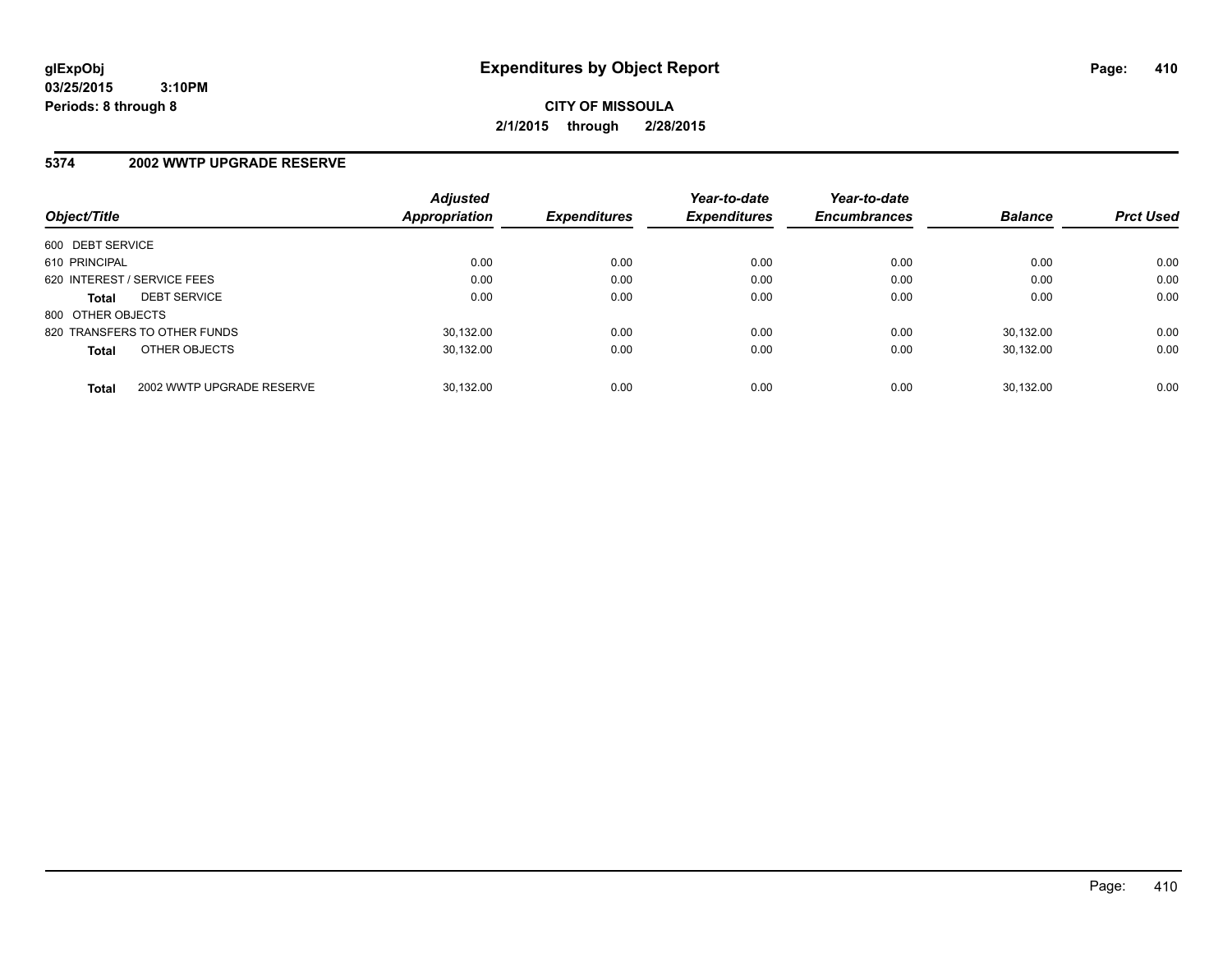**glExpObj**
**03/25/2015 3:10PM**
**Periods: 8 through 8**

# Expenditures by Object Report

**CITY OF MISSOULA**
**2/1/2015 through 2/28/2015**

## 5374 2002 WWTP UPGRADE RESERVE

| Object/Title | Adjusted Appropriation | Expenditures | Year-to-date Expenditures | Year-to-date Encumbrances | Balance | Prct Used |
|---|---|---|---|---|---|---|
| 600 DEBT SERVICE | | | | | | |
| 610 PRINCIPAL | 0.00 | 0.00 | 0.00 | 0.00 | 0.00 | 0.00 |
| 620 INTEREST / SERVICE FEES | 0.00 | 0.00 | 0.00 | 0.00 | 0.00 | 0.00 |
| **Total** DEBT SERVICE | 0.00 | 0.00 | 0.00 | 0.00 | 0.00 | 0.00 |
| 800 OTHER OBJECTS | | | | | | |
| 820 TRANSFERS TO OTHER FUNDS | 30,132.00 | 0.00 | 0.00 | 0.00 | 30,132.00 | 0.00 |
| **Total** OTHER OBJECTS | 30,132.00 | 0.00 | 0.00 | 0.00 | 30,132.00 | 0.00 |
| **Total** 2002 WWTP UPGRADE RESERVE | 30,132.00 | 0.00 | 0.00 | 0.00 | 30,132.00 | 0.00 |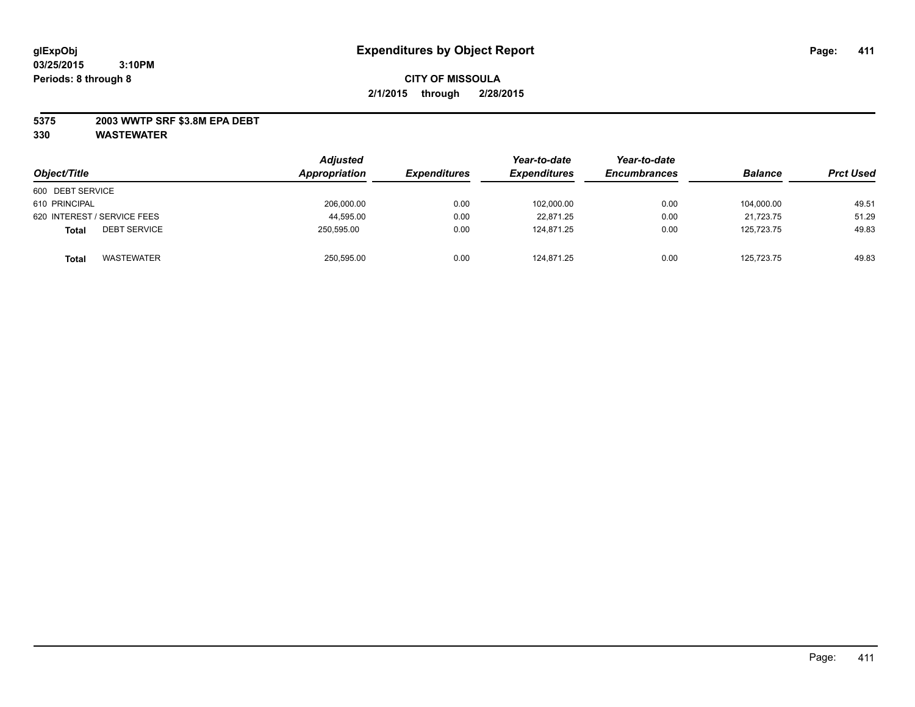**glExpObj**
**03/25/2015 3:10PM**
**Periods: 8 through 8**

# Expenditures by Object Report

**CITY OF MISSOULA**
**2/1/2015 through 2/28/2015**

**5375 2003 WWTP SRF $3.8M EPA DEBT**
**330 WASTEWATER**

| Object/Title | Adjusted Appropriation | Expenditures | Year-to-date Expenditures | Year-to-date Encumbrances | Balance | Prct Used |
|---|---|---|---|---|---|---|
| 600 DEBT SERVICE | | | | | | |
| 610 PRINCIPAL | 206,000.00 | 0.00 | 102,000.00 | 0.00 | 104,000.00 | 49.51 |
| 620 INTEREST / SERVICE FEES | 44,595.00 | 0.00 | 22,871.25 | 0.00 | 21,723.75 | 51.29 |
| **Total** DEBT SERVICE | 250,595.00 | 0.00 | 124,871.25 | 0.00 | 125,723.75 | 49.83 |
| **Total** WASTEWATER | 250,595.00 | 0.00 | 124,871.25 | 0.00 | 125,723.75 | 49.83 |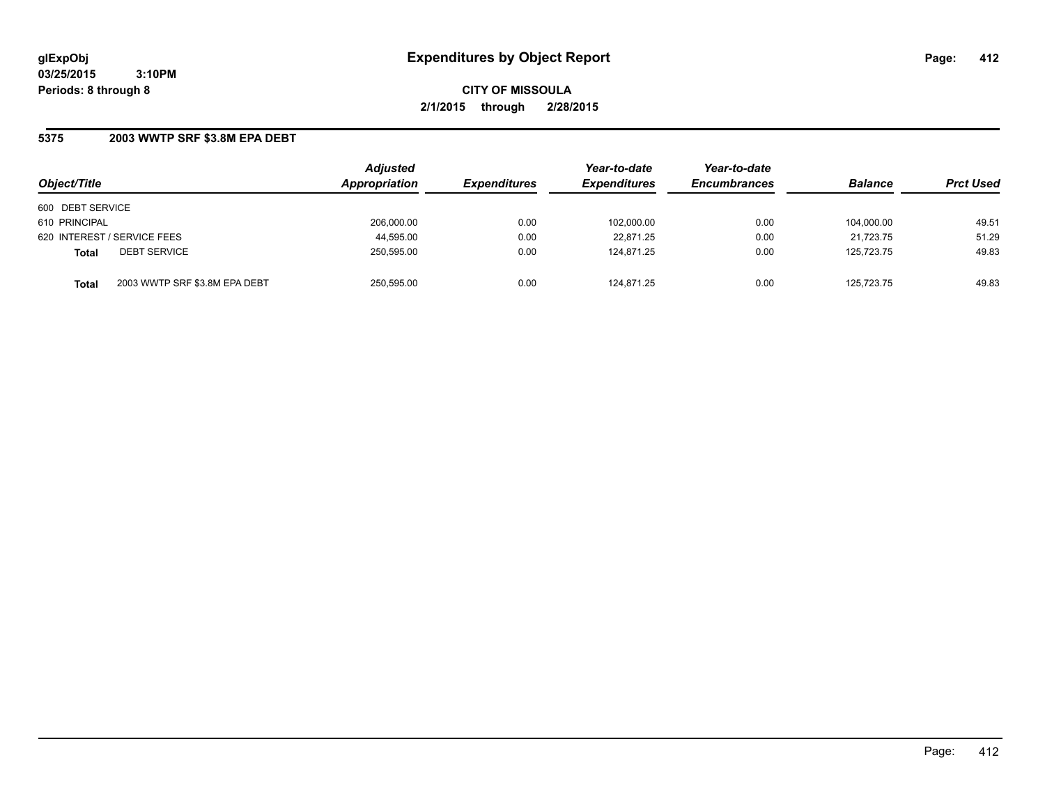# Expenditures by Object Report

glExpObj
03/25/2015 3:10PM
Periods: 8 through 8

**CITY OF MISSOULA**
**2/1/2015 through 2/28/2015**

## 5375 2003 WWTP SRF $3.8M EPA DEBT

| Object/Title | | Adjusted Appropriation | Expenditures | Year-to-date Expenditures | Year-to-date Encumbrances | Balance | Prct Used |
|---|---|---|---|---|---|---|---|
| 600 DEBT SERVICE | | | | | | | |
| 610 PRINCIPAL | | 206,000.00 | 0.00 | 102,000.00 | 0.00 | 104,000.00 | 49.51 |
| 620 INTEREST / SERVICE FEES | | 44,595.00 | 0.00 | 22,871.25 | 0.00 | 21,723.75 | 51.29 |
| **Total** | DEBT SERVICE | 250,595.00 | 0.00 | 124,871.25 | 0.00 | 125,723.75 | 49.83 |
| **Total** | 2003 WWTP SRF $3.8M EPA DEBT | 250,595.00 | 0.00 | 124,871.25 | 0.00 | 125,723.75 | 49.83 |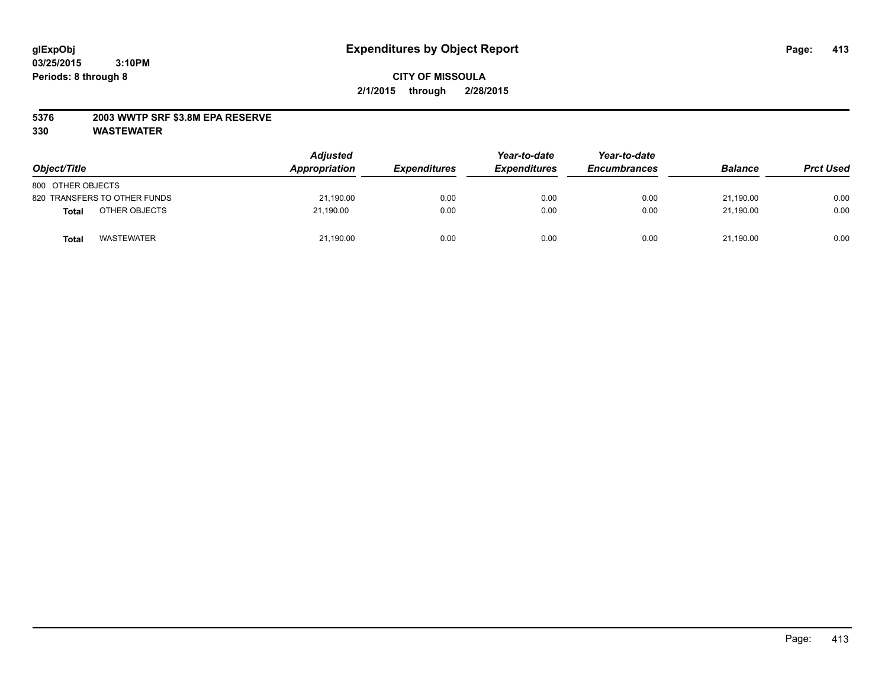**glExpObj**
**03/25/2015 3:10PM**
**Periods: 8 through 8**

# Expenditures by Object Report

**CITY OF MISSOULA**
**2/1/2015 through 2/28/2015**

**5376 2003 WWTP SRF $3.8M EPA RESERVE**
**330 WASTEWATER**

| Object/Title | Adjusted Appropriation | Expenditures | Year-to-date Expenditures | Year-to-date Encumbrances | Balance | Prct Used |
|---|---|---|---|---|---|---|
| 800 OTHER OBJECTS | | | | | | |
| 820 TRANSFERS TO OTHER FUNDS | 21,190.00 | 0.00 | 0.00 | 0.00 | 21,190.00 | 0.00 |
| **Total** OTHER OBJECTS | 21,190.00 | 0.00 | 0.00 | 0.00 | 21,190.00 | 0.00 |
| **Total** WASTEWATER | 21,190.00 | 0.00 | 0.00 | 0.00 | 21,190.00 | 0.00 |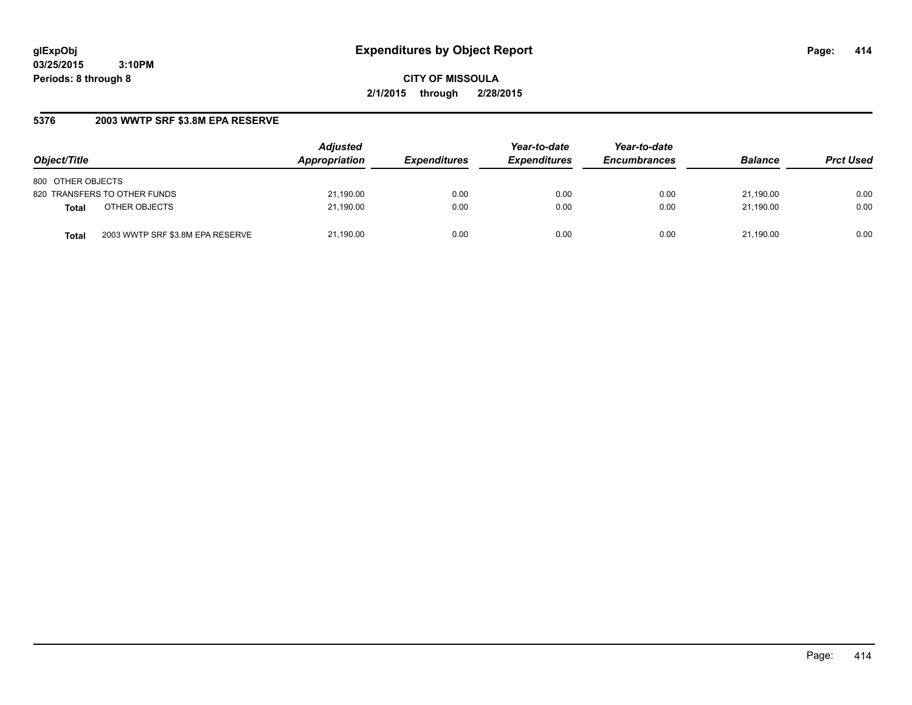**glExpObj**
**03/25/2015 3:10PM**
**Periods: 8 through 8**

# Expenditures by Object Report

**CITY OF MISSOULA**
**2/1/2015 through 2/28/2015**

## 5376 2003 WWTP SRF $3.8M EPA RESERVE

| Object/Title | | Adjusted Appropriation | Expenditures | Year-to-date Expenditures | Year-to-date Encumbrances | Balance | Prct Used |
|---|---|---|---|---|---|---|---|
| 800 OTHER OBJECTS | | | | | | | |
| 820 TRANSFERS TO OTHER FUNDS | | 21,190.00 | 0.00 | 0.00 | 0.00 | 21,190.00 | 0.00 |
| **Total** | OTHER OBJECTS | 21,190.00 | 0.00 | 0.00 | 0.00 | 21,190.00 | 0.00 |
| **Total** | 2003 WWTP SRF $3.8M EPA RESERVE | 21,190.00 | 0.00 | 0.00 | 0.00 | 21,190.00 | 0.00 |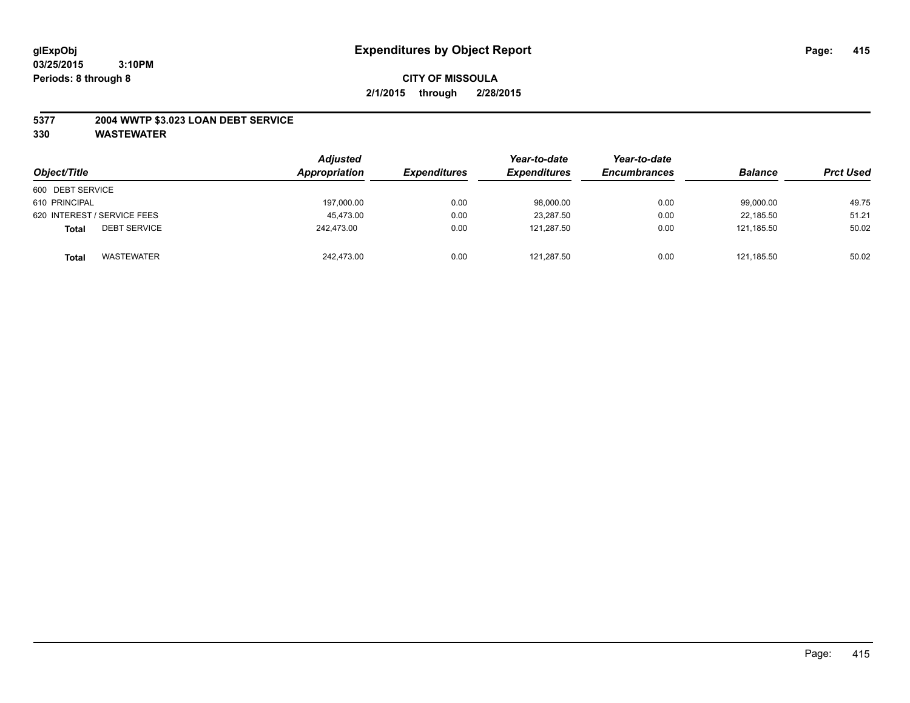**glExpObj**
**03/25/2015 3:10PM**
**Periods: 8 through 8**

# Expenditures by Object Report

**CITY OF MISSOULA**
**2/1/2015 through 2/28/2015**

**5377 2004 WWTP $3.023 LOAN DEBT SERVICE**
**330 WASTEWATER**

| Object/Title | Adjusted Appropriation | Expenditures | Year-to-date Expenditures | Year-to-date Encumbrances | Balance | Prct Used |
|---|---|---|---|---|---|---|
| 600 DEBT SERVICE | | | | | | |
| 610 PRINCIPAL | 197,000.00 | 0.00 | 98,000.00 | 0.00 | 99,000.00 | 49.75 |
| 620 INTEREST / SERVICE FEES | 45,473.00 | 0.00 | 23,287.50 | 0.00 | 22,185.50 | 51.21 |
| **Total** DEBT SERVICE | 242,473.00 | 0.00 | 121,287.50 | 0.00 | 121,185.50 | 50.02 |
| **Total** WASTEWATER | 242,473.00 | 0.00 | 121,287.50 | 0.00 | 121,185.50 | 50.02 |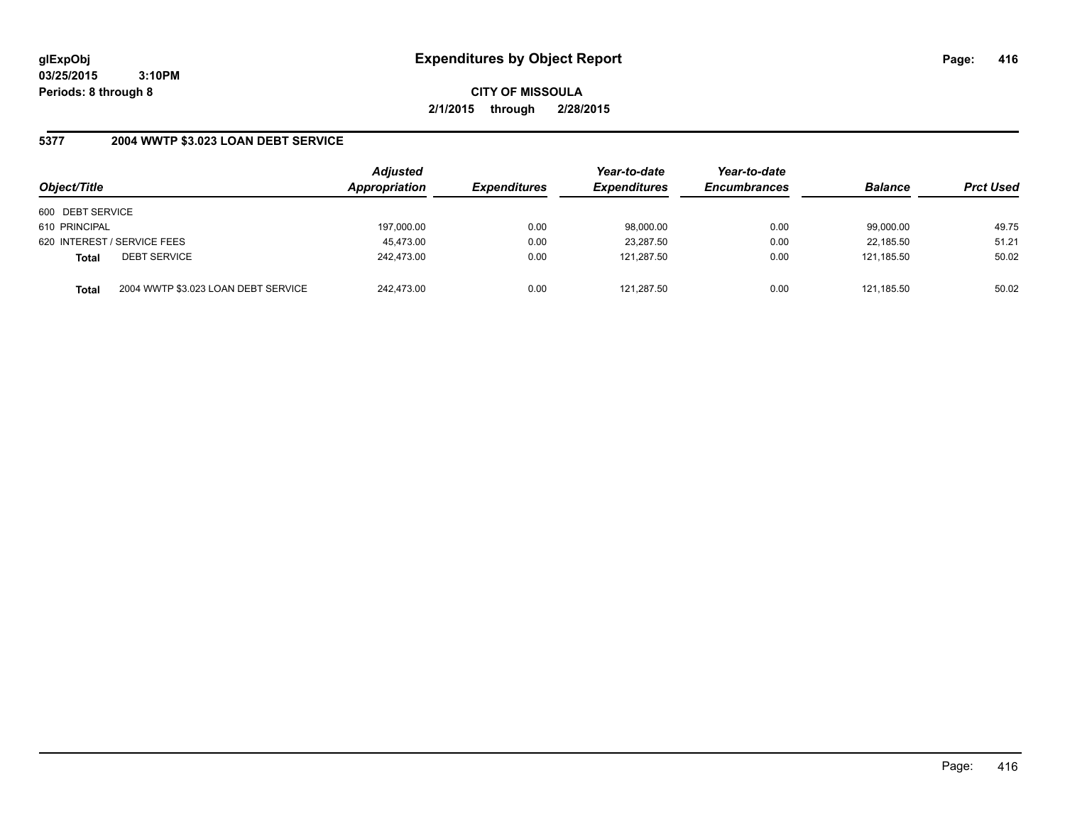# Expenditures by Object Report

glExpObj
03/25/2015 3:10PM
Periods: 8 through 8

**CITY OF MISSOULA**
**2/1/2015 through 2/28/2015**

## 5377 2004 WWTP $3.023 LOAN DEBT SERVICE

| Object/Title | Adjusted Appropriation | Expenditures | Year-to-date Expenditures | Year-to-date Encumbrances | Balance | Prct Used |
|---|---|---|---|---|---|---|
| 600 DEBT SERVICE | | | | | | |
| 610 PRINCIPAL | 197,000.00 | 0.00 | 98,000.00 | 0.00 | 99,000.00 | 49.75 |
| 620 INTEREST / SERVICE FEES | 45,473.00 | 0.00 | 23,287.50 | 0.00 | 22,185.50 | 51.21 |
| **Total** DEBT SERVICE | 242,473.00 | 0.00 | 121,287.50 | 0.00 | 121,185.50 | 50.02 |
| **Total** 2004 WWTP $3.023 LOAN DEBT SERVICE | 242,473.00 | 0.00 | 121,287.50 | 0.00 | 121,185.50 | 50.02 |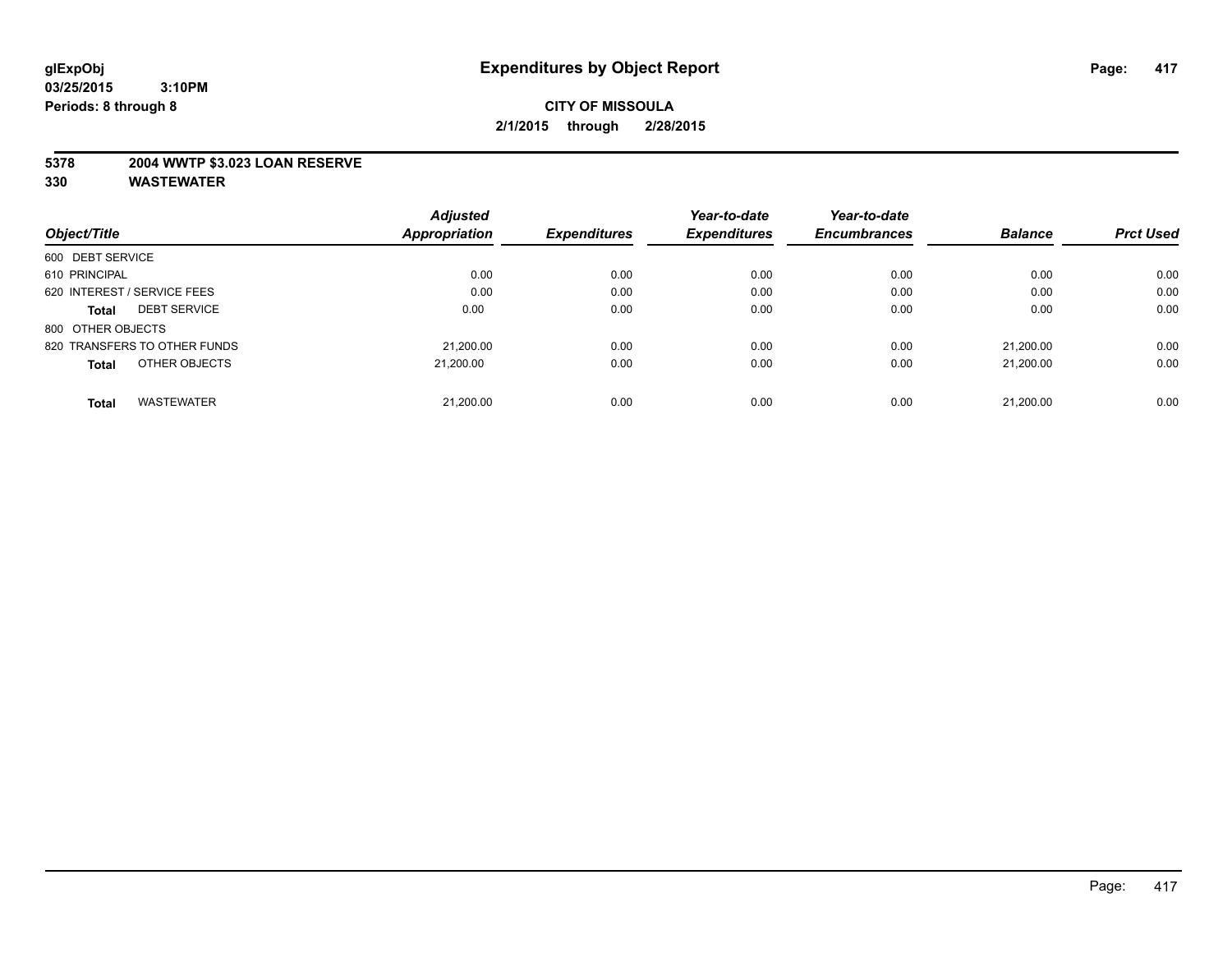# Expenditures by Object Report

glExpObj
03/25/2015 3:10PM
Periods: 8 through 8

**CITY OF MISSOULA**
**2/1/2015 through 2/28/2015**

## 5378 2004 WWTP $3.023 LOAN RESERVE
## 330 WASTEWATER

| Object/Title | Adjusted Appropriation | Expenditures | Year-to-date Expenditures | Year-to-date Encumbrances | Balance | Prct Used |
|---|---|---|---|---|---|---|
| 600 DEBT SERVICE | | | | | | |
| 610 PRINCIPAL | 0.00 | 0.00 | 0.00 | 0.00 | 0.00 | 0.00 |
| 620 INTEREST / SERVICE FEES | 0.00 | 0.00 | 0.00 | 0.00 | 0.00 | 0.00 |
| **Total** DEBT SERVICE | 0.00 | 0.00 | 0.00 | 0.00 | 0.00 | 0.00 |
| 800 OTHER OBJECTS | | | | | | |
| 820 TRANSFERS TO OTHER FUNDS | 21,200.00 | 0.00 | 0.00 | 0.00 | 21,200.00 | 0.00 |
| **Total** OTHER OBJECTS | 21,200.00 | 0.00 | 0.00 | 0.00 | 21,200.00 | 0.00 |
| **Total** WASTEWATER | 21,200.00 | 0.00 | 0.00 | 0.00 | 21,200.00 | 0.00 |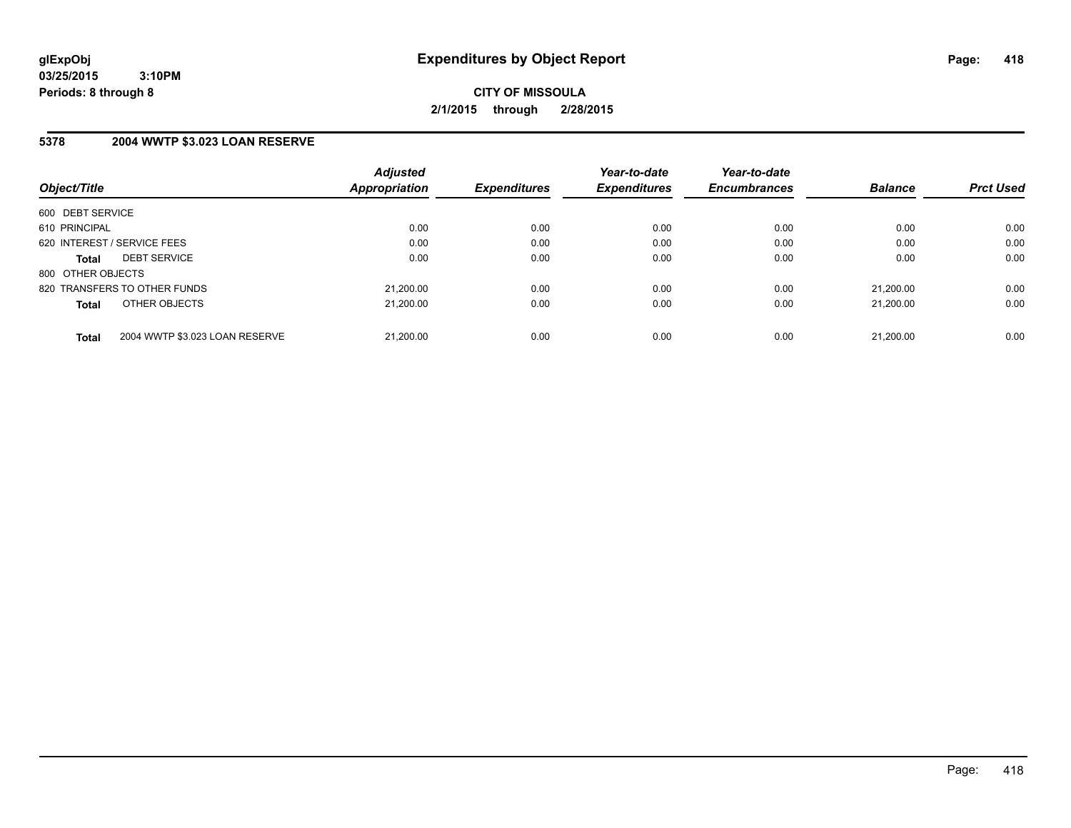# Expenditures by Object Report

glExpObj
03/25/2015 3:10PM
Periods: 8 through 8

**CITY OF MISSOULA**
**2/1/2015 through 2/28/2015**

## 5378 2004 WWTP $3.023 LOAN RESERVE

| Object/Title | Adjusted Appropriation | Expenditures | Year-to-date Expenditures | Year-to-date Encumbrances | Balance | Prct Used |
|---|---|---|---|---|---|---|
| 600 DEBT SERVICE | | | | | | |
| 610 PRINCIPAL | 0.00 | 0.00 | 0.00 | 0.00 | 0.00 | 0.00 |
| 620 INTEREST / SERVICE FEES | 0.00 | 0.00 | 0.00 | 0.00 | 0.00 | 0.00 |
| **Total** DEBT SERVICE | 0.00 | 0.00 | 0.00 | 0.00 | 0.00 | 0.00 |
| 800 OTHER OBJECTS | | | | | | |
| 820 TRANSFERS TO OTHER FUNDS | 21,200.00 | 0.00 | 0.00 | 0.00 | 21,200.00 | 0.00 |
| **Total** OTHER OBJECTS | 21,200.00 | 0.00 | 0.00 | 0.00 | 21,200.00 | 0.00 |
| **Total** 2004 WWTP $3.023 LOAN RESERVE | 21,200.00 | 0.00 | 0.00 | 0.00 | 21,200.00 | 0.00 |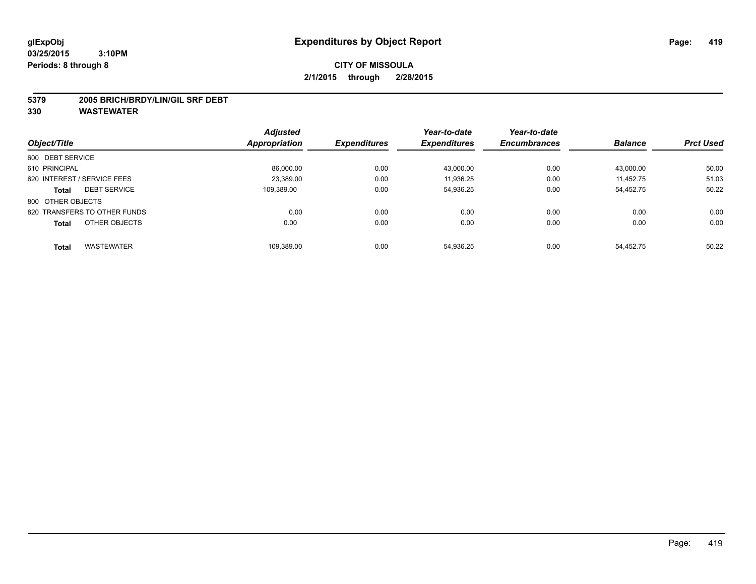# Expenditures by Object Report

glExpObj
03/25/2015 3:10PM
Periods: 8 through 8

**CITY OF MISSOULA**
**2/1/2015 through 2/28/2015**

**5379 2005 BRICH/BRDY/LIN/GIL SRF DEBT**
**330 WASTEWATER**

| Object/Title | Adjusted Appropriation | Expenditures | Year-to-date Expenditures | Year-to-date Encumbrances | Balance | Prct Used |
|---|---|---|---|---|---|---|
| 600 DEBT SERVICE | | | | | | |
| 610 PRINCIPAL | 86,000.00 | 0.00 | 43,000.00 | 0.00 | 43,000.00 | 50.00 |
| 620 INTEREST / SERVICE FEES | 23,389.00 | 0.00 | 11,936.25 | 0.00 | 11,452.75 | 51.03 |
| **Total** DEBT SERVICE | 109,389.00 | 0.00 | 54,936.25 | 0.00 | 54,452.75 | 50.22 |
| 800 OTHER OBJECTS | | | | | | |
| 820 TRANSFERS TO OTHER FUNDS | 0.00 | 0.00 | 0.00 | 0.00 | 0.00 | 0.00 |
| **Total** OTHER OBJECTS | 0.00 | 0.00 | 0.00 | 0.00 | 0.00 | 0.00 |
| **Total** WASTEWATER | 109,389.00 | 0.00 | 54,936.25 | 0.00 | 54,452.75 | 50.22 |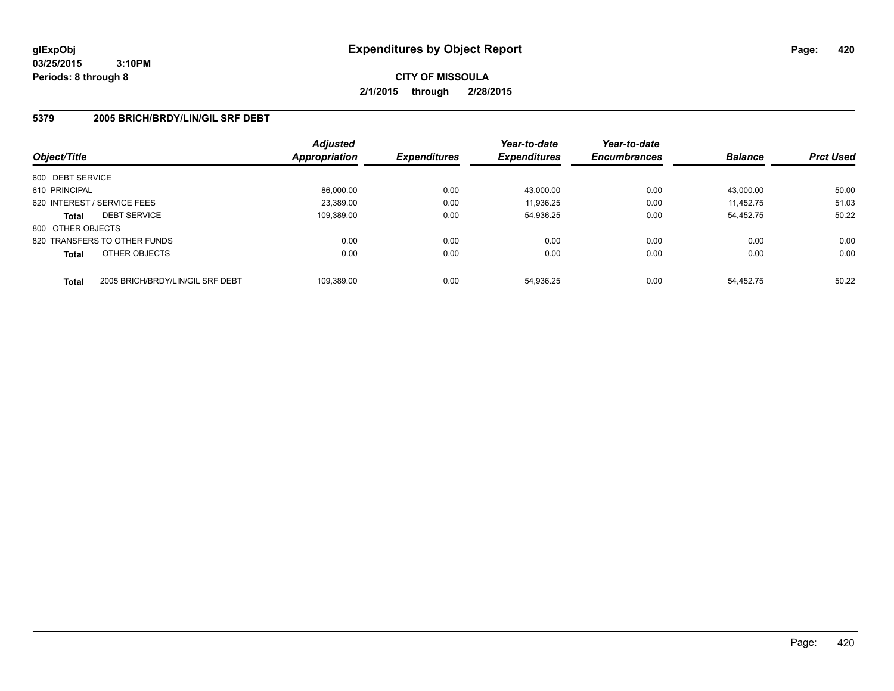**glExpObj**
**03/25/2015 3:10PM**
**Periods: 8 through 8**

# Expenditures by Object Report

**CITY OF MISSOULA**
**2/1/2015 through 2/28/2015**

## 5379 2005 BRICH/BRDY/LIN/GIL SRF DEBT

| Object/Title | Adjusted Appropriation | Expenditures | Year-to-date Expenditures | Year-to-date Encumbrances | Balance | Prct Used |
|---|---|---|---|---|---|---|
| 600 DEBT SERVICE | | | | | | |
| 610 PRINCIPAL | 86,000.00 | 0.00 | 43,000.00 | 0.00 | 43,000.00 | 50.00 |
| 620 INTEREST / SERVICE FEES | 23,389.00 | 0.00 | 11,936.25 | 0.00 | 11,452.75 | 51.03 |
| **Total** DEBT SERVICE | 109,389.00 | 0.00 | 54,936.25 | 0.00 | 54,452.75 | 50.22 |
| 800 OTHER OBJECTS | | | | | | |
| 820 TRANSFERS TO OTHER FUNDS | 0.00 | 0.00 | 0.00 | 0.00 | 0.00 | 0.00 |
| **Total** OTHER OBJECTS | 0.00 | 0.00 | 0.00 | 0.00 | 0.00 | 0.00 |
| **Total** 2005 BRICH/BRDY/LIN/GIL SRF DEBT | 109,389.00 | 0.00 | 54,936.25 | 0.00 | 54,452.75 | 50.22 |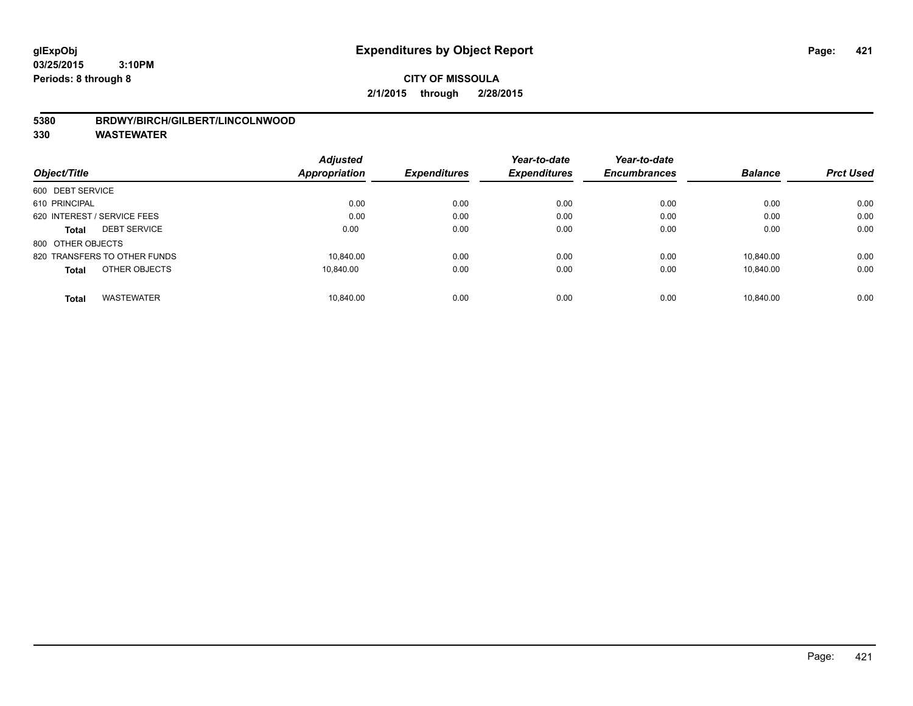# Expenditures by Object Report

glExpObj
03/25/2015 3:10PM
Periods: 8 through 8

**CITY OF MISSOULA**
**2/1/2015 through 2/28/2015**

**5380 BRDWY/BIRCH/GILBERT/LINCOLNWOOD**
**330 WASTEWATER**

| Object/Title | | Adjusted Appropriation | Expenditures | Year-to-date Expenditures | Year-to-date Encumbrances | Balance | Prct Used |
|---|---|---|---|---|---|---|---|
| 600 DEBT SERVICE | | | | | | | |
| 610 PRINCIPAL | | 0.00 | 0.00 | 0.00 | 0.00 | 0.00 | 0.00 |
| 620 INTEREST / SERVICE FEES | | 0.00 | 0.00 | 0.00 | 0.00 | 0.00 | 0.00 |
| **Total** | DEBT SERVICE | 0.00 | 0.00 | 0.00 | 0.00 | 0.00 | 0.00 |
| 800 OTHER OBJECTS | | | | | | | |
| 820 TRANSFERS TO OTHER FUNDS | | 10,840.00 | 0.00 | 0.00 | 0.00 | 10,840.00 | 0.00 |
| **Total** | OTHER OBJECTS | 10,840.00 | 0.00 | 0.00 | 0.00 | 10,840.00 | 0.00 |
| **Total** | WASTEWATER | 10,840.00 | 0.00 | 0.00 | 0.00 | 10,840.00 | 0.00 |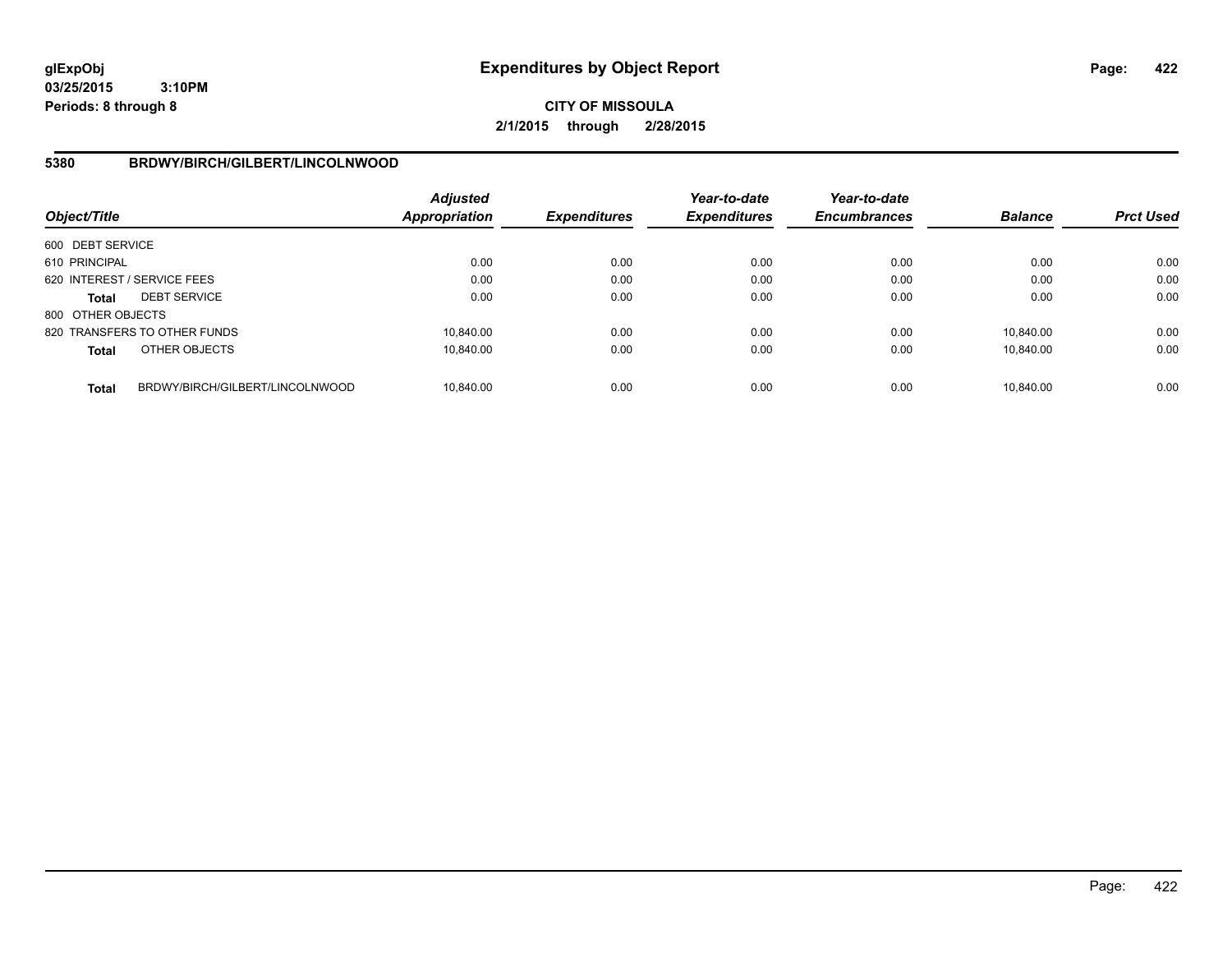# Expenditures by Object Report

glExpObj
03/25/2015 3:10PM
Periods: 8 through 8

**CITY OF MISSOULA**
**2/1/2015 through 2/28/2015**

## 5380 BRDWY/BIRCH/GILBERT/LINCOLNWOOD

| Object/Title | | *Adjusted Appropriation* | *Expenditures* | *Year-to-date Expenditures* | *Year-to-date Encumbrances* | *Balance* | *Prct Used* |
|---|---|---|---|---|---|---|---|
| 600 DEBT SERVICE | | | | | | | |
| 610 PRINCIPAL | | 0.00 | 0.00 | 0.00 | 0.00 | 0.00 | 0.00 |
| 620 INTEREST / SERVICE FEES | | 0.00 | 0.00 | 0.00 | 0.00 | 0.00 | 0.00 |
| **Total** | DEBT SERVICE | 0.00 | 0.00 | 0.00 | 0.00 | 0.00 | 0.00 |
| 800 OTHER OBJECTS | | | | | | | |
| 820 TRANSFERS TO OTHER FUNDS | | 10,840.00 | 0.00 | 0.00 | 0.00 | 10,840.00 | 0.00 |
| **Total** | OTHER OBJECTS | 10,840.00 | 0.00 | 0.00 | 0.00 | 10,840.00 | 0.00 |
| **Total** | BRDWY/BIRCH/GILBERT/LINCOLNWOOD | 10,840.00 | 0.00 | 0.00 | 0.00 | 10,840.00 | 0.00 |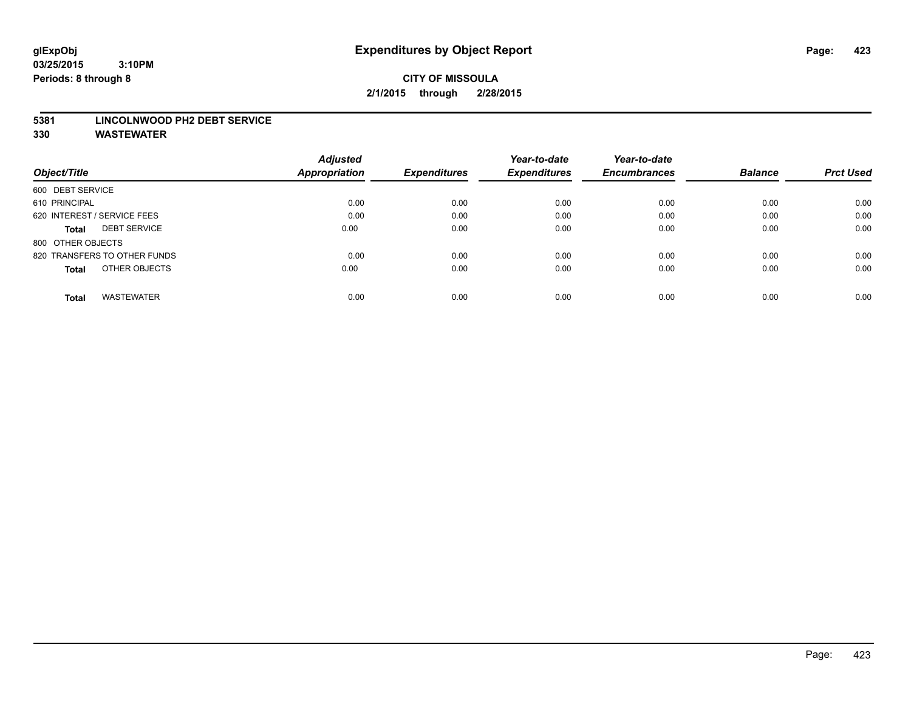# Expenditures by Object Report

**glExpObj**
**03/25/2015 3:10PM**
**Periods: 8 through 8**

**CITY OF MISSOULA**
**2/1/2015 through 2/28/2015**

**5381 LINCOLNWOOD PH2 DEBT SERVICE**
**330 WASTEWATER**

| Object/Title | Adjusted Appropriation | Expenditures | Year-to-date Expenditures | Year-to-date Encumbrances | Balance | Prct Used |
|---|---|---|---|---|---|---|
| 600 DEBT SERVICE | | | | | | |
| 610 PRINCIPAL | 0.00 | 0.00 | 0.00 | 0.00 | 0.00 | 0.00 |
| 620 INTEREST / SERVICE FEES | 0.00 | 0.00 | 0.00 | 0.00 | 0.00 | 0.00 |
| **Total** DEBT SERVICE | 0.00 | 0.00 | 0.00 | 0.00 | 0.00 | 0.00 |
| 800 OTHER OBJECTS | | | | | | |
| 820 TRANSFERS TO OTHER FUNDS | 0.00 | 0.00 | 0.00 | 0.00 | 0.00 | 0.00 |
| **Total** OTHER OBJECTS | 0.00 | 0.00 | 0.00 | 0.00 | 0.00 | 0.00 |
| **Total** WASTEWATER | 0.00 | 0.00 | 0.00 | 0.00 | 0.00 | 0.00 |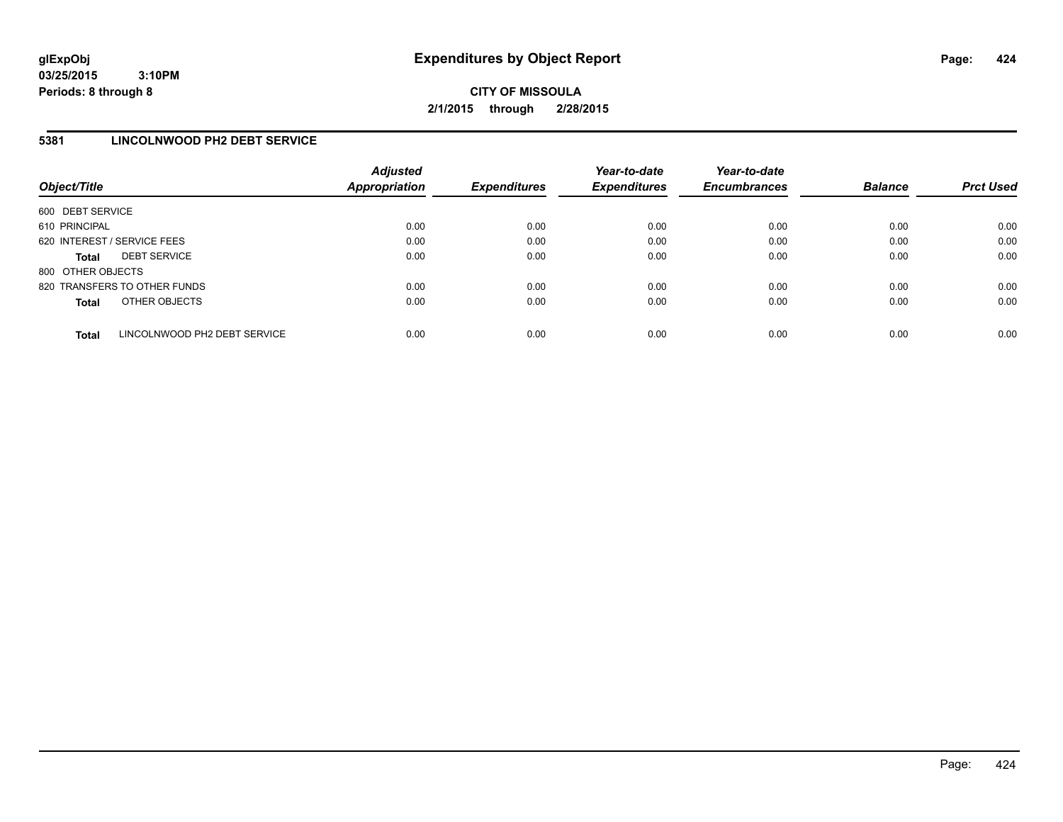**glExpObj** 03/25/2015 3:10PM
**Periods: 8 through 8**

# Expenditures by Object Report

**CITY OF MISSOULA**

**2/1/2015 through 2/28/2015**

## 5381 LINCOLNWOOD PH2 DEBT SERVICE

| Object/Title | Adjusted Appropriation | Expenditures | Year-to-date Expenditures | Year-to-date Encumbrances | Balance | Prct Used |
|---|---|---|---|---|---|---|
| 600 DEBT SERVICE | | | | | | |
| 610 PRINCIPAL | 0.00 | 0.00 | 0.00 | 0.00 | 0.00 | 0.00 |
| 620 INTEREST / SERVICE FEES | 0.00 | 0.00 | 0.00 | 0.00 | 0.00 | 0.00 |
| **Total** DEBT SERVICE | 0.00 | 0.00 | 0.00 | 0.00 | 0.00 | 0.00 |
| 800 OTHER OBJECTS | | | | | | |
| 820 TRANSFERS TO OTHER FUNDS | 0.00 | 0.00 | 0.00 | 0.00 | 0.00 | 0.00 |
| **Total** OTHER OBJECTS | 0.00 | 0.00 | 0.00 | 0.00 | 0.00 | 0.00 |
| **Total** LINCOLNWOOD PH2 DEBT SERVICE | 0.00 | 0.00 | 0.00 | 0.00 | 0.00 | 0.00 |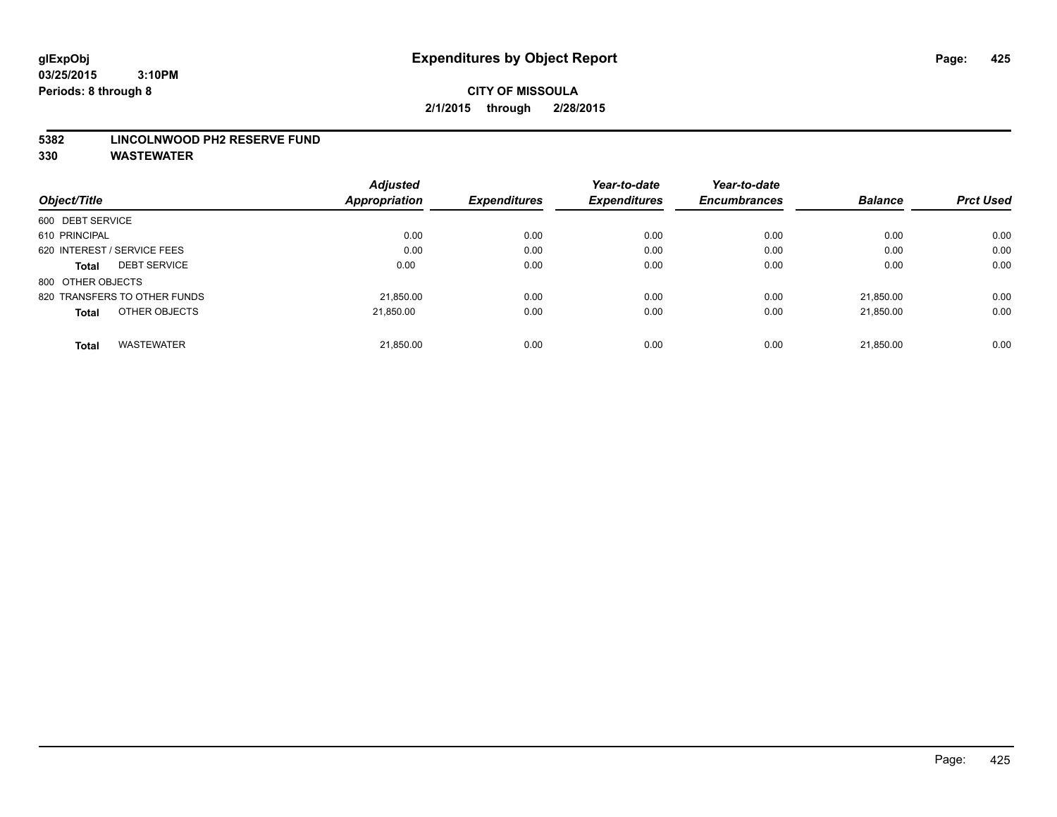**glExpObj**
**03/25/2015 3:10PM**
**Periods: 8 through 8**

# Expenditures by Object Report

**CITY OF MISSOULA**
**2/1/2015 through 2/28/2015**

**5382 LINCOLNWOOD PH2 RESERVE FUND**
**330 WASTEWATER**

| Object/Title | Adjusted Appropriation | Expenditures | Year-to-date Expenditures | Year-to-date Encumbrances | Balance | Prct Used |
|---|---|---|---|---|---|---|
| 600 DEBT SERVICE | | | | | | |
| 610 PRINCIPAL | 0.00 | 0.00 | 0.00 | 0.00 | 0.00 | 0.00 |
| 620 INTEREST / SERVICE FEES | 0.00 | 0.00 | 0.00 | 0.00 | 0.00 | 0.00 |
| **Total** DEBT SERVICE | 0.00 | 0.00 | 0.00 | 0.00 | 0.00 | 0.00 |
| 800 OTHER OBJECTS | | | | | | |
| 820 TRANSFERS TO OTHER FUNDS | 21,850.00 | 0.00 | 0.00 | 0.00 | 21,850.00 | 0.00 |
| **Total** OTHER OBJECTS | 21,850.00 | 0.00 | 0.00 | 0.00 | 21,850.00 | 0.00 |
| **Total** WASTEWATER | 21,850.00 | 0.00 | 0.00 | 0.00 | 21,850.00 | 0.00 |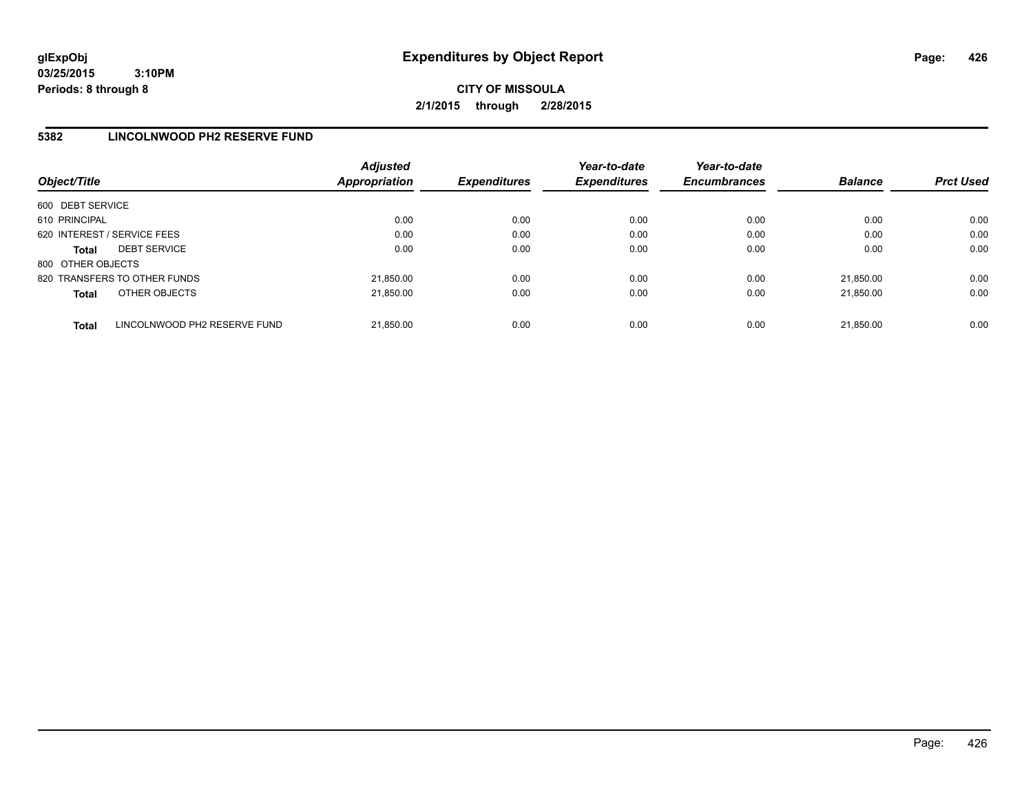# Expenditures by Object Report

glExpObj
03/25/2015 3:10PM
Periods: 8 through 8

**CITY OF MISSOULA**
**2/1/2015 through 2/28/2015**

## 5382 LINCOLNWOOD PH2 RESERVE FUND

| Object/Title | Adjusted Appropriation | Expenditures | Year-to-date Expenditures | Year-to-date Encumbrances | Balance | Prct Used |
|---|---|---|---|---|---|---|
| 600 DEBT SERVICE | | | | | | |
| 610 PRINCIPAL | 0.00 | 0.00 | 0.00 | 0.00 | 0.00 | 0.00 |
| 620 INTEREST / SERVICE FEES | 0.00 | 0.00 | 0.00 | 0.00 | 0.00 | 0.00 |
| **Total** DEBT SERVICE | 0.00 | 0.00 | 0.00 | 0.00 | 0.00 | 0.00 |
| 800 OTHER OBJECTS | | | | | | |
| 820 TRANSFERS TO OTHER FUNDS | 21,850.00 | 0.00 | 0.00 | 0.00 | 21,850.00 | 0.00 |
| **Total** OTHER OBJECTS | 21,850.00 | 0.00 | 0.00 | 0.00 | 21,850.00 | 0.00 |
| **Total** LINCOLNWOOD PH2 RESERVE FUND | 21,850.00 | 0.00 | 0.00 | 0.00 | 21,850.00 | 0.00 |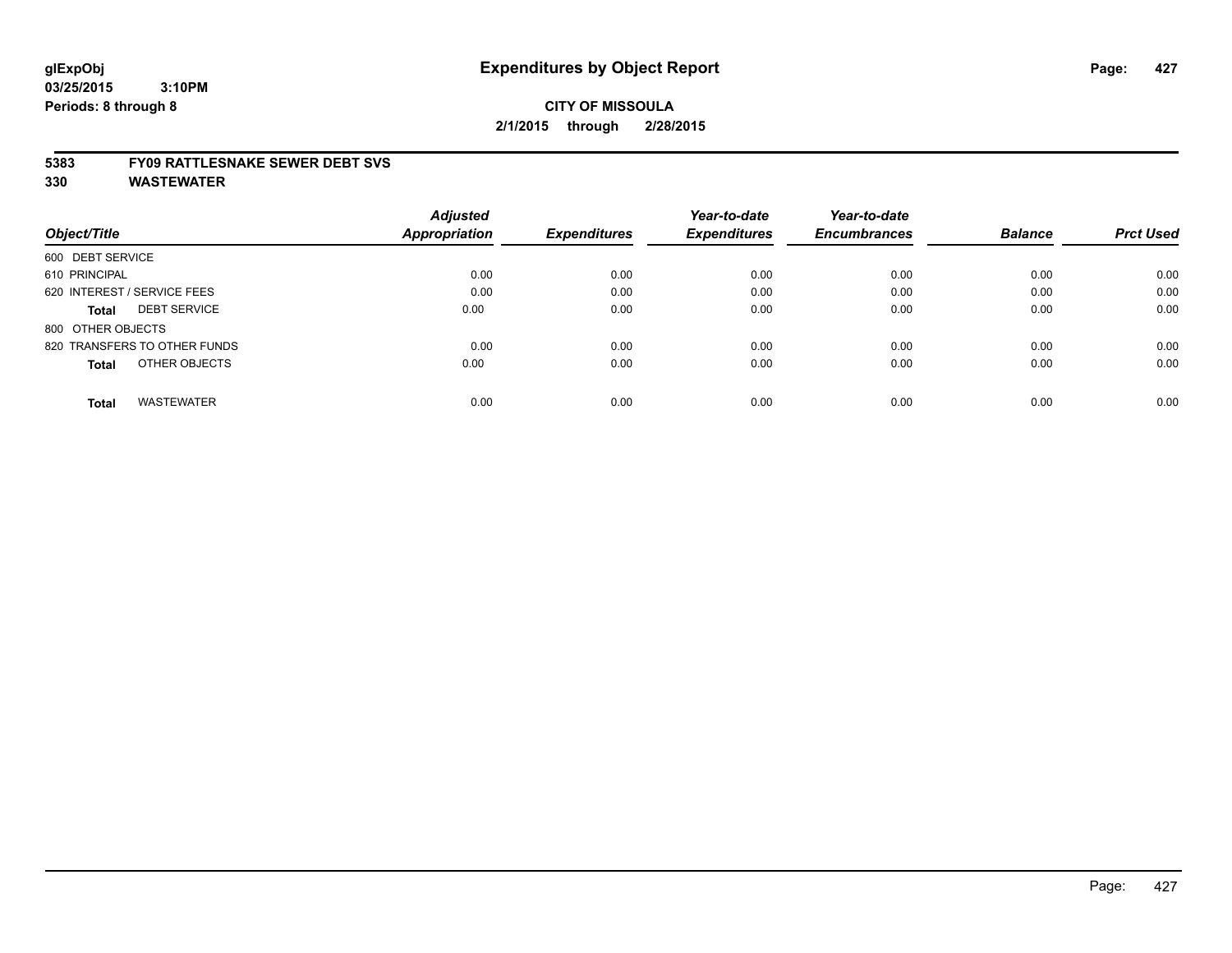# Expenditures by Object Report

glExpObj
03/25/2015 3:10PM
Periods: 8 through 8

**CITY OF MISSOULA**
**2/1/2015 through 2/28/2015**

## 5383 FY09 RATTLESNAKE SEWER DEBT SVS
## 330 WASTEWATER

| Object/Title | Adjusted Appropriation | Expenditures | Year-to-date Expenditures | Year-to-date Encumbrances | Balance | Prct Used |
|---|---|---|---|---|---|---|
| 600 DEBT SERVICE | | | | | | |
| 610 PRINCIPAL | 0.00 | 0.00 | 0.00 | 0.00 | 0.00 | 0.00 |
| 620 INTEREST / SERVICE FEES | 0.00 | 0.00 | 0.00 | 0.00 | 0.00 | 0.00 |
| **Total** DEBT SERVICE | 0.00 | 0.00 | 0.00 | 0.00 | 0.00 | 0.00 |
| 800 OTHER OBJECTS | | | | | | |
| 820 TRANSFERS TO OTHER FUNDS | 0.00 | 0.00 | 0.00 | 0.00 | 0.00 | 0.00 |
| **Total** OTHER OBJECTS | 0.00 | 0.00 | 0.00 | 0.00 | 0.00 | 0.00 |
| **Total** WASTEWATER | 0.00 | 0.00 | 0.00 | 0.00 | 0.00 | 0.00 |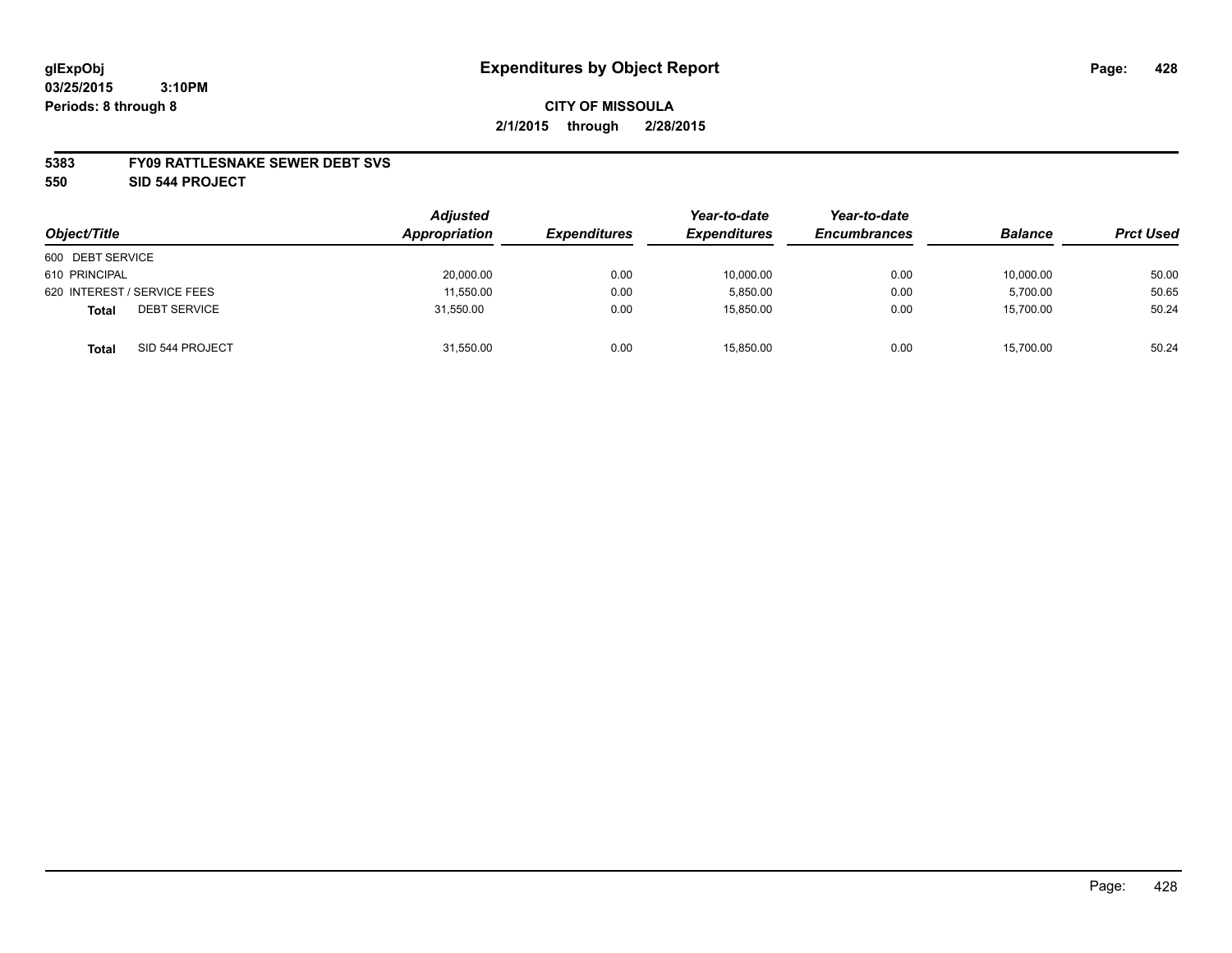# Expenditures by Object Report

glExpObj
03/25/2015 3:10PM
Periods: 8 through 8

**CITY OF MISSOULA**
**2/1/2015 through 2/28/2015**

**5383 FY09 RATTLESNAKE SEWER DEBT SVS**
**550 SID 544 PROJECT**

| Object/Title | | Adjusted Appropriation | Expenditures | Year-to-date Expenditures | Year-to-date Encumbrances | Balance | Prct Used |
|---|---|---|---|---|---|---|---|
| 600 DEBT SERVICE | | | | | | | |
| 610 PRINCIPAL | | 20,000.00 | 0.00 | 10,000.00 | 0.00 | 10,000.00 | 50.00 |
| 620 INTEREST / SERVICE FEES | | 11,550.00 | 0.00 | 5,850.00 | 0.00 | 5,700.00 | 50.65 |
| **Total** | DEBT SERVICE | 31,550.00 | 0.00 | 15,850.00 | 0.00 | 15,700.00 | 50.24 |
| **Total** | SID 544 PROJECT | 31,550.00 | 0.00 | 15,850.00 | 0.00 | 15,700.00 | 50.24 |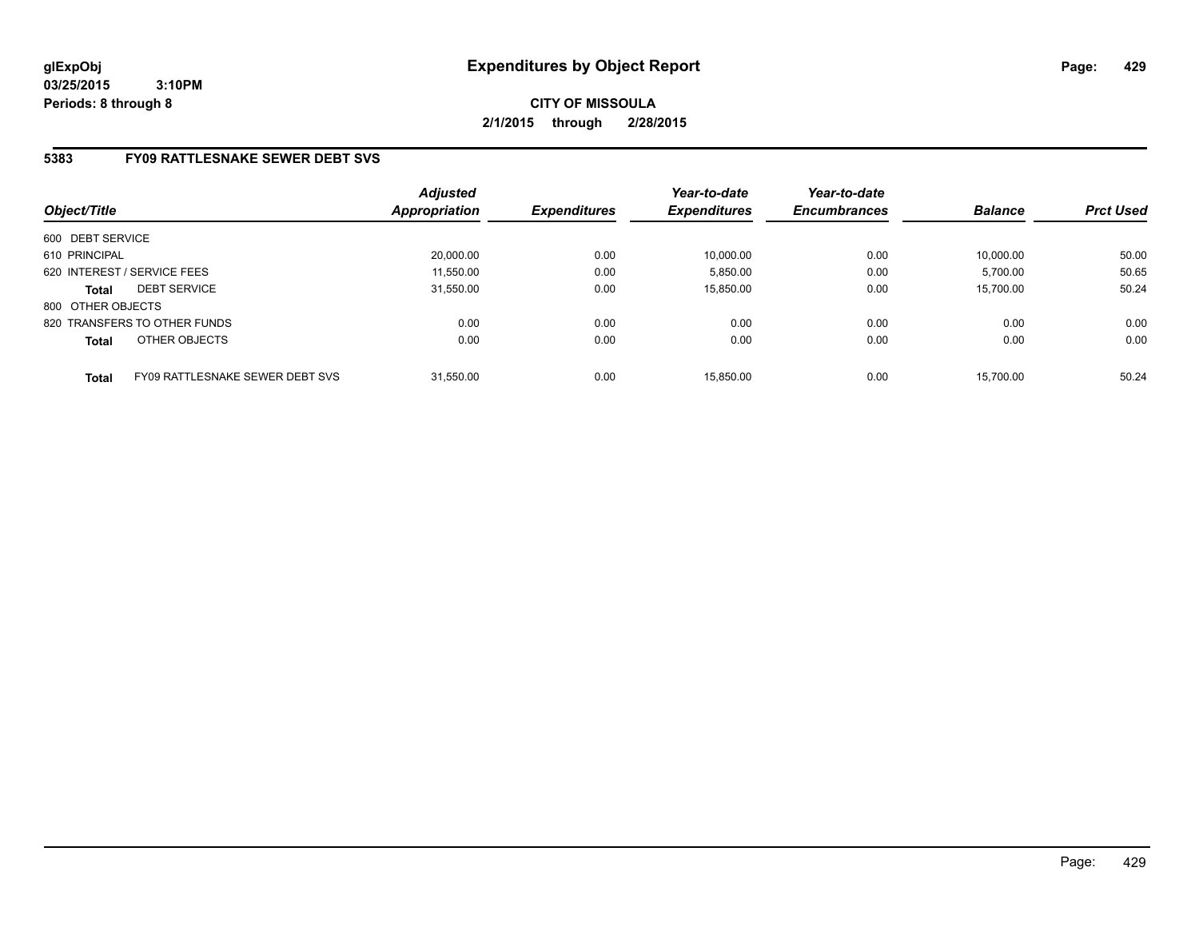# Expenditures by Object Report

glExpObj
03/25/2015 3:10PM
Periods: 8 through 8

**CITY OF MISSOULA**
**2/1/2015 through 2/28/2015**

## 5383 FY09 RATTLESNAKE SEWER DEBT SVS

| Object/Title | | *Adjusted Appropriation* | *Expenditures* | *Year-to-date Expenditures* | *Year-to-date Encumbrances* | *Balance* | *Prct Used* |
|---|---|---|---|---|---|---|---|
| 600 DEBT SERVICE | | | | | | | |
| 610 PRINCIPAL | | 20,000.00 | 0.00 | 10,000.00 | 0.00 | 10,000.00 | 50.00 |
| 620 INTEREST / SERVICE FEES | | 11,550.00 | 0.00 | 5,850.00 | 0.00 | 5,700.00 | 50.65 |
| **Total** | DEBT SERVICE | 31,550.00 | 0.00 | 15,850.00 | 0.00 | 15,700.00 | 50.24 |
| 800 OTHER OBJECTS | | | | | | | |
| 820 TRANSFERS TO OTHER FUNDS | | 0.00 | 0.00 | 0.00 | 0.00 | 0.00 | 0.00 |
| **Total** | OTHER OBJECTS | 0.00 | 0.00 | 0.00 | 0.00 | 0.00 | 0.00 |
| **Total** | FY09 RATTLESNAKE SEWER DEBT SVS | 31,550.00 | 0.00 | 15,850.00 | 0.00 | 15,700.00 | 50.24 |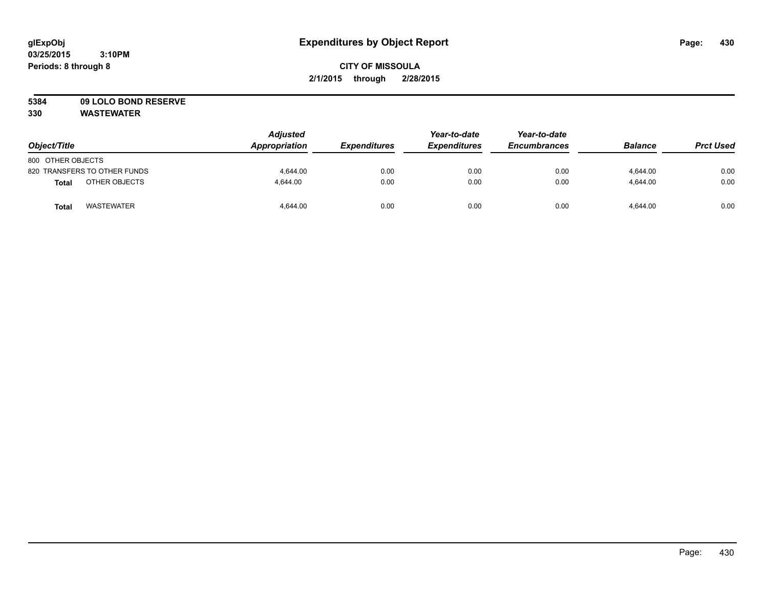glExpObj
03/25/2015 3:10PM
Periods: 8 through 8

# Expenditures by Object Report

**CITY OF MISSOULA**
**2/1/2015 through 2/28/2015**

**5384 09 LOLO BOND RESERVE**
**330 WASTEWATER**

| Object/Title | Adjusted Appropriation | Expenditures | Year-to-date Expenditures | Year-to-date Encumbrances | Balance | Prct Used |
|---|---|---|---|---|---|---|
| 800 OTHER OBJECTS | | | | | | |
| 820 TRANSFERS TO OTHER FUNDS | 4,644.00 | 0.00 | 0.00 | 0.00 | 4,644.00 | 0.00 |
| **Total** OTHER OBJECTS | 4,644.00 | 0.00 | 0.00 | 0.00 | 4,644.00 | 0.00 |
| **Total** WASTEWATER | 4,644.00 | 0.00 | 0.00 | 0.00 | 4,644.00 | 0.00 |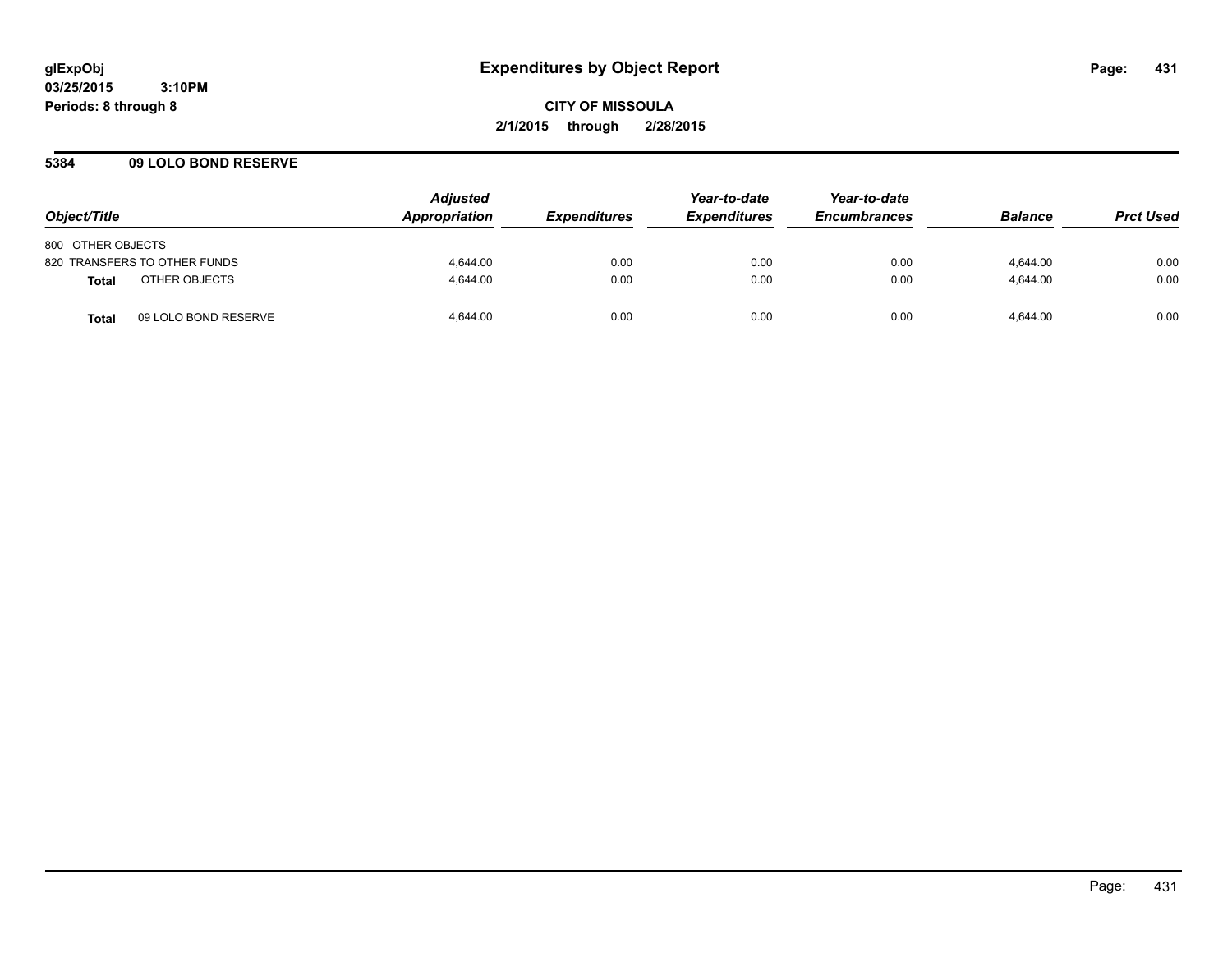# Expenditures by Object Report

glExpObj
03/25/2015 3:10PM
Periods: 8 through 8

**CITY OF MISSOULA**
**2/1/2015 through 2/28/2015**

## 5384 09 LOLO BOND RESERVE

| Object/Title | Adjusted Appropriation | Expenditures | Year-to-date Expenditures | Year-to-date Encumbrances | Balance | Prct Used |
|---|---|---|---|---|---|---|
| 800 OTHER OBJECTS | | | | | | |
| 820 TRANSFERS TO OTHER FUNDS | 4,644.00 | 0.00 | 0.00 | 0.00 | 4,644.00 | 0.00 |
| **Total** OTHER OBJECTS | 4,644.00 | 0.00 | 0.00 | 0.00 | 4,644.00 | 0.00 |
| **Total** 09 LOLO BOND RESERVE | 4,644.00 | 0.00 | 0.00 | 0.00 | 4,644.00 | 0.00 |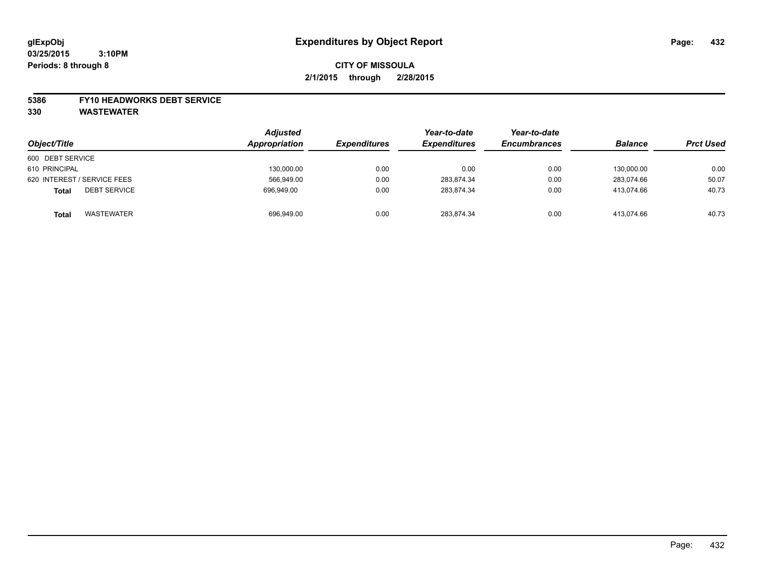**glExpObj**
**03/25/2015 3:10PM**
**Periods: 8 through 8**

# Expenditures by Object Report

**CITY OF MISSOULA**
**2/1/2015 through 2/28/2015**

**5386 FY10 HEADWORKS DEBT SERVICE**
**330 WASTEWATER**

| Object/Title | Adjusted Appropriation | Expenditures | Year-to-date Expenditures | Year-to-date Encumbrances | Balance | Prct Used |
|---|---|---|---|---|---|---|
| 600 DEBT SERVICE | | | | | | |
| 610 PRINCIPAL | 130,000.00 | 0.00 | 0.00 | 0.00 | 130,000.00 | 0.00 |
| 620 INTEREST / SERVICE FEES | 566,949.00 | 0.00 | 283,874.34 | 0.00 | 283,074.66 | 50.07 |
| **Total** DEBT SERVICE | 696,949.00 | 0.00 | 283,874.34 | 0.00 | 413,074.66 | 40.73 |
| **Total** WASTEWATER | 696,949.00 | 0.00 | 283,874.34 | 0.00 | 413,074.66 | 40.73 |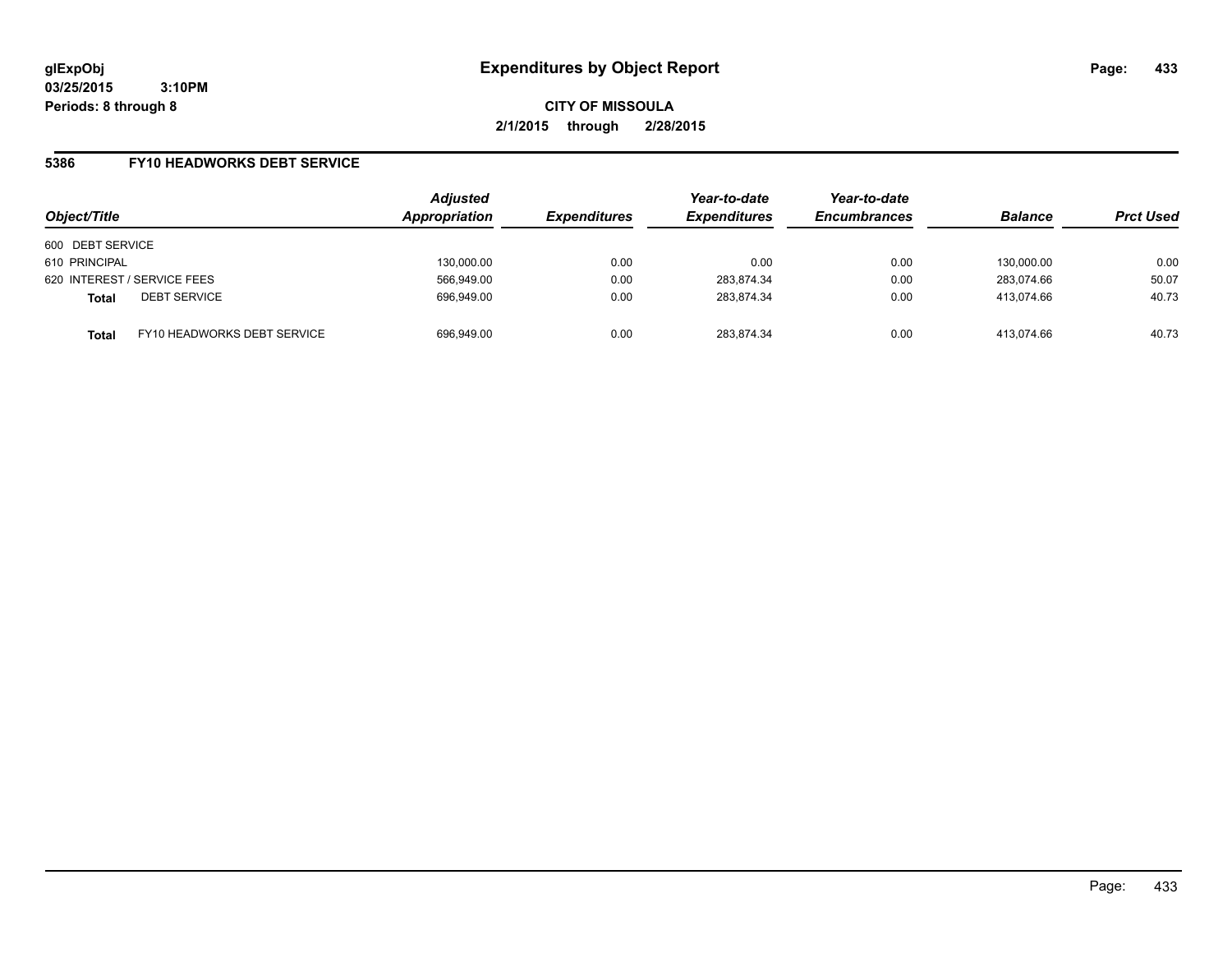# Expenditures by Object Report

glExpObj
03/25/2015 3:10PM
Periods: 8 through 8

**CITY OF MISSOULA**

**2/1/2015 through 2/28/2015**

## 5386 FY10 HEADWORKS DEBT SERVICE

| Object/Title | | Adjusted Appropriation | Expenditures | Year-to-date Expenditures | Year-to-date Encumbrances | Balance | Prct Used |
|---|---|---|---|---|---|---|---|
| 600 DEBT SERVICE | | | | | | | |
| 610 PRINCIPAL | | 130,000.00 | 0.00 | 0.00 | 0.00 | 130,000.00 | 0.00 |
| 620 INTEREST / SERVICE FEES | | 566,949.00 | 0.00 | 283,874.34 | 0.00 | 283,074.66 | 50.07 |
| **Total** | DEBT SERVICE | 696,949.00 | 0.00 | 283,874.34 | 0.00 | 413,074.66 | 40.73 |
| **Total** | FY10 HEADWORKS DEBT SERVICE | 696,949.00 | 0.00 | 283,874.34 | 0.00 | 413,074.66 | 40.73 |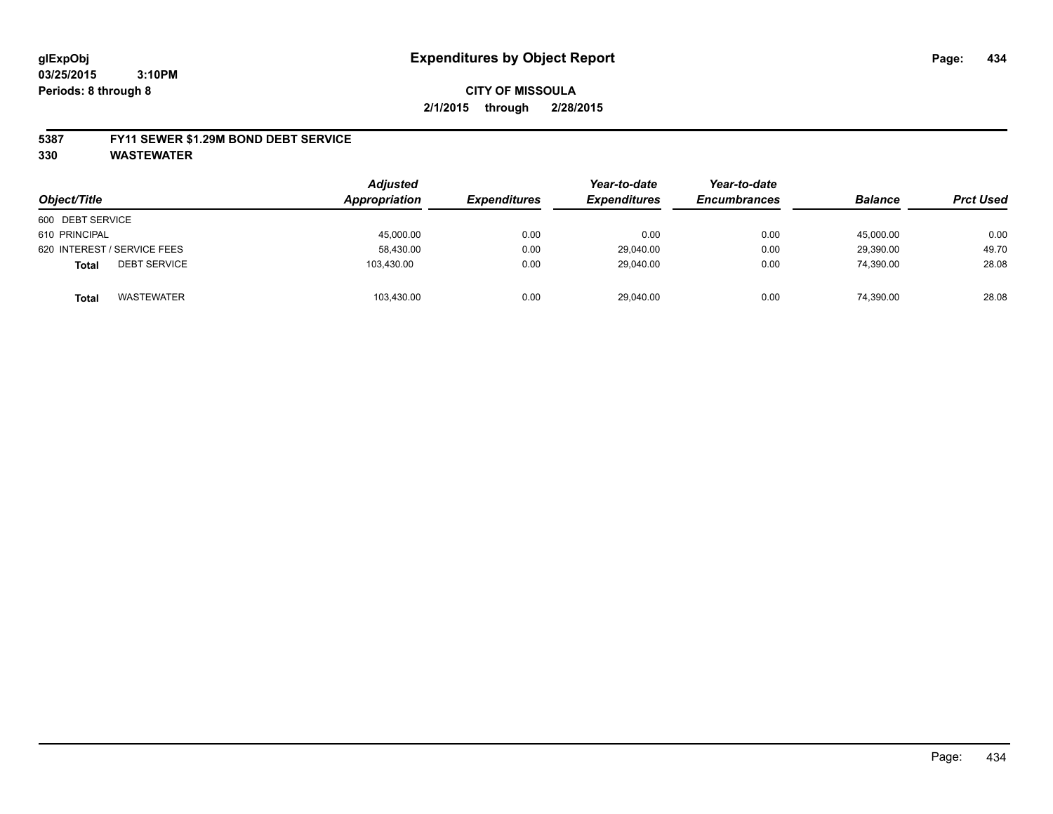**glExpObj** | **Expenditures by Object Report**

**03/25/2015 3:10PM**

**Periods: 8 through 8**

**CITY OF MISSOULA**

**2/1/2015 through 2/28/2015**

## 5387 FY11 SEWER $1.29M BOND DEBT SERVICE

## 330 WASTEWATER

| Object/Title | Adjusted Appropriation | Expenditures | Year-to-date Expenditures | Year-to-date Encumbrances | Balance | Prct Used |
|---|---|---|---|---|---|---|
| 600 DEBT SERVICE | | | | | | |
| 610 PRINCIPAL | 45,000.00 | 0.00 | 0.00 | 0.00 | 45,000.00 | 0.00 |
| 620 INTEREST / SERVICE FEES | 58,430.00 | 0.00 | 29,040.00 | 0.00 | 29,390.00 | 49.70 |
| **Total** DEBT SERVICE | 103,430.00 | 0.00 | 29,040.00 | 0.00 | 74,390.00 | 28.08 |
| **Total** WASTEWATER | 103,430.00 | 0.00 | 29,040.00 | 0.00 | 74,390.00 | 28.08 |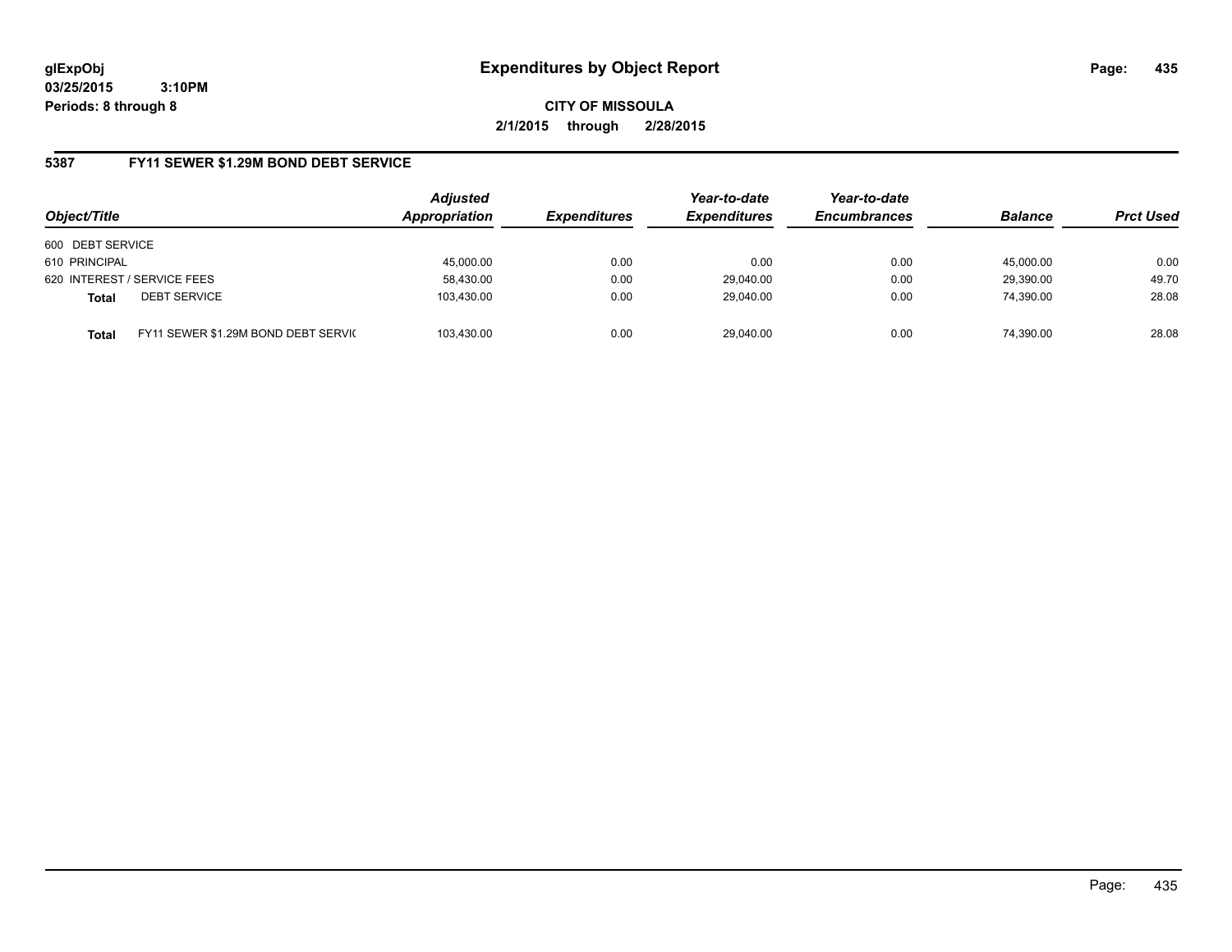# Expenditures by Object Report

glExpObj
03/25/2015 3:10PM
Periods: 8 through 8

**CITY OF MISSOULA**
**2/1/2015 through 2/28/2015**

## 5387 FY11 SEWER $1.29M BOND DEBT SERVICE

| Object/Title | | Adjusted Appropriation | Expenditures | Year-to-date Expenditures | Year-to-date Encumbrances | Balance | Prct Used |
|---|---|---|---|---|---|---|---|
| 600 DEBT SERVICE | | | | | | | |
| 610 PRINCIPAL | | 45,000.00 | 0.00 | 0.00 | 0.00 | 45,000.00 | 0.00 |
| 620 INTEREST / SERVICE FEES | | 58,430.00 | 0.00 | 29,040.00 | 0.00 | 29,390.00 | 49.70 |
| **Total** | DEBT SERVICE | 103,430.00 | 0.00 | 29,040.00 | 0.00 | 74,390.00 | 28.08 |
| **Total** | FY11 SEWER $1.29M BOND DEBT SERVIC | 103,430.00 | 0.00 | 29,040.00 | 0.00 | 74,390.00 | 28.08 |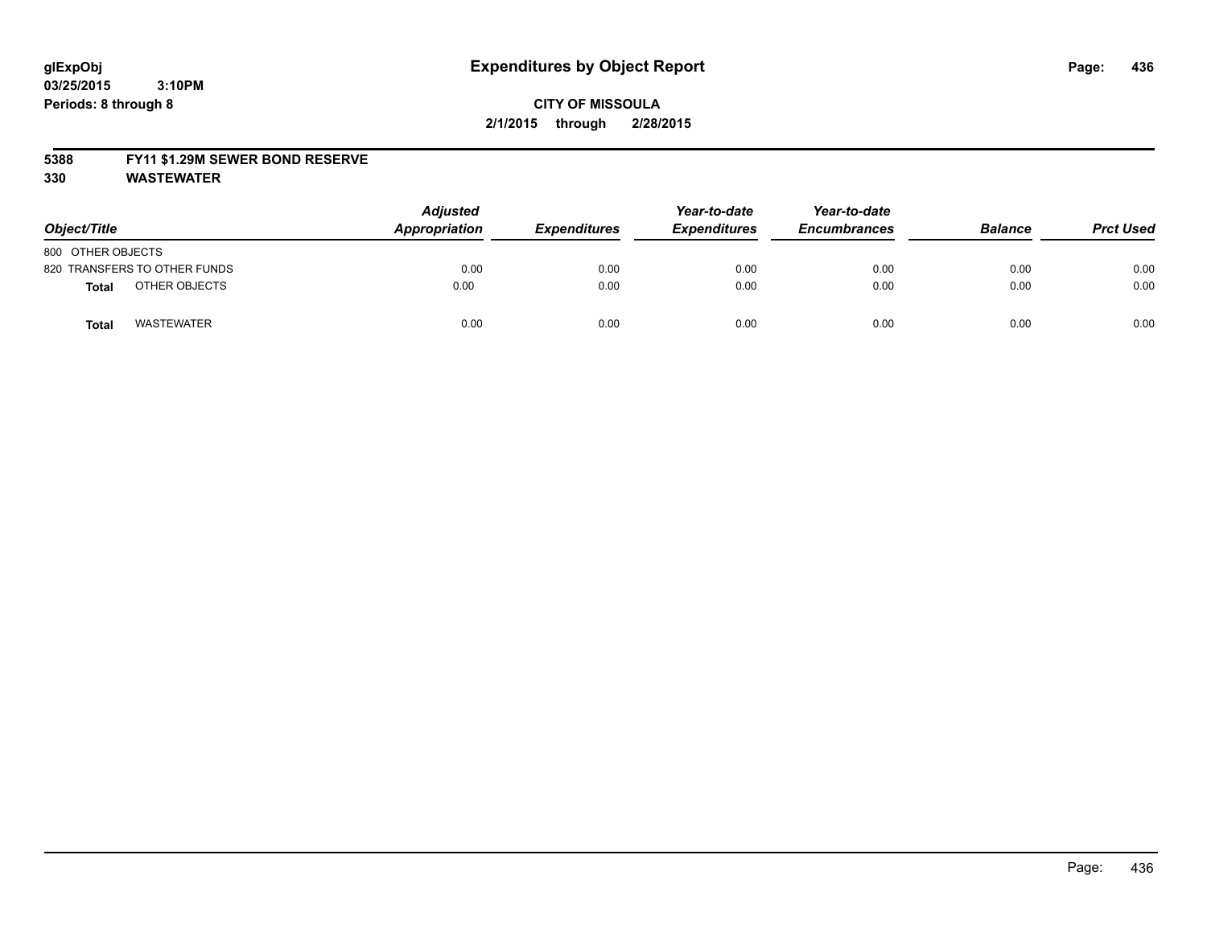glExpObj
03/25/2015 3:10PM
Periods: 8 through 8

# Expenditures by Object Report

**CITY OF MISSOULA**
**2/1/2015 through 2/28/2015**

**5388 FY11 $1.29M SEWER BOND RESERVE**
**330 WASTEWATER**

| Object/Title | | Adjusted Appropriation | Expenditures | Year-to-date Expenditures | Year-to-date Encumbrances | Balance | Prct Used |
|---|---|---|---|---|---|---|---|
| 800 OTHER OBJECTS | | | | | | | |
| 820 TRANSFERS TO OTHER FUNDS | | 0.00 | 0.00 | 0.00 | 0.00 | 0.00 | 0.00 |
| **Total** | OTHER OBJECTS | 0.00 | 0.00 | 0.00 | 0.00 | 0.00 | 0.00 |
| **Total** | WASTEWATER | 0.00 | 0.00 | 0.00 | 0.00 | 0.00 | 0.00 |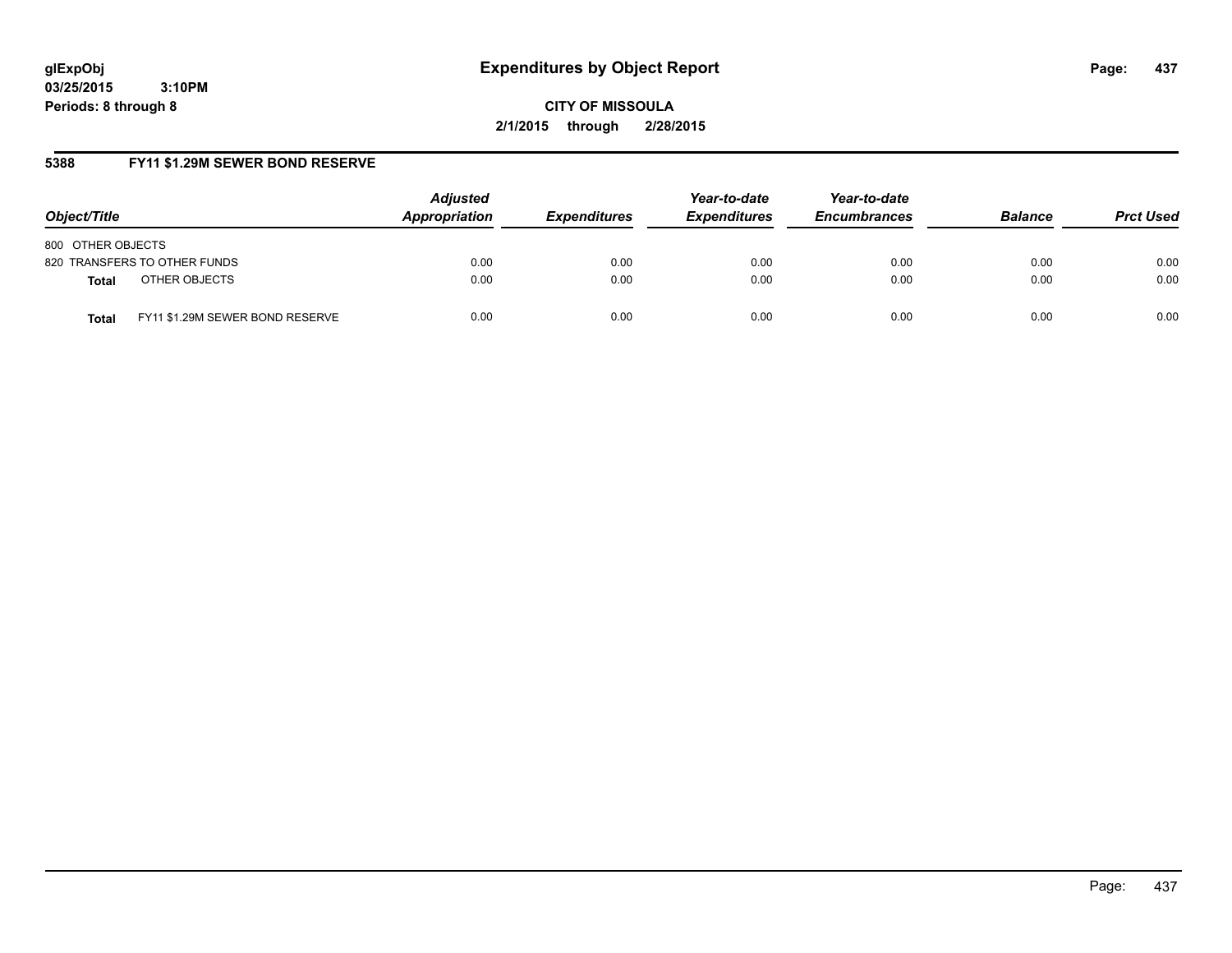**glExpObj** **Expenditures by Object Report**

**03/25/2015 3:10PM**

**Periods: 8 through 8**

**CITY OF MISSOULA**

**2/1/2015 through 2/28/2015**

## 5388 FY11 $1.29M SEWER BOND RESERVE

| Object/Title | | Adjusted Appropriation | Expenditures | Year-to-date Expenditures | Year-to-date Encumbrances | Balance | Prct Used |
|---|---|---|---|---|---|---|---|
| 800 OTHER OBJECTS | | | | | | | |
| 820 TRANSFERS TO OTHER FUNDS | | 0.00 | 0.00 | 0.00 | 0.00 | 0.00 | 0.00 |
| **Total** | OTHER OBJECTS | 0.00 | 0.00 | 0.00 | 0.00 | 0.00 | 0.00 |
| **Total** | FY11 $1.29M SEWER BOND RESERVE | 0.00 | 0.00 | 0.00 | 0.00 | 0.00 | 0.00 |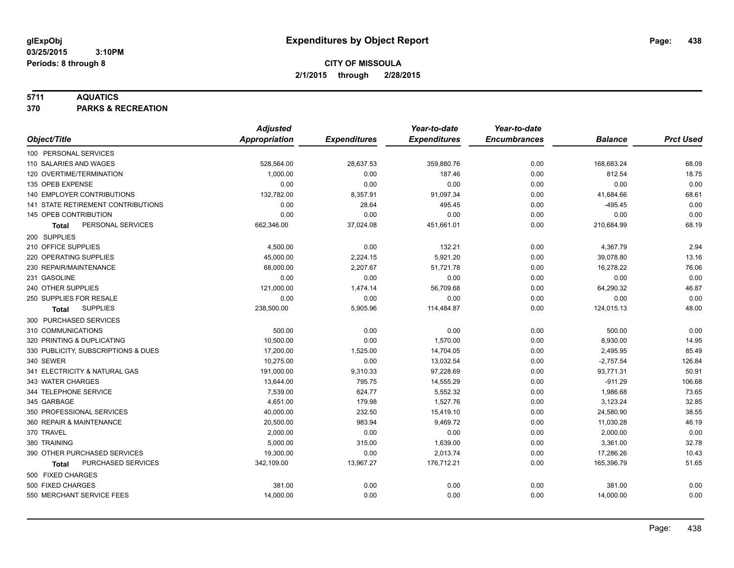# Expenditures by Object Report

glExpObj
03/25/2015 3:10PM
Periods: 8 through 8

**CITY OF MISSOULA**
**2/1/2015 through 2/28/2015**

**5711 AQUATICS**
**370 PARKS & RECREATION**

| Object/Title | Adjusted Appropriation | Expenditures | Year-to-date Expenditures | Year-to-date Encumbrances | Balance | Prct Used |
|---|---|---|---|---|---|---|
| 100 PERSONAL SERVICES | | | | | | |
| 110 SALARIES AND WAGES | 528,564.00 | 28,637.53 | 359,880.76 | 0.00 | 168,683.24 | 68.09 |
| 120 OVERTIME/TERMINATION | 1,000.00 | 0.00 | 187.46 | 0.00 | 812.54 | 18.75 |
| 135 OPEB EXPENSE | 0.00 | 0.00 | 0.00 | 0.00 | 0.00 | 0.00 |
| 140 EMPLOYER CONTRIBUTIONS | 132,782.00 | 8,357.91 | 91,097.34 | 0.00 | 41,684.66 | 68.61 |
| 141 STATE RETIREMENT CONTRIBUTIONS | 0.00 | 28.64 | 495.45 | 0.00 | -495.45 | 0.00 |
| 145 OPEB CONTRIBUTION | 0.00 | 0.00 | 0.00 | 0.00 | 0.00 | 0.00 |
| **Total** PERSONAL SERVICES | 662,346.00 | 37,024.08 | 451,661.01 | 0.00 | 210,684.99 | 68.19 |
| 200 SUPPLIES | | | | | | |
| 210 OFFICE SUPPLIES | 4,500.00 | 0.00 | 132.21 | 0.00 | 4,367.79 | 2.94 |
| 220 OPERATING SUPPLIES | 45,000.00 | 2,224.15 | 5,921.20 | 0.00 | 39,078.80 | 13.16 |
| 230 REPAIR/MAINTENANCE | 68,000.00 | 2,207.67 | 51,721.78 | 0.00 | 16,278.22 | 76.06 |
| 231 GASOLINE | 0.00 | 0.00 | 0.00 | 0.00 | 0.00 | 0.00 |
| 240 OTHER SUPPLIES | 121,000.00 | 1,474.14 | 56,709.68 | 0.00 | 64,290.32 | 46.87 |
| 250 SUPPLIES FOR RESALE | 0.00 | 0.00 | 0.00 | 0.00 | 0.00 | 0.00 |
| **Total** SUPPLIES | 238,500.00 | 5,905.96 | 114,484.87 | 0.00 | 124,015.13 | 48.00 |
| 300 PURCHASED SERVICES | | | | | | |
| 310 COMMUNICATIONS | 500.00 | 0.00 | 0.00 | 0.00 | 500.00 | 0.00 |
| 320 PRINTING & DUPLICATING | 10,500.00 | 0.00 | 1,570.00 | 0.00 | 8,930.00 | 14.95 |
| 330 PUBLICITY, SUBSCRIPTIONS & DUES | 17,200.00 | 1,525.00 | 14,704.05 | 0.00 | 2,495.95 | 85.49 |
| 340 SEWER | 10,275.00 | 0.00 | 13,032.54 | 0.00 | -2,757.54 | 126.84 |
| 341 ELECTRICITY & NATURAL GAS | 191,000.00 | 9,310.33 | 97,228.69 | 0.00 | 93,771.31 | 50.91 |
| 343 WATER CHARGES | 13,644.00 | 795.75 | 14,555.29 | 0.00 | -911.29 | 106.68 |
| 344 TELEPHONE SERVICE | 7,539.00 | 624.77 | 5,552.32 | 0.00 | 1,986.68 | 73.65 |
| 345 GARBAGE | 4,651.00 | 179.98 | 1,527.76 | 0.00 | 3,123.24 | 32.85 |
| 350 PROFESSIONAL SERVICES | 40,000.00 | 232.50 | 15,419.10 | 0.00 | 24,580.90 | 38.55 |
| 360 REPAIR & MAINTENANCE | 20,500.00 | 983.94 | 9,469.72 | 0.00 | 11,030.28 | 46.19 |
| 370 TRAVEL | 2,000.00 | 0.00 | 0.00 | 0.00 | 2,000.00 | 0.00 |
| 380 TRAINING | 5,000.00 | 315.00 | 1,639.00 | 0.00 | 3,361.00 | 32.78 |
| 390 OTHER PURCHASED SERVICES | 19,300.00 | 0.00 | 2,013.74 | 0.00 | 17,286.26 | 10.43 |
| **Total** PURCHASED SERVICES | 342,109.00 | 13,967.27 | 176,712.21 | 0.00 | 165,396.79 | 51.65 |
| 500 FIXED CHARGES | | | | | | |
| 500 FIXED CHARGES | 381.00 | 0.00 | 0.00 | 0.00 | 381.00 | 0.00 |
| 550 MERCHANT SERVICE FEES | 14,000.00 | 0.00 | 0.00 | 0.00 | 14,000.00 | 0.00 |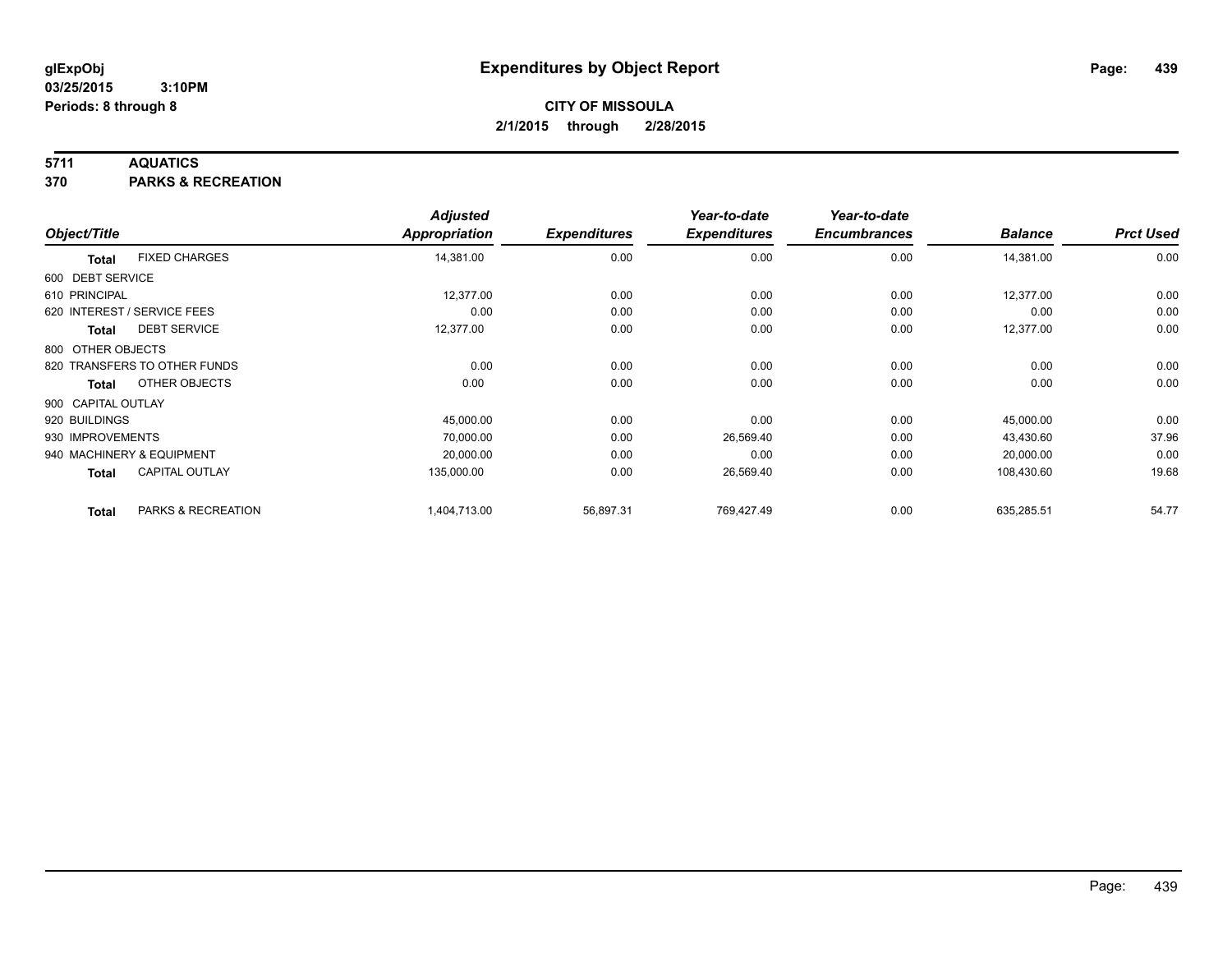**glExpObj**
**03/25/2015 3:10PM**
**Periods: 8 through 8**

# Expenditures by Object Report

**CITY OF MISSOULA**
**2/1/2015 through 2/28/2015**

**5711 AQUATICS**
**370 PARKS & RECREATION**

| Object/Title | Adjusted Appropriation | Expenditures | Year-to-date Expenditures | Year-to-date Encumbrances | Balance | Prct Used |
|---|---|---|---|---|---|---|
| **Total** FIXED CHARGES | 14,381.00 | 0.00 | 0.00 | 0.00 | 14,381.00 | 0.00 |
| 600 DEBT SERVICE | | | | | | |
| 610 PRINCIPAL | 12,377.00 | 0.00 | 0.00 | 0.00 | 12,377.00 | 0.00 |
| 620 INTEREST / SERVICE FEES | 0.00 | 0.00 | 0.00 | 0.00 | 0.00 | 0.00 |
| **Total** DEBT SERVICE | 12,377.00 | 0.00 | 0.00 | 0.00 | 12,377.00 | 0.00 |
| 800 OTHER OBJECTS | | | | | | |
| 820 TRANSFERS TO OTHER FUNDS | 0.00 | 0.00 | 0.00 | 0.00 | 0.00 | 0.00 |
| **Total** OTHER OBJECTS | 0.00 | 0.00 | 0.00 | 0.00 | 0.00 | 0.00 |
| 900 CAPITAL OUTLAY | | | | | | |
| 920 BUILDINGS | 45,000.00 | 0.00 | 0.00 | 0.00 | 45,000.00 | 0.00 |
| 930 IMPROVEMENTS | 70,000.00 | 0.00 | 26,569.40 | 0.00 | 43,430.60 | 37.96 |
| 940 MACHINERY & EQUIPMENT | 20,000.00 | 0.00 | 0.00 | 0.00 | 20,000.00 | 0.00 |
| **Total** CAPITAL OUTLAY | 135,000.00 | 0.00 | 26,569.40 | 0.00 | 108,430.60 | 19.68 |
| **Total** PARKS & RECREATION | 1,404,713.00 | 56,897.31 | 769,427.49 | 0.00 | 635,285.51 | 54.77 |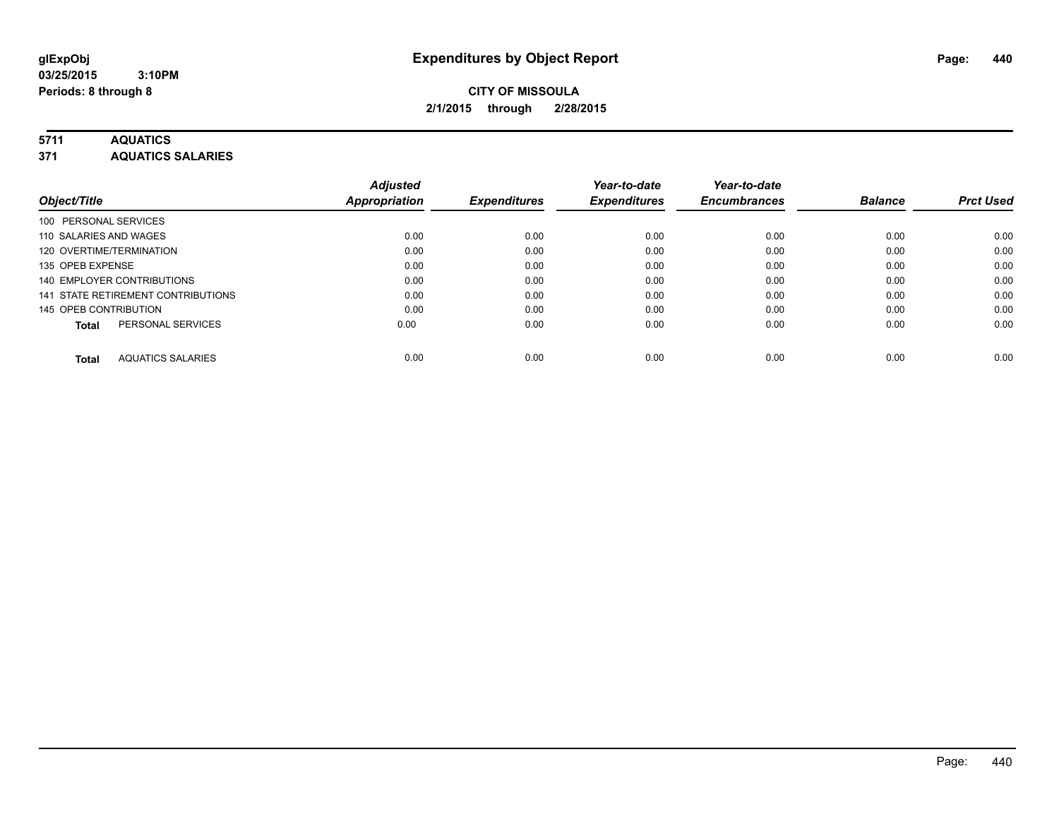# Expenditures by Object Report

glExpObj
03/25/2015 3:10PM
Periods: 8 through 8

**CITY OF MISSOULA**
**2/1/2015 through 2/28/2015**

**5711 AQUATICS**
**371 AQUATICS SALARIES**

| Object/Title | Adjusted Appropriation | Expenditures | Year-to-date Expenditures | Year-to-date Encumbrances | Balance | Prct Used |
|---|---|---|---|---|---|---|
| 100 PERSONAL SERVICES | | | | | | |
| 110 SALARIES AND WAGES | 0.00 | 0.00 | 0.00 | 0.00 | 0.00 | 0.00 |
| 120 OVERTIME/TERMINATION | 0.00 | 0.00 | 0.00 | 0.00 | 0.00 | 0.00 |
| 135 OPEB EXPENSE | 0.00 | 0.00 | 0.00 | 0.00 | 0.00 | 0.00 |
| 140 EMPLOYER CONTRIBUTIONS | 0.00 | 0.00 | 0.00 | 0.00 | 0.00 | 0.00 |
| 141 STATE RETIREMENT CONTRIBUTIONS | 0.00 | 0.00 | 0.00 | 0.00 | 0.00 | 0.00 |
| 145 OPEB CONTRIBUTION | 0.00 | 0.00 | 0.00 | 0.00 | 0.00 | 0.00 |
| **Total** PERSONAL SERVICES | 0.00 | 0.00 | 0.00 | 0.00 | 0.00 | 0.00 |
| **Total** AQUATICS SALARIES | 0.00 | 0.00 | 0.00 | 0.00 | 0.00 | 0.00 |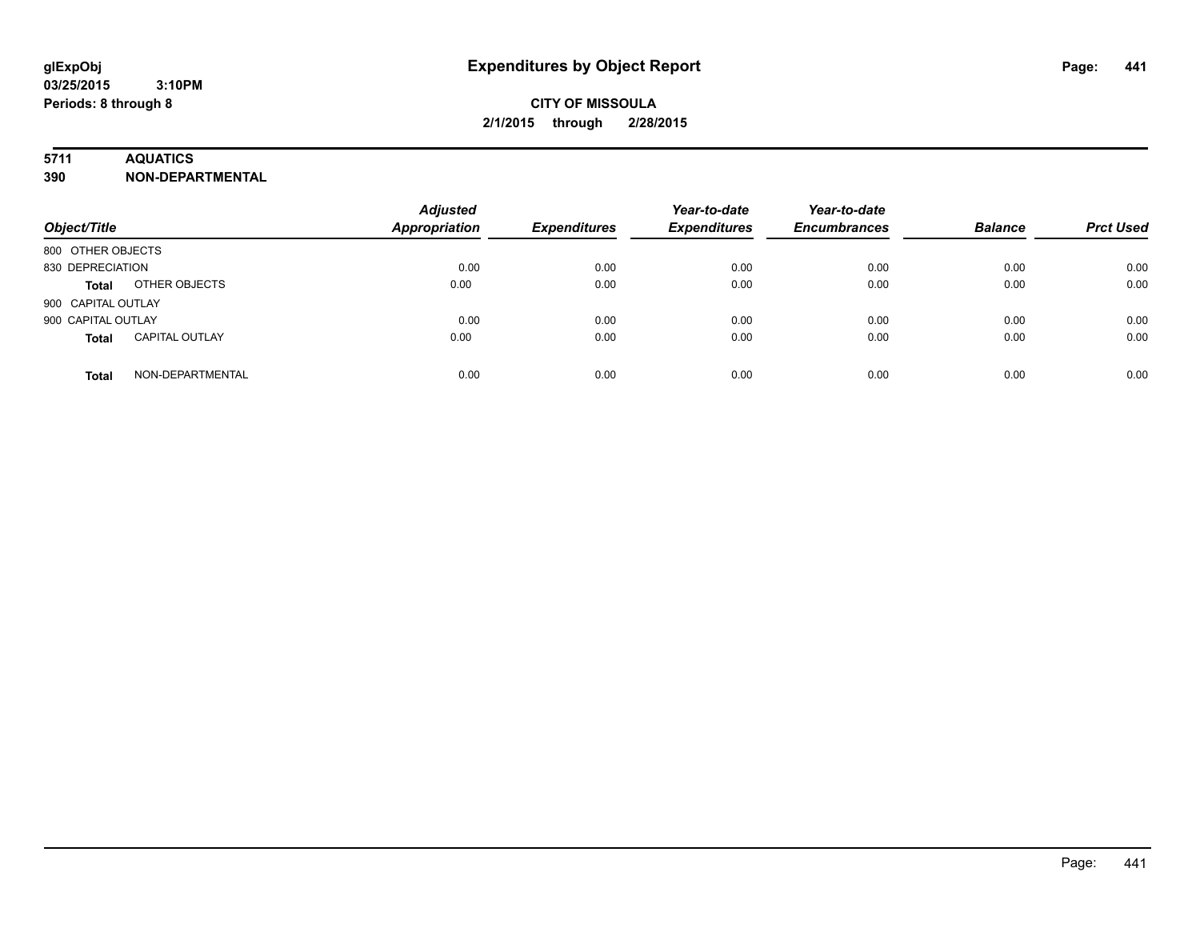**glExpObj** **Expenditures by Object Report**

**03/25/2015 3:10PM**

**Periods: 8 through 8**

**CITY OF MISSOULA**

**2/1/2015 through 2/28/2015**

**5711 AQUATICS**

**390 NON-DEPARTMENTAL**

| Object/Title | | Adjusted Appropriation | Expenditures | Year-to-date Expenditures | Year-to-date Encumbrances | Balance | Prct Used |
|---|---|---|---|---|---|---|---|
| 800 OTHER OBJECTS | | | | | | | |
| 830 DEPRECIATION | | 0.00 | 0.00 | 0.00 | 0.00 | 0.00 | 0.00 |
| **Total** | OTHER OBJECTS | 0.00 | 0.00 | 0.00 | 0.00 | 0.00 | 0.00 |
| 900 CAPITAL OUTLAY | | | | | | | |
| 900 CAPITAL OUTLAY | | 0.00 | 0.00 | 0.00 | 0.00 | 0.00 | 0.00 |
| **Total** | CAPITAL OUTLAY | 0.00 | 0.00 | 0.00 | 0.00 | 0.00 | 0.00 |
| **Total** | NON-DEPARTMENTAL | 0.00 | 0.00 | 0.00 | 0.00 | 0.00 | 0.00 |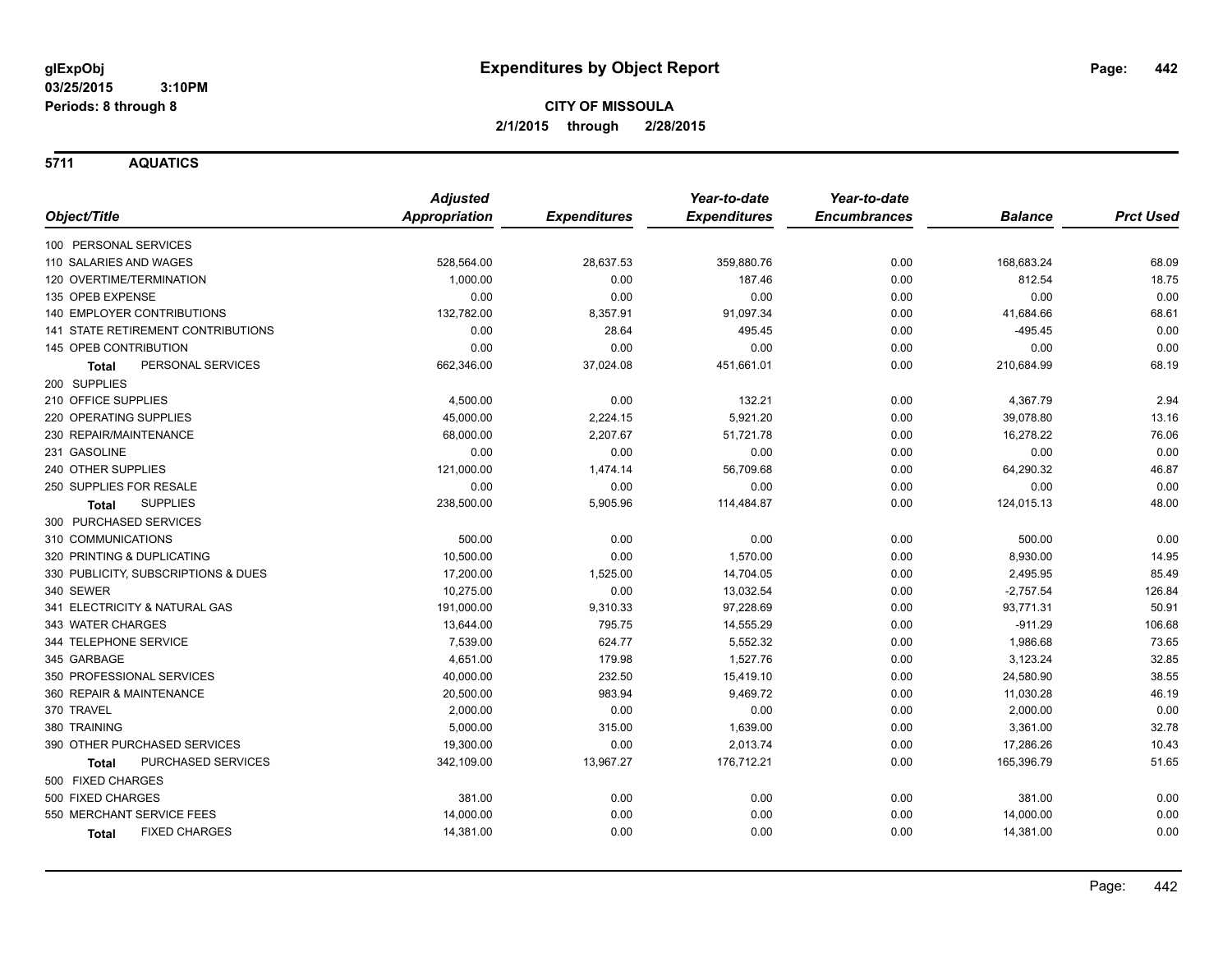**glExpObj**
**03/25/2015 3:10PM**
**Periods: 8 through 8**

# Expenditures by Object Report

**CITY OF MISSOULA**
**2/1/2015 through 2/28/2015**

## 5711 AQUATICS

| Object/Title | Adjusted Appropriation | Expenditures | Year-to-date Expenditures | Year-to-date Encumbrances | Balance | Prct Used |
|---|---|---|---|---|---|---|
| 100 PERSONAL SERVICES | | | | | | |
| 110 SALARIES AND WAGES | 528,564.00 | 28,637.53 | 359,880.76 | 0.00 | 168,683.24 | 68.09 |
| 120 OVERTIME/TERMINATION | 1,000.00 | 0.00 | 187.46 | 0.00 | 812.54 | 18.75 |
| 135 OPEB EXPENSE | 0.00 | 0.00 | 0.00 | 0.00 | 0.00 | 0.00 |
| 140 EMPLOYER CONTRIBUTIONS | 132,782.00 | 8,357.91 | 91,097.34 | 0.00 | 41,684.66 | 68.61 |
| 141 STATE RETIREMENT CONTRIBUTIONS | 0.00 | 28.64 | 495.45 | 0.00 | -495.45 | 0.00 |
| 145 OPEB CONTRIBUTION | 0.00 | 0.00 | 0.00 | 0.00 | 0.00 | 0.00 |
| **Total** PERSONAL SERVICES | 662,346.00 | 37,024.08 | 451,661.01 | 0.00 | 210,684.99 | 68.19 |
| 200 SUPPLIES | | | | | | |
| 210 OFFICE SUPPLIES | 4,500.00 | 0.00 | 132.21 | 0.00 | 4,367.79 | 2.94 |
| 220 OPERATING SUPPLIES | 45,000.00 | 2,224.15 | 5,921.20 | 0.00 | 39,078.80 | 13.16 |
| 230 REPAIR/MAINTENANCE | 68,000.00 | 2,207.67 | 51,721.78 | 0.00 | 16,278.22 | 76.06 |
| 231 GASOLINE | 0.00 | 0.00 | 0.00 | 0.00 | 0.00 | 0.00 |
| 240 OTHER SUPPLIES | 121,000.00 | 1,474.14 | 56,709.68 | 0.00 | 64,290.32 | 46.87 |
| 250 SUPPLIES FOR RESALE | 0.00 | 0.00 | 0.00 | 0.00 | 0.00 | 0.00 |
| **Total** SUPPLIES | 238,500.00 | 5,905.96 | 114,484.87 | 0.00 | 124,015.13 | 48.00 |
| 300 PURCHASED SERVICES | | | | | | |
| 310 COMMUNICATIONS | 500.00 | 0.00 | 0.00 | 0.00 | 500.00 | 0.00 |
| 320 PRINTING & DUPLICATING | 10,500.00 | 0.00 | 1,570.00 | 0.00 | 8,930.00 | 14.95 |
| 330 PUBLICITY, SUBSCRIPTIONS & DUES | 17,200.00 | 1,525.00 | 14,704.05 | 0.00 | 2,495.95 | 85.49 |
| 340 SEWER | 10,275.00 | 0.00 | 13,032.54 | 0.00 | -2,757.54 | 126.84 |
| 341 ELECTRICITY & NATURAL GAS | 191,000.00 | 9,310.33 | 97,228.69 | 0.00 | 93,771.31 | 50.91 |
| 343 WATER CHARGES | 13,644.00 | 795.75 | 14,555.29 | 0.00 | -911.29 | 106.68 |
| 344 TELEPHONE SERVICE | 7,539.00 | 624.77 | 5,552.32 | 0.00 | 1,986.68 | 73.65 |
| 345 GARBAGE | 4,651.00 | 179.98 | 1,527.76 | 0.00 | 3,123.24 | 32.85 |
| 350 PROFESSIONAL SERVICES | 40,000.00 | 232.50 | 15,419.10 | 0.00 | 24,580.90 | 38.55 |
| 360 REPAIR & MAINTENANCE | 20,500.00 | 983.94 | 9,469.72 | 0.00 | 11,030.28 | 46.19 |
| 370 TRAVEL | 2,000.00 | 0.00 | 0.00 | 0.00 | 2,000.00 | 0.00 |
| 380 TRAINING | 5,000.00 | 315.00 | 1,639.00 | 0.00 | 3,361.00 | 32.78 |
| 390 OTHER PURCHASED SERVICES | 19,300.00 | 0.00 | 2,013.74 | 0.00 | 17,286.26 | 10.43 |
| **Total** PURCHASED SERVICES | 342,109.00 | 13,967.27 | 176,712.21 | 0.00 | 165,396.79 | 51.65 |
| 500 FIXED CHARGES | | | | | | |
| 500 FIXED CHARGES | 381.00 | 0.00 | 0.00 | 0.00 | 381.00 | 0.00 |
| 550 MERCHANT SERVICE FEES | 14,000.00 | 0.00 | 0.00 | 0.00 | 14,000.00 | 0.00 |
| **Total** FIXED CHARGES | 14,381.00 | 0.00 | 0.00 | 0.00 | 14,381.00 | 0.00 |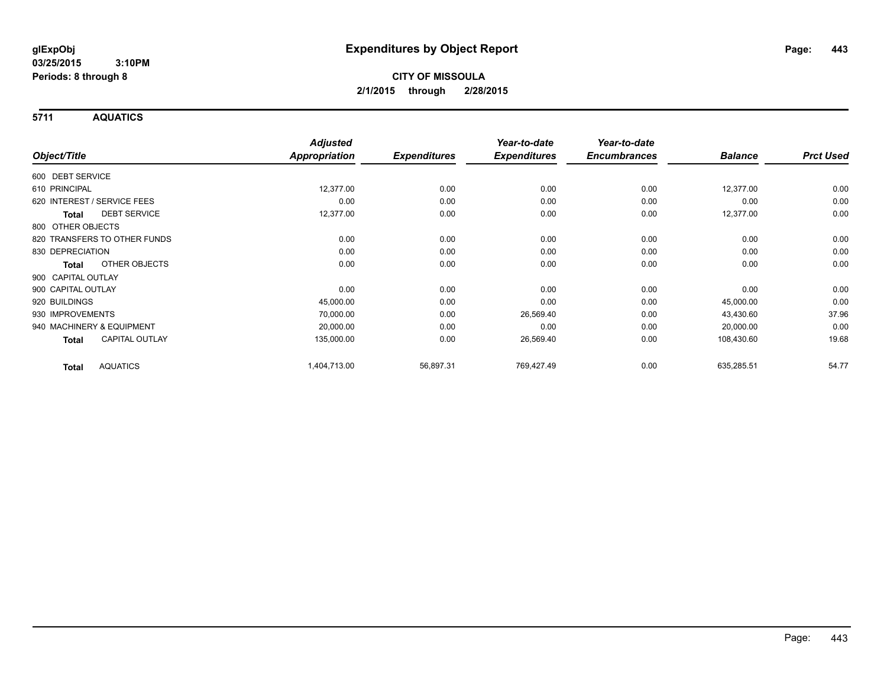**glExpObj** **Expenditures by Object Report**

**03/25/2015 3:10PM**

**Periods: 8 through 8**

**CITY OF MISSOULA**

**2/1/2015 through 2/28/2015**

## 5711 AQUATICS

| Object/Title | Adjusted Appropriation | Expenditures | Year-to-date Expenditures | Year-to-date Encumbrances | Balance | Prct Used |
|---|---|---|---|---|---|---|
| 600 DEBT SERVICE | | | | | | |
| 610 PRINCIPAL | 12,377.00 | 0.00 | 0.00 | 0.00 | 12,377.00 | 0.00 |
| 620 INTEREST / SERVICE FEES | 0.00 | 0.00 | 0.00 | 0.00 | 0.00 | 0.00 |
| **Total** DEBT SERVICE | 12,377.00 | 0.00 | 0.00 | 0.00 | 12,377.00 | 0.00 |
| 800 OTHER OBJECTS | | | | | | |
| 820 TRANSFERS TO OTHER FUNDS | 0.00 | 0.00 | 0.00 | 0.00 | 0.00 | 0.00 |
| 830 DEPRECIATION | 0.00 | 0.00 | 0.00 | 0.00 | 0.00 | 0.00 |
| **Total** OTHER OBJECTS | 0.00 | 0.00 | 0.00 | 0.00 | 0.00 | 0.00 |
| 900 CAPITAL OUTLAY | | | | | | |
| 900 CAPITAL OUTLAY | 0.00 | 0.00 | 0.00 | 0.00 | 0.00 | 0.00 |
| 920 BUILDINGS | 45,000.00 | 0.00 | 0.00 | 0.00 | 45,000.00 | 0.00 |
| 930 IMPROVEMENTS | 70,000.00 | 0.00 | 26,569.40 | 0.00 | 43,430.60 | 37.96 |
| 940 MACHINERY & EQUIPMENT | 20,000.00 | 0.00 | 0.00 | 0.00 | 20,000.00 | 0.00 |
| **Total** CAPITAL OUTLAY | 135,000.00 | 0.00 | 26,569.40 | 0.00 | 108,430.60 | 19.68 |
| **Total** AQUATICS | 1,404,713.00 | 56,897.31 | 769,427.49 | 0.00 | 635,285.51 | 54.77 |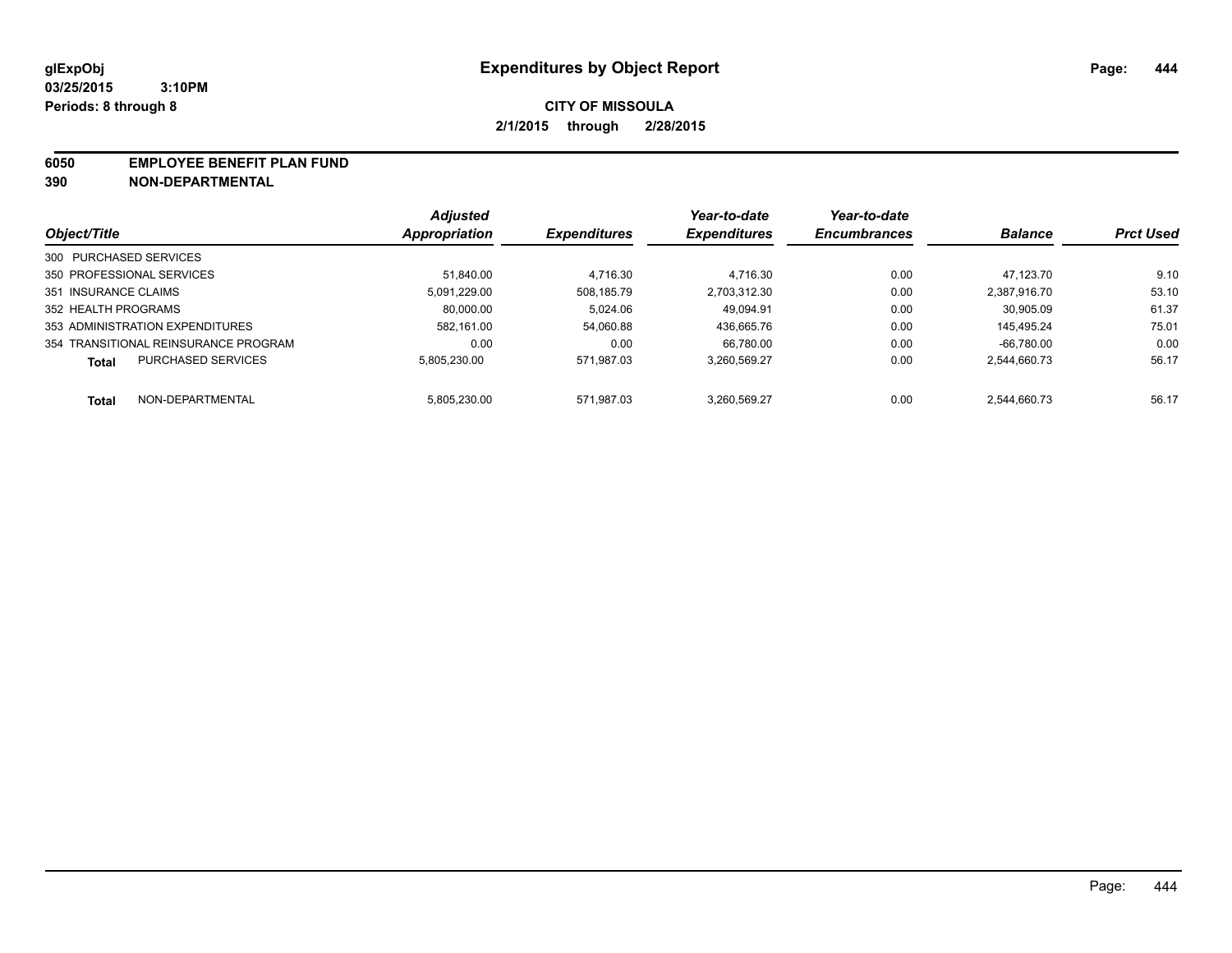glExpObj
03/25/2015 3:10PM
Periods: 8 through 8

# Expenditures by Object Report

**CITY OF MISSOULA**
**2/1/2015 through 2/28/2015**

**6050 EMPLOYEE BENEFIT PLAN FUND**
**390 NON-DEPARTMENTAL**

| Object/Title | Adjusted Appropriation | Expenditures | Year-to-date Expenditures | Year-to-date Encumbrances | Balance | Prct Used |
|---|---|---|---|---|---|---|
| 300 PURCHASED SERVICES | | | | | | |
| 350 PROFESSIONAL SERVICES | 51,840.00 | 4,716.30 | 4,716.30 | 0.00 | 47,123.70 | 9.10 |
| 351 INSURANCE CLAIMS | 5,091,229.00 | 508,185.79 | 2,703,312.30 | 0.00 | 2,387,916.70 | 53.10 |
| 352 HEALTH PROGRAMS | 80,000.00 | 5,024.06 | 49,094.91 | 0.00 | 30,905.09 | 61.37 |
| 353 ADMINISTRATION EXPENDITURES | 582,161.00 | 54,060.88 | 436,665.76 | 0.00 | 145,495.24 | 75.01 |
| 354 TRANSITIONAL REINSURANCE PROGRAM | 0.00 | 0.00 | 66,780.00 | 0.00 | -66,780.00 | 0.00 |
| **Total** PURCHASED SERVICES | 5,805,230.00 | 571,987.03 | 3,260,569.27 | 0.00 | 2,544,660.73 | 56.17 |
| **Total** NON-DEPARTMENTAL | 5,805,230.00 | 571,987.03 | 3,260,569.27 | 0.00 | 2,544,660.73 | 56.17 |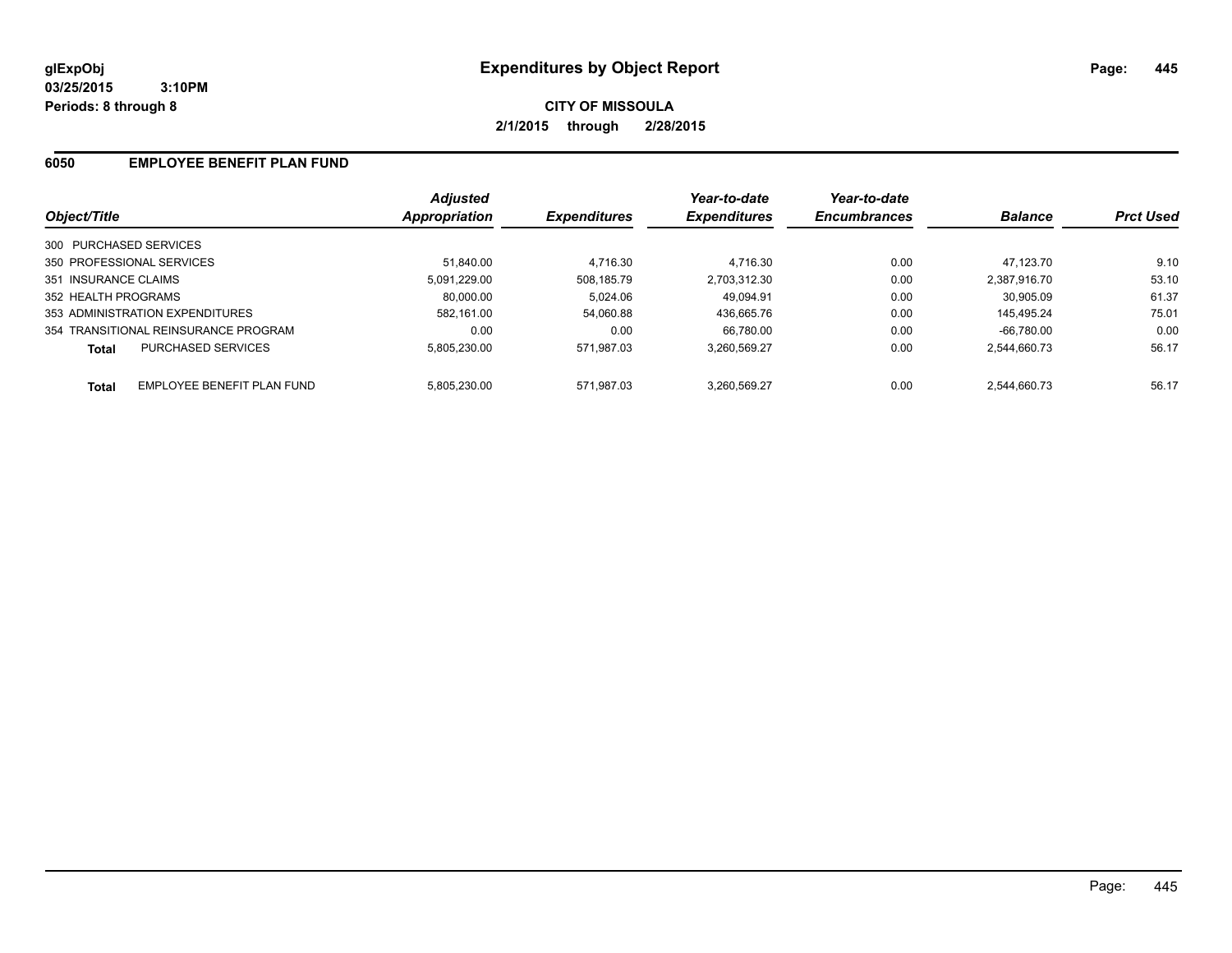**glExpObj** **Expenditures by Object Report**
**03/25/2015 3:10PM**
**Periods: 8 through 8**

**CITY OF MISSOULA**
**2/1/2015 through 2/28/2015**

## 6050 EMPLOYEE BENEFIT PLAN FUND

| Object/Title | Adjusted Appropriation | Expenditures | Year-to-date Expenditures | Year-to-date Encumbrances | Balance | Prct Used |
|---|---|---|---|---|---|---|
| 300 PURCHASED SERVICES | | | | | | |
| 350 PROFESSIONAL SERVICES | 51,840.00 | 4,716.30 | 4,716.30 | 0.00 | 47,123.70 | 9.10 |
| 351 INSURANCE CLAIMS | 5,091,229.00 | 508,185.79 | 2,703,312.30 | 0.00 | 2,387,916.70 | 53.10 |
| 352 HEALTH PROGRAMS | 80,000.00 | 5,024.06 | 49,094.91 | 0.00 | 30,905.09 | 61.37 |
| 353 ADMINISTRATION EXPENDITURES | 582,161.00 | 54,060.88 | 436,665.76 | 0.00 | 145,495.24 | 75.01 |
| 354 TRANSITIONAL REINSURANCE PROGRAM | 0.00 | 0.00 | 66,780.00 | 0.00 | -66,780.00 | 0.00 |
| **Total** PURCHASED SERVICES | 5,805,230.00 | 571,987.03 | 3,260,569.27 | 0.00 | 2,544,660.73 | 56.17 |
| **Total** EMPLOYEE BENEFIT PLAN FUND | 5,805,230.00 | 571,987.03 | 3,260,569.27 | 0.00 | 2,544,660.73 | 56.17 |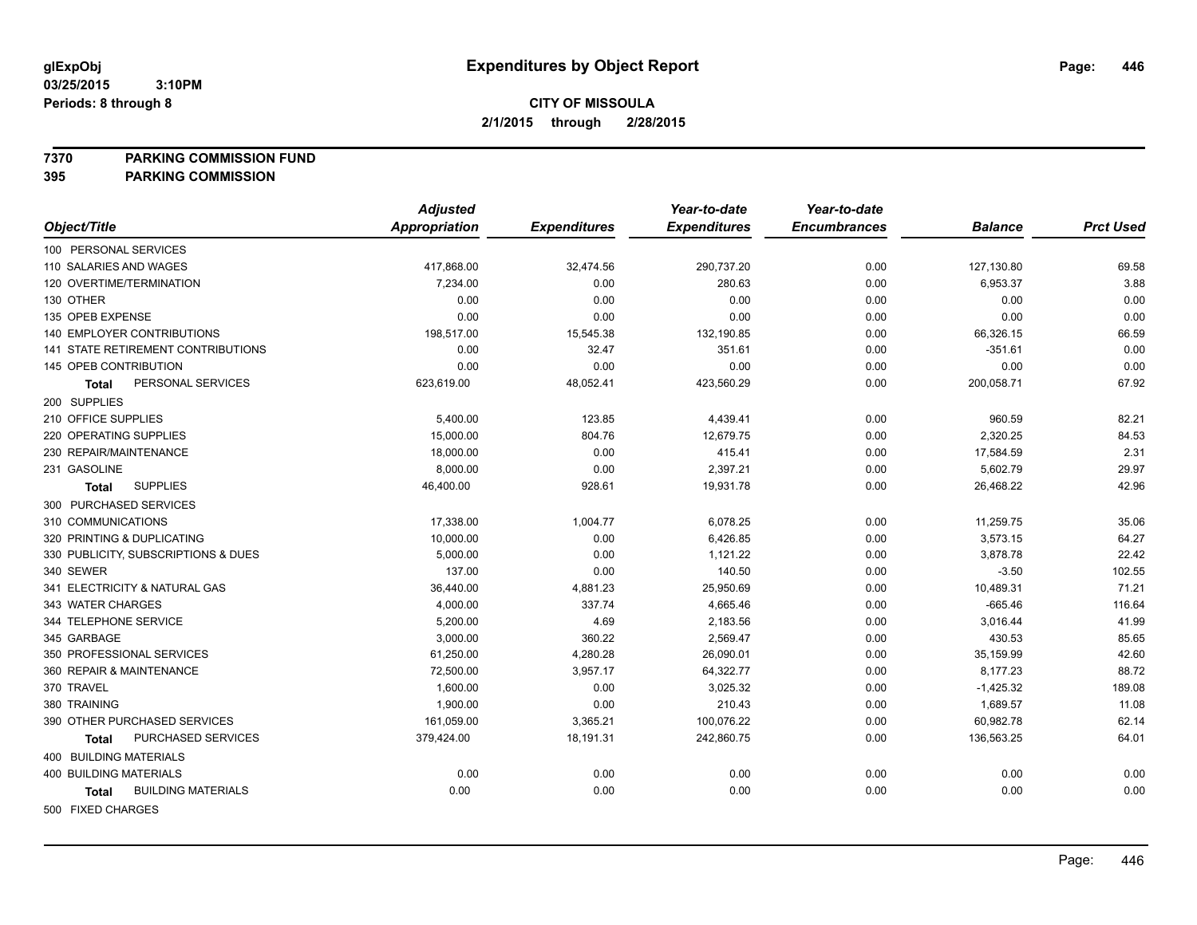# Expenditures by Object Report

glExpObj
03/25/2015 3:10PM
Periods: 8 through 8

**CITY OF MISSOULA**
**2/1/2015 through 2/28/2015**

**7370 PARKING COMMISSION FUND**
**395 PARKING COMMISSION**

| Object/Title | Adjusted Appropriation | Expenditures | Year-to-date Expenditures | Year-to-date Encumbrances | Balance | Prct Used |
|---|---|---|---|---|---|---|
| 100 PERSONAL SERVICES | | | | | | |
| 110 SALARIES AND WAGES | 417,868.00 | 32,474.56 | 290,737.20 | 0.00 | 127,130.80 | 69.58 |
| 120 OVERTIME/TERMINATION | 7,234.00 | 0.00 | 280.63 | 0.00 | 6,953.37 | 3.88 |
| 130 OTHER | 0.00 | 0.00 | 0.00 | 0.00 | 0.00 | 0.00 |
| 135 OPEB EXPENSE | 0.00 | 0.00 | 0.00 | 0.00 | 0.00 | 0.00 |
| 140 EMPLOYER CONTRIBUTIONS | 198,517.00 | 15,545.38 | 132,190.85 | 0.00 | 66,326.15 | 66.59 |
| 141 STATE RETIREMENT CONTRIBUTIONS | 0.00 | 32.47 | 351.61 | 0.00 | -351.61 | 0.00 |
| 145 OPEB CONTRIBUTION | 0.00 | 0.00 | 0.00 | 0.00 | 0.00 | 0.00 |
| **Total** PERSONAL SERVICES | 623,619.00 | 48,052.41 | 423,560.29 | 0.00 | 200,058.71 | 67.92 |
| 200 SUPPLIES | | | | | | |
| 210 OFFICE SUPPLIES | 5,400.00 | 123.85 | 4,439.41 | 0.00 | 960.59 | 82.21 |
| 220 OPERATING SUPPLIES | 15,000.00 | 804.76 | 12,679.75 | 0.00 | 2,320.25 | 84.53 |
| 230 REPAIR/MAINTENANCE | 18,000.00 | 0.00 | 415.41 | 0.00 | 17,584.59 | 2.31 |
| 231 GASOLINE | 8,000.00 | 0.00 | 2,397.21 | 0.00 | 5,602.79 | 29.97 |
| **Total** SUPPLIES | 46,400.00 | 928.61 | 19,931.78 | 0.00 | 26,468.22 | 42.96 |
| 300 PURCHASED SERVICES | | | | | | |
| 310 COMMUNICATIONS | 17,338.00 | 1,004.77 | 6,078.25 | 0.00 | 11,259.75 | 35.06 |
| 320 PRINTING & DUPLICATING | 10,000.00 | 0.00 | 6,426.85 | 0.00 | 3,573.15 | 64.27 |
| 330 PUBLICITY, SUBSCRIPTIONS & DUES | 5,000.00 | 0.00 | 1,121.22 | 0.00 | 3,878.78 | 22.42 |
| 340 SEWER | 137.00 | 0.00 | 140.50 | 0.00 | -3.50 | 102.55 |
| 341 ELECTRICITY & NATURAL GAS | 36,440.00 | 4,881.23 | 25,950.69 | 0.00 | 10,489.31 | 71.21 |
| 343 WATER CHARGES | 4,000.00 | 337.74 | 4,665.46 | 0.00 | -665.46 | 116.64 |
| 344 TELEPHONE SERVICE | 5,200.00 | 4.69 | 2,183.56 | 0.00 | 3,016.44 | 41.99 |
| 345 GARBAGE | 3,000.00 | 360.22 | 2,569.47 | 0.00 | 430.53 | 85.65 |
| 350 PROFESSIONAL SERVICES | 61,250.00 | 4,280.28 | 26,090.01 | 0.00 | 35,159.99 | 42.60 |
| 360 REPAIR & MAINTENANCE | 72,500.00 | 3,957.17 | 64,322.77 | 0.00 | 8,177.23 | 88.72 |
| 370 TRAVEL | 1,600.00 | 0.00 | 3,025.32 | 0.00 | -1,425.32 | 189.08 |
| 380 TRAINING | 1,900.00 | 0.00 | 210.43 | 0.00 | 1,689.57 | 11.08 |
| 390 OTHER PURCHASED SERVICES | 161,059.00 | 3,365.21 | 100,076.22 | 0.00 | 60,982.78 | 62.14 |
| **Total** PURCHASED SERVICES | 379,424.00 | 18,191.31 | 242,860.75 | 0.00 | 136,563.25 | 64.01 |
| 400 BUILDING MATERIALS | | | | | | |
| 400 BUILDING MATERIALS | 0.00 | 0.00 | 0.00 | 0.00 | 0.00 | 0.00 |
| **Total** BUILDING MATERIALS | 0.00 | 0.00 | 0.00 | 0.00 | 0.00 | 0.00 |
| 500 FIXED CHARGES | | | | | | |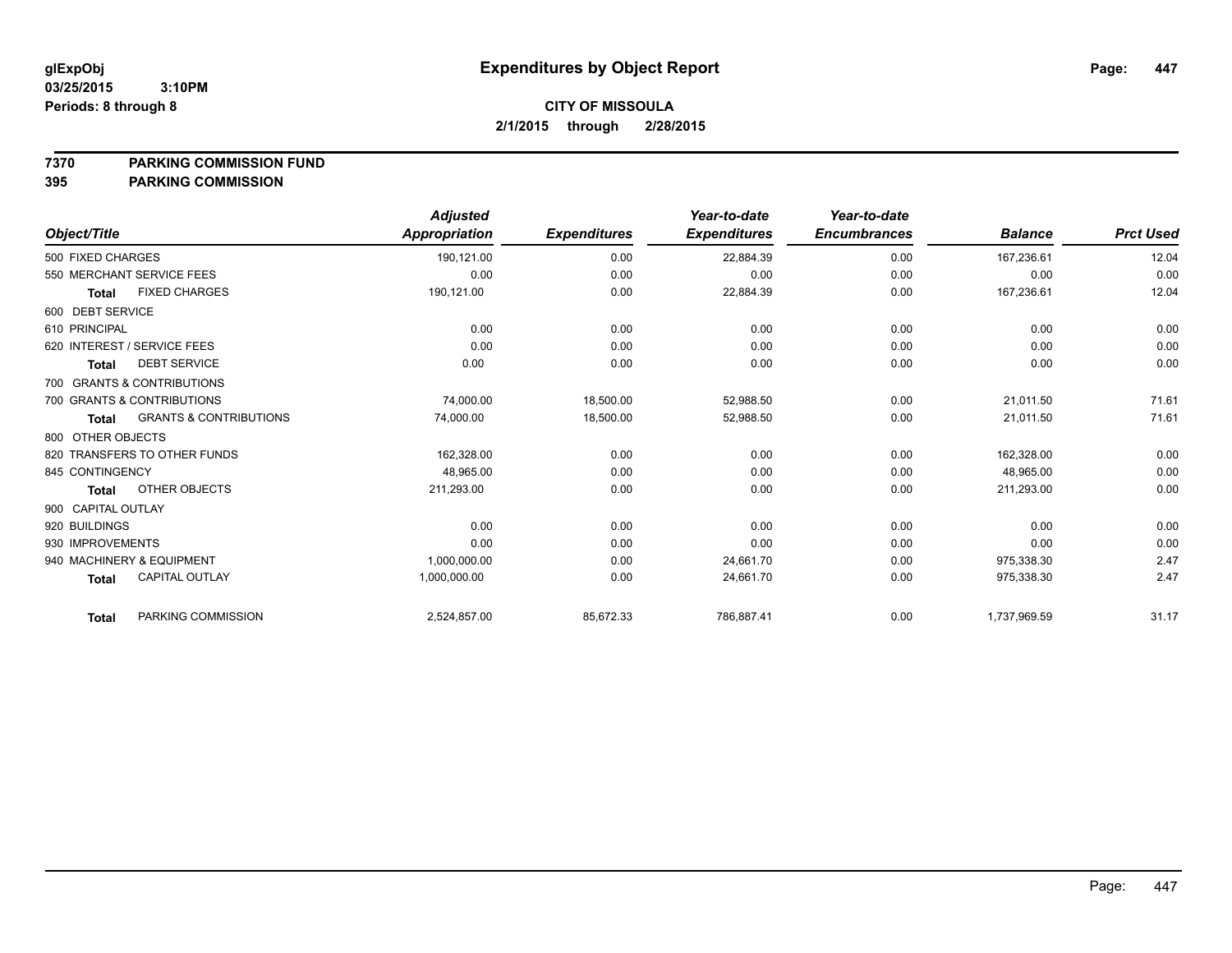# Expenditures by Object Report

glExpObj
03/25/2015 3:10PM
Periods: 8 through 8

**CITY OF MISSOULA**
**2/1/2015 through 2/28/2015**

**7370 PARKING COMMISSION FUND**
**395 PARKING COMMISSION**

| Object/Title | Adjusted Appropriation | Expenditures | Year-to-date Expenditures | Year-to-date Encumbrances | Balance | Prct Used |
|---|---|---|---|---|---|---|
| 500 FIXED CHARGES | 190,121.00 | 0.00 | 22,884.39 | 0.00 | 167,236.61 | 12.04 |
| 550 MERCHANT SERVICE FEES | 0.00 | 0.00 | 0.00 | 0.00 | 0.00 | 0.00 |
| **Total** FIXED CHARGES | 190,121.00 | 0.00 | 22,884.39 | 0.00 | 167,236.61 | 12.04 |
| 600 DEBT SERVICE | | | | | | |
| 610 PRINCIPAL | 0.00 | 0.00 | 0.00 | 0.00 | 0.00 | 0.00 |
| 620 INTEREST / SERVICE FEES | 0.00 | 0.00 | 0.00 | 0.00 | 0.00 | 0.00 |
| **Total** DEBT SERVICE | 0.00 | 0.00 | 0.00 | 0.00 | 0.00 | 0.00 |
| 700 GRANTS & CONTRIBUTIONS | | | | | | |
| 700 GRANTS & CONTRIBUTIONS | 74,000.00 | 18,500.00 | 52,988.50 | 0.00 | 21,011.50 | 71.61 |
| **Total** GRANTS & CONTRIBUTIONS | 74,000.00 | 18,500.00 | 52,988.50 | 0.00 | 21,011.50 | 71.61 |
| 800 OTHER OBJECTS | | | | | | |
| 820 TRANSFERS TO OTHER FUNDS | 162,328.00 | 0.00 | 0.00 | 0.00 | 162,328.00 | 0.00 |
| 845 CONTINGENCY | 48,965.00 | 0.00 | 0.00 | 0.00 | 48,965.00 | 0.00 |
| **Total** OTHER OBJECTS | 211,293.00 | 0.00 | 0.00 | 0.00 | 211,293.00 | 0.00 |
| 900 CAPITAL OUTLAY | | | | | | |
| 920 BUILDINGS | 0.00 | 0.00 | 0.00 | 0.00 | 0.00 | 0.00 |
| 930 IMPROVEMENTS | 0.00 | 0.00 | 0.00 | 0.00 | 0.00 | 0.00 |
| 940 MACHINERY & EQUIPMENT | 1,000,000.00 | 0.00 | 24,661.70 | 0.00 | 975,338.30 | 2.47 |
| **Total** CAPITAL OUTLAY | 1,000,000.00 | 0.00 | 24,661.70 | 0.00 | 975,338.30 | 2.47 |
| **Total** PARKING COMMISSION | 2,524,857.00 | 85,672.33 | 786,887.41 | 0.00 | 1,737,969.59 | 31.17 |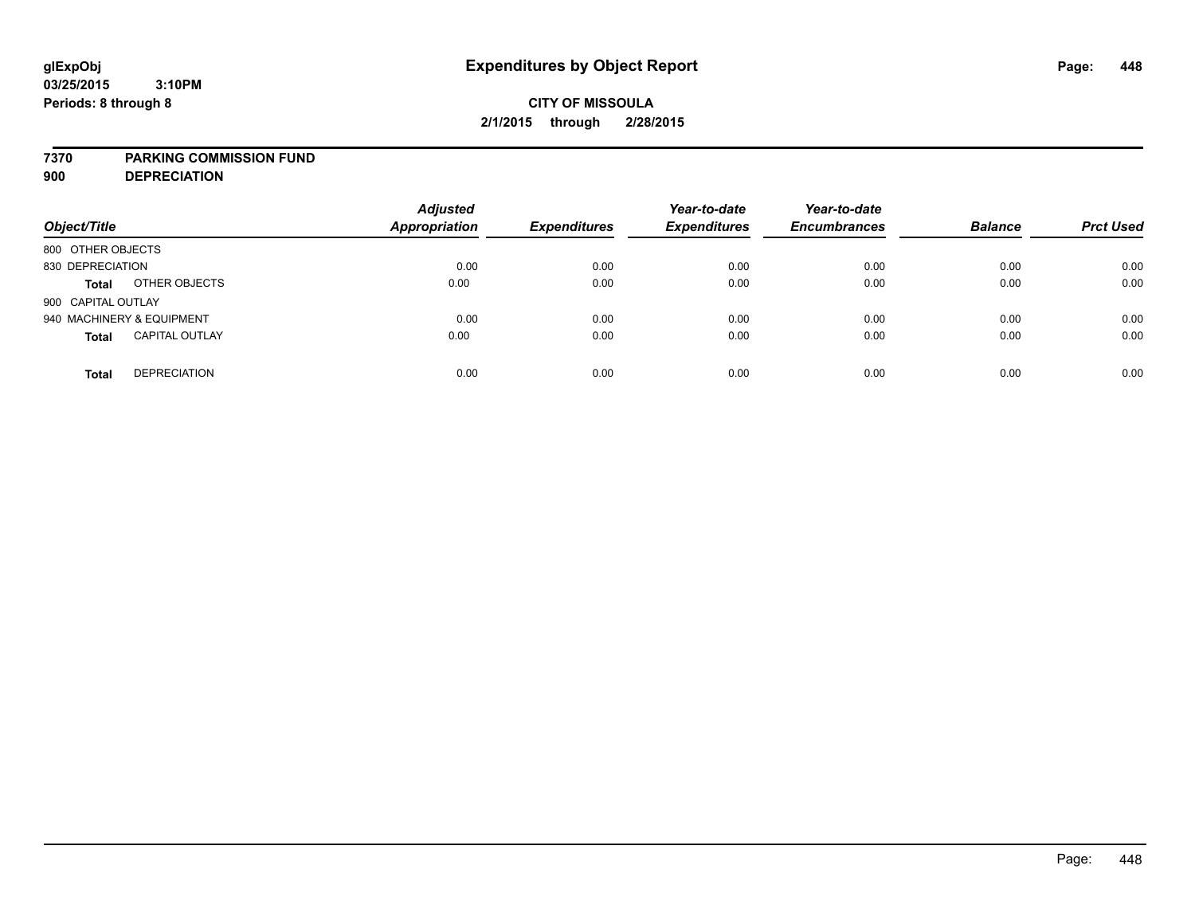glExpObj
03/25/2015 3:10PM
Periods: 8 through 8

# Expenditures by Object Report

**CITY OF MISSOULA**
**2/1/2015 through 2/28/2015**

**7370 PARKING COMMISSION FUND**
**900 DEPRECIATION**

| Object/Title | | Adjusted Appropriation | Expenditures | Year-to-date Expenditures | Year-to-date Encumbrances | Balance | Prct Used |
|---|---|---|---|---|---|---|---|
| 800 OTHER OBJECTS | | | | | | | |
| 830 DEPRECIATION | | 0.00 | 0.00 | 0.00 | 0.00 | 0.00 | 0.00 |
| **Total** | OTHER OBJECTS | 0.00 | 0.00 | 0.00 | 0.00 | 0.00 | 0.00 |
| 900 CAPITAL OUTLAY | | | | | | | |
| 940 MACHINERY & EQUIPMENT | | 0.00 | 0.00 | 0.00 | 0.00 | 0.00 | 0.00 |
| **Total** | CAPITAL OUTLAY | 0.00 | 0.00 | 0.00 | 0.00 | 0.00 | 0.00 |
| **Total** | DEPRECIATION | 0.00 | 0.00 | 0.00 | 0.00 | 0.00 | 0.00 |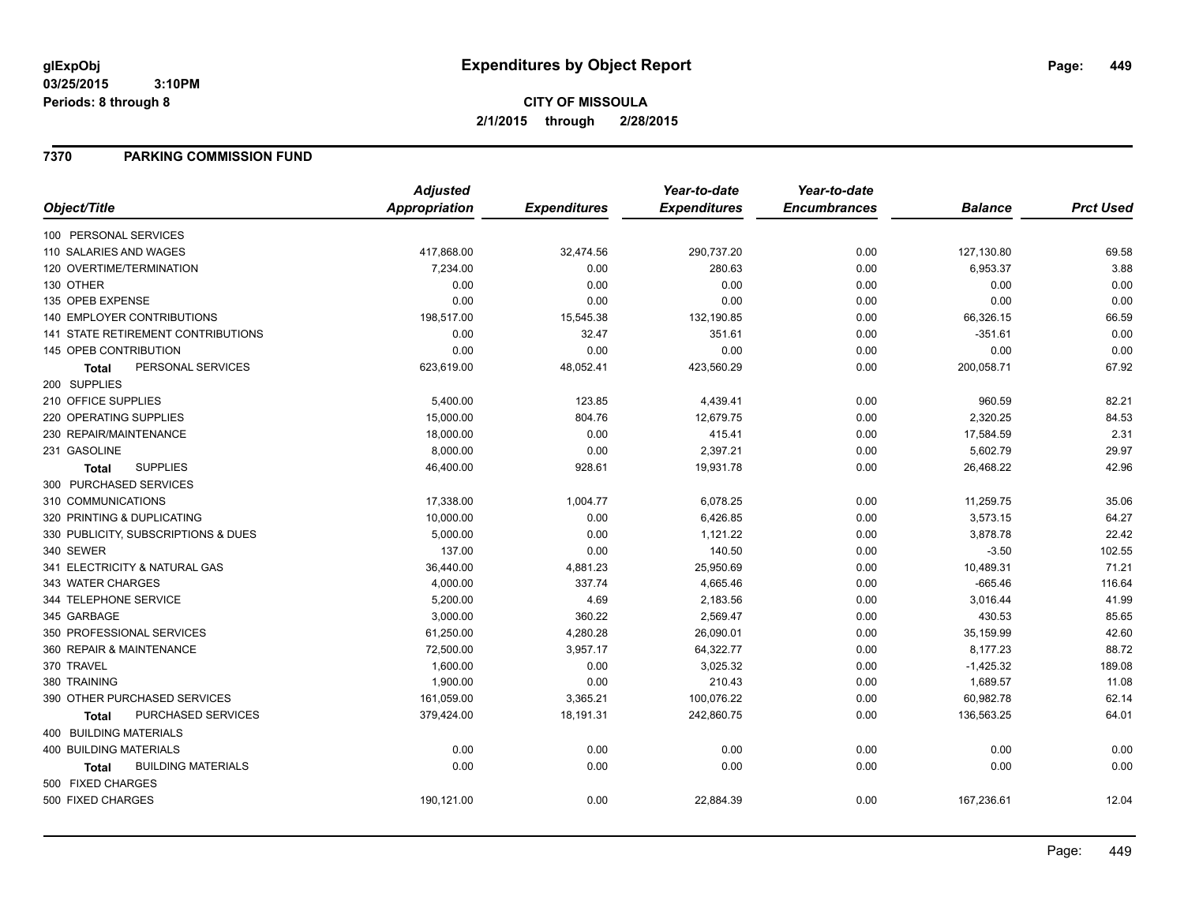# Expenditures by Object Report

glExpObj
03/25/2015 3:10PM
Periods: 8 through 8

**CITY OF MISSOULA**
**2/1/2015 through 2/28/2015**

## 7370 PARKING COMMISSION FUND

| Object/Title | Adjusted Appropriation | Expenditures | Year-to-date Expenditures | Year-to-date Encumbrances | Balance | Prct Used |
|---|---|---|---|---|---|---|
| 100 PERSONAL SERVICES | | | | | | |
| 110 SALARIES AND WAGES | 417,868.00 | 32,474.56 | 290,737.20 | 0.00 | 127,130.80 | 69.58 |
| 120 OVERTIME/TERMINATION | 7,234.00 | 0.00 | 280.63 | 0.00 | 6,953.37 | 3.88 |
| 130 OTHER | 0.00 | 0.00 | 0.00 | 0.00 | 0.00 | 0.00 |
| 135 OPEB EXPENSE | 0.00 | 0.00 | 0.00 | 0.00 | 0.00 | 0.00 |
| 140 EMPLOYER CONTRIBUTIONS | 198,517.00 | 15,545.38 | 132,190.85 | 0.00 | 66,326.15 | 66.59 |
| 141 STATE RETIREMENT CONTRIBUTIONS | 0.00 | 32.47 | 351.61 | 0.00 | -351.61 | 0.00 |
| 145 OPEB CONTRIBUTION | 0.00 | 0.00 | 0.00 | 0.00 | 0.00 | 0.00 |
| **Total** PERSONAL SERVICES | 623,619.00 | 48,052.41 | 423,560.29 | 0.00 | 200,058.71 | 67.92 |
| 200 SUPPLIES | | | | | | |
| 210 OFFICE SUPPLIES | 5,400.00 | 123.85 | 4,439.41 | 0.00 | 960.59 | 82.21 |
| 220 OPERATING SUPPLIES | 15,000.00 | 804.76 | 12,679.75 | 0.00 | 2,320.25 | 84.53 |
| 230 REPAIR/MAINTENANCE | 18,000.00 | 0.00 | 415.41 | 0.00 | 17,584.59 | 2.31 |
| 231 GASOLINE | 8,000.00 | 0.00 | 2,397.21 | 0.00 | 5,602.79 | 29.97 |
| **Total** SUPPLIES | 46,400.00 | 928.61 | 19,931.78 | 0.00 | 26,468.22 | 42.96 |
| 300 PURCHASED SERVICES | | | | | | |
| 310 COMMUNICATIONS | 17,338.00 | 1,004.77 | 6,078.25 | 0.00 | 11,259.75 | 35.06 |
| 320 PRINTING & DUPLICATING | 10,000.00 | 0.00 | 6,426.85 | 0.00 | 3,573.15 | 64.27 |
| 330 PUBLICITY, SUBSCRIPTIONS & DUES | 5,000.00 | 0.00 | 1,121.22 | 0.00 | 3,878.78 | 22.42 |
| 340 SEWER | 137.00 | 0.00 | 140.50 | 0.00 | -3.50 | 102.55 |
| 341 ELECTRICITY & NATURAL GAS | 36,440.00 | 4,881.23 | 25,950.69 | 0.00 | 10,489.31 | 71.21 |
| 343 WATER CHARGES | 4,000.00 | 337.74 | 4,665.46 | 0.00 | -665.46 | 116.64 |
| 344 TELEPHONE SERVICE | 5,200.00 | 4.69 | 2,183.56 | 0.00 | 3,016.44 | 41.99 |
| 345 GARBAGE | 3,000.00 | 360.22 | 2,569.47 | 0.00 | 430.53 | 85.65 |
| 350 PROFESSIONAL SERVICES | 61,250.00 | 4,280.28 | 26,090.01 | 0.00 | 35,159.99 | 42.60 |
| 360 REPAIR & MAINTENANCE | 72,500.00 | 3,957.17 | 64,322.77 | 0.00 | 8,177.23 | 88.72 |
| 370 TRAVEL | 1,600.00 | 0.00 | 3,025.32 | 0.00 | -1,425.32 | 189.08 |
| 380 TRAINING | 1,900.00 | 0.00 | 210.43 | 0.00 | 1,689.57 | 11.08 |
| 390 OTHER PURCHASED SERVICES | 161,059.00 | 3,365.21 | 100,076.22 | 0.00 | 60,982.78 | 62.14 |
| **Total** PURCHASED SERVICES | 379,424.00 | 18,191.31 | 242,860.75 | 0.00 | 136,563.25 | 64.01 |
| 400 BUILDING MATERIALS | | | | | | |
| 400 BUILDING MATERIALS | 0.00 | 0.00 | 0.00 | 0.00 | 0.00 | 0.00 |
| **Total** BUILDING MATERIALS | 0.00 | 0.00 | 0.00 | 0.00 | 0.00 | 0.00 |
| 500 FIXED CHARGES | | | | | | |
| 500 FIXED CHARGES | 190,121.00 | 0.00 | 22,884.39 | 0.00 | 167,236.61 | 12.04 |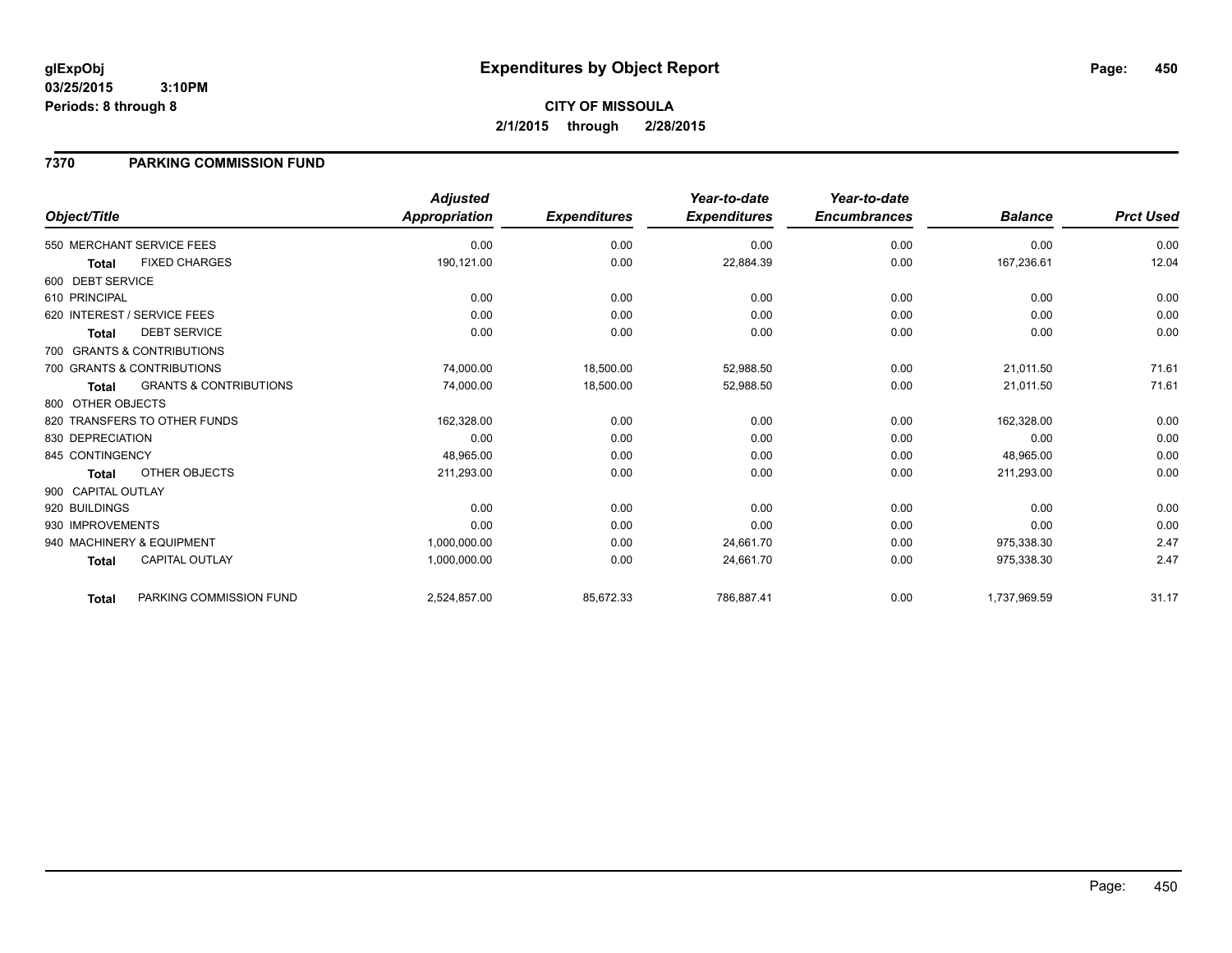# Expenditures by Object Report

glExpObj
03/25/2015 3:10PM
Periods: 8 through 8

**CITY OF MISSOULA**
**2/1/2015 through 2/28/2015**

## 7370 PARKING COMMISSION FUND

| Object/Title | | Adjusted Appropriation | Expenditures | Year-to-date Expenditures | Year-to-date Encumbrances | Balance | Prct Used |
|---|---|---|---|---|---|---|---|
| 550 MERCHANT SERVICE FEES | | 0.00 | 0.00 | 0.00 | 0.00 | 0.00 | 0.00 |
| Total | FIXED CHARGES | 190,121.00 | 0.00 | 22,884.39 | 0.00 | 167,236.61 | 12.04 |
| 600 DEBT SERVICE | | | | | | | |
| 610 PRINCIPAL | | 0.00 | 0.00 | 0.00 | 0.00 | 0.00 | 0.00 |
| 620 INTEREST / SERVICE FEES | | 0.00 | 0.00 | 0.00 | 0.00 | 0.00 | 0.00 |
| Total | DEBT SERVICE | 0.00 | 0.00 | 0.00 | 0.00 | 0.00 | 0.00 |
| 700 GRANTS & CONTRIBUTIONS | | | | | | | |
| 700 GRANTS & CONTRIBUTIONS | | 74,000.00 | 18,500.00 | 52,988.50 | 0.00 | 21,011.50 | 71.61 |
| Total | GRANTS & CONTRIBUTIONS | 74,000.00 | 18,500.00 | 52,988.50 | 0.00 | 21,011.50 | 71.61 |
| 800 OTHER OBJECTS | | | | | | | |
| 820 TRANSFERS TO OTHER FUNDS | | 162,328.00 | 0.00 | 0.00 | 0.00 | 162,328.00 | 0.00 |
| 830 DEPRECIATION | | 0.00 | 0.00 | 0.00 | 0.00 | 0.00 | 0.00 |
| 845 CONTINGENCY | | 48,965.00 | 0.00 | 0.00 | 0.00 | 48,965.00 | 0.00 |
| Total | OTHER OBJECTS | 211,293.00 | 0.00 | 0.00 | 0.00 | 211,293.00 | 0.00 |
| 900 CAPITAL OUTLAY | | | | | | | |
| 920 BUILDINGS | | 0.00 | 0.00 | 0.00 | 0.00 | 0.00 | 0.00 |
| 930 IMPROVEMENTS | | 0.00 | 0.00 | 0.00 | 0.00 | 0.00 | 0.00 |
| 940 MACHINERY & EQUIPMENT | | 1,000,000.00 | 0.00 | 24,661.70 | 0.00 | 975,338.30 | 2.47 |
| Total | CAPITAL OUTLAY | 1,000,000.00 | 0.00 | 24,661.70 | 0.00 | 975,338.30 | 2.47 |
| Total | PARKING COMMISSION FUND | 2,524,857.00 | 85,672.33 | 786,887.41 | 0.00 | 1,737,969.59 | 31.17 |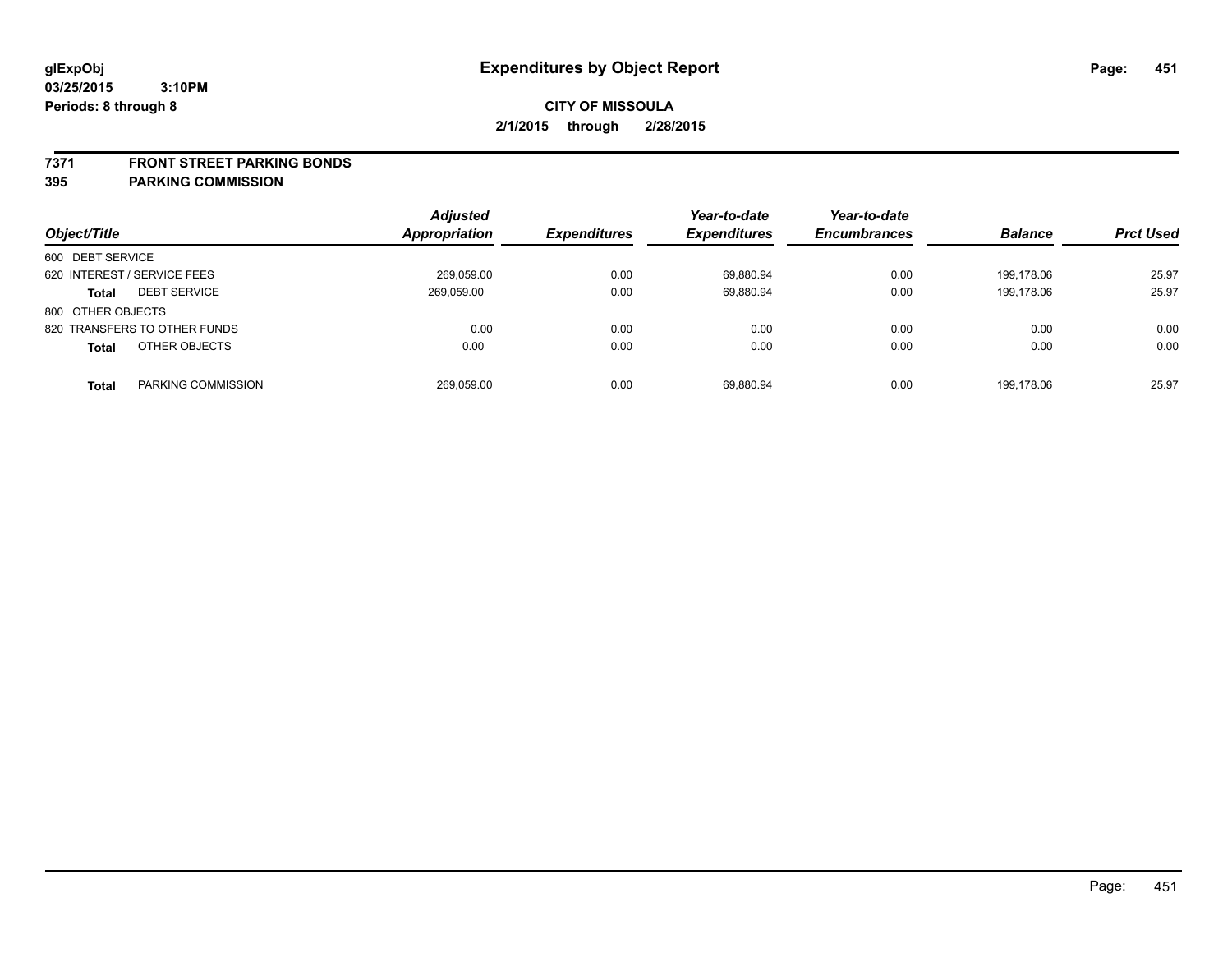# Expenditures by Object Report

glExpObj
03/25/2015 3:10PM
Periods: 8 through 8

**CITY OF MISSOULA**
**2/1/2015 through 2/28/2015**

## 7371 FRONT STREET PARKING BONDS
## 395 PARKING COMMISSION

| Object/Title | | Adjusted Appropriation | Expenditures | Year-to-date Expenditures | Year-to-date Encumbrances | Balance | Prct Used |
|---|---|---|---|---|---|---|---|
| 600 DEBT SERVICE | | | | | | | |
| 620 INTEREST / SERVICE FEES | | 269,059.00 | 0.00 | 69,880.94 | 0.00 | 199,178.06 | 25.97 |
| **Total** | DEBT SERVICE | 269,059.00 | 0.00 | 69,880.94 | 0.00 | 199,178.06 | 25.97 |
| 800 OTHER OBJECTS | | | | | | | |
| 820 TRANSFERS TO OTHER FUNDS | | 0.00 | 0.00 | 0.00 | 0.00 | 0.00 | 0.00 |
| **Total** | OTHER OBJECTS | 0.00 | 0.00 | 0.00 | 0.00 | 0.00 | 0.00 |
| **Total** | PARKING COMMISSION | 269,059.00 | 0.00 | 69,880.94 | 0.00 | 199,178.06 | 25.97 |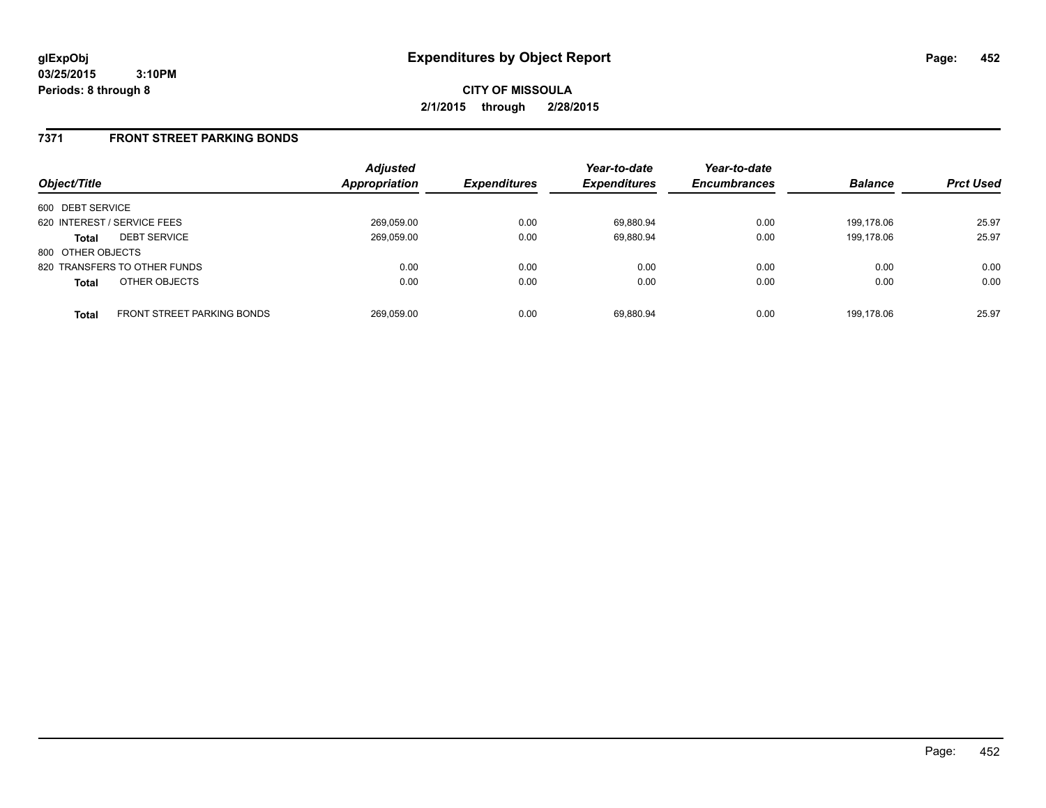**glExpObj**
**03/25/2015 3:10PM**
**Periods: 8 through 8**

# Expenditures by Object Report

**CITY OF MISSOULA**
**2/1/2015 through 2/28/2015**

## 7371 FRONT STREET PARKING BONDS

| Object/Title | | Adjusted Appropriation | Expenditures | Year-to-date Expenditures | Year-to-date Encumbrances | Balance | Prct Used |
|---|---|---|---|---|---|---|---|
| 600 DEBT SERVICE | | | | | | | |
| 620 INTEREST / SERVICE FEES | | 269,059.00 | 0.00 | 69,880.94 | 0.00 | 199,178.06 | 25.97 |
| **Total** | DEBT SERVICE | 269,059.00 | 0.00 | 69,880.94 | 0.00 | 199,178.06 | 25.97 |
| 800 OTHER OBJECTS | | | | | | | |
| 820 TRANSFERS TO OTHER FUNDS | | 0.00 | 0.00 | 0.00 | 0.00 | 0.00 | 0.00 |
| **Total** | OTHER OBJECTS | 0.00 | 0.00 | 0.00 | 0.00 | 0.00 | 0.00 |
| **Total** | FRONT STREET PARKING BONDS | 269,059.00 | 0.00 | 69,880.94 | 0.00 | 199,178.06 | 25.97 |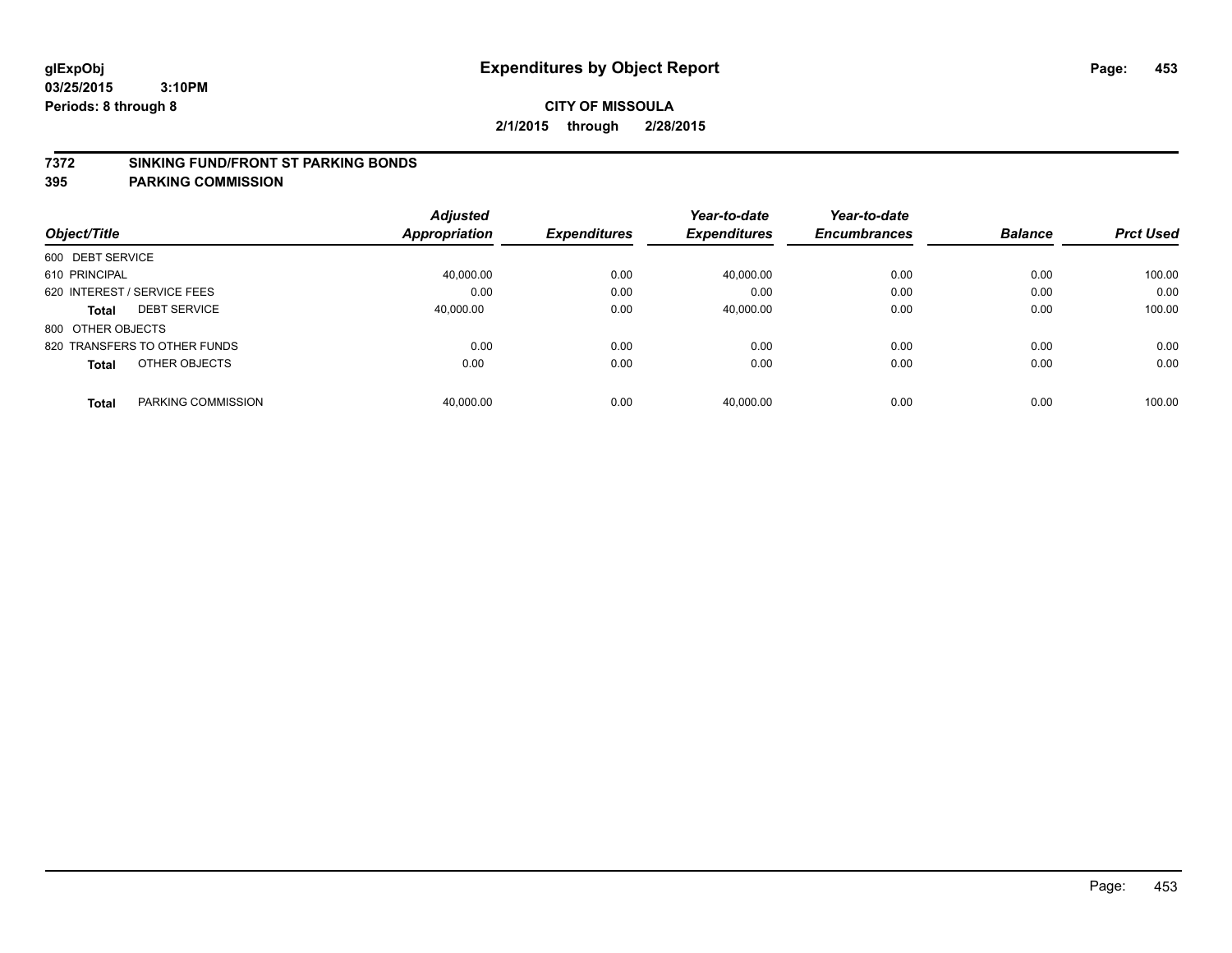glExpObj
03/25/2015 3:10PM
Periods: 8 through 8

# Expenditures by Object Report

**CITY OF MISSOULA**
**2/1/2015 through 2/28/2015**

**7372 SINKING FUND/FRONT ST PARKING BONDS**
**395 PARKING COMMISSION**

| Object/Title | | Adjusted Appropriation | Expenditures | Year-to-date Expenditures | Year-to-date Encumbrances | Balance | Prct Used |
|---|---|---|---|---|---|---|---|
| 600 DEBT SERVICE | | | | | | | |
| 610 PRINCIPAL | | 40,000.00 | 0.00 | 40,000.00 | 0.00 | 0.00 | 100.00 |
| 620 INTEREST / SERVICE FEES | | 0.00 | 0.00 | 0.00 | 0.00 | 0.00 | 0.00 |
| **Total** | DEBT SERVICE | 40,000.00 | 0.00 | 40,000.00 | 0.00 | 0.00 | 100.00 |
| 800 OTHER OBJECTS | | | | | | | |
| 820 TRANSFERS TO OTHER FUNDS | | 0.00 | 0.00 | 0.00 | 0.00 | 0.00 | 0.00 |
| **Total** | OTHER OBJECTS | 0.00 | 0.00 | 0.00 | 0.00 | 0.00 | 0.00 |
| **Total** | PARKING COMMISSION | 40,000.00 | 0.00 | 40,000.00 | 0.00 | 0.00 | 100.00 |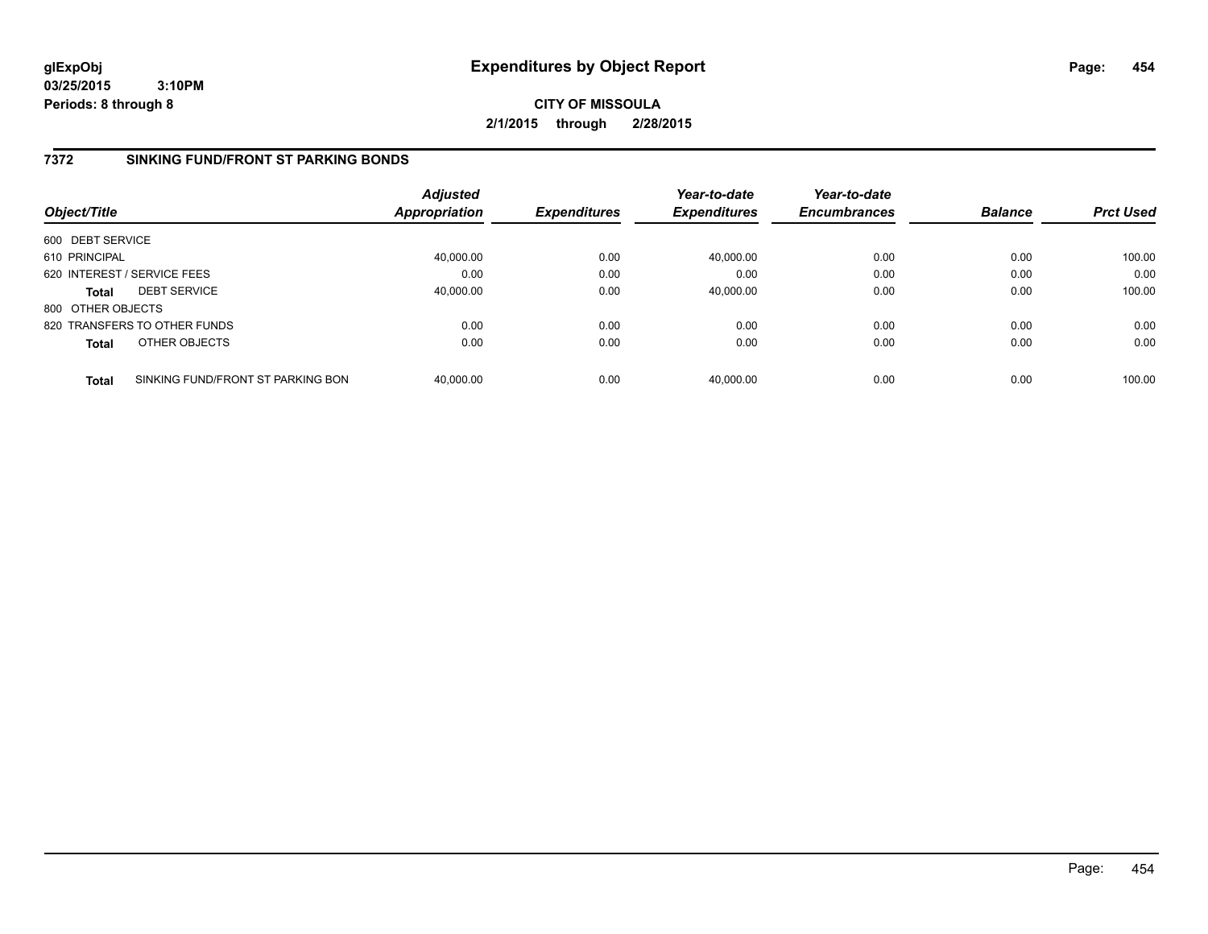# Expenditures by Object Report

glExpObj
03/25/2015 3:10PM
Periods: 8 through 8

**CITY OF MISSOULA**
**2/1/2015 through 2/28/2015**

## 7372 SINKING FUND/FRONT ST PARKING BONDS

| Object/Title | | Adjusted Appropriation | Expenditures | Year-to-date Expenditures | Year-to-date Encumbrances | Balance | Prct Used |
|---|---|---|---|---|---|---|---|
| 600 DEBT SERVICE | | | | | | | |
| 610 PRINCIPAL | | 40,000.00 | 0.00 | 40,000.00 | 0.00 | 0.00 | 100.00 |
| 620 INTEREST / SERVICE FEES | | 0.00 | 0.00 | 0.00 | 0.00 | 0.00 | 0.00 |
| **Total** | DEBT SERVICE | 40,000.00 | 0.00 | 40,000.00 | 0.00 | 0.00 | 100.00 |
| 800 OTHER OBJECTS | | | | | | | |
| 820 TRANSFERS TO OTHER FUNDS | | 0.00 | 0.00 | 0.00 | 0.00 | 0.00 | 0.00 |
| **Total** | OTHER OBJECTS | 0.00 | 0.00 | 0.00 | 0.00 | 0.00 | 0.00 |
| **Total** | SINKING FUND/FRONT ST PARKING BON | 40,000.00 | 0.00 | 40,000.00 | 0.00 | 0.00 | 100.00 |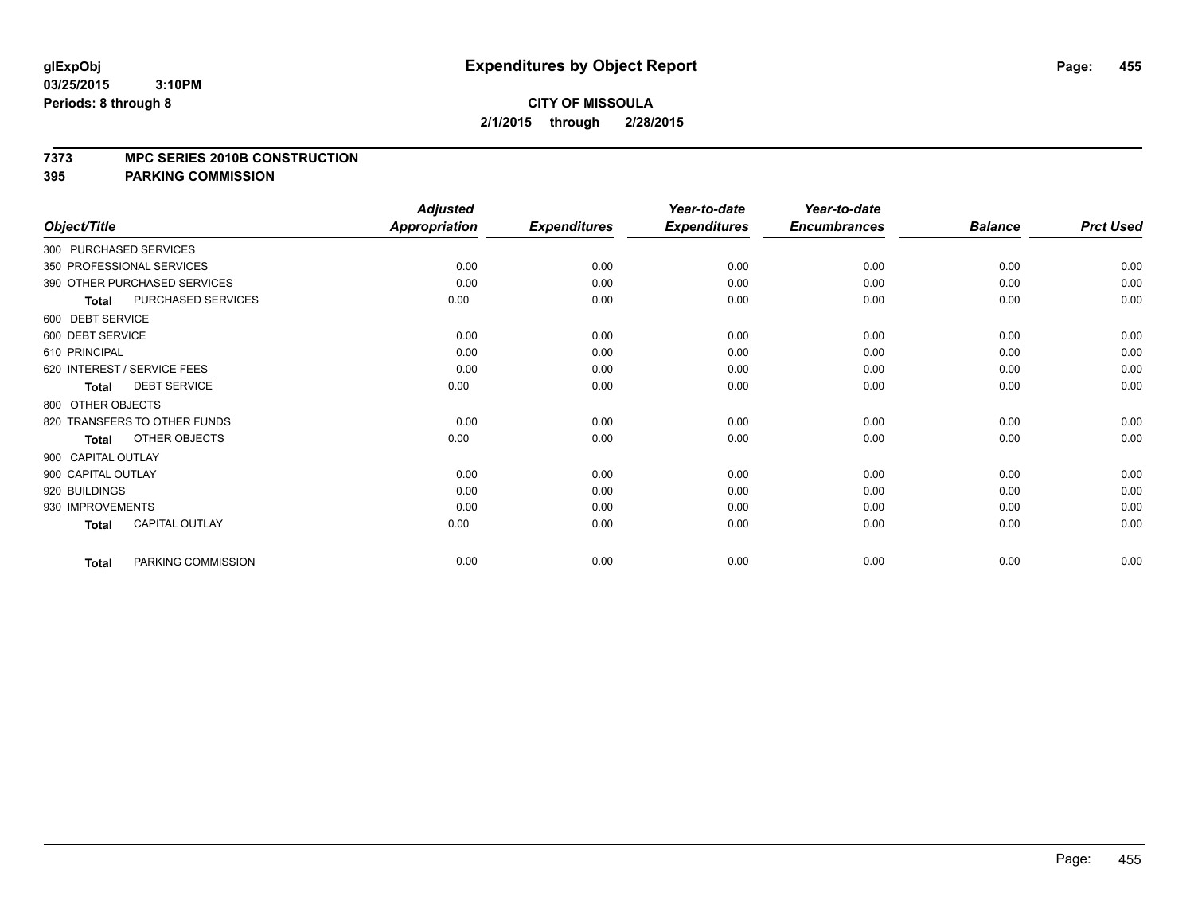**glExpObj**
**03/25/2015 3:10PM**
**Periods: 8 through 8**

# Expenditures by Object Report

**CITY OF MISSOULA**
**2/1/2015 through 2/28/2015**

**7373 MPC SERIES 2010B CONSTRUCTION**
**395 PARKING COMMISSION**

| Object/Title | Adjusted Appropriation | Expenditures | Year-to-date Expenditures | Year-to-date Encumbrances | Balance | Prct Used |
|---|---|---|---|---|---|---|
| 300 PURCHASED SERVICES | | | | | | |
| 350 PROFESSIONAL SERVICES | 0.00 | 0.00 | 0.00 | 0.00 | 0.00 | 0.00 |
| 390 OTHER PURCHASED SERVICES | 0.00 | 0.00 | 0.00 | 0.00 | 0.00 | 0.00 |
| **Total** PURCHASED SERVICES | 0.00 | 0.00 | 0.00 | 0.00 | 0.00 | 0.00 |
| 600 DEBT SERVICE | | | | | | |
| 600 DEBT SERVICE | 0.00 | 0.00 | 0.00 | 0.00 | 0.00 | 0.00 |
| 610 PRINCIPAL | 0.00 | 0.00 | 0.00 | 0.00 | 0.00 | 0.00 |
| 620 INTEREST / SERVICE FEES | 0.00 | 0.00 | 0.00 | 0.00 | 0.00 | 0.00 |
| **Total** DEBT SERVICE | 0.00 | 0.00 | 0.00 | 0.00 | 0.00 | 0.00 |
| 800 OTHER OBJECTS | | | | | | |
| 820 TRANSFERS TO OTHER FUNDS | 0.00 | 0.00 | 0.00 | 0.00 | 0.00 | 0.00 |
| **Total** OTHER OBJECTS | 0.00 | 0.00 | 0.00 | 0.00 | 0.00 | 0.00 |
| 900 CAPITAL OUTLAY | | | | | | |
| 900 CAPITAL OUTLAY | 0.00 | 0.00 | 0.00 | 0.00 | 0.00 | 0.00 |
| 920 BUILDINGS | 0.00 | 0.00 | 0.00 | 0.00 | 0.00 | 0.00 |
| 930 IMPROVEMENTS | 0.00 | 0.00 | 0.00 | 0.00 | 0.00 | 0.00 |
| **Total** CAPITAL OUTLAY | 0.00 | 0.00 | 0.00 | 0.00 | 0.00 | 0.00 |
| **Total** PARKING COMMISSION | 0.00 | 0.00 | 0.00 | 0.00 | 0.00 | 0.00 |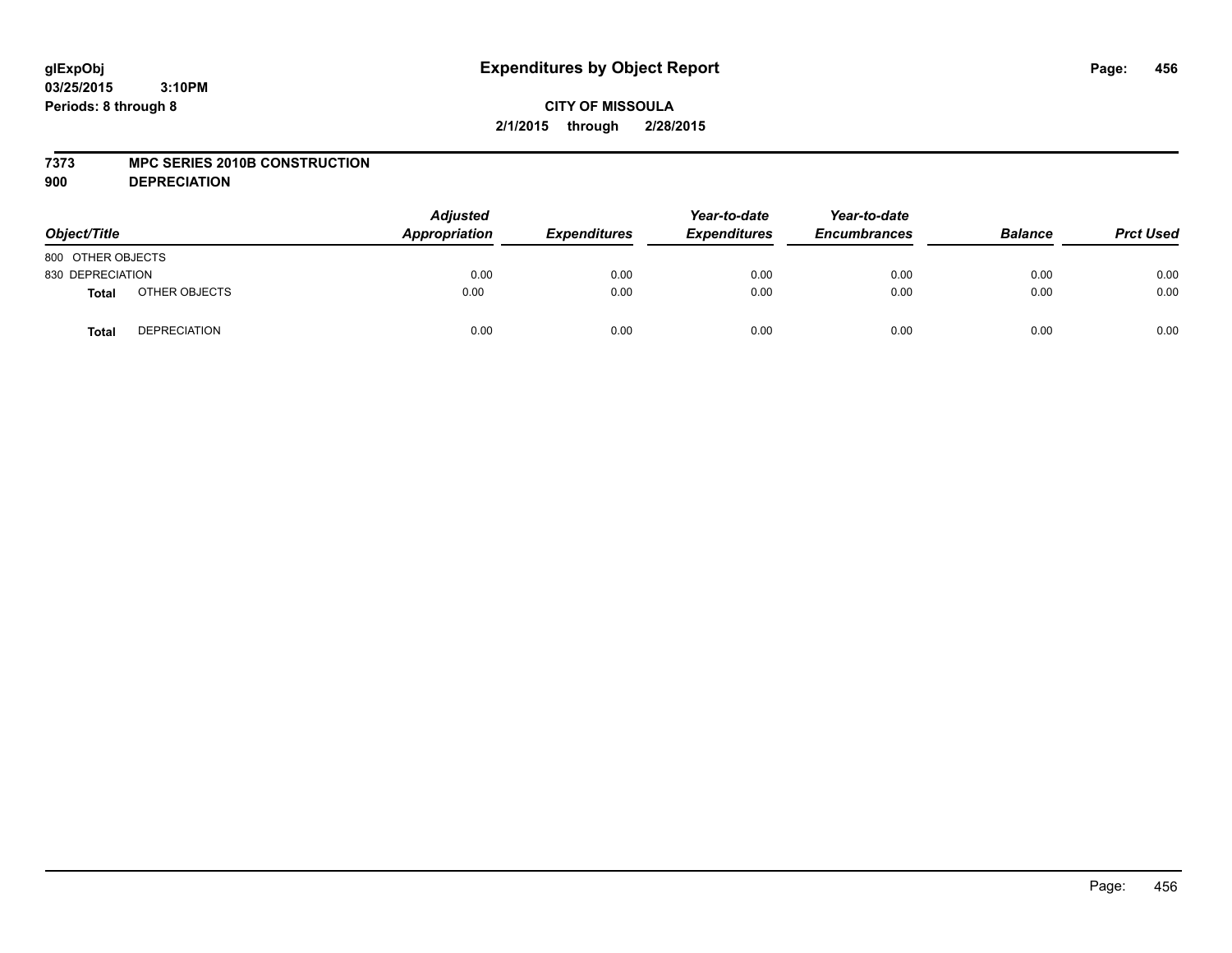glExpObj
03/25/2015 3:10PM
Periods: 8 through 8

# Expenditures by Object Report

**CITY OF MISSOULA**
**2/1/2015 through 2/28/2015**

**7373 MPC SERIES 2010B CONSTRUCTION**
**900 DEPRECIATION**

| Object/Title | | Adjusted Appropriation | Expenditures | Year-to-date Expenditures | Year-to-date Encumbrances | Balance | Prct Used |
|---|---|---|---|---|---|---|---|
| 800 OTHER OBJECTS | | | | | | | |
| 830 DEPRECIATION | | 0.00 | 0.00 | 0.00 | 0.00 | 0.00 | 0.00 |
| **Total** | OTHER OBJECTS | 0.00 | 0.00 | 0.00 | 0.00 | 0.00 | 0.00 |
| **Total** | DEPRECIATION | 0.00 | 0.00 | 0.00 | 0.00 | 0.00 | 0.00 |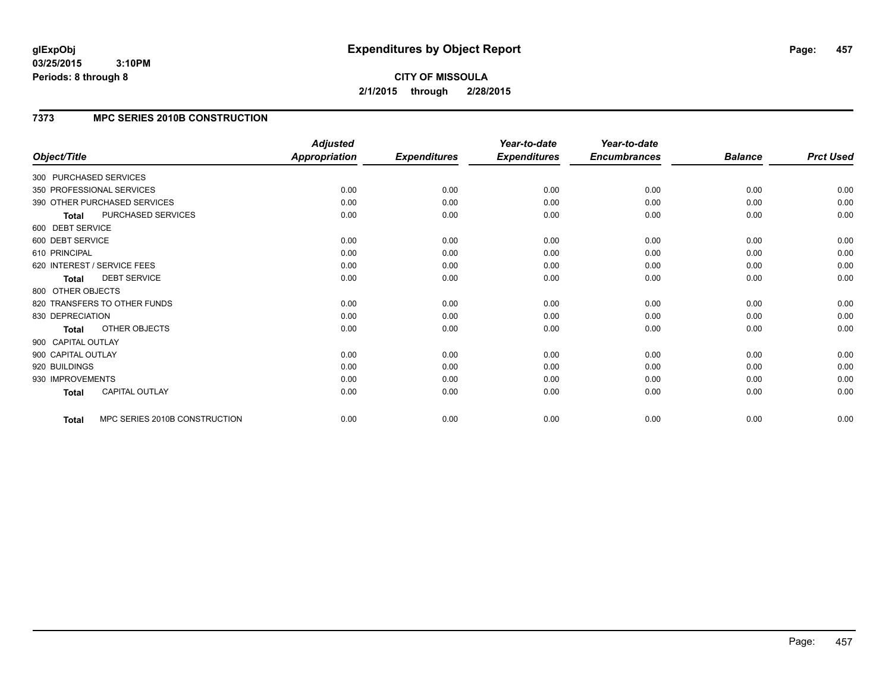**glExpObj**
**03/25/2015 3:10PM**
**Periods: 8 through 8**

# Expenditures by Object Report

**CITY OF MISSOULA**
**2/1/2015 through 2/28/2015**

## 7373 MPC SERIES 2010B CONSTRUCTION

| Object/Title | Adjusted Appropriation | Expenditures | Year-to-date Expenditures | Year-to-date Encumbrances | Balance | Prct Used |
|---|---|---|---|---|---|---|
| 300 PURCHASED SERVICES | | | | | | |
| 350 PROFESSIONAL SERVICES | 0.00 | 0.00 | 0.00 | 0.00 | 0.00 | 0.00 |
| 390 OTHER PURCHASED SERVICES | 0.00 | 0.00 | 0.00 | 0.00 | 0.00 | 0.00 |
| **Total** PURCHASED SERVICES | 0.00 | 0.00 | 0.00 | 0.00 | 0.00 | 0.00 |
| 600 DEBT SERVICE | | | | | | |
| 600 DEBT SERVICE | 0.00 | 0.00 | 0.00 | 0.00 | 0.00 | 0.00 |
| 610 PRINCIPAL | 0.00 | 0.00 | 0.00 | 0.00 | 0.00 | 0.00 |
| 620 INTEREST / SERVICE FEES | 0.00 | 0.00 | 0.00 | 0.00 | 0.00 | 0.00 |
| **Total** DEBT SERVICE | 0.00 | 0.00 | 0.00 | 0.00 | 0.00 | 0.00 |
| 800 OTHER OBJECTS | | | | | | |
| 820 TRANSFERS TO OTHER FUNDS | 0.00 | 0.00 | 0.00 | 0.00 | 0.00 | 0.00 |
| 830 DEPRECIATION | 0.00 | 0.00 | 0.00 | 0.00 | 0.00 | 0.00 |
| **Total** OTHER OBJECTS | 0.00 | 0.00 | 0.00 | 0.00 | 0.00 | 0.00 |
| 900 CAPITAL OUTLAY | | | | | | |
| 900 CAPITAL OUTLAY | 0.00 | 0.00 | 0.00 | 0.00 | 0.00 | 0.00 |
| 920 BUILDINGS | 0.00 | 0.00 | 0.00 | 0.00 | 0.00 | 0.00 |
| 930 IMPROVEMENTS | 0.00 | 0.00 | 0.00 | 0.00 | 0.00 | 0.00 |
| **Total** CAPITAL OUTLAY | 0.00 | 0.00 | 0.00 | 0.00 | 0.00 | 0.00 |
| **Total** MPC SERIES 2010B CONSTRUCTION | 0.00 | 0.00 | 0.00 | 0.00 | 0.00 | 0.00 |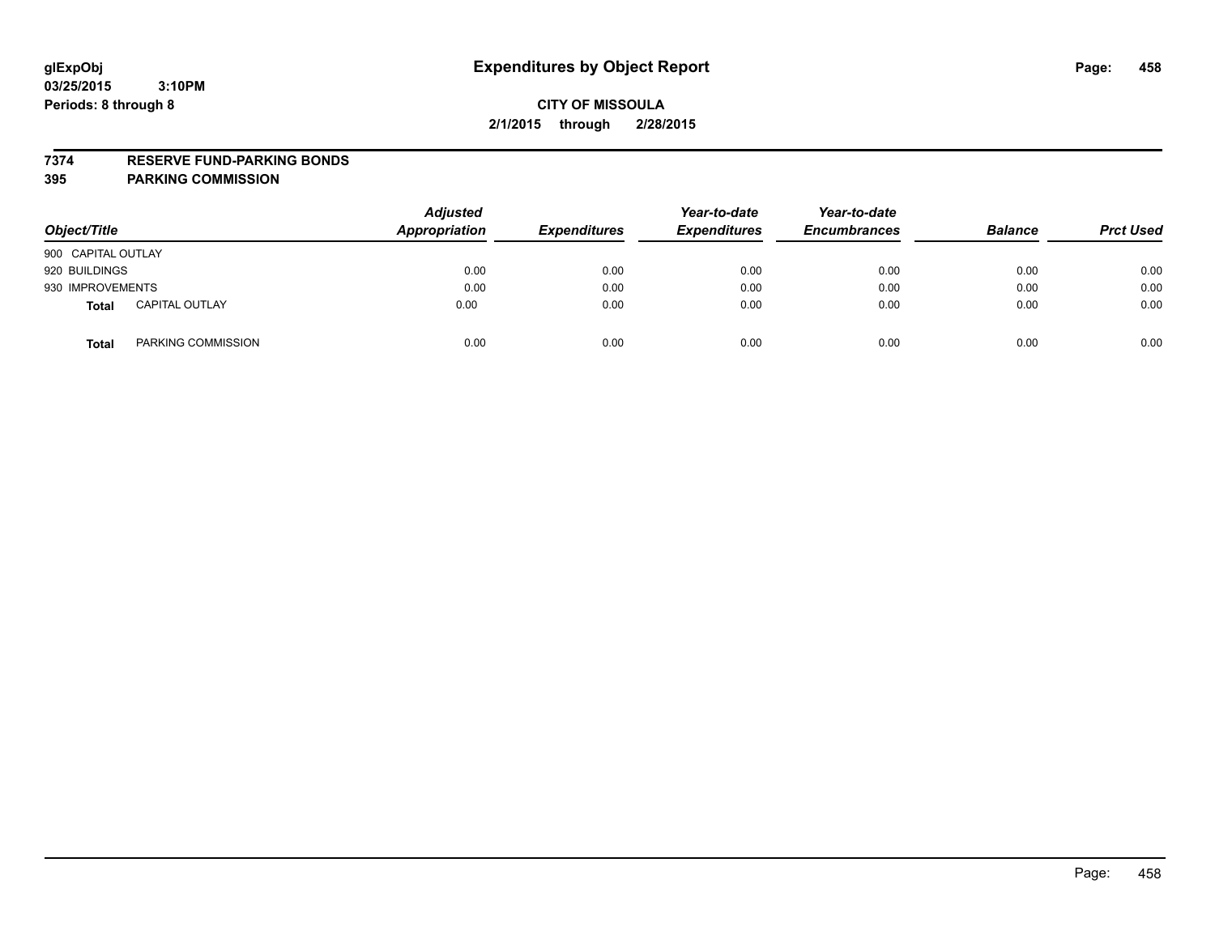glExpObj
03/25/2015 3:10PM
Periods: 8 through 8

# Expenditures by Object Report

**CITY OF MISSOULA**
**2/1/2015 through 2/28/2015**

**7374 RESERVE FUND-PARKING BONDS**
**395 PARKING COMMISSION**

| Object/Title | Adjusted Appropriation | Expenditures | Year-to-date Expenditures | Year-to-date Encumbrances | Balance | Prct Used |
|---|---|---|---|---|---|---|
| 900 CAPITAL OUTLAY | | | | | | |
| 920 BUILDINGS | 0.00 | 0.00 | 0.00 | 0.00 | 0.00 | 0.00 |
| 930 IMPROVEMENTS | 0.00 | 0.00 | 0.00 | 0.00 | 0.00 | 0.00 |
| **Total** CAPITAL OUTLAY | 0.00 | 0.00 | 0.00 | 0.00 | 0.00 | 0.00 |
| **Total** PARKING COMMISSION | 0.00 | 0.00 | 0.00 | 0.00 | 0.00 | 0.00 |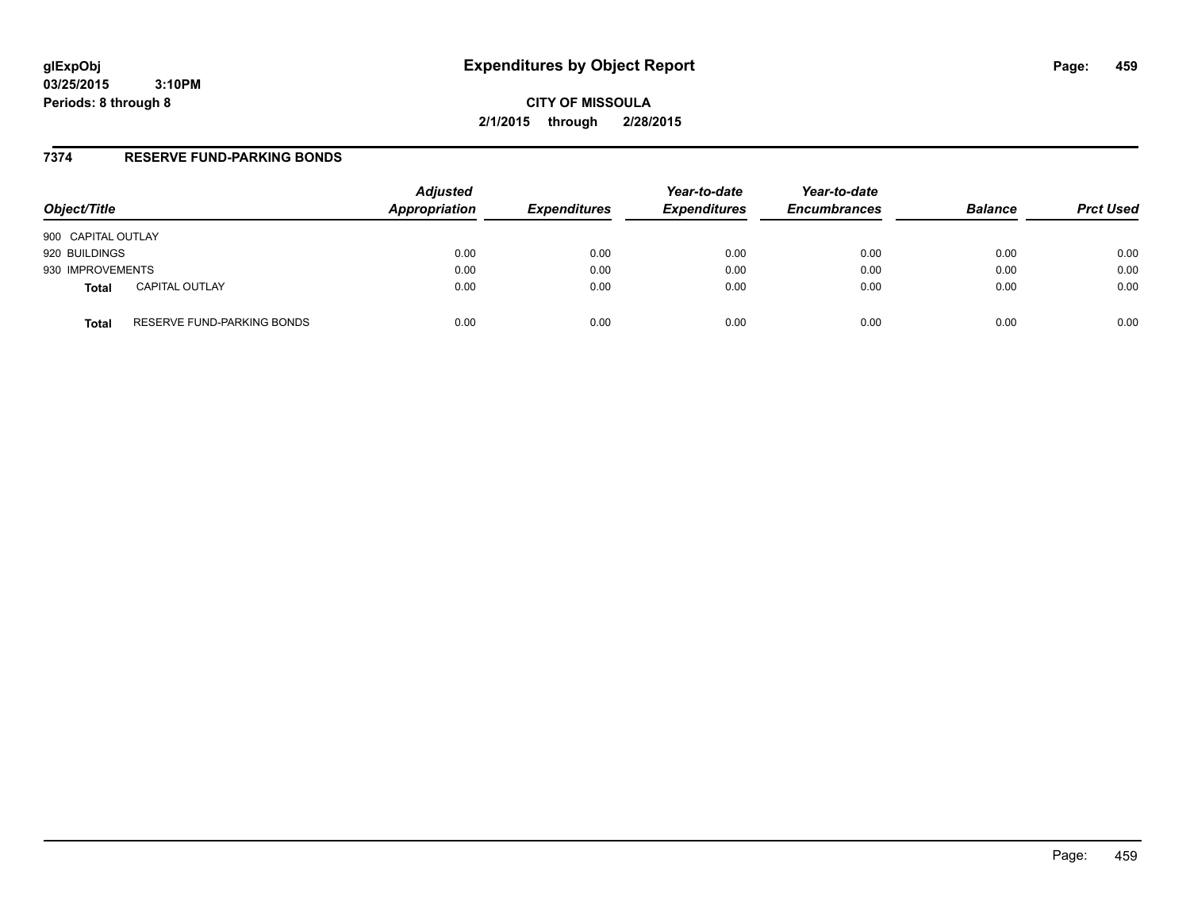**glExpObj**
**03/25/2015 3:10PM**
**Periods: 8 through 8**

# Expenditures by Object Report

**CITY OF MISSOULA**
**2/1/2015 through 2/28/2015**

## 7374 RESERVE FUND-PARKING BONDS

| Object/Title | | Adjusted Appropriation | Expenditures | Year-to-date Expenditures | Year-to-date Encumbrances | Balance | Prct Used |
|---|---|---|---|---|---|---|---|
| 900 CAPITAL OUTLAY | | | | | | | |
| 920 BUILDINGS | | 0.00 | 0.00 | 0.00 | 0.00 | 0.00 | 0.00 |
| 930 IMPROVEMENTS | | 0.00 | 0.00 | 0.00 | 0.00 | 0.00 | 0.00 |
| **Total** | CAPITAL OUTLAY | 0.00 | 0.00 | 0.00 | 0.00 | 0.00 | 0.00 |
| **Total** | RESERVE FUND-PARKING BONDS | 0.00 | 0.00 | 0.00 | 0.00 | 0.00 | 0.00 |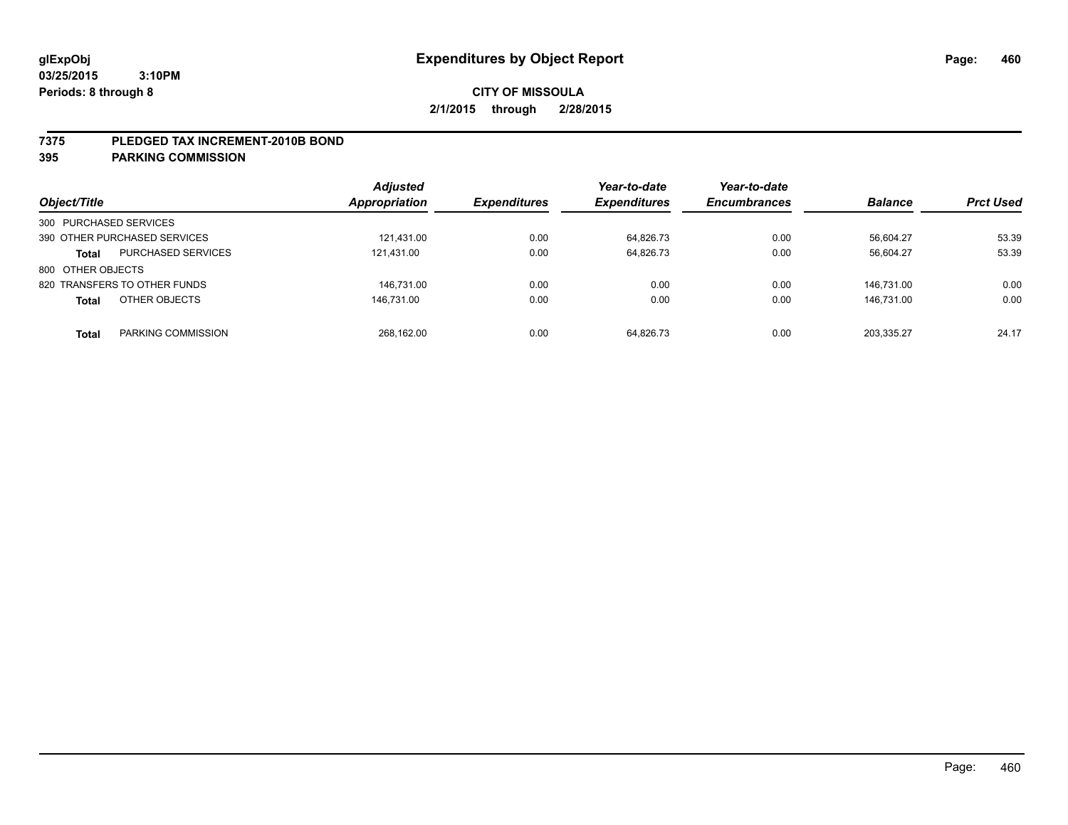**glExpObj**
**03/25/2015 3:10PM**
**Periods: 8 through 8**

# Expenditures by Object Report

**CITY OF MISSOULA**
**2/1/2015 through 2/28/2015**

**7375 PLEDGED TAX INCREMENT-2010B BOND**
**395 PARKING COMMISSION**

| Object/Title | | Adjusted Appropriation | Expenditures | Year-to-date Expenditures | Year-to-date Encumbrances | Balance | Prct Used |
|---|---|---|---|---|---|---|---|
| 300 PURCHASED SERVICES | | | | | | | |
| 390 OTHER PURCHASED SERVICES | | 121,431.00 | 0.00 | 64,826.73 | 0.00 | 56,604.27 | 53.39 |
| **Total** | PURCHASED SERVICES | 121,431.00 | 0.00 | 64,826.73 | 0.00 | 56,604.27 | 53.39 |
| 800 OTHER OBJECTS | | | | | | | |
| 820 TRANSFERS TO OTHER FUNDS | | 146,731.00 | 0.00 | 0.00 | 0.00 | 146,731.00 | 0.00 |
| **Total** | OTHER OBJECTS | 146,731.00 | 0.00 | 0.00 | 0.00 | 146,731.00 | 0.00 |
| **Total** | PARKING COMMISSION | 268,162.00 | 0.00 | 64,826.73 | 0.00 | 203,335.27 | 24.17 |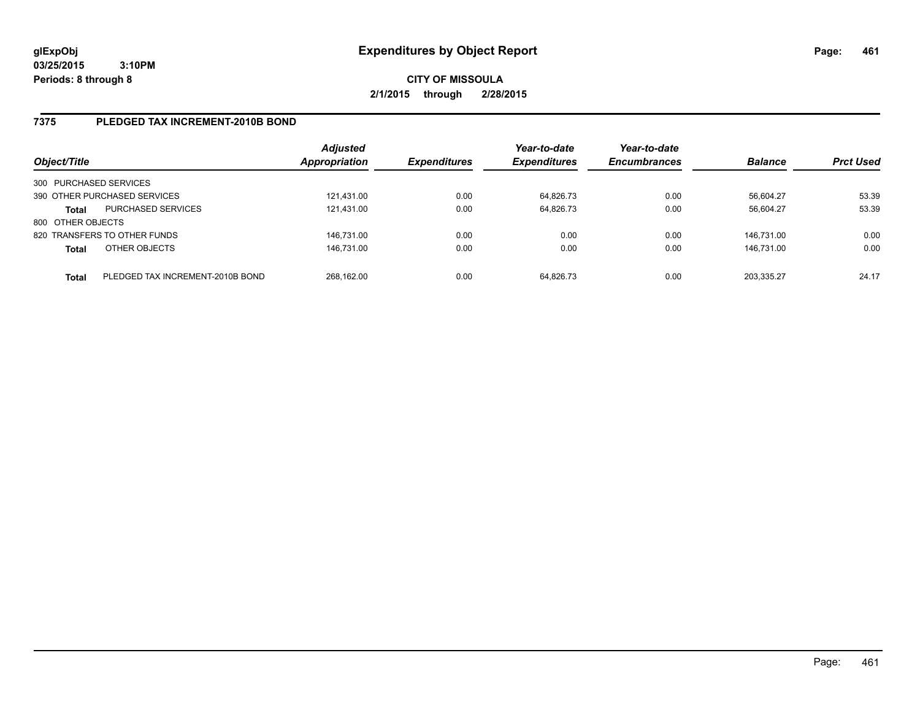**glExpObj** **Expenditures by Object Report**

**03/25/2015 3:10PM**

**Periods: 8 through 8**

**CITY OF MISSOULA**

**2/1/2015 through 2/28/2015**

## 7375 PLEDGED TAX INCREMENT-2010B BOND

| Object/Title | | Adjusted Appropriation | Expenditures | Year-to-date Expenditures | Year-to-date Encumbrances | Balance | Prct Used |
|---|---|---|---|---|---|---|---|
| 300 PURCHASED SERVICES | | | | | | | |
| 390 OTHER PURCHASED SERVICES | | 121,431.00 | 0.00 | 64,826.73 | 0.00 | 56,604.27 | 53.39 |
| **Total** | PURCHASED SERVICES | 121,431.00 | 0.00 | 64,826.73 | 0.00 | 56,604.27 | 53.39 |
| 800 OTHER OBJECTS | | | | | | | |
| 820 TRANSFERS TO OTHER FUNDS | | 146,731.00 | 0.00 | 0.00 | 0.00 | 146,731.00 | 0.00 |
| **Total** | OTHER OBJECTS | 146,731.00 | 0.00 | 0.00 | 0.00 | 146,731.00 | 0.00 |
| **Total** | PLEDGED TAX INCREMENT-2010B BOND | 268,162.00 | 0.00 | 64,826.73 | 0.00 | 203,335.27 | 24.17 |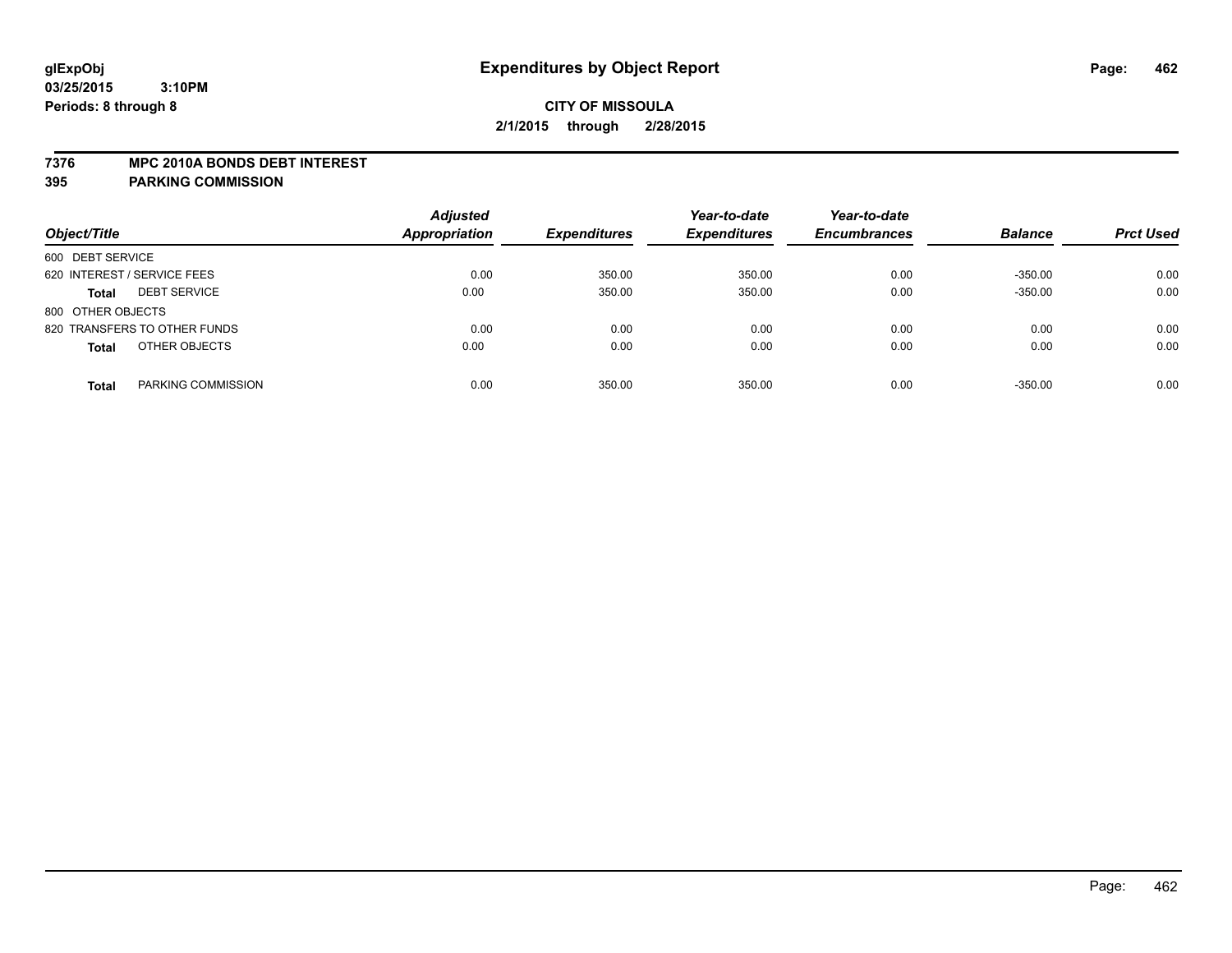# Expenditures by Object Report

glExpObj
03/25/2015 3:10PM
Periods: 8 through 8

**CITY OF MISSOULA**
**2/1/2015 through 2/28/2015**

**7376 MPC 2010A BONDS DEBT INTEREST**
**395 PARKING COMMISSION**

| Object/Title | | Adjusted Appropriation | Expenditures | Year-to-date Expenditures | Year-to-date Encumbrances | Balance | Prct Used |
|---|---|---|---|---|---|---|---|
| 600 DEBT SERVICE | | | | | | | |
| 620 INTEREST / SERVICE FEES | | 0.00 | 350.00 | 350.00 | 0.00 | -350.00 | 0.00 |
| **Total** | DEBT SERVICE | 0.00 | 350.00 | 350.00 | 0.00 | -350.00 | 0.00 |
| 800 OTHER OBJECTS | | | | | | | |
| 820 TRANSFERS TO OTHER FUNDS | | 0.00 | 0.00 | 0.00 | 0.00 | 0.00 | 0.00 |
| **Total** | OTHER OBJECTS | 0.00 | 0.00 | 0.00 | 0.00 | 0.00 | 0.00 |
| **Total** | PARKING COMMISSION | 0.00 | 350.00 | 350.00 | 0.00 | -350.00 | 0.00 |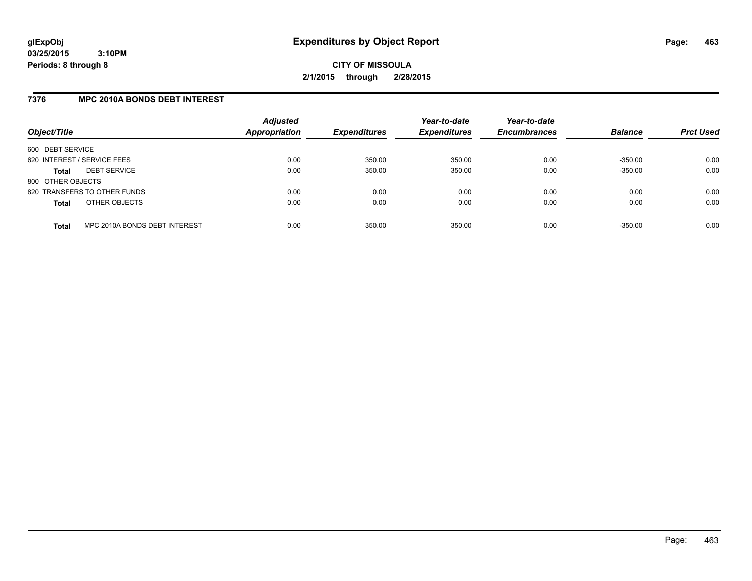**glExpObj**
**03/25/2015 3:10PM**
**Periods: 8 through 8**

# Expenditures by Object Report

**CITY OF MISSOULA**
**2/1/2015 through 2/28/2015**

## 7376 MPC 2010A BONDS DEBT INTEREST

| Object/Title | Adjusted Appropriation | Expenditures | Year-to-date Expenditures | Year-to-date Encumbrances | Balance | Prct Used |
|---|---|---|---|---|---|---|
| 600 DEBT SERVICE | | | | | | |
| 620 INTEREST / SERVICE FEES | 0.00 | 350.00 | 350.00 | 0.00 | -350.00 | 0.00 |
| **Total** DEBT SERVICE | 0.00 | 350.00 | 350.00 | 0.00 | -350.00 | 0.00 |
| 800 OTHER OBJECTS | | | | | | |
| 820 TRANSFERS TO OTHER FUNDS | 0.00 | 0.00 | 0.00 | 0.00 | 0.00 | 0.00 |
| **Total** OTHER OBJECTS | 0.00 | 0.00 | 0.00 | 0.00 | 0.00 | 0.00 |
| **Total** MPC 2010A BONDS DEBT INTEREST | 0.00 | 350.00 | 350.00 | 0.00 | -350.00 | 0.00 |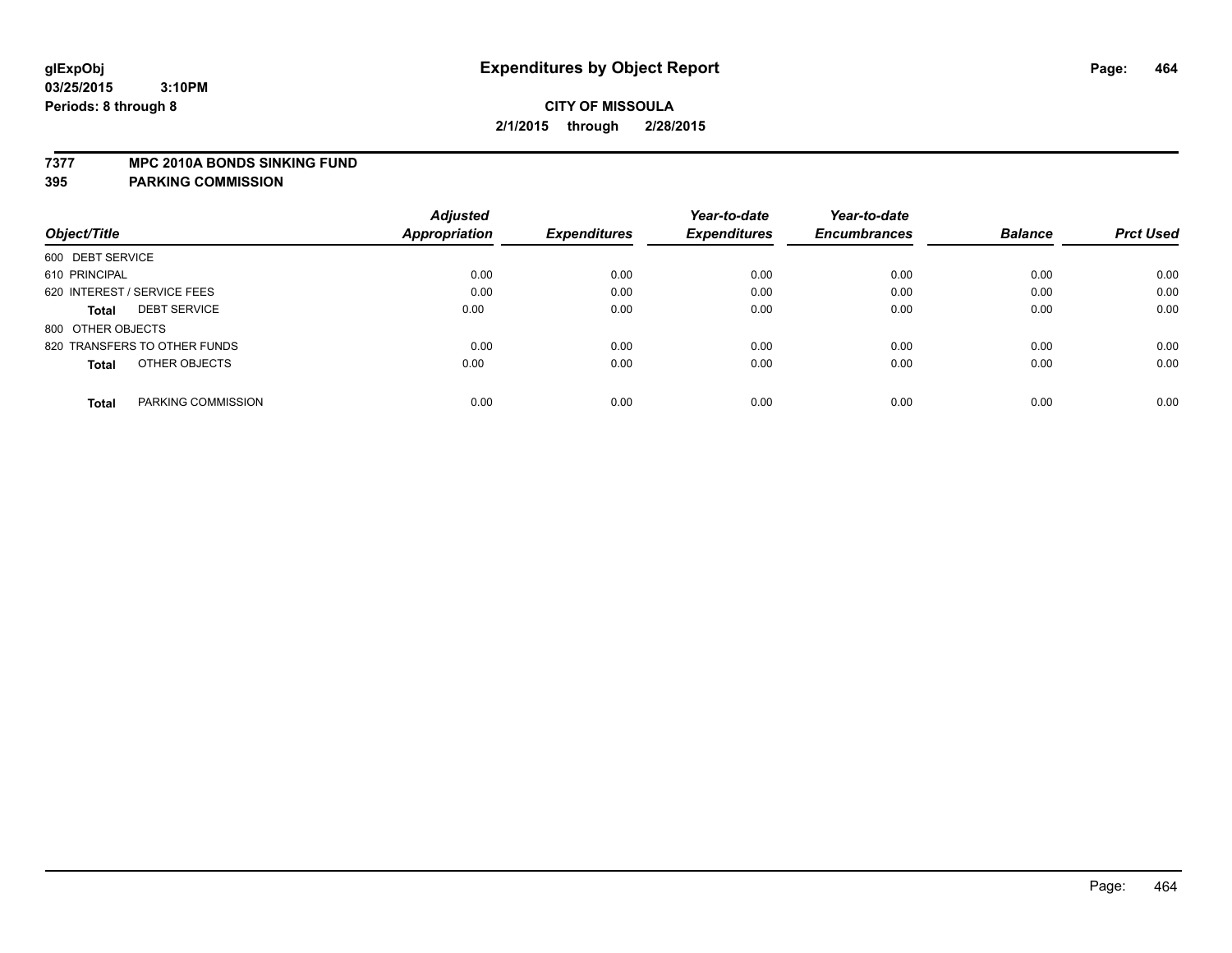glExpObj
03/25/2015 3:10PM
Periods: 8 through 8

# Expenditures by Object Report

**CITY OF MISSOULA**
**2/1/2015 through 2/28/2015**

**7377 MPC 2010A BONDS SINKING FUND**
**395 PARKING COMMISSION**

| Object/Title | | Adjusted Appropriation | Expenditures | Year-to-date Expenditures | Year-to-date Encumbrances | Balance | Prct Used |
|---|---|---|---|---|---|---|---|
| 600 DEBT SERVICE | | | | | | | |
| 610 PRINCIPAL | | 0.00 | 0.00 | 0.00 | 0.00 | 0.00 | 0.00 |
| 620 INTEREST / SERVICE FEES | | 0.00 | 0.00 | 0.00 | 0.00 | 0.00 | 0.00 |
| **Total** | DEBT SERVICE | 0.00 | 0.00 | 0.00 | 0.00 | 0.00 | 0.00 |
| 800 OTHER OBJECTS | | | | | | | |
| 820 TRANSFERS TO OTHER FUNDS | | 0.00 | 0.00 | 0.00 | 0.00 | 0.00 | 0.00 |
| **Total** | OTHER OBJECTS | 0.00 | 0.00 | 0.00 | 0.00 | 0.00 | 0.00 |
| **Total** | PARKING COMMISSION | 0.00 | 0.00 | 0.00 | 0.00 | 0.00 | 0.00 |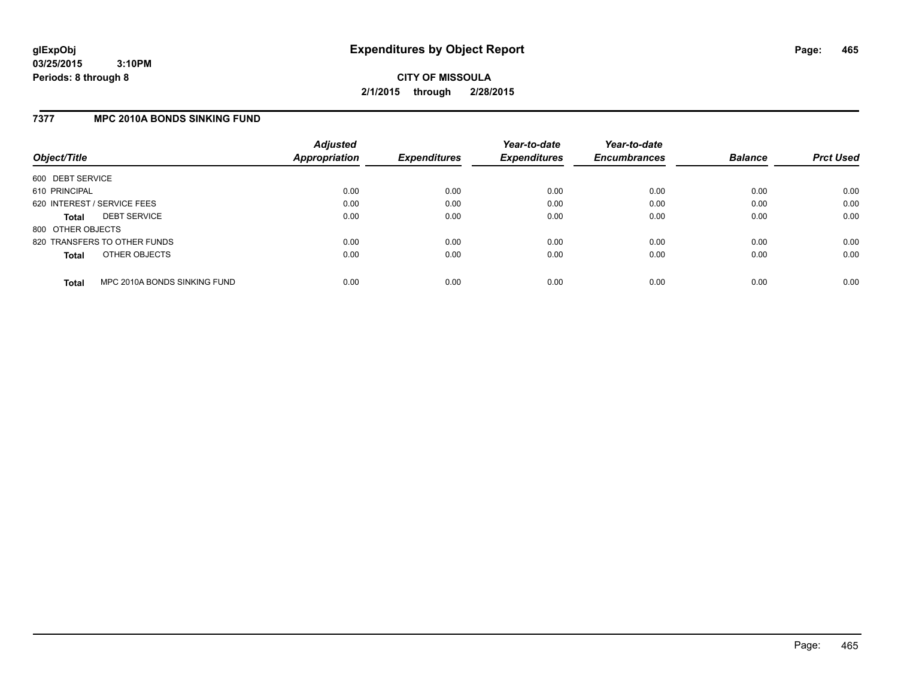**glExpObj**
**03/25/2015 3:10PM**
**Periods: 8 through 8**

# Expenditures by Object Report

**CITY OF MISSOULA**
**2/1/2015 through 2/28/2015**

## 7377 MPC 2010A BONDS SINKING FUND

| Object/Title | Adjusted Appropriation | Expenditures | Year-to-date Expenditures | Year-to-date Encumbrances | Balance | Prct Used |
|---|---|---|---|---|---|---|
| 600 DEBT SERVICE | | | | | | |
| 610 PRINCIPAL | 0.00 | 0.00 | 0.00 | 0.00 | 0.00 | 0.00 |
| 620 INTEREST / SERVICE FEES | 0.00 | 0.00 | 0.00 | 0.00 | 0.00 | 0.00 |
| **Total** DEBT SERVICE | 0.00 | 0.00 | 0.00 | 0.00 | 0.00 | 0.00 |
| 800 OTHER OBJECTS | | | | | | |
| 820 TRANSFERS TO OTHER FUNDS | 0.00 | 0.00 | 0.00 | 0.00 | 0.00 | 0.00 |
| **Total** OTHER OBJECTS | 0.00 | 0.00 | 0.00 | 0.00 | 0.00 | 0.00 |
| **Total** MPC 2010A BONDS SINKING FUND | 0.00 | 0.00 | 0.00 | 0.00 | 0.00 | 0.00 |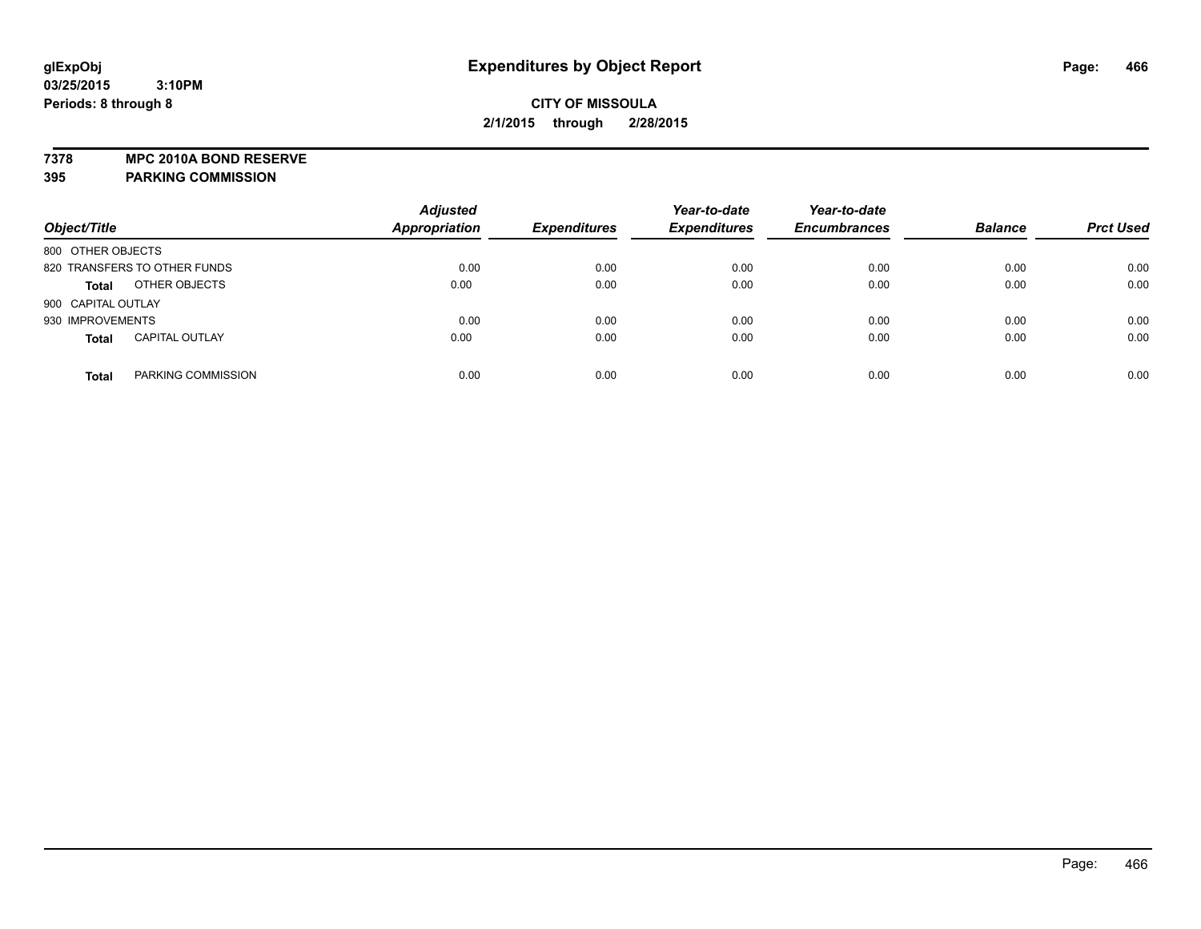**glExpObj**
**03/25/2015 3:10PM**
**Periods: 8 through 8**

# Expenditures by Object Report

**CITY OF MISSOULA**
**2/1/2015 through 2/28/2015**

**7378 MPC 2010A BOND RESERVE**
**395 PARKING COMMISSION**

| Object/Title | | Adjusted Appropriation | Expenditures | Year-to-date Expenditures | Year-to-date Encumbrances | Balance | Prct Used |
|---|---|---|---|---|---|---|---|
| 800 OTHER OBJECTS | | | | | | | |
| 820 TRANSFERS TO OTHER FUNDS | | 0.00 | 0.00 | 0.00 | 0.00 | 0.00 | 0.00 |
| **Total** | OTHER OBJECTS | 0.00 | 0.00 | 0.00 | 0.00 | 0.00 | 0.00 |
| 900 CAPITAL OUTLAY | | | | | | | |
| 930 IMPROVEMENTS | | 0.00 | 0.00 | 0.00 | 0.00 | 0.00 | 0.00 |
| **Total** | CAPITAL OUTLAY | 0.00 | 0.00 | 0.00 | 0.00 | 0.00 | 0.00 |
| **Total** | PARKING COMMISSION | 0.00 | 0.00 | 0.00 | 0.00 | 0.00 | 0.00 |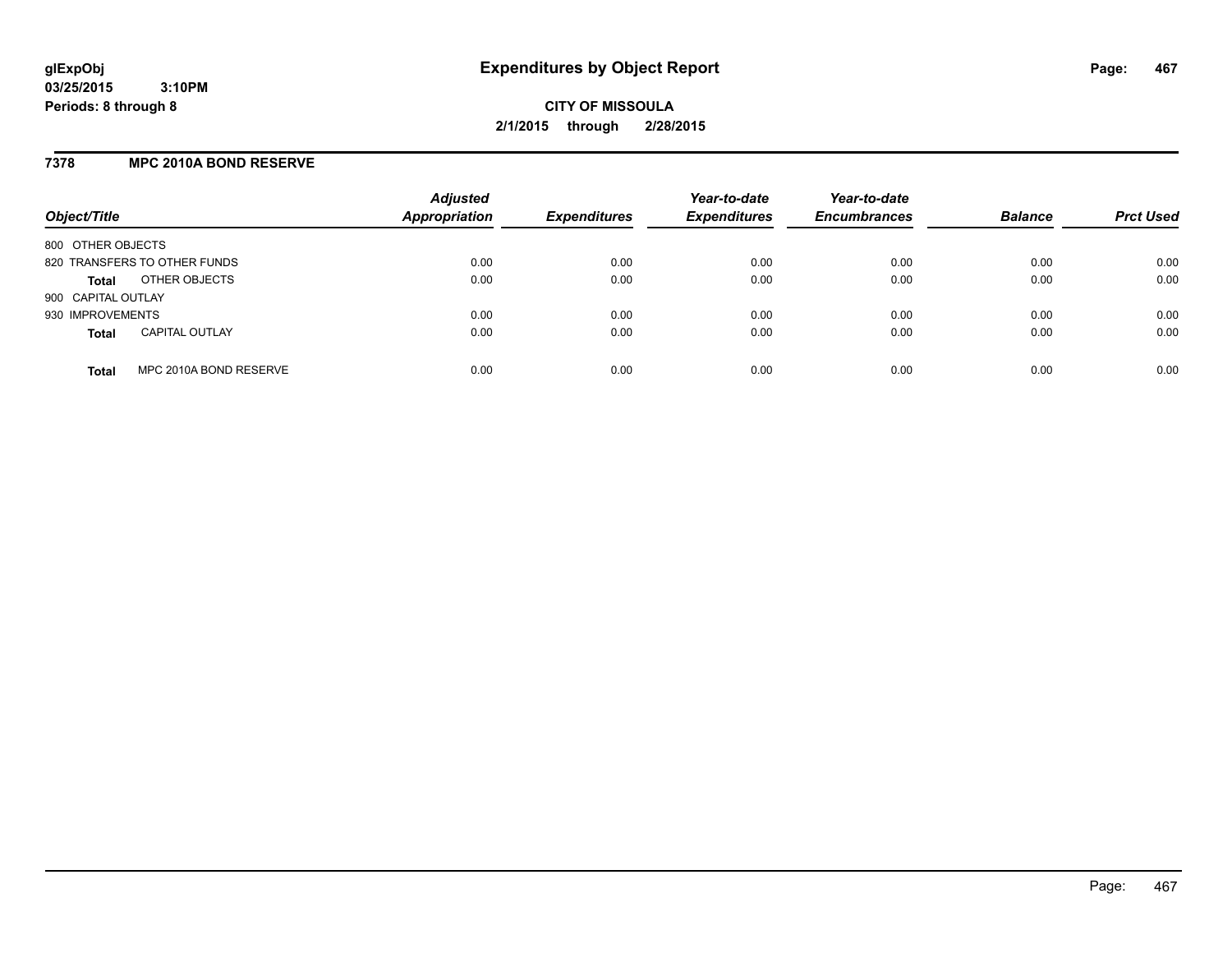**glExpObj**
**03/25/2015 3:10PM**
**Periods: 8 through 8**

# Expenditures by Object Report

**CITY OF MISSOULA**
**2/1/2015 through 2/28/2015**

## 7378 MPC 2010A BOND RESERVE

| Object/Title | | Adjusted Appropriation | Expenditures | Year-to-date Expenditures | Year-to-date Encumbrances | Balance | Prct Used |
|---|---|---|---|---|---|---|---|
| 800 OTHER OBJECTS | | | | | | | |
| 820 TRANSFERS TO OTHER FUNDS | | 0.00 | 0.00 | 0.00 | 0.00 | 0.00 | 0.00 |
| **Total** | OTHER OBJECTS | 0.00 | 0.00 | 0.00 | 0.00 | 0.00 | 0.00 |
| 900 CAPITAL OUTLAY | | | | | | | |
| 930 IMPROVEMENTS | | 0.00 | 0.00 | 0.00 | 0.00 | 0.00 | 0.00 |
| **Total** | CAPITAL OUTLAY | 0.00 | 0.00 | 0.00 | 0.00 | 0.00 | 0.00 |
| **Total** | MPC 2010A BOND RESERVE | 0.00 | 0.00 | 0.00 | 0.00 | 0.00 | 0.00 |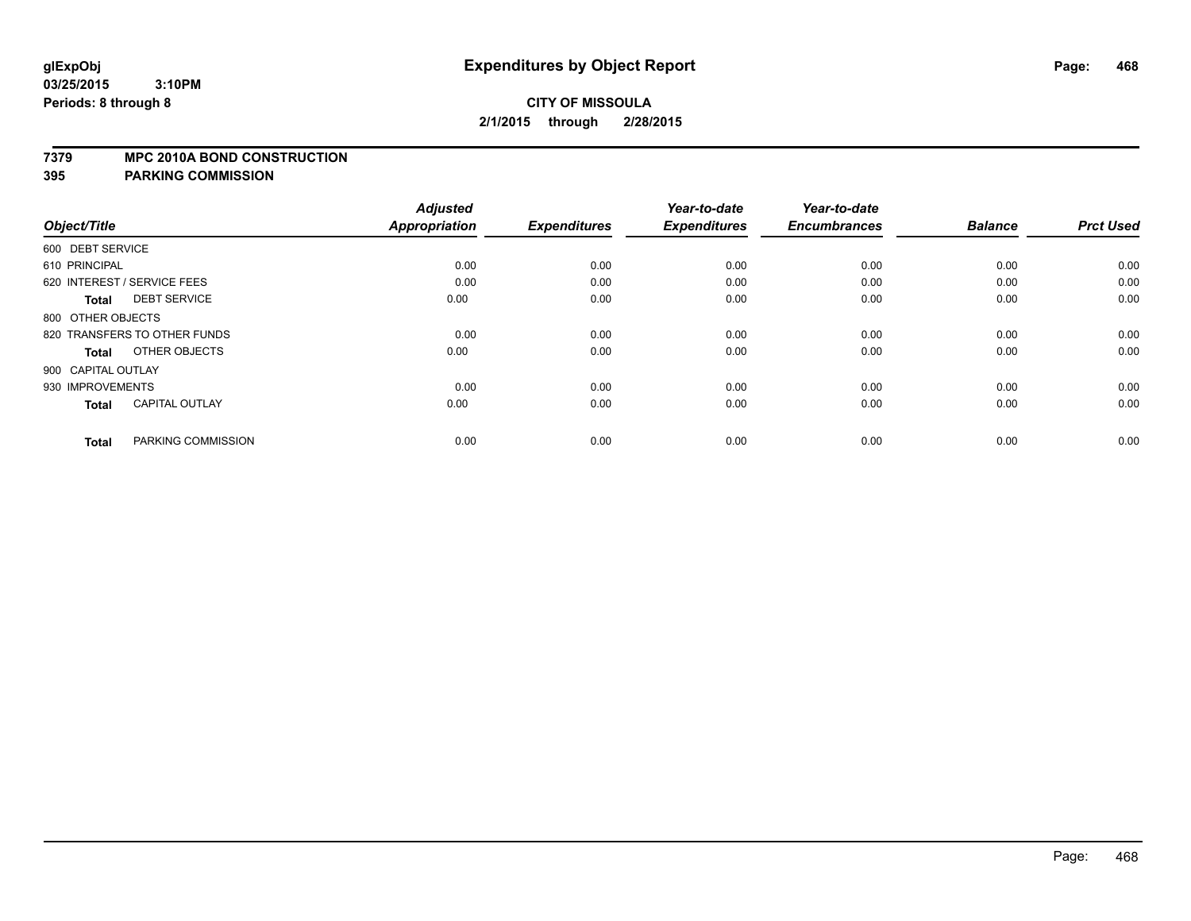**glExpObj**
**03/25/2015 3:10PM**
**Periods: 8 through 8**

# Expenditures by Object Report

**CITY OF MISSOULA**
**2/1/2015 through 2/28/2015**

## 7379 MPC 2010A BOND CONSTRUCTION
## 395 PARKING COMMISSION

| Object/Title | Adjusted Appropriation | Expenditures | Year-to-date Expenditures | Year-to-date Encumbrances | Balance | Prct Used |
|---|---|---|---|---|---|---|
| 600 DEBT SERVICE | | | | | | |
| 610 PRINCIPAL | 0.00 | 0.00 | 0.00 | 0.00 | 0.00 | 0.00 |
| 620 INTEREST / SERVICE FEES | 0.00 | 0.00 | 0.00 | 0.00 | 0.00 | 0.00 |
| **Total** DEBT SERVICE | 0.00 | 0.00 | 0.00 | 0.00 | 0.00 | 0.00 |
| 800 OTHER OBJECTS | | | | | | |
| 820 TRANSFERS TO OTHER FUNDS | 0.00 | 0.00 | 0.00 | 0.00 | 0.00 | 0.00 |
| **Total** OTHER OBJECTS | 0.00 | 0.00 | 0.00 | 0.00 | 0.00 | 0.00 |
| 900 CAPITAL OUTLAY | | | | | | |
| 930 IMPROVEMENTS | 0.00 | 0.00 | 0.00 | 0.00 | 0.00 | 0.00 |
| **Total** CAPITAL OUTLAY | 0.00 | 0.00 | 0.00 | 0.00 | 0.00 | 0.00 |
| **Total** PARKING COMMISSION | 0.00 | 0.00 | 0.00 | 0.00 | 0.00 | 0.00 |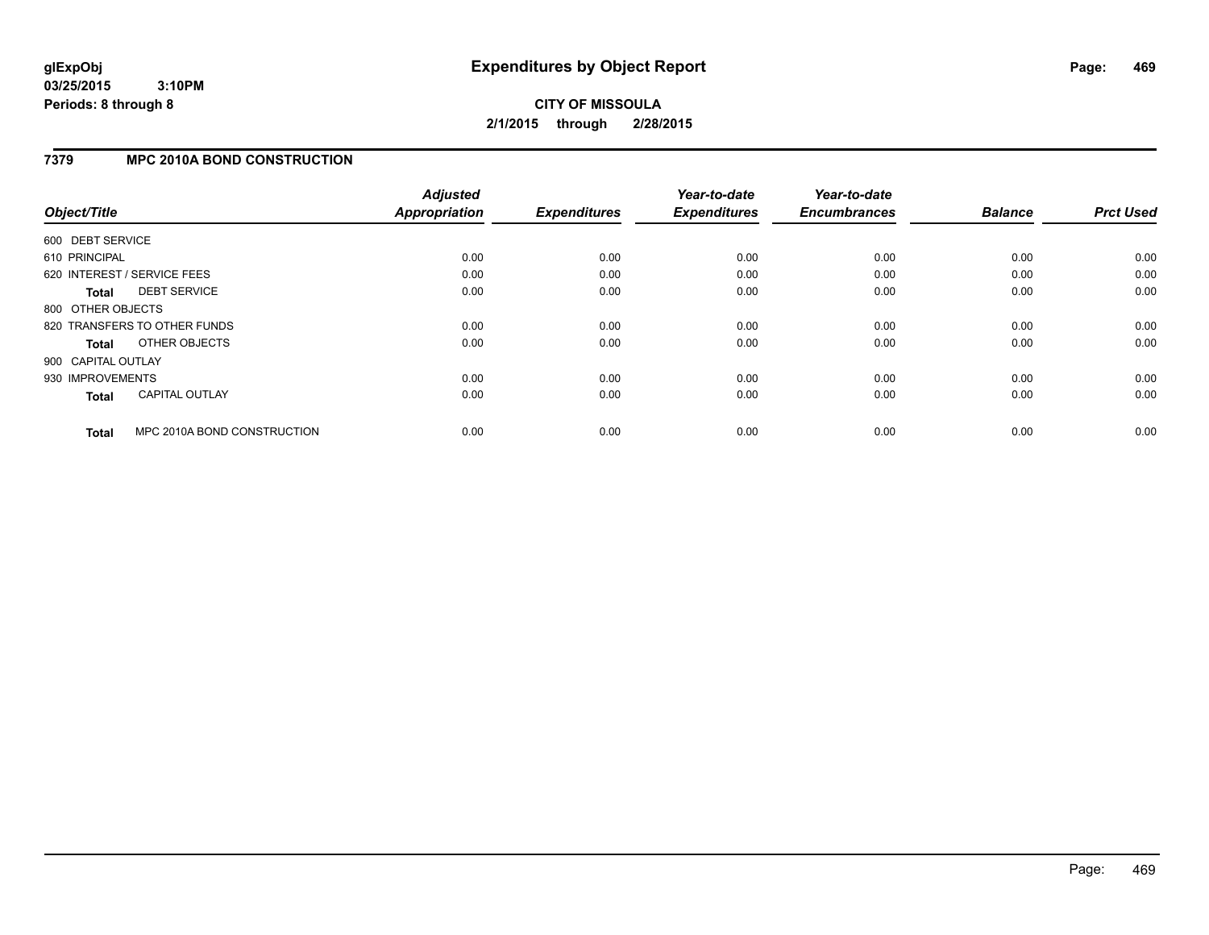# Expenditures by Object Report

glExpObj
03/25/2015 3:10PM
Periods: 8 through 8

**CITY OF MISSOULA**

**2/1/2015 through 2/28/2015**

## 7379 MPC 2010A BOND CONSTRUCTION

| Object/Title | Adjusted Appropriation | Expenditures | Year-to-date Expenditures | Year-to-date Encumbrances | Balance | Prct Used |
|---|---|---|---|---|---|---|
| 600 DEBT SERVICE | | | | | | |
| 610 PRINCIPAL | 0.00 | 0.00 | 0.00 | 0.00 | 0.00 | 0.00 |
| 620 INTEREST / SERVICE FEES | 0.00 | 0.00 | 0.00 | 0.00 | 0.00 | 0.00 |
| **Total** DEBT SERVICE | 0.00 | 0.00 | 0.00 | 0.00 | 0.00 | 0.00 |
| 800 OTHER OBJECTS | | | | | | |
| 820 TRANSFERS TO OTHER FUNDS | 0.00 | 0.00 | 0.00 | 0.00 | 0.00 | 0.00 |
| **Total** OTHER OBJECTS | 0.00 | 0.00 | 0.00 | 0.00 | 0.00 | 0.00 |
| 900 CAPITAL OUTLAY | | | | | | |
| 930 IMPROVEMENTS | 0.00 | 0.00 | 0.00 | 0.00 | 0.00 | 0.00 |
| **Total** CAPITAL OUTLAY | 0.00 | 0.00 | 0.00 | 0.00 | 0.00 | 0.00 |
| **Total** MPC 2010A BOND CONSTRUCTION | 0.00 | 0.00 | 0.00 | 0.00 | 0.00 | 0.00 |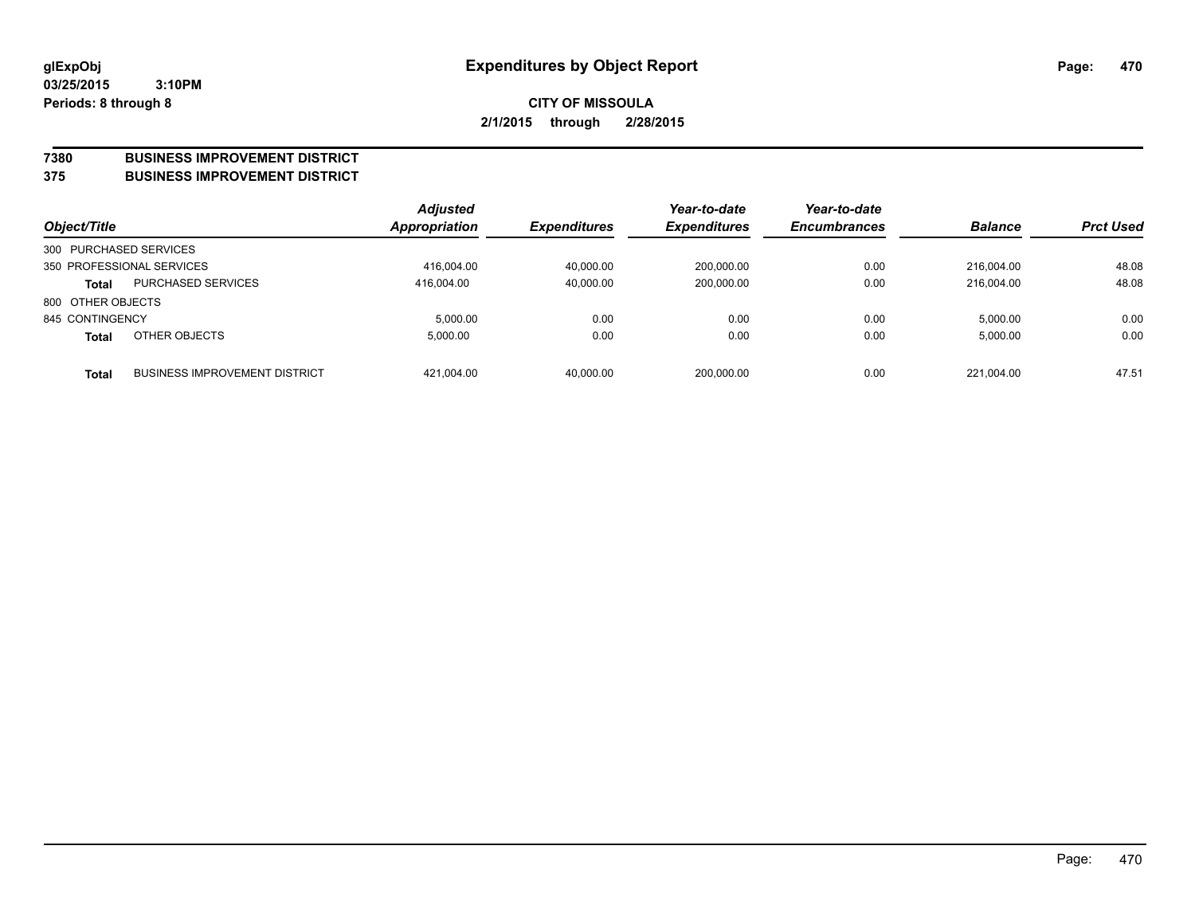**glExpObj**
**03/25/2015 3:10PM**
**Periods: 8 through 8**

# Expenditures by Object Report

**CITY OF MISSOULA**
**2/1/2015 through 2/28/2015**

**7380 BUSINESS IMPROVEMENT DISTRICT**
**375 BUSINESS IMPROVEMENT DISTRICT**

| Object/Title | | Adjusted Appropriation | Expenditures | Year-to-date Expenditures | Year-to-date Encumbrances | Balance | Prct Used |
|---|---|---|---|---|---|---|---|
| 300 PURCHASED SERVICES | | | | | | | |
| 350 PROFESSIONAL SERVICES | | 416,004.00 | 40,000.00 | 200,000.00 | 0.00 | 216,004.00 | 48.08 |
| **Total** | PURCHASED SERVICES | 416,004.00 | 40,000.00 | 200,000.00 | 0.00 | 216,004.00 | 48.08 |
| 800 OTHER OBJECTS | | | | | | | |
| 845 CONTINGENCY | | 5,000.00 | 0.00 | 0.00 | 0.00 | 5,000.00 | 0.00 |
| **Total** | OTHER OBJECTS | 5,000.00 | 0.00 | 0.00 | 0.00 | 5,000.00 | 0.00 |
| **Total** | BUSINESS IMPROVEMENT DISTRICT | 421,004.00 | 40,000.00 | 200,000.00 | 0.00 | 221,004.00 | 47.51 |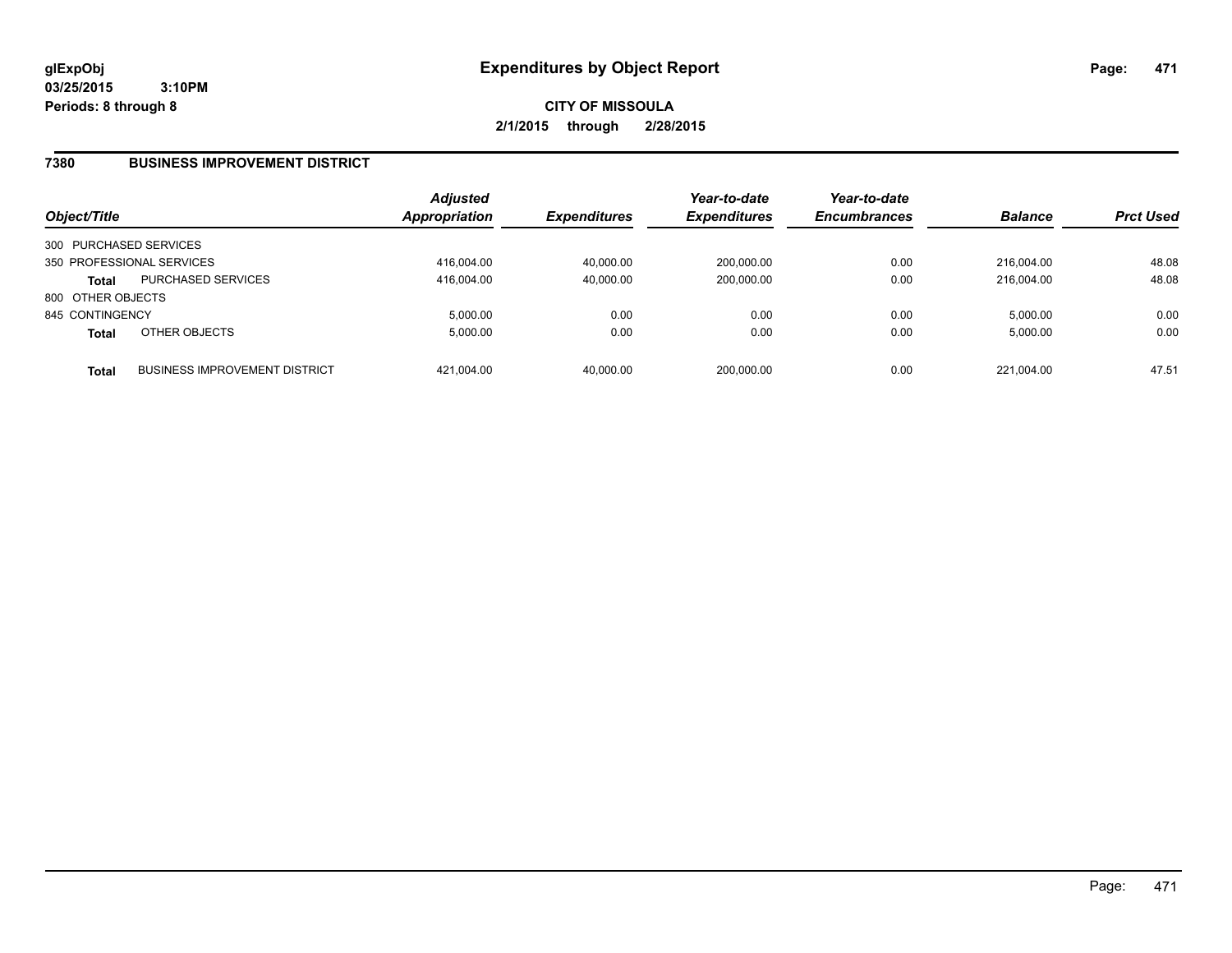# Expenditures by Object Report

glExpObj
03/25/2015 3:10PM
Periods: 8 through 8

**CITY OF MISSOULA**
**2/1/2015 through 2/28/2015**

## 7380 BUSINESS IMPROVEMENT DISTRICT

| Object/Title | | Adjusted Appropriation | Expenditures | Year-to-date Expenditures | Year-to-date Encumbrances | Balance | Prct Used |
|---|---|---|---|---|---|---|---|
| 300 PURCHASED SERVICES | | | | | | | |
| 350 PROFESSIONAL SERVICES | | 416,004.00 | 40,000.00 | 200,000.00 | 0.00 | 216,004.00 | 48.08 |
| **Total** | PURCHASED SERVICES | 416,004.00 | 40,000.00 | 200,000.00 | 0.00 | 216,004.00 | 48.08 |
| 800 OTHER OBJECTS | | | | | | | |
| 845 CONTINGENCY | | 5,000.00 | 0.00 | 0.00 | 0.00 | 5,000.00 | 0.00 |
| **Total** | OTHER OBJECTS | 5,000.00 | 0.00 | 0.00 | 0.00 | 5,000.00 | 0.00 |
| **Total** | BUSINESS IMPROVEMENT DISTRICT | 421,004.00 | 40,000.00 | 200,000.00 | 0.00 | 221,004.00 | 47.51 |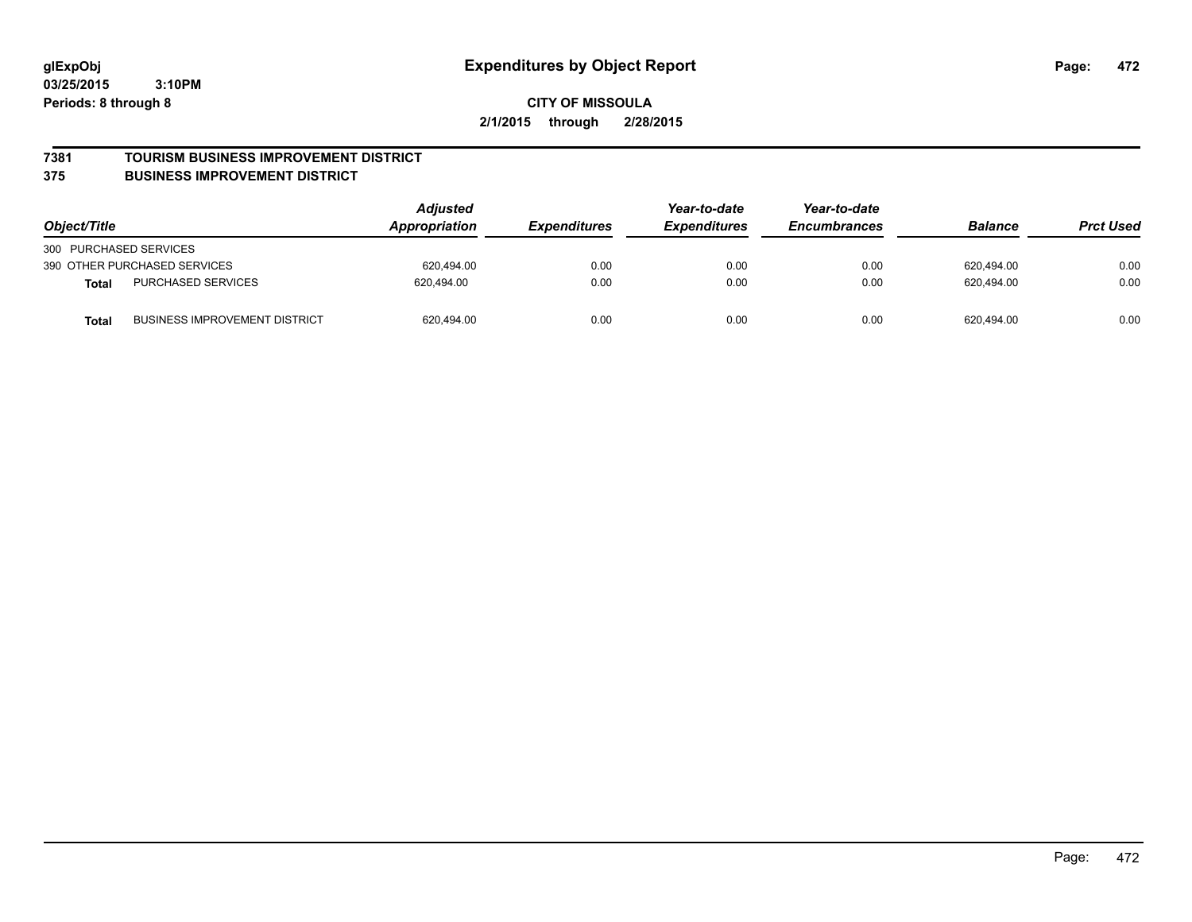**glExpObj** **Expenditures by Object Report**

**03/25/2015 3:10PM**

**Periods: 8 through 8**

**CITY OF MISSOULA**

**2/1/2015 through 2/28/2015**

**7381 TOURISM BUSINESS IMPROVEMENT DISTRICT**

**375 BUSINESS IMPROVEMENT DISTRICT**

| Object/Title | | Adjusted Appropriation | Expenditures | Year-to-date Expenditures | Year-to-date Encumbrances | Balance | Prct Used |
|---|---|---|---|---|---|---|---|
| 300 PURCHASED SERVICES | | | | | | | |
| 390 OTHER PURCHASED SERVICES | | 620,494.00 | 0.00 | 0.00 | 0.00 | 620,494.00 | 0.00 |
| **Total** | PURCHASED SERVICES | 620,494.00 | 0.00 | 0.00 | 0.00 | 620,494.00 | 0.00 |
| **Total** | BUSINESS IMPROVEMENT DISTRICT | 620,494.00 | 0.00 | 0.00 | 0.00 | 620,494.00 | 0.00 |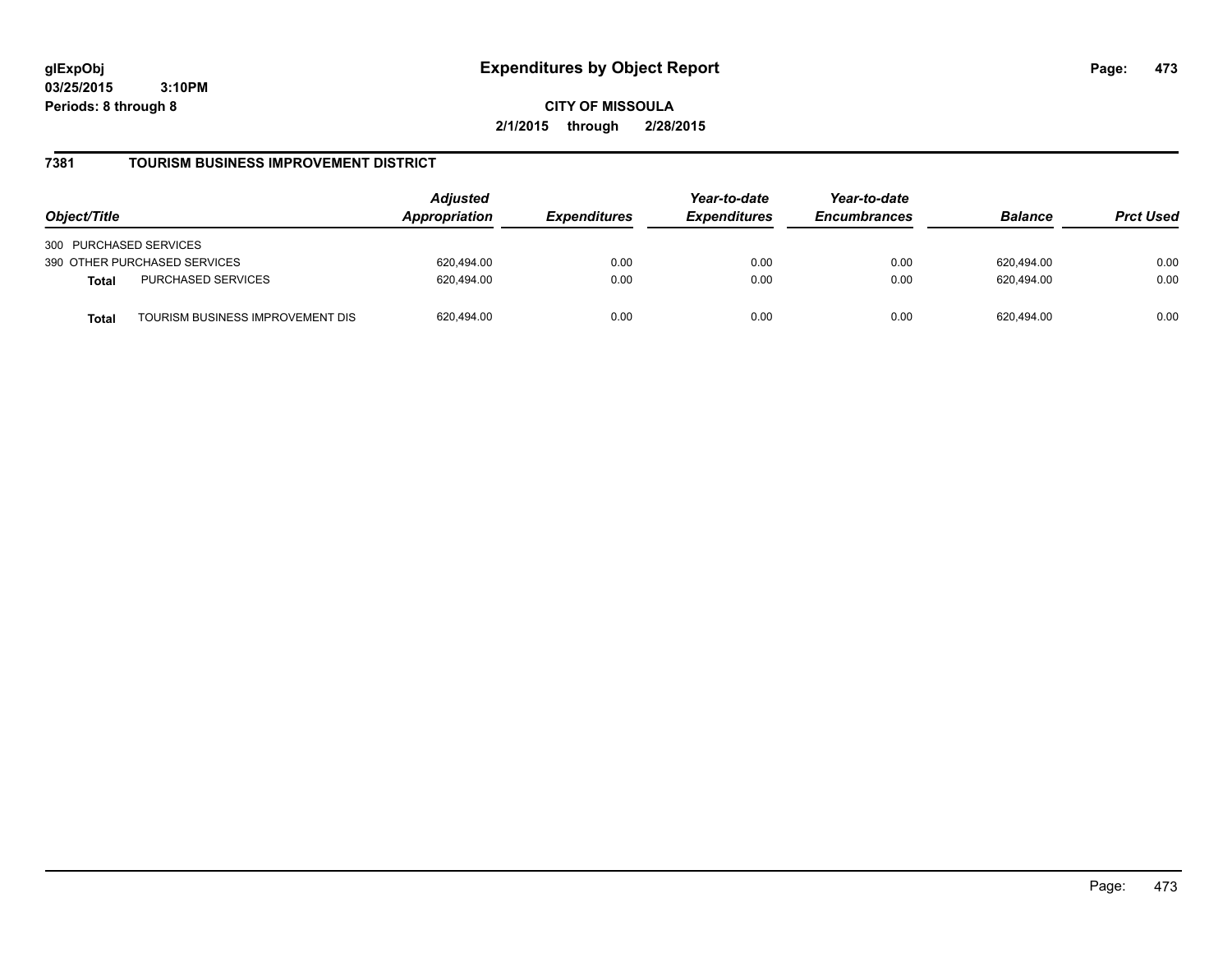# Expenditures by Object Report

glExpObj
03/25/2015 3:10PM
Periods: 8 through 8

**CITY OF MISSOULA**
**2/1/2015 through 2/28/2015**

## 7381 TOURISM BUSINESS IMPROVEMENT DISTRICT

| Object/Title | | Adjusted Appropriation | Expenditures | Year-to-date Expenditures | Year-to-date Encumbrances | Balance | Prct Used |
|---|---|---|---|---|---|---|---|
| 300 PURCHASED SERVICES | | | | | | | |
| 390 OTHER PURCHASED SERVICES | | 620,494.00 | 0.00 | 0.00 | 0.00 | 620,494.00 | 0.00 |
| **Total** | PURCHASED SERVICES | 620,494.00 | 0.00 | 0.00 | 0.00 | 620,494.00 | 0.00 |
| **Total** | TOURISM BUSINESS IMPROVEMENT DIS | 620,494.00 | 0.00 | 0.00 | 0.00 | 620,494.00 | 0.00 |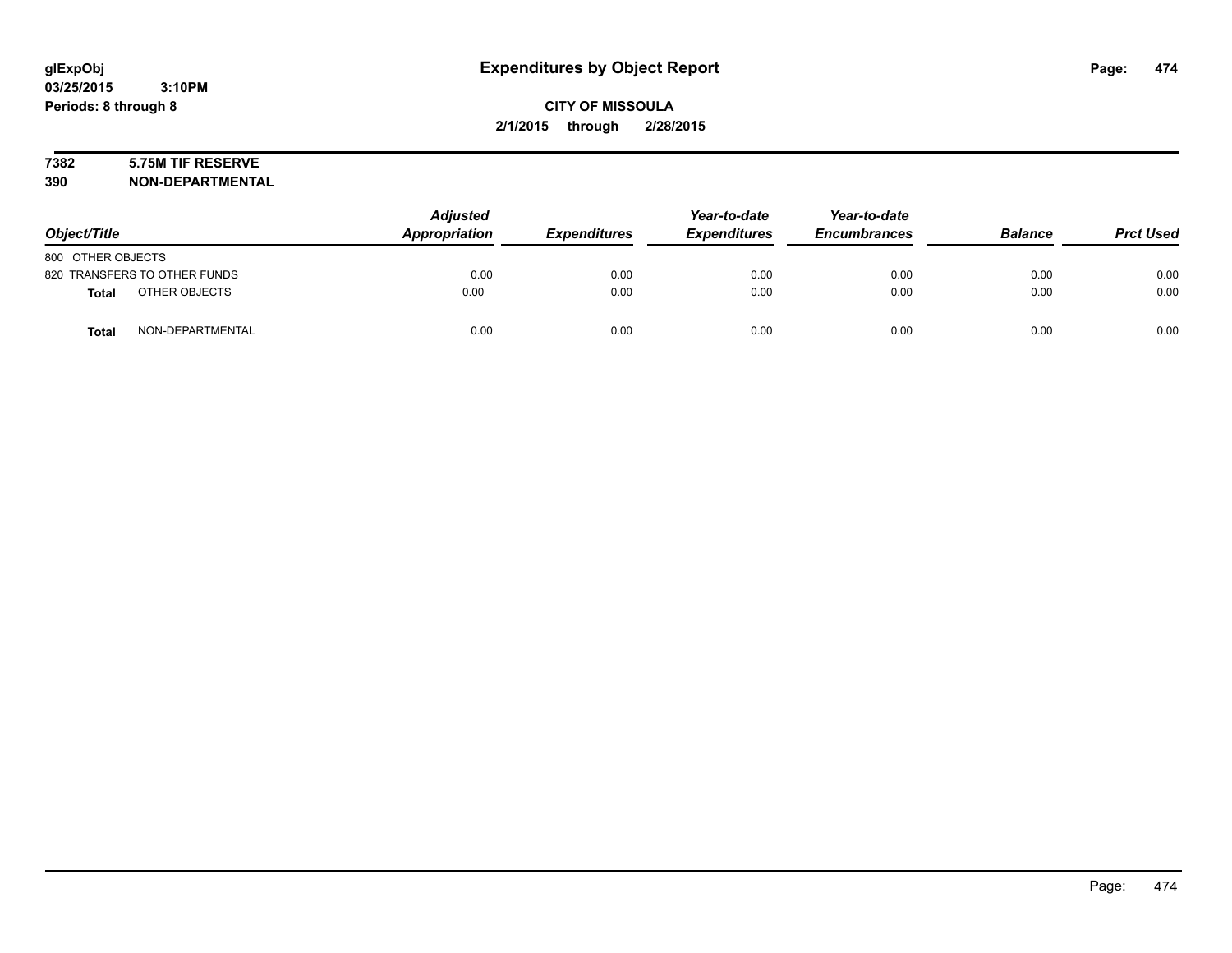# Expenditures by Object Report

glExpObj
03/25/2015 3:10PM
Periods: 8 through 8

**CITY OF MISSOULA**
**2/1/2015 through 2/28/2015**

**7382 5.75M TIF RESERVE**
**390 NON-DEPARTMENTAL**

| Object/Title | Adjusted Appropriation | Expenditures | Year-to-date Expenditures | Year-to-date Encumbrances | Balance | Prct Used |
|---|---|---|---|---|---|---|
| 800 OTHER OBJECTS | | | | | | |
| 820 TRANSFERS TO OTHER FUNDS | 0.00 | 0.00 | 0.00 | 0.00 | 0.00 | 0.00 |
| **Total** OTHER OBJECTS | 0.00 | 0.00 | 0.00 | 0.00 | 0.00 | 0.00 |
| **Total** NON-DEPARTMENTAL | 0.00 | 0.00 | 0.00 | 0.00 | 0.00 | 0.00 |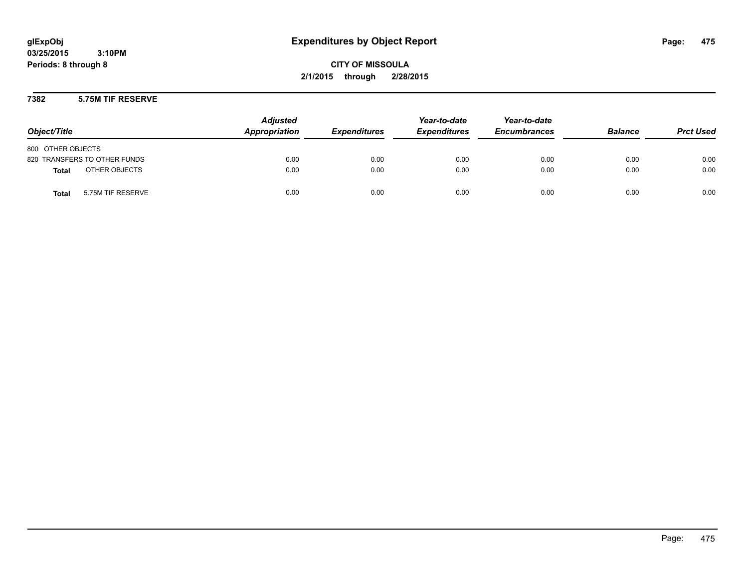# Expenditures by Object Report

glExpObj
03/25/2015 3:10PM
Periods: 8 through 8

**CITY OF MISSOULA**
**2/1/2015 through 2/28/2015**

## 7382 5.75M TIF RESERVE

| Object/Title | Adjusted Appropriation | Expenditures | Year-to-date Expenditures | Year-to-date Encumbrances | Balance | Prct Used |
|---|---|---|---|---|---|---|
| 800 OTHER OBJECTS | | | | | | |
| 820 TRANSFERS TO OTHER FUNDS | 0.00 | 0.00 | 0.00 | 0.00 | 0.00 | 0.00 |
| **Total** OTHER OBJECTS | 0.00 | 0.00 | 0.00 | 0.00 | 0.00 | 0.00 |
| **Total** 5.75M TIF RESERVE | 0.00 | 0.00 | 0.00 | 0.00 | 0.00 | 0.00 |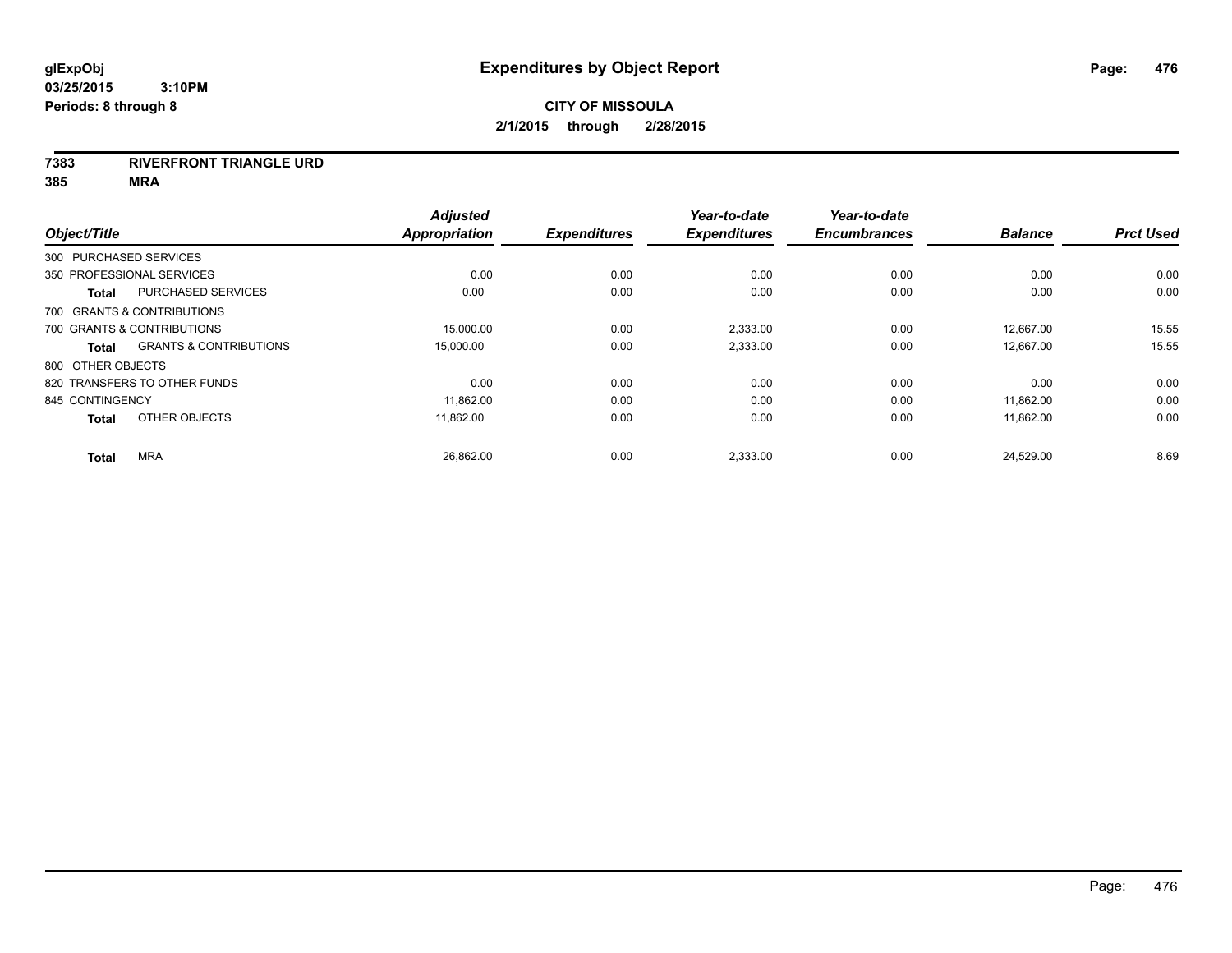# Expenditures by Object Report

glExpObj
03/25/2015 3:10PM
Periods: 8 through 8

**CITY OF MISSOULA**
**2/1/2015 through 2/28/2015**

**7383 RIVERFRONT TRIANGLE URD**
**385 MRA**

| Object/Title | | Adjusted Appropriation | Expenditures | Year-to-date Expenditures | Year-to-date Encumbrances | Balance | Prct Used |
|---|---|---|---|---|---|---|---|
| 300 PURCHASED SERVICES | | | | | | | |
| 350 PROFESSIONAL SERVICES | | 0.00 | 0.00 | 0.00 | 0.00 | 0.00 | 0.00 |
| **Total** | PURCHASED SERVICES | 0.00 | 0.00 | 0.00 | 0.00 | 0.00 | 0.00 |
| 700 GRANTS & CONTRIBUTIONS | | | | | | | |
| 700 GRANTS & CONTRIBUTIONS | | 15,000.00 | 0.00 | 2,333.00 | 0.00 | 12,667.00 | 15.55 |
| **Total** | GRANTS & CONTRIBUTIONS | 15,000.00 | 0.00 | 2,333.00 | 0.00 | 12,667.00 | 15.55 |
| 800 OTHER OBJECTS | | | | | | | |
| 820 TRANSFERS TO OTHER FUNDS | | 0.00 | 0.00 | 0.00 | 0.00 | 0.00 | 0.00 |
| 845 CONTINGENCY | | 11,862.00 | 0.00 | 0.00 | 0.00 | 11,862.00 | 0.00 |
| **Total** | OTHER OBJECTS | 11,862.00 | 0.00 | 0.00 | 0.00 | 11,862.00 | 0.00 |
| **Total** | MRA | 26,862.00 | 0.00 | 2,333.00 | 0.00 | 24,529.00 | 8.69 |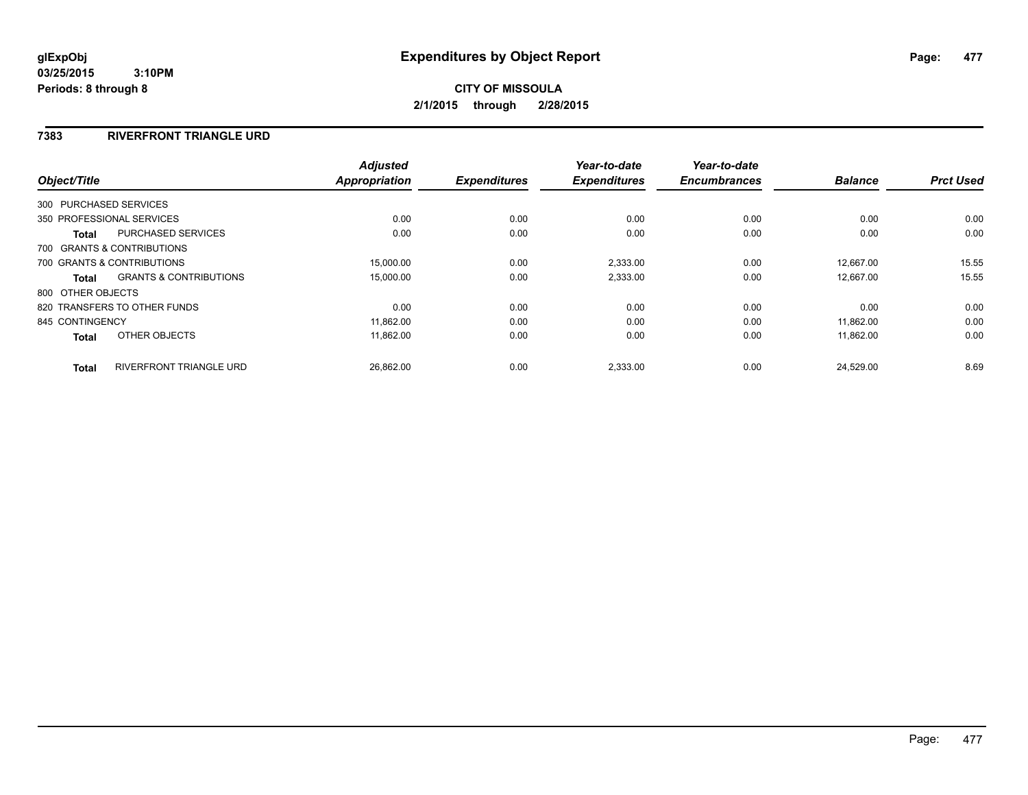**glExpObj** **Expenditures by Object Report**

**03/25/2015 3:10PM**

**Periods: 8 through 8**

**CITY OF MISSOULA**

**2/1/2015 through 2/28/2015**

## 7383 RIVERFRONT TRIANGLE URD

| Object/Title | Adjusted Appropriation | Expenditures | Year-to-date Expenditures | Year-to-date Encumbrances | Balance | Prct Used |
|---|---|---|---|---|---|---|
| 300 PURCHASED SERVICES | | | | | | |
| 350 PROFESSIONAL SERVICES | 0.00 | 0.00 | 0.00 | 0.00 | 0.00 | 0.00 |
| **Total** PURCHASED SERVICES | 0.00 | 0.00 | 0.00 | 0.00 | 0.00 | 0.00 |
| 700 GRANTS & CONTRIBUTIONS | | | | | | |
| 700 GRANTS & CONTRIBUTIONS | 15,000.00 | 0.00 | 2,333.00 | 0.00 | 12,667.00 | 15.55 |
| **Total** GRANTS & CONTRIBUTIONS | 15,000.00 | 0.00 | 2,333.00 | 0.00 | 12,667.00 | 15.55 |
| 800 OTHER OBJECTS | | | | | | |
| 820 TRANSFERS TO OTHER FUNDS | 0.00 | 0.00 | 0.00 | 0.00 | 0.00 | 0.00 |
| 845 CONTINGENCY | 11,862.00 | 0.00 | 0.00 | 0.00 | 11,862.00 | 0.00 |
| **Total** OTHER OBJECTS | 11,862.00 | 0.00 | 0.00 | 0.00 | 11,862.00 | 0.00 |
| **Total** RIVERFRONT TRIANGLE URD | 26,862.00 | 0.00 | 2,333.00 | 0.00 | 24,529.00 | 8.69 |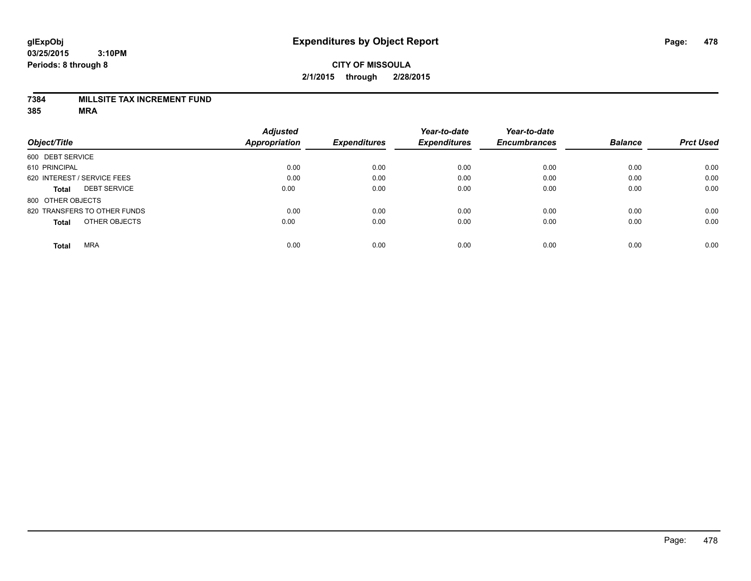# Expenditures by Object Report

glExpObj
03/25/2015 3:10PM
Periods: 8 through 8

**CITY OF MISSOULA**
**2/1/2015 through 2/28/2015**

**7384 MILLSITE TAX INCREMENT FUND**
**385 MRA**

| Object/Title | Adjusted Appropriation | Expenditures | Year-to-date Expenditures | Year-to-date Encumbrances | Balance | Prct Used |
|---|---|---|---|---|---|---|
| 600 DEBT SERVICE | | | | | | |
| 610 PRINCIPAL | 0.00 | 0.00 | 0.00 | 0.00 | 0.00 | 0.00 |
| 620 INTEREST / SERVICE FEES | 0.00 | 0.00 | 0.00 | 0.00 | 0.00 | 0.00 |
| **Total** DEBT SERVICE | 0.00 | 0.00 | 0.00 | 0.00 | 0.00 | 0.00 |
| 800 OTHER OBJECTS | | | | | | |
| 820 TRANSFERS TO OTHER FUNDS | 0.00 | 0.00 | 0.00 | 0.00 | 0.00 | 0.00 |
| **Total** OTHER OBJECTS | 0.00 | 0.00 | 0.00 | 0.00 | 0.00 | 0.00 |
| **Total** MRA | 0.00 | 0.00 | 0.00 | 0.00 | 0.00 | 0.00 |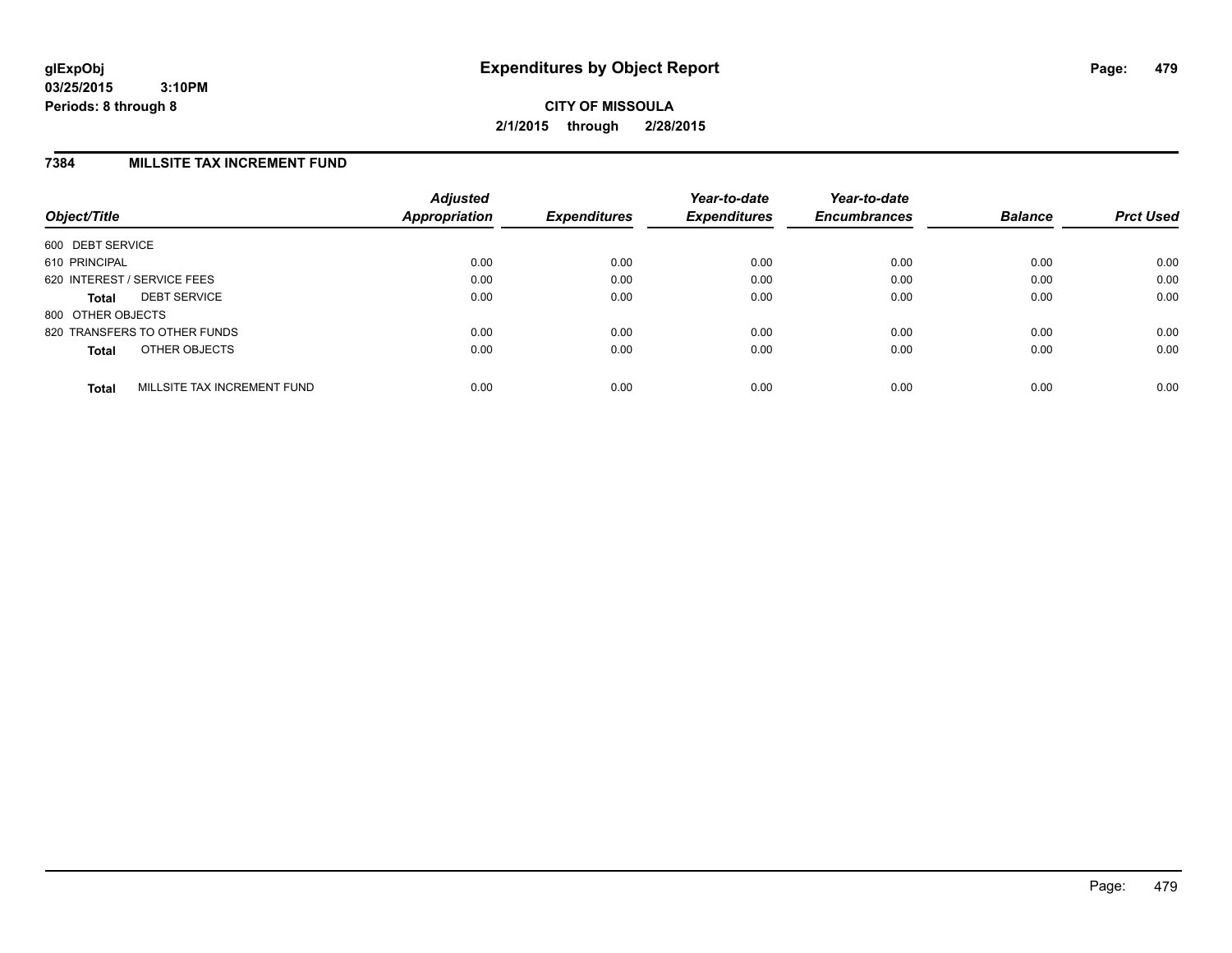glExpObj
03/25/2015 3:10PM
Periods: 8 through 8

# Expenditures by Object Report

**CITY OF MISSOULA**
**2/1/2015 through 2/28/2015**

## 7384 MILLSITE TAX INCREMENT FUND

| Object/Title | Adjusted Appropriation | Expenditures | Year-to-date Expenditures | Year-to-date Encumbrances | Balance | Prct Used |
|---|---|---|---|---|---|---|
| 600 DEBT SERVICE | | | | | | |
| 610 PRINCIPAL | 0.00 | 0.00 | 0.00 | 0.00 | 0.00 | 0.00 |
| 620 INTEREST / SERVICE FEES | 0.00 | 0.00 | 0.00 | 0.00 | 0.00 | 0.00 |
| **Total** DEBT SERVICE | 0.00 | 0.00 | 0.00 | 0.00 | 0.00 | 0.00 |
| 800 OTHER OBJECTS | | | | | | |
| 820 TRANSFERS TO OTHER FUNDS | 0.00 | 0.00 | 0.00 | 0.00 | 0.00 | 0.00 |
| **Total** OTHER OBJECTS | 0.00 | 0.00 | 0.00 | 0.00 | 0.00 | 0.00 |
| **Total** MILLSITE TAX INCREMENT FUND | 0.00 | 0.00 | 0.00 | 0.00 | 0.00 | 0.00 |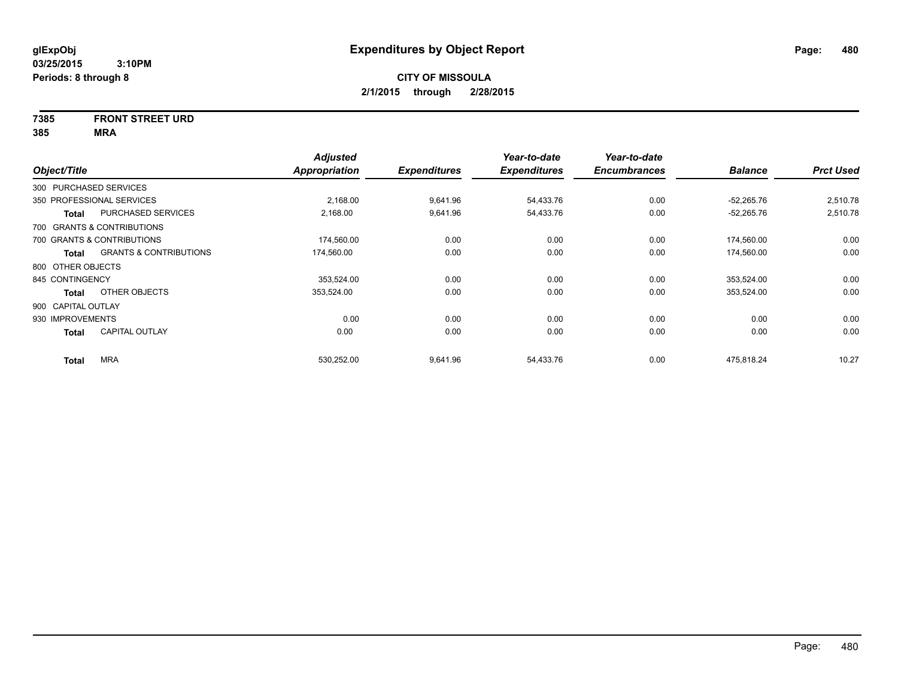# Expenditures by Object Report

glExpObj
03/25/2015 3:10PM
Periods: 8 through 8

**CITY OF MISSOULA**
**2/1/2015 through 2/28/2015**

**7385 FRONT STREET URD**
**385 MRA**

| Object/Title | | Adjusted Appropriation | Expenditures | Year-to-date Expenditures | Year-to-date Encumbrances | Balance | Prct Used |
|---|---|---|---|---|---|---|---|
| 300 PURCHASED SERVICES | | | | | | | |
| 350 PROFESSIONAL SERVICES | | 2,168.00 | 9,641.96 | 54,433.76 | 0.00 | -52,265.76 | 2,510.78 |
| **Total** | PURCHASED SERVICES | 2,168.00 | 9,641.96 | 54,433.76 | 0.00 | -52,265.76 | 2,510.78 |
| 700 GRANTS & CONTRIBUTIONS | | | | | | | |
| 700 GRANTS & CONTRIBUTIONS | | 174,560.00 | 0.00 | 0.00 | 0.00 | 174,560.00 | 0.00 |
| **Total** | GRANTS & CONTRIBUTIONS | 174,560.00 | 0.00 | 0.00 | 0.00 | 174,560.00 | 0.00 |
| 800 OTHER OBJECTS | | | | | | | |
| 845 CONTINGENCY | | 353,524.00 | 0.00 | 0.00 | 0.00 | 353,524.00 | 0.00 |
| **Total** | OTHER OBJECTS | 353,524.00 | 0.00 | 0.00 | 0.00 | 353,524.00 | 0.00 |
| 900 CAPITAL OUTLAY | | | | | | | |
| 930 IMPROVEMENTS | | 0.00 | 0.00 | 0.00 | 0.00 | 0.00 | 0.00 |
| **Total** | CAPITAL OUTLAY | 0.00 | 0.00 | 0.00 | 0.00 | 0.00 | 0.00 |
| **Total** | MRA | 530,252.00 | 9,641.96 | 54,433.76 | 0.00 | 475,818.24 | 10.27 |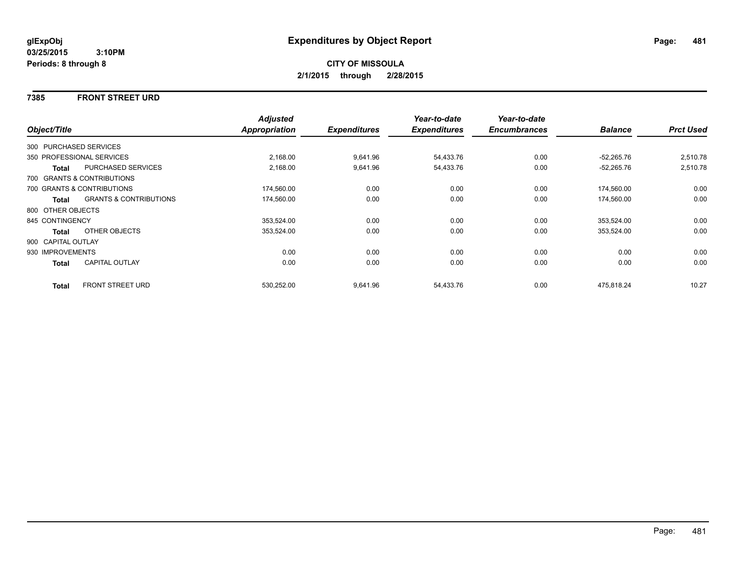**glExpObj** **Expenditures by Object Report**

**03/25/2015 3:10PM**

**Periods: 8 through 8**

**CITY OF MISSOULA**

**2/1/2015 through 2/28/2015**

## 7385 FRONT STREET URD

| Object/Title | | Adjusted Appropriation | Expenditures | Year-to-date Expenditures | Year-to-date Encumbrances | Balance | Prct Used |
|---|---|---|---|---|---|---|---|
| 300 PURCHASED SERVICES | | | | | | | |
| 350 PROFESSIONAL SERVICES | | 2,168.00 | 9,641.96 | 54,433.76 | 0.00 | -52,265.76 | 2,510.78 |
| **Total** | PURCHASED SERVICES | 2,168.00 | 9,641.96 | 54,433.76 | 0.00 | -52,265.76 | 2,510.78 |
| 700 GRANTS & CONTRIBUTIONS | | | | | | | |
| 700 GRANTS & CONTRIBUTIONS | | 174,560.00 | 0.00 | 0.00 | 0.00 | 174,560.00 | 0.00 |
| **Total** | GRANTS & CONTRIBUTIONS | 174,560.00 | 0.00 | 0.00 | 0.00 | 174,560.00 | 0.00 |
| 800 OTHER OBJECTS | | | | | | | |
| 845 CONTINGENCY | | 353,524.00 | 0.00 | 0.00 | 0.00 | 353,524.00 | 0.00 |
| **Total** | OTHER OBJECTS | 353,524.00 | 0.00 | 0.00 | 0.00 | 353,524.00 | 0.00 |
| 900 CAPITAL OUTLAY | | | | | | | |
| 930 IMPROVEMENTS | | 0.00 | 0.00 | 0.00 | 0.00 | 0.00 | 0.00 |
| **Total** | CAPITAL OUTLAY | 0.00 | 0.00 | 0.00 | 0.00 | 0.00 | 0.00 |
| **Total** | FRONT STREET URD | 530,252.00 | 9,641.96 | 54,433.76 | 0.00 | 475,818.24 | 10.27 |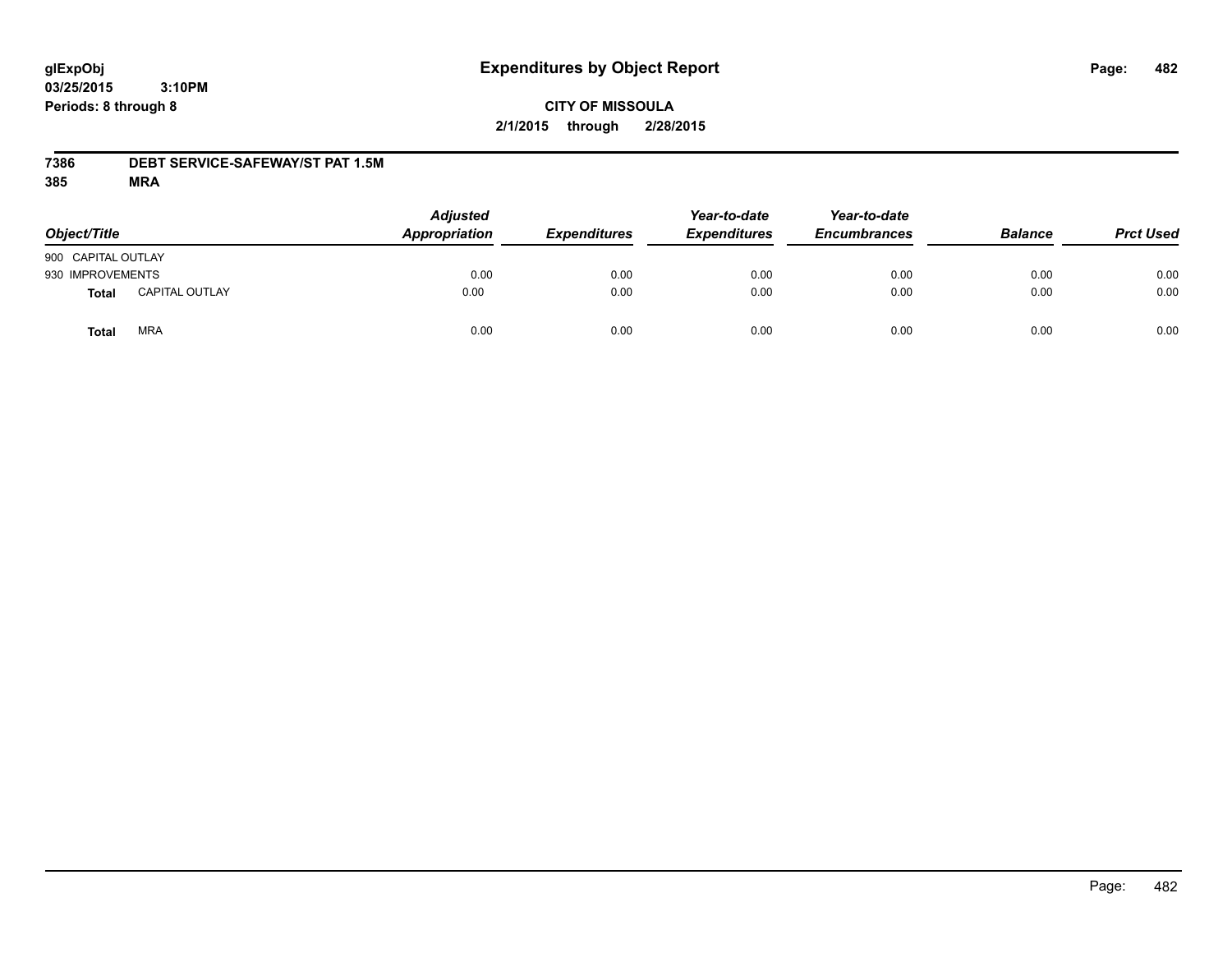**glExpObj**
**03/25/2015 3:10PM**
**Periods: 8 through 8**

# Expenditures by Object Report

**CITY OF MISSOULA**
**2/1/2015 through 2/28/2015**

**7386 DEBT SERVICE-SAFEWAY/ST PAT 1.5M**
**385 MRA**

| Object/Title | | Adjusted Appropriation | Expenditures | Year-to-date Expenditures | Year-to-date Encumbrances | Balance | Prct Used |
|---|---|---|---|---|---|---|---|
| 900 CAPITAL OUTLAY | | | | | | | |
| 930 IMPROVEMENTS | | 0.00 | 0.00 | 0.00 | 0.00 | 0.00 | 0.00 |
| **Total** | CAPITAL OUTLAY | 0.00 | 0.00 | 0.00 | 0.00 | 0.00 | 0.00 |
| **Total** | MRA | 0.00 | 0.00 | 0.00 | 0.00 | 0.00 | 0.00 |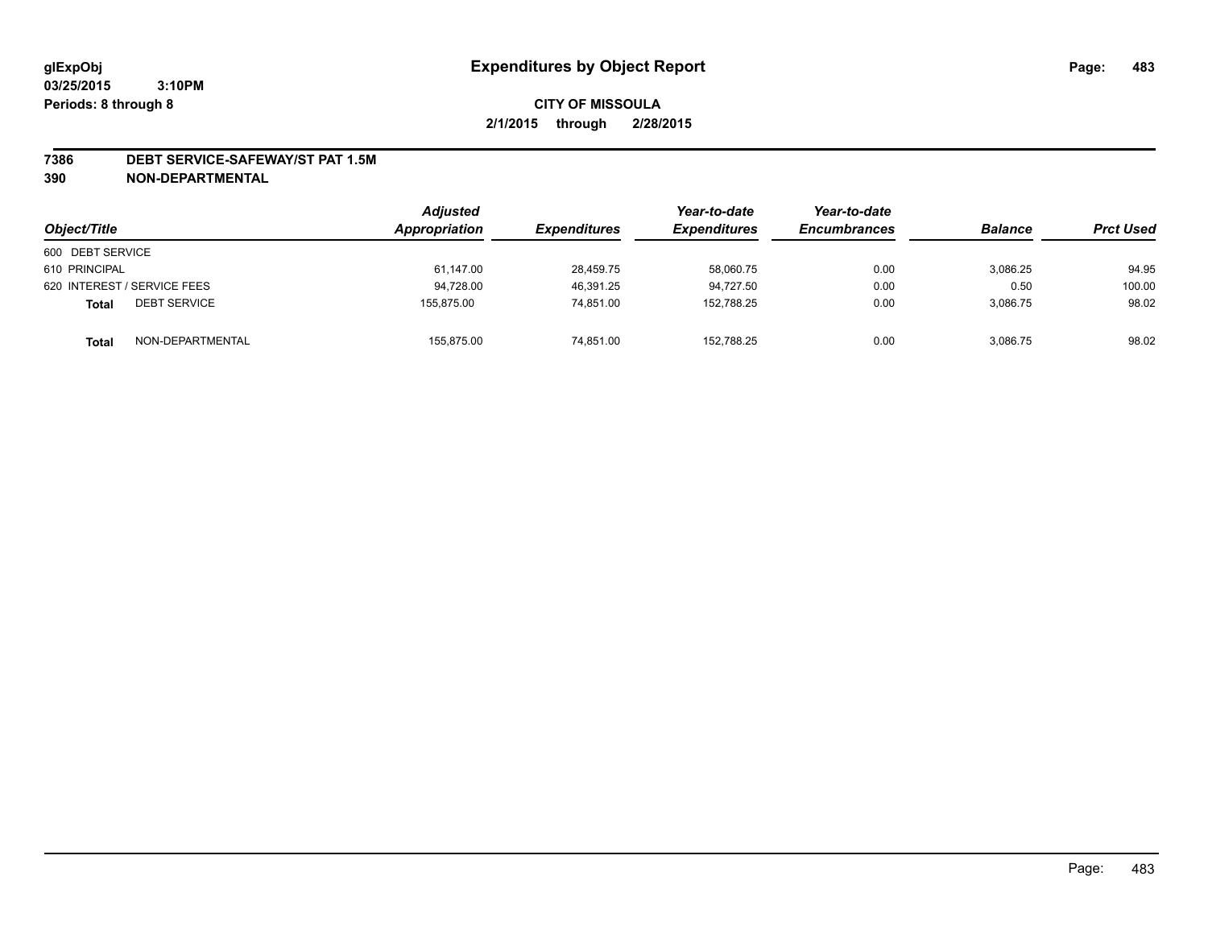**glExpObj**
**03/25/2015 3:10PM**
**Periods: 8 through 8**

# Expenditures by Object Report

**CITY OF MISSOULA**
**2/1/2015 through 2/28/2015**

**7386 DEBT SERVICE-SAFEWAY/ST PAT 1.5M**
**390 NON-DEPARTMENTAL**

| Object/Title | | Adjusted Appropriation | Expenditures | Year-to-date Expenditures | Year-to-date Encumbrances | Balance | Prct Used |
|---|---|---|---|---|---|---|---|
| 600 DEBT SERVICE | | | | | | | |
| 610 PRINCIPAL | | 61,147.00 | 28,459.75 | 58,060.75 | 0.00 | 3,086.25 | 94.95 |
| 620 INTEREST / SERVICE FEES | | 94,728.00 | 46,391.25 | 94,727.50 | 0.00 | 0.50 | 100.00 |
| **Total** | DEBT SERVICE | 155,875.00 | 74,851.00 | 152,788.25 | 0.00 | 3,086.75 | 98.02 |
| **Total** | NON-DEPARTMENTAL | 155,875.00 | 74,851.00 | 152,788.25 | 0.00 | 3,086.75 | 98.02 |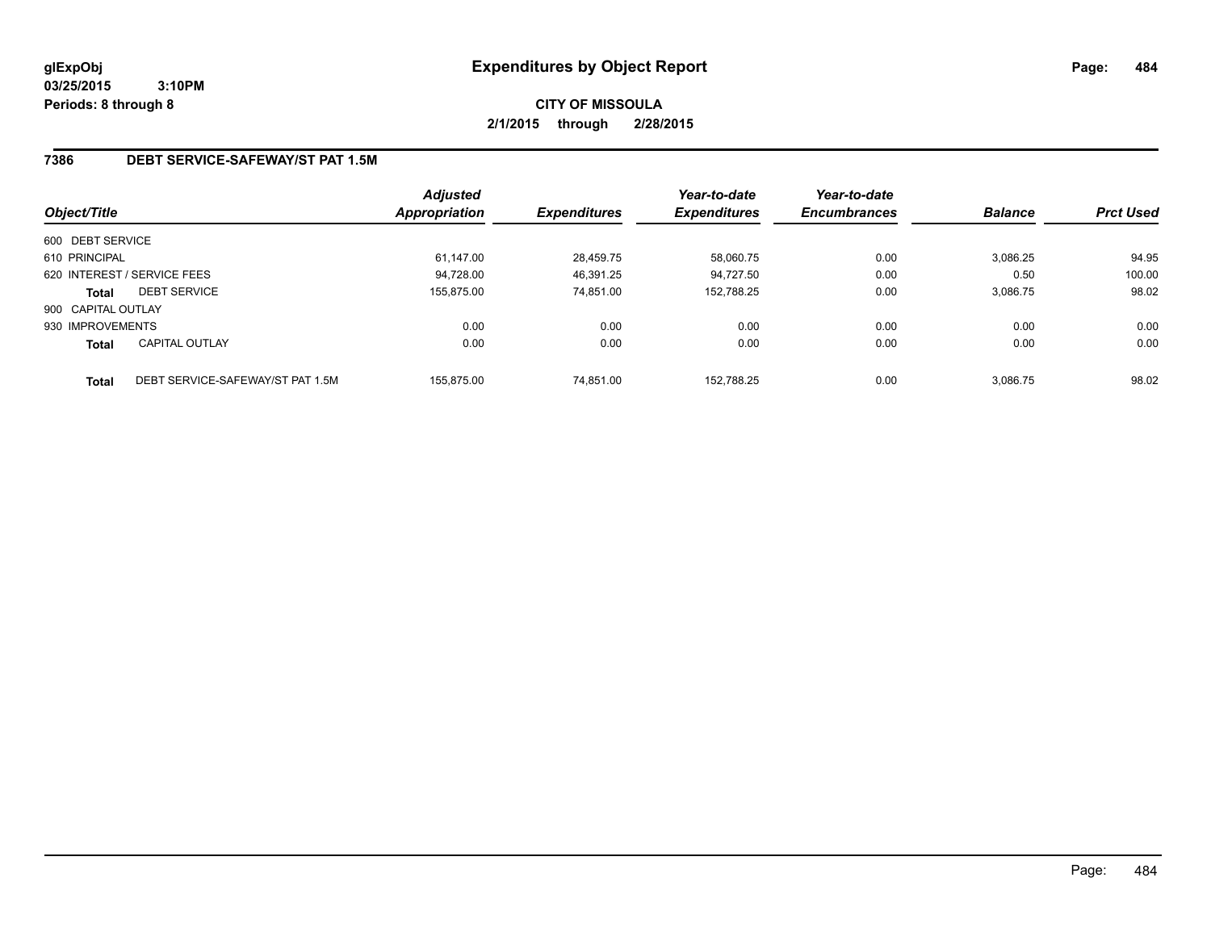# Expenditures by Object Report

glExpObj
03/25/2015 3:10PM
Periods: 8 through 8

**CITY OF MISSOULA**
**2/1/2015 through 2/28/2015**

## 7386 DEBT SERVICE-SAFEWAY/ST PAT 1.5M

| Object/Title | | Adjusted Appropriation | Expenditures | Year-to-date Expenditures | Year-to-date Encumbrances | Balance | Prct Used |
|---|---|---|---|---|---|---|---|
| 600 DEBT SERVICE | | | | | | | |
| 610 PRINCIPAL | | 61,147.00 | 28,459.75 | 58,060.75 | 0.00 | 3,086.25 | 94.95 |
| 620 INTEREST / SERVICE FEES | | 94,728.00 | 46,391.25 | 94,727.50 | 0.00 | 0.50 | 100.00 |
| **Total** | DEBT SERVICE | 155,875.00 | 74,851.00 | 152,788.25 | 0.00 | 3,086.75 | 98.02 |
| 900 CAPITAL OUTLAY | | | | | | | |
| 930 IMPROVEMENTS | | 0.00 | 0.00 | 0.00 | 0.00 | 0.00 | 0.00 |
| **Total** | CAPITAL OUTLAY | 0.00 | 0.00 | 0.00 | 0.00 | 0.00 | 0.00 |
| **Total** | DEBT SERVICE-SAFEWAY/ST PAT 1.5M | 155,875.00 | 74,851.00 | 152,788.25 | 0.00 | 3,086.75 | 98.02 |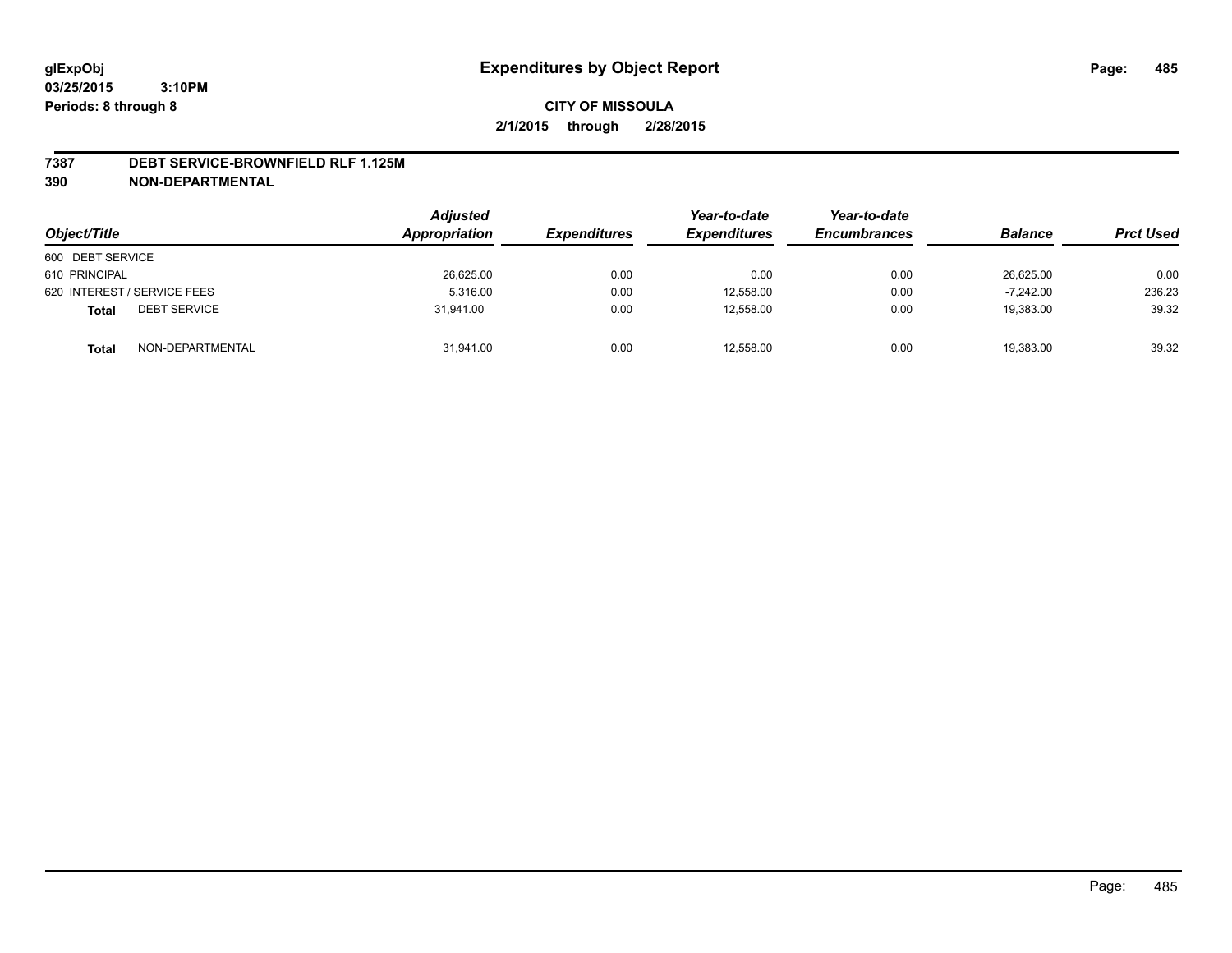**glExpObj** **Expenditures by Object Report**

**03/25/2015 3:10PM**

**Periods: 8 through 8**

**CITY OF MISSOULA**

**2/1/2015 through 2/28/2015**

**7387 DEBT SERVICE-BROWNFIELD RLF 1.125M**

**390 NON-DEPARTMENTAL**

| Object/Title | | Adjusted Appropriation | Expenditures | Year-to-date Expenditures | Year-to-date Encumbrances | Balance | Prct Used |
|---|---|---|---|---|---|---|---|
| 600 DEBT SERVICE | | | | | | | |
| 610 PRINCIPAL | | 26,625.00 | 0.00 | 0.00 | 0.00 | 26,625.00 | 0.00 |
| 620 INTEREST / SERVICE FEES | | 5,316.00 | 0.00 | 12,558.00 | 0.00 | -7,242.00 | 236.23 |
| **Total** | DEBT SERVICE | 31,941.00 | 0.00 | 12,558.00 | 0.00 | 19,383.00 | 39.32 |
| **Total** | NON-DEPARTMENTAL | 31,941.00 | 0.00 | 12,558.00 | 0.00 | 19,383.00 | 39.32 |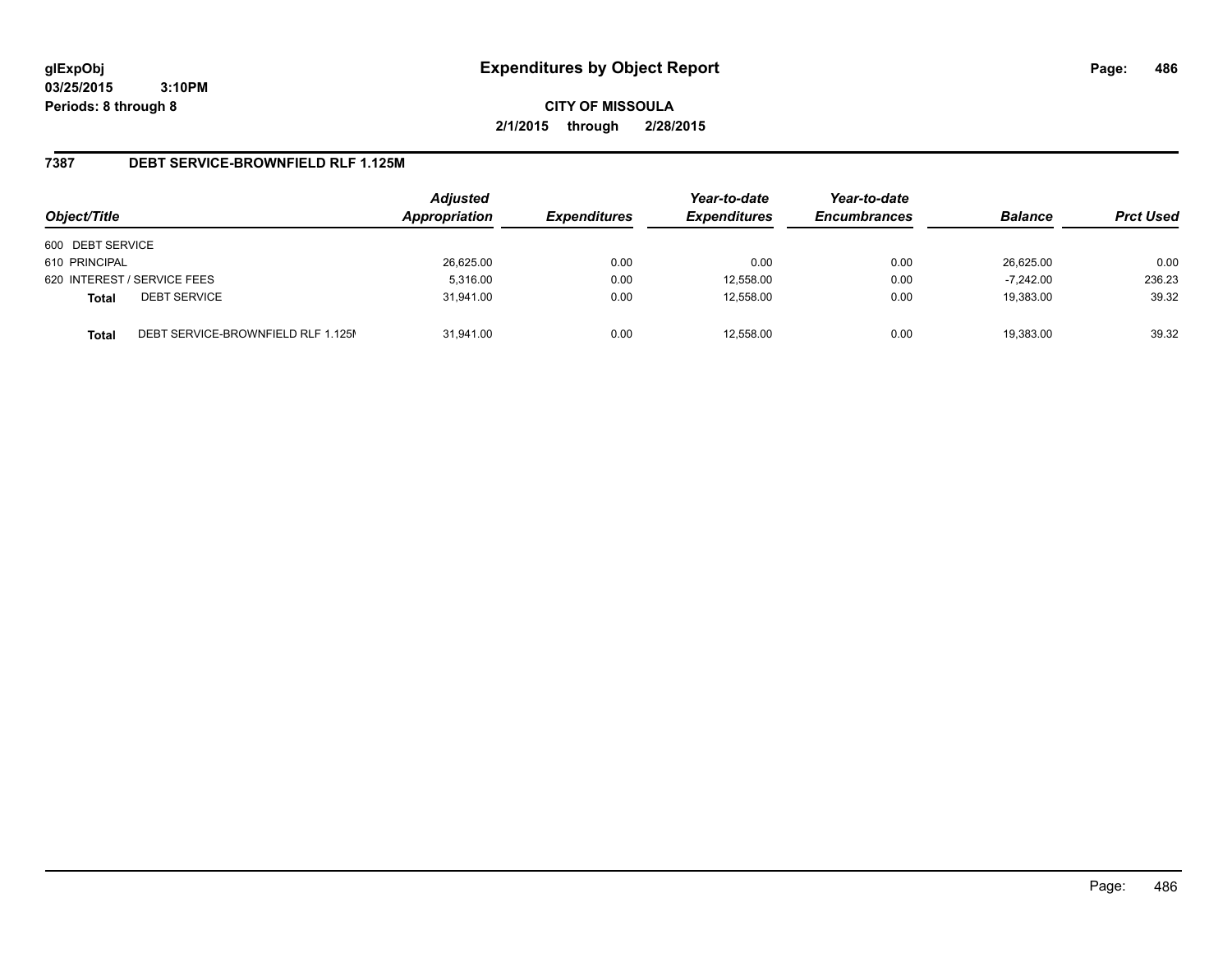glExpObj
03/25/2015 3:10PM
Periods: 8 through 8

# Expenditures by Object Report

**CITY OF MISSOULA**
**2/1/2015 through 2/28/2015**

## 7387 DEBT SERVICE-BROWNFIELD RLF 1.125M

| Object/Title | | Adjusted Appropriation | Expenditures | Year-to-date Expenditures | Year-to-date Encumbrances | Balance | Prct Used |
|---|---|---|---|---|---|---|---|
| 600 DEBT SERVICE | | | | | | | |
| 610 PRINCIPAL | | 26,625.00 | 0.00 | 0.00 | 0.00 | 26,625.00 | 0.00 |
| 620 INTEREST / SERVICE FEES | | 5,316.00 | 0.00 | 12,558.00 | 0.00 | -7,242.00 | 236.23 |
| **Total** | DEBT SERVICE | 31,941.00 | 0.00 | 12,558.00 | 0.00 | 19,383.00 | 39.32 |
| **Total** | DEBT SERVICE-BROWNFIELD RLF 1.125M | 31,941.00 | 0.00 | 12,558.00 | 0.00 | 19,383.00 | 39.32 |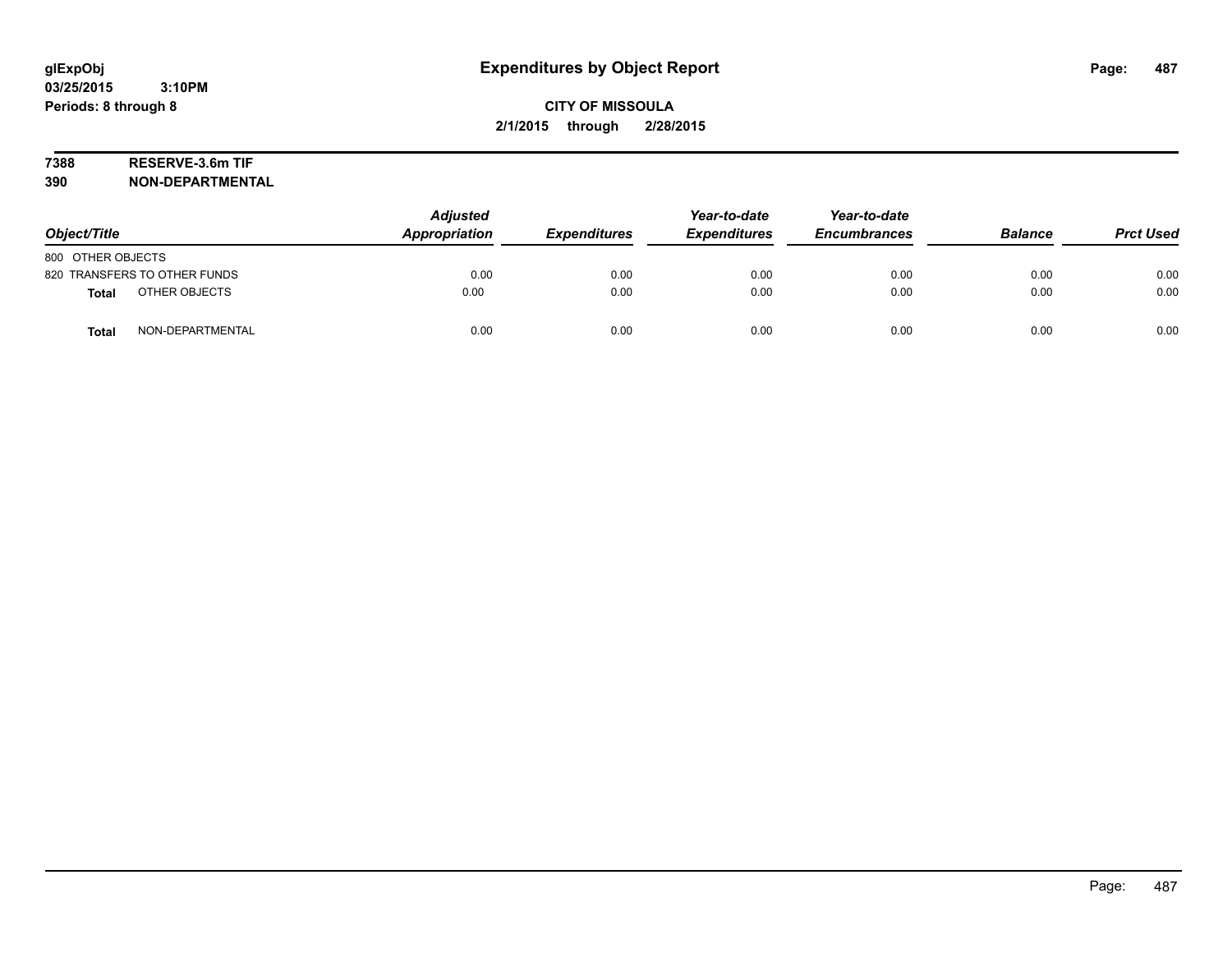# Expenditures by Object Report

glExpObj
03/25/2015 3:10PM
Periods: 8 through 8

**CITY OF MISSOULA**
**2/1/2015 through 2/28/2015**

**7388 RESERVE-3.6m TIF**
**390 NON-DEPARTMENTAL**

| Object/Title | Adjusted Appropriation | Expenditures | Year-to-date Expenditures | Year-to-date Encumbrances | Balance | Prct Used |
|---|---|---|---|---|---|---|
| 800 OTHER OBJECTS | | | | | | |
| 820 TRANSFERS TO OTHER FUNDS | 0.00 | 0.00 | 0.00 | 0.00 | 0.00 | 0.00 |
| **Total** OTHER OBJECTS | 0.00 | 0.00 | 0.00 | 0.00 | 0.00 | 0.00 |
| **Total** NON-DEPARTMENTAL | 0.00 | 0.00 | 0.00 | 0.00 | 0.00 | 0.00 |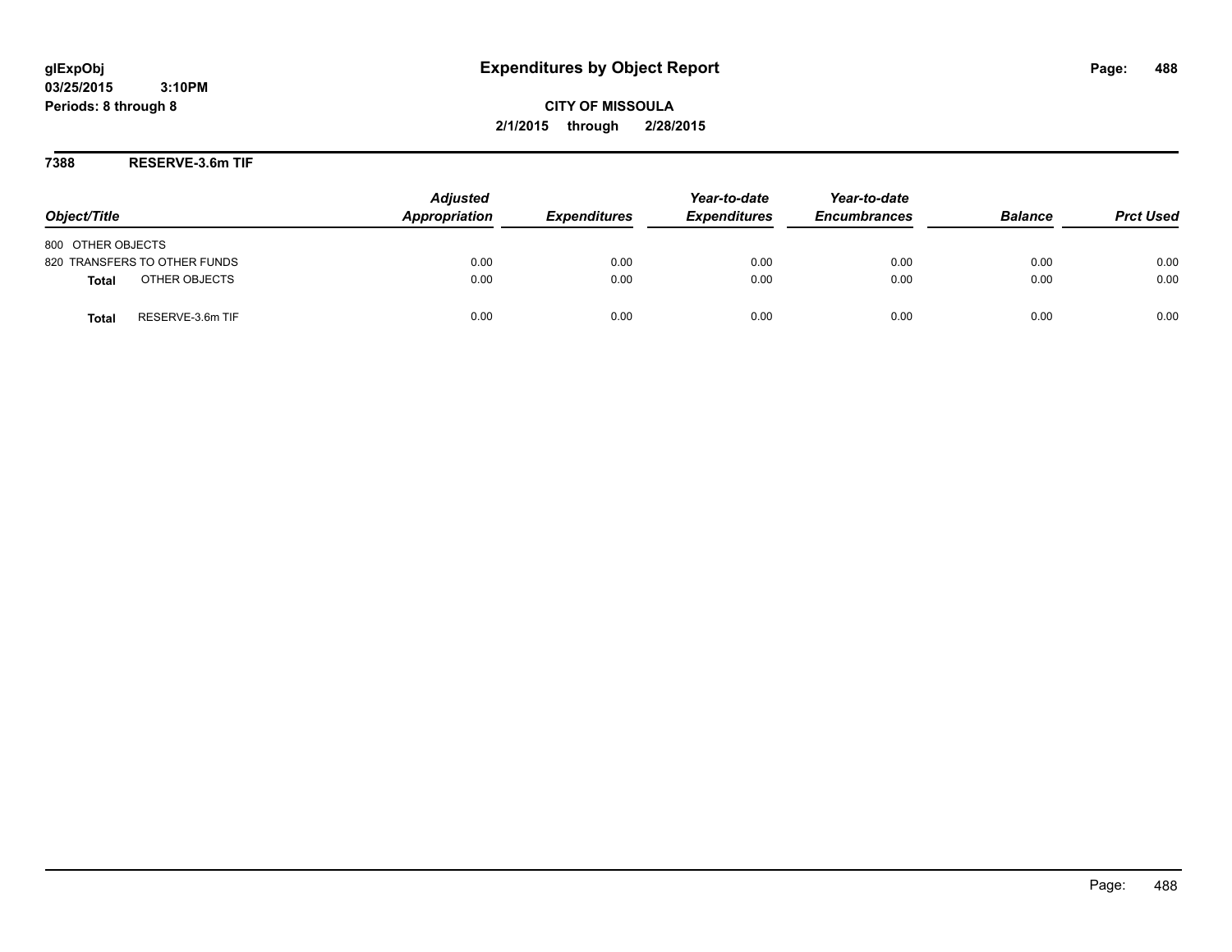# Expenditures by Object Report

glExpObj
03/25/2015 3:10PM
Periods: 8 through 8

**CITY OF MISSOULA**
**2/1/2015 through 2/28/2015**

## 7388 RESERVE-3.6m TIF

| Object/Title | Adjusted Appropriation | Expenditures | Year-to-date Expenditures | Year-to-date Encumbrances | Balance | Prct Used |
|---|---|---|---|---|---|---|
| 800 OTHER OBJECTS | | | | | | |
| 820 TRANSFERS TO OTHER FUNDS | 0.00 | 0.00 | 0.00 | 0.00 | 0.00 | 0.00 |
| **Total** OTHER OBJECTS | 0.00 | 0.00 | 0.00 | 0.00 | 0.00 | 0.00 |
| **Total** RESERVE-3.6m TIF | 0.00 | 0.00 | 0.00 | 0.00 | 0.00 | 0.00 |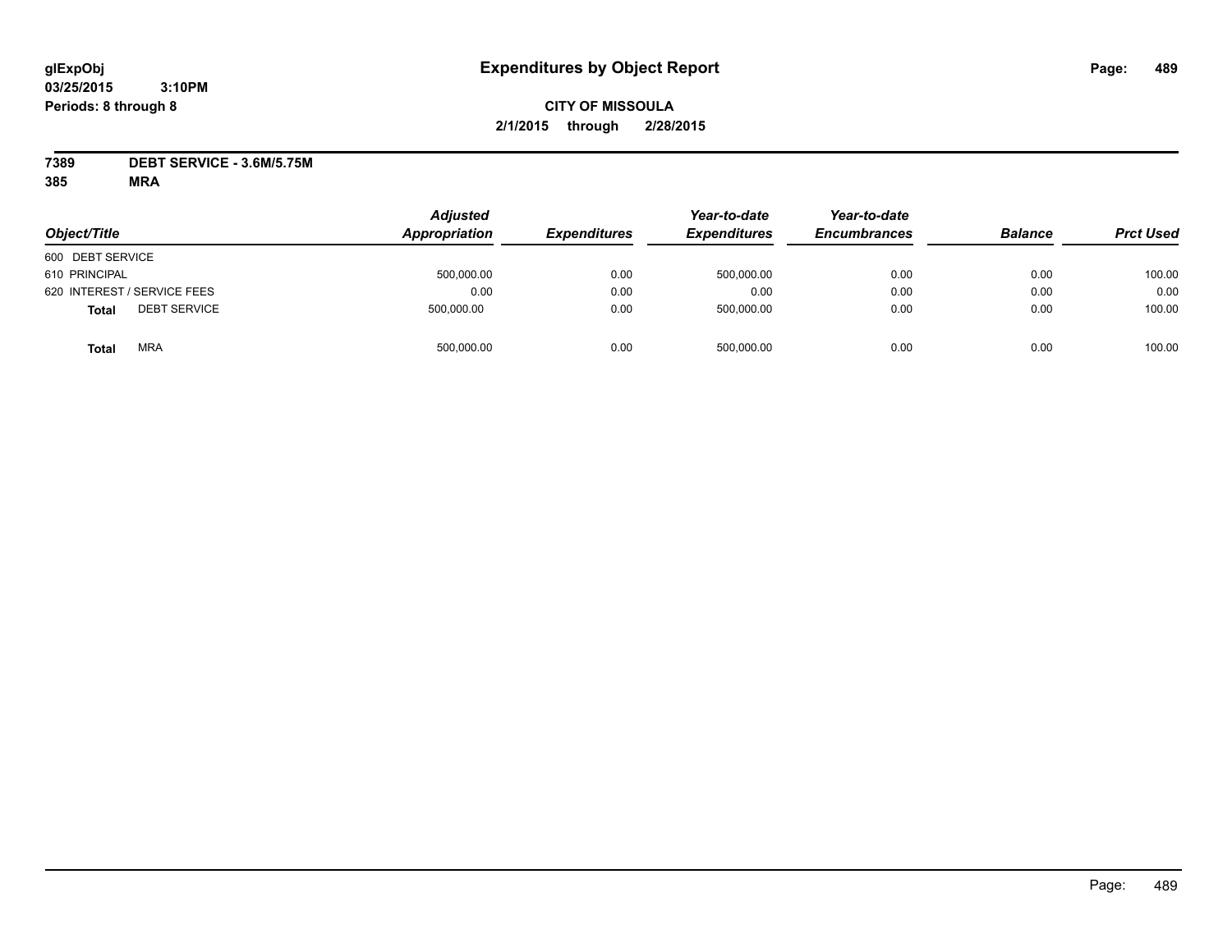**glExpObj** **Expenditures by Object Report**

**03/25/2015 3:10PM**

**Periods: 8 through 8**

**CITY OF MISSOULA**

**2/1/2015 through 2/28/2015**

**7389 DEBT SERVICE - 3.6M/5.75M**

**385 MRA**

| Object/Title | Adjusted Appropriation | Expenditures | Year-to-date Expenditures | Year-to-date Encumbrances | Balance | Prct Used |
|---|---|---|---|---|---|---|
| 600 DEBT SERVICE | | | | | | |
| 610 PRINCIPAL | 500,000.00 | 0.00 | 500,000.00 | 0.00 | 0.00 | 100.00 |
| 620 INTEREST / SERVICE FEES | 0.00 | 0.00 | 0.00 | 0.00 | 0.00 | 0.00 |
| **Total** DEBT SERVICE | 500,000.00 | 0.00 | 500,000.00 | 0.00 | 0.00 | 100.00 |
| **Total** MRA | 500,000.00 | 0.00 | 500,000.00 | 0.00 | 0.00 | 100.00 |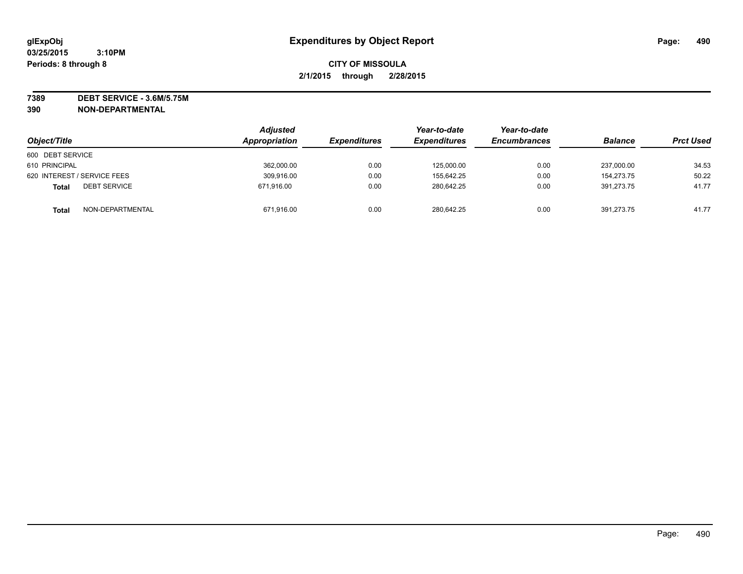# Expenditures by Object Report

glExpObj
03/25/2015 3:10PM
Periods: 8 through 8

**CITY OF MISSOULA**
**2/1/2015 through 2/28/2015**

**7389 DEBT SERVICE - 3.6M/5.75M**
**390 NON-DEPARTMENTAL**

| Object/Title | | Adjusted Appropriation | Expenditures | Year-to-date Expenditures | Year-to-date Encumbrances | Balance | Prct Used |
|---|---|---|---|---|---|---|---|
| 600 DEBT SERVICE | | | | | | | |
| 610 PRINCIPAL | | 362,000.00 | 0.00 | 125,000.00 | 0.00 | 237,000.00 | 34.53 |
| 620 INTEREST / SERVICE FEES | | 309,916.00 | 0.00 | 155,642.25 | 0.00 | 154,273.75 | 50.22 |
| **Total** | DEBT SERVICE | 671,916.00 | 0.00 | 280,642.25 | 0.00 | 391,273.75 | 41.77 |
| **Total** | NON-DEPARTMENTAL | 671,916.00 | 0.00 | 280,642.25 | 0.00 | 391,273.75 | 41.77 |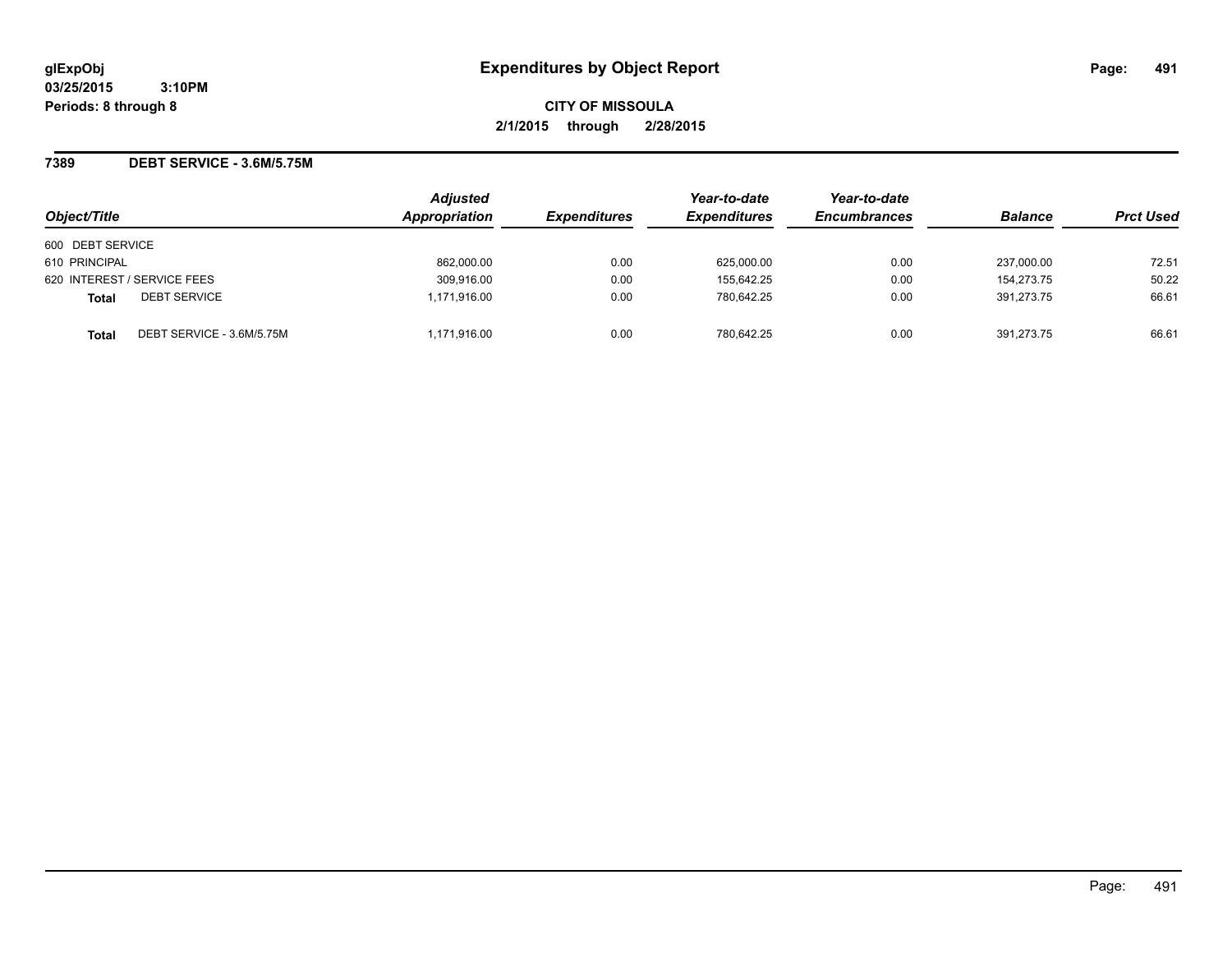**glExpObj**
**03/25/2015 3:10PM**
**Periods: 8 through 8**

# Expenditures by Object Report

**CITY OF MISSOULA**
**2/1/2015 through 2/28/2015**

## 7389 DEBT SERVICE - 3.6M/5.75M

| Object/Title | Adjusted Appropriation | Expenditures | Year-to-date Expenditures | Year-to-date Encumbrances | Balance | Prct Used |
|---|---|---|---|---|---|---|
| 600 DEBT SERVICE | | | | | | |
| 610 PRINCIPAL | 862,000.00 | 0.00 | 625,000.00 | 0.00 | 237,000.00 | 72.51 |
| 620 INTEREST / SERVICE FEES | 309,916.00 | 0.00 | 155,642.25 | 0.00 | 154,273.75 | 50.22 |
| **Total** DEBT SERVICE | 1,171,916.00 | 0.00 | 780,642.25 | 0.00 | 391,273.75 | 66.61 |
| **Total** DEBT SERVICE - 3.6M/5.75M | 1,171,916.00 | 0.00 | 780,642.25 | 0.00 | 391,273.75 | 66.61 |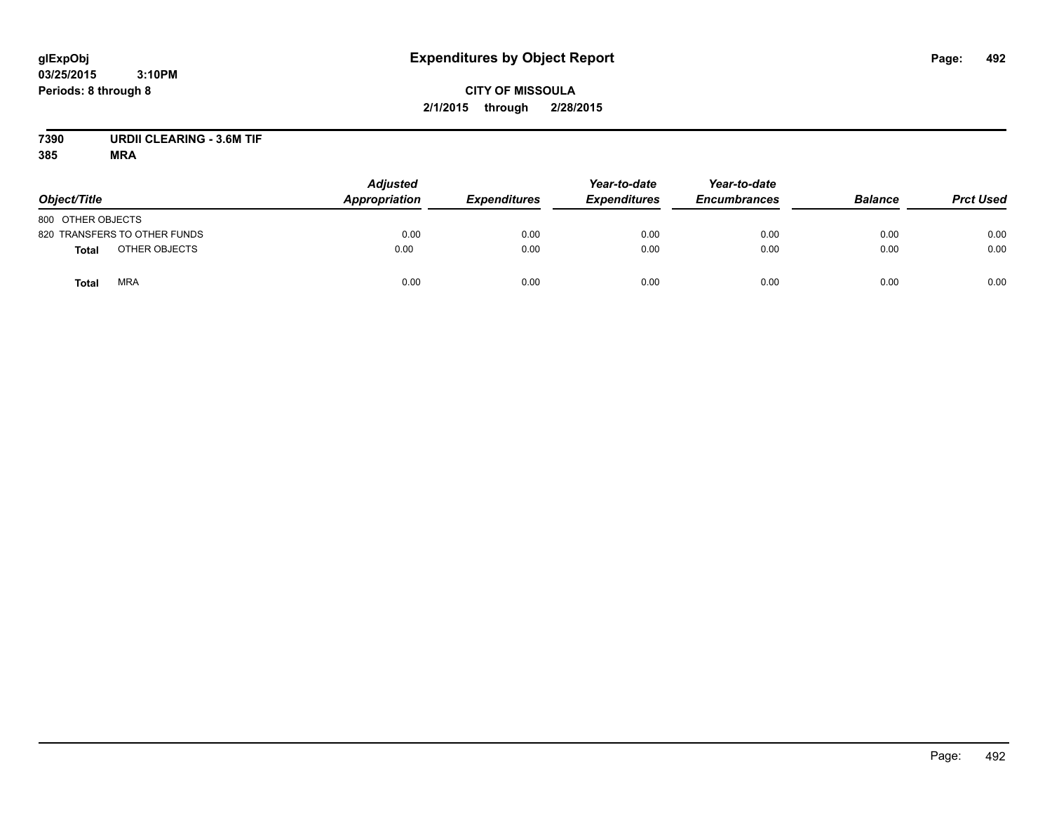# Expenditures by Object Report

glExpObj
03/25/2015 3:10PM
Periods: 8 through 8

**CITY OF MISSOULA**
**2/1/2015 through 2/28/2015**

**7390 URDII CLEARING - 3.6M TIF**
**385 MRA**

| Object/Title | Adjusted Appropriation | Expenditures | Year-to-date Expenditures | Year-to-date Encumbrances | Balance | Prct Used |
|---|---|---|---|---|---|---|
| 800 OTHER OBJECTS | | | | | | |
| 820 TRANSFERS TO OTHER FUNDS | 0.00 | 0.00 | 0.00 | 0.00 | 0.00 | 0.00 |
| **Total** OTHER OBJECTS | 0.00 | 0.00 | 0.00 | 0.00 | 0.00 | 0.00 |
| **Total** MRA | 0.00 | 0.00 | 0.00 | 0.00 | 0.00 | 0.00 |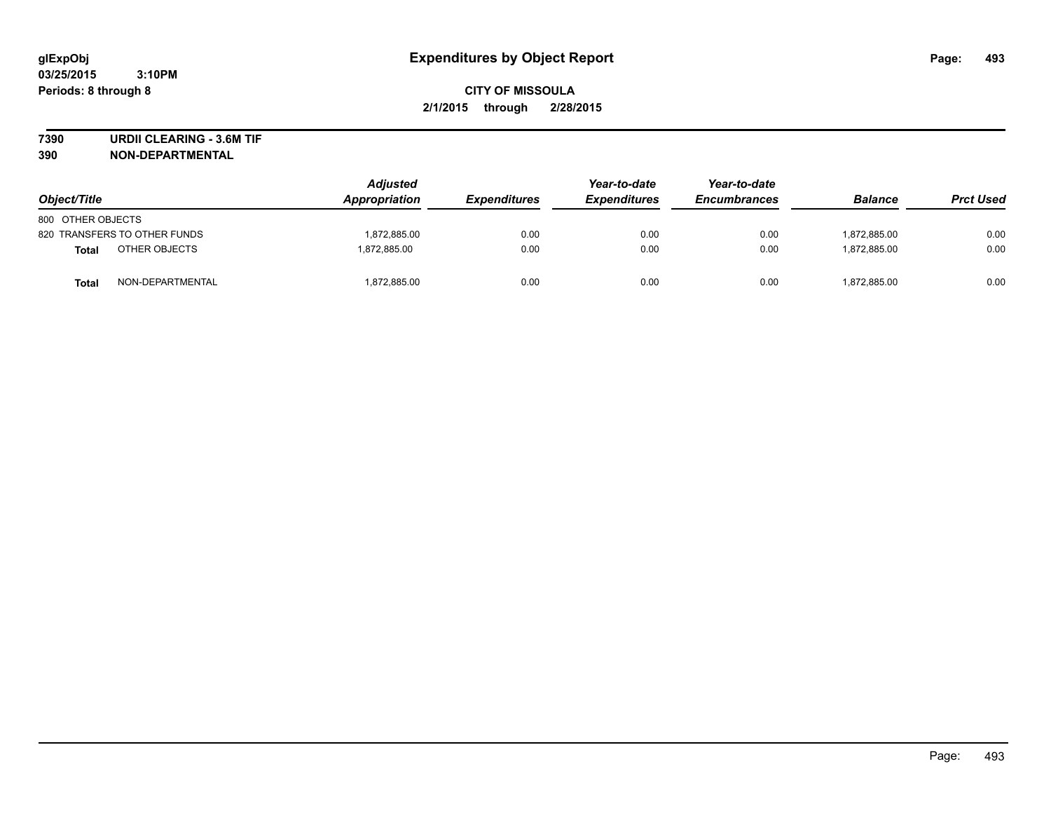# Expenditures by Object Report

glExpObj
03/25/2015 3:10PM
Periods: 8 through 8

**CITY OF MISSOULA**
**2/1/2015 through 2/28/2015**

**7390 URDII CLEARING - 3.6M TIF**
**390 NON-DEPARTMENTAL**

| Object/Title | Adjusted Appropriation | Expenditures | Year-to-date Expenditures | Year-to-date Encumbrances | Balance | Prct Used |
|---|---|---|---|---|---|---|
| 800 OTHER OBJECTS | | | | | | |
| 820 TRANSFERS TO OTHER FUNDS | 1,872,885.00 | 0.00 | 0.00 | 0.00 | 1,872,885.00 | 0.00 |
| **Total** OTHER OBJECTS | 1,872,885.00 | 0.00 | 0.00 | 0.00 | 1,872,885.00 | 0.00 |
| **Total** NON-DEPARTMENTAL | 1,872,885.00 | 0.00 | 0.00 | 0.00 | 1,872,885.00 | 0.00 |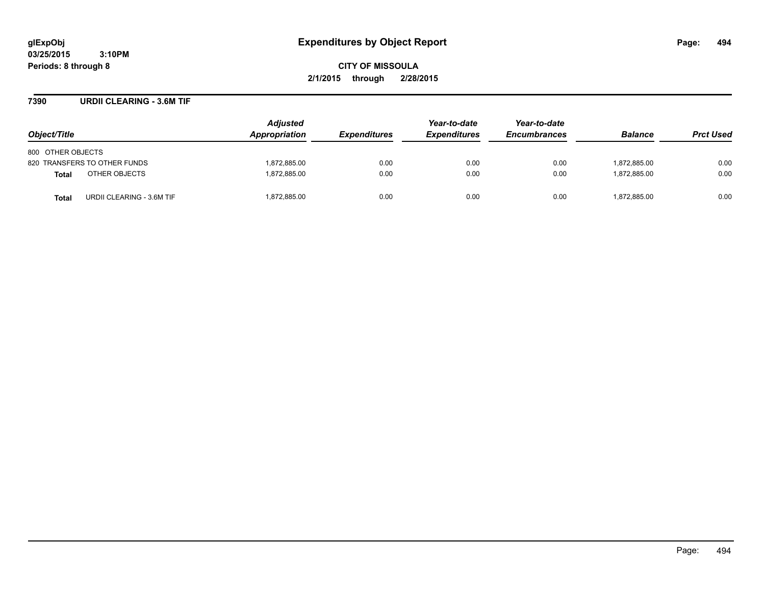**glExpObj**
**03/25/2015 3:10PM**
**Periods: 8 through 8**

# Expenditures by Object Report

**CITY OF MISSOULA**
**2/1/2015 through 2/28/2015**

## 7390 URDII CLEARING - 3.6M TIF

| Object/Title | Adjusted Appropriation | Expenditures | Year-to-date Expenditures | Year-to-date Encumbrances | Balance | Prct Used |
|---|---|---|---|---|---|---|
| 800 OTHER OBJECTS | | | | | | |
| 820 TRANSFERS TO OTHER FUNDS | 1,872,885.00 | 0.00 | 0.00 | 0.00 | 1,872,885.00 | 0.00 |
| **Total** OTHER OBJECTS | 1,872,885.00 | 0.00 | 0.00 | 0.00 | 1,872,885.00 | 0.00 |
| **Total** URDII CLEARING - 3.6M TIF | 1,872,885.00 | 0.00 | 0.00 | 0.00 | 1,872,885.00 | 0.00 |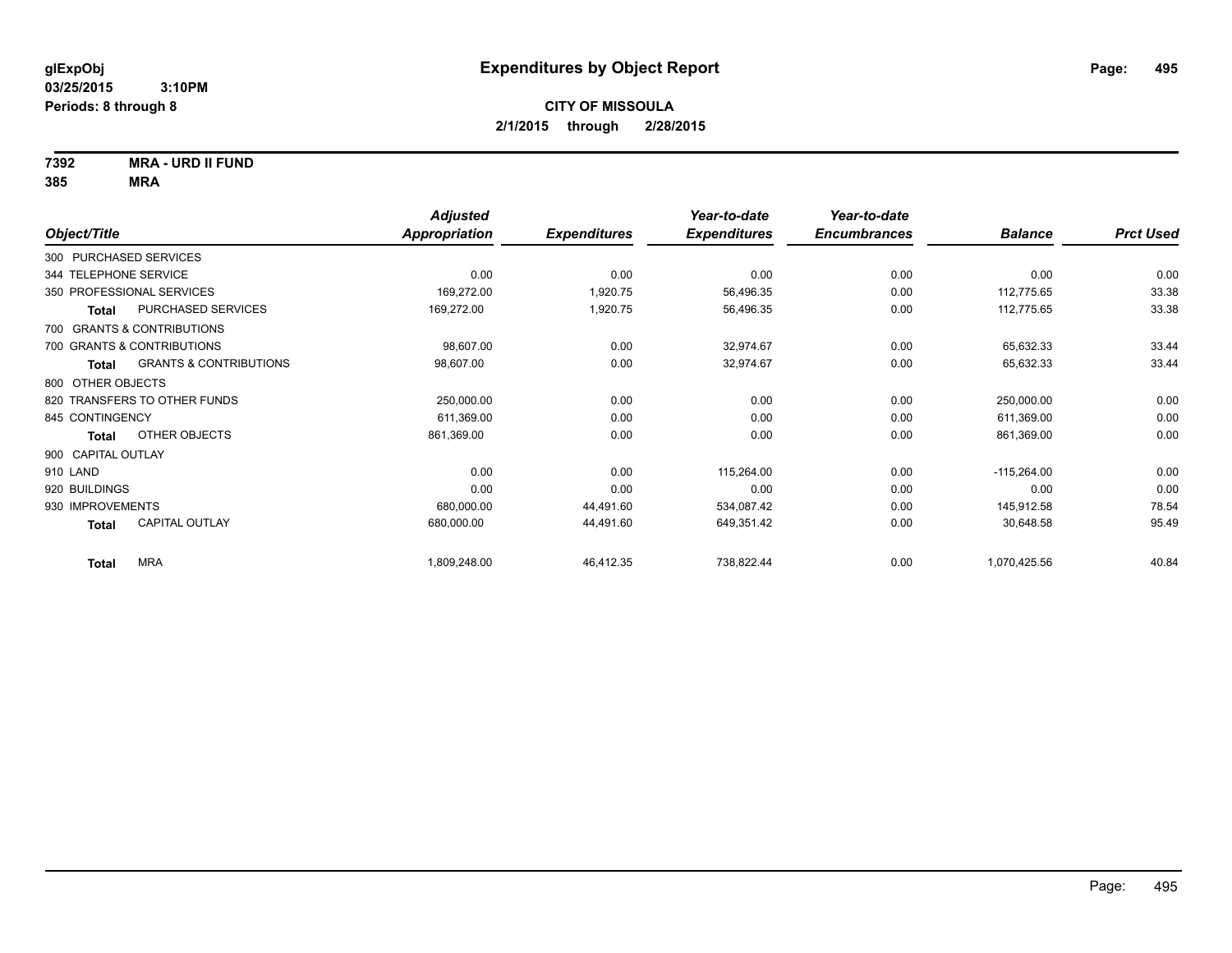# Expenditures by Object Report

glExpObj
03/25/2015 3:10PM
Periods: 8 through 8

**CITY OF MISSOULA**
**2/1/2015 through 2/28/2015**

**7392 MRA - URD II FUND**
**385 MRA**

| Object/Title | | Adjusted Appropriation | Expenditures | Year-to-date Expenditures | Year-to-date Encumbrances | Balance | Prct Used |
|---|---|---|---|---|---|---|---|
| 300 PURCHASED SERVICES | | | | | | | |
| 344 TELEPHONE SERVICE | | 0.00 | 0.00 | 0.00 | 0.00 | 0.00 | 0.00 |
| 350 PROFESSIONAL SERVICES | | 169,272.00 | 1,920.75 | 56,496.35 | 0.00 | 112,775.65 | 33.38 |
| **Total** | PURCHASED SERVICES | 169,272.00 | 1,920.75 | 56,496.35 | 0.00 | 112,775.65 | 33.38 |
| 700 GRANTS & CONTRIBUTIONS | | | | | | | |
| 700 GRANTS & CONTRIBUTIONS | | 98,607.00 | 0.00 | 32,974.67 | 0.00 | 65,632.33 | 33.44 |
| **Total** | GRANTS & CONTRIBUTIONS | 98,607.00 | 0.00 | 32,974.67 | 0.00 | 65,632.33 | 33.44 |
| 800 OTHER OBJECTS | | | | | | | |
| 820 TRANSFERS TO OTHER FUNDS | | 250,000.00 | 0.00 | 0.00 | 0.00 | 250,000.00 | 0.00 |
| 845 CONTINGENCY | | 611,369.00 | 0.00 | 0.00 | 0.00 | 611,369.00 | 0.00 |
| **Total** | OTHER OBJECTS | 861,369.00 | 0.00 | 0.00 | 0.00 | 861,369.00 | 0.00 |
| 900 CAPITAL OUTLAY | | | | | | | |
| 910 LAND | | 0.00 | 0.00 | 115,264.00 | 0.00 | -115,264.00 | 0.00 |
| 920 BUILDINGS | | 0.00 | 0.00 | 0.00 | 0.00 | 0.00 | 0.00 |
| 930 IMPROVEMENTS | | 680,000.00 | 44,491.60 | 534,087.42 | 0.00 | 145,912.58 | 78.54 |
| **Total** | CAPITAL OUTLAY | 680,000.00 | 44,491.60 | 649,351.42 | 0.00 | 30,648.58 | 95.49 |
| **Total** | MRA | 1,809,248.00 | 46,412.35 | 738,822.44 | 0.00 | 1,070,425.56 | 40.84 |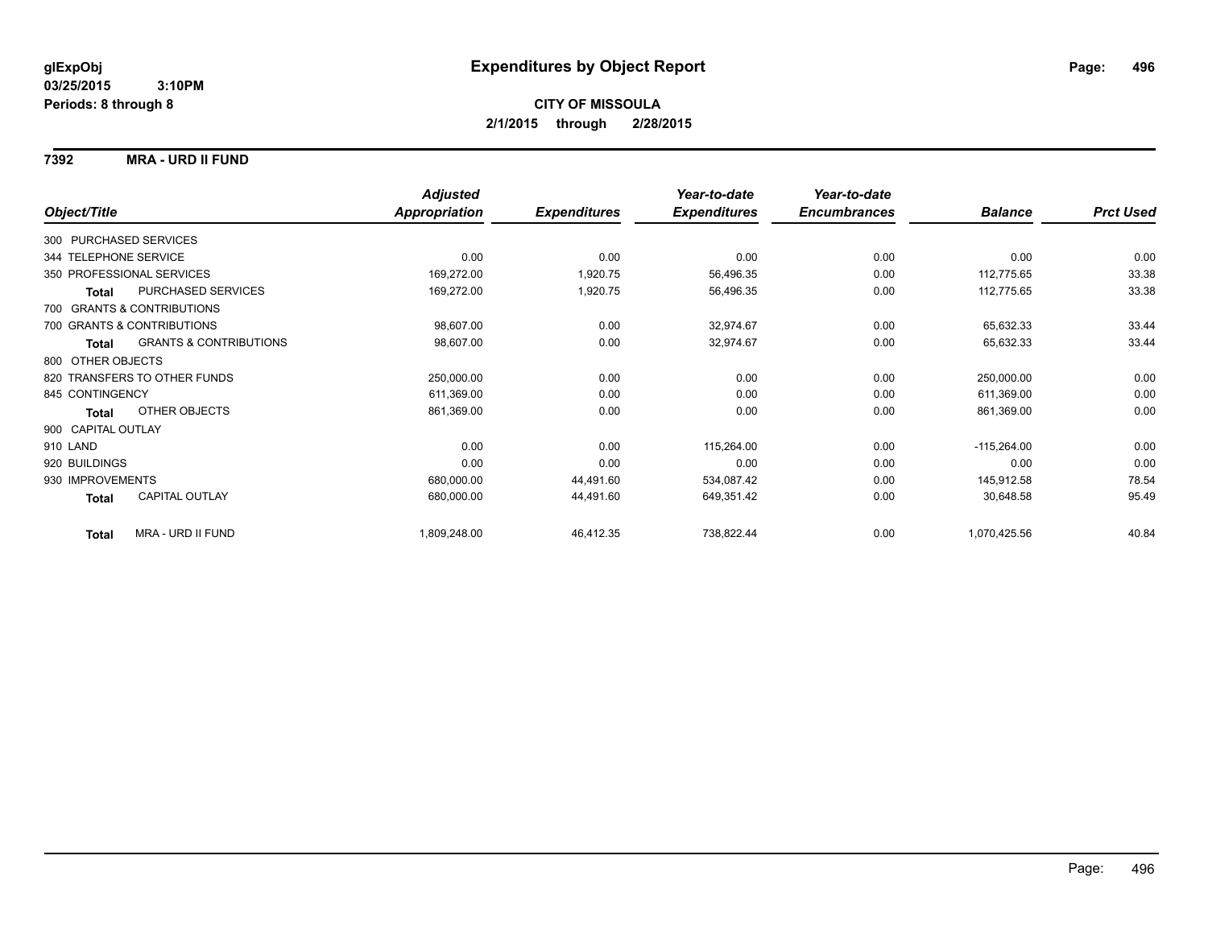**glExpObj** **Expenditures by Object Report**
**03/25/2015 3:10PM**
**Periods: 8 through 8**

**CITY OF MISSOULA**
**2/1/2015 through 2/28/2015**

**7392 MRA - URD II FUND**

| Object/Title | Adjusted Appropriation | Expenditures | Year-to-date Expenditures | Year-to-date Encumbrances | Balance | Prct Used |
|---|---|---|---|---|---|---|
| 300 PURCHASED SERVICES | | | | | | |
| 344 TELEPHONE SERVICE | 0.00 | 0.00 | 0.00 | 0.00 | 0.00 | 0.00 |
| 350 PROFESSIONAL SERVICES | 169,272.00 | 1,920.75 | 56,496.35 | 0.00 | 112,775.65 | 33.38 |
| **Total** PURCHASED SERVICES | 169,272.00 | 1,920.75 | 56,496.35 | 0.00 | 112,775.65 | 33.38 |
| 700 GRANTS & CONTRIBUTIONS | | | | | | |
| 700 GRANTS & CONTRIBUTIONS | 98,607.00 | 0.00 | 32,974.67 | 0.00 | 65,632.33 | 33.44 |
| **Total** GRANTS & CONTRIBUTIONS | 98,607.00 | 0.00 | 32,974.67 | 0.00 | 65,632.33 | 33.44 |
| 800 OTHER OBJECTS | | | | | | |
| 820 TRANSFERS TO OTHER FUNDS | 250,000.00 | 0.00 | 0.00 | 0.00 | 250,000.00 | 0.00 |
| 845 CONTINGENCY | 611,369.00 | 0.00 | 0.00 | 0.00 | 611,369.00 | 0.00 |
| **Total** OTHER OBJECTS | 861,369.00 | 0.00 | 0.00 | 0.00 | 861,369.00 | 0.00 |
| 900 CAPITAL OUTLAY | | | | | | |
| 910 LAND | 0.00 | 0.00 | 115,264.00 | 0.00 | -115,264.00 | 0.00 |
| 920 BUILDINGS | 0.00 | 0.00 | 0.00 | 0.00 | 0.00 | 0.00 |
| 930 IMPROVEMENTS | 680,000.00 | 44,491.60 | 534,087.42 | 0.00 | 145,912.58 | 78.54 |
| **Total** CAPITAL OUTLAY | 680,000.00 | 44,491.60 | 649,351.42 | 0.00 | 30,648.58 | 95.49 |
| **Total** MRA - URD II FUND | 1,809,248.00 | 46,412.35 | 738,822.44 | 0.00 | 1,070,425.56 | 40.84 |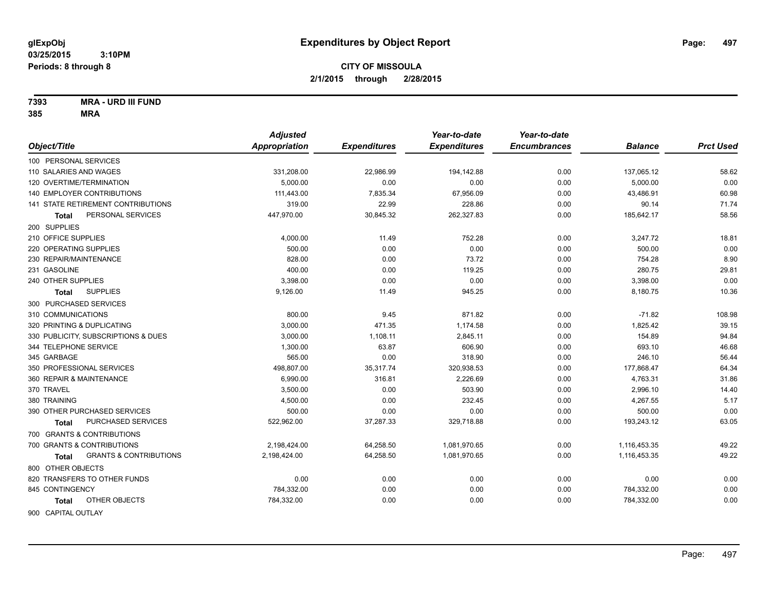# Expenditures by Object Report

glExpObj
03/25/2015 3:10PM
Periods: 8 through 8

**CITY OF MISSOULA**
**2/1/2015 through 2/28/2015**

**7393 MRA - URD III FUND**
**385 MRA**

| Object/Title | Adjusted Appropriation | Expenditures | Year-to-date Expenditures | Year-to-date Encumbrances | Balance | Prct Used |
|---|---|---|---|---|---|---|
| 100 PERSONAL SERVICES | | | | | | |
| 110 SALARIES AND WAGES | 331,208.00 | 22,986.99 | 194,142.88 | 0.00 | 137,065.12 | 58.62 |
| 120 OVERTIME/TERMINATION | 5,000.00 | 0.00 | 0.00 | 0.00 | 5,000.00 | 0.00 |
| 140 EMPLOYER CONTRIBUTIONS | 111,443.00 | 7,835.34 | 67,956.09 | 0.00 | 43,486.91 | 60.98 |
| 141 STATE RETIREMENT CONTRIBUTIONS | 319.00 | 22.99 | 228.86 | 0.00 | 90.14 | 71.74 |
| **Total** PERSONAL SERVICES | 447,970.00 | 30,845.32 | 262,327.83 | 0.00 | 185,642.17 | 58.56 |
| 200 SUPPLIES | | | | | | |
| 210 OFFICE SUPPLIES | 4,000.00 | 11.49 | 752.28 | 0.00 | 3,247.72 | 18.81 |
| 220 OPERATING SUPPLIES | 500.00 | 0.00 | 0.00 | 0.00 | 500.00 | 0.00 |
| 230 REPAIR/MAINTENANCE | 828.00 | 0.00 | 73.72 | 0.00 | 754.28 | 8.90 |
| 231 GASOLINE | 400.00 | 0.00 | 119.25 | 0.00 | 280.75 | 29.81 |
| 240 OTHER SUPPLIES | 3,398.00 | 0.00 | 0.00 | 0.00 | 3,398.00 | 0.00 |
| **Total** SUPPLIES | 9,126.00 | 11.49 | 945.25 | 0.00 | 8,180.75 | 10.36 |
| 300 PURCHASED SERVICES | | | | | | |
| 310 COMMUNICATIONS | 800.00 | 9.45 | 871.82 | 0.00 | -71.82 | 108.98 |
| 320 PRINTING & DUPLICATING | 3,000.00 | 471.35 | 1,174.58 | 0.00 | 1,825.42 | 39.15 |
| 330 PUBLICITY, SUBSCRIPTIONS & DUES | 3,000.00 | 1,108.11 | 2,845.11 | 0.00 | 154.89 | 94.84 |
| 344 TELEPHONE SERVICE | 1,300.00 | 63.87 | 606.90 | 0.00 | 693.10 | 46.68 |
| 345 GARBAGE | 565.00 | 0.00 | 318.90 | 0.00 | 246.10 | 56.44 |
| 350 PROFESSIONAL SERVICES | 498,807.00 | 35,317.74 | 320,938.53 | 0.00 | 177,868.47 | 64.34 |
| 360 REPAIR & MAINTENANCE | 6,990.00 | 316.81 | 2,226.69 | 0.00 | 4,763.31 | 31.86 |
| 370 TRAVEL | 3,500.00 | 0.00 | 503.90 | 0.00 | 2,996.10 | 14.40 |
| 380 TRAINING | 4,500.00 | 0.00 | 232.45 | 0.00 | 4,267.55 | 5.17 |
| 390 OTHER PURCHASED SERVICES | 500.00 | 0.00 | 0.00 | 0.00 | 500.00 | 0.00 |
| **Total** PURCHASED SERVICES | 522,962.00 | 37,287.33 | 329,718.88 | 0.00 | 193,243.12 | 63.05 |
| 700 GRANTS & CONTRIBUTIONS | | | | | | |
| 700 GRANTS & CONTRIBUTIONS | 2,198,424.00 | 64,258.50 | 1,081,970.65 | 0.00 | 1,116,453.35 | 49.22 |
| **Total** GRANTS & CONTRIBUTIONS | 2,198,424.00 | 64,258.50 | 1,081,970.65 | 0.00 | 1,116,453.35 | 49.22 |
| 800 OTHER OBJECTS | | | | | | |
| 820 TRANSFERS TO OTHER FUNDS | 0.00 | 0.00 | 0.00 | 0.00 | 0.00 | 0.00 |
| 845 CONTINGENCY | 784,332.00 | 0.00 | 0.00 | 0.00 | 784,332.00 | 0.00 |
| **Total** OTHER OBJECTS | 784,332.00 | 0.00 | 0.00 | 0.00 | 784,332.00 | 0.00 |
| 900 CAPITAL OUTLAY | | | | | | |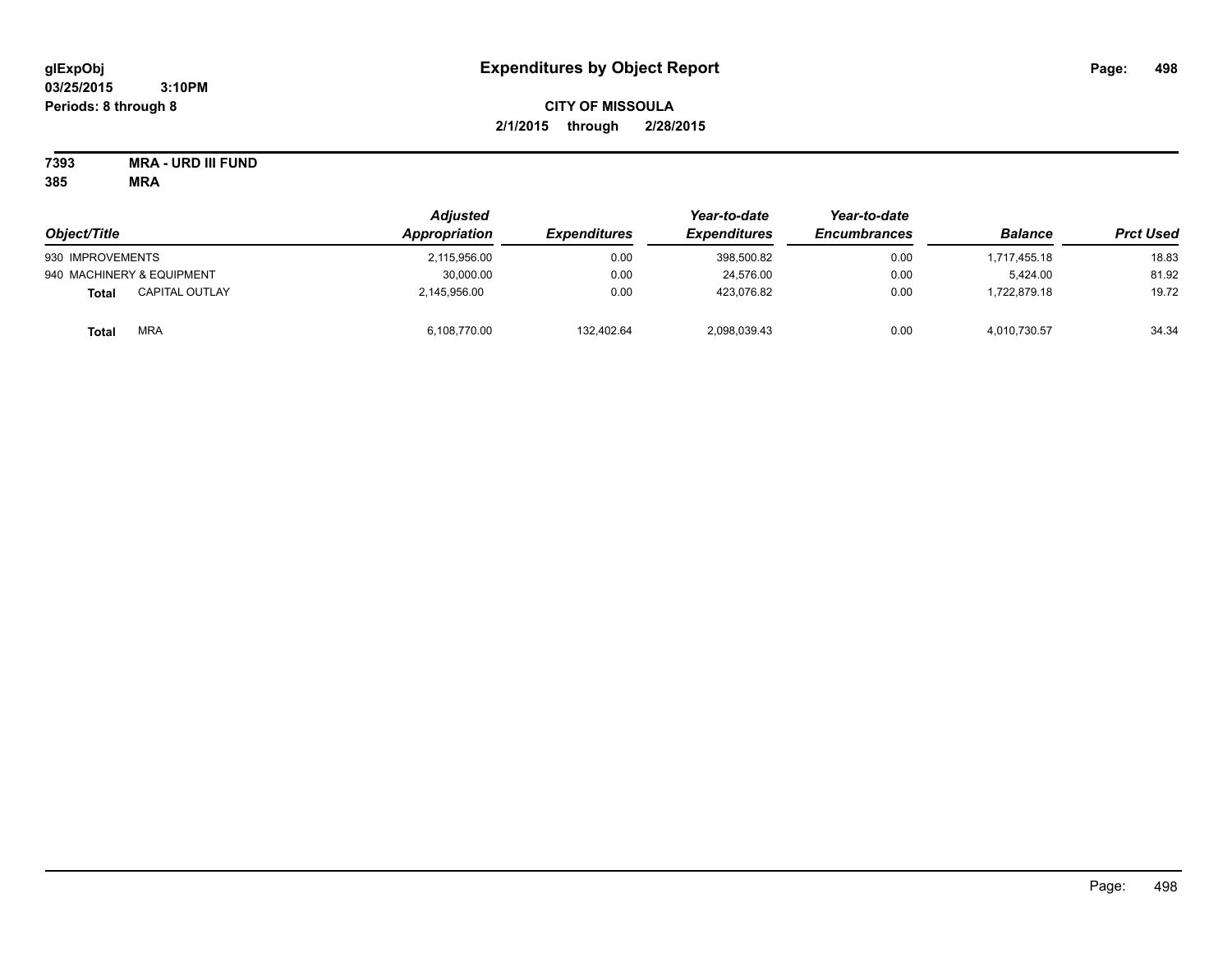# Expenditures by Object Report

glExpObj
03/25/2015 3:10PM
Periods: 8 through 8

**CITY OF MISSOULA**
**2/1/2015 through 2/28/2015**

**7393 MRA - URD III FUND**
**385 MRA**

| Object/Title | Adjusted Appropriation | Expenditures | Year-to-date Expenditures | Year-to-date Encumbrances | Balance | Prct Used |
|---|---|---|---|---|---|---|
| 930 IMPROVEMENTS | 2,115,956.00 | 0.00 | 398,500.82 | 0.00 | 1,717,455.18 | 18.83 |
| 940 MACHINERY & EQUIPMENT | 30,000.00 | 0.00 | 24,576.00 | 0.00 | 5,424.00 | 81.92 |
| **Total** CAPITAL OUTLAY | 2,145,956.00 | 0.00 | 423,076.82 | 0.00 | 1,722,879.18 | 19.72 |
| **Total** MRA | 6,108,770.00 | 132,402.64 | 2,098,039.43 | 0.00 | 4,010,730.57 | 34.34 |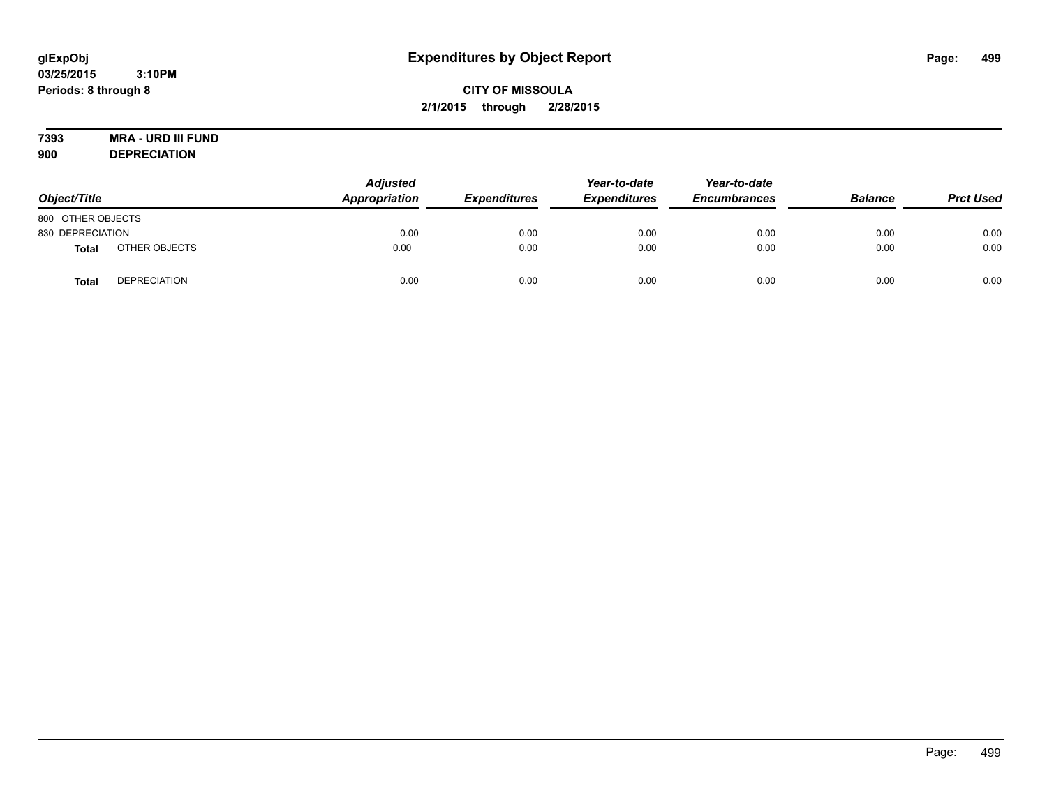**glExpObj**
**03/25/2015 3:10PM**
**Periods: 8 through 8**

# Expenditures by Object Report

**CITY OF MISSOULA**
**2/1/2015 through 2/28/2015**

**7393 MRA - URD III FUND**
**900 DEPRECIATION**

| Object/Title | Adjusted Appropriation | Expenditures | Year-to-date Expenditures | Year-to-date Encumbrances | Balance | Prct Used |
|---|---|---|---|---|---|---|
| 800 OTHER OBJECTS | | | | | | |
| 830 DEPRECIATION | 0.00 | 0.00 | 0.00 | 0.00 | 0.00 | 0.00 |
| **Total** OTHER OBJECTS | 0.00 | 0.00 | 0.00 | 0.00 | 0.00 | 0.00 |
| **Total** DEPRECIATION | 0.00 | 0.00 | 0.00 | 0.00 | 0.00 | 0.00 |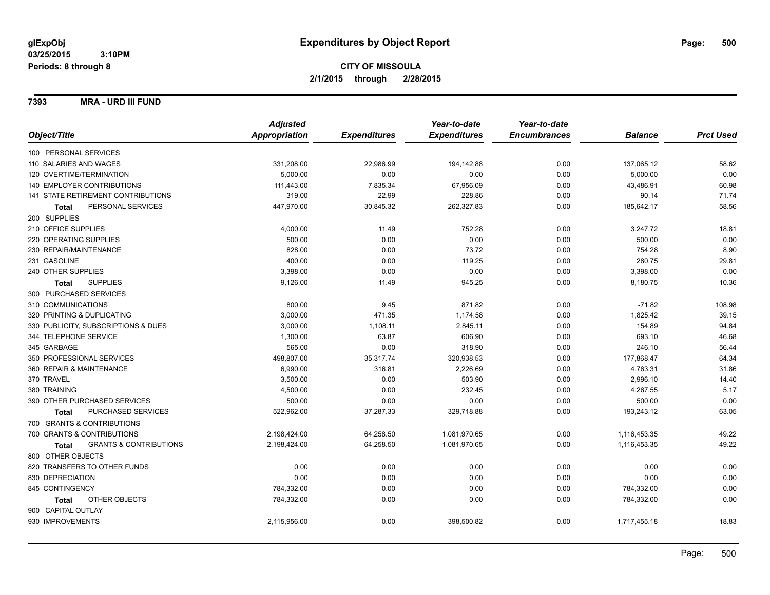# Expenditures by Object Report

glExpObj
03/25/2015 3:10PM
Periods: 8 through 8

**CITY OF MISSOULA**
**2/1/2015 through 2/28/2015**

**7393 MRA - URD III FUND**

| Object/Title | Adjusted Appropriation | Expenditures | Year-to-date Expenditures | Year-to-date Encumbrances | Balance | Prct Used |
|---|---|---|---|---|---|---|
| 100 PERSONAL SERVICES | | | | | | |
| 110 SALARIES AND WAGES | 331,208.00 | 22,986.99 | 194,142.88 | 0.00 | 137,065.12 | 58.62 |
| 120 OVERTIME/TERMINATION | 5,000.00 | 0.00 | 0.00 | 0.00 | 5,000.00 | 0.00 |
| 140 EMPLOYER CONTRIBUTIONS | 111,443.00 | 7,835.34 | 67,956.09 | 0.00 | 43,486.91 | 60.98 |
| 141 STATE RETIREMENT CONTRIBUTIONS | 319.00 | 22.99 | 228.86 | 0.00 | 90.14 | 71.74 |
| **Total** PERSONAL SERVICES | 447,970.00 | 30,845.32 | 262,327.83 | 0.00 | 185,642.17 | 58.56 |
| 200 SUPPLIES | | | | | | |
| 210 OFFICE SUPPLIES | 4,000.00 | 11.49 | 752.28 | 0.00 | 3,247.72 | 18.81 |
| 220 OPERATING SUPPLIES | 500.00 | 0.00 | 0.00 | 0.00 | 500.00 | 0.00 |
| 230 REPAIR/MAINTENANCE | 828.00 | 0.00 | 73.72 | 0.00 | 754.28 | 8.90 |
| 231 GASOLINE | 400.00 | 0.00 | 119.25 | 0.00 | 280.75 | 29.81 |
| 240 OTHER SUPPLIES | 3,398.00 | 0.00 | 0.00 | 0.00 | 3,398.00 | 0.00 |
| **Total** SUPPLIES | 9,126.00 | 11.49 | 945.25 | 0.00 | 8,180.75 | 10.36 |
| 300 PURCHASED SERVICES | | | | | | |
| 310 COMMUNICATIONS | 800.00 | 9.45 | 871.82 | 0.00 | -71.82 | 108.98 |
| 320 PRINTING & DUPLICATING | 3,000.00 | 471.35 | 1,174.58 | 0.00 | 1,825.42 | 39.15 |
| 330 PUBLICITY, SUBSCRIPTIONS & DUES | 3,000.00 | 1,108.11 | 2,845.11 | 0.00 | 154.89 | 94.84 |
| 344 TELEPHONE SERVICE | 1,300.00 | 63.87 | 606.90 | 0.00 | 693.10 | 46.68 |
| 345 GARBAGE | 565.00 | 0.00 | 318.90 | 0.00 | 246.10 | 56.44 |
| 350 PROFESSIONAL SERVICES | 498,807.00 | 35,317.74 | 320,938.53 | 0.00 | 177,868.47 | 64.34 |
| 360 REPAIR & MAINTENANCE | 6,990.00 | 316.81 | 2,226.69 | 0.00 | 4,763.31 | 31.86 |
| 370 TRAVEL | 3,500.00 | 0.00 | 503.90 | 0.00 | 2,996.10 | 14.40 |
| 380 TRAINING | 4,500.00 | 0.00 | 232.45 | 0.00 | 4,267.55 | 5.17 |
| 390 OTHER PURCHASED SERVICES | 500.00 | 0.00 | 0.00 | 0.00 | 500.00 | 0.00 |
| **Total** PURCHASED SERVICES | 522,962.00 | 37,287.33 | 329,718.88 | 0.00 | 193,243.12 | 63.05 |
| 700 GRANTS & CONTRIBUTIONS | | | | | | |
| 700 GRANTS & CONTRIBUTIONS | 2,198,424.00 | 64,258.50 | 1,081,970.65 | 0.00 | 1,116,453.35 | 49.22 |
| **Total** GRANTS & CONTRIBUTIONS | 2,198,424.00 | 64,258.50 | 1,081,970.65 | 0.00 | 1,116,453.35 | 49.22 |
| 800 OTHER OBJECTS | | | | | | |
| 820 TRANSFERS TO OTHER FUNDS | 0.00 | 0.00 | 0.00 | 0.00 | 0.00 | 0.00 |
| 830 DEPRECIATION | 0.00 | 0.00 | 0.00 | 0.00 | 0.00 | 0.00 |
| 845 CONTINGENCY | 784,332.00 | 0.00 | 0.00 | 0.00 | 784,332.00 | 0.00 |
| **Total** OTHER OBJECTS | 784,332.00 | 0.00 | 0.00 | 0.00 | 784,332.00 | 0.00 |
| 900 CAPITAL OUTLAY | | | | | | |
| 930 IMPROVEMENTS | 2,115,956.00 | 0.00 | 398,500.82 | 0.00 | 1,717,455.18 | 18.83 |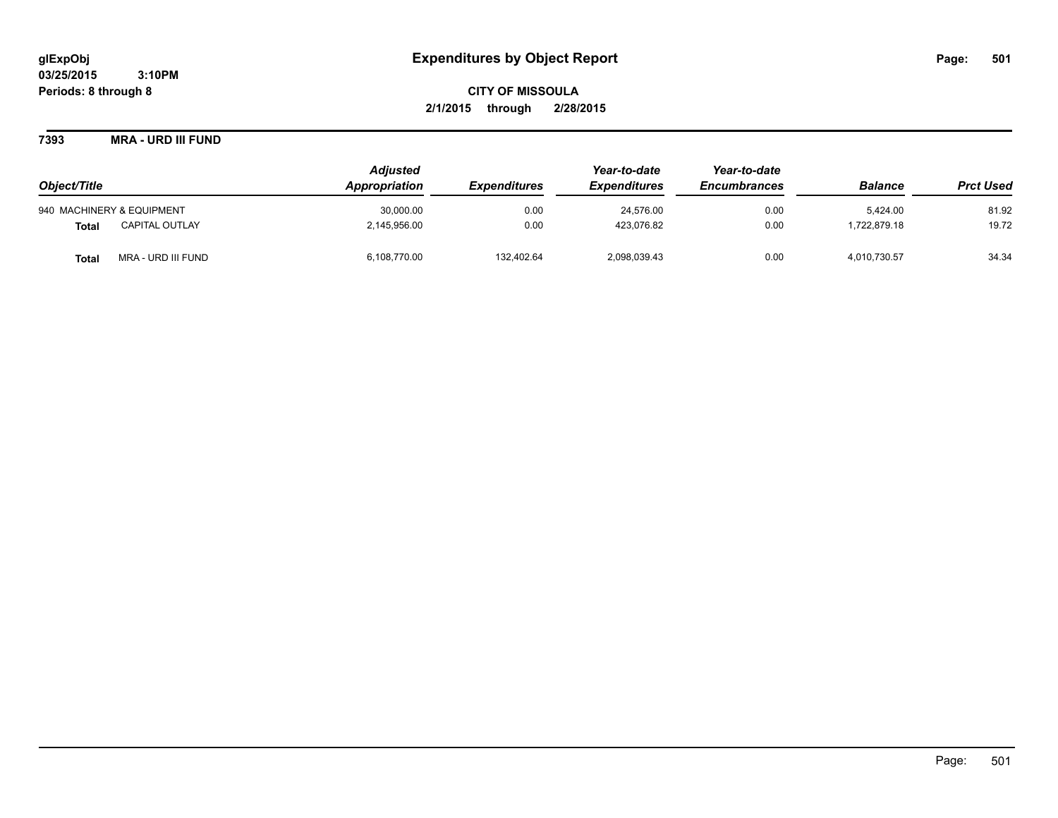**glExpObj**
**03/25/2015 3:10PM**
**Periods: 8 through 8**

# Expenditures by Object Report

**CITY OF MISSOULA**
**2/1/2015 through 2/28/2015**

**7393 MRA - URD III FUND**

| Object/Title | | *Adjusted Appropriation* | *Expenditures* | *Year-to-date Expenditures* | *Year-to-date Encumbrances* | *Balance* | *Prct Used* |
|---|---|---|---|---|---|---|---|
| 940 MACHINERY & EQUIPMENT | | 30,000.00 | 0.00 | 24,576.00 | 0.00 | 5,424.00 | 81.92 |
| **Total** | CAPITAL OUTLAY | 2,145,956.00 | 0.00 | 423,076.82 | 0.00 | 1,722,879.18 | 19.72 |
| **Total** | MRA - URD III FUND | 6,108,770.00 | 132,402.64 | 2,098,039.43 | 0.00 | 4,010,730.57 | 34.34 |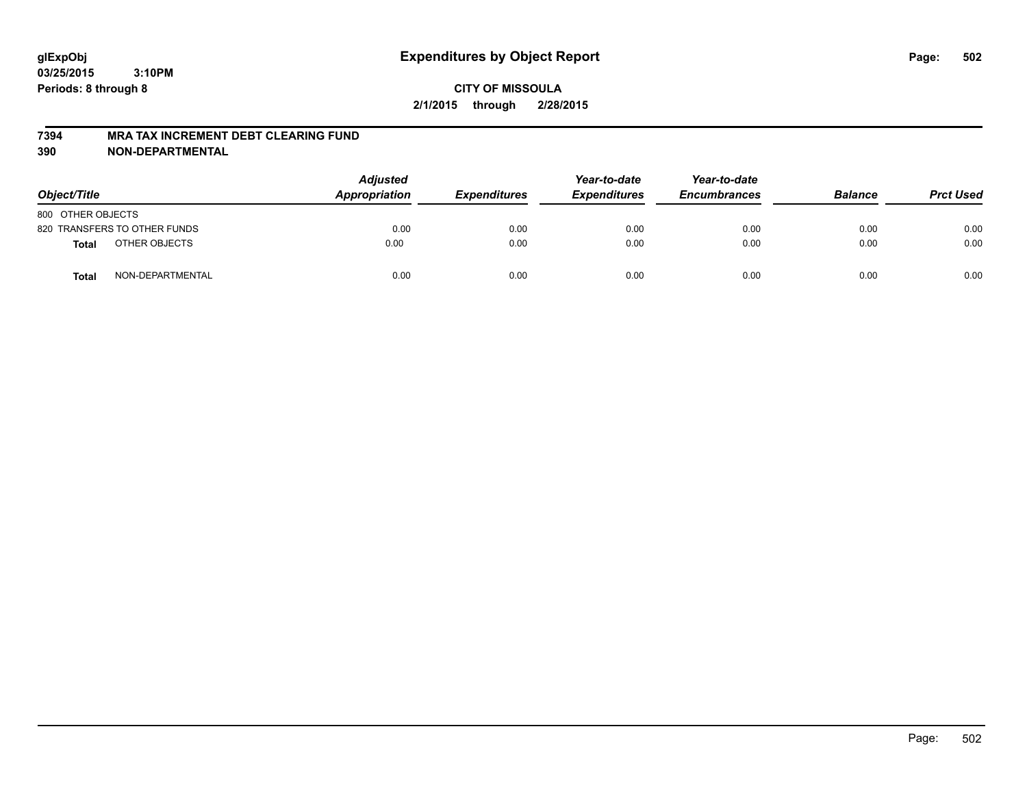glExpObj
03/25/2015 3:10PM
Periods: 8 through 8

# Expenditures by Object Report

**CITY OF MISSOULA**
**2/1/2015 through 2/28/2015**

**7394 MRA TAX INCREMENT DEBT CLEARING FUND**
**390 NON-DEPARTMENTAL**

| Object/Title | | Adjusted Appropriation | Expenditures | Year-to-date Expenditures | Year-to-date Encumbrances | Balance | Prct Used |
|---|---|---|---|---|---|---|---|
| 800 OTHER OBJECTS | | | | | | | |
| 820 TRANSFERS TO OTHER FUNDS | | 0.00 | 0.00 | 0.00 | 0.00 | 0.00 | 0.00 |
| **Total** | OTHER OBJECTS | 0.00 | 0.00 | 0.00 | 0.00 | 0.00 | 0.00 |
| **Total** | NON-DEPARTMENTAL | 0.00 | 0.00 | 0.00 | 0.00 | 0.00 | 0.00 |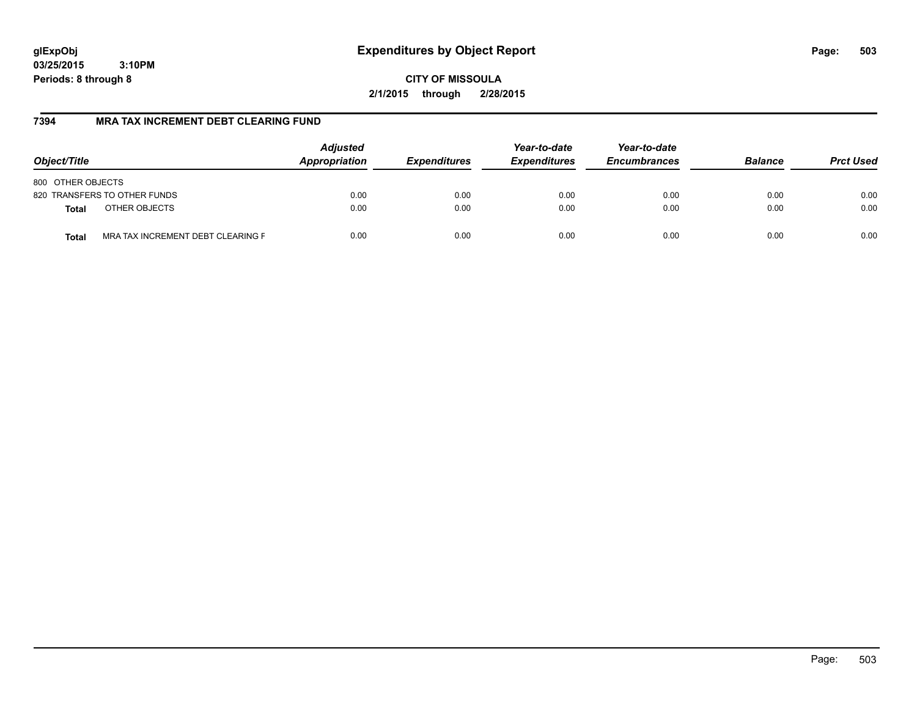**glExpObj**
**03/25/2015 3:10PM**
**Periods: 8 through 8**

# Expenditures by Object Report

**CITY OF MISSOULA**
**2/1/2015 through 2/28/2015**

## 7394 MRA TAX INCREMENT DEBT CLEARING FUND

| Object/Title | | Adjusted Appropriation | Expenditures | Year-to-date Expenditures | Year-to-date Encumbrances | Balance | Prct Used |
|---|---|---|---|---|---|---|---|
| 800 OTHER OBJECTS | | | | | | | |
| 820 TRANSFERS TO OTHER FUNDS | | 0.00 | 0.00 | 0.00 | 0.00 | 0.00 | 0.00 |
| **Total** | OTHER OBJECTS | 0.00 | 0.00 | 0.00 | 0.00 | 0.00 | 0.00 |
| **Total** | MRA TAX INCREMENT DEBT CLEARING F | 0.00 | 0.00 | 0.00 | 0.00 | 0.00 | 0.00 |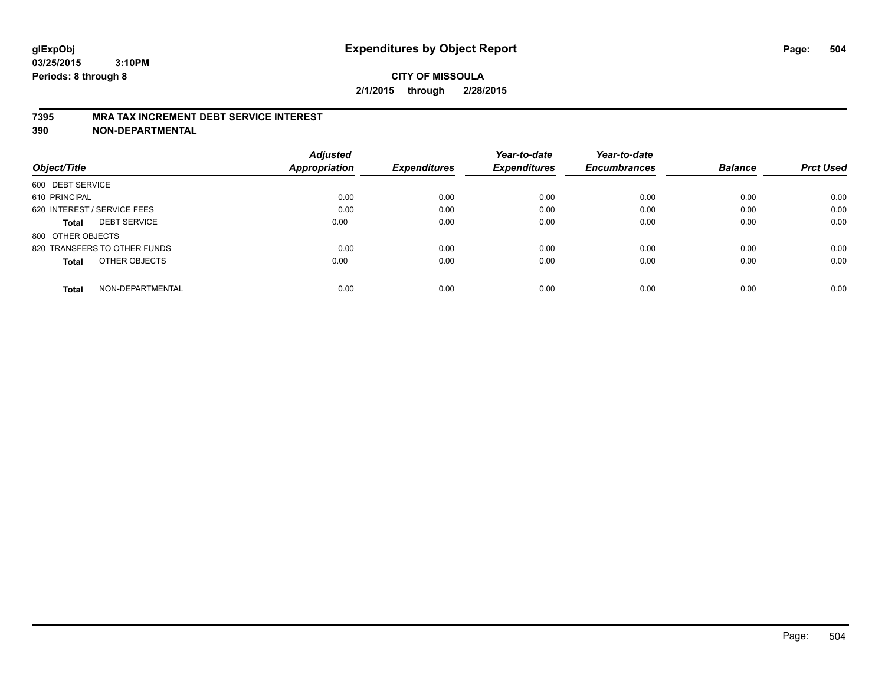# Expenditures by Object Report

**CITY OF MISSOULA**

**2/1/2015 through 2/28/2015**

glExpObj
03/25/2015 3:10PM
Periods: 8 through 8

## 7395 MRA TAX INCREMENT DEBT SERVICE INTEREST
## 390 NON-DEPARTMENTAL

| Object/Title | Adjusted Appropriation | Expenditures | Year-to-date Expenditures | Year-to-date Encumbrances | Balance | Prct Used |
|---|---|---|---|---|---|---|
| 600 DEBT SERVICE | | | | | | |
| 610 PRINCIPAL | 0.00 | 0.00 | 0.00 | 0.00 | 0.00 | 0.00 |
| 620 INTEREST / SERVICE FEES | 0.00 | 0.00 | 0.00 | 0.00 | 0.00 | 0.00 |
| **Total** DEBT SERVICE | 0.00 | 0.00 | 0.00 | 0.00 | 0.00 | 0.00 |
| 800 OTHER OBJECTS | | | | | | |
| 820 TRANSFERS TO OTHER FUNDS | 0.00 | 0.00 | 0.00 | 0.00 | 0.00 | 0.00 |
| **Total** OTHER OBJECTS | 0.00 | 0.00 | 0.00 | 0.00 | 0.00 | 0.00 |
| **Total** NON-DEPARTMENTAL | 0.00 | 0.00 | 0.00 | 0.00 | 0.00 | 0.00 |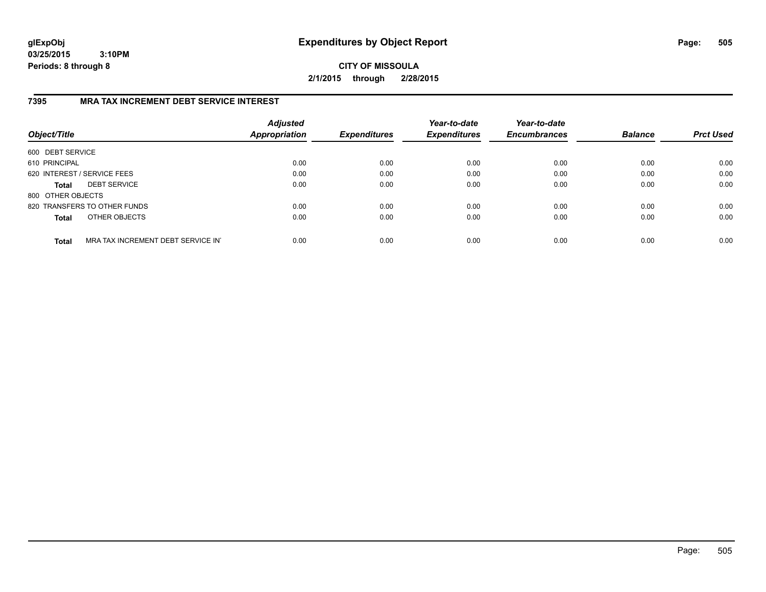**glExpObj**
**03/25/2015 3:10PM**
**Periods: 8 through 8**

# Expenditures by Object Report

**CITY OF MISSOULA**
**2/1/2015 through 2/28/2015**

## 7395 MRA TAX INCREMENT DEBT SERVICE INTEREST

| Object/Title | Adjusted Appropriation | Expenditures | Year-to-date Expenditures | Year-to-date Encumbrances | Balance | Prct Used |
|---|---|---|---|---|---|---|
| 600 DEBT SERVICE | | | | | | |
| 610 PRINCIPAL | 0.00 | 0.00 | 0.00 | 0.00 | 0.00 | 0.00 |
| 620 INTEREST / SERVICE FEES | 0.00 | 0.00 | 0.00 | 0.00 | 0.00 | 0.00 |
| **Total** DEBT SERVICE | 0.00 | 0.00 | 0.00 | 0.00 | 0.00 | 0.00 |
| 800 OTHER OBJECTS | | | | | | |
| 820 TRANSFERS TO OTHER FUNDS | 0.00 | 0.00 | 0.00 | 0.00 | 0.00 | 0.00 |
| **Total** OTHER OBJECTS | 0.00 | 0.00 | 0.00 | 0.00 | 0.00 | 0.00 |
| **Total** MRA TAX INCREMENT DEBT SERVICE IN | 0.00 | 0.00 | 0.00 | 0.00 | 0.00 | 0.00 |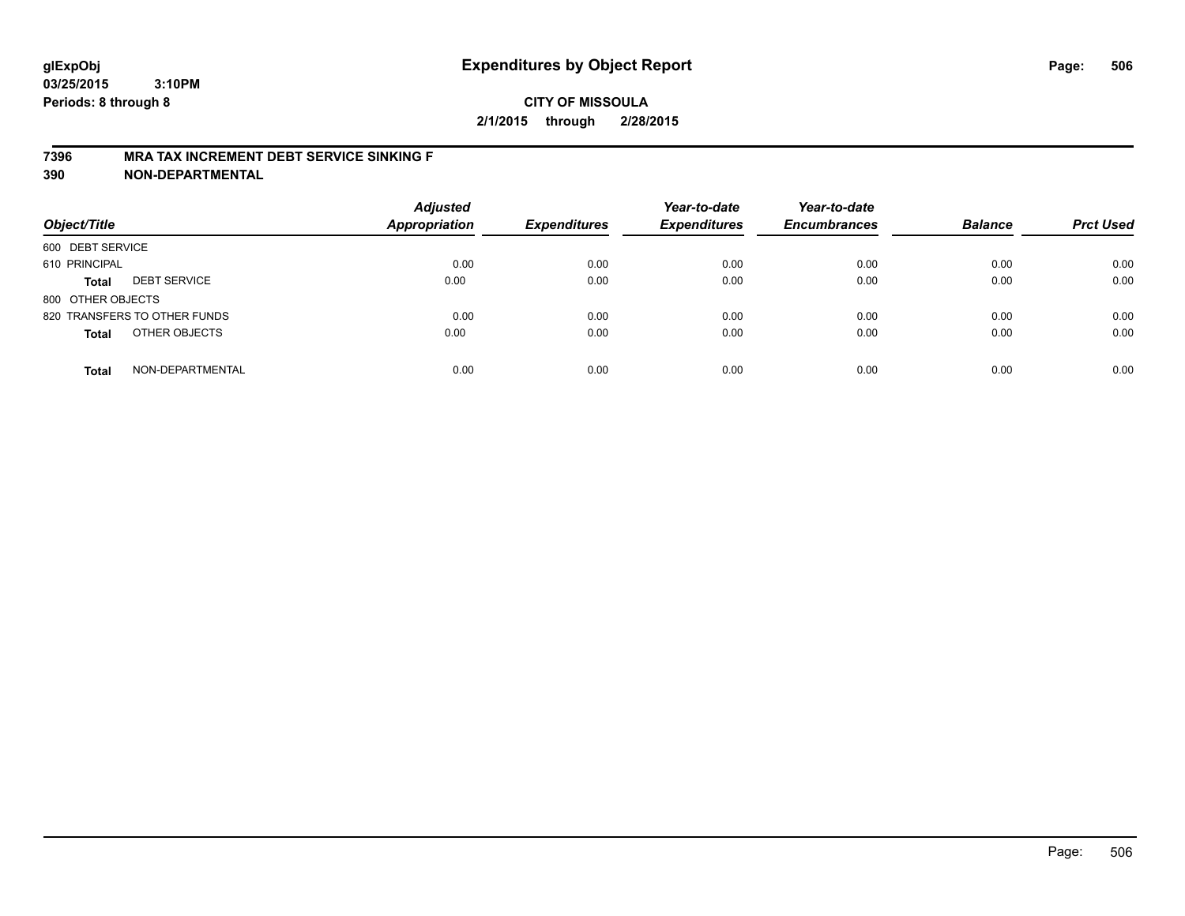**glExpObj**
**03/25/2015 3:10PM**
**Periods: 8 through 8**

# Expenditures by Object Report

**CITY OF MISSOULA**
**2/1/2015 through 2/28/2015**

**7396 MRA TAX INCREMENT DEBT SERVICE SINKING F**
**390 NON-DEPARTMENTAL**

| Object/Title | | Adjusted Appropriation | Expenditures | Year-to-date Expenditures | Year-to-date Encumbrances | Balance | Prct Used |
|---|---|---|---|---|---|---|---|
| 600 DEBT SERVICE | | | | | | | |
| 610 PRINCIPAL | | 0.00 | 0.00 | 0.00 | 0.00 | 0.00 | 0.00 |
| **Total** | DEBT SERVICE | 0.00 | 0.00 | 0.00 | 0.00 | 0.00 | 0.00 |
| 800 OTHER OBJECTS | | | | | | | |
| 820 TRANSFERS TO OTHER FUNDS | | 0.00 | 0.00 | 0.00 | 0.00 | 0.00 | 0.00 |
| **Total** | OTHER OBJECTS | 0.00 | 0.00 | 0.00 | 0.00 | 0.00 | 0.00 |
| **Total** | NON-DEPARTMENTAL | 0.00 | 0.00 | 0.00 | 0.00 | 0.00 | 0.00 |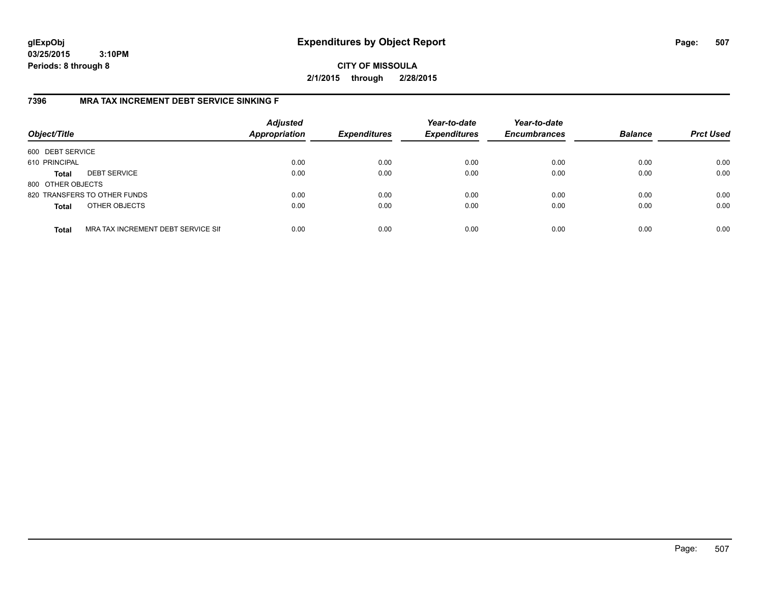**glExpObj**
**03/25/2015 3:10PM**
**Periods: 8 through 8**

# Expenditures by Object Report

**CITY OF MISSOULA**
**2/1/2015 through 2/28/2015**

## 7396 MRA TAX INCREMENT DEBT SERVICE SINKING F

| Object/Title | | Adjusted Appropriation | Expenditures | Year-to-date Expenditures | Year-to-date Encumbrances | Balance | Prct Used |
|---|---|---|---|---|---|---|---|
| 600 DEBT SERVICE | | | | | | | |
| 610 PRINCIPAL | | 0.00 | 0.00 | 0.00 | 0.00 | 0.00 | 0.00 |
| **Total** | DEBT SERVICE | 0.00 | 0.00 | 0.00 | 0.00 | 0.00 | 0.00 |
| 800 OTHER OBJECTS | | | | | | | |
| 820 TRANSFERS TO OTHER FUNDS | | 0.00 | 0.00 | 0.00 | 0.00 | 0.00 | 0.00 |
| **Total** | OTHER OBJECTS | 0.00 | 0.00 | 0.00 | 0.00 | 0.00 | 0.00 |
| **Total** | MRA TAX INCREMENT DEBT SERVICE SII | 0.00 | 0.00 | 0.00 | 0.00 | 0.00 | 0.00 |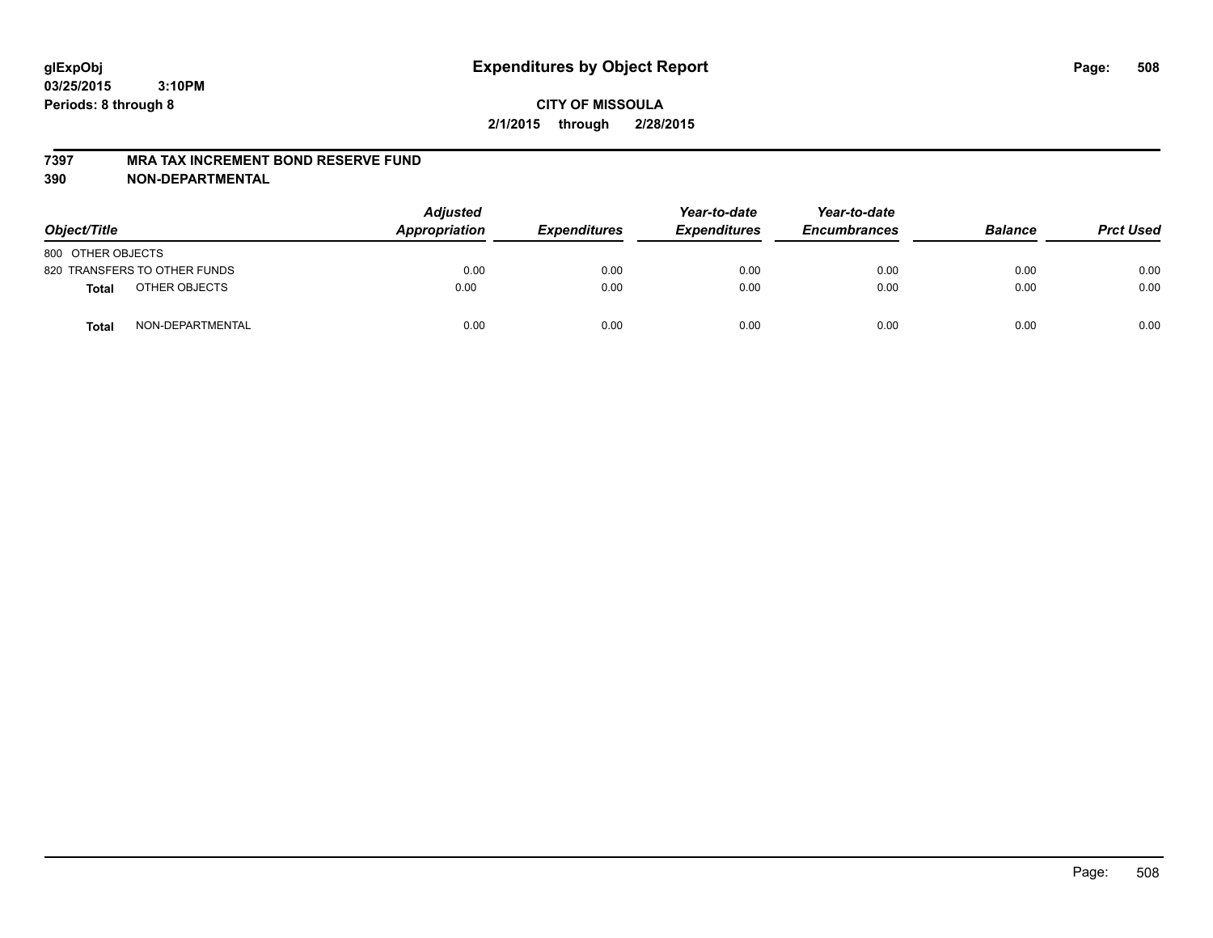# Expenditures by Object Report

glExpObj
03/25/2015 3:10PM
Periods: 8 through 8

**CITY OF MISSOULA**
**2/1/2015 through 2/28/2015**

**7397 MRA TAX INCREMENT BOND RESERVE FUND**
**390 NON-DEPARTMENTAL**

| Object/Title | Adjusted Appropriation | Expenditures | Year-to-date Expenditures | Year-to-date Encumbrances | Balance | Prct Used |
|---|---|---|---|---|---|---|
| 800 OTHER OBJECTS | | | | | | |
| 820 TRANSFERS TO OTHER FUNDS | 0.00 | 0.00 | 0.00 | 0.00 | 0.00 | 0.00 |
| **Total** OTHER OBJECTS | 0.00 | 0.00 | 0.00 | 0.00 | 0.00 | 0.00 |
| **Total** NON-DEPARTMENTAL | 0.00 | 0.00 | 0.00 | 0.00 | 0.00 | 0.00 |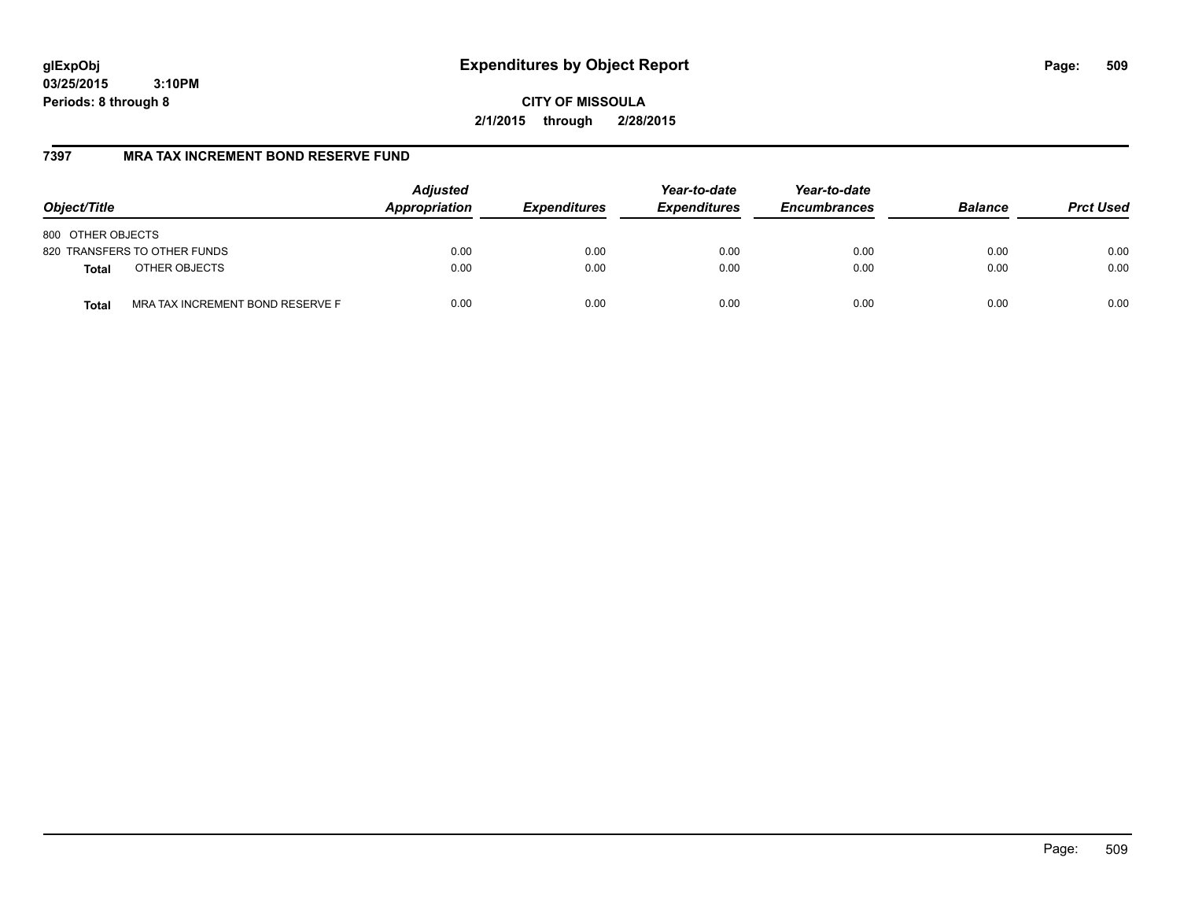**glExpObj**
**03/25/2015 3:10PM**
**Periods: 8 through 8**

# Expenditures by Object Report

**CITY OF MISSOULA**
**2/1/2015 through 2/28/2015**

## 7397 MRA TAX INCREMENT BOND RESERVE FUND

| Object/Title | | Adjusted Appropriation | Expenditures | Year-to-date Expenditures | Year-to-date Encumbrances | Balance | Prct Used |
|---|---|---|---|---|---|---|---|
| 800 OTHER OBJECTS | | | | | | | |
| 820 TRANSFERS TO OTHER FUNDS | | 0.00 | 0.00 | 0.00 | 0.00 | 0.00 | 0.00 |
| **Total** | OTHER OBJECTS | 0.00 | 0.00 | 0.00 | 0.00 | 0.00 | 0.00 |
| **Total** | MRA TAX INCREMENT BOND RESERVE F | 0.00 | 0.00 | 0.00 | 0.00 | 0.00 | 0.00 |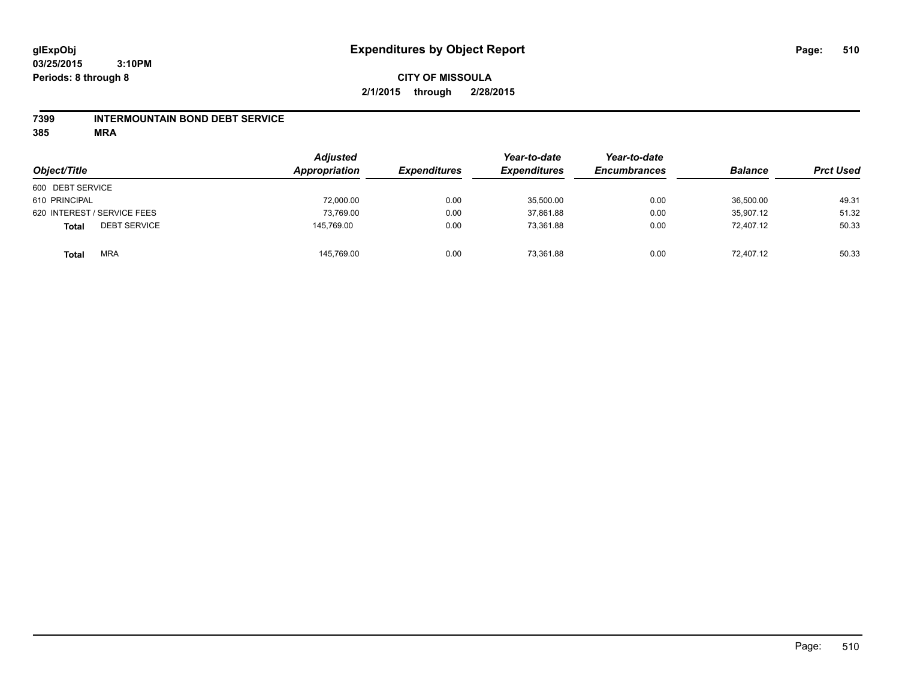**glExpObj**
**03/25/2015 3:10PM**
**Periods: 8 through 8**

# Expenditures by Object Report

**CITY OF MISSOULA**
**2/1/2015 through 2/28/2015**

**7399 INTERMOUNTAIN BOND DEBT SERVICE**
**385 MRA**

| Object/Title | Adjusted Appropriation | Expenditures | Year-to-date Expenditures | Year-to-date Encumbrances | Balance | Prct Used |
|---|---|---|---|---|---|---|
| 600 DEBT SERVICE | | | | | | |
| 610 PRINCIPAL | 72,000.00 | 0.00 | 35,500.00 | 0.00 | 36,500.00 | 49.31 |
| 620 INTEREST / SERVICE FEES | 73,769.00 | 0.00 | 37,861.88 | 0.00 | 35,907.12 | 51.32 |
| **Total** DEBT SERVICE | 145,769.00 | 0.00 | 73,361.88 | 0.00 | 72,407.12 | 50.33 |
| **Total** MRA | 145,769.00 | 0.00 | 73,361.88 | 0.00 | 72,407.12 | 50.33 |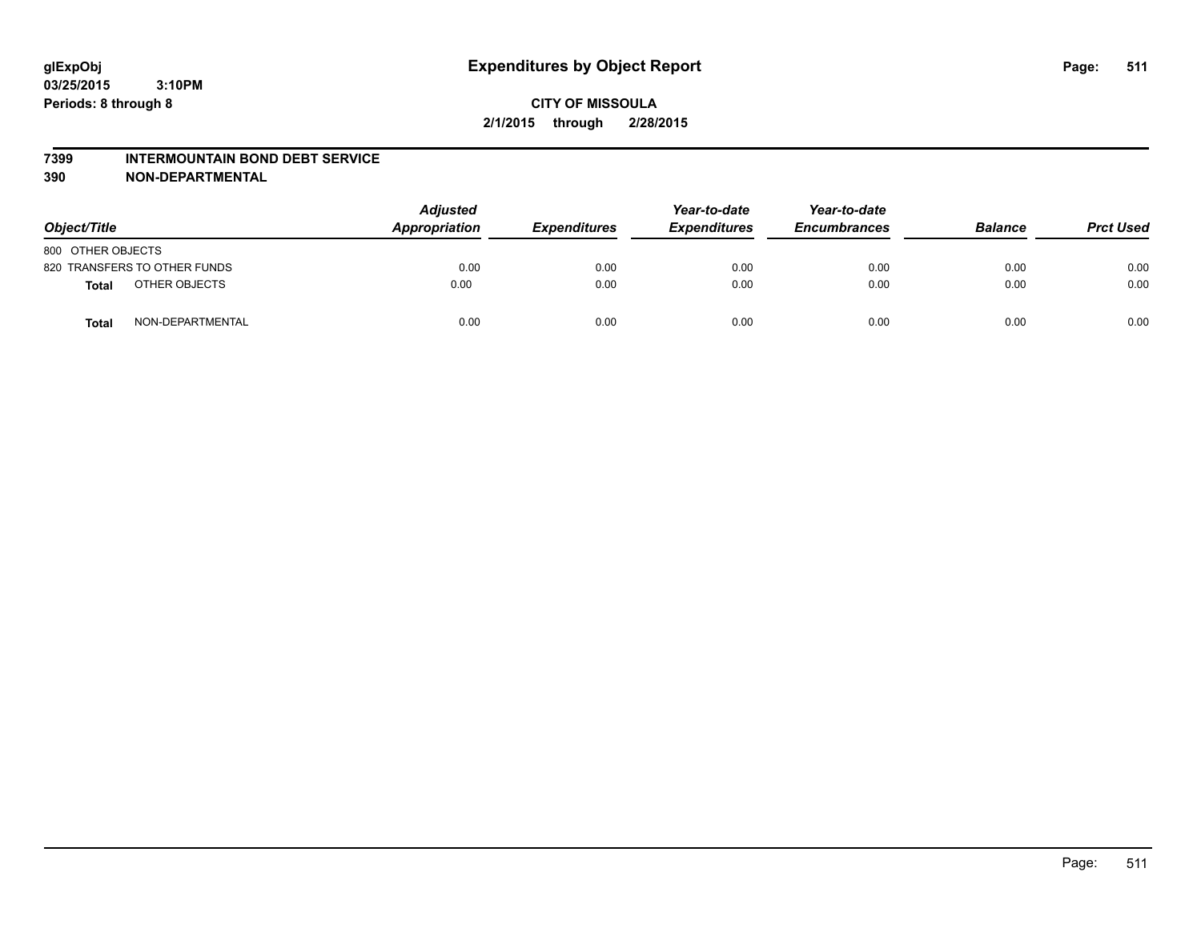glExpObj
03/25/2015 3:10PM
Periods: 8 through 8

# Expenditures by Object Report

**CITY OF MISSOULA**
**2/1/2015 through 2/28/2015**

## 7399 INTERMOUNTAIN BOND DEBT SERVICE
## 390 NON-DEPARTMENTAL

| Object/Title | | Adjusted Appropriation | Expenditures | Year-to-date Expenditures | Year-to-date Encumbrances | Balance | Prct Used |
|---|---|---|---|---|---|---|---|
| 800 OTHER OBJECTS | | | | | | | |
| 820 TRANSFERS TO OTHER FUNDS | | 0.00 | 0.00 | 0.00 | 0.00 | 0.00 | 0.00 |
| **Total** | OTHER OBJECTS | 0.00 | 0.00 | 0.00 | 0.00 | 0.00 | 0.00 |
| **Total** | NON-DEPARTMENTAL | 0.00 | 0.00 | 0.00 | 0.00 | 0.00 | 0.00 |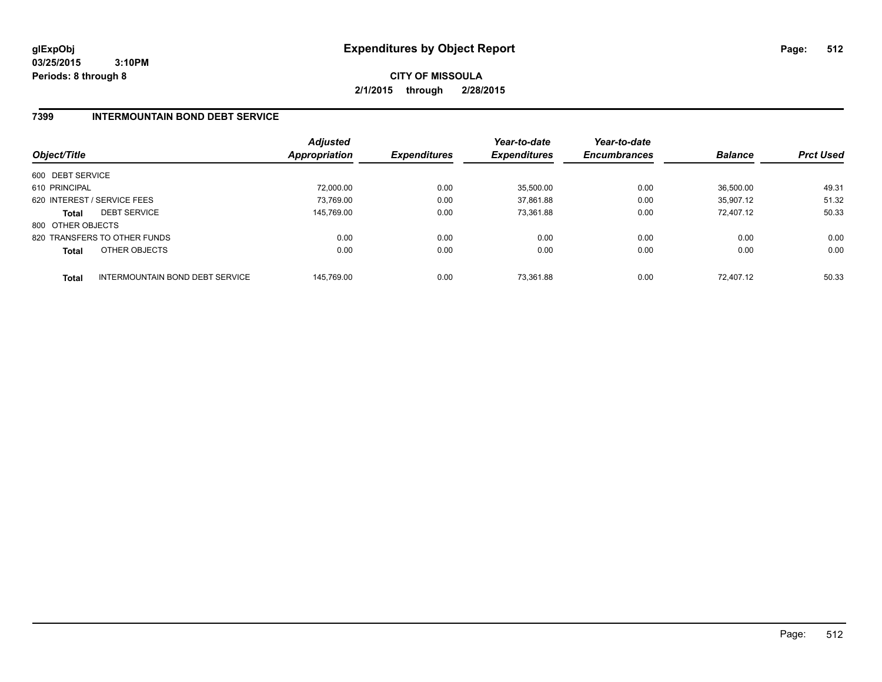glExpObj
03/25/2015 3:10PM
Periods: 8 through 8

# Expenditures by Object Report

**CITY OF MISSOULA**
**2/1/2015 through 2/28/2015**

## 7399 INTERMOUNTAIN BOND DEBT SERVICE

| Object/Title | | Adjusted Appropriation | Expenditures | Year-to-date Expenditures | Year-to-date Encumbrances | Balance | Prct Used |
|---|---|---|---|---|---|---|---|
| 600 DEBT SERVICE | | | | | | | |
| 610 PRINCIPAL | | 72,000.00 | 0.00 | 35,500.00 | 0.00 | 36,500.00 | 49.31 |
| 620 INTEREST / SERVICE FEES | | 73,769.00 | 0.00 | 37,861.88 | 0.00 | 35,907.12 | 51.32 |
| **Total** | DEBT SERVICE | 145,769.00 | 0.00 | 73,361.88 | 0.00 | 72,407.12 | 50.33 |
| 800 OTHER OBJECTS | | | | | | | |
| 820 TRANSFERS TO OTHER FUNDS | | 0.00 | 0.00 | 0.00 | 0.00 | 0.00 | 0.00 |
| **Total** | OTHER OBJECTS | 0.00 | 0.00 | 0.00 | 0.00 | 0.00 | 0.00 |
| **Total** | INTERMOUNTAIN BOND DEBT SERVICE | 145,769.00 | 0.00 | 73,361.88 | 0.00 | 72,407.12 | 50.33 |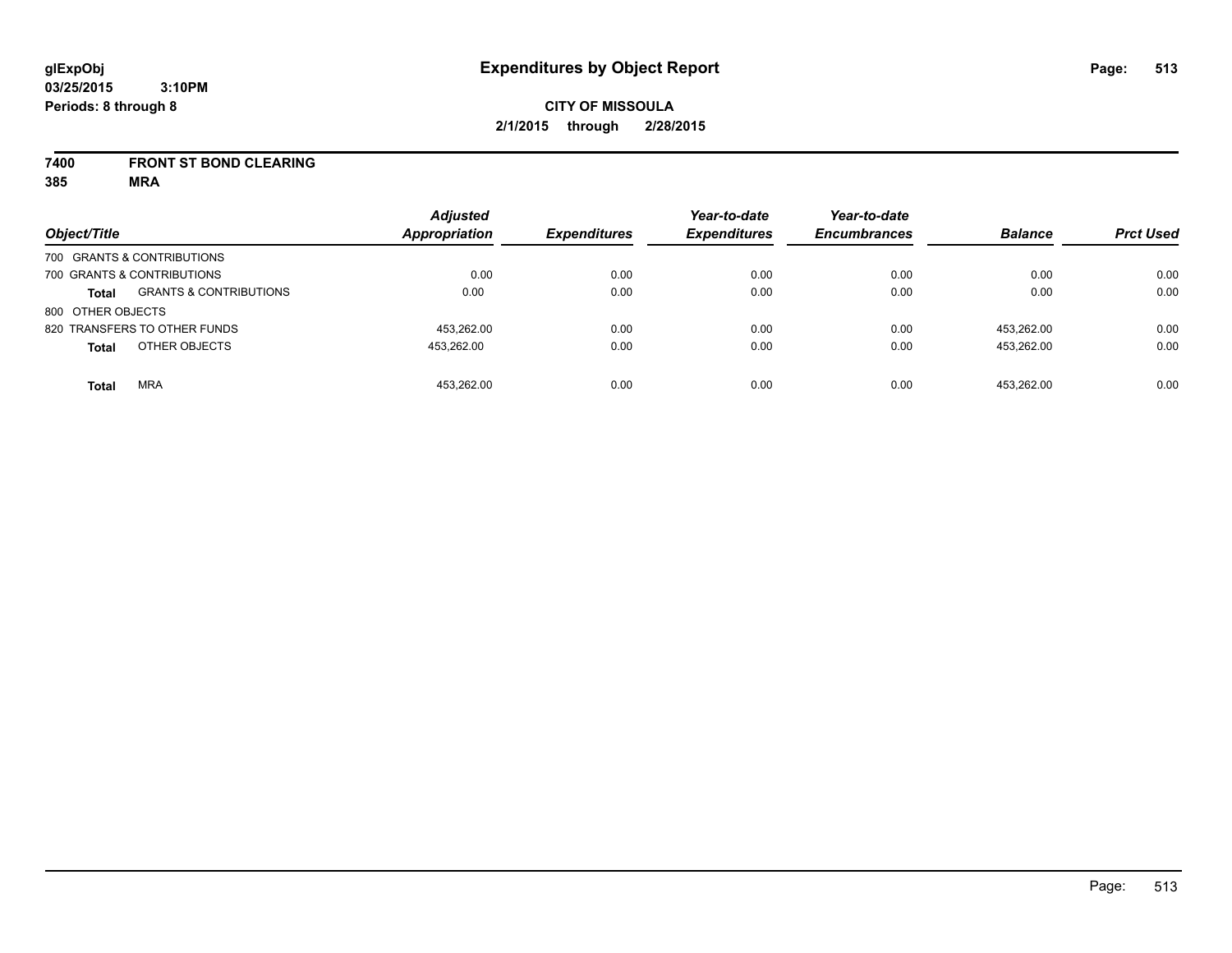# Expenditures by Object Report

glExpObj
03/25/2015 3:10PM
Periods: 8 through 8

**CITY OF MISSOULA**
**2/1/2015 through 2/28/2015**

**7400 FRONT ST BOND CLEARING**
**385 MRA**

| Object/Title | | Adjusted Appropriation | Expenditures | Year-to-date Expenditures | Year-to-date Encumbrances | Balance | Prct Used |
|---|---|---|---|---|---|---|---|
| 700 GRANTS & CONTRIBUTIONS | | | | | | | |
| 700 GRANTS & CONTRIBUTIONS | | 0.00 | 0.00 | 0.00 | 0.00 | 0.00 | 0.00 |
| **Total** | GRANTS & CONTRIBUTIONS | 0.00 | 0.00 | 0.00 | 0.00 | 0.00 | 0.00 |
| 800 OTHER OBJECTS | | | | | | | |
| 820 TRANSFERS TO OTHER FUNDS | | 453,262.00 | 0.00 | 0.00 | 0.00 | 453,262.00 | 0.00 |
| **Total** | OTHER OBJECTS | 453,262.00 | 0.00 | 0.00 | 0.00 | 453,262.00 | 0.00 |
| **Total** | MRA | 453,262.00 | 0.00 | 0.00 | 0.00 | 453,262.00 | 0.00 |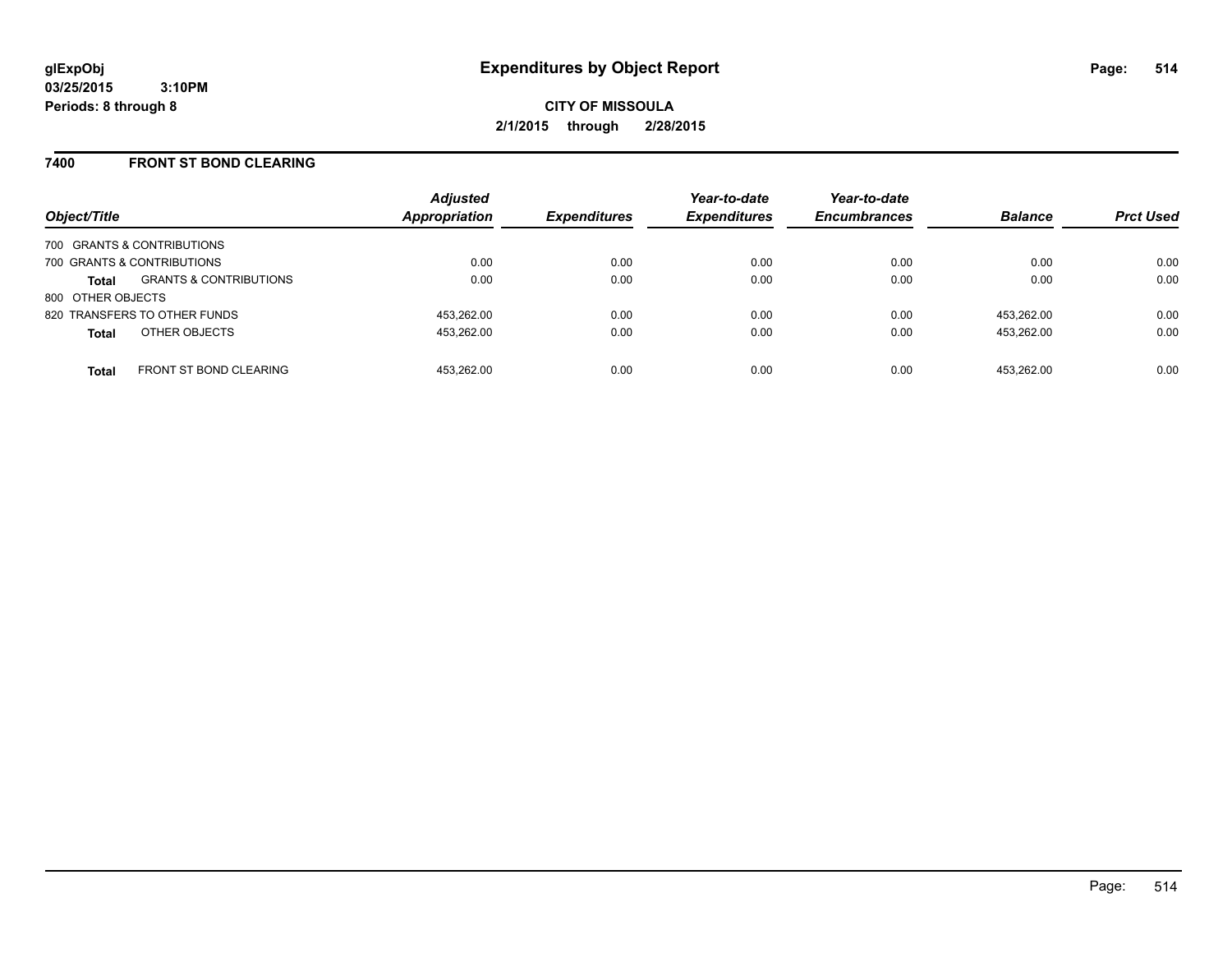**glExpObj**
**03/25/2015 3:10PM**
**Periods: 8 through 8**

# Expenditures by Object Report

**CITY OF MISSOULA**
**2/1/2015 through 2/28/2015**

## 7400 FRONT ST BOND CLEARING

| Object/Title | | *Adjusted Appropriation* | *Expenditures* | *Year-to-date Expenditures* | *Year-to-date Encumbrances* | *Balance* | *Prct Used* |
|---|---|---|---|---|---|---|---|
| 700 GRANTS & CONTRIBUTIONS | | | | | | | |
| 700 GRANTS & CONTRIBUTIONS | | 0.00 | 0.00 | 0.00 | 0.00 | 0.00 | 0.00 |
| **Total** | GRANTS & CONTRIBUTIONS | 0.00 | 0.00 | 0.00 | 0.00 | 0.00 | 0.00 |
| 800 OTHER OBJECTS | | | | | | | |
| 820 TRANSFERS TO OTHER FUNDS | | 453,262.00 | 0.00 | 0.00 | 0.00 | 453,262.00 | 0.00 |
| **Total** | OTHER OBJECTS | 453,262.00 | 0.00 | 0.00 | 0.00 | 453,262.00 | 0.00 |
| **Total** | FRONT ST BOND CLEARING | 453,262.00 | 0.00 | 0.00 | 0.00 | 453,262.00 | 0.00 |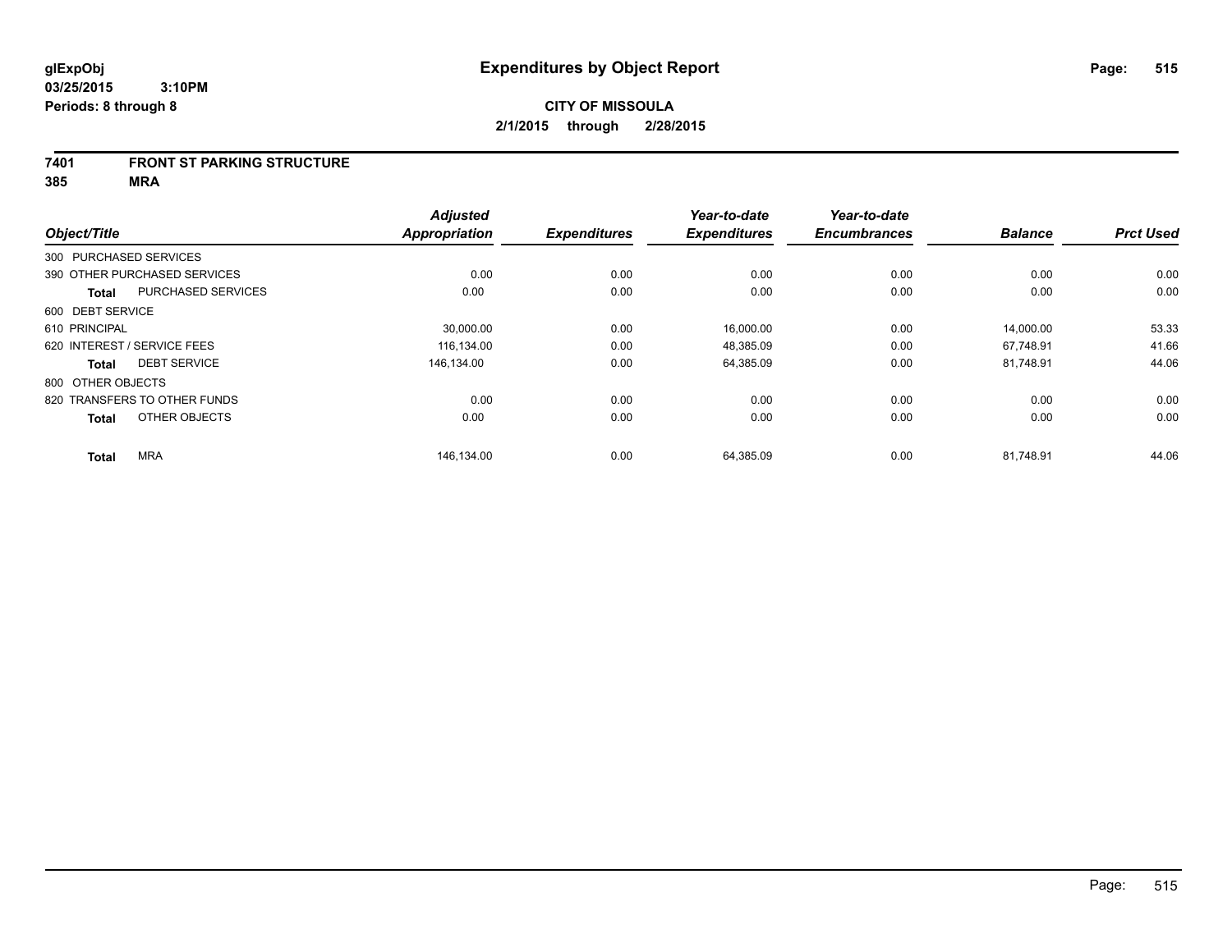**glExpObj**
**03/25/2015 3:10PM**
**Periods: 8 through 8**

# Expenditures by Object Report

**CITY OF MISSOULA**
**2/1/2015 through 2/28/2015**

## 7401 FRONT ST PARKING STRUCTURE
## 385 MRA

| Object/Title | Adjusted Appropriation | Expenditures | Year-to-date Expenditures | Year-to-date Encumbrances | Balance | Prct Used |
|---|---|---|---|---|---|---|
| 300 PURCHASED SERVICES | | | | | | |
| 390 OTHER PURCHASED SERVICES | 0.00 | 0.00 | 0.00 | 0.00 | 0.00 | 0.00 |
| **Total** PURCHASED SERVICES | 0.00 | 0.00 | 0.00 | 0.00 | 0.00 | 0.00 |
| 600 DEBT SERVICE | | | | | | |
| 610 PRINCIPAL | 30,000.00 | 0.00 | 16,000.00 | 0.00 | 14,000.00 | 53.33 |
| 620 INTEREST / SERVICE FEES | 116,134.00 | 0.00 | 48,385.09 | 0.00 | 67,748.91 | 41.66 |
| **Total** DEBT SERVICE | 146,134.00 | 0.00 | 64,385.09 | 0.00 | 81,748.91 | 44.06 |
| 800 OTHER OBJECTS | | | | | | |
| 820 TRANSFERS TO OTHER FUNDS | 0.00 | 0.00 | 0.00 | 0.00 | 0.00 | 0.00 |
| **Total** OTHER OBJECTS | 0.00 | 0.00 | 0.00 | 0.00 | 0.00 | 0.00 |
| **Total** MRA | 146,134.00 | 0.00 | 64,385.09 | 0.00 | 81,748.91 | 44.06 |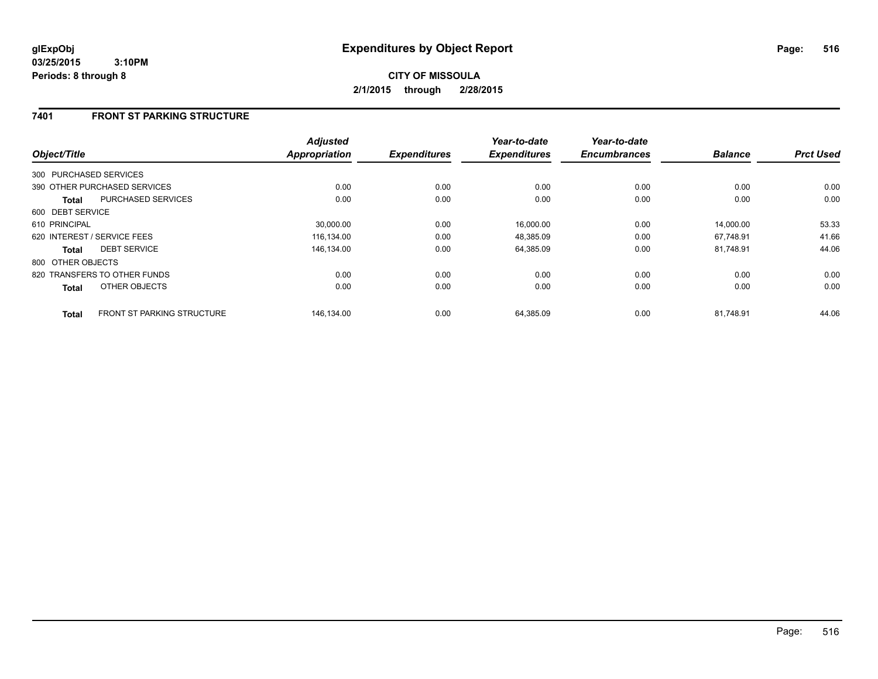**glExpObj**
**03/25/2015 3:10PM**
**Periods: 8 through 8**

# Expenditures by Object Report

**CITY OF MISSOULA**
**2/1/2015 through 2/28/2015**

## 7401 FRONT ST PARKING STRUCTURE

| Object/Title | | Adjusted Appropriation | Expenditures | Year-to-date Expenditures | Year-to-date Encumbrances | Balance | Prct Used |
|---|---|---|---|---|---|---|---|
| 300 PURCHASED SERVICES | | | | | | | |
| 390 OTHER PURCHASED SERVICES | | 0.00 | 0.00 | 0.00 | 0.00 | 0.00 | 0.00 |
| **Total** | PURCHASED SERVICES | 0.00 | 0.00 | 0.00 | 0.00 | 0.00 | 0.00 |
| 600 DEBT SERVICE | | | | | | | |
| 610 PRINCIPAL | | 30,000.00 | 0.00 | 16,000.00 | 0.00 | 14,000.00 | 53.33 |
| 620 INTEREST / SERVICE FEES | | 116,134.00 | 0.00 | 48,385.09 | 0.00 | 67,748.91 | 41.66 |
| **Total** | DEBT SERVICE | 146,134.00 | 0.00 | 64,385.09 | 0.00 | 81,748.91 | 44.06 |
| 800 OTHER OBJECTS | | | | | | | |
| 820 TRANSFERS TO OTHER FUNDS | | 0.00 | 0.00 | 0.00 | 0.00 | 0.00 | 0.00 |
| **Total** | OTHER OBJECTS | 0.00 | 0.00 | 0.00 | 0.00 | 0.00 | 0.00 |
| **Total** | FRONT ST PARKING STRUCTURE | 146,134.00 | 0.00 | 64,385.09 | 0.00 | 81,748.91 | 44.06 |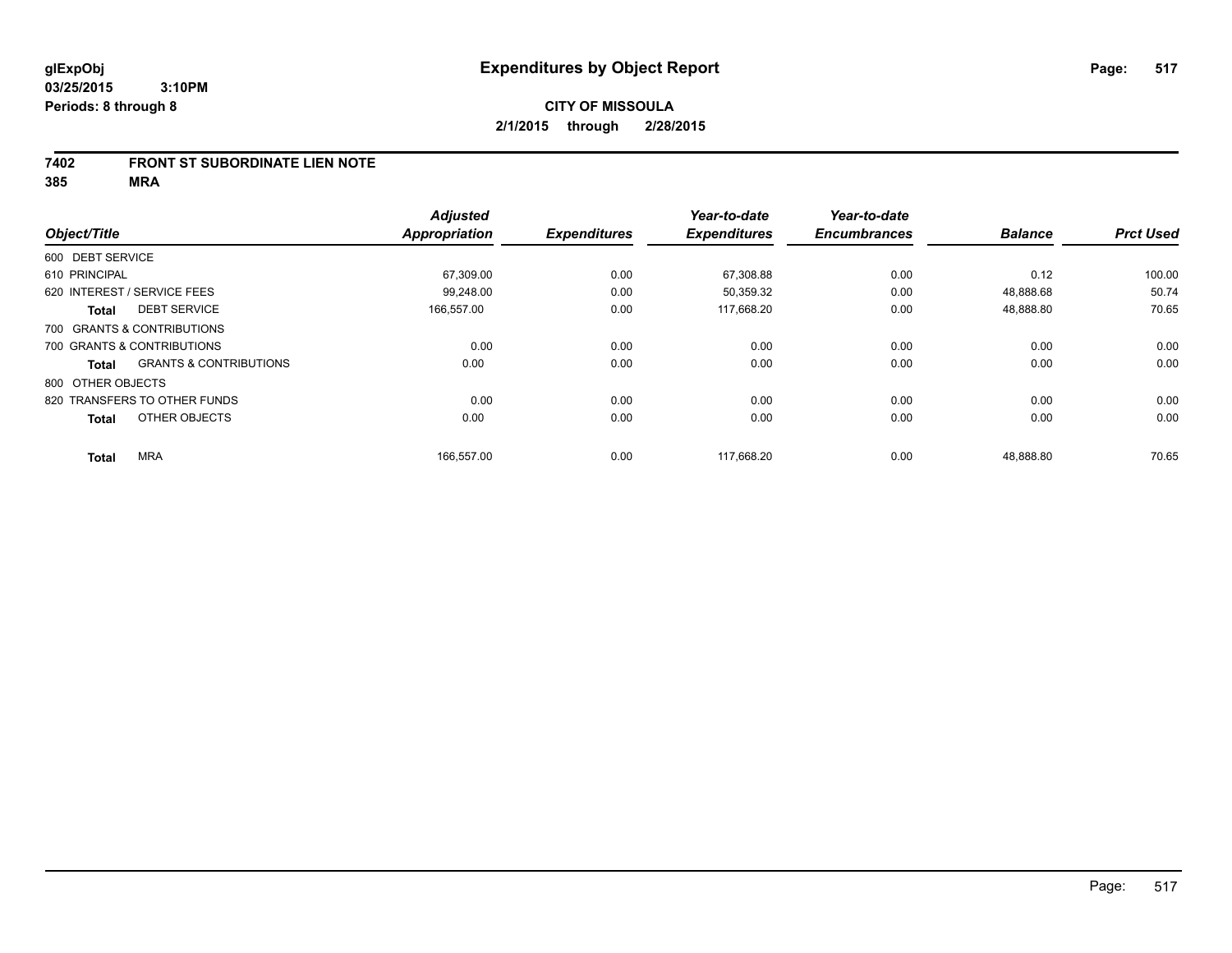# Expenditures by Object Report

glExpObj
03/25/2015 3:10PM
Periods: 8 through 8

**CITY OF MISSOULA**
**2/1/2015 through 2/28/2015**

## 7402 FRONT ST SUBORDINATE LIEN NOTE
## 385 MRA

| Object/Title | | Adjusted Appropriation | Expenditures | Year-to-date Expenditures | Year-to-date Encumbrances | Balance | Prct Used |
|---|---|---|---|---|---|---|---|
| 600 DEBT SERVICE | | | | | | | |
| 610 PRINCIPAL | | 67,309.00 | 0.00 | 67,308.88 | 0.00 | 0.12 | 100.00 |
| 620 INTEREST / SERVICE FEES | | 99,248.00 | 0.00 | 50,359.32 | 0.00 | 48,888.68 | 50.74 |
| **Total** | DEBT SERVICE | 166,557.00 | 0.00 | 117,668.20 | 0.00 | 48,888.80 | 70.65 |
| 700 GRANTS & CONTRIBUTIONS | | | | | | | |
| 700 GRANTS & CONTRIBUTIONS | | 0.00 | 0.00 | 0.00 | 0.00 | 0.00 | 0.00 |
| **Total** | GRANTS & CONTRIBUTIONS | 0.00 | 0.00 | 0.00 | 0.00 | 0.00 | 0.00 |
| 800 OTHER OBJECTS | | | | | | | |
| 820 TRANSFERS TO OTHER FUNDS | | 0.00 | 0.00 | 0.00 | 0.00 | 0.00 | 0.00 |
| **Total** | OTHER OBJECTS | 0.00 | 0.00 | 0.00 | 0.00 | 0.00 | 0.00 |
| **Total** | MRA | 166,557.00 | 0.00 | 117,668.20 | 0.00 | 48,888.80 | 70.65 |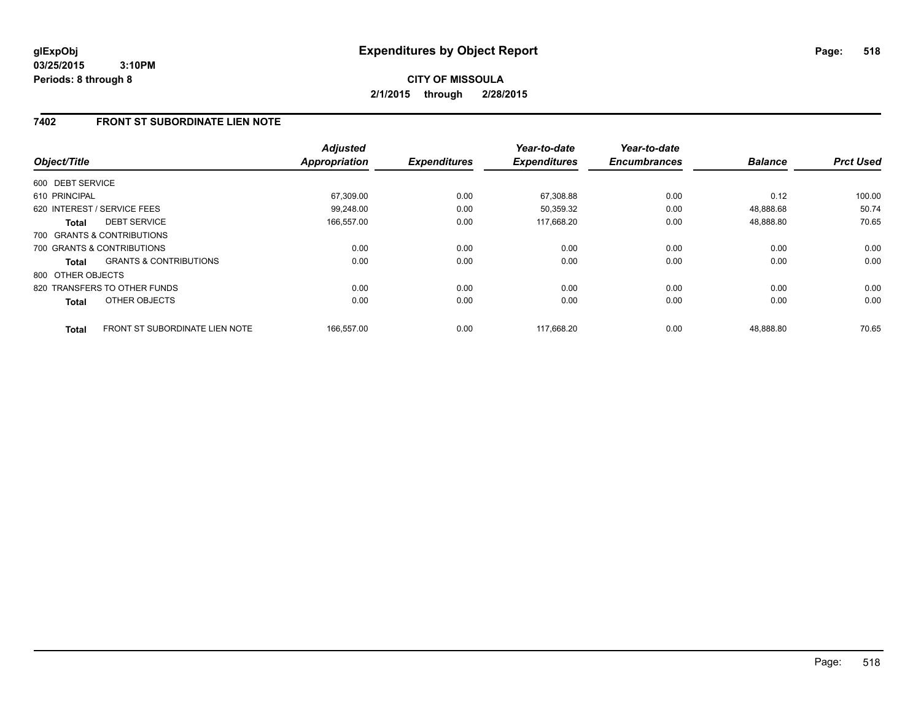**glExpObj** **Expenditures by Object Report**

**03/25/2015 3:10PM**

**Periods: 8 through 8**

**CITY OF MISSOULA**

**2/1/2015 through 2/28/2015**

## 7402 FRONT ST SUBORDINATE LIEN NOTE

| Object/Title | | Adjusted Appropriation | Expenditures | Year-to-date Expenditures | Year-to-date Encumbrances | Balance | Prct Used |
|---|---|---|---|---|---|---|---|
| 600 DEBT SERVICE | | | | | | | |
| 610 PRINCIPAL | | 67,309.00 | 0.00 | 67,308.88 | 0.00 | 0.12 | 100.00 |
| 620 INTEREST / SERVICE FEES | | 99,248.00 | 0.00 | 50,359.32 | 0.00 | 48,888.68 | 50.74 |
| **Total** | DEBT SERVICE | 166,557.00 | 0.00 | 117,668.20 | 0.00 | 48,888.80 | 70.65 |
| 700 GRANTS & CONTRIBUTIONS | | | | | | | |
| 700 GRANTS & CONTRIBUTIONS | | 0.00 | 0.00 | 0.00 | 0.00 | 0.00 | 0.00 |
| **Total** | GRANTS & CONTRIBUTIONS | 0.00 | 0.00 | 0.00 | 0.00 | 0.00 | 0.00 |
| 800 OTHER OBJECTS | | | | | | | |
| 820 TRANSFERS TO OTHER FUNDS | | 0.00 | 0.00 | 0.00 | 0.00 | 0.00 | 0.00 |
| **Total** | OTHER OBJECTS | 0.00 | 0.00 | 0.00 | 0.00 | 0.00 | 0.00 |
| **Total** | FRONT ST SUBORDINATE LIEN NOTE | 166,557.00 | 0.00 | 117,668.20 | 0.00 | 48,888.80 | 70.65 |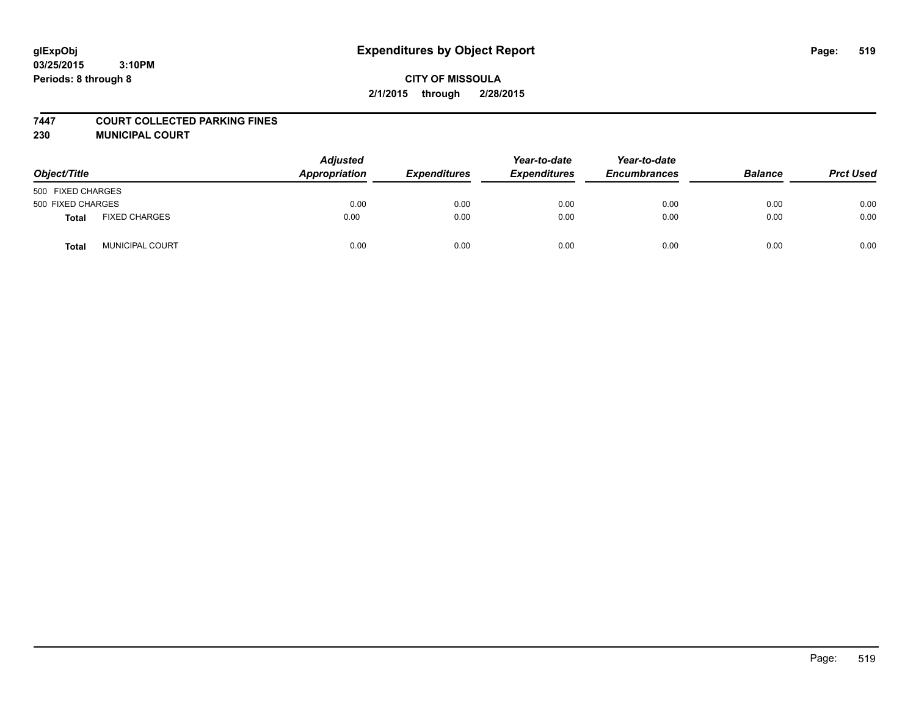glExpObj
03/25/2015 3:10PM
Periods: 8 through 8

# Expenditures by Object Report

**CITY OF MISSOULA**
**2/1/2015 through 2/28/2015**

**7447 COURT COLLECTED PARKING FINES**
**230 MUNICIPAL COURT**

| Object/Title | | Adjusted Appropriation | Expenditures | Year-to-date Expenditures | Year-to-date Encumbrances | Balance | Prct Used |
|---|---|---|---|---|---|---|---|
| 500 FIXED CHARGES | | | | | | | |
| 500 FIXED CHARGES | | 0.00 | 0.00 | 0.00 | 0.00 | 0.00 | 0.00 |
| **Total** | FIXED CHARGES | 0.00 | 0.00 | 0.00 | 0.00 | 0.00 | 0.00 |
| **Total** | MUNICIPAL COURT | 0.00 | 0.00 | 0.00 | 0.00 | 0.00 | 0.00 |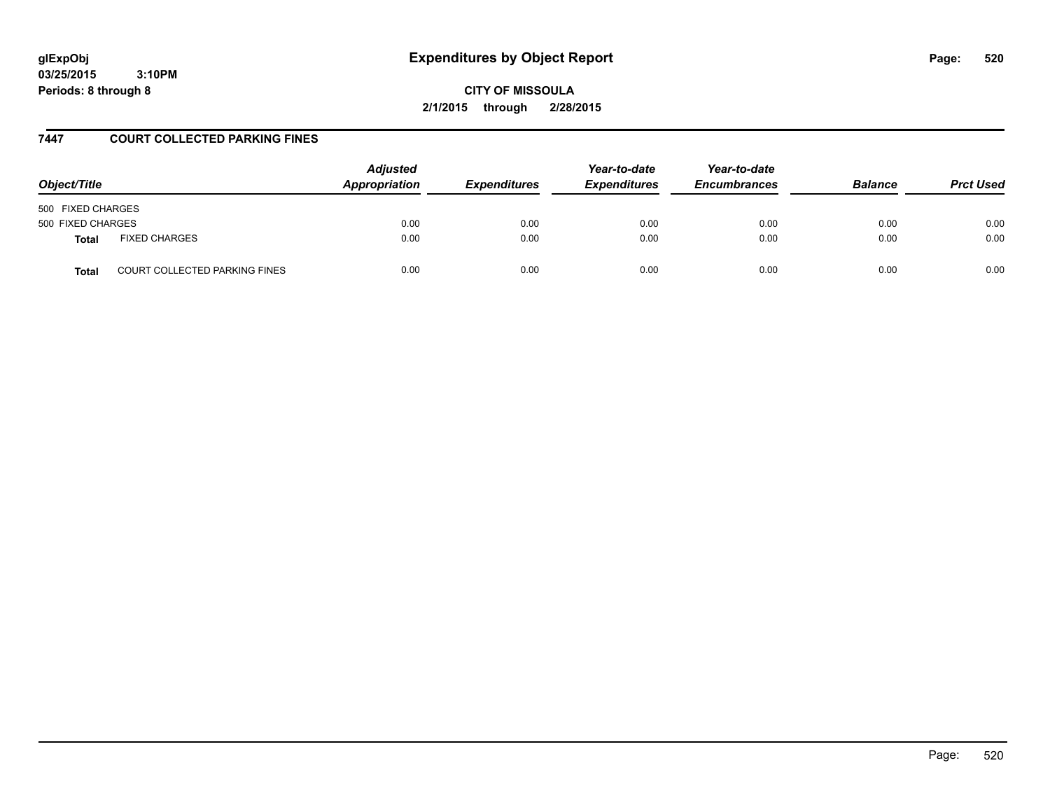**glExpObj** **Expenditures by Object Report**

**03/25/2015 3:10PM**

**Periods: 8 through 8**

**CITY OF MISSOULA**

**2/1/2015 through 2/28/2015**

## 7447 COURT COLLECTED PARKING FINES

| Object/Title | | Adjusted Appropriation | Expenditures | Year-to-date Expenditures | Year-to-date Encumbrances | Balance | Prct Used |
|---|---|---|---|---|---|---|---|
| 500 FIXED CHARGES | | | | | | | |
| 500 FIXED CHARGES | | 0.00 | 0.00 | 0.00 | 0.00 | 0.00 | 0.00 |
| **Total** | FIXED CHARGES | 0.00 | 0.00 | 0.00 | 0.00 | 0.00 | 0.00 |
| **Total** | COURT COLLECTED PARKING FINES | 0.00 | 0.00 | 0.00 | 0.00 | 0.00 | 0.00 |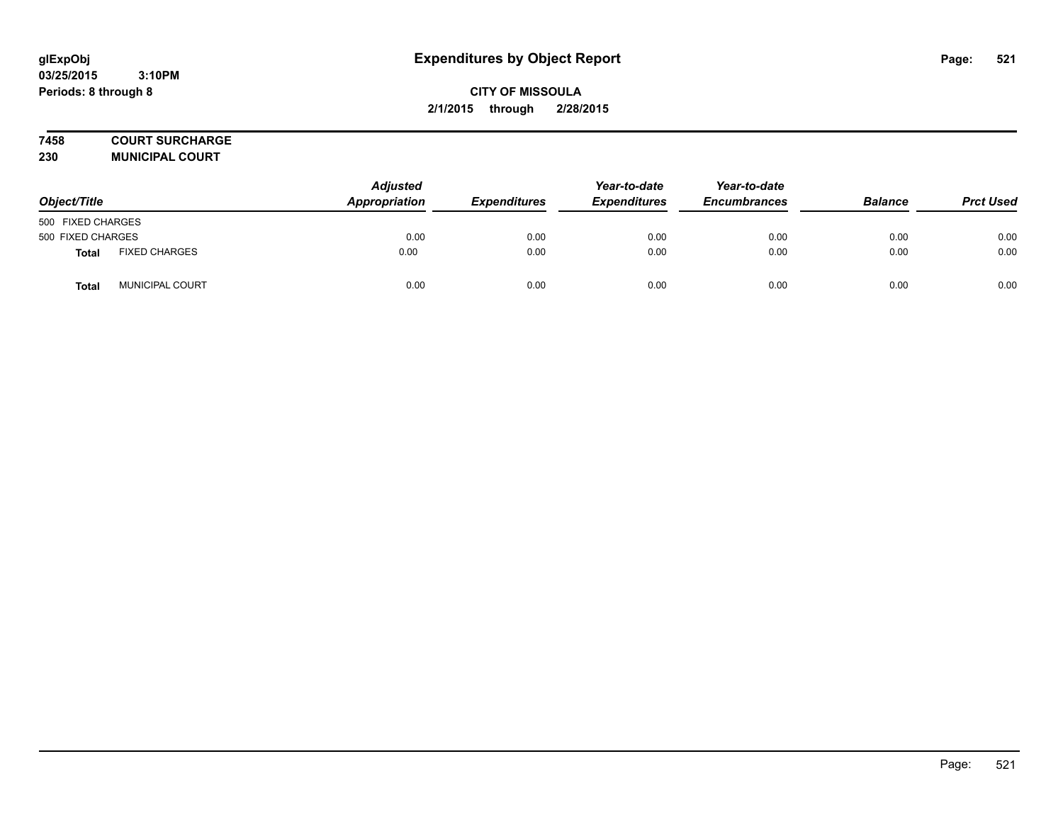# Expenditures by Object Report

glExpObj
03/25/2015 3:10PM
Periods: 8 through 8

**CITY OF MISSOULA**
**2/1/2015 through 2/28/2015**

**7458 COURT SURCHARGE**
**230 MUNICIPAL COURT**

| Object/Title | | Adjusted Appropriation | Expenditures | Year-to-date Expenditures | Year-to-date Encumbrances | Balance | Prct Used |
|---|---|---|---|---|---|---|---|
| 500 FIXED CHARGES | | | | | | | |
| 500 FIXED CHARGES | | 0.00 | 0.00 | 0.00 | 0.00 | 0.00 | 0.00 |
| **Total** | FIXED CHARGES | 0.00 | 0.00 | 0.00 | 0.00 | 0.00 | 0.00 |
| **Total** | MUNICIPAL COURT | 0.00 | 0.00 | 0.00 | 0.00 | 0.00 | 0.00 |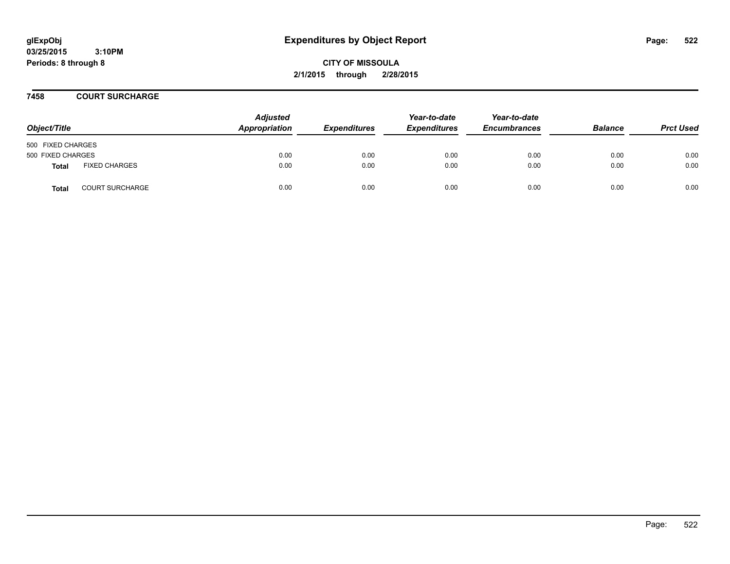glExpObj
03/25/2015 3:10PM
Periods: 8 through 8

# Expenditures by Object Report

**CITY OF MISSOULA**
**2/1/2015 through 2/28/2015**

## 7458 COURT SURCHARGE

| Object/Title | | Adjusted Appropriation | Expenditures | Year-to-date Expenditures | Year-to-date Encumbrances | Balance | Prct Used |
|---|---|---|---|---|---|---|---|
| 500 FIXED CHARGES | | | | | | | |
| 500 FIXED CHARGES | | 0.00 | 0.00 | 0.00 | 0.00 | 0.00 | 0.00 |
| **Total** | FIXED CHARGES | 0.00 | 0.00 | 0.00 | 0.00 | 0.00 | 0.00 |
| **Total** | COURT SURCHARGE | 0.00 | 0.00 | 0.00 | 0.00 | 0.00 | 0.00 |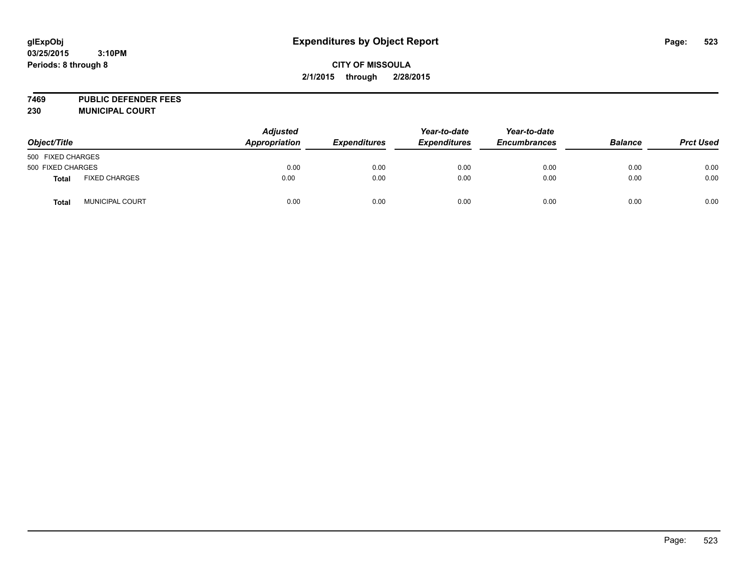glExpObj
03/25/2015 3:10PM
Periods: 8 through 8

# Expenditures by Object Report

**CITY OF MISSOULA**
**2/1/2015 through 2/28/2015**

**7469 PUBLIC DEFENDER FEES**
**230 MUNICIPAL COURT**

| Object/Title | | Adjusted Appropriation | Expenditures | Year-to-date Expenditures | Year-to-date Encumbrances | Balance | Prct Used |
|---|---|---|---|---|---|---|---|
| 500 FIXED CHARGES | | | | | | | |
| 500 FIXED CHARGES | | 0.00 | 0.00 | 0.00 | 0.00 | 0.00 | 0.00 |
| **Total** | FIXED CHARGES | 0.00 | 0.00 | 0.00 | 0.00 | 0.00 | 0.00 |
| **Total** | MUNICIPAL COURT | 0.00 | 0.00 | 0.00 | 0.00 | 0.00 | 0.00 |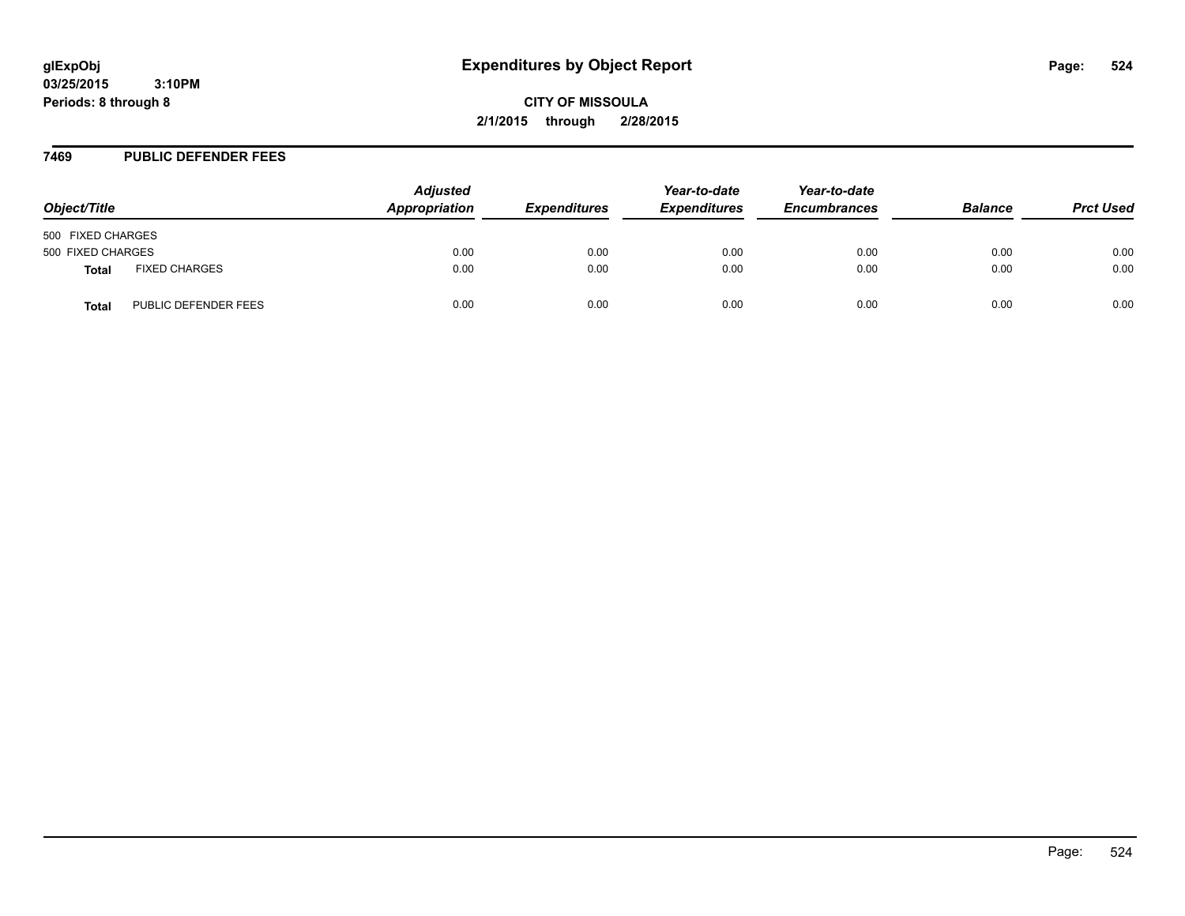glExpObj
03/25/2015 3:10PM
Periods: 8 through 8

# Expenditures by Object Report

**CITY OF MISSOULA**
**2/1/2015 through 2/28/2015**

## 7469 PUBLIC DEFENDER FEES

| Object/Title | | Adjusted Appropriation | Expenditures | Year-to-date Expenditures | Year-to-date Encumbrances | Balance | Prct Used |
|---|---|---|---|---|---|---|---|
| 500 FIXED CHARGES | | | | | | | |
| 500 FIXED CHARGES | | 0.00 | 0.00 | 0.00 | 0.00 | 0.00 | 0.00 |
| **Total** | FIXED CHARGES | 0.00 | 0.00 | 0.00 | 0.00 | 0.00 | 0.00 |
| **Total** | PUBLIC DEFENDER FEES | 0.00 | 0.00 | 0.00 | 0.00 | 0.00 | 0.00 |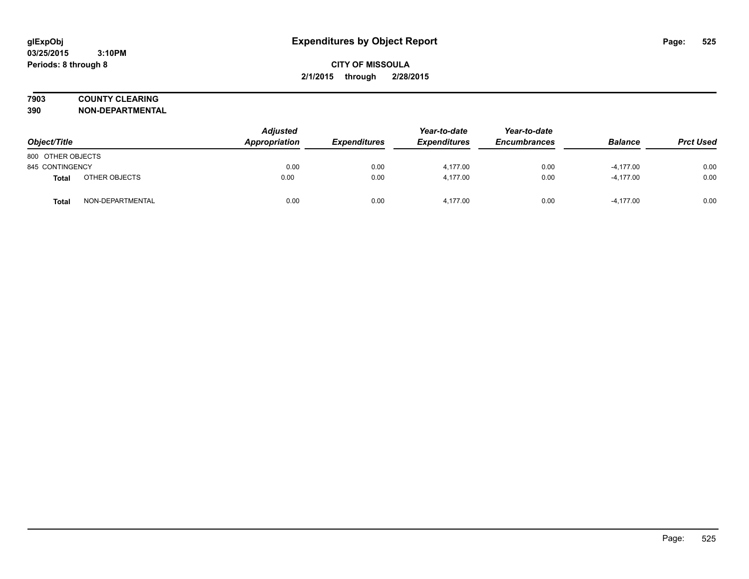# Expenditures by Object Report

glExpObj
03/25/2015 3:10PM
Periods: 8 through 8

**CITY OF MISSOULA**
**2/1/2015 through 2/28/2015**

**7903 COUNTY CLEARING**
**390 NON-DEPARTMENTAL**

| Object/Title | | Adjusted Appropriation | Expenditures | Year-to-date Expenditures | Year-to-date Encumbrances | Balance | Prct Used |
|---|---|---|---|---|---|---|---|
| 800 OTHER OBJECTS | | | | | | | |
| 845 CONTINGENCY | | 0.00 | 0.00 | 4,177.00 | 0.00 | -4,177.00 | 0.00 |
| **Total** | OTHER OBJECTS | 0.00 | 0.00 | 4,177.00 | 0.00 | -4,177.00 | 0.00 |
| **Total** | NON-DEPARTMENTAL | 0.00 | 0.00 | 4,177.00 | 0.00 | -4,177.00 | 0.00 |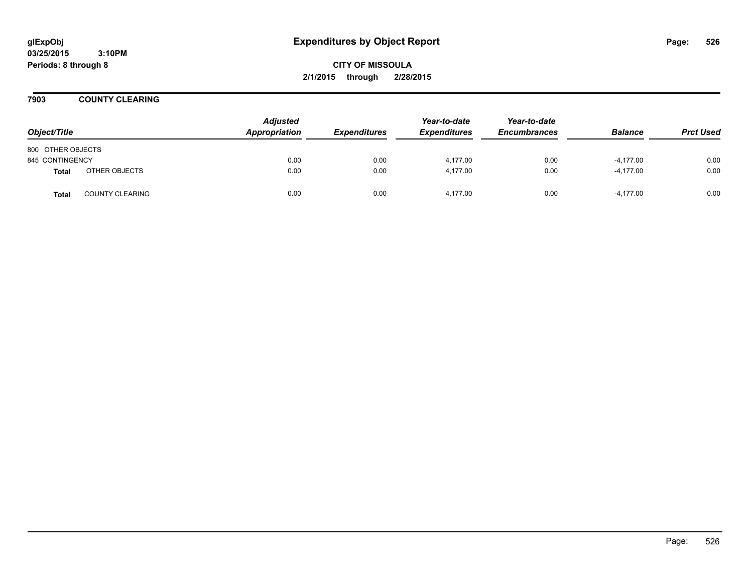**glExpObj**
**03/25/2015 3:10PM**
**Periods: 8 through 8**

# Expenditures by Object Report

**CITY OF MISSOULA**
**2/1/2015 through 2/28/2015**

## 7903 COUNTY CLEARING

| Object/Title | | Adjusted Appropriation | Expenditures | Year-to-date Expenditures | Year-to-date Encumbrances | Balance | Prct Used |
|---|---|---|---|---|---|---|---|
| 800 OTHER OBJECTS | | | | | | | |
| 845 CONTINGENCY | | 0.00 | 0.00 | 4,177.00 | 0.00 | -4,177.00 | 0.00 |
| **Total** | OTHER OBJECTS | 0.00 | 0.00 | 4,177.00 | 0.00 | -4,177.00 | 0.00 |
| **Total** | COUNTY CLEARING | 0.00 | 0.00 | 4,177.00 | 0.00 | -4,177.00 | 0.00 |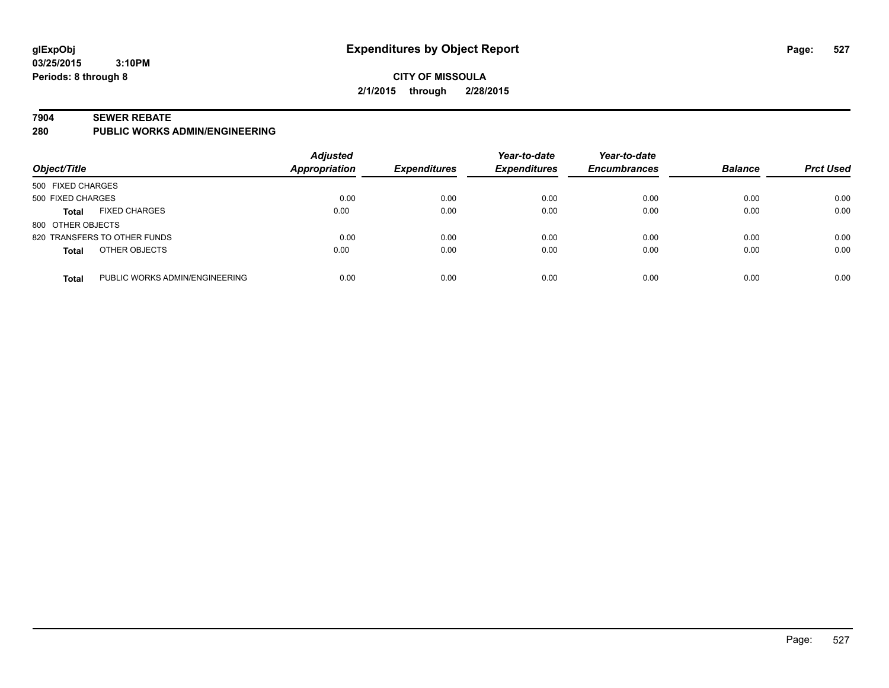glExpObj
03/25/2015 3:10PM
Periods: 8 through 8

# Expenditures by Object Report

**CITY OF MISSOULA**
**2/1/2015 through 2/28/2015**

**7904 SEWER REBATE**
**280 PUBLIC WORKS ADMIN/ENGINEERING**

| Object/Title | | Adjusted Appropriation | Expenditures | Year-to-date Expenditures | Year-to-date Encumbrances | Balance | Prct Used |
|---|---|---|---|---|---|---|---|
| 500 FIXED CHARGES | | | | | | | |
| 500 FIXED CHARGES | | 0.00 | 0.00 | 0.00 | 0.00 | 0.00 | 0.00 |
| **Total** | FIXED CHARGES | 0.00 | 0.00 | 0.00 | 0.00 | 0.00 | 0.00 |
| 800 OTHER OBJECTS | | | | | | | |
| 820 TRANSFERS TO OTHER FUNDS | | 0.00 | 0.00 | 0.00 | 0.00 | 0.00 | 0.00 |
| **Total** | OTHER OBJECTS | 0.00 | 0.00 | 0.00 | 0.00 | 0.00 | 0.00 |
| **Total** | PUBLIC WORKS ADMIN/ENGINEERING | 0.00 | 0.00 | 0.00 | 0.00 | 0.00 | 0.00 |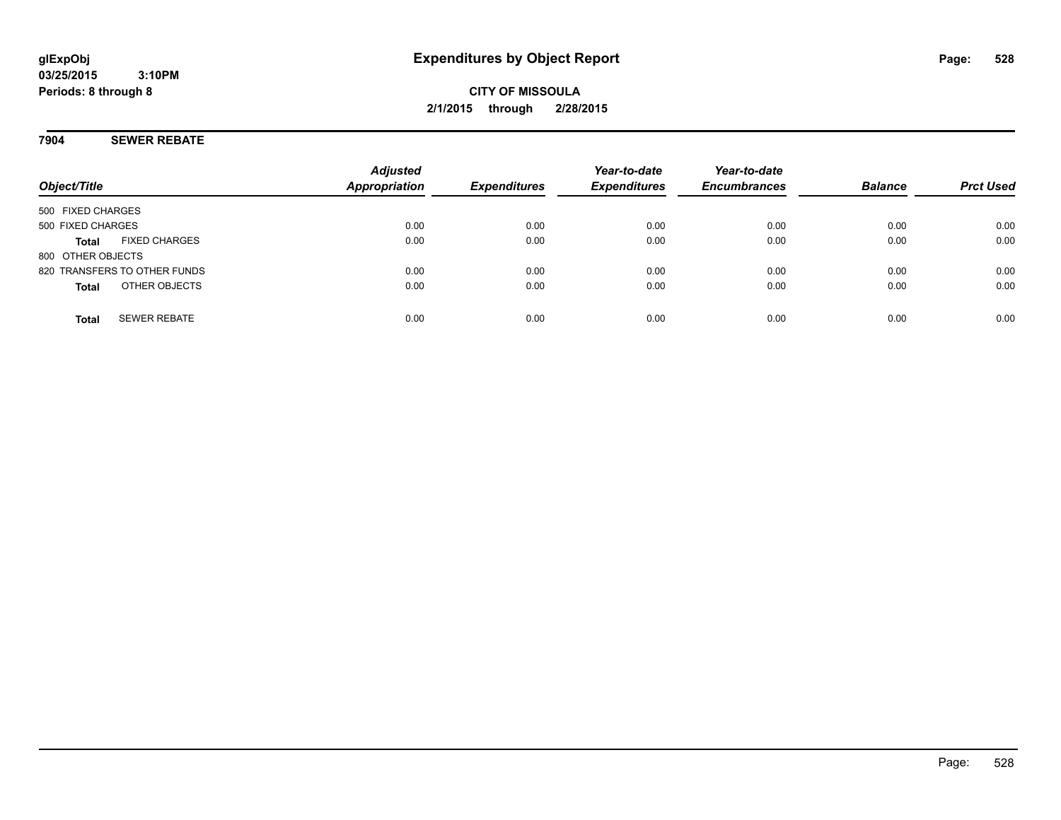# Expenditures by Object Report

glExpObj
03/25/2015 3:10PM
Periods: 8 through 8

**CITY OF MISSOULA**
**2/1/2015 through 2/28/2015**

## 7904 SEWER REBATE

| Object/Title | Adjusted Appropriation | Expenditures | Year-to-date Expenditures | Year-to-date Encumbrances | Balance | Prct Used |
|---|---|---|---|---|---|---|
| 500 FIXED CHARGES | | | | | | |
| 500 FIXED CHARGES | 0.00 | 0.00 | 0.00 | 0.00 | 0.00 | 0.00 |
| **Total** FIXED CHARGES | 0.00 | 0.00 | 0.00 | 0.00 | 0.00 | 0.00 |
| 800 OTHER OBJECTS | | | | | | |
| 820 TRANSFERS TO OTHER FUNDS | 0.00 | 0.00 | 0.00 | 0.00 | 0.00 | 0.00 |
| **Total** OTHER OBJECTS | 0.00 | 0.00 | 0.00 | 0.00 | 0.00 | 0.00 |
| **Total** SEWER REBATE | 0.00 | 0.00 | 0.00 | 0.00 | 0.00 | 0.00 |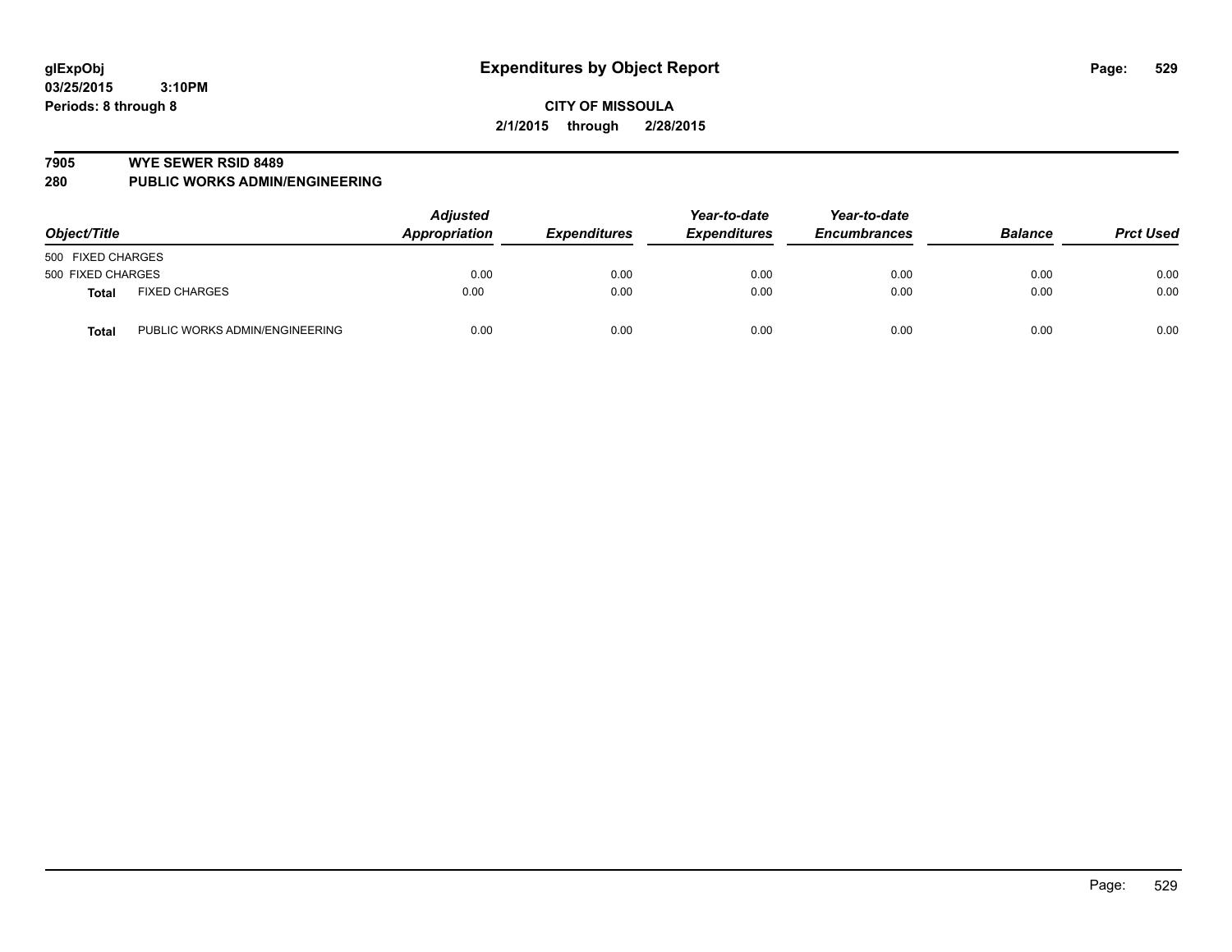**glExpObj**
**03/25/2015 3:10PM**
**Periods: 8 through 8**

# Expenditures by Object Report

**CITY OF MISSOULA**
**2/1/2015 through 2/28/2015**

**7905 WYE SEWER RSID 8489**
**280 PUBLIC WORKS ADMIN/ENGINEERING**

| Object/Title | | Adjusted Appropriation | Expenditures | Year-to-date Expenditures | Year-to-date Encumbrances | Balance | Prct Used |
|---|---|---|---|---|---|---|---|
| 500 FIXED CHARGES | | | | | | | |
| 500 FIXED CHARGES | | 0.00 | 0.00 | 0.00 | 0.00 | 0.00 | 0.00 |
| **Total** | FIXED CHARGES | 0.00 | 0.00 | 0.00 | 0.00 | 0.00 | 0.00 |
| **Total** | PUBLIC WORKS ADMIN/ENGINEERING | 0.00 | 0.00 | 0.00 | 0.00 | 0.00 | 0.00 |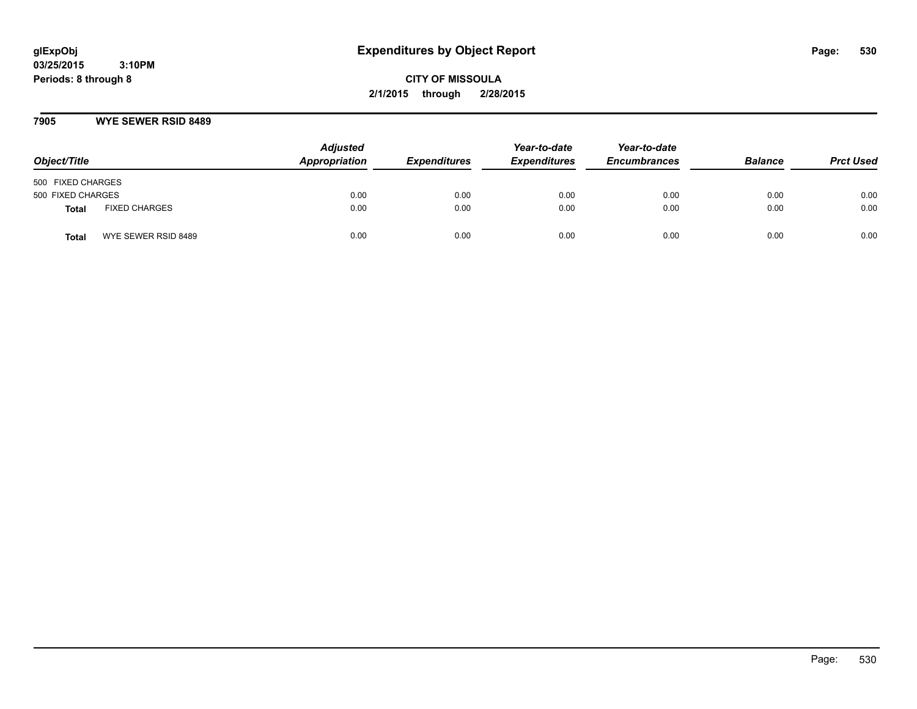# Expenditures by Object Report

glExpObj
03/25/2015 3:10PM
Periods: 8 through 8

**CITY OF MISSOULA**
**2/1/2015 through 2/28/2015**

## 7905 WYE SEWER RSID 8489

| Object/Title | | Adjusted Appropriation | Expenditures | Year-to-date Expenditures | Year-to-date Encumbrances | Balance | Prct Used |
|---|---|---|---|---|---|---|---|
| 500 FIXED CHARGES | | | | | | | |
| 500 FIXED CHARGES | | 0.00 | 0.00 | 0.00 | 0.00 | 0.00 | 0.00 |
| **Total** | FIXED CHARGES | 0.00 | 0.00 | 0.00 | 0.00 | 0.00 | 0.00 |
| **Total** | WYE SEWER RSID 8489 | 0.00 | 0.00 | 0.00 | 0.00 | 0.00 | 0.00 |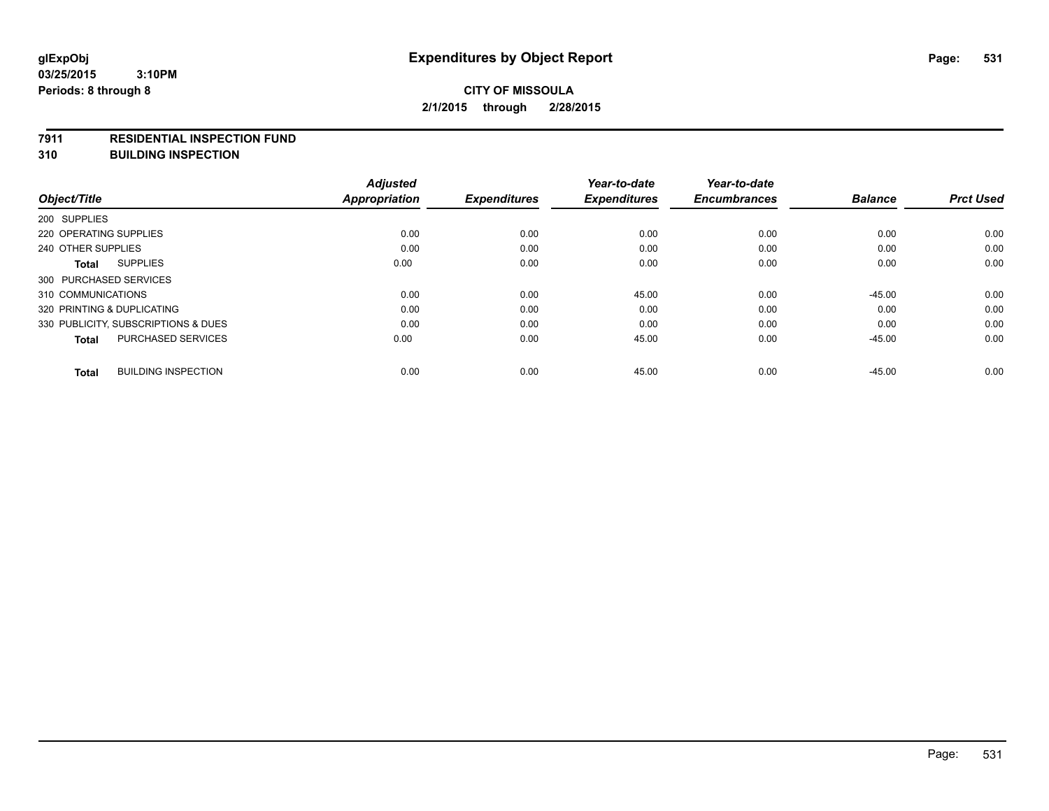**glExpObj**
**03/25/2015 3:10PM**
**Periods: 8 through 8**

# Expenditures by Object Report

**CITY OF MISSOULA**
**2/1/2015 through 2/28/2015**

**7911 RESIDENTIAL INSPECTION FUND**
**310 BUILDING INSPECTION**

| Object/Title | Adjusted Appropriation | Expenditures | Year-to-date Expenditures | Year-to-date Encumbrances | Balance | Prct Used |
|---|---|---|---|---|---|---|
| 200 SUPPLIES | | | | | | |
| 220 OPERATING SUPPLIES | 0.00 | 0.00 | 0.00 | 0.00 | 0.00 | 0.00 |
| 240 OTHER SUPPLIES | 0.00 | 0.00 | 0.00 | 0.00 | 0.00 | 0.00 |
| **Total** SUPPLIES | 0.00 | 0.00 | 0.00 | 0.00 | 0.00 | 0.00 |
| 300 PURCHASED SERVICES | | | | | | |
| 310 COMMUNICATIONS | 0.00 | 0.00 | 45.00 | 0.00 | -45.00 | 0.00 |
| 320 PRINTING & DUPLICATING | 0.00 | 0.00 | 0.00 | 0.00 | 0.00 | 0.00 |
| 330 PUBLICITY, SUBSCRIPTIONS & DUES | 0.00 | 0.00 | 0.00 | 0.00 | 0.00 | 0.00 |
| **Total** PURCHASED SERVICES | 0.00 | 0.00 | 45.00 | 0.00 | -45.00 | 0.00 |
| **Total** BUILDING INSPECTION | 0.00 | 0.00 | 45.00 | 0.00 | -45.00 | 0.00 |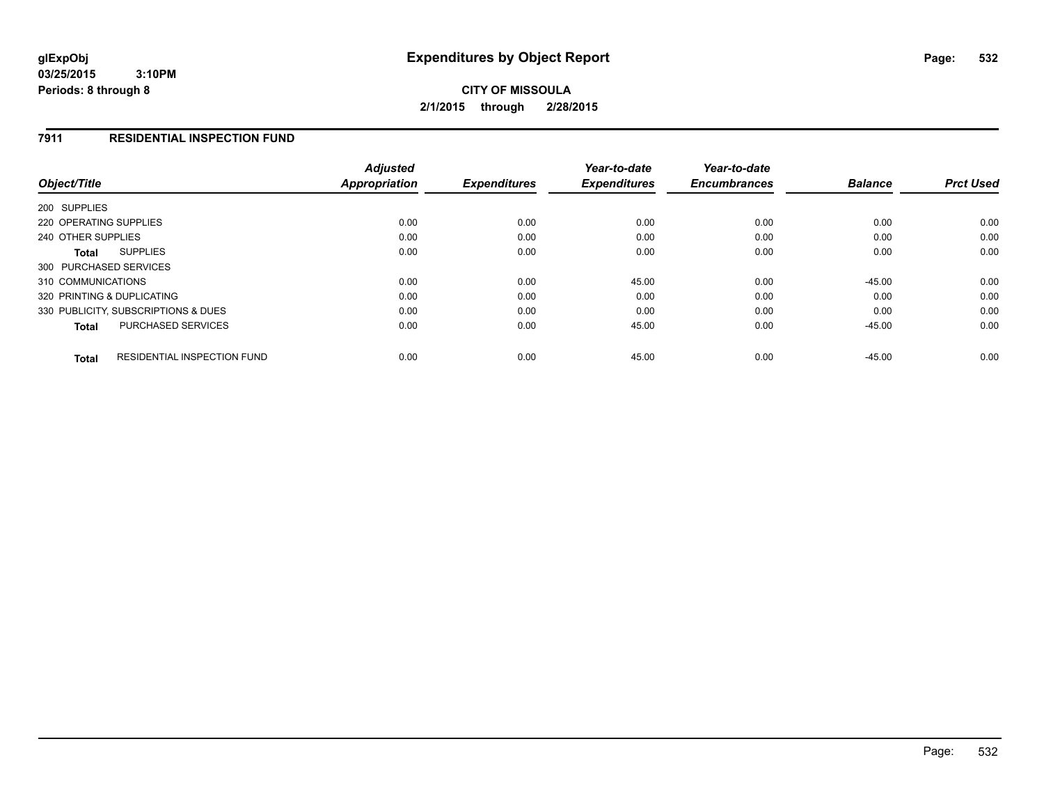# Expenditures by Object Report

glExpObj
03/25/2015 3:10PM
Periods: 8 through 8

**CITY OF MISSOULA**
**2/1/2015 through 2/28/2015**

## 7911 RESIDENTIAL INSPECTION FUND

| Object/Title | Adjusted Appropriation | Expenditures | Year-to-date Expenditures | Year-to-date Encumbrances | Balance | Prct Used |
|---|---|---|---|---|---|---|
| 200 SUPPLIES | | | | | | |
| 220 OPERATING SUPPLIES | 0.00 | 0.00 | 0.00 | 0.00 | 0.00 | 0.00 |
| 240 OTHER SUPPLIES | 0.00 | 0.00 | 0.00 | 0.00 | 0.00 | 0.00 |
| **Total** SUPPLIES | 0.00 | 0.00 | 0.00 | 0.00 | 0.00 | 0.00 |
| 300 PURCHASED SERVICES | | | | | | |
| 310 COMMUNICATIONS | 0.00 | 0.00 | 45.00 | 0.00 | -45.00 | 0.00 |
| 320 PRINTING & DUPLICATING | 0.00 | 0.00 | 0.00 | 0.00 | 0.00 | 0.00 |
| 330 PUBLICITY, SUBSCRIPTIONS & DUES | 0.00 | 0.00 | 0.00 | 0.00 | 0.00 | 0.00 |
| **Total** PURCHASED SERVICES | 0.00 | 0.00 | 45.00 | 0.00 | -45.00 | 0.00 |
| **Total** RESIDENTIAL INSPECTION FUND | 0.00 | 0.00 | 45.00 | 0.00 | -45.00 | 0.00 |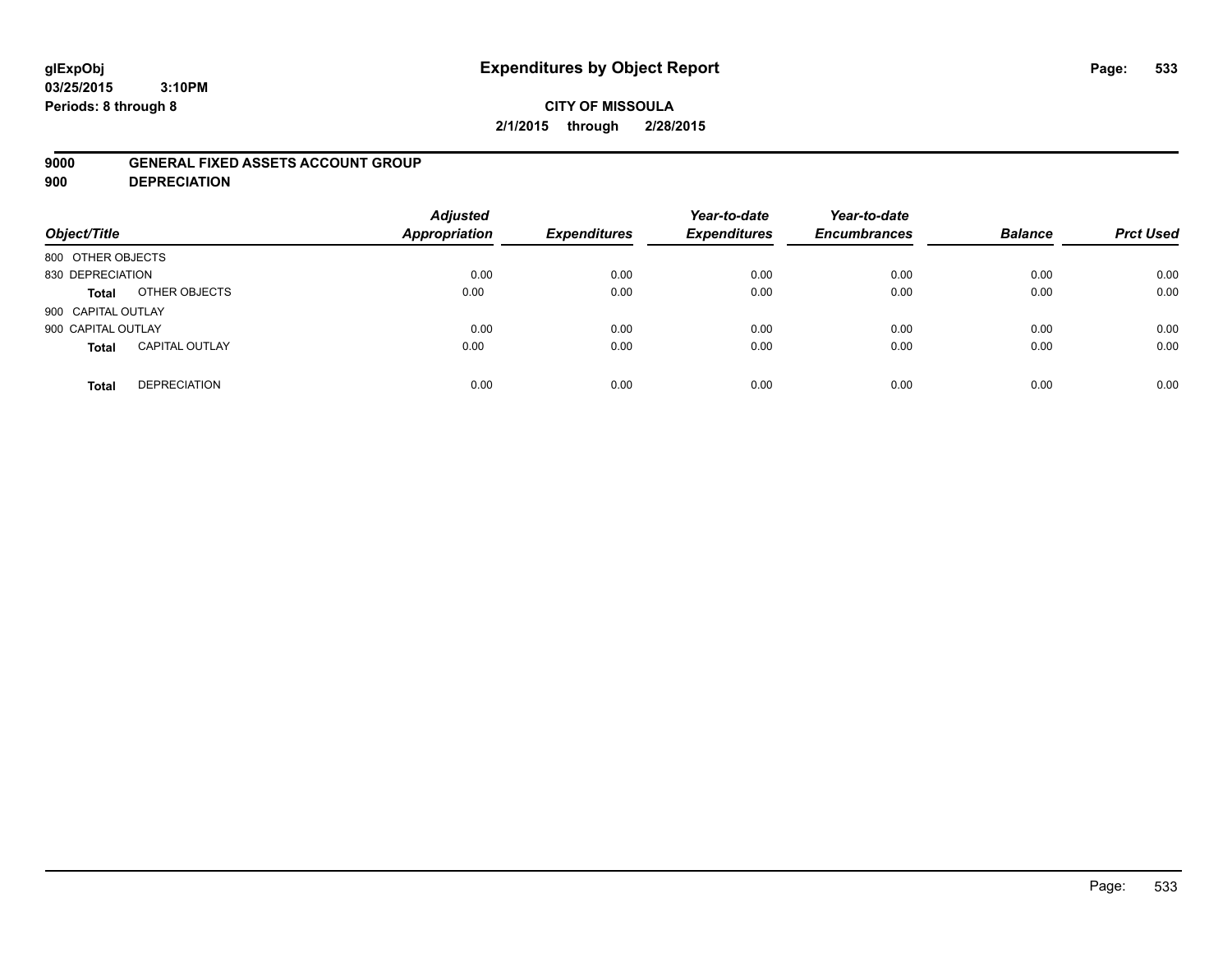**glExpObj**
**03/25/2015 3:10PM**
**Periods: 8 through 8**

# Expenditures by Object Report

**CITY OF MISSOULA**
**2/1/2015 through 2/28/2015**

**9000 GENERAL FIXED ASSETS ACCOUNT GROUP**
**900 DEPRECIATION**

| Object/Title | | Adjusted Appropriation | Expenditures | Year-to-date Expenditures | Year-to-date Encumbrances | Balance | Prct Used |
|---|---|---|---|---|---|---|---|
| 800 OTHER OBJECTS | | | | | | | |
| 830 DEPRECIATION | | 0.00 | 0.00 | 0.00 | 0.00 | 0.00 | 0.00 |
| **Total** | OTHER OBJECTS | 0.00 | 0.00 | 0.00 | 0.00 | 0.00 | 0.00 |
| 900 CAPITAL OUTLAY | | | | | | | |
| 900 CAPITAL OUTLAY | | 0.00 | 0.00 | 0.00 | 0.00 | 0.00 | 0.00 |
| **Total** | CAPITAL OUTLAY | 0.00 | 0.00 | 0.00 | 0.00 | 0.00 | 0.00 |
| **Total** | DEPRECIATION | 0.00 | 0.00 | 0.00 | 0.00 | 0.00 | 0.00 |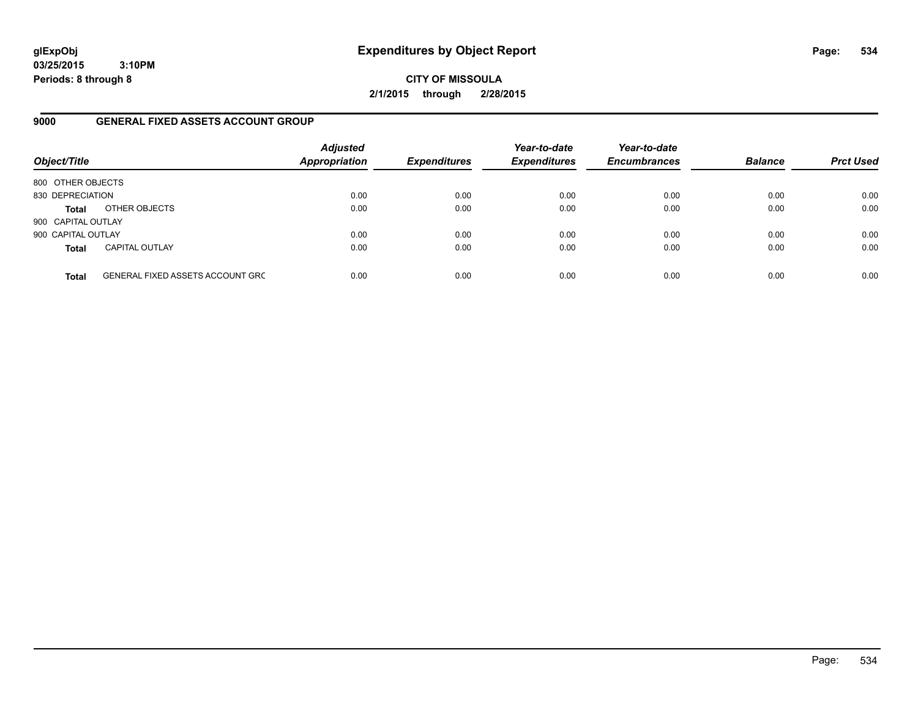glExpObj
03/25/2015 3:10PM
Periods: 8 through 8

# Expenditures by Object Report

**CITY OF MISSOULA**
**2/1/2015 through 2/28/2015**

## 9000 GENERAL FIXED ASSETS ACCOUNT GROUP

| Object/Title | | Adjusted Appropriation | Expenditures | Year-to-date Expenditures | Year-to-date Encumbrances | Balance | Prct Used |
|---|---|---|---|---|---|---|---|
| 800 OTHER OBJECTS | | | | | | | |
| 830 DEPRECIATION | | 0.00 | 0.00 | 0.00 | 0.00 | 0.00 | 0.00 |
| **Total** | OTHER OBJECTS | 0.00 | 0.00 | 0.00 | 0.00 | 0.00 | 0.00 |
| 900 CAPITAL OUTLAY | | | | | | | |
| 900 CAPITAL OUTLAY | | 0.00 | 0.00 | 0.00 | 0.00 | 0.00 | 0.00 |
| **Total** | CAPITAL OUTLAY | 0.00 | 0.00 | 0.00 | 0.00 | 0.00 | 0.00 |
| **Total** | GENERAL FIXED ASSETS ACCOUNT GRC | 0.00 | 0.00 | 0.00 | 0.00 | 0.00 | 0.00 |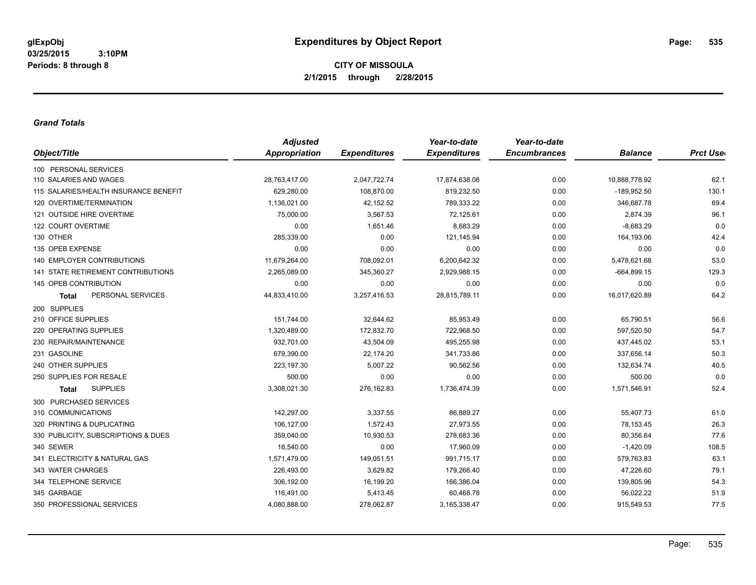# Expenditures by Object Report

glExpObj
03/25/2015 3:10PM
Periods: 8 through 8

**CITY OF MISSOULA**
**2/1/2015 through 2/28/2015**

### *Grand Totals*

| Object/Title | Adjusted Appropriation | Expenditures | Year-to-date Expenditures | Year-to-date Encumbrances | Balance | Prct Used |
|---|---|---|---|---|---|---|
| 100 PERSONAL SERVICES | | | | | | |
| 110 SALARIES AND WAGES | 28,763,417.00 | 2,047,722.74 | 17,874,638.08 | 0.00 | 10,888,778.92 | 62.1 |
| 115 SALARIES/HEALTH INSURANCE BENEFIT | 629,280.00 | 108,870.00 | 819,232.50 | 0.00 | -189,952.50 | 130.1 |
| 120 OVERTIME/TERMINATION | 1,136,021.00 | 42,152.52 | 789,333.22 | 0.00 | 346,687.78 | 69.4 |
| 121 OUTSIDE HIRE OVERTIME | 75,000.00 | 3,567.53 | 72,125.61 | 0.00 | 2,874.39 | 96.1 |
| 122 COURT OVERTIME | 0.00 | 1,651.46 | 8,683.29 | 0.00 | -8,683.29 | 0.0 |
| 130 OTHER | 285,339.00 | 0.00 | 121,145.94 | 0.00 | 164,193.06 | 42.4 |
| 135 OPEB EXPENSE | 0.00 | 0.00 | 0.00 | 0.00 | 0.00 | 0.0 |
| 140 EMPLOYER CONTRIBUTIONS | 11,679,264.00 | 708,092.01 | 6,200,642.32 | 0.00 | 5,478,621.68 | 53.0 |
| 141 STATE RETIREMENT CONTRIBUTIONS | 2,265,089.00 | 345,360.27 | 2,929,988.15 | 0.00 | -664,899.15 | 129.3 |
| 145 OPEB CONTRIBUTION | 0.00 | 0.00 | 0.00 | 0.00 | 0.00 | 0.0 |
| **Total** PERSONAL SERVICES | 44,833,410.00 | 3,257,416.53 | 28,815,789.11 | 0.00 | 16,017,620.89 | 64.2 |
| 200 SUPPLIES | | | | | | |
| 210 OFFICE SUPPLIES | 151,744.00 | 32,644.62 | 85,953.49 | 0.00 | 65,790.51 | 56.6 |
| 220 OPERATING SUPPLIES | 1,320,489.00 | 172,832.70 | 722,968.50 | 0.00 | 597,520.50 | 54.7 |
| 230 REPAIR/MAINTENANCE | 932,701.00 | 43,504.09 | 495,255.98 | 0.00 | 437,445.02 | 53.1 |
| 231 GASOLINE | 679,390.00 | 22,174.20 | 341,733.86 | 0.00 | 337,656.14 | 50.3 |
| 240 OTHER SUPPLIES | 223,197.30 | 5,007.22 | 90,562.56 | 0.00 | 132,634.74 | 40.5 |
| 250 SUPPLIES FOR RESALE | 500.00 | 0.00 | 0.00 | 0.00 | 500.00 | 0.0 |
| **Total** SUPPLIES | 3,308,021.30 | 276,162.83 | 1,736,474.39 | 0.00 | 1,571,546.91 | 52.4 |
| 300 PURCHASED SERVICES | | | | | | |
| 310 COMMUNICATIONS | 142,297.00 | 3,337.55 | 86,889.27 | 0.00 | 55,407.73 | 61.0 |
| 320 PRINTING & DUPLICATING | 106,127.00 | 1,572.43 | 27,973.55 | 0.00 | 78,153.45 | 26.3 |
| 330 PUBLICITY, SUBSCRIPTIONS & DUES | 359,040.00 | 10,930.53 | 278,683.36 | 0.00 | 80,356.64 | 77.6 |
| 340 SEWER | 16,540.00 | 0.00 | 17,960.09 | 0.00 | -1,420.09 | 108.5 |
| 341 ELECTRICITY & NATURAL GAS | 1,571,479.00 | 149,051.51 | 991,715.17 | 0.00 | 579,763.83 | 63.1 |
| 343 WATER CHARGES | 226,493.00 | 3,629.82 | 179,266.40 | 0.00 | 47,226.60 | 79.1 |
| 344 TELEPHONE SERVICE | 306,192.00 | 16,199.20 | 166,386.04 | 0.00 | 139,805.96 | 54.3 |
| 345 GARBAGE | 116,491.00 | 5,413.45 | 60,468.78 | 0.00 | 56,022.22 | 51.9 |
| 350 PROFESSIONAL SERVICES | 4,080,888.00 | 278,062.87 | 3,165,338.47 | 0.00 | 915,549.53 | 77.5 |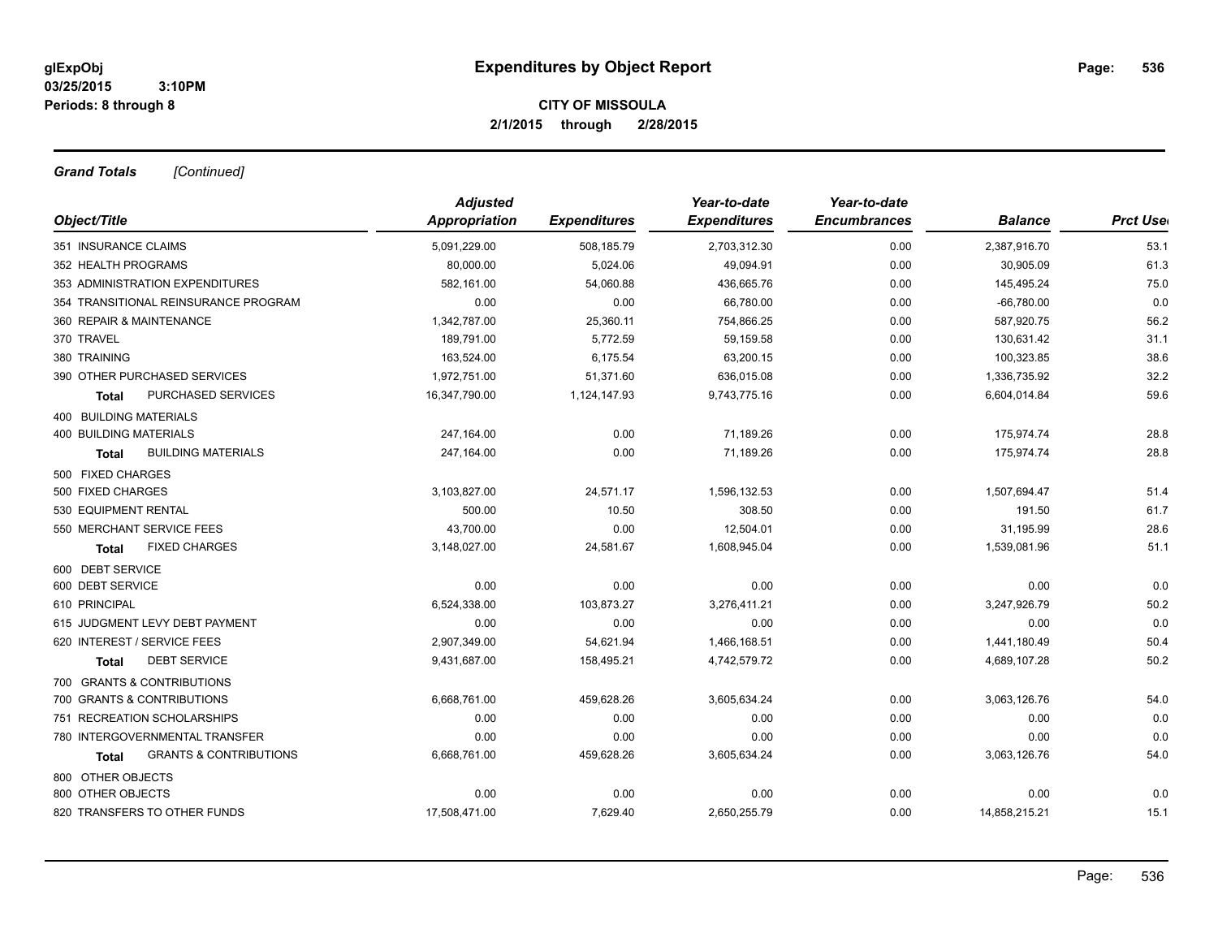**Expenditures by Object Report**

**CITY OF MISSOULA**

**2/1/2015 through 2/28/2015**

glExpObj
03/25/2015 3:10PM
Periods: 8 through 8

***Grand Totals*** *[Continued]*

| Object/Title | Adjusted Appropriation | Expenditures | Year-to-date Expenditures | Year-to-date Encumbrances | Balance | Prct Used |
|---|---|---|---|---|---|---|
| 351 INSURANCE CLAIMS | 5,091,229.00 | 508,185.79 | 2,703,312.30 | 0.00 | 2,387,916.70 | 53.1 |
| 352 HEALTH PROGRAMS | 80,000.00 | 5,024.06 | 49,094.91 | 0.00 | 30,905.09 | 61.3 |
| 353 ADMINISTRATION EXPENDITURES | 582,161.00 | 54,060.88 | 436,665.76 | 0.00 | 145,495.24 | 75.0 |
| 354 TRANSITIONAL REINSURANCE PROGRAM | 0.00 | 0.00 | 66,780.00 | 0.00 | -66,780.00 | 0.0 |
| 360 REPAIR & MAINTENANCE | 1,342,787.00 | 25,360.11 | 754,866.25 | 0.00 | 587,920.75 | 56.2 |
| 370 TRAVEL | 189,791.00 | 5,772.59 | 59,159.58 | 0.00 | 130,631.42 | 31.1 |
| 380 TRAINING | 163,524.00 | 6,175.54 | 63,200.15 | 0.00 | 100,323.85 | 38.6 |
| 390 OTHER PURCHASED SERVICES | 1,972,751.00 | 51,371.60 | 636,015.08 | 0.00 | 1,336,735.92 | 32.2 |
| **Total** PURCHASED SERVICES | 16,347,790.00 | 1,124,147.93 | 9,743,775.16 | 0.00 | 6,604,014.84 | 59.6 |
| 400 BUILDING MATERIALS | | | | | | |
| 400 BUILDING MATERIALS | 247,164.00 | 0.00 | 71,189.26 | 0.00 | 175,974.74 | 28.8 |
| **Total** BUILDING MATERIALS | 247,164.00 | 0.00 | 71,189.26 | 0.00 | 175,974.74 | 28.8 |
| 500 FIXED CHARGES | | | | | | |
| 500 FIXED CHARGES | 3,103,827.00 | 24,571.17 | 1,596,132.53 | 0.00 | 1,507,694.47 | 51.4 |
| 530 EQUIPMENT RENTAL | 500.00 | 10.50 | 308.50 | 0.00 | 191.50 | 61.7 |
| 550 MERCHANT SERVICE FEES | 43,700.00 | 0.00 | 12,504.01 | 0.00 | 31,195.99 | 28.6 |
| **Total** FIXED CHARGES | 3,148,027.00 | 24,581.67 | 1,608,945.04 | 0.00 | 1,539,081.96 | 51.1 |
| 600 DEBT SERVICE | | | | | | |
| 600 DEBT SERVICE | 0.00 | 0.00 | 0.00 | 0.00 | 0.00 | 0.0 |
| 610 PRINCIPAL | 6,524,338.00 | 103,873.27 | 3,276,411.21 | 0.00 | 3,247,926.79 | 50.2 |
| 615 JUDGMENT LEVY DEBT PAYMENT | 0.00 | 0.00 | 0.00 | 0.00 | 0.00 | 0.0 |
| 620 INTEREST / SERVICE FEES | 2,907,349.00 | 54,621.94 | 1,466,168.51 | 0.00 | 1,441,180.49 | 50.4 |
| **Total** DEBT SERVICE | 9,431,687.00 | 158,495.21 | 4,742,579.72 | 0.00 | 4,689,107.28 | 50.2 |
| 700 GRANTS & CONTRIBUTIONS | | | | | | |
| 700 GRANTS & CONTRIBUTIONS | 6,668,761.00 | 459,628.26 | 3,605,634.24 | 0.00 | 3,063,126.76 | 54.0 |
| 751 RECREATION SCHOLARSHIPS | 0.00 | 0.00 | 0.00 | 0.00 | 0.00 | 0.0 |
| 780 INTERGOVERNMENTAL TRANSFER | 0.00 | 0.00 | 0.00 | 0.00 | 0.00 | 0.0 |
| **Total** GRANTS & CONTRIBUTIONS | 6,668,761.00 | 459,628.26 | 3,605,634.24 | 0.00 | 3,063,126.76 | 54.0 |
| 800 OTHER OBJECTS | | | | | | |
| 800 OTHER OBJECTS | 0.00 | 0.00 | 0.00 | 0.00 | 0.00 | 0.0 |
| 820 TRANSFERS TO OTHER FUNDS | 17,508,471.00 | 7,629.40 | 2,650,255.79 | 0.00 | 14,858,215.21 | 15.1 |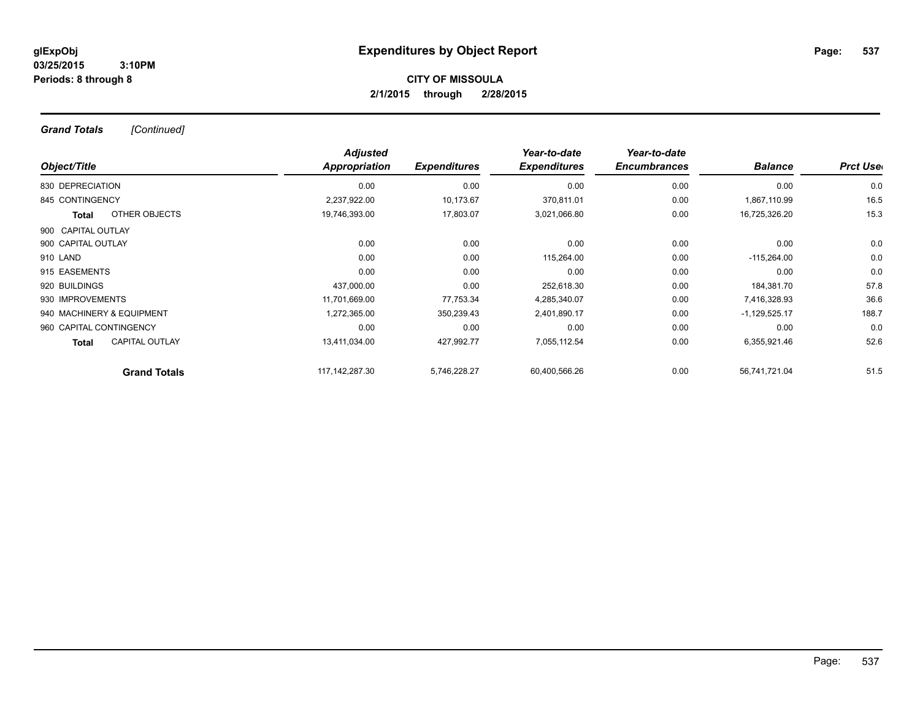# Expenditures by Object Report

glExpObj
03/25/2015 3:10PM
Periods: 8 through 8

**CITY OF MISSOULA**
**2/1/2015 through 2/28/2015**

***Grand Totals*** *[Continued]*

| *Object/Title* | *Adjusted Appropriation* | *Expenditures* | *Year-to-date Expenditures* | *Year-to-date Encumbrances* | *Balance* | *Prct Used* |
|---|---|---|---|---|---|---|
| 830 DEPRECIATION | 0.00 | 0.00 | 0.00 | 0.00 | 0.00 | 0.0 |
| 845 CONTINGENCY | 2,237,922.00 | 10,173.67 | 370,811.01 | 0.00 | 1,867,110.99 | 16.5 |
| **Total** OTHER OBJECTS | 19,746,393.00 | 17,803.07 | 3,021,066.80 | 0.00 | 16,725,326.20 | 15.3 |
| 900 CAPITAL OUTLAY | | | | | | |
| 900 CAPITAL OUTLAY | 0.00 | 0.00 | 0.00 | 0.00 | 0.00 | 0.0 |
| 910 LAND | 0.00 | 0.00 | 115,264.00 | 0.00 | -115,264.00 | 0.0 |
| 915 EASEMENTS | 0.00 | 0.00 | 0.00 | 0.00 | 0.00 | 0.0 |
| 920 BUILDINGS | 437,000.00 | 0.00 | 252,618.30 | 0.00 | 184,381.70 | 57.8 |
| 930 IMPROVEMENTS | 11,701,669.00 | 77,753.34 | 4,285,340.07 | 0.00 | 7,416,328.93 | 36.6 |
| 940 MACHINERY & EQUIPMENT | 1,272,365.00 | 350,239.43 | 2,401,890.17 | 0.00 | -1,129,525.17 | 188.7 |
| 960 CAPITAL CONTINGENCY | 0.00 | 0.00 | 0.00 | 0.00 | 0.00 | 0.0 |
| **Total** CAPITAL OUTLAY | 13,411,034.00 | 427,992.77 | 7,055,112.54 | 0.00 | 6,355,921.46 | 52.6 |
| **Grand Totals** | 117,142,287.30 | 5,746,228.27 | 60,400,566.26 | 0.00 | 56,741,721.04 | 51.5 |